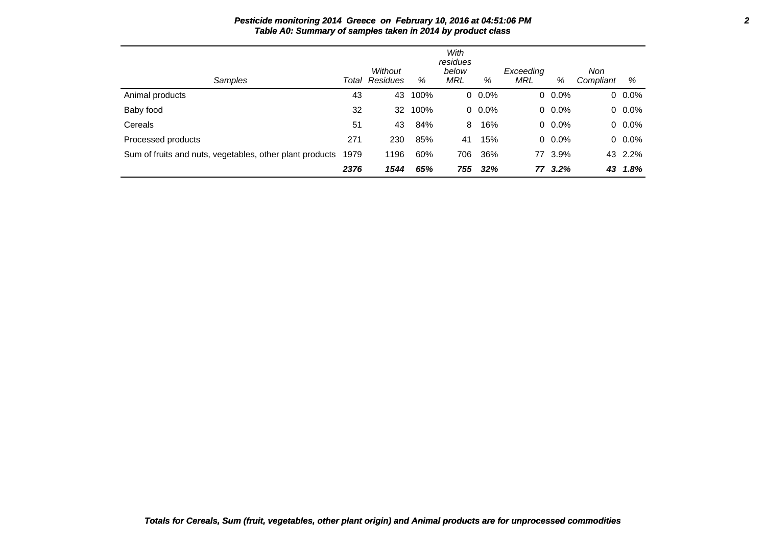**Pesticide monitoring 2014 Greece on February 10, 2016 at 04:51:06 PM**

**Table A0: Summary of samples taken in 2014 by product class**

| Samples | Total | Without Residues | % | With residues below MRL | % | Exceeding MRL | % | Non Compliant | % |
|---|---|---|---|---|---|---|---|---|---|
| Animal products | 43 | 43 | 100% | 0 | 0.0% | 0 | 0.0% | 0 | 0.0% |
| Baby food | 32 | 32 | 100% | 0 | 0.0% | 0 | 0.0% | 0 | 0.0% |
| Cereals | 51 | 43 | 84% | 8 | 16% | 0 | 0.0% | 0 | 0.0% |
| Processed products | 271 | 230 | 85% | 41 | 15% | 0 | 0.0% | 0 | 0.0% |
| Sum of fruits and nuts, vegetables, other plant products | 1979 | 1196 | 60% | 706 | 36% | 77 | 3.9% | 43 | 2.2% |
| | ***2376*** | ***1544*** | ***65%*** | ***755*** | ***32%*** | ***77*** | ***3.2%*** | ***43*** | ***1.8%*** |

***Totals for Cereals, Sum (fruit, vegetables, other plant origin) and Animal products are for unprocessed commodities***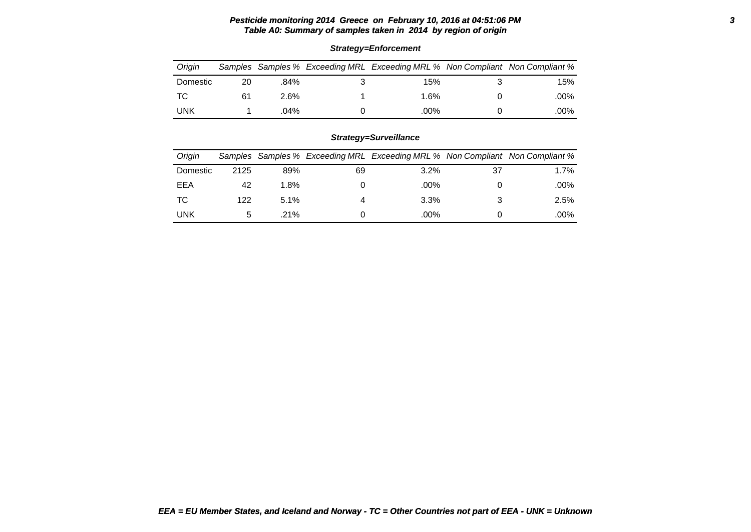**Pesticide monitoring 2014 Greece on February 10, 2016 at 04:51:06 PM**
**Table A0: Summary of samples taken in 2014 by region of origin**

***Strategy=Enforcement***

| *Origin* | *Samples* | *Samples %* | *Exceeding MRL* | *Exceeding MRL %* | *Non Compliant* | *Non Compliant %* |
|---|---|---|---|---|---|---|
| Domestic | 20 | .84% | 3 | 15% | 3 | 15% |
| TC | 61 | 2.6% | 1 | 1.6% | 0 | .00% |
| UNK | 1 | .04% | 0 | .00% | 0 | .00% |

***Strategy=Surveillance***

| *Origin* | *Samples* | *Samples %* | *Exceeding MRL* | *Exceeding MRL %* | *Non Compliant* | *Non Compliant %* |
|---|---|---|---|---|---|---|
| Domestic | 2125 | 89% | 69 | 3.2% | 37 | 1.7% |
| EEA | 42 | 1.8% | 0 | .00% | 0 | .00% |
| TC | 122 | 5.1% | 4 | 3.3% | 3 | 2.5% |
| UNK | 5 | .21% | 0 | .00% | 0 | .00% |

***EEA = EU Member States, and Iceland and Norway - TC = Other Countries not part of EEA - UNK = Unknown***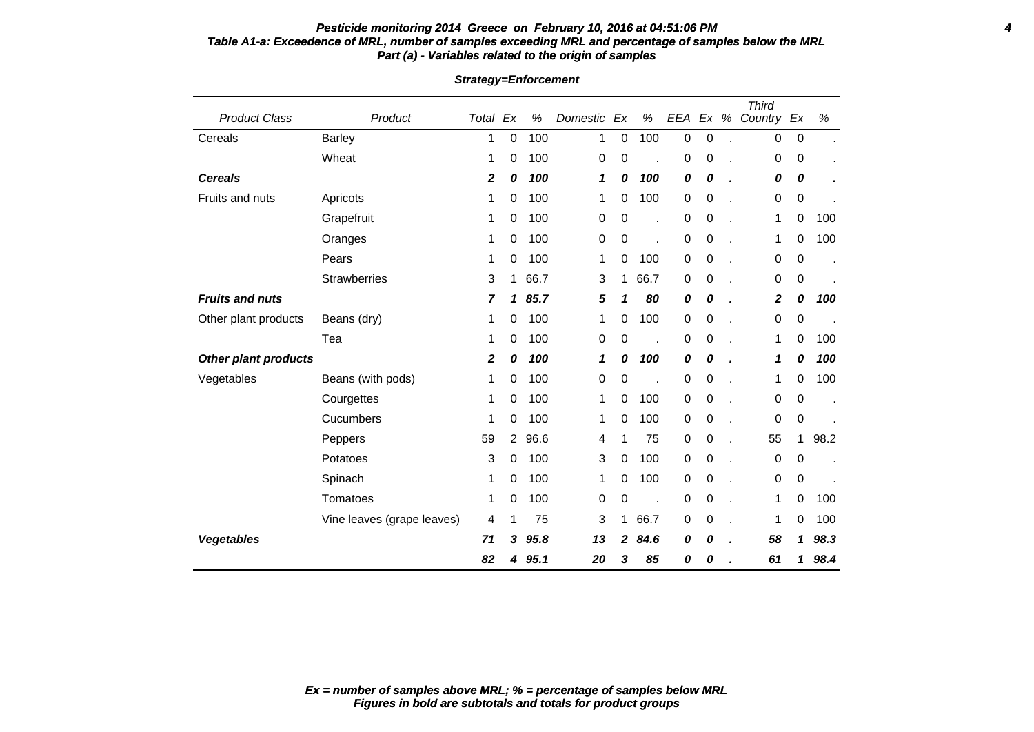**Pesticide monitoring 2014 Greece on February 10, 2016 at 04:51:06 PM**

***Table A1-a: Exceedence of MRL, number of samples exceeding MRL and percentage of samples below the MRL***

***Part (a) - Variables related to the origin of samples***

***Strategy=Enforcement***

| Product Class | Product | Total | Ex | % | Domestic | Ex | % | EEA | Ex | % | Third Country | Ex | % |
|---|---|---|---|---|---|---|---|---|---|---|---|---|---|
| Cereals | Barley | 1 | 0 | 100 | 1 | 0 | 100 | 0 | 0 | . | 0 | 0 | . |
| | Wheat | 1 | 0 | 100 | 0 | 0 | . | 0 | 0 | . | 0 | 0 | . |
| ***Cereals*** | | ***2*** | ***0*** | ***100*** | ***1*** | ***0*** | ***100*** | ***0*** | ***0*** | ***.*** | ***0*** | ***0*** | ***.*** |
| Fruits and nuts | Apricots | 1 | 0 | 100 | 1 | 0 | 100 | 0 | 0 | . | 0 | 0 | . |
| | Grapefruit | 1 | 0 | 100 | 0 | 0 | . | 0 | 0 | . | 1 | 0 | 100 |
| | Oranges | 1 | 0 | 100 | 0 | 0 | . | 0 | 0 | . | 1 | 0 | 100 |
| | Pears | 1 | 0 | 100 | 1 | 0 | 100 | 0 | 0 | . | 0 | 0 | . |
| | Strawberries | 3 | 1 | 66.7 | 3 | 1 | 66.7 | 0 | 0 | . | 0 | 0 | . |
| ***Fruits and nuts*** | | ***7*** | ***1*** | ***85.7*** | ***5*** | ***1*** | ***80*** | ***0*** | ***0*** | ***.*** | ***2*** | ***0*** | ***100*** |
| Other plant products | Beans (dry) | 1 | 0 | 100 | 1 | 0 | 100 | 0 | 0 | . | 0 | 0 | . |
| | Tea | 1 | 0 | 100 | 0 | 0 | . | 0 | 0 | . | 1 | 0 | 100 |
| ***Other plant products*** | | ***2*** | ***0*** | ***100*** | ***1*** | ***0*** | ***100*** | ***0*** | ***0*** | ***.*** | ***1*** | ***0*** | ***100*** |
| Vegetables | Beans (with pods) | 1 | 0 | 100 | 0 | 0 | . | 0 | 0 | . | 1 | 0 | 100 |
| | Courgettes | 1 | 0 | 100 | 1 | 0 | 100 | 0 | 0 | . | 0 | 0 | . |
| | Cucumbers | 1 | 0 | 100 | 1 | 0 | 100 | 0 | 0 | . | 0 | 0 | . |
| | Peppers | 59 | 2 | 96.6 | 4 | 1 | 75 | 0 | 0 | . | 55 | 1 | 98.2 |
| | Potatoes | 3 | 0 | 100 | 3 | 0 | 100 | 0 | 0 | . | 0 | 0 | . |
| | Spinach | 1 | 0 | 100 | 1 | 0 | 100 | 0 | 0 | . | 0 | 0 | . |
| | Tomatoes | 1 | 0 | 100 | 0 | 0 | . | 0 | 0 | . | 1 | 0 | 100 |
| | Vine leaves (grape leaves) | 4 | 1 | 75 | 3 | 1 | 66.7 | 0 | 0 | . | 1 | 0 | 100 |
| ***Vegetables*** | | ***71*** | ***3*** | ***95.8*** | ***13*** | ***2*** | ***84.6*** | ***0*** | ***0*** | ***.*** | ***58*** | ***1*** | ***98.3*** |
| | | ***82*** | ***4*** | ***95.1*** | ***20*** | ***3*** | ***85*** | ***0*** | ***0*** | ***.*** | ***61*** | ***1*** | ***98.4*** |

***Ex = number of samples above MRL; % = percentage of samples below MRL***
***Figures in bold are subtotals and totals for product groups***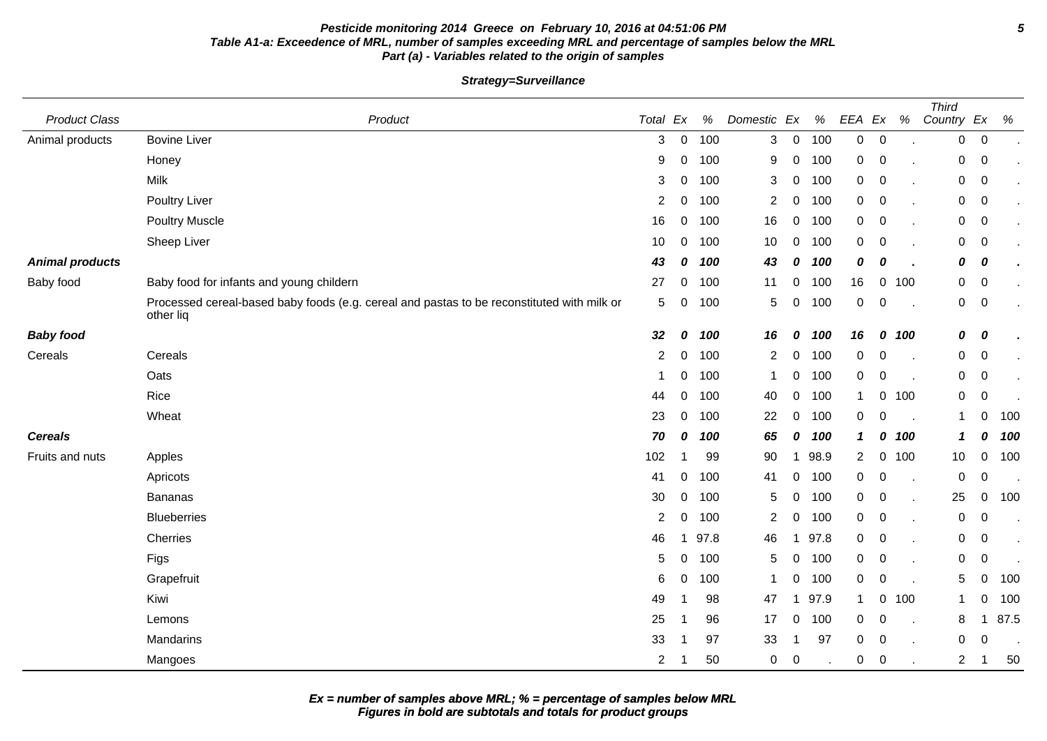**Pesticide monitoring 2014 Greece on February 10, 2016 at 04:51:06 PM**
**Table A1-a: Exceedence of MRL, number of samples exceeding MRL and percentage of samples below the MRL**
**Part (a) - Variables related to the origin of samples**

**Strategy=Surveillance**

| Product Class | Product | Total | Ex | % | Domestic | Ex | % | EEA | Ex | % | Third Country | Ex | % |
|---|---|---|---|---|---|---|---|---|---|---|---|---|---|
| Animal products | Bovine Liver | 3 | 0 | 100 | 3 | 0 | 100 | 0 | 0 | . | 0 | 0 | . |
| | Honey | 9 | 0 | 100 | 9 | 0 | 100 | 0 | 0 | . | 0 | 0 | . |
| | Milk | 3 | 0 | 100 | 3 | 0 | 100 | 0 | 0 | . | 0 | 0 | . |
| | Poultry Liver | 2 | 0 | 100 | 2 | 0 | 100 | 0 | 0 | . | 0 | 0 | . |
| | Poultry Muscle | 16 | 0 | 100 | 16 | 0 | 100 | 0 | 0 | . | 0 | 0 | . |
| | Sheep Liver | 10 | 0 | 100 | 10 | 0 | 100 | 0 | 0 | . | 0 | 0 | . |
| ***Animal products*** | | ***43*** | ***0*** | ***100*** | ***43*** | ***0*** | ***100*** | ***0*** | ***0*** | ***.*** | ***0*** | ***0*** | ***.*** |
| Baby food | Baby food for infants and young childern | 27 | 0 | 100 | 11 | 0 | 100 | 16 | 0 | 100 | 0 | 0 | . |
| | Processed cereal-based baby foods (e.g. cereal and pastas to be reconstituted with milk or other liq | 5 | 0 | 100 | 5 | 0 | 100 | 0 | 0 | . | 0 | 0 | . |
| ***Baby food*** | | ***32*** | ***0*** | ***100*** | ***16*** | ***0*** | ***100*** | ***16*** | ***0*** | ***100*** | ***0*** | ***0*** | ***.*** |
| Cereals | Cereals | 2 | 0 | 100 | 2 | 0 | 100 | 0 | 0 | . | 0 | 0 | . |
| | Oats | 1 | 0 | 100 | 1 | 0 | 100 | 0 | 0 | . | 0 | 0 | . |
| | Rice | 44 | 0 | 100 | 40 | 0 | 100 | 1 | 0 | 100 | 0 | 0 | . |
| | Wheat | 23 | 0 | 100 | 22 | 0 | 100 | 0 | 0 | . | 1 | 0 | 100 |
| ***Cereals*** | | ***70*** | ***0*** | ***100*** | ***65*** | ***0*** | ***100*** | ***1*** | ***0*** | ***100*** | ***1*** | ***0*** | ***100*** |
| Fruits and nuts | Apples | 102 | 1 | 99 | 90 | 1 | 98.9 | 2 | 0 | 100 | 10 | 0 | 100 |
| | Apricots | 41 | 0 | 100 | 41 | 0 | 100 | 0 | 0 | . | 0 | 0 | . |
| | Bananas | 30 | 0 | 100 | 5 | 0 | 100 | 0 | 0 | . | 25 | 0 | 100 |
| | Blueberries | 2 | 0 | 100 | 2 | 0 | 100 | 0 | 0 | . | 0 | 0 | . |
| | Cherries | 46 | 1 | 97.8 | 46 | 1 | 97.8 | 0 | 0 | . | 0 | 0 | . |
| | Figs | 5 | 0 | 100 | 5 | 0 | 100 | 0 | 0 | . | 0 | 0 | . |
| | Grapefruit | 6 | 0 | 100 | 1 | 0 | 100 | 0 | 0 | . | 5 | 0 | 100 |
| | Kiwi | 49 | 1 | 98 | 47 | 1 | 97.9 | 1 | 0 | 100 | 1 | 0 | 100 |
| | Lemons | 25 | 1 | 96 | 17 | 0 | 100 | 0 | 0 | . | 8 | 1 | 87.5 |
| | Mandarins | 33 | 1 | 97 | 33 | 1 | 97 | 0 | 0 | . | 0 | 0 | . |
| | Mangoes | 2 | 1 | 50 | 0 | 0 | . | 0 | 0 | . | 2 | 1 | 50 |

**Ex = number of samples above MRL; % = percentage of samples below MRL**
**Figures in bold are subtotals and totals for product groups**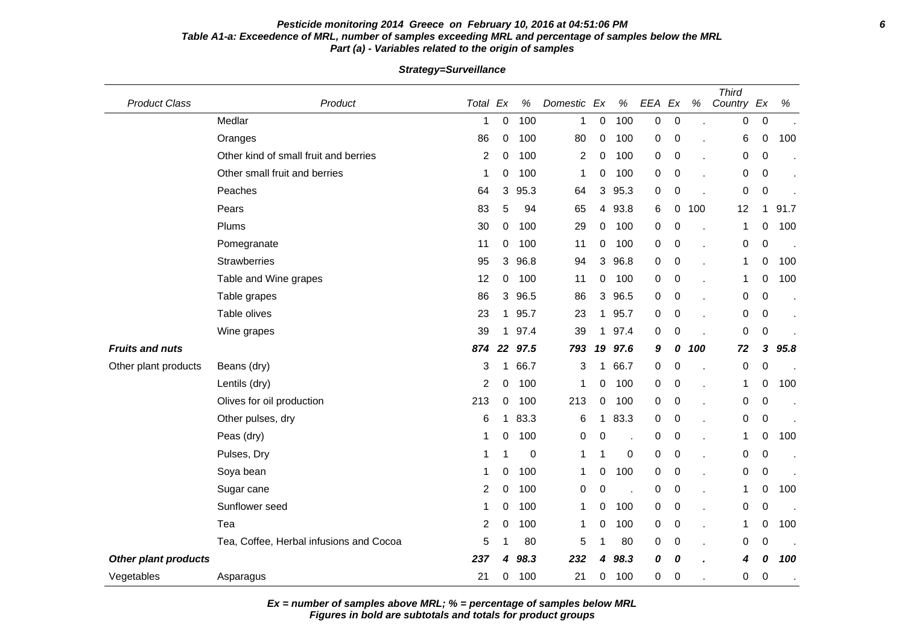**Pesticide monitoring 2014 Greece on February 10, 2016 at 04:51:06 PM**
**Table A1-a: Exceedence of MRL, number of samples exceeding MRL and percentage of samples below the MRL**
**Part (a) - Variables related to the origin of samples**

**Strategy=Surveillance**

| Product Class | Product | Total | Ex | % | Domestic | Ex | % | EEA | Ex | % | Third Country | Ex | % |
|---|---|---|---|---|---|---|---|---|---|---|---|---|---|
| | Medlar | 1 | 0 | 100 | 1 | 0 | 100 | 0 | 0 | . | 0 | 0 | . |
| | Oranges | 86 | 0 | 100 | 80 | 0 | 100 | 0 | 0 | . | 6 | 0 | 100 |
| | Other kind of small fruit and berries | 2 | 0 | 100 | 2 | 0 | 100 | 0 | 0 | . | 0 | 0 | . |
| | Other small fruit and berries | 1 | 0 | 100 | 1 | 0 | 100 | 0 | 0 | . | 0 | 0 | . |
| | Peaches | 64 | 3 | 95.3 | 64 | 3 | 95.3 | 0 | 0 | . | 0 | 0 | . |
| | Pears | 83 | 5 | 94 | 65 | 4 | 93.8 | 6 | 0 | 100 | 12 | 1 | 91.7 |
| | Plums | 30 | 0 | 100 | 29 | 0 | 100 | 0 | 0 | . | 1 | 0 | 100 |
| | Pomegranate | 11 | 0 | 100 | 11 | 0 | 100 | 0 | 0 | . | 0 | 0 | . |
| | Strawberries | 95 | 3 | 96.8 | 94 | 3 | 96.8 | 0 | 0 | . | 1 | 0 | 100 |
| | Table and Wine grapes | 12 | 0 | 100 | 11 | 0 | 100 | 0 | 0 | . | 1 | 0 | 100 |
| | Table grapes | 86 | 3 | 96.5 | 86 | 3 | 96.5 | 0 | 0 | . | 0 | 0 | . |
| | Table olives | 23 | 1 | 95.7 | 23 | 1 | 95.7 | 0 | 0 | . | 0 | 0 | . |
| | Wine grapes | 39 | 1 | 97.4 | 39 | 1 | 97.4 | 0 | 0 | . | 0 | 0 | . |
| ***Fruits and nuts*** | | ***874*** | ***22*** | ***97.5*** | ***793*** | ***19*** | ***97.6*** | ***9*** | ***0*** | ***100*** | ***72*** | ***3*** | ***95.8*** |
| Other plant products | Beans (dry) | 3 | 1 | 66.7 | 3 | 1 | 66.7 | 0 | 0 | . | 0 | 0 | . |
| | Lentils (dry) | 2 | 0 | 100 | 1 | 0 | 100 | 0 | 0 | . | 1 | 0 | 100 |
| | Olives for oil production | 213 | 0 | 100 | 213 | 0 | 100 | 0 | 0 | . | 0 | 0 | . |
| | Other pulses, dry | 6 | 1 | 83.3 | 6 | 1 | 83.3 | 0 | 0 | . | 0 | 0 | . |
| | Peas (dry) | 1 | 0 | 100 | 0 | 0 | . | 0 | 0 | . | 1 | 0 | 100 |
| | Pulses, Dry | 1 | 1 | 0 | 1 | 1 | 0 | 0 | 0 | . | 0 | 0 | . |
| | Soya bean | 1 | 0 | 100 | 1 | 0 | 100 | 0 | 0 | . | 0 | 0 | . |
| | Sugar cane | 2 | 0 | 100 | 0 | 0 | . | 0 | 0 | . | 1 | 0 | 100 |
| | Sunflower seed | 1 | 0 | 100 | 1 | 0 | 100 | 0 | 0 | . | 0 | 0 | . |
| | Tea | 2 | 0 | 100 | 1 | 0 | 100 | 0 | 0 | . | 1 | 0 | 100 |
| | Tea, Coffee, Herbal infusions and Cocoa | 5 | 1 | 80 | 5 | 1 | 80 | 0 | 0 | . | 0 | 0 | . |
| ***Other plant products*** | | ***237*** | ***4*** | ***98.3*** | ***232*** | ***4*** | ***98.3*** | ***0*** | ***0*** | ***.*** | ***4*** | ***0*** | ***100*** |
| Vegetables | Asparagus | 21 | 0 | 100 | 21 | 0 | 100 | 0 | 0 | . | 0 | 0 | . |

***Ex = number of samples above MRL; % = percentage of samples below MRL***
***Figures in bold are subtotals and totals for product groups***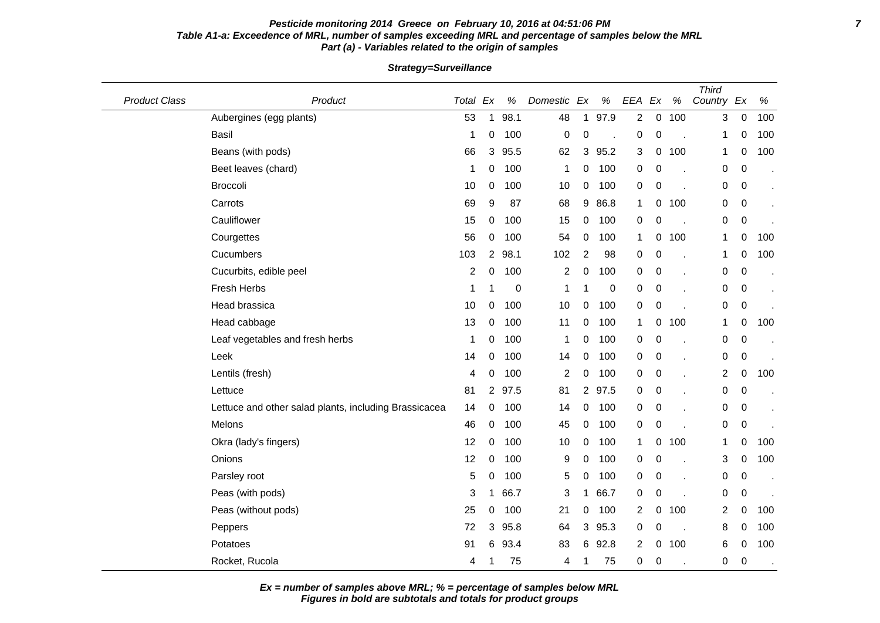**Pesticide monitoring 2014 Greece on February 10, 2016 at 04:51:06 PM**
**Table A1-a: Exceedence of MRL, number of samples exceeding MRL and percentage of samples below the MRL**
**Part (a) - Variables related to the origin of samples**

**Strategy=Surveillance**

| Product Class | Product | Total | Ex | % | Domestic | Ex | % | EEA | Ex | % | Third Country | Ex | % |
|---|---|---|---|---|---|---|---|---|---|---|---|---|---|
| | Aubergines (egg plants) | 53 | 1 | 98.1 | 48 | 1 | 97.9 | 2 | 0 | 100 | 3 | 0 | 100 |
| | Basil | 1 | 0 | 100 | 0 | 0 | . | 0 | 0 | . | 1 | 0 | 100 |
| | Beans (with pods) | 66 | 3 | 95.5 | 62 | 3 | 95.2 | 3 | 0 | 100 | 1 | 0 | 100 |
| | Beet leaves (chard) | 1 | 0 | 100 | 1 | 0 | 100 | 0 | 0 | . | 0 | 0 | . |
| | Broccoli | 10 | 0 | 100 | 10 | 0 | 100 | 0 | 0 | . | 0 | 0 | . |
| | Carrots | 69 | 9 | 87 | 68 | 9 | 86.8 | 1 | 0 | 100 | 0 | 0 | . |
| | Cauliflower | 15 | 0 | 100 | 15 | 0 | 100 | 0 | 0 | . | 0 | 0 | . |
| | Courgettes | 56 | 0 | 100 | 54 | 0 | 100 | 1 | 0 | 100 | 1 | 0 | 100 |
| | Cucumbers | 103 | 2 | 98.1 | 102 | 2 | 98 | 0 | 0 | . | 1 | 0 | 100 |
| | Cucurbits, edible peel | 2 | 0 | 100 | 2 | 0 | 100 | 0 | 0 | . | 0 | 0 | . |
| | Fresh Herbs | 1 | 1 | 0 | 1 | 1 | 0 | 0 | 0 | . | 0 | 0 | . |
| | Head brassica | 10 | 0 | 100 | 10 | 0 | 100 | 0 | 0 | . | 0 | 0 | . |
| | Head cabbage | 13 | 0 | 100 | 11 | 0 | 100 | 1 | 0 | 100 | 1 | 0 | 100 |
| | Leaf vegetables and fresh herbs | 1 | 0 | 100 | 1 | 0 | 100 | 0 | 0 | . | 0 | 0 | . |
| | Leek | 14 | 0 | 100 | 14 | 0 | 100 | 0 | 0 | . | 0 | 0 | . |
| | Lentils (fresh) | 4 | 0 | 100 | 2 | 0 | 100 | 0 | 0 | . | 2 | 0 | 100 |
| | Lettuce | 81 | 2 | 97.5 | 81 | 2 | 97.5 | 0 | 0 | . | 0 | 0 | . |
| | Lettuce and other salad plants, including Brassicacea | 14 | 0 | 100 | 14 | 0 | 100 | 0 | 0 | . | 0 | 0 | . |
| | Melons | 46 | 0 | 100 | 45 | 0 | 100 | 0 | 0 | . | 0 | 0 | . |
| | Okra (lady's fingers) | 12 | 0 | 100 | 10 | 0 | 100 | 1 | 0 | 100 | 1 | 0 | 100 |
| | Onions | 12 | 0 | 100 | 9 | 0 | 100 | 0 | 0 | . | 3 | 0 | 100 |
| | Parsley root | 5 | 0 | 100 | 5 | 0 | 100 | 0 | 0 | . | 0 | 0 | . |
| | Peas (with pods) | 3 | 1 | 66.7 | 3 | 1 | 66.7 | 0 | 0 | . | 0 | 0 | . |
| | Peas (without pods) | 25 | 0 | 100 | 21 | 0 | 100 | 2 | 0 | 100 | 2 | 0 | 100 |
| | Peppers | 72 | 3 | 95.8 | 64 | 3 | 95.3 | 0 | 0 | . | 8 | 0 | 100 |
| | Potatoes | 91 | 6 | 93.4 | 83 | 6 | 92.8 | 2 | 0 | 100 | 6 | 0 | 100 |
| | Rocket, Rucola | 4 | 1 | 75 | 4 | 1 | 75 | 0 | 0 | . | 0 | 0 | . |

***Ex = number of samples above MRL; % = percentage of samples below MRL***
***Figures in bold are subtotals and totals for product groups***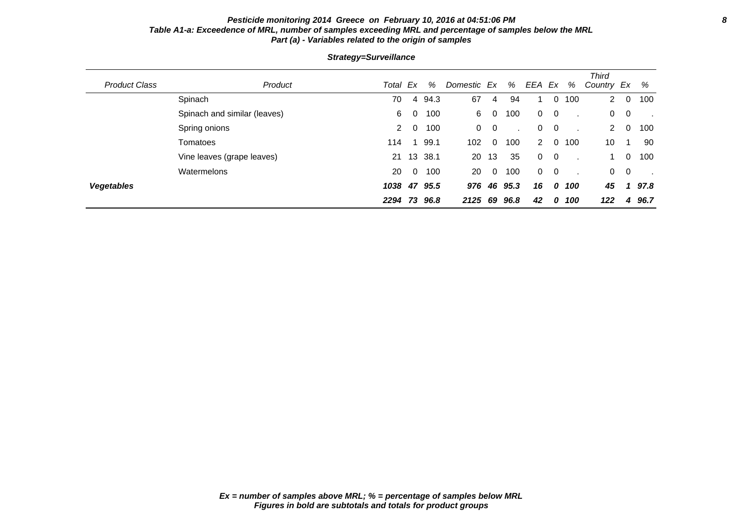***Pesticide monitoring 2014 Greece on February 10, 2016 at 04:51:06 PM***

***Table A1-a: Exceedence of MRL, number of samples exceeding MRL and percentage of samples below the MRL***

***Part (a) - Variables related to the origin of samples***

***Strategy=Surveillance***

| *Product Class* | *Product* | *Total* | *Ex* | *%* | *Domestic* | *Ex* | *%* | *EEA* | *Ex* | *%* | *Third Country* | *Ex* | *%* |
|---|---|---|---|---|---|---|---|---|---|---|---|---|---|
| | Spinach | 70 | 4 | 94.3 | 67 | 4 | 94 | 1 | 0 | 100 | 2 | 0 | 100 |
| | Spinach and similar (leaves) | 6 | 0 | 100 | 6 | 0 | 100 | 0 | 0 | . | 0 | 0 | . |
| | Spring onions | 2 | 0 | 100 | 0 | 0 | . | 0 | 0 | . | 2 | 0 | 100 |
| | Tomatoes | 114 | 1 | 99.1 | 102 | 0 | 100 | 2 | 0 | 100 | 10 | 1 | 90 |
| | Vine leaves (grape leaves) | 21 | 13 | 38.1 | 20 | 13 | 35 | 0 | 0 | . | 1 | 0 | 100 |
| | Watermelons | 20 | 0 | 100 | 20 | 0 | 100 | 0 | 0 | . | 0 | 0 | . |
| ***Vegetables*** | | ***1038*** | ***47*** | ***95.5*** | ***976*** | ***46*** | ***95.3*** | ***16*** | ***0*** | ***100*** | ***45*** | ***1*** | ***97.8*** |
| | | ***2294*** | ***73*** | ***96.8*** | ***2125*** | ***69*** | ***96.8*** | ***42*** | ***0*** | ***100*** | ***122*** | ***4*** | ***96.7*** |

***Ex = number of samples above MRL; % = percentage of samples below MRL***
***Figures in bold are subtotals and totals for product groups***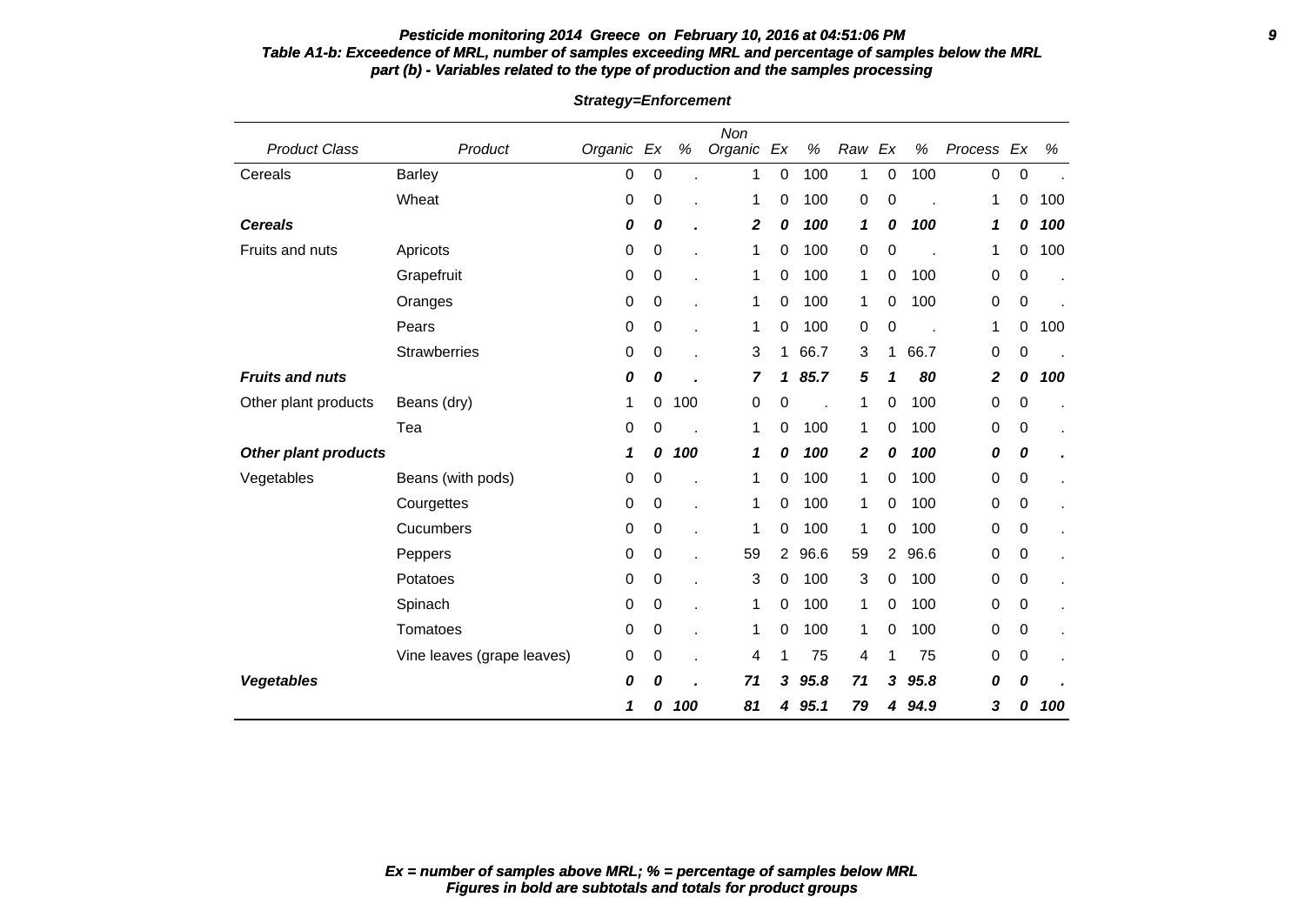**Table A1-b: Exceedence of MRL, number of samples exceeding MRL and percentage of samples below the MRL**
**part (b) - Variables related to the type of production and the samples processing**

***Strategy=Enforcement***

| Product Class | Product | Organic | Ex | % | Non Organic | Ex | % | Raw | Ex | % | Process | Ex | % |
|---|---|---|---|---|---|---|---|---|---|---|---|---|---|
| Cereals | Barley | 0 | 0 | . | 1 | 0 | 100 | 1 | 0 | 100 | 0 | 0 | . |
| | Wheat | 0 | 0 | . | 1 | 0 | 100 | 0 | 0 | . | 1 | 0 | 100 |
| ***Cereals*** | | ***0*** | ***0*** | ***.*** | ***2*** | ***0*** | ***100*** | ***1*** | ***0*** | ***100*** | ***1*** | ***0*** | ***100*** |
| Fruits and nuts | Apricots | 0 | 0 | . | 1 | 0 | 100 | 0 | 0 | . | 1 | 0 | 100 |
| | Grapefruit | 0 | 0 | . | 1 | 0 | 100 | 1 | 0 | 100 | 0 | 0 | . |
| | Oranges | 0 | 0 | . | 1 | 0 | 100 | 1 | 0 | 100 | 0 | 0 | . |
| | Pears | 0 | 0 | . | 1 | 0 | 100 | 0 | 0 | . | 1 | 0 | 100 |
| | Strawberries | 0 | 0 | . | 3 | 1 | 66.7 | 3 | 1 | 66.7 | 0 | 0 | . |
| ***Fruits and nuts*** | | ***0*** | ***0*** | ***.*** | ***7*** | ***1*** | ***85.7*** | ***5*** | ***1*** | ***80*** | ***2*** | ***0*** | ***100*** |
| Other plant products | Beans (dry) | 1 | 0 | 100 | 0 | 0 | . | 1 | 0 | 100 | 0 | 0 | . |
| | Tea | 0 | 0 | . | 1 | 0 | 100 | 1 | 0 | 100 | 0 | 0 | . |
| ***Other plant products*** | | ***1*** | ***0*** | ***100*** | ***1*** | ***0*** | ***100*** | ***2*** | ***0*** | ***100*** | ***0*** | ***0*** | ***.*** |
| Vegetables | Beans (with pods) | 0 | 0 | . | 1 | 0 | 100 | 1 | 0 | 100 | 0 | 0 | . |
| | Courgettes | 0 | 0 | . | 1 | 0 | 100 | 1 | 0 | 100 | 0 | 0 | . |
| | Cucumbers | 0 | 0 | . | 1 | 0 | 100 | 1 | 0 | 100 | 0 | 0 | . |
| | Peppers | 0 | 0 | . | 59 | 2 | 96.6 | 59 | 2 | 96.6 | 0 | 0 | . |
| | Potatoes | 0 | 0 | . | 3 | 0 | 100 | 3 | 0 | 100 | 0 | 0 | . |
| | Spinach | 0 | 0 | . | 1 | 0 | 100 | 1 | 0 | 100 | 0 | 0 | . |
| | Tomatoes | 0 | 0 | . | 1 | 0 | 100 | 1 | 0 | 100 | 0 | 0 | . |
| | Vine leaves (grape leaves) | 0 | 0 | . | 4 | 1 | 75 | 4 | 1 | 75 | 0 | 0 | . |
| ***Vegetables*** | | ***0*** | ***0*** | ***.*** | ***71*** | ***3*** | ***95.8*** | ***71*** | ***3*** | ***95.8*** | ***0*** | ***0*** | ***.*** |
| | | ***1*** | ***0*** | ***100*** | ***81*** | ***4*** | ***95.1*** | ***79*** | ***4*** | ***94.9*** | ***3*** | ***0*** | ***100*** |

***Ex = number of samples above MRL; % = percentage of samples below MRL***
***Figures in bold are subtotals and totals for product groups***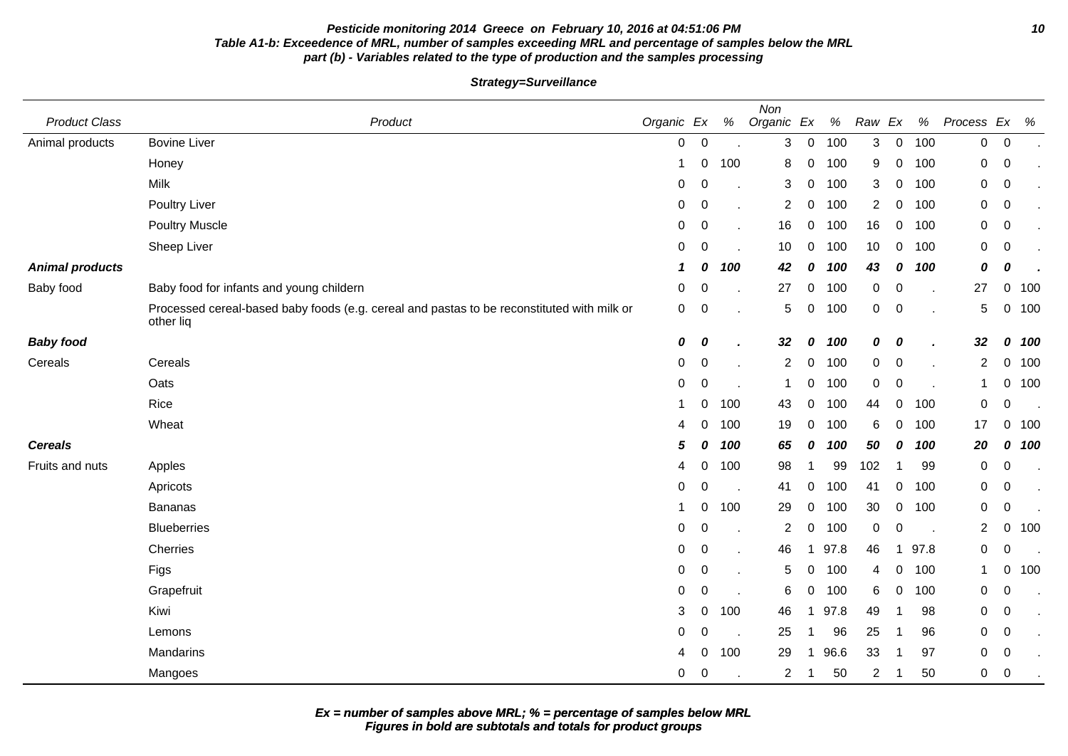**Pesticide monitoring 2014 Greece on February 10, 2016 at 04:51:06 PM**

**Table A1-b: Exceedence of MRL, number of samples exceeding MRL and percentage of samples below the MRL**

**part (b) - Variables related to the type of production and the samples processing**

**Strategy=Surveillance**

| Product Class | Product | Organic | Ex | % | Non Organic | Ex | % | Raw | Ex | % | Process | Ex | % |
|---|---|---|---|---|---|---|---|---|---|---|---|---|---|
| Animal products | Bovine Liver | 0 | 0 | . | 3 | 0 | 100 | 3 | 0 | 100 | 0 | 0 | . |
| | Honey | 1 | 0 | 100 | 8 | 0 | 100 | 9 | 0 | 100 | 0 | 0 | . |
| | Milk | 0 | 0 | . | 3 | 0 | 100 | 3 | 0 | 100 | 0 | 0 | . |
| | Poultry Liver | 0 | 0 | . | 2 | 0 | 100 | 2 | 0 | 100 | 0 | 0 | . |
| | Poultry Muscle | 0 | 0 | . | 16 | 0 | 100 | 16 | 0 | 100 | 0 | 0 | . |
| | Sheep Liver | 0 | 0 | . | 10 | 0 | 100 | 10 | 0 | 100 | 0 | 0 | . |
| ***Animal products*** | | ***1*** | ***0*** | ***100*** | ***42*** | ***0*** | ***100*** | ***43*** | ***0*** | ***100*** | ***0*** | ***0*** | ***.*** |
| Baby food | Baby food for infants and young childern | 0 | 0 | . | 27 | 0 | 100 | 0 | 0 | . | 27 | 0 | 100 |
| | Processed cereal-based baby foods (e.g. cereal and pastas to be reconstituted with milk or other liq | 0 | 0 | . | 5 | 0 | 100 | 0 | 0 | . | 5 | 0 | 100 |
| ***Baby food*** | | ***0*** | ***0*** | ***.*** | ***32*** | ***0*** | ***100*** | ***0*** | ***0*** | ***.*** | ***32*** | ***0*** | ***100*** |
| Cereals | Cereals | 0 | 0 | . | 2 | 0 | 100 | 0 | 0 | . | 2 | 0 | 100 |
| | Oats | 0 | 0 | . | 1 | 0 | 100 | 0 | 0 | . | 1 | 0 | 100 |
| | Rice | 1 | 0 | 100 | 43 | 0 | 100 | 44 | 0 | 100 | 0 | 0 | . |
| | Wheat | 4 | 0 | 100 | 19 | 0 | 100 | 6 | 0 | 100 | 17 | 0 | 100 |
| ***Cereals*** | | ***5*** | ***0*** | ***100*** | ***65*** | ***0*** | ***100*** | ***50*** | ***0*** | ***100*** | ***20*** | ***0*** | ***100*** |
| Fruits and nuts | Apples | 4 | 0 | 100 | 98 | 1 | 99 | 102 | 1 | 99 | 0 | 0 | . |
| | Apricots | 0 | 0 | . | 41 | 0 | 100 | 41 | 0 | 100 | 0 | 0 | . |
| | Bananas | 1 | 0 | 100 | 29 | 0 | 100 | 30 | 0 | 100 | 0 | 0 | . |
| | Blueberries | 0 | 0 | . | 2 | 0 | 100 | 0 | 0 | . | 2 | 0 | 100 |
| | Cherries | 0 | 0 | . | 46 | 1 | 97.8 | 46 | 1 | 97.8 | 0 | 0 | . |
| | Figs | 0 | 0 | . | 5 | 0 | 100 | 4 | 0 | 100 | 1 | 0 | 100 |
| | Grapefruit | 0 | 0 | . | 6 | 0 | 100 | 6 | 0 | 100 | 0 | 0 | . |
| | Kiwi | 3 | 0 | 100 | 46 | 1 | 97.8 | 49 | 1 | 98 | 0 | 0 | . |
| | Lemons | 0 | 0 | . | 25 | 1 | 96 | 25 | 1 | 96 | 0 | 0 | . |
| | Mandarins | 4 | 0 | 100 | 29 | 1 | 96.6 | 33 | 1 | 97 | 0 | 0 | . |
| | Mangoes | 0 | 0 | . | 2 | 1 | 50 | 2 | 1 | 50 | 0 | 0 | . |

**Ex = number of samples above MRL; % = percentage of samples below MRL**

**Figures in bold are subtotals and totals for product groups**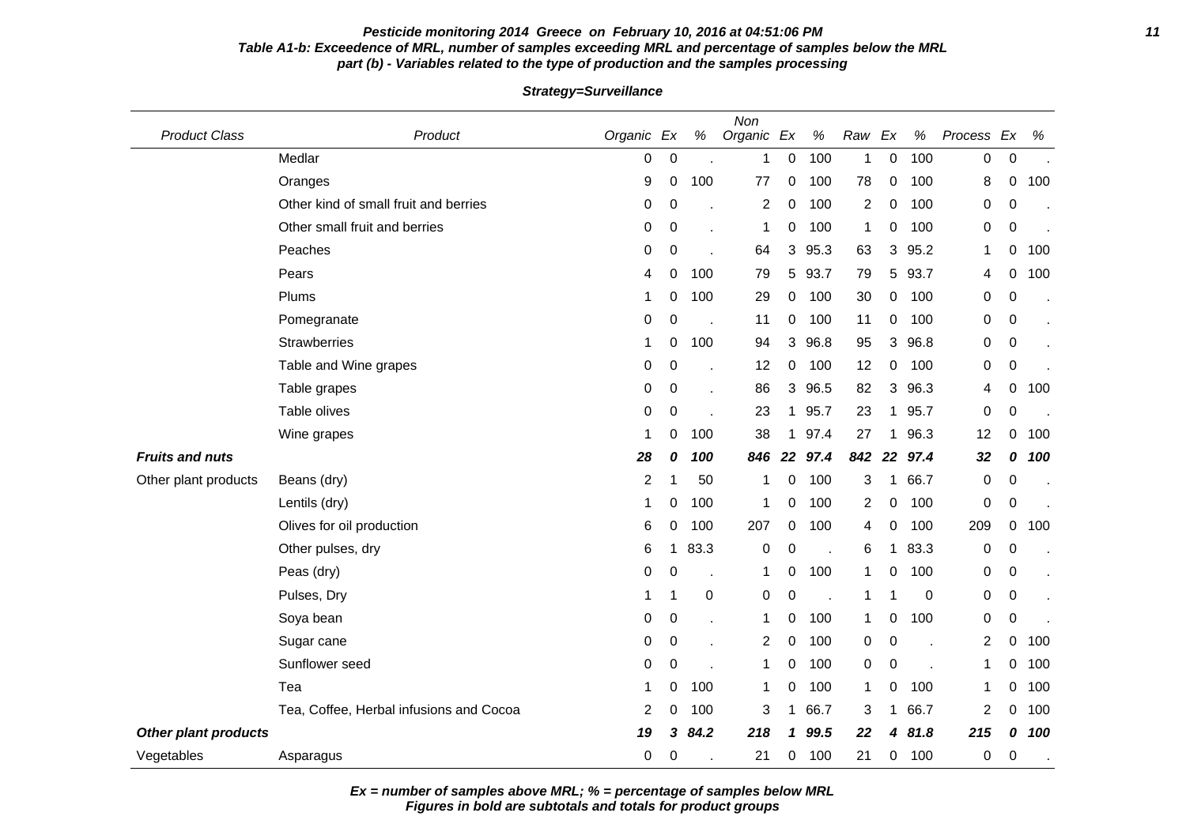**Pesticide monitoring 2014 Greece on February 10, 2016 at 04:51:06 PM**

**Table A1-b: Exceedence of MRL, number of samples exceeding MRL and percentage of samples below the MRL**

**part (b) - Variables related to the type of production and the samples processing**

**Strategy=Surveillance**

| Product Class | Product | Organic | Ex | % | Non Organic | Ex | % | Raw | Ex | % | Process | Ex | % |
|---|---|---|---|---|---|---|---|---|---|---|---|---|---|
| | Medlar | 0 | 0 | . | 1 | 0 | 100 | 1 | 0 | 100 | 0 | 0 | . |
| | Oranges | 9 | 0 | 100 | 77 | 0 | 100 | 78 | 0 | 100 | 8 | 0 | 100 |
| | Other kind of small fruit and berries | 0 | 0 | . | 2 | 0 | 100 | 2 | 0 | 100 | 0 | 0 | . |
| | Other small fruit and berries | 0 | 0 | . | 1 | 0 | 100 | 1 | 0 | 100 | 0 | 0 | . |
| | Peaches | 0 | 0 | . | 64 | 3 | 95.3 | 63 | 3 | 95.2 | 1 | 0 | 100 |
| | Pears | 4 | 0 | 100 | 79 | 5 | 93.7 | 79 | 5 | 93.7 | 4 | 0 | 100 |
| | Plums | 1 | 0 | 100 | 29 | 0 | 100 | 30 | 0 | 100 | 0 | 0 | . |
| | Pomegranate | 0 | 0 | . | 11 | 0 | 100 | 11 | 0 | 100 | 0 | 0 | . |
| | Strawberries | 1 | 0 | 100 | 94 | 3 | 96.8 | 95 | 3 | 96.8 | 0 | 0 | . |
| | Table and Wine grapes | 0 | 0 | . | 12 | 0 | 100 | 12 | 0 | 100 | 0 | 0 | . |
| | Table grapes | 0 | 0 | . | 86 | 3 | 96.5 | 82 | 3 | 96.3 | 4 | 0 | 100 |
| | Table olives | 0 | 0 | . | 23 | 1 | 95.7 | 23 | 1 | 95.7 | 0 | 0 | . |
| | Wine grapes | 1 | 0 | 100 | 38 | 1 | 97.4 | 27 | 1 | 96.3 | 12 | 0 | 100 |
| ***Fruits and nuts*** | | ***28*** | ***0*** | ***100*** | ***846*** | ***22*** | ***97.4*** | ***842*** | ***22*** | ***97.4*** | ***32*** | ***0*** | ***100*** |
| Other plant products | Beans (dry) | 2 | 1 | 50 | 1 | 0 | 100 | 3 | 1 | 66.7 | 0 | 0 | . |
| | Lentils (dry) | 1 | 0 | 100 | 1 | 0 | 100 | 2 | 0 | 100 | 0 | 0 | . |
| | Olives for oil production | 6 | 0 | 100 | 207 | 0 | 100 | 4 | 0 | 100 | 209 | 0 | 100 |
| | Other pulses, dry | 6 | 1 | 83.3 | 0 | 0 | . | 6 | 1 | 83.3 | 0 | 0 | . |
| | Peas (dry) | 0 | 0 | . | 1 | 0 | 100 | 1 | 0 | 100 | 0 | 0 | . |
| | Pulses, Dry | 1 | 1 | 0 | 0 | 0 | . | 1 | 1 | 0 | 0 | 0 | . |
| | Soya bean | 0 | 0 | . | 1 | 0 | 100 | 1 | 0 | 100 | 0 | 0 | . |
| | Sugar cane | 0 | 0 | . | 2 | 0 | 100 | 0 | 0 | . | 2 | 0 | 100 |
| | Sunflower seed | 0 | 0 | . | 1 | 0 | 100 | 0 | 0 | . | 1 | 0 | 100 |
| | Tea | 1 | 0 | 100 | 1 | 0 | 100 | 1 | 0 | 100 | 1 | 0 | 100 |
| | Tea, Coffee, Herbal infusions and Cocoa | 2 | 0 | 100 | 3 | 1 | 66.7 | 3 | 1 | 66.7 | 2 | 0 | 100 |
| ***Other plant products*** | | ***19*** | ***3*** | ***84.2*** | ***218*** | ***1*** | ***99.5*** | ***22*** | ***4*** | ***81.8*** | ***215*** | ***0*** | ***100*** |
| Vegetables | Asparagus | 0 | 0 | . | 21 | 0 | 100 | 21 | 0 | 100 | 0 | 0 | . |

***Ex = number of samples above MRL; % = percentage of samples below MRL***

***Figures in bold are subtotals and totals for product groups***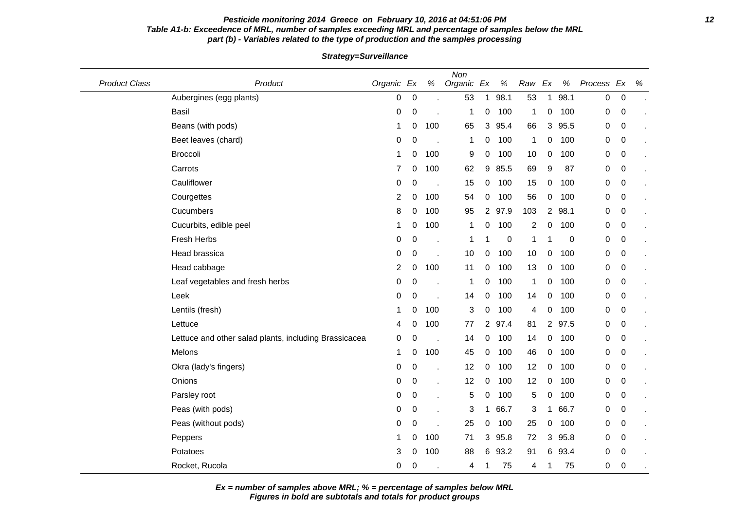**Pesticide monitoring 2014 Greece on February 10, 2016 at 04:51:06 PM**

**Table A1-b: Exceedence of MRL, number of samples exceeding MRL and percentage of samples below the MRL**
**part (b) - Variables related to the type of production and the samples processing**

**Strategy=Surveillance**

| Product Class | Product | Organic | Ex | % | Non Organic | Ex | % | Raw | Ex | % | Process | Ex | % |
|---|---|---|---|---|---|---|---|---|---|---|---|---|---|
| | Aubergines (egg plants) | 0 | 0 | . | 53 | 1 | 98.1 | 53 | 1 | 98.1 | 0 | 0 | . |
| | Basil | 0 | 0 | . | 1 | 0 | 100 | 1 | 0 | 100 | 0 | 0 | . |
| | Beans (with pods) | 1 | 0 | 100 | 65 | 3 | 95.4 | 66 | 3 | 95.5 | 0 | 0 | . |
| | Beet leaves (chard) | 0 | 0 | . | 1 | 0 | 100 | 1 | 0 | 100 | 0 | 0 | . |
| | Broccoli | 1 | 0 | 100 | 9 | 0 | 100 | 10 | 0 | 100 | 0 | 0 | . |
| | Carrots | 7 | 0 | 100 | 62 | 9 | 85.5 | 69 | 9 | 87 | 0 | 0 | . |
| | Cauliflower | 0 | 0 | . | 15 | 0 | 100 | 15 | 0 | 100 | 0 | 0 | . |
| | Courgettes | 2 | 0 | 100 | 54 | 0 | 100 | 56 | 0 | 100 | 0 | 0 | . |
| | Cucumbers | 8 | 0 | 100 | 95 | 2 | 97.9 | 103 | 2 | 98.1 | 0 | 0 | . |
| | Cucurbits, edible peel | 1 | 0 | 100 | 1 | 0 | 100 | 2 | 0 | 100 | 0 | 0 | . |
| | Fresh Herbs | 0 | 0 | . | 1 | 1 | 0 | 1 | 1 | 0 | 0 | 0 | . |
| | Head brassica | 0 | 0 | . | 10 | 0 | 100 | 10 | 0 | 100 | 0 | 0 | . |
| | Head cabbage | 2 | 0 | 100 | 11 | 0 | 100 | 13 | 0 | 100 | 0 | 0 | . |
| | Leaf vegetables and fresh herbs | 0 | 0 | . | 1 | 0 | 100 | 1 | 0 | 100 | 0 | 0 | . |
| | Leek | 0 | 0 | . | 14 | 0 | 100 | 14 | 0 | 100 | 0 | 0 | . |
| | Lentils (fresh) | 1 | 0 | 100 | 3 | 0 | 100 | 4 | 0 | 100 | 0 | 0 | . |
| | Lettuce | 4 | 0 | 100 | 77 | 2 | 97.4 | 81 | 2 | 97.5 | 0 | 0 | . |
| | Lettuce and other salad plants, including Brassicacea | 0 | 0 | . | 14 | 0 | 100 | 14 | 0 | 100 | 0 | 0 | . |
| | Melons | 1 | 0 | 100 | 45 | 0 | 100 | 46 | 0 | 100 | 0 | 0 | . |
| | Okra (lady's fingers) | 0 | 0 | . | 12 | 0 | 100 | 12 | 0 | 100 | 0 | 0 | . |
| | Onions | 0 | 0 | . | 12 | 0 | 100 | 12 | 0 | 100 | 0 | 0 | . |
| | Parsley root | 0 | 0 | . | 5 | 0 | 100 | 5 | 0 | 100 | 0 | 0 | . |
| | Peas (with pods) | 0 | 0 | . | 3 | 1 | 66.7 | 3 | 1 | 66.7 | 0 | 0 | . |
| | Peas (without pods) | 0 | 0 | . | 25 | 0 | 100 | 25 | 0 | 100 | 0 | 0 | . |
| | Peppers | 1 | 0 | 100 | 71 | 3 | 95.8 | 72 | 3 | 95.8 | 0 | 0 | . |
| | Potatoes | 3 | 0 | 100 | 88 | 6 | 93.2 | 91 | 6 | 93.4 | 0 | 0 | . |
| | Rocket, Rucola | 0 | 0 | . | 4 | 1 | 75 | 4 | 1 | 75 | 0 | 0 | . |

***Ex = number of samples above MRL; % = percentage of samples below MRL***
***Figures in bold are subtotals and totals for product groups***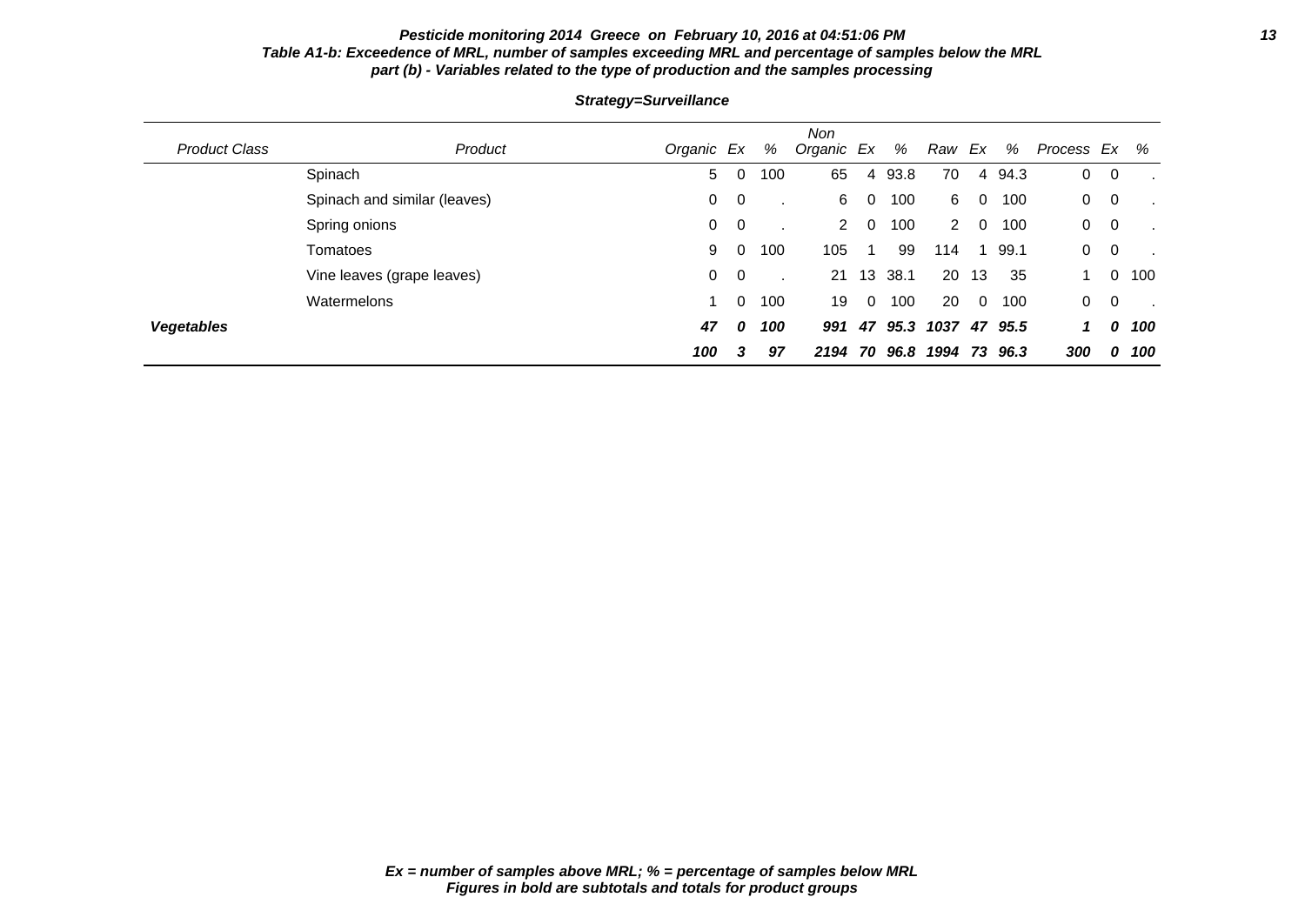**Pesticide monitoring 2014 Greece on February 10, 2016 at 04:51:06 PM**
**Table A1-b: Exceedence of MRL, number of samples exceeding MRL and percentage of samples below the MRL**
**part (b) - Variables related to the type of production and the samples processing**

**Strategy=Surveillance**

| Product Class | Product | Organic | Ex | % | Non Organic | Ex | % | Raw | Ex | % | Process | Ex | % |
|---|---|---|---|---|---|---|---|---|---|---|---|---|---|
| | Spinach | 5 | 0 | 100 | 65 | 4 | 93.8 | 70 | 4 | 94.3 | 0 | 0 | . |
| | Spinach and similar (leaves) | 0 | 0 | . | 6 | 0 | 100 | 6 | 0 | 100 | 0 | 0 | . |
| | Spring onions | 0 | 0 | . | 2 | 0 | 100 | 2 | 0 | 100 | 0 | 0 | . |
| | Tomatoes | 9 | 0 | 100 | 105 | 1 | 99 | 114 | 1 | 99.1 | 0 | 0 | . |
| | Vine leaves (grape leaves) | 0 | 0 | . | 21 | 13 | 38.1 | 20 | 13 | 35 | 1 | 0 | 100 |
| | Watermelons | 1 | 0 | 100 | 19 | 0 | 100 | 20 | 0 | 100 | 0 | 0 | . |
| ***Vegetables*** | | ***47*** | ***0*** | ***100*** | ***991*** | ***47*** | ***95.3*** | ***1037*** | ***47*** | ***95.5*** | ***1*** | ***0*** | ***100*** |
| | | ***100*** | ***3*** | ***97*** | ***2194*** | ***70*** | ***96.8*** | ***1994*** | ***73*** | ***96.3*** | ***300*** | ***0*** | ***100*** |

***Ex = number of samples above MRL; % = percentage of samples below MRL***
***Figures in bold are subtotals and totals for product groups***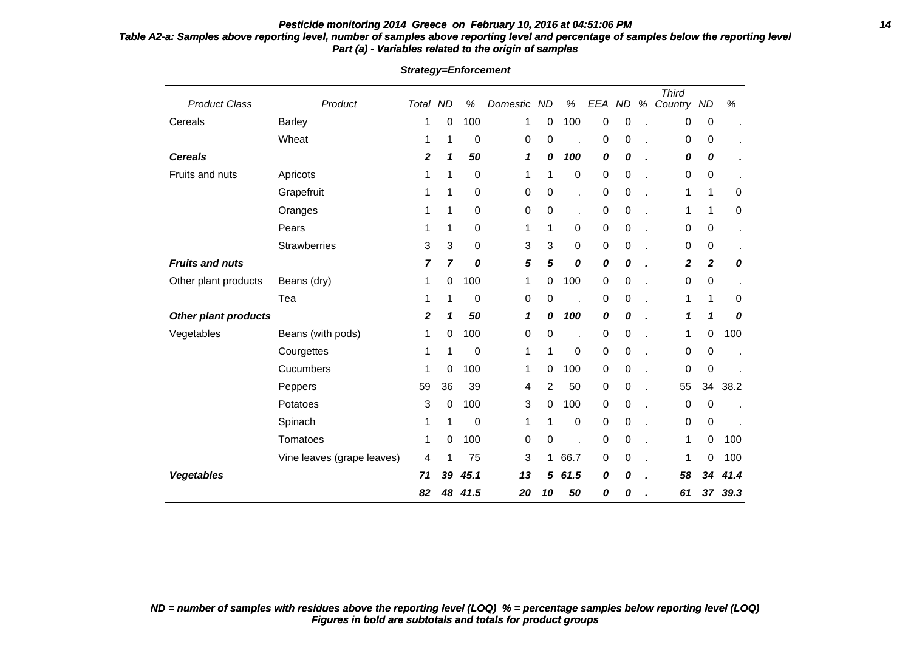**Table A2-a: Samples above reporting level, number of samples above reporting level and percentage of samples below the reporting level**
**Part (a) - Variables related to the origin of samples**

***Strategy=Enforcement***

| Product Class | Product | Total | ND | % | Domestic | ND | % | EEA | ND | % | Third Country | ND | % |
|---|---|---|---|---|---|---|---|---|---|---|---|---|---|
| Cereals | Barley | 1 | 0 | 100 | 1 | 0 | 100 | 0 | 0 | . | 0 | 0 | . |
| | Wheat | 1 | 1 | 0 | 0 | 0 | . | 0 | 0 | . | 0 | 0 | . |
| ***Cereals*** | | ***2*** | ***1*** | ***50*** | ***1*** | ***0*** | ***100*** | ***0*** | ***0*** | ***.*** | ***0*** | ***0*** | ***.*** |
| Fruits and nuts | Apricots | 1 | 1 | 0 | 1 | 1 | 0 | 0 | 0 | . | 0 | 0 | . |
| | Grapefruit | 1 | 1 | 0 | 0 | 0 | . | 0 | 0 | . | 1 | 1 | 0 |
| | Oranges | 1 | 1 | 0 | 0 | 0 | . | 0 | 0 | . | 1 | 1 | 0 |
| | Pears | 1 | 1 | 0 | 1 | 1 | 0 | 0 | 0 | . | 0 | 0 | . |
| | Strawberries | 3 | 3 | 0 | 3 | 3 | 0 | 0 | 0 | . | 0 | 0 | . |
| ***Fruits and nuts*** | | ***7*** | ***7*** | ***0*** | ***5*** | ***5*** | ***0*** | ***0*** | ***0*** | ***.*** | ***2*** | ***2*** | ***0*** |
| Other plant products | Beans (dry) | 1 | 0 | 100 | 1 | 0 | 100 | 0 | 0 | . | 0 | 0 | . |
| | Tea | 1 | 1 | 0 | 0 | 0 | . | 0 | 0 | . | 1 | 1 | 0 |
| ***Other plant products*** | | ***2*** | ***1*** | ***50*** | ***1*** | ***0*** | ***100*** | ***0*** | ***0*** | ***.*** | ***1*** | ***1*** | ***0*** |
| Vegetables | Beans (with pods) | 1 | 0 | 100 | 0 | 0 | . | 0 | 0 | . | 1 | 0 | 100 |
| | Courgettes | 1 | 1 | 0 | 1 | 1 | 0 | 0 | 0 | . | 0 | 0 | . |
| | Cucumbers | 1 | 0 | 100 | 1 | 0 | 100 | 0 | 0 | . | 0 | 0 | . |
| | Peppers | 59 | 36 | 39 | 4 | 2 | 50 | 0 | 0 | . | 55 | 34 | 38.2 |
| | Potatoes | 3 | 0 | 100 | 3 | 0 | 100 | 0 | 0 | . | 0 | 0 | . |
| | Spinach | 1 | 1 | 0 | 1 | 1 | 0 | 0 | 0 | . | 0 | 0 | . |
| | Tomatoes | 1 | 0 | 100 | 0 | 0 | . | 0 | 0 | . | 1 | 0 | 100 |
| | Vine leaves (grape leaves) | 4 | 1 | 75 | 3 | 1 | 66.7 | 0 | 0 | . | 1 | 0 | 100 |
| ***Vegetables*** | | ***71*** | ***39*** | ***45.1*** | ***13*** | ***5*** | ***61.5*** | ***0*** | ***0*** | ***.*** | ***58*** | ***34*** | ***41.4*** |
| | | ***82*** | ***48*** | ***41.5*** | ***20*** | ***10*** | ***50*** | ***0*** | ***0*** | ***.*** | ***61*** | ***37*** | ***39.3*** |

***ND = number of samples with residues above the reporting level (LOQ) % = percentage samples below reporting level (LOQ)***
***Figures in bold are subtotals and totals for product groups***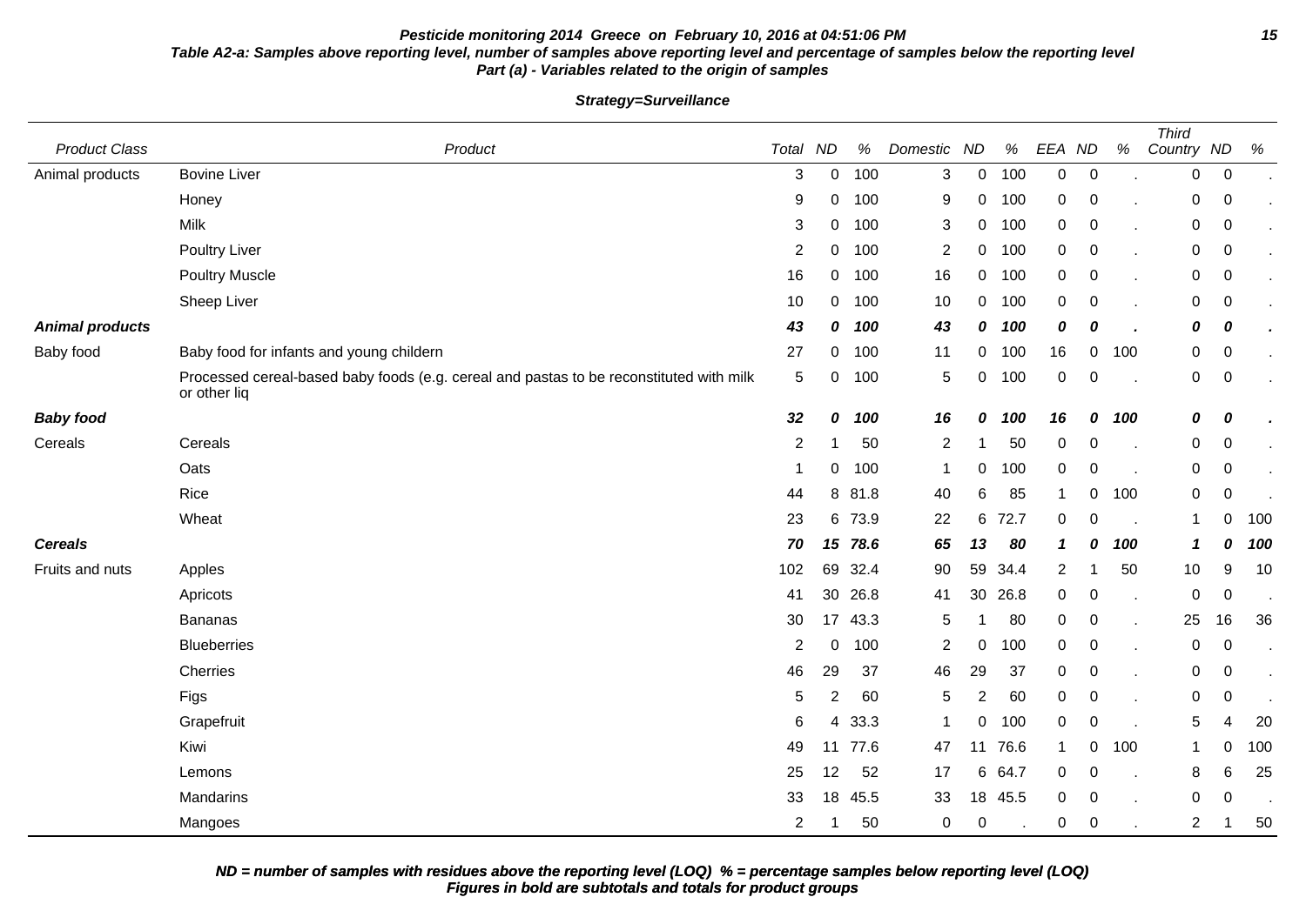**Pesticide monitoring 2014 Greece on February 10, 2016 at 04:51:06 PM**

**Table A2-a: Samples above reporting level, number of samples above reporting level and percentage of samples below the reporting level**
**Part (a) - Variables related to the origin of samples**

**Strategy=Surveillance**

| Product Class | Product | Total | ND | % | Domestic | ND | % | EEA | ND | % | Third Country | ND | % |
|---|---|---|---|---|---|---|---|---|---|---|---|---|---|
| Animal products | Bovine Liver | 3 | 0 | 100 | 3 | 0 | 100 | 0 | 0 | . | 0 | 0 | . |
| | Honey | 9 | 0 | 100 | 9 | 0 | 100 | 0 | 0 | . | 0 | 0 | . |
| | Milk | 3 | 0 | 100 | 3 | 0 | 100 | 0 | 0 | . | 0 | 0 | . |
| | Poultry Liver | 2 | 0 | 100 | 2 | 0 | 100 | 0 | 0 | . | 0 | 0 | . |
| | Poultry Muscle | 16 | 0 | 100 | 16 | 0 | 100 | 0 | 0 | . | 0 | 0 | . |
| | Sheep Liver | 10 | 0 | 100 | 10 | 0 | 100 | 0 | 0 | . | 0 | 0 | . |
| ***Animal products*** | | ***43*** | ***0*** | ***100*** | ***43*** | ***0*** | ***100*** | ***0*** | ***0*** | ***.*** | ***0*** | ***0*** | ***.*** |
| Baby food | Baby food for infants and young childern | 27 | 0 | 100 | 11 | 0 | 100 | 16 | 0 | 100 | 0 | 0 | . |
| | Processed cereal-based baby foods (e.g. cereal and pastas to be reconstituted with milk or other liq | 5 | 0 | 100 | 5 | 0 | 100 | 0 | 0 | . | 0 | 0 | . |
| ***Baby food*** | | ***32*** | ***0*** | ***100*** | ***16*** | ***0*** | ***100*** | ***16*** | ***0*** | ***100*** | ***0*** | ***0*** | ***.*** |
| Cereals | Cereals | 2 | 1 | 50 | 2 | 1 | 50 | 0 | 0 | . | 0 | 0 | . |
| | Oats | 1 | 0 | 100 | 1 | 0 | 100 | 0 | 0 | . | 0 | 0 | . |
| | Rice | 44 | 8 | 81.8 | 40 | 6 | 85 | 1 | 0 | 100 | 0 | 0 | . |
| | Wheat | 23 | 6 | 73.9 | 22 | 6 | 72.7 | 0 | 0 | . | 1 | 0 | 100 |
| ***Cereals*** | | ***70*** | ***15*** | ***78.6*** | ***65*** | ***13*** | ***80*** | ***1*** | ***0*** | ***100*** | ***1*** | ***0*** | ***100*** |
| Fruits and nuts | Apples | 102 | 69 | 32.4 | 90 | 59 | 34.4 | 2 | 1 | 50 | 10 | 9 | 10 |
| | Apricots | 41 | 30 | 26.8 | 41 | 30 | 26.8 | 0 | 0 | . | 0 | 0 | . |
| | Bananas | 30 | 17 | 43.3 | 5 | 1 | 80 | 0 | 0 | . | 25 | 16 | 36 |
| | Blueberries | 2 | 0 | 100 | 2 | 0 | 100 | 0 | 0 | . | 0 | 0 | . |
| | Cherries | 46 | 29 | 37 | 46 | 29 | 37 | 0 | 0 | . | 0 | 0 | . |
| | Figs | 5 | 2 | 60 | 5 | 2 | 60 | 0 | 0 | . | 0 | 0 | . |
| | Grapefruit | 6 | 4 | 33.3 | 1 | 0 | 100 | 0 | 0 | . | 5 | 4 | 20 |
| | Kiwi | 49 | 11 | 77.6 | 47 | 11 | 76.6 | 1 | 0 | 100 | 1 | 0 | 100 |
| | Lemons | 25 | 12 | 52 | 17 | 6 | 64.7 | 0 | 0 | . | 8 | 6 | 25 |
| | Mandarins | 33 | 18 | 45.5 | 33 | 18 | 45.5 | 0 | 0 | . | 0 | 0 | . |
| | Mangoes | 2 | 1 | 50 | 0 | 0 | . | 0 | 0 | . | 2 | 1 | 50 |

***ND = number of samples with residues above the reporting level (LOQ) % = percentage samples below reporting level (LOQ)***
***Figures in bold are subtotals and totals for product groups***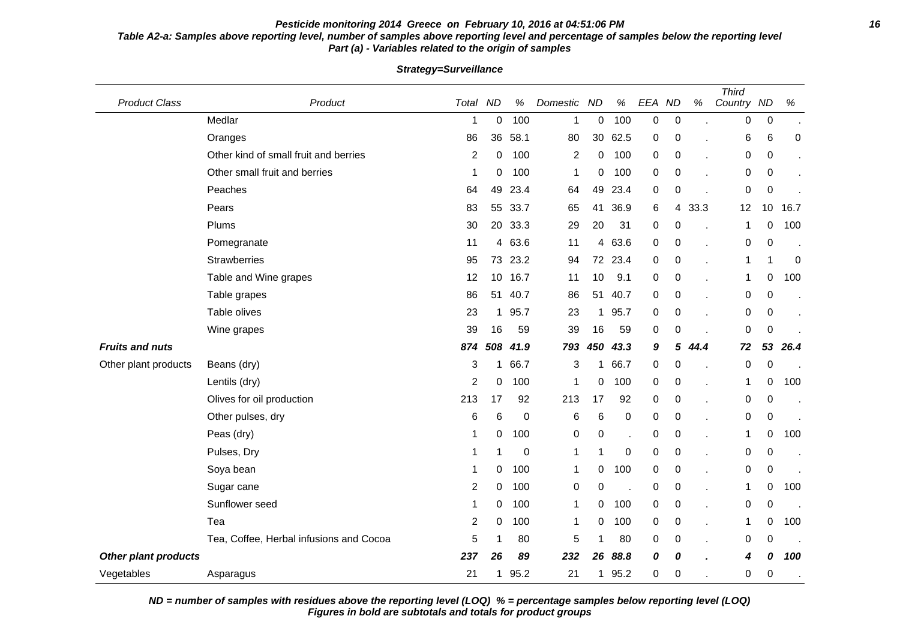**Table A2-a: Samples above reporting level, number of samples above reporting level and percentage of samples below the reporting level**
**Part (a) - Variables related to the origin of samples**

**Strategy=Surveillance**

| Product Class | Product | Total | ND | % | Domestic | ND | % | EEA | ND | % | Third Country | ND | % |
|---|---|---|---|---|---|---|---|---|---|---|---|---|---|
| | Medlar | 1 | 0 | 100 | 1 | 0 | 100 | 0 | 0 | . | 0 | 0 | . |
| | Oranges | 86 | 36 | 58.1 | 80 | 30 | 62.5 | 0 | 0 | . | 6 | 6 | 0 |
| | Other kind of small fruit and berries | 2 | 0 | 100 | 2 | 0 | 100 | 0 | 0 | . | 0 | 0 | . |
| | Other small fruit and berries | 1 | 0 | 100 | 1 | 0 | 100 | 0 | 0 | . | 0 | 0 | . |
| | Peaches | 64 | 49 | 23.4 | 64 | 49 | 23.4 | 0 | 0 | . | 0 | 0 | . |
| | Pears | 83 | 55 | 33.7 | 65 | 41 | 36.9 | 6 | 4 | 33.3 | 12 | 10 | 16.7 |
| | Plums | 30 | 20 | 33.3 | 29 | 20 | 31 | 0 | 0 | . | 1 | 0 | 100 |
| | Pomegranate | 11 | 4 | 63.6 | 11 | 4 | 63.6 | 0 | 0 | . | 0 | 0 | . |
| | Strawberries | 95 | 73 | 23.2 | 94 | 72 | 23.4 | 0 | 0 | . | 1 | 1 | 0 |
| | Table and Wine grapes | 12 | 10 | 16.7 | 11 | 10 | 9.1 | 0 | 0 | . | 1 | 0 | 100 |
| | Table grapes | 86 | 51 | 40.7 | 86 | 51 | 40.7 | 0 | 0 | . | 0 | 0 | . |
| | Table olives | 23 | 1 | 95.7 | 23 | 1 | 95.7 | 0 | 0 | . | 0 | 0 | . |
| | Wine grapes | 39 | 16 | 59 | 39 | 16 | 59 | 0 | 0 | . | 0 | 0 | . |
| ***Fruits and nuts*** | | ***874*** | ***508*** | ***41.9*** | ***793*** | ***450*** | ***43.3*** | ***9*** | ***5*** | ***44.4*** | ***72*** | ***53*** | ***26.4*** |
| Other plant products | Beans (dry) | 3 | 1 | 66.7 | 3 | 1 | 66.7 | 0 | 0 | . | 0 | 0 | . |
| | Lentils (dry) | 2 | 0 | 100 | 1 | 0 | 100 | 0 | 0 | . | 1 | 0 | 100 |
| | Olives for oil production | 213 | 17 | 92 | 213 | 17 | 92 | 0 | 0 | . | 0 | 0 | . |
| | Other pulses, dry | 6 | 6 | 0 | 6 | 6 | 0 | 0 | 0 | . | 0 | 0 | . |
| | Peas (dry) | 1 | 0 | 100 | 0 | 0 | . | 0 | 0 | . | 1 | 0 | 100 |
| | Pulses, Dry | 1 | 1 | 0 | 1 | 1 | 0 | 0 | 0 | . | 0 | 0 | . |
| | Soya bean | 1 | 0 | 100 | 1 | 0 | 100 | 0 | 0 | . | 0 | 0 | . |
| | Sugar cane | 2 | 0 | 100 | 0 | 0 | . | 0 | 0 | . | 1 | 0 | 100 |
| | Sunflower seed | 1 | 0 | 100 | 1 | 0 | 100 | 0 | 0 | . | 0 | 0 | . |
| | Tea | 2 | 0 | 100 | 1 | 0 | 100 | 0 | 0 | . | 1 | 0 | 100 |
| | Tea, Coffee, Herbal infusions and Cocoa | 5 | 1 | 80 | 5 | 1 | 80 | 0 | 0 | . | 0 | 0 | . |
| ***Other plant products*** | | ***237*** | ***26*** | ***89*** | ***232*** | ***26*** | ***88.8*** | ***0*** | ***0*** | ***.*** | ***4*** | ***0*** | ***100*** |
| Vegetables | Asparagus | 21 | 1 | 95.2 | 21 | 1 | 95.2 | 0 | 0 | . | 0 | 0 | . |

***ND = number of samples with residues above the reporting level (LOQ) % = percentage samples below reporting level (LOQ)***
***Figures in bold are subtotals and totals for product groups***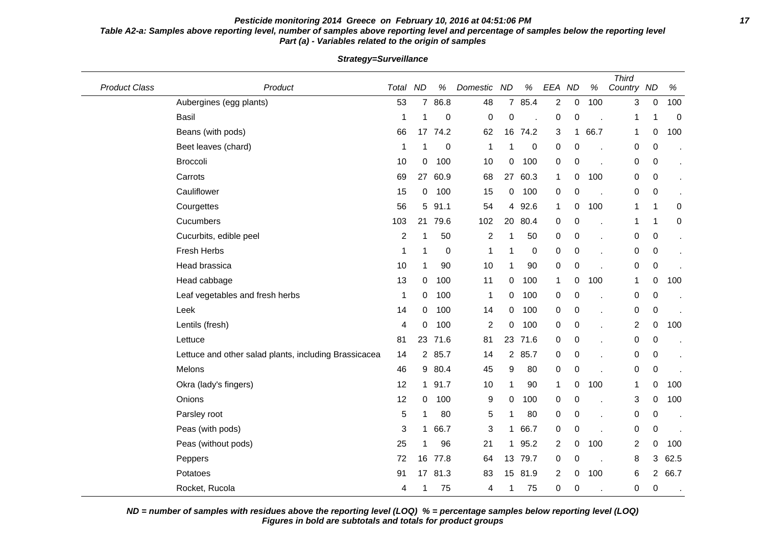**Pesticide monitoring 2014 Greece on February 10, 2016 at 04:51:06 PM**

**Table A2-a: Samples above reporting level, number of samples above reporting level and percentage of samples below the reporting level**
**Part (a) - Variables related to the origin of samples**

**Strategy=Surveillance**

| Product Class | Product | Total | ND | % | Domestic | ND | % | EEA | ND | % | Third Country | ND | % |
|---|---|---|---|---|---|---|---|---|---|---|---|---|---|
| | Aubergines (egg plants) | 53 | 7 | 86.8 | 48 | 7 | 85.4 | 2 | 0 | 100 | 3 | 0 | 100 |
| | Basil | 1 | 1 | 0 | 0 | 0 | . | 0 | 0 | . | 1 | 1 | 0 |
| | Beans (with pods) | 66 | 17 | 74.2 | 62 | 16 | 74.2 | 3 | 1 | 66.7 | 1 | 0 | 100 |
| | Beet leaves (chard) | 1 | 1 | 0 | 1 | 1 | 0 | 0 | 0 | . | 0 | 0 | . |
| | Broccoli | 10 | 0 | 100 | 10 | 0 | 100 | 0 | 0 | . | 0 | 0 | . |
| | Carrots | 69 | 27 | 60.9 | 68 | 27 | 60.3 | 1 | 0 | 100 | 0 | 0 | . |
| | Cauliflower | 15 | 0 | 100 | 15 | 0 | 100 | 0 | 0 | . | 0 | 0 | . |
| | Courgettes | 56 | 5 | 91.1 | 54 | 4 | 92.6 | 1 | 0 | 100 | 1 | 1 | 0 |
| | Cucumbers | 103 | 21 | 79.6 | 102 | 20 | 80.4 | 0 | 0 | . | 1 | 1 | 0 |
| | Cucurbits, edible peel | 2 | 1 | 50 | 2 | 1 | 50 | 0 | 0 | . | 0 | 0 | . |
| | Fresh Herbs | 1 | 1 | 0 | 1 | 1 | 0 | 0 | 0 | . | 0 | 0 | . |
| | Head brassica | 10 | 1 | 90 | 10 | 1 | 90 | 0 | 0 | . | 0 | 0 | . |
| | Head cabbage | 13 | 0 | 100 | 11 | 0 | 100 | 1 | 0 | 100 | 1 | 0 | 100 |
| | Leaf vegetables and fresh herbs | 1 | 0 | 100 | 1 | 0 | 100 | 0 | 0 | . | 0 | 0 | . |
| | Leek | 14 | 0 | 100 | 14 | 0 | 100 | 0 | 0 | . | 0 | 0 | . |
| | Lentils (fresh) | 4 | 0 | 100 | 2 | 0 | 100 | 0 | 0 | . | 2 | 0 | 100 |
| | Lettuce | 81 | 23 | 71.6 | 81 | 23 | 71.6 | 0 | 0 | . | 0 | 0 | . |
| | Lettuce and other salad plants, including Brassicacea | 14 | 2 | 85.7 | 14 | 2 | 85.7 | 0 | 0 | . | 0 | 0 | . |
| | Melons | 46 | 9 | 80.4 | 45 | 9 | 80 | 0 | 0 | . | 0 | 0 | . |
| | Okra (lady's fingers) | 12 | 1 | 91.7 | 10 | 1 | 90 | 1 | 0 | 100 | 1 | 0 | 100 |
| | Onions | 12 | 0 | 100 | 9 | 0 | 100 | 0 | 0 | . | 3 | 0 | 100 |
| | Parsley root | 5 | 1 | 80 | 5 | 1 | 80 | 0 | 0 | . | 0 | 0 | . |
| | Peas (with pods) | 3 | 1 | 66.7 | 3 | 1 | 66.7 | 0 | 0 | . | 0 | 0 | . |
| | Peas (without pods) | 25 | 1 | 96 | 21 | 1 | 95.2 | 2 | 0 | 100 | 2 | 0 | 100 |
| | Peppers | 72 | 16 | 77.8 | 64 | 13 | 79.7 | 0 | 0 | . | 8 | 3 | 62.5 |
| | Potatoes | 91 | 17 | 81.3 | 83 | 15 | 81.9 | 2 | 0 | 100 | 6 | 2 | 66.7 |
| | Rocket, Rucola | 4 | 1 | 75 | 4 | 1 | 75 | 0 | 0 | . | 0 | 0 | . |

**ND = number of samples with residues above the reporting level (LOQ) % = percentage samples below reporting level (LOQ)**
**Figures in bold are subtotals and totals for product groups**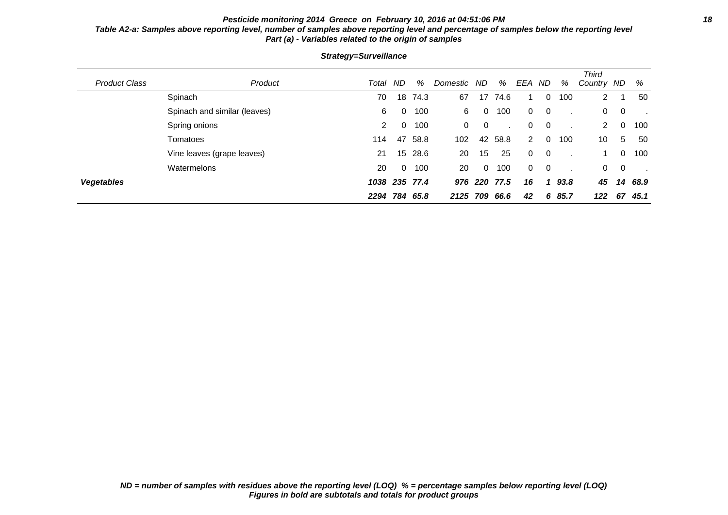**Table A2-a: Samples above reporting level, number of samples above reporting level and percentage of samples below the reporting level**
**Part (a) - Variables related to the origin of samples**

**Strategy=Surveillance**

| *Product Class* | *Product* | *Total* | *ND* | *%* | *Domestic* | *ND* | *%* | *EEA* | *ND* | *%* | *Third Country* | *ND* | *%* |
|---|---|---|---|---|---|---|---|---|---|---|---|---|---|
| | Spinach | 70 | 18 | 74.3 | 67 | 17 | 74.6 | 1 | 0 | 100 | 2 | 1 | 50 |
| | Spinach and similar (leaves) | 6 | 0 | 100 | 6 | 0 | 100 | 0 | 0 | . | 0 | 0 | . |
| | Spring onions | 2 | 0 | 100 | 0 | 0 | . | 0 | 0 | . | 2 | 0 | 100 |
| | Tomatoes | 114 | 47 | 58.8 | 102 | 42 | 58.8 | 2 | 0 | 100 | 10 | 5 | 50 |
| | Vine leaves (grape leaves) | 21 | 15 | 28.6 | 20 | 15 | 25 | 0 | 0 | . | 1 | 0 | 100 |
| | Watermelons | 20 | 0 | 100 | 20 | 0 | 100 | 0 | 0 | . | 0 | 0 | . |
| ***Vegetables*** | | ***1038*** | ***235*** | ***77.4*** | ***976*** | ***220*** | ***77.5*** | ***16*** | ***1*** | ***93.8*** | ***45*** | ***14*** | ***68.9*** |
| | | ***2294*** | ***784*** | ***65.8*** | ***2125*** | ***709*** | ***66.6*** | ***42*** | ***6*** | ***85.7*** | ***122*** | ***67*** | ***45.1*** |

***ND = number of samples with residues above the reporting level (LOQ) % = percentage samples below reporting level (LOQ)***
***Figures in bold are subtotals and totals for product groups***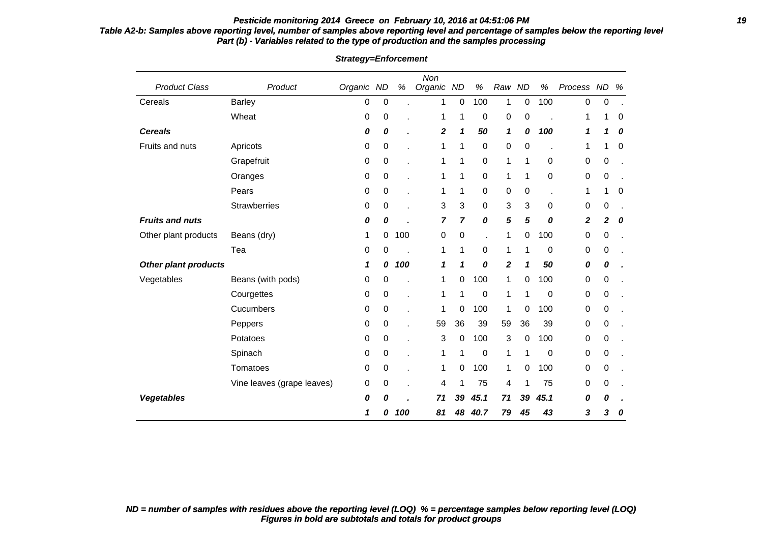**Table A2-b: Samples above reporting level, number of samples above reporting level and percentage of samples below the reporting level**
**Part (b) - Variables related to the type of production and the samples processing**

**Strategy=Enforcement**

| Product Class | Product | Organic | ND | % | Non Organic | ND | % | Raw | ND | % | Process | ND | % |
|---|---|---|---|---|---|---|---|---|---|---|---|---|---|
| Cereals | Barley | 0 | 0 | . | 1 | 0 | 100 | 1 | 0 | 100 | 0 | 0 | . |
| | Wheat | 0 | 0 | . | 1 | 1 | 0 | 0 | 0 | . | 1 | 1 | 0 |
| ***Cereals*** | | ***0*** | ***0*** | ***.*** | ***2*** | ***1*** | ***50*** | ***1*** | ***0*** | ***100*** | ***1*** | ***1*** | ***0*** |
| Fruits and nuts | Apricots | 0 | 0 | . | 1 | 1 | 0 | 0 | 0 | . | 1 | 1 | 0 |
| | Grapefruit | 0 | 0 | . | 1 | 1 | 0 | 1 | 1 | 0 | 0 | 0 | . |
| | Oranges | 0 | 0 | . | 1 | 1 | 0 | 1 | 1 | 0 | 0 | 0 | . |
| | Pears | 0 | 0 | . | 1 | 1 | 0 | 0 | 0 | . | 1 | 1 | 0 |
| | Strawberries | 0 | 0 | . | 3 | 3 | 0 | 3 | 3 | 0 | 0 | 0 | . |
| ***Fruits and nuts*** | | ***0*** | ***0*** | ***.*** | ***7*** | ***7*** | ***0*** | ***5*** | ***5*** | ***0*** | ***2*** | ***2*** | ***0*** |
| Other plant products | Beans (dry) | 1 | 0 | 100 | 0 | 0 | . | 1 | 0 | 100 | 0 | 0 | . |
| | Tea | 0 | 0 | . | 1 | 1 | 0 | 1 | 1 | 0 | 0 | 0 | . |
| ***Other plant products*** | | ***1*** | ***0*** | ***100*** | ***1*** | ***1*** | ***0*** | ***2*** | ***1*** | ***50*** | ***0*** | ***0*** | ***.*** |
| Vegetables | Beans (with pods) | 0 | 0 | . | 1 | 0 | 100 | 1 | 0 | 100 | 0 | 0 | . |
| | Courgettes | 0 | 0 | . | 1 | 1 | 0 | 1 | 1 | 0 | 0 | 0 | . |
| | Cucumbers | 0 | 0 | . | 1 | 0 | 100 | 1 | 0 | 100 | 0 | 0 | . |
| | Peppers | 0 | 0 | . | 59 | 36 | 39 | 59 | 36 | 39 | 0 | 0 | . |
| | Potatoes | 0 | 0 | . | 3 | 0 | 100 | 3 | 0 | 100 | 0 | 0 | . |
| | Spinach | 0 | 0 | . | 1 | 1 | 0 | 1 | 1 | 0 | 0 | 0 | . |
| | Tomatoes | 0 | 0 | . | 1 | 0 | 100 | 1 | 0 | 100 | 0 | 0 | . |
| | Vine leaves (grape leaves) | 0 | 0 | . | 4 | 1 | 75 | 4 | 1 | 75 | 0 | 0 | . |
| ***Vegetables*** | | ***0*** | ***0*** | ***.*** | ***71*** | ***39*** | ***45.1*** | ***71*** | ***39*** | ***45.1*** | ***0*** | ***0*** | ***.*** |
| | | ***1*** | ***0*** | ***100*** | ***81*** | ***48*** | ***40.7*** | ***79*** | ***45*** | ***43*** | ***3*** | ***3*** | ***0*** |

***ND = number of samples with residues above the reporting level (LOQ) % = percentage samples below reporting level (LOQ)***
***Figures in bold are subtotals and totals for product groups***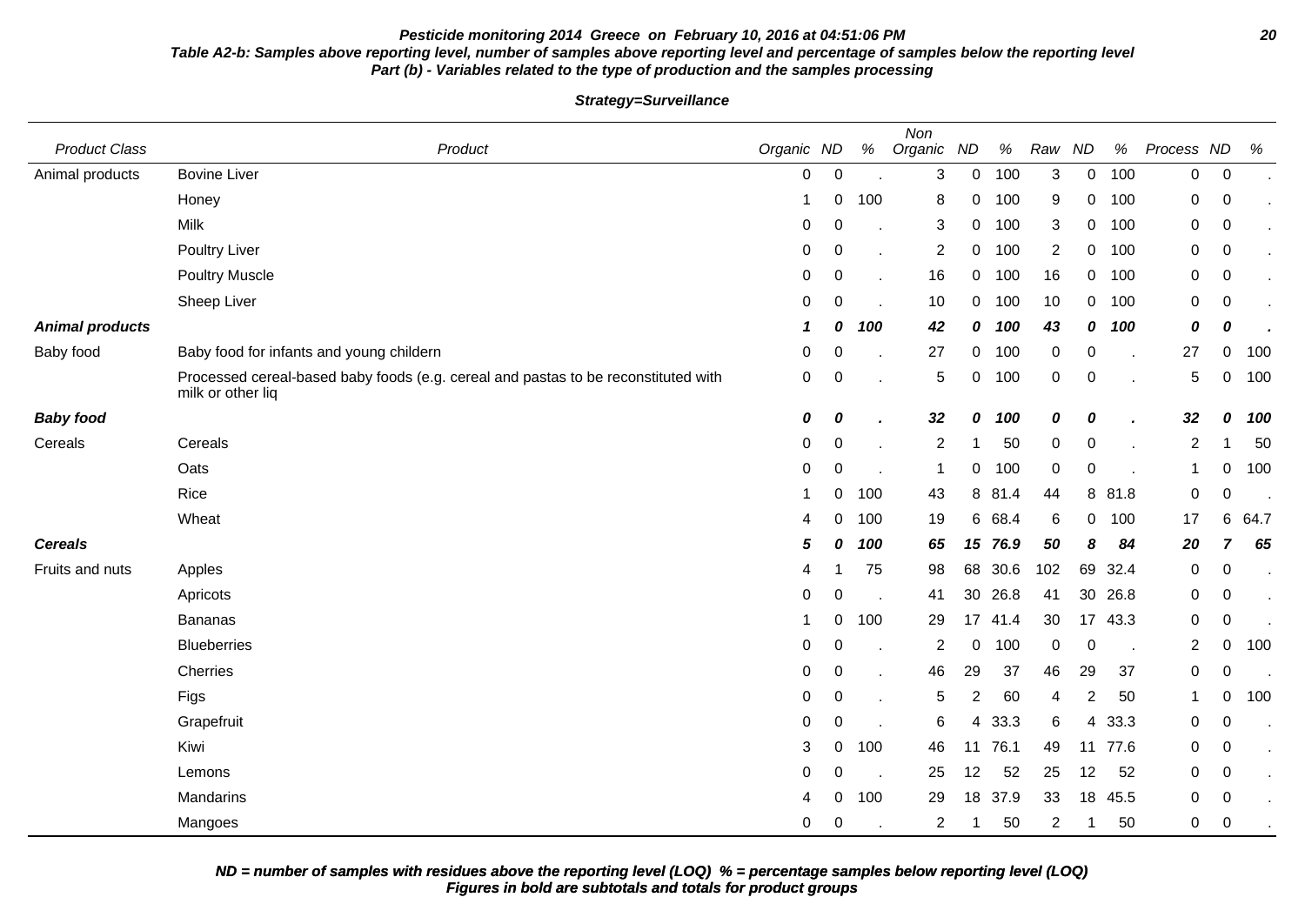**Pesticide monitoring 2014 Greece on February 10, 2016 at 04:51:06 PM**

**Table A2-b: Samples above reporting level, number of samples above reporting level and percentage of samples below the reporting level**
**Part (b) - Variables related to the type of production and the samples processing**

**Strategy=Surveillance**

| Product Class | Product | Organic | ND | % | Non Organic | ND | % | Raw | ND | % | Process | ND | % |
|---|---|---|---|---|---|---|---|---|---|---|---|---|---|
| Animal products | Bovine Liver | 0 | 0 | . | 3 | 0 | 100 | 3 | 0 | 100 | 0 | 0 | . |
| | Honey | 1 | 0 | 100 | 8 | 0 | 100 | 9 | 0 | 100 | 0 | 0 | . |
| | Milk | 0 | 0 | . | 3 | 0 | 100 | 3 | 0 | 100 | 0 | 0 | . |
| | Poultry Liver | 0 | 0 | . | 2 | 0 | 100 | 2 | 0 | 100 | 0 | 0 | . |
| | Poultry Muscle | 0 | 0 | . | 16 | 0 | 100 | 16 | 0 | 100 | 0 | 0 | . |
| | Sheep Liver | 0 | 0 | . | 10 | 0 | 100 | 10 | 0 | 100 | 0 | 0 | . |
| ***Animal products*** | | ***1*** | ***0*** | ***100*** | ***42*** | ***0*** | ***100*** | ***43*** | ***0*** | ***100*** | ***0*** | ***0*** | ***.*** |
| Baby food | Baby food for infants and young childern | 0 | 0 | . | 27 | 0 | 100 | 0 | 0 | . | 27 | 0 | 100 |
| | Processed cereal-based baby foods (e.g. cereal and pastas to be reconstituted with milk or other liq | 0 | 0 | . | 5 | 0 | 100 | 0 | 0 | . | 5 | 0 | 100 |
| ***Baby food*** | | ***0*** | ***0*** | ***.*** | ***32*** | ***0*** | ***100*** | ***0*** | ***0*** | ***.*** | ***32*** | ***0*** | ***100*** |
| Cereals | Cereals | 0 | 0 | . | 2 | 1 | 50 | 0 | 0 | . | 2 | 1 | 50 |
| | Oats | 0 | 0 | . | 1 | 0 | 100 | 0 | 0 | . | 1 | 0 | 100 |
| | Rice | 1 | 0 | 100 | 43 | 8 | 81.4 | 44 | 8 | 81.8 | 0 | 0 | . |
| | Wheat | 4 | 0 | 100 | 19 | 6 | 68.4 | 6 | 0 | 100 | 17 | 6 | 64.7 |
| ***Cereals*** | | ***5*** | ***0*** | ***100*** | ***65*** | ***15*** | ***76.9*** | ***50*** | ***8*** | ***84*** | ***20*** | ***7*** | ***65*** |
| Fruits and nuts | Apples | 4 | 1 | 75 | 98 | 68 | 30.6 | 102 | 69 | 32.4 | 0 | 0 | . |
| | Apricots | 0 | 0 | . | 41 | 30 | 26.8 | 41 | 30 | 26.8 | 0 | 0 | . |
| | Bananas | 1 | 0 | 100 | 29 | 17 | 41.4 | 30 | 17 | 43.3 | 0 | 0 | . |
| | Blueberries | 0 | 0 | . | 2 | 0 | 100 | 0 | 0 | . | 2 | 0 | 100 |
| | Cherries | 0 | 0 | . | 46 | 29 | 37 | 46 | 29 | 37 | 0 | 0 | . |
| | Figs | 0 | 0 | . | 5 | 2 | 60 | 4 | 2 | 50 | 1 | 0 | 100 |
| | Grapefruit | 0 | 0 | . | 6 | 4 | 33.3 | 6 | 4 | 33.3 | 0 | 0 | . |
| | Kiwi | 3 | 0 | 100 | 46 | 11 | 76.1 | 49 | 11 | 77.6 | 0 | 0 | . |
| | Lemons | 0 | 0 | . | 25 | 12 | 52 | 25 | 12 | 52 | 0 | 0 | . |
| | Mandarins | 4 | 0 | 100 | 29 | 18 | 37.9 | 33 | 18 | 45.5 | 0 | 0 | . |
| | Mangoes | 0 | 0 | . | 2 | 1 | 50 | 2 | 1 | 50 | 0 | 0 | . |

***ND = number of samples with residues above the reporting level (LOQ) % = percentage samples below reporting level (LOQ)***
***Figures in bold are subtotals and totals for product groups***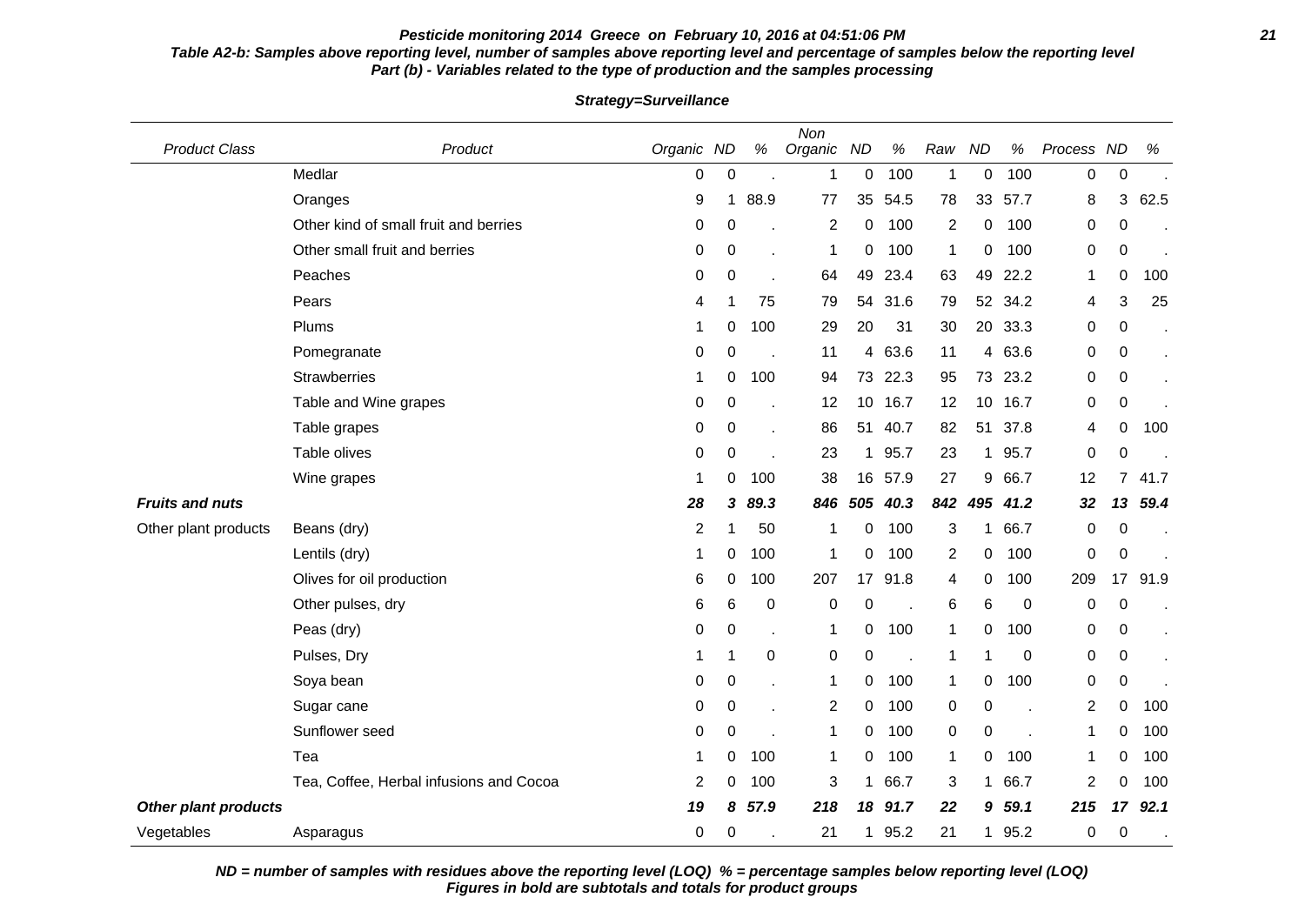**Pesticide monitoring 2014 Greece on February 10, 2016 at 04:51:06 PM**

**Table A2-b: Samples above reporting level, number of samples above reporting level and percentage of samples below the reporting level**
**Part (b) - Variables related to the type of production and the samples processing**

**Strategy=Surveillance**

| Product Class | Product | Organic | ND | % | Non Organic | ND | % | Raw | ND | % | Process | ND | % |
|---|---|---|---|---|---|---|---|---|---|---|---|---|---|
| | Medlar | 0 | 0 | . | 1 | 0 | 100 | 1 | 0 | 100 | 0 | 0 | . |
| | Oranges | 9 | 1 | 88.9 | 77 | 35 | 54.5 | 78 | 33 | 57.7 | 8 | 3 | 62.5 |
| | Other kind of small fruit and berries | 0 | 0 | . | 2 | 0 | 100 | 2 | 0 | 100 | 0 | 0 | . |
| | Other small fruit and berries | 0 | 0 | . | 1 | 0 | 100 | 1 | 0 | 100 | 0 | 0 | . |
| | Peaches | 0 | 0 | . | 64 | 49 | 23.4 | 63 | 49 | 22.2 | 1 | 0 | 100 |
| | Pears | 4 | 1 | 75 | 79 | 54 | 31.6 | 79 | 52 | 34.2 | 4 | 3 | 25 |
| | Plums | 1 | 0 | 100 | 29 | 20 | 31 | 30 | 20 | 33.3 | 0 | 0 | . |
| | Pomegranate | 0 | 0 | . | 11 | 4 | 63.6 | 11 | 4 | 63.6 | 0 | 0 | . |
| | Strawberries | 1 | 0 | 100 | 94 | 73 | 22.3 | 95 | 73 | 23.2 | 0 | 0 | . |
| | Table and Wine grapes | 0 | 0 | . | 12 | 10 | 16.7 | 12 | 10 | 16.7 | 0 | 0 | . |
| | Table grapes | 0 | 0 | . | 86 | 51 | 40.7 | 82 | 51 | 37.8 | 4 | 0 | 100 |
| | Table olives | 0 | 0 | . | 23 | 1 | 95.7 | 23 | 1 | 95.7 | 0 | 0 | . |
| | Wine grapes | 1 | 0 | 100 | 38 | 16 | 57.9 | 27 | 9 | 66.7 | 12 | 7 | 41.7 |
| ***Fruits and nuts*** | | ***28*** | ***3*** | ***89.3*** | ***846*** | ***505*** | ***40.3*** | ***842*** | ***495*** | ***41.2*** | ***32*** | ***13*** | ***59.4*** |
| Other plant products | Beans (dry) | 2 | 1 | 50 | 1 | 0 | 100 | 3 | 1 | 66.7 | 0 | 0 | . |
| | Lentils (dry) | 1 | 0 | 100 | 1 | 0 | 100 | 2 | 0 | 100 | 0 | 0 | . |
| | Olives for oil production | 6 | 0 | 100 | 207 | 17 | 91.8 | 4 | 0 | 100 | 209 | 17 | 91.9 |
| | Other pulses, dry | 6 | 6 | 0 | 0 | 0 | . | 6 | 6 | 0 | 0 | 0 | . |
| | Peas (dry) | 0 | 0 | . | 1 | 0 | 100 | 1 | 0 | 100 | 0 | 0 | . |
| | Pulses, Dry | 1 | 1 | 0 | 0 | 0 | . | 1 | 1 | 0 | 0 | 0 | . |
| | Soya bean | 0 | 0 | . | 1 | 0 | 100 | 1 | 0 | 100 | 0 | 0 | . |
| | Sugar cane | 0 | 0 | . | 2 | 0 | 100 | 0 | 0 | . | 2 | 0 | 100 |
| | Sunflower seed | 0 | 0 | . | 1 | 0 | 100 | 0 | 0 | . | 1 | 0 | 100 |
| | Tea | 1 | 0 | 100 | 1 | 0 | 100 | 1 | 0 | 100 | 1 | 0 | 100 |
| | Tea, Coffee, Herbal infusions and Cocoa | 2 | 0 | 100 | 3 | 1 | 66.7 | 3 | 1 | 66.7 | 2 | 0 | 100 |
| ***Other plant products*** | | ***19*** | ***8*** | ***57.9*** | ***218*** | ***18*** | ***91.7*** | ***22*** | ***9*** | ***59.1*** | ***215*** | ***17*** | ***92.1*** |
| Vegetables | Asparagus | 0 | 0 | . | 21 | 1 | 95.2 | 21 | 1 | 95.2 | 0 | 0 | . |

***ND = number of samples with residues above the reporting level (LOQ) % = percentage samples below reporting level (LOQ)***
***Figures in bold are subtotals and totals for product groups***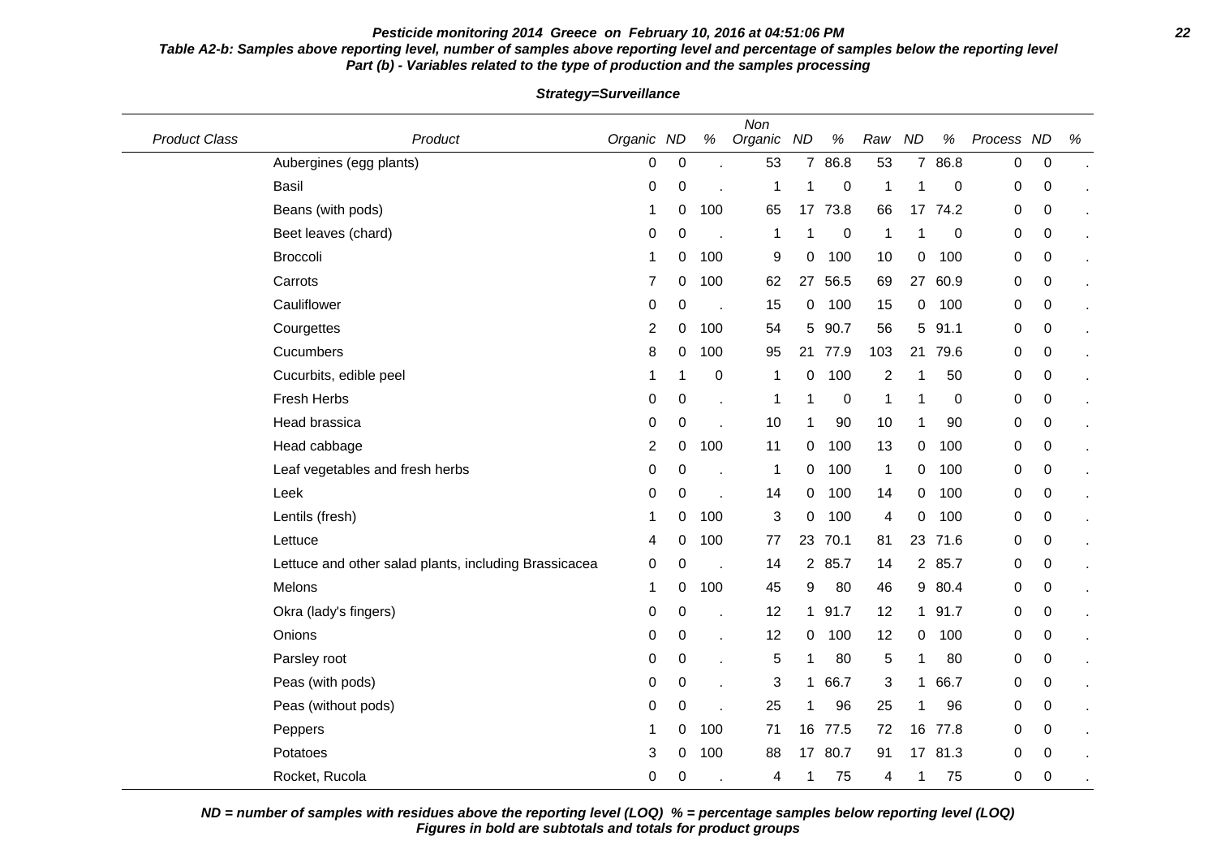**Pesticide monitoring 2014 Greece on February 10, 2016 at 04:51:06 PM**

**Table A2-b: Samples above reporting level, number of samples above reporting level and percentage of samples below the reporting level**
**Part (b) - Variables related to the type of production and the samples processing**

**Strategy=Surveillance**

| Product Class | Product | Organic | ND | % | Non Organic | ND | % | Raw | ND | % | Process | ND | % |
|---|---|---|---|---|---|---|---|---|---|---|---|---|---|
| | Aubergines (egg plants) | 0 | 0 | . | 53 | 7 | 86.8 | 53 | 7 | 86.8 | 0 | 0 | . |
| | Basil | 0 | 0 | . | 1 | 1 | 0 | 1 | 1 | 0 | 0 | 0 | . |
| | Beans (with pods) | 1 | 0 | 100 | 65 | 17 | 73.8 | 66 | 17 | 74.2 | 0 | 0 | . |
| | Beet leaves (chard) | 0 | 0 | . | 1 | 1 | 0 | 1 | 1 | 0 | 0 | 0 | . |
| | Broccoli | 1 | 0 | 100 | 9 | 0 | 100 | 10 | 0 | 100 | 0 | 0 | . |
| | Carrots | 7 | 0 | 100 | 62 | 27 | 56.5 | 69 | 27 | 60.9 | 0 | 0 | . |
| | Cauliflower | 0 | 0 | . | 15 | 0 | 100 | 15 | 0 | 100 | 0 | 0 | . |
| | Courgettes | 2 | 0 | 100 | 54 | 5 | 90.7 | 56 | 5 | 91.1 | 0 | 0 | . |
| | Cucumbers | 8 | 0 | 100 | 95 | 21 | 77.9 | 103 | 21 | 79.6 | 0 | 0 | . |
| | Cucurbits, edible peel | 1 | 1 | 0 | 1 | 0 | 100 | 2 | 1 | 50 | 0 | 0 | . |
| | Fresh Herbs | 0 | 0 | . | 1 | 1 | 0 | 1 | 1 | 0 | 0 | 0 | . |
| | Head brassica | 0 | 0 | . | 10 | 1 | 90 | 10 | 1 | 90 | 0 | 0 | . |
| | Head cabbage | 2 | 0 | 100 | 11 | 0 | 100 | 13 | 0 | 100 | 0 | 0 | . |
| | Leaf vegetables and fresh herbs | 0 | 0 | . | 1 | 0 | 100 | 1 | 0 | 100 | 0 | 0 | . |
| | Leek | 0 | 0 | . | 14 | 0 | 100 | 14 | 0 | 100 | 0 | 0 | . |
| | Lentils (fresh) | 1 | 0 | 100 | 3 | 0 | 100 | 4 | 0 | 100 | 0 | 0 | . |
| | Lettuce | 4 | 0 | 100 | 77 | 23 | 70.1 | 81 | 23 | 71.6 | 0 | 0 | . |
| | Lettuce and other salad plants, including Brassicacea | 0 | 0 | . | 14 | 2 | 85.7 | 14 | 2 | 85.7 | 0 | 0 | . |
| | Melons | 1 | 0 | 100 | 45 | 9 | 80 | 46 | 9 | 80.4 | 0 | 0 | . |
| | Okra (lady's fingers) | 0 | 0 | . | 12 | 1 | 91.7 | 12 | 1 | 91.7 | 0 | 0 | . |
| | Onions | 0 | 0 | . | 12 | 0 | 100 | 12 | 0 | 100 | 0 | 0 | . |
| | Parsley root | 0 | 0 | . | 5 | 1 | 80 | 5 | 1 | 80 | 0 | 0 | . |
| | Peas (with pods) | 0 | 0 | . | 3 | 1 | 66.7 | 3 | 1 | 66.7 | 0 | 0 | . |
| | Peas (without pods) | 0 | 0 | . | 25 | 1 | 96 | 25 | 1 | 96 | 0 | 0 | . |
| | Peppers | 1 | 0 | 100 | 71 | 16 | 77.5 | 72 | 16 | 77.8 | 0 | 0 | . |
| | Potatoes | 3 | 0 | 100 | 88 | 17 | 80.7 | 91 | 17 | 81.3 | 0 | 0 | . |
| | Rocket, Rucola | 0 | 0 | . | 4 | 1 | 75 | 4 | 1 | 75 | 0 | 0 | . |

***ND = number of samples with residues above the reporting level (LOQ) % = percentage samples below reporting level (LOQ)***
***Figures in bold are subtotals and totals for product groups***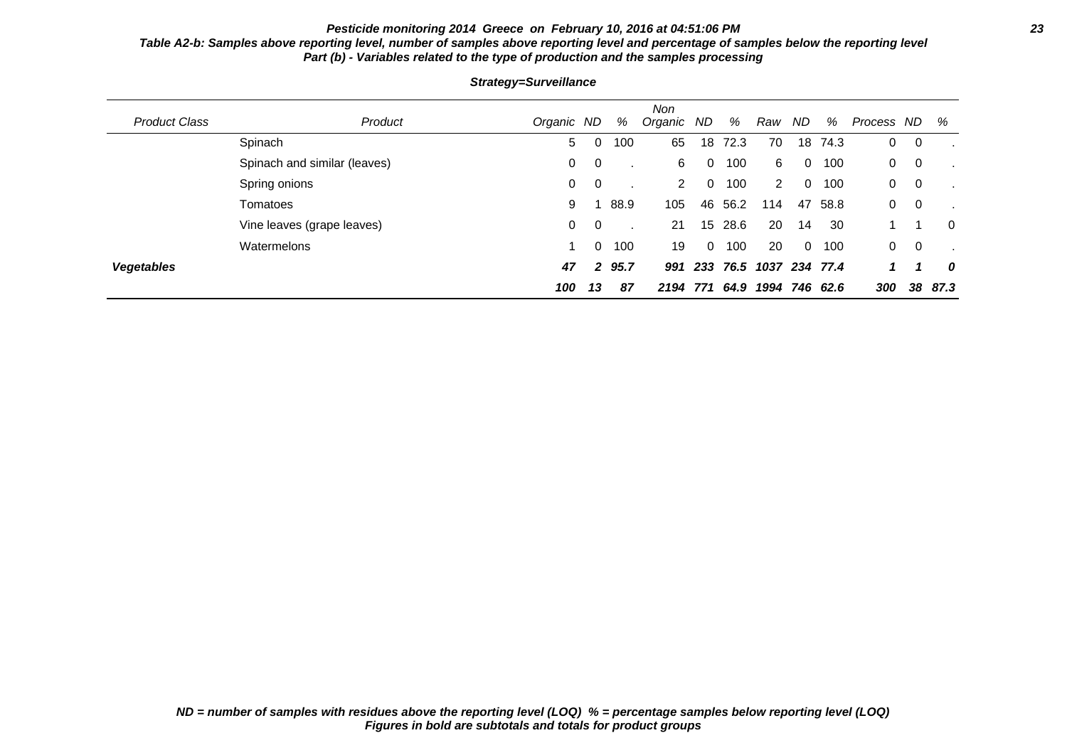**Table A2-b: Samples above reporting level, number of samples above reporting level and percentage of samples below the reporting level**
**Part (b) - Variables related to the type of production and the samples processing**

***Strategy=Surveillance***

| Product Class | Product | Organic | ND | % | Non Organic | ND | % | Raw | ND | % | Process | ND | % |
|---|---|---|---|---|---|---|---|---|---|---|---|---|---|
| | Spinach | 5 | 0 | 100 | 65 | 18 | 72.3 | 70 | 18 | 74.3 | 0 | 0 | . |
| | Spinach and similar (leaves) | 0 | 0 | . | 6 | 0 | 100 | 6 | 0 | 100 | 0 | 0 | . |
| | Spring onions | 0 | 0 | . | 2 | 0 | 100 | 2 | 0 | 100 | 0 | 0 | . |
| | Tomatoes | 9 | 1 | 88.9 | 105 | 46 | 56.2 | 114 | 47 | 58.8 | 0 | 0 | . |
| | Vine leaves (grape leaves) | 0 | 0 | . | 21 | 15 | 28.6 | 20 | 14 | 30 | 1 | 1 | 0 |
| | Watermelons | 1 | 0 | 100 | 19 | 0 | 100 | 20 | 0 | 100 | 0 | 0 | . |
| ***Vegetables*** | | ***47*** | ***2*** | ***95.7*** | ***991*** | ***233*** | ***76.5*** | ***1037*** | ***234*** | ***77.4*** | ***1*** | ***1*** | ***0*** |
| | | ***100*** | ***13*** | ***87*** | ***2194*** | ***771*** | ***64.9*** | ***1994*** | ***746*** | ***62.6*** | ***300*** | ***38*** | ***87.3*** |

***ND = number of samples with residues above the reporting level (LOQ) % = percentage samples below reporting level (LOQ)***
***Figures in bold are subtotals and totals for product groups***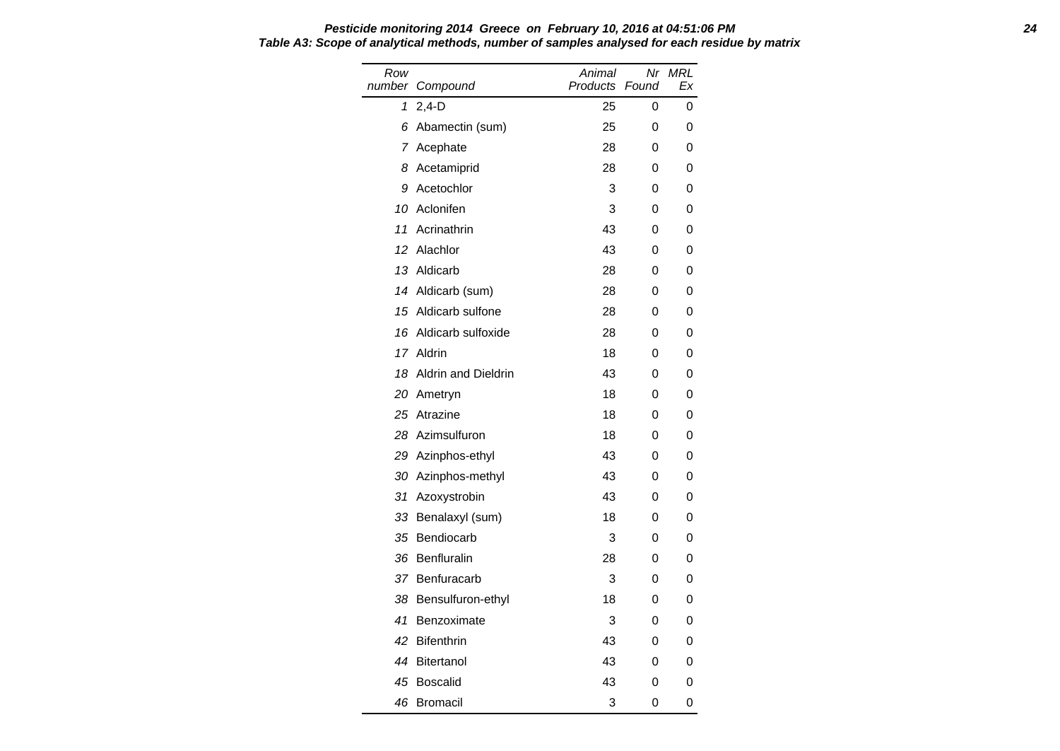***Pesticide monitoring 2014 Greece on February 10, 2016 at 04:51:06 PM***

***Table A3: Scope of analytical methods, number of samples analysed for each residue by matrix***

| *Row number* | *Compound* | *Animal Products* | *Nr Found* | *MRL Ex* |
|---|---|---|---|---|
| *1* | 2,4-D | 25 | 0 | 0 |
| *6* | Abamectin (sum) | 25 | 0 | 0 |
| *7* | Acephate | 28 | 0 | 0 |
| *8* | Acetamiprid | 28 | 0 | 0 |
| *9* | Acetochlor | 3 | 0 | 0 |
| *10* | Aclonifen | 3 | 0 | 0 |
| *11* | Acrinathrin | 43 | 0 | 0 |
| *12* | Alachlor | 43 | 0 | 0 |
| *13* | Aldicarb | 28 | 0 | 0 |
| *14* | Aldicarb (sum) | 28 | 0 | 0 |
| *15* | Aldicarb sulfone | 28 | 0 | 0 |
| *16* | Aldicarb sulfoxide | 28 | 0 | 0 |
| *17* | Aldrin | 18 | 0 | 0 |
| *18* | Aldrin and Dieldrin | 43 | 0 | 0 |
| *20* | Ametryn | 18 | 0 | 0 |
| *25* | Atrazine | 18 | 0 | 0 |
| *28* | Azimsulfuron | 18 | 0 | 0 |
| *29* | Azinphos-ethyl | 43 | 0 | 0 |
| *30* | Azinphos-methyl | 43 | 0 | 0 |
| *31* | Azoxystrobin | 43 | 0 | 0 |
| *33* | Benalaxyl (sum) | 18 | 0 | 0 |
| *35* | Bendiocarb | 3 | 0 | 0 |
| *36* | Benfluralin | 28 | 0 | 0 |
| *37* | Benfuracarb | 3 | 0 | 0 |
| *38* | Bensulfuron-ethyl | 18 | 0 | 0 |
| *41* | Benzoximate | 3 | 0 | 0 |
| *42* | Bifenthrin | 43 | 0 | 0 |
| *44* | Bitertanol | 43 | 0 | 0 |
| *45* | Boscalid | 43 | 0 | 0 |
| *46* | Bromacil | 3 | 0 | 0 |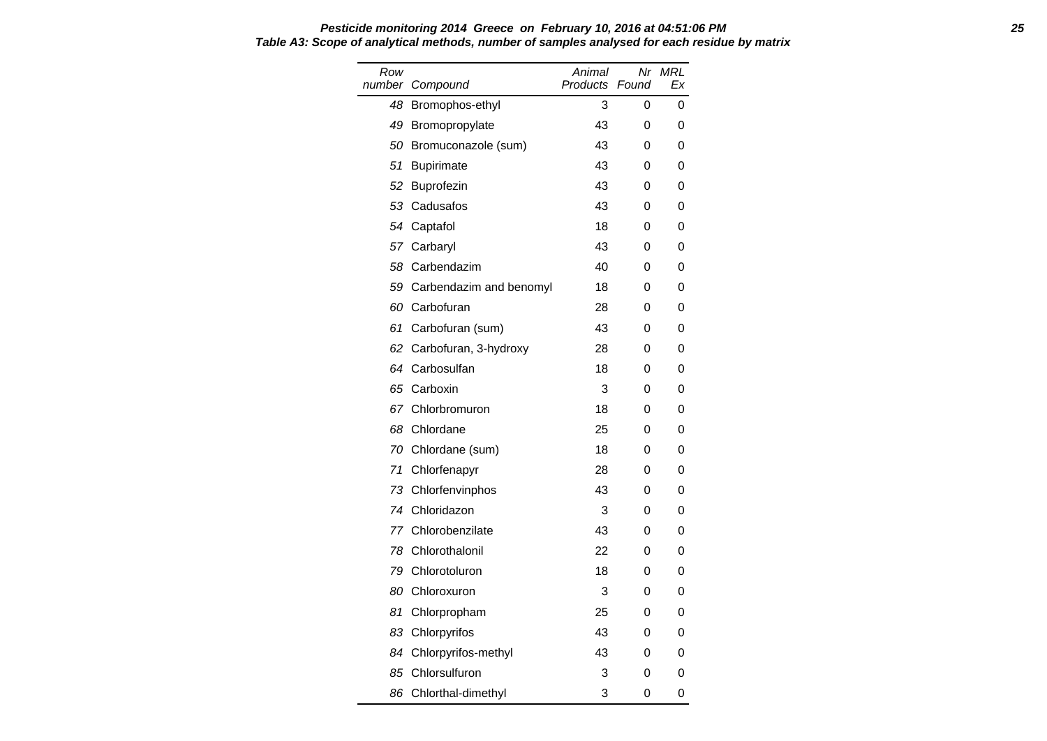**Pesticide monitoring 2014 Greece on February 10, 2016 at 04:51:06 PM**

**Table A3: Scope of analytical methods, number of samples analysed for each residue by matrix**

| Row number | Compound | Animal Products | Nr Found | MRL Ex |
|---|---|---|---|---|
| 48 | Bromophos-ethyl | 3 | 0 | 0 |
| 49 | Bromopropylate | 43 | 0 | 0 |
| 50 | Bromuconazole (sum) | 43 | 0 | 0 |
| 51 | Bupirimate | 43 | 0 | 0 |
| 52 | Buprofezin | 43 | 0 | 0 |
| 53 | Cadusafos | 43 | 0 | 0 |
| 54 | Captafol | 18 | 0 | 0 |
| 57 | Carbaryl | 43 | 0 | 0 |
| 58 | Carbendazim | 40 | 0 | 0 |
| 59 | Carbendazim and benomyl | 18 | 0 | 0 |
| 60 | Carbofuran | 28 | 0 | 0 |
| 61 | Carbofuran (sum) | 43 | 0 | 0 |
| 62 | Carbofuran, 3-hydroxy | 28 | 0 | 0 |
| 64 | Carbosulfan | 18 | 0 | 0 |
| 65 | Carboxin | 3 | 0 | 0 |
| 67 | Chlorbromuron | 18 | 0 | 0 |
| 68 | Chlordane | 25 | 0 | 0 |
| 70 | Chlordane (sum) | 18 | 0 | 0 |
| 71 | Chlorfenapyr | 28 | 0 | 0 |
| 73 | Chlorfenvinphos | 43 | 0 | 0 |
| 74 | Chloridazon | 3 | 0 | 0 |
| 77 | Chlorobenzilate | 43 | 0 | 0 |
| 78 | Chlorothalonil | 22 | 0 | 0 |
| 79 | Chlorotoluron | 18 | 0 | 0 |
| 80 | Chloroxuron | 3 | 0 | 0 |
| 81 | Chlorpropham | 25 | 0 | 0 |
| 83 | Chlorpyrifos | 43 | 0 | 0 |
| 84 | Chlorpyrifos-methyl | 43 | 0 | 0 |
| 85 | Chlorsulfuron | 3 | 0 | 0 |
| 86 | Chlorthal-dimethyl | 3 | 0 | 0 |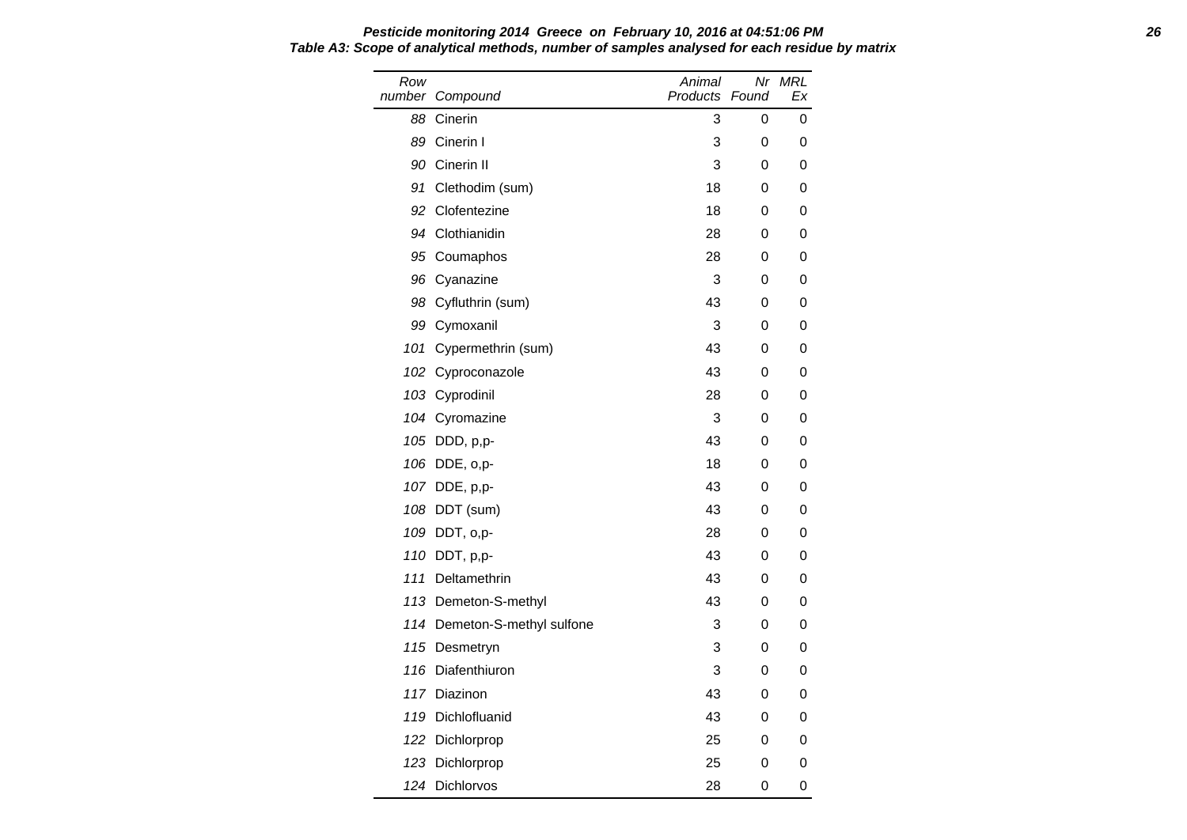**Pesticide monitoring 2014 Greece on February 10, 2016 at 04:51:06 PM**

**Table A3: Scope of analytical methods, number of samples analysed for each residue by matrix**

| Row number | Compound | Animal Products | Nr Found | MRL Ex |
|---|---|---|---|---|
| 88 | Cinerin | 3 | 0 | 0 |
| 89 | Cinerin I | 3 | 0 | 0 |
| 90 | Cinerin II | 3 | 0 | 0 |
| 91 | Clethodim (sum) | 18 | 0 | 0 |
| 92 | Clofentezine | 18 | 0 | 0 |
| 94 | Clothianidin | 28 | 0 | 0 |
| 95 | Coumaphos | 28 | 0 | 0 |
| 96 | Cyanazine | 3 | 0 | 0 |
| 98 | Cyfluthrin (sum) | 43 | 0 | 0 |
| 99 | Cymoxanil | 3 | 0 | 0 |
| 101 | Cypermethrin (sum) | 43 | 0 | 0 |
| 102 | Cyproconazole | 43 | 0 | 0 |
| 103 | Cyprodinil | 28 | 0 | 0 |
| 104 | Cyromazine | 3 | 0 | 0 |
| 105 | DDD, p,p- | 43 | 0 | 0 |
| 106 | DDE, o,p- | 18 | 0 | 0 |
| 107 | DDE, p,p- | 43 | 0 | 0 |
| 108 | DDT (sum) | 43 | 0 | 0 |
| 109 | DDT, o,p- | 28 | 0 | 0 |
| 110 | DDT, p,p- | 43 | 0 | 0 |
| 111 | Deltamethrin | 43 | 0 | 0 |
| 113 | Demeton-S-methyl | 43 | 0 | 0 |
| 114 | Demeton-S-methyl sulfone | 3 | 0 | 0 |
| 115 | Desmetryn | 3 | 0 | 0 |
| 116 | Diafenthiuron | 3 | 0 | 0 |
| 117 | Diazinon | 43 | 0 | 0 |
| 119 | Dichlofluanid | 43 | 0 | 0 |
| 122 | Dichlorprop | 25 | 0 | 0 |
| 123 | Dichlorprop | 25 | 0 | 0 |
| 124 | Dichlorvos | 28 | 0 | 0 |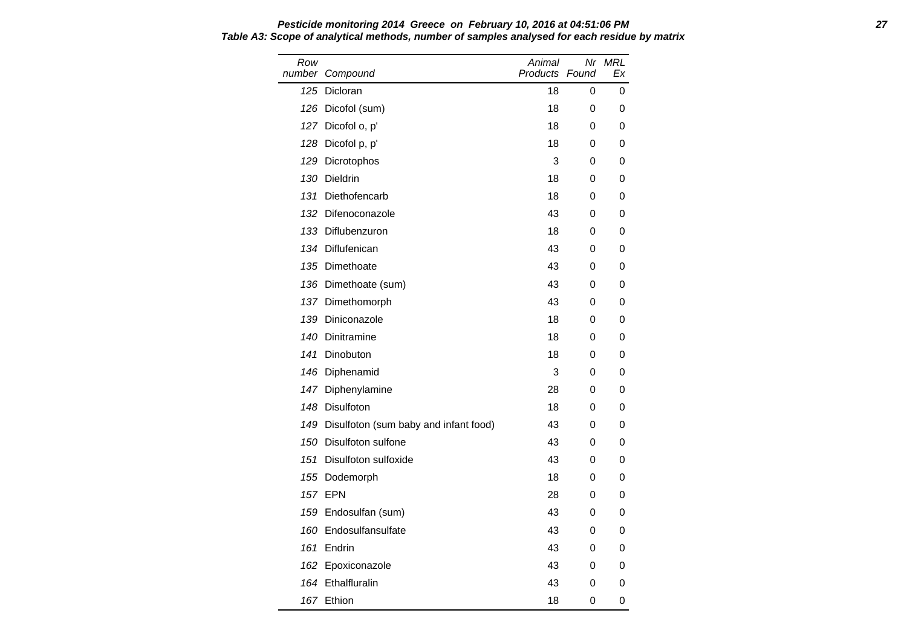**Pesticide monitoring 2014 Greece on February 10, 2016 at 04:51:06 PM**

**Table A3: Scope of analytical methods, number of samples analysed for each residue by matrix**

| Row number | Compound | Animal Products | Nr Found | MRL Ex |
|---|---|---|---|---|
| 125 | Dicloran | 18 | 0 | 0 |
| 126 | Dicofol (sum) | 18 | 0 | 0 |
| 127 | Dicofol o, p' | 18 | 0 | 0 |
| 128 | Dicofol p, p' | 18 | 0 | 0 |
| 129 | Dicrotophos | 3 | 0 | 0 |
| 130 | Dieldrin | 18 | 0 | 0 |
| 131 | Diethofencarb | 18 | 0 | 0 |
| 132 | Difenoconazole | 43 | 0 | 0 |
| 133 | Diflubenzuron | 18 | 0 | 0 |
| 134 | Diflufenican | 43 | 0 | 0 |
| 135 | Dimethoate | 43 | 0 | 0 |
| 136 | Dimethoate (sum) | 43 | 0 | 0 |
| 137 | Dimethomorph | 43 | 0 | 0 |
| 139 | Diniconazole | 18 | 0 | 0 |
| 140 | Dinitramine | 18 | 0 | 0 |
| 141 | Dinobuton | 18 | 0 | 0 |
| 146 | Diphenamid | 3 | 0 | 0 |
| 147 | Diphenylamine | 28 | 0 | 0 |
| 148 | Disulfoton | 18 | 0 | 0 |
| 149 | Disulfoton (sum baby and infant food) | 43 | 0 | 0 |
| 150 | Disulfoton sulfone | 43 | 0 | 0 |
| 151 | Disulfoton sulfoxide | 43 | 0 | 0 |
| 155 | Dodemorph | 18 | 0 | 0 |
| 157 | EPN | 28 | 0 | 0 |
| 159 | Endosulfan (sum) | 43 | 0 | 0 |
| 160 | Endosulfansulfate | 43 | 0 | 0 |
| 161 | Endrin | 43 | 0 | 0 |
| 162 | Epoxiconazole | 43 | 0 | 0 |
| 164 | Ethalfluralin | 43 | 0 | 0 |
| 167 | Ethion | 18 | 0 | 0 |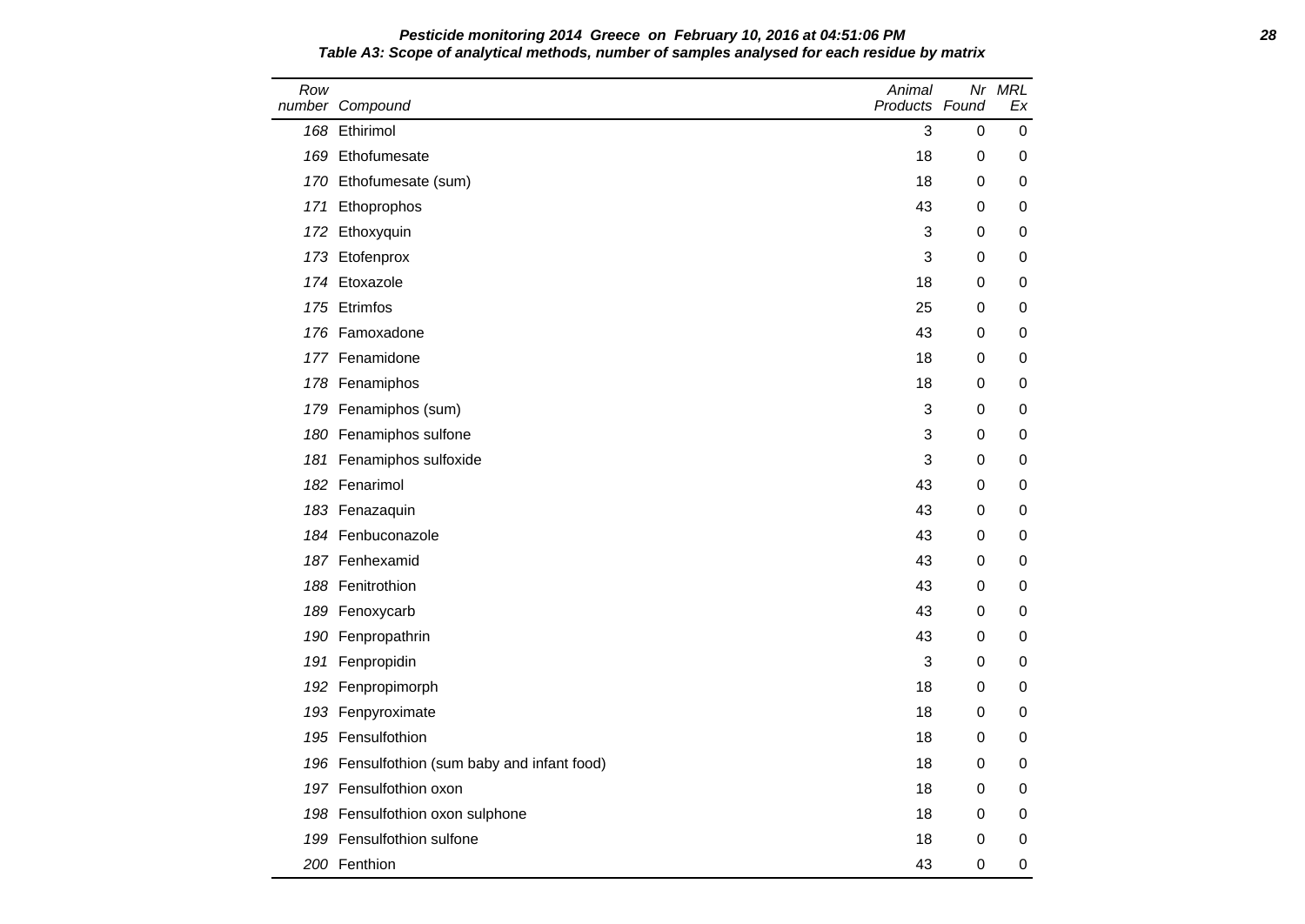**Pesticide monitoring 2014 Greece on February 10, 2016 at 04:51:06 PM**

**Table A3: Scope of analytical methods, number of samples analysed for each residue by matrix**

| Row number | Compound | Animal Products | Nr Found | MRL Ex |
|---|---|---|---|---|
| 168 | Ethirimol | 3 | 0 | 0 |
| 169 | Ethofumesate | 18 | 0 | 0 |
| 170 | Ethofumesate (sum) | 18 | 0 | 0 |
| 171 | Ethoprophos | 43 | 0 | 0 |
| 172 | Ethoxyquin | 3 | 0 | 0 |
| 173 | Etofenprox | 3 | 0 | 0 |
| 174 | Etoxazole | 18 | 0 | 0 |
| 175 | Etrimfos | 25 | 0 | 0 |
| 176 | Famoxadone | 43 | 0 | 0 |
| 177 | Fenamidone | 18 | 0 | 0 |
| 178 | Fenamiphos | 18 | 0 | 0 |
| 179 | Fenamiphos (sum) | 3 | 0 | 0 |
| 180 | Fenamiphos sulfone | 3 | 0 | 0 |
| 181 | Fenamiphos sulfoxide | 3 | 0 | 0 |
| 182 | Fenarimol | 43 | 0 | 0 |
| 183 | Fenazaquin | 43 | 0 | 0 |
| 184 | Fenbuconazole | 43 | 0 | 0 |
| 187 | Fenhexamid | 43 | 0 | 0 |
| 188 | Fenitrothion | 43 | 0 | 0 |
| 189 | Fenoxycarb | 43 | 0 | 0 |
| 190 | Fenpropathrin | 43 | 0 | 0 |
| 191 | Fenpropidin | 3 | 0 | 0 |
| 192 | Fenpropimorph | 18 | 0 | 0 |
| 193 | Fenpyroximate | 18 | 0 | 0 |
| 195 | Fensulfothion | 18 | 0 | 0 |
| 196 | Fensulfothion (sum baby and infant food) | 18 | 0 | 0 |
| 197 | Fensulfothion oxon | 18 | 0 | 0 |
| 198 | Fensulfothion oxon sulphone | 18 | 0 | 0 |
| 199 | Fensulfothion sulfone | 18 | 0 | 0 |
| 200 | Fenthion | 43 | 0 | 0 |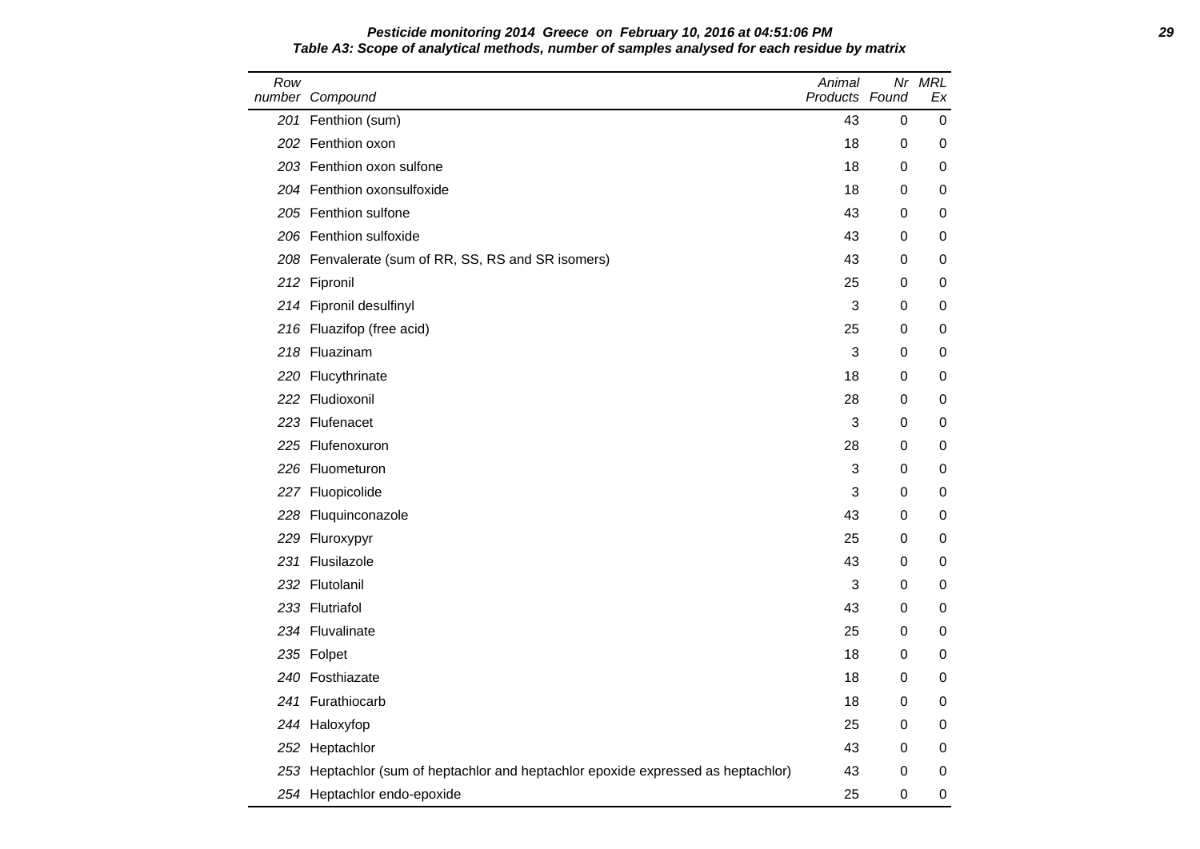**Pesticide monitoring 2014 Greece on February 10, 2016 at 04:51:06 PM**

**Table A3: Scope of analytical methods, number of samples analysed for each residue by matrix**

| Row number | Compound | Animal Products | Nr Found | MRL Ex |
|---|---|---|---|---|
| 201 | Fenthion (sum) | 43 | 0 | 0 |
| 202 | Fenthion oxon | 18 | 0 | 0 |
| 203 | Fenthion oxon sulfone | 18 | 0 | 0 |
| 204 | Fenthion oxonsulfoxide | 18 | 0 | 0 |
| 205 | Fenthion sulfone | 43 | 0 | 0 |
| 206 | Fenthion sulfoxide | 43 | 0 | 0 |
| 208 | Fenvalerate (sum of RR, SS, RS and SR isomers) | 43 | 0 | 0 |
| 212 | Fipronil | 25 | 0 | 0 |
| 214 | Fipronil desulfinyl | 3 | 0 | 0 |
| 216 | Fluazifop (free acid) | 25 | 0 | 0 |
| 218 | Fluazinam | 3 | 0 | 0 |
| 220 | Flucythrinate | 18 | 0 | 0 |
| 222 | Fludioxonil | 28 | 0 | 0 |
| 223 | Flufenacet | 3 | 0 | 0 |
| 225 | Flufenoxuron | 28 | 0 | 0 |
| 226 | Fluometuron | 3 | 0 | 0 |
| 227 | Fluopicolide | 3 | 0 | 0 |
| 228 | Fluquinconazole | 43 | 0 | 0 |
| 229 | Fluroxypyr | 25 | 0 | 0 |
| 231 | Flusilazole | 43 | 0 | 0 |
| 232 | Flutolanil | 3 | 0 | 0 |
| 233 | Flutriafol | 43 | 0 | 0 |
| 234 | Fluvalinate | 25 | 0 | 0 |
| 235 | Folpet | 18 | 0 | 0 |
| 240 | Fosthiazate | 18 | 0 | 0 |
| 241 | Furathiocarb | 18 | 0 | 0 |
| 244 | Haloxyfop | 25 | 0 | 0 |
| 252 | Heptachlor | 43 | 0 | 0 |
| 253 | Heptachlor (sum of heptachlor and heptachlor epoxide expressed as heptachlor) | 43 | 0 | 0 |
| 254 | Heptachlor endo-epoxide | 25 | 0 | 0 |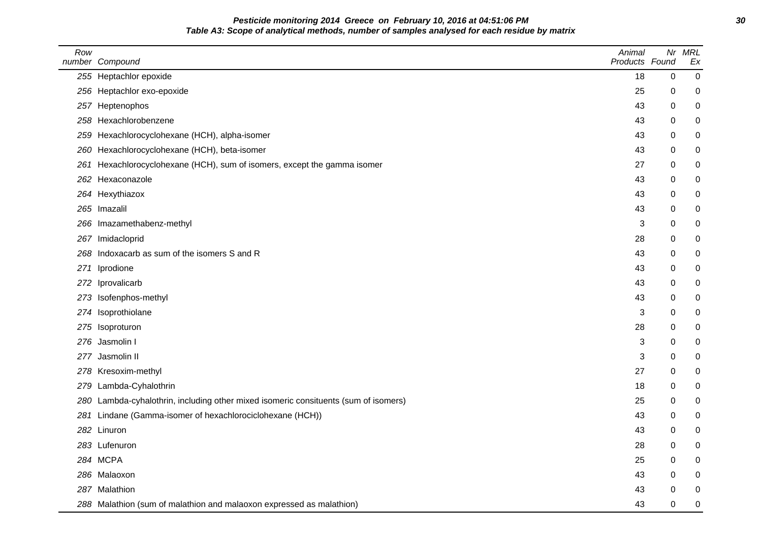**Pesticide monitoring 2014 Greece on February 10, 2016 at 04:51:06 PM**

**Table A3: Scope of analytical methods, number of samples analysed for each residue by matrix**

| Row number | Compound | Animal Products | Nr Found | MRL Ex |
|---|---|---|---|---|
| 255 | Heptachlor epoxide | 18 | 0 | 0 |
| 256 | Heptachlor exo-epoxide | 25 | 0 | 0 |
| 257 | Heptenophos | 43 | 0 | 0 |
| 258 | Hexachlorobenzene | 43 | 0 | 0 |
| 259 | Hexachlorocyclohexane (HCH), alpha-isomer | 43 | 0 | 0 |
| 260 | Hexachlorocyclohexane (HCH), beta-isomer | 43 | 0 | 0 |
| 261 | Hexachlorocyclohexane (HCH), sum of isomers, except the gamma isomer | 27 | 0 | 0 |
| 262 | Hexaconazole | 43 | 0 | 0 |
| 264 | Hexythiazox | 43 | 0 | 0 |
| 265 | Imazalil | 43 | 0 | 0 |
| 266 | Imazamethabenz-methyl | 3 | 0 | 0 |
| 267 | Imidacloprid | 28 | 0 | 0 |
| 268 | Indoxacarb as sum of the isomers S and R | 43 | 0 | 0 |
| 271 | Iprodione | 43 | 0 | 0 |
| 272 | Iprovalicarb | 43 | 0 | 0 |
| 273 | Isofenphos-methyl | 43 | 0 | 0 |
| 274 | Isoprothiolane | 3 | 0 | 0 |
| 275 | Isoproturon | 28 | 0 | 0 |
| 276 | Jasmolin I | 3 | 0 | 0 |
| 277 | Jasmolin II | 3 | 0 | 0 |
| 278 | Kresoxim-methyl | 27 | 0 | 0 |
| 279 | Lambda-Cyhalothrin | 18 | 0 | 0 |
| 280 | Lambda-cyhalothrin, including other mixed isomeric consituents (sum of isomers) | 25 | 0 | 0 |
| 281 | Lindane (Gamma-isomer of hexachlorociclohexane (HCH)) | 43 | 0 | 0 |
| 282 | Linuron | 43 | 0 | 0 |
| 283 | Lufenuron | 28 | 0 | 0 |
| 284 | MCPA | 25 | 0 | 0 |
| 286 | Malaoxon | 43 | 0 | 0 |
| 287 | Malathion | 43 | 0 | 0 |
| 288 | Malathion (sum of malathion and malaoxon expressed as malathion) | 43 | 0 | 0 |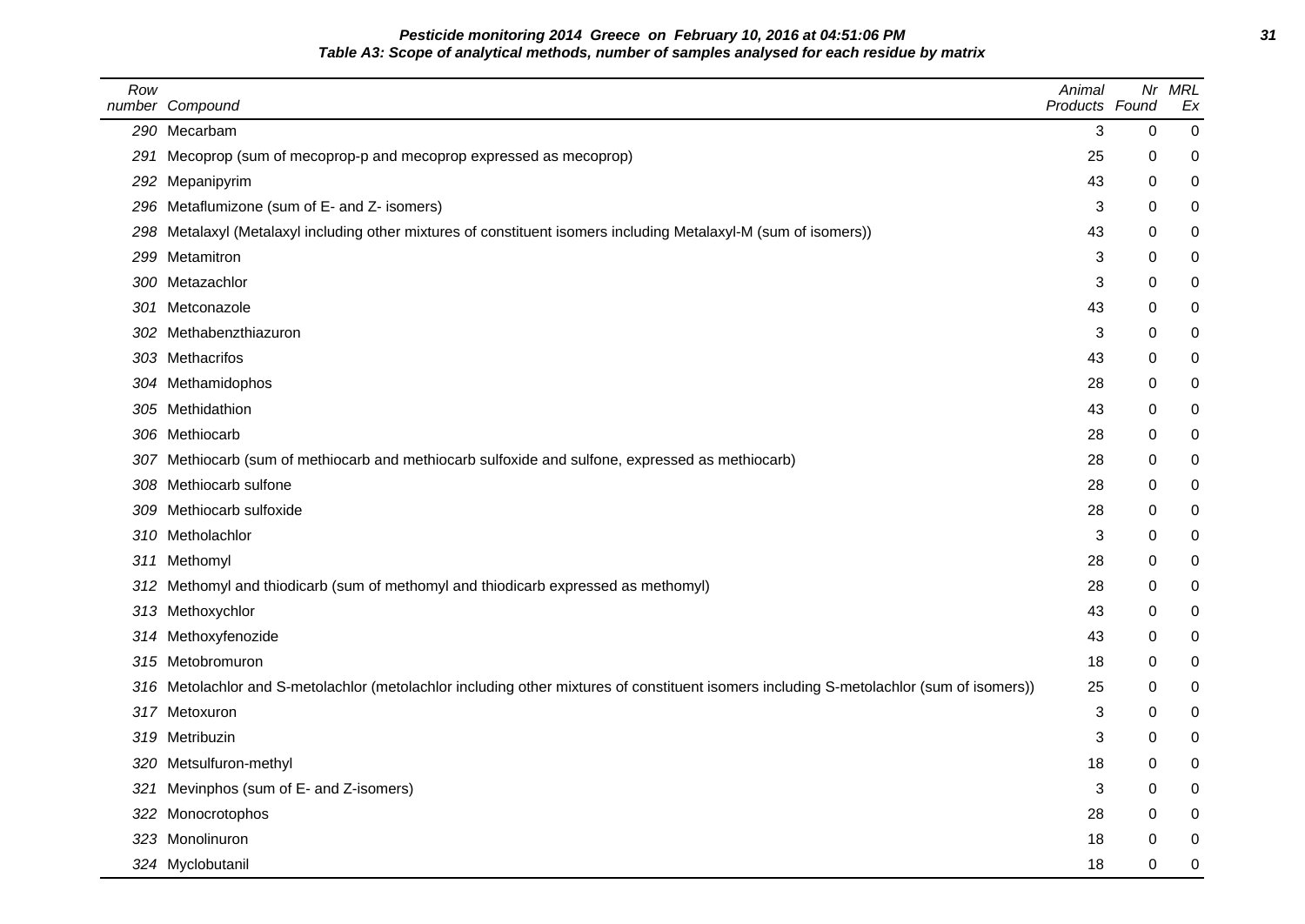**Pesticide monitoring 2014 Greece on February 10, 2016 at 04:51:06 PM**

**Table A3: Scope of analytical methods, number of samples analysed for each residue by matrix**

| Row number | Compound | Animal Products | Nr Found | MRL Ex |
|---|---|---|---|---|
| 290 | Mecarbam | 3 | 0 | 0 |
| 291 | Mecoprop (sum of mecoprop-p and mecoprop expressed as mecoprop) | 25 | 0 | 0 |
| 292 | Mepanipyrim | 43 | 0 | 0 |
| 296 | Metaflumizone (sum of E- and Z- isomers) | 3 | 0 | 0 |
| 298 | Metalaxyl (Metalaxyl including other mixtures of constituent isomers including Metalaxyl-M (sum of isomers)) | 43 | 0 | 0 |
| 299 | Metamitron | 3 | 0 | 0 |
| 300 | Metazachlor | 3 | 0 | 0 |
| 301 | Metconazole | 43 | 0 | 0 |
| 302 | Methabenzthiazuron | 3 | 0 | 0 |
| 303 | Methacrifos | 43 | 0 | 0 |
| 304 | Methamidophos | 28 | 0 | 0 |
| 305 | Methidathion | 43 | 0 | 0 |
| 306 | Methiocarb | 28 | 0 | 0 |
| 307 | Methiocarb (sum of methiocarb and methiocarb sulfoxide and sulfone, expressed as methiocarb) | 28 | 0 | 0 |
| 308 | Methiocarb sulfone | 28 | 0 | 0 |
| 309 | Methiocarb sulfoxide | 28 | 0 | 0 |
| 310 | Metholachlor | 3 | 0 | 0 |
| 311 | Methomyl | 28 | 0 | 0 |
| 312 | Methomyl and thiodicarb (sum of methomyl and thiodicarb expressed as methomyl) | 28 | 0 | 0 |
| 313 | Methoxychlor | 43 | 0 | 0 |
| 314 | Methoxyfenozide | 43 | 0 | 0 |
| 315 | Metobromuron | 18 | 0 | 0 |
| 316 | Metolachlor and S-metolachlor (metolachlor including other mixtures of constituent isomers including S-metolachlor (sum of isomers)) | 25 | 0 | 0 |
| 317 | Metoxuron | 3 | 0 | 0 |
| 319 | Metribuzin | 3 | 0 | 0 |
| 320 | Metsulfuron-methyl | 18 | 0 | 0 |
| 321 | Mevinphos (sum of E- and Z-isomers) | 3 | 0 | 0 |
| 322 | Monocrotophos | 28 | 0 | 0 |
| 323 | Monolinuron | 18 | 0 | 0 |
| 324 | Myclobutanil | 18 | 0 | 0 |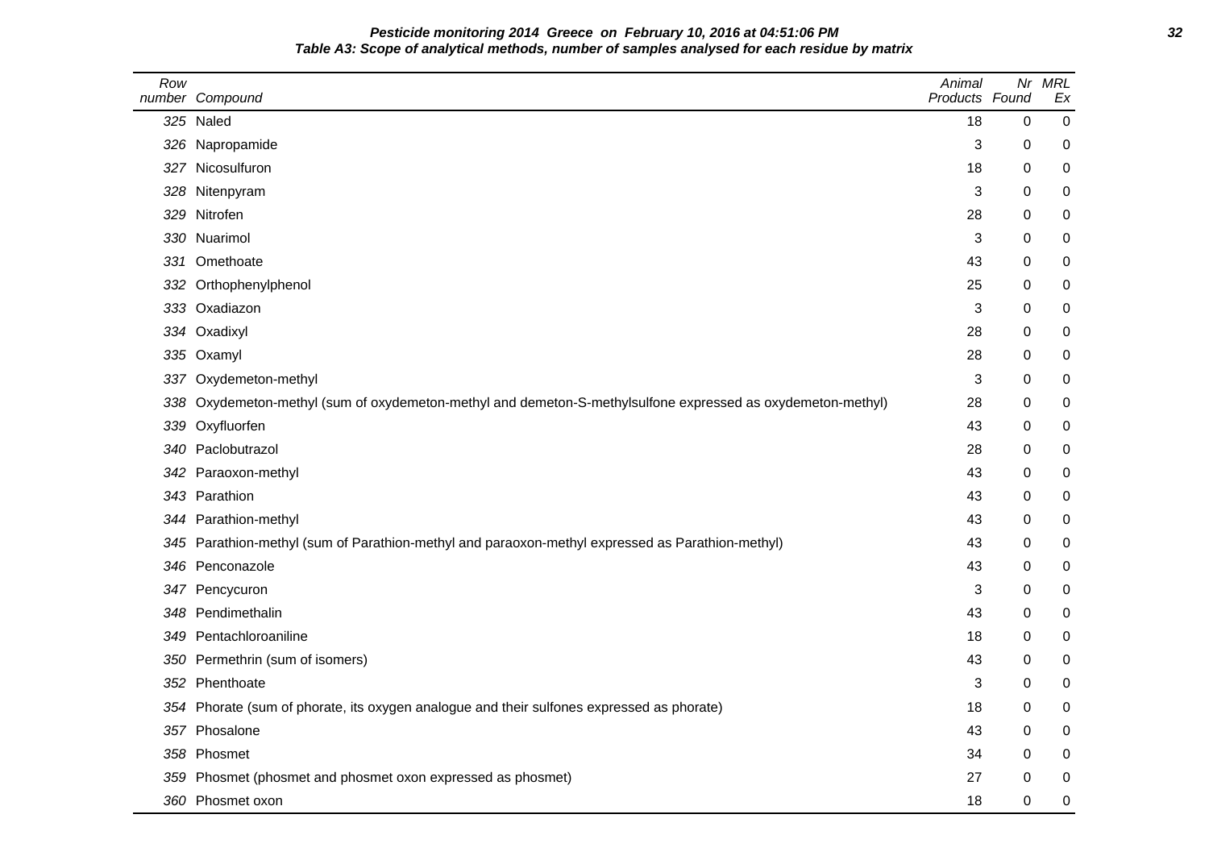**Pesticide monitoring 2014 Greece on February 10, 2016 at 04:51:06 PM**

**Table A3: Scope of analytical methods, number of samples analysed for each residue by matrix**

| Row number | Compound | Animal Products | Nr Found | MRL Ex |
|---|---|---|---|---|
| 325 | Naled | 18 | 0 | 0 |
| 326 | Napropamide | 3 | 0 | 0 |
| 327 | Nicosulfuron | 18 | 0 | 0 |
| 328 | Nitenpyram | 3 | 0 | 0 |
| 329 | Nitrofen | 28 | 0 | 0 |
| 330 | Nuarimol | 3 | 0 | 0 |
| 331 | Omethoate | 43 | 0 | 0 |
| 332 | Orthophenylphenol | 25 | 0 | 0 |
| 333 | Oxadiazon | 3 | 0 | 0 |
| 334 | Oxadixyl | 28 | 0 | 0 |
| 335 | Oxamyl | 28 | 0 | 0 |
| 337 | Oxydemeton-methyl | 3 | 0 | 0 |
| 338 | Oxydemeton-methyl (sum of oxydemeton-methyl and demeton-S-methylsulfone expressed as oxydemeton-methyl) | 28 | 0 | 0 |
| 339 | Oxyfluorfen | 43 | 0 | 0 |
| 340 | Paclobutrazol | 28 | 0 | 0 |
| 342 | Paraoxon-methyl | 43 | 0 | 0 |
| 343 | Parathion | 43 | 0 | 0 |
| 344 | Parathion-methyl | 43 | 0 | 0 |
| 345 | Parathion-methyl (sum of Parathion-methyl and paraoxon-methyl expressed as Parathion-methyl) | 43 | 0 | 0 |
| 346 | Penconazole | 43 | 0 | 0 |
| 347 | Pencycuron | 3 | 0 | 0 |
| 348 | Pendimethalin | 43 | 0 | 0 |
| 349 | Pentachloroaniline | 18 | 0 | 0 |
| 350 | Permethrin (sum of isomers) | 43 | 0 | 0 |
| 352 | Phenthoate | 3 | 0 | 0 |
| 354 | Phorate (sum of phorate, its oxygen analogue and their sulfones expressed as phorate) | 18 | 0 | 0 |
| 357 | Phosalone | 43 | 0 | 0 |
| 358 | Phosmet | 34 | 0 | 0 |
| 359 | Phosmet (phosmet and phosmet oxon expressed as phosmet) | 27 | 0 | 0 |
| 360 | Phosmet oxon | 18 | 0 | 0 |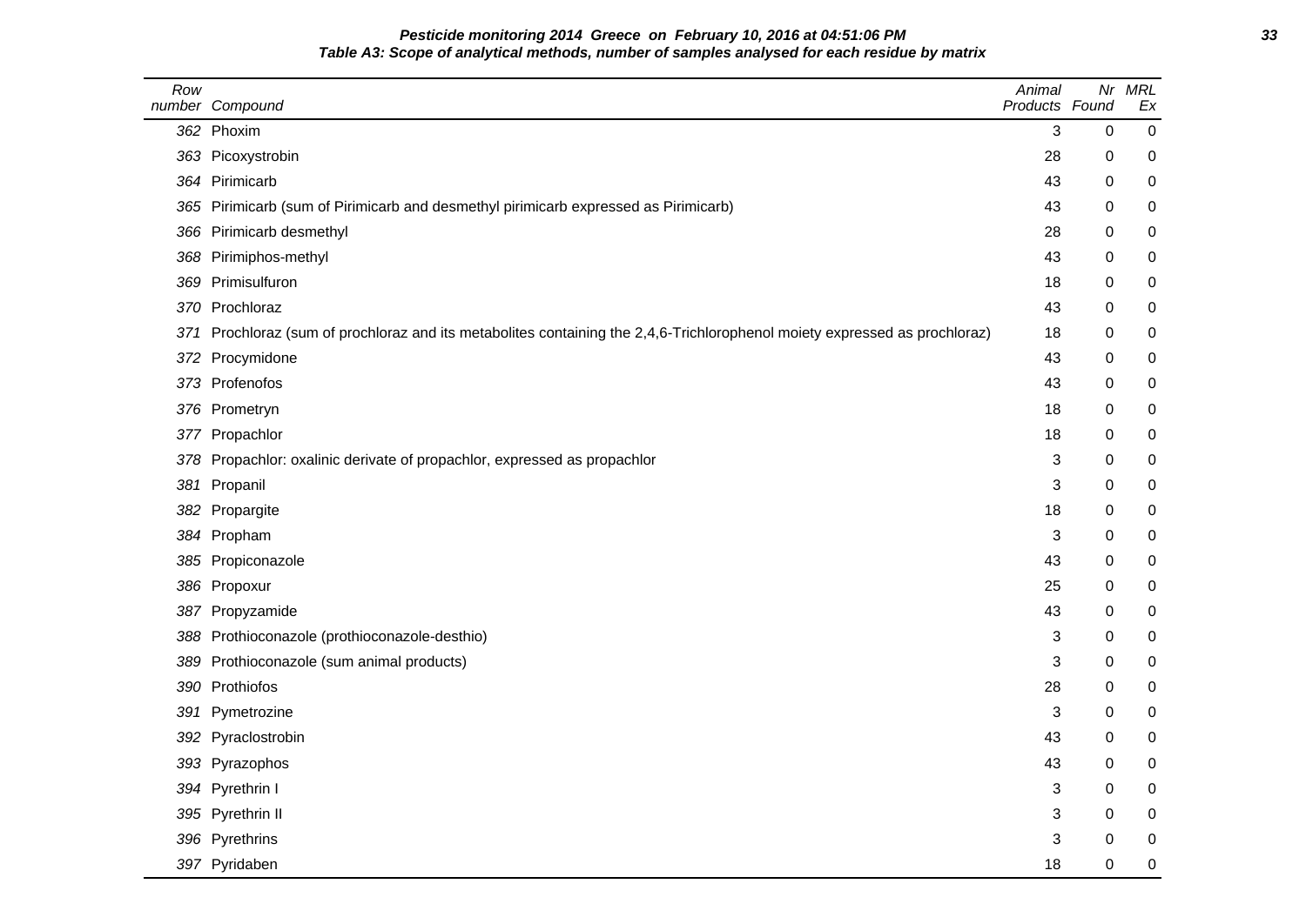**Pesticide monitoring 2014 Greece on February 10, 2016 at 04:51:06 PM**

**Table A3: Scope of analytical methods, number of samples analysed for each residue by matrix**

| Row number | Compound | Animal Products | Nr Found | MRL Ex |
|---|---|---|---|---|
| 362 | Phoxim | 3 | 0 | 0 |
| 363 | Picoxystrobin | 28 | 0 | 0 |
| 364 | Pirimicarb | 43 | 0 | 0 |
| 365 | Pirimicarb (sum of Pirimicarb and desmethyl pirimicarb expressed as Pirimicarb) | 43 | 0 | 0 |
| 366 | Pirimicarb desmethyl | 28 | 0 | 0 |
| 368 | Pirimiphos-methyl | 43 | 0 | 0 |
| 369 | Primisulfuron | 18 | 0 | 0 |
| 370 | Prochloraz | 43 | 0 | 0 |
| 371 | Prochloraz (sum of prochloraz and its metabolites containing the 2,4,6-Trichlorophenol moiety expressed as prochloraz) | 18 | 0 | 0 |
| 372 | Procymidone | 43 | 0 | 0 |
| 373 | Profenofos | 43 | 0 | 0 |
| 376 | Prometryn | 18 | 0 | 0 |
| 377 | Propachlor | 18 | 0 | 0 |
| 378 | Propachlor: oxalinic derivate of propachlor, expressed as propachlor | 3 | 0 | 0 |
| 381 | Propanil | 3 | 0 | 0 |
| 382 | Propargite | 18 | 0 | 0 |
| 384 | Propham | 3 | 0 | 0 |
| 385 | Propiconazole | 43 | 0 | 0 |
| 386 | Propoxur | 25 | 0 | 0 |
| 387 | Propyzamide | 43 | 0 | 0 |
| 388 | Prothioconazole (prothioconazole-desthio) | 3 | 0 | 0 |
| 389 | Prothioconazole (sum animal products) | 3 | 0 | 0 |
| 390 | Prothiofos | 28 | 0 | 0 |
| 391 | Pymetrozine | 3 | 0 | 0 |
| 392 | Pyraclostrobin | 43 | 0 | 0 |
| 393 | Pyrazophos | 43 | 0 | 0 |
| 394 | Pyrethrin I | 3 | 0 | 0 |
| 395 | Pyrethrin II | 3 | 0 | 0 |
| 396 | Pyrethrins | 3 | 0 | 0 |
| 397 | Pyridaben | 18 | 0 | 0 |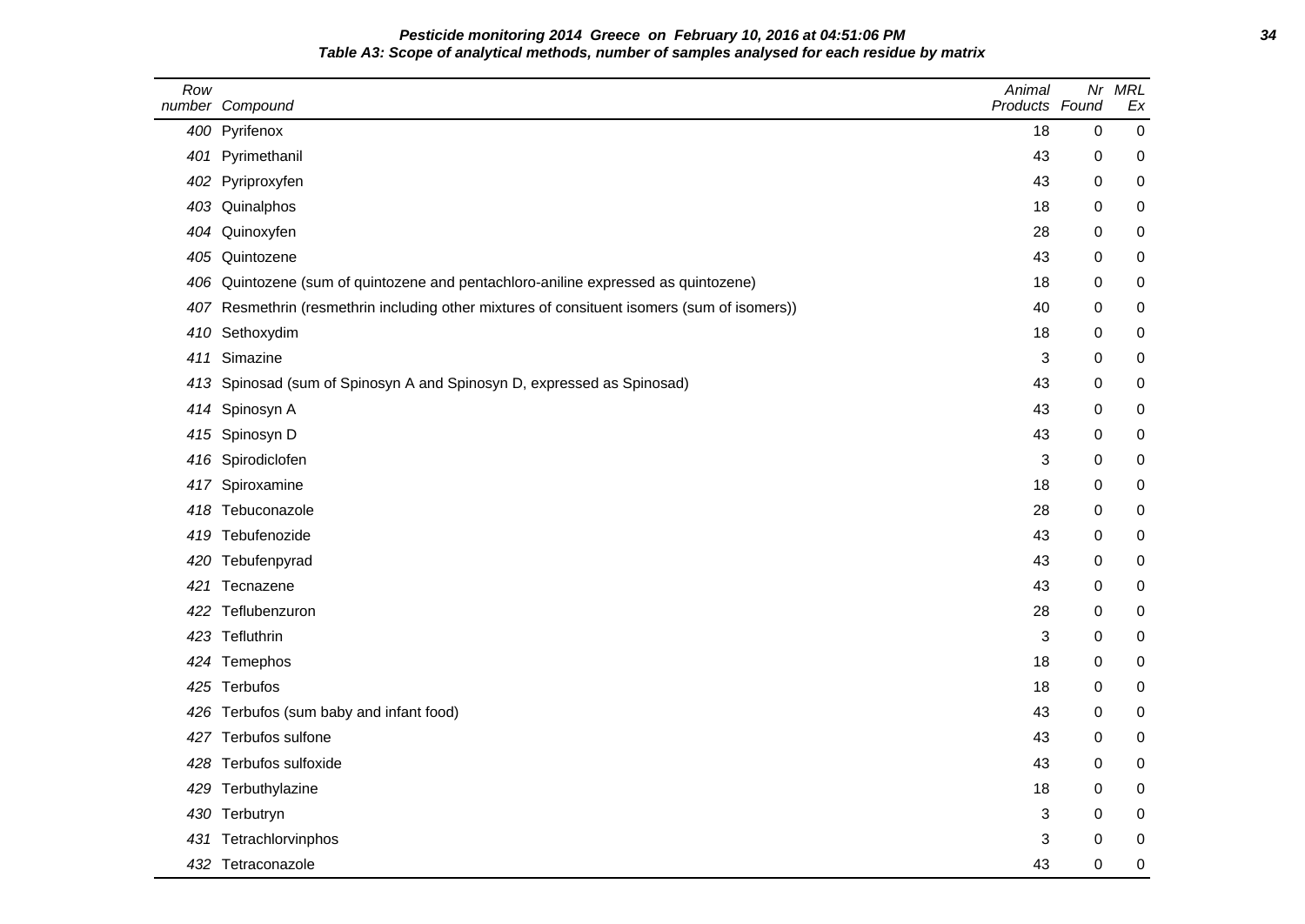**Pesticide monitoring 2014 Greece on February 10, 2016 at 04:51:06 PM**
**Table A3: Scope of analytical methods, number of samples analysed for each residue by matrix**

| Row number | Compound | Animal Products | Nr Found | MRL Ex |
|---|---|---|---|---|
| 400 | Pyrifenox | 18 | 0 | 0 |
| 401 | Pyrimethanil | 43 | 0 | 0 |
| 402 | Pyriproxyfen | 43 | 0 | 0 |
| 403 | Quinalphos | 18 | 0 | 0 |
| 404 | Quinoxyfen | 28 | 0 | 0 |
| 405 | Quintozene | 43 | 0 | 0 |
| 406 | Quintozene (sum of quintozene and pentachloro-aniline expressed as quintozene) | 18 | 0 | 0 |
| 407 | Resmethrin (resmethrin including other mixtures of consituent isomers (sum of isomers)) | 40 | 0 | 0 |
| 410 | Sethoxydim | 18 | 0 | 0 |
| 411 | Simazine | 3 | 0 | 0 |
| 413 | Spinosad (sum of Spinosyn A and Spinosyn D, expressed as Spinosad) | 43 | 0 | 0 |
| 414 | Spinosyn A | 43 | 0 | 0 |
| 415 | Spinosyn D | 43 | 0 | 0 |
| 416 | Spirodiclofen | 3 | 0 | 0 |
| 417 | Spiroxamine | 18 | 0 | 0 |
| 418 | Tebuconazole | 28 | 0 | 0 |
| 419 | Tebufenozide | 43 | 0 | 0 |
| 420 | Tebufenpyrad | 43 | 0 | 0 |
| 421 | Tecnazene | 43 | 0 | 0 |
| 422 | Teflubenzuron | 28 | 0 | 0 |
| 423 | Tefluthrin | 3 | 0 | 0 |
| 424 | Temephos | 18 | 0 | 0 |
| 425 | Terbufos | 18 | 0 | 0 |
| 426 | Terbufos (sum baby and infant food) | 43 | 0 | 0 |
| 427 | Terbufos sulfone | 43 | 0 | 0 |
| 428 | Terbufos sulfoxide | 43 | 0 | 0 |
| 429 | Terbuthylazine | 18 | 0 | 0 |
| 430 | Terbutryn | 3 | 0 | 0 |
| 431 | Tetrachlorvinphos | 3 | 0 | 0 |
| 432 | Tetraconazole | 43 | 0 | 0 |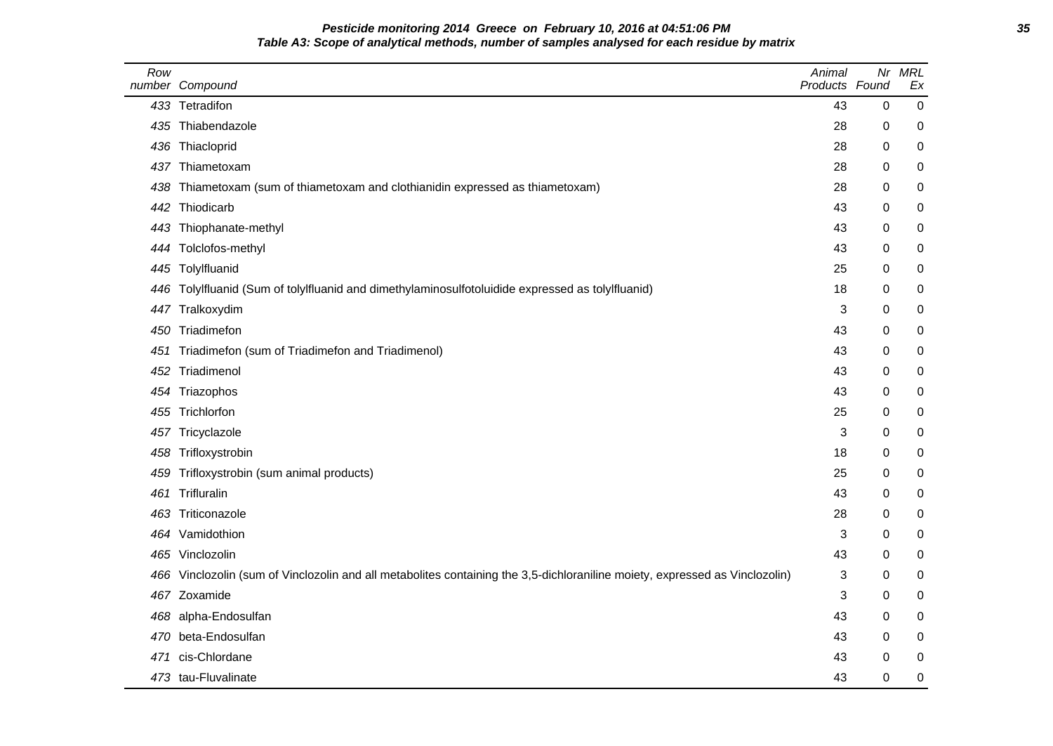**Pesticide monitoring 2014 Greece on February 10, 2016 at 04:51:06 PM**

**Table A3: Scope of analytical methods, number of samples analysed for each residue by matrix**

| Row number | Compound | Animal Products | Nr Found | MRL Ex |
|---|---|---|---|---|
| 433 | Tetradifon | 43 | 0 | 0 |
| 435 | Thiabendazole | 28 | 0 | 0 |
| 436 | Thiacloprid | 28 | 0 | 0 |
| 437 | Thiametoxam | 28 | 0 | 0 |
| 438 | Thiametoxam (sum of thiametoxam and clothianidin expressed as thiametoxam) | 28 | 0 | 0 |
| 442 | Thiodicarb | 43 | 0 | 0 |
| 443 | Thiophanate-methyl | 43 | 0 | 0 |
| 444 | Tolclofos-methyl | 43 | 0 | 0 |
| 445 | Tolylfluanid | 25 | 0 | 0 |
| 446 | Tolylfluanid (Sum of tolylfluanid and dimethylaminosulfotoluidide expressed as tolylfluanid) | 18 | 0 | 0 |
| 447 | Tralkoxydim | 3 | 0 | 0 |
| 450 | Triadimefon | 43 | 0 | 0 |
| 451 | Triadimefon (sum of Triadimefon and Triadimenol) | 43 | 0 | 0 |
| 452 | Triadimenol | 43 | 0 | 0 |
| 454 | Triazophos | 43 | 0 | 0 |
| 455 | Trichlorfon | 25 | 0 | 0 |
| 457 | Tricyclazole | 3 | 0 | 0 |
| 458 | Trifloxystrobin | 18 | 0 | 0 |
| 459 | Trifloxystrobin (sum animal products) | 25 | 0 | 0 |
| 461 | Trifluralin | 43 | 0 | 0 |
| 463 | Triticonazole | 28 | 0 | 0 |
| 464 | Vamidothion | 3 | 0 | 0 |
| 465 | Vinclozolin | 43 | 0 | 0 |
| 466 | Vinclozolin (sum of Vinclozolin and all metabolites containing the 3,5-dichloraniline moiety, expressed as Vinclozolin) | 3 | 0 | 0 |
| 467 | Zoxamide | 3 | 0 | 0 |
| 468 | alpha-Endosulfan | 43 | 0 | 0 |
| 470 | beta-Endosulfan | 43 | 0 | 0 |
| 471 | cis-Chlordane | 43 | 0 | 0 |
| 473 | tau-Fluvalinate | 43 | 0 | 0 |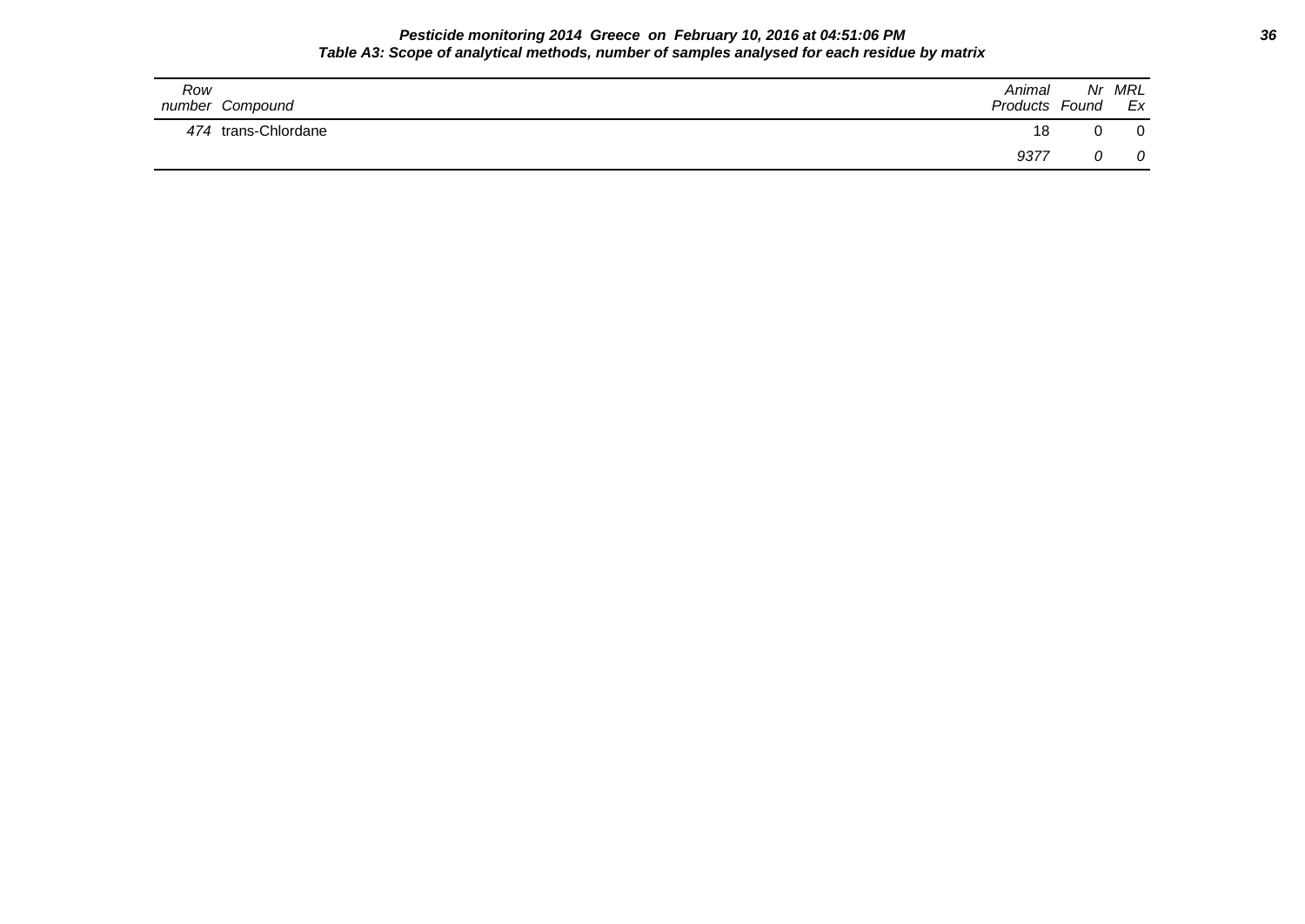**Pesticide monitoring 2014 Greece on February 10, 2016 at 04:51:06 PM**

**Table A3: Scope of analytical methods, number of samples analysed for each residue by matrix**

| Row number | Compound | Animal Products | Nr Found | MRL Ex |
|---|---|---|---|---|
| 474 | trans-Chlordane | 18 | 0 | 0 |
| | | 9377 | 0 | 0 |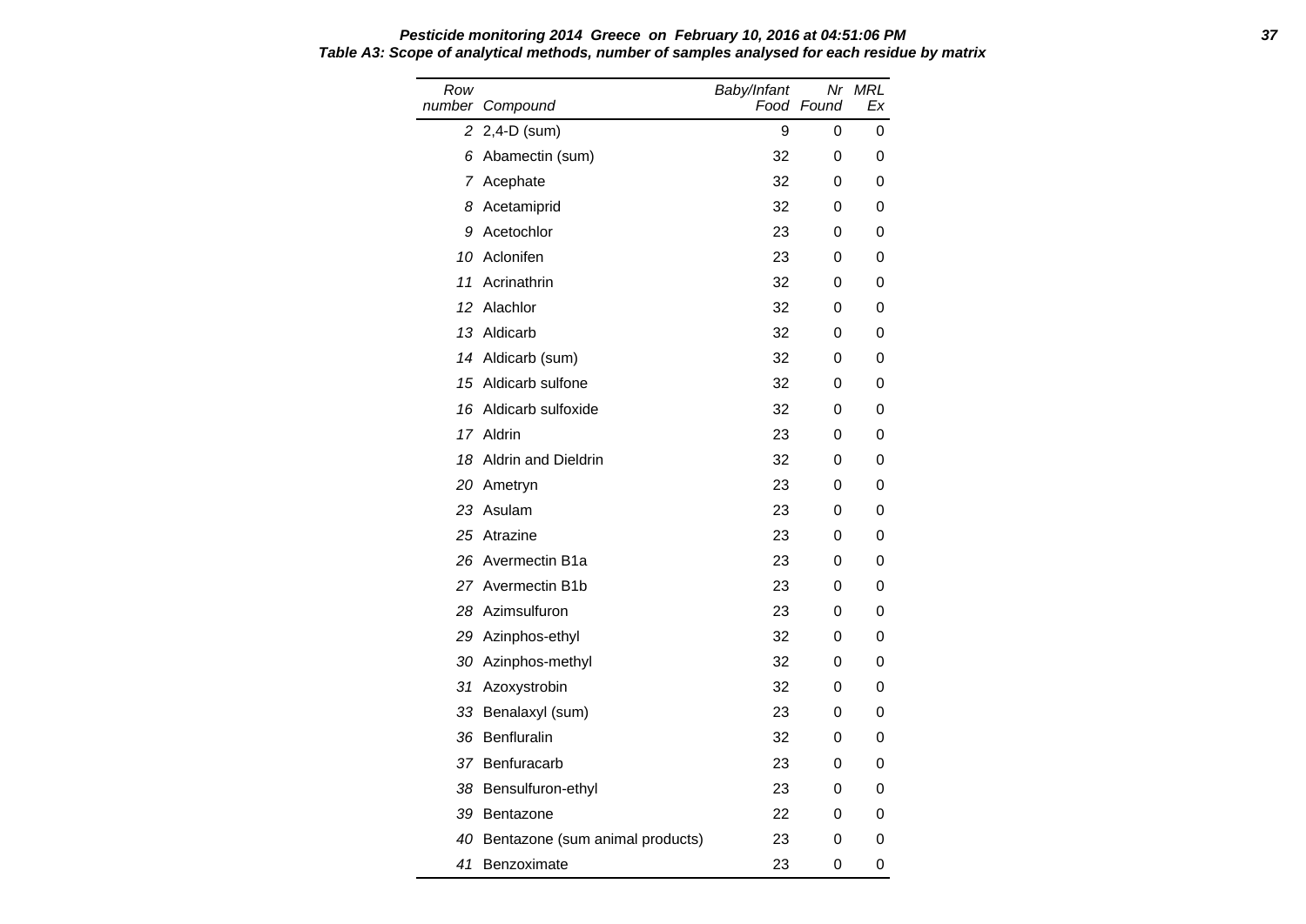**Pesticide monitoring 2014 Greece on February 10, 2016 at 04:51:06 PM**

**Table A3: Scope of analytical methods, number of samples analysed for each residue by matrix**

| Row number | Compound | Baby/Infant Food | Nr Found | MRL Ex |
|---|---|---|---|---|
| 2 | 2,4-D (sum) | 9 | 0 | 0 |
| 6 | Abamectin (sum) | 32 | 0 | 0 |
| 7 | Acephate | 32 | 0 | 0 |
| 8 | Acetamiprid | 32 | 0 | 0 |
| 9 | Acetochlor | 23 | 0 | 0 |
| 10 | Aclonifen | 23 | 0 | 0 |
| 11 | Acrinathrin | 32 | 0 | 0 |
| 12 | Alachlor | 32 | 0 | 0 |
| 13 | Aldicarb | 32 | 0 | 0 |
| 14 | Aldicarb (sum) | 32 | 0 | 0 |
| 15 | Aldicarb sulfone | 32 | 0 | 0 |
| 16 | Aldicarb sulfoxide | 32 | 0 | 0 |
| 17 | Aldrin | 23 | 0 | 0 |
| 18 | Aldrin and Dieldrin | 32 | 0 | 0 |
| 20 | Ametryn | 23 | 0 | 0 |
| 23 | Asulam | 23 | 0 | 0 |
| 25 | Atrazine | 23 | 0 | 0 |
| 26 | Avermectin B1a | 23 | 0 | 0 |
| 27 | Avermectin B1b | 23 | 0 | 0 |
| 28 | Azimsulfuron | 23 | 0 | 0 |
| 29 | Azinphos-ethyl | 32 | 0 | 0 |
| 30 | Azinphos-methyl | 32 | 0 | 0 |
| 31 | Azoxystrobin | 32 | 0 | 0 |
| 33 | Benalaxyl (sum) | 23 | 0 | 0 |
| 36 | Benfluralin | 32 | 0 | 0 |
| 37 | Benfuracarb | 23 | 0 | 0 |
| 38 | Bensulfuron-ethyl | 23 | 0 | 0 |
| 39 | Bentazone | 22 | 0 | 0 |
| 40 | Bentazone (sum animal products) | 23 | 0 | 0 |
| 41 | Benzoximate | 23 | 0 | 0 |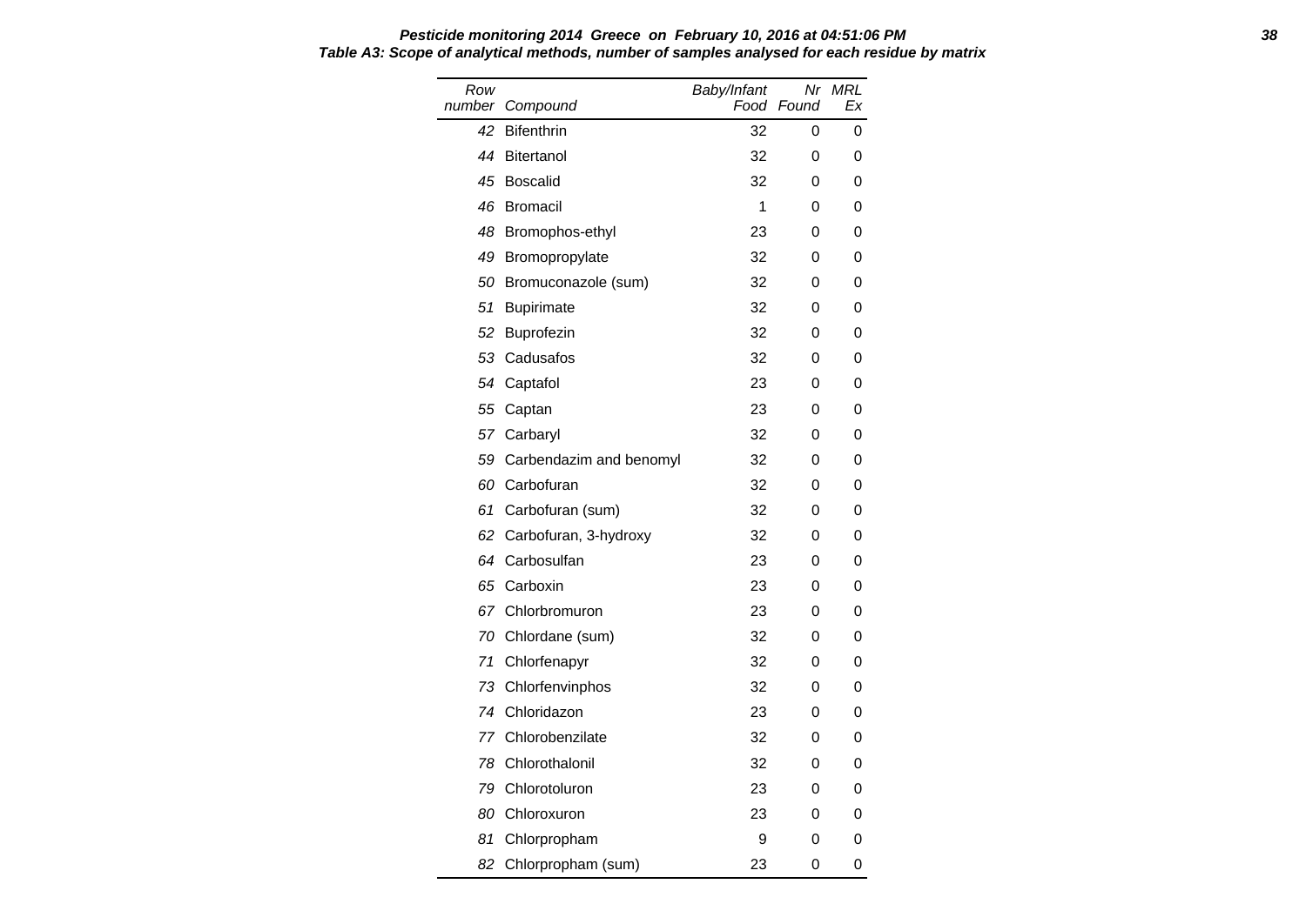**Pesticide monitoring 2014 Greece on February 10, 2016 at 04:51:06 PM**

**Table A3: Scope of analytical methods, number of samples analysed for each residue by matrix**

| Row number | Compound | Baby/Infant Food | Nr Found | MRL Ex |
|---|---|---|---|---|
| 42 | Bifenthrin | 32 | 0 | 0 |
| 44 | Bitertanol | 32 | 0 | 0 |
| 45 | Boscalid | 32 | 0 | 0 |
| 46 | Bromacil | 1 | 0 | 0 |
| 48 | Bromophos-ethyl | 23 | 0 | 0 |
| 49 | Bromopropylate | 32 | 0 | 0 |
| 50 | Bromuconazole (sum) | 32 | 0 | 0 |
| 51 | Bupirimate | 32 | 0 | 0 |
| 52 | Buprofezin | 32 | 0 | 0 |
| 53 | Cadusafos | 32 | 0 | 0 |
| 54 | Captafol | 23 | 0 | 0 |
| 55 | Captan | 23 | 0 | 0 |
| 57 | Carbaryl | 32 | 0 | 0 |
| 59 | Carbendazim and benomyl | 32 | 0 | 0 |
| 60 | Carbofuran | 32 | 0 | 0 |
| 61 | Carbofuran (sum) | 32 | 0 | 0 |
| 62 | Carbofuran, 3-hydroxy | 32 | 0 | 0 |
| 64 | Carbosulfan | 23 | 0 | 0 |
| 65 | Carboxin | 23 | 0 | 0 |
| 67 | Chlorbromuron | 23 | 0 | 0 |
| 70 | Chlordane (sum) | 32 | 0 | 0 |
| 71 | Chlorfenapyr | 32 | 0 | 0 |
| 73 | Chlorfenvinphos | 32 | 0 | 0 |
| 74 | Chloridazon | 23 | 0 | 0 |
| 77 | Chlorobenzilate | 32 | 0 | 0 |
| 78 | Chlorothalonil | 32 | 0 | 0 |
| 79 | Chlorotoluron | 23 | 0 | 0 |
| 80 | Chloroxuron | 23 | 0 | 0 |
| 81 | Chlorpropham | 9 | 0 | 0 |
| 82 | Chlorpropham (sum) | 23 | 0 | 0 |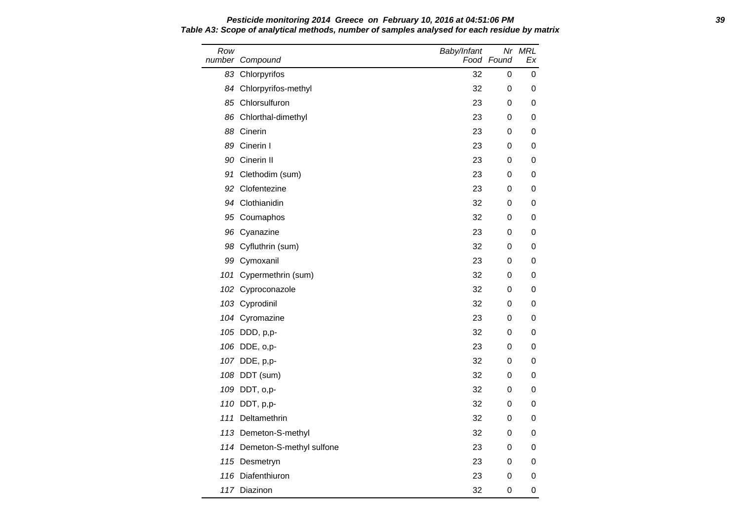**Pesticide monitoring 2014 Greece on February 10, 2016 at 04:51:06 PM**

***Table A3: Scope of analytical methods, number of samples analysed for each residue by matrix***

| Row number | Compound | Baby/Infant Food | Nr Found | MRL Ex |
|---|---|---|---|---|
| 83 | Chlorpyrifos | 32 | 0 | 0 |
| 84 | Chlorpyrifos-methyl | 32 | 0 | 0 |
| 85 | Chlorsulfuron | 23 | 0 | 0 |
| 86 | Chlorthal-dimethyl | 23 | 0 | 0 |
| 88 | Cinerin | 23 | 0 | 0 |
| 89 | Cinerin I | 23 | 0 | 0 |
| 90 | Cinerin II | 23 | 0 | 0 |
| 91 | Clethodim (sum) | 23 | 0 | 0 |
| 92 | Clofentezine | 23 | 0 | 0 |
| 94 | Clothianidin | 32 | 0 | 0 |
| 95 | Coumaphos | 32 | 0 | 0 |
| 96 | Cyanazine | 23 | 0 | 0 |
| 98 | Cyfluthrin (sum) | 32 | 0 | 0 |
| 99 | Cymoxanil | 23 | 0 | 0 |
| 101 | Cypermethrin (sum) | 32 | 0 | 0 |
| 102 | Cyproconazole | 32 | 0 | 0 |
| 103 | Cyprodinil | 32 | 0 | 0 |
| 104 | Cyromazine | 23 | 0 | 0 |
| 105 | DDD, p,p- | 32 | 0 | 0 |
| 106 | DDE, o,p- | 23 | 0 | 0 |
| 107 | DDE, p,p- | 32 | 0 | 0 |
| 108 | DDT (sum) | 32 | 0 | 0 |
| 109 | DDT, o,p- | 32 | 0 | 0 |
| 110 | DDT, p,p- | 32 | 0 | 0 |
| 111 | Deltamethrin | 32 | 0 | 0 |
| 113 | Demeton-S-methyl | 32 | 0 | 0 |
| 114 | Demeton-S-methyl sulfone | 23 | 0 | 0 |
| 115 | Desmetryn | 23 | 0 | 0 |
| 116 | Diafenthiuron | 23 | 0 | 0 |
| 117 | Diazinon | 32 | 0 | 0 |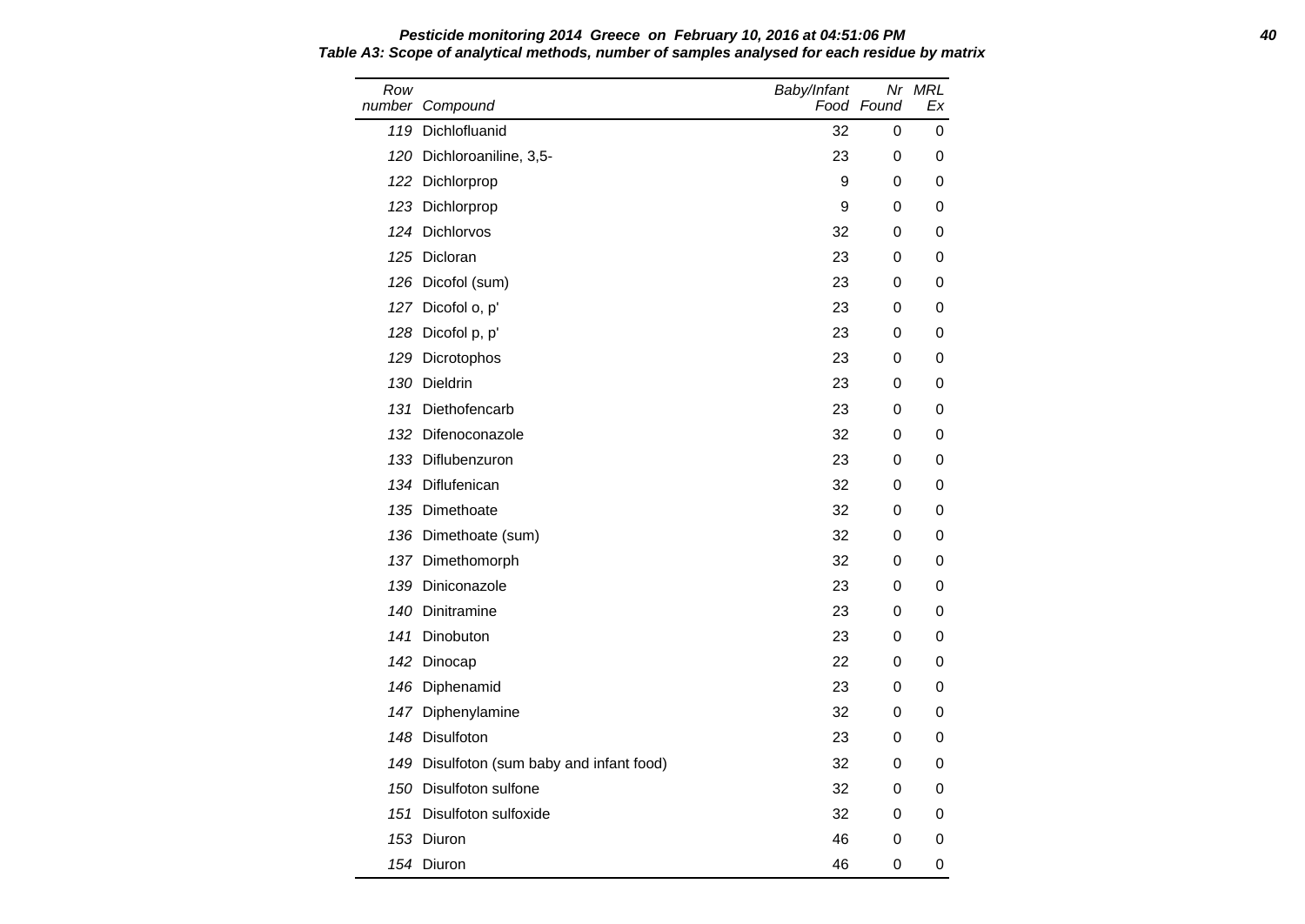**Pesticide monitoring 2014 Greece on February 10, 2016 at 04:51:06 PM**

**Table A3: Scope of analytical methods, number of samples analysed for each residue by matrix**

| Row number | Compound | Baby/Infant Food | Nr Found | MRL Ex |
|---|---|---|---|---|
| 119 | Dichlofluanid | 32 | 0 | 0 |
| 120 | Dichloroaniline, 3,5- | 23 | 0 | 0 |
| 122 | Dichlorprop | 9 | 0 | 0 |
| 123 | Dichlorprop | 9 | 0 | 0 |
| 124 | Dichlorvos | 32 | 0 | 0 |
| 125 | Dicloran | 23 | 0 | 0 |
| 126 | Dicofol (sum) | 23 | 0 | 0 |
| 127 | Dicofol o, p' | 23 | 0 | 0 |
| 128 | Dicofol p, p' | 23 | 0 | 0 |
| 129 | Dicrotophos | 23 | 0 | 0 |
| 130 | Dieldrin | 23 | 0 | 0 |
| 131 | Diethofencarb | 23 | 0 | 0 |
| 132 | Difenoconazole | 32 | 0 | 0 |
| 133 | Diflubenzuron | 23 | 0 | 0 |
| 134 | Diflufenican | 32 | 0 | 0 |
| 135 | Dimethoate | 32 | 0 | 0 |
| 136 | Dimethoate (sum) | 32 | 0 | 0 |
| 137 | Dimethomorph | 32 | 0 | 0 |
| 139 | Diniconazole | 23 | 0 | 0 |
| 140 | Dinitramine | 23 | 0 | 0 |
| 141 | Dinobuton | 23 | 0 | 0 |
| 142 | Dinocap | 22 | 0 | 0 |
| 146 | Diphenamid | 23 | 0 | 0 |
| 147 | Diphenylamine | 32 | 0 | 0 |
| 148 | Disulfoton | 23 | 0 | 0 |
| 149 | Disulfoton (sum baby and infant food) | 32 | 0 | 0 |
| 150 | Disulfoton sulfone | 32 | 0 | 0 |
| 151 | Disulfoton sulfoxide | 32 | 0 | 0 |
| 153 | Diuron | 46 | 0 | 0 |
| 154 | Diuron | 46 | 0 | 0 |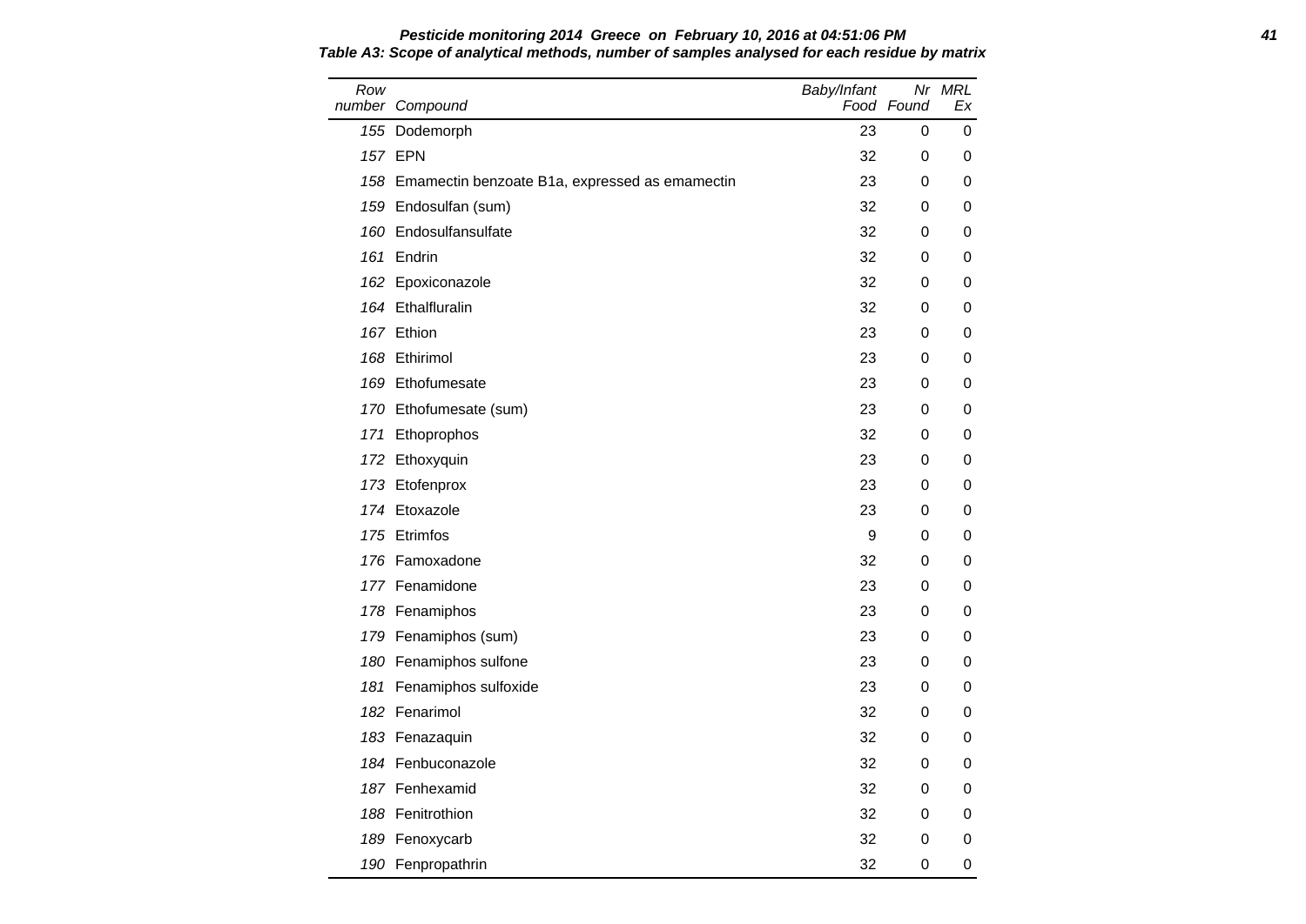**Pesticide monitoring 2014 Greece on February 10, 2016 at 04:51:06 PM**

**Table A3: Scope of analytical methods, number of samples analysed for each residue by matrix**

| Row number | Compound | Baby/Infant Food | Nr Found | MRL Ex |
|---|---|---|---|---|
| 155 | Dodemorph | 23 | 0 | 0 |
| 157 | EPN | 32 | 0 | 0 |
| 158 | Emamectin benzoate B1a, expressed as emamectin | 23 | 0 | 0 |
| 159 | Endosulfan (sum) | 32 | 0 | 0 |
| 160 | Endosulfansulfate | 32 | 0 | 0 |
| 161 | Endrin | 32 | 0 | 0 |
| 162 | Epoxiconazole | 32 | 0 | 0 |
| 164 | Ethalfluralin | 32 | 0 | 0 |
| 167 | Ethion | 23 | 0 | 0 |
| 168 | Ethirimol | 23 | 0 | 0 |
| 169 | Ethofumesate | 23 | 0 | 0 |
| 170 | Ethofumesate (sum) | 23 | 0 | 0 |
| 171 | Ethoprophos | 32 | 0 | 0 |
| 172 | Ethoxyquin | 23 | 0 | 0 |
| 173 | Etofenprox | 23 | 0 | 0 |
| 174 | Etoxazole | 23 | 0 | 0 |
| 175 | Etrimfos | 9 | 0 | 0 |
| 176 | Famoxadone | 32 | 0 | 0 |
| 177 | Fenamidone | 23 | 0 | 0 |
| 178 | Fenamiphos | 23 | 0 | 0 |
| 179 | Fenamiphos (sum) | 23 | 0 | 0 |
| 180 | Fenamiphos sulfone | 23 | 0 | 0 |
| 181 | Fenamiphos sulfoxide | 23 | 0 | 0 |
| 182 | Fenarimol | 32 | 0 | 0 |
| 183 | Fenazaquin | 32 | 0 | 0 |
| 184 | Fenbuconazole | 32 | 0 | 0 |
| 187 | Fenhexamid | 32 | 0 | 0 |
| 188 | Fenitrothion | 32 | 0 | 0 |
| 189 | Fenoxycarb | 32 | 0 | 0 |
| 190 | Fenpropathrin | 32 | 0 | 0 |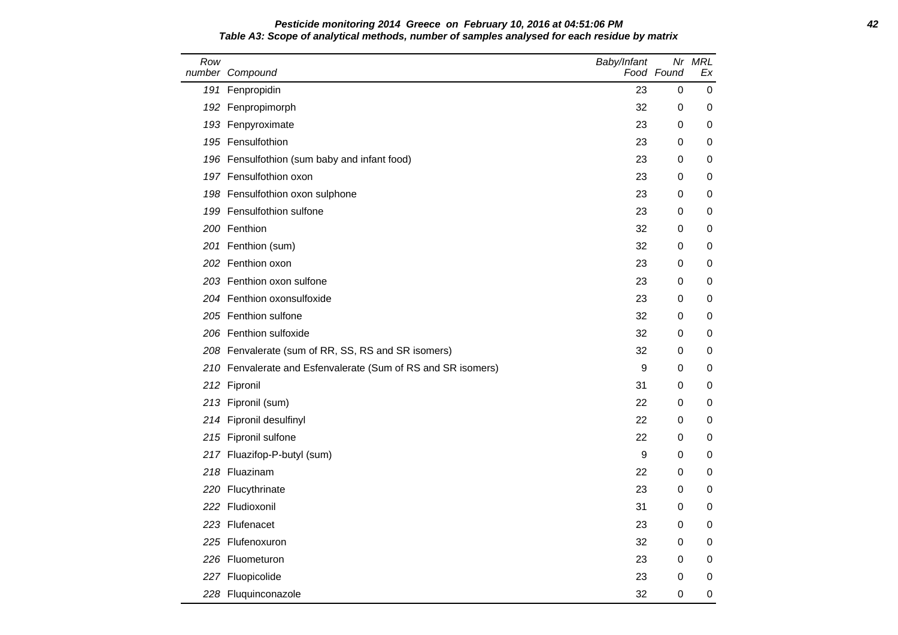**Pesticide monitoring 2014 Greece on February 10, 2016 at 04:51:06 PM**

**Table A3: Scope of analytical methods, number of samples analysed for each residue by matrix**

| Row number | Compound | Baby/Infant Food | Nr Found | MRL Ex |
|---|---|---|---|---|
| 191 | Fenpropidin | 23 | 0 | 0 |
| 192 | Fenpropimorph | 32 | 0 | 0 |
| 193 | Fenpyroximate | 23 | 0 | 0 |
| 195 | Fensulfothion | 23 | 0 | 0 |
| 196 | Fensulfothion (sum baby and infant food) | 23 | 0 | 0 |
| 197 | Fensulfothion oxon | 23 | 0 | 0 |
| 198 | Fensulfothion oxon sulphone | 23 | 0 | 0 |
| 199 | Fensulfothion sulfone | 23 | 0 | 0 |
| 200 | Fenthion | 32 | 0 | 0 |
| 201 | Fenthion (sum) | 32 | 0 | 0 |
| 202 | Fenthion oxon | 23 | 0 | 0 |
| 203 | Fenthion oxon sulfone | 23 | 0 | 0 |
| 204 | Fenthion oxonsulfoxide | 23 | 0 | 0 |
| 205 | Fenthion sulfone | 32 | 0 | 0 |
| 206 | Fenthion sulfoxide | 32 | 0 | 0 |
| 208 | Fenvalerate (sum of RR, SS, RS and SR isomers) | 32 | 0 | 0 |
| 210 | Fenvalerate and Esfenvalerate (Sum of RS and SR isomers) | 9 | 0 | 0 |
| 212 | Fipronil | 31 | 0 | 0 |
| 213 | Fipronil (sum) | 22 | 0 | 0 |
| 214 | Fipronil desulfinyl | 22 | 0 | 0 |
| 215 | Fipronil sulfone | 22 | 0 | 0 |
| 217 | Fluazifop-P-butyl (sum) | 9 | 0 | 0 |
| 218 | Fluazinam | 22 | 0 | 0 |
| 220 | Flucythrinate | 23 | 0 | 0 |
| 222 | Fludioxonil | 31 | 0 | 0 |
| 223 | Flufenacet | 23 | 0 | 0 |
| 225 | Flufenoxuron | 32 | 0 | 0 |
| 226 | Fluometuron | 23 | 0 | 0 |
| 227 | Fluopicolide | 23 | 0 | 0 |
| 228 | Fluquinconazole | 32 | 0 | 0 |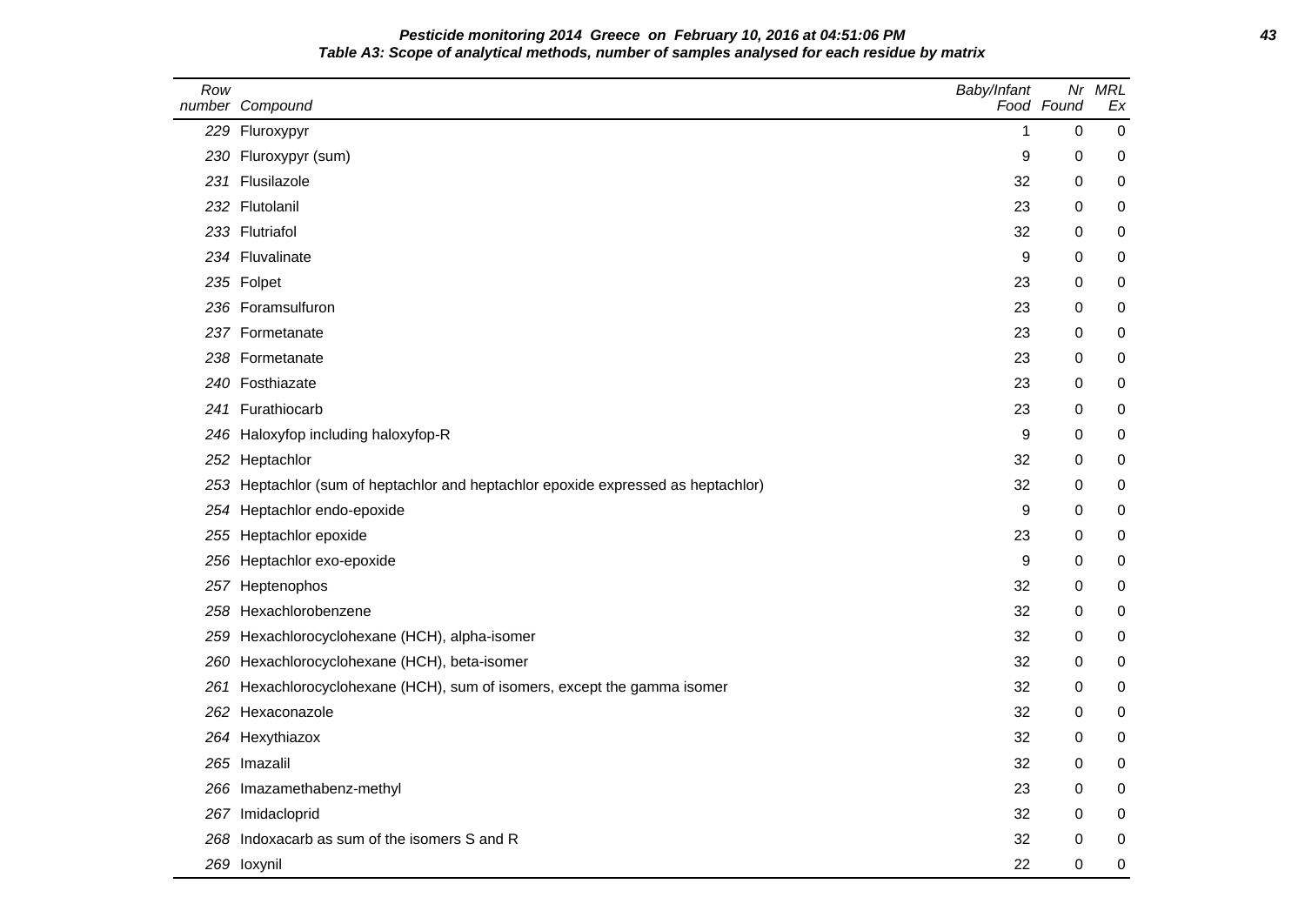**Pesticide monitoring 2014 Greece on February 10, 2016 at 04:51:06 PM**

**Table A3: Scope of analytical methods, number of samples analysed for each residue by matrix**

| Row number | Compound | Baby/Infant Food | Nr Found | MRL Ex |
|---|---|---|---|---|
| 229 | Fluroxypyr | 1 | 0 | 0 |
| 230 | Fluroxypyr (sum) | 9 | 0 | 0 |
| 231 | Flusilazole | 32 | 0 | 0 |
| 232 | Flutolanil | 23 | 0 | 0 |
| 233 | Flutriafol | 32 | 0 | 0 |
| 234 | Fluvalinate | 9 | 0 | 0 |
| 235 | Folpet | 23 | 0 | 0 |
| 236 | Foramsulfuron | 23 | 0 | 0 |
| 237 | Formetanate | 23 | 0 | 0 |
| 238 | Formetanate | 23 | 0 | 0 |
| 240 | Fosthiazate | 23 | 0 | 0 |
| 241 | Furathiocarb | 23 | 0 | 0 |
| 246 | Haloxyfop including haloxyfop-R | 9 | 0 | 0 |
| 252 | Heptachlor | 32 | 0 | 0 |
| 253 | Heptachlor (sum of heptachlor and heptachlor epoxide expressed as heptachlor) | 32 | 0 | 0 |
| 254 | Heptachlor endo-epoxide | 9 | 0 | 0 |
| 255 | Heptachlor epoxide | 23 | 0 | 0 |
| 256 | Heptachlor exo-epoxide | 9 | 0 | 0 |
| 257 | Heptenophos | 32 | 0 | 0 |
| 258 | Hexachlorobenzene | 32 | 0 | 0 |
| 259 | Hexachlorocyclohexane (HCH), alpha-isomer | 32 | 0 | 0 |
| 260 | Hexachlorocyclohexane (HCH), beta-isomer | 32 | 0 | 0 |
| 261 | Hexachlorocyclohexane (HCH), sum of isomers, except the gamma isomer | 32 | 0 | 0 |
| 262 | Hexaconazole | 32 | 0 | 0 |
| 264 | Hexythiazox | 32 | 0 | 0 |
| 265 | Imazalil | 32 | 0 | 0 |
| 266 | Imazamethabenz-methyl | 23 | 0 | 0 |
| 267 | Imidacloprid | 32 | 0 | 0 |
| 268 | Indoxacarb as sum of the isomers S and R | 32 | 0 | 0 |
| 269 | Ioxynil | 22 | 0 | 0 |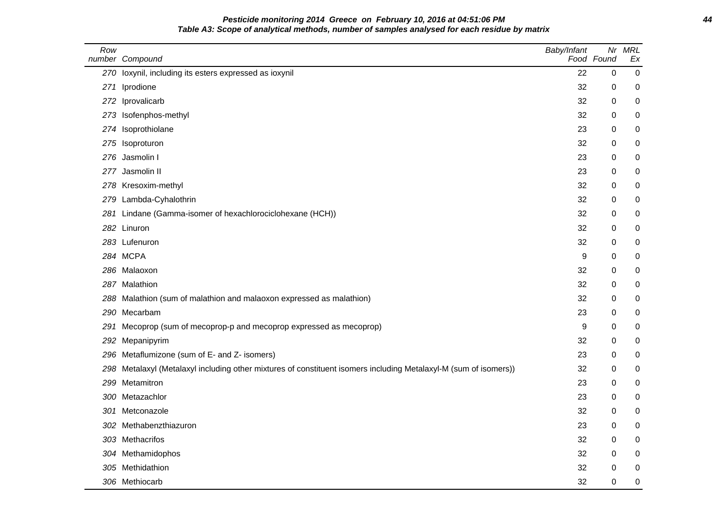**Pesticide monitoring 2014 Greece on February 10, 2016 at 04:51:06 PM**

**Table A3: Scope of analytical methods, number of samples analysed for each residue by matrix**

| Row number | Compound | Baby/Infant Food | Nr Found | MRL Ex |
|---|---|---|---|---|
| 270 | Ioxynil, including its esters expressed as ioxynil | 22 | 0 | 0 |
| 271 | Iprodione | 32 | 0 | 0 |
| 272 | Iprovalicarb | 32 | 0 | 0 |
| 273 | Isofenphos-methyl | 32 | 0 | 0 |
| 274 | Isoprothiolane | 23 | 0 | 0 |
| 275 | Isoproturon | 32 | 0 | 0 |
| 276 | Jasmolin I | 23 | 0 | 0 |
| 277 | Jasmolin II | 23 | 0 | 0 |
| 278 | Kresoxim-methyl | 32 | 0 | 0 |
| 279 | Lambda-Cyhalothrin | 32 | 0 | 0 |
| 281 | Lindane (Gamma-isomer of hexachlorociclohexane (HCH)) | 32 | 0 | 0 |
| 282 | Linuron | 32 | 0 | 0 |
| 283 | Lufenuron | 32 | 0 | 0 |
| 284 | MCPA | 9 | 0 | 0 |
| 286 | Malaoxon | 32 | 0 | 0 |
| 287 | Malathion | 32 | 0 | 0 |
| 288 | Malathion (sum of malathion and malaoxon expressed as malathion) | 32 | 0 | 0 |
| 290 | Mecarbam | 23 | 0 | 0 |
| 291 | Mecoprop (sum of mecoprop-p and mecoprop expressed as mecoprop) | 9 | 0 | 0 |
| 292 | Mepanipyrim | 32 | 0 | 0 |
| 296 | Metaflumizone (sum of E- and Z- isomers) | 23 | 0 | 0 |
| 298 | Metalaxyl (Metalaxyl including other mixtures of constituent isomers including Metalaxyl-M (sum of isomers)) | 32 | 0 | 0 |
| 299 | Metamitron | 23 | 0 | 0 |
| 300 | Metazachlor | 23 | 0 | 0 |
| 301 | Metconazole | 32 | 0 | 0 |
| 302 | Methabenzthiazuron | 23 | 0 | 0 |
| 303 | Methacrifos | 32 | 0 | 0 |
| 304 | Methamidophos | 32 | 0 | 0 |
| 305 | Methidathion | 32 | 0 | 0 |
| 306 | Methiocarb | 32 | 0 | 0 |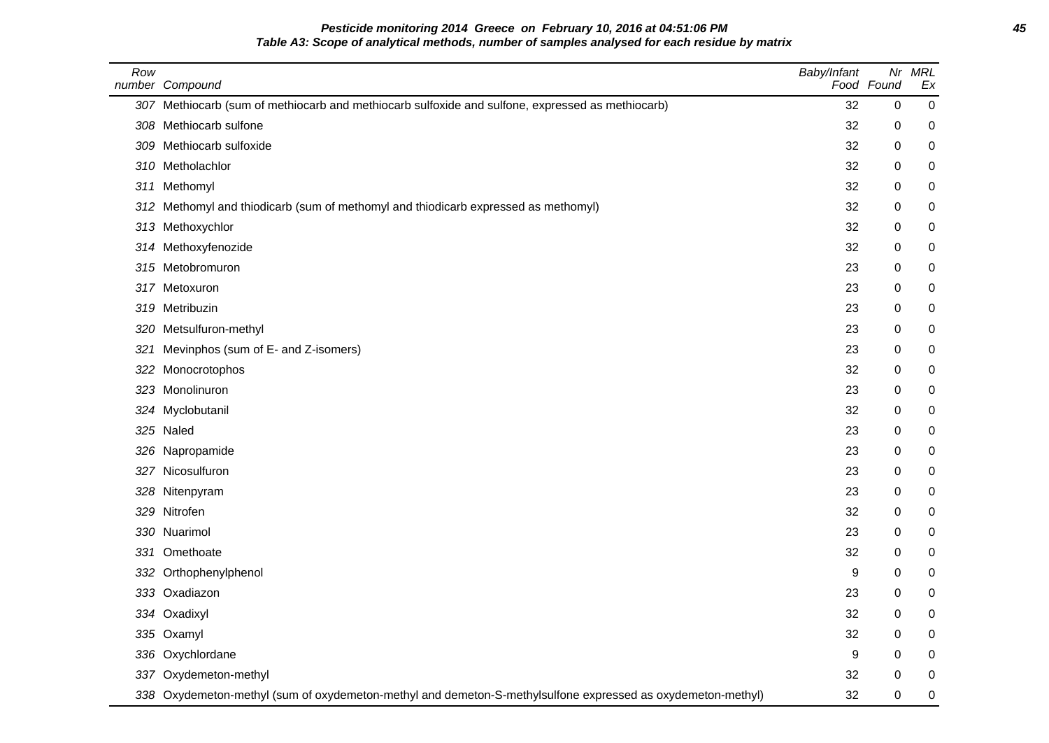**Pesticide monitoring 2014 Greece on February 10, 2016 at 04:51:06 PM**
**Table A3: Scope of analytical methods, number of samples analysed for each residue by matrix**

| Row number | Compound | Baby/Infant Food | Nr Found | MRL Ex |
|---|---|---|---|---|
| 307 | Methiocarb (sum of methiocarb and methiocarb sulfoxide and sulfone, expressed as methiocarb) | 32 | 0 | 0 |
| 308 | Methiocarb sulfone | 32 | 0 | 0 |
| 309 | Methiocarb sulfoxide | 32 | 0 | 0 |
| 310 | Metholachlor | 32 | 0 | 0 |
| 311 | Methomyl | 32 | 0 | 0 |
| 312 | Methomyl and thiodicarb (sum of methomyl and thiodicarb expressed as methomyl) | 32 | 0 | 0 |
| 313 | Methoxychlor | 32 | 0 | 0 |
| 314 | Methoxyfenozide | 32 | 0 | 0 |
| 315 | Metobromuron | 23 | 0 | 0 |
| 317 | Metoxuron | 23 | 0 | 0 |
| 319 | Metribuzin | 23 | 0 | 0 |
| 320 | Metsulfuron-methyl | 23 | 0 | 0 |
| 321 | Mevinphos (sum of E- and Z-isomers) | 23 | 0 | 0 |
| 322 | Monocrotophos | 32 | 0 | 0 |
| 323 | Monolinuron | 23 | 0 | 0 |
| 324 | Myclobutanil | 32 | 0 | 0 |
| 325 | Naled | 23 | 0 | 0 |
| 326 | Napropamide | 23 | 0 | 0 |
| 327 | Nicosulfuron | 23 | 0 | 0 |
| 328 | Nitenpyram | 23 | 0 | 0 |
| 329 | Nitrofen | 32 | 0 | 0 |
| 330 | Nuarimol | 23 | 0 | 0 |
| 331 | Omethoate | 32 | 0 | 0 |
| 332 | Orthophenylphenol | 9 | 0 | 0 |
| 333 | Oxadiazon | 23 | 0 | 0 |
| 334 | Oxadixyl | 32 | 0 | 0 |
| 335 | Oxamyl | 32 | 0 | 0 |
| 336 | Oxychlordane | 9 | 0 | 0 |
| 337 | Oxydemeton-methyl | 32 | 0 | 0 |
| 338 | Oxydemeton-methyl (sum of oxydemeton-methyl and demeton-S-methylsulfone expressed as oxydemeton-methyl) | 32 | 0 | 0 |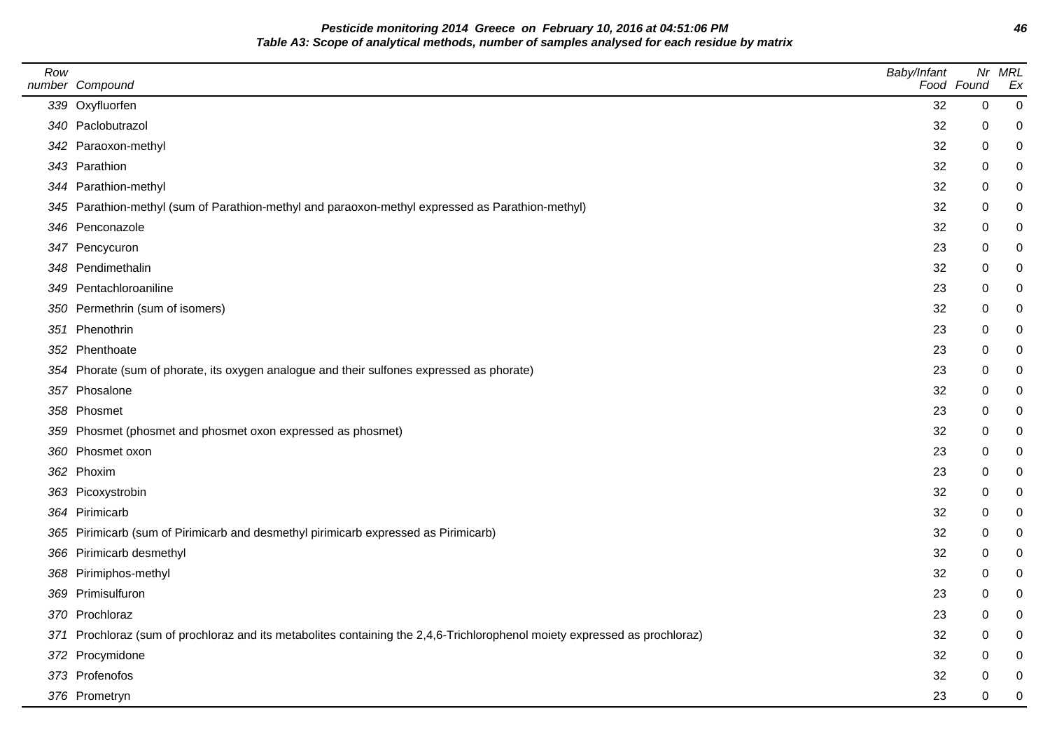**Pesticide monitoring 2014 Greece on February 10, 2016 at 04:51:06 PM**
**Table A3: Scope of analytical methods, number of samples analysed for each residue by matrix**

| Row number | Compound | Baby/Infant Food | Nr Found | MRL Ex |
|---|---|---|---|---|
| 339 | Oxyfluorfen | 32 | 0 | 0 |
| 340 | Paclobutrazol | 32 | 0 | 0 |
| 342 | Paraoxon-methyl | 32 | 0 | 0 |
| 343 | Parathion | 32 | 0 | 0 |
| 344 | Parathion-methyl | 32 | 0 | 0 |
| 345 | Parathion-methyl (sum of Parathion-methyl and paraoxon-methyl expressed as Parathion-methyl) | 32 | 0 | 0 |
| 346 | Penconazole | 32 | 0 | 0 |
| 347 | Pencycuron | 23 | 0 | 0 |
| 348 | Pendimethalin | 32 | 0 | 0 |
| 349 | Pentachloroaniline | 23 | 0 | 0 |
| 350 | Permethrin (sum of isomers) | 32 | 0 | 0 |
| 351 | Phenothrin | 23 | 0 | 0 |
| 352 | Phenthoate | 23 | 0 | 0 |
| 354 | Phorate (sum of phorate, its oxygen analogue and their sulfones expressed as phorate) | 23 | 0 | 0 |
| 357 | Phosalone | 32 | 0 | 0 |
| 358 | Phosmet | 23 | 0 | 0 |
| 359 | Phosmet (phosmet and phosmet oxon expressed as phosmet) | 32 | 0 | 0 |
| 360 | Phosmet oxon | 23 | 0 | 0 |
| 362 | Phoxim | 23 | 0 | 0 |
| 363 | Picoxystrobin | 32 | 0 | 0 |
| 364 | Pirimicarb | 32 | 0 | 0 |
| 365 | Pirimicarb (sum of Pirimicarb and desmethyl pirimicarb expressed as Pirimicarb) | 32 | 0 | 0 |
| 366 | Pirimicarb desmethyl | 32 | 0 | 0 |
| 368 | Pirimiphos-methyl | 32 | 0 | 0 |
| 369 | Primisulfuron | 23 | 0 | 0 |
| 370 | Prochloraz | 23 | 0 | 0 |
| 371 | Prochloraz (sum of prochloraz and its metabolites containing the 2,4,6-Trichlorophenol moiety expressed as prochloraz) | 32 | 0 | 0 |
| 372 | Procymidone | 32 | 0 | 0 |
| 373 | Profenofos | 32 | 0 | 0 |
| 376 | Prometryn | 23 | 0 | 0 |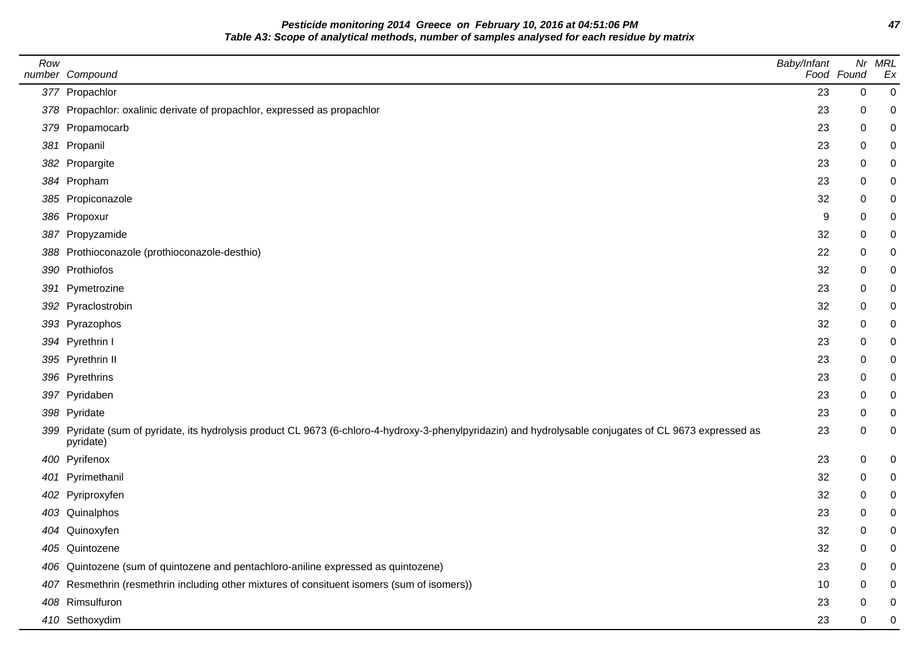**Pesticide monitoring 2014 Greece on February 10, 2016 at 04:51:06 PM**

**Table A3: Scope of analytical methods, number of samples analysed for each residue by matrix**

| Row number | Compound | Baby/Infant Food | Nr Found | MRL Ex |
|---|---|---|---|---|
| 377 | Propachlor | 23 | 0 | 0 |
| 378 | Propachlor: oxalinic derivate of propachlor, expressed as propachlor | 23 | 0 | 0 |
| 379 | Propamocarb | 23 | 0 | 0 |
| 381 | Propanil | 23 | 0 | 0 |
| 382 | Propargite | 23 | 0 | 0 |
| 384 | Propham | 23 | 0 | 0 |
| 385 | Propiconazole | 32 | 0 | 0 |
| 386 | Propoxur | 9 | 0 | 0 |
| 387 | Propyzamide | 32 | 0 | 0 |
| 388 | Prothioconazole (prothioconazole-desthio) | 22 | 0 | 0 |
| 390 | Prothiofos | 32 | 0 | 0 |
| 391 | Pymetrozine | 23 | 0 | 0 |
| 392 | Pyraclostrobin | 32 | 0 | 0 |
| 393 | Pyrazophos | 32 | 0 | 0 |
| 394 | Pyrethrin I | 23 | 0 | 0 |
| 395 | Pyrethrin II | 23 | 0 | 0 |
| 396 | Pyrethrins | 23 | 0 | 0 |
| 397 | Pyridaben | 23 | 0 | 0 |
| 398 | Pyridate | 23 | 0 | 0 |
| 399 | Pyridate (sum of pyridate, its hydrolysis product CL 9673 (6-chloro-4-hydroxy-3-phenylpyridazin) and hydrolysable conjugates of CL 9673 expressed as pyridate) | 23 | 0 | 0 |
| 400 | Pyrifenox | 23 | 0 | 0 |
| 401 | Pyrimethanil | 32 | 0 | 0 |
| 402 | Pyriproxyfen | 32 | 0 | 0 |
| 403 | Quinalphos | 23 | 0 | 0 |
| 404 | Quinoxyfen | 32 | 0 | 0 |
| 405 | Quintozene | 32 | 0 | 0 |
| 406 | Quintozene (sum of quintozene and pentachloro-aniline expressed as quintozene) | 23 | 0 | 0 |
| 407 | Resmethrin (resmethrin including other mixtures of consituent isomers (sum of isomers)) | 10 | 0 | 0 |
| 408 | Rimsulfuron | 23 | 0 | 0 |
| 410 | Sethoxydim | 23 | 0 | 0 |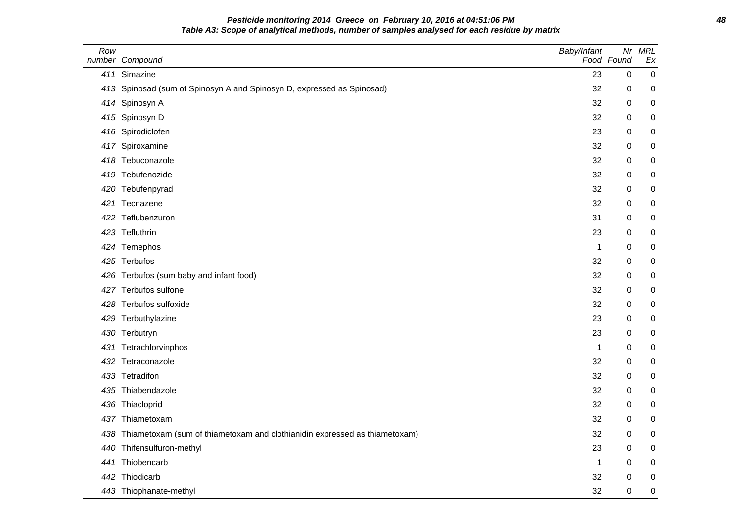**Pesticide monitoring 2014 Greece on February 10, 2016 at 04:51:06 PM**

**Table A3: Scope of analytical methods, number of samples analysed for each residue by matrix**

| Row number | Compound | Baby/Infant Food | Nr Found | MRL Ex |
|---|---|---|---|---|
| 411 | Simazine | 23 | 0 | 0 |
| 413 | Spinosad (sum of Spinosyn A and Spinosyn D, expressed as Spinosad) | 32 | 0 | 0 |
| 414 | Spinosyn A | 32 | 0 | 0 |
| 415 | Spinosyn D | 32 | 0 | 0 |
| 416 | Spirodiclofen | 23 | 0 | 0 |
| 417 | Spiroxamine | 32 | 0 | 0 |
| 418 | Tebuconazole | 32 | 0 | 0 |
| 419 | Tebufenozide | 32 | 0 | 0 |
| 420 | Tebufenpyrad | 32 | 0 | 0 |
| 421 | Tecnazene | 32 | 0 | 0 |
| 422 | Teflubenzuron | 31 | 0 | 0 |
| 423 | Tefluthrin | 23 | 0 | 0 |
| 424 | Temephos | 1 | 0 | 0 |
| 425 | Terbufos | 32 | 0 | 0 |
| 426 | Terbufos (sum baby and infant food) | 32 | 0 | 0 |
| 427 | Terbufos sulfone | 32 | 0 | 0 |
| 428 | Terbufos sulfoxide | 32 | 0 | 0 |
| 429 | Terbuthylazine | 23 | 0 | 0 |
| 430 | Terbutryn | 23 | 0 | 0 |
| 431 | Tetrachlorvinphos | 1 | 0 | 0 |
| 432 | Tetraconazole | 32 | 0 | 0 |
| 433 | Tetradifon | 32 | 0 | 0 |
| 435 | Thiabendazole | 32 | 0 | 0 |
| 436 | Thiacloprid | 32 | 0 | 0 |
| 437 | Thiametoxam | 32 | 0 | 0 |
| 438 | Thiametoxam (sum of thiametoxam and clothianidin expressed as thiametoxam) | 32 | 0 | 0 |
| 440 | Thifensulfuron-methyl | 23 | 0 | 0 |
| 441 | Thiobencarb | 1 | 0 | 0 |
| 442 | Thiodicarb | 32 | 0 | 0 |
| 443 | Thiophanate-methyl | 32 | 0 | 0 |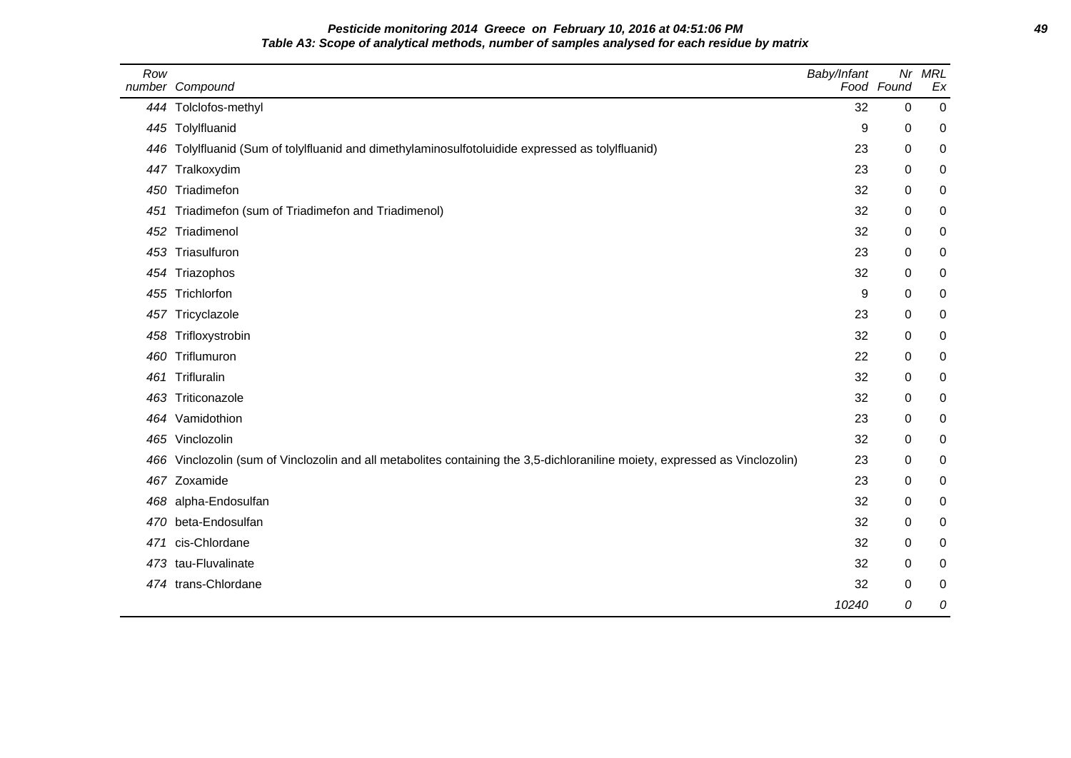**Pesticide monitoring 2014 Greece on February 10, 2016 at 04:51:06 PM**

**Table A3: Scope of analytical methods, number of samples analysed for each residue by matrix**

| Row number | Compound | Baby/Infant Food | Nr Found | MRL Ex |
|---|---|---|---|---|
| 444 | Tolclofos-methyl | 32 | 0 | 0 |
| 445 | Tolylfluanid | 9 | 0 | 0 |
| 446 | Tolylfluanid (Sum of tolylfluanid and dimethylaminosulfotoluidide expressed as tolylfluanid) | 23 | 0 | 0 |
| 447 | Tralkoxydim | 23 | 0 | 0 |
| 450 | Triadimefon | 32 | 0 | 0 |
| 451 | Triadimefon (sum of Triadimefon and Triadimenol) | 32 | 0 | 0 |
| 452 | Triadimenol | 32 | 0 | 0 |
| 453 | Triasulfuron | 23 | 0 | 0 |
| 454 | Triazophos | 32 | 0 | 0 |
| 455 | Trichlorfon | 9 | 0 | 0 |
| 457 | Tricyclazole | 23 | 0 | 0 |
| 458 | Trifloxystrobin | 32 | 0 | 0 |
| 460 | Triflumuron | 22 | 0 | 0 |
| 461 | Trifluralin | 32 | 0 | 0 |
| 463 | Triticonazole | 32 | 0 | 0 |
| 464 | Vamidothion | 23 | 0 | 0 |
| 465 | Vinclozolin | 32 | 0 | 0 |
| 466 | Vinclozolin (sum of Vinclozolin and all metabolites containing the 3,5-dichloraniline moiety, expressed as Vinclozolin) | 23 | 0 | 0 |
| 467 | Zoxamide | 23 | 0 | 0 |
| 468 | alpha-Endosulfan | 32 | 0 | 0 |
| 470 | beta-Endosulfan | 32 | 0 | 0 |
| 471 | cis-Chlordane | 32 | 0 | 0 |
| 473 | tau-Fluvalinate | 32 | 0 | 0 |
| 474 | trans-Chlordane | 32 | 0 | 0 |
| | | *10240* | *0* | *0* |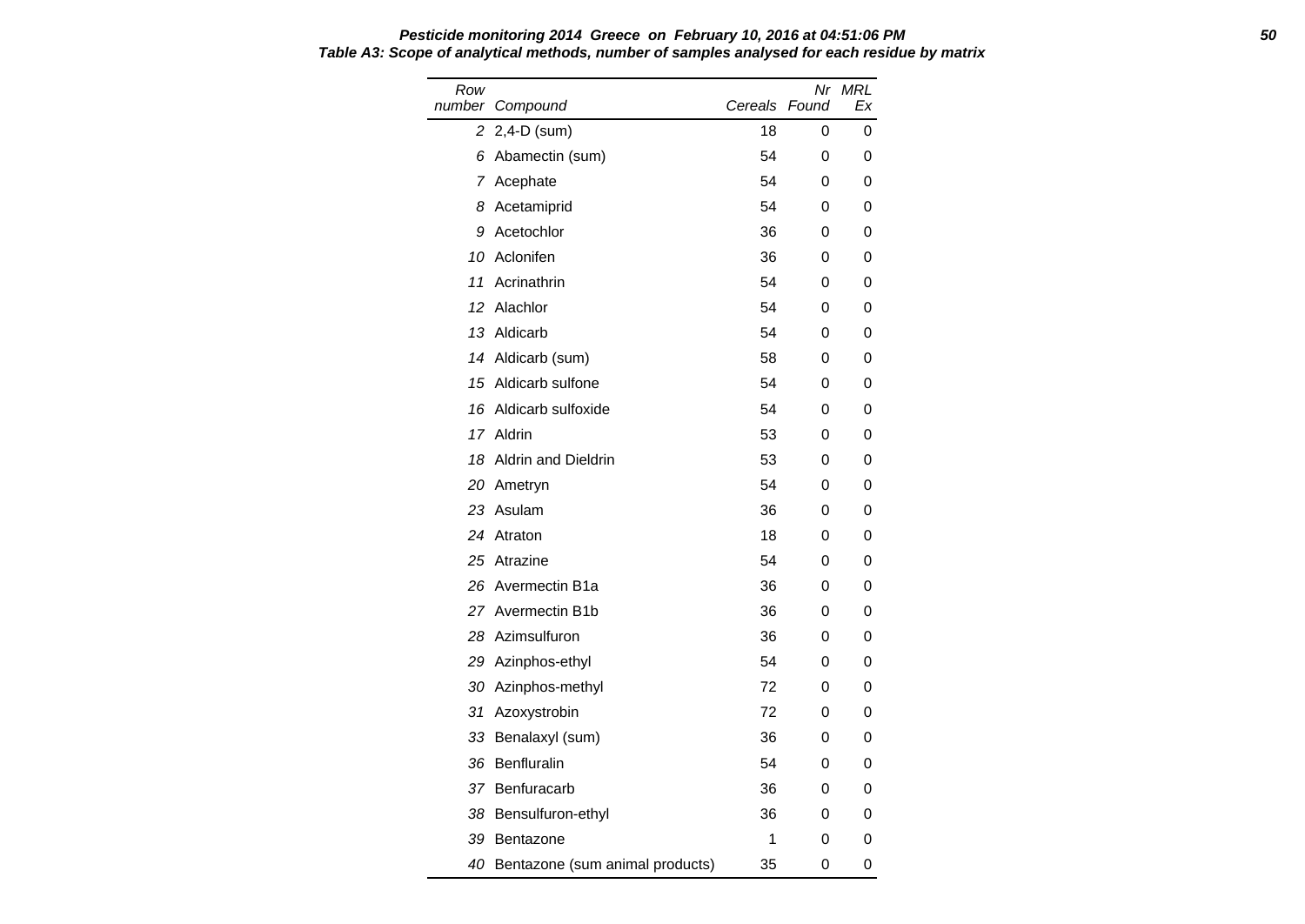**Table A3: Scope of analytical methods, number of samples analysed for each residue by matrix**

| Row number | Compound | Cereals | Nr Found | MRL Ex |
|---|---|---|---|---|
| 2 | 2,4-D (sum) | 18 | 0 | 0 |
| 6 | Abamectin (sum) | 54 | 0 | 0 |
| 7 | Acephate | 54 | 0 | 0 |
| 8 | Acetamiprid | 54 | 0 | 0 |
| 9 | Acetochlor | 36 | 0 | 0 |
| 10 | Aclonifen | 36 | 0 | 0 |
| 11 | Acrinathrin | 54 | 0 | 0 |
| 12 | Alachlor | 54 | 0 | 0 |
| 13 | Aldicarb | 54 | 0 | 0 |
| 14 | Aldicarb (sum) | 58 | 0 | 0 |
| 15 | Aldicarb sulfone | 54 | 0 | 0 |
| 16 | Aldicarb sulfoxide | 54 | 0 | 0 |
| 17 | Aldrin | 53 | 0 | 0 |
| 18 | Aldrin and Dieldrin | 53 | 0 | 0 |
| 20 | Ametryn | 54 | 0 | 0 |
| 23 | Asulam | 36 | 0 | 0 |
| 24 | Atraton | 18 | 0 | 0 |
| 25 | Atrazine | 54 | 0 | 0 |
| 26 | Avermectin B1a | 36 | 0 | 0 |
| 27 | Avermectin B1b | 36 | 0 | 0 |
| 28 | Azimsulfuron | 36 | 0 | 0 |
| 29 | Azinphos-ethyl | 54 | 0 | 0 |
| 30 | Azinphos-methyl | 72 | 0 | 0 |
| 31 | Azoxystrobin | 72 | 0 | 0 |
| 33 | Benalaxyl (sum) | 36 | 0 | 0 |
| 36 | Benfluralin | 54 | 0 | 0 |
| 37 | Benfuracarb | 36 | 0 | 0 |
| 38 | Bensulfuron-ethyl | 36 | 0 | 0 |
| 39 | Bentazone | 1 | 0 | 0 |
| 40 | Bentazone (sum animal products) | 35 | 0 | 0 |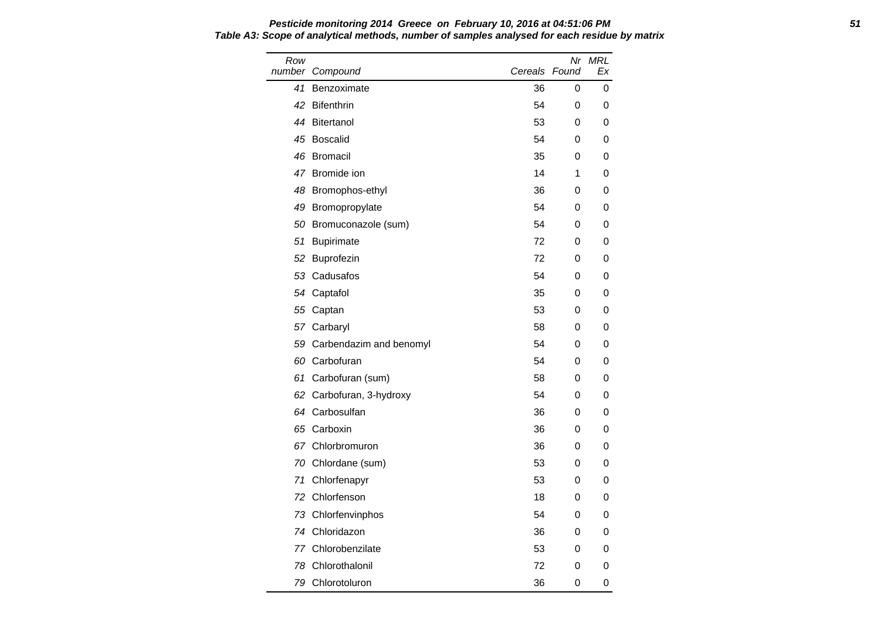**Table A3: Scope of analytical methods, number of samples analysed for each residue by matrix**

| Row number | Compound | Cereals | Nr Found | MRL Ex |
|---|---|---|---|---|
| 41 | Benzoximate | 36 | 0 | 0 |
| 42 | Bifenthrin | 54 | 0 | 0 |
| 44 | Bitertanol | 53 | 0 | 0 |
| 45 | Boscalid | 54 | 0 | 0 |
| 46 | Bromacil | 35 | 0 | 0 |
| 47 | Bromide ion | 14 | 1 | 0 |
| 48 | Bromophos-ethyl | 36 | 0 | 0 |
| 49 | Bromopropylate | 54 | 0 | 0 |
| 50 | Bromuconazole (sum) | 54 | 0 | 0 |
| 51 | Bupirimate | 72 | 0 | 0 |
| 52 | Buprofezin | 72 | 0 | 0 |
| 53 | Cadusafos | 54 | 0 | 0 |
| 54 | Captafol | 35 | 0 | 0 |
| 55 | Captan | 53 | 0 | 0 |
| 57 | Carbaryl | 58 | 0 | 0 |
| 59 | Carbendazim and benomyl | 54 | 0 | 0 |
| 60 | Carbofuran | 54 | 0 | 0 |
| 61 | Carbofuran (sum) | 58 | 0 | 0 |
| 62 | Carbofuran, 3-hydroxy | 54 | 0 | 0 |
| 64 | Carbosulfan | 36 | 0 | 0 |
| 65 | Carboxin | 36 | 0 | 0 |
| 67 | Chlorbromuron | 36 | 0 | 0 |
| 70 | Chlordane (sum) | 53 | 0 | 0 |
| 71 | Chlorfenapyr | 53 | 0 | 0 |
| 72 | Chlorfenson | 18 | 0 | 0 |
| 73 | Chlorfenvinphos | 54 | 0 | 0 |
| 74 | Chloridazon | 36 | 0 | 0 |
| 77 | Chlorobenzilate | 53 | 0 | 0 |
| 78 | Chlorothalonil | 72 | 0 | 0 |
| 79 | Chlorotoluron | 36 | 0 | 0 |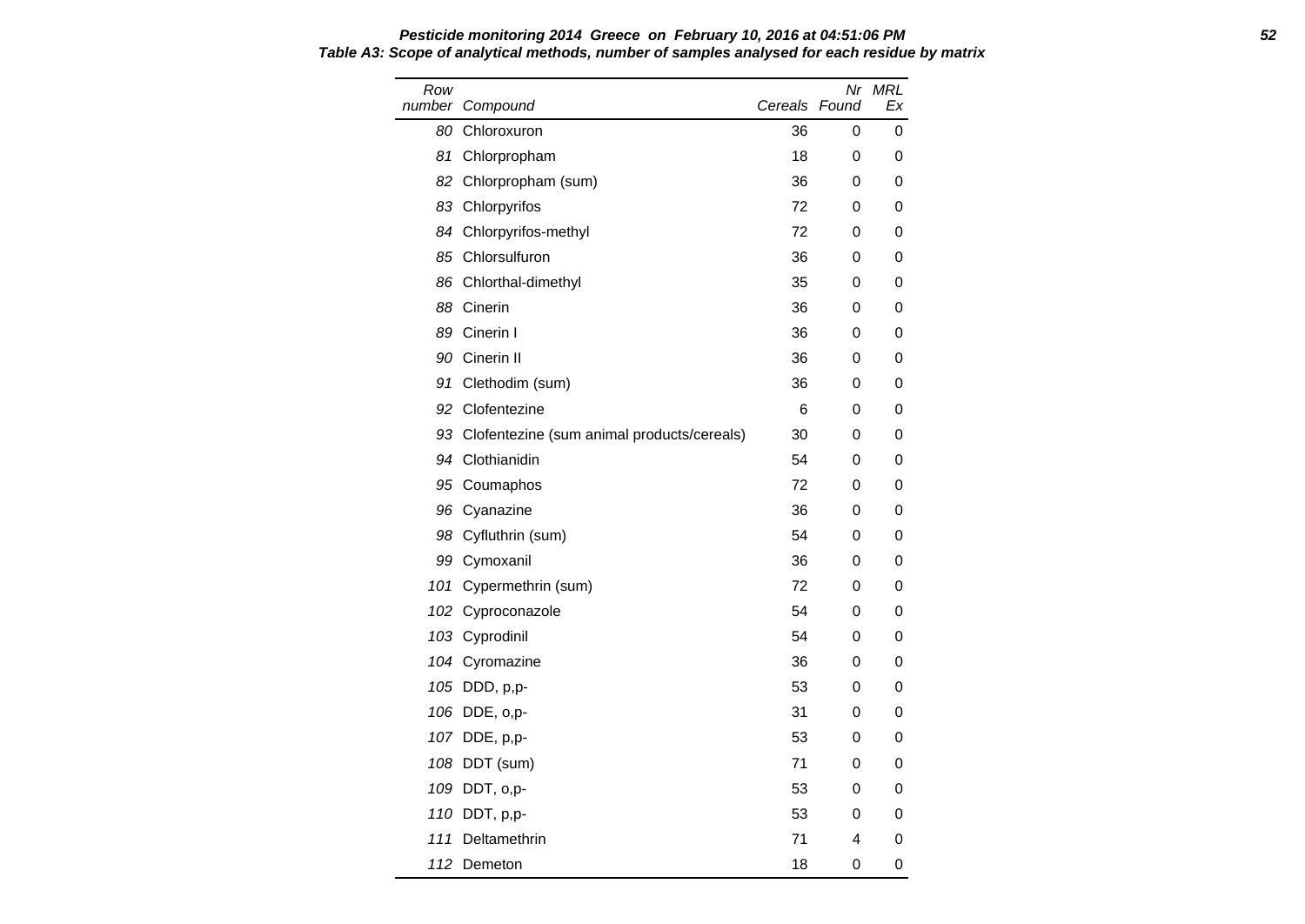**Pesticide monitoring 2014 Greece on February 10, 2016 at 04:51:06 PM**

**Table A3: Scope of analytical methods, number of samples analysed for each residue by matrix**

| Row number | Compound | Cereals | Nr Found | MRL Ex |
|---|---|---|---|---|
| 80 | Chloroxuron | 36 | 0 | 0 |
| 81 | Chlorpropham | 18 | 0 | 0 |
| 82 | Chlorpropham (sum) | 36 | 0 | 0 |
| 83 | Chlorpyrifos | 72 | 0 | 0 |
| 84 | Chlorpyrifos-methyl | 72 | 0 | 0 |
| 85 | Chlorsulfuron | 36 | 0 | 0 |
| 86 | Chlorthal-dimethyl | 35 | 0 | 0 |
| 88 | Cinerin | 36 | 0 | 0 |
| 89 | Cinerin I | 36 | 0 | 0 |
| 90 | Cinerin II | 36 | 0 | 0 |
| 91 | Clethodim (sum) | 36 | 0 | 0 |
| 92 | Clofentezine | 6 | 0 | 0 |
| 93 | Clofentezine (sum animal products/cereals) | 30 | 0 | 0 |
| 94 | Clothianidin | 54 | 0 | 0 |
| 95 | Coumaphos | 72 | 0 | 0 |
| 96 | Cyanazine | 36 | 0 | 0 |
| 98 | Cyfluthrin (sum) | 54 | 0 | 0 |
| 99 | Cymoxanil | 36 | 0 | 0 |
| 101 | Cypermethrin (sum) | 72 | 0 | 0 |
| 102 | Cyproconazole | 54 | 0 | 0 |
| 103 | Cyprodinil | 54 | 0 | 0 |
| 104 | Cyromazine | 36 | 0 | 0 |
| 105 | DDD, p,p- | 53 | 0 | 0 |
| 106 | DDE, o,p- | 31 | 0 | 0 |
| 107 | DDE, p,p- | 53 | 0 | 0 |
| 108 | DDT (sum) | 71 | 0 | 0 |
| 109 | DDT, o,p- | 53 | 0 | 0 |
| 110 | DDT, p,p- | 53 | 0 | 0 |
| 111 | Deltamethrin | 71 | 4 | 0 |
| 112 | Demeton | 18 | 0 | 0 |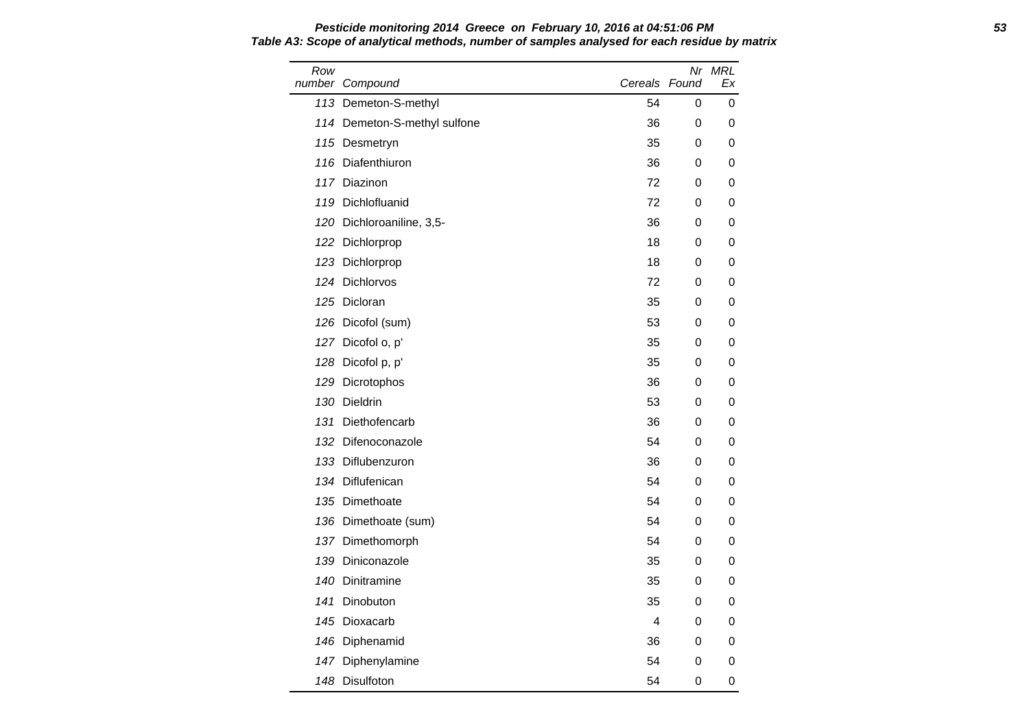**Pesticide monitoring 2014 Greece on February 10, 2016 at 04:51:06 PM**

**Table A3: Scope of analytical methods, number of samples analysed for each residue by matrix**

| Row number | Compound | Cereals | Nr Found | MRL Ex |
|---|---|---|---|---|
| 113 | Demeton-S-methyl | 54 | 0 | 0 |
| 114 | Demeton-S-methyl sulfone | 36 | 0 | 0 |
| 115 | Desmetryn | 35 | 0 | 0 |
| 116 | Diafenthiuron | 36 | 0 | 0 |
| 117 | Diazinon | 72 | 0 | 0 |
| 119 | Dichlofluanid | 72 | 0 | 0 |
| 120 | Dichloroaniline, 3,5- | 36 | 0 | 0 |
| 122 | Dichlorprop | 18 | 0 | 0 |
| 123 | Dichlorprop | 18 | 0 | 0 |
| 124 | Dichlorvos | 72 | 0 | 0 |
| 125 | Dicloran | 35 | 0 | 0 |
| 126 | Dicofol (sum) | 53 | 0 | 0 |
| 127 | Dicofol o, p' | 35 | 0 | 0 |
| 128 | Dicofol p, p' | 35 | 0 | 0 |
| 129 | Dicrotophos | 36 | 0 | 0 |
| 130 | Dieldrin | 53 | 0 | 0 |
| 131 | Diethofencarb | 36 | 0 | 0 |
| 132 | Difenoconazole | 54 | 0 | 0 |
| 133 | Diflubenzuron | 36 | 0 | 0 |
| 134 | Diflufenican | 54 | 0 | 0 |
| 135 | Dimethoate | 54 | 0 | 0 |
| 136 | Dimethoate (sum) | 54 | 0 | 0 |
| 137 | Dimethomorph | 54 | 0 | 0 |
| 139 | Diniconazole | 35 | 0 | 0 |
| 140 | Dinitramine | 35 | 0 | 0 |
| 141 | Dinobuton | 35 | 0 | 0 |
| 145 | Dioxacarb | 4 | 0 | 0 |
| 146 | Diphenamid | 36 | 0 | 0 |
| 147 | Diphenylamine | 54 | 0 | 0 |
| 148 | Disulfoton | 54 | 0 | 0 |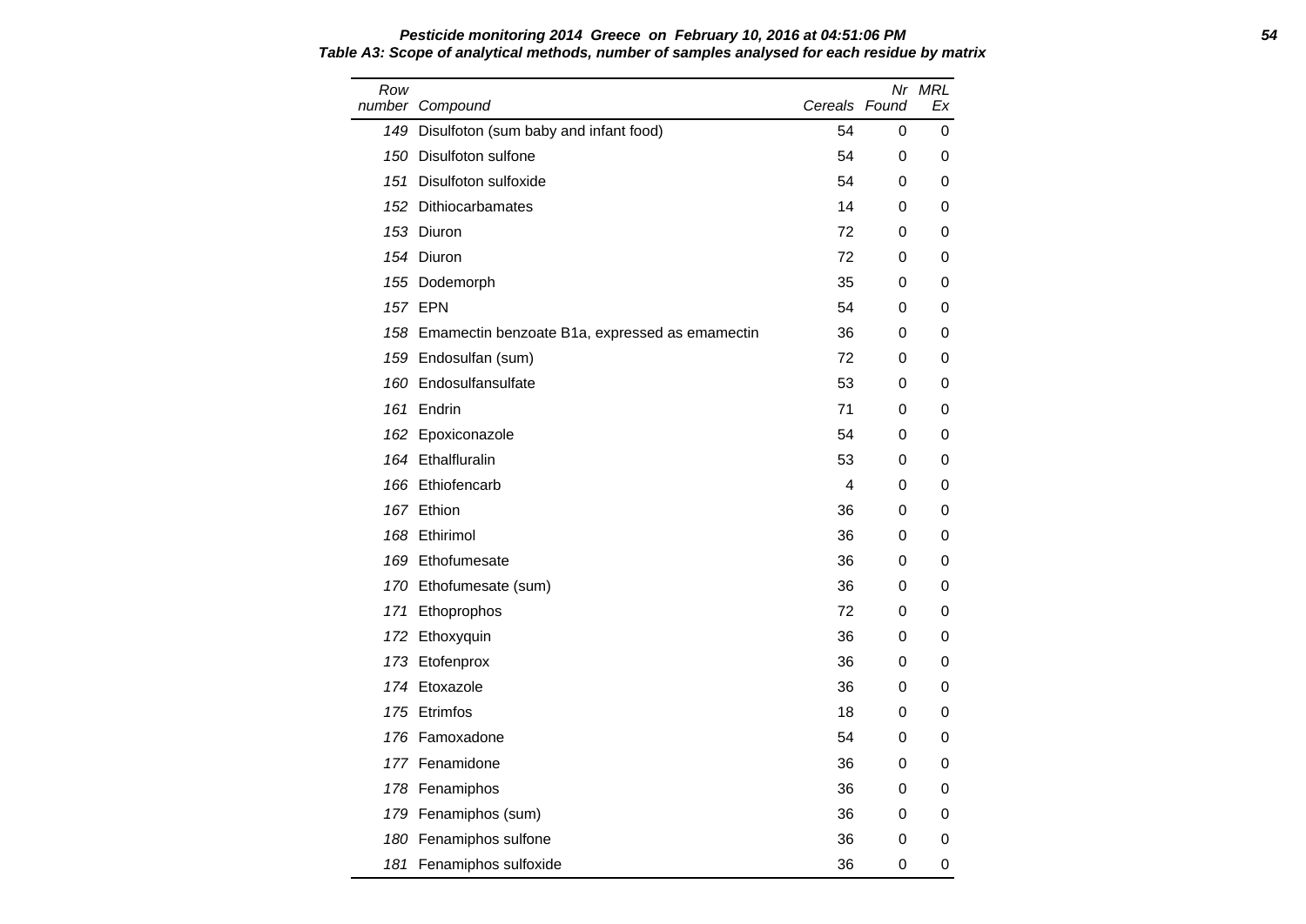**Pesticide monitoring 2014 Greece on February 10, 2016 at 04:51:06 PM**

**Table A3: Scope of analytical methods, number of samples analysed for each residue by matrix**

| Row number | Compound | Cereals | Nr Found | MRL Ex |
|---|---|---|---|---|
| 149 | Disulfoton (sum baby and infant food) | 54 | 0 | 0 |
| 150 | Disulfoton sulfone | 54 | 0 | 0 |
| 151 | Disulfoton sulfoxide | 54 | 0 | 0 |
| 152 | Dithiocarbamates | 14 | 0 | 0 |
| 153 | Diuron | 72 | 0 | 0 |
| 154 | Diuron | 72 | 0 | 0 |
| 155 | Dodemorph | 35 | 0 | 0 |
| 157 | EPN | 54 | 0 | 0 |
| 158 | Emamectin benzoate B1a, expressed as emamectin | 36 | 0 | 0 |
| 159 | Endosulfan (sum) | 72 | 0 | 0 |
| 160 | Endosulfansulfate | 53 | 0 | 0 |
| 161 | Endrin | 71 | 0 | 0 |
| 162 | Epoxiconazole | 54 | 0 | 0 |
| 164 | Ethalfluralin | 53 | 0 | 0 |
| 166 | Ethiofencarb | 4 | 0 | 0 |
| 167 | Ethion | 36 | 0 | 0 |
| 168 | Ethirimol | 36 | 0 | 0 |
| 169 | Ethofumesate | 36 | 0 | 0 |
| 170 | Ethofumesate (sum) | 36 | 0 | 0 |
| 171 | Ethoprophos | 72 | 0 | 0 |
| 172 | Ethoxyquin | 36 | 0 | 0 |
| 173 | Etofenprox | 36 | 0 | 0 |
| 174 | Etoxazole | 36 | 0 | 0 |
| 175 | Etrimfos | 18 | 0 | 0 |
| 176 | Famoxadone | 54 | 0 | 0 |
| 177 | Fenamidone | 36 | 0 | 0 |
| 178 | Fenamiphos | 36 | 0 | 0 |
| 179 | Fenamiphos (sum) | 36 | 0 | 0 |
| 180 | Fenamiphos sulfone | 36 | 0 | 0 |
| 181 | Fenamiphos sulfoxide | 36 | 0 | 0 |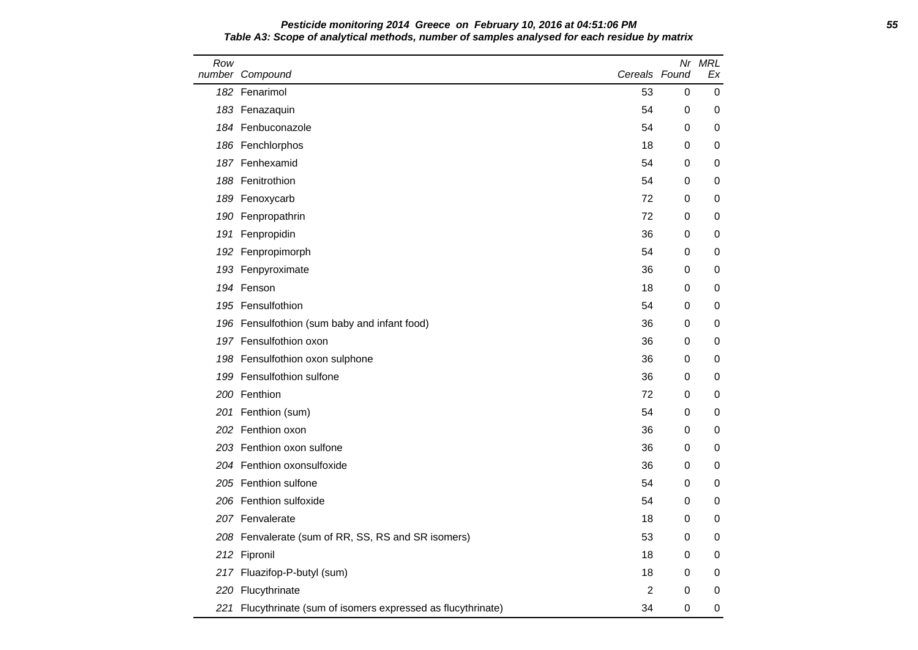**Pesticide monitoring 2014 Greece on February 10, 2016 at 04:51:06 PM**

**Table A3: Scope of analytical methods, number of samples analysed for each residue by matrix**

| Row number | Compound | Cereals | Nr Found | MRL Ex |
|---|---|---|---|---|
| 182 | Fenarimol | 53 | 0 | 0 |
| 183 | Fenazaquin | 54 | 0 | 0 |
| 184 | Fenbuconazole | 54 | 0 | 0 |
| 186 | Fenchlorphos | 18 | 0 | 0 |
| 187 | Fenhexamid | 54 | 0 | 0 |
| 188 | Fenitrothion | 54 | 0 | 0 |
| 189 | Fenoxycarb | 72 | 0 | 0 |
| 190 | Fenpropathrin | 72 | 0 | 0 |
| 191 | Fenpropidin | 36 | 0 | 0 |
| 192 | Fenpropimorph | 54 | 0 | 0 |
| 193 | Fenpyroximate | 36 | 0 | 0 |
| 194 | Fenson | 18 | 0 | 0 |
| 195 | Fensulfothion | 54 | 0 | 0 |
| 196 | Fensulfothion (sum baby and infant food) | 36 | 0 | 0 |
| 197 | Fensulfothion oxon | 36 | 0 | 0 |
| 198 | Fensulfothion oxon sulphone | 36 | 0 | 0 |
| 199 | Fensulfothion sulfone | 36 | 0 | 0 |
| 200 | Fenthion | 72 | 0 | 0 |
| 201 | Fenthion (sum) | 54 | 0 | 0 |
| 202 | Fenthion oxon | 36 | 0 | 0 |
| 203 | Fenthion oxon sulfone | 36 | 0 | 0 |
| 204 | Fenthion oxonsulfoxide | 36 | 0 | 0 |
| 205 | Fenthion sulfone | 54 | 0 | 0 |
| 206 | Fenthion sulfoxide | 54 | 0 | 0 |
| 207 | Fenvalerate | 18 | 0 | 0 |
| 208 | Fenvalerate (sum of RR, SS, RS and SR isomers) | 53 | 0 | 0 |
| 212 | Fipronil | 18 | 0 | 0 |
| 217 | Fluazifop-P-butyl (sum) | 18 | 0 | 0 |
| 220 | Flucythrinate | 2 | 0 | 0 |
| 221 | Flucythrinate (sum of isomers expressed as flucythrinate) | 34 | 0 | 0 |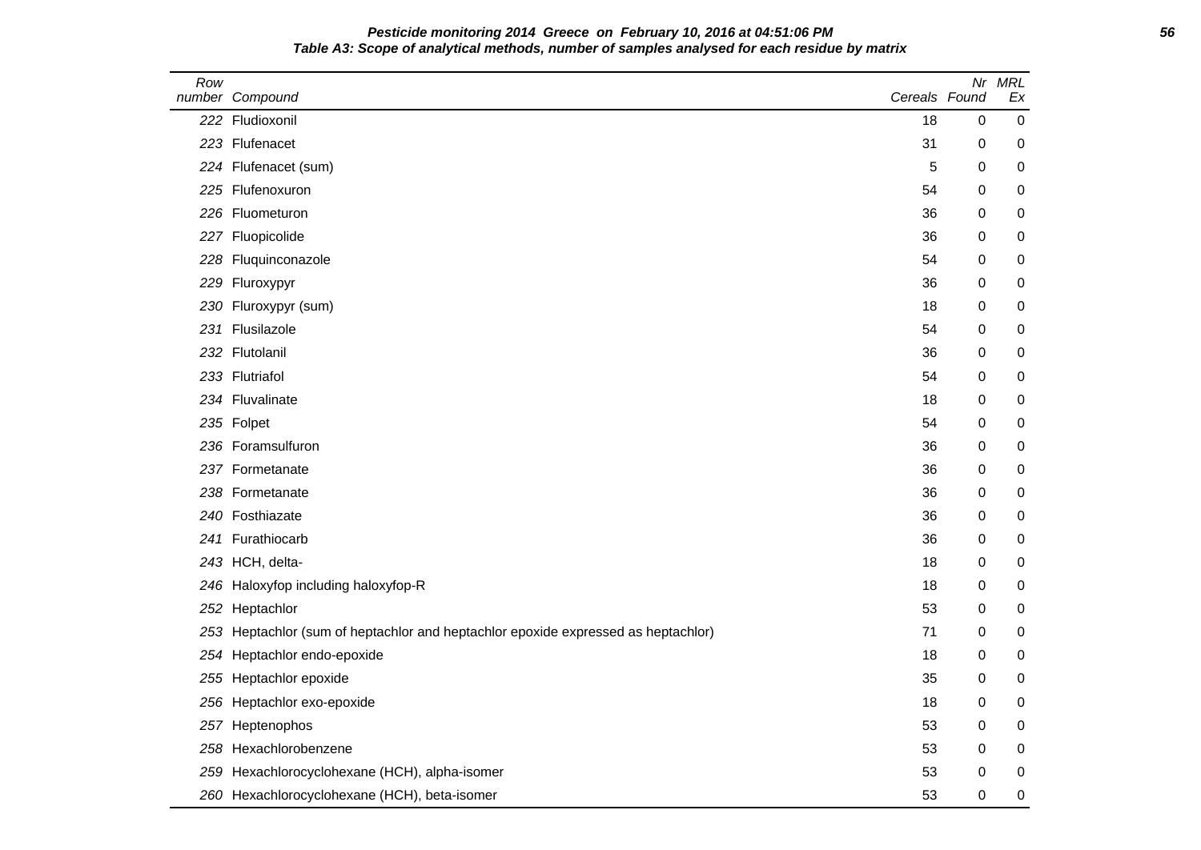**Pesticide monitoring 2014 Greece on February 10, 2016 at 04:51:06 PM**

**Table A3: Scope of analytical methods, number of samples analysed for each residue by matrix**

| Row number | Compound | Cereals | Nr Found | MRL Ex |
|---|---|---|---|---|
| 222 | Fludioxonil | 18 | 0 | 0 |
| 223 | Flufenacet | 31 | 0 | 0 |
| 224 | Flufenacet (sum) | 5 | 0 | 0 |
| 225 | Flufenoxuron | 54 | 0 | 0 |
| 226 | Fluometuron | 36 | 0 | 0 |
| 227 | Fluopicolide | 36 | 0 | 0 |
| 228 | Fluquinconazole | 54 | 0 | 0 |
| 229 | Fluroxypyr | 36 | 0 | 0 |
| 230 | Fluroxypyr (sum) | 18 | 0 | 0 |
| 231 | Flusilazole | 54 | 0 | 0 |
| 232 | Flutolanil | 36 | 0 | 0 |
| 233 | Flutriafol | 54 | 0 | 0 |
| 234 | Fluvalinate | 18 | 0 | 0 |
| 235 | Folpet | 54 | 0 | 0 |
| 236 | Foramsulfuron | 36 | 0 | 0 |
| 237 | Formetanate | 36 | 0 | 0 |
| 238 | Formetanate | 36 | 0 | 0 |
| 240 | Fosthiazate | 36 | 0 | 0 |
| 241 | Furathiocarb | 36 | 0 | 0 |
| 243 | HCH, delta- | 18 | 0 | 0 |
| 246 | Haloxyfop including haloxyfop-R | 18 | 0 | 0 |
| 252 | Heptachlor | 53 | 0 | 0 |
| 253 | Heptachlor (sum of heptachlor and heptachlor epoxide expressed as heptachlor) | 71 | 0 | 0 |
| 254 | Heptachlor endo-epoxide | 18 | 0 | 0 |
| 255 | Heptachlor epoxide | 35 | 0 | 0 |
| 256 | Heptachlor exo-epoxide | 18 | 0 | 0 |
| 257 | Heptenophos | 53 | 0 | 0 |
| 258 | Hexachlorobenzene | 53 | 0 | 0 |
| 259 | Hexachlorocyclohexane (HCH), alpha-isomer | 53 | 0 | 0 |
| 260 | Hexachlorocyclohexane (HCH), beta-isomer | 53 | 0 | 0 |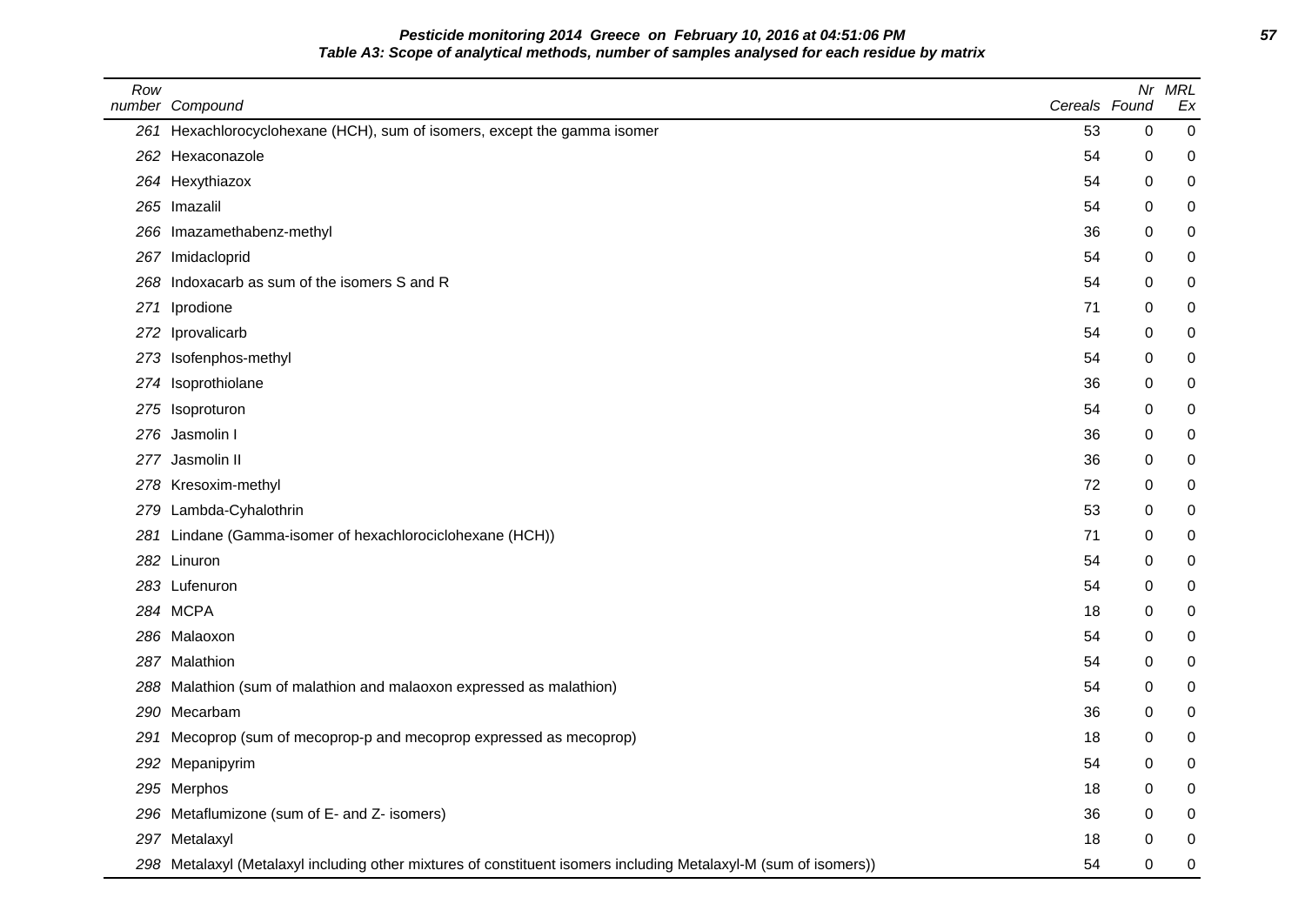**Pesticide monitoring 2014 Greece on February 10, 2016 at 04:51:06 PM**

**Table A3: Scope of analytical methods, number of samples analysed for each residue by matrix**

| Row number | Compound | Cereals | Nr Found | MRL Ex |
|---|---|---|---|---|
| 261 | Hexachlorocyclohexane (HCH), sum of isomers, except the gamma isomer | 53 | 0 | 0 |
| 262 | Hexaconazole | 54 | 0 | 0 |
| 264 | Hexythiazox | 54 | 0 | 0 |
| 265 | Imazalil | 54 | 0 | 0 |
| 266 | Imazamethabenz-methyl | 36 | 0 | 0 |
| 267 | Imidacloprid | 54 | 0 | 0 |
| 268 | Indoxacarb as sum of the isomers S and R | 54 | 0 | 0 |
| 271 | Iprodione | 71 | 0 | 0 |
| 272 | Iprovalicarb | 54 | 0 | 0 |
| 273 | Isofenphos-methyl | 54 | 0 | 0 |
| 274 | Isoprothiolane | 36 | 0 | 0 |
| 275 | Isoproturon | 54 | 0 | 0 |
| 276 | Jasmolin I | 36 | 0 | 0 |
| 277 | Jasmolin II | 36 | 0 | 0 |
| 278 | Kresoxim-methyl | 72 | 0 | 0 |
| 279 | Lambda-Cyhalothrin | 53 | 0 | 0 |
| 281 | Lindane (Gamma-isomer of hexachlorociclohexane (HCH)) | 71 | 0 | 0 |
| 282 | Linuron | 54 | 0 | 0 |
| 283 | Lufenuron | 54 | 0 | 0 |
| 284 | MCPA | 18 | 0 | 0 |
| 286 | Malaoxon | 54 | 0 | 0 |
| 287 | Malathion | 54 | 0 | 0 |
| 288 | Malathion (sum of malathion and malaoxon expressed as malathion) | 54 | 0 | 0 |
| 290 | Mecarbam | 36 | 0 | 0 |
| 291 | Mecoprop (sum of mecoprop-p and mecoprop expressed as mecoprop) | 18 | 0 | 0 |
| 292 | Mepanipyrim | 54 | 0 | 0 |
| 295 | Merphos | 18 | 0 | 0 |
| 296 | Metaflumizone (sum of E- and Z- isomers) | 36 | 0 | 0 |
| 297 | Metalaxyl | 18 | 0 | 0 |
| 298 | Metalaxyl (Metalaxyl including other mixtures of constituent isomers including Metalaxyl-M (sum of isomers)) | 54 | 0 | 0 |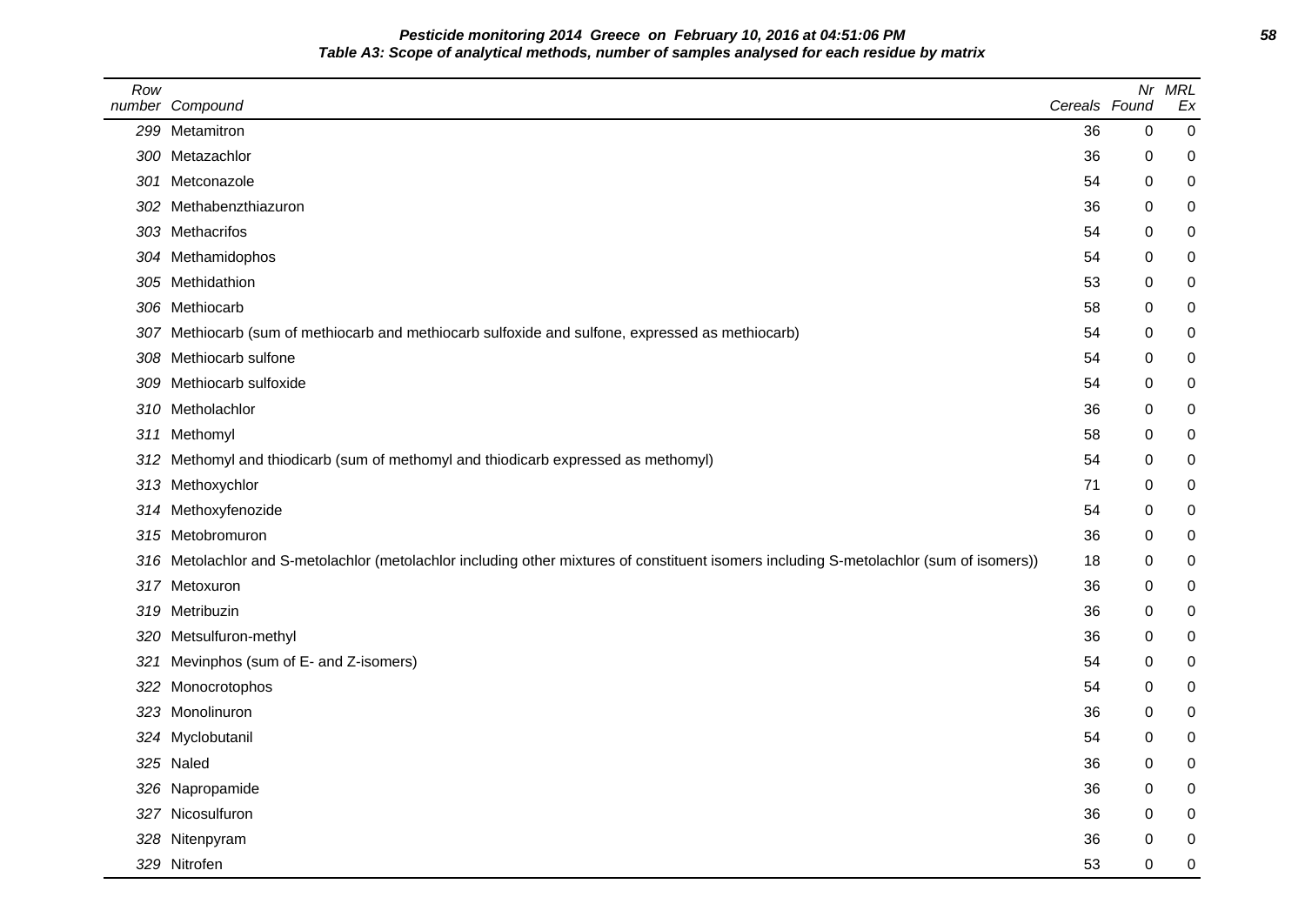**Pesticide monitoring 2014 Greece on February 10, 2016 at 04:51:06 PM**

**Table A3: Scope of analytical methods, number of samples analysed for each residue by matrix**

| Row number | Compound | Cereals | Nr Found | MRL Ex |
|---|---|---|---|---|
| 299 | Metamitron | 36 | 0 | 0 |
| 300 | Metazachlor | 36 | 0 | 0 |
| 301 | Metconazole | 54 | 0 | 0 |
| 302 | Methabenzthiazuron | 36 | 0 | 0 |
| 303 | Methacrifos | 54 | 0 | 0 |
| 304 | Methamidophos | 54 | 0 | 0 |
| 305 | Methidathion | 53 | 0 | 0 |
| 306 | Methiocarb | 58 | 0 | 0 |
| 307 | Methiocarb (sum of methiocarb and methiocarb sulfoxide and sulfone, expressed as methiocarb) | 54 | 0 | 0 |
| 308 | Methiocarb sulfone | 54 | 0 | 0 |
| 309 | Methiocarb sulfoxide | 54 | 0 | 0 |
| 310 | Metholachlor | 36 | 0 | 0 |
| 311 | Methomyl | 58 | 0 | 0 |
| 312 | Methomyl and thiodicarb (sum of methomyl and thiodicarb expressed as methomyl) | 54 | 0 | 0 |
| 313 | Methoxychlor | 71 | 0 | 0 |
| 314 | Methoxyfenozide | 54 | 0 | 0 |
| 315 | Metobromuron | 36 | 0 | 0 |
| 316 | Metolachlor and S-metolachlor (metolachlor including other mixtures of constituent isomers including S-metolachlor (sum of isomers)) | 18 | 0 | 0 |
| 317 | Metoxuron | 36 | 0 | 0 |
| 319 | Metribuzin | 36 | 0 | 0 |
| 320 | Metsulfuron-methyl | 36 | 0 | 0 |
| 321 | Mevinphos (sum of E- and Z-isomers) | 54 | 0 | 0 |
| 322 | Monocrotophos | 54 | 0 | 0 |
| 323 | Monolinuron | 36 | 0 | 0 |
| 324 | Myclobutanil | 54 | 0 | 0 |
| 325 | Naled | 36 | 0 | 0 |
| 326 | Napropamide | 36 | 0 | 0 |
| 327 | Nicosulfuron | 36 | 0 | 0 |
| 328 | Nitenpyram | 36 | 0 | 0 |
| 329 | Nitrofen | 53 | 0 | 0 |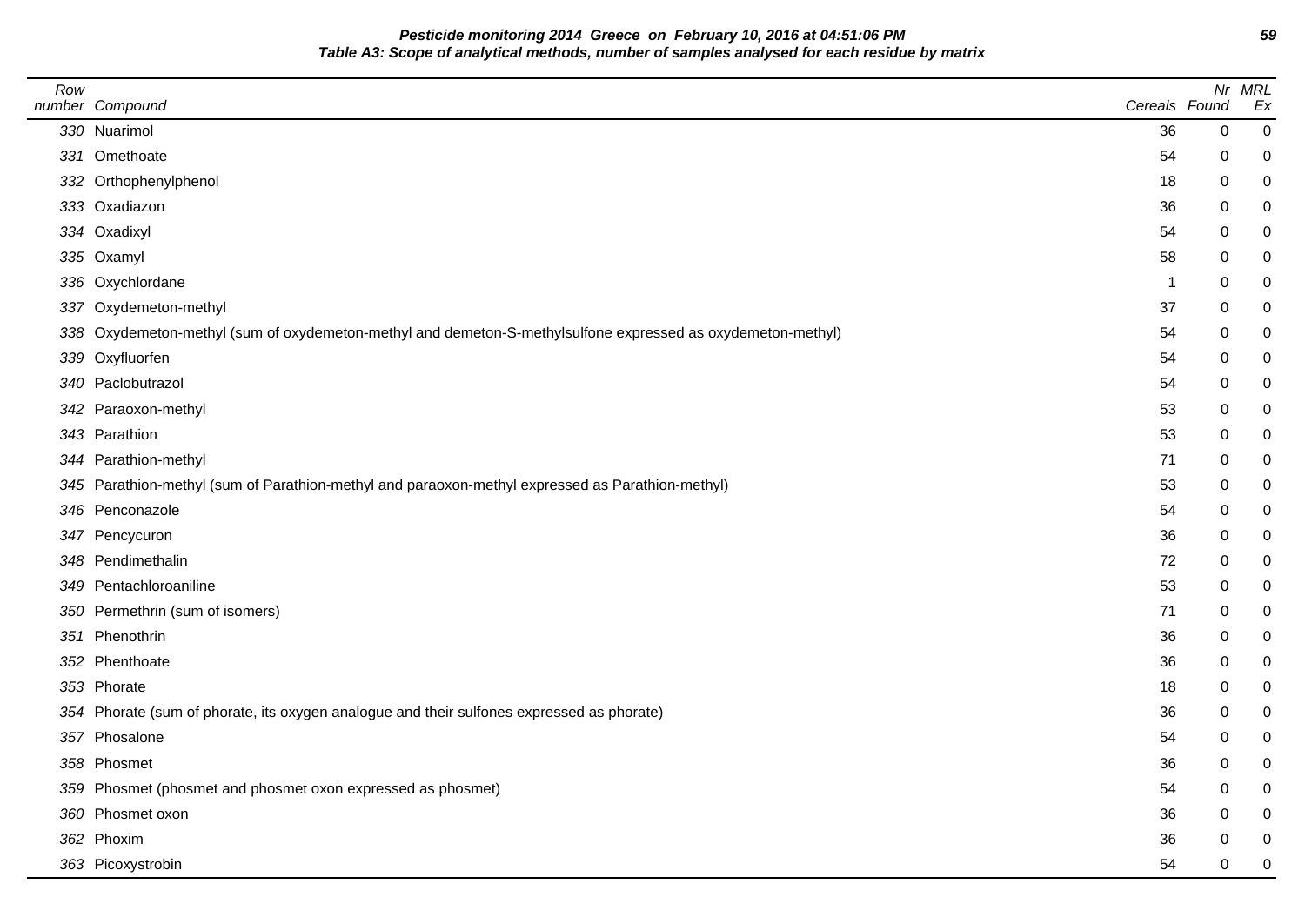**Pesticide monitoring 2014 Greece on February 10, 2016 at 04:51:06 PM**
**Table A3: Scope of analytical methods, number of samples analysed for each residue by matrix**

| Row number | Compound | Cereals | Nr Found | MRL Ex |
|---|---|---|---|---|
| 330 | Nuarimol | 36 | 0 | 0 |
| 331 | Omethoate | 54 | 0 | 0 |
| 332 | Orthophenylphenol | 18 | 0 | 0 |
| 333 | Oxadiazon | 36 | 0 | 0 |
| 334 | Oxadixyl | 54 | 0 | 0 |
| 335 | Oxamyl | 58 | 0 | 0 |
| 336 | Oxychlordane | 1 | 0 | 0 |
| 337 | Oxydemeton-methyl | 37 | 0 | 0 |
| 338 | Oxydemeton-methyl (sum of oxydemeton-methyl and demeton-S-methylsulfone expressed as oxydemeton-methyl) | 54 | 0 | 0 |
| 339 | Oxyfluorfen | 54 | 0 | 0 |
| 340 | Paclobutrazol | 54 | 0 | 0 |
| 342 | Paraoxon-methyl | 53 | 0 | 0 |
| 343 | Parathion | 53 | 0 | 0 |
| 344 | Parathion-methyl | 71 | 0 | 0 |
| 345 | Parathion-methyl (sum of Parathion-methyl and paraoxon-methyl expressed as Parathion-methyl) | 53 | 0 | 0 |
| 346 | Penconazole | 54 | 0 | 0 |
| 347 | Pencycuron | 36 | 0 | 0 |
| 348 | Pendimethalin | 72 | 0 | 0 |
| 349 | Pentachloroaniline | 53 | 0 | 0 |
| 350 | Permethrin (sum of isomers) | 71 | 0 | 0 |
| 351 | Phenothrin | 36 | 0 | 0 |
| 352 | Phenthoate | 36 | 0 | 0 |
| 353 | Phorate | 18 | 0 | 0 |
| 354 | Phorate (sum of phorate, its oxygen analogue and their sulfones expressed as phorate) | 36 | 0 | 0 |
| 357 | Phosalone | 54 | 0 | 0 |
| 358 | Phosmet | 36 | 0 | 0 |
| 359 | Phosmet (phosmet and phosmet oxon expressed as phosmet) | 54 | 0 | 0 |
| 360 | Phosmet oxon | 36 | 0 | 0 |
| 362 | Phoxim | 36 | 0 | 0 |
| 363 | Picoxystrobin | 54 | 0 | 0 |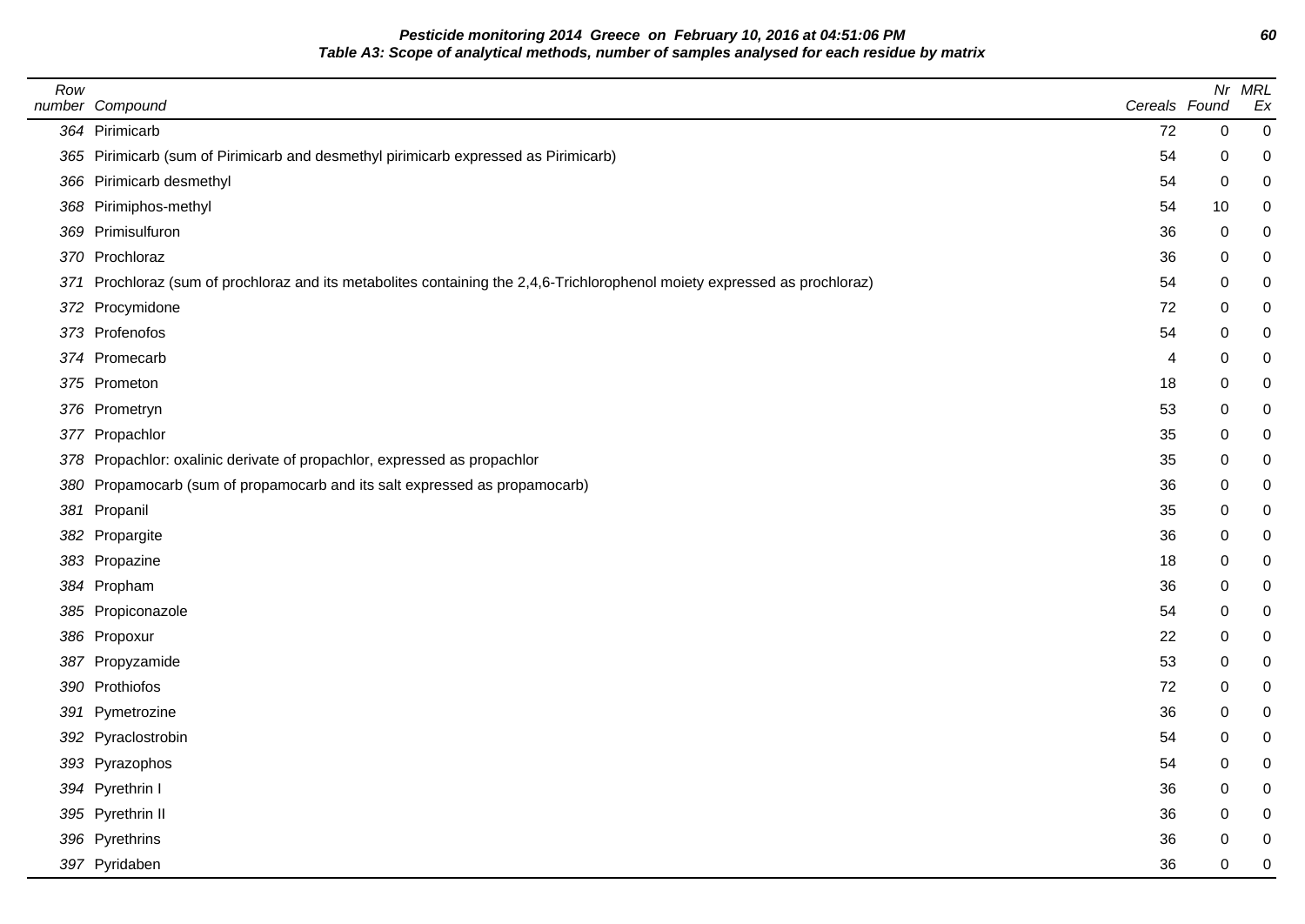**Pesticide monitoring 2014 Greece on February 10, 2016 at 04:51:06 PM**
**Table A3: Scope of analytical methods, number of samples analysed for each residue by matrix**

| Row number | Compound | Cereals | Nr Found | MRL Ex |
|---|---|---|---|---|
| 364 | Pirimicarb | 72 | 0 | 0 |
| 365 | Pirimicarb (sum of Pirimicarb and desmethyl pirimicarb expressed as Pirimicarb) | 54 | 0 | 0 |
| 366 | Pirimicarb desmethyl | 54 | 0 | 0 |
| 368 | Pirimiphos-methyl | 54 | 10 | 0 |
| 369 | Primisulfuron | 36 | 0 | 0 |
| 370 | Prochloraz | 36 | 0 | 0 |
| 371 | Prochloraz (sum of prochloraz and its metabolites containing the 2,4,6-Trichlorophenol moiety expressed as prochloraz) | 54 | 0 | 0 |
| 372 | Procymidone | 72 | 0 | 0 |
| 373 | Profenofos | 54 | 0 | 0 |
| 374 | Promecarb | 4 | 0 | 0 |
| 375 | Prometon | 18 | 0 | 0 |
| 376 | Prometryn | 53 | 0 | 0 |
| 377 | Propachlor | 35 | 0 | 0 |
| 378 | Propachlor: oxalinic derivate of propachlor, expressed as propachlor | 35 | 0 | 0 |
| 380 | Propamocarb (sum of propamocarb and its salt expressed as propamocarb) | 36 | 0 | 0 |
| 381 | Propanil | 35 | 0 | 0 |
| 382 | Propargite | 36 | 0 | 0 |
| 383 | Propazine | 18 | 0 | 0 |
| 384 | Propham | 36 | 0 | 0 |
| 385 | Propiconazole | 54 | 0 | 0 |
| 386 | Propoxur | 22 | 0 | 0 |
| 387 | Propyzamide | 53 | 0 | 0 |
| 390 | Prothiofos | 72 | 0 | 0 |
| 391 | Pymetrozine | 36 | 0 | 0 |
| 392 | Pyraclostrobin | 54 | 0 | 0 |
| 393 | Pyrazophos | 54 | 0 | 0 |
| 394 | Pyrethrin I | 36 | 0 | 0 |
| 395 | Pyrethrin II | 36 | 0 | 0 |
| 396 | Pyrethrins | 36 | 0 | 0 |
| 397 | Pyridaben | 36 | 0 | 0 |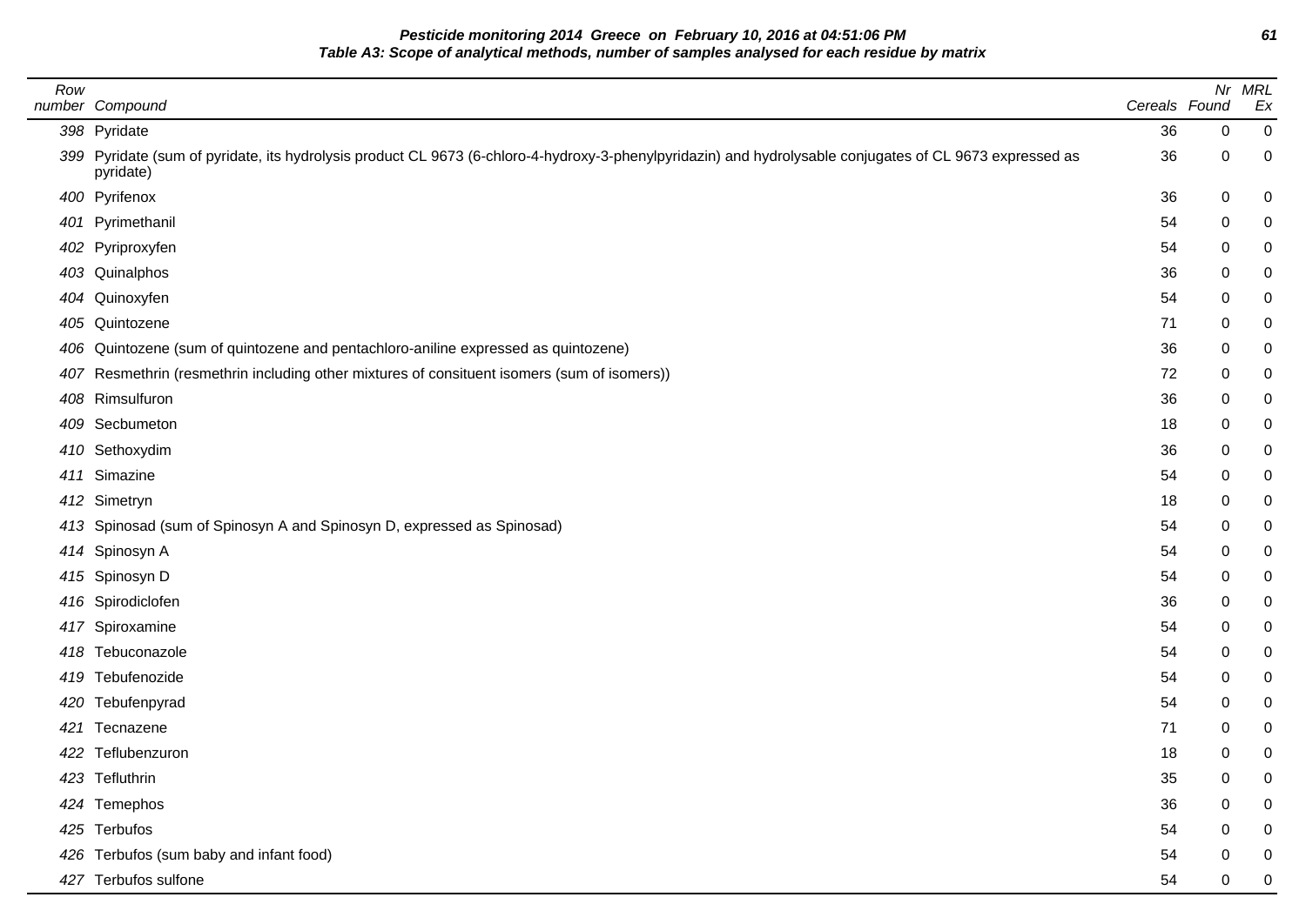**Pesticide monitoring 2014 Greece on February 10, 2016 at 04:51:06 PM**

**Table A3: Scope of analytical methods, number of samples analysed for each residue by matrix**

| Row number | Compound | Cereals | Nr Found | MRL Ex |
|---|---|---|---|---|
| 398 | Pyridate | 36 | 0 | 0 |
| 399 | Pyridate (sum of pyridate, its hydrolysis product CL 9673 (6-chloro-4-hydroxy-3-phenylpyridazin) and hydrolysable conjugates of CL 9673 expressed as pyridate) | 36 | 0 | 0 |
| 400 | Pyrifenox | 36 | 0 | 0 |
| 401 | Pyrimethanil | 54 | 0 | 0 |
| 402 | Pyriproxyfen | 54 | 0 | 0 |
| 403 | Quinalphos | 36 | 0 | 0 |
| 404 | Quinoxyfen | 54 | 0 | 0 |
| 405 | Quintozene | 71 | 0 | 0 |
| 406 | Quintozene (sum of quintozene and pentachloro-aniline expressed as quintozene) | 36 | 0 | 0 |
| 407 | Resmethrin (resmethrin including other mixtures of consituent isomers (sum of isomers)) | 72 | 0 | 0 |
| 408 | Rimsulfuron | 36 | 0 | 0 |
| 409 | Secbumeton | 18 | 0 | 0 |
| 410 | Sethoxydim | 36 | 0 | 0 |
| 411 | Simazine | 54 | 0 | 0 |
| 412 | Simetryn | 18 | 0 | 0 |
| 413 | Spinosad (sum of Spinosyn A and Spinosyn D, expressed as Spinosad) | 54 | 0 | 0 |
| 414 | Spinosyn A | 54 | 0 | 0 |
| 415 | Spinosyn D | 54 | 0 | 0 |
| 416 | Spirodiclofen | 36 | 0 | 0 |
| 417 | Spiroxamine | 54 | 0 | 0 |
| 418 | Tebuconazole | 54 | 0 | 0 |
| 419 | Tebufenozide | 54 | 0 | 0 |
| 420 | Tebufenpyrad | 54 | 0 | 0 |
| 421 | Tecnazene | 71 | 0 | 0 |
| 422 | Teflubenzuron | 18 | 0 | 0 |
| 423 | Tefluthrin | 35 | 0 | 0 |
| 424 | Temephos | 36 | 0 | 0 |
| 425 | Terbufos | 54 | 0 | 0 |
| 426 | Terbufos (sum baby and infant food) | 54 | 0 | 0 |
| 427 | Terbufos sulfone | 54 | 0 | 0 |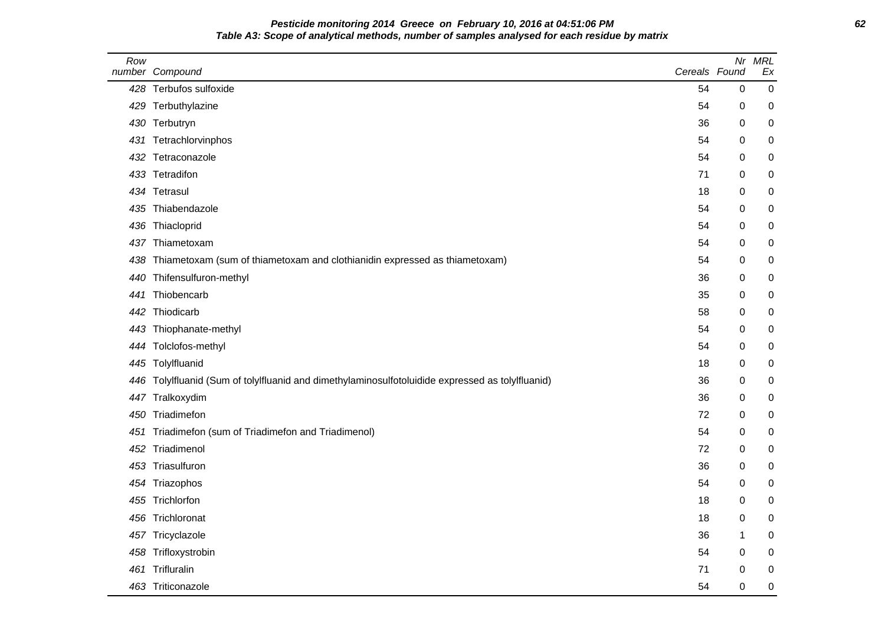**Pesticide monitoring 2014 Greece on February 10, 2016 at 04:51:06 PM**

**Table A3: Scope of analytical methods, number of samples analysed for each residue by matrix**

| Row number | Compound | Cereals | Nr Found | MRL Ex |
|---|---|---|---|---|
| 428 | Terbufos sulfoxide | 54 | 0 | 0 |
| 429 | Terbuthylazine | 54 | 0 | 0 |
| 430 | Terbutryn | 36 | 0 | 0 |
| 431 | Tetrachlorvinphos | 54 | 0 | 0 |
| 432 | Tetraconazole | 54 | 0 | 0 |
| 433 | Tetradifon | 71 | 0 | 0 |
| 434 | Tetrasul | 18 | 0 | 0 |
| 435 | Thiabendazole | 54 | 0 | 0 |
| 436 | Thiacloprid | 54 | 0 | 0 |
| 437 | Thiametoxam | 54 | 0 | 0 |
| 438 | Thiametoxam (sum of thiametoxam and clothianidin expressed as thiametoxam) | 54 | 0 | 0 |
| 440 | Thifensulfuron-methyl | 36 | 0 | 0 |
| 441 | Thiobencarb | 35 | 0 | 0 |
| 442 | Thiodicarb | 58 | 0 | 0 |
| 443 | Thiophanate-methyl | 54 | 0 | 0 |
| 444 | Tolclofos-methyl | 54 | 0 | 0 |
| 445 | Tolylfluanid | 18 | 0 | 0 |
| 446 | Tolylfluanid (Sum of tolylfluanid and dimethylaminosulfotoluidide expressed as tolylfluanid) | 36 | 0 | 0 |
| 447 | Tralkoxydim | 36 | 0 | 0 |
| 450 | Triadimefon | 72 | 0 | 0 |
| 451 | Triadimefon (sum of Triadimefon and Triadimenol) | 54 | 0 | 0 |
| 452 | Triadimenol | 72 | 0 | 0 |
| 453 | Triasulfuron | 36 | 0 | 0 |
| 454 | Triazophos | 54 | 0 | 0 |
| 455 | Trichlorfon | 18 | 0 | 0 |
| 456 | Trichloronat | 18 | 0 | 0 |
| 457 | Tricyclazole | 36 | 1 | 0 |
| 458 | Trifloxystrobin | 54 | 0 | 0 |
| 461 | Trifluralin | 71 | 0 | 0 |
| 463 | Triticonazole | 54 | 0 | 0 |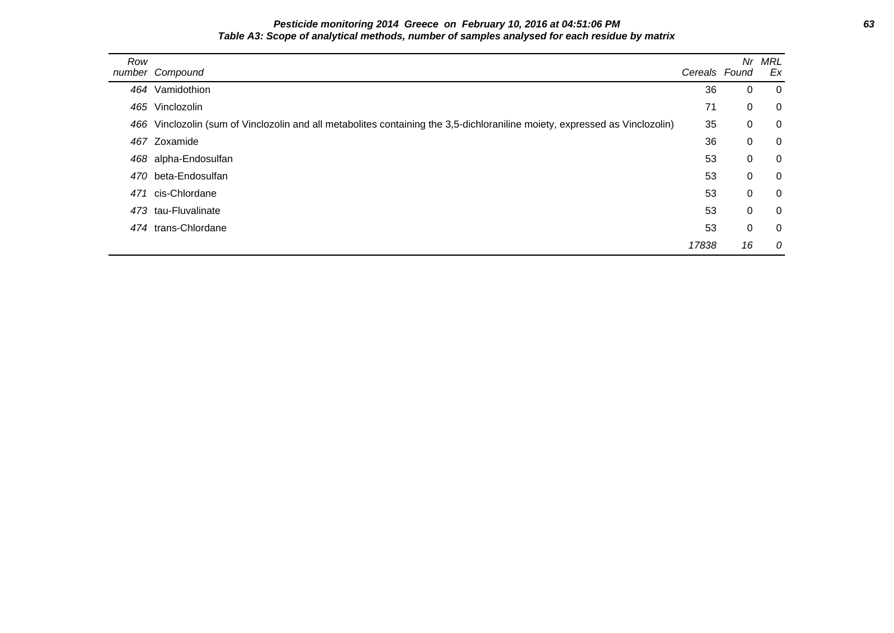**Pesticide monitoring 2014 Greece on February 10, 2016 at 04:51:06 PM**

**Table A3: Scope of analytical methods, number of samples analysed for each residue by matrix**

| Row number | Compound | Cereals | Nr Found | MRL Ex |
|---|---|---|---|---|
| 464 | Vamidothion | 36 | 0 | 0 |
| 465 | Vinclozolin | 71 | 0 | 0 |
| 466 | Vinclozolin (sum of Vinclozolin and all metabolites containing the 3,5-dichloraniline moiety, expressed as Vinclozolin) | 35 | 0 | 0 |
| 467 | Zoxamide | 36 | 0 | 0 |
| 468 | alpha-Endosulfan | 53 | 0 | 0 |
| 470 | beta-Endosulfan | 53 | 0 | 0 |
| 471 | cis-Chlordane | 53 | 0 | 0 |
| 473 | tau-Fluvalinate | 53 | 0 | 0 |
| 474 | trans-Chlordane | 53 | 0 | 0 |
| | | *17838* | *16* | *0* |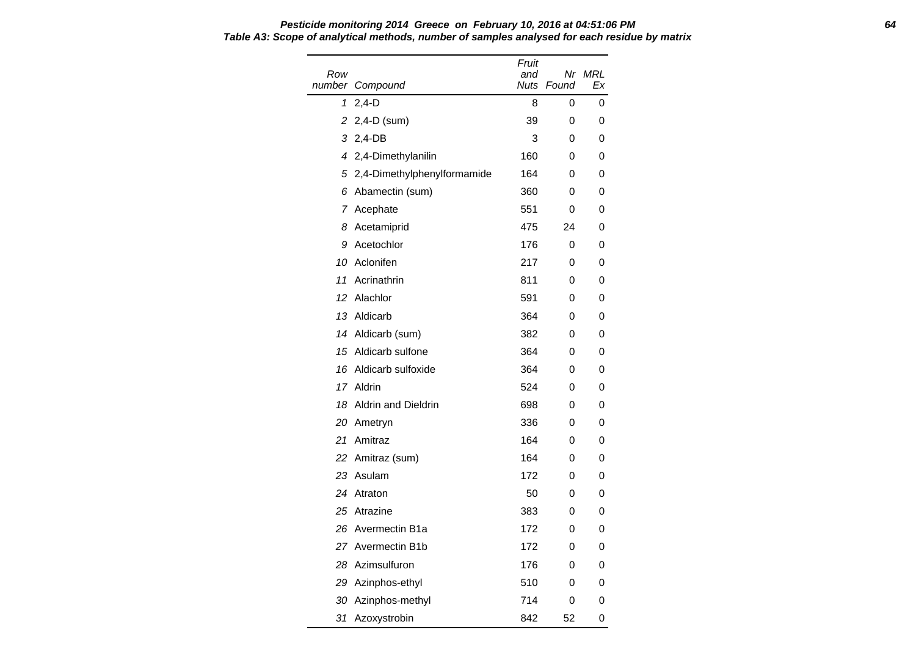**Pesticide monitoring 2014 Greece on February 10, 2016 at 04:51:06 PM**

**Table A3: Scope of analytical methods, number of samples analysed for each residue by matrix**

| Row number | Compound | Fruit and Nuts | Nr Found | MRL Ex |
|---|---|---|---|---|
| 1 | 2,4-D | 8 | 0 | 0 |
| 2 | 2,4-D (sum) | 39 | 0 | 0 |
| 3 | 2,4-DB | 3 | 0 | 0 |
| 4 | 2,4-Dimethylanilin | 160 | 0 | 0 |
| 5 | 2,4-Dimethylphenylformamide | 164 | 0 | 0 |
| 6 | Abamectin (sum) | 360 | 0 | 0 |
| 7 | Acephate | 551 | 0 | 0 |
| 8 | Acetamiprid | 475 | 24 | 0 |
| 9 | Acetochlor | 176 | 0 | 0 |
| 10 | Aclonifen | 217 | 0 | 0 |
| 11 | Acrinathrin | 811 | 0 | 0 |
| 12 | Alachlor | 591 | 0 | 0 |
| 13 | Aldicarb | 364 | 0 | 0 |
| 14 | Aldicarb (sum) | 382 | 0 | 0 |
| 15 | Aldicarb sulfone | 364 | 0 | 0 |
| 16 | Aldicarb sulfoxide | 364 | 0 | 0 |
| 17 | Aldrin | 524 | 0 | 0 |
| 18 | Aldrin and Dieldrin | 698 | 0 | 0 |
| 20 | Ametryn | 336 | 0 | 0 |
| 21 | Amitraz | 164 | 0 | 0 |
| 22 | Amitraz (sum) | 164 | 0 | 0 |
| 23 | Asulam | 172 | 0 | 0 |
| 24 | Atraton | 50 | 0 | 0 |
| 25 | Atrazine | 383 | 0 | 0 |
| 26 | Avermectin B1a | 172 | 0 | 0 |
| 27 | Avermectin B1b | 172 | 0 | 0 |
| 28 | Azimsulfuron | 176 | 0 | 0 |
| 29 | Azinphos-ethyl | 510 | 0 | 0 |
| 30 | Azinphos-methyl | 714 | 0 | 0 |
| 31 | Azoxystrobin | 842 | 52 | 0 |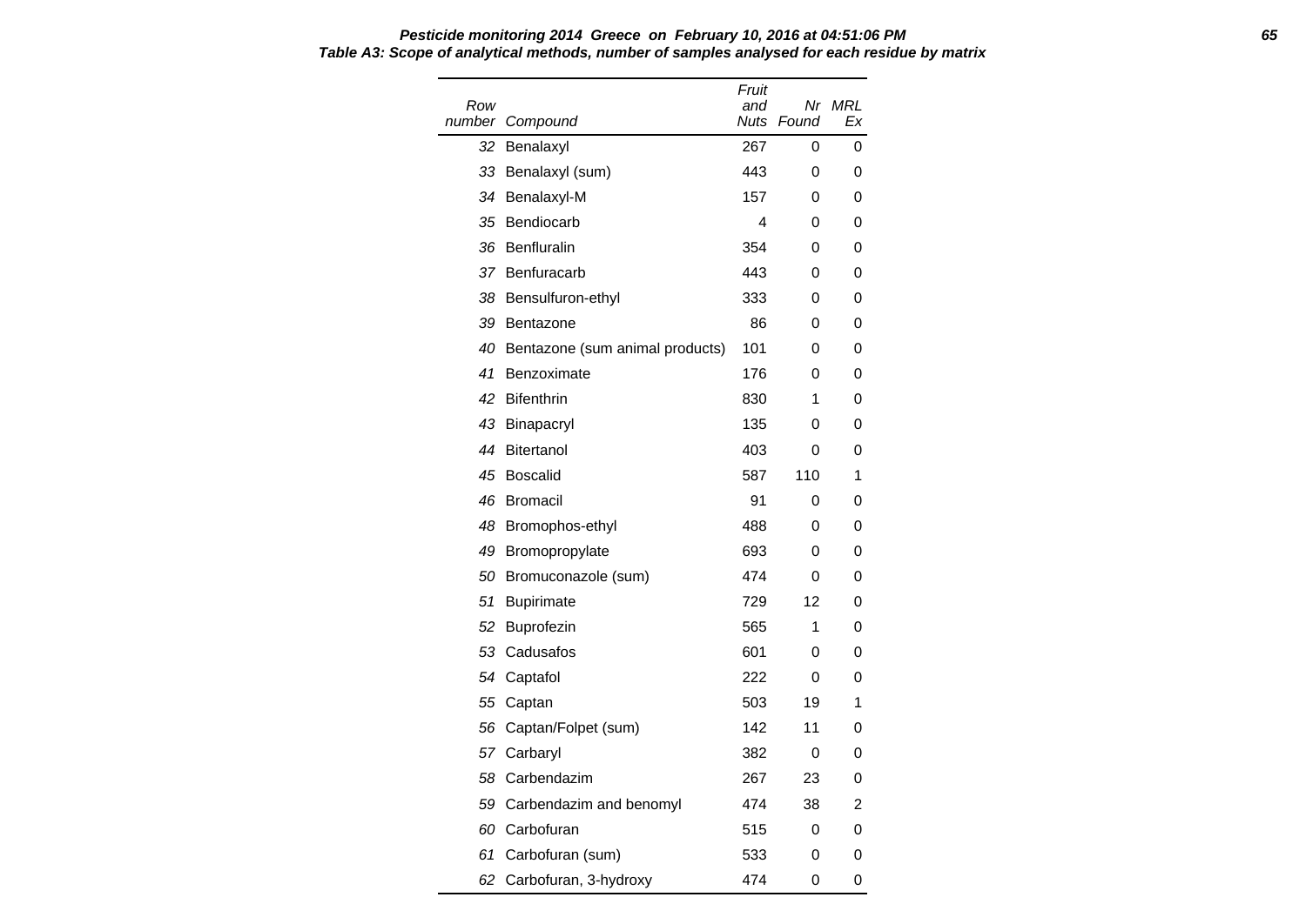***Pesticide monitoring 2014 Greece on February 10, 2016 at 04:51:06 PM***

***Table A3: Scope of analytical methods, number of samples analysed for each residue by matrix***

| *Row number* | *Compound* | *Fruit and Nuts* | *Nr Found* | *MRL Ex* |
|---|---|---|---|---|
| *32* | Benalaxyl | 267 | 0 | 0 |
| *33* | Benalaxyl (sum) | 443 | 0 | 0 |
| *34* | Benalaxyl-M | 157 | 0 | 0 |
| *35* | Bendiocarb | 4 | 0 | 0 |
| *36* | Benfluralin | 354 | 0 | 0 |
| *37* | Benfuracarb | 443 | 0 | 0 |
| *38* | Bensulfuron-ethyl | 333 | 0 | 0 |
| *39* | Bentazone | 86 | 0 | 0 |
| *40* | Bentazone (sum animal products) | 101 | 0 | 0 |
| *41* | Benzoximate | 176 | 0 | 0 |
| *42* | Bifenthrin | 830 | 1 | 0 |
| *43* | Binapacryl | 135 | 0 | 0 |
| *44* | Bitertanol | 403 | 0 | 0 |
| *45* | Boscalid | 587 | 110 | 1 |
| *46* | Bromacil | 91 | 0 | 0 |
| *48* | Bromophos-ethyl | 488 | 0 | 0 |
| *49* | Bromopropylate | 693 | 0 | 0 |
| *50* | Bromuconazole (sum) | 474 | 0 | 0 |
| *51* | Bupirimate | 729 | 12 | 0 |
| *52* | Buprofezin | 565 | 1 | 0 |
| *53* | Cadusafos | 601 | 0 | 0 |
| *54* | Captafol | 222 | 0 | 0 |
| *55* | Captan | 503 | 19 | 1 |
| *56* | Captan/Folpet (sum) | 142 | 11 | 0 |
| *57* | Carbaryl | 382 | 0 | 0 |
| *58* | Carbendazim | 267 | 23 | 0 |
| *59* | Carbendazim and benomyl | 474 | 38 | 2 |
| *60* | Carbofuran | 515 | 0 | 0 |
| *61* | Carbofuran (sum) | 533 | 0 | 0 |
| *62* | Carbofuran, 3-hydroxy | 474 | 0 | 0 |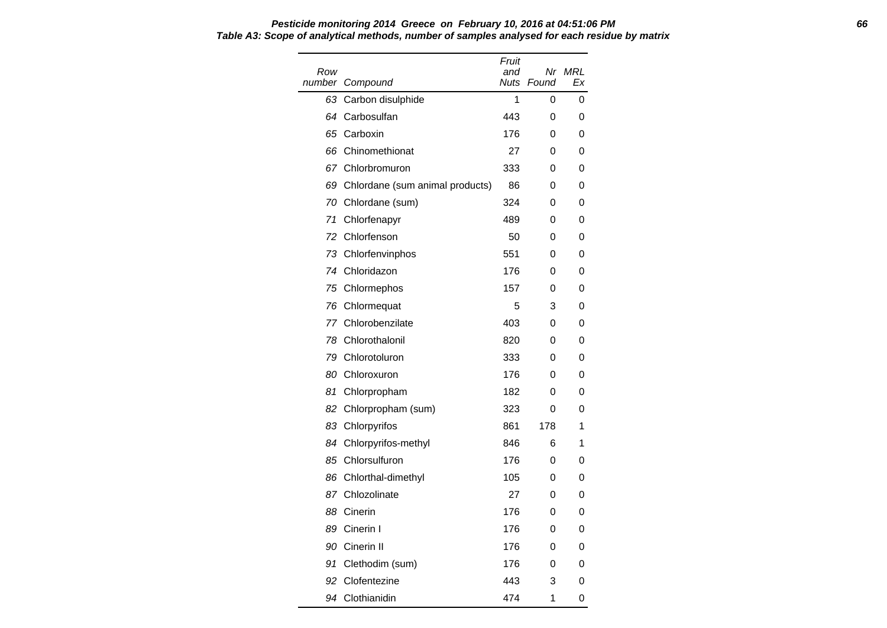**Table A3: Scope of analytical methods, number of samples analysed for each residue by matrix**

| Row number | Compound | Fruit and Nuts | Nr Found | MRL Ex |
|---|---|---|---|---|
| 63 | Carbon disulphide | 1 | 0 | 0 |
| 64 | Carbosulfan | 443 | 0 | 0 |
| 65 | Carboxin | 176 | 0 | 0 |
| 66 | Chinomethionat | 27 | 0 | 0 |
| 67 | Chlorbromuron | 333 | 0 | 0 |
| 69 | Chlordane (sum animal products) | 86 | 0 | 0 |
| 70 | Chlordane (sum) | 324 | 0 | 0 |
| 71 | Chlorfenapyr | 489 | 0 | 0 |
| 72 | Chlorfenson | 50 | 0 | 0 |
| 73 | Chlorfenvinphos | 551 | 0 | 0 |
| 74 | Chloridazon | 176 | 0 | 0 |
| 75 | Chlormephos | 157 | 0 | 0 |
| 76 | Chlormequat | 5 | 3 | 0 |
| 77 | Chlorobenzilate | 403 | 0 | 0 |
| 78 | Chlorothalonil | 820 | 0 | 0 |
| 79 | Chlorotoluron | 333 | 0 | 0 |
| 80 | Chloroxuron | 176 | 0 | 0 |
| 81 | Chlorpropham | 182 | 0 | 0 |
| 82 | Chlorpropham (sum) | 323 | 0 | 0 |
| 83 | Chlorpyrifos | 861 | 178 | 1 |
| 84 | Chlorpyrifos-methyl | 846 | 6 | 1 |
| 85 | Chlorsulfuron | 176 | 0 | 0 |
| 86 | Chlorthal-dimethyl | 105 | 0 | 0 |
| 87 | Chlozolinate | 27 | 0 | 0 |
| 88 | Cinerin | 176 | 0 | 0 |
| 89 | Cinerin I | 176 | 0 | 0 |
| 90 | Cinerin II | 176 | 0 | 0 |
| 91 | Clethodim (sum) | 176 | 0 | 0 |
| 92 | Clofentezine | 443 | 3 | 0 |
| 94 | Clothianidin | 474 | 1 | 0 |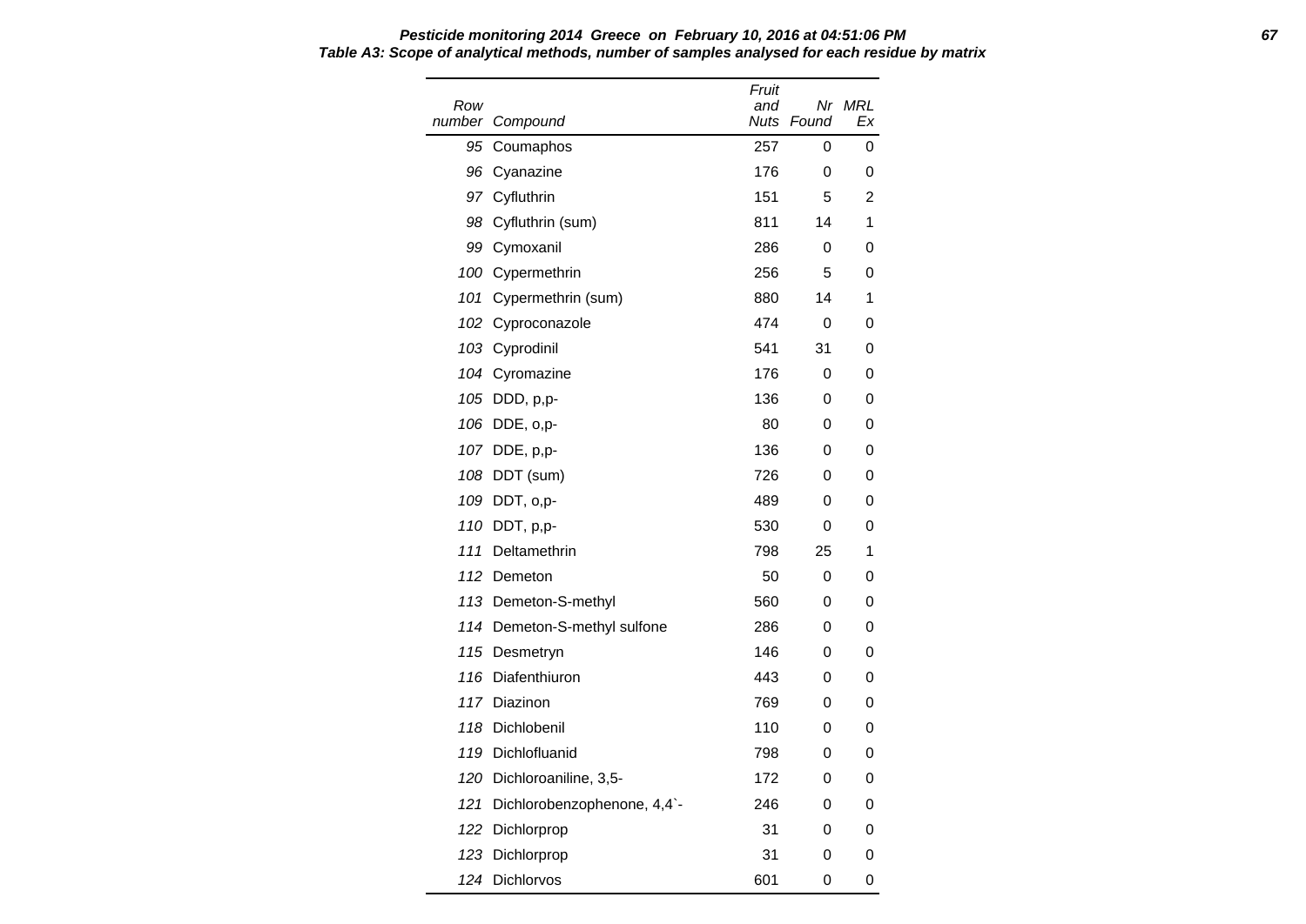**Table A3: Scope of analytical methods, number of samples analysed for each residue by matrix**

| Row number | Compound | Fruit and Nuts | Nr Found | MRL Ex |
|---|---|---|---|---|
| 95 | Coumaphos | 257 | 0 | 0 |
| 96 | Cyanazine | 176 | 0 | 0 |
| 97 | Cyfluthrin | 151 | 5 | 2 |
| 98 | Cyfluthrin (sum) | 811 | 14 | 1 |
| 99 | Cymoxanil | 286 | 0 | 0 |
| 100 | Cypermethrin | 256 | 5 | 0 |
| 101 | Cypermethrin (sum) | 880 | 14 | 1 |
| 102 | Cyproconazole | 474 | 0 | 0 |
| 103 | Cyprodinil | 541 | 31 | 0 |
| 104 | Cyromazine | 176 | 0 | 0 |
| 105 | DDD, p,p- | 136 | 0 | 0 |
| 106 | DDE, o,p- | 80 | 0 | 0 |
| 107 | DDE, p,p- | 136 | 0 | 0 |
| 108 | DDT (sum) | 726 | 0 | 0 |
| 109 | DDT, o,p- | 489 | 0 | 0 |
| 110 | DDT, p,p- | 530 | 0 | 0 |
| 111 | Deltamethrin | 798 | 25 | 1 |
| 112 | Demeton | 50 | 0 | 0 |
| 113 | Demeton-S-methyl | 560 | 0 | 0 |
| 114 | Demeton-S-methyl sulfone | 286 | 0 | 0 |
| 115 | Desmetryn | 146 | 0 | 0 |
| 116 | Diafenthiuron | 443 | 0 | 0 |
| 117 | Diazinon | 769 | 0 | 0 |
| 118 | Dichlobenil | 110 | 0 | 0 |
| 119 | Dichlofluanid | 798 | 0 | 0 |
| 120 | Dichloroaniline, 3,5- | 172 | 0 | 0 |
| 121 | Dichlorobenzophenone, 4,4`- | 246 | 0 | 0 |
| 122 | Dichlorprop | 31 | 0 | 0 |
| 123 | Dichlorprop | 31 | 0 | 0 |
| 124 | Dichlorvos | 601 | 0 | 0 |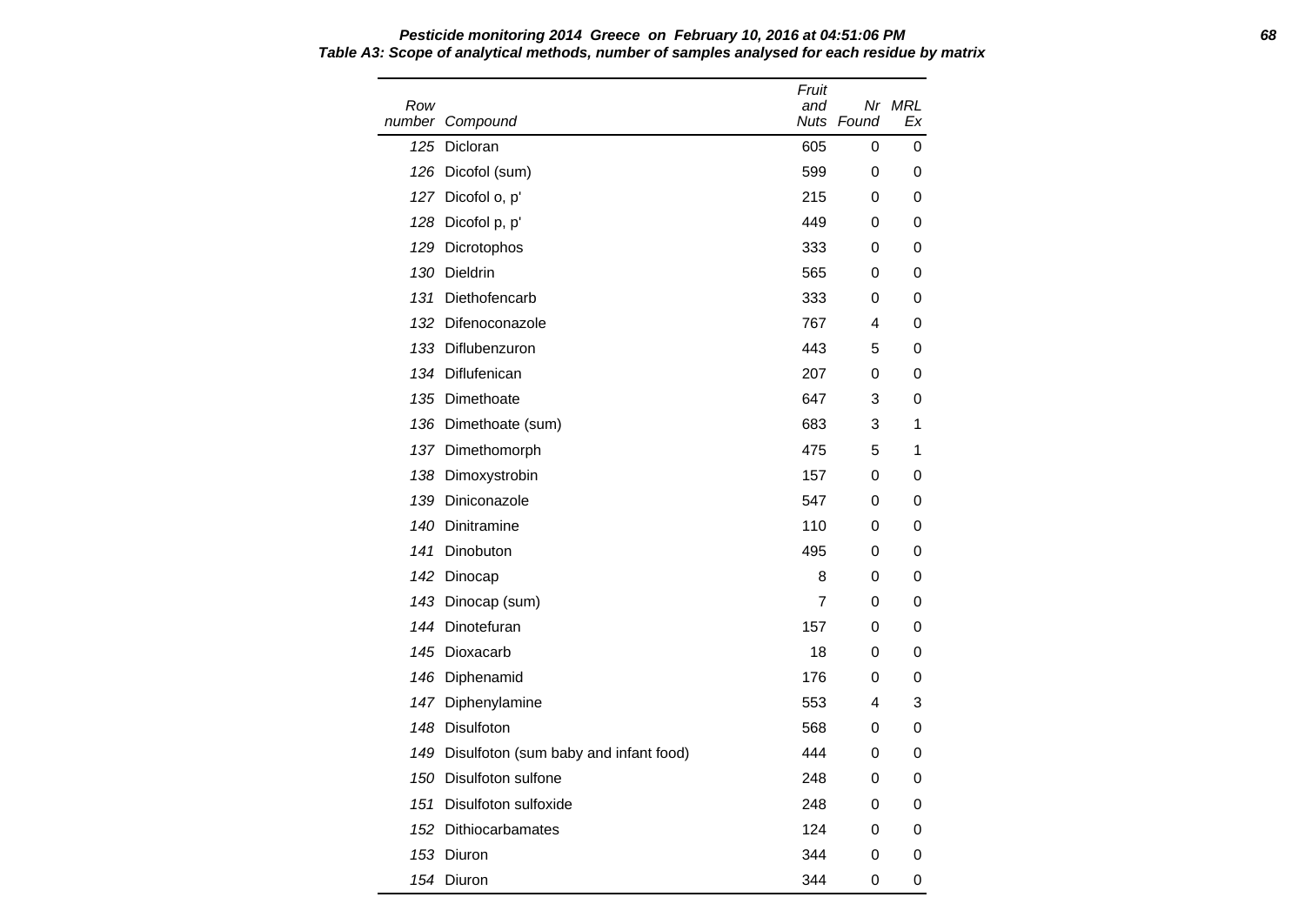**Pesticide monitoring 2014 Greece on February 10, 2016 at 04:51:06 PM**

**Table A3: Scope of analytical methods, number of samples analysed for each residue by matrix**

| Row number | Compound | Fruit and Nuts | Nr Found | MRL Ex |
|---|---|---|---|---|
| 125 | Dicloran | 605 | 0 | 0 |
| 126 | Dicofol (sum) | 599 | 0 | 0 |
| 127 | Dicofol o, p' | 215 | 0 | 0 |
| 128 | Dicofol p, p' | 449 | 0 | 0 |
| 129 | Dicrotophos | 333 | 0 | 0 |
| 130 | Dieldrin | 565 | 0 | 0 |
| 131 | Diethofencarb | 333 | 0 | 0 |
| 132 | Difenoconazole | 767 | 4 | 0 |
| 133 | Diflubenzuron | 443 | 5 | 0 |
| 134 | Diflufenican | 207 | 0 | 0 |
| 135 | Dimethoate | 647 | 3 | 0 |
| 136 | Dimethoate (sum) | 683 | 3 | 1 |
| 137 | Dimethomorph | 475 | 5 | 1 |
| 138 | Dimoxystrobin | 157 | 0 | 0 |
| 139 | Diniconazole | 547 | 0 | 0 |
| 140 | Dinitramine | 110 | 0 | 0 |
| 141 | Dinobuton | 495 | 0 | 0 |
| 142 | Dinocap | 8 | 0 | 0 |
| 143 | Dinocap (sum) | 7 | 0 | 0 |
| 144 | Dinotefuran | 157 | 0 | 0 |
| 145 | Dioxacarb | 18 | 0 | 0 |
| 146 | Diphenamid | 176 | 0 | 0 |
| 147 | Diphenylamine | 553 | 4 | 3 |
| 148 | Disulfoton | 568 | 0 | 0 |
| 149 | Disulfoton (sum baby and infant food) | 444 | 0 | 0 |
| 150 | Disulfoton sulfone | 248 | 0 | 0 |
| 151 | Disulfoton sulfoxide | 248 | 0 | 0 |
| 152 | Dithiocarbamates | 124 | 0 | 0 |
| 153 | Diuron | 344 | 0 | 0 |
| 154 | Diuron | 344 | 0 | 0 |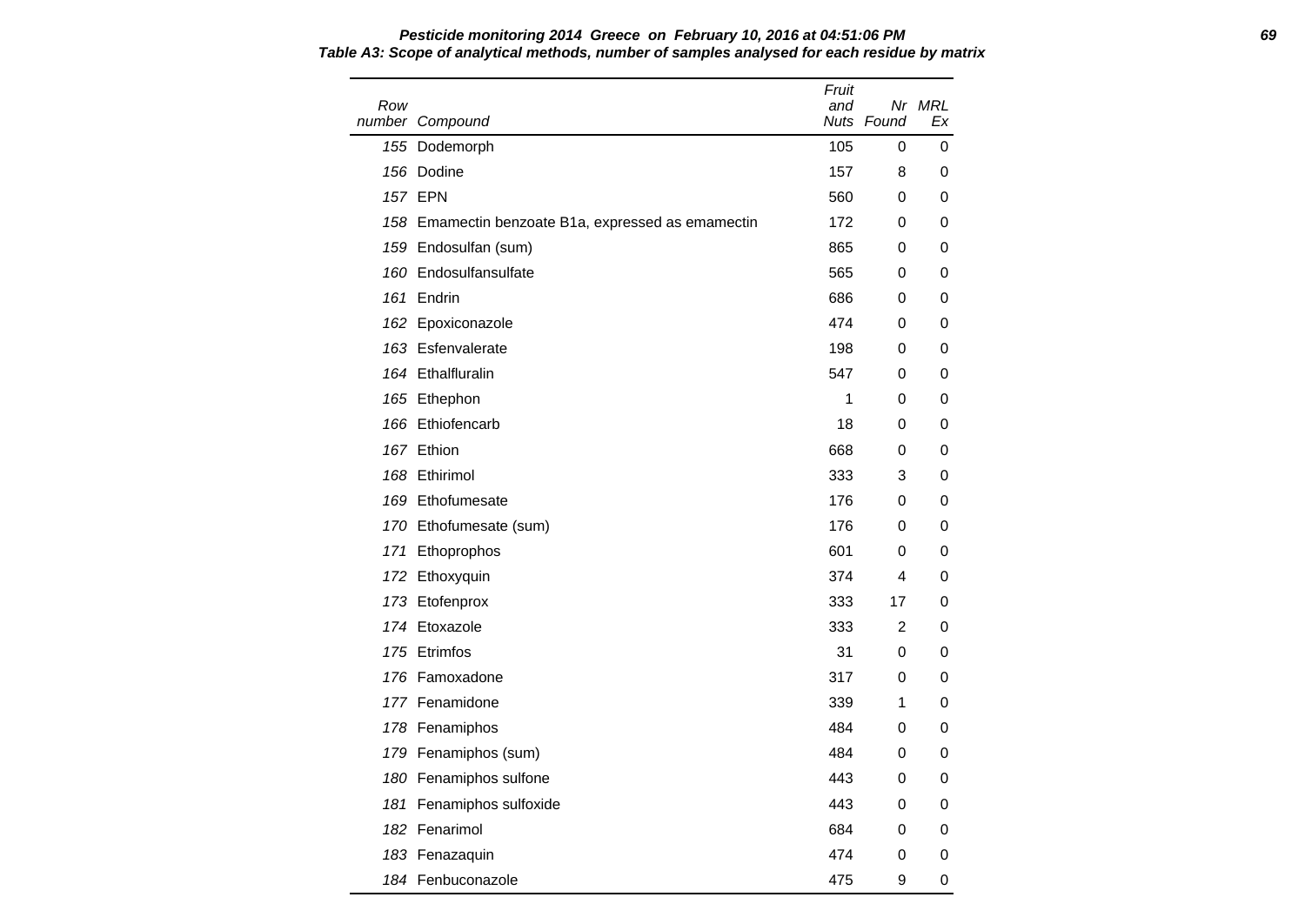**Pesticide monitoring 2014 Greece on February 10, 2016 at 04:51:06 PM**

**Table A3: Scope of analytical methods, number of samples analysed for each residue by matrix**

| Row number | Compound | Fruit and Nuts | Nr Found | MRL Ex |
|---|---|---|---|---|
| 155 | Dodemorph | 105 | 0 | 0 |
| 156 | Dodine | 157 | 8 | 0 |
| 157 | EPN | 560 | 0 | 0 |
| 158 | Emamectin benzoate B1a, expressed as emamectin | 172 | 0 | 0 |
| 159 | Endosulfan (sum) | 865 | 0 | 0 |
| 160 | Endosulfansulfate | 565 | 0 | 0 |
| 161 | Endrin | 686 | 0 | 0 |
| 162 | Epoxiconazole | 474 | 0 | 0 |
| 163 | Esfenvalerate | 198 | 0 | 0 |
| 164 | Ethalfluralin | 547 | 0 | 0 |
| 165 | Ethephon | 1 | 0 | 0 |
| 166 | Ethiofencarb | 18 | 0 | 0 |
| 167 | Ethion | 668 | 0 | 0 |
| 168 | Ethirimol | 333 | 3 | 0 |
| 169 | Ethofumesate | 176 | 0 | 0 |
| 170 | Ethofumesate (sum) | 176 | 0 | 0 |
| 171 | Ethoprophos | 601 | 0 | 0 |
| 172 | Ethoxyquin | 374 | 4 | 0 |
| 173 | Etofenprox | 333 | 17 | 0 |
| 174 | Etoxazole | 333 | 2 | 0 |
| 175 | Etrimfos | 31 | 0 | 0 |
| 176 | Famoxadone | 317 | 0 | 0 |
| 177 | Fenamidone | 339 | 1 | 0 |
| 178 | Fenamiphos | 484 | 0 | 0 |
| 179 | Fenamiphos (sum) | 484 | 0 | 0 |
| 180 | Fenamiphos sulfone | 443 | 0 | 0 |
| 181 | Fenamiphos sulfoxide | 443 | 0 | 0 |
| 182 | Fenarimol | 684 | 0 | 0 |
| 183 | Fenazaquin | 474 | 0 | 0 |
| 184 | Fenbuconazole | 475 | 9 | 0 |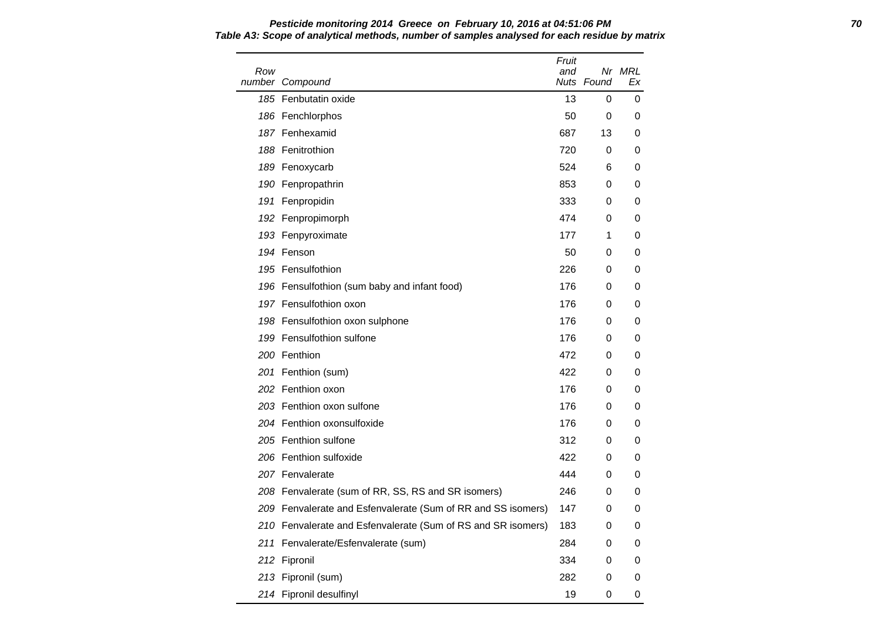**Table A3: Scope of analytical methods, number of samples analysed for each residue by matrix**

| Row number | Compound | Fruit and Nuts | Nr Found | MRL Ex |
|---|---|---|---|---|
| 185 | Fenbutatin oxide | 13 | 0 | 0 |
| 186 | Fenchlorphos | 50 | 0 | 0 |
| 187 | Fenhexamid | 687 | 13 | 0 |
| 188 | Fenitrothion | 720 | 0 | 0 |
| 189 | Fenoxycarb | 524 | 6 | 0 |
| 190 | Fenpropathrin | 853 | 0 | 0 |
| 191 | Fenpropidin | 333 | 0 | 0 |
| 192 | Fenpropimorph | 474 | 0 | 0 |
| 193 | Fenpyroximate | 177 | 1 | 0 |
| 194 | Fenson | 50 | 0 | 0 |
| 195 | Fensulfothion | 226 | 0 | 0 |
| 196 | Fensulfothion (sum baby and infant food) | 176 | 0 | 0 |
| 197 | Fensulfothion oxon | 176 | 0 | 0 |
| 198 | Fensulfothion oxon sulphone | 176 | 0 | 0 |
| 199 | Fensulfothion sulfone | 176 | 0 | 0 |
| 200 | Fenthion | 472 | 0 | 0 |
| 201 | Fenthion (sum) | 422 | 0 | 0 |
| 202 | Fenthion oxon | 176 | 0 | 0 |
| 203 | Fenthion oxon sulfone | 176 | 0 | 0 |
| 204 | Fenthion oxonsulfoxide | 176 | 0 | 0 |
| 205 | Fenthion sulfone | 312 | 0 | 0 |
| 206 | Fenthion sulfoxide | 422 | 0 | 0 |
| 207 | Fenvalerate | 444 | 0 | 0 |
| 208 | Fenvalerate (sum of RR, SS, RS and SR isomers) | 246 | 0 | 0 |
| 209 | Fenvalerate and Esfenvalerate (Sum of RR and SS isomers) | 147 | 0 | 0 |
| 210 | Fenvalerate and Esfenvalerate (Sum of RS and SR isomers) | 183 | 0 | 0 |
| 211 | Fenvalerate/Esfenvalerate (sum) | 284 | 0 | 0 |
| 212 | Fipronil | 334 | 0 | 0 |
| 213 | Fipronil (sum) | 282 | 0 | 0 |
| 214 | Fipronil desulfinyl | 19 | 0 | 0 |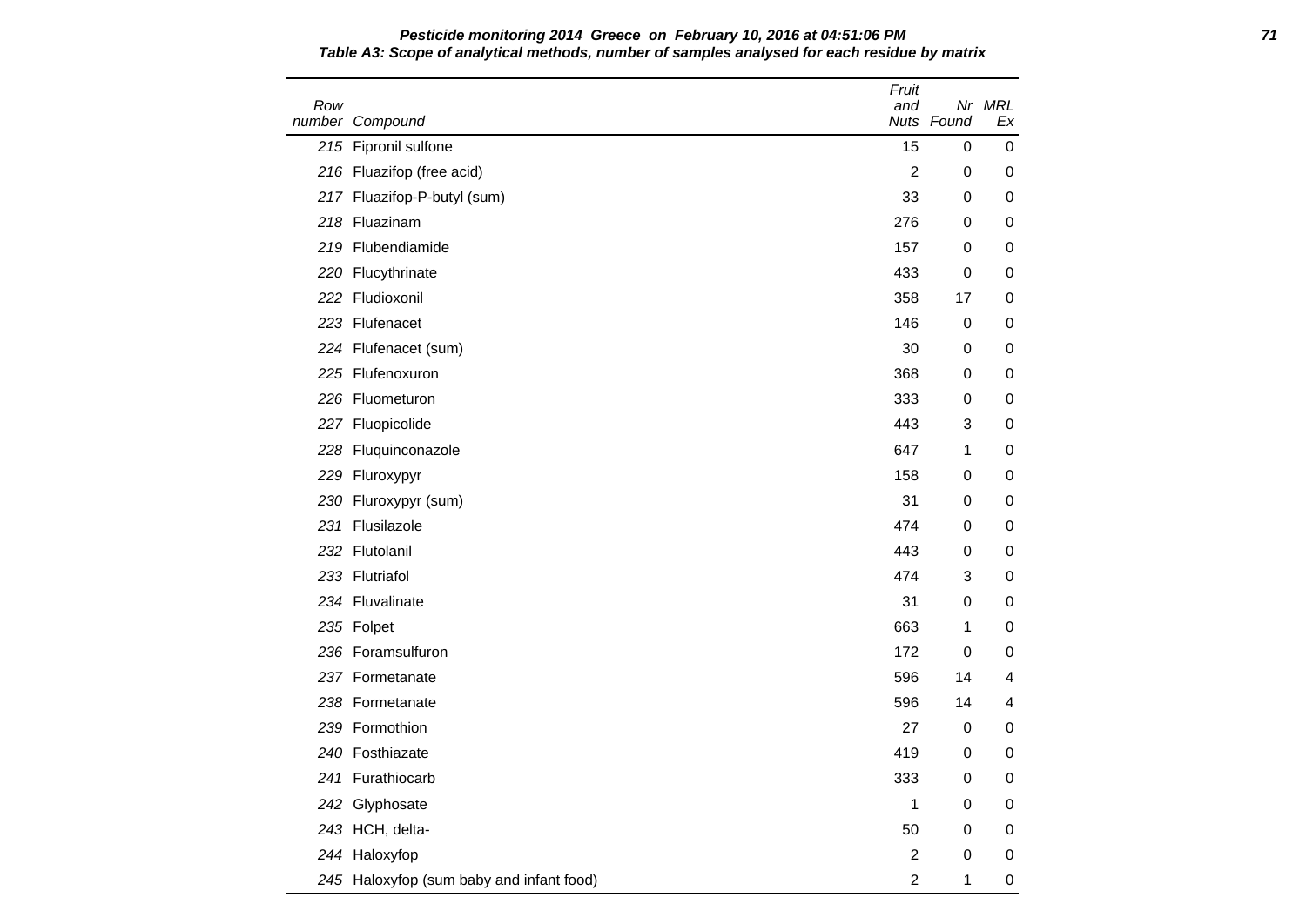**Pesticide monitoring 2014 Greece on February 10, 2016 at 04:51:06 PM**

***Table A3: Scope of analytical methods, number of samples analysed for each residue by matrix***

| Row number | Compound | Fruit and Nuts | Nr Found | MRL Ex |
|---|---|---|---|---|
| 215 | Fipronil sulfone | 15 | 0 | 0 |
| 216 | Fluazifop (free acid) | 2 | 0 | 0 |
| 217 | Fluazifop-P-butyl (sum) | 33 | 0 | 0 |
| 218 | Fluazinam | 276 | 0 | 0 |
| 219 | Flubendiamide | 157 | 0 | 0 |
| 220 | Flucythrinate | 433 | 0 | 0 |
| 222 | Fludioxonil | 358 | 17 | 0 |
| 223 | Flufenacet | 146 | 0 | 0 |
| 224 | Flufenacet (sum) | 30 | 0 | 0 |
| 225 | Flufenoxuron | 368 | 0 | 0 |
| 226 | Fluometuron | 333 | 0 | 0 |
| 227 | Fluopicolide | 443 | 3 | 0 |
| 228 | Fluquinconazole | 647 | 1 | 0 |
| 229 | Fluroxypyr | 158 | 0 | 0 |
| 230 | Fluroxypyr (sum) | 31 | 0 | 0 |
| 231 | Flusilazole | 474 | 0 | 0 |
| 232 | Flutolanil | 443 | 0 | 0 |
| 233 | Flutriafol | 474 | 3 | 0 |
| 234 | Fluvalinate | 31 | 0 | 0 |
| 235 | Folpet | 663 | 1 | 0 |
| 236 | Foramsulfuron | 172 | 0 | 0 |
| 237 | Formetanate | 596 | 14 | 4 |
| 238 | Formetanate | 596 | 14 | 4 |
| 239 | Formothion | 27 | 0 | 0 |
| 240 | Fosthiazate | 419 | 0 | 0 |
| 241 | Furathiocarb | 333 | 0 | 0 |
| 242 | Glyphosate | 1 | 0 | 0 |
| 243 | HCH, delta- | 50 | 0 | 0 |
| 244 | Haloxyfop | 2 | 0 | 0 |
| 245 | Haloxyfop (sum baby and infant food) | 2 | 1 | 0 |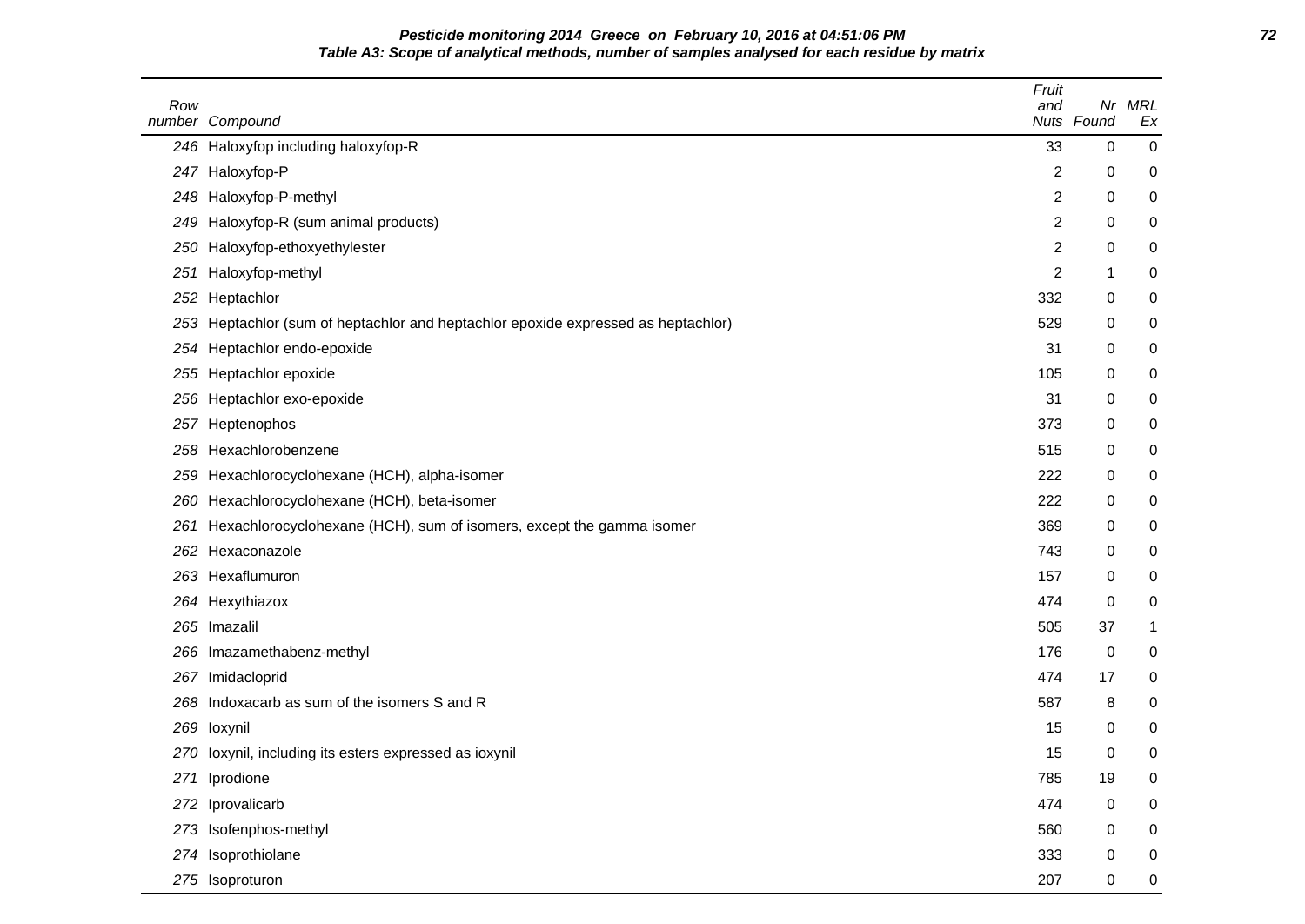**Pesticide monitoring 2014 Greece on February 10, 2016 at 04:51:06 PM**

**Table A3: Scope of analytical methods, number of samples analysed for each residue by matrix**

| Row number | Compound | Fruit and Nuts | Nr Found | MRL Ex |
|---|---|---|---|---|
| 246 | Haloxyfop including haloxyfop-R | 33 | 0 | 0 |
| 247 | Haloxyfop-P | 2 | 0 | 0 |
| 248 | Haloxyfop-P-methyl | 2 | 0 | 0 |
| 249 | Haloxyfop-R (sum animal products) | 2 | 0 | 0 |
| 250 | Haloxyfop-ethoxyethylester | 2 | 0 | 0 |
| 251 | Haloxyfop-methyl | 2 | 1 | 0 |
| 252 | Heptachlor | 332 | 0 | 0 |
| 253 | Heptachlor (sum of heptachlor and heptachlor epoxide expressed as heptachlor) | 529 | 0 | 0 |
| 254 | Heptachlor endo-epoxide | 31 | 0 | 0 |
| 255 | Heptachlor epoxide | 105 | 0 | 0 |
| 256 | Heptachlor exo-epoxide | 31 | 0 | 0 |
| 257 | Heptenophos | 373 | 0 | 0 |
| 258 | Hexachlorobenzene | 515 | 0 | 0 |
| 259 | Hexachlorocyclohexane (HCH), alpha-isomer | 222 | 0 | 0 |
| 260 | Hexachlorocyclohexane (HCH), beta-isomer | 222 | 0 | 0 |
| 261 | Hexachlorocyclohexane (HCH), sum of isomers, except the gamma isomer | 369 | 0 | 0 |
| 262 | Hexaconazole | 743 | 0 | 0 |
| 263 | Hexaflumuron | 157 | 0 | 0 |
| 264 | Hexythiazox | 474 | 0 | 0 |
| 265 | Imazalil | 505 | 37 | 1 |
| 266 | Imazamethabenz-methyl | 176 | 0 | 0 |
| 267 | Imidacloprid | 474 | 17 | 0 |
| 268 | Indoxacarb as sum of the isomers S and R | 587 | 8 | 0 |
| 269 | Ioxynil | 15 | 0 | 0 |
| 270 | Ioxynil, including its esters expressed as ioxynil | 15 | 0 | 0 |
| 271 | Iprodione | 785 | 19 | 0 |
| 272 | Iprovalicarb | 474 | 0 | 0 |
| 273 | Isofenphos-methyl | 560 | 0 | 0 |
| 274 | Isoprothiolane | 333 | 0 | 0 |
| 275 | Isoproturon | 207 | 0 | 0 |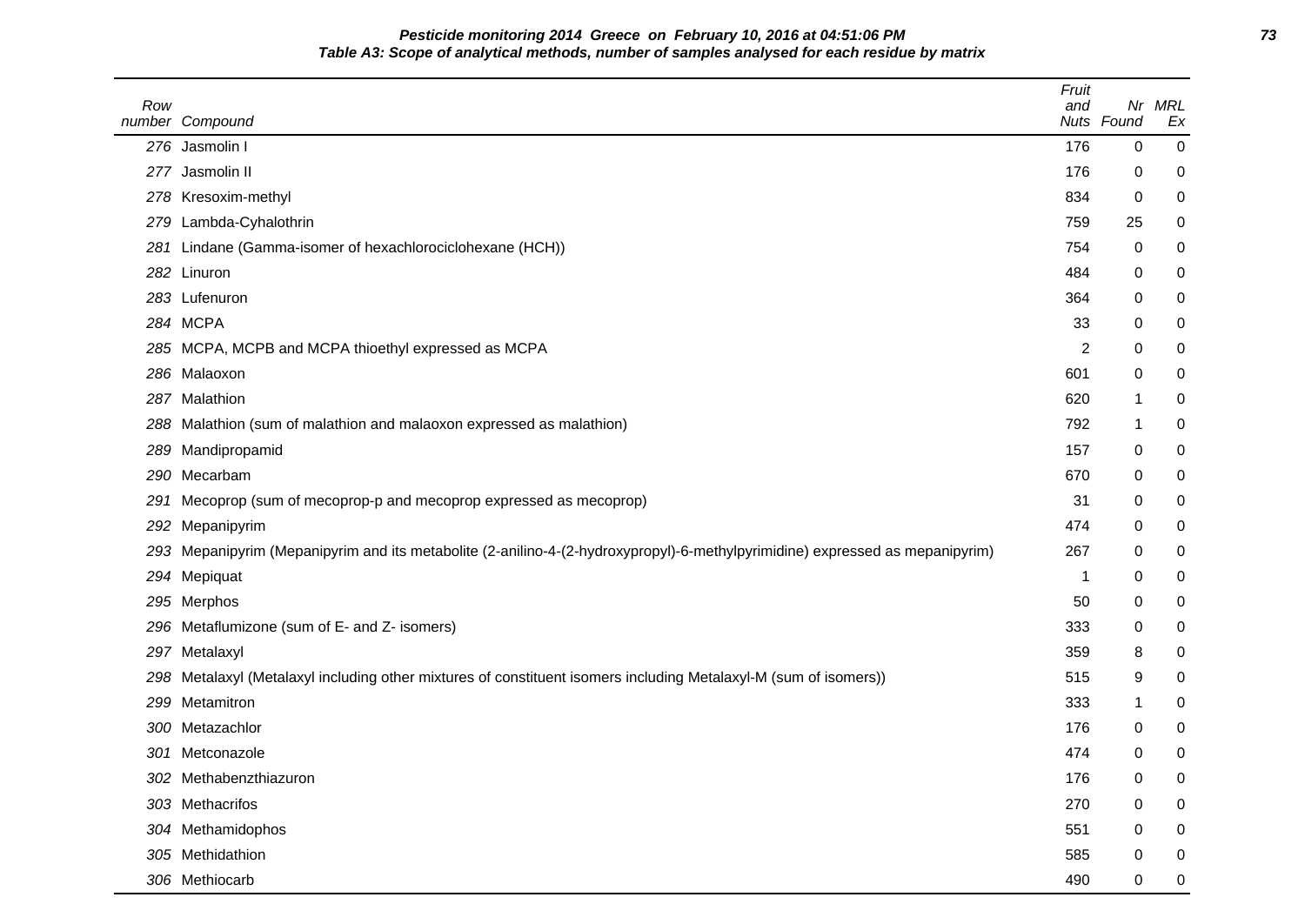**Pesticide monitoring 2014 Greece on February 10, 2016 at 04:51:06 PM**

**Table A3: Scope of analytical methods, number of samples analysed for each residue by matrix**

| Row number | Compound | Fruit and Nuts | Nr Found | MRL Ex |
|---|---|---|---|---|
| 276 | Jasmolin I | 176 | 0 | 0 |
| 277 | Jasmolin II | 176 | 0 | 0 |
| 278 | Kresoxim-methyl | 834 | 0 | 0 |
| 279 | Lambda-Cyhalothrin | 759 | 25 | 0 |
| 281 | Lindane (Gamma-isomer of hexachlorociclohexane (HCH)) | 754 | 0 | 0 |
| 282 | Linuron | 484 | 0 | 0 |
| 283 | Lufenuron | 364 | 0 | 0 |
| 284 | MCPA | 33 | 0 | 0 |
| 285 | MCPA, MCPB and MCPA thioethyl expressed as MCPA | 2 | 0 | 0 |
| 286 | Malaoxon | 601 | 0 | 0 |
| 287 | Malathion | 620 | 1 | 0 |
| 288 | Malathion (sum of malathion and malaoxon expressed as malathion) | 792 | 1 | 0 |
| 289 | Mandipropamid | 157 | 0 | 0 |
| 290 | Mecarbam | 670 | 0 | 0 |
| 291 | Mecoprop (sum of mecoprop-p and mecoprop expressed as mecoprop) | 31 | 0 | 0 |
| 292 | Mepanipyrim | 474 | 0 | 0 |
| 293 | Mepanipyrim (Mepanipyrim and its metabolite (2-anilino-4-(2-hydroxypropyl)-6-methylpyrimidine) expressed as mepanipyrim) | 267 | 0 | 0 |
| 294 | Mepiquat | 1 | 0 | 0 |
| 295 | Merphos | 50 | 0 | 0 |
| 296 | Metaflumizone (sum of E- and Z- isomers) | 333 | 0 | 0 |
| 297 | Metalaxyl | 359 | 8 | 0 |
| 298 | Metalaxyl (Metalaxyl including other mixtures of constituent isomers including Metalaxyl-M (sum of isomers)) | 515 | 9 | 0 |
| 299 | Metamitron | 333 | 1 | 0 |
| 300 | Metazachlor | 176 | 0 | 0 |
| 301 | Metconazole | 474 | 0 | 0 |
| 302 | Methabenzthiazuron | 176 | 0 | 0 |
| 303 | Methacrifos | 270 | 0 | 0 |
| 304 | Methamidophos | 551 | 0 | 0 |
| 305 | Methidathion | 585 | 0 | 0 |
| 306 | Methiocarb | 490 | 0 | 0 |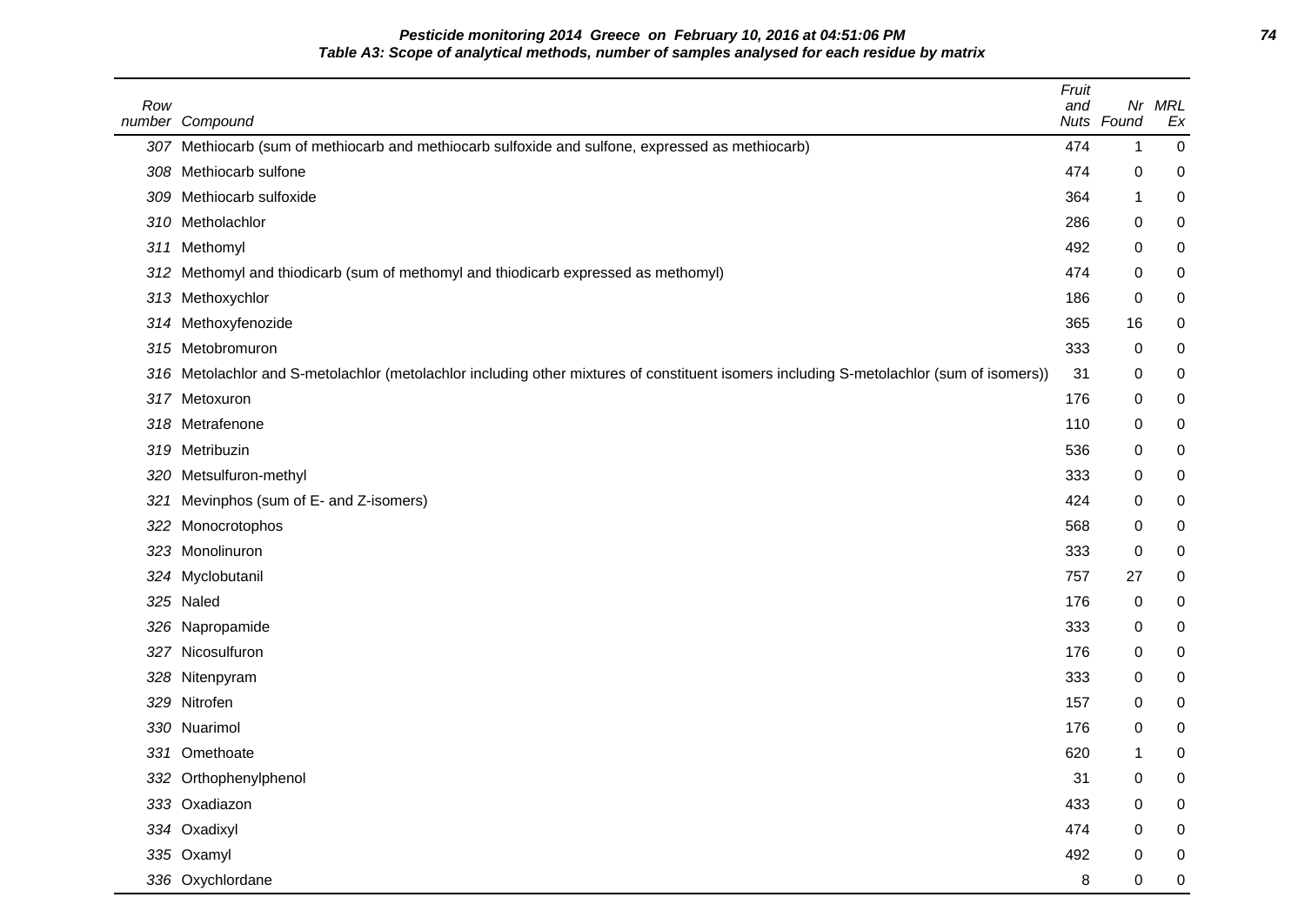**Pesticide monitoring 2014 Greece on February 10, 2016 at 04:51:06 PM**

**Table A3: Scope of analytical methods, number of samples analysed for each residue by matrix**

| Row number | Compound | Fruit and Nuts | Nr Found | MRL Ex |
|---|---|---|---|---|
| 307 | Methiocarb (sum of methiocarb and methiocarb sulfoxide and sulfone, expressed as methiocarb) | 474 | 1 | 0 |
| 308 | Methiocarb sulfone | 474 | 0 | 0 |
| 309 | Methiocarb sulfoxide | 364 | 1 | 0 |
| 310 | Metholachlor | 286 | 0 | 0 |
| 311 | Methomyl | 492 | 0 | 0 |
| 312 | Methomyl and thiodicarb (sum of methomyl and thiodicarb expressed as methomyl) | 474 | 0 | 0 |
| 313 | Methoxychlor | 186 | 0 | 0 |
| 314 | Methoxyfenozide | 365 | 16 | 0 |
| 315 | Metobromuron | 333 | 0 | 0 |
| 316 | Metolachlor and S-metolachlor (metolachlor including other mixtures of constituent isomers including S-metolachlor (sum of isomers)) | 31 | 0 | 0 |
| 317 | Metoxuron | 176 | 0 | 0 |
| 318 | Metrafenone | 110 | 0 | 0 |
| 319 | Metribuzin | 536 | 0 | 0 |
| 320 | Metsulfuron-methyl | 333 | 0 | 0 |
| 321 | Mevinphos (sum of E- and Z-isomers) | 424 | 0 | 0 |
| 322 | Monocrotophos | 568 | 0 | 0 |
| 323 | Monolinuron | 333 | 0 | 0 |
| 324 | Myclobutanil | 757 | 27 | 0 |
| 325 | Naled | 176 | 0 | 0 |
| 326 | Napropamide | 333 | 0 | 0 |
| 327 | Nicosulfuron | 176 | 0 | 0 |
| 328 | Nitenpyram | 333 | 0 | 0 |
| 329 | Nitrofen | 157 | 0 | 0 |
| 330 | Nuarimol | 176 | 0 | 0 |
| 331 | Omethoate | 620 | 1 | 0 |
| 332 | Orthophenylphenol | 31 | 0 | 0 |
| 333 | Oxadiazon | 433 | 0 | 0 |
| 334 | Oxadixyl | 474 | 0 | 0 |
| 335 | Oxamyl | 492 | 0 | 0 |
| 336 | Oxychlordane | 8 | 0 | 0 |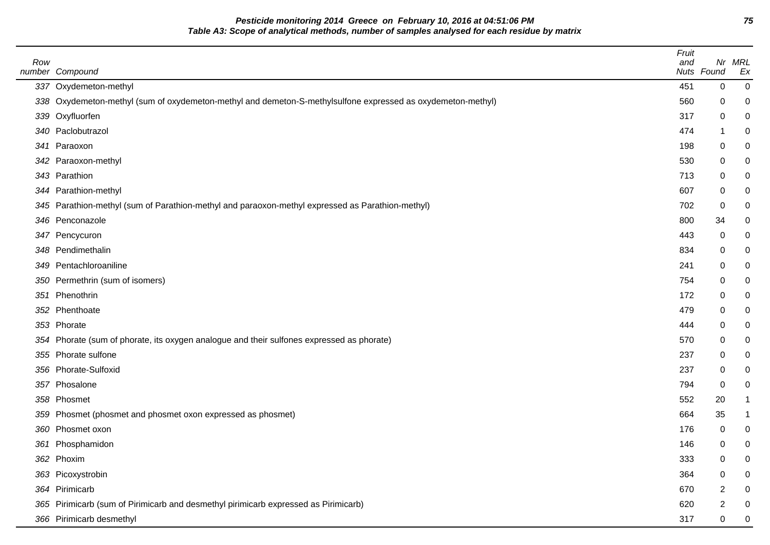**Pesticide monitoring 2014 Greece on February 10, 2016 at 04:51:06 PM**

**Table A3: Scope of analytical methods, number of samples analysed for each residue by matrix**

| Row number | Compound | Fruit and Nuts | Nr Found | MRL Ex |
|---|---|---|---|---|
| 337 | Oxydemeton-methyl | 451 | 0 | 0 |
| 338 | Oxydemeton-methyl (sum of oxydemeton-methyl and demeton-S-methylsulfone expressed as oxydemeton-methyl) | 560 | 0 | 0 |
| 339 | Oxyfluorfen | 317 | 0 | 0 |
| 340 | Paclobutrazol | 474 | 1 | 0 |
| 341 | Paraoxon | 198 | 0 | 0 |
| 342 | Paraoxon-methyl | 530 | 0 | 0 |
| 343 | Parathion | 713 | 0 | 0 |
| 344 | Parathion-methyl | 607 | 0 | 0 |
| 345 | Parathion-methyl (sum of Parathion-methyl and paraoxon-methyl expressed as Parathion-methyl) | 702 | 0 | 0 |
| 346 | Penconazole | 800 | 34 | 0 |
| 347 | Pencycuron | 443 | 0 | 0 |
| 348 | Pendimethalin | 834 | 0 | 0 |
| 349 | Pentachloroaniline | 241 | 0 | 0 |
| 350 | Permethrin (sum of isomers) | 754 | 0 | 0 |
| 351 | Phenothrin | 172 | 0 | 0 |
| 352 | Phenthoate | 479 | 0 | 0 |
| 353 | Phorate | 444 | 0 | 0 |
| 354 | Phorate (sum of phorate, its oxygen analogue and their sulfones expressed as phorate) | 570 | 0 | 0 |
| 355 | Phorate sulfone | 237 | 0 | 0 |
| 356 | Phorate-Sulfoxid | 237 | 0 | 0 |
| 357 | Phosalone | 794 | 0 | 0 |
| 358 | Phosmet | 552 | 20 | 1 |
| 359 | Phosmet (phosmet and phosmet oxon expressed as phosmet) | 664 | 35 | 1 |
| 360 | Phosmet oxon | 176 | 0 | 0 |
| 361 | Phosphamidon | 146 | 0 | 0 |
| 362 | Phoxim | 333 | 0 | 0 |
| 363 | Picoxystrobin | 364 | 0 | 0 |
| 364 | Pirimicarb | 670 | 2 | 0 |
| 365 | Pirimicarb (sum of Pirimicarb and desmethyl pirimicarb expressed as Pirimicarb) | 620 | 2 | 0 |
| 366 | Pirimicarb desmethyl | 317 | 0 | 0 |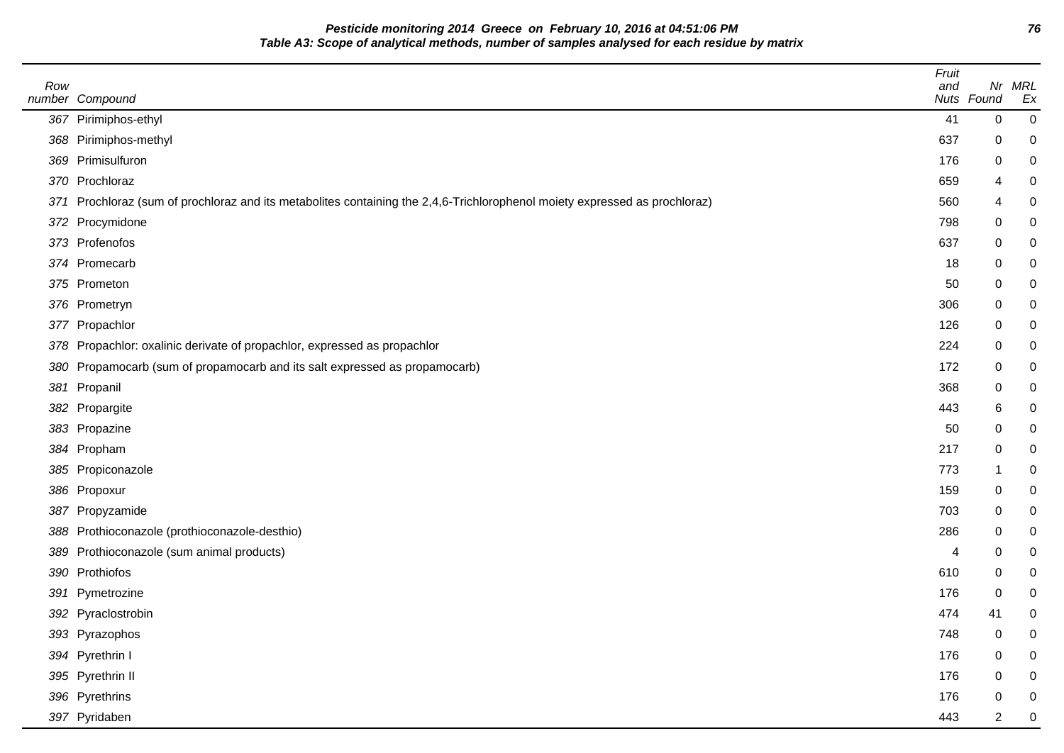**Pesticide monitoring 2014 Greece on February 10, 2016 at 04:51:06 PM**

**Table A3: Scope of analytical methods, number of samples analysed for each residue by matrix**

| Row number | Compound | Fruit and Nuts | Nr Found | MRL Ex |
|---|---|---|---|---|
| 367 | Pirimiphos-ethyl | 41 | 0 | 0 |
| 368 | Pirimiphos-methyl | 637 | 0 | 0 |
| 369 | Primisulfuron | 176 | 0 | 0 |
| 370 | Prochloraz | 659 | 4 | 0 |
| 371 | Prochloraz (sum of prochloraz and its metabolites containing the 2,4,6-Trichlorophenol moiety expressed as prochloraz) | 560 | 4 | 0 |
| 372 | Procymidone | 798 | 0 | 0 |
| 373 | Profenofos | 637 | 0 | 0 |
| 374 | Promecarb | 18 | 0 | 0 |
| 375 | Prometon | 50 | 0 | 0 |
| 376 | Prometryn | 306 | 0 | 0 |
| 377 | Propachlor | 126 | 0 | 0 |
| 378 | Propachlor: oxalinic derivate of propachlor, expressed as propachlor | 224 | 0 | 0 |
| 380 | Propamocarb (sum of propamocarb and its salt expressed as propamocarb) | 172 | 0 | 0 |
| 381 | Propanil | 368 | 0 | 0 |
| 382 | Propargite | 443 | 6 | 0 |
| 383 | Propazine | 50 | 0 | 0 |
| 384 | Propham | 217 | 0 | 0 |
| 385 | Propiconazole | 773 | 1 | 0 |
| 386 | Propoxur | 159 | 0 | 0 |
| 387 | Propyzamide | 703 | 0 | 0 |
| 388 | Prothioconazole (prothioconazole-desthio) | 286 | 0 | 0 |
| 389 | Prothioconazole (sum animal products) | 4 | 0 | 0 |
| 390 | Prothiofos | 610 | 0 | 0 |
| 391 | Pymetrozine | 176 | 0 | 0 |
| 392 | Pyraclostrobin | 474 | 41 | 0 |
| 393 | Pyrazophos | 748 | 0 | 0 |
| 394 | Pyrethrin I | 176 | 0 | 0 |
| 395 | Pyrethrin II | 176 | 0 | 0 |
| 396 | Pyrethrins | 176 | 0 | 0 |
| 397 | Pyridaben | 443 | 2 | 0 |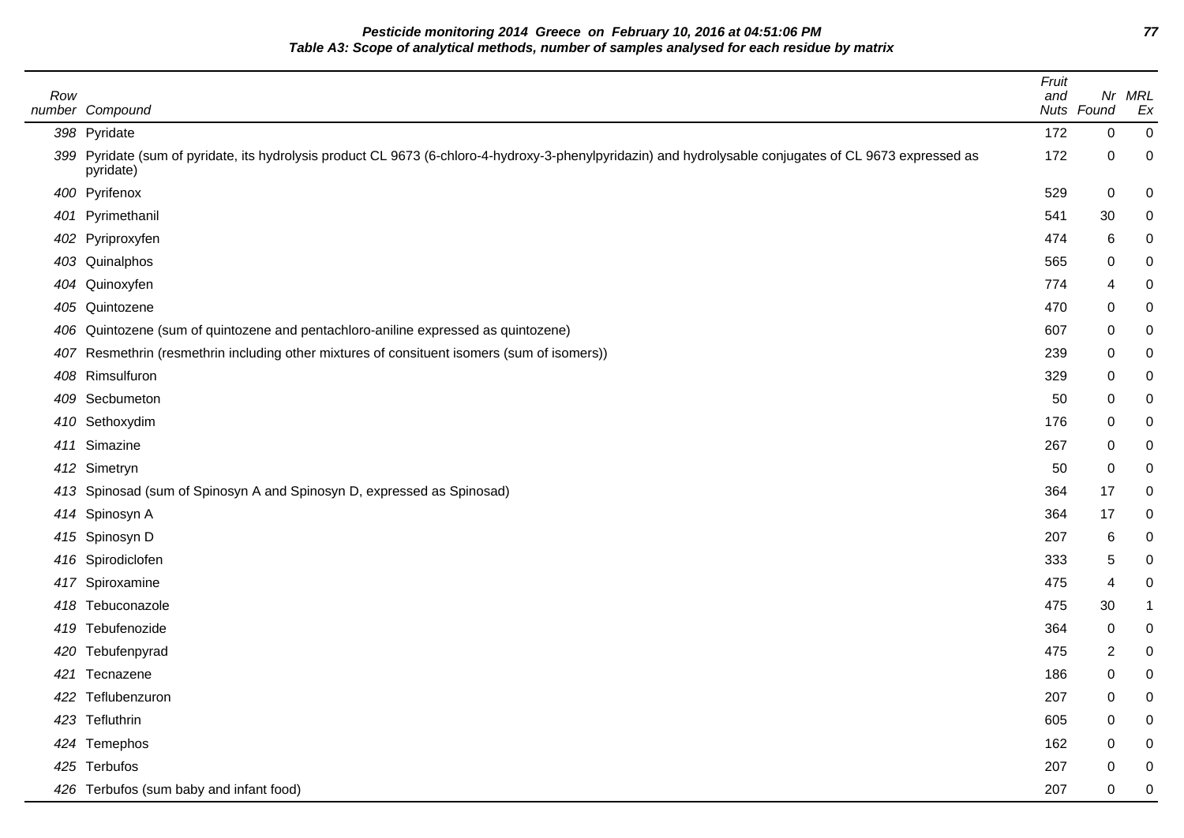**Pesticide monitoring 2014 Greece on February 10, 2016 at 04:51:06 PM**

**Table A3: Scope of analytical methods, number of samples analysed for each residue by matrix**

| Row number | Compound | Fruit and Nuts | Nr Found | MRL Ex |
|---|---|---|---|---|
| 398 | Pyridate | 172 | 0 | 0 |
| 399 | Pyridate (sum of pyridate, its hydrolysis product CL 9673 (6-chloro-4-hydroxy-3-phenylpyridazin) and hydrolysable conjugates of CL 9673 expressed as pyridate) | 172 | 0 | 0 |
| 400 | Pyrifenox | 529 | 0 | 0 |
| 401 | Pyrimethanil | 541 | 30 | 0 |
| 402 | Pyriproxyfen | 474 | 6 | 0 |
| 403 | Quinalphos | 565 | 0 | 0 |
| 404 | Quinoxyfen | 774 | 4 | 0 |
| 405 | Quintozene | 470 | 0 | 0 |
| 406 | Quintozene (sum of quintozene and pentachloro-aniline expressed as quintozene) | 607 | 0 | 0 |
| 407 | Resmethrin (resmethrin including other mixtures of consituent isomers (sum of isomers)) | 239 | 0 | 0 |
| 408 | Rimsulfuron | 329 | 0 | 0 |
| 409 | Secbumeton | 50 | 0 | 0 |
| 410 | Sethoxydim | 176 | 0 | 0 |
| 411 | Simazine | 267 | 0 | 0 |
| 412 | Simetryn | 50 | 0 | 0 |
| 413 | Spinosad (sum of Spinosyn A and Spinosyn D, expressed as Spinosad) | 364 | 17 | 0 |
| 414 | Spinosyn A | 364 | 17 | 0 |
| 415 | Spinosyn D | 207 | 6 | 0 |
| 416 | Spirodiclofen | 333 | 5 | 0 |
| 417 | Spiroxamine | 475 | 4 | 0 |
| 418 | Tebuconazole | 475 | 30 | 1 |
| 419 | Tebufenozide | 364 | 0 | 0 |
| 420 | Tebufenpyrad | 475 | 2 | 0 |
| 421 | Tecnazene | 186 | 0 | 0 |
| 422 | Teflubenzuron | 207 | 0 | 0 |
| 423 | Tefluthrin | 605 | 0 | 0 |
| 424 | Temephos | 162 | 0 | 0 |
| 425 | Terbufos | 207 | 0 | 0 |
| 426 | Terbufos (sum baby and infant food) | 207 | 0 | 0 |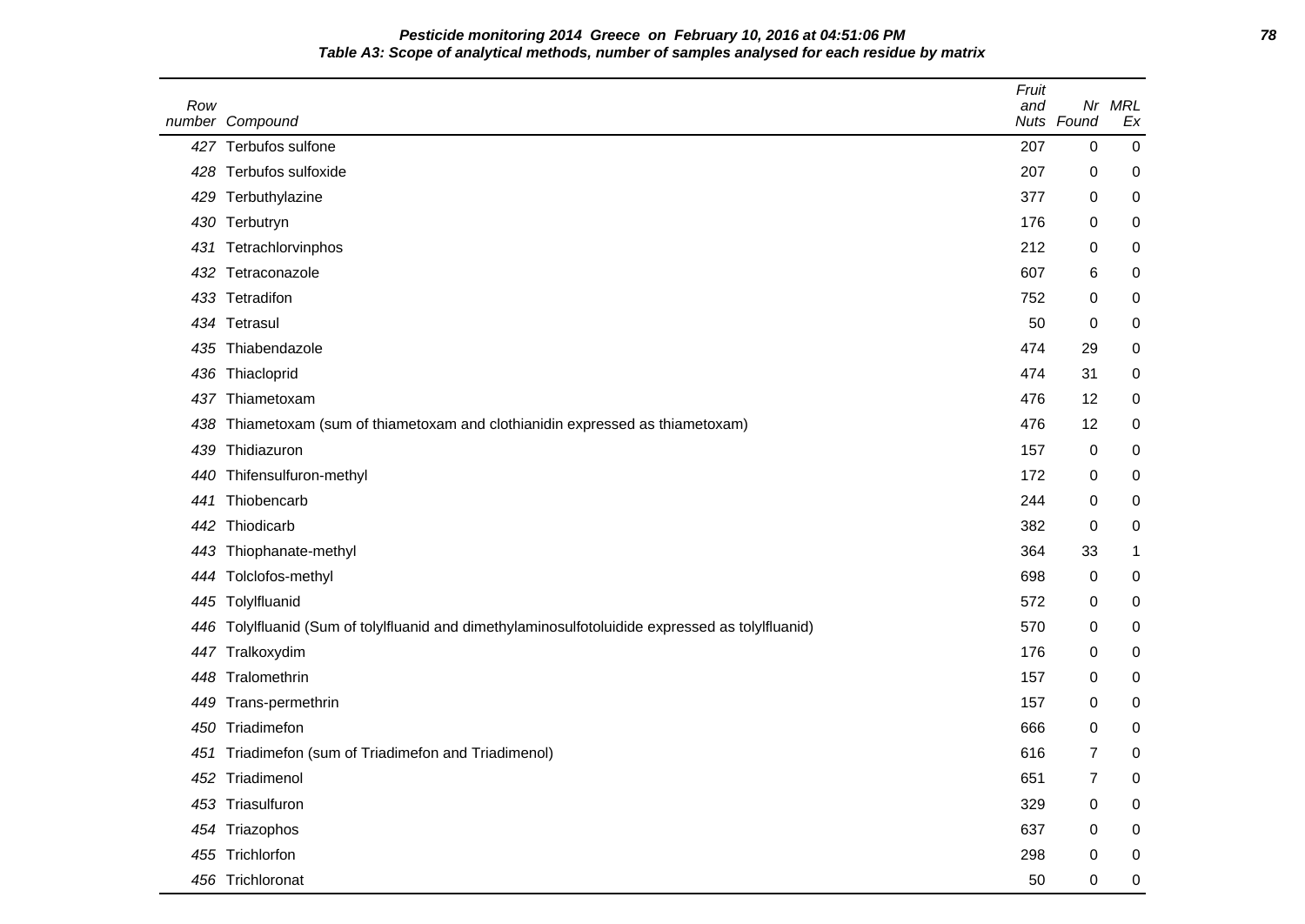**Pesticide monitoring 2014 Greece on February 10, 2016 at 04:51:06 PM**

**Table A3: Scope of analytical methods, number of samples analysed for each residue by matrix**

| Row number | Compound | Fruit and Nuts | Nr Found | MRL Ex |
|---|---|---|---|---|
| 427 | Terbufos sulfone | 207 | 0 | 0 |
| 428 | Terbufos sulfoxide | 207 | 0 | 0 |
| 429 | Terbuthylazine | 377 | 0 | 0 |
| 430 | Terbutryn | 176 | 0 | 0 |
| 431 | Tetrachlorvinphos | 212 | 0 | 0 |
| 432 | Tetraconazole | 607 | 6 | 0 |
| 433 | Tetradifon | 752 | 0 | 0 |
| 434 | Tetrasul | 50 | 0 | 0 |
| 435 | Thiabendazole | 474 | 29 | 0 |
| 436 | Thiacloprid | 474 | 31 | 0 |
| 437 | Thiametoxam | 476 | 12 | 0 |
| 438 | Thiametoxam (sum of thiametoxam and clothianidin expressed as thiametoxam) | 476 | 12 | 0 |
| 439 | Thidiazuron | 157 | 0 | 0 |
| 440 | Thifensulfuron-methyl | 172 | 0 | 0 |
| 441 | Thiobencarb | 244 | 0 | 0 |
| 442 | Thiodicarb | 382 | 0 | 0 |
| 443 | Thiophanate-methyl | 364 | 33 | 1 |
| 444 | Tolclofos-methyl | 698 | 0 | 0 |
| 445 | Tolylfluanid | 572 | 0 | 0 |
| 446 | Tolylfluanid (Sum of tolylfluanid and dimethylaminosulfotoluidide expressed as tolylfluanid) | 570 | 0 | 0 |
| 447 | Tralkoxydim | 176 | 0 | 0 |
| 448 | Tralomethrin | 157 | 0 | 0 |
| 449 | Trans-permethrin | 157 | 0 | 0 |
| 450 | Triadimefon | 666 | 0 | 0 |
| 451 | Triadimefon (sum of Triadimefon and Triadimenol) | 616 | 7 | 0 |
| 452 | Triadimenol | 651 | 7 | 0 |
| 453 | Triasulfuron | 329 | 0 | 0 |
| 454 | Triazophos | 637 | 0 | 0 |
| 455 | Trichlorfon | 298 | 0 | 0 |
| 456 | Trichloronat | 50 | 0 | 0 |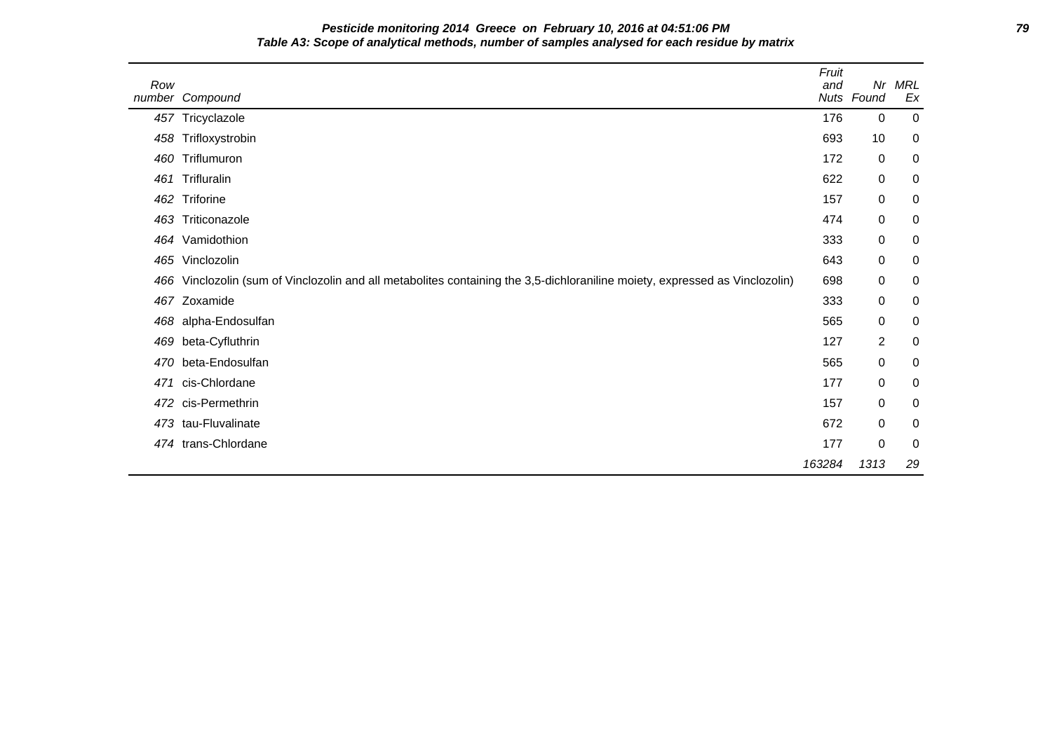**Pesticide monitoring 2014 Greece on February 10, 2016 at 04:51:06 PM**

**Table A3: Scope of analytical methods, number of samples analysed for each residue by matrix**

| Row number | Compound | Fruit and Nuts | Nr Found | MRL Ex |
|---|---|---|---|---|
| 457 | Tricyclazole | 176 | 0 | 0 |
| 458 | Trifloxystrobin | 693 | 10 | 0 |
| 460 | Triflumuron | 172 | 0 | 0 |
| 461 | Trifluralin | 622 | 0 | 0 |
| 462 | Triforine | 157 | 0 | 0 |
| 463 | Triticonazole | 474 | 0 | 0 |
| 464 | Vamidothion | 333 | 0 | 0 |
| 465 | Vinclozolin | 643 | 0 | 0 |
| 466 | Vinclozolin (sum of Vinclozolin and all metabolites containing the 3,5-dichloraniline moiety, expressed as Vinclozolin) | 698 | 0 | 0 |
| 467 | Zoxamide | 333 | 0 | 0 |
| 468 | alpha-Endosulfan | 565 | 0 | 0 |
| 469 | beta-Cyfluthrin | 127 | 2 | 0 |
| 470 | beta-Endosulfan | 565 | 0 | 0 |
| 471 | cis-Chlordane | 177 | 0 | 0 |
| 472 | cis-Permethrin | 157 | 0 | 0 |
| 473 | tau-Fluvalinate | 672 | 0 | 0 |
| 474 | trans-Chlordane | 177 | 0 | 0 |
| | | *163284* | *1313* | *29* |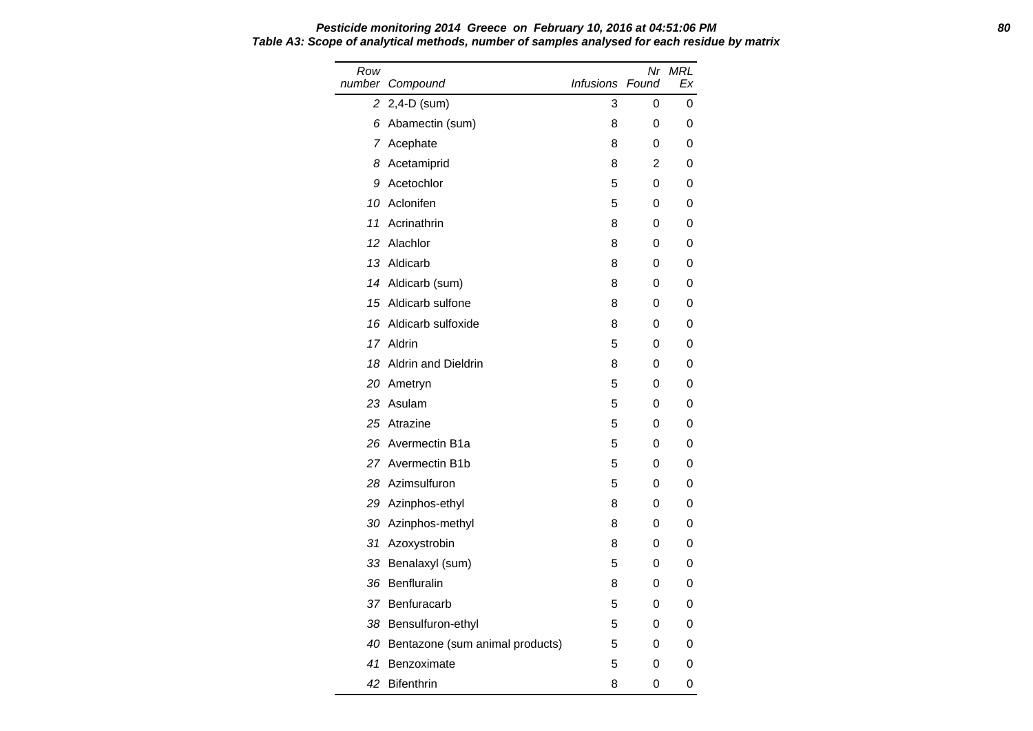**Table A3: Scope of analytical methods, number of samples analysed for each residue by matrix**

| Row number | Compound | Infusions | Nr Found | MRL Ex |
|---|---|---|---|---|
| 2 | 2,4-D (sum) | 3 | 0 | 0 |
| 6 | Abamectin (sum) | 8 | 0 | 0 |
| 7 | Acephate | 8 | 0 | 0 |
| 8 | Acetamiprid | 8 | 2 | 0 |
| 9 | Acetochlor | 5 | 0 | 0 |
| 10 | Aclonifen | 5 | 0 | 0 |
| 11 | Acrinathrin | 8 | 0 | 0 |
| 12 | Alachlor | 8 | 0 | 0 |
| 13 | Aldicarb | 8 | 0 | 0 |
| 14 | Aldicarb (sum) | 8 | 0 | 0 |
| 15 | Aldicarb sulfone | 8 | 0 | 0 |
| 16 | Aldicarb sulfoxide | 8 | 0 | 0 |
| 17 | Aldrin | 5 | 0 | 0 |
| 18 | Aldrin and Dieldrin | 8 | 0 | 0 |
| 20 | Ametryn | 5 | 0 | 0 |
| 23 | Asulam | 5 | 0 | 0 |
| 25 | Atrazine | 5 | 0 | 0 |
| 26 | Avermectin B1a | 5 | 0 | 0 |
| 27 | Avermectin B1b | 5 | 0 | 0 |
| 28 | Azimsulfuron | 5 | 0 | 0 |
| 29 | Azinphos-ethyl | 8 | 0 | 0 |
| 30 | Azinphos-methyl | 8 | 0 | 0 |
| 31 | Azoxystrobin | 8 | 0 | 0 |
| 33 | Benalaxyl (sum) | 5 | 0 | 0 |
| 36 | Benfluralin | 8 | 0 | 0 |
| 37 | Benfuracarb | 5 | 0 | 0 |
| 38 | Bensulfuron-ethyl | 5 | 0 | 0 |
| 40 | Bentazone (sum animal products) | 5 | 0 | 0 |
| 41 | Benzoximate | 5 | 0 | 0 |
| 42 | Bifenthrin | 8 | 0 | 0 |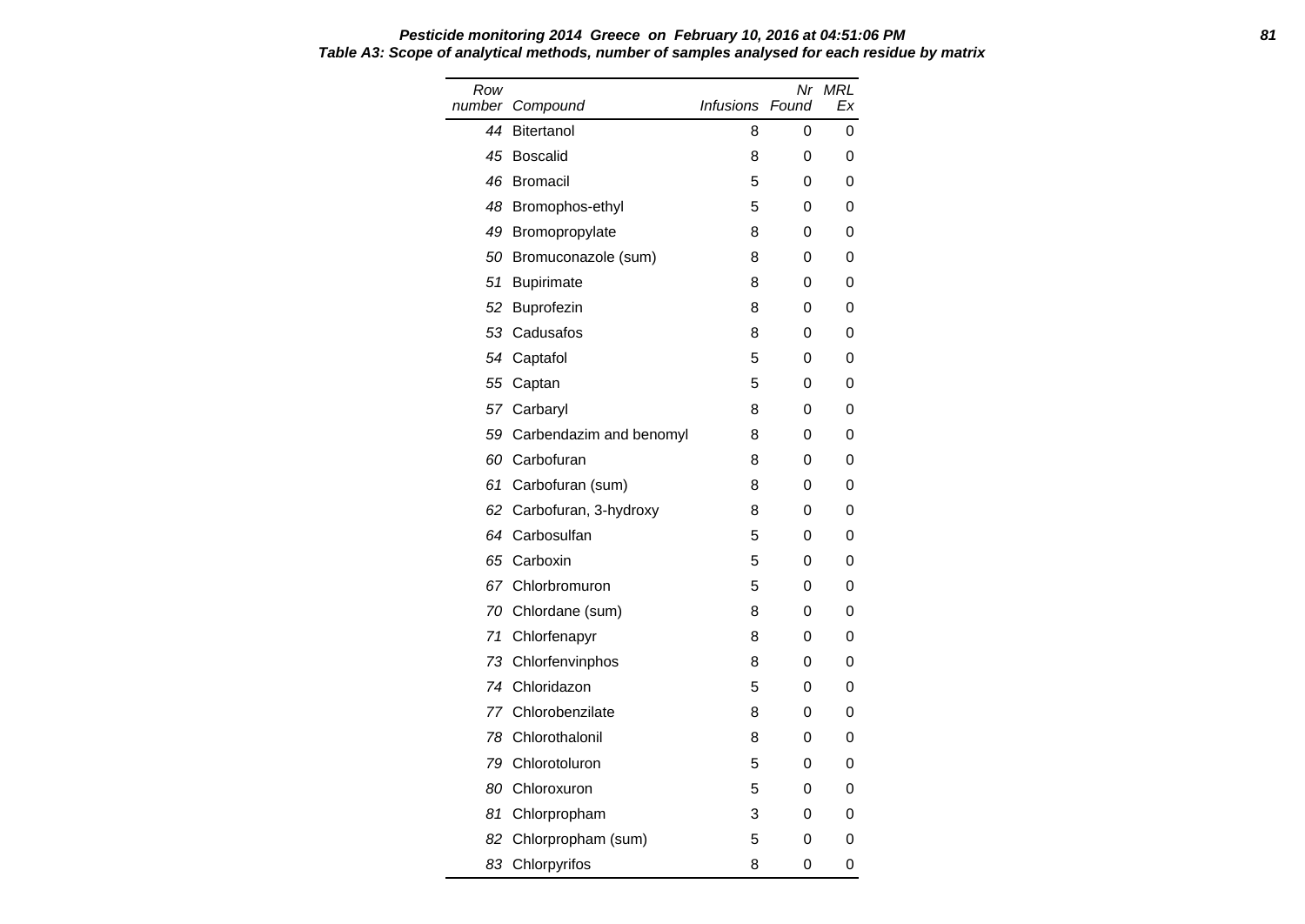**Table A3: Scope of analytical methods, number of samples analysed for each residue by matrix**

| Row number | Compound | Infusions | Nr Found | MRL Ex |
|---|---|---|---|---|
| 44 | Bitertanol | 8 | 0 | 0 |
| 45 | Boscalid | 8 | 0 | 0 |
| 46 | Bromacil | 5 | 0 | 0 |
| 48 | Bromophos-ethyl | 5 | 0 | 0 |
| 49 | Bromopropylate | 8 | 0 | 0 |
| 50 | Bromuconazole (sum) | 8 | 0 | 0 |
| 51 | Bupirimate | 8 | 0 | 0 |
| 52 | Buprofezin | 8 | 0 | 0 |
| 53 | Cadusafos | 8 | 0 | 0 |
| 54 | Captafol | 5 | 0 | 0 |
| 55 | Captan | 5 | 0 | 0 |
| 57 | Carbaryl | 8 | 0 | 0 |
| 59 | Carbendazim and benomyl | 8 | 0 | 0 |
| 60 | Carbofuran | 8 | 0 | 0 |
| 61 | Carbofuran (sum) | 8 | 0 | 0 |
| 62 | Carbofuran, 3-hydroxy | 8 | 0 | 0 |
| 64 | Carbosulfan | 5 | 0 | 0 |
| 65 | Carboxin | 5 | 0 | 0 |
| 67 | Chlorbromuron | 5 | 0 | 0 |
| 70 | Chlordane (sum) | 8 | 0 | 0 |
| 71 | Chlorfenapyr | 8 | 0 | 0 |
| 73 | Chlorfenvinphos | 8 | 0 | 0 |
| 74 | Chloridazon | 5 | 0 | 0 |
| 77 | Chlorobenzilate | 8 | 0 | 0 |
| 78 | Chlorothalonil | 8 | 0 | 0 |
| 79 | Chlorotoluron | 5 | 0 | 0 |
| 80 | Chloroxuron | 5 | 0 | 0 |
| 81 | Chlorpropham | 3 | 0 | 0 |
| 82 | Chlorpropham (sum) | 5 | 0 | 0 |
| 83 | Chlorpyrifos | 8 | 0 | 0 |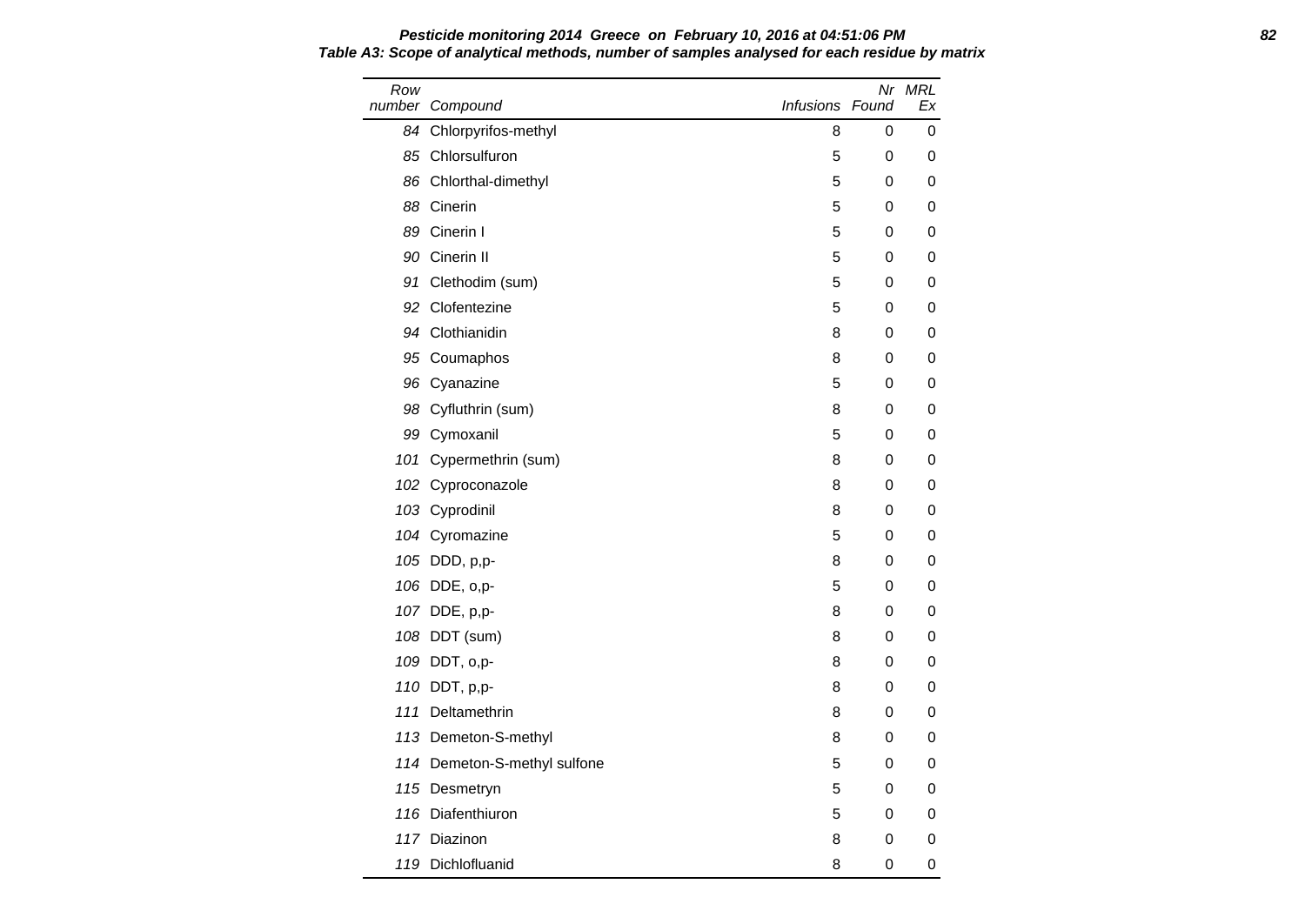**Pesticide monitoring 2014 Greece on February 10, 2016 at 04:51:06 PM**

**Table A3: Scope of analytical methods, number of samples analysed for each residue by matrix**

| Row number | Compound | Infusions | Nr Found | MRL Ex |
|---|---|---|---|---|
| 84 | Chlorpyrifos-methyl | 8 | 0 | 0 |
| 85 | Chlorsulfuron | 5 | 0 | 0 |
| 86 | Chlorthal-dimethyl | 5 | 0 | 0 |
| 88 | Cinerin | 5 | 0 | 0 |
| 89 | Cinerin I | 5 | 0 | 0 |
| 90 | Cinerin II | 5 | 0 | 0 |
| 91 | Clethodim (sum) | 5 | 0 | 0 |
| 92 | Clofentezine | 5 | 0 | 0 |
| 94 | Clothianidin | 8 | 0 | 0 |
| 95 | Coumaphos | 8 | 0 | 0 |
| 96 | Cyanazine | 5 | 0 | 0 |
| 98 | Cyfluthrin (sum) | 8 | 0 | 0 |
| 99 | Cymoxanil | 5 | 0 | 0 |
| 101 | Cypermethrin (sum) | 8 | 0 | 0 |
| 102 | Cyproconazole | 8 | 0 | 0 |
| 103 | Cyprodinil | 8 | 0 | 0 |
| 104 | Cyromazine | 5 | 0 | 0 |
| 105 | DDD, p,p- | 8 | 0 | 0 |
| 106 | DDE, o,p- | 5 | 0 | 0 |
| 107 | DDE, p,p- | 8 | 0 | 0 |
| 108 | DDT (sum) | 8 | 0 | 0 |
| 109 | DDT, o,p- | 8 | 0 | 0 |
| 110 | DDT, p,p- | 8 | 0 | 0 |
| 111 | Deltamethrin | 8 | 0 | 0 |
| 113 | Demeton-S-methyl | 8 | 0 | 0 |
| 114 | Demeton-S-methyl sulfone | 5 | 0 | 0 |
| 115 | Desmetryn | 5 | 0 | 0 |
| 116 | Diafenthiuron | 5 | 0 | 0 |
| 117 | Diazinon | 8 | 0 | 0 |
| 119 | Dichlofluanid | 8 | 0 | 0 |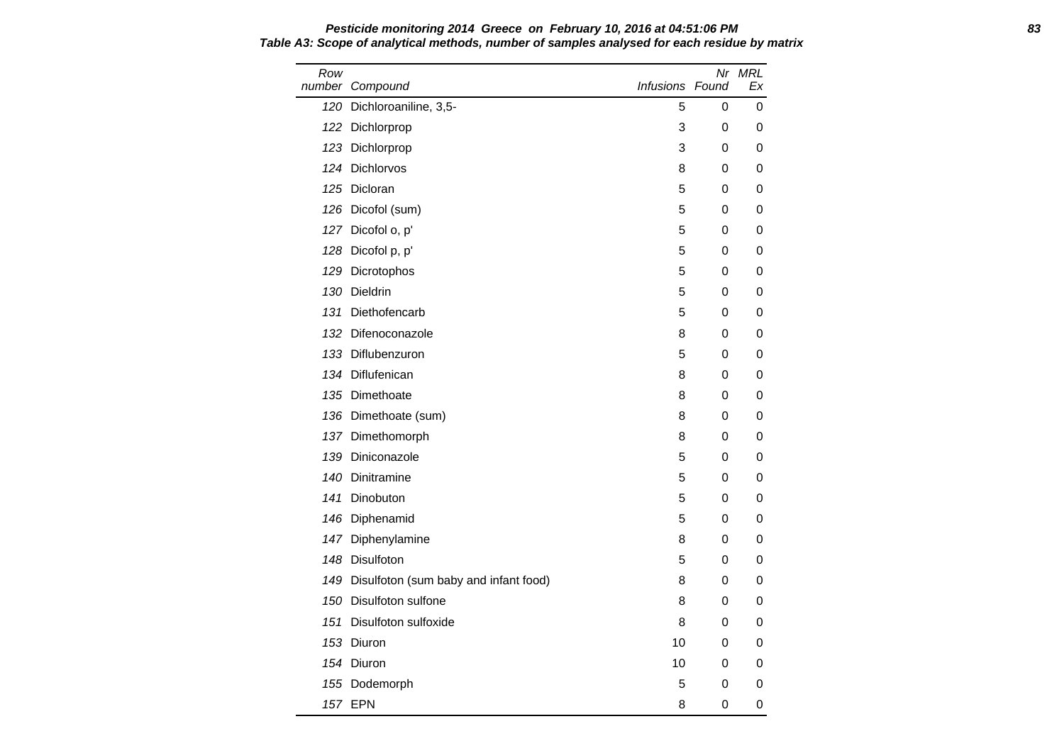**Pesticide monitoring 2014 Greece on February 10, 2016 at 04:51:06 PM**

**Table A3: Scope of analytical methods, number of samples analysed for each residue by matrix**

| Row number | Compound | Infusions | Nr Found | MRL Ex |
|---|---|---|---|---|
| 120 | Dichloroaniline, 3,5- | 5 | 0 | 0 |
| 122 | Dichlorprop | 3 | 0 | 0 |
| 123 | Dichlorprop | 3 | 0 | 0 |
| 124 | Dichlorvos | 8 | 0 | 0 |
| 125 | Dicloran | 5 | 0 | 0 |
| 126 | Dicofol (sum) | 5 | 0 | 0 |
| 127 | Dicofol o, p' | 5 | 0 | 0 |
| 128 | Dicofol p, p' | 5 | 0 | 0 |
| 129 | Dicrotophos | 5 | 0 | 0 |
| 130 | Dieldrin | 5 | 0 | 0 |
| 131 | Diethofencarb | 5 | 0 | 0 |
| 132 | Difenoconazole | 8 | 0 | 0 |
| 133 | Diflubenzuron | 5 | 0 | 0 |
| 134 | Diflufenican | 8 | 0 | 0 |
| 135 | Dimethoate | 8 | 0 | 0 |
| 136 | Dimethoate (sum) | 8 | 0 | 0 |
| 137 | Dimethomorph | 8 | 0 | 0 |
| 139 | Diniconazole | 5 | 0 | 0 |
| 140 | Dinitramine | 5 | 0 | 0 |
| 141 | Dinobuton | 5 | 0 | 0 |
| 146 | Diphenamid | 5 | 0 | 0 |
| 147 | Diphenylamine | 8 | 0 | 0 |
| 148 | Disulfoton | 5 | 0 | 0 |
| 149 | Disulfoton (sum baby and infant food) | 8 | 0 | 0 |
| 150 | Disulfoton sulfone | 8 | 0 | 0 |
| 151 | Disulfoton sulfoxide | 8 | 0 | 0 |
| 153 | Diuron | 10 | 0 | 0 |
| 154 | Diuron | 10 | 0 | 0 |
| 155 | Dodemorph | 5 | 0 | 0 |
| 157 | EPN | 8 | 0 | 0 |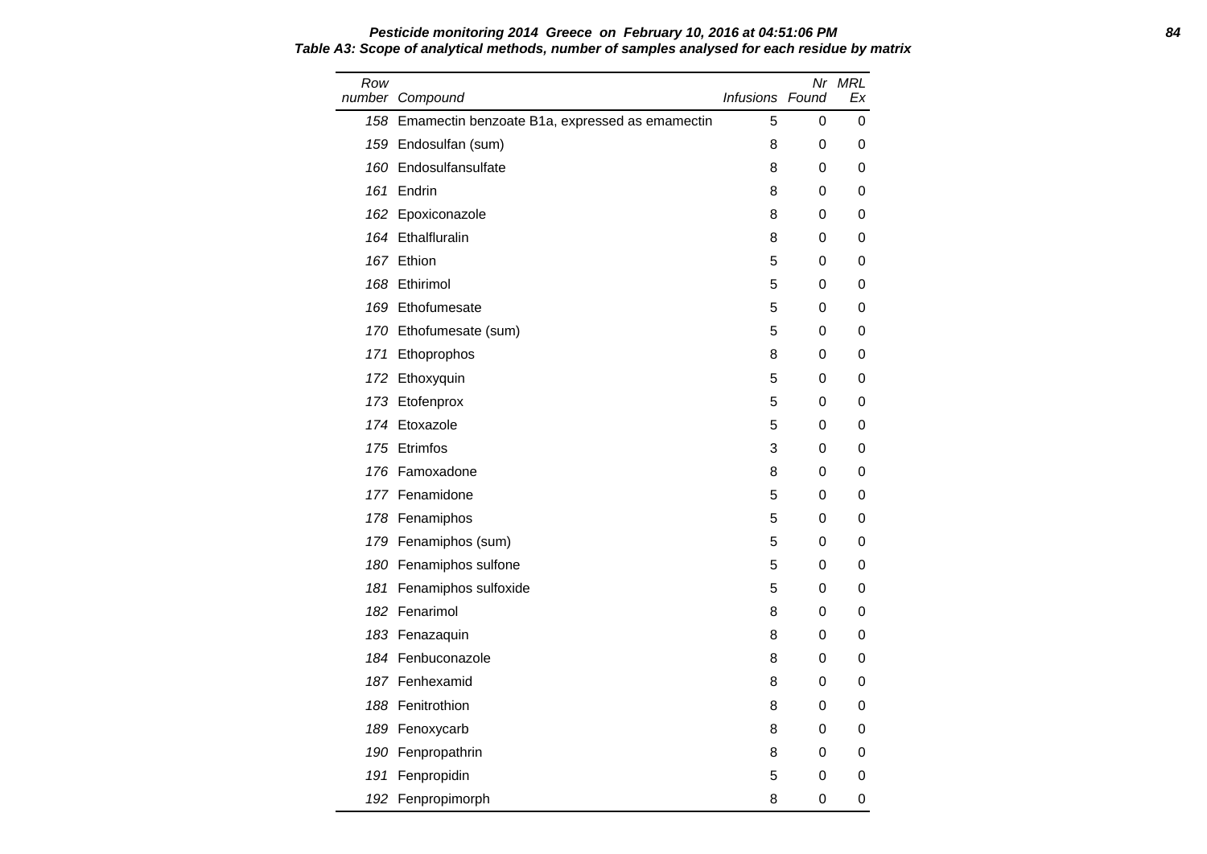**Pesticide monitoring 2014 Greece on February 10, 2016 at 04:51:06 PM**

**Table A3: Scope of analytical methods, number of samples analysed for each residue by matrix**

| Row number | Compound | Infusions | Nr Found | MRL Ex |
|---|---|---|---|---|
| 158 | Emamectin benzoate B1a, expressed as emamectin | 5 | 0 | 0 |
| 159 | Endosulfan (sum) | 8 | 0 | 0 |
| 160 | Endosulfansulfate | 8 | 0 | 0 |
| 161 | Endrin | 8 | 0 | 0 |
| 162 | Epoxiconazole | 8 | 0 | 0 |
| 164 | Ethalfluralin | 8 | 0 | 0 |
| 167 | Ethion | 5 | 0 | 0 |
| 168 | Ethirimol | 5 | 0 | 0 |
| 169 | Ethofumesate | 5 | 0 | 0 |
| 170 | Ethofumesate (sum) | 5 | 0 | 0 |
| 171 | Ethoprophos | 8 | 0 | 0 |
| 172 | Ethoxyquin | 5 | 0 | 0 |
| 173 | Etofenprox | 5 | 0 | 0 |
| 174 | Etoxazole | 5 | 0 | 0 |
| 175 | Etrimfos | 3 | 0 | 0 |
| 176 | Famoxadone | 8 | 0 | 0 |
| 177 | Fenamidone | 5 | 0 | 0 |
| 178 | Fenamiphos | 5 | 0 | 0 |
| 179 | Fenamiphos (sum) | 5 | 0 | 0 |
| 180 | Fenamiphos sulfone | 5 | 0 | 0 |
| 181 | Fenamiphos sulfoxide | 5 | 0 | 0 |
| 182 | Fenarimol | 8 | 0 | 0 |
| 183 | Fenazaquin | 8 | 0 | 0 |
| 184 | Fenbuconazole | 8 | 0 | 0 |
| 187 | Fenhexamid | 8 | 0 | 0 |
| 188 | Fenitrothion | 8 | 0 | 0 |
| 189 | Fenoxycarb | 8 | 0 | 0 |
| 190 | Fenpropathrin | 8 | 0 | 0 |
| 191 | Fenpropidin | 5 | 0 | 0 |
| 192 | Fenpropimorph | 8 | 0 | 0 |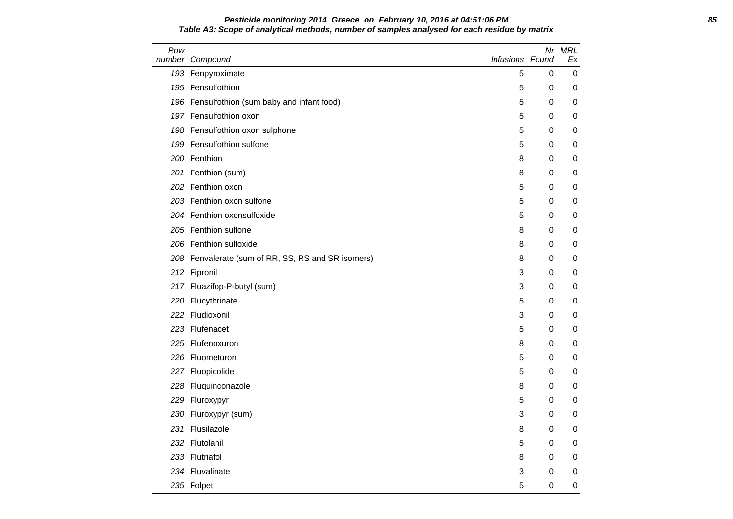**Pesticide monitoring 2014 Greece on February 10, 2016 at 04:51:06 PM**

**Table A3: Scope of analytical methods, number of samples analysed for each residue by matrix**

| Row number | Compound | Infusions | Nr Found | MRL Ex |
|---|---|---|---|---|
| 193 | Fenpyroximate | 5 | 0 | 0 |
| 195 | Fensulfothion | 5 | 0 | 0 |
| 196 | Fensulfothion (sum baby and infant food) | 5 | 0 | 0 |
| 197 | Fensulfothion oxon | 5 | 0 | 0 |
| 198 | Fensulfothion oxon sulphone | 5 | 0 | 0 |
| 199 | Fensulfothion sulfone | 5 | 0 | 0 |
| 200 | Fenthion | 8 | 0 | 0 |
| 201 | Fenthion (sum) | 8 | 0 | 0 |
| 202 | Fenthion oxon | 5 | 0 | 0 |
| 203 | Fenthion oxon sulfone | 5 | 0 | 0 |
| 204 | Fenthion oxonsulfoxide | 5 | 0 | 0 |
| 205 | Fenthion sulfone | 8 | 0 | 0 |
| 206 | Fenthion sulfoxide | 8 | 0 | 0 |
| 208 | Fenvalerate (sum of RR, SS, RS and SR isomers) | 8 | 0 | 0 |
| 212 | Fipronil | 3 | 0 | 0 |
| 217 | Fluazifop-P-butyl (sum) | 3 | 0 | 0 |
| 220 | Flucythrinate | 5 | 0 | 0 |
| 222 | Fludioxonil | 3 | 0 | 0 |
| 223 | Flufenacet | 5 | 0 | 0 |
| 225 | Flufenoxuron | 8 | 0 | 0 |
| 226 | Fluometuron | 5 | 0 | 0 |
| 227 | Fluopicolide | 5 | 0 | 0 |
| 228 | Fluquinconazole | 8 | 0 | 0 |
| 229 | Fluroxypyr | 5 | 0 | 0 |
| 230 | Fluroxypyr (sum) | 3 | 0 | 0 |
| 231 | Flusilazole | 8 | 0 | 0 |
| 232 | Flutolanil | 5 | 0 | 0 |
| 233 | Flutriafol | 8 | 0 | 0 |
| 234 | Fluvalinate | 3 | 0 | 0 |
| 235 | Folpet | 5 | 0 | 0 |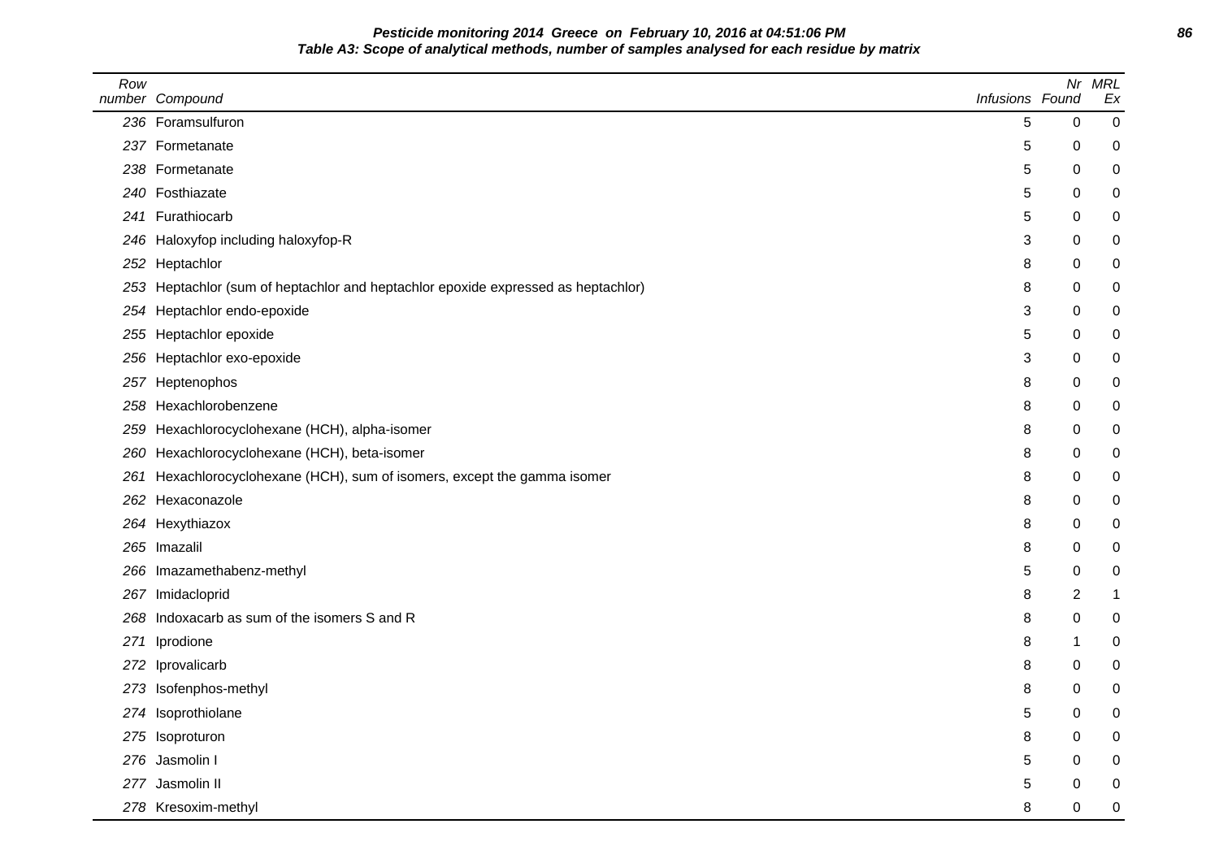**Pesticide monitoring 2014 Greece on February 10, 2016 at 04:51:06 PM**

**Table A3: Scope of analytical methods, number of samples analysed for each residue by matrix**

| Row number | Compound | Infusions | Nr Found | MRL Ex |
|---|---|---|---|---|
| 236 | Foramsulfuron | 5 | 0 | 0 |
| 237 | Formetanate | 5 | 0 | 0 |
| 238 | Formetanate | 5 | 0 | 0 |
| 240 | Fosthiazate | 5 | 0 | 0 |
| 241 | Furathiocarb | 5 | 0 | 0 |
| 246 | Haloxyfop including haloxyfop-R | 3 | 0 | 0 |
| 252 | Heptachlor | 8 | 0 | 0 |
| 253 | Heptachlor (sum of heptachlor and heptachlor epoxide expressed as heptachlor) | 8 | 0 | 0 |
| 254 | Heptachlor endo-epoxide | 3 | 0 | 0 |
| 255 | Heptachlor epoxide | 5 | 0 | 0 |
| 256 | Heptachlor exo-epoxide | 3 | 0 | 0 |
| 257 | Heptenophos | 8 | 0 | 0 |
| 258 | Hexachlorobenzene | 8 | 0 | 0 |
| 259 | Hexachlorocyclohexane (HCH), alpha-isomer | 8 | 0 | 0 |
| 260 | Hexachlorocyclohexane (HCH), beta-isomer | 8 | 0 | 0 |
| 261 | Hexachlorocyclohexane (HCH), sum of isomers, except the gamma isomer | 8 | 0 | 0 |
| 262 | Hexaconazole | 8 | 0 | 0 |
| 264 | Hexythiazox | 8 | 0 | 0 |
| 265 | Imazalil | 8 | 0 | 0 |
| 266 | Imazamethabenz-methyl | 5 | 0 | 0 |
| 267 | Imidacloprid | 8 | 2 | 1 |
| 268 | Indoxacarb as sum of the isomers S and R | 8 | 0 | 0 |
| 271 | Iprodione | 8 | 1 | 0 |
| 272 | Iprovalicarb | 8 | 0 | 0 |
| 273 | Isofenphos-methyl | 8 | 0 | 0 |
| 274 | Isoprothiolane | 5 | 0 | 0 |
| 275 | Isoproturon | 8 | 0 | 0 |
| 276 | Jasmolin I | 5 | 0 | 0 |
| 277 | Jasmolin II | 5 | 0 | 0 |
| 278 | Kresoxim-methyl | 8 | 0 | 0 |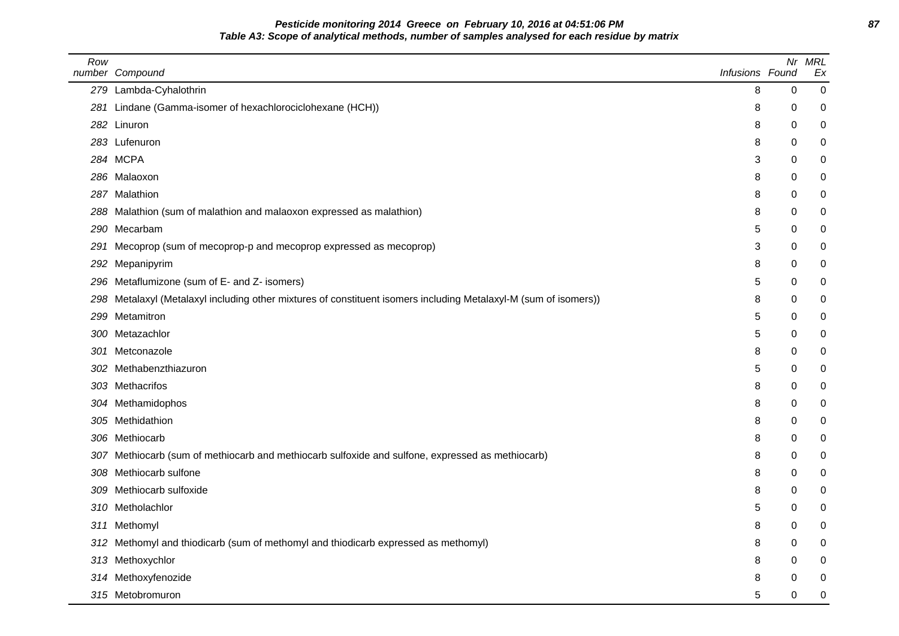**Pesticide monitoring 2014 Greece on February 10, 2016 at 04:51:06 PM**

**Table A3: Scope of analytical methods, number of samples analysed for each residue by matrix**

| Row number | Compound | Infusions | Nr Found | MRL Ex |
|---|---|---|---|---|
| 279 | Lambda-Cyhalothrin | 8 | 0 | 0 |
| 281 | Lindane (Gamma-isomer of hexachlorociclohexane (HCH)) | 8 | 0 | 0 |
| 282 | Linuron | 8 | 0 | 0 |
| 283 | Lufenuron | 8 | 0 | 0 |
| 284 | MCPA | 3 | 0 | 0 |
| 286 | Malaoxon | 8 | 0 | 0 |
| 287 | Malathion | 8 | 0 | 0 |
| 288 | Malathion (sum of malathion and malaoxon expressed as malathion) | 8 | 0 | 0 |
| 290 | Mecarbam | 5 | 0 | 0 |
| 291 | Mecoprop (sum of mecoprop-p and mecoprop expressed as mecoprop) | 3 | 0 | 0 |
| 292 | Mepanipyrim | 8 | 0 | 0 |
| 296 | Metaflumizone (sum of E- and Z- isomers) | 5 | 0 | 0 |
| 298 | Metalaxyl (Metalaxyl including other mixtures of constituent isomers including Metalaxyl-M (sum of isomers)) | 8 | 0 | 0 |
| 299 | Metamitron | 5 | 0 | 0 |
| 300 | Metazachlor | 5 | 0 | 0 |
| 301 | Metconazole | 8 | 0 | 0 |
| 302 | Methabenzthiazuron | 5 | 0 | 0 |
| 303 | Methacrifos | 8 | 0 | 0 |
| 304 | Methamidophos | 8 | 0 | 0 |
| 305 | Methidathion | 8 | 0 | 0 |
| 306 | Methiocarb | 8 | 0 | 0 |
| 307 | Methiocarb (sum of methiocarb and methiocarb sulfoxide and sulfone, expressed as methiocarb) | 8 | 0 | 0 |
| 308 | Methiocarb sulfone | 8 | 0 | 0 |
| 309 | Methiocarb sulfoxide | 8 | 0 | 0 |
| 310 | Metholachlor | 5 | 0 | 0 |
| 311 | Methomyl | 8 | 0 | 0 |
| 312 | Methomyl and thiodicarb (sum of methomyl and thiodicarb expressed as methomyl) | 8 | 0 | 0 |
| 313 | Methoxychlor | 8 | 0 | 0 |
| 314 | Methoxyfenozide | 8 | 0 | 0 |
| 315 | Metobromuron | 5 | 0 | 0 |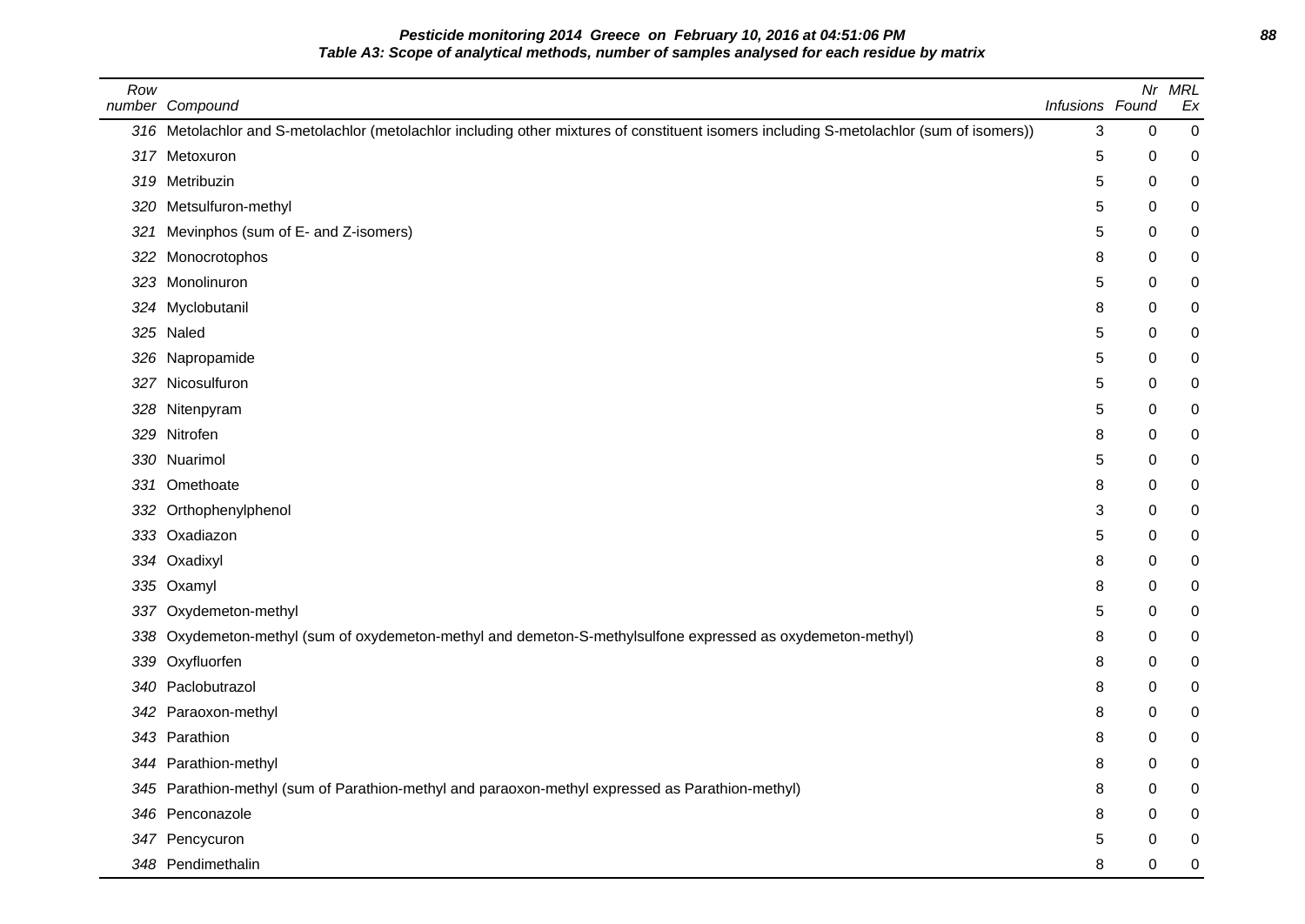**Table A3: Scope of analytical methods, number of samples analysed for each residue by matrix**

| Row number | Compound | Infusions | Nr Found | MRL Ex |
|---|---|---|---|---|
| 316 | Metolachlor and S-metolachlor (metolachlor including other mixtures of constituent isomers including S-metolachlor (sum of isomers)) | 3 | 0 | 0 |
| 317 | Metoxuron | 5 | 0 | 0 |
| 319 | Metribuzin | 5 | 0 | 0 |
| 320 | Metsulfuron-methyl | 5 | 0 | 0 |
| 321 | Mevinphos (sum of E- and Z-isomers) | 5 | 0 | 0 |
| 322 | Monocrotophos | 8 | 0 | 0 |
| 323 | Monolinuron | 5 | 0 | 0 |
| 324 | Myclobutanil | 8 | 0 | 0 |
| 325 | Naled | 5 | 0 | 0 |
| 326 | Napropamide | 5 | 0 | 0 |
| 327 | Nicosulfuron | 5 | 0 | 0 |
| 328 | Nitenpyram | 5 | 0 | 0 |
| 329 | Nitrofen | 8 | 0 | 0 |
| 330 | Nuarimol | 5 | 0 | 0 |
| 331 | Omethoate | 8 | 0 | 0 |
| 332 | Orthophenylphenol | 3 | 0 | 0 |
| 333 | Oxadiazon | 5 | 0 | 0 |
| 334 | Oxadixyl | 8 | 0 | 0 |
| 335 | Oxamyl | 8 | 0 | 0 |
| 337 | Oxydemeton-methyl | 5 | 0 | 0 |
| 338 | Oxydemeton-methyl (sum of oxydemeton-methyl and demeton-S-methylsulfone expressed as oxydemeton-methyl) | 8 | 0 | 0 |
| 339 | Oxyfluorfen | 8 | 0 | 0 |
| 340 | Paclobutrazol | 8 | 0 | 0 |
| 342 | Paraoxon-methyl | 8 | 0 | 0 |
| 343 | Parathion | 8 | 0 | 0 |
| 344 | Parathion-methyl | 8 | 0 | 0 |
| 345 | Parathion-methyl (sum of Parathion-methyl and paraoxon-methyl expressed as Parathion-methyl) | 8 | 0 | 0 |
| 346 | Penconazole | 8 | 0 | 0 |
| 347 | Pencycuron | 5 | 0 | 0 |
| 348 | Pendimethalin | 8 | 0 | 0 |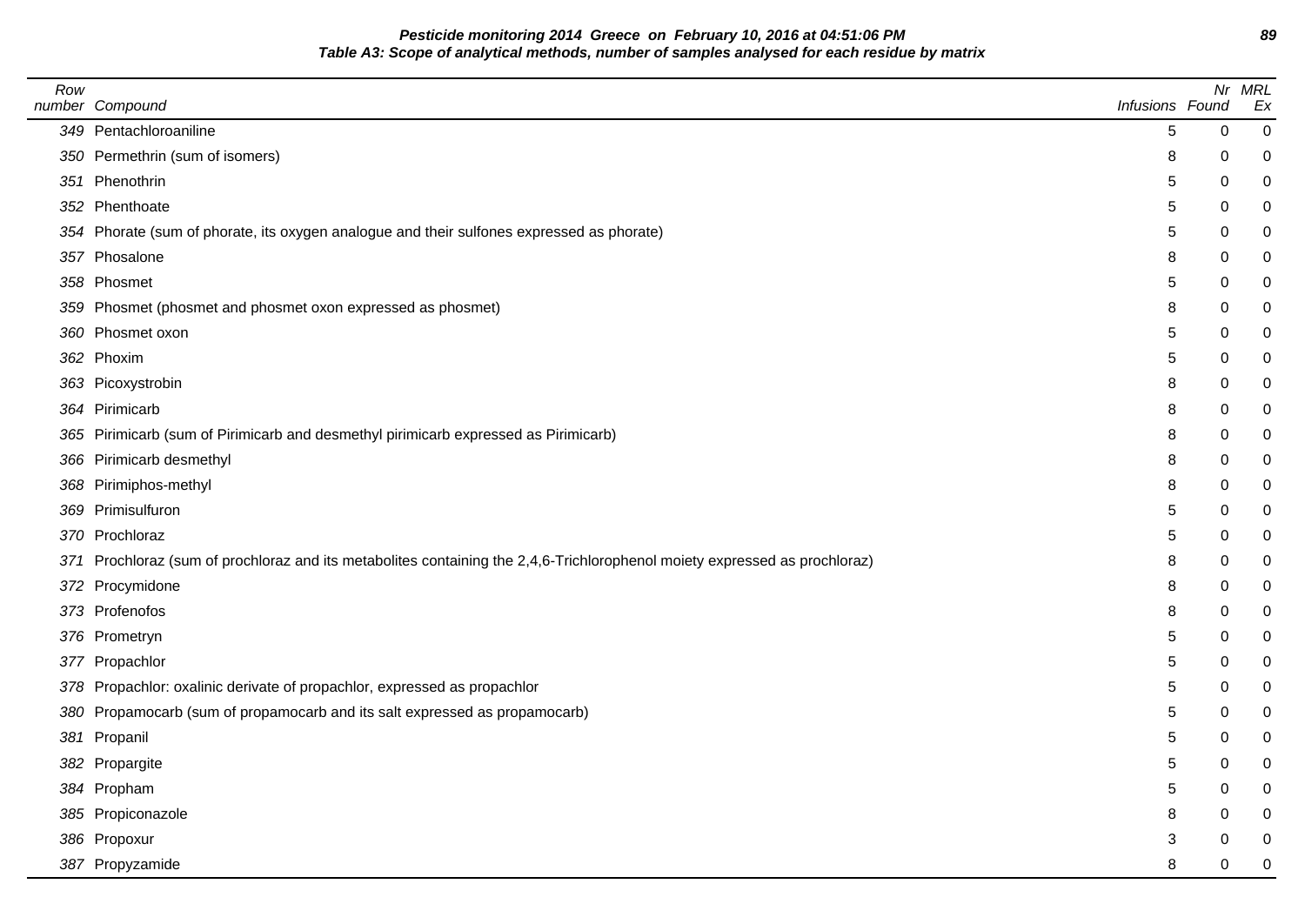**Pesticide monitoring 2014 Greece on February 10, 2016 at 04:51:06 PM**
**Table A3: Scope of analytical methods, number of samples analysed for each residue by matrix**

| Row number | Compound | Infusions | Nr Found | MRL Ex |
|---|---|---|---|---|
| 349 | Pentachloroaniline | 5 | 0 | 0 |
| 350 | Permethrin (sum of isomers) | 8 | 0 | 0 |
| 351 | Phenothrin | 5 | 0 | 0 |
| 352 | Phenthoate | 5 | 0 | 0 |
| 354 | Phorate (sum of phorate, its oxygen analogue and their sulfones expressed as phorate) | 5 | 0 | 0 |
| 357 | Phosalone | 8 | 0 | 0 |
| 358 | Phosmet | 5 | 0 | 0 |
| 359 | Phosmet (phosmet and phosmet oxon expressed as phosmet) | 8 | 0 | 0 |
| 360 | Phosmet oxon | 5 | 0 | 0 |
| 362 | Phoxim | 5 | 0 | 0 |
| 363 | Picoxystrobin | 8 | 0 | 0 |
| 364 | Pirimicarb | 8 | 0 | 0 |
| 365 | Pirimicarb (sum of Pirimicarb and desmethyl pirimicarb expressed as Pirimicarb) | 8 | 0 | 0 |
| 366 | Pirimicarb desmethyl | 8 | 0 | 0 |
| 368 | Pirimiphos-methyl | 8 | 0 | 0 |
| 369 | Primisulfuron | 5 | 0 | 0 |
| 370 | Prochloraz | 5 | 0 | 0 |
| 371 | Prochloraz (sum of prochloraz and its metabolites containing the 2,4,6-Trichlorophenol moiety expressed as prochloraz) | 8 | 0 | 0 |
| 372 | Procymidone | 8 | 0 | 0 |
| 373 | Profenofos | 8 | 0 | 0 |
| 376 | Prometryn | 5 | 0 | 0 |
| 377 | Propachlor | 5 | 0 | 0 |
| 378 | Propachlor: oxalinic derivate of propachlor, expressed as propachlor | 5 | 0 | 0 |
| 380 | Propamocarb (sum of propamocarb and its salt expressed as propamocarb) | 5 | 0 | 0 |
| 381 | Propanil | 5 | 0 | 0 |
| 382 | Propargite | 5 | 0 | 0 |
| 384 | Propham | 5 | 0 | 0 |
| 385 | Propiconazole | 8 | 0 | 0 |
| 386 | Propoxur | 3 | 0 | 0 |
| 387 | Propyzamide | 8 | 0 | 0 |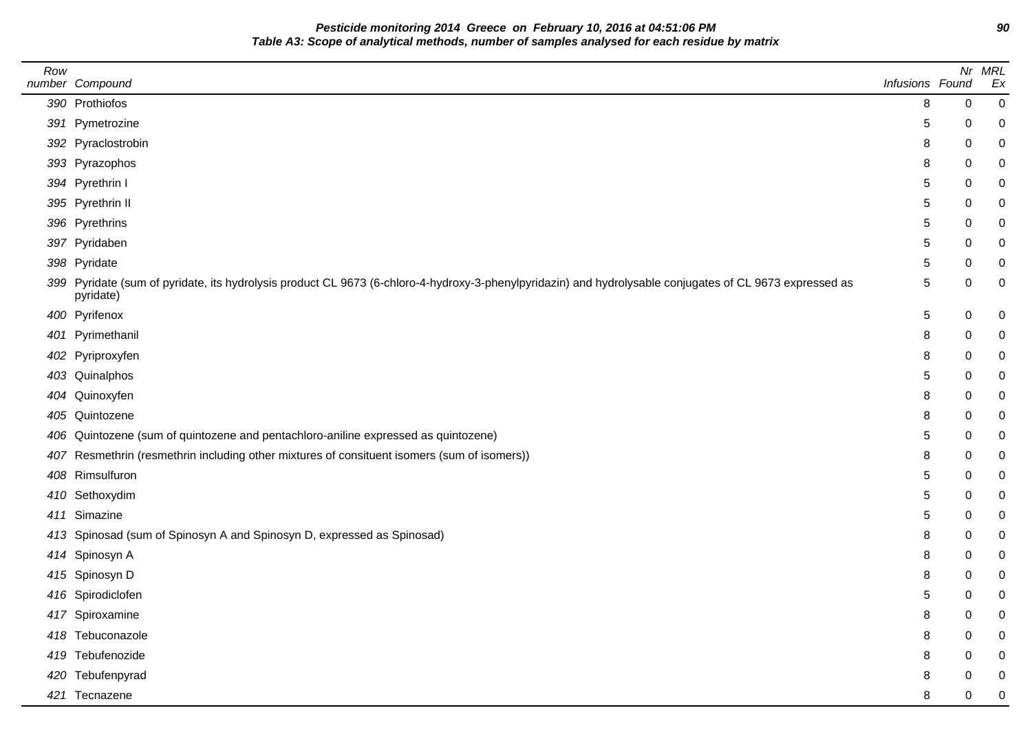**Pesticide monitoring 2014 Greece on February 10, 2016 at 04:51:06 PM**
**Table A3: Scope of analytical methods, number of samples analysed for each residue by matrix**

| Row number | Compound | Infusions | Nr Found | MRL Ex |
|---|---|---|---|---|
| 390 | Prothiofos | 8 | 0 | 0 |
| 391 | Pymetrozine | 5 | 0 | 0 |
| 392 | Pyraclostrobin | 8 | 0 | 0 |
| 393 | Pyrazophos | 8 | 0 | 0 |
| 394 | Pyrethrin I | 5 | 0 | 0 |
| 395 | Pyrethrin II | 5 | 0 | 0 |
| 396 | Pyrethrins | 5 | 0 | 0 |
| 397 | Pyridaben | 5 | 0 | 0 |
| 398 | Pyridate | 5 | 0 | 0 |
| 399 | Pyridate (sum of pyridate, its hydrolysis product CL 9673 (6-chloro-4-hydroxy-3-phenylpyridazin) and hydrolysable conjugates of CL 9673 expressed as pyridate) | 5 | 0 | 0 |
| 400 | Pyrifenox | 5 | 0 | 0 |
| 401 | Pyrimethanil | 8 | 0 | 0 |
| 402 | Pyriproxyfen | 8 | 0 | 0 |
| 403 | Quinalphos | 5 | 0 | 0 |
| 404 | Quinoxyfen | 8 | 0 | 0 |
| 405 | Quintozene | 8 | 0 | 0 |
| 406 | Quintozene (sum of quintozene and pentachloro-aniline expressed as quintozene) | 5 | 0 | 0 |
| 407 | Resmethrin (resmethrin including other mixtures of consituent isomers (sum of isomers)) | 8 | 0 | 0 |
| 408 | Rimsulfuron | 5 | 0 | 0 |
| 410 | Sethoxydim | 5 | 0 | 0 |
| 411 | Simazine | 5 | 0 | 0 |
| 413 | Spinosad (sum of Spinosyn A and Spinosyn D, expressed as Spinosad) | 8 | 0 | 0 |
| 414 | Spinosyn A | 8 | 0 | 0 |
| 415 | Spinosyn D | 8 | 0 | 0 |
| 416 | Spirodiclofen | 5 | 0 | 0 |
| 417 | Spiroxamine | 8 | 0 | 0 |
| 418 | Tebuconazole | 8 | 0 | 0 |
| 419 | Tebufenozide | 8 | 0 | 0 |
| 420 | Tebufenpyrad | 8 | 0 | 0 |
| 421 | Tecnazene | 8 | 0 | 0 |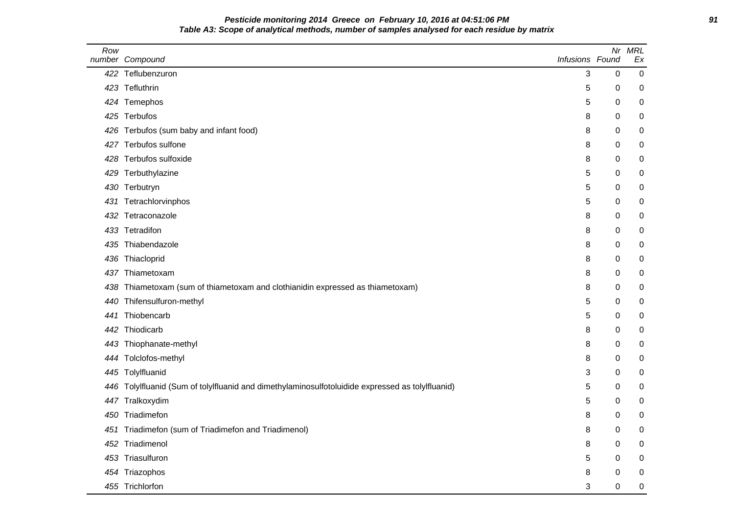**Pesticide monitoring 2014 Greece on February 10, 2016 at 04:51:06 PM**
**Table A3: Scope of analytical methods, number of samples analysed for each residue by matrix**

| Row number | Compound | Infusions | Nr Found | MRL Ex |
|---|---|---|---|---|
| 422 | Teflubenzuron | 3 | 0 | 0 |
| 423 | Tefluthrin | 5 | 0 | 0 |
| 424 | Temephos | 5 | 0 | 0 |
| 425 | Terbufos | 8 | 0 | 0 |
| 426 | Terbufos (sum baby and infant food) | 8 | 0 | 0 |
| 427 | Terbufos sulfone | 8 | 0 | 0 |
| 428 | Terbufos sulfoxide | 8 | 0 | 0 |
| 429 | Terbuthylazine | 5 | 0 | 0 |
| 430 | Terbutryn | 5 | 0 | 0 |
| 431 | Tetrachlorvinphos | 5 | 0 | 0 |
| 432 | Tetraconazole | 8 | 0 | 0 |
| 433 | Tetradifon | 8 | 0 | 0 |
| 435 | Thiabendazole | 8 | 0 | 0 |
| 436 | Thiacloprid | 8 | 0 | 0 |
| 437 | Thiametoxam | 8 | 0 | 0 |
| 438 | Thiametoxam (sum of thiametoxam and clothianidin expressed as thiametoxam) | 8 | 0 | 0 |
| 440 | Thifensulfuron-methyl | 5 | 0 | 0 |
| 441 | Thiobencarb | 5 | 0 | 0 |
| 442 | Thiodicarb | 8 | 0 | 0 |
| 443 | Thiophanate-methyl | 8 | 0 | 0 |
| 444 | Tolclofos-methyl | 8 | 0 | 0 |
| 445 | Tolylfluanid | 3 | 0 | 0 |
| 446 | Tolylfluanid (Sum of tolylfluanid and dimethylaminosulfotoluidide expressed as tolylfluanid) | 5 | 0 | 0 |
| 447 | Tralkoxydim | 5 | 0 | 0 |
| 450 | Triadimefon | 8 | 0 | 0 |
| 451 | Triadimefon (sum of Triadimefon and Triadimenol) | 8 | 0 | 0 |
| 452 | Triadimenol | 8 | 0 | 0 |
| 453 | Triasulfuron | 5 | 0 | 0 |
| 454 | Triazophos | 8 | 0 | 0 |
| 455 | Trichlorfon | 3 | 0 | 0 |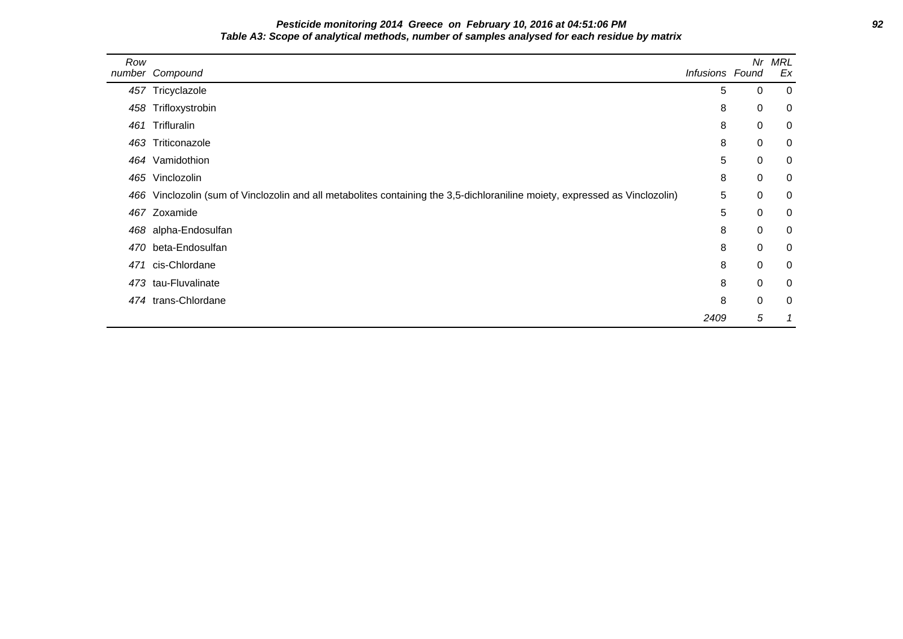**Pesticide monitoring 2014 Greece on February 10, 2016 at 04:51:06 PM**

**Table A3: Scope of analytical methods, number of samples analysed for each residue by matrix**

| Row number | Compound | Infusions | Nr Found | MRL Ex |
|---|---|---|---|---|
| 457 | Tricyclazole | 5 | 0 | 0 |
| 458 | Trifloxystrobin | 8 | 0 | 0 |
| 461 | Trifluralin | 8 | 0 | 0 |
| 463 | Triticonazole | 8 | 0 | 0 |
| 464 | Vamidothion | 5 | 0 | 0 |
| 465 | Vinclozolin | 8 | 0 | 0 |
| 466 | Vinclozolin (sum of Vinclozolin and all metabolites containing the 3,5-dichloraniline moiety, expressed as Vinclozolin) | 5 | 0 | 0 |
| 467 | Zoxamide | 5 | 0 | 0 |
| 468 | alpha-Endosulfan | 8 | 0 | 0 |
| 470 | beta-Endosulfan | 8 | 0 | 0 |
| 471 | cis-Chlordane | 8 | 0 | 0 |
| 473 | tau-Fluvalinate | 8 | 0 | 0 |
| 474 | trans-Chlordane | 8 | 0 | 0 |
| | | *2409* | *5* | *1* |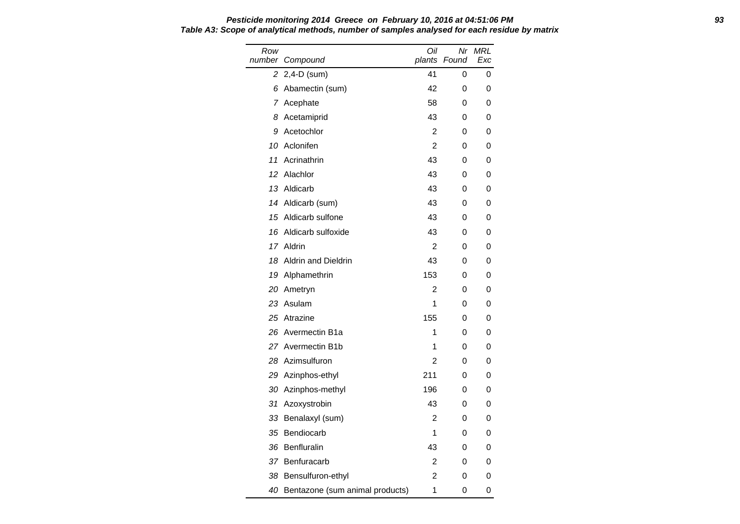**Pesticide monitoring 2014 Greece on February 10, 2016 at 04:51:06 PM**

**Table A3: Scope of analytical methods, number of samples analysed for each residue by matrix**

| Row number | Compound | Oil plants | Nr Found | MRL Exc |
|---|---|---|---|---|
| 2 | 2,4-D (sum) | 41 | 0 | 0 |
| 6 | Abamectin (sum) | 42 | 0 | 0 |
| 7 | Acephate | 58 | 0 | 0 |
| 8 | Acetamiprid | 43 | 0 | 0 |
| 9 | Acetochlor | 2 | 0 | 0 |
| 10 | Aclonifen | 2 | 0 | 0 |
| 11 | Acrinathrin | 43 | 0 | 0 |
| 12 | Alachlor | 43 | 0 | 0 |
| 13 | Aldicarb | 43 | 0 | 0 |
| 14 | Aldicarb (sum) | 43 | 0 | 0 |
| 15 | Aldicarb sulfone | 43 | 0 | 0 |
| 16 | Aldicarb sulfoxide | 43 | 0 | 0 |
| 17 | Aldrin | 2 | 0 | 0 |
| 18 | Aldrin and Dieldrin | 43 | 0 | 0 |
| 19 | Alphamethrin | 153 | 0 | 0 |
| 20 | Ametryn | 2 | 0 | 0 |
| 23 | Asulam | 1 | 0 | 0 |
| 25 | Atrazine | 155 | 0 | 0 |
| 26 | Avermectin B1a | 1 | 0 | 0 |
| 27 | Avermectin B1b | 1 | 0 | 0 |
| 28 | Azimsulfuron | 2 | 0 | 0 |
| 29 | Azinphos-ethyl | 211 | 0 | 0 |
| 30 | Azinphos-methyl | 196 | 0 | 0 |
| 31 | Azoxystrobin | 43 | 0 | 0 |
| 33 | Benalaxyl (sum) | 2 | 0 | 0 |
| 35 | Bendiocarb | 1 | 0 | 0 |
| 36 | Benfluralin | 43 | 0 | 0 |
| 37 | Benfuracarb | 2 | 0 | 0 |
| 38 | Bensulfuron-ethyl | 2 | 0 | 0 |
| 40 | Bentazone (sum animal products) | 1 | 0 | 0 |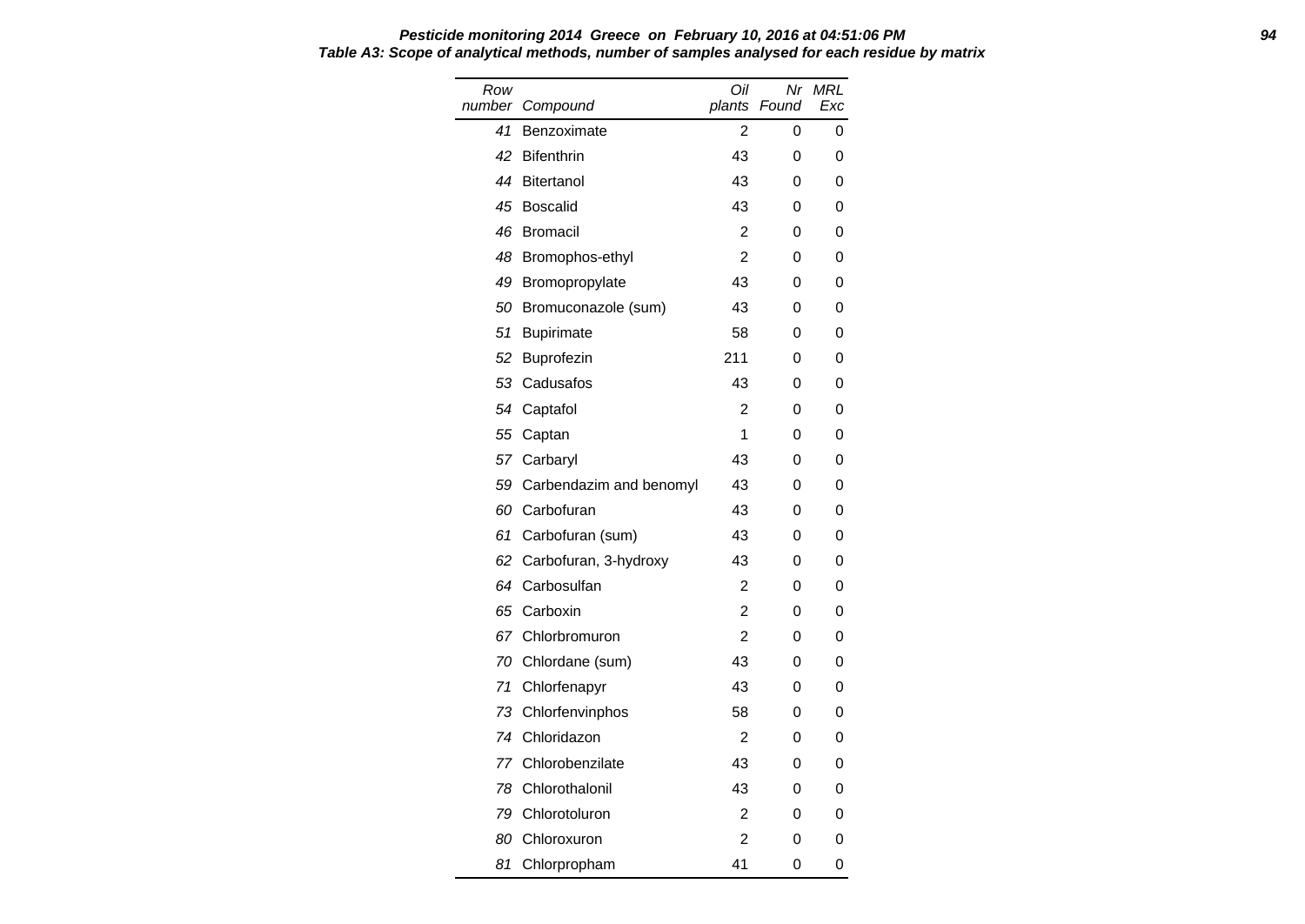**Pesticide monitoring 2014 Greece on February 10, 2016 at 04:51:06 PM**

**Table A3: Scope of analytical methods, number of samples analysed for each residue by matrix**

| Row number | Compound | Oil plants | Nr Found | MRL Exc |
|---|---|---|---|---|
| 41 | Benzoximate | 2 | 0 | 0 |
| 42 | Bifenthrin | 43 | 0 | 0 |
| 44 | Bitertanol | 43 | 0 | 0 |
| 45 | Boscalid | 43 | 0 | 0 |
| 46 | Bromacil | 2 | 0 | 0 |
| 48 | Bromophos-ethyl | 2 | 0 | 0 |
| 49 | Bromopropylate | 43 | 0 | 0 |
| 50 | Bromuconazole (sum) | 43 | 0 | 0 |
| 51 | Bupirimate | 58 | 0 | 0 |
| 52 | Buprofezin | 211 | 0 | 0 |
| 53 | Cadusafos | 43 | 0 | 0 |
| 54 | Captafol | 2 | 0 | 0 |
| 55 | Captan | 1 | 0 | 0 |
| 57 | Carbaryl | 43 | 0 | 0 |
| 59 | Carbendazim and benomyl | 43 | 0 | 0 |
| 60 | Carbofuran | 43 | 0 | 0 |
| 61 | Carbofuran (sum) | 43 | 0 | 0 |
| 62 | Carbofuran, 3-hydroxy | 43 | 0 | 0 |
| 64 | Carbosulfan | 2 | 0 | 0 |
| 65 | Carboxin | 2 | 0 | 0 |
| 67 | Chlorbromuron | 2 | 0 | 0 |
| 70 | Chlordane (sum) | 43 | 0 | 0 |
| 71 | Chlorfenapyr | 43 | 0 | 0 |
| 73 | Chlorfenvinphos | 58 | 0 | 0 |
| 74 | Chloridazon | 2 | 0 | 0 |
| 77 | Chlorobenzilate | 43 | 0 | 0 |
| 78 | Chlorothalonil | 43 | 0 | 0 |
| 79 | Chlorotoluron | 2 | 0 | 0 |
| 80 | Chloroxuron | 2 | 0 | 0 |
| 81 | Chlorpropham | 41 | 0 | 0 |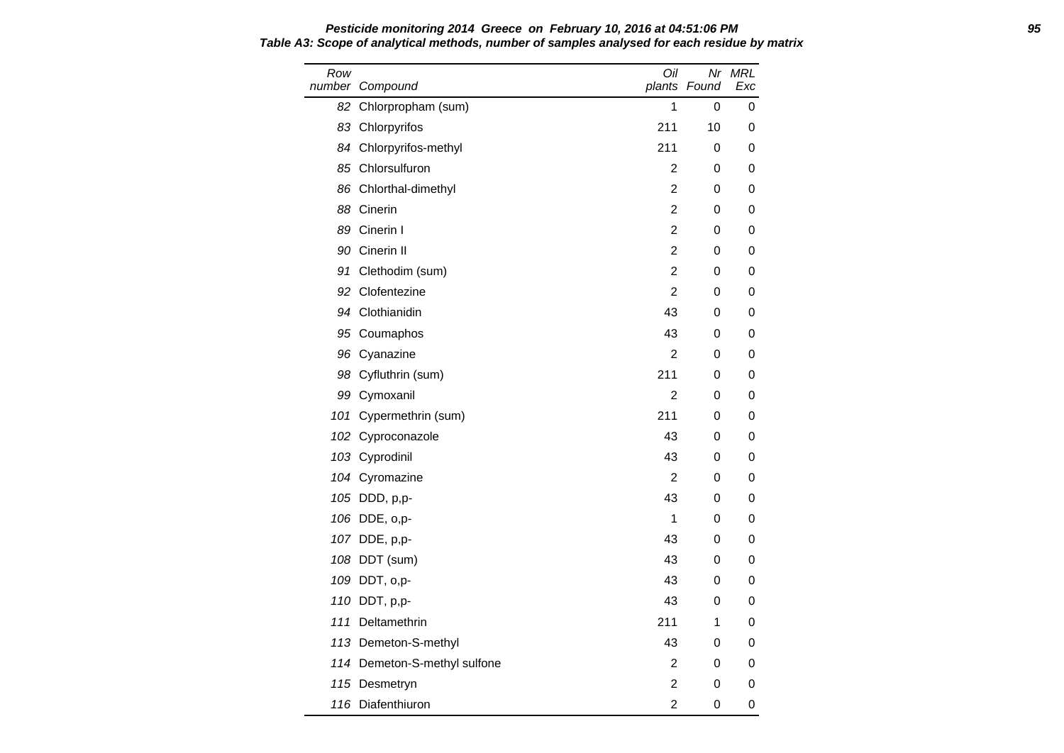**Pesticide monitoring 2014 Greece on February 10, 2016 at 04:51:06 PM**

**Table A3: Scope of analytical methods, number of samples analysed for each residue by matrix**

| Row number | Compound | Oil plants | Nr Found | MRL Exc |
|---|---|---|---|---|
| 82 | Chlorpropham (sum) | 1 | 0 | 0 |
| 83 | Chlorpyrifos | 211 | 10 | 0 |
| 84 | Chlorpyrifos-methyl | 211 | 0 | 0 |
| 85 | Chlorsulfuron | 2 | 0 | 0 |
| 86 | Chlorthal-dimethyl | 2 | 0 | 0 |
| 88 | Cinerin | 2 | 0 | 0 |
| 89 | Cinerin I | 2 | 0 | 0 |
| 90 | Cinerin II | 2 | 0 | 0 |
| 91 | Clethodim (sum) | 2 | 0 | 0 |
| 92 | Clofentezine | 2 | 0 | 0 |
| 94 | Clothianidin | 43 | 0 | 0 |
| 95 | Coumaphos | 43 | 0 | 0 |
| 96 | Cyanazine | 2 | 0 | 0 |
| 98 | Cyfluthrin (sum) | 211 | 0 | 0 |
| 99 | Cymoxanil | 2 | 0 | 0 |
| 101 | Cypermethrin (sum) | 211 | 0 | 0 |
| 102 | Cyproconazole | 43 | 0 | 0 |
| 103 | Cyprodinil | 43 | 0 | 0 |
| 104 | Cyromazine | 2 | 0 | 0 |
| 105 | DDD, p,p- | 43 | 0 | 0 |
| 106 | DDE, o,p- | 1 | 0 | 0 |
| 107 | DDE, p,p- | 43 | 0 | 0 |
| 108 | DDT (sum) | 43 | 0 | 0 |
| 109 | DDT, o,p- | 43 | 0 | 0 |
| 110 | DDT, p,p- | 43 | 0 | 0 |
| 111 | Deltamethrin | 211 | 1 | 0 |
| 113 | Demeton-S-methyl | 43 | 0 | 0 |
| 114 | Demeton-S-methyl sulfone | 2 | 0 | 0 |
| 115 | Desmetryn | 2 | 0 | 0 |
| 116 | Diafenthiuron | 2 | 0 | 0 |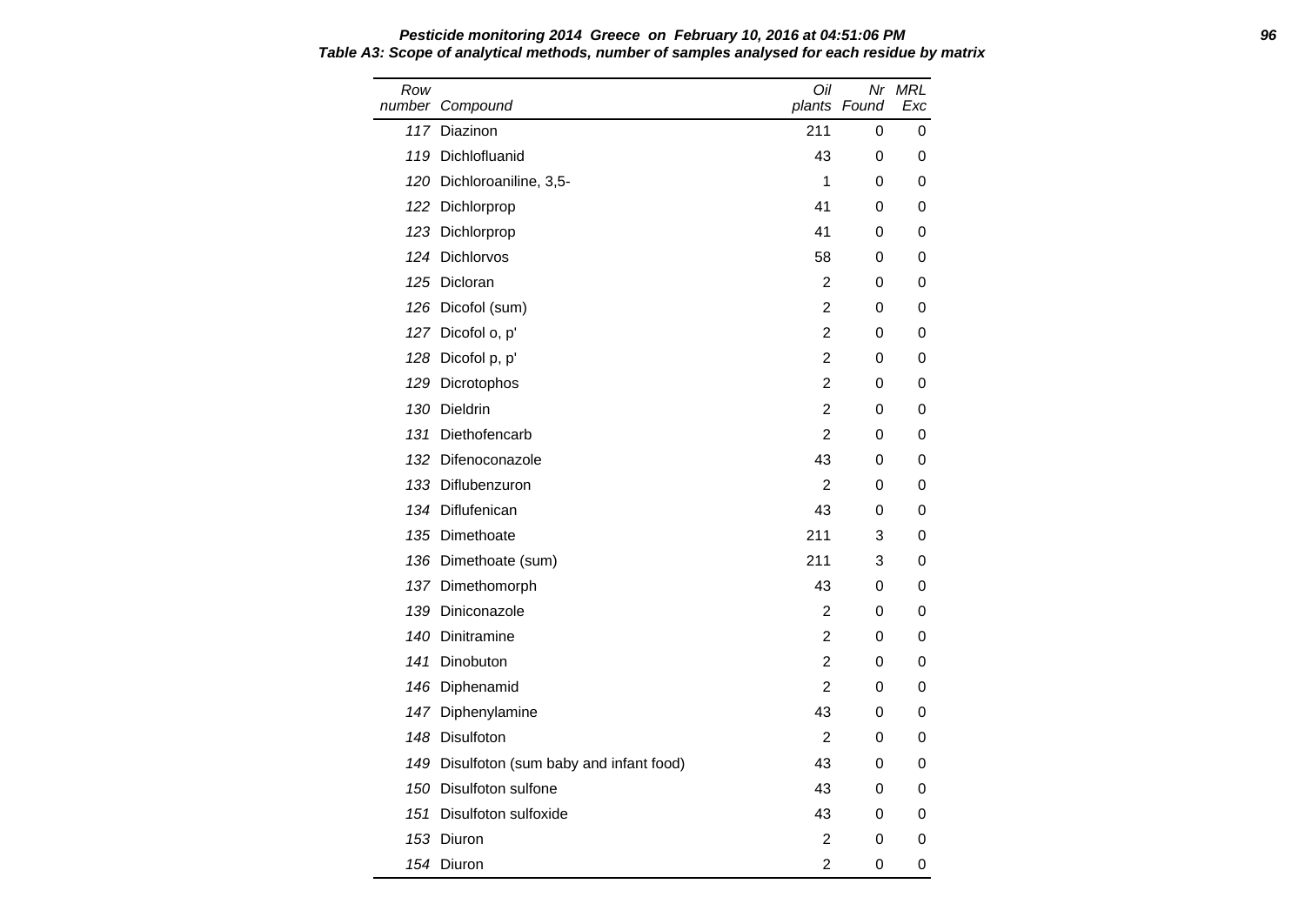**Pesticide monitoring 2014 Greece on February 10, 2016 at 04:51:06 PM**

**Table A3: Scope of analytical methods, number of samples analysed for each residue by matrix**

| Row number | Compound | Oil plants | Nr Found | MRL Exc |
|---|---|---|---|---|
| 117 | Diazinon | 211 | 0 | 0 |
| 119 | Dichlofluanid | 43 | 0 | 0 |
| 120 | Dichloroaniline, 3,5- | 1 | 0 | 0 |
| 122 | Dichlorprop | 41 | 0 | 0 |
| 123 | Dichlorprop | 41 | 0 | 0 |
| 124 | Dichlorvos | 58 | 0 | 0 |
| 125 | Dicloran | 2 | 0 | 0 |
| 126 | Dicofol (sum) | 2 | 0 | 0 |
| 127 | Dicofol o, p' | 2 | 0 | 0 |
| 128 | Dicofol p, p' | 2 | 0 | 0 |
| 129 | Dicrotophos | 2 | 0 | 0 |
| 130 | Dieldrin | 2 | 0 | 0 |
| 131 | Diethofencarb | 2 | 0 | 0 |
| 132 | Difenoconazole | 43 | 0 | 0 |
| 133 | Diflubenzuron | 2 | 0 | 0 |
| 134 | Diflufenican | 43 | 0 | 0 |
| 135 | Dimethoate | 211 | 3 | 0 |
| 136 | Dimethoate (sum) | 211 | 3 | 0 |
| 137 | Dimethomorph | 43 | 0 | 0 |
| 139 | Diniconazole | 2 | 0 | 0 |
| 140 | Dinitramine | 2 | 0 | 0 |
| 141 | Dinobuton | 2 | 0 | 0 |
| 146 | Diphenamid | 2 | 0 | 0 |
| 147 | Diphenylamine | 43 | 0 | 0 |
| 148 | Disulfoton | 2 | 0 | 0 |
| 149 | Disulfoton (sum baby and infant food) | 43 | 0 | 0 |
| 150 | Disulfoton sulfone | 43 | 0 | 0 |
| 151 | Disulfoton sulfoxide | 43 | 0 | 0 |
| 153 | Diuron | 2 | 0 | 0 |
| 154 | Diuron | 2 | 0 | 0 |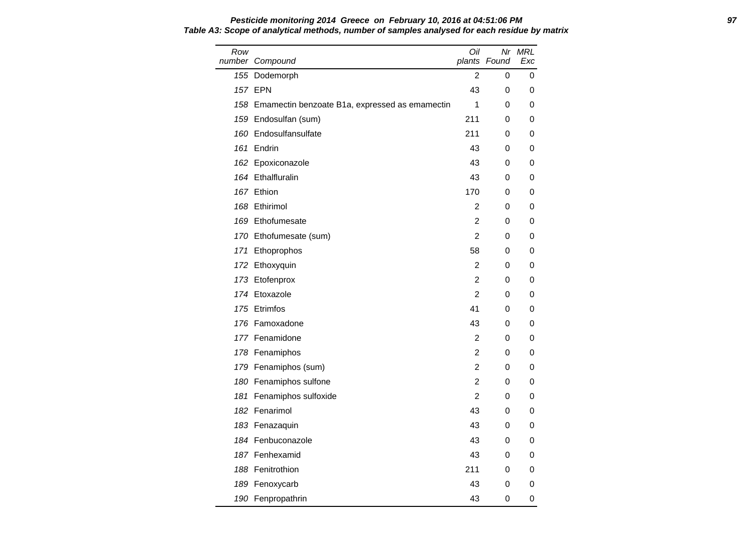**Table A3: Scope of analytical methods, number of samples analysed for each residue by matrix**

| Row number | Compound | Oil plants | Nr Found | MRL Exc |
|---|---|---|---|---|
| 155 | Dodemorph | 2 | 0 | 0 |
| 157 | EPN | 43 | 0 | 0 |
| 158 | Emamectin benzoate B1a, expressed as emamectin | 1 | 0 | 0 |
| 159 | Endosulfan (sum) | 211 | 0 | 0 |
| 160 | Endosulfansulfate | 211 | 0 | 0 |
| 161 | Endrin | 43 | 0 | 0 |
| 162 | Epoxiconazole | 43 | 0 | 0 |
| 164 | Ethalfluralin | 43 | 0 | 0 |
| 167 | Ethion | 170 | 0 | 0 |
| 168 | Ethirimol | 2 | 0 | 0 |
| 169 | Ethofumesate | 2 | 0 | 0 |
| 170 | Ethofumesate (sum) | 2 | 0 | 0 |
| 171 | Ethoprophos | 58 | 0 | 0 |
| 172 | Ethoxyquin | 2 | 0 | 0 |
| 173 | Etofenprox | 2 | 0 | 0 |
| 174 | Etoxazole | 2 | 0 | 0 |
| 175 | Etrimfos | 41 | 0 | 0 |
| 176 | Famoxadone | 43 | 0 | 0 |
| 177 | Fenamidone | 2 | 0 | 0 |
| 178 | Fenamiphos | 2 | 0 | 0 |
| 179 | Fenamiphos (sum) | 2 | 0 | 0 |
| 180 | Fenamiphos sulfone | 2 | 0 | 0 |
| 181 | Fenamiphos sulfoxide | 2 | 0 | 0 |
| 182 | Fenarimol | 43 | 0 | 0 |
| 183 | Fenazaquin | 43 | 0 | 0 |
| 184 | Fenbuconazole | 43 | 0 | 0 |
| 187 | Fenhexamid | 43 | 0 | 0 |
| 188 | Fenitrothion | 211 | 0 | 0 |
| 189 | Fenoxycarb | 43 | 0 | 0 |
| 190 | Fenpropathrin | 43 | 0 | 0 |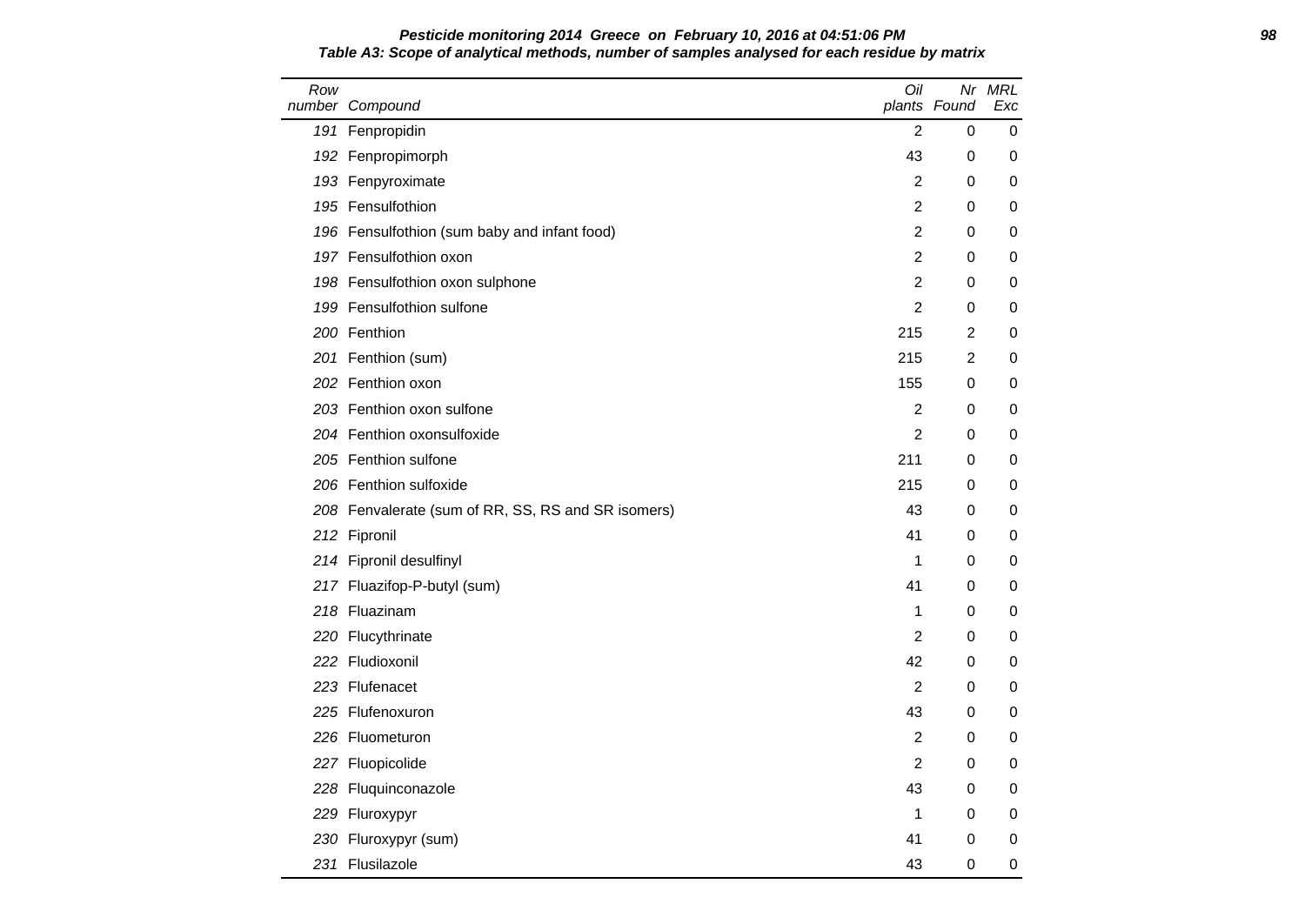**Pesticide monitoring 2014 Greece on February 10, 2016 at 04:51:06 PM**

**Table A3: Scope of analytical methods, number of samples analysed for each residue by matrix**

| Row number | Compound | Oil plants | Nr Found | MRL Exc |
|---|---|---|---|---|
| 191 | Fenpropidin | 2 | 0 | 0 |
| 192 | Fenpropimorph | 43 | 0 | 0 |
| 193 | Fenpyroximate | 2 | 0 | 0 |
| 195 | Fensulfothion | 2 | 0 | 0 |
| 196 | Fensulfothion (sum baby and infant food) | 2 | 0 | 0 |
| 197 | Fensulfothion oxon | 2 | 0 | 0 |
| 198 | Fensulfothion oxon sulphone | 2 | 0 | 0 |
| 199 | Fensulfothion sulfone | 2 | 0 | 0 |
| 200 | Fenthion | 215 | 2 | 0 |
| 201 | Fenthion (sum) | 215 | 2 | 0 |
| 202 | Fenthion oxon | 155 | 0 | 0 |
| 203 | Fenthion oxon sulfone | 2 | 0 | 0 |
| 204 | Fenthion oxonsulfoxide | 2 | 0 | 0 |
| 205 | Fenthion sulfone | 211 | 0 | 0 |
| 206 | Fenthion sulfoxide | 215 | 0 | 0 |
| 208 | Fenvalerate (sum of RR, SS, RS and SR isomers) | 43 | 0 | 0 |
| 212 | Fipronil | 41 | 0 | 0 |
| 214 | Fipronil desulfinyl | 1 | 0 | 0 |
| 217 | Fluazifop-P-butyl (sum) | 41 | 0 | 0 |
| 218 | Fluazinam | 1 | 0 | 0 |
| 220 | Flucythrinate | 2 | 0 | 0 |
| 222 | Fludioxonil | 42 | 0 | 0 |
| 223 | Flufenacet | 2 | 0 | 0 |
| 225 | Flufenoxuron | 43 | 0 | 0 |
| 226 | Fluometuron | 2 | 0 | 0 |
| 227 | Fluopicolide | 2 | 0 | 0 |
| 228 | Fluquinconazole | 43 | 0 | 0 |
| 229 | Fluroxypyr | 1 | 0 | 0 |
| 230 | Fluroxypyr (sum) | 41 | 0 | 0 |
| 231 | Flusilazole | 43 | 0 | 0 |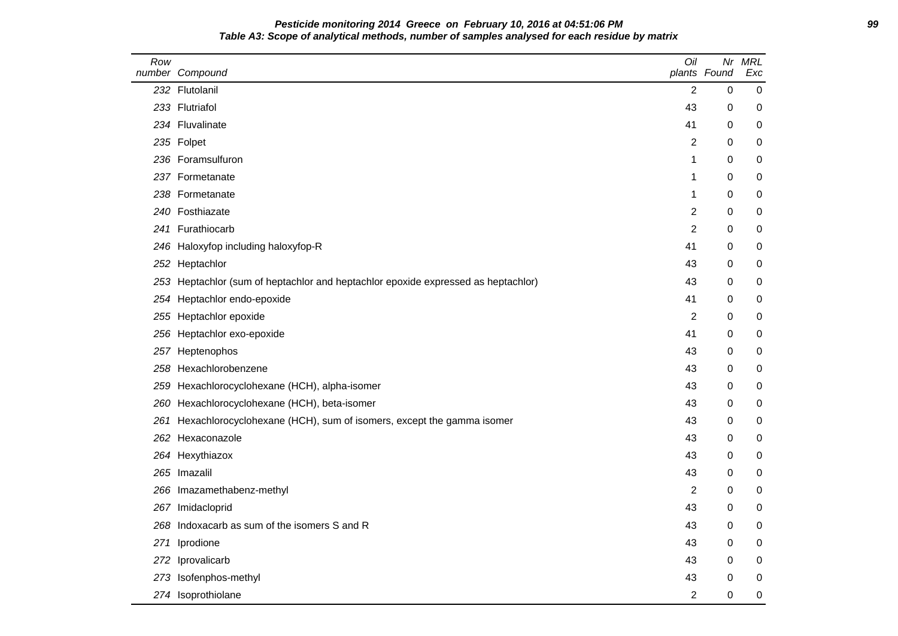**Pesticide monitoring 2014 Greece on February 10, 2016 at 04:51:06 PM**

**Table A3: Scope of analytical methods, number of samples analysed for each residue by matrix**

| Row number | Compound | Oil plants | Nr Found | MRL Exc |
|---|---|---|---|---|
| 232 | Flutolanil | 2 | 0 | 0 |
| 233 | Flutriafol | 43 | 0 | 0 |
| 234 | Fluvalinate | 41 | 0 | 0 |
| 235 | Folpet | 2 | 0 | 0 |
| 236 | Foramsulfuron | 1 | 0 | 0 |
| 237 | Formetanate | 1 | 0 | 0 |
| 238 | Formetanate | 1 | 0 | 0 |
| 240 | Fosthiazate | 2 | 0 | 0 |
| 241 | Furathiocarb | 2 | 0 | 0 |
| 246 | Haloxyfop including haloxyfop-R | 41 | 0 | 0 |
| 252 | Heptachlor | 43 | 0 | 0 |
| 253 | Heptachlor (sum of heptachlor and heptachlor epoxide expressed as heptachlor) | 43 | 0 | 0 |
| 254 | Heptachlor endo-epoxide | 41 | 0 | 0 |
| 255 | Heptachlor epoxide | 2 | 0 | 0 |
| 256 | Heptachlor exo-epoxide | 41 | 0 | 0 |
| 257 | Heptenophos | 43 | 0 | 0 |
| 258 | Hexachlorobenzene | 43 | 0 | 0 |
| 259 | Hexachlorocyclohexane (HCH), alpha-isomer | 43 | 0 | 0 |
| 260 | Hexachlorocyclohexane (HCH), beta-isomer | 43 | 0 | 0 |
| 261 | Hexachlorocyclohexane (HCH), sum of isomers, except the gamma isomer | 43 | 0 | 0 |
| 262 | Hexaconazole | 43 | 0 | 0 |
| 264 | Hexythiazox | 43 | 0 | 0 |
| 265 | Imazalil | 43 | 0 | 0 |
| 266 | Imazamethabenz-methyl | 2 | 0 | 0 |
| 267 | Imidacloprid | 43 | 0 | 0 |
| 268 | Indoxacarb as sum of the isomers S and R | 43 | 0 | 0 |
| 271 | Iprodione | 43 | 0 | 0 |
| 272 | Iprovalicarb | 43 | 0 | 0 |
| 273 | Isofenphos-methyl | 43 | 0 | 0 |
| 274 | Isoprothiolane | 2 | 0 | 0 |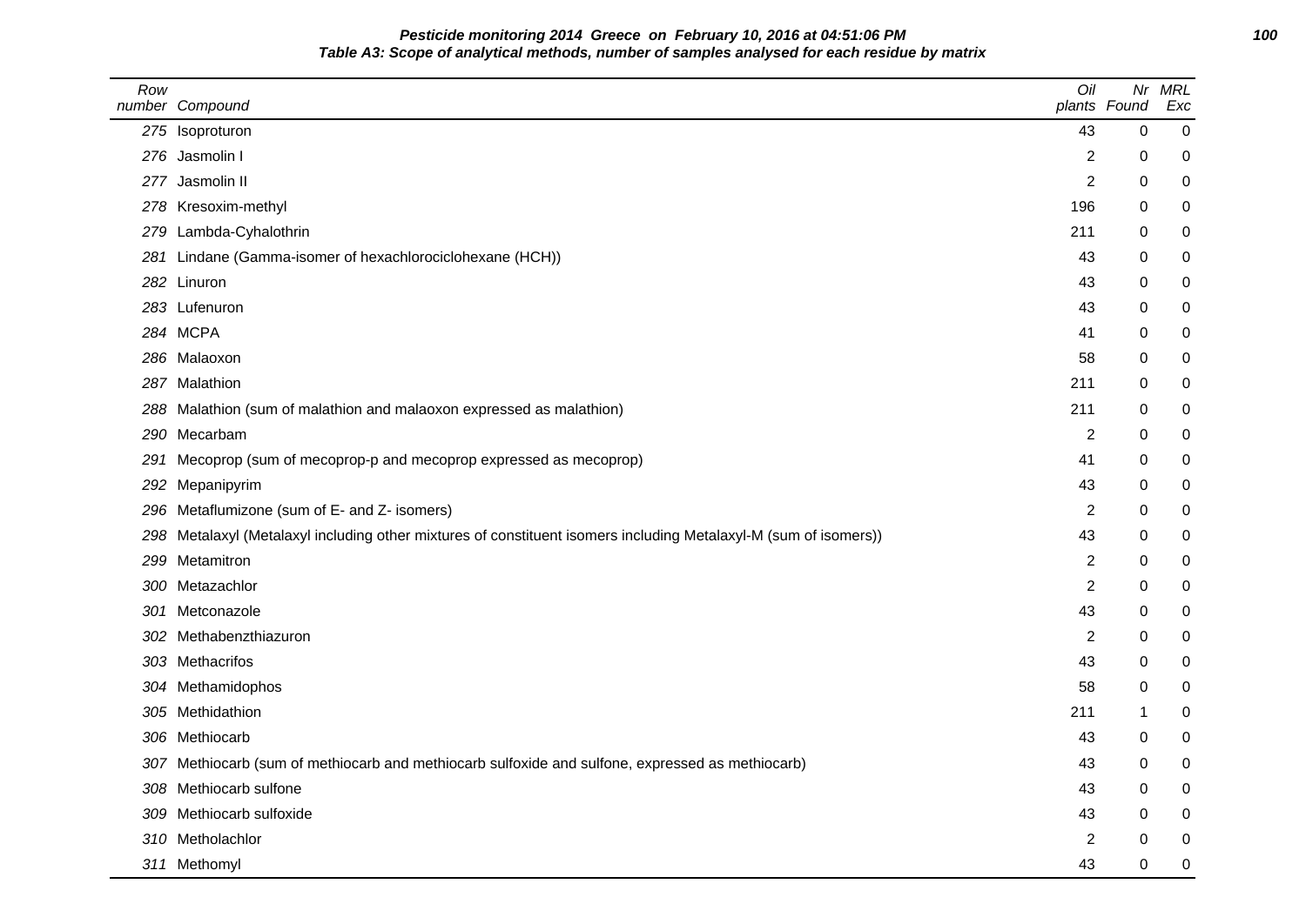**Pesticide monitoring 2014 Greece on February 10, 2016 at 04:51:06 PM**

**Table A3: Scope of analytical methods, number of samples analysed for each residue by matrix**

| Row number | Compound | Oil plants | Nr Found | MRL Exc |
|---|---|---|---|---|
| 275 | Isoproturon | 43 | 0 | 0 |
| 276 | Jasmolin I | 2 | 0 | 0 |
| 277 | Jasmolin II | 2 | 0 | 0 |
| 278 | Kresoxim-methyl | 196 | 0 | 0 |
| 279 | Lambda-Cyhalothrin | 211 | 0 | 0 |
| 281 | Lindane (Gamma-isomer of hexachlorociclohexane (HCH)) | 43 | 0 | 0 |
| 282 | Linuron | 43 | 0 | 0 |
| 283 | Lufenuron | 43 | 0 | 0 |
| 284 | MCPA | 41 | 0 | 0 |
| 286 | Malaoxon | 58 | 0 | 0 |
| 287 | Malathion | 211 | 0 | 0 |
| 288 | Malathion (sum of malathion and malaoxon expressed as malathion) | 211 | 0 | 0 |
| 290 | Mecarbam | 2 | 0 | 0 |
| 291 | Mecoprop (sum of mecoprop-p and mecoprop expressed as mecoprop) | 41 | 0 | 0 |
| 292 | Mepanipyrim | 43 | 0 | 0 |
| 296 | Metaflumizone (sum of E- and Z- isomers) | 2 | 0 | 0 |
| 298 | Metalaxyl (Metalaxyl including other mixtures of constituent isomers including Metalaxyl-M (sum of isomers)) | 43 | 0 | 0 |
| 299 | Metamitron | 2 | 0 | 0 |
| 300 | Metazachlor | 2 | 0 | 0 |
| 301 | Metconazole | 43 | 0 | 0 |
| 302 | Methabenzthiazuron | 2 | 0 | 0 |
| 303 | Methacrifos | 43 | 0 | 0 |
| 304 | Methamidophos | 58 | 0 | 0 |
| 305 | Methidathion | 211 | 1 | 0 |
| 306 | Methiocarb | 43 | 0 | 0 |
| 307 | Methiocarb (sum of methiocarb and methiocarb sulfoxide and sulfone, expressed as methiocarb) | 43 | 0 | 0 |
| 308 | Methiocarb sulfone | 43 | 0 | 0 |
| 309 | Methiocarb sulfoxide | 43 | 0 | 0 |
| 310 | Metholachlor | 2 | 0 | 0 |
| 311 | Methomyl | 43 | 0 | 0 |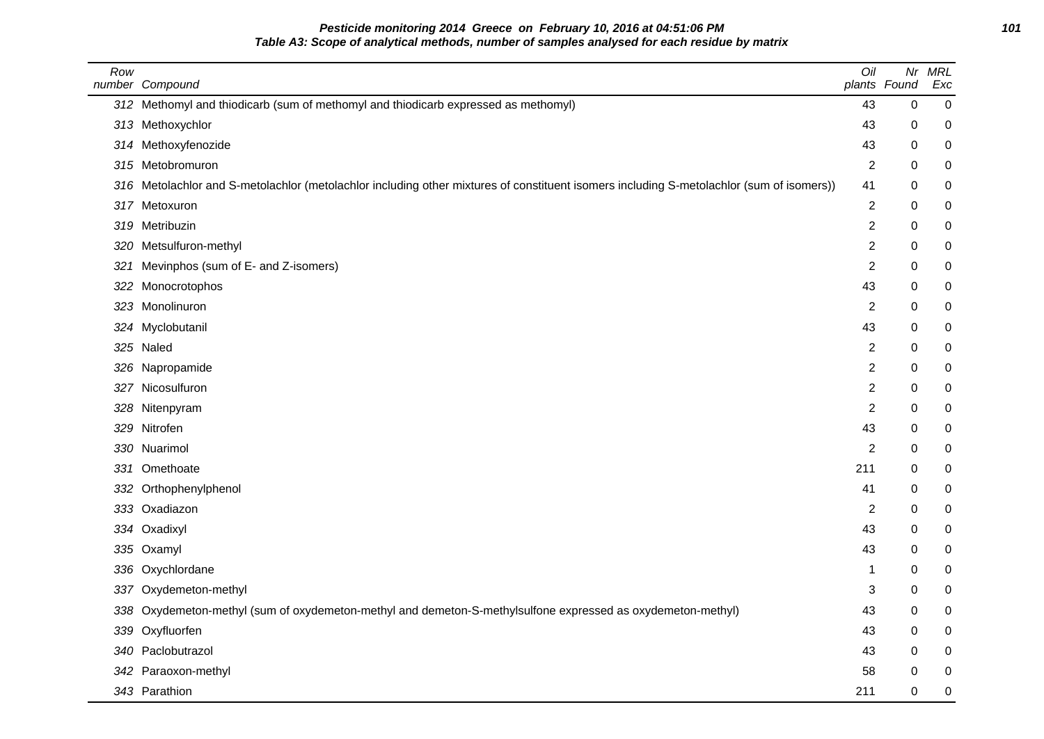**Pesticide monitoring 2014 Greece on February 10, 2016 at 04:51:06 PM**
**Table A3: Scope of analytical methods, number of samples analysed for each residue by matrix**

| Row number | Compound | Oil plants | Nr Found | MRL Exc |
|---|---|---|---|---|
| 312 | Methomyl and thiodicarb (sum of methomyl and thiodicarb expressed as methomyl) | 43 | 0 | 0 |
| 313 | Methoxychlor | 43 | 0 | 0 |
| 314 | Methoxyfenozide | 43 | 0 | 0 |
| 315 | Metobromuron | 2 | 0 | 0 |
| 316 | Metolachlor and S-metolachlor (metolachlor including other mixtures of constituent isomers including S-metolachlor (sum of isomers)) | 41 | 0 | 0 |
| 317 | Metoxuron | 2 | 0 | 0 |
| 319 | Metribuzin | 2 | 0 | 0 |
| 320 | Metsulfuron-methyl | 2 | 0 | 0 |
| 321 | Mevinphos (sum of E- and Z-isomers) | 2 | 0 | 0 |
| 322 | Monocrotophos | 43 | 0 | 0 |
| 323 | Monolinuron | 2 | 0 | 0 |
| 324 | Myclobutanil | 43 | 0 | 0 |
| 325 | Naled | 2 | 0 | 0 |
| 326 | Napropamide | 2 | 0 | 0 |
| 327 | Nicosulfuron | 2 | 0 | 0 |
| 328 | Nitenpyram | 2 | 0 | 0 |
| 329 | Nitrofen | 43 | 0 | 0 |
| 330 | Nuarimol | 2 | 0 | 0 |
| 331 | Omethoate | 211 | 0 | 0 |
| 332 | Orthophenylphenol | 41 | 0 | 0 |
| 333 | Oxadiazon | 2 | 0 | 0 |
| 334 | Oxadixyl | 43 | 0 | 0 |
| 335 | Oxamyl | 43 | 0 | 0 |
| 336 | Oxychlordane | 1 | 0 | 0 |
| 337 | Oxydemeton-methyl | 3 | 0 | 0 |
| 338 | Oxydemeton-methyl (sum of oxydemeton-methyl and demeton-S-methylsulfone expressed as oxydemeton-methyl) | 43 | 0 | 0 |
| 339 | Oxyfluorfen | 43 | 0 | 0 |
| 340 | Paclobutrazol | 43 | 0 | 0 |
| 342 | Paraoxon-methyl | 58 | 0 | 0 |
| 343 | Parathion | 211 | 0 | 0 |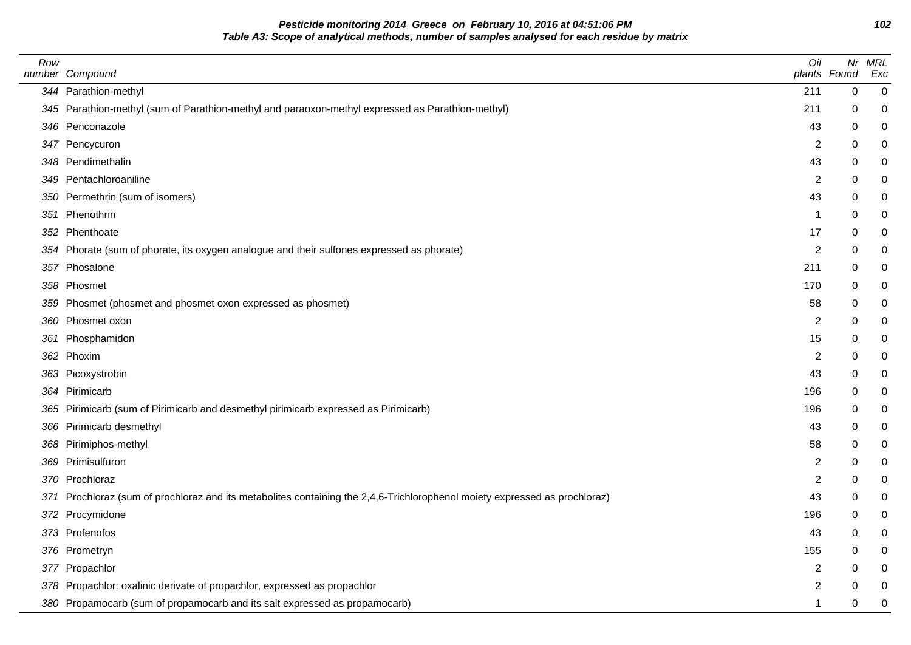**Pesticide monitoring 2014 Greece on February 10, 2016 at 04:51:06 PM**

**Table A3: Scope of analytical methods, number of samples analysed for each residue by matrix**

| Row number | Compound | Oil plants | Nr Found | MRL Exc |
|---|---|---|---|---|
| 344 | Parathion-methyl | 211 | 0 | 0 |
| 345 | Parathion-methyl (sum of Parathion-methyl and paraoxon-methyl expressed as Parathion-methyl) | 211 | 0 | 0 |
| 346 | Penconazole | 43 | 0 | 0 |
| 347 | Pencycuron | 2 | 0 | 0 |
| 348 | Pendimethalin | 43 | 0 | 0 |
| 349 | Pentachloroaniline | 2 | 0 | 0 |
| 350 | Permethrin (sum of isomers) | 43 | 0 | 0 |
| 351 | Phenothrin | 1 | 0 | 0 |
| 352 | Phenthoate | 17 | 0 | 0 |
| 354 | Phorate (sum of phorate, its oxygen analogue and their sulfones expressed as phorate) | 2 | 0 | 0 |
| 357 | Phosalone | 211 | 0 | 0 |
| 358 | Phosmet | 170 | 0 | 0 |
| 359 | Phosmet (phosmet and phosmet oxon expressed as phosmet) | 58 | 0 | 0 |
| 360 | Phosmet oxon | 2 | 0 | 0 |
| 361 | Phosphamidon | 15 | 0 | 0 |
| 362 | Phoxim | 2 | 0 | 0 |
| 363 | Picoxystrobin | 43 | 0 | 0 |
| 364 | Pirimicarb | 196 | 0 | 0 |
| 365 | Pirimicarb (sum of Pirimicarb and desmethyl pirimicarb expressed as Pirimicarb) | 196 | 0 | 0 |
| 366 | Pirimicarb desmethyl | 43 | 0 | 0 |
| 368 | Pirimiphos-methyl | 58 | 0 | 0 |
| 369 | Primisulfuron | 2 | 0 | 0 |
| 370 | Prochloraz | 2 | 0 | 0 |
| 371 | Prochloraz (sum of prochloraz and its metabolites containing the 2,4,6-Trichlorophenol moiety expressed as prochloraz) | 43 | 0 | 0 |
| 372 | Procymidone | 196 | 0 | 0 |
| 373 | Profenofos | 43 | 0 | 0 |
| 376 | Prometryn | 155 | 0 | 0 |
| 377 | Propachlor | 2 | 0 | 0 |
| 378 | Propachlor: oxalinic derivate of propachlor, expressed as propachlor | 2 | 0 | 0 |
| 380 | Propamocarb (sum of propamocarb and its salt expressed as propamocarb) | 1 | 0 | 0 |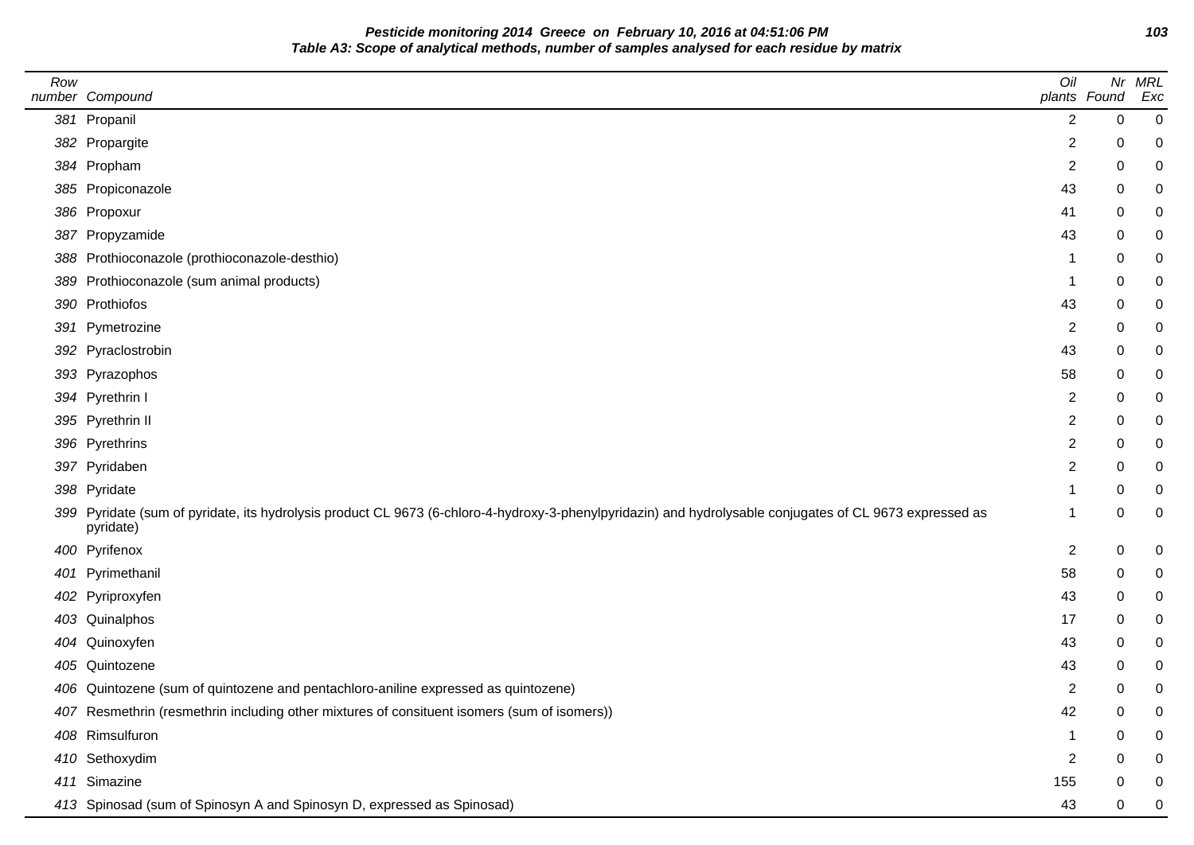**Pesticide monitoring 2014 Greece on February 10, 2016 at 04:51:06 PM**

**Table A3: Scope of analytical methods, number of samples analysed for each residue by matrix**

| Row number | Compound | Oil plants | Nr Found | MRL Exc |
|---|---|---|---|---|
| 381 | Propanil | 2 | 0 | 0 |
| 382 | Propargite | 2 | 0 | 0 |
| 384 | Propham | 2 | 0 | 0 |
| 385 | Propiconazole | 43 | 0 | 0 |
| 386 | Propoxur | 41 | 0 | 0 |
| 387 | Propyzamide | 43 | 0 | 0 |
| 388 | Prothioconazole (prothioconazole-desthio) | 1 | 0 | 0 |
| 389 | Prothioconazole (sum animal products) | 1 | 0 | 0 |
| 390 | Prothiofos | 43 | 0 | 0 |
| 391 | Pymetrozine | 2 | 0 | 0 |
| 392 | Pyraclostrobin | 43 | 0 | 0 |
| 393 | Pyrazophos | 58 | 0 | 0 |
| 394 | Pyrethrin I | 2 | 0 | 0 |
| 395 | Pyrethrin II | 2 | 0 | 0 |
| 396 | Pyrethrins | 2 | 0 | 0 |
| 397 | Pyridaben | 2 | 0 | 0 |
| 398 | Pyridate | 1 | 0 | 0 |
| 399 | Pyridate (sum of pyridate, its hydrolysis product CL 9673 (6-chloro-4-hydroxy-3-phenylpyridazin) and hydrolysable conjugates of CL 9673 expressed as pyridate) | 1 | 0 | 0 |
| 400 | Pyrifenox | 2 | 0 | 0 |
| 401 | Pyrimethanil | 58 | 0 | 0 |
| 402 | Pyriproxyfen | 43 | 0 | 0 |
| 403 | Quinalphos | 17 | 0 | 0 |
| 404 | Quinoxyfen | 43 | 0 | 0 |
| 405 | Quintozene | 43 | 0 | 0 |
| 406 | Quintozene (sum of quintozene and pentachloro-aniline expressed as quintozene) | 2 | 0 | 0 |
| 407 | Resmethrin (resmethrin including other mixtures of consituent isomers (sum of isomers)) | 42 | 0 | 0 |
| 408 | Rimsulfuron | 1 | 0 | 0 |
| 410 | Sethoxydim | 2 | 0 | 0 |
| 411 | Simazine | 155 | 0 | 0 |
| 413 | Spinosad (sum of Spinosyn A and Spinosyn D, expressed as Spinosad) | 43 | 0 | 0 |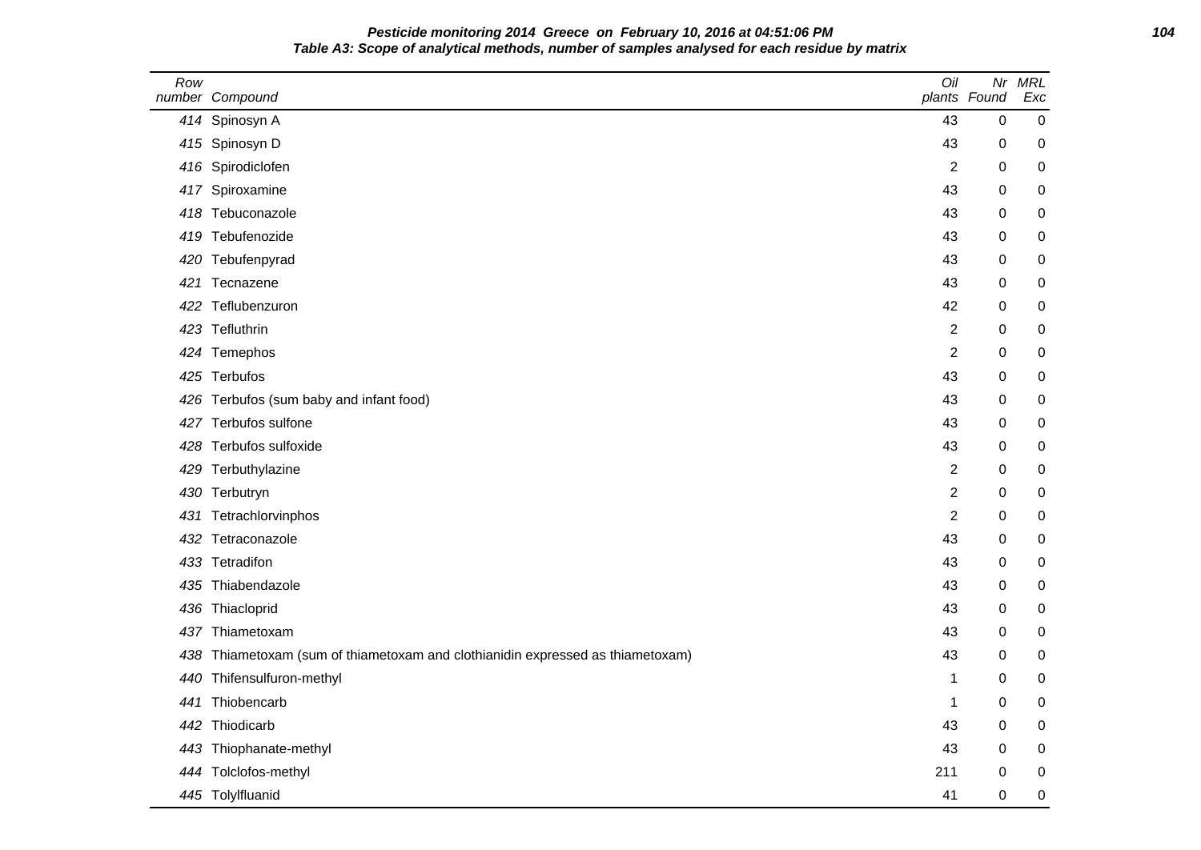**Pesticide monitoring 2014 Greece on February 10, 2016 at 04:51:06 PM**
**Table A3: Scope of analytical methods, number of samples analysed for each residue by matrix**

| Row number | Compound | Oil plants | Nr Found | MRL Exc |
|---|---|---|---|---|
| 414 | Spinosyn A | 43 | 0 | 0 |
| 415 | Spinosyn D | 43 | 0 | 0 |
| 416 | Spirodiclofen | 2 | 0 | 0 |
| 417 | Spiroxamine | 43 | 0 | 0 |
| 418 | Tebuconazole | 43 | 0 | 0 |
| 419 | Tebufenozide | 43 | 0 | 0 |
| 420 | Tebufenpyrad | 43 | 0 | 0 |
| 421 | Tecnazene | 43 | 0 | 0 |
| 422 | Teflubenzuron | 42 | 0 | 0 |
| 423 | Tefluthrin | 2 | 0 | 0 |
| 424 | Temephos | 2 | 0 | 0 |
| 425 | Terbufos | 43 | 0 | 0 |
| 426 | Terbufos (sum baby and infant food) | 43 | 0 | 0 |
| 427 | Terbufos sulfone | 43 | 0 | 0 |
| 428 | Terbufos sulfoxide | 43 | 0 | 0 |
| 429 | Terbuthylazine | 2 | 0 | 0 |
| 430 | Terbutryn | 2 | 0 | 0 |
| 431 | Tetrachlorvinphos | 2 | 0 | 0 |
| 432 | Tetraconazole | 43 | 0 | 0 |
| 433 | Tetradifon | 43 | 0 | 0 |
| 435 | Thiabendazole | 43 | 0 | 0 |
| 436 | Thiacloprid | 43 | 0 | 0 |
| 437 | Thiametoxam | 43 | 0 | 0 |
| 438 | Thiametoxam (sum of thiametoxam and clothianidin expressed as thiametoxam) | 43 | 0 | 0 |
| 440 | Thifensulfuron-methyl | 1 | 0 | 0 |
| 441 | Thiobencarb | 1 | 0 | 0 |
| 442 | Thiodicarb | 43 | 0 | 0 |
| 443 | Thiophanate-methyl | 43 | 0 | 0 |
| 444 | Tolclofos-methyl | 211 | 0 | 0 |
| 445 | Tolylfluanid | 41 | 0 | 0 |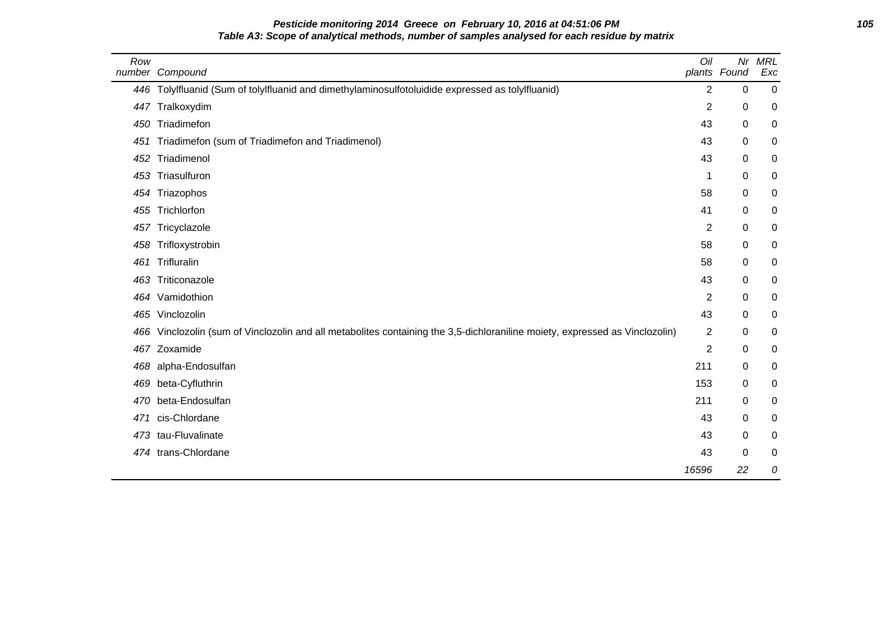**Table A3: Scope of analytical methods, number of samples analysed for each residue by matrix**

| Row number | Compound | Oil plants | Nr Found | MRL Exc |
|---|---|---|---|---|
| 446 | Tolylfluanid (Sum of tolylfluanid and dimethylaminosulfotoluidide expressed as tolylfluanid) | 2 | 0 | 0 |
| 447 | Tralkoxydim | 2 | 0 | 0 |
| 450 | Triadimefon | 43 | 0 | 0 |
| 451 | Triadimefon (sum of Triadimefon and Triadimenol) | 43 | 0 | 0 |
| 452 | Triadimenol | 43 | 0 | 0 |
| 453 | Triasulfuron | 1 | 0 | 0 |
| 454 | Triazophos | 58 | 0 | 0 |
| 455 | Trichlorfon | 41 | 0 | 0 |
| 457 | Tricyclazole | 2 | 0 | 0 |
| 458 | Trifloxystrobin | 58 | 0 | 0 |
| 461 | Trifluralin | 58 | 0 | 0 |
| 463 | Triticonazole | 43 | 0 | 0 |
| 464 | Vamidothion | 2 | 0 | 0 |
| 465 | Vinclozolin | 43 | 0 | 0 |
| 466 | Vinclozolin (sum of Vinclozolin and all metabolites containing the 3,5-dichloraniline moiety, expressed as Vinclozolin) | 2 | 0 | 0 |
| 467 | Zoxamide | 2 | 0 | 0 |
| 468 | alpha-Endosulfan | 211 | 0 | 0 |
| 469 | beta-Cyfluthrin | 153 | 0 | 0 |
| 470 | beta-Endosulfan | 211 | 0 | 0 |
| 471 | cis-Chlordane | 43 | 0 | 0 |
| 473 | tau-Fluvalinate | 43 | 0 | 0 |
| 474 | trans-Chlordane | 43 | 0 | 0 |
| | | *16596* | *22* | *0* |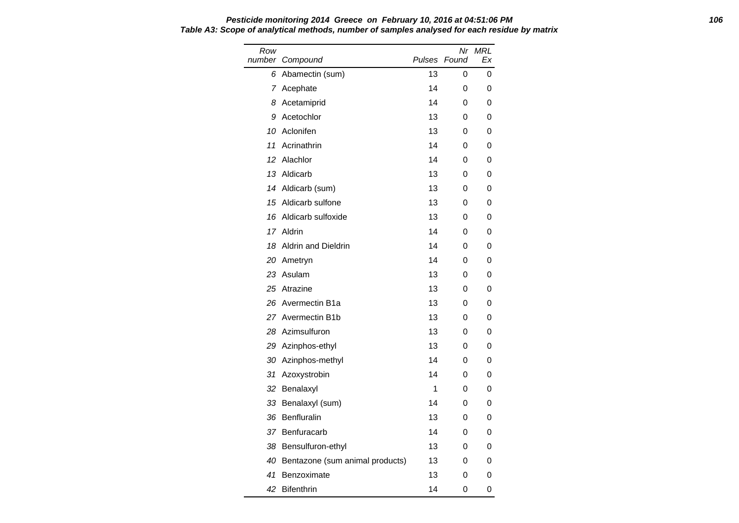**Pesticide monitoring 2014 Greece on February 10, 2016 at 04:51:06 PM**

**Table A3: Scope of analytical methods, number of samples analysed for each residue by matrix**

| Row number | Compound | Pulses | Nr Found | MRL Ex |
|---|---|---|---|---|
| 6 | Abamectin (sum) | 13 | 0 | 0 |
| 7 | Acephate | 14 | 0 | 0 |
| 8 | Acetamiprid | 14 | 0 | 0 |
| 9 | Acetochlor | 13 | 0 | 0 |
| 10 | Aclonifen | 13 | 0 | 0 |
| 11 | Acrinathrin | 14 | 0 | 0 |
| 12 | Alachlor | 14 | 0 | 0 |
| 13 | Aldicarb | 13 | 0 | 0 |
| 14 | Aldicarb (sum) | 13 | 0 | 0 |
| 15 | Aldicarb sulfone | 13 | 0 | 0 |
| 16 | Aldicarb sulfoxide | 13 | 0 | 0 |
| 17 | Aldrin | 14 | 0 | 0 |
| 18 | Aldrin and Dieldrin | 14 | 0 | 0 |
| 20 | Ametryn | 14 | 0 | 0 |
| 23 | Asulam | 13 | 0 | 0 |
| 25 | Atrazine | 13 | 0 | 0 |
| 26 | Avermectin B1a | 13 | 0 | 0 |
| 27 | Avermectin B1b | 13 | 0 | 0 |
| 28 | Azimsulfuron | 13 | 0 | 0 |
| 29 | Azinphos-ethyl | 13 | 0 | 0 |
| 30 | Azinphos-methyl | 14 | 0 | 0 |
| 31 | Azoxystrobin | 14 | 0 | 0 |
| 32 | Benalaxyl | 1 | 0 | 0 |
| 33 | Benalaxyl (sum) | 14 | 0 | 0 |
| 36 | Benfluralin | 13 | 0 | 0 |
| 37 | Benfuracarb | 14 | 0 | 0 |
| 38 | Bensulfuron-ethyl | 13 | 0 | 0 |
| 40 | Bentazone (sum animal products) | 13 | 0 | 0 |
| 41 | Benzoximate | 13 | 0 | 0 |
| 42 | Bifenthrin | 14 | 0 | 0 |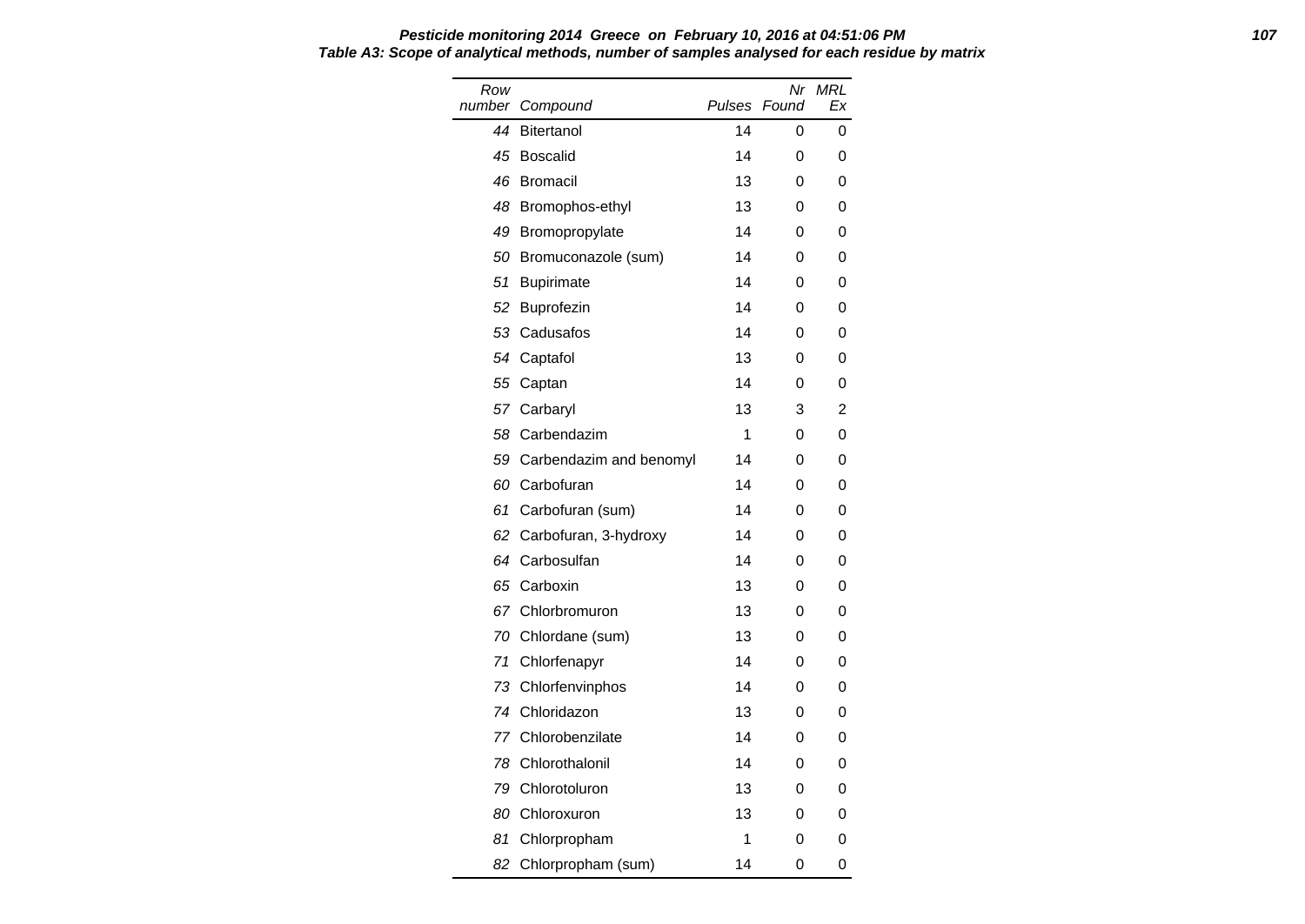**Pesticide monitoring 2014 Greece on February 10, 2016 at 04:51:06 PM**

**Table A3: Scope of analytical methods, number of samples analysed for each residue by matrix**

| Row number | Compound | Pulses | Nr Found | MRL Ex |
|---|---|---|---|---|
| 44 | Bitertanol | 14 | 0 | 0 |
| 45 | Boscalid | 14 | 0 | 0 |
| 46 | Bromacil | 13 | 0 | 0 |
| 48 | Bromophos-ethyl | 13 | 0 | 0 |
| 49 | Bromopropylate | 14 | 0 | 0 |
| 50 | Bromuconazole (sum) | 14 | 0 | 0 |
| 51 | Bupirimate | 14 | 0 | 0 |
| 52 | Buprofezin | 14 | 0 | 0 |
| 53 | Cadusafos | 14 | 0 | 0 |
| 54 | Captafol | 13 | 0 | 0 |
| 55 | Captan | 14 | 0 | 0 |
| 57 | Carbaryl | 13 | 3 | 2 |
| 58 | Carbendazim | 1 | 0 | 0 |
| 59 | Carbendazim and benomyl | 14 | 0 | 0 |
| 60 | Carbofuran | 14 | 0 | 0 |
| 61 | Carbofuran (sum) | 14 | 0 | 0 |
| 62 | Carbofuran, 3-hydroxy | 14 | 0 | 0 |
| 64 | Carbosulfan | 14 | 0 | 0 |
| 65 | Carboxin | 13 | 0 | 0 |
| 67 | Chlorbromuron | 13 | 0 | 0 |
| 70 | Chlordane (sum) | 13 | 0 | 0 |
| 71 | Chlorfenapyr | 14 | 0 | 0 |
| 73 | Chlorfenvinphos | 14 | 0 | 0 |
| 74 | Chloridazon | 13 | 0 | 0 |
| 77 | Chlorobenzilate | 14 | 0 | 0 |
| 78 | Chlorothalonil | 14 | 0 | 0 |
| 79 | Chlorotoluron | 13 | 0 | 0 |
| 80 | Chloroxuron | 13 | 0 | 0 |
| 81 | Chlorpropham | 1 | 0 | 0 |
| 82 | Chlorpropham (sum) | 14 | 0 | 0 |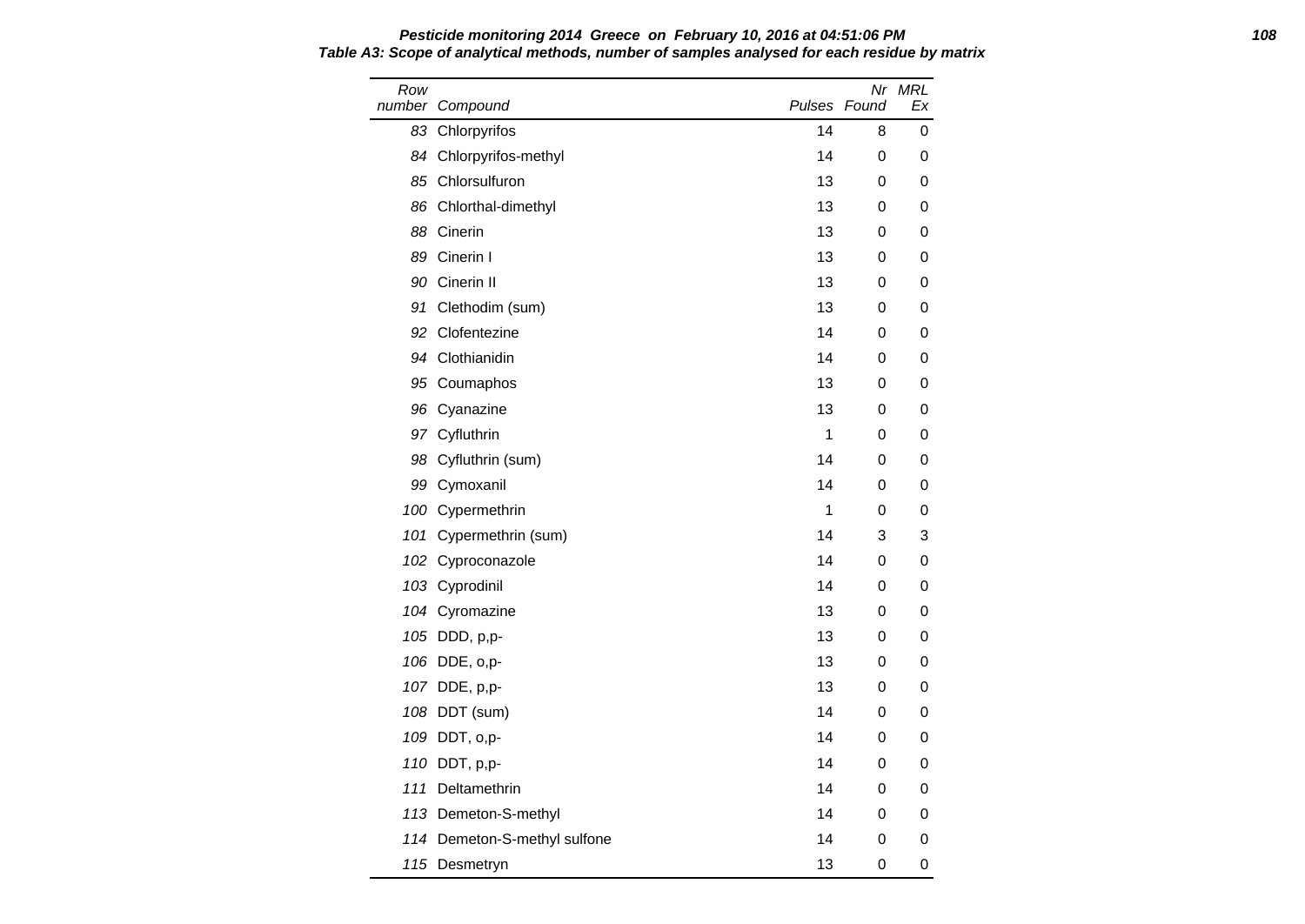**Pesticide monitoring 2014 Greece on February 10, 2016 at 04:51:06 PM**

**Table A3: Scope of analytical methods, number of samples analysed for each residue by matrix**

| Row number | Compound | Pulses | Nr Found | MRL Ex |
|---|---|---|---|---|
| 83 | Chlorpyrifos | 14 | 8 | 0 |
| 84 | Chlorpyrifos-methyl | 14 | 0 | 0 |
| 85 | Chlorsulfuron | 13 | 0 | 0 |
| 86 | Chlorthal-dimethyl | 13 | 0 | 0 |
| 88 | Cinerin | 13 | 0 | 0 |
| 89 | Cinerin I | 13 | 0 | 0 |
| 90 | Cinerin II | 13 | 0 | 0 |
| 91 | Clethodim (sum) | 13 | 0 | 0 |
| 92 | Clofentezine | 14 | 0 | 0 |
| 94 | Clothianidin | 14 | 0 | 0 |
| 95 | Coumaphos | 13 | 0 | 0 |
| 96 | Cyanazine | 13 | 0 | 0 |
| 97 | Cyfluthrin | 1 | 0 | 0 |
| 98 | Cyfluthrin (sum) | 14 | 0 | 0 |
| 99 | Cymoxanil | 14 | 0 | 0 |
| 100 | Cypermethrin | 1 | 0 | 0 |
| 101 | Cypermethrin (sum) | 14 | 3 | 3 |
| 102 | Cyproconazole | 14 | 0 | 0 |
| 103 | Cyprodinil | 14 | 0 | 0 |
| 104 | Cyromazine | 13 | 0 | 0 |
| 105 | DDD, p,p- | 13 | 0 | 0 |
| 106 | DDE, o,p- | 13 | 0 | 0 |
| 107 | DDE, p,p- | 13 | 0 | 0 |
| 108 | DDT (sum) | 14 | 0 | 0 |
| 109 | DDT, o,p- | 14 | 0 | 0 |
| 110 | DDT, p,p- | 14 | 0 | 0 |
| 111 | Deltamethrin | 14 | 0 | 0 |
| 113 | Demeton-S-methyl | 14 | 0 | 0 |
| 114 | Demeton-S-methyl sulfone | 14 | 0 | 0 |
| 115 | Desmetryn | 13 | 0 | 0 |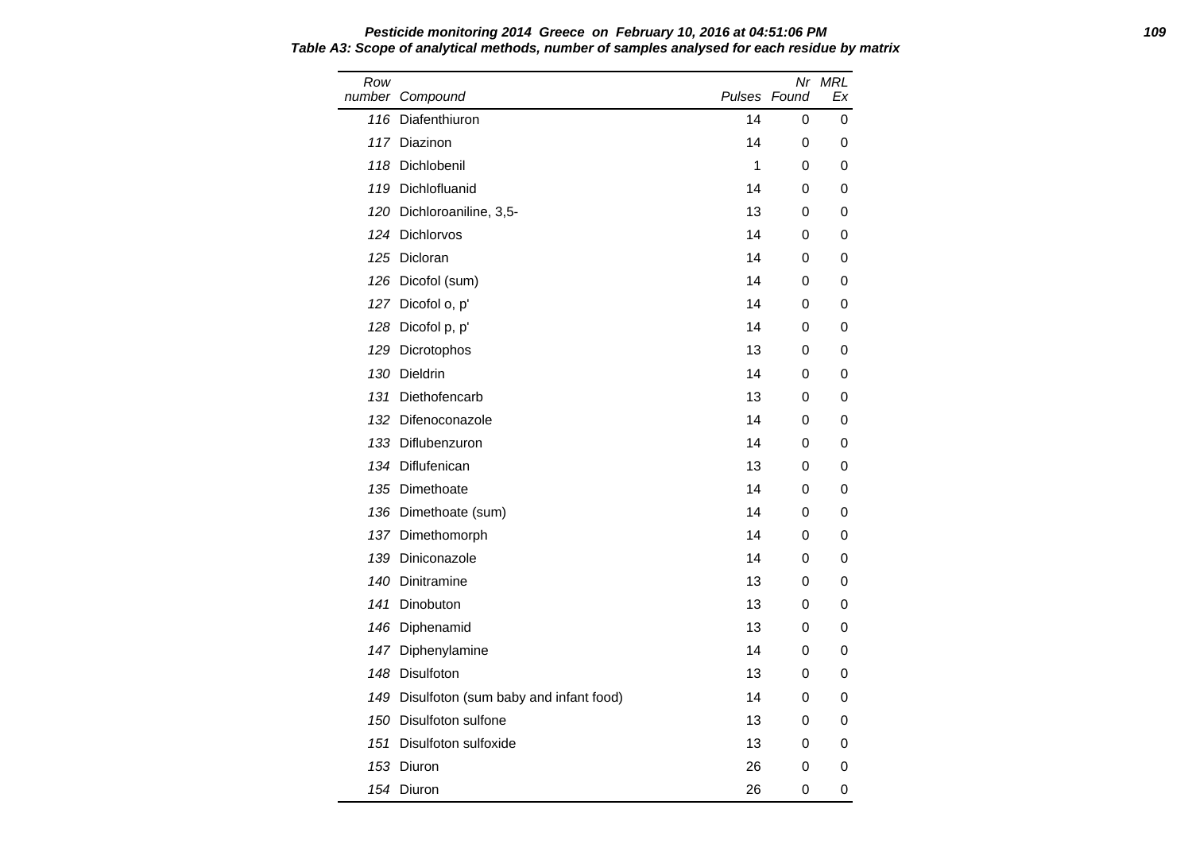**Pesticide monitoring 2014 Greece on February 10, 2016 at 04:51:06 PM**

**Table A3: Scope of analytical methods, number of samples analysed for each residue by matrix**

| Row number | Compound | Pulses | Nr Found | MRL Ex |
|---|---|---|---|---|
| 116 | Diafenthiuron | 14 | 0 | 0 |
| 117 | Diazinon | 14 | 0 | 0 |
| 118 | Dichlobenil | 1 | 0 | 0 |
| 119 | Dichlofluanid | 14 | 0 | 0 |
| 120 | Dichloroaniline, 3,5- | 13 | 0 | 0 |
| 124 | Dichlorvos | 14 | 0 | 0 |
| 125 | Dicloran | 14 | 0 | 0 |
| 126 | Dicofol (sum) | 14 | 0 | 0 |
| 127 | Dicofol o, p' | 14 | 0 | 0 |
| 128 | Dicofol p, p' | 14 | 0 | 0 |
| 129 | Dicrotophos | 13 | 0 | 0 |
| 130 | Dieldrin | 14 | 0 | 0 |
| 131 | Diethofencarb | 13 | 0 | 0 |
| 132 | Difenoconazole | 14 | 0 | 0 |
| 133 | Diflubenzuron | 14 | 0 | 0 |
| 134 | Diflufenican | 13 | 0 | 0 |
| 135 | Dimethoate | 14 | 0 | 0 |
| 136 | Dimethoate (sum) | 14 | 0 | 0 |
| 137 | Dimethomorph | 14 | 0 | 0 |
| 139 | Diniconazole | 14 | 0 | 0 |
| 140 | Dinitramine | 13 | 0 | 0 |
| 141 | Dinobuton | 13 | 0 | 0 |
| 146 | Diphenamid | 13 | 0 | 0 |
| 147 | Diphenylamine | 14 | 0 | 0 |
| 148 | Disulfoton | 13 | 0 | 0 |
| 149 | Disulfoton (sum baby and infant food) | 14 | 0 | 0 |
| 150 | Disulfoton sulfone | 13 | 0 | 0 |
| 151 | Disulfoton sulfoxide | 13 | 0 | 0 |
| 153 | Diuron | 26 | 0 | 0 |
| 154 | Diuron | 26 | 0 | 0 |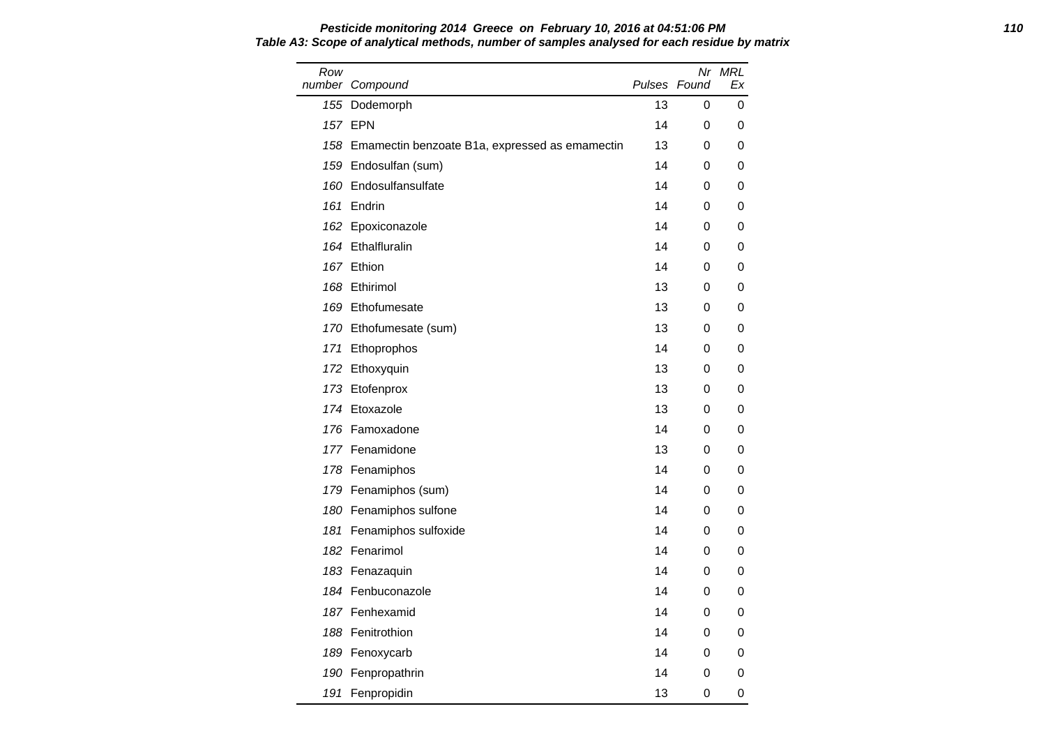**Pesticide monitoring 2014 Greece on February 10, 2016 at 04:51:06 PM**

**Table A3: Scope of analytical methods, number of samples analysed for each residue by matrix**

| Row number | Compound | Pulses | Nr Found | MRL Ex |
|---|---|---|---|---|
| 155 | Dodemorph | 13 | 0 | 0 |
| 157 | EPN | 14 | 0 | 0 |
| 158 | Emamectin benzoate B1a, expressed as emamectin | 13 | 0 | 0 |
| 159 | Endosulfan (sum) | 14 | 0 | 0 |
| 160 | Endosulfansulfate | 14 | 0 | 0 |
| 161 | Endrin | 14 | 0 | 0 |
| 162 | Epoxiconazole | 14 | 0 | 0 |
| 164 | Ethalfluralin | 14 | 0 | 0 |
| 167 | Ethion | 14 | 0 | 0 |
| 168 | Ethirimol | 13 | 0 | 0 |
| 169 | Ethofumesate | 13 | 0 | 0 |
| 170 | Ethofumesate (sum) | 13 | 0 | 0 |
| 171 | Ethoprophos | 14 | 0 | 0 |
| 172 | Ethoxyquin | 13 | 0 | 0 |
| 173 | Etofenprox | 13 | 0 | 0 |
| 174 | Etoxazole | 13 | 0 | 0 |
| 176 | Famoxadone | 14 | 0 | 0 |
| 177 | Fenamidone | 13 | 0 | 0 |
| 178 | Fenamiphos | 14 | 0 | 0 |
| 179 | Fenamiphos (sum) | 14 | 0 | 0 |
| 180 | Fenamiphos sulfone | 14 | 0 | 0 |
| 181 | Fenamiphos sulfoxide | 14 | 0 | 0 |
| 182 | Fenarimol | 14 | 0 | 0 |
| 183 | Fenazaquin | 14 | 0 | 0 |
| 184 | Fenbuconazole | 14 | 0 | 0 |
| 187 | Fenhexamid | 14 | 0 | 0 |
| 188 | Fenitrothion | 14 | 0 | 0 |
| 189 | Fenoxycarb | 14 | 0 | 0 |
| 190 | Fenpropathrin | 14 | 0 | 0 |
| 191 | Fenpropidin | 13 | 0 | 0 |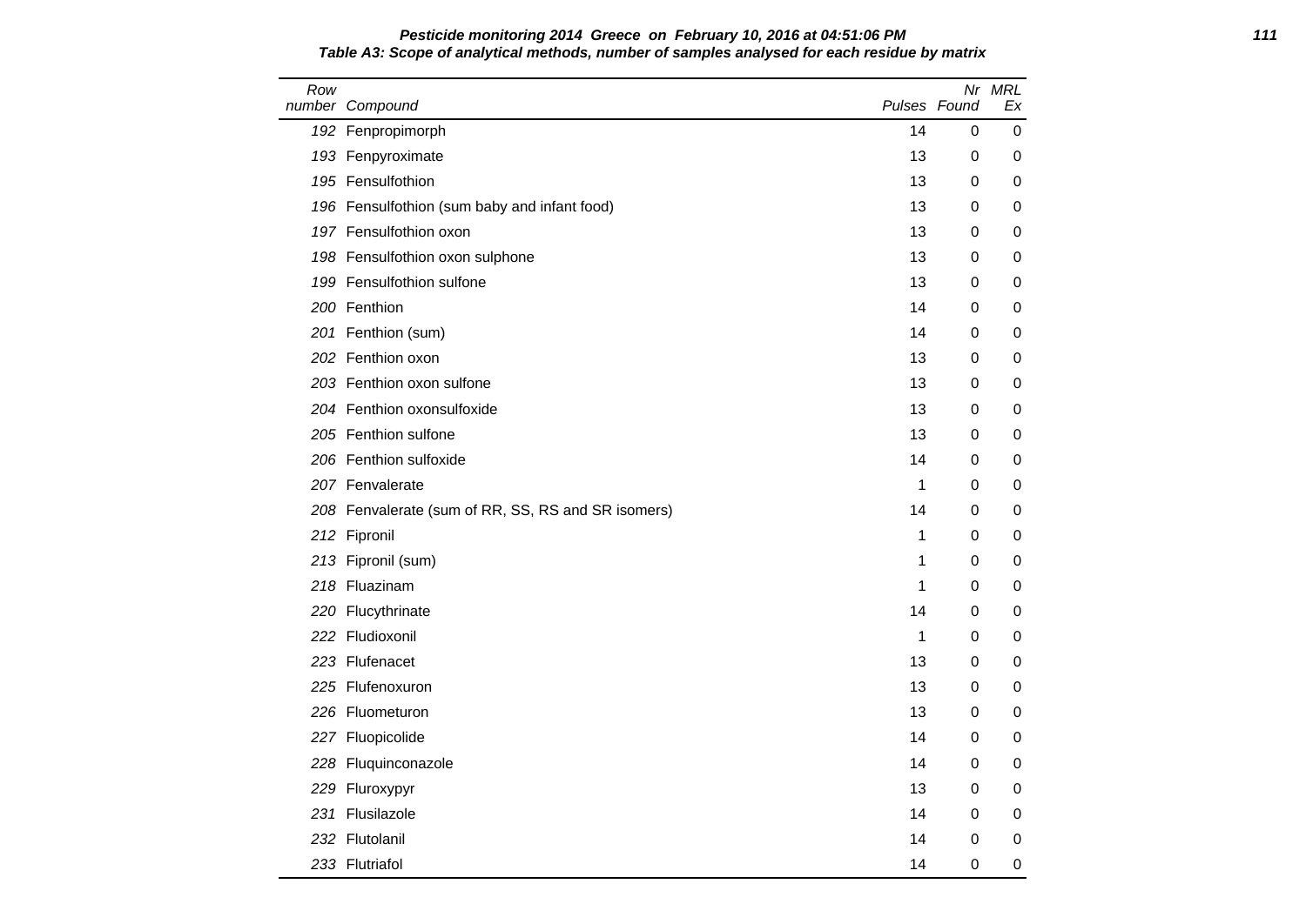**Pesticide monitoring 2014 Greece on February 10, 2016 at 04:51:06 PM**

**Table A3: Scope of analytical methods, number of samples analysed for each residue by matrix**

| Row number | Compound | Pulses | Nr Found | MRL Ex |
|---|---|---|---|---|
| 192 | Fenpropimorph | 14 | 0 | 0 |
| 193 | Fenpyroximate | 13 | 0 | 0 |
| 195 | Fensulfothion | 13 | 0 | 0 |
| 196 | Fensulfothion (sum baby and infant food) | 13 | 0 | 0 |
| 197 | Fensulfothion oxon | 13 | 0 | 0 |
| 198 | Fensulfothion oxon sulphone | 13 | 0 | 0 |
| 199 | Fensulfothion sulfone | 13 | 0 | 0 |
| 200 | Fenthion | 14 | 0 | 0 |
| 201 | Fenthion (sum) | 14 | 0 | 0 |
| 202 | Fenthion oxon | 13 | 0 | 0 |
| 203 | Fenthion oxon sulfone | 13 | 0 | 0 |
| 204 | Fenthion oxonsulfoxide | 13 | 0 | 0 |
| 205 | Fenthion sulfone | 13 | 0 | 0 |
| 206 | Fenthion sulfoxide | 14 | 0 | 0 |
| 207 | Fenvalerate | 1 | 0 | 0 |
| 208 | Fenvalerate (sum of RR, SS, RS and SR isomers) | 14 | 0 | 0 |
| 212 | Fipronil | 1 | 0 | 0 |
| 213 | Fipronil (sum) | 1 | 0 | 0 |
| 218 | Fluazinam | 1 | 0 | 0 |
| 220 | Flucythrinate | 14 | 0 | 0 |
| 222 | Fludioxonil | 1 | 0 | 0 |
| 223 | Flufenacet | 13 | 0 | 0 |
| 225 | Flufenoxuron | 13 | 0 | 0 |
| 226 | Fluometuron | 13 | 0 | 0 |
| 227 | Fluopicolide | 14 | 0 | 0 |
| 228 | Fluquinconazole | 14 | 0 | 0 |
| 229 | Fluroxypyr | 13 | 0 | 0 |
| 231 | Flusilazole | 14 | 0 | 0 |
| 232 | Flutolanil | 14 | 0 | 0 |
| 233 | Flutriafol | 14 | 0 | 0 |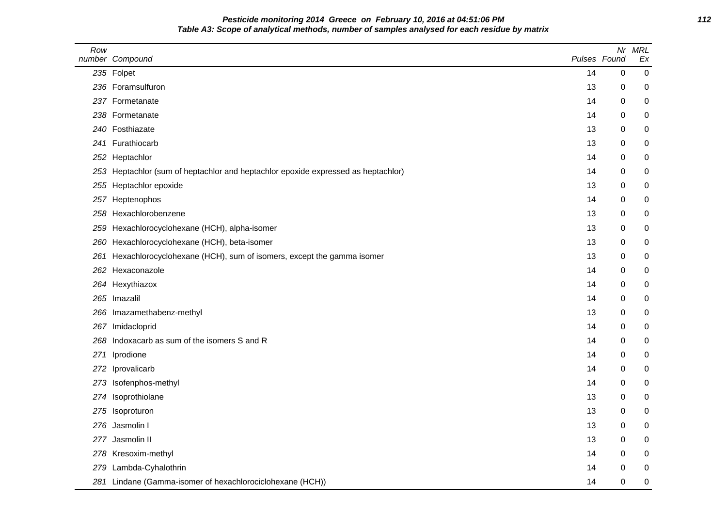**Pesticide monitoring 2014 Greece on February 10, 2016 at 04:51:06 PM**

**Table A3: Scope of analytical methods, number of samples analysed for each residue by matrix**

| Row number | Compound | Pulses | Nr Found | MRL Ex |
|---|---|---|---|---|
| 235 | Folpet | 14 | 0 | 0 |
| 236 | Foramsulfuron | 13 | 0 | 0 |
| 237 | Formetanate | 14 | 0 | 0 |
| 238 | Formetanate | 14 | 0 | 0 |
| 240 | Fosthiazate | 13 | 0 | 0 |
| 241 | Furathiocarb | 13 | 0 | 0 |
| 252 | Heptachlor | 14 | 0 | 0 |
| 253 | Heptachlor (sum of heptachlor and heptachlor epoxide expressed as heptachlor) | 14 | 0 | 0 |
| 255 | Heptachlor epoxide | 13 | 0 | 0 |
| 257 | Heptenophos | 14 | 0 | 0 |
| 258 | Hexachlorobenzene | 13 | 0 | 0 |
| 259 | Hexachlorocyclohexane (HCH), alpha-isomer | 13 | 0 | 0 |
| 260 | Hexachlorocyclohexane (HCH), beta-isomer | 13 | 0 | 0 |
| 261 | Hexachlorocyclohexane (HCH), sum of isomers, except the gamma isomer | 13 | 0 | 0 |
| 262 | Hexaconazole | 14 | 0 | 0 |
| 264 | Hexythiazox | 14 | 0 | 0 |
| 265 | Imazalil | 14 | 0 | 0 |
| 266 | Imazamethabenz-methyl | 13 | 0 | 0 |
| 267 | Imidacloprid | 14 | 0 | 0 |
| 268 | Indoxacarb as sum of the isomers S and R | 14 | 0 | 0 |
| 271 | Iprodione | 14 | 0 | 0 |
| 272 | Iprovalicarb | 14 | 0 | 0 |
| 273 | Isofenphos-methyl | 14 | 0 | 0 |
| 274 | Isoprothiolane | 13 | 0 | 0 |
| 275 | Isoproturon | 13 | 0 | 0 |
| 276 | Jasmolin I | 13 | 0 | 0 |
| 277 | Jasmolin II | 13 | 0 | 0 |
| 278 | Kresoxim-methyl | 14 | 0 | 0 |
| 279 | Lambda-Cyhalothrin | 14 | 0 | 0 |
| 281 | Lindane (Gamma-isomer of hexachlorociclohexane (HCH)) | 14 | 0 | 0 |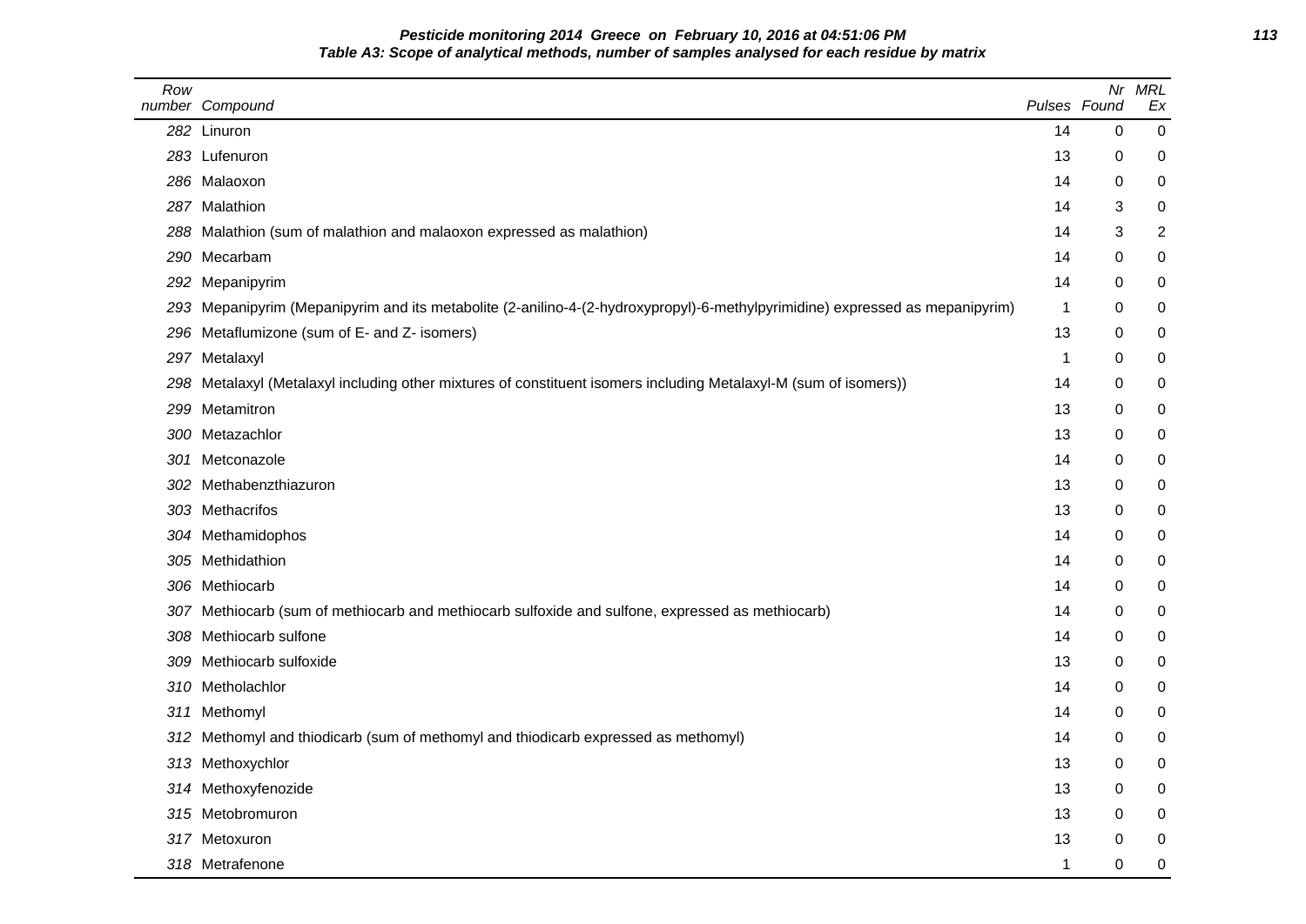**Pesticide monitoring 2014 Greece on February 10, 2016 at 04:51:06 PM**

**Table A3: Scope of analytical methods, number of samples analysed for each residue by matrix**

| Row number | Compound | Pulses | Nr Found | MRL Ex |
|---|---|---|---|---|
| 282 | Linuron | 14 | 0 | 0 |
| 283 | Lufenuron | 13 | 0 | 0 |
| 286 | Malaoxon | 14 | 0 | 0 |
| 287 | Malathion | 14 | 3 | 0 |
| 288 | Malathion (sum of malathion and malaoxon expressed as malathion) | 14 | 3 | 2 |
| 290 | Mecarbam | 14 | 0 | 0 |
| 292 | Mepanipyrim | 14 | 0 | 0 |
| 293 | Mepanipyrim (Mepanipyrim and its metabolite (2-anilino-4-(2-hydroxypropyl)-6-methylpyrimidine) expressed as mepanipyrim) | 1 | 0 | 0 |
| 296 | Metaflumizone (sum of E- and Z- isomers) | 13 | 0 | 0 |
| 297 | Metalaxyl | 1 | 0 | 0 |
| 298 | Metalaxyl (Metalaxyl including other mixtures of constituent isomers including Metalaxyl-M (sum of isomers)) | 14 | 0 | 0 |
| 299 | Metamitron | 13 | 0 | 0 |
| 300 | Metazachlor | 13 | 0 | 0 |
| 301 | Metconazole | 14 | 0 | 0 |
| 302 | Methabenzthiazuron | 13 | 0 | 0 |
| 303 | Methacrifos | 13 | 0 | 0 |
| 304 | Methamidophos | 14 | 0 | 0 |
| 305 | Methidathion | 14 | 0 | 0 |
| 306 | Methiocarb | 14 | 0 | 0 |
| 307 | Methiocarb (sum of methiocarb and methiocarb sulfoxide and sulfone, expressed as methiocarb) | 14 | 0 | 0 |
| 308 | Methiocarb sulfone | 14 | 0 | 0 |
| 309 | Methiocarb sulfoxide | 13 | 0 | 0 |
| 310 | Metholachlor | 14 | 0 | 0 |
| 311 | Methomyl | 14 | 0 | 0 |
| 312 | Methomyl and thiodicarb (sum of methomyl and thiodicarb expressed as methomyl) | 14 | 0 | 0 |
| 313 | Methoxychlor | 13 | 0 | 0 |
| 314 | Methoxyfenozide | 13 | 0 | 0 |
| 315 | Metobromuron | 13 | 0 | 0 |
| 317 | Metoxuron | 13 | 0 | 0 |
| 318 | Metrafenone | 1 | 0 | 0 |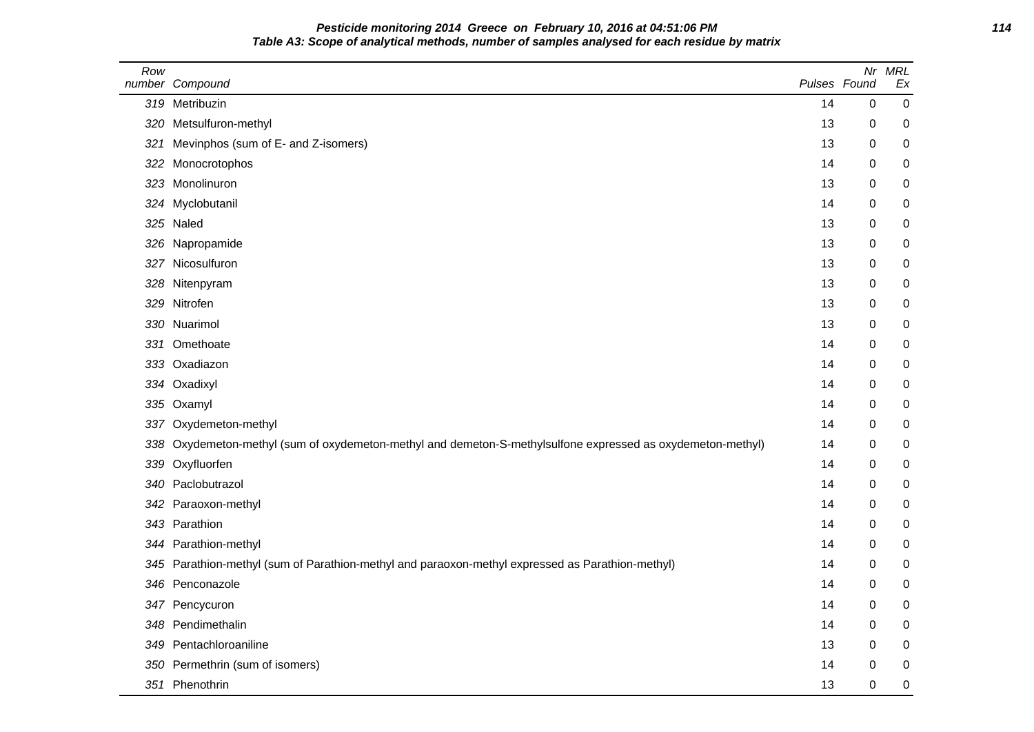**Pesticide monitoring 2014 Greece on February 10, 2016 at 04:51:06 PM**

**Table A3: Scope of analytical methods, number of samples analysed for each residue by matrix**

| Row number | Compound | Pulses | Nr Found | MRL Ex |
|---|---|---|---|---|
| 319 | Metribuzin | 14 | 0 | 0 |
| 320 | Metsulfuron-methyl | 13 | 0 | 0 |
| 321 | Mevinphos (sum of E- and Z-isomers) | 13 | 0 | 0 |
| 322 | Monocrotophos | 14 | 0 | 0 |
| 323 | Monolinuron | 13 | 0 | 0 |
| 324 | Myclobutanil | 14 | 0 | 0 |
| 325 | Naled | 13 | 0 | 0 |
| 326 | Napropamide | 13 | 0 | 0 |
| 327 | Nicosulfuron | 13 | 0 | 0 |
| 328 | Nitenpyram | 13 | 0 | 0 |
| 329 | Nitrofen | 13 | 0 | 0 |
| 330 | Nuarimol | 13 | 0 | 0 |
| 331 | Omethoate | 14 | 0 | 0 |
| 333 | Oxadiazon | 14 | 0 | 0 |
| 334 | Oxadixyl | 14 | 0 | 0 |
| 335 | Oxamyl | 14 | 0 | 0 |
| 337 | Oxydemeton-methyl | 14 | 0 | 0 |
| 338 | Oxydemeton-methyl (sum of oxydemeton-methyl and demeton-S-methylsulfone expressed as oxydemeton-methyl) | 14 | 0 | 0 |
| 339 | Oxyfluorfen | 14 | 0 | 0 |
| 340 | Paclobutrazol | 14 | 0 | 0 |
| 342 | Paraoxon-methyl | 14 | 0 | 0 |
| 343 | Parathion | 14 | 0 | 0 |
| 344 | Parathion-methyl | 14 | 0 | 0 |
| 345 | Parathion-methyl (sum of Parathion-methyl and paraoxon-methyl expressed as Parathion-methyl) | 14 | 0 | 0 |
| 346 | Penconazole | 14 | 0 | 0 |
| 347 | Pencycuron | 14 | 0 | 0 |
| 348 | Pendimethalin | 14 | 0 | 0 |
| 349 | Pentachloroaniline | 13 | 0 | 0 |
| 350 | Permethrin (sum of isomers) | 14 | 0 | 0 |
| 351 | Phenothrin | 13 | 0 | 0 |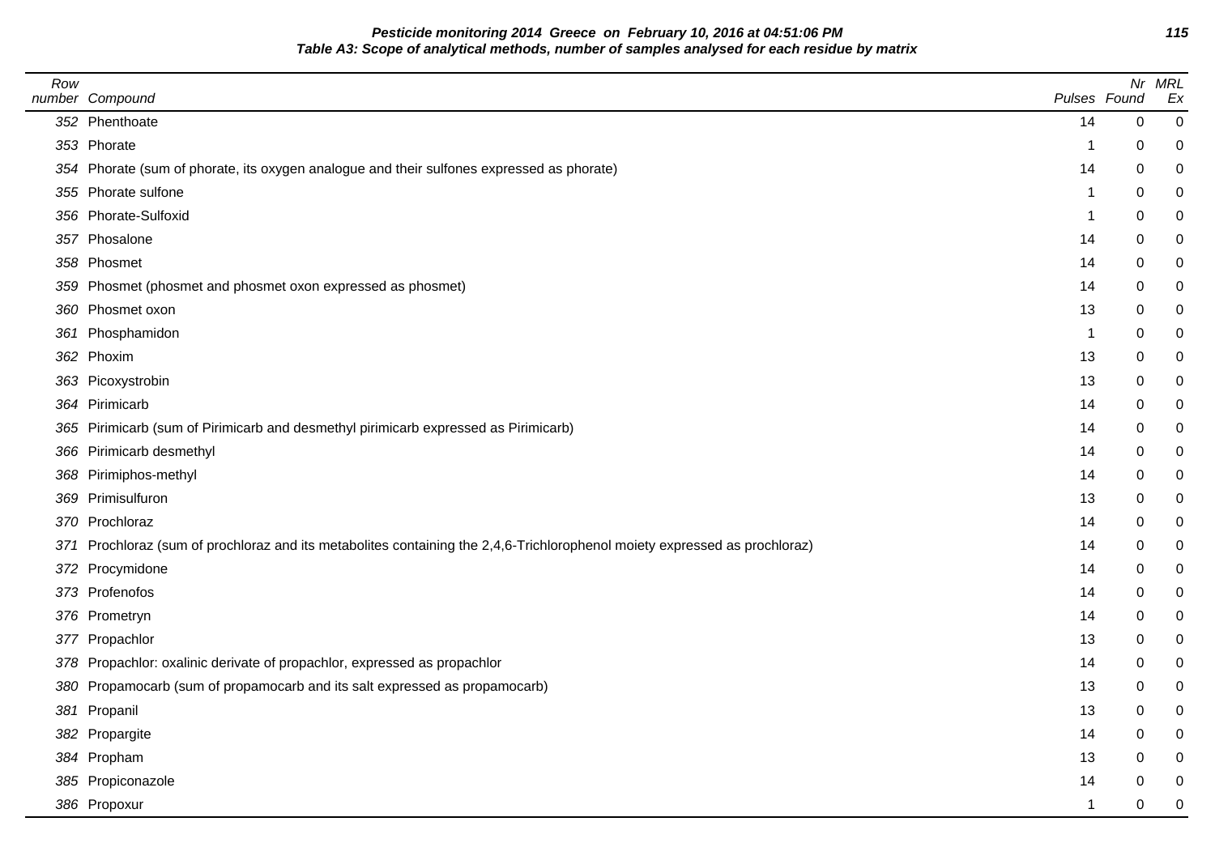**Pesticide monitoring 2014 Greece on February 10, 2016 at 04:51:06 PM**
**Table A3: Scope of analytical methods, number of samples analysed for each residue by matrix**

| Row number | Compound | Pulses | Nr Found | MRL Ex |
|---|---|---|---|---|
| 352 | Phenthoate | 14 | 0 | 0 |
| 353 | Phorate | 1 | 0 | 0 |
| 354 | Phorate (sum of phorate, its oxygen analogue and their sulfones expressed as phorate) | 14 | 0 | 0 |
| 355 | Phorate sulfone | 1 | 0 | 0 |
| 356 | Phorate-Sulfoxid | 1 | 0 | 0 |
| 357 | Phosalone | 14 | 0 | 0 |
| 358 | Phosmet | 14 | 0 | 0 |
| 359 | Phosmet (phosmet and phosmet oxon expressed as phosmet) | 14 | 0 | 0 |
| 360 | Phosmet oxon | 13 | 0 | 0 |
| 361 | Phosphamidon | 1 | 0 | 0 |
| 362 | Phoxim | 13 | 0 | 0 |
| 363 | Picoxystrobin | 13 | 0 | 0 |
| 364 | Pirimicarb | 14 | 0 | 0 |
| 365 | Pirimicarb (sum of Pirimicarb and desmethyl pirimicarb expressed as Pirimicarb) | 14 | 0 | 0 |
| 366 | Pirimicarb desmethyl | 14 | 0 | 0 |
| 368 | Pirimiphos-methyl | 14 | 0 | 0 |
| 369 | Primisulfuron | 13 | 0 | 0 |
| 370 | Prochloraz | 14 | 0 | 0 |
| 371 | Prochloraz (sum of prochloraz and its metabolites containing the 2,4,6-Trichlorophenol moiety expressed as prochloraz) | 14 | 0 | 0 |
| 372 | Procymidone | 14 | 0 | 0 |
| 373 | Profenofos | 14 | 0 | 0 |
| 376 | Prometryn | 14 | 0 | 0 |
| 377 | Propachlor | 13 | 0 | 0 |
| 378 | Propachlor: oxalinic derivate of propachlor, expressed as propachlor | 14 | 0 | 0 |
| 380 | Propamocarb (sum of propamocarb and its salt expressed as propamocarb) | 13 | 0 | 0 |
| 381 | Propanil | 13 | 0 | 0 |
| 382 | Propargite | 14 | 0 | 0 |
| 384 | Propham | 13 | 0 | 0 |
| 385 | Propiconazole | 14 | 0 | 0 |
| 386 | Propoxur | 1 | 0 | 0 |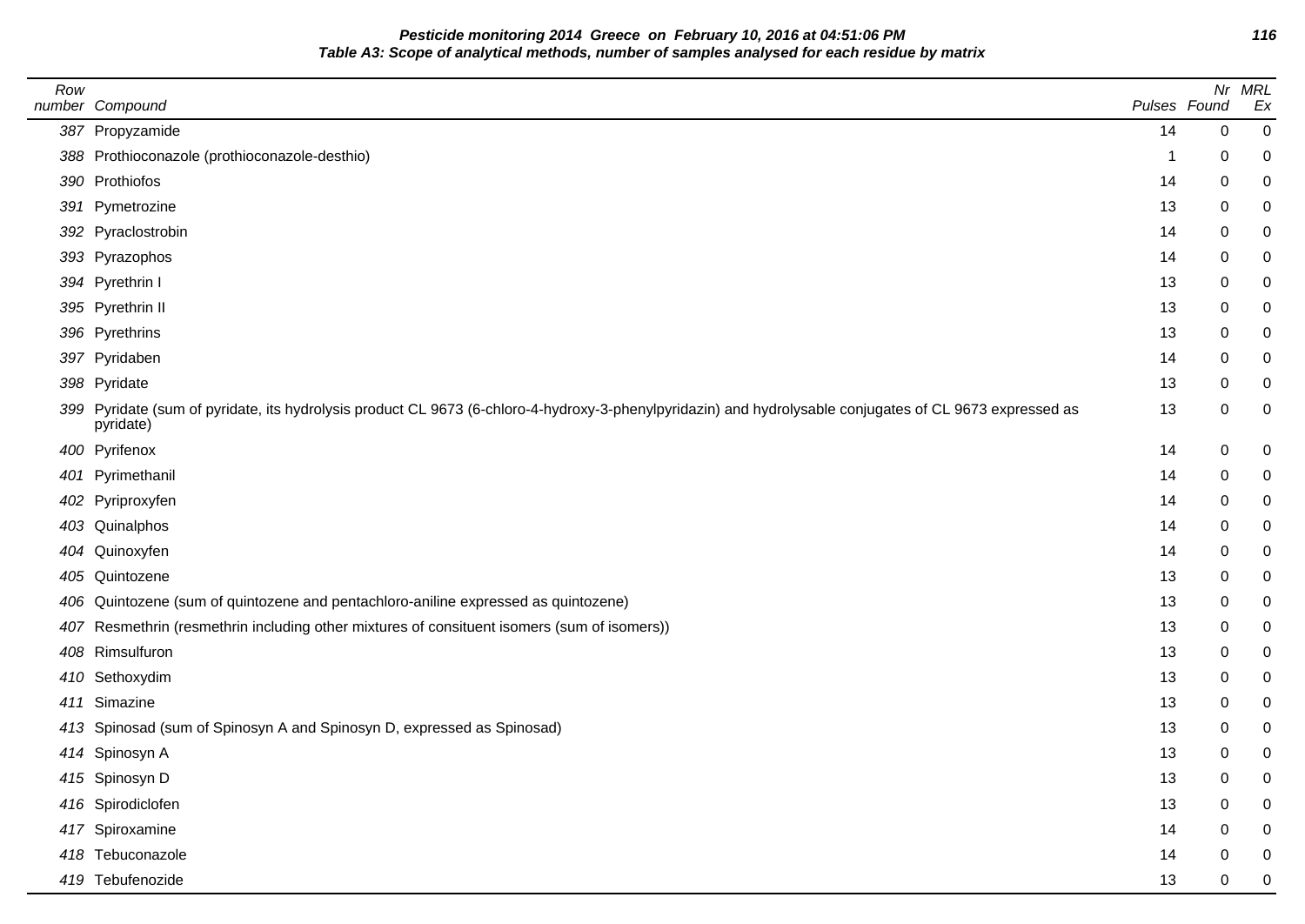**Pesticide monitoring 2014 Greece on February 10, 2016 at 04:51:06 PM**
**Table A3: Scope of analytical methods, number of samples analysed for each residue by matrix**

| Row number | Compound | Pulses | Nr Found | MRL Ex |
|---|---|---|---|---|
| 387 | Propyzamide | 14 | 0 | 0 |
| 388 | Prothioconazole (prothioconazole-desthio) | 1 | 0 | 0 |
| 390 | Prothiofos | 14 | 0 | 0 |
| 391 | Pymetrozine | 13 | 0 | 0 |
| 392 | Pyraclostrobin | 14 | 0 | 0 |
| 393 | Pyrazophos | 14 | 0 | 0 |
| 394 | Pyrethrin I | 13 | 0 | 0 |
| 395 | Pyrethrin II | 13 | 0 | 0 |
| 396 | Pyrethrins | 13 | 0 | 0 |
| 397 | Pyridaben | 14 | 0 | 0 |
| 398 | Pyridate | 13 | 0 | 0 |
| 399 | Pyridate (sum of pyridate, its hydrolysis product CL 9673 (6-chloro-4-hydroxy-3-phenylpyridazin) and hydrolysable conjugates of CL 9673 expressed as pyridate) | 13 | 0 | 0 |
| 400 | Pyrifenox | 14 | 0 | 0 |
| 401 | Pyrimethanil | 14 | 0 | 0 |
| 402 | Pyriproxyfen | 14 | 0 | 0 |
| 403 | Quinalphos | 14 | 0 | 0 |
| 404 | Quinoxyfen | 14 | 0 | 0 |
| 405 | Quintozene | 13 | 0 | 0 |
| 406 | Quintozene (sum of quintozene and pentachloro-aniline expressed as quintozene) | 13 | 0 | 0 |
| 407 | Resmethrin (resmethrin including other mixtures of consituent isomers (sum of isomers)) | 13 | 0 | 0 |
| 408 | Rimsulfuron | 13 | 0 | 0 |
| 410 | Sethoxydim | 13 | 0 | 0 |
| 411 | Simazine | 13 | 0 | 0 |
| 413 | Spinosad (sum of Spinosyn A and Spinosyn D, expressed as Spinosad) | 13 | 0 | 0 |
| 414 | Spinosyn A | 13 | 0 | 0 |
| 415 | Spinosyn D | 13 | 0 | 0 |
| 416 | Spirodiclofen | 13 | 0 | 0 |
| 417 | Spiroxamine | 14 | 0 | 0 |
| 418 | Tebuconazole | 14 | 0 | 0 |
| 419 | Tebufenozide | 13 | 0 | 0 |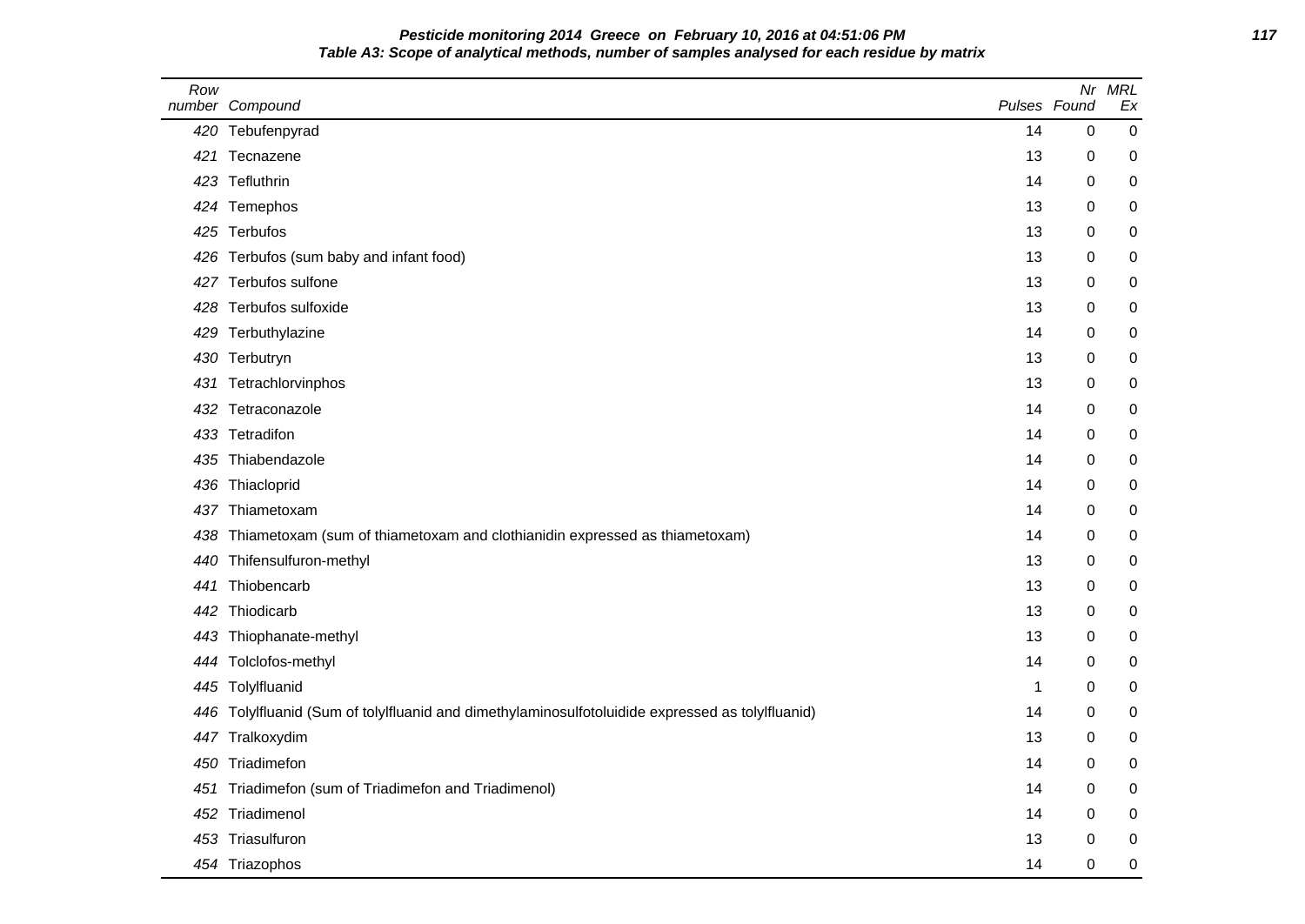**Pesticide monitoring 2014 Greece on February 10, 2016 at 04:51:06 PM**

**Table A3: Scope of analytical methods, number of samples analysed for each residue by matrix**

| Row number | Compound | Pulses | Nr Found | MRL Ex |
|---|---|---|---|---|
| 420 | Tebufenpyrad | 14 | 0 | 0 |
| 421 | Tecnazene | 13 | 0 | 0 |
| 423 | Tefluthrin | 14 | 0 | 0 |
| 424 | Temephos | 13 | 0 | 0 |
| 425 | Terbufos | 13 | 0 | 0 |
| 426 | Terbufos (sum baby and infant food) | 13 | 0 | 0 |
| 427 | Terbufos sulfone | 13 | 0 | 0 |
| 428 | Terbufos sulfoxide | 13 | 0 | 0 |
| 429 | Terbuthylazine | 14 | 0 | 0 |
| 430 | Terbutryn | 13 | 0 | 0 |
| 431 | Tetrachlorvinphos | 13 | 0 | 0 |
| 432 | Tetraconazole | 14 | 0 | 0 |
| 433 | Tetradifon | 14 | 0 | 0 |
| 435 | Thiabendazole | 14 | 0 | 0 |
| 436 | Thiacloprid | 14 | 0 | 0 |
| 437 | Thiametoxam | 14 | 0 | 0 |
| 438 | Thiametoxam (sum of thiametoxam and clothianidin expressed as thiametoxam) | 14 | 0 | 0 |
| 440 | Thifensulfuron-methyl | 13 | 0 | 0 |
| 441 | Thiobencarb | 13 | 0 | 0 |
| 442 | Thiodicarb | 13 | 0 | 0 |
| 443 | Thiophanate-methyl | 13 | 0 | 0 |
| 444 | Tolclofos-methyl | 14 | 0 | 0 |
| 445 | Tolylfluanid | 1 | 0 | 0 |
| 446 | Tolylfluanid (Sum of tolylfluanid and dimethylaminosulfotoluidide expressed as tolylfluanid) | 14 | 0 | 0 |
| 447 | Tralkoxydim | 13 | 0 | 0 |
| 450 | Triadimefon | 14 | 0 | 0 |
| 451 | Triadimefon (sum of Triadimefon and Triadimenol) | 14 | 0 | 0 |
| 452 | Triadimenol | 14 | 0 | 0 |
| 453 | Triasulfuron | 13 | 0 | 0 |
| 454 | Triazophos | 14 | 0 | 0 |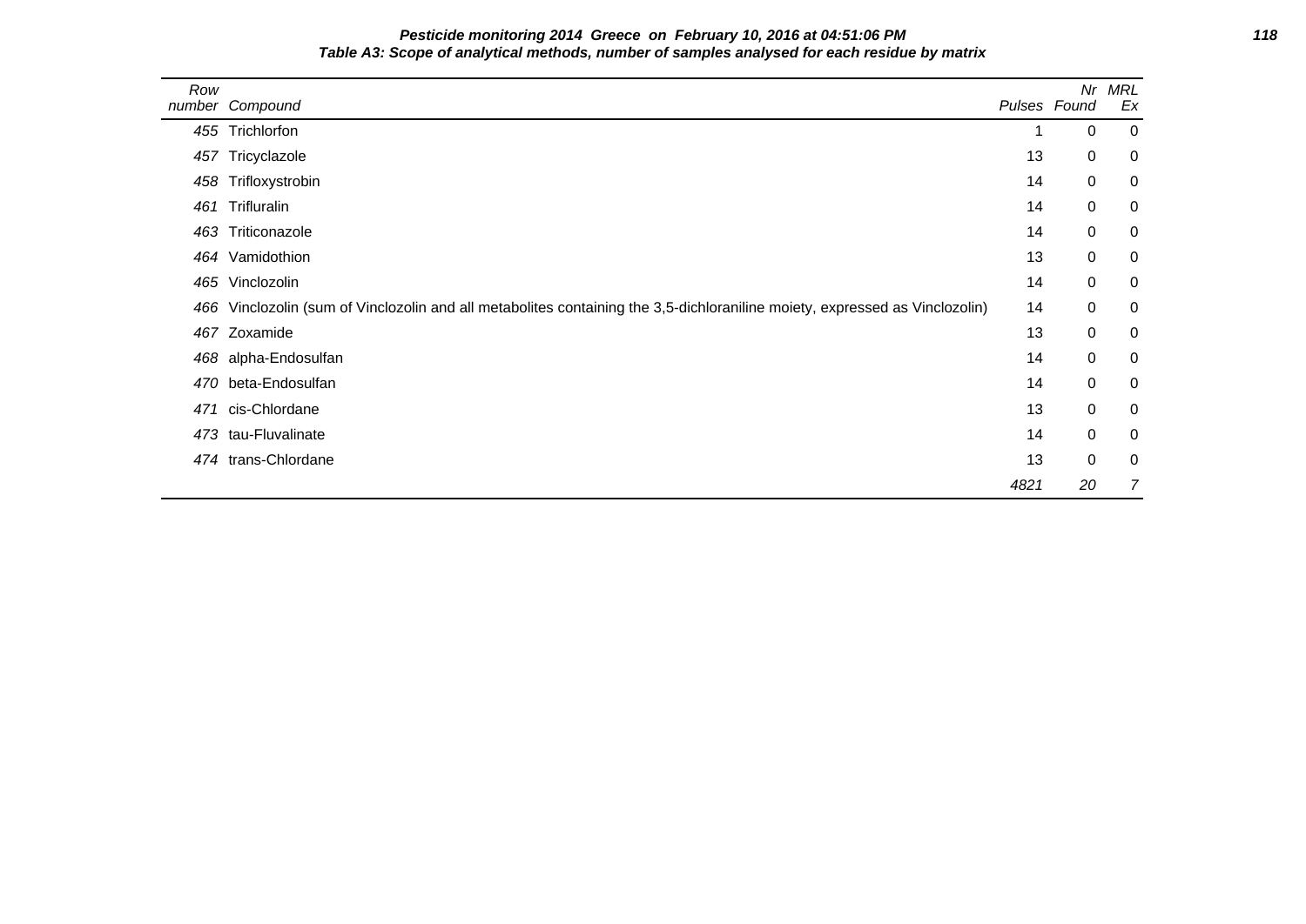**Pesticide monitoring 2014 Greece on February 10, 2016 at 04:51:06 PM**

**Table A3: Scope of analytical methods, number of samples analysed for each residue by matrix**

| Row number | Compound | Pulses | Nr Found | MRL Ex |
|---|---|---|---|---|
| 455 | Trichlorfon | 1 | 0 | 0 |
| 457 | Tricyclazole | 13 | 0 | 0 |
| 458 | Trifloxystrobin | 14 | 0 | 0 |
| 461 | Trifluralin | 14 | 0 | 0 |
| 463 | Triticonazole | 14 | 0 | 0 |
| 464 | Vamidothion | 13 | 0 | 0 |
| 465 | Vinclozolin | 14 | 0 | 0 |
| 466 | Vinclozolin (sum of Vinclozolin and all metabolites containing the 3,5-dichloraniline moiety, expressed as Vinclozolin) | 14 | 0 | 0 |
| 467 | Zoxamide | 13 | 0 | 0 |
| 468 | alpha-Endosulfan | 14 | 0 | 0 |
| 470 | beta-Endosulfan | 14 | 0 | 0 |
| 471 | cis-Chlordane | 13 | 0 | 0 |
| 473 | tau-Fluvalinate | 14 | 0 | 0 |
| 474 | trans-Chlordane | 13 | 0 | 0 |
| | | *4821* | *20* | *7* |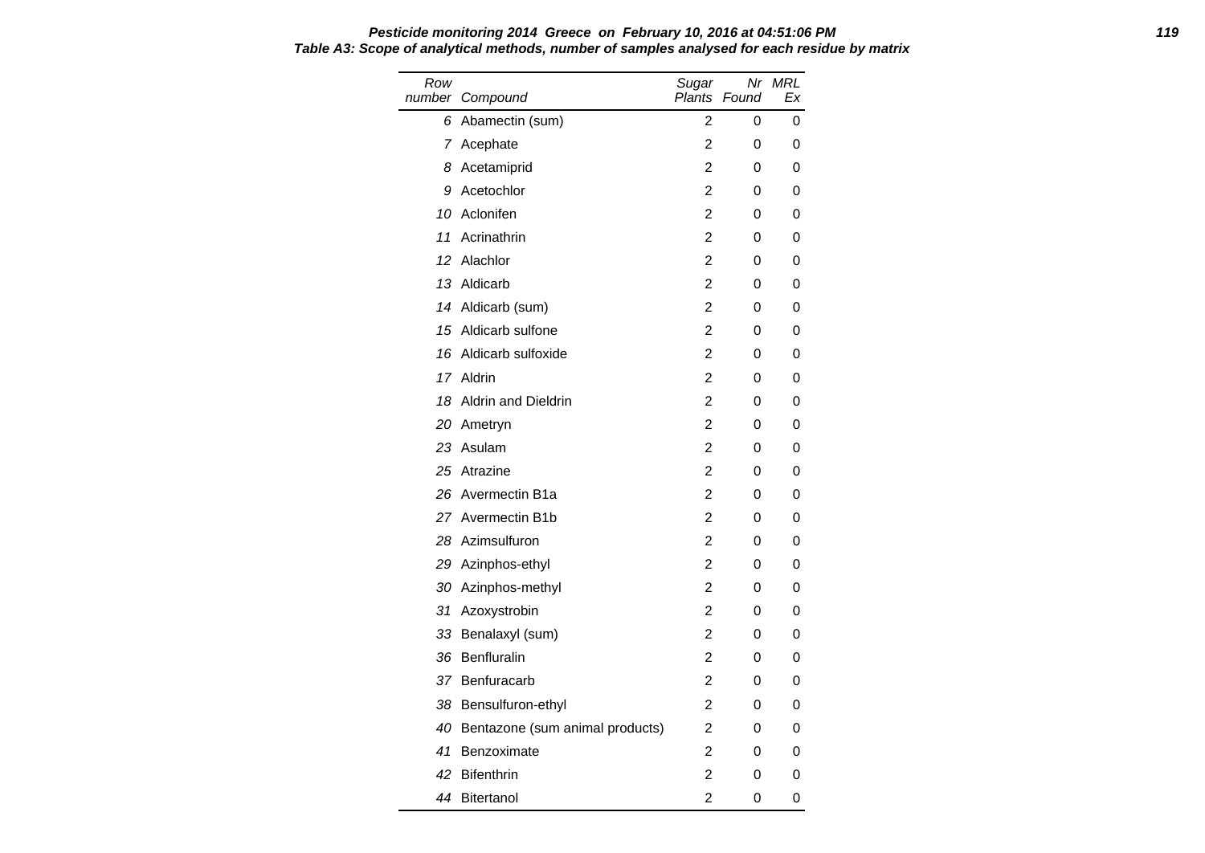**Pesticide monitoring 2014 Greece on February 10, 2016 at 04:51:06 PM**

**Table A3: Scope of analytical methods, number of samples analysed for each residue by matrix**

| Row number | Compound | Sugar Plants | Nr Found | MRL Ex |
|---|---|---|---|---|
| 6 | Abamectin (sum) | 2 | 0 | 0 |
| 7 | Acephate | 2 | 0 | 0 |
| 8 | Acetamiprid | 2 | 0 | 0 |
| 9 | Acetochlor | 2 | 0 | 0 |
| 10 | Aclonifen | 2 | 0 | 0 |
| 11 | Acrinathrin | 2 | 0 | 0 |
| 12 | Alachlor | 2 | 0 | 0 |
| 13 | Aldicarb | 2 | 0 | 0 |
| 14 | Aldicarb (sum) | 2 | 0 | 0 |
| 15 | Aldicarb sulfone | 2 | 0 | 0 |
| 16 | Aldicarb sulfoxide | 2 | 0 | 0 |
| 17 | Aldrin | 2 | 0 | 0 |
| 18 | Aldrin and Dieldrin | 2 | 0 | 0 |
| 20 | Ametryn | 2 | 0 | 0 |
| 23 | Asulam | 2 | 0 | 0 |
| 25 | Atrazine | 2 | 0 | 0 |
| 26 | Avermectin B1a | 2 | 0 | 0 |
| 27 | Avermectin B1b | 2 | 0 | 0 |
| 28 | Azimsulfuron | 2 | 0 | 0 |
| 29 | Azinphos-ethyl | 2 | 0 | 0 |
| 30 | Azinphos-methyl | 2 | 0 | 0 |
| 31 | Azoxystrobin | 2 | 0 | 0 |
| 33 | Benalaxyl (sum) | 2 | 0 | 0 |
| 36 | Benfluralin | 2 | 0 | 0 |
| 37 | Benfuracarb | 2 | 0 | 0 |
| 38 | Bensulfuron-ethyl | 2 | 0 | 0 |
| 40 | Bentazone (sum animal products) | 2 | 0 | 0 |
| 41 | Benzoximate | 2 | 0 | 0 |
| 42 | Bifenthrin | 2 | 0 | 0 |
| 44 | Bitertanol | 2 | 0 | 0 |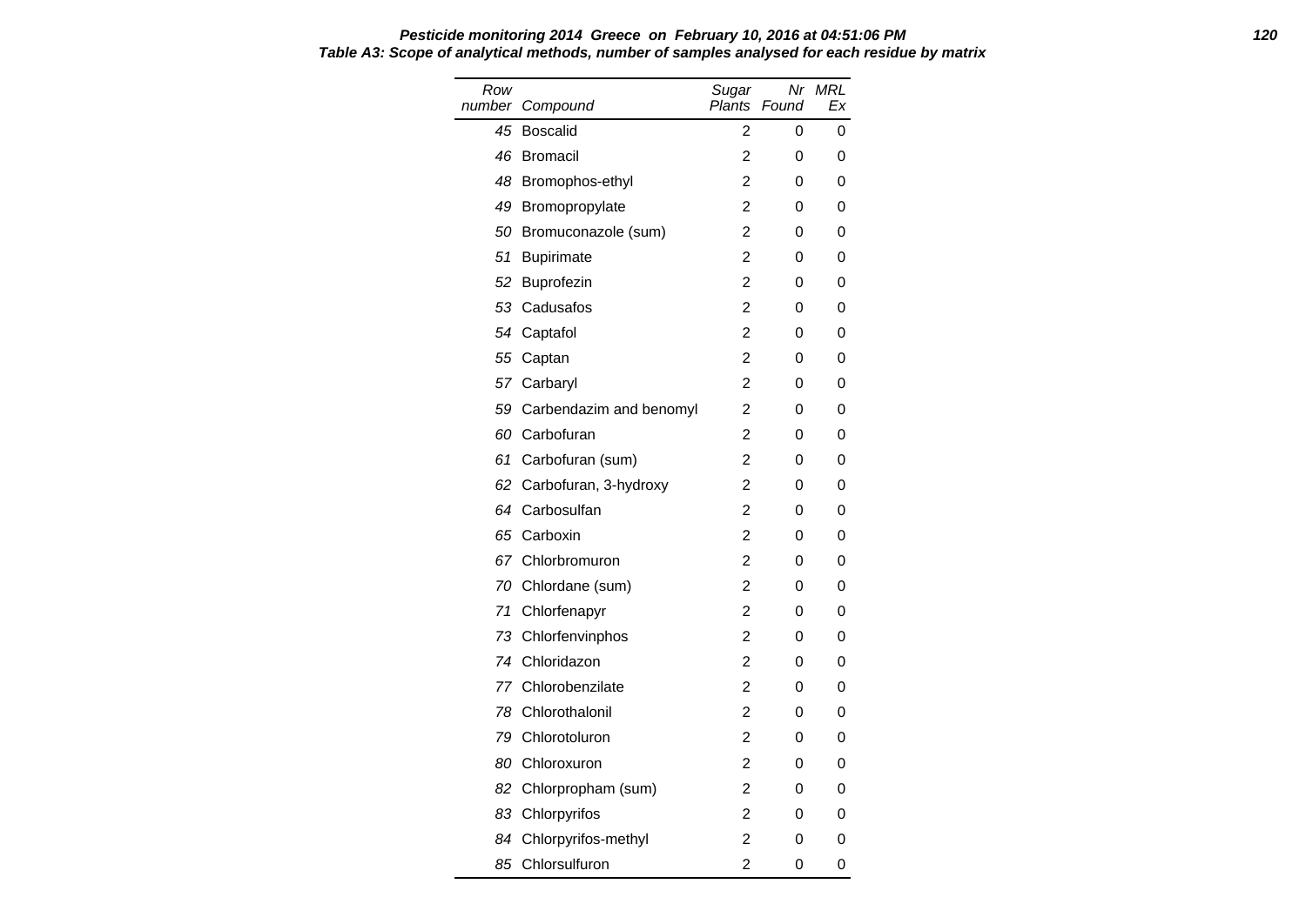**Pesticide monitoring 2014 Greece on February 10, 2016 at 04:51:06 PM**

**Table A3: Scope of analytical methods, number of samples analysed for each residue by matrix**

| Row number | Compound | Sugar Plants | Nr Found | MRL Ex |
|---|---|---|---|---|
| 45 | Boscalid | 2 | 0 | 0 |
| 46 | Bromacil | 2 | 0 | 0 |
| 48 | Bromophos-ethyl | 2 | 0 | 0 |
| 49 | Bromopropylate | 2 | 0 | 0 |
| 50 | Bromuconazole (sum) | 2 | 0 | 0 |
| 51 | Bupirimate | 2 | 0 | 0 |
| 52 | Buprofezin | 2 | 0 | 0 |
| 53 | Cadusafos | 2 | 0 | 0 |
| 54 | Captafol | 2 | 0 | 0 |
| 55 | Captan | 2 | 0 | 0 |
| 57 | Carbaryl | 2 | 0 | 0 |
| 59 | Carbendazim and benomyl | 2 | 0 | 0 |
| 60 | Carbofuran | 2 | 0 | 0 |
| 61 | Carbofuran (sum) | 2 | 0 | 0 |
| 62 | Carbofuran, 3-hydroxy | 2 | 0 | 0 |
| 64 | Carbosulfan | 2 | 0 | 0 |
| 65 | Carboxin | 2 | 0 | 0 |
| 67 | Chlorbromuron | 2 | 0 | 0 |
| 70 | Chlordane (sum) | 2 | 0 | 0 |
| 71 | Chlorfenapyr | 2 | 0 | 0 |
| 73 | Chlorfenvinphos | 2 | 0 | 0 |
| 74 | Chloridazon | 2 | 0 | 0 |
| 77 | Chlorobenzilate | 2 | 0 | 0 |
| 78 | Chlorothalonil | 2 | 0 | 0 |
| 79 | Chlorotoluron | 2 | 0 | 0 |
| 80 | Chloroxuron | 2 | 0 | 0 |
| 82 | Chlorpropham (sum) | 2 | 0 | 0 |
| 83 | Chlorpyrifos | 2 | 0 | 0 |
| 84 | Chlorpyrifos-methyl | 2 | 0 | 0 |
| 85 | Chlorsulfuron | 2 | 0 | 0 |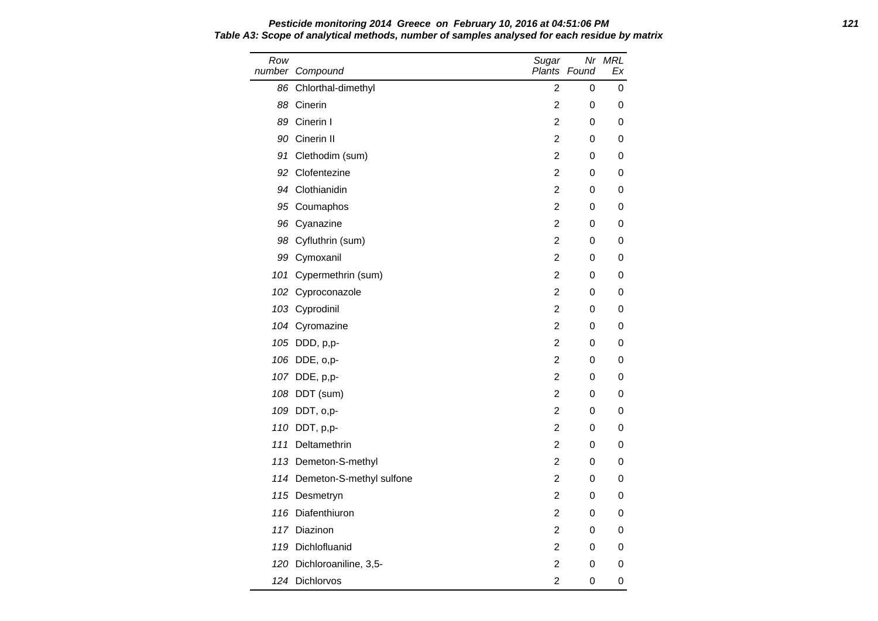**Table A3: Scope of analytical methods, number of samples analysed for each residue by matrix**

| Row number | Compound | Sugar Plants | Nr Found | MRL Ex |
|---|---|---|---|---|
| 86 | Chlorthal-dimethyl | 2 | 0 | 0 |
| 88 | Cinerin | 2 | 0 | 0 |
| 89 | Cinerin I | 2 | 0 | 0 |
| 90 | Cinerin II | 2 | 0 | 0 |
| 91 | Clethodim (sum) | 2 | 0 | 0 |
| 92 | Clofentezine | 2 | 0 | 0 |
| 94 | Clothianidin | 2 | 0 | 0 |
| 95 | Coumaphos | 2 | 0 | 0 |
| 96 | Cyanazine | 2 | 0 | 0 |
| 98 | Cyfluthrin (sum) | 2 | 0 | 0 |
| 99 | Cymoxanil | 2 | 0 | 0 |
| 101 | Cypermethrin (sum) | 2 | 0 | 0 |
| 102 | Cyproconazole | 2 | 0 | 0 |
| 103 | Cyprodinil | 2 | 0 | 0 |
| 104 | Cyromazine | 2 | 0 | 0 |
| 105 | DDD, p,p- | 2 | 0 | 0 |
| 106 | DDE, o,p- | 2 | 0 | 0 |
| 107 | DDE, p,p- | 2 | 0 | 0 |
| 108 | DDT (sum) | 2 | 0 | 0 |
| 109 | DDT, o,p- | 2 | 0 | 0 |
| 110 | DDT, p,p- | 2 | 0 | 0 |
| 111 | Deltamethrin | 2 | 0 | 0 |
| 113 | Demeton-S-methyl | 2 | 0 | 0 |
| 114 | Demeton-S-methyl sulfone | 2 | 0 | 0 |
| 115 | Desmetryn | 2 | 0 | 0 |
| 116 | Diafenthiuron | 2 | 0 | 0 |
| 117 | Diazinon | 2 | 0 | 0 |
| 119 | Dichlofluanid | 2 | 0 | 0 |
| 120 | Dichloroaniline, 3,5- | 2 | 0 | 0 |
| 124 | Dichlorvos | 2 | 0 | 0 |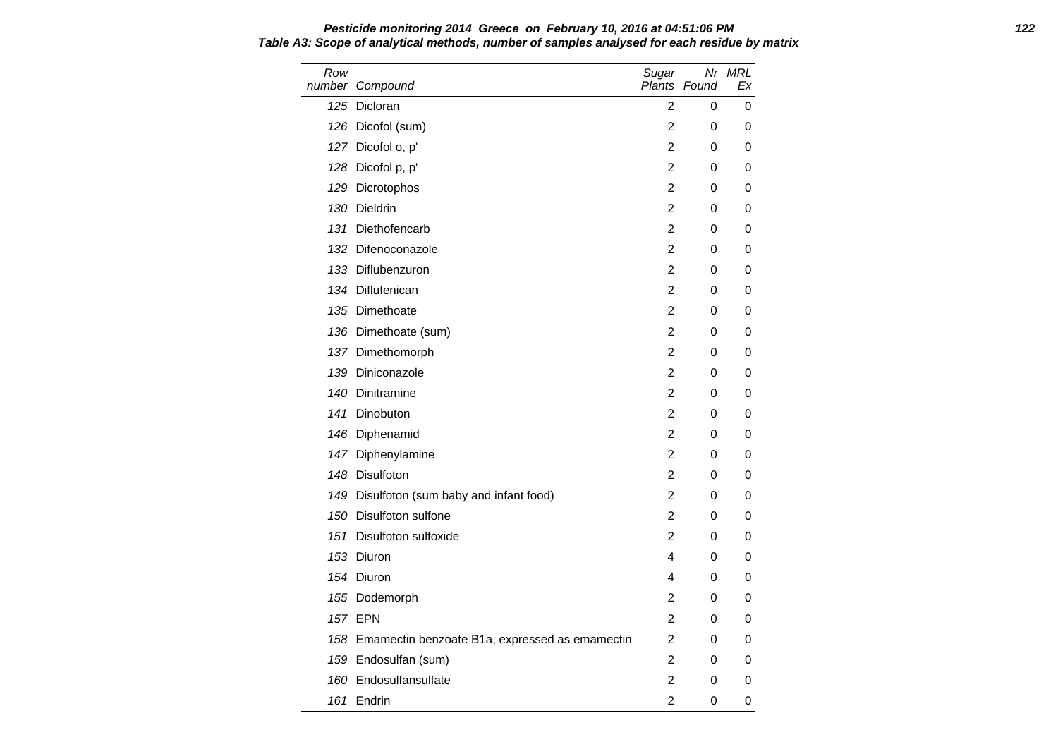**Pesticide monitoring 2014 Greece on February 10, 2016 at 04:51:06 PM**

**Table A3: Scope of analytical methods, number of samples analysed for each residue by matrix**

| Row number | Compound | Sugar Plants | Nr Found | MRL Ex |
|---|---|---|---|---|
| 125 | Dicloran | 2 | 0 | 0 |
| 126 | Dicofol (sum) | 2 | 0 | 0 |
| 127 | Dicofol o, p' | 2 | 0 | 0 |
| 128 | Dicofol p, p' | 2 | 0 | 0 |
| 129 | Dicrotophos | 2 | 0 | 0 |
| 130 | Dieldrin | 2 | 0 | 0 |
| 131 | Diethofencarb | 2 | 0 | 0 |
| 132 | Difenoconazole | 2 | 0 | 0 |
| 133 | Diflubenzuron | 2 | 0 | 0 |
| 134 | Diflufenican | 2 | 0 | 0 |
| 135 | Dimethoate | 2 | 0 | 0 |
| 136 | Dimethoate (sum) | 2 | 0 | 0 |
| 137 | Dimethomorph | 2 | 0 | 0 |
| 139 | Diniconazole | 2 | 0 | 0 |
| 140 | Dinitramine | 2 | 0 | 0 |
| 141 | Dinobuton | 2 | 0 | 0 |
| 146 | Diphenamid | 2 | 0 | 0 |
| 147 | Diphenylamine | 2 | 0 | 0 |
| 148 | Disulfoton | 2 | 0 | 0 |
| 149 | Disulfoton (sum baby and infant food) | 2 | 0 | 0 |
| 150 | Disulfoton sulfone | 2 | 0 | 0 |
| 151 | Disulfoton sulfoxide | 2 | 0 | 0 |
| 153 | Diuron | 4 | 0 | 0 |
| 154 | Diuron | 4 | 0 | 0 |
| 155 | Dodemorph | 2 | 0 | 0 |
| 157 | EPN | 2 | 0 | 0 |
| 158 | Emamectin benzoate B1a, expressed as emamectin | 2 | 0 | 0 |
| 159 | Endosulfan (sum) | 2 | 0 | 0 |
| 160 | Endosulfansulfate | 2 | 0 | 0 |
| 161 | Endrin | 2 | 0 | 0 |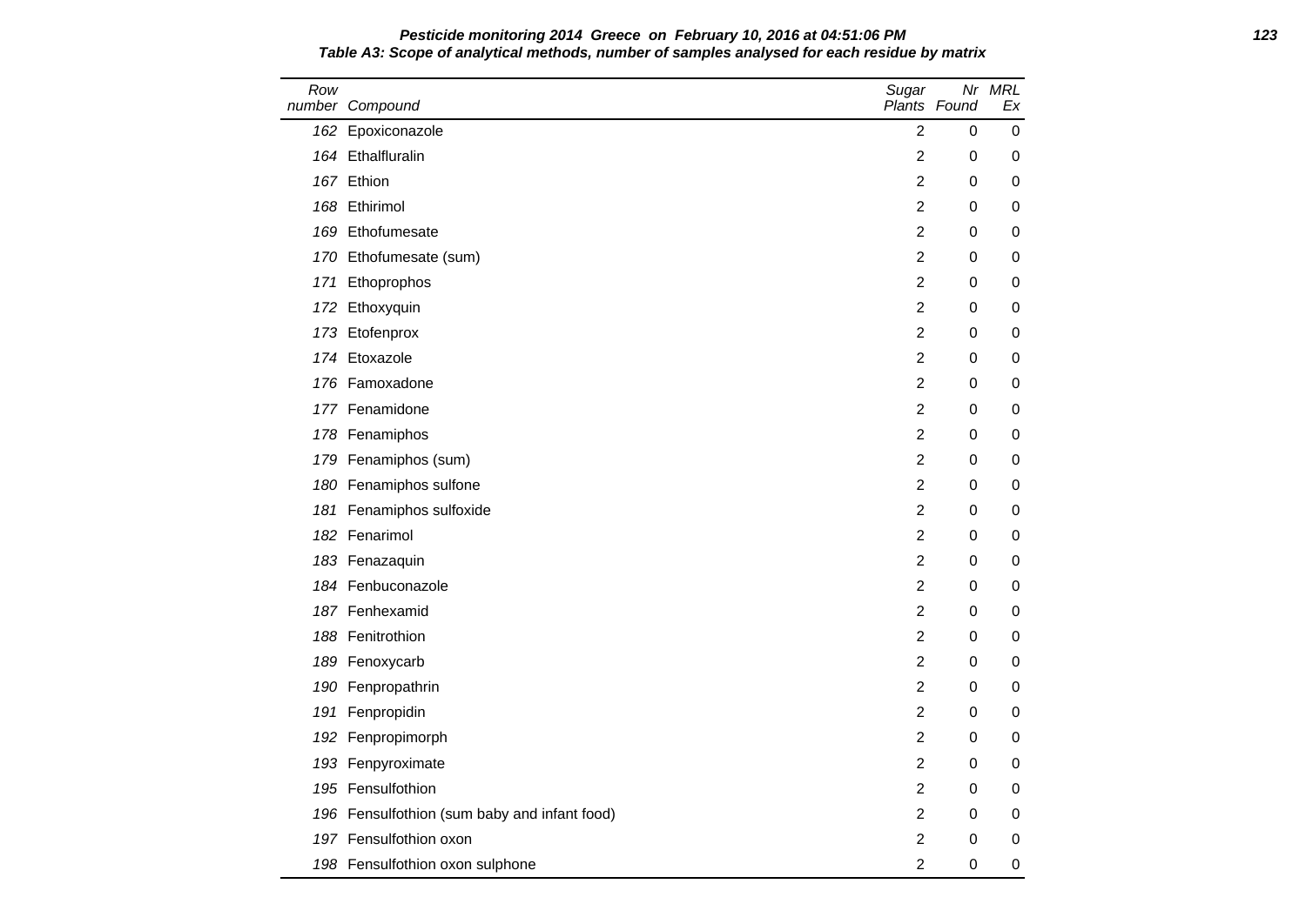**Pesticide monitoring 2014 Greece on February 10, 2016 at 04:51:06 PM**

**Table A3: Scope of analytical methods, number of samples analysed for each residue by matrix**

| Row number | Compound | Sugar Plants | Nr Found | MRL Ex |
|---|---|---|---|---|
| 162 | Epoxiconazole | 2 | 0 | 0 |
| 164 | Ethalfluralin | 2 | 0 | 0 |
| 167 | Ethion | 2 | 0 | 0 |
| 168 | Ethirimol | 2 | 0 | 0 |
| 169 | Ethofumesate | 2 | 0 | 0 |
| 170 | Ethofumesate (sum) | 2 | 0 | 0 |
| 171 | Ethoprophos | 2 | 0 | 0 |
| 172 | Ethoxyquin | 2 | 0 | 0 |
| 173 | Etofenprox | 2 | 0 | 0 |
| 174 | Etoxazole | 2 | 0 | 0 |
| 176 | Famoxadone | 2 | 0 | 0 |
| 177 | Fenamidone | 2 | 0 | 0 |
| 178 | Fenamiphos | 2 | 0 | 0 |
| 179 | Fenamiphos (sum) | 2 | 0 | 0 |
| 180 | Fenamiphos sulfone | 2 | 0 | 0 |
| 181 | Fenamiphos sulfoxide | 2 | 0 | 0 |
| 182 | Fenarimol | 2 | 0 | 0 |
| 183 | Fenazaquin | 2 | 0 | 0 |
| 184 | Fenbuconazole | 2 | 0 | 0 |
| 187 | Fenhexamid | 2 | 0 | 0 |
| 188 | Fenitrothion | 2 | 0 | 0 |
| 189 | Fenoxycarb | 2 | 0 | 0 |
| 190 | Fenpropathrin | 2 | 0 | 0 |
| 191 | Fenpropidin | 2 | 0 | 0 |
| 192 | Fenpropimorph | 2 | 0 | 0 |
| 193 | Fenpyroximate | 2 | 0 | 0 |
| 195 | Fensulfothion | 2 | 0 | 0 |
| 196 | Fensulfothion (sum baby and infant food) | 2 | 0 | 0 |
| 197 | Fensulfothion oxon | 2 | 0 | 0 |
| 198 | Fensulfothion oxon sulphone | 2 | 0 | 0 |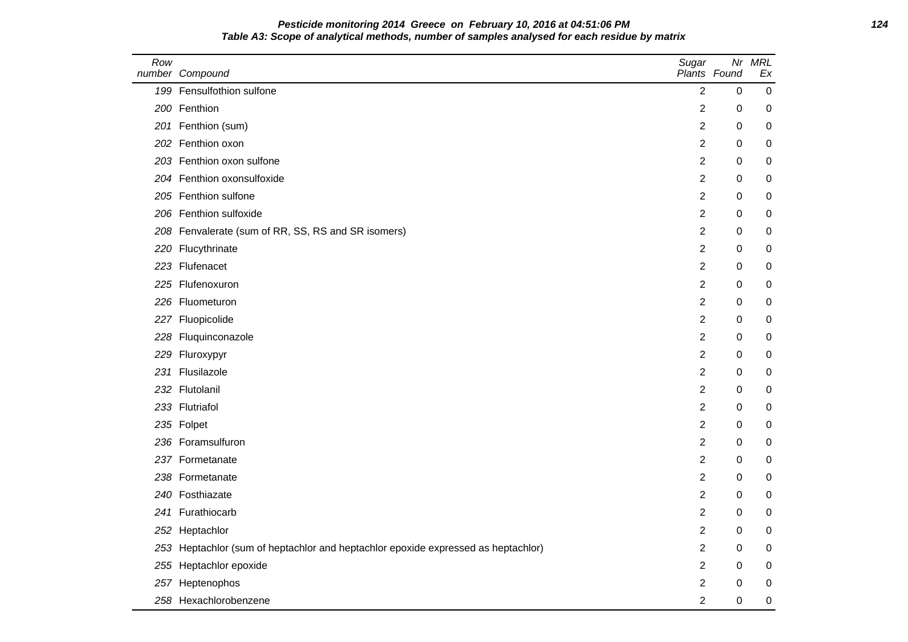**Pesticide monitoring 2014 Greece on February 10, 2016 at 04:51:06 PM**

**Table A3: Scope of analytical methods, number of samples analysed for each residue by matrix**

| Row number | Compound | Sugar Plants | Nr Found | MRL Ex |
|---|---|---|---|---|
| 199 | Fensulfothion sulfone | 2 | 0 | 0 |
| 200 | Fenthion | 2 | 0 | 0 |
| 201 | Fenthion (sum) | 2 | 0 | 0 |
| 202 | Fenthion oxon | 2 | 0 | 0 |
| 203 | Fenthion oxon sulfone | 2 | 0 | 0 |
| 204 | Fenthion oxonsulfoxide | 2 | 0 | 0 |
| 205 | Fenthion sulfone | 2 | 0 | 0 |
| 206 | Fenthion sulfoxide | 2 | 0 | 0 |
| 208 | Fenvalerate (sum of RR, SS, RS and SR isomers) | 2 | 0 | 0 |
| 220 | Flucythrinate | 2 | 0 | 0 |
| 223 | Flufenacet | 2 | 0 | 0 |
| 225 | Flufenoxuron | 2 | 0 | 0 |
| 226 | Fluometuron | 2 | 0 | 0 |
| 227 | Fluopicolide | 2 | 0 | 0 |
| 228 | Fluquinconazole | 2 | 0 | 0 |
| 229 | Fluroxypyr | 2 | 0 | 0 |
| 231 | Flusilazole | 2 | 0 | 0 |
| 232 | Flutolanil | 2 | 0 | 0 |
| 233 | Flutriafol | 2 | 0 | 0 |
| 235 | Folpet | 2 | 0 | 0 |
| 236 | Foramsulfuron | 2 | 0 | 0 |
| 237 | Formetanate | 2 | 0 | 0 |
| 238 | Formetanate | 2 | 0 | 0 |
| 240 | Fosthiazate | 2 | 0 | 0 |
| 241 | Furathiocarb | 2 | 0 | 0 |
| 252 | Heptachlor | 2 | 0 | 0 |
| 253 | Heptachlor (sum of heptachlor and heptachlor epoxide expressed as heptachlor) | 2 | 0 | 0 |
| 255 | Heptachlor epoxide | 2 | 0 | 0 |
| 257 | Heptenophos | 2 | 0 | 0 |
| 258 | Hexachlorobenzene | 2 | 0 | 0 |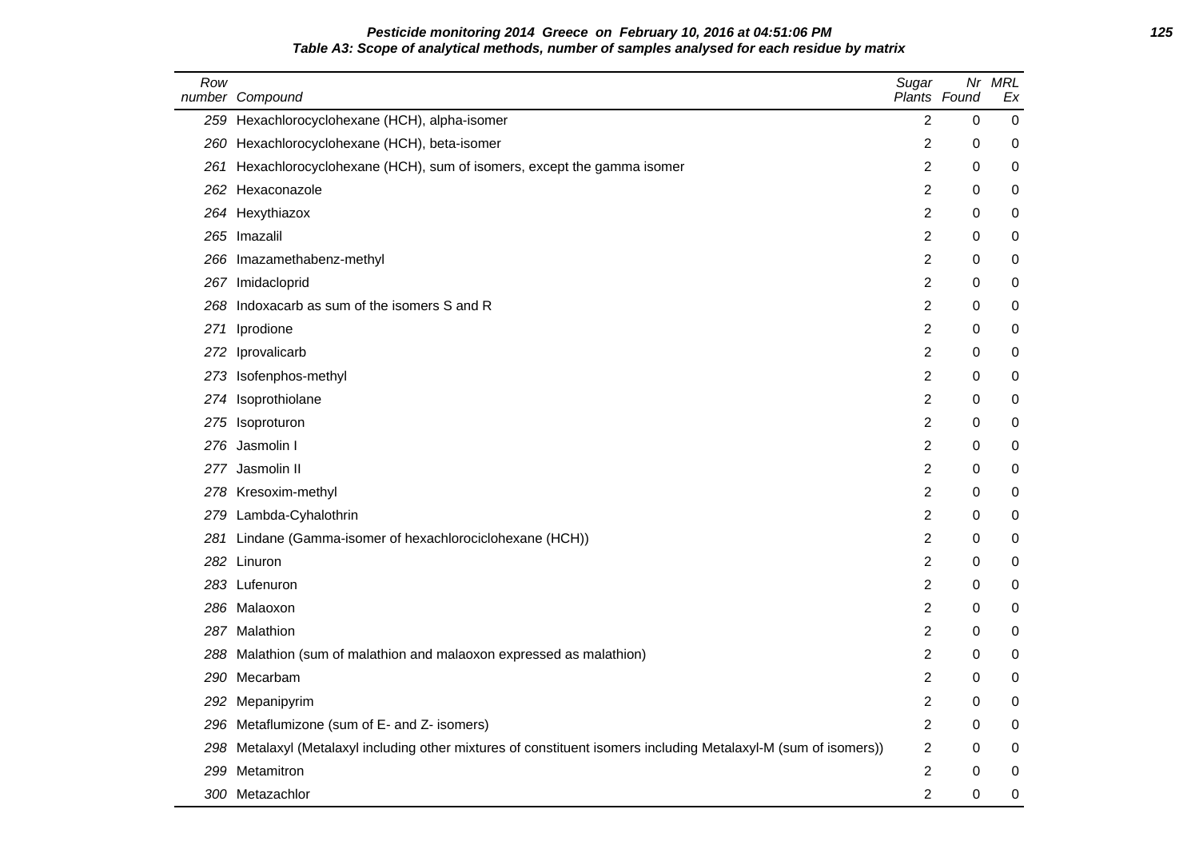**Pesticide monitoring 2014 Greece on February 10, 2016 at 04:51:06 PM**

**Table A3: Scope of analytical methods, number of samples analysed for each residue by matrix**

| Row number | Compound | Sugar Plants | Nr Found | MRL Ex |
|---|---|---|---|---|
| 259 | Hexachlorocyclohexane (HCH), alpha-isomer | 2 | 0 | 0 |
| 260 | Hexachlorocyclohexane (HCH), beta-isomer | 2 | 0 | 0 |
| 261 | Hexachlorocyclohexane (HCH), sum of isomers, except the gamma isomer | 2 | 0 | 0 |
| 262 | Hexaconazole | 2 | 0 | 0 |
| 264 | Hexythiazox | 2 | 0 | 0 |
| 265 | Imazalil | 2 | 0 | 0 |
| 266 | Imazamethabenz-methyl | 2 | 0 | 0 |
| 267 | Imidacloprid | 2 | 0 | 0 |
| 268 | Indoxacarb as sum of the isomers S and R | 2 | 0 | 0 |
| 271 | Iprodione | 2 | 0 | 0 |
| 272 | Iprovalicarb | 2 | 0 | 0 |
| 273 | Isofenphos-methyl | 2 | 0 | 0 |
| 274 | Isoprothiolane | 2 | 0 | 0 |
| 275 | Isoproturon | 2 | 0 | 0 |
| 276 | Jasmolin I | 2 | 0 | 0 |
| 277 | Jasmolin II | 2 | 0 | 0 |
| 278 | Kresoxim-methyl | 2 | 0 | 0 |
| 279 | Lambda-Cyhalothrin | 2 | 0 | 0 |
| 281 | Lindane (Gamma-isomer of hexachlorociclohexane (HCH)) | 2 | 0 | 0 |
| 282 | Linuron | 2 | 0 | 0 |
| 283 | Lufenuron | 2 | 0 | 0 |
| 286 | Malaoxon | 2 | 0 | 0 |
| 287 | Malathion | 2 | 0 | 0 |
| 288 | Malathion (sum of malathion and malaoxon expressed as malathion) | 2 | 0 | 0 |
| 290 | Mecarbam | 2 | 0 | 0 |
| 292 | Mepanipyrim | 2 | 0 | 0 |
| 296 | Metaflumizone (sum of E- and Z- isomers) | 2 | 0 | 0 |
| 298 | Metalaxyl (Metalaxyl including other mixtures of constituent isomers including Metalaxyl-M (sum of isomers)) | 2 | 0 | 0 |
| 299 | Metamitron | 2 | 0 | 0 |
| 300 | Metazachlor | 2 | 0 | 0 |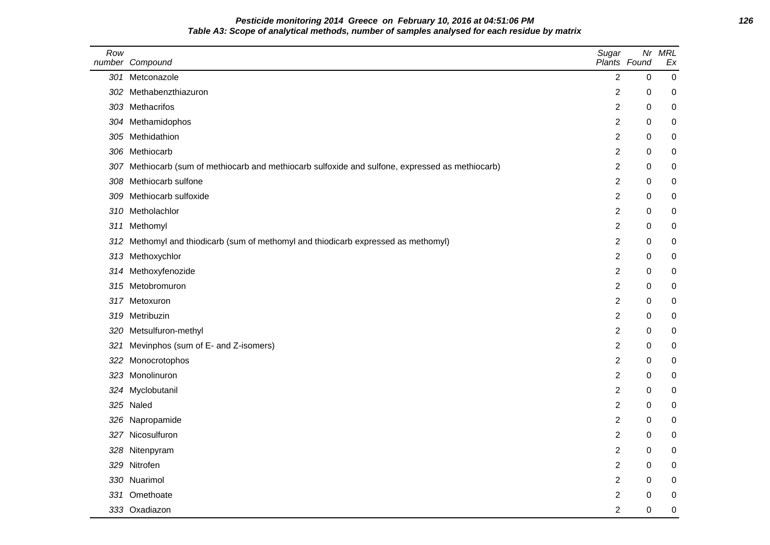**Pesticide monitoring 2014 Greece on February 10, 2016 at 04:51:06 PM**

**Table A3: Scope of analytical methods, number of samples analysed for each residue by matrix**

| Row number | Compound | Sugar Plants | Nr Found | MRL Ex |
|---|---|---|---|---|
| 301 | Metconazole | 2 | 0 | 0 |
| 302 | Methabenzthiazuron | 2 | 0 | 0 |
| 303 | Methacrifos | 2 | 0 | 0 |
| 304 | Methamidophos | 2 | 0 | 0 |
| 305 | Methidathion | 2 | 0 | 0 |
| 306 | Methiocarb | 2 | 0 | 0 |
| 307 | Methiocarb (sum of methiocarb and methiocarb sulfoxide and sulfone, expressed as methiocarb) | 2 | 0 | 0 |
| 308 | Methiocarb sulfone | 2 | 0 | 0 |
| 309 | Methiocarb sulfoxide | 2 | 0 | 0 |
| 310 | Metholachlor | 2 | 0 | 0 |
| 311 | Methomyl | 2 | 0 | 0 |
| 312 | Methomyl and thiodicarb (sum of methomyl and thiodicarb expressed as methomyl) | 2 | 0 | 0 |
| 313 | Methoxychlor | 2 | 0 | 0 |
| 314 | Methoxyfenozide | 2 | 0 | 0 |
| 315 | Metobromuron | 2 | 0 | 0 |
| 317 | Metoxuron | 2 | 0 | 0 |
| 319 | Metribuzin | 2 | 0 | 0 |
| 320 | Metsulfuron-methyl | 2 | 0 | 0 |
| 321 | Mevinphos (sum of E- and Z-isomers) | 2 | 0 | 0 |
| 322 | Monocrotophos | 2 | 0 | 0 |
| 323 | Monolinuron | 2 | 0 | 0 |
| 324 | Myclobutanil | 2 | 0 | 0 |
| 325 | Naled | 2 | 0 | 0 |
| 326 | Napropamide | 2 | 0 | 0 |
| 327 | Nicosulfuron | 2 | 0 | 0 |
| 328 | Nitenpyram | 2 | 0 | 0 |
| 329 | Nitrofen | 2 | 0 | 0 |
| 330 | Nuarimol | 2 | 0 | 0 |
| 331 | Omethoate | 2 | 0 | 0 |
| 333 | Oxadiazon | 2 | 0 | 0 |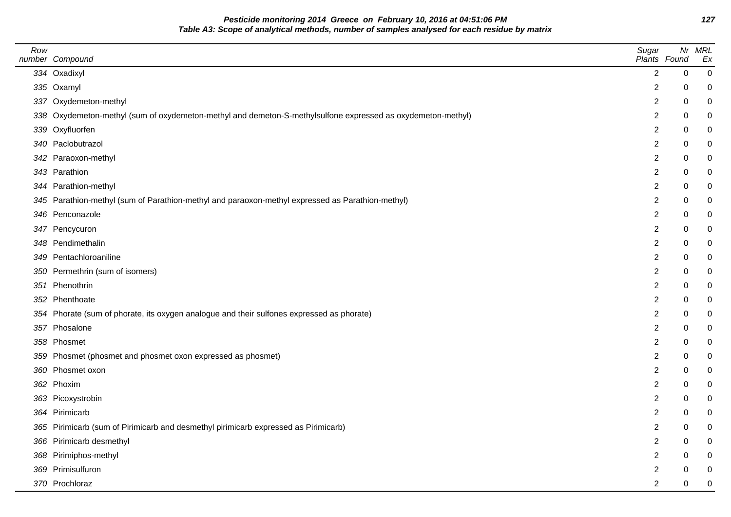**Pesticide monitoring 2014 Greece on February 10, 2016 at 04:51:06 PM**
**Table A3: Scope of analytical methods, number of samples analysed for each residue by matrix**

| Row number | Compound | Sugar Plants | Nr Found | MRL Ex |
|---|---|---|---|---|
| 334 | Oxadixyl | 2 | 0 | 0 |
| 335 | Oxamyl | 2 | 0 | 0 |
| 337 | Oxydemeton-methyl | 2 | 0 | 0 |
| 338 | Oxydemeton-methyl (sum of oxydemeton-methyl and demeton-S-methylsulfone expressed as oxydemeton-methyl) | 2 | 0 | 0 |
| 339 | Oxyfluorfen | 2 | 0 | 0 |
| 340 | Paclobutrazol | 2 | 0 | 0 |
| 342 | Paraoxon-methyl | 2 | 0 | 0 |
| 343 | Parathion | 2 | 0 | 0 |
| 344 | Parathion-methyl | 2 | 0 | 0 |
| 345 | Parathion-methyl (sum of Parathion-methyl and paraoxon-methyl expressed as Parathion-methyl) | 2 | 0 | 0 |
| 346 | Penconazole | 2 | 0 | 0 |
| 347 | Pencycuron | 2 | 0 | 0 |
| 348 | Pendimethalin | 2 | 0 | 0 |
| 349 | Pentachloroaniline | 2 | 0 | 0 |
| 350 | Permethrin (sum of isomers) | 2 | 0 | 0 |
| 351 | Phenothrin | 2 | 0 | 0 |
| 352 | Phenthoate | 2 | 0 | 0 |
| 354 | Phorate (sum of phorate, its oxygen analogue and their sulfones expressed as phorate) | 2 | 0 | 0 |
| 357 | Phosalone | 2 | 0 | 0 |
| 358 | Phosmet | 2 | 0 | 0 |
| 359 | Phosmet (phosmet and phosmet oxon expressed as phosmet) | 2 | 0 | 0 |
| 360 | Phosmet oxon | 2 | 0 | 0 |
| 362 | Phoxim | 2 | 0 | 0 |
| 363 | Picoxystrobin | 2 | 0 | 0 |
| 364 | Pirimicarb | 2 | 0 | 0 |
| 365 | Pirimicarb (sum of Pirimicarb and desmethyl pirimicarb expressed as Pirimicarb) | 2 | 0 | 0 |
| 366 | Pirimicarb desmethyl | 2 | 0 | 0 |
| 368 | Pirimiphos-methyl | 2 | 0 | 0 |
| 369 | Primisulfuron | 2 | 0 | 0 |
| 370 | Prochloraz | 2 | 0 | 0 |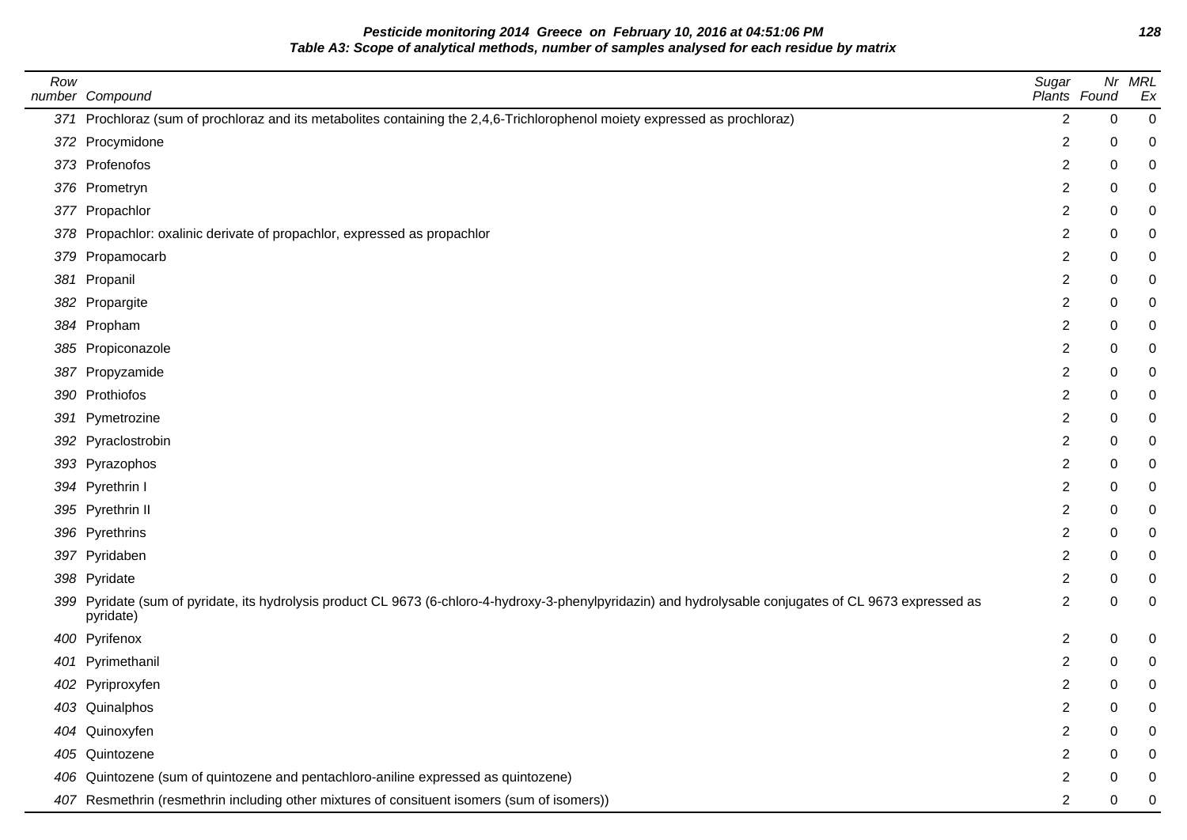**Pesticide monitoring 2014 Greece on February 10, 2016 at 04:51:06 PM**
**Table A3: Scope of analytical methods, number of samples analysed for each residue by matrix**

| Row number | Compound | Sugar Plants | Nr Found | MRL Ex |
|---|---|---|---|---|
| 371 | Prochloraz (sum of prochloraz and its metabolites containing the 2,4,6-Trichlorophenol moiety expressed as prochloraz) | 2 | 0 | 0 |
| 372 | Procymidone | 2 | 0 | 0 |
| 373 | Profenofos | 2 | 0 | 0 |
| 376 | Prometryn | 2 | 0 | 0 |
| 377 | Propachlor | 2 | 0 | 0 |
| 378 | Propachlor: oxalinic derivate of propachlor, expressed as propachlor | 2 | 0 | 0 |
| 379 | Propamocarb | 2 | 0 | 0 |
| 381 | Propanil | 2 | 0 | 0 |
| 382 | Propargite | 2 | 0 | 0 |
| 384 | Propham | 2 | 0 | 0 |
| 385 | Propiconazole | 2 | 0 | 0 |
| 387 | Propyzamide | 2 | 0 | 0 |
| 390 | Prothiofos | 2 | 0 | 0 |
| 391 | Pymetrozine | 2 | 0 | 0 |
| 392 | Pyraclostrobin | 2 | 0 | 0 |
| 393 | Pyrazophos | 2 | 0 | 0 |
| 394 | Pyrethrin I | 2 | 0 | 0 |
| 395 | Pyrethrin II | 2 | 0 | 0 |
| 396 | Pyrethrins | 2 | 0 | 0 |
| 397 | Pyridaben | 2 | 0 | 0 |
| 398 | Pyridate | 2 | 0 | 0 |
| 399 | Pyridate (sum of pyridate, its hydrolysis product CL 9673 (6-chloro-4-hydroxy-3-phenylpyridazin) and hydrolysable conjugates of CL 9673 expressed as pyridate) | 2 | 0 | 0 |
| 400 | Pyrifenox | 2 | 0 | 0 |
| 401 | Pyrimethanil | 2 | 0 | 0 |
| 402 | Pyriproxyfen | 2 | 0 | 0 |
| 403 | Quinalphos | 2 | 0 | 0 |
| 404 | Quinoxyfen | 2 | 0 | 0 |
| 405 | Quintozene | 2 | 0 | 0 |
| 406 | Quintozene (sum of quintozene and pentachloro-aniline expressed as quintozene) | 2 | 0 | 0 |
| 407 | Resmethrin (resmethrin including other mixtures of consituent isomers (sum of isomers)) | 2 | 0 | 0 |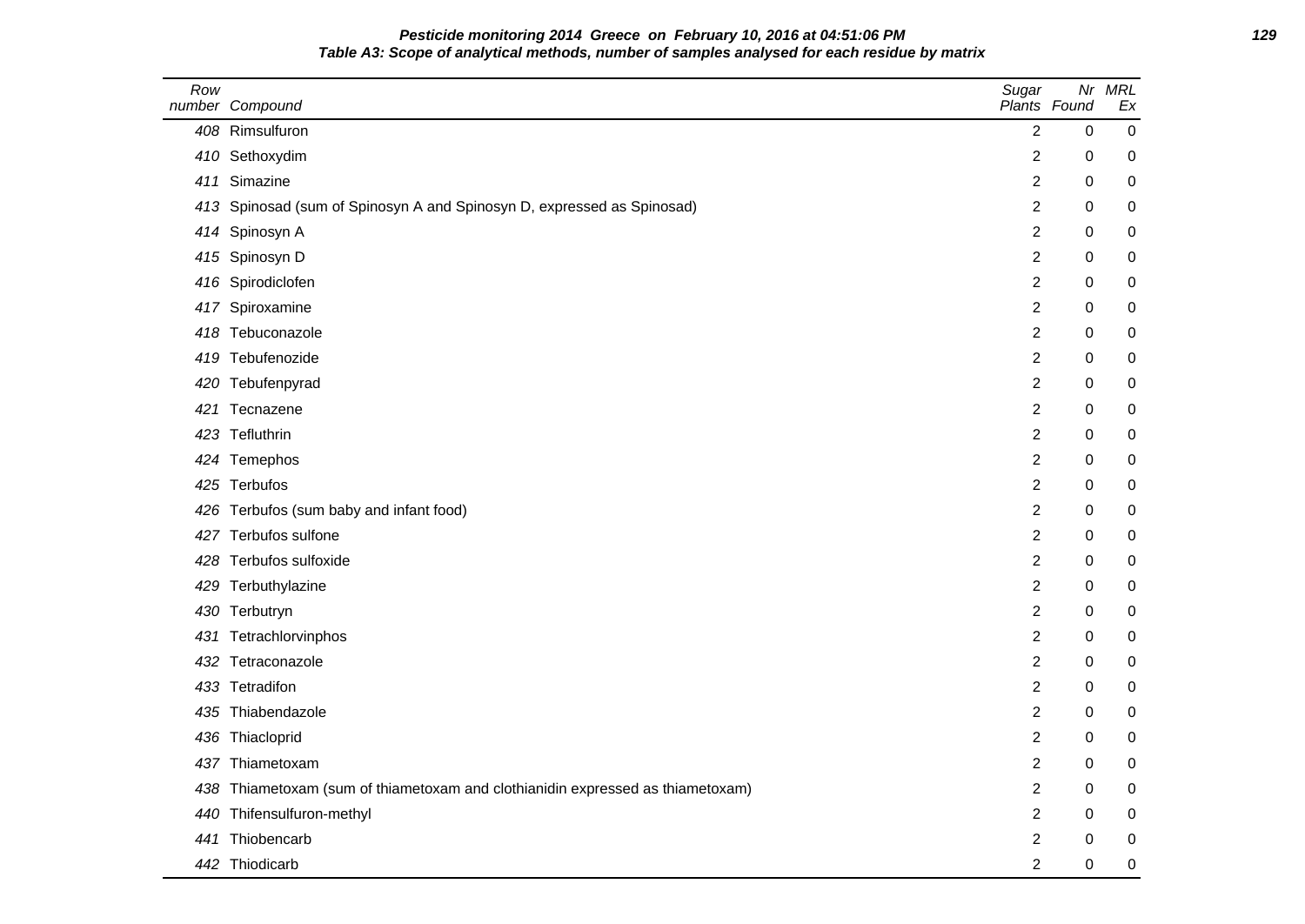**Pesticide monitoring 2014 Greece on February 10, 2016 at 04:51:06 PM**
**Table A3: Scope of analytical methods, number of samples analysed for each residue by matrix**

| Row number | Compound | Sugar Plants | Nr Found | MRL Ex |
|---|---|---|---|---|
| 408 | Rimsulfuron | 2 | 0 | 0 |
| 410 | Sethoxydim | 2 | 0 | 0 |
| 411 | Simazine | 2 | 0 | 0 |
| 413 | Spinosad (sum of Spinosyn A and Spinosyn D, expressed as Spinosad) | 2 | 0 | 0 |
| 414 | Spinosyn A | 2 | 0 | 0 |
| 415 | Spinosyn D | 2 | 0 | 0 |
| 416 | Spirodiclofen | 2 | 0 | 0 |
| 417 | Spiroxamine | 2 | 0 | 0 |
| 418 | Tebuconazole | 2 | 0 | 0 |
| 419 | Tebufenozide | 2 | 0 | 0 |
| 420 | Tebufenpyrad | 2 | 0 | 0 |
| 421 | Tecnazene | 2 | 0 | 0 |
| 423 | Tefluthrin | 2 | 0 | 0 |
| 424 | Temephos | 2 | 0 | 0 |
| 425 | Terbufos | 2 | 0 | 0 |
| 426 | Terbufos (sum baby and infant food) | 2 | 0 | 0 |
| 427 | Terbufos sulfone | 2 | 0 | 0 |
| 428 | Terbufos sulfoxide | 2 | 0 | 0 |
| 429 | Terbuthylazine | 2 | 0 | 0 |
| 430 | Terbutryn | 2 | 0 | 0 |
| 431 | Tetrachlorvinphos | 2 | 0 | 0 |
| 432 | Tetraconazole | 2 | 0 | 0 |
| 433 | Tetradifon | 2 | 0 | 0 |
| 435 | Thiabendazole | 2 | 0 | 0 |
| 436 | Thiacloprid | 2 | 0 | 0 |
| 437 | Thiametoxam | 2 | 0 | 0 |
| 438 | Thiametoxam (sum of thiametoxam and clothianidin expressed as thiametoxam) | 2 | 0 | 0 |
| 440 | Thifensulfuron-methyl | 2 | 0 | 0 |
| 441 | Thiobencarb | 2 | 0 | 0 |
| 442 | Thiodicarb | 2 | 0 | 0 |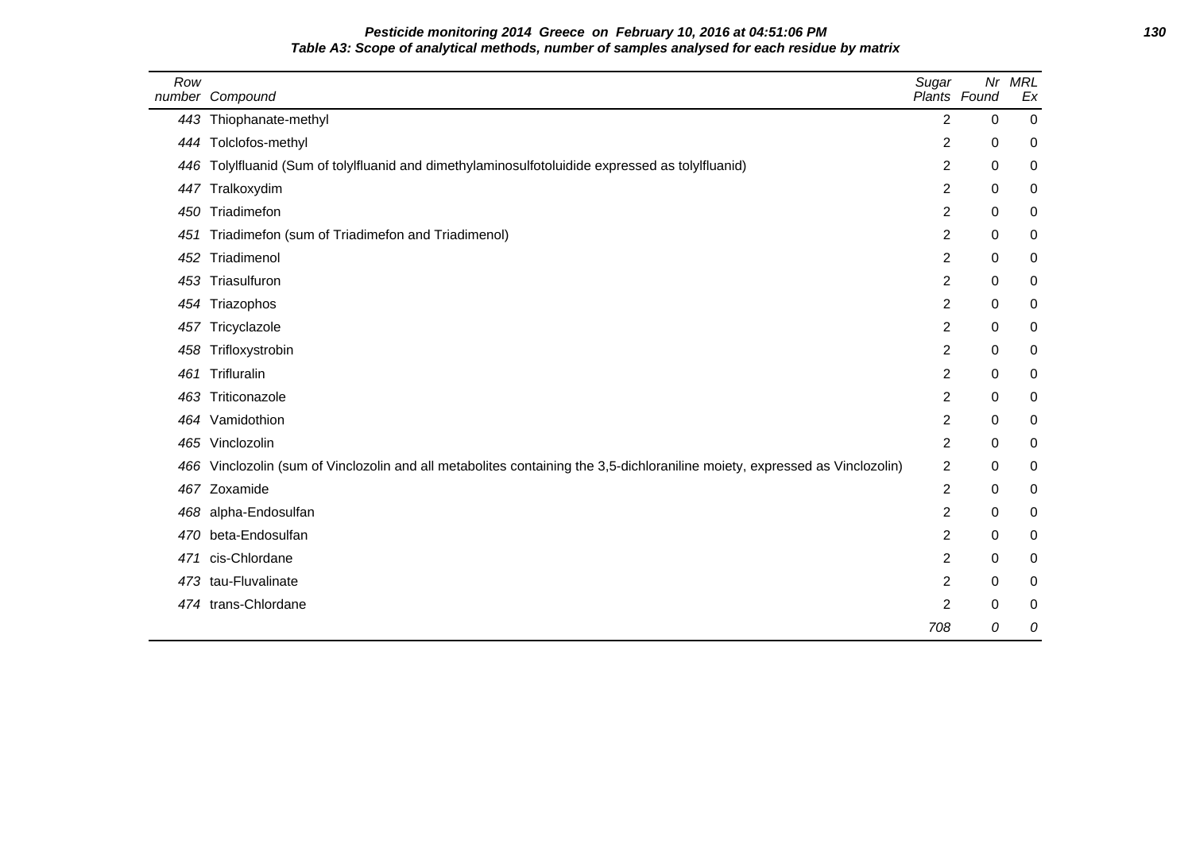**Pesticide monitoring 2014 Greece on February 10, 2016 at 04:51:06 PM**

**Table A3: Scope of analytical methods, number of samples analysed for each residue by matrix**

| Row number | Compound | Sugar Plants | Nr Found | MRL Ex |
|---|---|---|---|---|
| 443 | Thiophanate-methyl | 2 | 0 | 0 |
| 444 | Tolclofos-methyl | 2 | 0 | 0 |
| 446 | Tolylfluanid (Sum of tolylfluanid and dimethylaminosulfotoluidide expressed as tolylfluanid) | 2 | 0 | 0 |
| 447 | Tralkoxydim | 2 | 0 | 0 |
| 450 | Triadimefon | 2 | 0 | 0 |
| 451 | Triadimefon (sum of Triadimefon and Triadimenol) | 2 | 0 | 0 |
| 452 | Triadimenol | 2 | 0 | 0 |
| 453 | Triasulfuron | 2 | 0 | 0 |
| 454 | Triazophos | 2 | 0 | 0 |
| 457 | Tricyclazole | 2 | 0 | 0 |
| 458 | Trifloxystrobin | 2 | 0 | 0 |
| 461 | Trifluralin | 2 | 0 | 0 |
| 463 | Triticonazole | 2 | 0 | 0 |
| 464 | Vamidothion | 2 | 0 | 0 |
| 465 | Vinclozolin | 2 | 0 | 0 |
| 466 | Vinclozolin (sum of Vinclozolin and all metabolites containing the 3,5-dichloraniline moiety, expressed as Vinclozolin) | 2 | 0 | 0 |
| 467 | Zoxamide | 2 | 0 | 0 |
| 468 | alpha-Endosulfan | 2 | 0 | 0 |
| 470 | beta-Endosulfan | 2 | 0 | 0 |
| 471 | cis-Chlordane | 2 | 0 | 0 |
| 473 | tau-Fluvalinate | 2 | 0 | 0 |
| 474 | trans-Chlordane | 2 | 0 | 0 |
| | | *708* | *0* | *0* |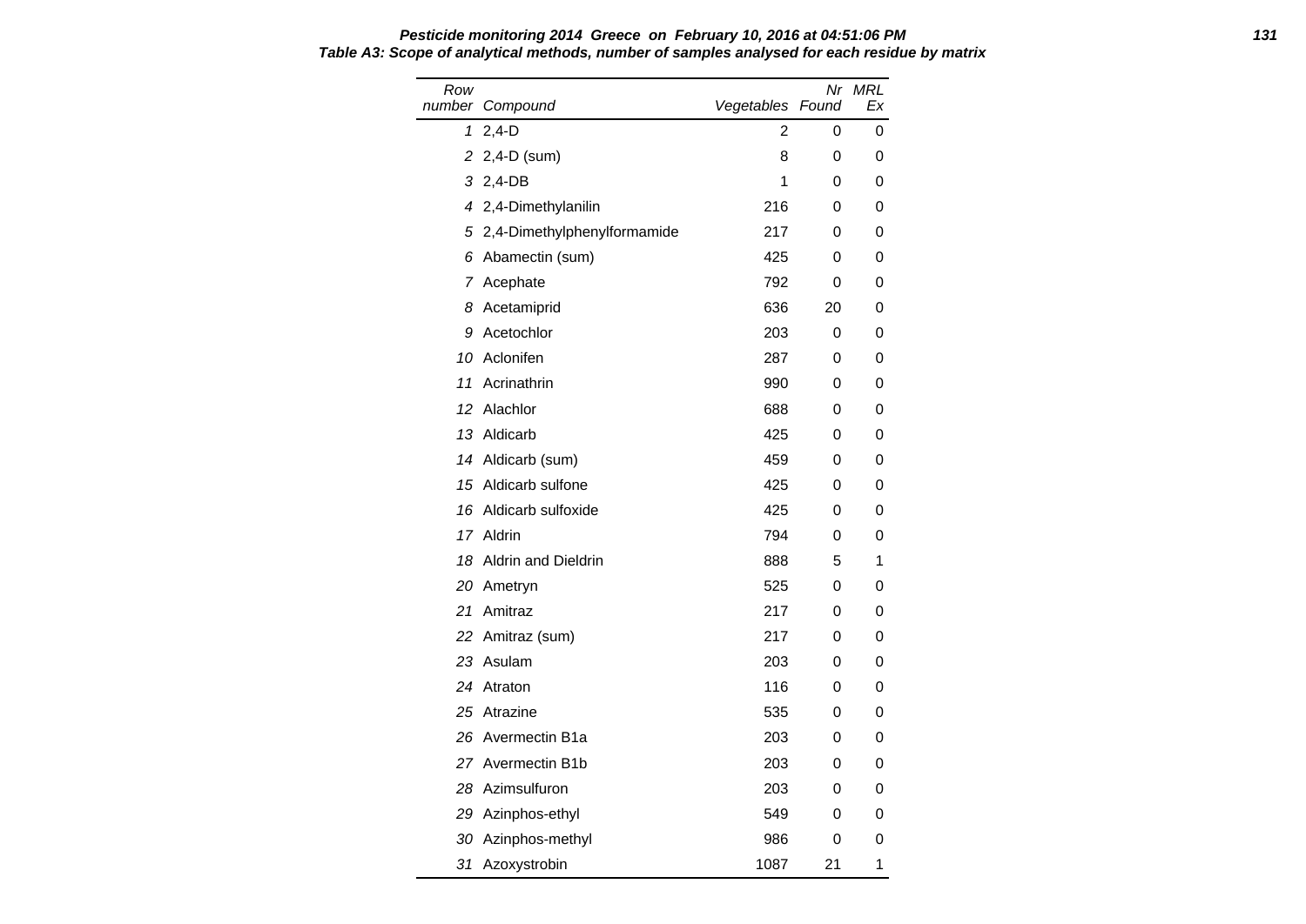***Pesticide monitoring 2014 Greece on February 10, 2016 at 04:51:06 PM***

***Table A3: Scope of analytical methods, number of samples analysed for each residue by matrix***

| *Row number* | *Compound* | *Vegetables* | *Nr Found* | *MRL Ex* |
|---|---|---|---|---|
| *1* | 2,4-D | 2 | 0 | 0 |
| *2* | 2,4-D (sum) | 8 | 0 | 0 |
| *3* | 2,4-DB | 1 | 0 | 0 |
| *4* | 2,4-Dimethylanilin | 216 | 0 | 0 |
| *5* | 2,4-Dimethylphenylformamide | 217 | 0 | 0 |
| *6* | Abamectin (sum) | 425 | 0 | 0 |
| *7* | Acephate | 792 | 0 | 0 |
| *8* | Acetamiprid | 636 | 20 | 0 |
| *9* | Acetochlor | 203 | 0 | 0 |
| *10* | Aclonifen | 287 | 0 | 0 |
| *11* | Acrinathrin | 990 | 0 | 0 |
| *12* | Alachlor | 688 | 0 | 0 |
| *13* | Aldicarb | 425 | 0 | 0 |
| *14* | Aldicarb (sum) | 459 | 0 | 0 |
| *15* | Aldicarb sulfone | 425 | 0 | 0 |
| *16* | Aldicarb sulfoxide | 425 | 0 | 0 |
| *17* | Aldrin | 794 | 0 | 0 |
| *18* | Aldrin and Dieldrin | 888 | 5 | 1 |
| *20* | Ametryn | 525 | 0 | 0 |
| *21* | Amitraz | 217 | 0 | 0 |
| *22* | Amitraz (sum) | 217 | 0 | 0 |
| *23* | Asulam | 203 | 0 | 0 |
| *24* | Atraton | 116 | 0 | 0 |
| *25* | Atrazine | 535 | 0 | 0 |
| *26* | Avermectin B1a | 203 | 0 | 0 |
| *27* | Avermectin B1b | 203 | 0 | 0 |
| *28* | Azimsulfuron | 203 | 0 | 0 |
| *29* | Azinphos-ethyl | 549 | 0 | 0 |
| *30* | Azinphos-methyl | 986 | 0 | 0 |
| *31* | Azoxystrobin | 1087 | 21 | 1 |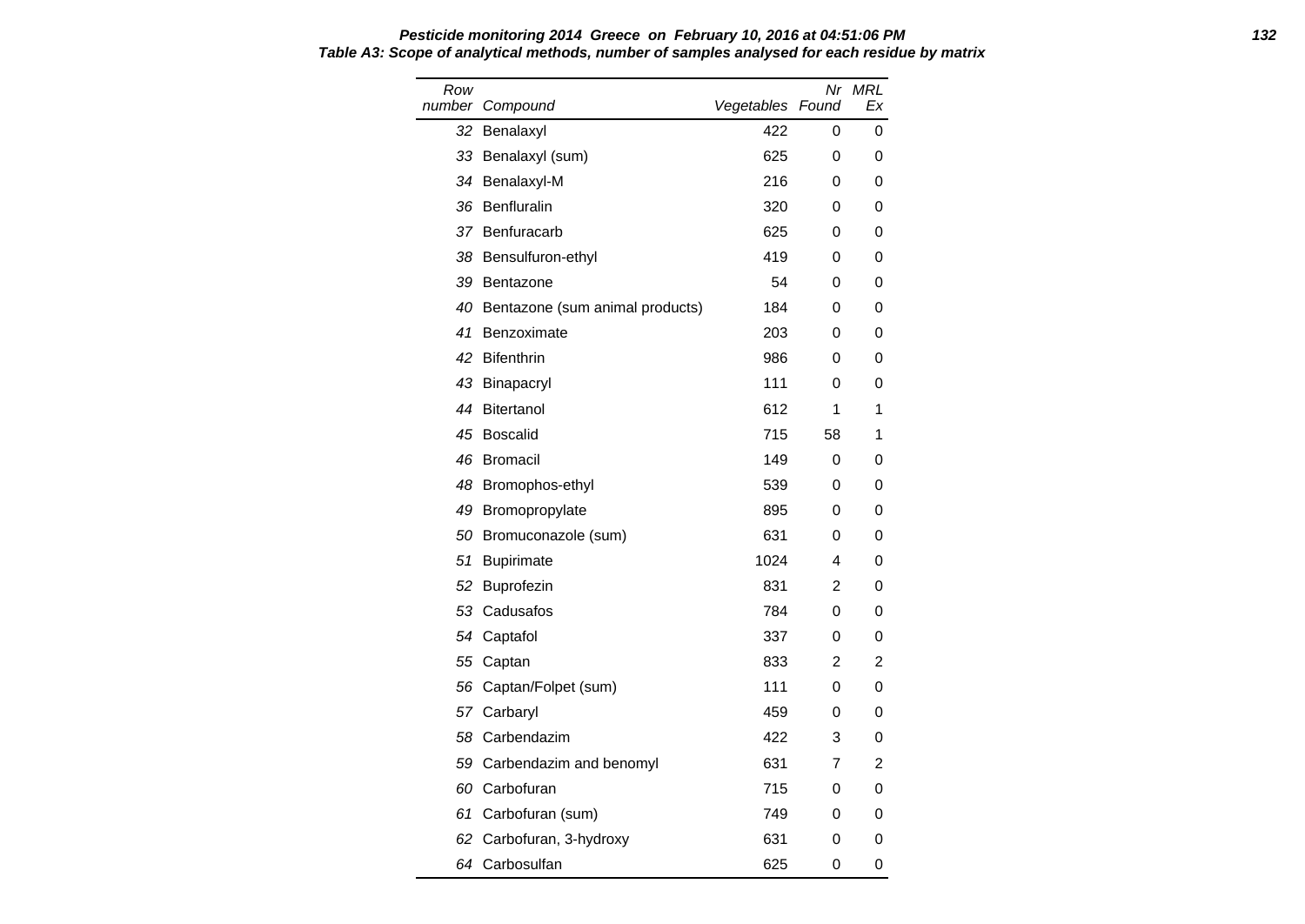**Pesticide monitoring 2014 Greece on February 10, 2016 at 04:51:06 PM**

**Table A3: Scope of analytical methods, number of samples analysed for each residue by matrix**

| Row number | Compound | Vegetables | Nr Found | MRL Ex |
|---|---|---|---|---|
| 32 | Benalaxyl | 422 | 0 | 0 |
| 33 | Benalaxyl (sum) | 625 | 0 | 0 |
| 34 | Benalaxyl-M | 216 | 0 | 0 |
| 36 | Benfluralin | 320 | 0 | 0 |
| 37 | Benfuracarb | 625 | 0 | 0 |
| 38 | Bensulfuron-ethyl | 419 | 0 | 0 |
| 39 | Bentazone | 54 | 0 | 0 |
| 40 | Bentazone (sum animal products) | 184 | 0 | 0 |
| 41 | Benzoximate | 203 | 0 | 0 |
| 42 | Bifenthrin | 986 | 0 | 0 |
| 43 | Binapacryl | 111 | 0 | 0 |
| 44 | Bitertanol | 612 | 1 | 1 |
| 45 | Boscalid | 715 | 58 | 1 |
| 46 | Bromacil | 149 | 0 | 0 |
| 48 | Bromophos-ethyl | 539 | 0 | 0 |
| 49 | Bromopropylate | 895 | 0 | 0 |
| 50 | Bromuconazole (sum) | 631 | 0 | 0 |
| 51 | Bupirimate | 1024 | 4 | 0 |
| 52 | Buprofezin | 831 | 2 | 0 |
| 53 | Cadusafos | 784 | 0 | 0 |
| 54 | Captafol | 337 | 0 | 0 |
| 55 | Captan | 833 | 2 | 2 |
| 56 | Captan/Folpet (sum) | 111 | 0 | 0 |
| 57 | Carbaryl | 459 | 0 | 0 |
| 58 | Carbendazim | 422 | 3 | 0 |
| 59 | Carbendazim and benomyl | 631 | 7 | 2 |
| 60 | Carbofuran | 715 | 0 | 0 |
| 61 | Carbofuran (sum) | 749 | 0 | 0 |
| 62 | Carbofuran, 3-hydroxy | 631 | 0 | 0 |
| 64 | Carbosulfan | 625 | 0 | 0 |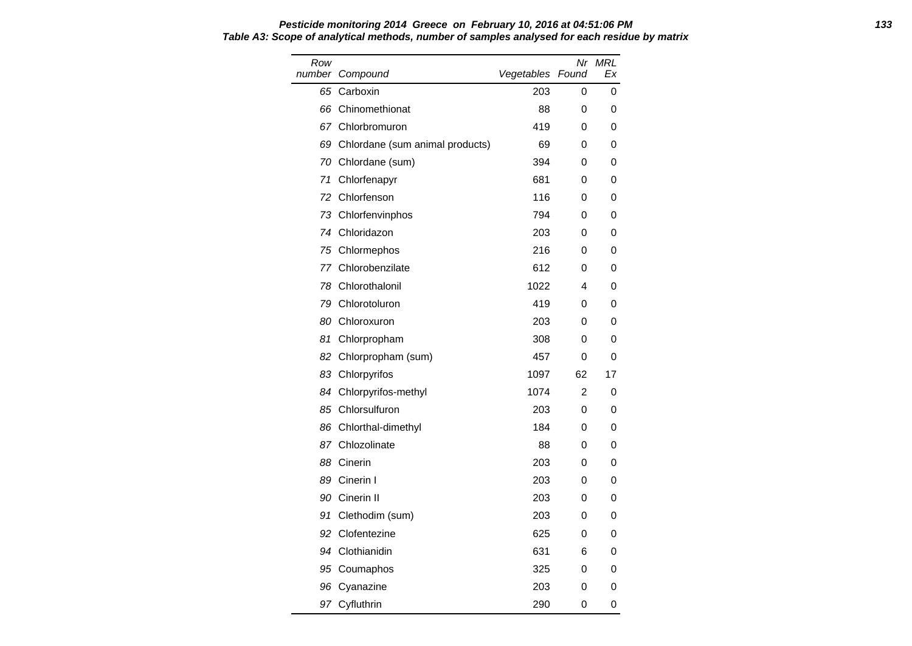**Pesticide monitoring 2014 Greece on February 10, 2016 at 04:51:06 PM**

**Table A3: Scope of analytical methods, number of samples analysed for each residue by matrix**

| Row number | Compound | Vegetables | Nr Found | MRL Ex |
|---|---|---|---|---|
| 65 | Carboxin | 203 | 0 | 0 |
| 66 | Chinomethionat | 88 | 0 | 0 |
| 67 | Chlorbromuron | 419 | 0 | 0 |
| 69 | Chlordane (sum animal products) | 69 | 0 | 0 |
| 70 | Chlordane (sum) | 394 | 0 | 0 |
| 71 | Chlorfenapyr | 681 | 0 | 0 |
| 72 | Chlorfenson | 116 | 0 | 0 |
| 73 | Chlorfenvinphos | 794 | 0 | 0 |
| 74 | Chloridazon | 203 | 0 | 0 |
| 75 | Chlormephos | 216 | 0 | 0 |
| 77 | Chlorobenzilate | 612 | 0 | 0 |
| 78 | Chlorothalonil | 1022 | 4 | 0 |
| 79 | Chlorotoluron | 419 | 0 | 0 |
| 80 | Chloroxuron | 203 | 0 | 0 |
| 81 | Chlorpropham | 308 | 0 | 0 |
| 82 | Chlorpropham (sum) | 457 | 0 | 0 |
| 83 | Chlorpyrifos | 1097 | 62 | 17 |
| 84 | Chlorpyrifos-methyl | 1074 | 2 | 0 |
| 85 | Chlorsulfuron | 203 | 0 | 0 |
| 86 | Chlorthal-dimethyl | 184 | 0 | 0 |
| 87 | Chlozolinate | 88 | 0 | 0 |
| 88 | Cinerin | 203 | 0 | 0 |
| 89 | Cinerin I | 203 | 0 | 0 |
| 90 | Cinerin II | 203 | 0 | 0 |
| 91 | Clethodim (sum) | 203 | 0 | 0 |
| 92 | Clofentezine | 625 | 0 | 0 |
| 94 | Clothianidin | 631 | 6 | 0 |
| 95 | Coumaphos | 325 | 0 | 0 |
| 96 | Cyanazine | 203 | 0 | 0 |
| 97 | Cyfluthrin | 290 | 0 | 0 |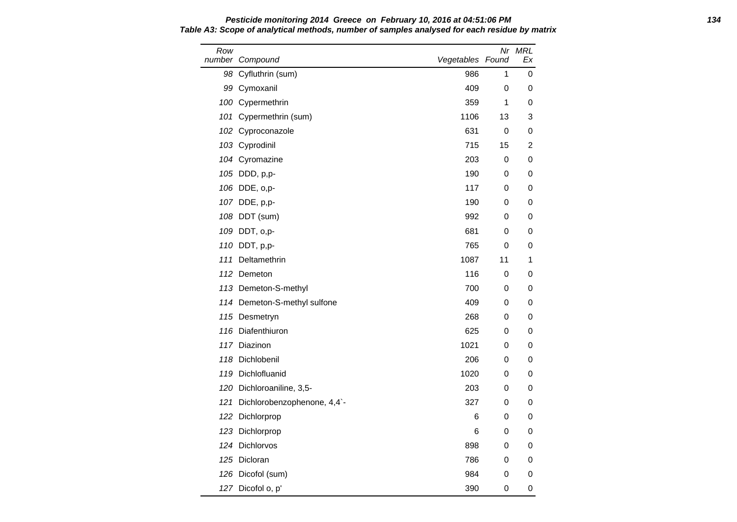**Pesticide monitoring 2014 Greece on February 10, 2016 at 04:51:06 PM**

**Table A3: Scope of analytical methods, number of samples analysed for each residue by matrix**

| Row number | Compound | Vegetables | Nr Found | MRL Ex |
|---|---|---|---|---|
| 98 | Cyfluthrin (sum) | 986 | 1 | 0 |
| 99 | Cymoxanil | 409 | 0 | 0 |
| 100 | Cypermethrin | 359 | 1 | 0 |
| 101 | Cypermethrin (sum) | 1106 | 13 | 3 |
| 102 | Cyproconazole | 631 | 0 | 0 |
| 103 | Cyprodinil | 715 | 15 | 2 |
| 104 | Cyromazine | 203 | 0 | 0 |
| 105 | DDD, p,p- | 190 | 0 | 0 |
| 106 | DDE, o,p- | 117 | 0 | 0 |
| 107 | DDE, p,p- | 190 | 0 | 0 |
| 108 | DDT (sum) | 992 | 0 | 0 |
| 109 | DDT, o,p- | 681 | 0 | 0 |
| 110 | DDT, p,p- | 765 | 0 | 0 |
| 111 | Deltamethrin | 1087 | 11 | 1 |
| 112 | Demeton | 116 | 0 | 0 |
| 113 | Demeton-S-methyl | 700 | 0 | 0 |
| 114 | Demeton-S-methyl sulfone | 409 | 0 | 0 |
| 115 | Desmetryn | 268 | 0 | 0 |
| 116 | Diafenthiuron | 625 | 0 | 0 |
| 117 | Diazinon | 1021 | 0 | 0 |
| 118 | Dichlobenil | 206 | 0 | 0 |
| 119 | Dichlofluanid | 1020 | 0 | 0 |
| 120 | Dichloroaniline, 3,5- | 203 | 0 | 0 |
| 121 | Dichlorobenzophenone, 4,4`- | 327 | 0 | 0 |
| 122 | Dichlorprop | 6 | 0 | 0 |
| 123 | Dichlorprop | 6 | 0 | 0 |
| 124 | Dichlorvos | 898 | 0 | 0 |
| 125 | Dicloran | 786 | 0 | 0 |
| 126 | Dicofol (sum) | 984 | 0 | 0 |
| 127 | Dicofol o, p' | 390 | 0 | 0 |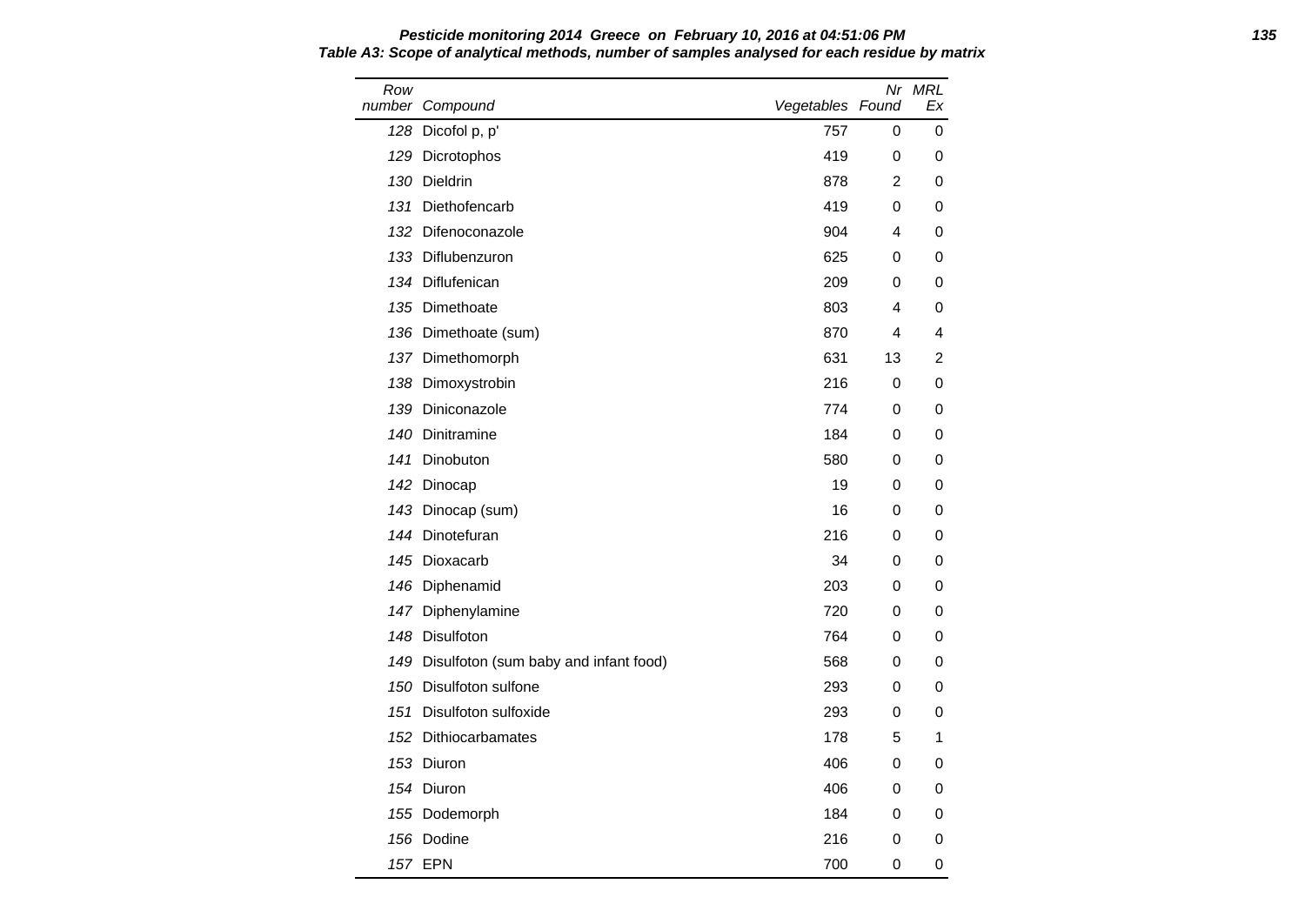**Pesticide monitoring 2014 Greece on February 10, 2016 at 04:51:06 PM**

**Table A3: Scope of analytical methods, number of samples analysed for each residue by matrix**

| Row number | Compound | Vegetables | Nr Found | MRL Ex |
|---|---|---|---|---|
| 128 | Dicofol p, p' | 757 | 0 | 0 |
| 129 | Dicrotophos | 419 | 0 | 0 |
| 130 | Dieldrin | 878 | 2 | 0 |
| 131 | Diethofencarb | 419 | 0 | 0 |
| 132 | Difenoconazole | 904 | 4 | 0 |
| 133 | Diflubenzuron | 625 | 0 | 0 |
| 134 | Diflufenican | 209 | 0 | 0 |
| 135 | Dimethoate | 803 | 4 | 0 |
| 136 | Dimethoate (sum) | 870 | 4 | 4 |
| 137 | Dimethomorph | 631 | 13 | 2 |
| 138 | Dimoxystrobin | 216 | 0 | 0 |
| 139 | Diniconazole | 774 | 0 | 0 |
| 140 | Dinitramine | 184 | 0 | 0 |
| 141 | Dinobuton | 580 | 0 | 0 |
| 142 | Dinocap | 19 | 0 | 0 |
| 143 | Dinocap (sum) | 16 | 0 | 0 |
| 144 | Dinotefuran | 216 | 0 | 0 |
| 145 | Dioxacarb | 34 | 0 | 0 |
| 146 | Diphenamid | 203 | 0 | 0 |
| 147 | Diphenylamine | 720 | 0 | 0 |
| 148 | Disulfoton | 764 | 0 | 0 |
| 149 | Disulfoton (sum baby and infant food) | 568 | 0 | 0 |
| 150 | Disulfoton sulfone | 293 | 0 | 0 |
| 151 | Disulfoton sulfoxide | 293 | 0 | 0 |
| 152 | Dithiocarbamates | 178 | 5 | 1 |
| 153 | Diuron | 406 | 0 | 0 |
| 154 | Diuron | 406 | 0 | 0 |
| 155 | Dodemorph | 184 | 0 | 0 |
| 156 | Dodine | 216 | 0 | 0 |
| 157 | EPN | 700 | 0 | 0 |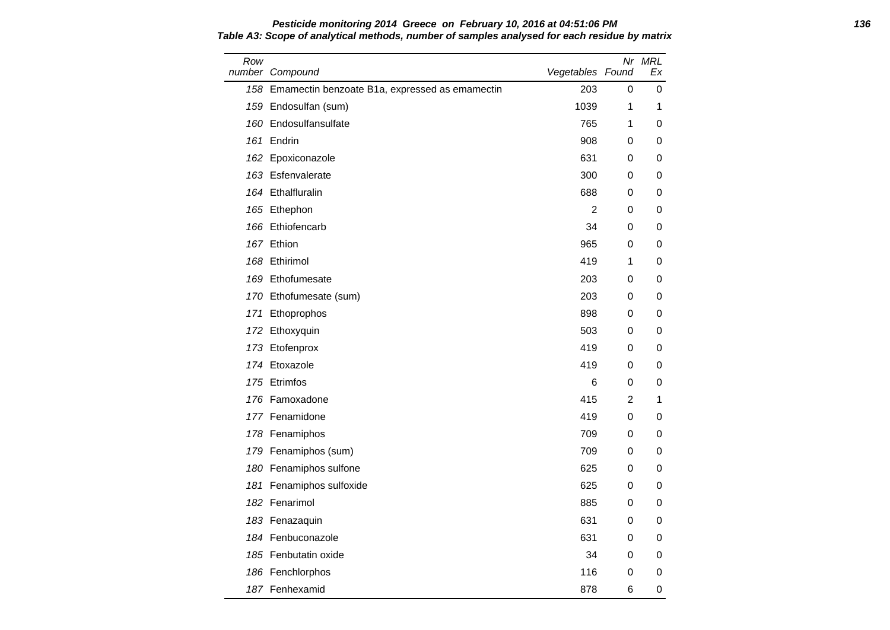**Pesticide monitoring 2014 Greece on February 10, 2016 at 04:51:06 PM**

**Table A3: Scope of analytical methods, number of samples analysed for each residue by matrix**

| Row number | Compound | Vegetables | Nr Found | MRL Ex |
|---|---|---|---|---|
| 158 | Emamectin benzoate B1a, expressed as emamectin | 203 | 0 | 0 |
| 159 | Endosulfan (sum) | 1039 | 1 | 1 |
| 160 | Endosulfansulfate | 765 | 1 | 0 |
| 161 | Endrin | 908 | 0 | 0 |
| 162 | Epoxiconazole | 631 | 0 | 0 |
| 163 | Esfenvalerate | 300 | 0 | 0 |
| 164 | Ethalfluralin | 688 | 0 | 0 |
| 165 | Ethephon | 2 | 0 | 0 |
| 166 | Ethiofencarb | 34 | 0 | 0 |
| 167 | Ethion | 965 | 0 | 0 |
| 168 | Ethirimol | 419 | 1 | 0 |
| 169 | Ethofumesate | 203 | 0 | 0 |
| 170 | Ethofumesate (sum) | 203 | 0 | 0 |
| 171 | Ethoprophos | 898 | 0 | 0 |
| 172 | Ethoxyquin | 503 | 0 | 0 |
| 173 | Etofenprox | 419 | 0 | 0 |
| 174 | Etoxazole | 419 | 0 | 0 |
| 175 | Etrimfos | 6 | 0 | 0 |
| 176 | Famoxadone | 415 | 2 | 1 |
| 177 | Fenamidone | 419 | 0 | 0 |
| 178 | Fenamiphos | 709 | 0 | 0 |
| 179 | Fenamiphos (sum) | 709 | 0 | 0 |
| 180 | Fenamiphos sulfone | 625 | 0 | 0 |
| 181 | Fenamiphos sulfoxide | 625 | 0 | 0 |
| 182 | Fenarimol | 885 | 0 | 0 |
| 183 | Fenazaquin | 631 | 0 | 0 |
| 184 | Fenbuconazole | 631 | 0 | 0 |
| 185 | Fenbutatin oxide | 34 | 0 | 0 |
| 186 | Fenchlorphos | 116 | 0 | 0 |
| 187 | Fenhexamid | 878 | 6 | 0 |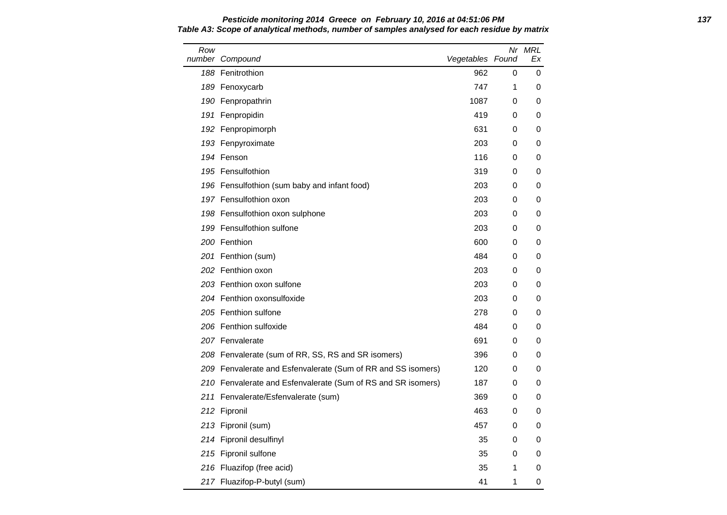**Pesticide monitoring 2014 Greece on February 10, 2016 at 04:51:06 PM**

**Table A3: Scope of analytical methods, number of samples analysed for each residue by matrix**

| Row number | Compound | Vegetables | Nr Found | MRL Ex |
|---|---|---|---|---|
| 188 | Fenitrothion | 962 | 0 | 0 |
| 189 | Fenoxycarb | 747 | 1 | 0 |
| 190 | Fenpropathrin | 1087 | 0 | 0 |
| 191 | Fenpropidin | 419 | 0 | 0 |
| 192 | Fenpropimorph | 631 | 0 | 0 |
| 193 | Fenpyroximate | 203 | 0 | 0 |
| 194 | Fenson | 116 | 0 | 0 |
| 195 | Fensulfothion | 319 | 0 | 0 |
| 196 | Fensulfothion (sum baby and infant food) | 203 | 0 | 0 |
| 197 | Fensulfothion oxon | 203 | 0 | 0 |
| 198 | Fensulfothion oxon sulphone | 203 | 0 | 0 |
| 199 | Fensulfothion sulfone | 203 | 0 | 0 |
| 200 | Fenthion | 600 | 0 | 0 |
| 201 | Fenthion (sum) | 484 | 0 | 0 |
| 202 | Fenthion oxon | 203 | 0 | 0 |
| 203 | Fenthion oxon sulfone | 203 | 0 | 0 |
| 204 | Fenthion oxonsulfoxide | 203 | 0 | 0 |
| 205 | Fenthion sulfone | 278 | 0 | 0 |
| 206 | Fenthion sulfoxide | 484 | 0 | 0 |
| 207 | Fenvalerate | 691 | 0 | 0 |
| 208 | Fenvalerate (sum of RR, SS, RS and SR isomers) | 396 | 0 | 0 |
| 209 | Fenvalerate and Esfenvalerate (Sum of RR and SS isomers) | 120 | 0 | 0 |
| 210 | Fenvalerate and Esfenvalerate (Sum of RS and SR isomers) | 187 | 0 | 0 |
| 211 | Fenvalerate/Esfenvalerate (sum) | 369 | 0 | 0 |
| 212 | Fipronil | 463 | 0 | 0 |
| 213 | Fipronil (sum) | 457 | 0 | 0 |
| 214 | Fipronil desulfinyl | 35 | 0 | 0 |
| 215 | Fipronil sulfone | 35 | 0 | 0 |
| 216 | Fluazifop (free acid) | 35 | 1 | 0 |
| 217 | Fluazifop-P-butyl (sum) | 41 | 1 | 0 |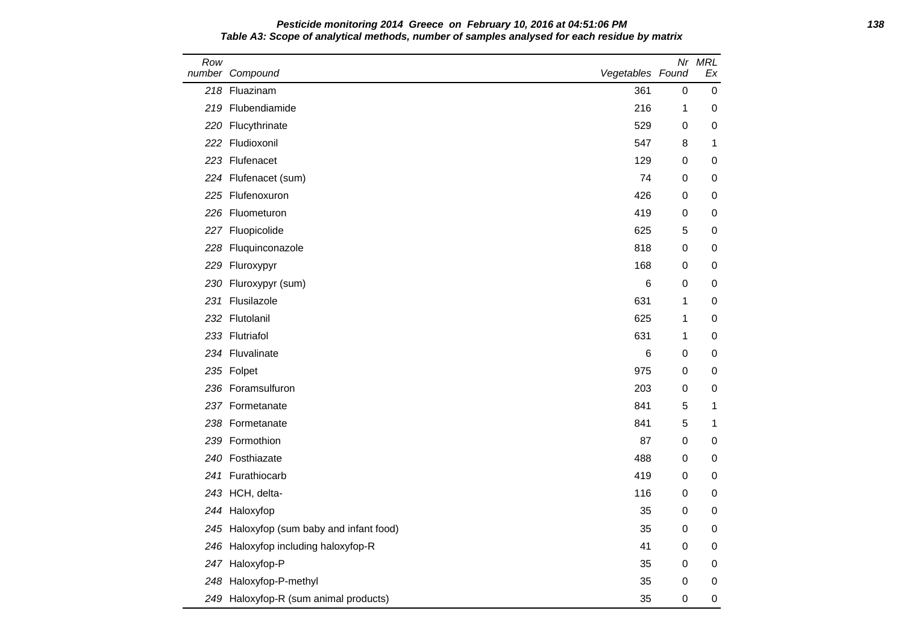**Pesticide monitoring 2014 Greece on February 10, 2016 at 04:51:06 PM**

**Table A3: Scope of analytical methods, number of samples analysed for each residue by matrix**

| Row number | Compound | Vegetables | Nr Found | MRL Ex |
|---|---|---|---|---|
| 218 | Fluazinam | 361 | 0 | 0 |
| 219 | Flubendiamide | 216 | 1 | 0 |
| 220 | Flucythrinate | 529 | 0 | 0 |
| 222 | Fludioxonil | 547 | 8 | 1 |
| 223 | Flufenacet | 129 | 0 | 0 |
| 224 | Flufenacet (sum) | 74 | 0 | 0 |
| 225 | Flufenoxuron | 426 | 0 | 0 |
| 226 | Fluometuron | 419 | 0 | 0 |
| 227 | Fluopicolide | 625 | 5 | 0 |
| 228 | Fluquinconazole | 818 | 0 | 0 |
| 229 | Fluroxypyr | 168 | 0 | 0 |
| 230 | Fluroxypyr (sum) | 6 | 0 | 0 |
| 231 | Flusilazole | 631 | 1 | 0 |
| 232 | Flutolanil | 625 | 1 | 0 |
| 233 | Flutriafol | 631 | 1 | 0 |
| 234 | Fluvalinate | 6 | 0 | 0 |
| 235 | Folpet | 975 | 0 | 0 |
| 236 | Foramsulfuron | 203 | 0 | 0 |
| 237 | Formetanate | 841 | 5 | 1 |
| 238 | Formetanate | 841 | 5 | 1 |
| 239 | Formothion | 87 | 0 | 0 |
| 240 | Fosthiazate | 488 | 0 | 0 |
| 241 | Furathiocarb | 419 | 0 | 0 |
| 243 | HCH, delta- | 116 | 0 | 0 |
| 244 | Haloxyfop | 35 | 0 | 0 |
| 245 | Haloxyfop (sum baby and infant food) | 35 | 0 | 0 |
| 246 | Haloxyfop including haloxyfop-R | 41 | 0 | 0 |
| 247 | Haloxyfop-P | 35 | 0 | 0 |
| 248 | Haloxyfop-P-methyl | 35 | 0 | 0 |
| 249 | Haloxyfop-R (sum animal products) | 35 | 0 | 0 |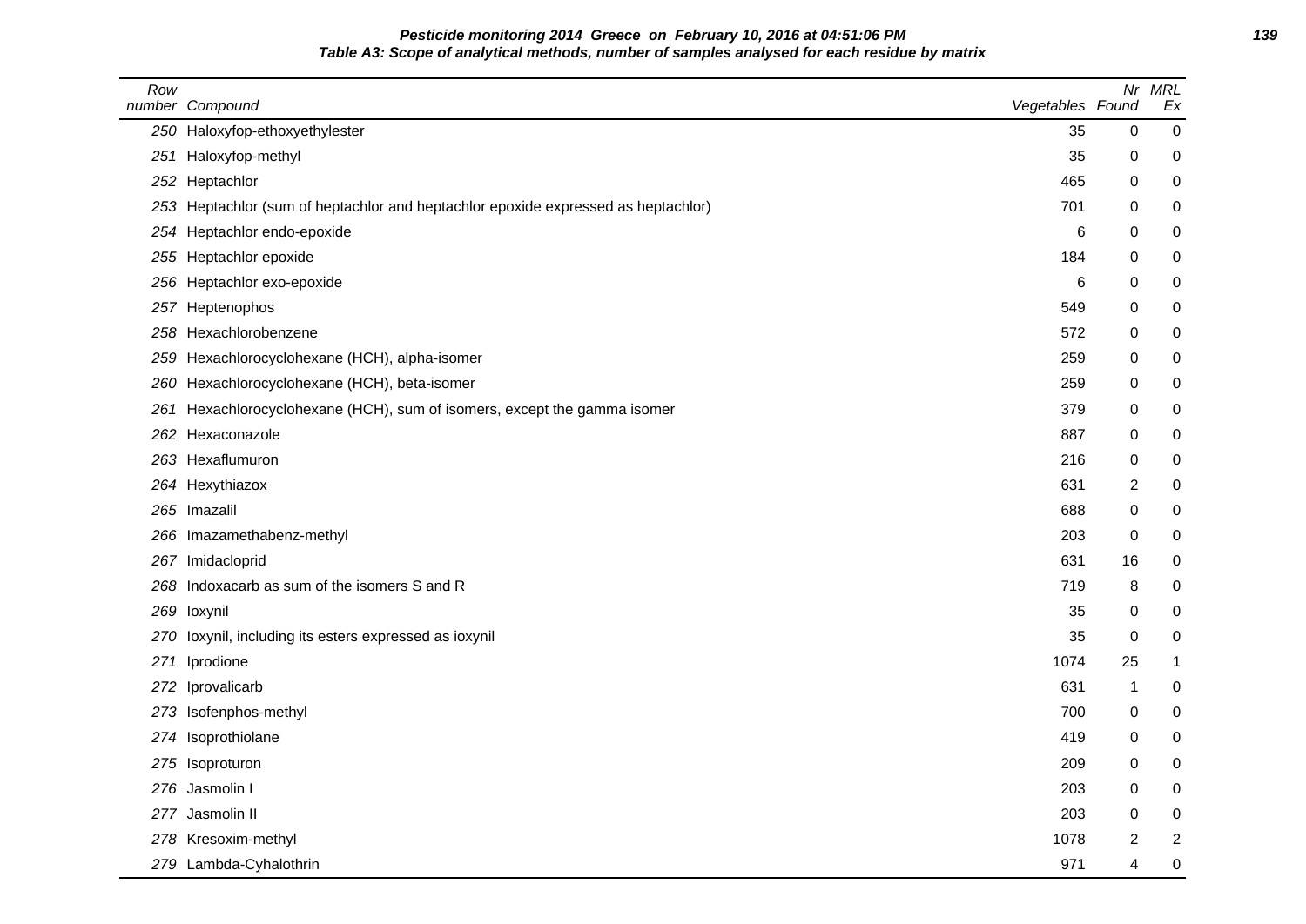**Pesticide monitoring 2014 Greece on February 10, 2016 at 04:51:06 PM**

**Table A3: Scope of analytical methods, number of samples analysed for each residue by matrix**

| Row number | Compound | Vegetables | Nr Found | MRL Ex |
|---|---|---|---|---|
| 250 | Haloxyfop-ethoxyethylester | 35 | 0 | 0 |
| 251 | Haloxyfop-methyl | 35 | 0 | 0 |
| 252 | Heptachlor | 465 | 0 | 0 |
| 253 | Heptachlor (sum of heptachlor and heptachlor epoxide expressed as heptachlor) | 701 | 0 | 0 |
| 254 | Heptachlor endo-epoxide | 6 | 0 | 0 |
| 255 | Heptachlor epoxide | 184 | 0 | 0 |
| 256 | Heptachlor exo-epoxide | 6 | 0 | 0 |
| 257 | Heptenophos | 549 | 0 | 0 |
| 258 | Hexachlorobenzene | 572 | 0 | 0 |
| 259 | Hexachlorocyclohexane (HCH), alpha-isomer | 259 | 0 | 0 |
| 260 | Hexachlorocyclohexane (HCH), beta-isomer | 259 | 0 | 0 |
| 261 | Hexachlorocyclohexane (HCH), sum of isomers, except the gamma isomer | 379 | 0 | 0 |
| 262 | Hexaconazole | 887 | 0 | 0 |
| 263 | Hexaflumuron | 216 | 0 | 0 |
| 264 | Hexythiazox | 631 | 2 | 0 |
| 265 | Imazalil | 688 | 0 | 0 |
| 266 | Imazamethabenz-methyl | 203 | 0 | 0 |
| 267 | Imidacloprid | 631 | 16 | 0 |
| 268 | Indoxacarb as sum of the isomers S and R | 719 | 8 | 0 |
| 269 | Ioxynil | 35 | 0 | 0 |
| 270 | Ioxynil, including its esters expressed as ioxynil | 35 | 0 | 0 |
| 271 | Iprodione | 1074 | 25 | 1 |
| 272 | Iprovalicarb | 631 | 1 | 0 |
| 273 | Isofenphos-methyl | 700 | 0 | 0 |
| 274 | Isoprothiolane | 419 | 0 | 0 |
| 275 | Isoproturon | 209 | 0 | 0 |
| 276 | Jasmolin I | 203 | 0 | 0 |
| 277 | Jasmolin II | 203 | 0 | 0 |
| 278 | Kresoxim-methyl | 1078 | 2 | 2 |
| 279 | Lambda-Cyhalothrin | 971 | 4 | 0 |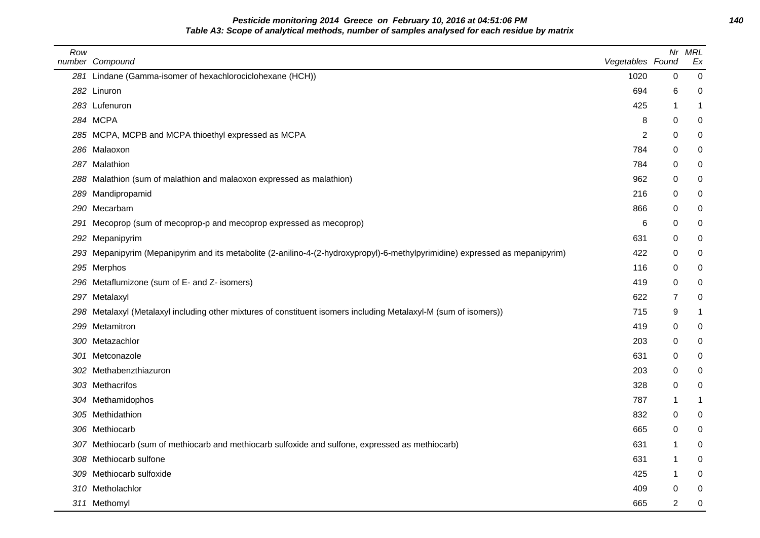**Pesticide monitoring 2014 Greece on February 10, 2016 at 04:51:06 PM**
**Table A3: Scope of analytical methods, number of samples analysed for each residue by matrix**

| Row number | Compound | Vegetables | Nr Found | MRL Ex |
|---|---|---|---|---|
| 281 | Lindane (Gamma-isomer of hexachlorociclohexane (HCH)) | 1020 | 0 | 0 |
| 282 | Linuron | 694 | 6 | 0 |
| 283 | Lufenuron | 425 | 1 | 1 |
| 284 | MCPA | 8 | 0 | 0 |
| 285 | MCPA, MCPB and MCPA thioethyl expressed as MCPA | 2 | 0 | 0 |
| 286 | Malaoxon | 784 | 0 | 0 |
| 287 | Malathion | 784 | 0 | 0 |
| 288 | Malathion (sum of malathion and malaoxon expressed as malathion) | 962 | 0 | 0 |
| 289 | Mandipropamid | 216 | 0 | 0 |
| 290 | Mecarbam | 866 | 0 | 0 |
| 291 | Mecoprop (sum of mecoprop-p and mecoprop expressed as mecoprop) | 6 | 0 | 0 |
| 292 | Mepanipyrim | 631 | 0 | 0 |
| 293 | Mepanipyrim (Mepanipyrim and its metabolite (2-anilino-4-(2-hydroxypropyl)-6-methylpyrimidine) expressed as mepanipyrim) | 422 | 0 | 0 |
| 295 | Merphos | 116 | 0 | 0 |
| 296 | Metaflumizone (sum of E- and Z- isomers) | 419 | 0 | 0 |
| 297 | Metalaxyl | 622 | 7 | 0 |
| 298 | Metalaxyl (Metalaxyl including other mixtures of constituent isomers including Metalaxyl-M (sum of isomers)) | 715 | 9 | 1 |
| 299 | Metamitron | 419 | 0 | 0 |
| 300 | Metazachlor | 203 | 0 | 0 |
| 301 | Metconazole | 631 | 0 | 0 |
| 302 | Methabenzthiazuron | 203 | 0 | 0 |
| 303 | Methacrifos | 328 | 0 | 0 |
| 304 | Methamidophos | 787 | 1 | 1 |
| 305 | Methidathion | 832 | 0 | 0 |
| 306 | Methiocarb | 665 | 0 | 0 |
| 307 | Methiocarb (sum of methiocarb and methiocarb sulfoxide and sulfone, expressed as methiocarb) | 631 | 1 | 0 |
| 308 | Methiocarb sulfone | 631 | 1 | 0 |
| 309 | Methiocarb sulfoxide | 425 | 1 | 0 |
| 310 | Metholachlor | 409 | 0 | 0 |
| 311 | Methomyl | 665 | 2 | 0 |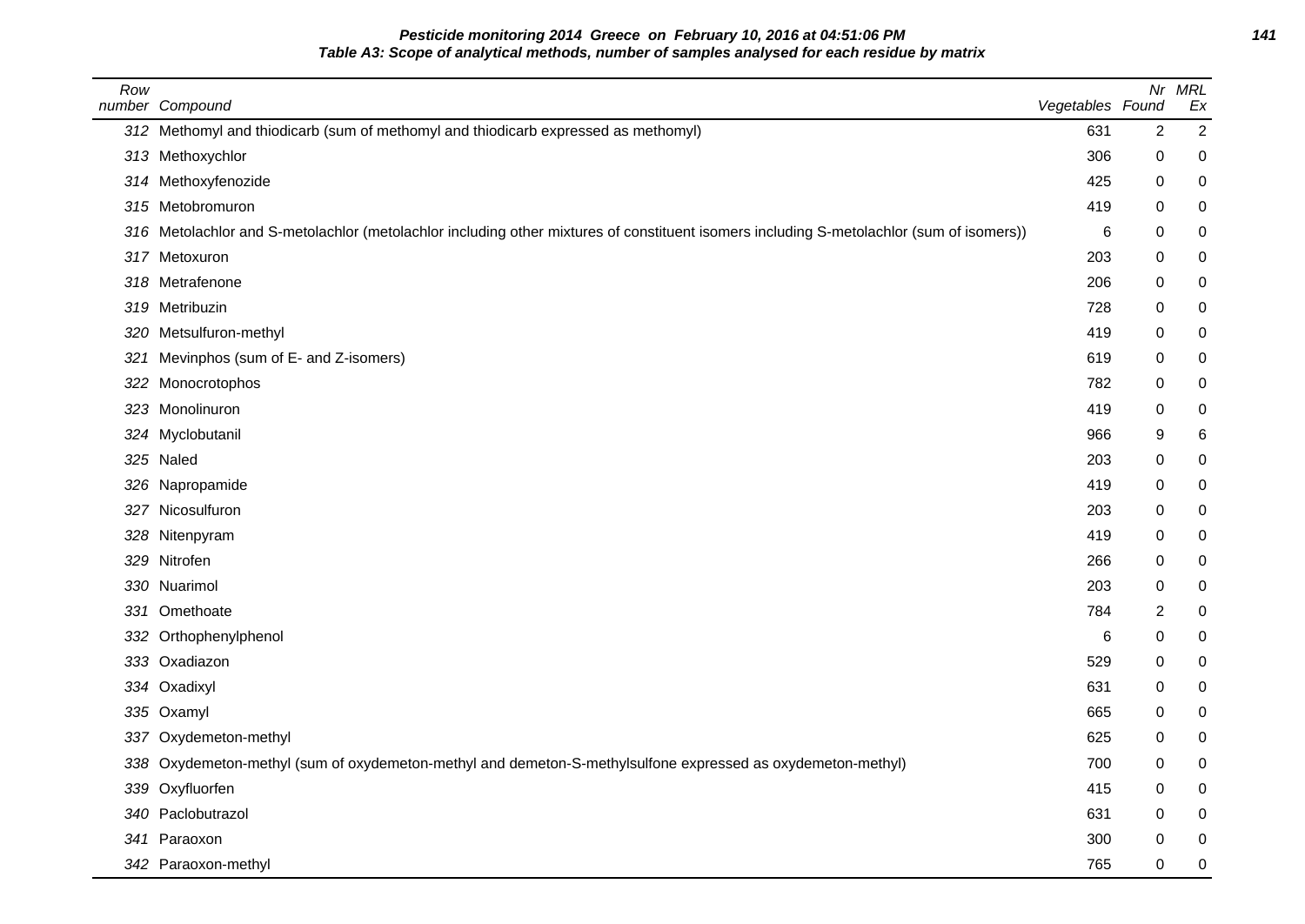**Pesticide monitoring 2014 Greece on February 10, 2016 at 04:51:06 PM**

**Table A3: Scope of analytical methods, number of samples analysed for each residue by matrix**

| Row number | Compound | Vegetables | Nr Found | MRL Ex |
|---|---|---|---|---|
| 312 | Methomyl and thiodicarb (sum of methomyl and thiodicarb expressed as methomyl) | 631 | 2 | 2 |
| 313 | Methoxychlor | 306 | 0 | 0 |
| 314 | Methoxyfenozide | 425 | 0 | 0 |
| 315 | Metobromuron | 419 | 0 | 0 |
| 316 | Metolachlor and S-metolachlor (metolachlor including other mixtures of constituent isomers including S-metolachlor (sum of isomers)) | 6 | 0 | 0 |
| 317 | Metoxuron | 203 | 0 | 0 |
| 318 | Metrafenone | 206 | 0 | 0 |
| 319 | Metribuzin | 728 | 0 | 0 |
| 320 | Metsulfuron-methyl | 419 | 0 | 0 |
| 321 | Mevinphos (sum of E- and Z-isomers) | 619 | 0 | 0 |
| 322 | Monocrotophos | 782 | 0 | 0 |
| 323 | Monolinuron | 419 | 0 | 0 |
| 324 | Myclobutanil | 966 | 9 | 6 |
| 325 | Naled | 203 | 0 | 0 |
| 326 | Napropamide | 419 | 0 | 0 |
| 327 | Nicosulfuron | 203 | 0 | 0 |
| 328 | Nitenpyram | 419 | 0 | 0 |
| 329 | Nitrofen | 266 | 0 | 0 |
| 330 | Nuarimol | 203 | 0 | 0 |
| 331 | Omethoate | 784 | 2 | 0 |
| 332 | Orthophenylphenol | 6 | 0 | 0 |
| 333 | Oxadiazon | 529 | 0 | 0 |
| 334 | Oxadixyl | 631 | 0 | 0 |
| 335 | Oxamyl | 665 | 0 | 0 |
| 337 | Oxydemeton-methyl | 625 | 0 | 0 |
| 338 | Oxydemeton-methyl (sum of oxydemeton-methyl and demeton-S-methylsulfone expressed as oxydemeton-methyl) | 700 | 0 | 0 |
| 339 | Oxyfluorfen | 415 | 0 | 0 |
| 340 | Paclobutrazol | 631 | 0 | 0 |
| 341 | Paraoxon | 300 | 0 | 0 |
| 342 | Paraoxon-methyl | 765 | 0 | 0 |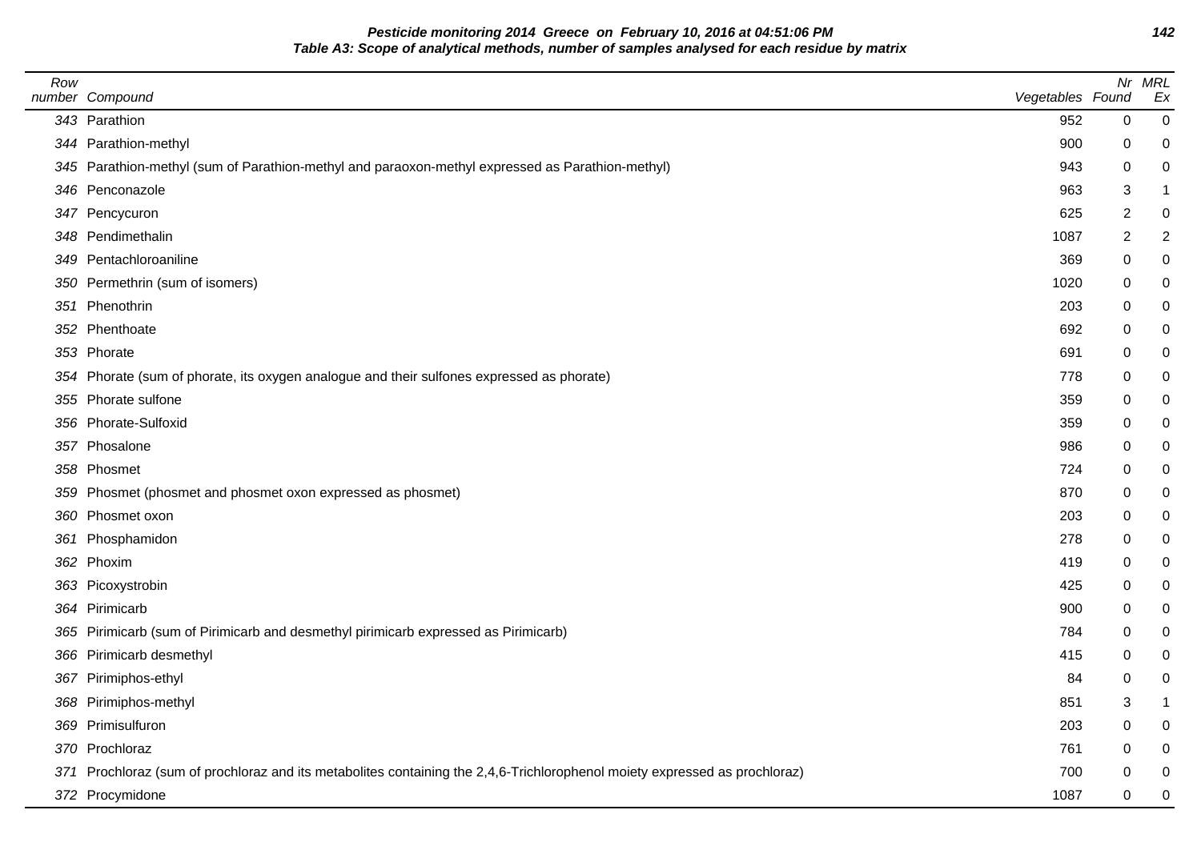**Pesticide monitoring 2014 Greece on February 10, 2016 at 04:51:06 PM**

**Table A3: Scope of analytical methods, number of samples analysed for each residue by matrix**

| Row number | Compound | Vegetables | Nr Found | MRL Ex |
|---|---|---|---|---|
| 343 | Parathion | 952 | 0 | 0 |
| 344 | Parathion-methyl | 900 | 0 | 0 |
| 345 | Parathion-methyl (sum of Parathion-methyl and paraoxon-methyl expressed as Parathion-methyl) | 943 | 0 | 0 |
| 346 | Penconazole | 963 | 3 | 1 |
| 347 | Pencycuron | 625 | 2 | 0 |
| 348 | Pendimethalin | 1087 | 2 | 2 |
| 349 | Pentachloroaniline | 369 | 0 | 0 |
| 350 | Permethrin (sum of isomers) | 1020 | 0 | 0 |
| 351 | Phenothrin | 203 | 0 | 0 |
| 352 | Phenthoate | 692 | 0 | 0 |
| 353 | Phorate | 691 | 0 | 0 |
| 354 | Phorate (sum of phorate, its oxygen analogue and their sulfones expressed as phorate) | 778 | 0 | 0 |
| 355 | Phorate sulfone | 359 | 0 | 0 |
| 356 | Phorate-Sulfoxid | 359 | 0 | 0 |
| 357 | Phosalone | 986 | 0 | 0 |
| 358 | Phosmet | 724 | 0 | 0 |
| 359 | Phosmet (phosmet and phosmet oxon expressed as phosmet) | 870 | 0 | 0 |
| 360 | Phosmet oxon | 203 | 0 | 0 |
| 361 | Phosphamidon | 278 | 0 | 0 |
| 362 | Phoxim | 419 | 0 | 0 |
| 363 | Picoxystrobin | 425 | 0 | 0 |
| 364 | Pirimicarb | 900 | 0 | 0 |
| 365 | Pirimicarb (sum of Pirimicarb and desmethyl pirimicarb expressed as Pirimicarb) | 784 | 0 | 0 |
| 366 | Pirimicarb desmethyl | 415 | 0 | 0 |
| 367 | Pirimiphos-ethyl | 84 | 0 | 0 |
| 368 | Pirimiphos-methyl | 851 | 3 | 1 |
| 369 | Primisulfuron | 203 | 0 | 0 |
| 370 | Prochloraz | 761 | 0 | 0 |
| 371 | Prochloraz (sum of prochloraz and its metabolites containing the 2,4,6-Trichlorophenol moiety expressed as prochloraz) | 700 | 0 | 0 |
| 372 | Procymidone | 1087 | 0 | 0 |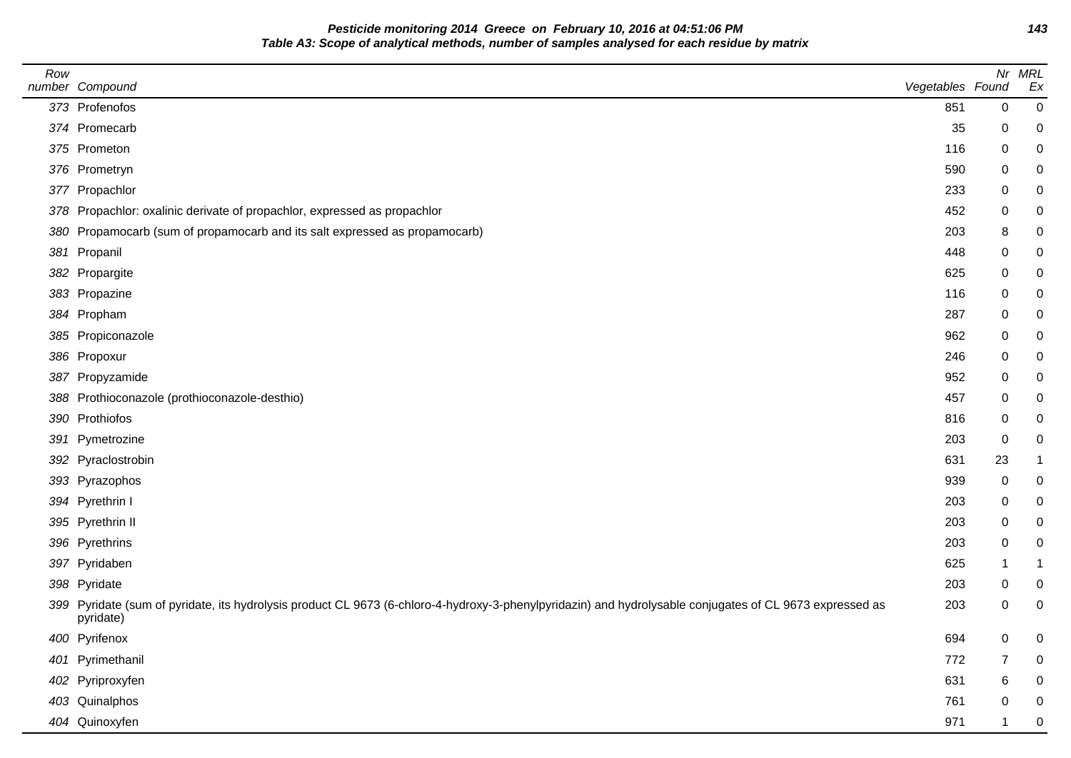**Pesticide monitoring 2014 Greece on February 10, 2016 at 04:51:06 PM**
**Table A3: Scope of analytical methods, number of samples analysed for each residue by matrix**

| Row number | Compound | Vegetables | Nr Found | MRL Ex |
|---|---|---|---|---|
| 373 | Profenofos | 851 | 0 | 0 |
| 374 | Promecarb | 35 | 0 | 0 |
| 375 | Prometon | 116 | 0 | 0 |
| 376 | Prometryn | 590 | 0 | 0 |
| 377 | Propachlor | 233 | 0 | 0 |
| 378 | Propachlor: oxalinic derivate of propachlor, expressed as propachlor | 452 | 0 | 0 |
| 380 | Propamocarb (sum of propamocarb and its salt expressed as propamocarb) | 203 | 8 | 0 |
| 381 | Propanil | 448 | 0 | 0 |
| 382 | Propargite | 625 | 0 | 0 |
| 383 | Propazine | 116 | 0 | 0 |
| 384 | Propham | 287 | 0 | 0 |
| 385 | Propiconazole | 962 | 0 | 0 |
| 386 | Propoxur | 246 | 0 | 0 |
| 387 | Propyzamide | 952 | 0 | 0 |
| 388 | Prothioconazole (prothioconazole-desthio) | 457 | 0 | 0 |
| 390 | Prothiofos | 816 | 0 | 0 |
| 391 | Pymetrozine | 203 | 0 | 0 |
| 392 | Pyraclostrobin | 631 | 23 | 1 |
| 393 | Pyrazophos | 939 | 0 | 0 |
| 394 | Pyrethrin I | 203 | 0 | 0 |
| 395 | Pyrethrin II | 203 | 0 | 0 |
| 396 | Pyrethrins | 203 | 0 | 0 |
| 397 | Pyridaben | 625 | 1 | 1 |
| 398 | Pyridate | 203 | 0 | 0 |
| 399 | Pyridate (sum of pyridate, its hydrolysis product CL 9673 (6-chloro-4-hydroxy-3-phenylpyridazin) and hydrolysable conjugates of CL 9673 expressed as pyridate) | 203 | 0 | 0 |
| 400 | Pyrifenox | 694 | 0 | 0 |
| 401 | Pyrimethanil | 772 | 7 | 0 |
| 402 | Pyriproxyfen | 631 | 6 | 0 |
| 403 | Quinalphos | 761 | 0 | 0 |
| 404 | Quinoxyfen | 971 | 1 | 0 |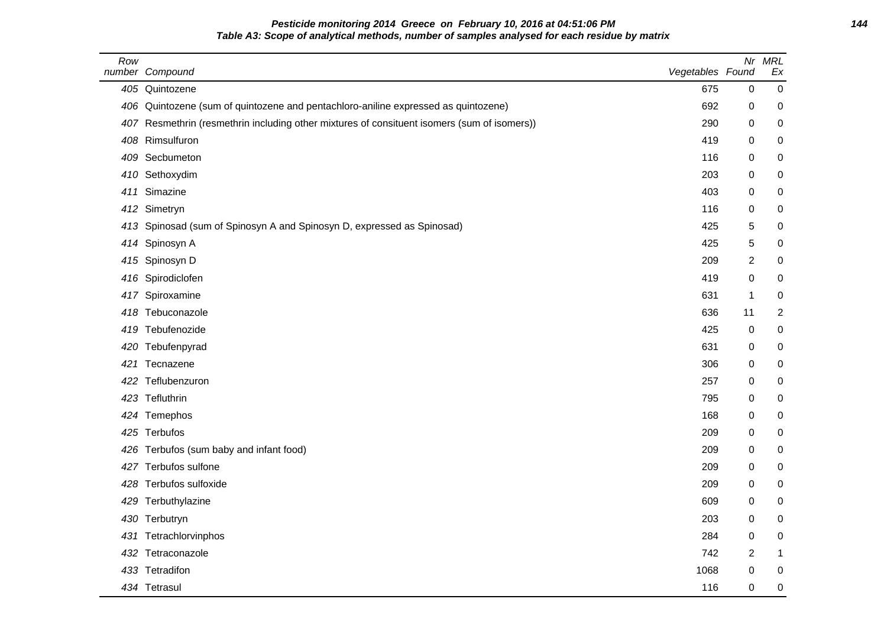**Pesticide monitoring 2014 Greece on February 10, 2016 at 04:51:06 PM**

**Table A3: Scope of analytical methods, number of samples analysed for each residue by matrix**

| Row number | Compound | Vegetables | Nr Found | MRL Ex |
|---|---|---|---|---|
| 405 | Quintozene | 675 | 0 | 0 |
| 406 | Quintozene (sum of quintozene and pentachloro-aniline expressed as quintozene) | 692 | 0 | 0 |
| 407 | Resmethrin (resmethrin including other mixtures of consituent isomers (sum of isomers)) | 290 | 0 | 0 |
| 408 | Rimsulfuron | 419 | 0 | 0 |
| 409 | Secbumeton | 116 | 0 | 0 |
| 410 | Sethoxydim | 203 | 0 | 0 |
| 411 | Simazine | 403 | 0 | 0 |
| 412 | Simetryn | 116 | 0 | 0 |
| 413 | Spinosad (sum of Spinosyn A and Spinosyn D, expressed as Spinosad) | 425 | 5 | 0 |
| 414 | Spinosyn A | 425 | 5 | 0 |
| 415 | Spinosyn D | 209 | 2 | 0 |
| 416 | Spirodiclofen | 419 | 0 | 0 |
| 417 | Spiroxamine | 631 | 1 | 0 |
| 418 | Tebuconazole | 636 | 11 | 2 |
| 419 | Tebufenozide | 425 | 0 | 0 |
| 420 | Tebufenpyrad | 631 | 0 | 0 |
| 421 | Tecnazene | 306 | 0 | 0 |
| 422 | Teflubenzuron | 257 | 0 | 0 |
| 423 | Tefluthrin | 795 | 0 | 0 |
| 424 | Temephos | 168 | 0 | 0 |
| 425 | Terbufos | 209 | 0 | 0 |
| 426 | Terbufos (sum baby and infant food) | 209 | 0 | 0 |
| 427 | Terbufos sulfone | 209 | 0 | 0 |
| 428 | Terbufos sulfoxide | 209 | 0 | 0 |
| 429 | Terbuthylazine | 609 | 0 | 0 |
| 430 | Terbutryn | 203 | 0 | 0 |
| 431 | Tetrachlorvinphos | 284 | 0 | 0 |
| 432 | Tetraconazole | 742 | 2 | 1 |
| 433 | Tetradifon | 1068 | 0 | 0 |
| 434 | Tetrasul | 116 | 0 | 0 |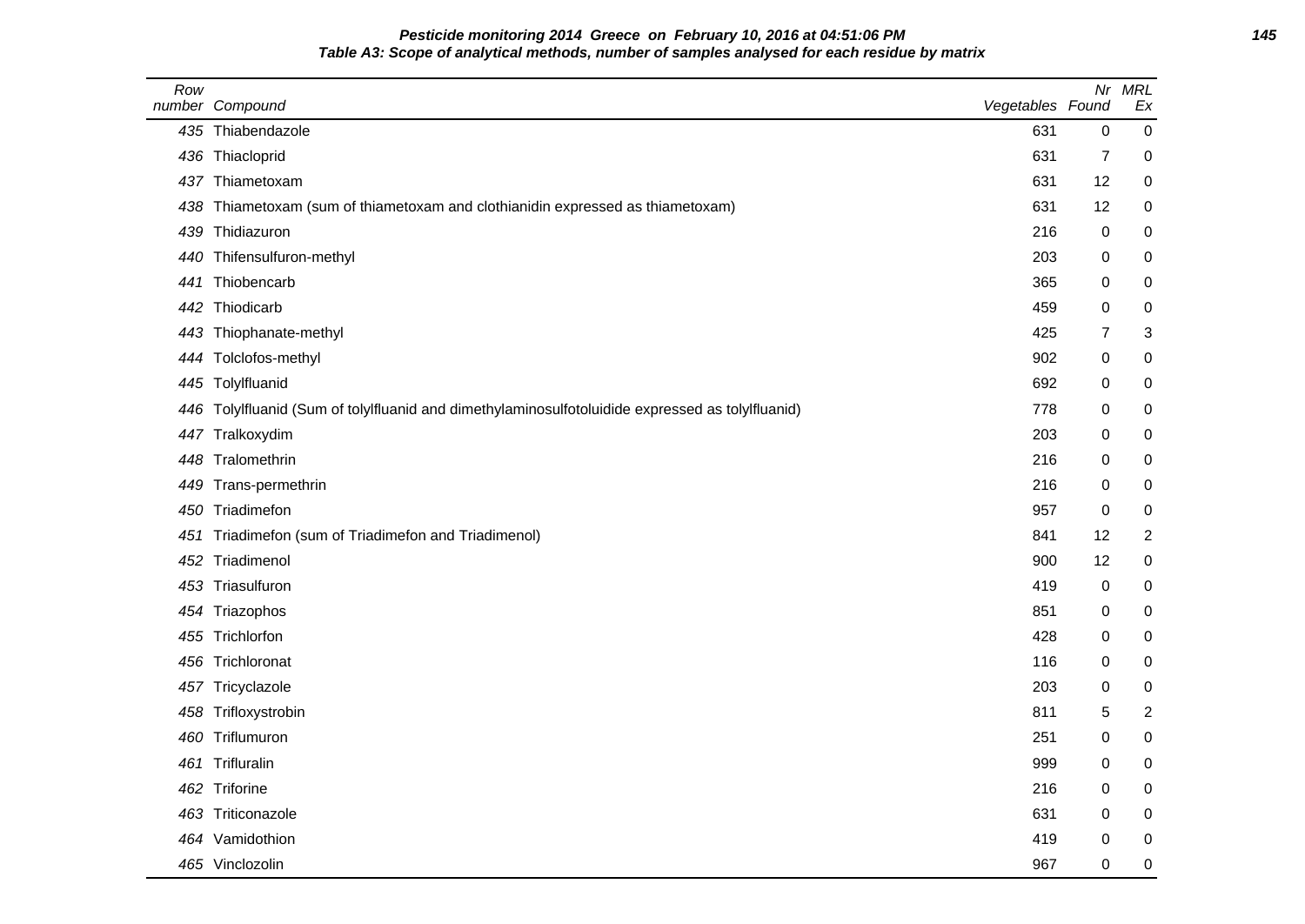**Pesticide monitoring 2014 Greece on February 10, 2016 at 04:51:06 PM**

**Table A3: Scope of analytical methods, number of samples analysed for each residue by matrix**

| Row number | Compound | Vegetables | Nr Found | MRL Ex |
|---|---|---|---|---|
| 435 | Thiabendazole | 631 | 0 | 0 |
| 436 | Thiacloprid | 631 | 7 | 0 |
| 437 | Thiametoxam | 631 | 12 | 0 |
| 438 | Thiametoxam (sum of thiametoxam and clothianidin expressed as thiametoxam) | 631 | 12 | 0 |
| 439 | Thidiazuron | 216 | 0 | 0 |
| 440 | Thifensulfuron-methyl | 203 | 0 | 0 |
| 441 | Thiobencarb | 365 | 0 | 0 |
| 442 | Thiodicarb | 459 | 0 | 0 |
| 443 | Thiophanate-methyl | 425 | 7 | 3 |
| 444 | Tolclofos-methyl | 902 | 0 | 0 |
| 445 | Tolylfluanid | 692 | 0 | 0 |
| 446 | Tolylfluanid (Sum of tolylfluanid and dimethylaminosulfotoluidide expressed as tolylfluanid) | 778 | 0 | 0 |
| 447 | Tralkoxydim | 203 | 0 | 0 |
| 448 | Tralomethrin | 216 | 0 | 0 |
| 449 | Trans-permethrin | 216 | 0 | 0 |
| 450 | Triadimefon | 957 | 0 | 0 |
| 451 | Triadimefon (sum of Triadimefon and Triadimenol) | 841 | 12 | 2 |
| 452 | Triadimenol | 900 | 12 | 0 |
| 453 | Triasulfuron | 419 | 0 | 0 |
| 454 | Triazophos | 851 | 0 | 0 |
| 455 | Trichlorfon | 428 | 0 | 0 |
| 456 | Trichloronat | 116 | 0 | 0 |
| 457 | Tricyclazole | 203 | 0 | 0 |
| 458 | Trifloxystrobin | 811 | 5 | 2 |
| 460 | Triflumuron | 251 | 0 | 0 |
| 461 | Trifluralin | 999 | 0 | 0 |
| 462 | Triforine | 216 | 0 | 0 |
| 463 | Triticonazole | 631 | 0 | 0 |
| 464 | Vamidothion | 419 | 0 | 0 |
| 465 | Vinclozolin | 967 | 0 | 0 |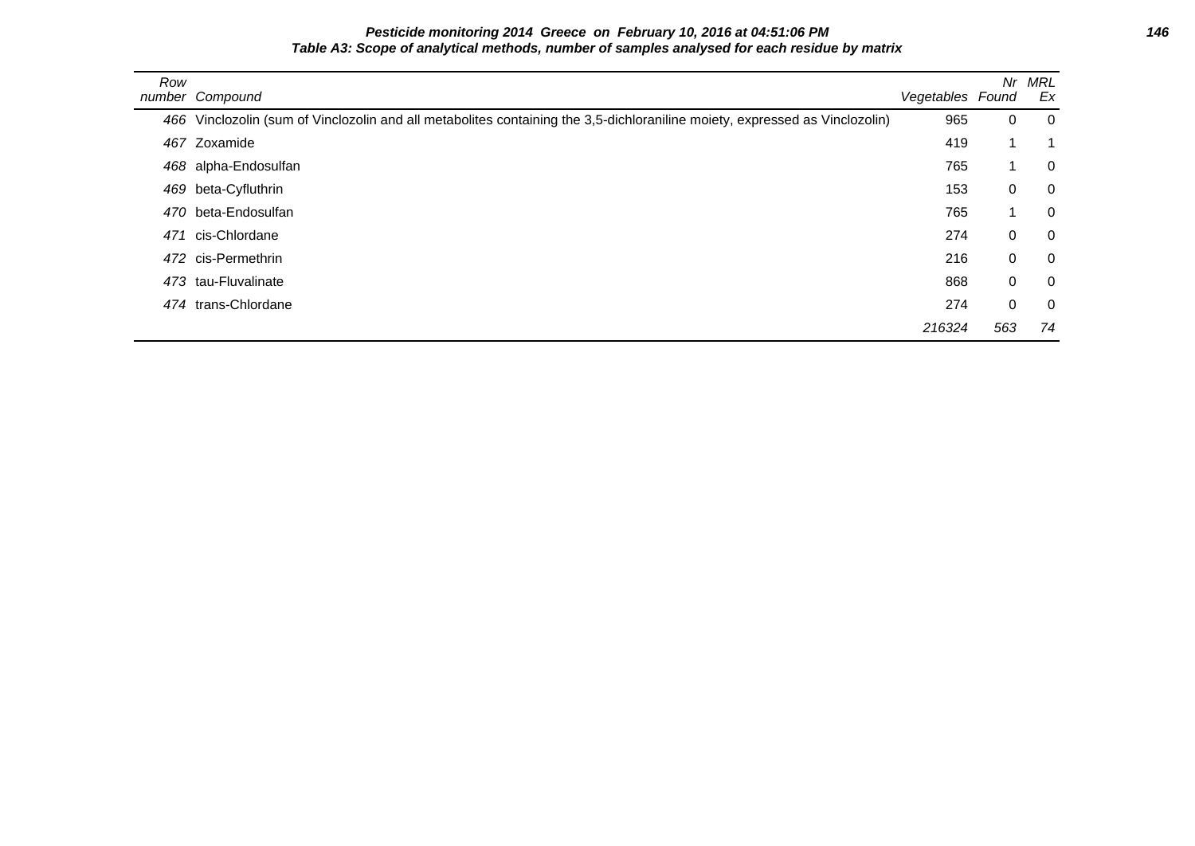**Pesticide monitoring 2014 Greece on February 10, 2016 at 04:51:06 PM**

**Table A3: Scope of analytical methods, number of samples analysed for each residue by matrix**

| Row number | Compound | Vegetables | Nr Found | MRL Ex |
|---|---|---|---|---|
| 466 | Vinclozolin (sum of Vinclozolin and all metabolites containing the 3,5-dichloraniline moiety, expressed as Vinclozolin) | 965 | 0 | 0 |
| 467 | Zoxamide | 419 | 1 | 1 |
| 468 | alpha-Endosulfan | 765 | 1 | 0 |
| 469 | beta-Cyfluthrin | 153 | 0 | 0 |
| 470 | beta-Endosulfan | 765 | 1 | 0 |
| 471 | cis-Chlordane | 274 | 0 | 0 |
| 472 | cis-Permethrin | 216 | 0 | 0 |
| 473 | tau-Fluvalinate | 868 | 0 | 0 |
| 474 | trans-Chlordane | 274 | 0 | 0 |
| | | *216324* | *563* | *74* |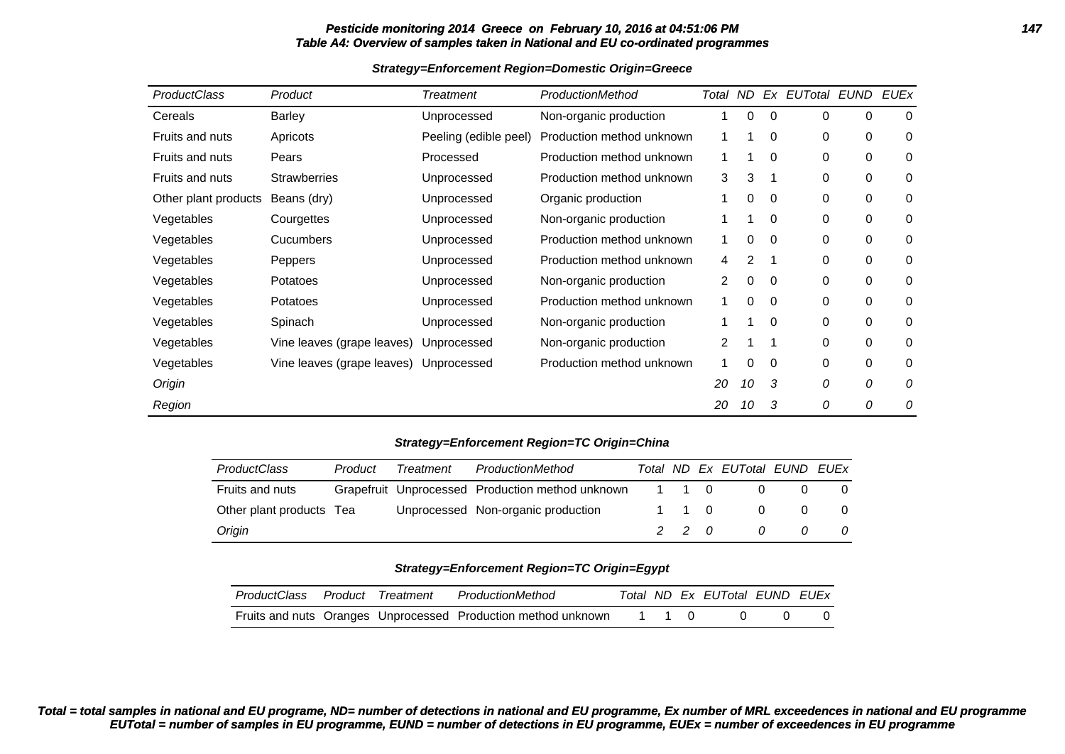**Table A4: Overview of samples taken in National and EU co-ordinated programmes**

**Strategy=Enforcement Region=Domestic Origin=Greece**

| ProductClass | Product | Treatment | ProductionMethod | Total | ND | Ex | EUTotal | EUND | EUEx |
|---|---|---|---|---|---|---|---|---|---|
| Cereals | Barley | Unprocessed | Non-organic production | 1 | 0 | 0 | 0 | 0 | 0 |
| Fruits and nuts | Apricots | Peeling (edible peel) | Production method unknown | 1 | 1 | 0 | 0 | 0 | 0 |
| Fruits and nuts | Pears | Processed | Production method unknown | 1 | 1 | 0 | 0 | 0 | 0 |
| Fruits and nuts | Strawberries | Unprocessed | Production method unknown | 3 | 3 | 1 | 0 | 0 | 0 |
| Other plant products | Beans (dry) | Unprocessed | Organic production | 1 | 0 | 0 | 0 | 0 | 0 |
| Vegetables | Courgettes | Unprocessed | Non-organic production | 1 | 1 | 0 | 0 | 0 | 0 |
| Vegetables | Cucumbers | Unprocessed | Production method unknown | 1 | 0 | 0 | 0 | 0 | 0 |
| Vegetables | Peppers | Unprocessed | Production method unknown | 4 | 2 | 1 | 0 | 0 | 0 |
| Vegetables | Potatoes | Unprocessed | Non-organic production | 2 | 0 | 0 | 0 | 0 | 0 |
| Vegetables | Potatoes | Unprocessed | Production method unknown | 1 | 0 | 0 | 0 | 0 | 0 |
| Vegetables | Spinach | Unprocessed | Non-organic production | 1 | 1 | 0 | 0 | 0 | 0 |
| Vegetables | Vine leaves (grape leaves) | Unprocessed | Non-organic production | 2 | 1 | 1 | 0 | 0 | 0 |
| Vegetables | Vine leaves (grape leaves) | Unprocessed | Production method unknown | 1 | 0 | 0 | 0 | 0 | 0 |
| *Origin* | | | | *20* | *10* | *3* | *0* | *0* | *0* |
| *Region* | | | | *20* | *10* | *3* | *0* | *0* | *0* |

**Strategy=Enforcement Region=TC Origin=China**

| ProductClass | Product | Treatment | ProductionMethod | Total | ND | Ex | EUTotal | EUND | EUEx |
|---|---|---|---|---|---|---|---|---|---|
| Fruits and nuts | Grapefruit | Unprocessed | Production method unknown | 1 | 1 | 0 | 0 | 0 | 0 |
| Other plant products | Tea | Unprocessed | Non-organic production | 1 | 1 | 0 | 0 | 0 | 0 |
| *Origin* | | | | *2* | *2* | *0* | *0* | *0* | *0* |

**Strategy=Enforcement Region=TC Origin=Egypt**

| ProductClass | Product | Treatment | ProductionMethod | Total | ND | Ex | EUTotal | EUND | EUEx |
|---|---|---|---|---|---|---|---|---|---|
| Fruits and nuts | Oranges | Unprocessed | Production method unknown | 1 | 1 | 0 | 0 | 0 | 0 |

***Total = total samples in national and EU programe, ND= number of detections in national and EU programme, Ex number of MRL exceedences in national and EU programme EUTotal = number of samples in EU programme, EUND = number of detections in EU programme, EUEx = number of exceedences in EU programme***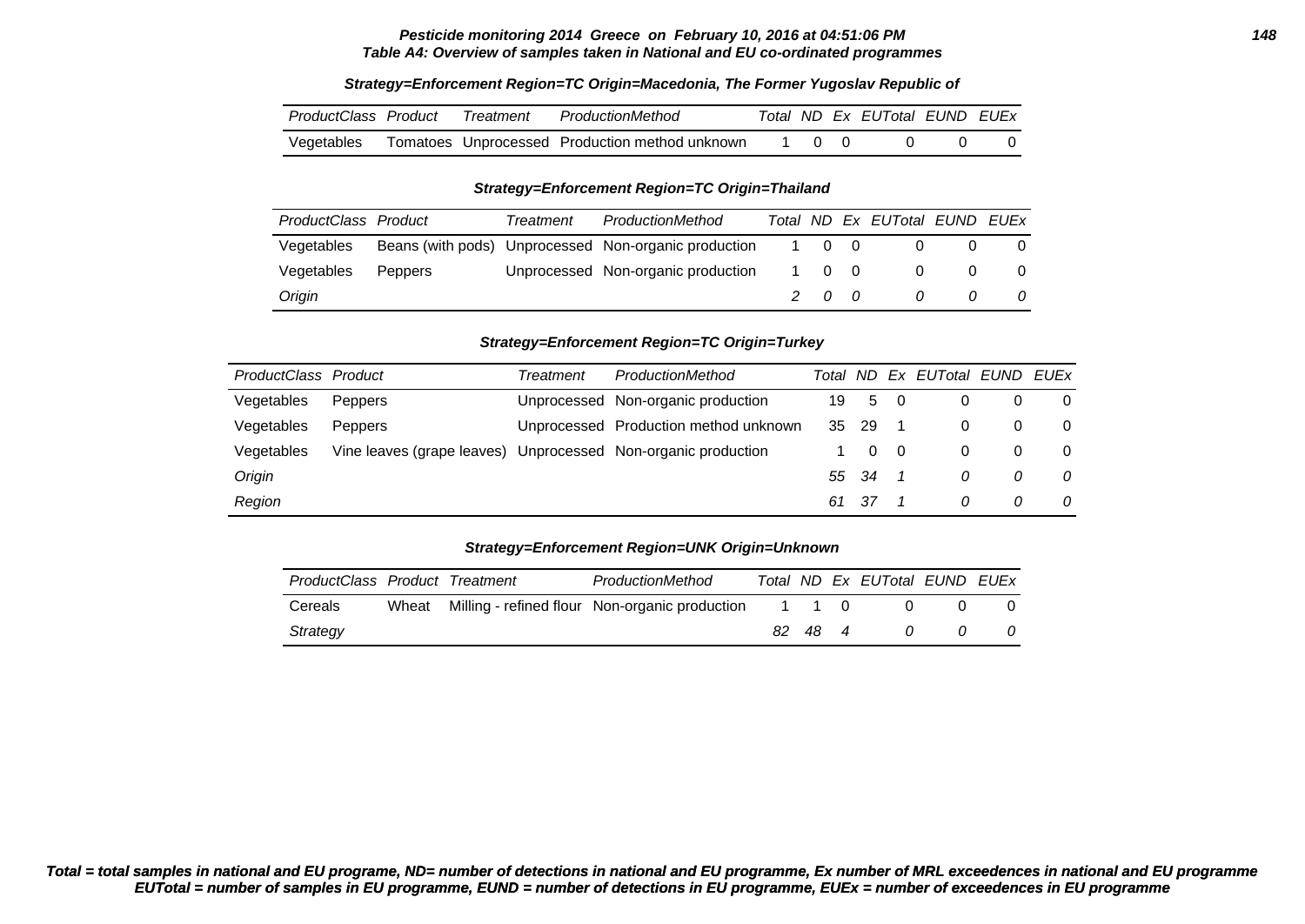**Table A4: Overview of samples taken in National and EU co-ordinated programmes**

**Strategy=Enforcement Region=TC Origin=Macedonia, The Former Yugoslav Republic of**

| ProductClass | Product | Treatment | ProductionMethod | Total | ND | Ex | EUTotal | EUND | EUEx |
|---|---|---|---|---|---|---|---|---|---|
| Vegetables | Tomatoes | Unprocessed | Production method unknown | 1 | 0 | 0 | 0 | 0 | 0 |

**Strategy=Enforcement Region=TC Origin=Thailand**

| ProductClass | Product | Treatment | ProductionMethod | Total | ND | Ex | EUTotal | EUND | EUEx |
|---|---|---|---|---|---|---|---|---|---|
| Vegetables | Beans (with pods) | Unprocessed | Non-organic production | 1 | 0 | 0 | 0 | 0 | 0 |
| Vegetables | Peppers | Unprocessed | Non-organic production | 1 | 0 | 0 | 0 | 0 | 0 |
| *Origin* | | | | *2* | *0* | *0* | *0* | *0* | *0* |

**Strategy=Enforcement Region=TC Origin=Turkey**

| ProductClass | Product | Treatment | ProductionMethod | Total | ND | Ex | EUTotal | EUND | EUEx |
|---|---|---|---|---|---|---|---|---|---|
| Vegetables | Peppers | Unprocessed | Non-organic production | 19 | 5 | 0 | 0 | 0 | 0 |
| Vegetables | Peppers | Unprocessed | Production method unknown | 35 | 29 | 1 | 0 | 0 | 0 |
| Vegetables | Vine leaves (grape leaves) | Unprocessed | Non-organic production | 1 | 0 | 0 | 0 | 0 | 0 |
| *Origin* | | | | *55* | *34* | *1* | *0* | *0* | *0* |
| *Region* | | | | *61* | *37* | *1* | *0* | *0* | *0* |

**Strategy=Enforcement Region=UNK Origin=Unknown**

| ProductClass | Product | Treatment | ProductionMethod | Total | ND | Ex | EUTotal | EUND | EUEx |
|---|---|---|---|---|---|---|---|---|---|
| Cereals | Wheat | Milling - refined flour | Non-organic production | 1 | 1 | 0 | 0 | 0 | 0 |
| *Strategy* | | | | *82* | *48* | *4* | *0* | *0* | *0* |

***Total = total samples in national and EU programe, ND= number of detections in national and EU programme, Ex number of MRL exceedences in national and EU programme EUTotal = number of samples in EU programme, EUND = number of detections in EU programme, EUEx = number of exceedences in EU programme***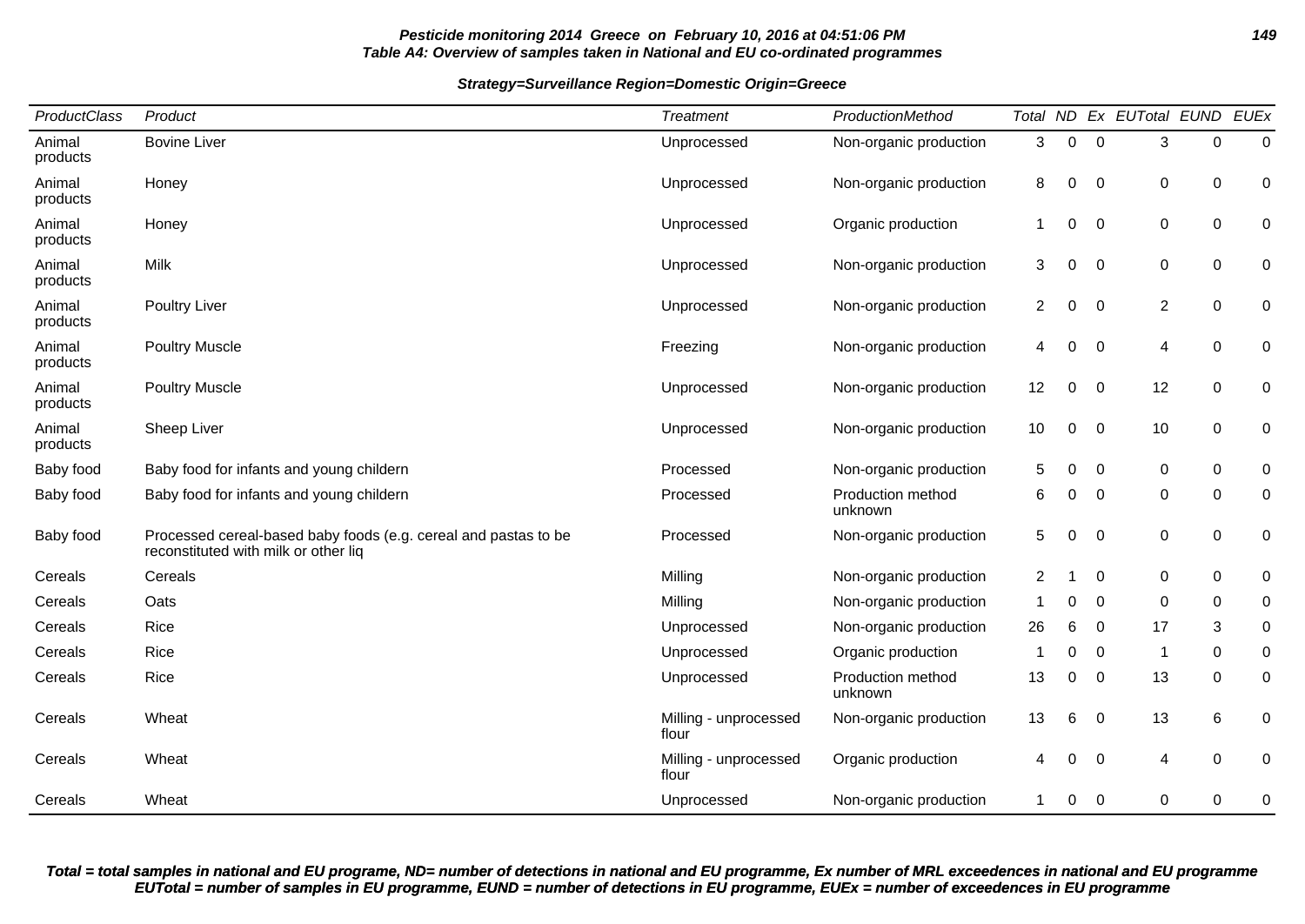**Pesticide monitoring 2014 Greece on February 10, 2016 at 04:51:06 PM**
**Table A4: Overview of samples taken in National and EU co-ordinated programmes**

**Strategy=Surveillance Region=Domestic Origin=Greece**

| ProductClass | Product | Treatment | ProductionMethod | Total | ND | Ex | EUTotal | EUND | EUEx |
|---|---|---|---|---|---|---|---|---|---|
| Animal products | Bovine Liver | Unprocessed | Non-organic production | 3 | 0 | 0 | 3 | 0 | 0 |
| Animal products | Honey | Unprocessed | Non-organic production | 8 | 0 | 0 | 0 | 0 | 0 |
| Animal products | Honey | Unprocessed | Organic production | 1 | 0 | 0 | 0 | 0 | 0 |
| Animal products | Milk | Unprocessed | Non-organic production | 3 | 0 | 0 | 0 | 0 | 0 |
| Animal products | Poultry Liver | Unprocessed | Non-organic production | 2 | 0 | 0 | 2 | 0 | 0 |
| Animal products | Poultry Muscle | Freezing | Non-organic production | 4 | 0 | 0 | 4 | 0 | 0 |
| Animal products | Poultry Muscle | Unprocessed | Non-organic production | 12 | 0 | 0 | 12 | 0 | 0 |
| Animal products | Sheep Liver | Unprocessed | Non-organic production | 10 | 0 | 0 | 10 | 0 | 0 |
| Baby food | Baby food for infants and young childern | Processed | Non-organic production | 5 | 0 | 0 | 0 | 0 | 0 |
| Baby food | Baby food for infants and young childern | Processed | Production method unknown | 6 | 0 | 0 | 0 | 0 | 0 |
| Baby food | Processed cereal-based baby foods (e.g. cereal and pastas to be reconstituted with milk or other liq | Processed | Non-organic production | 5 | 0 | 0 | 0 | 0 | 0 |
| Cereals | Cereals | Milling | Non-organic production | 2 | 1 | 0 | 0 | 0 | 0 |
| Cereals | Oats | Milling | Non-organic production | 1 | 0 | 0 | 0 | 0 | 0 |
| Cereals | Rice | Unprocessed | Non-organic production | 26 | 6 | 0 | 17 | 3 | 0 |
| Cereals | Rice | Unprocessed | Organic production | 1 | 0 | 0 | 1 | 0 | 0 |
| Cereals | Rice | Unprocessed | Production method unknown | 13 | 0 | 0 | 13 | 0 | 0 |
| Cereals | Wheat | Milling - unprocessed flour | Non-organic production | 13 | 6 | 0 | 13 | 6 | 0 |
| Cereals | Wheat | Milling - unprocessed flour | Organic production | 4 | 0 | 0 | 4 | 0 | 0 |
| Cereals | Wheat | Unprocessed | Non-organic production | 1 | 0 | 0 | 0 | 0 | 0 |

**Total = total samples in national and EU programe, ND= number of detections in national and EU programme, Ex number of MRL exceedences in national and EU programme**
**EUTotal = number of samples in EU programme, EUND = number of detections in EU programme, EUEx = number of exceedences in EU programme**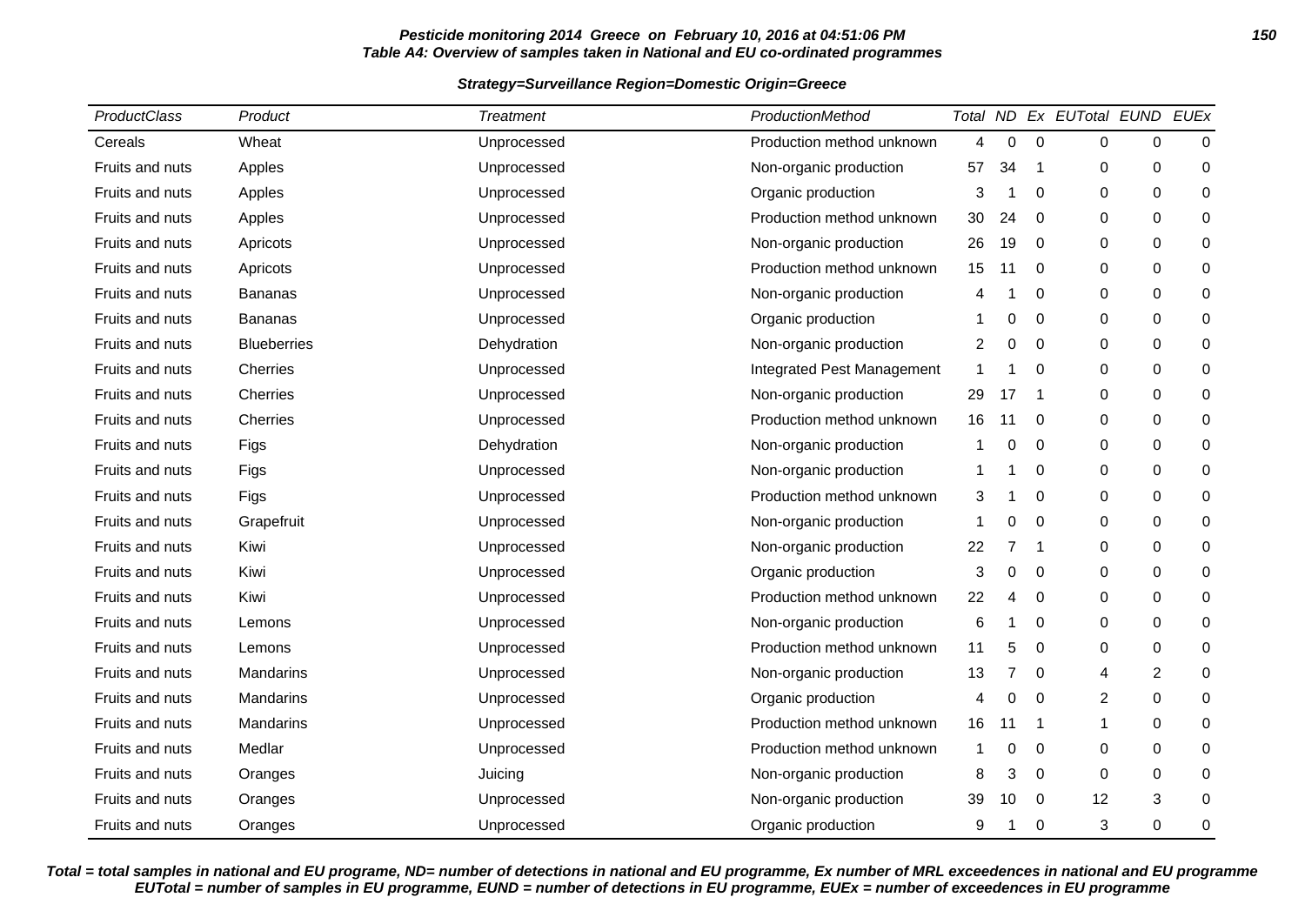**Pesticide monitoring 2014 Greece on February 10, 2016 at 04:51:06 PM**
**Table A4: Overview of samples taken in National and EU co-ordinated programmes**

**Strategy=Surveillance Region=Domestic Origin=Greece**

| ProductClass | Product | Treatment | ProductionMethod | Total | ND | Ex | EUTotal | EUND | EUEx |
|---|---|---|---|---|---|---|---|---|---|
| Cereals | Wheat | Unprocessed | Production method unknown | 4 | 0 | 0 | 0 | 0 | 0 |
| Fruits and nuts | Apples | Unprocessed | Non-organic production | 57 | 34 | 1 | 0 | 0 | 0 |
| Fruits and nuts | Apples | Unprocessed | Organic production | 3 | 1 | 0 | 0 | 0 | 0 |
| Fruits and nuts | Apples | Unprocessed | Production method unknown | 30 | 24 | 0 | 0 | 0 | 0 |
| Fruits and nuts | Apricots | Unprocessed | Non-organic production | 26 | 19 | 0 | 0 | 0 | 0 |
| Fruits and nuts | Apricots | Unprocessed | Production method unknown | 15 | 11 | 0 | 0 | 0 | 0 |
| Fruits and nuts | Bananas | Unprocessed | Non-organic production | 4 | 1 | 0 | 0 | 0 | 0 |
| Fruits and nuts | Bananas | Unprocessed | Organic production | 1 | 0 | 0 | 0 | 0 | 0 |
| Fruits and nuts | Blueberries | Dehydration | Non-organic production | 2 | 0 | 0 | 0 | 0 | 0 |
| Fruits and nuts | Cherries | Unprocessed | Integrated Pest Management | 1 | 1 | 0 | 0 | 0 | 0 |
| Fruits and nuts | Cherries | Unprocessed | Non-organic production | 29 | 17 | 1 | 0 | 0 | 0 |
| Fruits and nuts | Cherries | Unprocessed | Production method unknown | 16 | 11 | 0 | 0 | 0 | 0 |
| Fruits and nuts | Figs | Dehydration | Non-organic production | 1 | 0 | 0 | 0 | 0 | 0 |
| Fruits and nuts | Figs | Unprocessed | Non-organic production | 1 | 1 | 0 | 0 | 0 | 0 |
| Fruits and nuts | Figs | Unprocessed | Production method unknown | 3 | 1 | 0 | 0 | 0 | 0 |
| Fruits and nuts | Grapefruit | Unprocessed | Non-organic production | 1 | 0 | 0 | 0 | 0 | 0 |
| Fruits and nuts | Kiwi | Unprocessed | Non-organic production | 22 | 7 | 1 | 0 | 0 | 0 |
| Fruits and nuts | Kiwi | Unprocessed | Organic production | 3 | 0 | 0 | 0 | 0 | 0 |
| Fruits and nuts | Kiwi | Unprocessed | Production method unknown | 22 | 4 | 0 | 0 | 0 | 0 |
| Fruits and nuts | Lemons | Unprocessed | Non-organic production | 6 | 1 | 0 | 0 | 0 | 0 |
| Fruits and nuts | Lemons | Unprocessed | Production method unknown | 11 | 5 | 0 | 0 | 0 | 0 |
| Fruits and nuts | Mandarins | Unprocessed | Non-organic production | 13 | 7 | 0 | 4 | 2 | 0 |
| Fruits and nuts | Mandarins | Unprocessed | Organic production | 4 | 0 | 0 | 2 | 0 | 0 |
| Fruits and nuts | Mandarins | Unprocessed | Production method unknown | 16 | 11 | 1 | 1 | 0 | 0 |
| Fruits and nuts | Medlar | Unprocessed | Production method unknown | 1 | 0 | 0 | 0 | 0 | 0 |
| Fruits and nuts | Oranges | Juicing | Non-organic production | 8 | 3 | 0 | 0 | 0 | 0 |
| Fruits and nuts | Oranges | Unprocessed | Non-organic production | 39 | 10 | 0 | 12 | 3 | 0 |
| Fruits and nuts | Oranges | Unprocessed | Organic production | 9 | 1 | 0 | 3 | 0 | 0 |

***Total = total samples in national and EU programe, ND= number of detections in national and EU programme, Ex number of MRL exceedences in national and EU programme EUTotal = number of samples in EU programme, EUND = number of detections in EU programme, EUEx = number of exceedences in EU programme***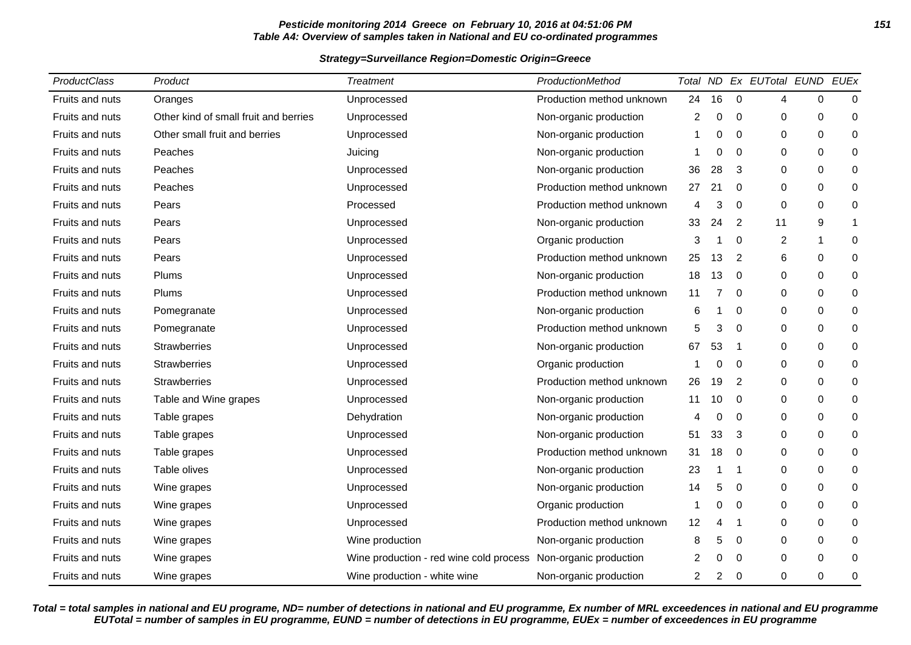**Pesticide monitoring 2014 Greece on February 10, 2016 at 04:51:06 PM**
**Table A4: Overview of samples taken in National and EU co-ordinated programmes**

**Strategy=Surveillance Region=Domestic Origin=Greece**

| ProductClass | Product | Treatment | ProductionMethod | Total | ND | Ex | EUTotal | EUND | EUEx |
|---|---|---|---|---|---|---|---|---|---|
| Fruits and nuts | Oranges | Unprocessed | Production method unknown | 24 | 16 | 0 | 4 | 0 | 0 |
| Fruits and nuts | Other kind of small fruit and berries | Unprocessed | Non-organic production | 2 | 0 | 0 | 0 | 0 | 0 |
| Fruits and nuts | Other small fruit and berries | Unprocessed | Non-organic production | 1 | 0 | 0 | 0 | 0 | 0 |
| Fruits and nuts | Peaches | Juicing | Non-organic production | 1 | 0 | 0 | 0 | 0 | 0 |
| Fruits and nuts | Peaches | Unprocessed | Non-organic production | 36 | 28 | 3 | 0 | 0 | 0 |
| Fruits and nuts | Peaches | Unprocessed | Production method unknown | 27 | 21 | 0 | 0 | 0 | 0 |
| Fruits and nuts | Pears | Processed | Production method unknown | 4 | 3 | 0 | 0 | 0 | 0 |
| Fruits and nuts | Pears | Unprocessed | Non-organic production | 33 | 24 | 2 | 11 | 9 | 1 |
| Fruits and nuts | Pears | Unprocessed | Organic production | 3 | 1 | 0 | 2 | 1 | 0 |
| Fruits and nuts | Pears | Unprocessed | Production method unknown | 25 | 13 | 2 | 6 | 0 | 0 |
| Fruits and nuts | Plums | Unprocessed | Non-organic production | 18 | 13 | 0 | 0 | 0 | 0 |
| Fruits and nuts | Plums | Unprocessed | Production method unknown | 11 | 7 | 0 | 0 | 0 | 0 |
| Fruits and nuts | Pomegranate | Unprocessed | Non-organic production | 6 | 1 | 0 | 0 | 0 | 0 |
| Fruits and nuts | Pomegranate | Unprocessed | Production method unknown | 5 | 3 | 0 | 0 | 0 | 0 |
| Fruits and nuts | Strawberries | Unprocessed | Non-organic production | 67 | 53 | 1 | 0 | 0 | 0 |
| Fruits and nuts | Strawberries | Unprocessed | Organic production | 1 | 0 | 0 | 0 | 0 | 0 |
| Fruits and nuts | Strawberries | Unprocessed | Production method unknown | 26 | 19 | 2 | 0 | 0 | 0 |
| Fruits and nuts | Table and Wine grapes | Unprocessed | Non-organic production | 11 | 10 | 0 | 0 | 0 | 0 |
| Fruits and nuts | Table grapes | Dehydration | Non-organic production | 4 | 0 | 0 | 0 | 0 | 0 |
| Fruits and nuts | Table grapes | Unprocessed | Non-organic production | 51 | 33 | 3 | 0 | 0 | 0 |
| Fruits and nuts | Table grapes | Unprocessed | Production method unknown | 31 | 18 | 0 | 0 | 0 | 0 |
| Fruits and nuts | Table olives | Unprocessed | Non-organic production | 23 | 1 | 1 | 0 | 0 | 0 |
| Fruits and nuts | Wine grapes | Unprocessed | Non-organic production | 14 | 5 | 0 | 0 | 0 | 0 |
| Fruits and nuts | Wine grapes | Unprocessed | Organic production | 1 | 0 | 0 | 0 | 0 | 0 |
| Fruits and nuts | Wine grapes | Unprocessed | Production method unknown | 12 | 4 | 1 | 0 | 0 | 0 |
| Fruits and nuts | Wine grapes | Wine production | Non-organic production | 8 | 5 | 0 | 0 | 0 | 0 |
| Fruits and nuts | Wine grapes | Wine production - red wine cold process | Non-organic production | 2 | 0 | 0 | 0 | 0 | 0 |
| Fruits and nuts | Wine grapes | Wine production - white wine | Non-organic production | 2 | 2 | 0 | 0 | 0 | 0 |

**Total = total samples in national and EU programe, ND= number of detections in national and EU programme, Ex number of MRL exceedences in national and EU programme EUTotal = number of samples in EU programme, EUND = number of detections in EU programme, EUEx = number of exceedences in EU programme**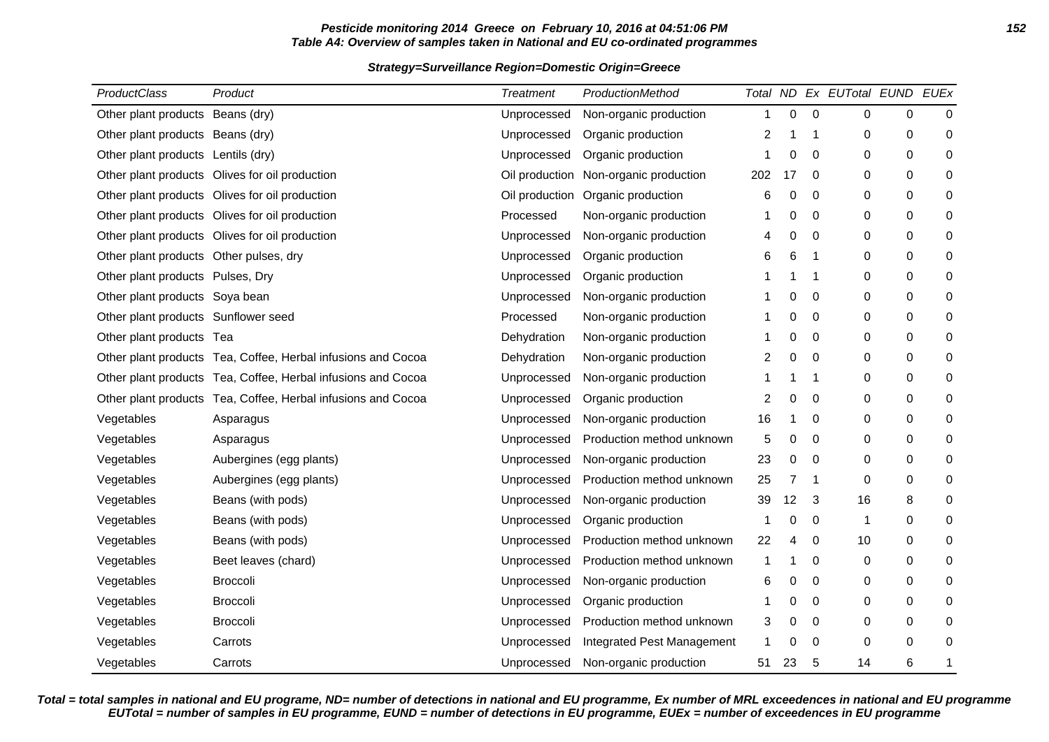**Pesticide monitoring 2014 Greece on February 10, 2016 at 04:51:06 PM**
**Table A4: Overview of samples taken in National and EU co-ordinated programmes**

**Strategy=Surveillance Region=Domestic Origin=Greece**

| ProductClass | Product | Treatment | ProductionMethod | Total | ND | Ex | EUTotal | EUND | EUEx |
|---|---|---|---|---|---|---|---|---|---|
| Other plant products | Beans (dry) | Unprocessed | Non-organic production | 1 | 0 | 0 | 0 | 0 | 0 |
| Other plant products | Beans (dry) | Unprocessed | Organic production | 2 | 1 | 1 | 0 | 0 | 0 |
| Other plant products | Lentils (dry) | Unprocessed | Organic production | 1 | 0 | 0 | 0 | 0 | 0 |
| Other plant products | Olives for oil production | Oil production | Non-organic production | 202 | 17 | 0 | 0 | 0 | 0 |
| Other plant products | Olives for oil production | Oil production | Organic production | 6 | 0 | 0 | 0 | 0 | 0 |
| Other plant products | Olives for oil production | Processed | Non-organic production | 1 | 0 | 0 | 0 | 0 | 0 |
| Other plant products | Olives for oil production | Unprocessed | Non-organic production | 4 | 0 | 0 | 0 | 0 | 0 |
| Other plant products | Other pulses, dry | Unprocessed | Organic production | 6 | 6 | 1 | 0 | 0 | 0 |
| Other plant products | Pulses, Dry | Unprocessed | Organic production | 1 | 1 | 1 | 0 | 0 | 0 |
| Other plant products | Soya bean | Unprocessed | Non-organic production | 1 | 0 | 0 | 0 | 0 | 0 |
| Other plant products | Sunflower seed | Processed | Non-organic production | 1 | 0 | 0 | 0 | 0 | 0 |
| Other plant products | Tea | Dehydration | Non-organic production | 1 | 0 | 0 | 0 | 0 | 0 |
| Other plant products | Tea, Coffee, Herbal infusions and Cocoa | Dehydration | Non-organic production | 2 | 0 | 0 | 0 | 0 | 0 |
| Other plant products | Tea, Coffee, Herbal infusions and Cocoa | Unprocessed | Non-organic production | 1 | 1 | 1 | 0 | 0 | 0 |
| Other plant products | Tea, Coffee, Herbal infusions and Cocoa | Unprocessed | Organic production | 2 | 0 | 0 | 0 | 0 | 0 |
| Vegetables | Asparagus | Unprocessed | Non-organic production | 16 | 1 | 0 | 0 | 0 | 0 |
| Vegetables | Asparagus | Unprocessed | Production method unknown | 5 | 0 | 0 | 0 | 0 | 0 |
| Vegetables | Aubergines (egg plants) | Unprocessed | Non-organic production | 23 | 0 | 0 | 0 | 0 | 0 |
| Vegetables | Aubergines (egg plants) | Unprocessed | Production method unknown | 25 | 7 | 1 | 0 | 0 | 0 |
| Vegetables | Beans (with pods) | Unprocessed | Non-organic production | 39 | 12 | 3 | 16 | 8 | 0 |
| Vegetables | Beans (with pods) | Unprocessed | Organic production | 1 | 0 | 0 | 1 | 0 | 0 |
| Vegetables | Beans (with pods) | Unprocessed | Production method unknown | 22 | 4 | 0 | 10 | 0 | 0 |
| Vegetables | Beet leaves (chard) | Unprocessed | Production method unknown | 1 | 1 | 0 | 0 | 0 | 0 |
| Vegetables | Broccoli | Unprocessed | Non-organic production | 6 | 0 | 0 | 0 | 0 | 0 |
| Vegetables | Broccoli | Unprocessed | Organic production | 1 | 0 | 0 | 0 | 0 | 0 |
| Vegetables | Broccoli | Unprocessed | Production method unknown | 3 | 0 | 0 | 0 | 0 | 0 |
| Vegetables | Carrots | Unprocessed | Integrated Pest Management | 1 | 0 | 0 | 0 | 0 | 0 |
| Vegetables | Carrots | Unprocessed | Non-organic production | 51 | 23 | 5 | 14 | 6 | 1 |

**Total = total samples in national and EU programe, ND= number of detections in national and EU programme, Ex number of MRL exceedences in national and EU programme EUTotal = number of samples in EU programme, EUND = number of detections in EU programme, EUEx = number of exceedences in EU programme**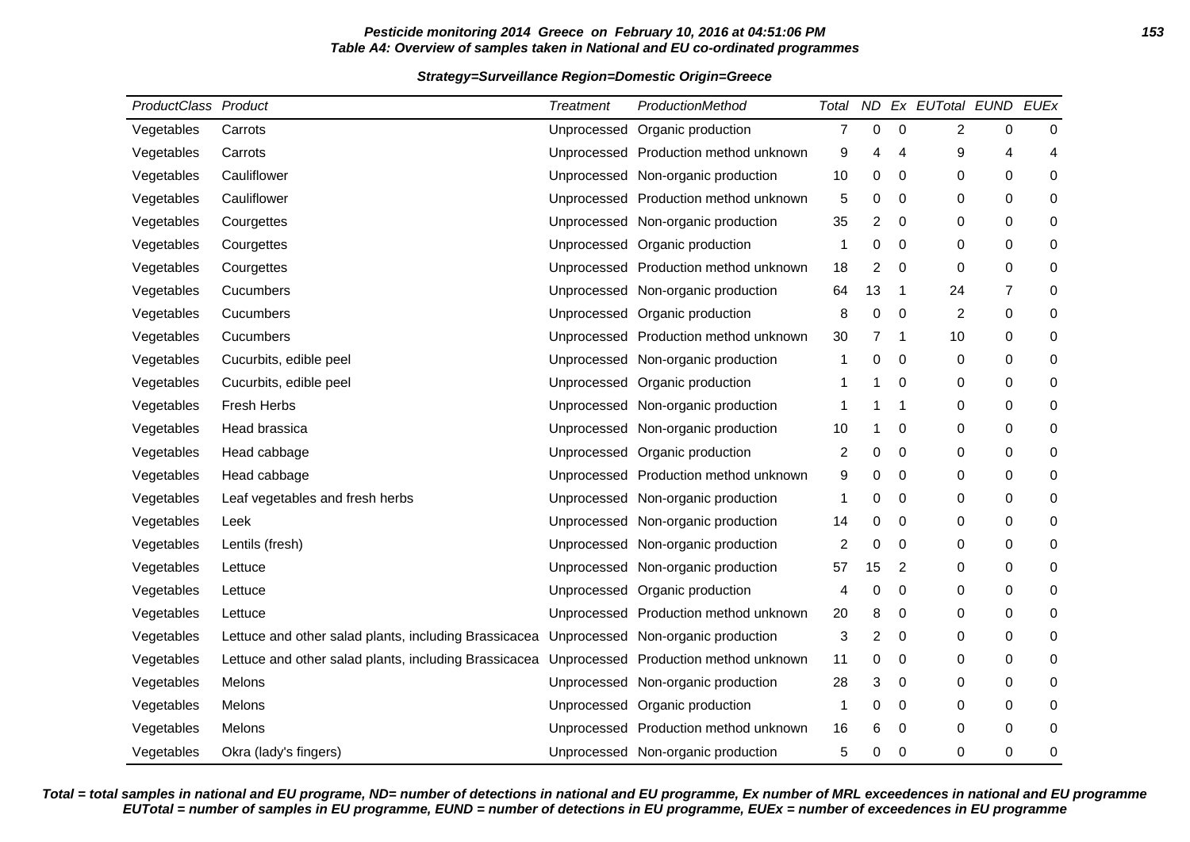**Pesticide monitoring 2014 Greece on February 10, 2016 at 04:51:06 PM**
**Table A4: Overview of samples taken in National and EU co-ordinated programmes**

**Strategy=Surveillance Region=Domestic Origin=Greece**

| ProductClass | Product | Treatment | ProductionMethod | Total | ND | Ex | EUTotal | EUND | EUEx |
|---|---|---|---|---|---|---|---|---|---|
| Vegetables | Carrots | Unprocessed | Organic production | 7 | 0 | 0 | 2 | 0 | 0 |
| Vegetables | Carrots | Unprocessed | Production method unknown | 9 | 4 | 4 | 9 | 4 | 4 |
| Vegetables | Cauliflower | Unprocessed | Non-organic production | 10 | 0 | 0 | 0 | 0 | 0 |
| Vegetables | Cauliflower | Unprocessed | Production method unknown | 5 | 0 | 0 | 0 | 0 | 0 |
| Vegetables | Courgettes | Unprocessed | Non-organic production | 35 | 2 | 0 | 0 | 0 | 0 |
| Vegetables | Courgettes | Unprocessed | Organic production | 1 | 0 | 0 | 0 | 0 | 0 |
| Vegetables | Courgettes | Unprocessed | Production method unknown | 18 | 2 | 0 | 0 | 0 | 0 |
| Vegetables | Cucumbers | Unprocessed | Non-organic production | 64 | 13 | 1 | 24 | 7 | 0 |
| Vegetables | Cucumbers | Unprocessed | Organic production | 8 | 0 | 0 | 2 | 0 | 0 |
| Vegetables | Cucumbers | Unprocessed | Production method unknown | 30 | 7 | 1 | 10 | 0 | 0 |
| Vegetables | Cucurbits, edible peel | Unprocessed | Non-organic production | 1 | 0 | 0 | 0 | 0 | 0 |
| Vegetables | Cucurbits, edible peel | Unprocessed | Organic production | 1 | 1 | 0 | 0 | 0 | 0 |
| Vegetables | Fresh Herbs | Unprocessed | Non-organic production | 1 | 1 | 1 | 0 | 0 | 0 |
| Vegetables | Head brassica | Unprocessed | Non-organic production | 10 | 1 | 0 | 0 | 0 | 0 |
| Vegetables | Head cabbage | Unprocessed | Organic production | 2 | 0 | 0 | 0 | 0 | 0 |
| Vegetables | Head cabbage | Unprocessed | Production method unknown | 9 | 0 | 0 | 0 | 0 | 0 |
| Vegetables | Leaf vegetables and fresh herbs | Unprocessed | Non-organic production | 1 | 0 | 0 | 0 | 0 | 0 |
| Vegetables | Leek | Unprocessed | Non-organic production | 14 | 0 | 0 | 0 | 0 | 0 |
| Vegetables | Lentils (fresh) | Unprocessed | Non-organic production | 2 | 0 | 0 | 0 | 0 | 0 |
| Vegetables | Lettuce | Unprocessed | Non-organic production | 57 | 15 | 2 | 0 | 0 | 0 |
| Vegetables | Lettuce | Unprocessed | Organic production | 4 | 0 | 0 | 0 | 0 | 0 |
| Vegetables | Lettuce | Unprocessed | Production method unknown | 20 | 8 | 0 | 0 | 0 | 0 |
| Vegetables | Lettuce and other salad plants, including Brassicacea | Unprocessed | Non-organic production | 3 | 2 | 0 | 0 | 0 | 0 |
| Vegetables | Lettuce and other salad plants, including Brassicacea | Unprocessed | Production method unknown | 11 | 0 | 0 | 0 | 0 | 0 |
| Vegetables | Melons | Unprocessed | Non-organic production | 28 | 3 | 0 | 0 | 0 | 0 |
| Vegetables | Melons | Unprocessed | Organic production | 1 | 0 | 0 | 0 | 0 | 0 |
| Vegetables | Melons | Unprocessed | Production method unknown | 16 | 6 | 0 | 0 | 0 | 0 |
| Vegetables | Okra (lady's fingers) | Unprocessed | Non-organic production | 5 | 0 | 0 | 0 | 0 | 0 |

**Total = total samples in national and EU programe, ND= number of detections in national and EU programme, Ex number of MRL exceedences in national and EU programme EUTotal = number of samples in EU programme, EUND = number of detections in EU programme, EUEx = number of exceedences in EU programme**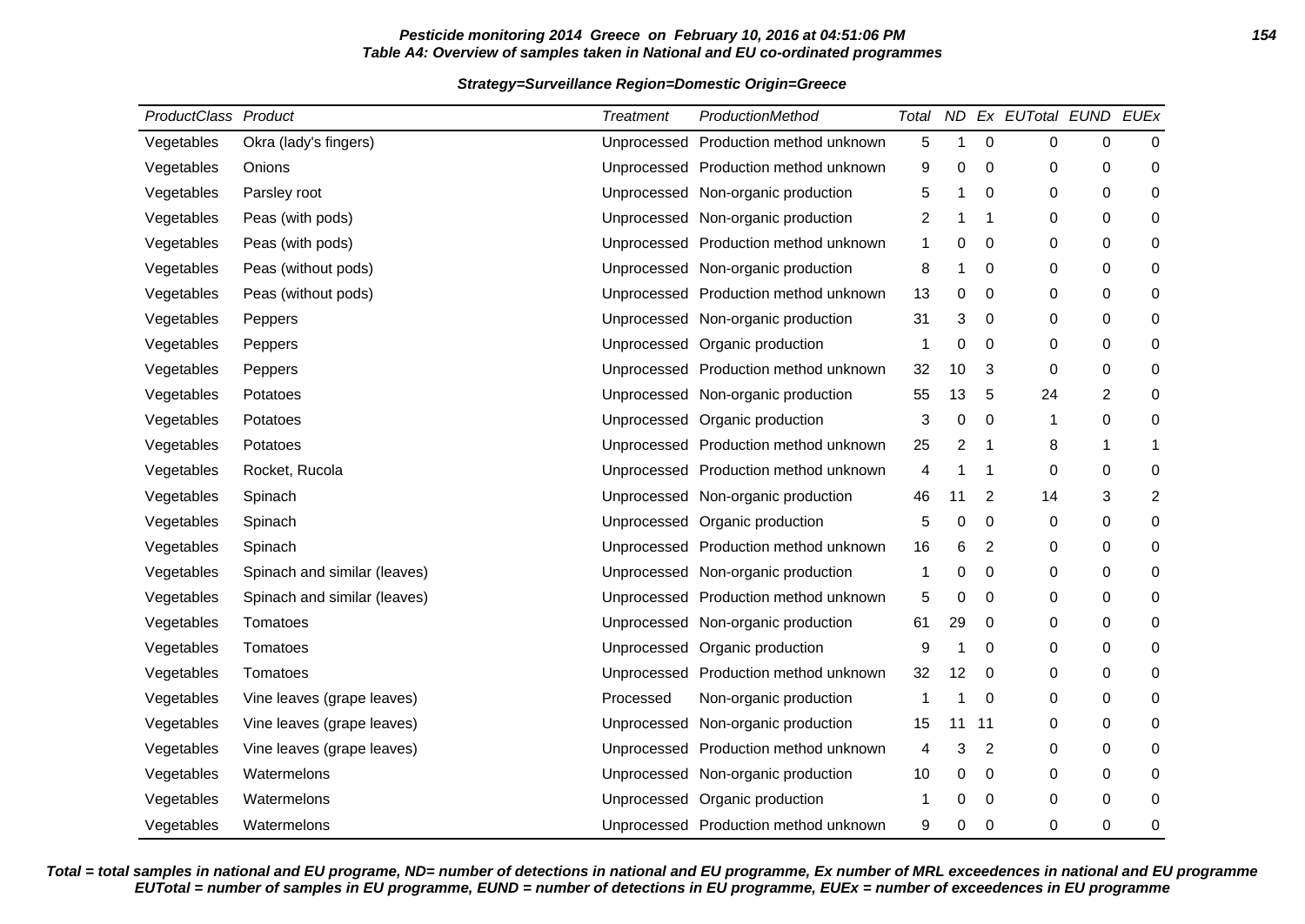**Pesticide monitoring 2014 Greece on February 10, 2016 at 04:51:06 PM**
**Table A4: Overview of samples taken in National and EU co-ordinated programmes**

**Strategy=Surveillance Region=Domestic Origin=Greece**

| ProductClass | Product | Treatment | ProductionMethod | Total | ND | Ex | EUTotal | EUND | EUEx |
|---|---|---|---|---|---|---|---|---|---|
| Vegetables | Okra (lady's fingers) | Unprocessed | Production method unknown | 5 | 1 | 0 | 0 | 0 | 0 |
| Vegetables | Onions | Unprocessed | Production method unknown | 9 | 0 | 0 | 0 | 0 | 0 |
| Vegetables | Parsley root | Unprocessed | Non-organic production | 5 | 1 | 0 | 0 | 0 | 0 |
| Vegetables | Peas (with pods) | Unprocessed | Non-organic production | 2 | 1 | 1 | 0 | 0 | 0 |
| Vegetables | Peas (with pods) | Unprocessed | Production method unknown | 1 | 0 | 0 | 0 | 0 | 0 |
| Vegetables | Peas (without pods) | Unprocessed | Non-organic production | 8 | 1 | 0 | 0 | 0 | 0 |
| Vegetables | Peas (without pods) | Unprocessed | Production method unknown | 13 | 0 | 0 | 0 | 0 | 0 |
| Vegetables | Peppers | Unprocessed | Non-organic production | 31 | 3 | 0 | 0 | 0 | 0 |
| Vegetables | Peppers | Unprocessed | Organic production | 1 | 0 | 0 | 0 | 0 | 0 |
| Vegetables | Peppers | Unprocessed | Production method unknown | 32 | 10 | 3 | 0 | 0 | 0 |
| Vegetables | Potatoes | Unprocessed | Non-organic production | 55 | 13 | 5 | 24 | 2 | 0 |
| Vegetables | Potatoes | Unprocessed | Organic production | 3 | 0 | 0 | 1 | 0 | 0 |
| Vegetables | Potatoes | Unprocessed | Production method unknown | 25 | 2 | 1 | 8 | 1 | 1 |
| Vegetables | Rocket, Rucola | Unprocessed | Production method unknown | 4 | 1 | 1 | 0 | 0 | 0 |
| Vegetables | Spinach | Unprocessed | Non-organic production | 46 | 11 | 2 | 14 | 3 | 2 |
| Vegetables | Spinach | Unprocessed | Organic production | 5 | 0 | 0 | 0 | 0 | 0 |
| Vegetables | Spinach | Unprocessed | Production method unknown | 16 | 6 | 2 | 0 | 0 | 0 |
| Vegetables | Spinach and similar (leaves) | Unprocessed | Non-organic production | 1 | 0 | 0 | 0 | 0 | 0 |
| Vegetables | Spinach and similar (leaves) | Unprocessed | Production method unknown | 5 | 0 | 0 | 0 | 0 | 0 |
| Vegetables | Tomatoes | Unprocessed | Non-organic production | 61 | 29 | 0 | 0 | 0 | 0 |
| Vegetables | Tomatoes | Unprocessed | Organic production | 9 | 1 | 0 | 0 | 0 | 0 |
| Vegetables | Tomatoes | Unprocessed | Production method unknown | 32 | 12 | 0 | 0 | 0 | 0 |
| Vegetables | Vine leaves (grape leaves) | Processed | Non-organic production | 1 | 1 | 0 | 0 | 0 | 0 |
| Vegetables | Vine leaves (grape leaves) | Unprocessed | Non-organic production | 15 | 11 | 11 | 0 | 0 | 0 |
| Vegetables | Vine leaves (grape leaves) | Unprocessed | Production method unknown | 4 | 3 | 2 | 0 | 0 | 0 |
| Vegetables | Watermelons | Unprocessed | Non-organic production | 10 | 0 | 0 | 0 | 0 | 0 |
| Vegetables | Watermelons | Unprocessed | Organic production | 1 | 0 | 0 | 0 | 0 | 0 |
| Vegetables | Watermelons | Unprocessed | Production method unknown | 9 | 0 | 0 | 0 | 0 | 0 |

**Total = total samples in national and EU programe, ND= number of detections in national and EU programme, Ex number of MRL exceedences in national and EU programme EUTotal = number of samples in EU programme, EUND = number of detections in EU programme, EUEx = number of exceedences in EU programme**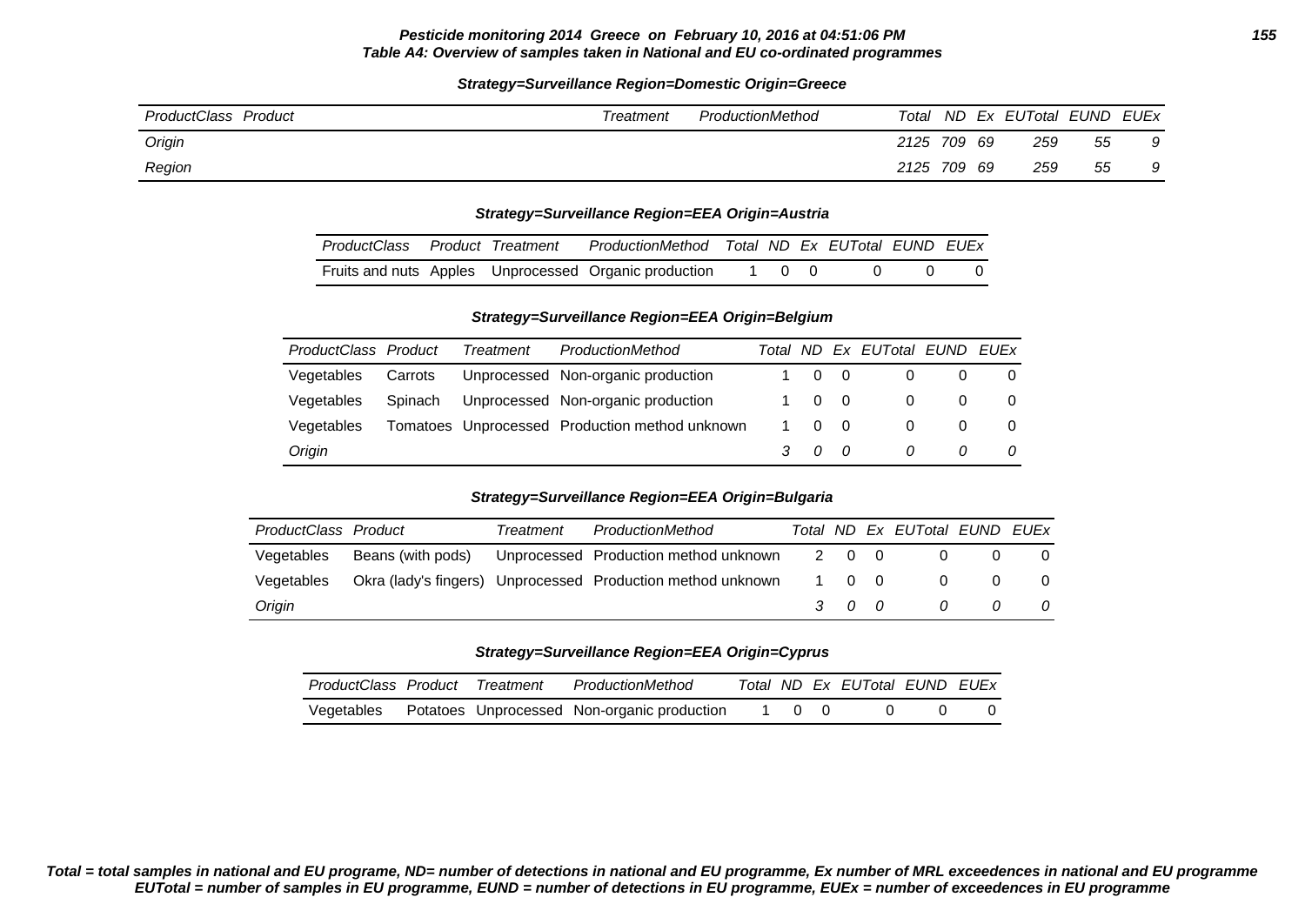**Pesticide monitoring 2014 Greece on February 10, 2016 at 04:51:06 PM**
**Table A4: Overview of samples taken in National and EU co-ordinated programmes**

**Strategy=Surveillance Region=Domestic Origin=Greece**

| ProductClass | Product | Treatment | ProductionMethod | Total | ND | Ex | EUTotal | EUND | EUEx |
|---|---|---|---|---|---|---|---|---|---|
| *Origin* | | | | *2125* | *709* | *69* | *259* | *55* | *9* |
| *Region* | | | | *2125* | *709* | *69* | *259* | *55* | *9* |

**Strategy=Surveillance Region=EEA Origin=Austria**

| ProductClass | Product | Treatment | ProductionMethod | Total | ND | Ex | EUTotal | EUND | EUEx |
|---|---|---|---|---|---|---|---|---|---|
| Fruits and nuts | Apples | Unprocessed | Organic production | 1 | 0 | 0 | 0 | 0 | 0 |

**Strategy=Surveillance Region=EEA Origin=Belgium**

| ProductClass | Product | Treatment | ProductionMethod | Total | ND | Ex | EUTotal | EUND | EUEx |
|---|---|---|---|---|---|---|---|---|---|
| Vegetables | Carrots | Unprocessed | Non-organic production | 1 | 0 | 0 | 0 | 0 | 0 |
| Vegetables | Spinach | Unprocessed | Non-organic production | 1 | 0 | 0 | 0 | 0 | 0 |
| Vegetables | Tomatoes | Unprocessed | Production method unknown | 1 | 0 | 0 | 0 | 0 | 0 |
| *Origin* | | | | *3* | *0* | *0* | *0* | *0* | *0* |

**Strategy=Surveillance Region=EEA Origin=Bulgaria**

| ProductClass | Product | Treatment | ProductionMethod | Total | ND | Ex | EUTotal | EUND | EUEx |
|---|---|---|---|---|---|---|---|---|---|
| Vegetables | Beans (with pods) | Unprocessed | Production method unknown | 2 | 0 | 0 | 0 | 0 | 0 |
| Vegetables | Okra (lady's fingers) | Unprocessed | Production method unknown | 1 | 0 | 0 | 0 | 0 | 0 |
| *Origin* | | | | *3* | *0* | *0* | *0* | *0* | *0* |

**Strategy=Surveillance Region=EEA Origin=Cyprus**

| ProductClass | Product | Treatment | ProductionMethod | Total | ND | Ex | EUTotal | EUND | EUEx |
|---|---|---|---|---|---|---|---|---|---|
| Vegetables | Potatoes | Unprocessed | Non-organic production | 1 | 0 | 0 | 0 | 0 | 0 |

**Total = total samples in national and EU programe, ND= number of detections in national and EU programme, Ex number of MRL exceedences in national and EU programme**
**EUTotal = number of samples in EU programme, EUND = number of detections in EU programme, EUEx = number of exceedences in EU programme**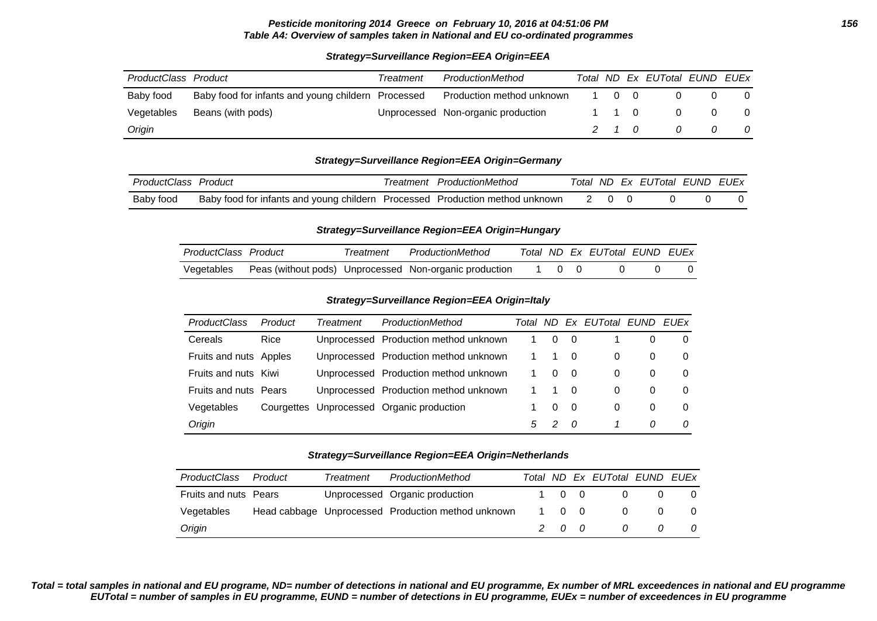**Pesticide monitoring 2014 Greece on February 10, 2016 at 04:51:06 PM**

**Table A4: Overview of samples taken in National and EU co-ordinated programmes**

**Strategy=Surveillance Region=EEA Origin=EEA**

| ProductClass | Product | Treatment | ProductionMethod | Total | ND | Ex | EUTotal | EUND | EUEx |
|---|---|---|---|---|---|---|---|---|---|
| Baby food | Baby food for infants and young childern | Processed | Production method unknown | 1 | 0 | 0 | 0 | 0 | 0 |
| Vegetables | Beans (with pods) | Unprocessed | Non-organic production | 1 | 1 | 0 | 0 | 0 | 0 |
| *Origin* | | | | *2* | *1* | *0* | *0* | *0* | *0* |

**Strategy=Surveillance Region=EEA Origin=Germany**

| ProductClass | Product | Treatment | ProductionMethod | Total | ND | Ex | EUTotal | EUND | EUEx |
|---|---|---|---|---|---|---|---|---|---|
| Baby food | Baby food for infants and young childern | Processed | Production method unknown | 2 | 0 | 0 | 0 | 0 | 0 |

**Strategy=Surveillance Region=EEA Origin=Hungary**

| ProductClass | Product | Treatment | ProductionMethod | Total | ND | Ex | EUTotal | EUND | EUEx |
|---|---|---|---|---|---|---|---|---|---|
| Vegetables | Peas (without pods) | Unprocessed | Non-organic production | 1 | 0 | 0 | 0 | 0 | 0 |

**Strategy=Surveillance Region=EEA Origin=Italy**

| ProductClass | Product | Treatment | ProductionMethod | Total | ND | Ex | EUTotal | EUND | EUEx |
|---|---|---|---|---|---|---|---|---|---|
| Cereals | Rice | Unprocessed | Production method unknown | 1 | 0 | 0 | 1 | 0 | 0 |
| Fruits and nuts | Apples | Unprocessed | Production method unknown | 1 | 1 | 0 | 0 | 0 | 0 |
| Fruits and nuts | Kiwi | Unprocessed | Production method unknown | 1 | 0 | 0 | 0 | 0 | 0 |
| Fruits and nuts | Pears | Unprocessed | Production method unknown | 1 | 1 | 0 | 0 | 0 | 0 |
| Vegetables | Courgettes | Unprocessed | Organic production | 1 | 0 | 0 | 0 | 0 | 0 |
| *Origin* | | | | *5* | *2* | *0* | *1* | *0* | *0* |

**Strategy=Surveillance Region=EEA Origin=Netherlands**

| ProductClass | Product | Treatment | ProductionMethod | Total | ND | Ex | EUTotal | EUND | EUEx |
|---|---|---|---|---|---|---|---|---|---|
| Fruits and nuts | Pears | Unprocessed | Organic production | 1 | 0 | 0 | 0 | 0 | 0 |
| Vegetables | Head cabbage | Unprocessed | Production method unknown | 1 | 0 | 0 | 0 | 0 | 0 |
| *Origin* | | | | *2* | *0* | *0* | *0* | *0* | *0* |

***Total = total samples in national and EU programe, ND= number of detections in national and EU programme, Ex number of MRL exceedences in national and EU programme EUTotal = number of samples in EU programme, EUND = number of detections in EU programme, EUEx = number of exceedences in EU programme***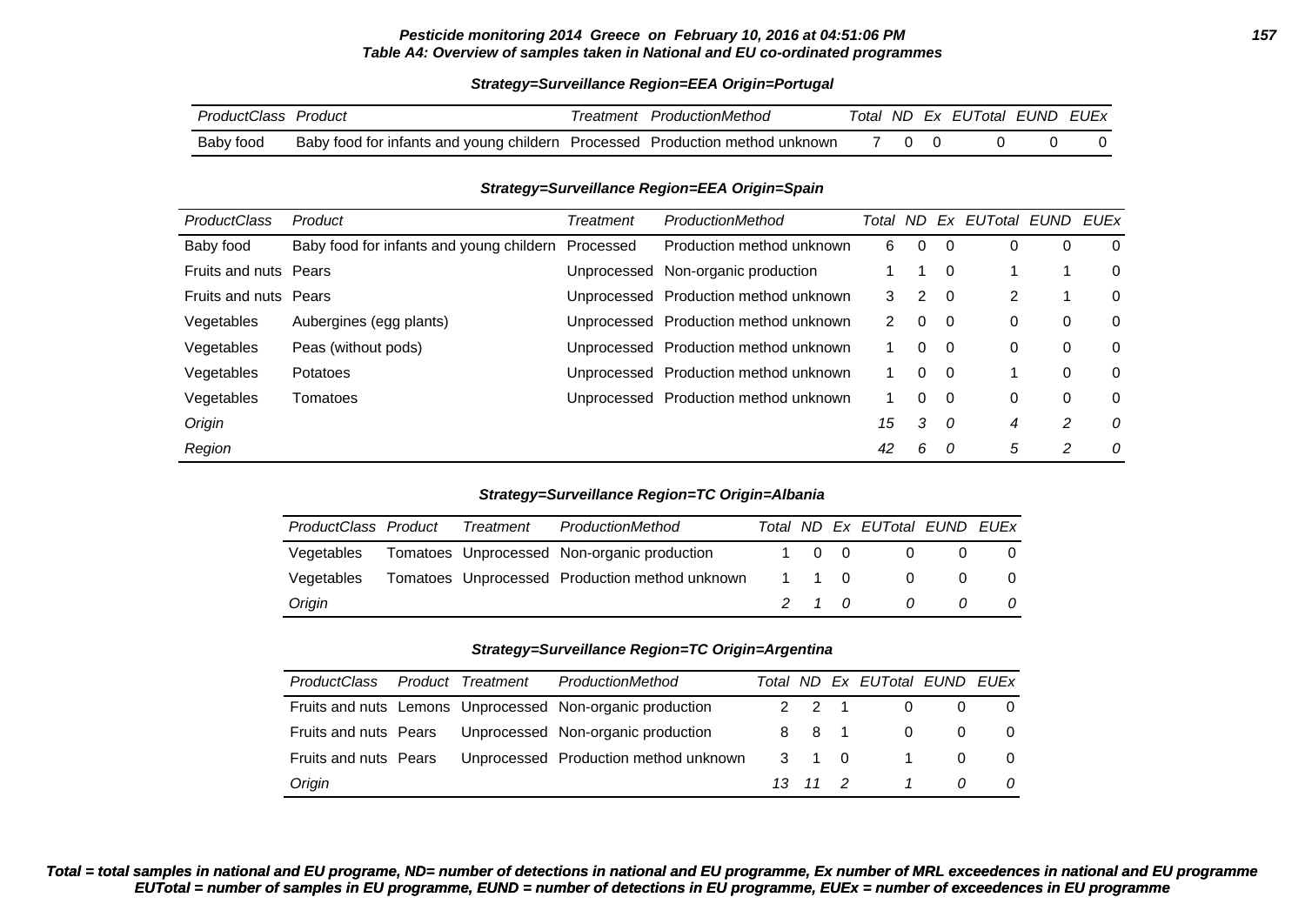**Pesticide monitoring 2014 Greece on February 10, 2016 at 04:51:06 PM**

**Table A4: Overview of samples taken in National and EU co-ordinated programmes**

**Strategy=Surveillance Region=EEA Origin=Portugal**

| ProductClass | Product | Treatment | ProductionMethod | Total | ND | Ex | EUTotal | EUND | EUEx |
|---|---|---|---|---|---|---|---|---|---|
| Baby food | Baby food for infants and young childern | Processed | Production method unknown | 7 | 0 | 0 | 0 | 0 | 0 |

**Strategy=Surveillance Region=EEA Origin=Spain**

| ProductClass | Product | Treatment | ProductionMethod | Total | ND | Ex | EUTotal | EUND | EUEx |
|---|---|---|---|---|---|---|---|---|---|
| Baby food | Baby food for infants and young childern | Processed | Production method unknown | 6 | 0 | 0 | 0 | 0 | 0 |
| Fruits and nuts | Pears | Unprocessed | Non-organic production | 1 | 1 | 0 | 1 | 1 | 0 |
| Fruits and nuts | Pears | Unprocessed | Production method unknown | 3 | 2 | 0 | 2 | 1 | 0 |
| Vegetables | Aubergines (egg plants) | Unprocessed | Production method unknown | 2 | 0 | 0 | 0 | 0 | 0 |
| Vegetables | Peas (without pods) | Unprocessed | Production method unknown | 1 | 0 | 0 | 0 | 0 | 0 |
| Vegetables | Potatoes | Unprocessed | Production method unknown | 1 | 0 | 0 | 1 | 0 | 0 |
| Vegetables | Tomatoes | Unprocessed | Production method unknown | 1 | 0 | 0 | 0 | 0 | 0 |
| *Origin* | | | | *15* | *3* | *0* | *4* | *2* | *0* |
| *Region* | | | | *42* | *6* | *0* | *5* | *2* | *0* |

**Strategy=Surveillance Region=TC Origin=Albania**

| ProductClass | Product | Treatment | ProductionMethod | Total | ND | Ex | EUTotal | EUND | EUEx |
|---|---|---|---|---|---|---|---|---|---|
| Vegetables | Tomatoes | Unprocessed | Non-organic production | 1 | 0 | 0 | 0 | 0 | 0 |
| Vegetables | Tomatoes | Unprocessed | Production method unknown | 1 | 1 | 0 | 0 | 0 | 0 |
| *Origin* | | | | *2* | *1* | *0* | *0* | *0* | *0* |

**Strategy=Surveillance Region=TC Origin=Argentina**

| ProductClass | Product | Treatment | ProductionMethod | Total | ND | Ex | EUTotal | EUND | EUEx |
|---|---|---|---|---|---|---|---|---|---|
| Fruits and nuts | Lemons | Unprocessed | Non-organic production | 2 | 2 | 1 | 0 | 0 | 0 |
| Fruits and nuts | Pears | Unprocessed | Non-organic production | 8 | 8 | 1 | 0 | 0 | 0 |
| Fruits and nuts | Pears | Unprocessed | Production method unknown | 3 | 1 | 0 | 1 | 0 | 0 |
| *Origin* | | | | *13* | *11* | *2* | *1* | *0* | *0* |

***Total = total samples in national and EU programe, ND= number of detections in national and EU programme, Ex number of MRL exceedences in national and EU programme EUTotal = number of samples in EU programme, EUND = number of detections in EU programme, EUEx = number of exceedences in EU programme***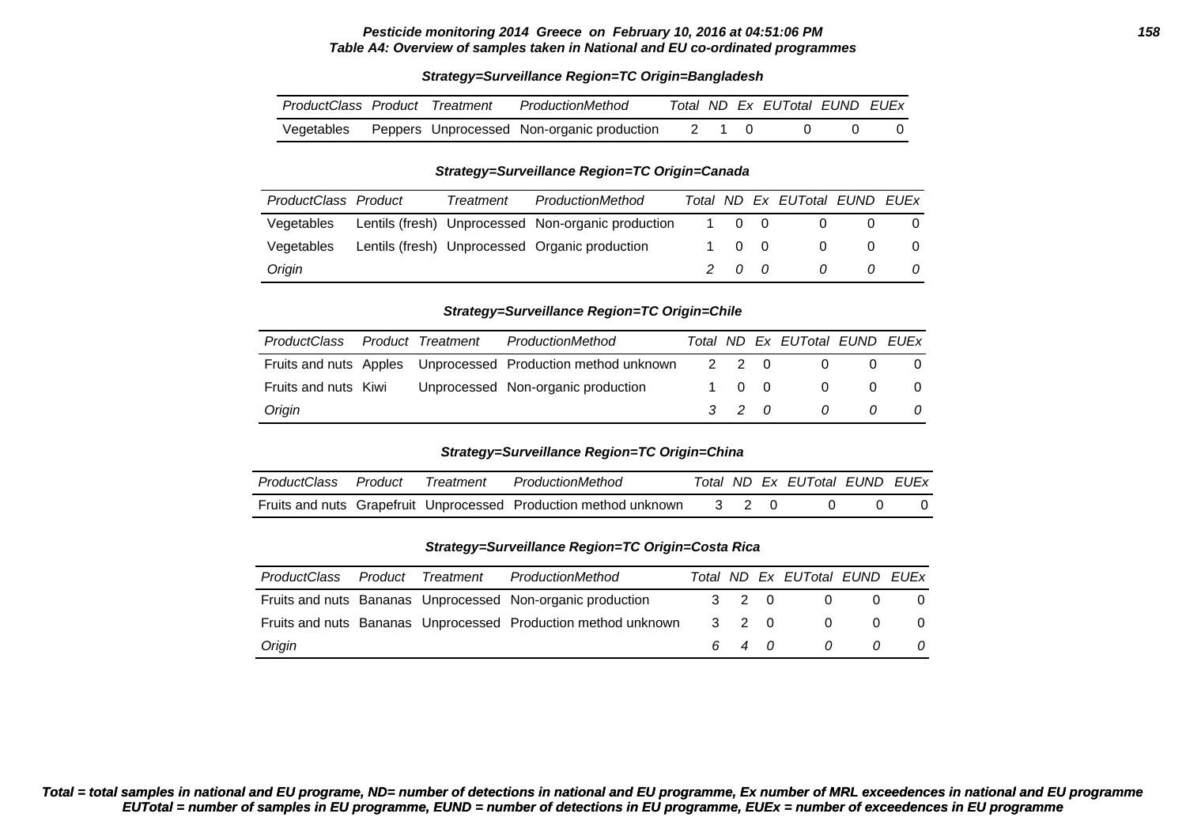**Pesticide monitoring 2014 Greece on February 10, 2016 at 04:51:06 PM**
**Table A4: Overview of samples taken in National and EU co-ordinated programmes**

**Strategy=Surveillance Region=TC Origin=Bangladesh**

| ProductClass | Product | Treatment | ProductionMethod | Total | ND | Ex | EUTotal | EUND | EUEx |
|---|---|---|---|---|---|---|---|---|---|
| Vegetables | Peppers | Unprocessed | Non-organic production | 2 | 1 | 0 | 0 | 0 | 0 |

**Strategy=Surveillance Region=TC Origin=Canada**

| ProductClass | Product | Treatment | ProductionMethod | Total | ND | Ex | EUTotal | EUND | EUEx |
|---|---|---|---|---|---|---|---|---|---|
| Vegetables | Lentils (fresh) | Unprocessed | Non-organic production | 1 | 0 | 0 | 0 | 0 | 0 |
| Vegetables | Lentils (fresh) | Unprocessed | Organic production | 1 | 0 | 0 | 0 | 0 | 0 |
| *Origin* | | | | *2* | *0* | *0* | *0* | *0* | *0* |

**Strategy=Surveillance Region=TC Origin=Chile**

| ProductClass | Product | Treatment | ProductionMethod | Total | ND | Ex | EUTotal | EUND | EUEx |
|---|---|---|---|---|---|---|---|---|---|
| Fruits and nuts | Apples | Unprocessed | Production method unknown | 2 | 2 | 0 | 0 | 0 | 0 |
| Fruits and nuts | Kiwi | Unprocessed | Non-organic production | 1 | 0 | 0 | 0 | 0 | 0 |
| *Origin* | | | | *3* | *2* | *0* | *0* | *0* | *0* |

**Strategy=Surveillance Region=TC Origin=China**

| ProductClass | Product | Treatment | ProductionMethod | Total | ND | Ex | EUTotal | EUND | EUEx |
|---|---|---|---|---|---|---|---|---|---|
| Fruits and nuts | Grapefruit | Unprocessed | Production method unknown | 3 | 2 | 0 | 0 | 0 | 0 |

**Strategy=Surveillance Region=TC Origin=Costa Rica**

| ProductClass | Product | Treatment | ProductionMethod | Total | ND | Ex | EUTotal | EUND | EUEx |
|---|---|---|---|---|---|---|---|---|---|
| Fruits and nuts | Bananas | Unprocessed | Non-organic production | 3 | 2 | 0 | 0 | 0 | 0 |
| Fruits and nuts | Bananas | Unprocessed | Production method unknown | 3 | 2 | 0 | 0 | 0 | 0 |
| *Origin* | | | | *6* | *4* | *0* | *0* | *0* | *0* |

***Total = total samples in national and EU programe, ND= number of detections in national and EU programme, Ex number of MRL exceedences in national and EU programme EUTotal = number of samples in EU programme, EUND = number of detections in EU programme, EUEx = number of exceedences in EU programme***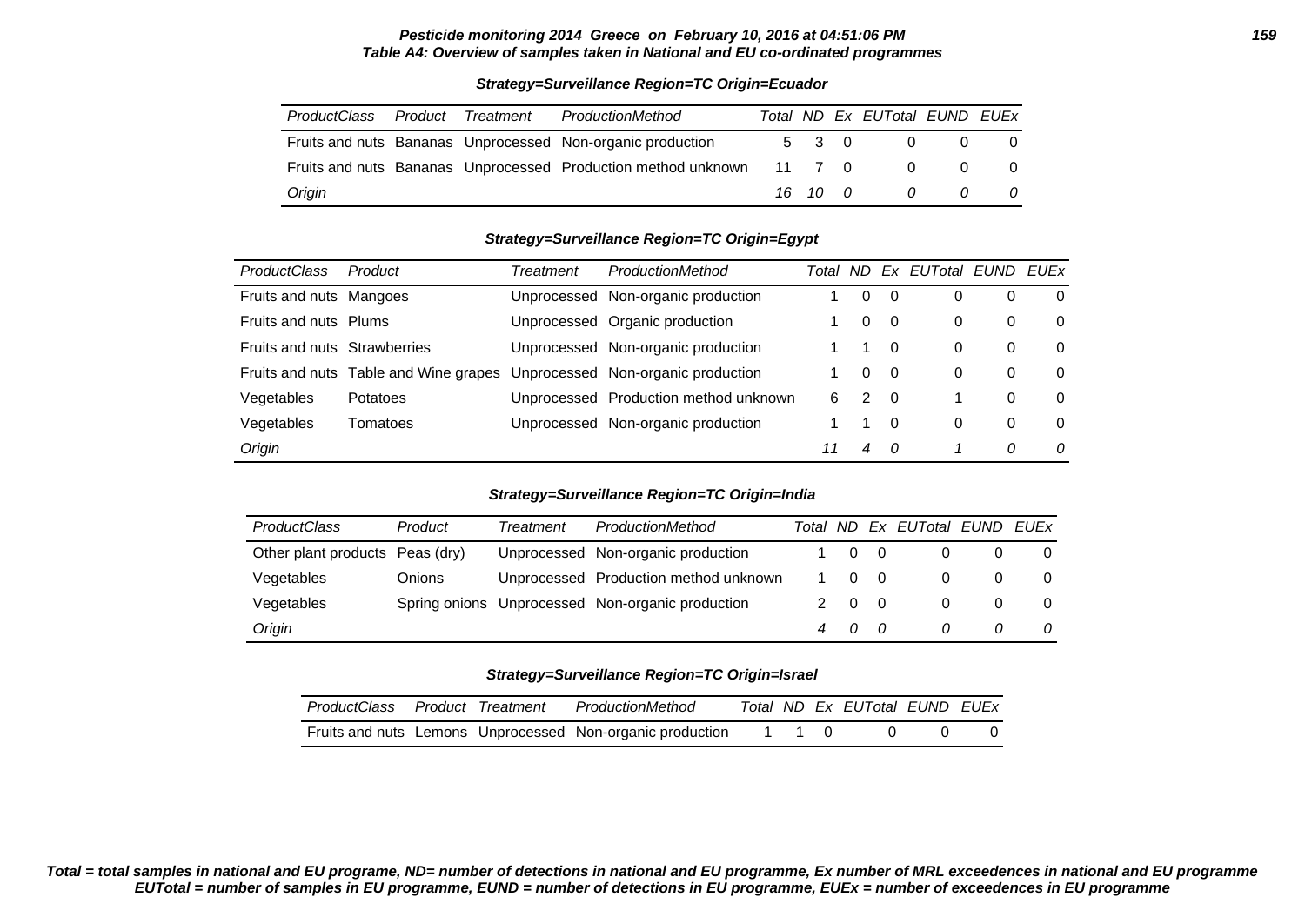**Pesticide monitoring 2014 Greece on February 10, 2016 at 04:51:06 PM**

**Table A4: Overview of samples taken in National and EU co-ordinated programmes**

**Strategy=Surveillance Region=TC Origin=Ecuador**

| ProductClass | Product | Treatment | ProductionMethod | Total | ND | Ex | EUTotal | EUND | EUEx |
|---|---|---|---|---|---|---|---|---|---|
| Fruits and nuts | Bananas | Unprocessed | Non-organic production | 5 | 3 | 0 | 0 | 0 | 0 |
| Fruits and nuts | Bananas | Unprocessed | Production method unknown | 11 | 7 | 0 | 0 | 0 | 0 |
| *Origin* | | | | *16* | *10* | *0* | *0* | *0* | *0* |

**Strategy=Surveillance Region=TC Origin=Egypt**

| ProductClass | Product | Treatment | ProductionMethod | Total | ND | Ex | EUTotal | EUND | EUEx |
|---|---|---|---|---|---|---|---|---|---|
| Fruits and nuts | Mangoes | Unprocessed | Non-organic production | 1 | 0 | 0 | 0 | 0 | 0 |
| Fruits and nuts | Plums | Unprocessed | Organic production | 1 | 0 | 0 | 0 | 0 | 0 |
| Fruits and nuts | Strawberries | Unprocessed | Non-organic production | 1 | 1 | 0 | 0 | 0 | 0 |
| Fruits and nuts | Table and Wine grapes | Unprocessed | Non-organic production | 1 | 0 | 0 | 0 | 0 | 0 |
| Vegetables | Potatoes | Unprocessed | Production method unknown | 6 | 2 | 0 | 1 | 0 | 0 |
| Vegetables | Tomatoes | Unprocessed | Non-organic production | 1 | 1 | 0 | 0 | 0 | 0 |
| *Origin* | | | | *11* | *4* | *0* | *1* | *0* | *0* |

**Strategy=Surveillance Region=TC Origin=India**

| ProductClass | Product | Treatment | ProductionMethod | Total | ND | Ex | EUTotal | EUND | EUEx |
|---|---|---|---|---|---|---|---|---|---|
| Other plant products | Peas (dry) | Unprocessed | Non-organic production | 1 | 0 | 0 | 0 | 0 | 0 |
| Vegetables | Onions | Unprocessed | Production method unknown | 1 | 0 | 0 | 0 | 0 | 0 |
| Vegetables | Spring onions | Unprocessed | Non-organic production | 2 | 0 | 0 | 0 | 0 | 0 |
| *Origin* | | | | *4* | *0* | *0* | *0* | *0* | *0* |

**Strategy=Surveillance Region=TC Origin=Israel**

| ProductClass | Product | Treatment | ProductionMethod | Total | ND | Ex | EUTotal | EUND | EUEx |
|---|---|---|---|---|---|---|---|---|---|
| Fruits and nuts | Lemons | Unprocessed | Non-organic production | 1 | 1 | 0 | 0 | 0 | 0 |

***Total = total samples in national and EU programe, ND= number of detections in national and EU programme, Ex number of MRL exceedences in national and EU programme***
***EUTotal = number of samples in EU programme, EUND = number of detections in EU programme, EUEx = number of exceedences in EU programme***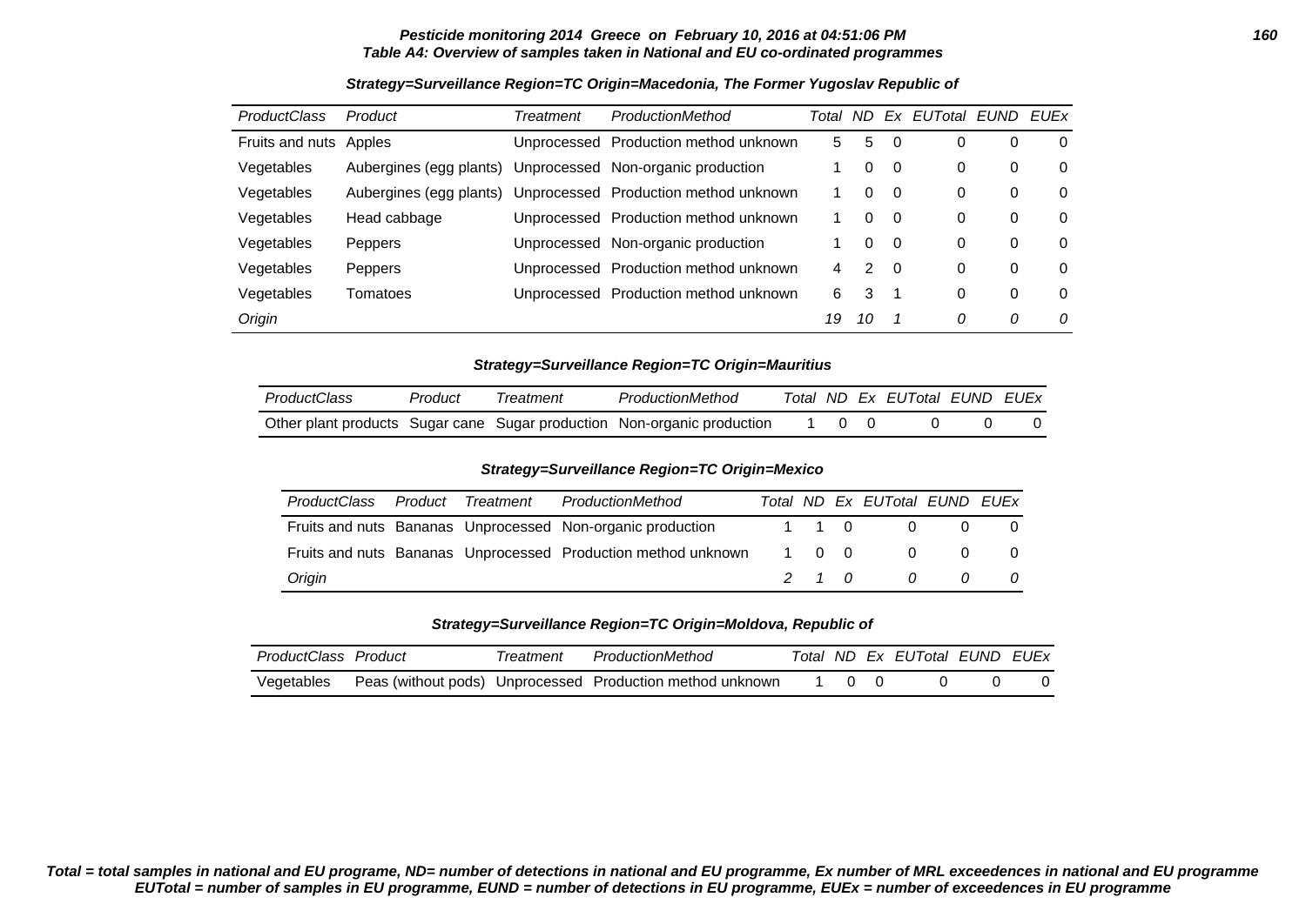**Table A4: Overview of samples taken in National and EU co-ordinated programmes**

**Strategy=Surveillance Region=TC Origin=Macedonia, The Former Yugoslav Republic of**

| ProductClass | Product | Treatment | ProductionMethod | Total | ND | Ex | EUTotal | EUND | EUEx |
|---|---|---|---|---|---|---|---|---|---|
| Fruits and nuts | Apples | Unprocessed | Production method unknown | 5 | 5 | 0 | 0 | 0 | 0 |
| Vegetables | Aubergines (egg plants) | Unprocessed | Non-organic production | 1 | 0 | 0 | 0 | 0 | 0 |
| Vegetables | Aubergines (egg plants) | Unprocessed | Production method unknown | 1 | 0 | 0 | 0 | 0 | 0 |
| Vegetables | Head cabbage | Unprocessed | Production method unknown | 1 | 0 | 0 | 0 | 0 | 0 |
| Vegetables | Peppers | Unprocessed | Non-organic production | 1 | 0 | 0 | 0 | 0 | 0 |
| Vegetables | Peppers | Unprocessed | Production method unknown | 4 | 2 | 0 | 0 | 0 | 0 |
| Vegetables | Tomatoes | Unprocessed | Production method unknown | 6 | 3 | 1 | 0 | 0 | 0 |
| *Origin* | | | | *19* | *10* | *1* | *0* | *0* | *0* |

**Strategy=Surveillance Region=TC Origin=Mauritius**

| ProductClass | Product | Treatment | ProductionMethod | Total | ND | Ex | EUTotal | EUND | EUEx |
|---|---|---|---|---|---|---|---|---|---|
| Other plant products | Sugar cane | Sugar production | Non-organic production | 1 | 0 | 0 | 0 | 0 | 0 |

**Strategy=Surveillance Region=TC Origin=Mexico**

| ProductClass | Product | Treatment | ProductionMethod | Total | ND | Ex | EUTotal | EUND | EUEx |
|---|---|---|---|---|---|---|---|---|---|
| Fruits and nuts | Bananas | Unprocessed | Non-organic production | 1 | 1 | 0 | 0 | 0 | 0 |
| Fruits and nuts | Bananas | Unprocessed | Production method unknown | 1 | 0 | 0 | 0 | 0 | 0 |
| *Origin* | | | | *2* | *1* | *0* | *0* | *0* | *0* |

**Strategy=Surveillance Region=TC Origin=Moldova, Republic of**

| ProductClass | Product | Treatment | ProductionMethod | Total | ND | Ex | EUTotal | EUND | EUEx |
|---|---|---|---|---|---|---|---|---|---|
| Vegetables | Peas (without pods) | Unprocessed | Production method unknown | 1 | 0 | 0 | 0 | 0 | 0 |

***Total = total samples in national and EU programe, ND= number of detections in national and EU programme, Ex number of MRL exceedences in national and EU programme EUTotal = number of samples in EU programme, EUND = number of detections in EU programme, EUEx = number of exceedences in EU programme***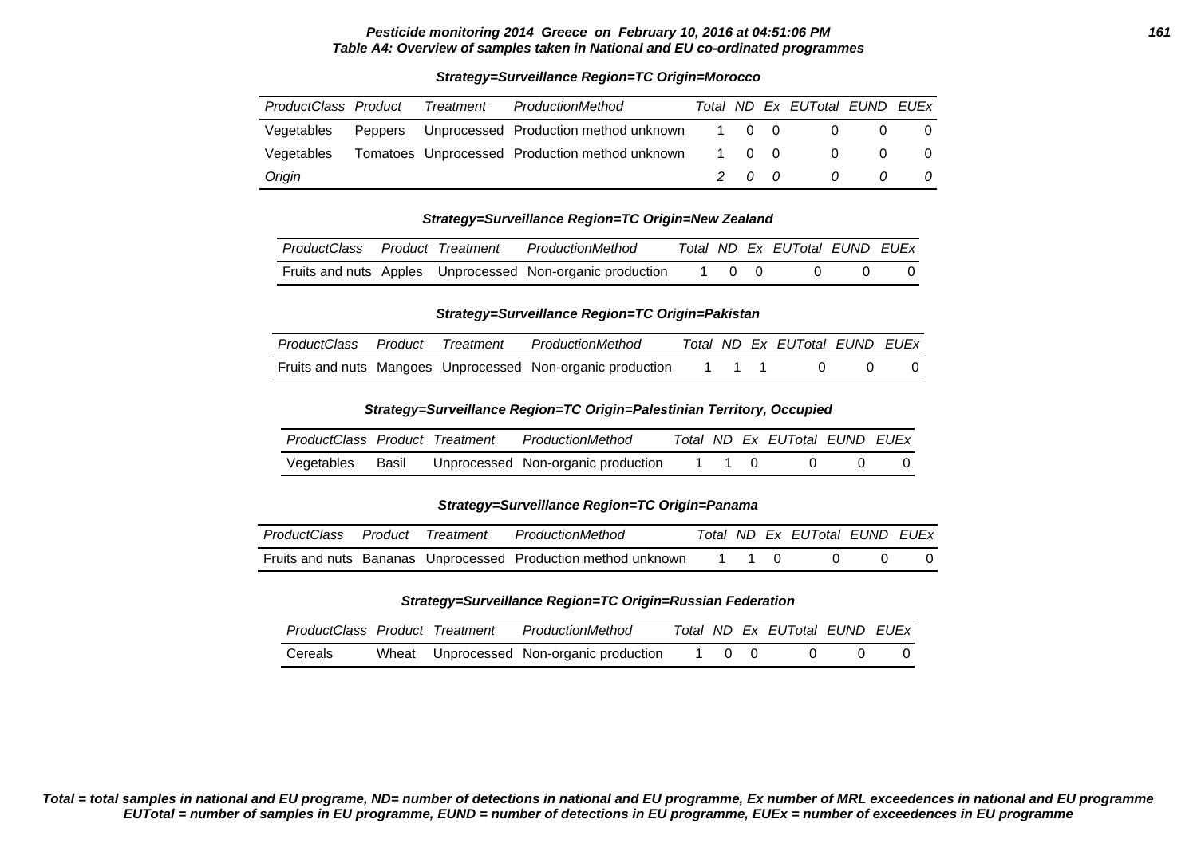**Pesticide monitoring 2014 Greece on February 10, 2016 at 04:51:06 PM**
**Table A4: Overview of samples taken in National and EU co-ordinated programmes**

**Strategy=Surveillance Region=TC Origin=Morocco**

| ProductClass | Product | Treatment | ProductionMethod | Total | ND | Ex | EUTotal | EUND | EUEx |
|---|---|---|---|---|---|---|---|---|---|
| Vegetables | Peppers | Unprocessed | Production method unknown | 1 | 0 | 0 | 0 | 0 | 0 |
| Vegetables | Tomatoes | Unprocessed | Production method unknown | 1 | 0 | 0 | 0 | 0 | 0 |
| *Origin* | | | | *2* | *0* | *0* | *0* | *0* | *0* |

**Strategy=Surveillance Region=TC Origin=New Zealand**

| ProductClass | Product | Treatment | ProductionMethod | Total | ND | Ex | EUTotal | EUND | EUEx |
|---|---|---|---|---|---|---|---|---|---|
| Fruits and nuts | Apples | Unprocessed | Non-organic production | 1 | 0 | 0 | 0 | 0 | 0 |

**Strategy=Surveillance Region=TC Origin=Pakistan**

| ProductClass | Product | Treatment | ProductionMethod | Total | ND | Ex | EUTotal | EUND | EUEx |
|---|---|---|---|---|---|---|---|---|---|
| Fruits and nuts | Mangoes | Unprocessed | Non-organic production | 1 | 1 | 1 | 0 | 0 | 0 |

**Strategy=Surveillance Region=TC Origin=Palestinian Territory, Occupied**

| ProductClass | Product | Treatment | ProductionMethod | Total | ND | Ex | EUTotal | EUND | EUEx |
|---|---|---|---|---|---|---|---|---|---|
| Vegetables | Basil | Unprocessed | Non-organic production | 1 | 1 | 0 | 0 | 0 | 0 |

**Strategy=Surveillance Region=TC Origin=Panama**

| ProductClass | Product | Treatment | ProductionMethod | Total | ND | Ex | EUTotal | EUND | EUEx |
|---|---|---|---|---|---|---|---|---|---|
| Fruits and nuts | Bananas | Unprocessed | Production method unknown | 1 | 1 | 0 | 0 | 0 | 0 |

**Strategy=Surveillance Region=TC Origin=Russian Federation**

| ProductClass | Product | Treatment | ProductionMethod | Total | ND | Ex | EUTotal | EUND | EUEx |
|---|---|---|---|---|---|---|---|---|---|
| Cereals | Wheat | Unprocessed | Non-organic production | 1 | 0 | 0 | 0 | 0 | 0 |

***Total = total samples in national and EU programe, ND= number of detections in national and EU programme, Ex number of MRL exceedences in national and EU programme***
***EUTotal = number of samples in EU programme, EUND = number of detections in EU programme, EUEx = number of exceedences in EU programme***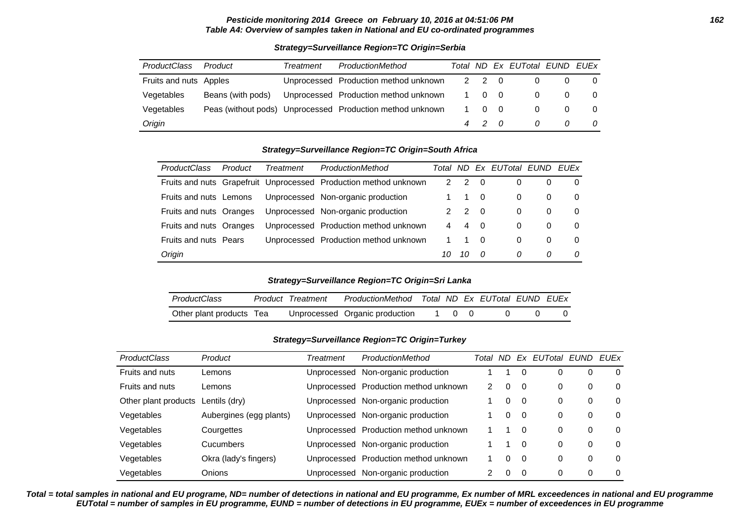**Table A4: Overview of samples taken in National and EU co-ordinated programmes**

**Strategy=Surveillance Region=TC Origin=Serbia**

| ProductClass | Product | Treatment | ProductionMethod | Total | ND | Ex | EUTotal | EUND | EUEx |
|---|---|---|---|---|---|---|---|---|---|
| Fruits and nuts | Apples | Unprocessed | Production method unknown | 2 | 2 | 0 | 0 | 0 | 0 |
| Vegetables | Beans (with pods) | Unprocessed | Production method unknown | 1 | 0 | 0 | 0 | 0 | 0 |
| Vegetables | Peas (without pods) | Unprocessed | Production method unknown | 1 | 0 | 0 | 0 | 0 | 0 |
| *Origin* | | | | *4* | *2* | *0* | *0* | *0* | *0* |

**Strategy=Surveillance Region=TC Origin=South Africa**

| ProductClass | Product | Treatment | ProductionMethod | Total | ND | Ex | EUTotal | EUND | EUEx |
|---|---|---|---|---|---|---|---|---|---|
| Fruits and nuts | Grapefruit | Unprocessed | Production method unknown | 2 | 2 | 0 | 0 | 0 | 0 |
| Fruits and nuts | Lemons | Unprocessed | Non-organic production | 1 | 1 | 0 | 0 | 0 | 0 |
| Fruits and nuts | Oranges | Unprocessed | Non-organic production | 2 | 2 | 0 | 0 | 0 | 0 |
| Fruits and nuts | Oranges | Unprocessed | Production method unknown | 4 | 4 | 0 | 0 | 0 | 0 |
| Fruits and nuts | Pears | Unprocessed | Production method unknown | 1 | 1 | 0 | 0 | 0 | 0 |
| *Origin* | | | | *10* | *10* | *0* | *0* | *0* | *0* |

**Strategy=Surveillance Region=TC Origin=Sri Lanka**

| ProductClass | Product | Treatment | ProductionMethod | Total | ND | Ex | EUTotal | EUND | EUEx |
|---|---|---|---|---|---|---|---|---|---|
| Other plant products | Tea | Unprocessed | Organic production | 1 | 0 | 0 | 0 | 0 | 0 |

**Strategy=Surveillance Region=TC Origin=Turkey**

| ProductClass | Product | Treatment | ProductionMethod | Total | ND | Ex | EUTotal | EUND | EUEx |
|---|---|---|---|---|---|---|---|---|---|
| Fruits and nuts | Lemons | Unprocessed | Non-organic production | 1 | 1 | 0 | 0 | 0 | 0 |
| Fruits and nuts | Lemons | Unprocessed | Production method unknown | 2 | 0 | 0 | 0 | 0 | 0 |
| Other plant products | Lentils (dry) | Unprocessed | Non-organic production | 1 | 0 | 0 | 0 | 0 | 0 |
| Vegetables | Aubergines (egg plants) | Unprocessed | Non-organic production | 1 | 0 | 0 | 0 | 0 | 0 |
| Vegetables | Courgettes | Unprocessed | Production method unknown | 1 | 1 | 0 | 0 | 0 | 0 |
| Vegetables | Cucumbers | Unprocessed | Non-organic production | 1 | 1 | 0 | 0 | 0 | 0 |
| Vegetables | Okra (lady's fingers) | Unprocessed | Production method unknown | 1 | 0 | 0 | 0 | 0 | 0 |
| Vegetables | Onions | Unprocessed | Non-organic production | 2 | 0 | 0 | 0 | 0 | 0 |

***Total = total samples in national and EU programe, ND= number of detections in national and EU programme, Ex number of MRL exceedences in national and EU programme EUTotal = number of samples in EU programme, EUND = number of detections in EU programme, EUEx = number of exceedences in EU programme***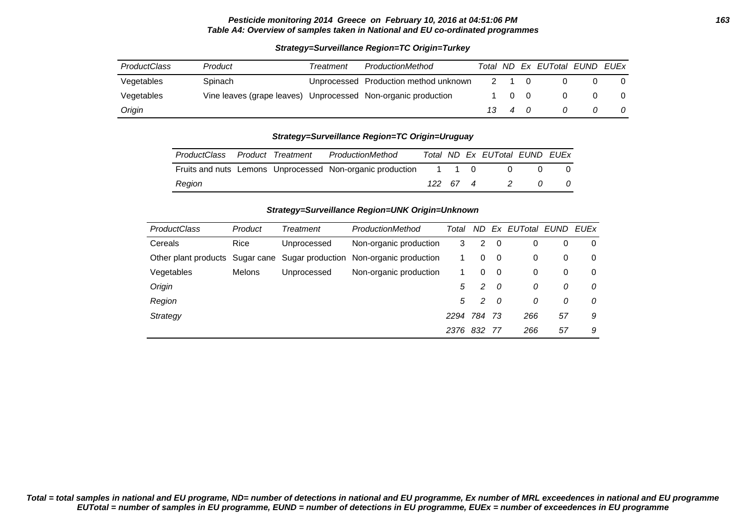**Pesticide monitoring 2014 Greece on February 10, 2016 at 04:51:06 PM**
**Table A4: Overview of samples taken in National and EU co-ordinated programmes**

**Strategy=Surveillance Region=TC Origin=Turkey**

| ProductClass | Product | Treatment | ProductionMethod | Total | ND | Ex | EUTotal | EUND | EUEx |
|---|---|---|---|---|---|---|---|---|---|
| Vegetables | Spinach | Unprocessed | Production method unknown | 2 | 1 | 0 | 0 | 0 | 0 |
| Vegetables | Vine leaves (grape leaves) | Unprocessed | Non-organic production | 1 | 0 | 0 | 0 | 0 | 0 |
| *Origin* | | | | *13* | *4* | *0* | *0* | *0* | *0* |

**Strategy=Surveillance Region=TC Origin=Uruguay**

| ProductClass | Product | Treatment | ProductionMethod | Total | ND | Ex | EUTotal | EUND | EUEx |
|---|---|---|---|---|---|---|---|---|---|
| Fruits and nuts | Lemons | Unprocessed | Non-organic production | 1 | 1 | 0 | 0 | 0 | 0 |
| *Region* | | | | *122* | *67* | *4* | *2* | *0* | *0* |

**Strategy=Surveillance Region=UNK Origin=Unknown**

| ProductClass | Product | Treatment | ProductionMethod | Total | ND | Ex | EUTotal | EUND | EUEx |
|---|---|---|---|---|---|---|---|---|---|
| Cereals | Rice | Unprocessed | Non-organic production | 3 | 2 | 0 | 0 | 0 | 0 |
| Other plant products | Sugar cane | Sugar production | Non-organic production | 1 | 0 | 0 | 0 | 0 | 0 |
| Vegetables | Melons | Unprocessed | Non-organic production | 1 | 0 | 0 | 0 | 0 | 0 |
| *Origin* | | | | *5* | *2* | *0* | *0* | *0* | *0* |
| *Region* | | | | *5* | *2* | *0* | *0* | *0* | *0* |
| *Strategy* | | | | *2294* | *784* | *73* | *266* | *57* | *9* |
| | | | | *2376* | *832* | *77* | *266* | *57* | *9* |

***Total = total samples in national and EU programe, ND= number of detections in national and EU programme, Ex number of MRL exceedences in national and EU programme EUTotal = number of samples in EU programme, EUND = number of detections in EU programme, EUEx = number of exceedences in EU programme***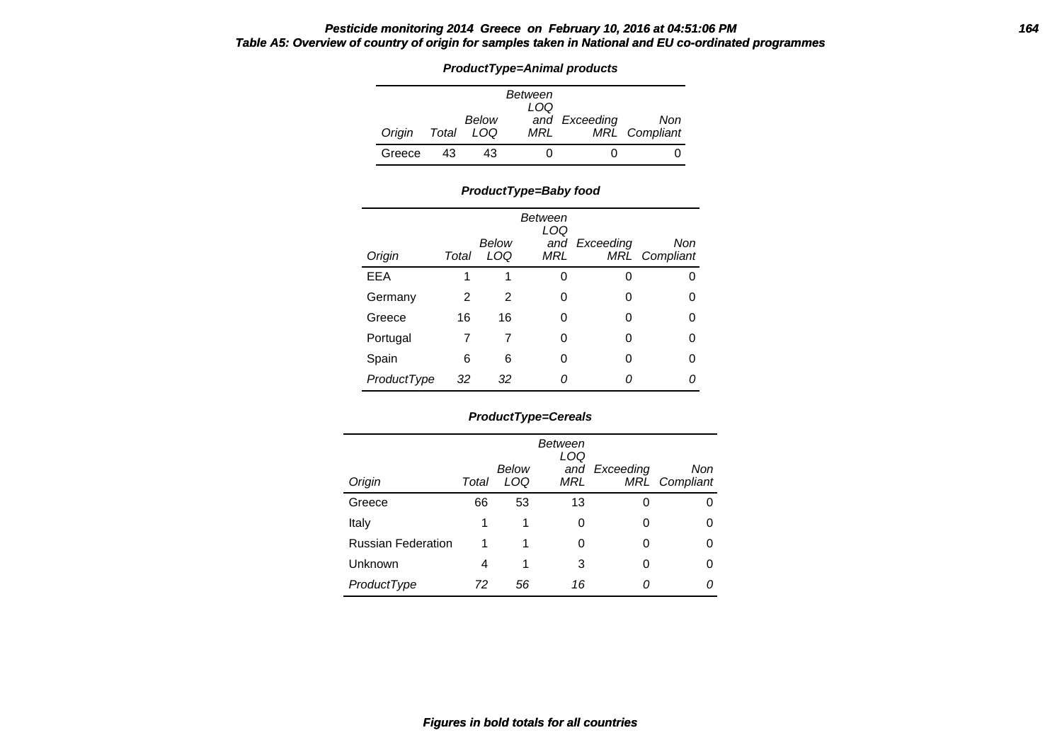***Pesticide monitoring 2014 Greece on February 10, 2016 at 04:51:06 PM***

***Table A5: Overview of country of origin for samples taken in National and EU co-ordinated programmes***

***ProductType=Animal products***

| *Origin* | *Total* | *Below LOQ* | *Between LOQ and MRL* | *Exceeding MRL* | *Non Compliant* |
|---|---|---|---|---|---|
| Greece | 43 | 43 | 0 | 0 | 0 |

***ProductType=Baby food***

| *Origin* | *Total* | *Below LOQ* | *Between LOQ and MRL* | *Exceeding MRL* | *Non Compliant* |
|---|---|---|---|---|---|
| EEA | 1 | 1 | 0 | 0 | 0 |
| Germany | 2 | 2 | 0 | 0 | 0 |
| Greece | 16 | 16 | 0 | 0 | 0 |
| Portugal | 7 | 7 | 0 | 0 | 0 |
| Spain | 6 | 6 | 0 | 0 | 0 |
| *ProductType* | *32* | *32* | *0* | *0* | *0* |

***ProductType=Cereals***

| *Origin* | *Total* | *Below LOQ* | *Between LOQ and MRL* | *Exceeding MRL* | *Non Compliant* |
|---|---|---|---|---|---|
| Greece | 66 | 53 | 13 | 0 | 0 |
| Italy | 1 | 1 | 0 | 0 | 0 |
| Russian Federation | 1 | 1 | 0 | 0 | 0 |
| Unknown | 4 | 1 | 3 | 0 | 0 |
| *ProductType* | *72* | *56* | *16* | *0* | *0* |

***Figures in bold totals for all countries***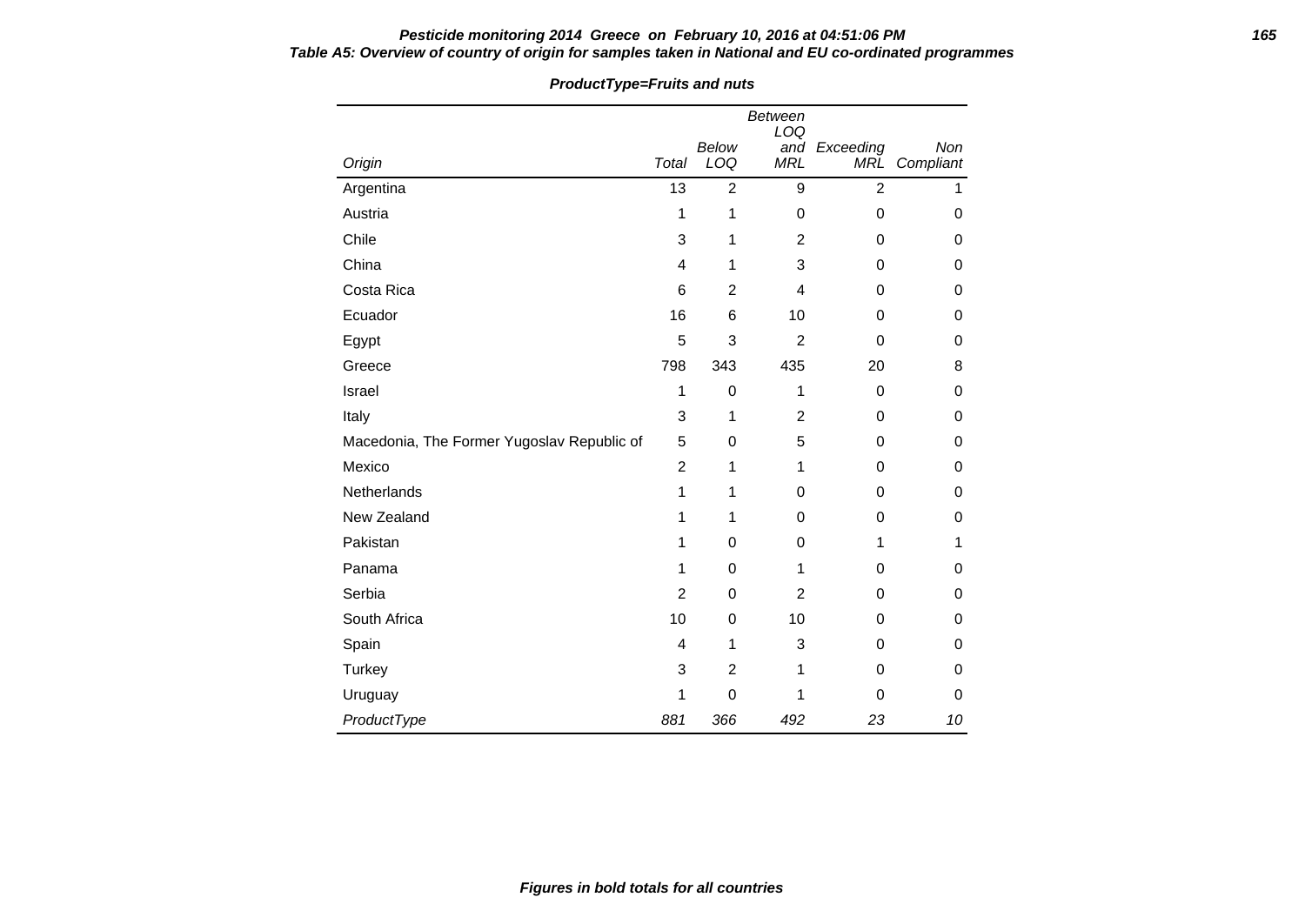**Table A5: Overview of country of origin for samples taken in National and EU co-ordinated programmes**

**ProductType=Fruits and nuts**

| Origin | Total | Below LOQ | Between LOQ and MRL | Exceeding MRL | Non Compliant |
|---|---|---|---|---|---|
| Argentina | 13 | 2 | 9 | 2 | 1 |
| Austria | 1 | 1 | 0 | 0 | 0 |
| Chile | 3 | 1 | 2 | 0 | 0 |
| China | 4 | 1 | 3 | 0 | 0 |
| Costa Rica | 6 | 2 | 4 | 0 | 0 |
| Ecuador | 16 | 6 | 10 | 0 | 0 |
| Egypt | 5 | 3 | 2 | 0 | 0 |
| Greece | 798 | 343 | 435 | 20 | 8 |
| Israel | 1 | 0 | 1 | 0 | 0 |
| Italy | 3 | 1 | 2 | 0 | 0 |
| Macedonia, The Former Yugoslav Republic of | 5 | 0 | 5 | 0 | 0 |
| Mexico | 2 | 1 | 1 | 0 | 0 |
| Netherlands | 1 | 1 | 0 | 0 | 0 |
| New Zealand | 1 | 1 | 0 | 0 | 0 |
| Pakistan | 1 | 0 | 0 | 1 | 1 |
| Panama | 1 | 0 | 1 | 0 | 0 |
| Serbia | 2 | 0 | 2 | 0 | 0 |
| South Africa | 10 | 0 | 10 | 0 | 0 |
| Spain | 4 | 1 | 3 | 0 | 0 |
| Turkey | 3 | 2 | 1 | 0 | 0 |
| Uruguay | 1 | 0 | 1 | 0 | 0 |
| *ProductType* | *881* | *366* | *492* | *23* | *10* |

***Figures in bold totals for all countries***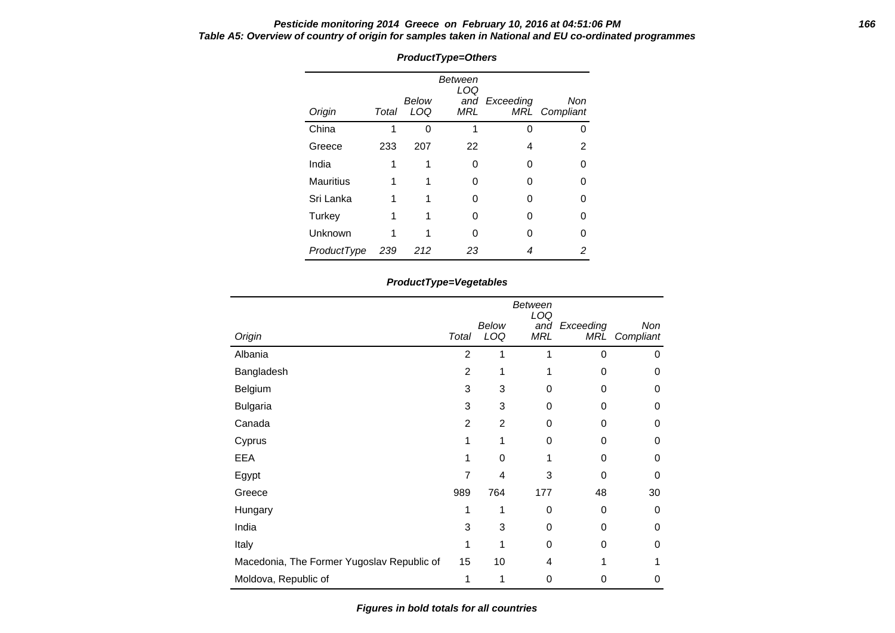**Table A5: Overview of country of origin for samples taken in National and EU co-ordinated programmes**

**ProductType=Others**

| Origin | Total | Below LOQ | Between LOQ and MRL | Exceeding MRL | Non Compliant |
|---|---|---|---|---|---|
| China | 1 | 0 | 1 | 0 | 0 |
| Greece | 233 | 207 | 22 | 4 | 2 |
| India | 1 | 1 | 0 | 0 | 0 |
| Mauritius | 1 | 1 | 0 | 0 | 0 |
| Sri Lanka | 1 | 1 | 0 | 0 | 0 |
| Turkey | 1 | 1 | 0 | 0 | 0 |
| Unknown | 1 | 1 | 0 | 0 | 0 |
| *ProductType* | *239* | *212* | *23* | *4* | *2* |

**ProductType=Vegetables**

| Origin | Total | Below LOQ | Between LOQ and MRL | Exceeding MRL | Non Compliant |
|---|---|---|---|---|---|
| Albania | 2 | 1 | 1 | 0 | 0 |
| Bangladesh | 2 | 1 | 1 | 0 | 0 |
| Belgium | 3 | 3 | 0 | 0 | 0 |
| Bulgaria | 3 | 3 | 0 | 0 | 0 |
| Canada | 2 | 2 | 0 | 0 | 0 |
| Cyprus | 1 | 1 | 0 | 0 | 0 |
| EEA | 1 | 0 | 1 | 0 | 0 |
| Egypt | 7 | 4 | 3 | 0 | 0 |
| Greece | 989 | 764 | 177 | 48 | 30 |
| Hungary | 1 | 1 | 0 | 0 | 0 |
| India | 3 | 3 | 0 | 0 | 0 |
| Italy | 1 | 1 | 0 | 0 | 0 |
| Macedonia, The Former Yugoslav Republic of | 15 | 10 | 4 | 1 | 1 |
| Moldova, Republic of | 1 | 1 | 0 | 0 | 0 |

***Figures in bold totals for all countries***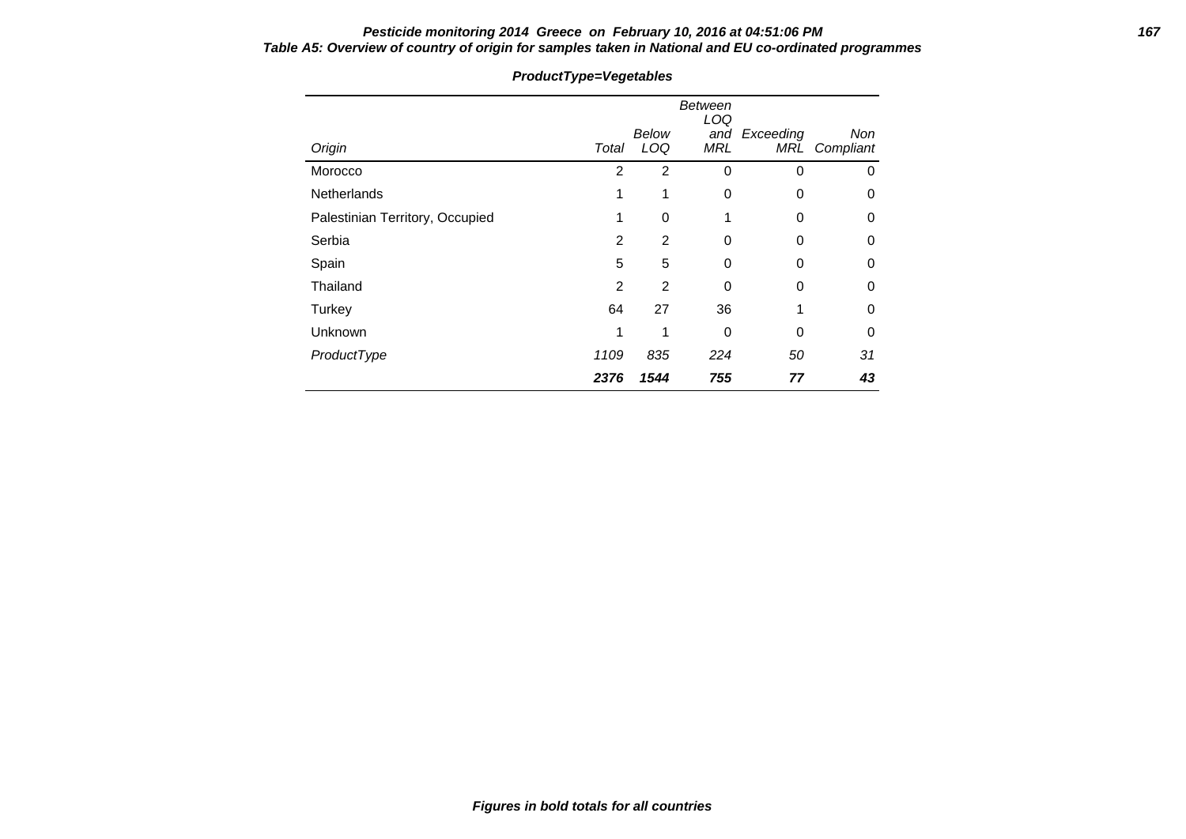**Pesticide monitoring 2014 Greece on February 10, 2016 at 04:51:06 PM**

**Table A5: Overview of country of origin for samples taken in National and EU co-ordinated programmes**

**ProductType=Vegetables**

| Origin | Total | Below LOQ | Between LOQ and MRL | Exceeding MRL | Non Compliant |
|---|---|---|---|---|---|
| Morocco | 2 | 2 | 0 | 0 | 0 |
| Netherlands | 1 | 1 | 0 | 0 | 0 |
| Palestinian Territory, Occupied | 1 | 0 | 1 | 0 | 0 |
| Serbia | 2 | 2 | 0 | 0 | 0 |
| Spain | 5 | 5 | 0 | 0 | 0 |
| Thailand | 2 | 2 | 0 | 0 | 0 |
| Turkey | 64 | 27 | 36 | 1 | 0 |
| Unknown | 1 | 1 | 0 | 0 | 0 |
| *ProductType* | *1109* | *835* | *224* | *50* | *31* |
| | ***2376*** | ***1544*** | ***755*** | ***77*** | ***43*** |

***Figures in bold totals for all countries***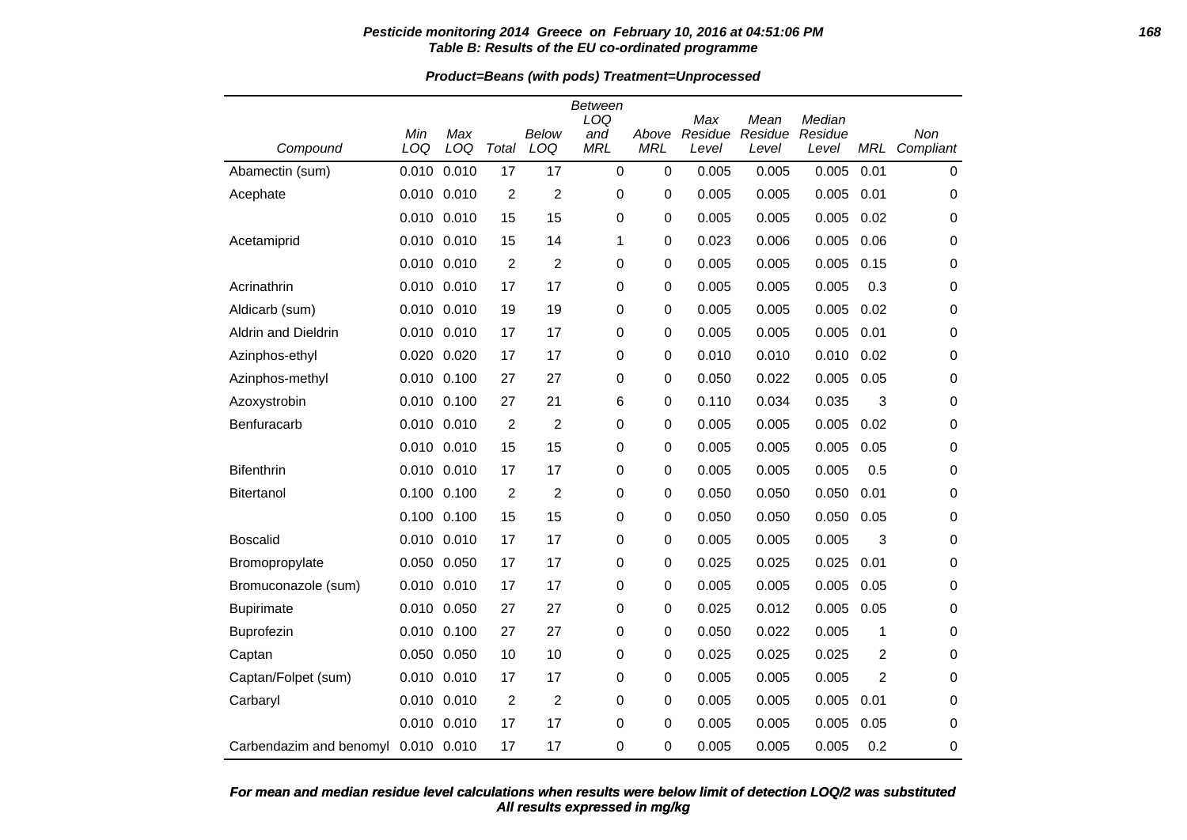**Table B: Results of the EU co-ordinated programme**

**Product=Beans (with pods) Treatment=Unprocessed**

| Compound | Min LOQ | Max LOQ | Total | Below LOQ | Between LOQ and MRL | Above MRL | Max Residue Level | Mean Residue Level | Median Residue Level | MRL | Non Compliant |
|---|---|---|---|---|---|---|---|---|---|---|---|
| Abamectin (sum) | 0.010 | 0.010 | 17 | 17 | 0 | 0 | 0.005 | 0.005 | 0.005 | 0.01 | 0 |
| Acephate | 0.010 | 0.010 | 2 | 2 | 0 | 0 | 0.005 | 0.005 | 0.005 | 0.01 | 0 |
| | 0.010 | 0.010 | 15 | 15 | 0 | 0 | 0.005 | 0.005 | 0.005 | 0.02 | 0 |
| Acetamiprid | 0.010 | 0.010 | 15 | 14 | 1 | 0 | 0.023 | 0.006 | 0.005 | 0.06 | 0 |
| | 0.010 | 0.010 | 2 | 2 | 0 | 0 | 0.005 | 0.005 | 0.005 | 0.15 | 0 |
| Acrinathrin | 0.010 | 0.010 | 17 | 17 | 0 | 0 | 0.005 | 0.005 | 0.005 | 0.3 | 0 |
| Aldicarb (sum) | 0.010 | 0.010 | 19 | 19 | 0 | 0 | 0.005 | 0.005 | 0.005 | 0.02 | 0 |
| Aldrin and Dieldrin | 0.010 | 0.010 | 17 | 17 | 0 | 0 | 0.005 | 0.005 | 0.005 | 0.01 | 0 |
| Azinphos-ethyl | 0.020 | 0.020 | 17 | 17 | 0 | 0 | 0.010 | 0.010 | 0.010 | 0.02 | 0 |
| Azinphos-methyl | 0.010 | 0.100 | 27 | 27 | 0 | 0 | 0.050 | 0.022 | 0.005 | 0.05 | 0 |
| Azoxystrobin | 0.010 | 0.100 | 27 | 21 | 6 | 0 | 0.110 | 0.034 | 0.035 | 3 | 0 |
| Benfuracarb | 0.010 | 0.010 | 2 | 2 | 0 | 0 | 0.005 | 0.005 | 0.005 | 0.02 | 0 |
| | 0.010 | 0.010 | 15 | 15 | 0 | 0 | 0.005 | 0.005 | 0.005 | 0.05 | 0 |
| Bifenthrin | 0.010 | 0.010 | 17 | 17 | 0 | 0 | 0.005 | 0.005 | 0.005 | 0.5 | 0 |
| Bitertanol | 0.100 | 0.100 | 2 | 2 | 0 | 0 | 0.050 | 0.050 | 0.050 | 0.01 | 0 |
| | 0.100 | 0.100 | 15 | 15 | 0 | 0 | 0.050 | 0.050 | 0.050 | 0.05 | 0 |
| Boscalid | 0.010 | 0.010 | 17 | 17 | 0 | 0 | 0.005 | 0.005 | 0.005 | 3 | 0 |
| Bromopropylate | 0.050 | 0.050 | 17 | 17 | 0 | 0 | 0.025 | 0.025 | 0.025 | 0.01 | 0 |
| Bromuconazole (sum) | 0.010 | 0.010 | 17 | 17 | 0 | 0 | 0.005 | 0.005 | 0.005 | 0.05 | 0 |
| Bupirimate | 0.010 | 0.050 | 27 | 27 | 0 | 0 | 0.025 | 0.012 | 0.005 | 0.05 | 0 |
| Buprofezin | 0.010 | 0.100 | 27 | 27 | 0 | 0 | 0.050 | 0.022 | 0.005 | 1 | 0 |
| Captan | 0.050 | 0.050 | 10 | 10 | 0 | 0 | 0.025 | 0.025 | 0.025 | 2 | 0 |
| Captan/Folpet (sum) | 0.010 | 0.010 | 17 | 17 | 0 | 0 | 0.005 | 0.005 | 0.005 | 2 | 0 |
| Carbaryl | 0.010 | 0.010 | 2 | 2 | 0 | 0 | 0.005 | 0.005 | 0.005 | 0.01 | 0 |
| | 0.010 | 0.010 | 17 | 17 | 0 | 0 | 0.005 | 0.005 | 0.005 | 0.05 | 0 |
| Carbendazim and benomyl | 0.010 | 0.010 | 17 | 17 | 0 | 0 | 0.005 | 0.005 | 0.005 | 0.2 | 0 |

***For mean and median residue level calculations when results were below limit of detection LOQ/2 was substituted***
***All results expressed in mg/kg***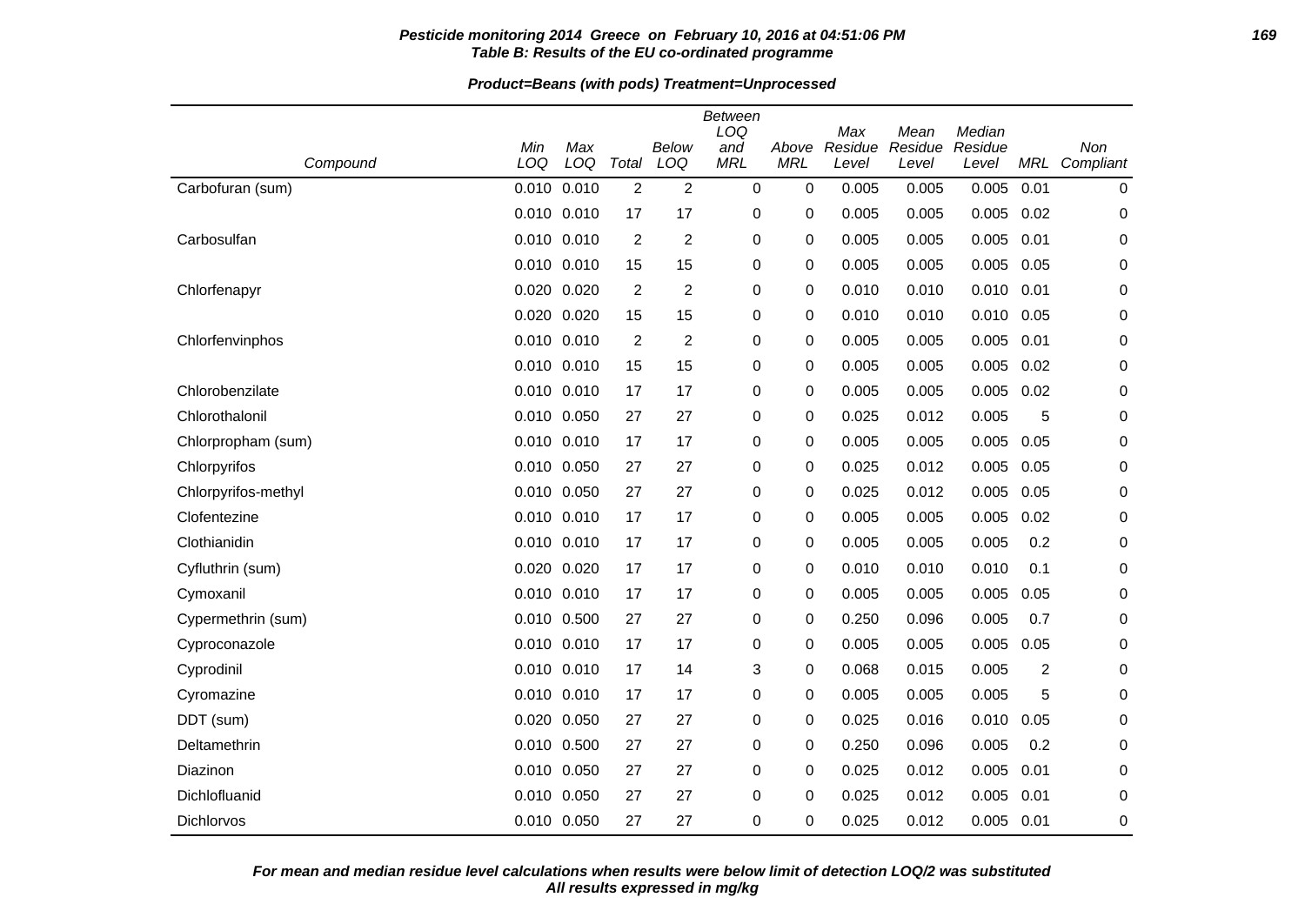**Pesticide monitoring 2014 Greece on February 10, 2016 at 04:51:06 PM**
**Table B: Results of the EU co-ordinated programme**

**Product=Beans (with pods) Treatment=Unprocessed**

| Compound | Min LOQ | Max LOQ | Total | Below LOQ | Between LOQ and MRL | Above MRL | Max Residue Level | Mean Residue Level | Median Residue Level | MRL | Non Compliant |
|---|---|---|---|---|---|---|---|---|---|---|---|
| Carbofuran (sum) | 0.010 | 0.010 | 2 | 2 | 0 | 0 | 0.005 | 0.005 | 0.005 | 0.01 | 0 |
| | 0.010 | 0.010 | 17 | 17 | 0 | 0 | 0.005 | 0.005 | 0.005 | 0.02 | 0 |
| Carbosulfan | 0.010 | 0.010 | 2 | 2 | 0 | 0 | 0.005 | 0.005 | 0.005 | 0.01 | 0 |
| | 0.010 | 0.010 | 15 | 15 | 0 | 0 | 0.005 | 0.005 | 0.005 | 0.05 | 0 |
| Chlorfenapyr | 0.020 | 0.020 | 2 | 2 | 0 | 0 | 0.010 | 0.010 | 0.010 | 0.01 | 0 |
| | 0.020 | 0.020 | 15 | 15 | 0 | 0 | 0.010 | 0.010 | 0.010 | 0.05 | 0 |
| Chlorfenvinphos | 0.010 | 0.010 | 2 | 2 | 0 | 0 | 0.005 | 0.005 | 0.005 | 0.01 | 0 |
| | 0.010 | 0.010 | 15 | 15 | 0 | 0 | 0.005 | 0.005 | 0.005 | 0.02 | 0 |
| Chlorobenzilate | 0.010 | 0.010 | 17 | 17 | 0 | 0 | 0.005 | 0.005 | 0.005 | 0.02 | 0 |
| Chlorothalonil | 0.010 | 0.050 | 27 | 27 | 0 | 0 | 0.025 | 0.012 | 0.005 | 5 | 0 |
| Chlorpropham (sum) | 0.010 | 0.010 | 17 | 17 | 0 | 0 | 0.005 | 0.005 | 0.005 | 0.05 | 0 |
| Chlorpyrifos | 0.010 | 0.050 | 27 | 27 | 0 | 0 | 0.025 | 0.012 | 0.005 | 0.05 | 0 |
| Chlorpyrifos-methyl | 0.010 | 0.050 | 27 | 27 | 0 | 0 | 0.025 | 0.012 | 0.005 | 0.05 | 0 |
| Clofentezine | 0.010 | 0.010 | 17 | 17 | 0 | 0 | 0.005 | 0.005 | 0.005 | 0.02 | 0 |
| Clothianidin | 0.010 | 0.010 | 17 | 17 | 0 | 0 | 0.005 | 0.005 | 0.005 | 0.2 | 0 |
| Cyfluthrin (sum) | 0.020 | 0.020 | 17 | 17 | 0 | 0 | 0.010 | 0.010 | 0.010 | 0.1 | 0 |
| Cymoxanil | 0.010 | 0.010 | 17 | 17 | 0 | 0 | 0.005 | 0.005 | 0.005 | 0.05 | 0 |
| Cypermethrin (sum) | 0.010 | 0.500 | 27 | 27 | 0 | 0 | 0.250 | 0.096 | 0.005 | 0.7 | 0 |
| Cyproconazole | 0.010 | 0.010 | 17 | 17 | 0 | 0 | 0.005 | 0.005 | 0.005 | 0.05 | 0 |
| Cyprodinil | 0.010 | 0.010 | 17 | 14 | 3 | 0 | 0.068 | 0.015 | 0.005 | 2 | 0 |
| Cyromazine | 0.010 | 0.010 | 17 | 17 | 0 | 0 | 0.005 | 0.005 | 0.005 | 5 | 0 |
| DDT (sum) | 0.020 | 0.050 | 27 | 27 | 0 | 0 | 0.025 | 0.016 | 0.010 | 0.05 | 0 |
| Deltamethrin | 0.010 | 0.500 | 27 | 27 | 0 | 0 | 0.250 | 0.096 | 0.005 | 0.2 | 0 |
| Diazinon | 0.010 | 0.050 | 27 | 27 | 0 | 0 | 0.025 | 0.012 | 0.005 | 0.01 | 0 |
| Dichlofluanid | 0.010 | 0.050 | 27 | 27 | 0 | 0 | 0.025 | 0.012 | 0.005 | 0.01 | 0 |
| Dichlorvos | 0.010 | 0.050 | 27 | 27 | 0 | 0 | 0.025 | 0.012 | 0.005 | 0.01 | 0 |

***For mean and median residue level calculations when results were below limit of detection LOQ/2 was substituted***
***All results expressed in mg/kg***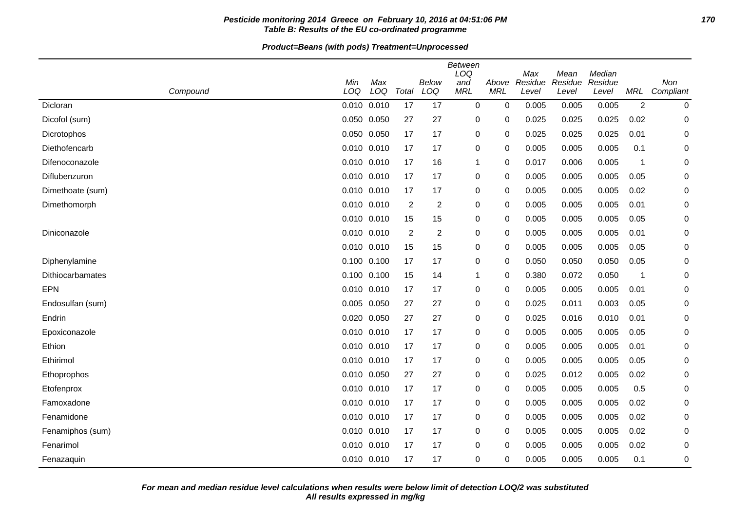**Pesticide monitoring 2014 Greece on February 10, 2016 at 04:51:06 PM**
**Table B: Results of the EU co-ordinated programme**

**Product=Beans (with pods) Treatment=Unprocessed**

| Compound | Min LOQ | Max LOQ | Total | Below LOQ | Between LOQ and MRL | Above MRL | Max Residue Level | Mean Residue Level | Median Residue Level | MRL | Non Compliant |
|---|---|---|---|---|---|---|---|---|---|---|---|
| Dicloran | 0.010 | 0.010 | 17 | 17 | 0 | 0 | 0.005 | 0.005 | 0.005 | 2 | 0 |
| Dicofol (sum) | 0.050 | 0.050 | 27 | 27 | 0 | 0 | 0.025 | 0.025 | 0.025 | 0.02 | 0 |
| Dicrotophos | 0.050 | 0.050 | 17 | 17 | 0 | 0 | 0.025 | 0.025 | 0.025 | 0.01 | 0 |
| Diethofencarb | 0.010 | 0.010 | 17 | 17 | 0 | 0 | 0.005 | 0.005 | 0.005 | 0.1 | 0 |
| Difenoconazole | 0.010 | 0.010 | 17 | 16 | 1 | 0 | 0.017 | 0.006 | 0.005 | 1 | 0 |
| Diflubenzuron | 0.010 | 0.010 | 17 | 17 | 0 | 0 | 0.005 | 0.005 | 0.005 | 0.05 | 0 |
| Dimethoate (sum) | 0.010 | 0.010 | 17 | 17 | 0 | 0 | 0.005 | 0.005 | 0.005 | 0.02 | 0 |
| Dimethomorph | 0.010 | 0.010 | 2 | 2 | 0 | 0 | 0.005 | 0.005 | 0.005 | 0.01 | 0 |
| | 0.010 | 0.010 | 15 | 15 | 0 | 0 | 0.005 | 0.005 | 0.005 | 0.05 | 0 |
| Diniconazole | 0.010 | 0.010 | 2 | 2 | 0 | 0 | 0.005 | 0.005 | 0.005 | 0.01 | 0 |
| | 0.010 | 0.010 | 15 | 15 | 0 | 0 | 0.005 | 0.005 | 0.005 | 0.05 | 0 |
| Diphenylamine | 0.100 | 0.100 | 17 | 17 | 0 | 0 | 0.050 | 0.050 | 0.050 | 0.05 | 0 |
| Dithiocarbamates | 0.100 | 0.100 | 15 | 14 | 1 | 0 | 0.380 | 0.072 | 0.050 | 1 | 0 |
| EPN | 0.010 | 0.010 | 17 | 17 | 0 | 0 | 0.005 | 0.005 | 0.005 | 0.01 | 0 |
| Endosulfan (sum) | 0.005 | 0.050 | 27 | 27 | 0 | 0 | 0.025 | 0.011 | 0.003 | 0.05 | 0 |
| Endrin | 0.020 | 0.050 | 27 | 27 | 0 | 0 | 0.025 | 0.016 | 0.010 | 0.01 | 0 |
| Epoxiconazole | 0.010 | 0.010 | 17 | 17 | 0 | 0 | 0.005 | 0.005 | 0.005 | 0.05 | 0 |
| Ethion | 0.010 | 0.010 | 17 | 17 | 0 | 0 | 0.005 | 0.005 | 0.005 | 0.01 | 0 |
| Ethirimol | 0.010 | 0.010 | 17 | 17 | 0 | 0 | 0.005 | 0.005 | 0.005 | 0.05 | 0 |
| Ethoprophos | 0.010 | 0.050 | 27 | 27 | 0 | 0 | 0.025 | 0.012 | 0.005 | 0.02 | 0 |
| Etofenprox | 0.010 | 0.010 | 17 | 17 | 0 | 0 | 0.005 | 0.005 | 0.005 | 0.5 | 0 |
| Famoxadone | 0.010 | 0.010 | 17 | 17 | 0 | 0 | 0.005 | 0.005 | 0.005 | 0.02 | 0 |
| Fenamidone | 0.010 | 0.010 | 17 | 17 | 0 | 0 | 0.005 | 0.005 | 0.005 | 0.02 | 0 |
| Fenamiphos (sum) | 0.010 | 0.010 | 17 | 17 | 0 | 0 | 0.005 | 0.005 | 0.005 | 0.02 | 0 |
| Fenarimol | 0.010 | 0.010 | 17 | 17 | 0 | 0 | 0.005 | 0.005 | 0.005 | 0.02 | 0 |
| Fenazaquin | 0.010 | 0.010 | 17 | 17 | 0 | 0 | 0.005 | 0.005 | 0.005 | 0.1 | 0 |

***For mean and median residue level calculations when results were below limit of detection LOQ/2 was substituted***
***All results expressed in mg/kg***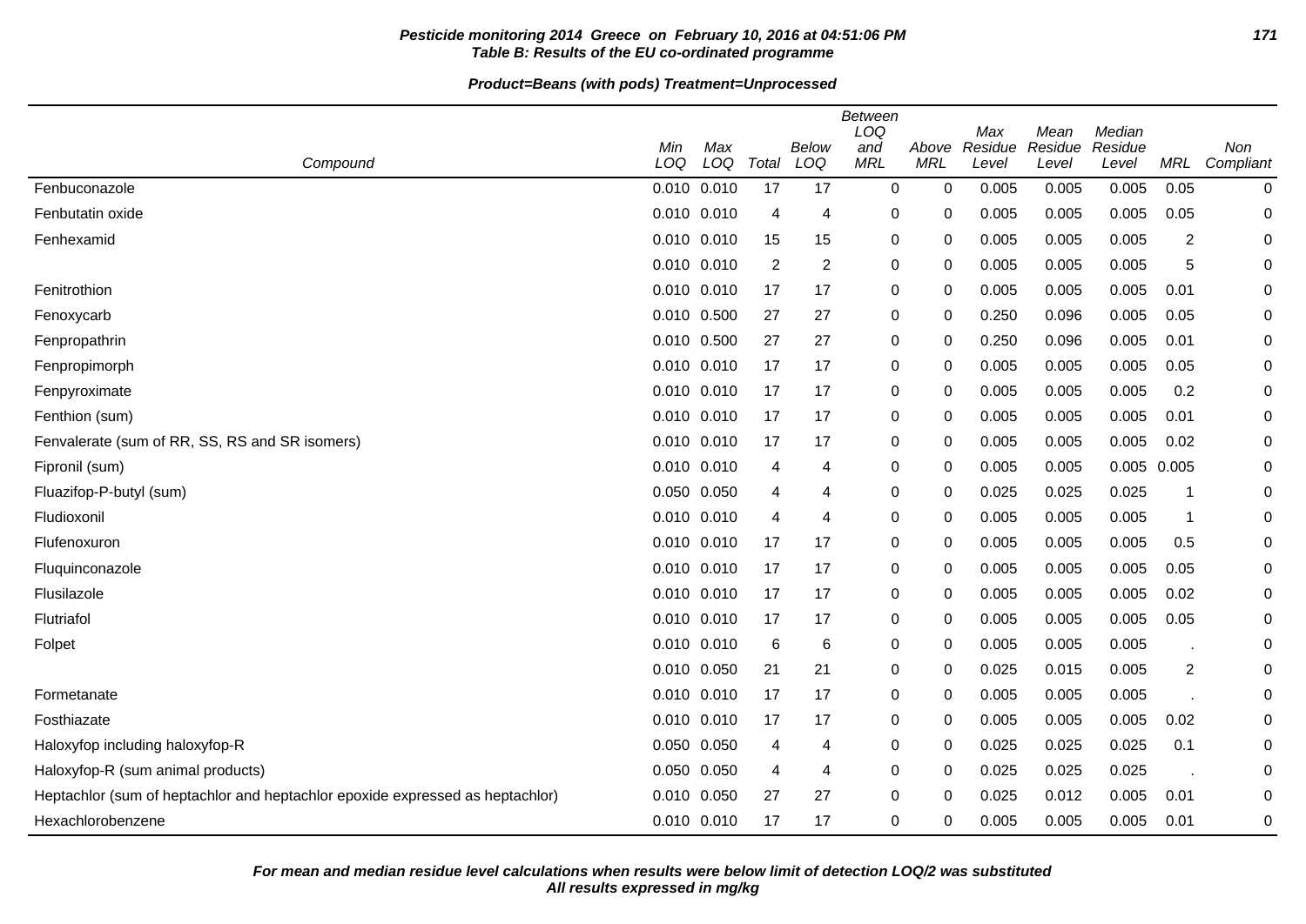**Pesticide monitoring 2014 Greece on February 10, 2016 at 04:51:06 PM**
**Table B: Results of the EU co-ordinated programme**

**Product=Beans (with pods) Treatment=Unprocessed**

| Compound | Min LOQ | Max LOQ | Total | Below LOQ | Between LOQ and MRL | Above MRL | Max Residue Level | Mean Residue Level | Median Residue Level | MRL | Non Compliant |
|---|---|---|---|---|---|---|---|---|---|---|---|
| Fenbuconazole | 0.010 | 0.010 | 17 | 17 | 0 | 0 | 0.005 | 0.005 | 0.005 | 0.05 | 0 |
| Fenbutatin oxide | 0.010 | 0.010 | 4 | 4 | 0 | 0 | 0.005 | 0.005 | 0.005 | 0.05 | 0 |
| Fenhexamid | 0.010 | 0.010 | 15 | 15 | 0 | 0 | 0.005 | 0.005 | 0.005 | 2 | 0 |
| | 0.010 | 0.010 | 2 | 2 | 0 | 0 | 0.005 | 0.005 | 0.005 | 5 | 0 |
| Fenitrothion | 0.010 | 0.010 | 17 | 17 | 0 | 0 | 0.005 | 0.005 | 0.005 | 0.01 | 0 |
| Fenoxycarb | 0.010 | 0.500 | 27 | 27 | 0 | 0 | 0.250 | 0.096 | 0.005 | 0.05 | 0 |
| Fenpropathrin | 0.010 | 0.500 | 27 | 27 | 0 | 0 | 0.250 | 0.096 | 0.005 | 0.01 | 0 |
| Fenpropimorph | 0.010 | 0.010 | 17 | 17 | 0 | 0 | 0.005 | 0.005 | 0.005 | 0.05 | 0 |
| Fenpyroximate | 0.010 | 0.010 | 17 | 17 | 0 | 0 | 0.005 | 0.005 | 0.005 | 0.2 | 0 |
| Fenthion (sum) | 0.010 | 0.010 | 17 | 17 | 0 | 0 | 0.005 | 0.005 | 0.005 | 0.01 | 0 |
| Fenvalerate (sum of RR, SS, RS and SR isomers) | 0.010 | 0.010 | 17 | 17 | 0 | 0 | 0.005 | 0.005 | 0.005 | 0.02 | 0 |
| Fipronil (sum) | 0.010 | 0.010 | 4 | 4 | 0 | 0 | 0.005 | 0.005 | 0.005 | 0.005 | 0 |
| Fluazifop-P-butyl (sum) | 0.050 | 0.050 | 4 | 4 | 0 | 0 | 0.025 | 0.025 | 0.025 | 1 | 0 |
| Fludioxonil | 0.010 | 0.010 | 4 | 4 | 0 | 0 | 0.005 | 0.005 | 0.005 | 1 | 0 |
| Flufenoxuron | 0.010 | 0.010 | 17 | 17 | 0 | 0 | 0.005 | 0.005 | 0.005 | 0.5 | 0 |
| Fluquinconazole | 0.010 | 0.010 | 17 | 17 | 0 | 0 | 0.005 | 0.005 | 0.005 | 0.05 | 0 |
| Flusilazole | 0.010 | 0.010 | 17 | 17 | 0 | 0 | 0.005 | 0.005 | 0.005 | 0.02 | 0 |
| Flutriafol | 0.010 | 0.010 | 17 | 17 | 0 | 0 | 0.005 | 0.005 | 0.005 | 0.05 | 0 |
| Folpet | 0.010 | 0.010 | 6 | 6 | 0 | 0 | 0.005 | 0.005 | 0.005 | . | 0 |
| | 0.010 | 0.050 | 21 | 21 | 0 | 0 | 0.025 | 0.015 | 0.005 | 2 | 0 |
| Formetanate | 0.010 | 0.010 | 17 | 17 | 0 | 0 | 0.005 | 0.005 | 0.005 | . | 0 |
| Fosthiazate | 0.010 | 0.010 | 17 | 17 | 0 | 0 | 0.005 | 0.005 | 0.005 | 0.02 | 0 |
| Haloxyfop including haloxyfop-R | 0.050 | 0.050 | 4 | 4 | 0 | 0 | 0.025 | 0.025 | 0.025 | 0.1 | 0 |
| Haloxyfop-R (sum animal products) | 0.050 | 0.050 | 4 | 4 | 0 | 0 | 0.025 | 0.025 | 0.025 | . | 0 |
| Heptachlor (sum of heptachlor and heptachlor epoxide expressed as heptachlor) | 0.010 | 0.050 | 27 | 27 | 0 | 0 | 0.025 | 0.012 | 0.005 | 0.01 | 0 |
| Hexachlorobenzene | 0.010 | 0.010 | 17 | 17 | 0 | 0 | 0.005 | 0.005 | 0.005 | 0.01 | 0 |

***For mean and median residue level calculations when results were below limit of detection LOQ/2 was substituted***
***All results expressed in mg/kg***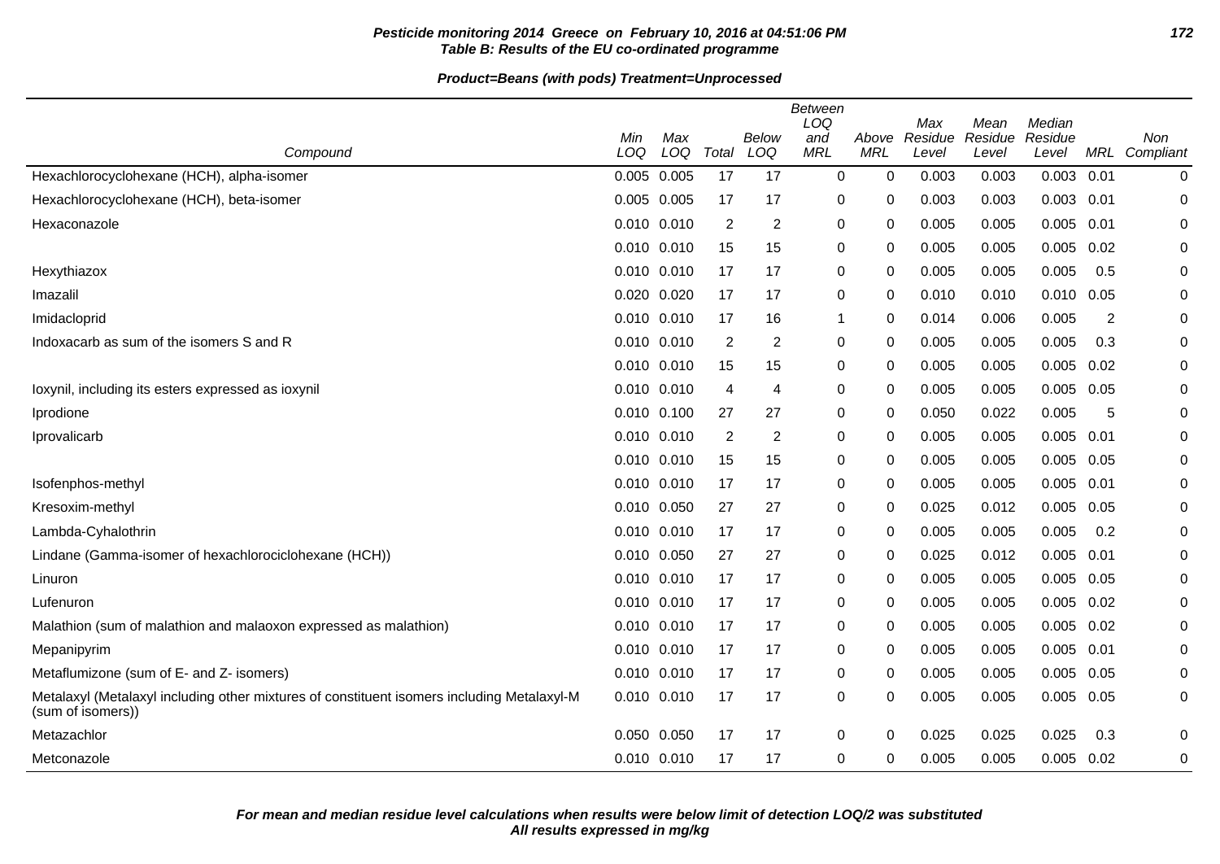**Pesticide monitoring 2014 Greece on February 10, 2016 at 04:51:06 PM**
**Table B: Results of the EU co-ordinated programme**

**Product=Beans (with pods) Treatment=Unprocessed**

| Compound | Min LOQ | Max LOQ | Total | Below LOQ | Between LOQ and MRL | Above MRL | Max Residue Level | Mean Residue Level | Median Residue Level | MRL | Non Compliant |
|---|---|---|---|---|---|---|---|---|---|---|---|
| Hexachlorocyclohexane (HCH), alpha-isomer | 0.005 | 0.005 | 17 | 17 | 0 | 0 | 0.003 | 0.003 | 0.003 | 0.01 | 0 |
| Hexachlorocyclohexane (HCH), beta-isomer | 0.005 | 0.005 | 17 | 17 | 0 | 0 | 0.003 | 0.003 | 0.003 | 0.01 | 0 |
| Hexaconazole | 0.010 | 0.010 | 2 | 2 | 0 | 0 | 0.005 | 0.005 | 0.005 | 0.01 | 0 |
| | 0.010 | 0.010 | 15 | 15 | 0 | 0 | 0.005 | 0.005 | 0.005 | 0.02 | 0 |
| Hexythiazox | 0.010 | 0.010 | 17 | 17 | 0 | 0 | 0.005 | 0.005 | 0.005 | 0.5 | 0 |
| Imazalil | 0.020 | 0.020 | 17 | 17 | 0 | 0 | 0.010 | 0.010 | 0.010 | 0.05 | 0 |
| Imidacloprid | 0.010 | 0.010 | 17 | 16 | 1 | 0 | 0.014 | 0.006 | 0.005 | 2 | 0 |
| Indoxacarb as sum of the isomers S and R | 0.010 | 0.010 | 2 | 2 | 0 | 0 | 0.005 | 0.005 | 0.005 | 0.3 | 0 |
| | 0.010 | 0.010 | 15 | 15 | 0 | 0 | 0.005 | 0.005 | 0.005 | 0.02 | 0 |
| Ioxynil, including its esters expressed as ioxynil | 0.010 | 0.010 | 4 | 4 | 0 | 0 | 0.005 | 0.005 | 0.005 | 0.05 | 0 |
| Iprodione | 0.010 | 0.100 | 27 | 27 | 0 | 0 | 0.050 | 0.022 | 0.005 | 5 | 0 |
| Iprovalicarb | 0.010 | 0.010 | 2 | 2 | 0 | 0 | 0.005 | 0.005 | 0.005 | 0.01 | 0 |
| | 0.010 | 0.010 | 15 | 15 | 0 | 0 | 0.005 | 0.005 | 0.005 | 0.05 | 0 |
| Isofenphos-methyl | 0.010 | 0.010 | 17 | 17 | 0 | 0 | 0.005 | 0.005 | 0.005 | 0.01 | 0 |
| Kresoxim-methyl | 0.010 | 0.050 | 27 | 27 | 0 | 0 | 0.025 | 0.012 | 0.005 | 0.05 | 0 |
| Lambda-Cyhalothrin | 0.010 | 0.010 | 17 | 17 | 0 | 0 | 0.005 | 0.005 | 0.005 | 0.2 | 0 |
| Lindane (Gamma-isomer of hexachlorociclohexane (HCH)) | 0.010 | 0.050 | 27 | 27 | 0 | 0 | 0.025 | 0.012 | 0.005 | 0.01 | 0 |
| Linuron | 0.010 | 0.010 | 17 | 17 | 0 | 0 | 0.005 | 0.005 | 0.005 | 0.05 | 0 |
| Lufenuron | 0.010 | 0.010 | 17 | 17 | 0 | 0 | 0.005 | 0.005 | 0.005 | 0.02 | 0 |
| Malathion (sum of malathion and malaoxon expressed as malathion) | 0.010 | 0.010 | 17 | 17 | 0 | 0 | 0.005 | 0.005 | 0.005 | 0.02 | 0 |
| Mepanipyrim | 0.010 | 0.010 | 17 | 17 | 0 | 0 | 0.005 | 0.005 | 0.005 | 0.01 | 0 |
| Metaflumizone (sum of E- and Z- isomers) | 0.010 | 0.010 | 17 | 17 | 0 | 0 | 0.005 | 0.005 | 0.005 | 0.05 | 0 |
| Metalaxyl (Metalaxyl including other mixtures of constituent isomers including Metalaxyl-M (sum of isomers)) | 0.010 | 0.010 | 17 | 17 | 0 | 0 | 0.005 | 0.005 | 0.005 | 0.05 | 0 |
| Metazachlor | 0.050 | 0.050 | 17 | 17 | 0 | 0 | 0.025 | 0.025 | 0.025 | 0.3 | 0 |
| Metconazole | 0.010 | 0.010 | 17 | 17 | 0 | 0 | 0.005 | 0.005 | 0.005 | 0.02 | 0 |

***For mean and median residue level calculations when results were below limit of detection LOQ/2 was substituted***
***All results expressed in mg/kg***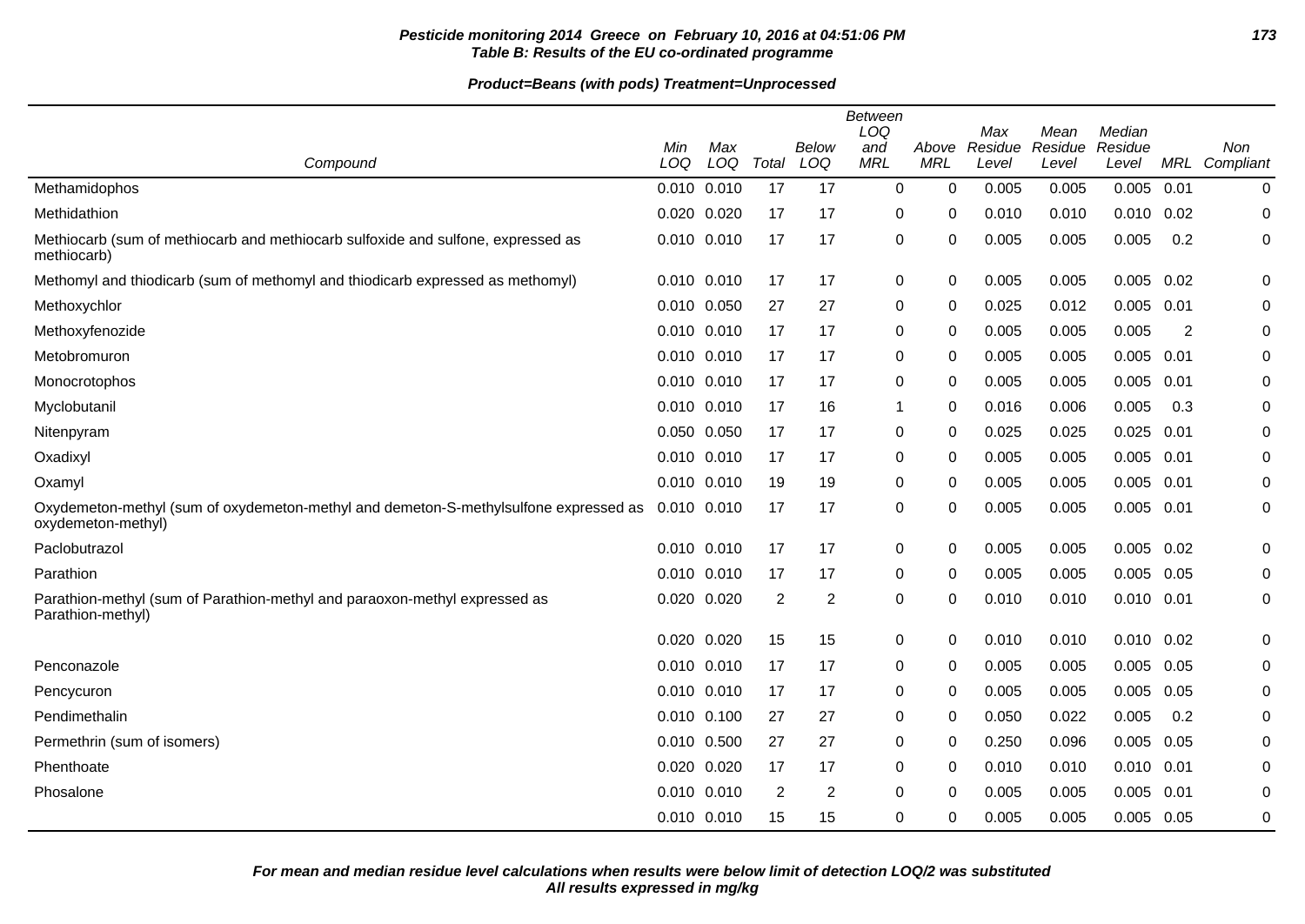**Pesticide monitoring 2014 Greece on February 10, 2016 at 04:51:06 PM**
**Table B: Results of the EU co-ordinated programme**

**Product=Beans (with pods) Treatment=Unprocessed**

| Compound | Min LOQ | Max LOQ | Total | Below LOQ | Between LOQ and MRL | Above MRL | Max Residue Level | Mean Residue Level | Median Residue Level | MRL | Non Compliant |
|---|---|---|---|---|---|---|---|---|---|---|---|
| Methamidophos | 0.010 | 0.010 | 17 | 17 | 0 | 0 | 0.005 | 0.005 | 0.005 | 0.01 | 0 |
| Methidathion | 0.020 | 0.020 | 17 | 17 | 0 | 0 | 0.010 | 0.010 | 0.010 | 0.02 | 0 |
| Methiocarb (sum of methiocarb and methiocarb sulfoxide and sulfone, expressed as methiocarb) | 0.010 | 0.010 | 17 | 17 | 0 | 0 | 0.005 | 0.005 | 0.005 | 0.2 | 0 |
| Methomyl and thiodicarb (sum of methomyl and thiodicarb expressed as methomyl) | 0.010 | 0.010 | 17 | 17 | 0 | 0 | 0.005 | 0.005 | 0.005 | 0.02 | 0 |
| Methoxychlor | 0.010 | 0.050 | 27 | 27 | 0 | 0 | 0.025 | 0.012 | 0.005 | 0.01 | 0 |
| Methoxyfenozide | 0.010 | 0.010 | 17 | 17 | 0 | 0 | 0.005 | 0.005 | 0.005 | 2 | 0 |
| Metobromuron | 0.010 | 0.010 | 17 | 17 | 0 | 0 | 0.005 | 0.005 | 0.005 | 0.01 | 0 |
| Monocrotophos | 0.010 | 0.010 | 17 | 17 | 0 | 0 | 0.005 | 0.005 | 0.005 | 0.01 | 0 |
| Myclobutanil | 0.010 | 0.010 | 17 | 16 | 1 | 0 | 0.016 | 0.006 | 0.005 | 0.3 | 0 |
| Nitenpyram | 0.050 | 0.050 | 17 | 17 | 0 | 0 | 0.025 | 0.025 | 0.025 | 0.01 | 0 |
| Oxadixyl | 0.010 | 0.010 | 17 | 17 | 0 | 0 | 0.005 | 0.005 | 0.005 | 0.01 | 0 |
| Oxamyl | 0.010 | 0.010 | 19 | 19 | 0 | 0 | 0.005 | 0.005 | 0.005 | 0.01 | 0 |
| Oxydemeton-methyl (sum of oxydemeton-methyl and demeton-S-methylsulfone expressed as oxydemeton-methyl) | 0.010 | 0.010 | 17 | 17 | 0 | 0 | 0.005 | 0.005 | 0.005 | 0.01 | 0 |
| Paclobutrazol | 0.010 | 0.010 | 17 | 17 | 0 | 0 | 0.005 | 0.005 | 0.005 | 0.02 | 0 |
| Parathion | 0.010 | 0.010 | 17 | 17 | 0 | 0 | 0.005 | 0.005 | 0.005 | 0.05 | 0 |
| Parathion-methyl (sum of Parathion-methyl and paraoxon-methyl expressed as Parathion-methyl) | 0.020 | 0.020 | 2 | 2 | 0 | 0 | 0.010 | 0.010 | 0.010 | 0.01 | 0 |
| | 0.020 | 0.020 | 15 | 15 | 0 | 0 | 0.010 | 0.010 | 0.010 | 0.02 | 0 |
| Penconazole | 0.010 | 0.010 | 17 | 17 | 0 | 0 | 0.005 | 0.005 | 0.005 | 0.05 | 0 |
| Pencycuron | 0.010 | 0.010 | 17 | 17 | 0 | 0 | 0.005 | 0.005 | 0.005 | 0.05 | 0 |
| Pendimethalin | 0.010 | 0.100 | 27 | 27 | 0 | 0 | 0.050 | 0.022 | 0.005 | 0.2 | 0 |
| Permethrin (sum of isomers) | 0.010 | 0.500 | 27 | 27 | 0 | 0 | 0.250 | 0.096 | 0.005 | 0.05 | 0 |
| Phenthoate | 0.020 | 0.020 | 17 | 17 | 0 | 0 | 0.010 | 0.010 | 0.010 | 0.01 | 0 |
| Phosalone | 0.010 | 0.010 | 2 | 2 | 0 | 0 | 0.005 | 0.005 | 0.005 | 0.01 | 0 |
| | 0.010 | 0.010 | 15 | 15 | 0 | 0 | 0.005 | 0.005 | 0.005 | 0.05 | 0 |

**For mean and median residue level calculations when results were below limit of detection LOQ/2 was substituted**
**All results expressed in mg/kg**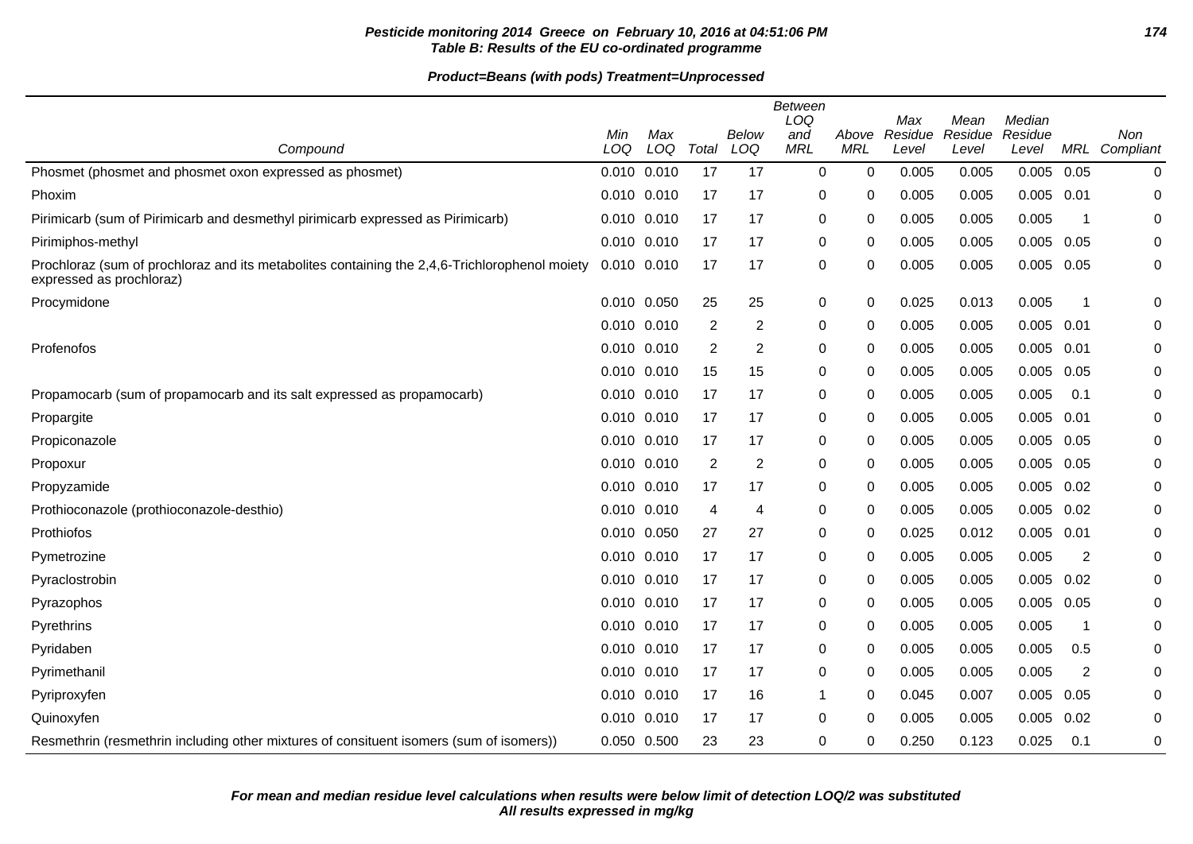**Pesticide monitoring 2014 Greece on February 10, 2016 at 04:51:06 PM**
**Table B: Results of the EU co-ordinated programme**

**Product=Beans (with pods) Treatment=Unprocessed**

| Compound | Min LOQ | Max LOQ | Total | Below LOQ | Between LOQ and MRL | Above MRL | Max Residue Level | Mean Residue Level | Median Residue Level | MRL | Non Compliant |
|---|---|---|---|---|---|---|---|---|---|---|---|
| Phosmet (phosmet and phosmet oxon expressed as phosmet) | 0.010 | 0.010 | 17 | 17 | 0 | 0 | 0.005 | 0.005 | 0.005 | 0.05 | 0 |
| Phoxim | 0.010 | 0.010 | 17 | 17 | 0 | 0 | 0.005 | 0.005 | 0.005 | 0.01 | 0 |
| Pirimicarb (sum of Pirimicarb and desmethyl pirimicarb expressed as Pirimicarb) | 0.010 | 0.010 | 17 | 17 | 0 | 0 | 0.005 | 0.005 | 0.005 | 1 | 0 |
| Pirimiphos-methyl | 0.010 | 0.010 | 17 | 17 | 0 | 0 | 0.005 | 0.005 | 0.005 | 0.05 | 0 |
| Prochloraz (sum of prochloraz and its metabolites containing the 2,4,6-Trichlorophenol moiety expressed as prochloraz) | 0.010 | 0.010 | 17 | 17 | 0 | 0 | 0.005 | 0.005 | 0.005 | 0.05 | 0 |
| Procymidone | 0.010 | 0.050 | 25 | 25 | 0 | 0 | 0.025 | 0.013 | 0.005 | 1 | 0 |
| | 0.010 | 0.010 | 2 | 2 | 0 | 0 | 0.005 | 0.005 | 0.005 | 0.01 | 0 |
| Profenofos | 0.010 | 0.010 | 2 | 2 | 0 | 0 | 0.005 | 0.005 | 0.005 | 0.01 | 0 |
| | 0.010 | 0.010 | 15 | 15 | 0 | 0 | 0.005 | 0.005 | 0.005 | 0.05 | 0 |
| Propamocarb (sum of propamocarb and its salt expressed as propamocarb) | 0.010 | 0.010 | 17 | 17 | 0 | 0 | 0.005 | 0.005 | 0.005 | 0.1 | 0 |
| Propargite | 0.010 | 0.010 | 17 | 17 | 0 | 0 | 0.005 | 0.005 | 0.005 | 0.01 | 0 |
| Propiconazole | 0.010 | 0.010 | 17 | 17 | 0 | 0 | 0.005 | 0.005 | 0.005 | 0.05 | 0 |
| Propoxur | 0.010 | 0.010 | 2 | 2 | 0 | 0 | 0.005 | 0.005 | 0.005 | 0.05 | 0 |
| Propyzamide | 0.010 | 0.010 | 17 | 17 | 0 | 0 | 0.005 | 0.005 | 0.005 | 0.02 | 0 |
| Prothioconazole (prothioconazole-desthio) | 0.010 | 0.010 | 4 | 4 | 0 | 0 | 0.005 | 0.005 | 0.005 | 0.02 | 0 |
| Prothiofos | 0.010 | 0.050 | 27 | 27 | 0 | 0 | 0.025 | 0.012 | 0.005 | 0.01 | 0 |
| Pymetrozine | 0.010 | 0.010 | 17 | 17 | 0 | 0 | 0.005 | 0.005 | 0.005 | 2 | 0 |
| Pyraclostrobin | 0.010 | 0.010 | 17 | 17 | 0 | 0 | 0.005 | 0.005 | 0.005 | 0.02 | 0 |
| Pyrazophos | 0.010 | 0.010 | 17 | 17 | 0 | 0 | 0.005 | 0.005 | 0.005 | 0.05 | 0 |
| Pyrethrins | 0.010 | 0.010 | 17 | 17 | 0 | 0 | 0.005 | 0.005 | 0.005 | 1 | 0 |
| Pyridaben | 0.010 | 0.010 | 17 | 17 | 0 | 0 | 0.005 | 0.005 | 0.005 | 0.5 | 0 |
| Pyrimethanil | 0.010 | 0.010 | 17 | 17 | 0 | 0 | 0.005 | 0.005 | 0.005 | 2 | 0 |
| Pyriproxyfen | 0.010 | 0.010 | 17 | 16 | 1 | 0 | 0.045 | 0.007 | 0.005 | 0.05 | 0 |
| Quinoxyfen | 0.010 | 0.010 | 17 | 17 | 0 | 0 | 0.005 | 0.005 | 0.005 | 0.02 | 0 |
| Resmethrin (resmethrin including other mixtures of consituent isomers (sum of isomers)) | 0.050 | 0.500 | 23 | 23 | 0 | 0 | 0.250 | 0.123 | 0.025 | 0.1 | 0 |

***For mean and median residue level calculations when results were below limit of detection LOQ/2 was substituted***
***All results expressed in mg/kg***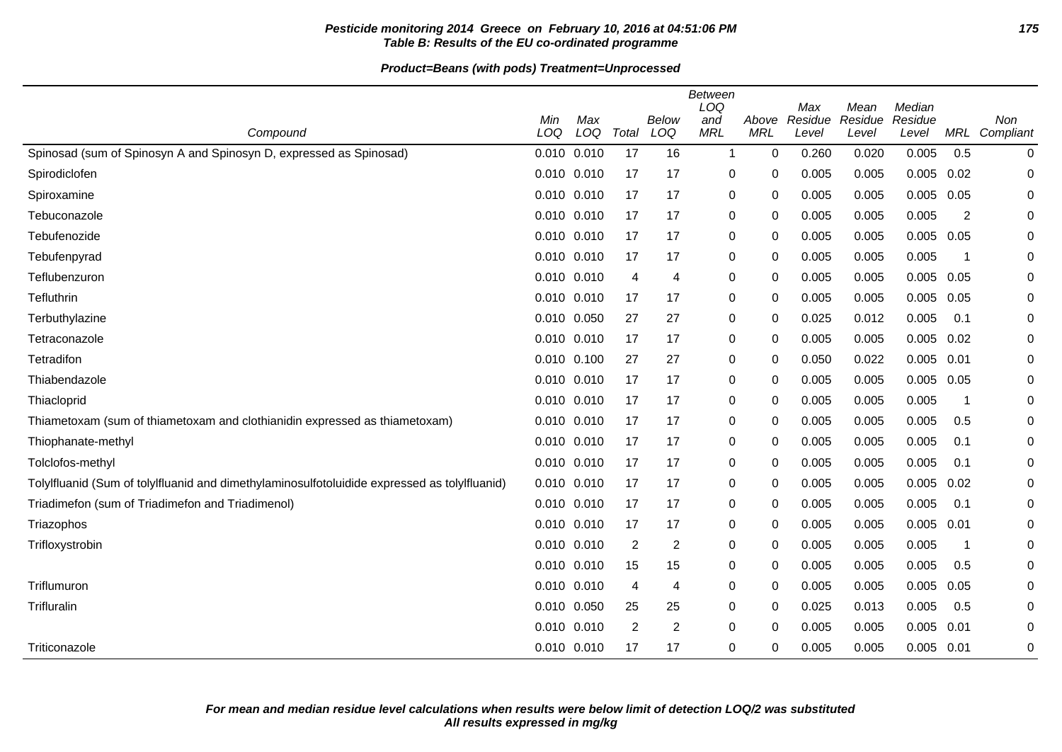**Pesticide monitoring 2014 Greece on February 10, 2016 at 04:51:06 PM**
**Table B: Results of the EU co-ordinated programme**

**Product=Beans (with pods) Treatment=Unprocessed**

| Compound | Min LOQ | Max LOQ | Total | Below LOQ | Between LOQ and MRL | Above MRL | Max Residue Level | Mean Residue Level | Median Residue Level | MRL | Non Compliant |
|---|---|---|---|---|---|---|---|---|---|---|---|
| Spinosad (sum of Spinosyn A and Spinosyn D, expressed as Spinosad) | 0.010 | 0.010 | 17 | 16 | 1 | 0 | 0.260 | 0.020 | 0.005 | 0.5 | 0 |
| Spirodiclofen | 0.010 | 0.010 | 17 | 17 | 0 | 0 | 0.005 | 0.005 | 0.005 | 0.02 | 0 |
| Spiroxamine | 0.010 | 0.010 | 17 | 17 | 0 | 0 | 0.005 | 0.005 | 0.005 | 0.05 | 0 |
| Tebuconazole | 0.010 | 0.010 | 17 | 17 | 0 | 0 | 0.005 | 0.005 | 0.005 | 2 | 0 |
| Tebufenozide | 0.010 | 0.010 | 17 | 17 | 0 | 0 | 0.005 | 0.005 | 0.005 | 0.05 | 0 |
| Tebufenpyrad | 0.010 | 0.010 | 17 | 17 | 0 | 0 | 0.005 | 0.005 | 0.005 | 1 | 0 |
| Teflubenzuron | 0.010 | 0.010 | 4 | 4 | 0 | 0 | 0.005 | 0.005 | 0.005 | 0.05 | 0 |
| Tefluthrin | 0.010 | 0.010 | 17 | 17 | 0 | 0 | 0.005 | 0.005 | 0.005 | 0.05 | 0 |
| Terbuthylazine | 0.010 | 0.050 | 27 | 27 | 0 | 0 | 0.025 | 0.012 | 0.005 | 0.1 | 0 |
| Tetraconazole | 0.010 | 0.010 | 17 | 17 | 0 | 0 | 0.005 | 0.005 | 0.005 | 0.02 | 0 |
| Tetradifon | 0.010 | 0.100 | 27 | 27 | 0 | 0 | 0.050 | 0.022 | 0.005 | 0.01 | 0 |
| Thiabendazole | 0.010 | 0.010 | 17 | 17 | 0 | 0 | 0.005 | 0.005 | 0.005 | 0.05 | 0 |
| Thiacloprid | 0.010 | 0.010 | 17 | 17 | 0 | 0 | 0.005 | 0.005 | 0.005 | 1 | 0 |
| Thiametoxam (sum of thiametoxam and clothianidin expressed as thiametoxam) | 0.010 | 0.010 | 17 | 17 | 0 | 0 | 0.005 | 0.005 | 0.005 | 0.5 | 0 |
| Thiophanate-methyl | 0.010 | 0.010 | 17 | 17 | 0 | 0 | 0.005 | 0.005 | 0.005 | 0.1 | 0 |
| Tolclofos-methyl | 0.010 | 0.010 | 17 | 17 | 0 | 0 | 0.005 | 0.005 | 0.005 | 0.1 | 0 |
| Tolylfluanid (Sum of tolylfluanid and dimethylaminosulfotoluidide expressed as tolylfluanid) | 0.010 | 0.010 | 17 | 17 | 0 | 0 | 0.005 | 0.005 | 0.005 | 0.02 | 0 |
| Triadimefon (sum of Triadimefon and Triadimenol) | 0.010 | 0.010 | 17 | 17 | 0 | 0 | 0.005 | 0.005 | 0.005 | 0.1 | 0 |
| Triazophos | 0.010 | 0.010 | 17 | 17 | 0 | 0 | 0.005 | 0.005 | 0.005 | 0.01 | 0 |
| Trifloxystrobin | 0.010 | 0.010 | 2 | 2 | 0 | 0 | 0.005 | 0.005 | 0.005 | 1 | 0 |
| | 0.010 | 0.010 | 15 | 15 | 0 | 0 | 0.005 | 0.005 | 0.005 | 0.5 | 0 |
| Triflumuron | 0.010 | 0.010 | 4 | 4 | 0 | 0 | 0.005 | 0.005 | 0.005 | 0.05 | 0 |
| Trifluralin | 0.010 | 0.050 | 25 | 25 | 0 | 0 | 0.025 | 0.013 | 0.005 | 0.5 | 0 |
| | 0.010 | 0.010 | 2 | 2 | 0 | 0 | 0.005 | 0.005 | 0.005 | 0.01 | 0 |
| Triticonazole | 0.010 | 0.010 | 17 | 17 | 0 | 0 | 0.005 | 0.005 | 0.005 | 0.01 | 0 |

***For mean and median residue level calculations when results were below limit of detection LOQ/2 was substituted***
***All results expressed in mg/kg***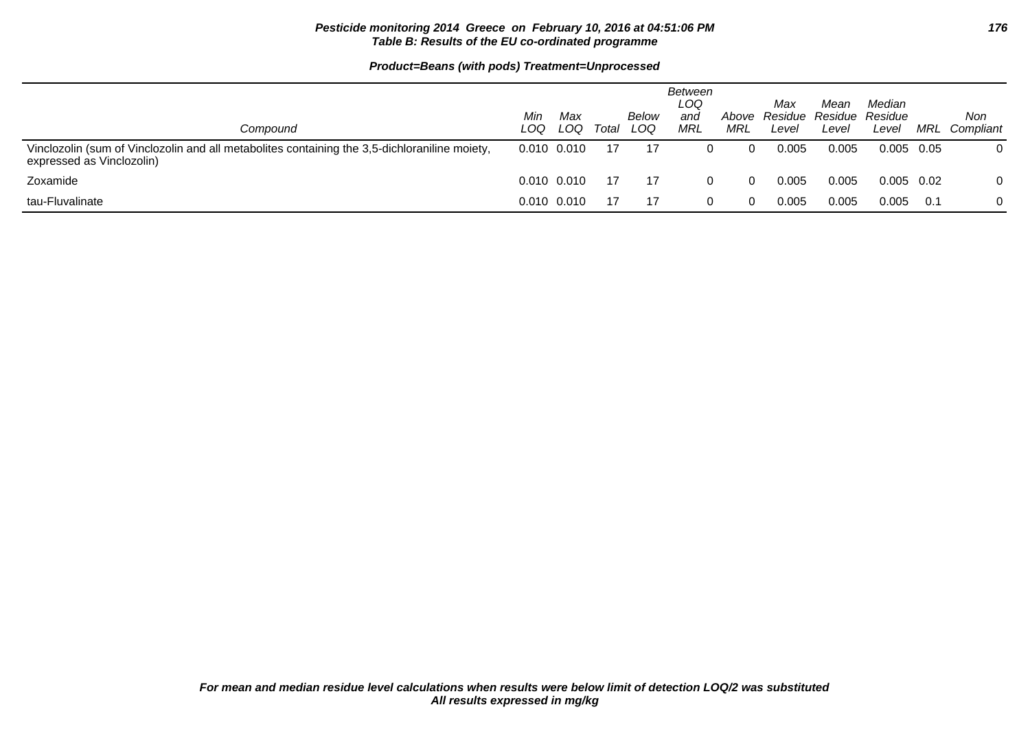**Table B: Results of the EU co-ordinated programme**

**Product=Beans (with pods) Treatment=Unprocessed**

| Compound | Min LOQ | Max LOQ | Total | Below LOQ | Between LOQ and MRL | Above MRL | Max Residue Level | Mean Residue Level | Median Residue Level | MRL | Non Compliant |
|---|---|---|---|---|---|---|---|---|---|---|---|
| Vinclozolin (sum of Vinclozolin and all metabolites containing the 3,5-dichloraniline moiety, expressed as Vinclozolin) | 0.010 | 0.010 | 17 | 17 | 0 | 0 | 0.005 | 0.005 | 0.005 | 0.05 | 0 |
| Zoxamide | 0.010 | 0.010 | 17 | 17 | 0 | 0 | 0.005 | 0.005 | 0.005 | 0.02 | 0 |
| tau-Fluvalinate | 0.010 | 0.010 | 17 | 17 | 0 | 0 | 0.005 | 0.005 | 0.005 | 0.1 | 0 |

*For mean and median residue level calculations when results were below limit of detection LOQ/2 was substituted*
*All results expressed in mg/kg*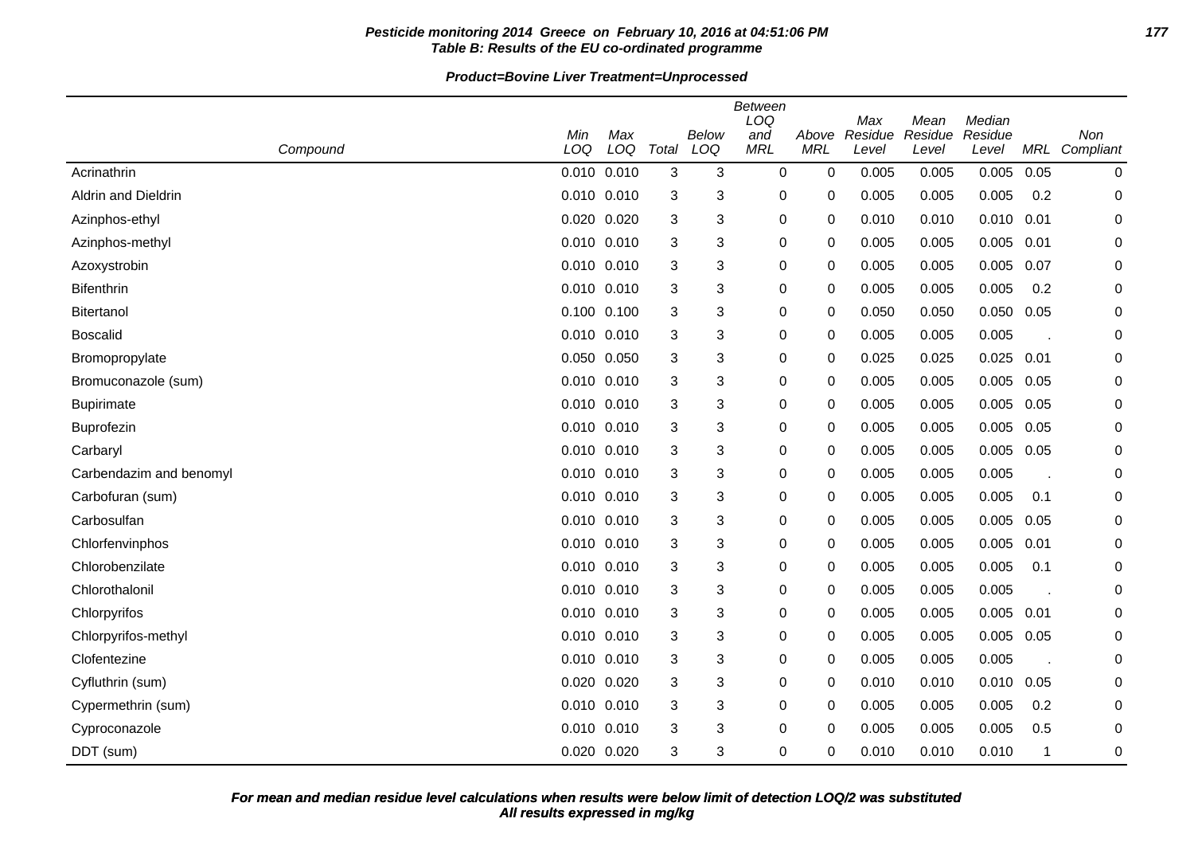**Pesticide monitoring 2014 Greece on February 10, 2016 at 04:51:06 PM**
**Table B: Results of the EU co-ordinated programme**

**Product=Bovine Liver Treatment=Unprocessed**

| Compound | Min LOQ | Max LOQ | Total | Below LOQ | Between LOQ and MRL | Above MRL | Max Residue Level | Mean Residue Level | Median Residue Level | MRL | Non Compliant |
|---|---|---|---|---|---|---|---|---|---|---|---|
| Acrinathrin | 0.010 | 0.010 | 3 | 3 | 0 | 0 | 0.005 | 0.005 | 0.005 | 0.05 | 0 |
| Aldrin and Dieldrin | 0.010 | 0.010 | 3 | 3 | 0 | 0 | 0.005 | 0.005 | 0.005 | 0.2 | 0 |
| Azinphos-ethyl | 0.020 | 0.020 | 3 | 3 | 0 | 0 | 0.010 | 0.010 | 0.010 | 0.01 | 0 |
| Azinphos-methyl | 0.010 | 0.010 | 3 | 3 | 0 | 0 | 0.005 | 0.005 | 0.005 | 0.01 | 0 |
| Azoxystrobin | 0.010 | 0.010 | 3 | 3 | 0 | 0 | 0.005 | 0.005 | 0.005 | 0.07 | 0 |
| Bifenthrin | 0.010 | 0.010 | 3 | 3 | 0 | 0 | 0.005 | 0.005 | 0.005 | 0.2 | 0 |
| Bitertanol | 0.100 | 0.100 | 3 | 3 | 0 | 0 | 0.050 | 0.050 | 0.050 | 0.05 | 0 |
| Boscalid | 0.010 | 0.010 | 3 | 3 | 0 | 0 | 0.005 | 0.005 | 0.005 | . | 0 |
| Bromopropylate | 0.050 | 0.050 | 3 | 3 | 0 | 0 | 0.025 | 0.025 | 0.025 | 0.01 | 0 |
| Bromuconazole (sum) | 0.010 | 0.010 | 3 | 3 | 0 | 0 | 0.005 | 0.005 | 0.005 | 0.05 | 0 |
| Bupirimate | 0.010 | 0.010 | 3 | 3 | 0 | 0 | 0.005 | 0.005 | 0.005 | 0.05 | 0 |
| Buprofezin | 0.010 | 0.010 | 3 | 3 | 0 | 0 | 0.005 | 0.005 | 0.005 | 0.05 | 0 |
| Carbaryl | 0.010 | 0.010 | 3 | 3 | 0 | 0 | 0.005 | 0.005 | 0.005 | 0.05 | 0 |
| Carbendazim and benomyl | 0.010 | 0.010 | 3 | 3 | 0 | 0 | 0.005 | 0.005 | 0.005 | . | 0 |
| Carbofuran (sum) | 0.010 | 0.010 | 3 | 3 | 0 | 0 | 0.005 | 0.005 | 0.005 | 0.1 | 0 |
| Carbosulfan | 0.010 | 0.010 | 3 | 3 | 0 | 0 | 0.005 | 0.005 | 0.005 | 0.05 | 0 |
| Chlorfenvinphos | 0.010 | 0.010 | 3 | 3 | 0 | 0 | 0.005 | 0.005 | 0.005 | 0.01 | 0 |
| Chlorobenzilate | 0.010 | 0.010 | 3 | 3 | 0 | 0 | 0.005 | 0.005 | 0.005 | 0.1 | 0 |
| Chlorothalonil | 0.010 | 0.010 | 3 | 3 | 0 | 0 | 0.005 | 0.005 | 0.005 | . | 0 |
| Chlorpyrifos | 0.010 | 0.010 | 3 | 3 | 0 | 0 | 0.005 | 0.005 | 0.005 | 0.01 | 0 |
| Chlorpyrifos-methyl | 0.010 | 0.010 | 3 | 3 | 0 | 0 | 0.005 | 0.005 | 0.005 | 0.05 | 0 |
| Clofentezine | 0.010 | 0.010 | 3 | 3 | 0 | 0 | 0.005 | 0.005 | 0.005 | . | 0 |
| Cyfluthrin (sum) | 0.020 | 0.020 | 3 | 3 | 0 | 0 | 0.010 | 0.010 | 0.010 | 0.05 | 0 |
| Cypermethrin (sum) | 0.010 | 0.010 | 3 | 3 | 0 | 0 | 0.005 | 0.005 | 0.005 | 0.2 | 0 |
| Cyproconazole | 0.010 | 0.010 | 3 | 3 | 0 | 0 | 0.005 | 0.005 | 0.005 | 0.5 | 0 |
| DDT (sum) | 0.020 | 0.020 | 3 | 3 | 0 | 0 | 0.010 | 0.010 | 0.010 | 1 | 0 |

***For mean and median residue level calculations when results were below limit of detection LOQ/2 was substituted***
***All results expressed in mg/kg***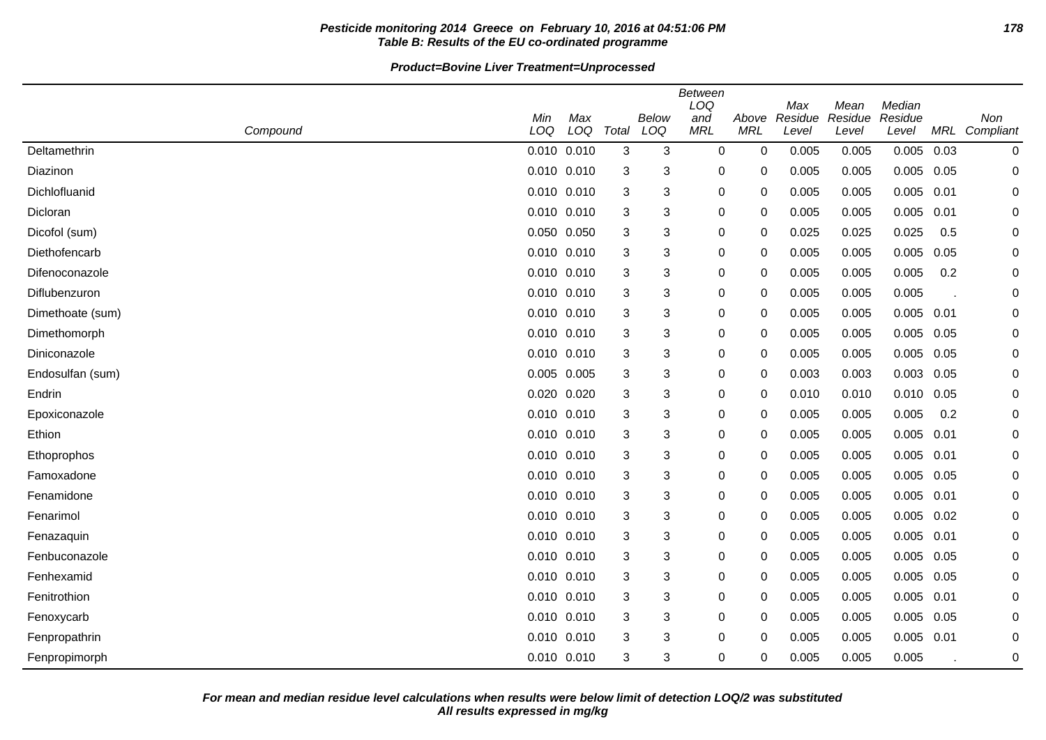**Pesticide monitoring 2014 Greece on February 10, 2016 at 04:51:06 PM**
**Table B: Results of the EU co-ordinated programme**

**Product=Bovine Liver Treatment=Unprocessed**

| Compound | Min LOQ | Max LOQ | Total | Below LOQ | Between LOQ and MRL | Above MRL | Max Residue Level | Mean Residue Level | Median Residue Level | MRL | Non Compliant |
|---|---|---|---|---|---|---|---|---|---|---|---|
| Deltamethrin | 0.010 | 0.010 | 3 | 3 | 0 | 0 | 0.005 | 0.005 | 0.005 | 0.03 | 0 |
| Diazinon | 0.010 | 0.010 | 3 | 3 | 0 | 0 | 0.005 | 0.005 | 0.005 | 0.05 | 0 |
| Dichlofluanid | 0.010 | 0.010 | 3 | 3 | 0 | 0 | 0.005 | 0.005 | 0.005 | 0.01 | 0 |
| Dicloran | 0.010 | 0.010 | 3 | 3 | 0 | 0 | 0.005 | 0.005 | 0.005 | 0.01 | 0 |
| Dicofol (sum) | 0.050 | 0.050 | 3 | 3 | 0 | 0 | 0.025 | 0.025 | 0.025 | 0.5 | 0 |
| Diethofencarb | 0.010 | 0.010 | 3 | 3 | 0 | 0 | 0.005 | 0.005 | 0.005 | 0.05 | 0 |
| Difenoconazole | 0.010 | 0.010 | 3 | 3 | 0 | 0 | 0.005 | 0.005 | 0.005 | 0.2 | 0 |
| Diflubenzuron | 0.010 | 0.010 | 3 | 3 | 0 | 0 | 0.005 | 0.005 | 0.005 | . | 0 |
| Dimethoate (sum) | 0.010 | 0.010 | 3 | 3 | 0 | 0 | 0.005 | 0.005 | 0.005 | 0.01 | 0 |
| Dimethomorph | 0.010 | 0.010 | 3 | 3 | 0 | 0 | 0.005 | 0.005 | 0.005 | 0.05 | 0 |
| Diniconazole | 0.010 | 0.010 | 3 | 3 | 0 | 0 | 0.005 | 0.005 | 0.005 | 0.05 | 0 |
| Endosulfan (sum) | 0.005 | 0.005 | 3 | 3 | 0 | 0 | 0.003 | 0.003 | 0.003 | 0.05 | 0 |
| Endrin | 0.020 | 0.020 | 3 | 3 | 0 | 0 | 0.010 | 0.010 | 0.010 | 0.05 | 0 |
| Epoxiconazole | 0.010 | 0.010 | 3 | 3 | 0 | 0 | 0.005 | 0.005 | 0.005 | 0.2 | 0 |
| Ethion | 0.010 | 0.010 | 3 | 3 | 0 | 0 | 0.005 | 0.005 | 0.005 | 0.01 | 0 |
| Ethoprophos | 0.010 | 0.010 | 3 | 3 | 0 | 0 | 0.005 | 0.005 | 0.005 | 0.01 | 0 |
| Famoxadone | 0.010 | 0.010 | 3 | 3 | 0 | 0 | 0.005 | 0.005 | 0.005 | 0.05 | 0 |
| Fenamidone | 0.010 | 0.010 | 3 | 3 | 0 | 0 | 0.005 | 0.005 | 0.005 | 0.01 | 0 |
| Fenarimol | 0.010 | 0.010 | 3 | 3 | 0 | 0 | 0.005 | 0.005 | 0.005 | 0.02 | 0 |
| Fenazaquin | 0.010 | 0.010 | 3 | 3 | 0 | 0 | 0.005 | 0.005 | 0.005 | 0.01 | 0 |
| Fenbuconazole | 0.010 | 0.010 | 3 | 3 | 0 | 0 | 0.005 | 0.005 | 0.005 | 0.05 | 0 |
| Fenhexamid | 0.010 | 0.010 | 3 | 3 | 0 | 0 | 0.005 | 0.005 | 0.005 | 0.05 | 0 |
| Fenitrothion | 0.010 | 0.010 | 3 | 3 | 0 | 0 | 0.005 | 0.005 | 0.005 | 0.01 | 0 |
| Fenoxycarb | 0.010 | 0.010 | 3 | 3 | 0 | 0 | 0.005 | 0.005 | 0.005 | 0.05 | 0 |
| Fenpropathrin | 0.010 | 0.010 | 3 | 3 | 0 | 0 | 0.005 | 0.005 | 0.005 | 0.01 | 0 |
| Fenpropimorph | 0.010 | 0.010 | 3 | 3 | 0 | 0 | 0.005 | 0.005 | 0.005 | . | 0 |

***For mean and median residue level calculations when results were below limit of detection LOQ/2 was substituted***
***All results expressed in mg/kg***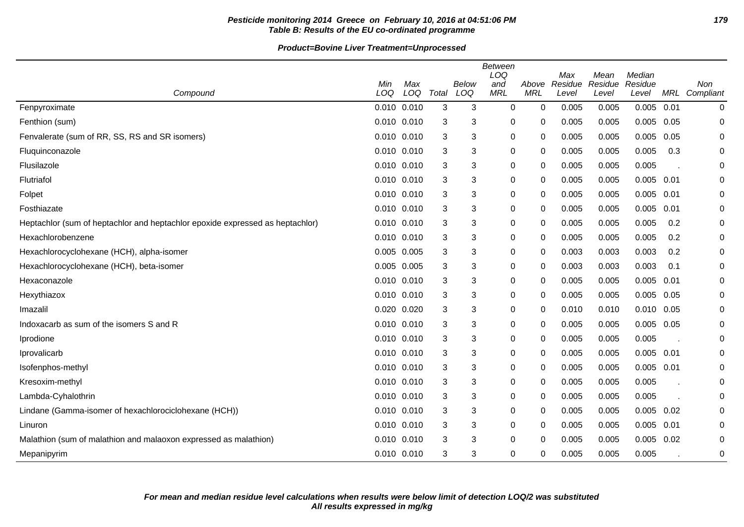**Pesticide monitoring 2014 Greece on February 10, 2016 at 04:51:06 PM**
**Table B: Results of the EU co-ordinated programme**

**Product=Bovine Liver Treatment=Unprocessed**

| Compound | Min LOQ | Max LOQ | Total | Below LOQ | Between LOQ and MRL | Above MRL | Max Residue Level | Mean Residue Level | Median Residue Level | MRL | Non Compliant |
|---|---|---|---|---|---|---|---|---|---|---|---|
| Fenpyroximate | 0.010 | 0.010 | 3 | 3 | 0 | 0 | 0.005 | 0.005 | 0.005 | 0.01 | 0 |
| Fenthion (sum) | 0.010 | 0.010 | 3 | 3 | 0 | 0 | 0.005 | 0.005 | 0.005 | 0.05 | 0 |
| Fenvalerate (sum of RR, SS, RS and SR isomers) | 0.010 | 0.010 | 3 | 3 | 0 | 0 | 0.005 | 0.005 | 0.005 | 0.05 | 0 |
| Fluquinconazole | 0.010 | 0.010 | 3 | 3 | 0 | 0 | 0.005 | 0.005 | 0.005 | 0.3 | 0 |
| Flusilazole | 0.010 | 0.010 | 3 | 3 | 0 | 0 | 0.005 | 0.005 | 0.005 | . | 0 |
| Flutriafol | 0.010 | 0.010 | 3 | 3 | 0 | 0 | 0.005 | 0.005 | 0.005 | 0.01 | 0 |
| Folpet | 0.010 | 0.010 | 3 | 3 | 0 | 0 | 0.005 | 0.005 | 0.005 | 0.01 | 0 |
| Fosthiazate | 0.010 | 0.010 | 3 | 3 | 0 | 0 | 0.005 | 0.005 | 0.005 | 0.01 | 0 |
| Heptachlor (sum of heptachlor and heptachlor epoxide expressed as heptachlor) | 0.010 | 0.010 | 3 | 3 | 0 | 0 | 0.005 | 0.005 | 0.005 | 0.2 | 0 |
| Hexachlorobenzene | 0.010 | 0.010 | 3 | 3 | 0 | 0 | 0.005 | 0.005 | 0.005 | 0.2 | 0 |
| Hexachlorocyclohexane (HCH), alpha-isomer | 0.005 | 0.005 | 3 | 3 | 0 | 0 | 0.003 | 0.003 | 0.003 | 0.2 | 0 |
| Hexachlorocyclohexane (HCH), beta-isomer | 0.005 | 0.005 | 3 | 3 | 0 | 0 | 0.003 | 0.003 | 0.003 | 0.1 | 0 |
| Hexaconazole | 0.010 | 0.010 | 3 | 3 | 0 | 0 | 0.005 | 0.005 | 0.005 | 0.01 | 0 |
| Hexythiazox | 0.010 | 0.010 | 3 | 3 | 0 | 0 | 0.005 | 0.005 | 0.005 | 0.05 | 0 |
| Imazalil | 0.020 | 0.020 | 3 | 3 | 0 | 0 | 0.010 | 0.010 | 0.010 | 0.05 | 0 |
| Indoxacarb as sum of the isomers S and R | 0.010 | 0.010 | 3 | 3 | 0 | 0 | 0.005 | 0.005 | 0.005 | 0.05 | 0 |
| Iprodione | 0.010 | 0.010 | 3 | 3 | 0 | 0 | 0.005 | 0.005 | 0.005 | . | 0 |
| Iprovalicarb | 0.010 | 0.010 | 3 | 3 | 0 | 0 | 0.005 | 0.005 | 0.005 | 0.01 | 0 |
| Isofenphos-methyl | 0.010 | 0.010 | 3 | 3 | 0 | 0 | 0.005 | 0.005 | 0.005 | 0.01 | 0 |
| Kresoxim-methyl | 0.010 | 0.010 | 3 | 3 | 0 | 0 | 0.005 | 0.005 | 0.005 | . | 0 |
| Lambda-Cyhalothrin | 0.010 | 0.010 | 3 | 3 | 0 | 0 | 0.005 | 0.005 | 0.005 | . | 0 |
| Lindane (Gamma-isomer of hexachlorociclohexane (HCH)) | 0.010 | 0.010 | 3 | 3 | 0 | 0 | 0.005 | 0.005 | 0.005 | 0.02 | 0 |
| Linuron | 0.010 | 0.010 | 3 | 3 | 0 | 0 | 0.005 | 0.005 | 0.005 | 0.01 | 0 |
| Malathion (sum of malathion and malaoxon expressed as malathion) | 0.010 | 0.010 | 3 | 3 | 0 | 0 | 0.005 | 0.005 | 0.005 | 0.02 | 0 |
| Mepanipyrim | 0.010 | 0.010 | 3 | 3 | 0 | 0 | 0.005 | 0.005 | 0.005 | . | 0 |

***For mean and median residue level calculations when results were below limit of detection LOQ/2 was substituted***
***All results expressed in mg/kg***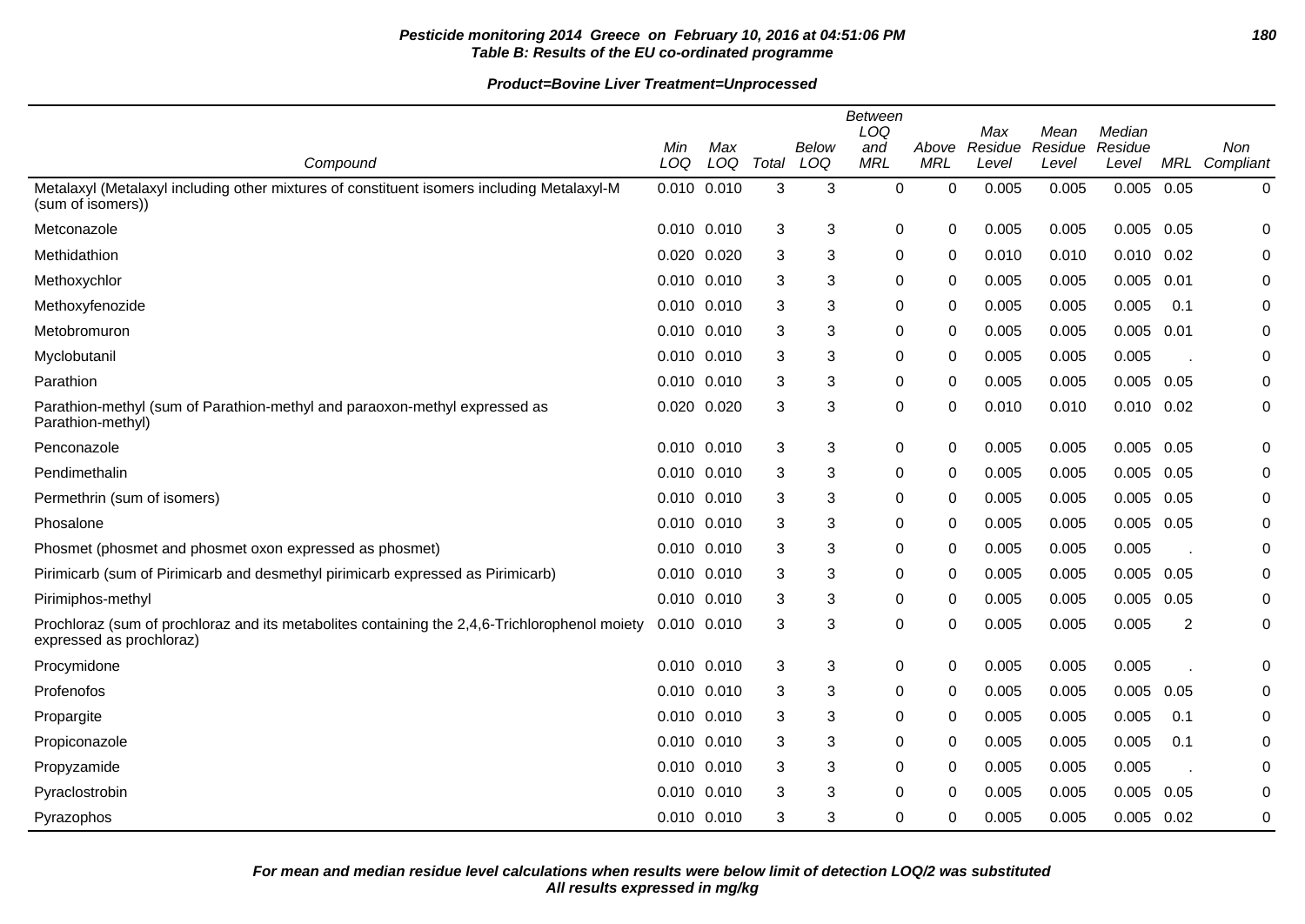**Pesticide monitoring 2014 Greece on February 10, 2016 at 04:51:06 PM**
**Table B: Results of the EU co-ordinated programme**

**Product=Bovine Liver Treatment=Unprocessed**

| Compound | Min LOQ | Max LOQ | Total | Below LOQ | Between LOQ and MRL | Above MRL | Max Residue Level | Mean Residue Level | Median Residue Level | MRL | Non Compliant |
|---|---|---|---|---|---|---|---|---|---|---|---|
| Metalaxyl (Metalaxyl including other mixtures of constituent isomers including Metalaxyl-M (sum of isomers)) | 0.010 | 0.010 | 3 | 3 | 0 | 0 | 0.005 | 0.005 | 0.005 | 0.05 | 0 |
| Metconazole | 0.010 | 0.010 | 3 | 3 | 0 | 0 | 0.005 | 0.005 | 0.005 | 0.05 | 0 |
| Methidathion | 0.020 | 0.020 | 3 | 3 | 0 | 0 | 0.010 | 0.010 | 0.010 | 0.02 | 0 |
| Methoxychlor | 0.010 | 0.010 | 3 | 3 | 0 | 0 | 0.005 | 0.005 | 0.005 | 0.01 | 0 |
| Methoxyfenozide | 0.010 | 0.010 | 3 | 3 | 0 | 0 | 0.005 | 0.005 | 0.005 | 0.1 | 0 |
| Metobromuron | 0.010 | 0.010 | 3 | 3 | 0 | 0 | 0.005 | 0.005 | 0.005 | 0.01 | 0 |
| Myclobutanil | 0.010 | 0.010 | 3 | 3 | 0 | 0 | 0.005 | 0.005 | 0.005 | . | 0 |
| Parathion | 0.010 | 0.010 | 3 | 3 | 0 | 0 | 0.005 | 0.005 | 0.005 | 0.05 | 0 |
| Parathion-methyl (sum of Parathion-methyl and paraoxon-methyl expressed as Parathion-methyl) | 0.020 | 0.020 | 3 | 3 | 0 | 0 | 0.010 | 0.010 | 0.010 | 0.02 | 0 |
| Penconazole | 0.010 | 0.010 | 3 | 3 | 0 | 0 | 0.005 | 0.005 | 0.005 | 0.05 | 0 |
| Pendimethalin | 0.010 | 0.010 | 3 | 3 | 0 | 0 | 0.005 | 0.005 | 0.005 | 0.05 | 0 |
| Permethrin (sum of isomers) | 0.010 | 0.010 | 3 | 3 | 0 | 0 | 0.005 | 0.005 | 0.005 | 0.05 | 0 |
| Phosalone | 0.010 | 0.010 | 3 | 3 | 0 | 0 | 0.005 | 0.005 | 0.005 | 0.05 | 0 |
| Phosmet (phosmet and phosmet oxon expressed as phosmet) | 0.010 | 0.010 | 3 | 3 | 0 | 0 | 0.005 | 0.005 | 0.005 | . | 0 |
| Pirimicarb (sum of Pirimicarb and desmethyl pirimicarb expressed as Pirimicarb) | 0.010 | 0.010 | 3 | 3 | 0 | 0 | 0.005 | 0.005 | 0.005 | 0.05 | 0 |
| Pirimiphos-methyl | 0.010 | 0.010 | 3 | 3 | 0 | 0 | 0.005 | 0.005 | 0.005 | 0.05 | 0 |
| Prochloraz (sum of prochloraz and its metabolites containing the 2,4,6-Trichlorophenol moiety expressed as prochloraz) | 0.010 | 0.010 | 3 | 3 | 0 | 0 | 0.005 | 0.005 | 0.005 | 2 | 0 |
| Procymidone | 0.010 | 0.010 | 3 | 3 | 0 | 0 | 0.005 | 0.005 | 0.005 | . | 0 |
| Profenofos | 0.010 | 0.010 | 3 | 3 | 0 | 0 | 0.005 | 0.005 | 0.005 | 0.05 | 0 |
| Propargite | 0.010 | 0.010 | 3 | 3 | 0 | 0 | 0.005 | 0.005 | 0.005 | 0.1 | 0 |
| Propiconazole | 0.010 | 0.010 | 3 | 3 | 0 | 0 | 0.005 | 0.005 | 0.005 | 0.1 | 0 |
| Propyzamide | 0.010 | 0.010 | 3 | 3 | 0 | 0 | 0.005 | 0.005 | 0.005 | . | 0 |
| Pyraclostrobin | 0.010 | 0.010 | 3 | 3 | 0 | 0 | 0.005 | 0.005 | 0.005 | 0.05 | 0 |
| Pyrazophos | 0.010 | 0.010 | 3 | 3 | 0 | 0 | 0.005 | 0.005 | 0.005 | 0.02 | 0 |

**For mean and median residue level calculations when results were below limit of detection LOQ/2 was substituted**
**All results expressed in mg/kg**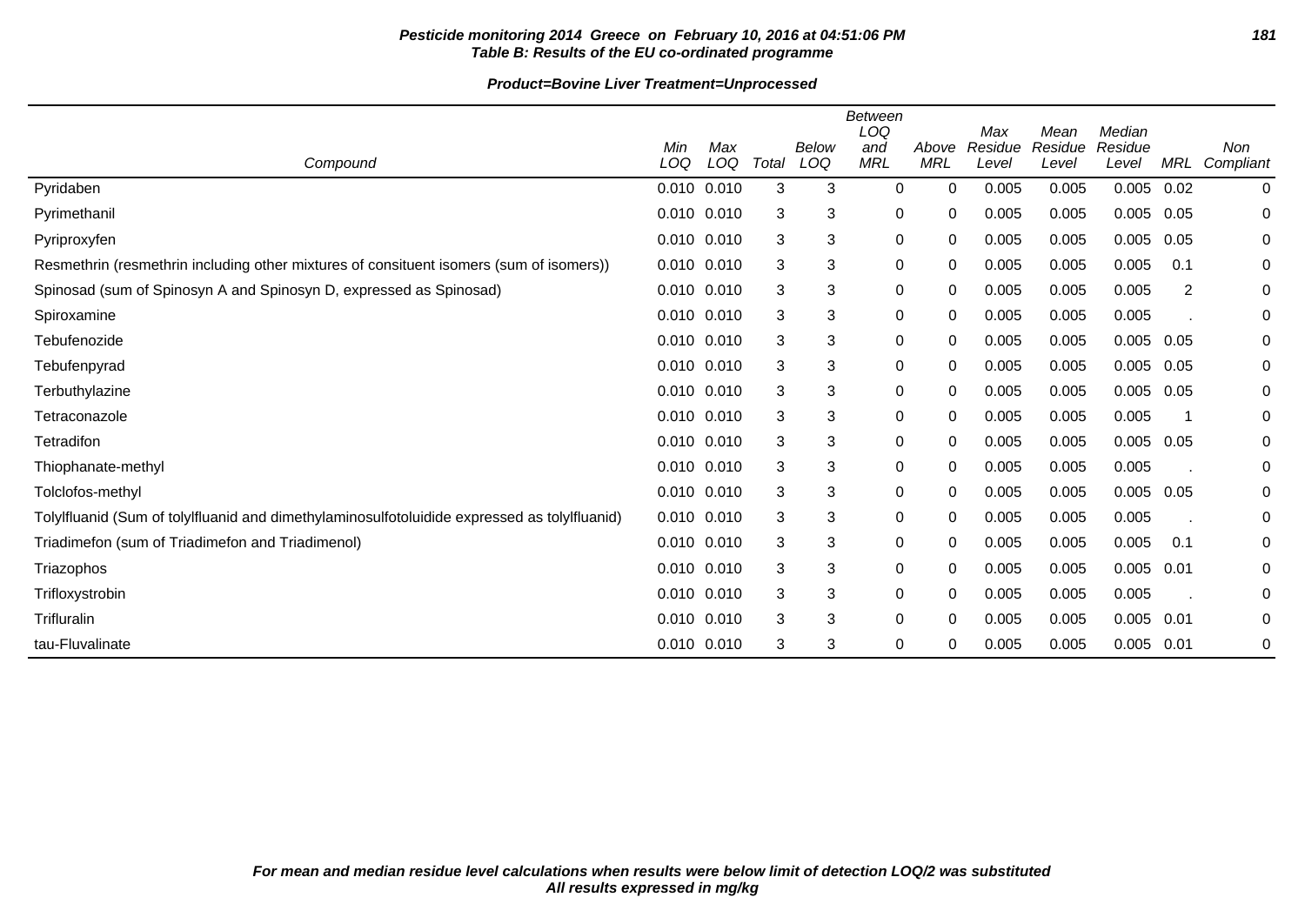**Pesticide monitoring 2014 Greece on February 10, 2016 at 04:51:06 PM**
**Table B: Results of the EU co-ordinated programme**

**Product=Bovine Liver Treatment=Unprocessed**

| Compound | Min LOQ | Max LOQ | Total | Below LOQ | Between LOQ and MRL | Above MRL | Max Residue Level | Mean Residue Level | Median Residue Level | MRL | Non Compliant |
|---|---|---|---|---|---|---|---|---|---|---|---|
| Pyridaben | 0.010 | 0.010 | 3 | 3 | 0 | 0 | 0.005 | 0.005 | 0.005 | 0.02 | 0 |
| Pyrimethanil | 0.010 | 0.010 | 3 | 3 | 0 | 0 | 0.005 | 0.005 | 0.005 | 0.05 | 0 |
| Pyriproxyfen | 0.010 | 0.010 | 3 | 3 | 0 | 0 | 0.005 | 0.005 | 0.005 | 0.05 | 0 |
| Resmethrin (resmethrin including other mixtures of consituent isomers (sum of isomers)) | 0.010 | 0.010 | 3 | 3 | 0 | 0 | 0.005 | 0.005 | 0.005 | 0.1 | 0 |
| Spinosad (sum of Spinosyn A and Spinosyn D, expressed as Spinosad) | 0.010 | 0.010 | 3 | 3 | 0 | 0 | 0.005 | 0.005 | 0.005 | 2 | 0 |
| Spiroxamine | 0.010 | 0.010 | 3 | 3 | 0 | 0 | 0.005 | 0.005 | 0.005 | . | 0 |
| Tebufenozide | 0.010 | 0.010 | 3 | 3 | 0 | 0 | 0.005 | 0.005 | 0.005 | 0.05 | 0 |
| Tebufenpyrad | 0.010 | 0.010 | 3 | 3 | 0 | 0 | 0.005 | 0.005 | 0.005 | 0.05 | 0 |
| Terbuthylazine | 0.010 | 0.010 | 3 | 3 | 0 | 0 | 0.005 | 0.005 | 0.005 | 0.05 | 0 |
| Tetraconazole | 0.010 | 0.010 | 3 | 3 | 0 | 0 | 0.005 | 0.005 | 0.005 | 1 | 0 |
| Tetradifon | 0.010 | 0.010 | 3 | 3 | 0 | 0 | 0.005 | 0.005 | 0.005 | 0.05 | 0 |
| Thiophanate-methyl | 0.010 | 0.010 | 3 | 3 | 0 | 0 | 0.005 | 0.005 | 0.005 | . | 0 |
| Tolclofos-methyl | 0.010 | 0.010 | 3 | 3 | 0 | 0 | 0.005 | 0.005 | 0.005 | 0.05 | 0 |
| Tolylfluanid (Sum of tolylfluanid and dimethylaminosulfotoluidide expressed as tolylfluanid) | 0.010 | 0.010 | 3 | 3 | 0 | 0 | 0.005 | 0.005 | 0.005 | . | 0 |
| Triadimefon (sum of Triadimefon and Triadimenol) | 0.010 | 0.010 | 3 | 3 | 0 | 0 | 0.005 | 0.005 | 0.005 | 0.1 | 0 |
| Triazophos | 0.010 | 0.010 | 3 | 3 | 0 | 0 | 0.005 | 0.005 | 0.005 | 0.01 | 0 |
| Trifloxystrobin | 0.010 | 0.010 | 3 | 3 | 0 | 0 | 0.005 | 0.005 | 0.005 | . | 0 |
| Trifluralin | 0.010 | 0.010 | 3 | 3 | 0 | 0 | 0.005 | 0.005 | 0.005 | 0.01 | 0 |
| tau-Fluvalinate | 0.010 | 0.010 | 3 | 3 | 0 | 0 | 0.005 | 0.005 | 0.005 | 0.01 | 0 |

***For mean and median residue level calculations when results were below limit of detection LOQ/2 was substituted***
***All results expressed in mg/kg***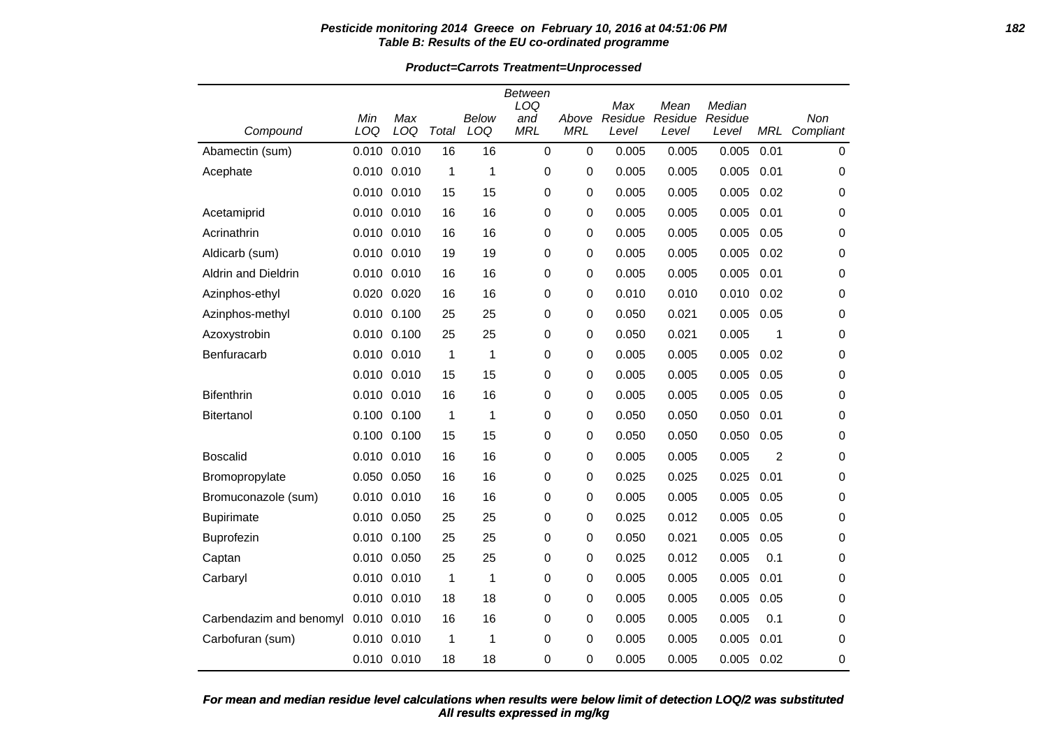**Pesticide monitoring 2014 Greece on February 10, 2016 at 04:51:06 PM**
**Table B: Results of the EU co-ordinated programme**

**Product=Carrots Treatment=Unprocessed**

| Compound | Min LOQ | Max LOQ | Total | Below LOQ | Between LOQ and MRL | Above MRL | Max Residue Level | Mean Residue Level | Median Residue Level | MRL | Non Compliant |
|---|---|---|---|---|---|---|---|---|---|---|---|
| Abamectin (sum) | 0.010 | 0.010 | 16 | 16 | 0 | 0 | 0.005 | 0.005 | 0.005 | 0.01 | 0 |
| Acephate | 0.010 | 0.010 | 1 | 1 | 0 | 0 | 0.005 | 0.005 | 0.005 | 0.01 | 0 |
| | 0.010 | 0.010 | 15 | 15 | 0 | 0 | 0.005 | 0.005 | 0.005 | 0.02 | 0 |
| Acetamiprid | 0.010 | 0.010 | 16 | 16 | 0 | 0 | 0.005 | 0.005 | 0.005 | 0.01 | 0 |
| Acrinathrin | 0.010 | 0.010 | 16 | 16 | 0 | 0 | 0.005 | 0.005 | 0.005 | 0.05 | 0 |
| Aldicarb (sum) | 0.010 | 0.010 | 19 | 19 | 0 | 0 | 0.005 | 0.005 | 0.005 | 0.02 | 0 |
| Aldrin and Dieldrin | 0.010 | 0.010 | 16 | 16 | 0 | 0 | 0.005 | 0.005 | 0.005 | 0.01 | 0 |
| Azinphos-ethyl | 0.020 | 0.020 | 16 | 16 | 0 | 0 | 0.010 | 0.010 | 0.010 | 0.02 | 0 |
| Azinphos-methyl | 0.010 | 0.100 | 25 | 25 | 0 | 0 | 0.050 | 0.021 | 0.005 | 0.05 | 0 |
| Azoxystrobin | 0.010 | 0.100 | 25 | 25 | 0 | 0 | 0.050 | 0.021 | 0.005 | 1 | 0 |
| Benfuracarb | 0.010 | 0.010 | 1 | 1 | 0 | 0 | 0.005 | 0.005 | 0.005 | 0.02 | 0 |
| | 0.010 | 0.010 | 15 | 15 | 0 | 0 | 0.005 | 0.005 | 0.005 | 0.05 | 0 |
| Bifenthrin | 0.010 | 0.010 | 16 | 16 | 0 | 0 | 0.005 | 0.005 | 0.005 | 0.05 | 0 |
| Bitertanol | 0.100 | 0.100 | 1 | 1 | 0 | 0 | 0.050 | 0.050 | 0.050 | 0.01 | 0 |
| | 0.100 | 0.100 | 15 | 15 | 0 | 0 | 0.050 | 0.050 | 0.050 | 0.05 | 0 |
| Boscalid | 0.010 | 0.010 | 16 | 16 | 0 | 0 | 0.005 | 0.005 | 0.005 | 2 | 0 |
| Bromopropylate | 0.050 | 0.050 | 16 | 16 | 0 | 0 | 0.025 | 0.025 | 0.025 | 0.01 | 0 |
| Bromuconazole (sum) | 0.010 | 0.010 | 16 | 16 | 0 | 0 | 0.005 | 0.005 | 0.005 | 0.05 | 0 |
| Bupirimate | 0.010 | 0.050 | 25 | 25 | 0 | 0 | 0.025 | 0.012 | 0.005 | 0.05 | 0 |
| Buprofezin | 0.010 | 0.100 | 25 | 25 | 0 | 0 | 0.050 | 0.021 | 0.005 | 0.05 | 0 |
| Captan | 0.010 | 0.050 | 25 | 25 | 0 | 0 | 0.025 | 0.012 | 0.005 | 0.1 | 0 |
| Carbaryl | 0.010 | 0.010 | 1 | 1 | 0 | 0 | 0.005 | 0.005 | 0.005 | 0.01 | 0 |
| | 0.010 | 0.010 | 18 | 18 | 0 | 0 | 0.005 | 0.005 | 0.005 | 0.05 | 0 |
| Carbendazim and benomyl | 0.010 | 0.010 | 16 | 16 | 0 | 0 | 0.005 | 0.005 | 0.005 | 0.1 | 0 |
| Carbofuran (sum) | 0.010 | 0.010 | 1 | 1 | 0 | 0 | 0.005 | 0.005 | 0.005 | 0.01 | 0 |
| | 0.010 | 0.010 | 18 | 18 | 0 | 0 | 0.005 | 0.005 | 0.005 | 0.02 | 0 |

***For mean and median residue level calculations when results were below limit of detection LOQ/2 was substituted***
***All results expressed in mg/kg***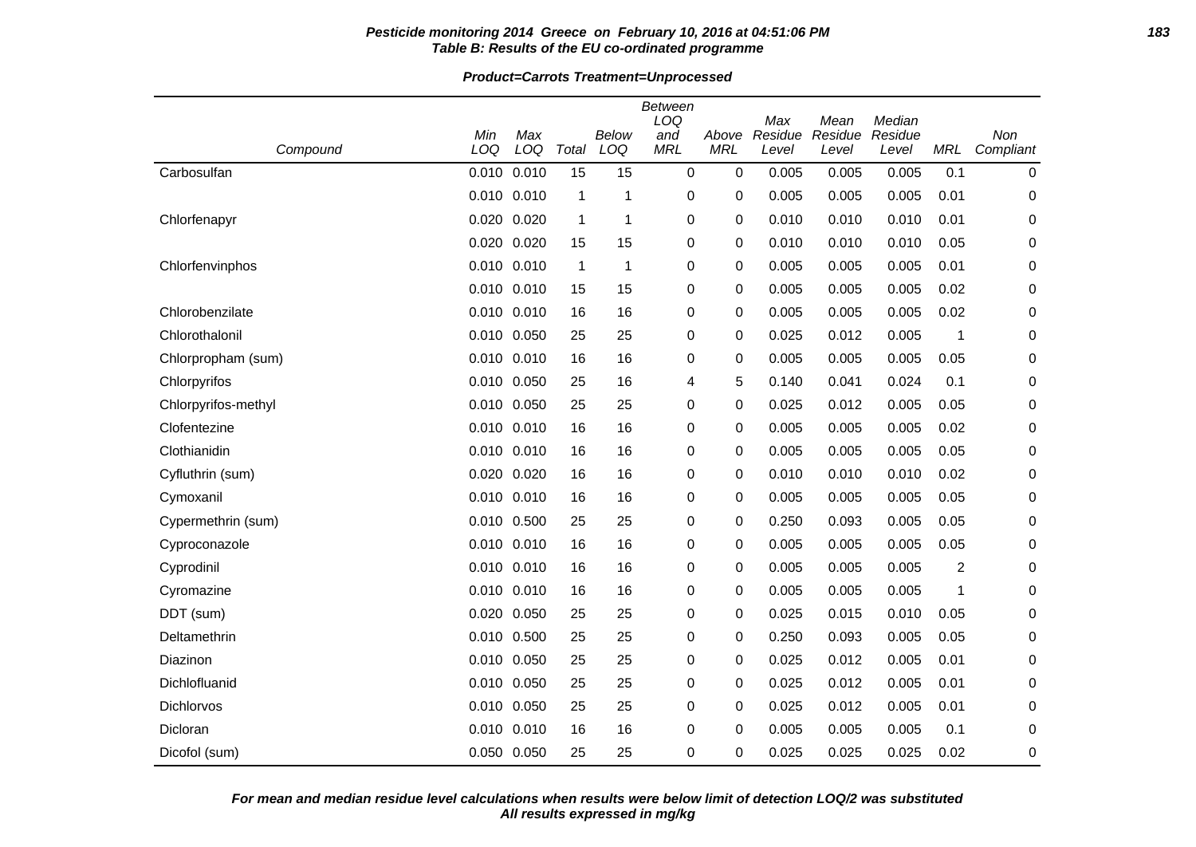**Pesticide monitoring 2014 Greece on February 10, 2016 at 04:51:06 PM**
**Table B: Results of the EU co-ordinated programme**

**Product=Carrots Treatment=Unprocessed**

| Compound | Min LOQ | Max LOQ | Total | Below LOQ | Between LOQ and MRL | Above MRL | Max Residue Level | Mean Residue Level | Median Residue Level | MRL | Non Compliant |
|---|---|---|---|---|---|---|---|---|---|---|---|
| Carbosulfan | 0.010 | 0.010 | 15 | 15 | 0 | 0 | 0.005 | 0.005 | 0.005 | 0.1 | 0 |
| | 0.010 | 0.010 | 1 | 1 | 0 | 0 | 0.005 | 0.005 | 0.005 | 0.01 | 0 |
| Chlorfenapyr | 0.020 | 0.020 | 1 | 1 | 0 | 0 | 0.010 | 0.010 | 0.010 | 0.01 | 0 |
| | 0.020 | 0.020 | 15 | 15 | 0 | 0 | 0.010 | 0.010 | 0.010 | 0.05 | 0 |
| Chlorfenvinphos | 0.010 | 0.010 | 1 | 1 | 0 | 0 | 0.005 | 0.005 | 0.005 | 0.01 | 0 |
| | 0.010 | 0.010 | 15 | 15 | 0 | 0 | 0.005 | 0.005 | 0.005 | 0.02 | 0 |
| Chlorobenzilate | 0.010 | 0.010 | 16 | 16 | 0 | 0 | 0.005 | 0.005 | 0.005 | 0.02 | 0 |
| Chlorothalonil | 0.010 | 0.050 | 25 | 25 | 0 | 0 | 0.025 | 0.012 | 0.005 | 1 | 0 |
| Chlorpropham (sum) | 0.010 | 0.010 | 16 | 16 | 0 | 0 | 0.005 | 0.005 | 0.005 | 0.05 | 0 |
| Chlorpyrifos | 0.010 | 0.050 | 25 | 16 | 4 | 5 | 0.140 | 0.041 | 0.024 | 0.1 | 0 |
| Chlorpyrifos-methyl | 0.010 | 0.050 | 25 | 25 | 0 | 0 | 0.025 | 0.012 | 0.005 | 0.05 | 0 |
| Clofentezine | 0.010 | 0.010 | 16 | 16 | 0 | 0 | 0.005 | 0.005 | 0.005 | 0.02 | 0 |
| Clothianidin | 0.010 | 0.010 | 16 | 16 | 0 | 0 | 0.005 | 0.005 | 0.005 | 0.05 | 0 |
| Cyfluthrin (sum) | 0.020 | 0.020 | 16 | 16 | 0 | 0 | 0.010 | 0.010 | 0.010 | 0.02 | 0 |
| Cymoxanil | 0.010 | 0.010 | 16 | 16 | 0 | 0 | 0.005 | 0.005 | 0.005 | 0.05 | 0 |
| Cypermethrin (sum) | 0.010 | 0.500 | 25 | 25 | 0 | 0 | 0.250 | 0.093 | 0.005 | 0.05 | 0 |
| Cyproconazole | 0.010 | 0.010 | 16 | 16 | 0 | 0 | 0.005 | 0.005 | 0.005 | 0.05 | 0 |
| Cyprodinil | 0.010 | 0.010 | 16 | 16 | 0 | 0 | 0.005 | 0.005 | 0.005 | 2 | 0 |
| Cyromazine | 0.010 | 0.010 | 16 | 16 | 0 | 0 | 0.005 | 0.005 | 0.005 | 1 | 0 |
| DDT (sum) | 0.020 | 0.050 | 25 | 25 | 0 | 0 | 0.025 | 0.015 | 0.010 | 0.05 | 0 |
| Deltamethrin | 0.010 | 0.500 | 25 | 25 | 0 | 0 | 0.250 | 0.093 | 0.005 | 0.05 | 0 |
| Diazinon | 0.010 | 0.050 | 25 | 25 | 0 | 0 | 0.025 | 0.012 | 0.005 | 0.01 | 0 |
| Dichlofluanid | 0.010 | 0.050 | 25 | 25 | 0 | 0 | 0.025 | 0.012 | 0.005 | 0.01 | 0 |
| Dichlorvos | 0.010 | 0.050 | 25 | 25 | 0 | 0 | 0.025 | 0.012 | 0.005 | 0.01 | 0 |
| Dicloran | 0.010 | 0.010 | 16 | 16 | 0 | 0 | 0.005 | 0.005 | 0.005 | 0.1 | 0 |
| Dicofol (sum) | 0.050 | 0.050 | 25 | 25 | 0 | 0 | 0.025 | 0.025 | 0.025 | 0.02 | 0 |

***For mean and median residue level calculations when results were below limit of detection LOQ/2 was substituted***
***All results expressed in mg/kg***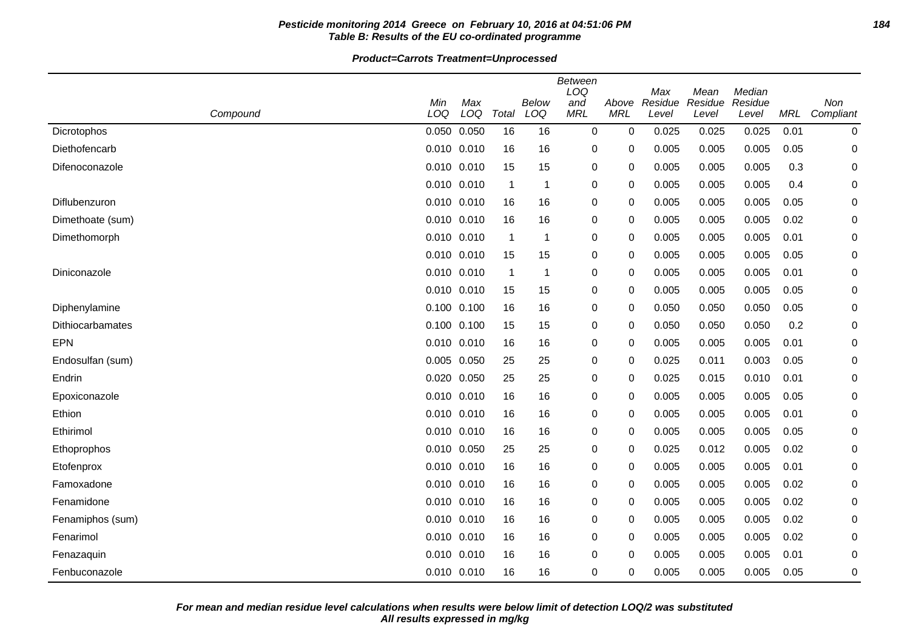**Pesticide monitoring 2014 Greece on February 10, 2016 at 04:51:06 PM**
**Table B: Results of the EU co-ordinated programme**

**Product=Carrots Treatment=Unprocessed**

| Compound | Min LOQ | Max LOQ | Total | Below LOQ | Between LOQ and MRL | Above MRL | Max Residue Level | Mean Residue Level | Median Residue Level | MRL | Non Compliant |
|---|---|---|---|---|---|---|---|---|---|---|---|
| Dicrotophos | 0.050 | 0.050 | 16 | 16 | 0 | 0 | 0.025 | 0.025 | 0.025 | 0.01 | 0 |
| Diethofencarb | 0.010 | 0.010 | 16 | 16 | 0 | 0 | 0.005 | 0.005 | 0.005 | 0.05 | 0 |
| Difenoconazole | 0.010 | 0.010 | 15 | 15 | 0 | 0 | 0.005 | 0.005 | 0.005 | 0.3 | 0 |
| | 0.010 | 0.010 | 1 | 1 | 0 | 0 | 0.005 | 0.005 | 0.005 | 0.4 | 0 |
| Diflubenzuron | 0.010 | 0.010 | 16 | 16 | 0 | 0 | 0.005 | 0.005 | 0.005 | 0.05 | 0 |
| Dimethoate (sum) | 0.010 | 0.010 | 16 | 16 | 0 | 0 | 0.005 | 0.005 | 0.005 | 0.02 | 0 |
| Dimethomorph | 0.010 | 0.010 | 1 | 1 | 0 | 0 | 0.005 | 0.005 | 0.005 | 0.01 | 0 |
| | 0.010 | 0.010 | 15 | 15 | 0 | 0 | 0.005 | 0.005 | 0.005 | 0.05 | 0 |
| Diniconazole | 0.010 | 0.010 | 1 | 1 | 0 | 0 | 0.005 | 0.005 | 0.005 | 0.01 | 0 |
| | 0.010 | 0.010 | 15 | 15 | 0 | 0 | 0.005 | 0.005 | 0.005 | 0.05 | 0 |
| Diphenylamine | 0.100 | 0.100 | 16 | 16 | 0 | 0 | 0.050 | 0.050 | 0.050 | 0.05 | 0 |
| Dithiocarbamates | 0.100 | 0.100 | 15 | 15 | 0 | 0 | 0.050 | 0.050 | 0.050 | 0.2 | 0 |
| EPN | 0.010 | 0.010 | 16 | 16 | 0 | 0 | 0.005 | 0.005 | 0.005 | 0.01 | 0 |
| Endosulfan (sum) | 0.005 | 0.050 | 25 | 25 | 0 | 0 | 0.025 | 0.011 | 0.003 | 0.05 | 0 |
| Endrin | 0.020 | 0.050 | 25 | 25 | 0 | 0 | 0.025 | 0.015 | 0.010 | 0.01 | 0 |
| Epoxiconazole | 0.010 | 0.010 | 16 | 16 | 0 | 0 | 0.005 | 0.005 | 0.005 | 0.05 | 0 |
| Ethion | 0.010 | 0.010 | 16 | 16 | 0 | 0 | 0.005 | 0.005 | 0.005 | 0.01 | 0 |
| Ethirimol | 0.010 | 0.010 | 16 | 16 | 0 | 0 | 0.005 | 0.005 | 0.005 | 0.05 | 0 |
| Ethoprophos | 0.010 | 0.050 | 25 | 25 | 0 | 0 | 0.025 | 0.012 | 0.005 | 0.02 | 0 |
| Etofenprox | 0.010 | 0.010 | 16 | 16 | 0 | 0 | 0.005 | 0.005 | 0.005 | 0.01 | 0 |
| Famoxadone | 0.010 | 0.010 | 16 | 16 | 0 | 0 | 0.005 | 0.005 | 0.005 | 0.02 | 0 |
| Fenamidone | 0.010 | 0.010 | 16 | 16 | 0 | 0 | 0.005 | 0.005 | 0.005 | 0.02 | 0 |
| Fenamiphos (sum) | 0.010 | 0.010 | 16 | 16 | 0 | 0 | 0.005 | 0.005 | 0.005 | 0.02 | 0 |
| Fenarimol | 0.010 | 0.010 | 16 | 16 | 0 | 0 | 0.005 | 0.005 | 0.005 | 0.02 | 0 |
| Fenazaquin | 0.010 | 0.010 | 16 | 16 | 0 | 0 | 0.005 | 0.005 | 0.005 | 0.01 | 0 |
| Fenbuconazole | 0.010 | 0.010 | 16 | 16 | 0 | 0 | 0.005 | 0.005 | 0.005 | 0.05 | 0 |

***For mean and median residue level calculations when results were below limit of detection LOQ/2 was substituted***
***All results expressed in mg/kg***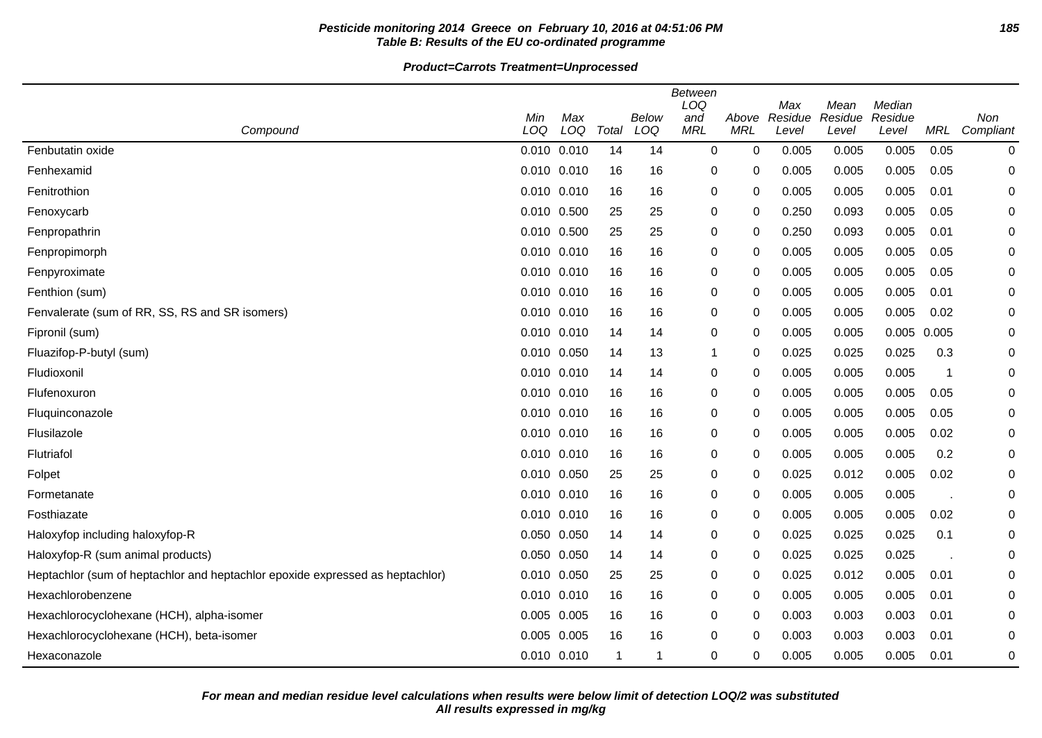**Pesticide monitoring 2014 Greece on February 10, 2016 at 04:51:06 PM**
**Table B: Results of the EU co-ordinated programme**

**Product=Carrots Treatment=Unprocessed**

| Compound | Min LOQ | Max LOQ | Total | Below LOQ | Between LOQ and MRL | Above MRL | Max Residue Level | Mean Residue Level | Median Residue Level | MRL | Non Compliant |
|---|---|---|---|---|---|---|---|---|---|---|---|
| Fenbutatin oxide | 0.010 | 0.010 | 14 | 14 | 0 | 0 | 0.005 | 0.005 | 0.005 | 0.05 | 0 |
| Fenhexamid | 0.010 | 0.010 | 16 | 16 | 0 | 0 | 0.005 | 0.005 | 0.005 | 0.05 | 0 |
| Fenitrothion | 0.010 | 0.010 | 16 | 16 | 0 | 0 | 0.005 | 0.005 | 0.005 | 0.01 | 0 |
| Fenoxycarb | 0.010 | 0.500 | 25 | 25 | 0 | 0 | 0.250 | 0.093 | 0.005 | 0.05 | 0 |
| Fenpropathrin | 0.010 | 0.500 | 25 | 25 | 0 | 0 | 0.250 | 0.093 | 0.005 | 0.01 | 0 |
| Fenpropimorph | 0.010 | 0.010 | 16 | 16 | 0 | 0 | 0.005 | 0.005 | 0.005 | 0.05 | 0 |
| Fenpyroximate | 0.010 | 0.010 | 16 | 16 | 0 | 0 | 0.005 | 0.005 | 0.005 | 0.05 | 0 |
| Fenthion (sum) | 0.010 | 0.010 | 16 | 16 | 0 | 0 | 0.005 | 0.005 | 0.005 | 0.01 | 0 |
| Fenvalerate (sum of RR, SS, RS and SR isomers) | 0.010 | 0.010 | 16 | 16 | 0 | 0 | 0.005 | 0.005 | 0.005 | 0.02 | 0 |
| Fipronil (sum) | 0.010 | 0.010 | 14 | 14 | 0 | 0 | 0.005 | 0.005 | 0.005 | 0.005 | 0 |
| Fluazifop-P-butyl (sum) | 0.010 | 0.050 | 14 | 13 | 1 | 0 | 0.025 | 0.025 | 0.025 | 0.3 | 0 |
| Fludioxonil | 0.010 | 0.010 | 14 | 14 | 0 | 0 | 0.005 | 0.005 | 0.005 | 1 | 0 |
| Flufenoxuron | 0.010 | 0.010 | 16 | 16 | 0 | 0 | 0.005 | 0.005 | 0.005 | 0.05 | 0 |
| Fluquinconazole | 0.010 | 0.010 | 16 | 16 | 0 | 0 | 0.005 | 0.005 | 0.005 | 0.05 | 0 |
| Flusilazole | 0.010 | 0.010 | 16 | 16 | 0 | 0 | 0.005 | 0.005 | 0.005 | 0.02 | 0 |
| Flutriafol | 0.010 | 0.010 | 16 | 16 | 0 | 0 | 0.005 | 0.005 | 0.005 | 0.2 | 0 |
| Folpet | 0.010 | 0.050 | 25 | 25 | 0 | 0 | 0.025 | 0.012 | 0.005 | 0.02 | 0 |
| Formetanate | 0.010 | 0.010 | 16 | 16 | 0 | 0 | 0.005 | 0.005 | 0.005 | . | 0 |
| Fosthiazate | 0.010 | 0.010 | 16 | 16 | 0 | 0 | 0.005 | 0.005 | 0.005 | 0.02 | 0 |
| Haloxyfop including haloxyfop-R | 0.050 | 0.050 | 14 | 14 | 0 | 0 | 0.025 | 0.025 | 0.025 | 0.1 | 0 |
| Haloxyfop-R (sum animal products) | 0.050 | 0.050 | 14 | 14 | 0 | 0 | 0.025 | 0.025 | 0.025 | . | 0 |
| Heptachlor (sum of heptachlor and heptachlor epoxide expressed as heptachlor) | 0.010 | 0.050 | 25 | 25 | 0 | 0 | 0.025 | 0.012 | 0.005 | 0.01 | 0 |
| Hexachlorobenzene | 0.010 | 0.010 | 16 | 16 | 0 | 0 | 0.005 | 0.005 | 0.005 | 0.01 | 0 |
| Hexachlorocyclohexane (HCH), alpha-isomer | 0.005 | 0.005 | 16 | 16 | 0 | 0 | 0.003 | 0.003 | 0.003 | 0.01 | 0 |
| Hexachlorocyclohexane (HCH), beta-isomer | 0.005 | 0.005 | 16 | 16 | 0 | 0 | 0.003 | 0.003 | 0.003 | 0.01 | 0 |
| Hexaconazole | 0.010 | 0.010 | 1 | 1 | 0 | 0 | 0.005 | 0.005 | 0.005 | 0.01 | 0 |

**For mean and median residue level calculations when results were below limit of detection LOQ/2 was substituted**
**All results expressed in mg/kg**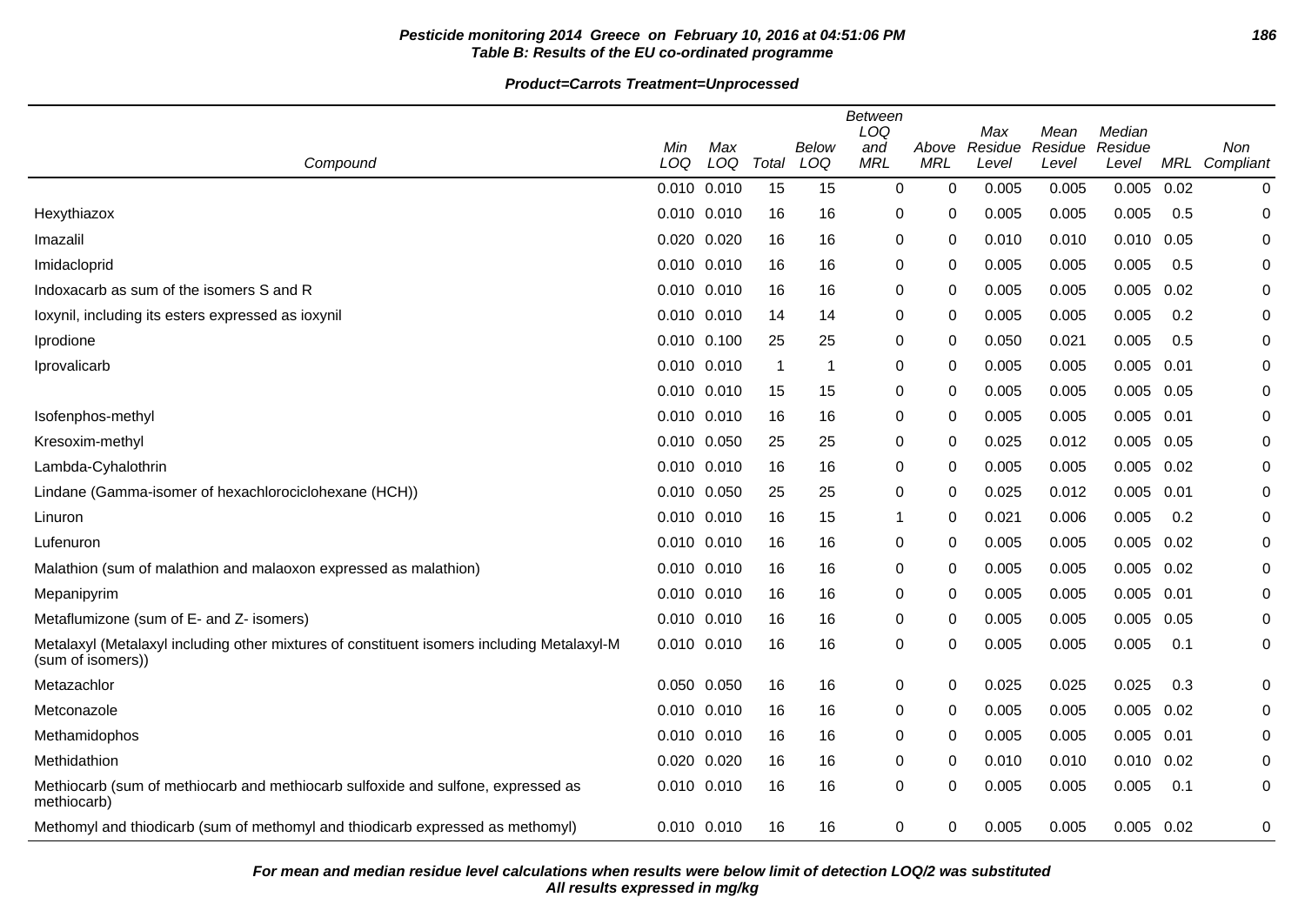**Pesticide monitoring 2014 Greece on February 10, 2016 at 04:51:06 PM**
**Table B: Results of the EU co-ordinated programme**

**Product=Carrots Treatment=Unprocessed**

| Compound | Min LOQ | Max LOQ | Total | Below LOQ | Between LOQ and MRL | Above MRL | Max Residue Level | Mean Residue Level | Median Residue Level | MRL | Non Compliant |
|---|---|---|---|---|---|---|---|---|---|---|---|
| | 0.010 | 0.010 | 15 | 15 | 0 | 0 | 0.005 | 0.005 | 0.005 | 0.02 | 0 |
| Hexythiazox | 0.010 | 0.010 | 16 | 16 | 0 | 0 | 0.005 | 0.005 | 0.005 | 0.5 | 0 |
| Imazalil | 0.020 | 0.020 | 16 | 16 | 0 | 0 | 0.010 | 0.010 | 0.010 | 0.05 | 0 |
| Imidacloprid | 0.010 | 0.010 | 16 | 16 | 0 | 0 | 0.005 | 0.005 | 0.005 | 0.5 | 0 |
| Indoxacarb as sum of the isomers S and R | 0.010 | 0.010 | 16 | 16 | 0 | 0 | 0.005 | 0.005 | 0.005 | 0.02 | 0 |
| Ioxynil, including its esters expressed as ioxynil | 0.010 | 0.010 | 14 | 14 | 0 | 0 | 0.005 | 0.005 | 0.005 | 0.2 | 0 |
| Iprodione | 0.010 | 0.100 | 25 | 25 | 0 | 0 | 0.050 | 0.021 | 0.005 | 0.5 | 0 |
| Iprovalicarb | 0.010 | 0.010 | 1 | 1 | 0 | 0 | 0.005 | 0.005 | 0.005 | 0.01 | 0 |
| | 0.010 | 0.010 | 15 | 15 | 0 | 0 | 0.005 | 0.005 | 0.005 | 0.05 | 0 |
| Isofenphos-methyl | 0.010 | 0.010 | 16 | 16 | 0 | 0 | 0.005 | 0.005 | 0.005 | 0.01 | 0 |
| Kresoxim-methyl | 0.010 | 0.050 | 25 | 25 | 0 | 0 | 0.025 | 0.012 | 0.005 | 0.05 | 0 |
| Lambda-Cyhalothrin | 0.010 | 0.010 | 16 | 16 | 0 | 0 | 0.005 | 0.005 | 0.005 | 0.02 | 0 |
| Lindane (Gamma-isomer of hexachlorociclohexane (HCH)) | 0.010 | 0.050 | 25 | 25 | 0 | 0 | 0.025 | 0.012 | 0.005 | 0.01 | 0 |
| Linuron | 0.010 | 0.010 | 16 | 15 | 1 | 0 | 0.021 | 0.006 | 0.005 | 0.2 | 0 |
| Lufenuron | 0.010 | 0.010 | 16 | 16 | 0 | 0 | 0.005 | 0.005 | 0.005 | 0.02 | 0 |
| Malathion (sum of malathion and malaoxon expressed as malathion) | 0.010 | 0.010 | 16 | 16 | 0 | 0 | 0.005 | 0.005 | 0.005 | 0.02 | 0 |
| Mepanipyrim | 0.010 | 0.010 | 16 | 16 | 0 | 0 | 0.005 | 0.005 | 0.005 | 0.01 | 0 |
| Metaflumizone (sum of E- and Z- isomers) | 0.010 | 0.010 | 16 | 16 | 0 | 0 | 0.005 | 0.005 | 0.005 | 0.05 | 0 |
| Metalaxyl (Metalaxyl including other mixtures of constituent isomers including Metalaxyl-M (sum of isomers)) | 0.010 | 0.010 | 16 | 16 | 0 | 0 | 0.005 | 0.005 | 0.005 | 0.1 | 0 |
| Metazachlor | 0.050 | 0.050 | 16 | 16 | 0 | 0 | 0.025 | 0.025 | 0.025 | 0.3 | 0 |
| Metconazole | 0.010 | 0.010 | 16 | 16 | 0 | 0 | 0.005 | 0.005 | 0.005 | 0.02 | 0 |
| Methamidophos | 0.010 | 0.010 | 16 | 16 | 0 | 0 | 0.005 | 0.005 | 0.005 | 0.01 | 0 |
| Methidathion | 0.020 | 0.020 | 16 | 16 | 0 | 0 | 0.010 | 0.010 | 0.010 | 0.02 | 0 |
| Methiocarb (sum of methiocarb and methiocarb sulfoxide and sulfone, expressed as methiocarb) | 0.010 | 0.010 | 16 | 16 | 0 | 0 | 0.005 | 0.005 | 0.005 | 0.1 | 0 |
| Methomyl and thiodicarb (sum of methomyl and thiodicarb expressed as methomyl) | 0.010 | 0.010 | 16 | 16 | 0 | 0 | 0.005 | 0.005 | 0.005 | 0.02 | 0 |

***For mean and median residue level calculations when results were below limit of detection LOQ/2 was substituted***
***All results expressed in mg/kg***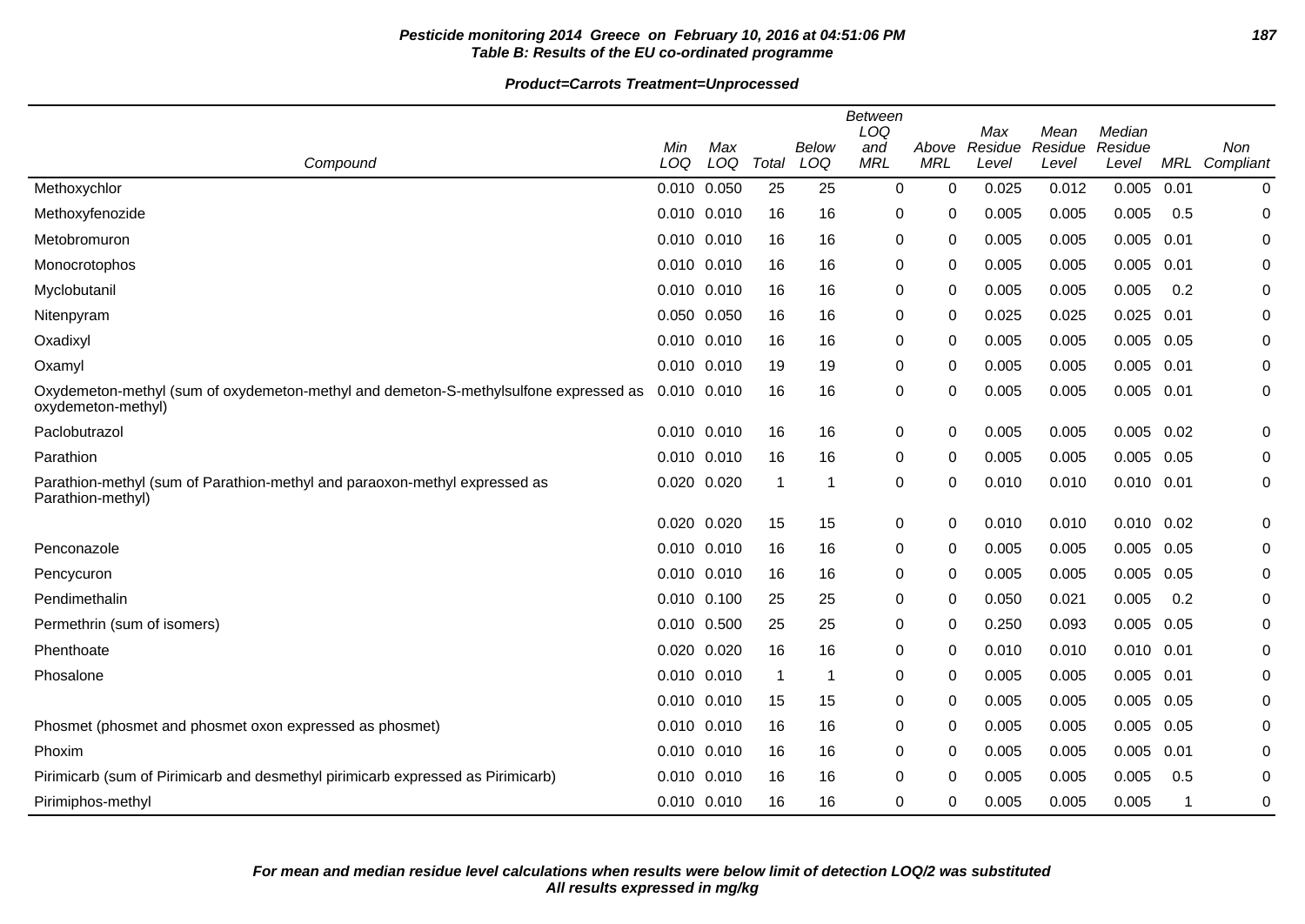**Table B: Results of the EU co-ordinated programme**

**Product=Carrots Treatment=Unprocessed**

| Compound | Min LOQ | Max LOQ | Total | Below LOQ | Between LOQ and MRL | Above MRL | Max Residue Level | Mean Residue Level | Median Residue Level | MRL | Non Compliant |
|---|---|---|---|---|---|---|---|---|---|---|---|
| Methoxychlor | 0.010 | 0.050 | 25 | 25 | 0 | 0 | 0.025 | 0.012 | 0.005 | 0.01 | 0 |
| Methoxyfenozide | 0.010 | 0.010 | 16 | 16 | 0 | 0 | 0.005 | 0.005 | 0.005 | 0.5 | 0 |
| Metobromuron | 0.010 | 0.010 | 16 | 16 | 0 | 0 | 0.005 | 0.005 | 0.005 | 0.01 | 0 |
| Monocrotophos | 0.010 | 0.010 | 16 | 16 | 0 | 0 | 0.005 | 0.005 | 0.005 | 0.01 | 0 |
| Myclobutanil | 0.010 | 0.010 | 16 | 16 | 0 | 0 | 0.005 | 0.005 | 0.005 | 0.2 | 0 |
| Nitenpyram | 0.050 | 0.050 | 16 | 16 | 0 | 0 | 0.025 | 0.025 | 0.025 | 0.01 | 0 |
| Oxadixyl | 0.010 | 0.010 | 16 | 16 | 0 | 0 | 0.005 | 0.005 | 0.005 | 0.05 | 0 |
| Oxamyl | 0.010 | 0.010 | 19 | 19 | 0 | 0 | 0.005 | 0.005 | 0.005 | 0.01 | 0 |
| Oxydemeton-methyl (sum of oxydemeton-methyl and demeton-S-methylsulfone expressed as oxydemeton-methyl) | 0.010 | 0.010 | 16 | 16 | 0 | 0 | 0.005 | 0.005 | 0.005 | 0.01 | 0 |
| Paclobutrazol | 0.010 | 0.010 | 16 | 16 | 0 | 0 | 0.005 | 0.005 | 0.005 | 0.02 | 0 |
| Parathion | 0.010 | 0.010 | 16 | 16 | 0 | 0 | 0.005 | 0.005 | 0.005 | 0.05 | 0 |
| Parathion-methyl (sum of Parathion-methyl and paraoxon-methyl expressed as Parathion-methyl) | 0.020 | 0.020 | 1 | 1 | 0 | 0 | 0.010 | 0.010 | 0.010 | 0.01 | 0 |
| | 0.020 | 0.020 | 15 | 15 | 0 | 0 | 0.010 | 0.010 | 0.010 | 0.02 | 0 |
| Penconazole | 0.010 | 0.010 | 16 | 16 | 0 | 0 | 0.005 | 0.005 | 0.005 | 0.05 | 0 |
| Pencycuron | 0.010 | 0.010 | 16 | 16 | 0 | 0 | 0.005 | 0.005 | 0.005 | 0.05 | 0 |
| Pendimethalin | 0.010 | 0.100 | 25 | 25 | 0 | 0 | 0.050 | 0.021 | 0.005 | 0.2 | 0 |
| Permethrin (sum of isomers) | 0.010 | 0.500 | 25 | 25 | 0 | 0 | 0.250 | 0.093 | 0.005 | 0.05 | 0 |
| Phenthoate | 0.020 | 0.020 | 16 | 16 | 0 | 0 | 0.010 | 0.010 | 0.010 | 0.01 | 0 |
| Phosalone | 0.010 | 0.010 | 1 | 1 | 0 | 0 | 0.005 | 0.005 | 0.005 | 0.01 | 0 |
| | 0.010 | 0.010 | 15 | 15 | 0 | 0 | 0.005 | 0.005 | 0.005 | 0.05 | 0 |
| Phosmet (phosmet and phosmet oxon expressed as phosmet) | 0.010 | 0.010 | 16 | 16 | 0 | 0 | 0.005 | 0.005 | 0.005 | 0.05 | 0 |
| Phoxim | 0.010 | 0.010 | 16 | 16 | 0 | 0 | 0.005 | 0.005 | 0.005 | 0.01 | 0 |
| Pirimicarb (sum of Pirimicarb and desmethyl pirimicarb expressed as Pirimicarb) | 0.010 | 0.010 | 16 | 16 | 0 | 0 | 0.005 | 0.005 | 0.005 | 0.5 | 0 |
| Pirimiphos-methyl | 0.010 | 0.010 | 16 | 16 | 0 | 0 | 0.005 | 0.005 | 0.005 | 1 | 0 |

***For mean and median residue level calculations when results were below limit of detection LOQ/2 was substituted***
***All results expressed in mg/kg***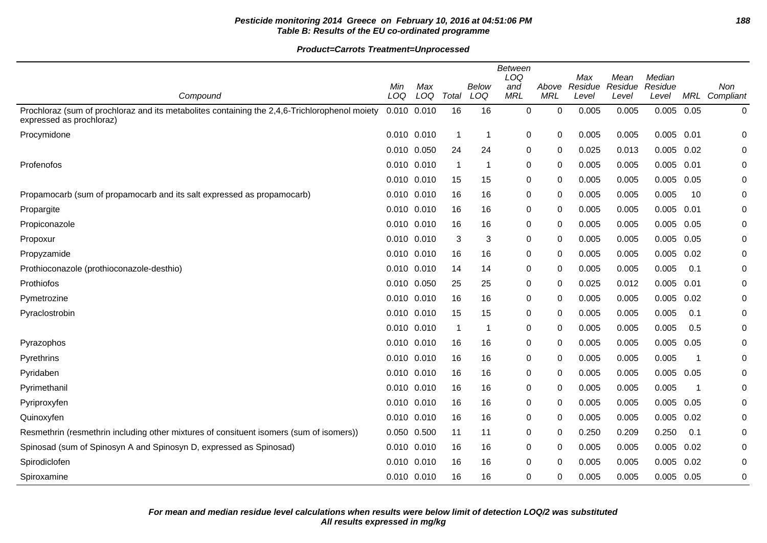**Pesticide monitoring 2014 Greece on February 10, 2016 at 04:51:06 PM**
**Table B: Results of the EU co-ordinated programme**

**Product=Carrots Treatment=Unprocessed**

| Compound | Min LOQ | Max LOQ | Total | Below LOQ | Between LOQ and MRL | Above MRL | Max Residue Level | Mean Residue Level | Median Residue Level | MRL | Non Compliant |
|---|---|---|---|---|---|---|---|---|---|---|---|
| Prochloraz (sum of prochloraz and its metabolites containing the 2,4,6-Trichlorophenol moiety expressed as prochloraz) | 0.010 | 0.010 | 16 | 16 | 0 | 0 | 0.005 | 0.005 | 0.005 | 0.05 | 0 |
| Procymidone | 0.010 | 0.010 | 1 | 1 | 0 | 0 | 0.005 | 0.005 | 0.005 | 0.01 | 0 |
| | 0.010 | 0.050 | 24 | 24 | 0 | 0 | 0.025 | 0.013 | 0.005 | 0.02 | 0 |
| Profenofos | 0.010 | 0.010 | 1 | 1 | 0 | 0 | 0.005 | 0.005 | 0.005 | 0.01 | 0 |
| | 0.010 | 0.010 | 15 | 15 | 0 | 0 | 0.005 | 0.005 | 0.005 | 0.05 | 0 |
| Propamocarb (sum of propamocarb and its salt expressed as propamocarb) | 0.010 | 0.010 | 16 | 16 | 0 | 0 | 0.005 | 0.005 | 0.005 | 10 | 0 |
| Propargite | 0.010 | 0.010 | 16 | 16 | 0 | 0 | 0.005 | 0.005 | 0.005 | 0.01 | 0 |
| Propiconazole | 0.010 | 0.010 | 16 | 16 | 0 | 0 | 0.005 | 0.005 | 0.005 | 0.05 | 0 |
| Propoxur | 0.010 | 0.010 | 3 | 3 | 0 | 0 | 0.005 | 0.005 | 0.005 | 0.05 | 0 |
| Propyzamide | 0.010 | 0.010 | 16 | 16 | 0 | 0 | 0.005 | 0.005 | 0.005 | 0.02 | 0 |
| Prothioconazole (prothioconazole-desthio) | 0.010 | 0.010 | 14 | 14 | 0 | 0 | 0.005 | 0.005 | 0.005 | 0.1 | 0 |
| Prothiofos | 0.010 | 0.050 | 25 | 25 | 0 | 0 | 0.025 | 0.012 | 0.005 | 0.01 | 0 |
| Pymetrozine | 0.010 | 0.010 | 16 | 16 | 0 | 0 | 0.005 | 0.005 | 0.005 | 0.02 | 0 |
| Pyraclostrobin | 0.010 | 0.010 | 15 | 15 | 0 | 0 | 0.005 | 0.005 | 0.005 | 0.1 | 0 |
| | 0.010 | 0.010 | 1 | 1 | 0 | 0 | 0.005 | 0.005 | 0.005 | 0.5 | 0 |
| Pyrazophos | 0.010 | 0.010 | 16 | 16 | 0 | 0 | 0.005 | 0.005 | 0.005 | 0.05 | 0 |
| Pyrethrins | 0.010 | 0.010 | 16 | 16 | 0 | 0 | 0.005 | 0.005 | 0.005 | 1 | 0 |
| Pyridaben | 0.010 | 0.010 | 16 | 16 | 0 | 0 | 0.005 | 0.005 | 0.005 | 0.05 | 0 |
| Pyrimethanil | 0.010 | 0.010 | 16 | 16 | 0 | 0 | 0.005 | 0.005 | 0.005 | 1 | 0 |
| Pyriproxyfen | 0.010 | 0.010 | 16 | 16 | 0 | 0 | 0.005 | 0.005 | 0.005 | 0.05 | 0 |
| Quinoxyfen | 0.010 | 0.010 | 16 | 16 | 0 | 0 | 0.005 | 0.005 | 0.005 | 0.02 | 0 |
| Resmethrin (resmethrin including other mixtures of consituent isomers (sum of isomers)) | 0.050 | 0.500 | 11 | 11 | 0 | 0 | 0.250 | 0.209 | 0.250 | 0.1 | 0 |
| Spinosad (sum of Spinosyn A and Spinosyn D, expressed as Spinosad) | 0.010 | 0.010 | 16 | 16 | 0 | 0 | 0.005 | 0.005 | 0.005 | 0.02 | 0 |
| Spirodiclofen | 0.010 | 0.010 | 16 | 16 | 0 | 0 | 0.005 | 0.005 | 0.005 | 0.02 | 0 |
| Spiroxamine | 0.010 | 0.010 | 16 | 16 | 0 | 0 | 0.005 | 0.005 | 0.005 | 0.05 | 0 |

***For mean and median residue level calculations when results were below limit of detection LOQ/2 was substituted***
***All results expressed in mg/kg***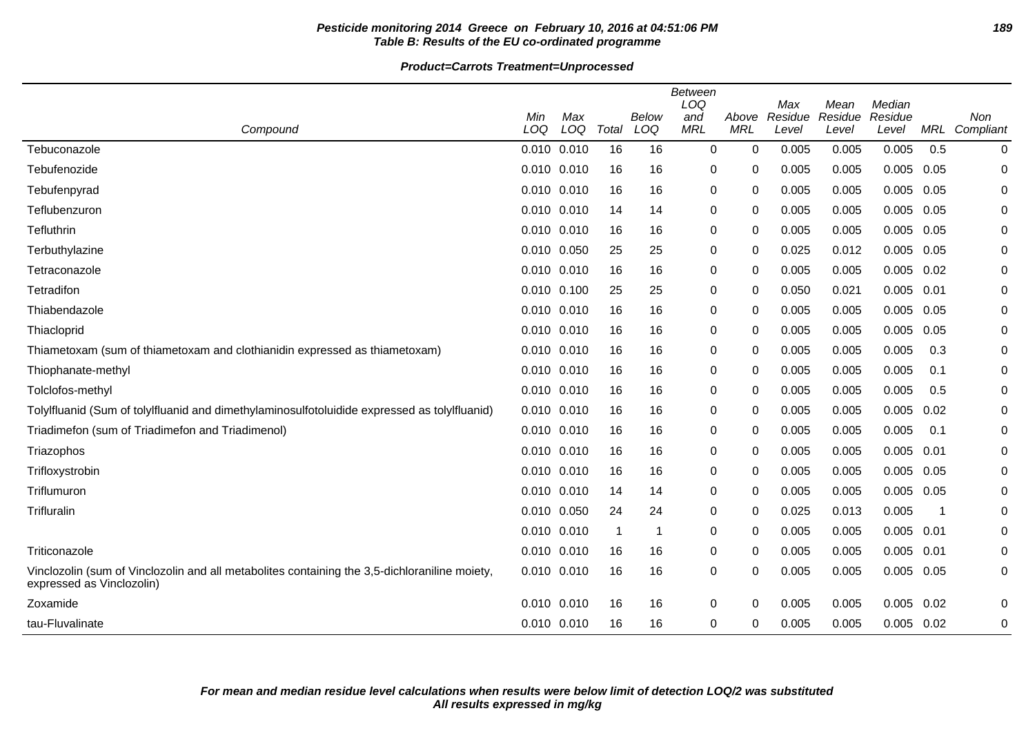**Pesticide monitoring 2014 Greece on February 10, 2016 at 04:51:06 PM**
**Table B: Results of the EU co-ordinated programme**

**Product=Carrots Treatment=Unprocessed**

| Compound | Min LOQ | Max LOQ | Total | Below LOQ | Between LOQ and MRL | Above MRL | Max Residue Level | Mean Residue Level | Median Residue Level | MRL | Non Compliant |
|---|---|---|---|---|---|---|---|---|---|---|---|
| Tebuconazole | 0.010 | 0.010 | 16 | 16 | 0 | 0 | 0.005 | 0.005 | 0.005 | 0.5 | 0 |
| Tebufenozide | 0.010 | 0.010 | 16 | 16 | 0 | 0 | 0.005 | 0.005 | 0.005 | 0.05 | 0 |
| Tebufenpyrad | 0.010 | 0.010 | 16 | 16 | 0 | 0 | 0.005 | 0.005 | 0.005 | 0.05 | 0 |
| Teflubenzuron | 0.010 | 0.010 | 14 | 14 | 0 | 0 | 0.005 | 0.005 | 0.005 | 0.05 | 0 |
| Tefluthrin | 0.010 | 0.010 | 16 | 16 | 0 | 0 | 0.005 | 0.005 | 0.005 | 0.05 | 0 |
| Terbuthylazine | 0.010 | 0.050 | 25 | 25 | 0 | 0 | 0.025 | 0.012 | 0.005 | 0.05 | 0 |
| Tetraconazole | 0.010 | 0.010 | 16 | 16 | 0 | 0 | 0.005 | 0.005 | 0.005 | 0.02 | 0 |
| Tetradifon | 0.010 | 0.100 | 25 | 25 | 0 | 0 | 0.050 | 0.021 | 0.005 | 0.01 | 0 |
| Thiabendazole | 0.010 | 0.010 | 16 | 16 | 0 | 0 | 0.005 | 0.005 | 0.005 | 0.05 | 0 |
| Thiacloprid | 0.010 | 0.010 | 16 | 16 | 0 | 0 | 0.005 | 0.005 | 0.005 | 0.05 | 0 |
| Thiametoxam (sum of thiametoxam and clothianidin expressed as thiametoxam) | 0.010 | 0.010 | 16 | 16 | 0 | 0 | 0.005 | 0.005 | 0.005 | 0.3 | 0 |
| Thiophanate-methyl | 0.010 | 0.010 | 16 | 16 | 0 | 0 | 0.005 | 0.005 | 0.005 | 0.1 | 0 |
| Tolclofos-methyl | 0.010 | 0.010 | 16 | 16 | 0 | 0 | 0.005 | 0.005 | 0.005 | 0.5 | 0 |
| Tolylfluanid (Sum of tolylfluanid and dimethylaminosulfotoluidide expressed as tolylfluanid) | 0.010 | 0.010 | 16 | 16 | 0 | 0 | 0.005 | 0.005 | 0.005 | 0.02 | 0 |
| Triadimefon (sum of Triadimefon and Triadimenol) | 0.010 | 0.010 | 16 | 16 | 0 | 0 | 0.005 | 0.005 | 0.005 | 0.1 | 0 |
| Triazophos | 0.010 | 0.010 | 16 | 16 | 0 | 0 | 0.005 | 0.005 | 0.005 | 0.01 | 0 |
| Trifloxystrobin | 0.010 | 0.010 | 16 | 16 | 0 | 0 | 0.005 | 0.005 | 0.005 | 0.05 | 0 |
| Triflumuron | 0.010 | 0.010 | 14 | 14 | 0 | 0 | 0.005 | 0.005 | 0.005 | 0.05 | 0 |
| Trifluralin | 0.010 | 0.050 | 24 | 24 | 0 | 0 | 0.025 | 0.013 | 0.005 | 1 | 0 |
| | 0.010 | 0.010 | 1 | 1 | 0 | 0 | 0.005 | 0.005 | 0.005 | 0.01 | 0 |
| Triticonazole | 0.010 | 0.010 | 16 | 16 | 0 | 0 | 0.005 | 0.005 | 0.005 | 0.01 | 0 |
| Vinclozolin (sum of Vinclozolin and all metabolites containing the 3,5-dichloraniline moiety, expressed as Vinclozolin) | 0.010 | 0.010 | 16 | 16 | 0 | 0 | 0.005 | 0.005 | 0.005 | 0.05 | 0 |
| Zoxamide | 0.010 | 0.010 | 16 | 16 | 0 | 0 | 0.005 | 0.005 | 0.005 | 0.02 | 0 |
| tau-Fluvalinate | 0.010 | 0.010 | 16 | 16 | 0 | 0 | 0.005 | 0.005 | 0.005 | 0.02 | 0 |

***For mean and median residue level calculations when results were below limit of detection LOQ/2 was substituted***
***All results expressed in mg/kg***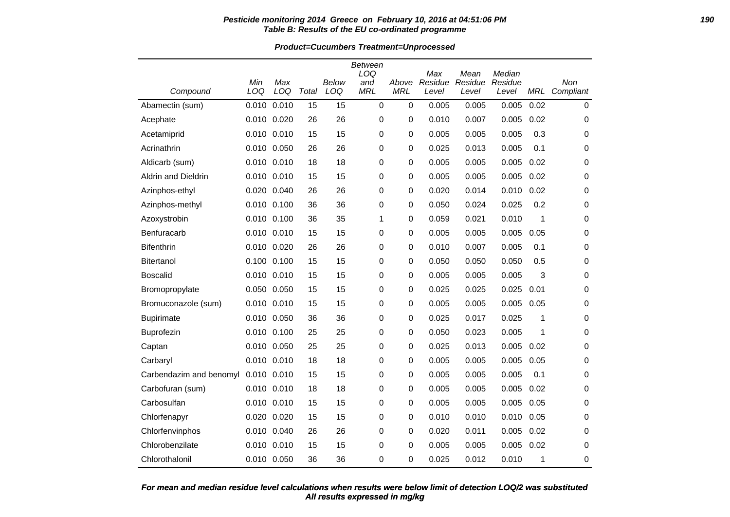**Table B: Results of the EU co-ordinated programme**

**Product=Cucumbers Treatment=Unprocessed**

| Compound | Min LOQ | Max LOQ | Total | Below LOQ | Between LOQ and MRL | Above MRL | Max Residue Level | Mean Residue Level | Median Residue Level | MRL | Non Compliant |
|---|---|---|---|---|---|---|---|---|---|---|---|
| Abamectin (sum) | 0.010 | 0.010 | 15 | 15 | 0 | 0 | 0.005 | 0.005 | 0.005 | 0.02 | 0 |
| Acephate | 0.010 | 0.020 | 26 | 26 | 0 | 0 | 0.010 | 0.007 | 0.005 | 0.02 | 0 |
| Acetamiprid | 0.010 | 0.010 | 15 | 15 | 0 | 0 | 0.005 | 0.005 | 0.005 | 0.3 | 0 |
| Acrinathrin | 0.010 | 0.050 | 26 | 26 | 0 | 0 | 0.025 | 0.013 | 0.005 | 0.1 | 0 |
| Aldicarb (sum) | 0.010 | 0.010 | 18 | 18 | 0 | 0 | 0.005 | 0.005 | 0.005 | 0.02 | 0 |
| Aldrin and Dieldrin | 0.010 | 0.010 | 15 | 15 | 0 | 0 | 0.005 | 0.005 | 0.005 | 0.02 | 0 |
| Azinphos-ethyl | 0.020 | 0.040 | 26 | 26 | 0 | 0 | 0.020 | 0.014 | 0.010 | 0.02 | 0 |
| Azinphos-methyl | 0.010 | 0.100 | 36 | 36 | 0 | 0 | 0.050 | 0.024 | 0.025 | 0.2 | 0 |
| Azoxystrobin | 0.010 | 0.100 | 36 | 35 | 1 | 0 | 0.059 | 0.021 | 0.010 | 1 | 0 |
| Benfuracarb | 0.010 | 0.010 | 15 | 15 | 0 | 0 | 0.005 | 0.005 | 0.005 | 0.05 | 0 |
| Bifenthrin | 0.010 | 0.020 | 26 | 26 | 0 | 0 | 0.010 | 0.007 | 0.005 | 0.1 | 0 |
| Bitertanol | 0.100 | 0.100 | 15 | 15 | 0 | 0 | 0.050 | 0.050 | 0.050 | 0.5 | 0 |
| Boscalid | 0.010 | 0.010 | 15 | 15 | 0 | 0 | 0.005 | 0.005 | 0.005 | 3 | 0 |
| Bromopropylate | 0.050 | 0.050 | 15 | 15 | 0 | 0 | 0.025 | 0.025 | 0.025 | 0.01 | 0 |
| Bromuconazole (sum) | 0.010 | 0.010 | 15 | 15 | 0 | 0 | 0.005 | 0.005 | 0.005 | 0.05 | 0 |
| Bupirimate | 0.010 | 0.050 | 36 | 36 | 0 | 0 | 0.025 | 0.017 | 0.025 | 1 | 0 |
| Buprofezin | 0.010 | 0.100 | 25 | 25 | 0 | 0 | 0.050 | 0.023 | 0.005 | 1 | 0 |
| Captan | 0.010 | 0.050 | 25 | 25 | 0 | 0 | 0.025 | 0.013 | 0.005 | 0.02 | 0 |
| Carbaryl | 0.010 | 0.010 | 18 | 18 | 0 | 0 | 0.005 | 0.005 | 0.005 | 0.05 | 0 |
| Carbendazim and benomyl | 0.010 | 0.010 | 15 | 15 | 0 | 0 | 0.005 | 0.005 | 0.005 | 0.1 | 0 |
| Carbofuran (sum) | 0.010 | 0.010 | 18 | 18 | 0 | 0 | 0.005 | 0.005 | 0.005 | 0.02 | 0 |
| Carbosulfan | 0.010 | 0.010 | 15 | 15 | 0 | 0 | 0.005 | 0.005 | 0.005 | 0.05 | 0 |
| Chlorfenapyr | 0.020 | 0.020 | 15 | 15 | 0 | 0 | 0.010 | 0.010 | 0.010 | 0.05 | 0 |
| Chlorfenvinphos | 0.010 | 0.040 | 26 | 26 | 0 | 0 | 0.020 | 0.011 | 0.005 | 0.02 | 0 |
| Chlorobenzilate | 0.010 | 0.010 | 15 | 15 | 0 | 0 | 0.005 | 0.005 | 0.005 | 0.02 | 0 |
| Chlorothalonil | 0.010 | 0.050 | 36 | 36 | 0 | 0 | 0.025 | 0.012 | 0.010 | 1 | 0 |

***For mean and median residue level calculations when results were below limit of detection LOQ/2 was substituted***
***All results expressed in mg/kg***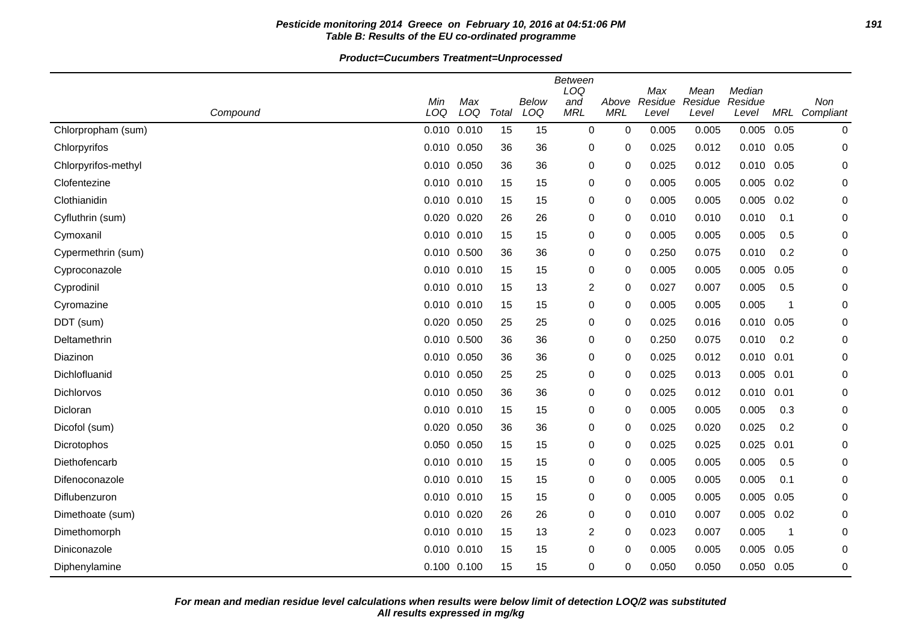**Pesticide monitoring 2014 Greece on February 10, 2016 at 04:51:06 PM**
**Table B: Results of the EU co-ordinated programme**

**Product=Cucumbers Treatment=Unprocessed**

| Compound | Min LOQ | Max LOQ | Total | Below LOQ | Between LOQ and MRL | Above MRL | Max Residue Level | Mean Residue Level | Median Residue Level | MRL | Non Compliant |
|---|---|---|---|---|---|---|---|---|---|---|---|
| Chlorpropham (sum) | 0.010 | 0.010 | 15 | 15 | 0 | 0 | 0.005 | 0.005 | 0.005 | 0.05 | 0 |
| Chlorpyrifos | 0.010 | 0.050 | 36 | 36 | 0 | 0 | 0.025 | 0.012 | 0.010 | 0.05 | 0 |
| Chlorpyrifos-methyl | 0.010 | 0.050 | 36 | 36 | 0 | 0 | 0.025 | 0.012 | 0.010 | 0.05 | 0 |
| Clofentezine | 0.010 | 0.010 | 15 | 15 | 0 | 0 | 0.005 | 0.005 | 0.005 | 0.02 | 0 |
| Clothianidin | 0.010 | 0.010 | 15 | 15 | 0 | 0 | 0.005 | 0.005 | 0.005 | 0.02 | 0 |
| Cyfluthrin (sum) | 0.020 | 0.020 | 26 | 26 | 0 | 0 | 0.010 | 0.010 | 0.010 | 0.1 | 0 |
| Cymoxanil | 0.010 | 0.010 | 15 | 15 | 0 | 0 | 0.005 | 0.005 | 0.005 | 0.5 | 0 |
| Cypermethrin (sum) | 0.010 | 0.500 | 36 | 36 | 0 | 0 | 0.250 | 0.075 | 0.010 | 0.2 | 0 |
| Cyproconazole | 0.010 | 0.010 | 15 | 15 | 0 | 0 | 0.005 | 0.005 | 0.005 | 0.05 | 0 |
| Cyprodinil | 0.010 | 0.010 | 15 | 13 | 2 | 0 | 0.027 | 0.007 | 0.005 | 0.5 | 0 |
| Cyromazine | 0.010 | 0.010 | 15 | 15 | 0 | 0 | 0.005 | 0.005 | 0.005 | 1 | 0 |
| DDT (sum) | 0.020 | 0.050 | 25 | 25 | 0 | 0 | 0.025 | 0.016 | 0.010 | 0.05 | 0 |
| Deltamethrin | 0.010 | 0.500 | 36 | 36 | 0 | 0 | 0.250 | 0.075 | 0.010 | 0.2 | 0 |
| Diazinon | 0.010 | 0.050 | 36 | 36 | 0 | 0 | 0.025 | 0.012 | 0.010 | 0.01 | 0 |
| Dichlofluanid | 0.010 | 0.050 | 25 | 25 | 0 | 0 | 0.025 | 0.013 | 0.005 | 0.01 | 0 |
| Dichlorvos | 0.010 | 0.050 | 36 | 36 | 0 | 0 | 0.025 | 0.012 | 0.010 | 0.01 | 0 |
| Dicloran | 0.010 | 0.010 | 15 | 15 | 0 | 0 | 0.005 | 0.005 | 0.005 | 0.3 | 0 |
| Dicofol (sum) | 0.020 | 0.050 | 36 | 36 | 0 | 0 | 0.025 | 0.020 | 0.025 | 0.2 | 0 |
| Dicrotophos | 0.050 | 0.050 | 15 | 15 | 0 | 0 | 0.025 | 0.025 | 0.025 | 0.01 | 0 |
| Diethofencarb | 0.010 | 0.010 | 15 | 15 | 0 | 0 | 0.005 | 0.005 | 0.005 | 0.5 | 0 |
| Difenoconazole | 0.010 | 0.010 | 15 | 15 | 0 | 0 | 0.005 | 0.005 | 0.005 | 0.1 | 0 |
| Diflubenzuron | 0.010 | 0.010 | 15 | 15 | 0 | 0 | 0.005 | 0.005 | 0.005 | 0.05 | 0 |
| Dimethoate (sum) | 0.010 | 0.020 | 26 | 26 | 0 | 0 | 0.010 | 0.007 | 0.005 | 0.02 | 0 |
| Dimethomorph | 0.010 | 0.010 | 15 | 13 | 2 | 0 | 0.023 | 0.007 | 0.005 | 1 | 0 |
| Diniconazole | 0.010 | 0.010 | 15 | 15 | 0 | 0 | 0.005 | 0.005 | 0.005 | 0.05 | 0 |
| Diphenylamine | 0.100 | 0.100 | 15 | 15 | 0 | 0 | 0.050 | 0.050 | 0.050 | 0.05 | 0 |

**For mean and median residue level calculations when results were below limit of detection LOQ/2 was substituted**
**All results expressed in mg/kg**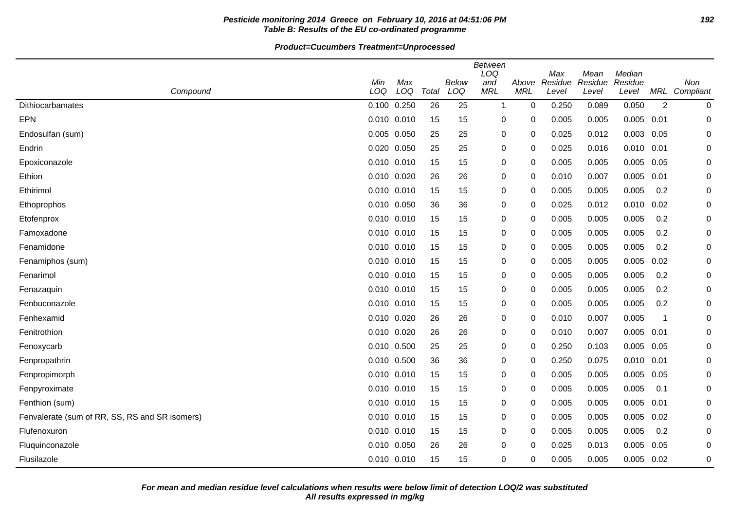**Pesticide monitoring 2014 Greece on February 10, 2016 at 04:51:06 PM**
**Table B: Results of the EU co-ordinated programme**

**Product=Cucumbers Treatment=Unprocessed**

| Compound | Min LOQ | Max LOQ | Total | Below LOQ | Between LOQ and MRL | Above MRL | Max Residue Level | Mean Residue Level | Median Residue Level | MRL | Non Compliant |
|---|---|---|---|---|---|---|---|---|---|---|---|
| Dithiocarbamates | 0.100 | 0.250 | 26 | 25 | 1 | 0 | 0.250 | 0.089 | 0.050 | 2 | 0 |
| EPN | 0.010 | 0.010 | 15 | 15 | 0 | 0 | 0.005 | 0.005 | 0.005 | 0.01 | 0 |
| Endosulfan (sum) | 0.005 | 0.050 | 25 | 25 | 0 | 0 | 0.025 | 0.012 | 0.003 | 0.05 | 0 |
| Endrin | 0.020 | 0.050 | 25 | 25 | 0 | 0 | 0.025 | 0.016 | 0.010 | 0.01 | 0 |
| Epoxiconazole | 0.010 | 0.010 | 15 | 15 | 0 | 0 | 0.005 | 0.005 | 0.005 | 0.05 | 0 |
| Ethion | 0.010 | 0.020 | 26 | 26 | 0 | 0 | 0.010 | 0.007 | 0.005 | 0.01 | 0 |
| Ethirimol | 0.010 | 0.010 | 15 | 15 | 0 | 0 | 0.005 | 0.005 | 0.005 | 0.2 | 0 |
| Ethoprophos | 0.010 | 0.050 | 36 | 36 | 0 | 0 | 0.025 | 0.012 | 0.010 | 0.02 | 0 |
| Etofenprox | 0.010 | 0.010 | 15 | 15 | 0 | 0 | 0.005 | 0.005 | 0.005 | 0.2 | 0 |
| Famoxadone | 0.010 | 0.010 | 15 | 15 | 0 | 0 | 0.005 | 0.005 | 0.005 | 0.2 | 0 |
| Fenamidone | 0.010 | 0.010 | 15 | 15 | 0 | 0 | 0.005 | 0.005 | 0.005 | 0.2 | 0 |
| Fenamiphos (sum) | 0.010 | 0.010 | 15 | 15 | 0 | 0 | 0.005 | 0.005 | 0.005 | 0.02 | 0 |
| Fenarimol | 0.010 | 0.010 | 15 | 15 | 0 | 0 | 0.005 | 0.005 | 0.005 | 0.2 | 0 |
| Fenazaquin | 0.010 | 0.010 | 15 | 15 | 0 | 0 | 0.005 | 0.005 | 0.005 | 0.2 | 0 |
| Fenbuconazole | 0.010 | 0.010 | 15 | 15 | 0 | 0 | 0.005 | 0.005 | 0.005 | 0.2 | 0 |
| Fenhexamid | 0.010 | 0.020 | 26 | 26 | 0 | 0 | 0.010 | 0.007 | 0.005 | 1 | 0 |
| Fenitrothion | 0.010 | 0.020 | 26 | 26 | 0 | 0 | 0.010 | 0.007 | 0.005 | 0.01 | 0 |
| Fenoxycarb | 0.010 | 0.500 | 25 | 25 | 0 | 0 | 0.250 | 0.103 | 0.005 | 0.05 | 0 |
| Fenpropathrin | 0.010 | 0.500 | 36 | 36 | 0 | 0 | 0.250 | 0.075 | 0.010 | 0.01 | 0 |
| Fenpropimorph | 0.010 | 0.010 | 15 | 15 | 0 | 0 | 0.005 | 0.005 | 0.005 | 0.05 | 0 |
| Fenpyroximate | 0.010 | 0.010 | 15 | 15 | 0 | 0 | 0.005 | 0.005 | 0.005 | 0.1 | 0 |
| Fenthion (sum) | 0.010 | 0.010 | 15 | 15 | 0 | 0 | 0.005 | 0.005 | 0.005 | 0.01 | 0 |
| Fenvalerate (sum of RR, SS, RS and SR isomers) | 0.010 | 0.010 | 15 | 15 | 0 | 0 | 0.005 | 0.005 | 0.005 | 0.02 | 0 |
| Flufenoxuron | 0.010 | 0.010 | 15 | 15 | 0 | 0 | 0.005 | 0.005 | 0.005 | 0.2 | 0 |
| Fluquinconazole | 0.010 | 0.050 | 26 | 26 | 0 | 0 | 0.025 | 0.013 | 0.005 | 0.05 | 0 |
| Flusilazole | 0.010 | 0.010 | 15 | 15 | 0 | 0 | 0.005 | 0.005 | 0.005 | 0.02 | 0 |

**For mean and median residue level calculations when results were below limit of detection LOQ/2 was substituted**
**All results expressed in mg/kg**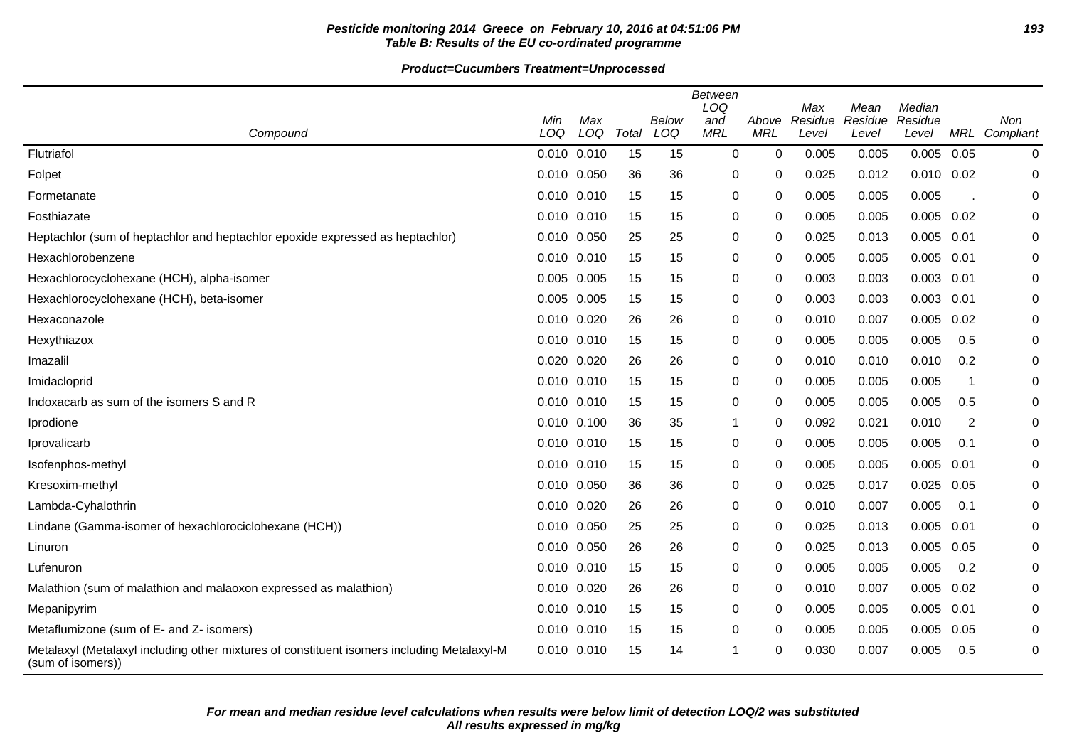**Table B: Results of the EU co-ordinated programme**

**Product=Cucumbers Treatment=Unprocessed**

| Compound | Min LOQ | Max LOQ | Total | Below LOQ | Between LOQ and MRL | Above MRL | Max Residue Level | Mean Residue Level | Median Residue Level | MRL | Non Compliant |
|---|---|---|---|---|---|---|---|---|---|---|---|
| Flutriafol | 0.010 | 0.010 | 15 | 15 | 0 | 0 | 0.005 | 0.005 | 0.005 | 0.05 | 0 |
| Folpet | 0.010 | 0.050 | 36 | 36 | 0 | 0 | 0.025 | 0.012 | 0.010 | 0.02 | 0 |
| Formetanate | 0.010 | 0.010 | 15 | 15 | 0 | 0 | 0.005 | 0.005 | 0.005 | . | 0 |
| Fosthiazate | 0.010 | 0.010 | 15 | 15 | 0 | 0 | 0.005 | 0.005 | 0.005 | 0.02 | 0 |
| Heptachlor (sum of heptachlor and heptachlor epoxide expressed as heptachlor) | 0.010 | 0.050 | 25 | 25 | 0 | 0 | 0.025 | 0.013 | 0.005 | 0.01 | 0 |
| Hexachlorobenzene | 0.010 | 0.010 | 15 | 15 | 0 | 0 | 0.005 | 0.005 | 0.005 | 0.01 | 0 |
| Hexachlorocyclohexane (HCH), alpha-isomer | 0.005 | 0.005 | 15 | 15 | 0 | 0 | 0.003 | 0.003 | 0.003 | 0.01 | 0 |
| Hexachlorocyclohexane (HCH), beta-isomer | 0.005 | 0.005 | 15 | 15 | 0 | 0 | 0.003 | 0.003 | 0.003 | 0.01 | 0 |
| Hexaconazole | 0.010 | 0.020 | 26 | 26 | 0 | 0 | 0.010 | 0.007 | 0.005 | 0.02 | 0 |
| Hexythiazox | 0.010 | 0.010 | 15 | 15 | 0 | 0 | 0.005 | 0.005 | 0.005 | 0.5 | 0 |
| Imazalil | 0.020 | 0.020 | 26 | 26 | 0 | 0 | 0.010 | 0.010 | 0.010 | 0.2 | 0 |
| Imidacloprid | 0.010 | 0.010 | 15 | 15 | 0 | 0 | 0.005 | 0.005 | 0.005 | 1 | 0 |
| Indoxacarb as sum of the isomers S and R | 0.010 | 0.010 | 15 | 15 | 0 | 0 | 0.005 | 0.005 | 0.005 | 0.5 | 0 |
| Iprodione | 0.010 | 0.100 | 36 | 35 | 1 | 0 | 0.092 | 0.021 | 0.010 | 2 | 0 |
| Iprovalicarb | 0.010 | 0.010 | 15 | 15 | 0 | 0 | 0.005 | 0.005 | 0.005 | 0.1 | 0 |
| Isofenphos-methyl | 0.010 | 0.010 | 15 | 15 | 0 | 0 | 0.005 | 0.005 | 0.005 | 0.01 | 0 |
| Kresoxim-methyl | 0.010 | 0.050 | 36 | 36 | 0 | 0 | 0.025 | 0.017 | 0.025 | 0.05 | 0 |
| Lambda-Cyhalothrin | 0.010 | 0.020 | 26 | 26 | 0 | 0 | 0.010 | 0.007 | 0.005 | 0.1 | 0 |
| Lindane (Gamma-isomer of hexachlorociclohexane (HCH)) | 0.010 | 0.050 | 25 | 25 | 0 | 0 | 0.025 | 0.013 | 0.005 | 0.01 | 0 |
| Linuron | 0.010 | 0.050 | 26 | 26 | 0 | 0 | 0.025 | 0.013 | 0.005 | 0.05 | 0 |
| Lufenuron | 0.010 | 0.010 | 15 | 15 | 0 | 0 | 0.005 | 0.005 | 0.005 | 0.2 | 0 |
| Malathion (sum of malathion and malaoxon expressed as malathion) | 0.010 | 0.020 | 26 | 26 | 0 | 0 | 0.010 | 0.007 | 0.005 | 0.02 | 0 |
| Mepanipyrim | 0.010 | 0.010 | 15 | 15 | 0 | 0 | 0.005 | 0.005 | 0.005 | 0.01 | 0 |
| Metaflumizone (sum of E- and Z- isomers) | 0.010 | 0.010 | 15 | 15 | 0 | 0 | 0.005 | 0.005 | 0.005 | 0.05 | 0 |
| Metalaxyl (Metalaxyl including other mixtures of constituent isomers including Metalaxyl-M (sum of isomers)) | 0.010 | 0.010 | 15 | 14 | 1 | 0 | 0.030 | 0.007 | 0.005 | 0.5 | 0 |

***For mean and median residue level calculations when results were below limit of detection LOQ/2 was substituted***
***All results expressed in mg/kg***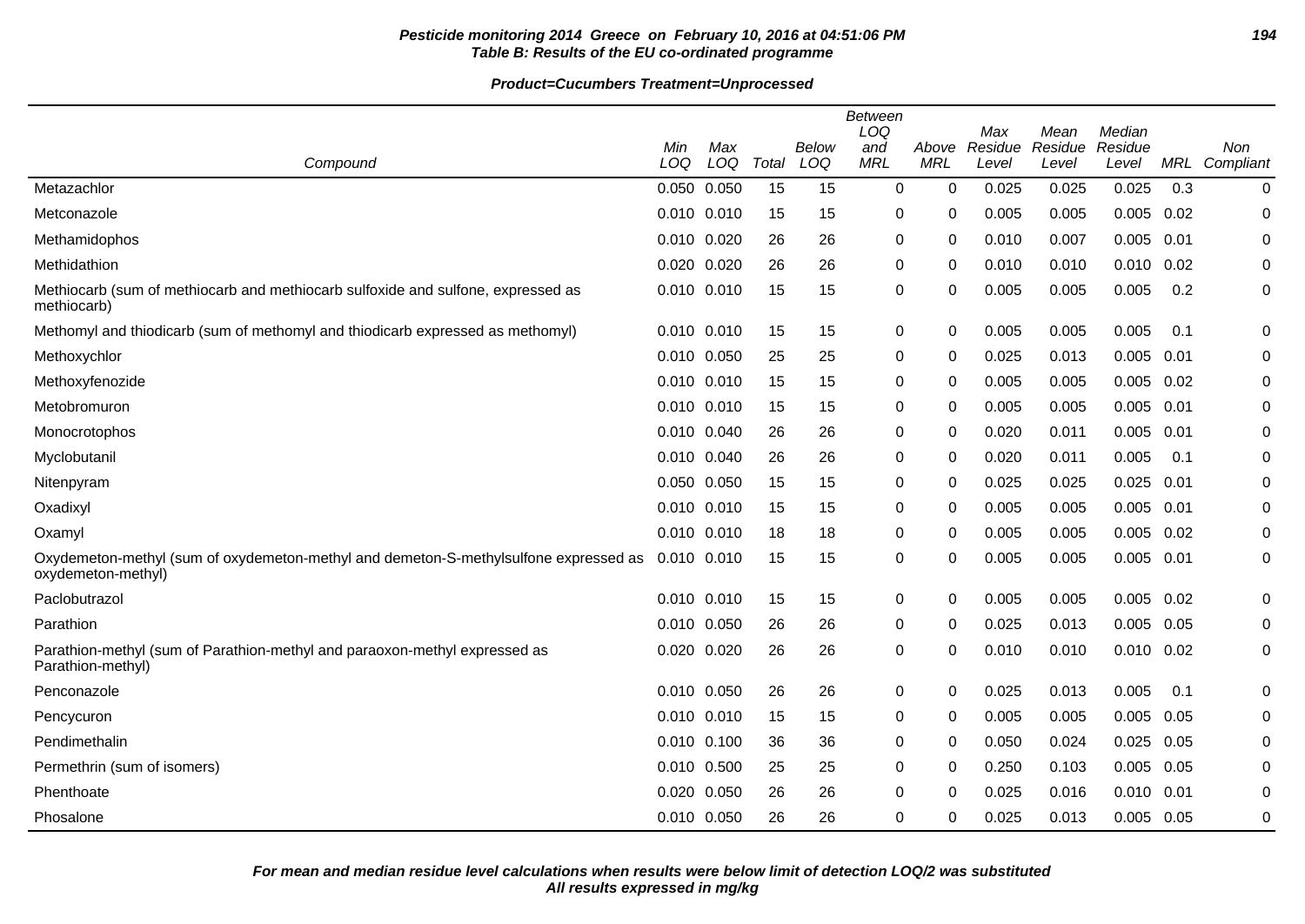**Pesticide monitoring 2014 Greece on February 10, 2016 at 04:51:06 PM**
**Table B: Results of the EU co-ordinated programme**

**Product=Cucumbers Treatment=Unprocessed**

| Compound | Min LOQ | Max LOQ | Total | Below LOQ | Between LOQ and MRL | Above MRL | Max Residue Level | Mean Residue Level | Median Residue Level | MRL | Non Compliant |
|---|---|---|---|---|---|---|---|---|---|---|---|
| Metazachlor | 0.050 | 0.050 | 15 | 15 | 0 | 0 | 0.025 | 0.025 | 0.025 | 0.3 | 0 |
| Metconazole | 0.010 | 0.010 | 15 | 15 | 0 | 0 | 0.005 | 0.005 | 0.005 | 0.02 | 0 |
| Methamidophos | 0.010 | 0.020 | 26 | 26 | 0 | 0 | 0.010 | 0.007 | 0.005 | 0.01 | 0 |
| Methidathion | 0.020 | 0.020 | 26 | 26 | 0 | 0 | 0.010 | 0.010 | 0.010 | 0.02 | 0 |
| Methiocarb (sum of methiocarb and methiocarb sulfoxide and sulfone, expressed as methiocarb) | 0.010 | 0.010 | 15 | 15 | 0 | 0 | 0.005 | 0.005 | 0.005 | 0.2 | 0 |
| Methomyl and thiodicarb (sum of methomyl and thiodicarb expressed as methomyl) | 0.010 | 0.010 | 15 | 15 | 0 | 0 | 0.005 | 0.005 | 0.005 | 0.1 | 0 |
| Methoxychlor | 0.010 | 0.050 | 25 | 25 | 0 | 0 | 0.025 | 0.013 | 0.005 | 0.01 | 0 |
| Methoxyfenozide | 0.010 | 0.010 | 15 | 15 | 0 | 0 | 0.005 | 0.005 | 0.005 | 0.02 | 0 |
| Metobromuron | 0.010 | 0.010 | 15 | 15 | 0 | 0 | 0.005 | 0.005 | 0.005 | 0.01 | 0 |
| Monocrotophos | 0.010 | 0.040 | 26 | 26 | 0 | 0 | 0.020 | 0.011 | 0.005 | 0.01 | 0 |
| Myclobutanil | 0.010 | 0.040 | 26 | 26 | 0 | 0 | 0.020 | 0.011 | 0.005 | 0.1 | 0 |
| Nitenpyram | 0.050 | 0.050 | 15 | 15 | 0 | 0 | 0.025 | 0.025 | 0.025 | 0.01 | 0 |
| Oxadixyl | 0.010 | 0.010 | 15 | 15 | 0 | 0 | 0.005 | 0.005 | 0.005 | 0.01 | 0 |
| Oxamyl | 0.010 | 0.010 | 18 | 18 | 0 | 0 | 0.005 | 0.005 | 0.005 | 0.02 | 0 |
| Oxydemeton-methyl (sum of oxydemeton-methyl and demeton-S-methylsulfone expressed as oxydemeton-methyl) | 0.010 | 0.010 | 15 | 15 | 0 | 0 | 0.005 | 0.005 | 0.005 | 0.01 | 0 |
| Paclobutrazol | 0.010 | 0.010 | 15 | 15 | 0 | 0 | 0.005 | 0.005 | 0.005 | 0.02 | 0 |
| Parathion | 0.010 | 0.050 | 26 | 26 | 0 | 0 | 0.025 | 0.013 | 0.005 | 0.05 | 0 |
| Parathion-methyl (sum of Parathion-methyl and paraoxon-methyl expressed as Parathion-methyl) | 0.020 | 0.020 | 26 | 26 | 0 | 0 | 0.010 | 0.010 | 0.010 | 0.02 | 0 |
| Penconazole | 0.010 | 0.050 | 26 | 26 | 0 | 0 | 0.025 | 0.013 | 0.005 | 0.1 | 0 |
| Pencycuron | 0.010 | 0.010 | 15 | 15 | 0 | 0 | 0.005 | 0.005 | 0.005 | 0.05 | 0 |
| Pendimethalin | 0.010 | 0.100 | 36 | 36 | 0 | 0 | 0.050 | 0.024 | 0.025 | 0.05 | 0 |
| Permethrin (sum of isomers) | 0.010 | 0.500 | 25 | 25 | 0 | 0 | 0.250 | 0.103 | 0.005 | 0.05 | 0 |
| Phenthoate | 0.020 | 0.050 | 26 | 26 | 0 | 0 | 0.025 | 0.016 | 0.010 | 0.01 | 0 |
| Phosalone | 0.010 | 0.050 | 26 | 26 | 0 | 0 | 0.025 | 0.013 | 0.005 | 0.05 | 0 |

**For mean and median residue level calculations when results were below limit of detection LOQ/2 was substituted**
**All results expressed in mg/kg**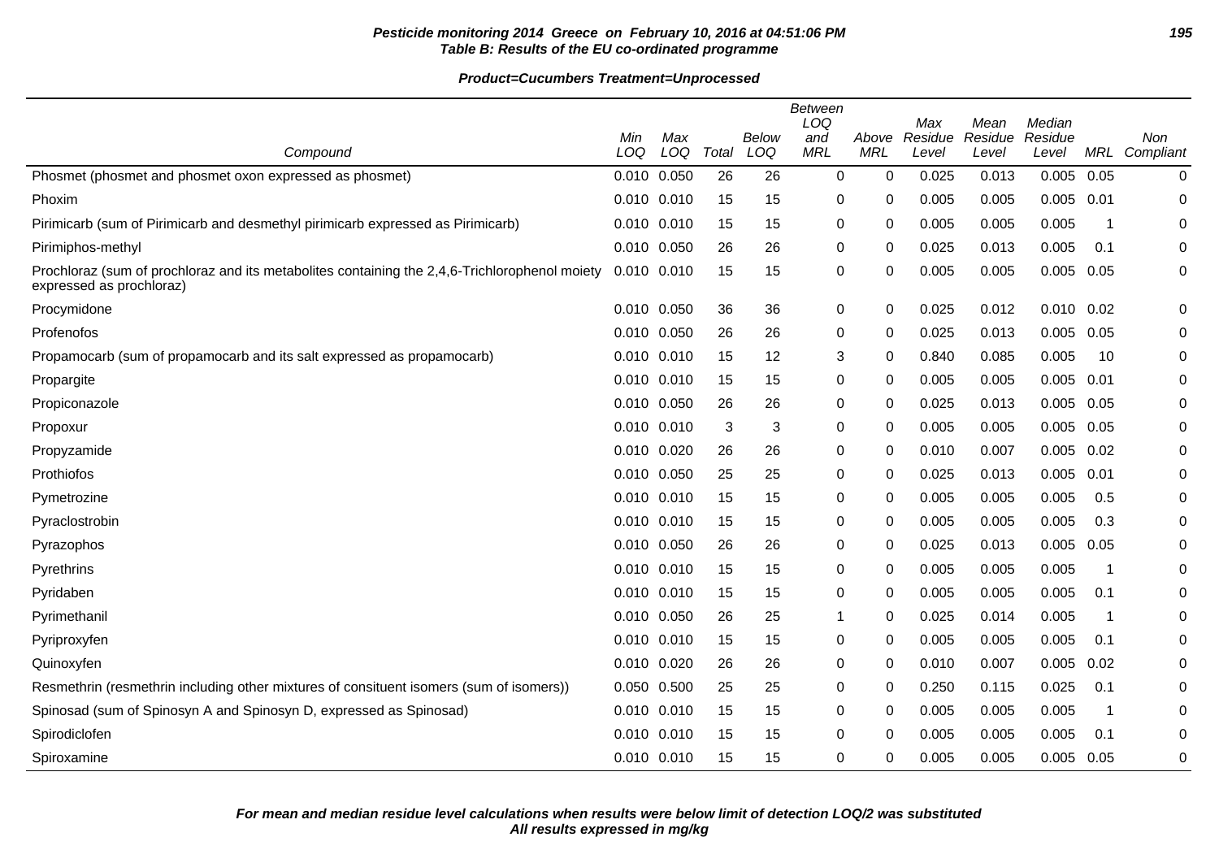**Pesticide monitoring 2014 Greece on February 10, 2016 at 04:51:06 PM**
**Table B: Results of the EU co-ordinated programme**

**Product=Cucumbers Treatment=Unprocessed**

| Compound | Min LOQ | Max LOQ | Total | Below LOQ | Between LOQ and MRL | Above MRL | Max Residue Level | Mean Residue Level | Median Residue Level | MRL | Non Compliant |
|---|---|---|---|---|---|---|---|---|---|---|---|
| Phosmet (phosmet and phosmet oxon expressed as phosmet) | 0.010 | 0.050 | 26 | 26 | 0 | 0 | 0.025 | 0.013 | 0.005 | 0.05 | 0 |
| Phoxim | 0.010 | 0.010 | 15 | 15 | 0 | 0 | 0.005 | 0.005 | 0.005 | 0.01 | 0 |
| Pirimicarb (sum of Pirimicarb and desmethyl pirimicarb expressed as Pirimicarb) | 0.010 | 0.010 | 15 | 15 | 0 | 0 | 0.005 | 0.005 | 0.005 | 1 | 0 |
| Pirimiphos-methyl | 0.010 | 0.050 | 26 | 26 | 0 | 0 | 0.025 | 0.013 | 0.005 | 0.1 | 0 |
| Prochloraz (sum of prochloraz and its metabolites containing the 2,4,6-Trichlorophenol moiety expressed as prochloraz) | 0.010 | 0.010 | 15 | 15 | 0 | 0 | 0.005 | 0.005 | 0.005 | 0.05 | 0 |
| Procymidone | 0.010 | 0.050 | 36 | 36 | 0 | 0 | 0.025 | 0.012 | 0.010 | 0.02 | 0 |
| Profenofos | 0.010 | 0.050 | 26 | 26 | 0 | 0 | 0.025 | 0.013 | 0.005 | 0.05 | 0 |
| Propamocarb (sum of propamocarb and its salt expressed as propamocarb) | 0.010 | 0.010 | 15 | 12 | 3 | 0 | 0.840 | 0.085 | 0.005 | 10 | 0 |
| Propargite | 0.010 | 0.010 | 15 | 15 | 0 | 0 | 0.005 | 0.005 | 0.005 | 0.01 | 0 |
| Propiconazole | 0.010 | 0.050 | 26 | 26 | 0 | 0 | 0.025 | 0.013 | 0.005 | 0.05 | 0 |
| Propoxur | 0.010 | 0.010 | 3 | 3 | 0 | 0 | 0.005 | 0.005 | 0.005 | 0.05 | 0 |
| Propyzamide | 0.010 | 0.020 | 26 | 26 | 0 | 0 | 0.010 | 0.007 | 0.005 | 0.02 | 0 |
| Prothiofos | 0.010 | 0.050 | 25 | 25 | 0 | 0 | 0.025 | 0.013 | 0.005 | 0.01 | 0 |
| Pymetrozine | 0.010 | 0.010 | 15 | 15 | 0 | 0 | 0.005 | 0.005 | 0.005 | 0.5 | 0 |
| Pyraclostrobin | 0.010 | 0.010 | 15 | 15 | 0 | 0 | 0.005 | 0.005 | 0.005 | 0.3 | 0 |
| Pyrazophos | 0.010 | 0.050 | 26 | 26 | 0 | 0 | 0.025 | 0.013 | 0.005 | 0.05 | 0 |
| Pyrethrins | 0.010 | 0.010 | 15 | 15 | 0 | 0 | 0.005 | 0.005 | 0.005 | 1 | 0 |
| Pyridaben | 0.010 | 0.010 | 15 | 15 | 0 | 0 | 0.005 | 0.005 | 0.005 | 0.1 | 0 |
| Pyrimethanil | 0.010 | 0.050 | 26 | 25 | 1 | 0 | 0.025 | 0.014 | 0.005 | 1 | 0 |
| Pyriproxyfen | 0.010 | 0.010 | 15 | 15 | 0 | 0 | 0.005 | 0.005 | 0.005 | 0.1 | 0 |
| Quinoxyfen | 0.010 | 0.020 | 26 | 26 | 0 | 0 | 0.010 | 0.007 | 0.005 | 0.02 | 0 |
| Resmethrin (resmethrin including other mixtures of consituent isomers (sum of isomers)) | 0.050 | 0.500 | 25 | 25 | 0 | 0 | 0.250 | 0.115 | 0.025 | 0.1 | 0 |
| Spinosad (sum of Spinosyn A and Spinosyn D, expressed as Spinosad) | 0.010 | 0.010 | 15 | 15 | 0 | 0 | 0.005 | 0.005 | 0.005 | 1 | 0 |
| Spirodiclofen | 0.010 | 0.010 | 15 | 15 | 0 | 0 | 0.005 | 0.005 | 0.005 | 0.1 | 0 |
| Spiroxamine | 0.010 | 0.010 | 15 | 15 | 0 | 0 | 0.005 | 0.005 | 0.005 | 0.05 | 0 |

**For mean and median residue level calculations when results were below limit of detection LOQ/2 was substituted**
**All results expressed in mg/kg**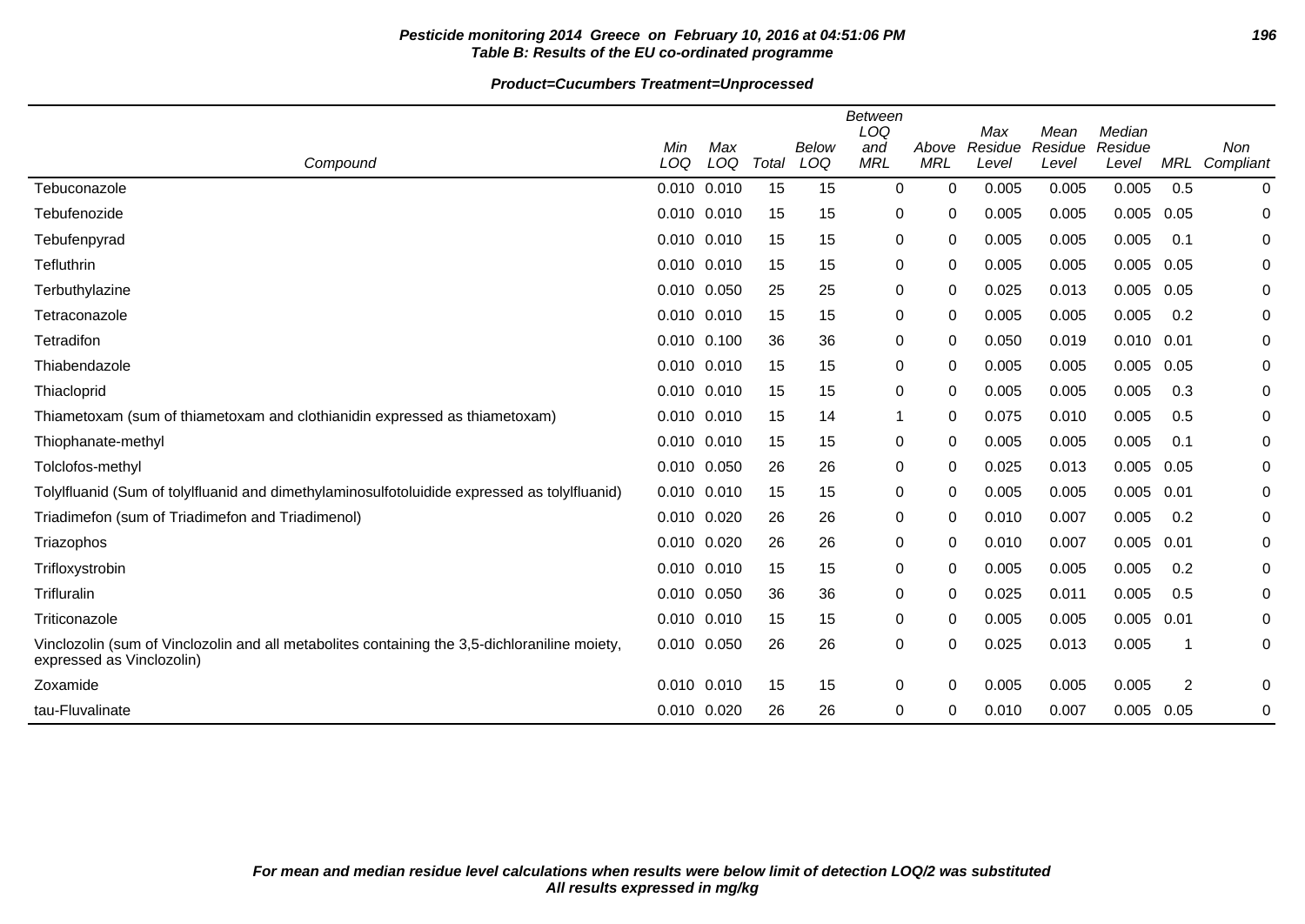**Table B: Results of the EU co-ordinated programme**

**Product=Cucumbers Treatment=Unprocessed**

| Compound | Min LOQ | Max LOQ | Total | Below LOQ | Between LOQ and MRL | Above MRL | Max Residue Level | Mean Residue Level | Median Residue Level | MRL | Non Compliant |
|---|---|---|---|---|---|---|---|---|---|---|---|
| Tebuconazole | 0.010 | 0.010 | 15 | 15 | 0 | 0 | 0.005 | 0.005 | 0.005 | 0.5 | 0 |
| Tebufenozide | 0.010 | 0.010 | 15 | 15 | 0 | 0 | 0.005 | 0.005 | 0.005 | 0.05 | 0 |
| Tebufenpyrad | 0.010 | 0.010 | 15 | 15 | 0 | 0 | 0.005 | 0.005 | 0.005 | 0.1 | 0 |
| Tefluthrin | 0.010 | 0.010 | 15 | 15 | 0 | 0 | 0.005 | 0.005 | 0.005 | 0.05 | 0 |
| Terbuthylazine | 0.010 | 0.050 | 25 | 25 | 0 | 0 | 0.025 | 0.013 | 0.005 | 0.05 | 0 |
| Tetraconazole | 0.010 | 0.010 | 15 | 15 | 0 | 0 | 0.005 | 0.005 | 0.005 | 0.2 | 0 |
| Tetradifon | 0.010 | 0.100 | 36 | 36 | 0 | 0 | 0.050 | 0.019 | 0.010 | 0.01 | 0 |
| Thiabendazole | 0.010 | 0.010 | 15 | 15 | 0 | 0 | 0.005 | 0.005 | 0.005 | 0.05 | 0 |
| Thiacloprid | 0.010 | 0.010 | 15 | 15 | 0 | 0 | 0.005 | 0.005 | 0.005 | 0.3 | 0 |
| Thiametoxam (sum of thiametoxam and clothianidin expressed as thiametoxam) | 0.010 | 0.010 | 15 | 14 | 1 | 0 | 0.075 | 0.010 | 0.005 | 0.5 | 0 |
| Thiophanate-methyl | 0.010 | 0.010 | 15 | 15 | 0 | 0 | 0.005 | 0.005 | 0.005 | 0.1 | 0 |
| Tolclofos-methyl | 0.010 | 0.050 | 26 | 26 | 0 | 0 | 0.025 | 0.013 | 0.005 | 0.05 | 0 |
| Tolylfluanid (Sum of tolylfluanid and dimethylaminosulfotoluidide expressed as tolylfluanid) | 0.010 | 0.010 | 15 | 15 | 0 | 0 | 0.005 | 0.005 | 0.005 | 0.01 | 0 |
| Triadimefon (sum of Triadimefon and Triadimenol) | 0.010 | 0.020 | 26 | 26 | 0 | 0 | 0.010 | 0.007 | 0.005 | 0.2 | 0 |
| Triazophos | 0.010 | 0.020 | 26 | 26 | 0 | 0 | 0.010 | 0.007 | 0.005 | 0.01 | 0 |
| Trifloxystrobin | 0.010 | 0.010 | 15 | 15 | 0 | 0 | 0.005 | 0.005 | 0.005 | 0.2 | 0 |
| Trifluralin | 0.010 | 0.050 | 36 | 36 | 0 | 0 | 0.025 | 0.011 | 0.005 | 0.5 | 0 |
| Triticonazole | 0.010 | 0.010 | 15 | 15 | 0 | 0 | 0.005 | 0.005 | 0.005 | 0.01 | 0 |
| Vinclozolin (sum of Vinclozolin and all metabolites containing the 3,5-dichloraniline moiety, expressed as Vinclozolin) | 0.010 | 0.050 | 26 | 26 | 0 | 0 | 0.025 | 0.013 | 0.005 | 1 | 0 |
| Zoxamide | 0.010 | 0.010 | 15 | 15 | 0 | 0 | 0.005 | 0.005 | 0.005 | 2 | 0 |
| tau-Fluvalinate | 0.010 | 0.020 | 26 | 26 | 0 | 0 | 0.010 | 0.007 | 0.005 | 0.05 | 0 |

***For mean and median residue level calculations when results were below limit of detection LOQ/2 was substituted***
***All results expressed in mg/kg***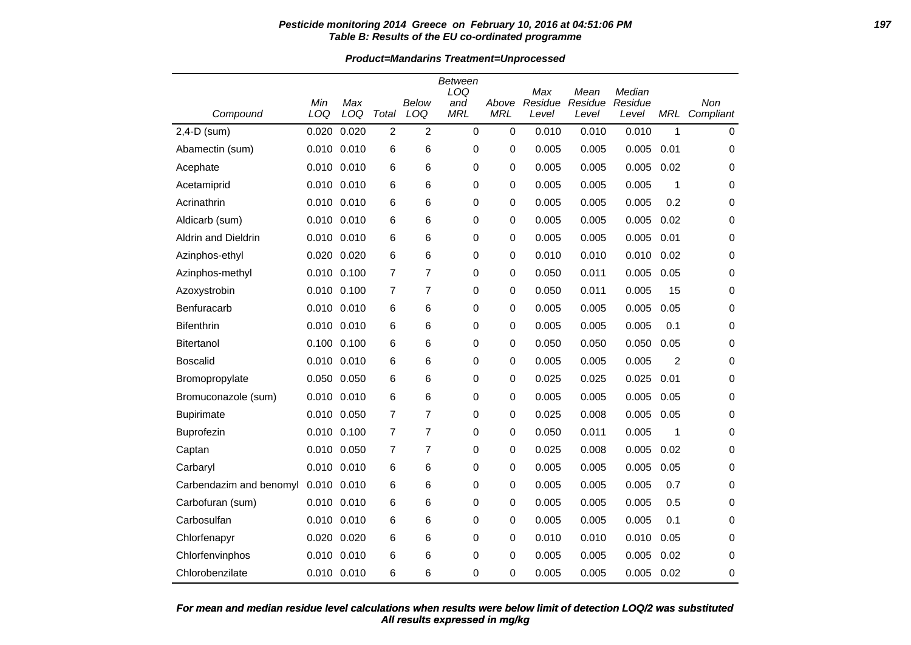**Pesticide monitoring 2014 Greece on February 10, 2016 at 04:51:06 PM**
**Table B: Results of the EU co-ordinated programme**

**Product=Mandarins Treatment=Unprocessed**

| Compound | Min LOQ | Max LOQ | Total | Below LOQ | Between LOQ and MRL | Above MRL | Max Residue Level | Mean Residue Level | Median Residue Level | MRL | Non Compliant |
|---|---|---|---|---|---|---|---|---|---|---|---|
| 2,4-D (sum) | 0.020 | 0.020 | 2 | 2 | 0 | 0 | 0.010 | 0.010 | 0.010 | 1 | 0 |
| Abamectin (sum) | 0.010 | 0.010 | 6 | 6 | 0 | 0 | 0.005 | 0.005 | 0.005 | 0.01 | 0 |
| Acephate | 0.010 | 0.010 | 6 | 6 | 0 | 0 | 0.005 | 0.005 | 0.005 | 0.02 | 0 |
| Acetamiprid | 0.010 | 0.010 | 6 | 6 | 0 | 0 | 0.005 | 0.005 | 0.005 | 1 | 0 |
| Acrinathrin | 0.010 | 0.010 | 6 | 6 | 0 | 0 | 0.005 | 0.005 | 0.005 | 0.2 | 0 |
| Aldicarb (sum) | 0.010 | 0.010 | 6 | 6 | 0 | 0 | 0.005 | 0.005 | 0.005 | 0.02 | 0 |
| Aldrin and Dieldrin | 0.010 | 0.010 | 6 | 6 | 0 | 0 | 0.005 | 0.005 | 0.005 | 0.01 | 0 |
| Azinphos-ethyl | 0.020 | 0.020 | 6 | 6 | 0 | 0 | 0.010 | 0.010 | 0.010 | 0.02 | 0 |
| Azinphos-methyl | 0.010 | 0.100 | 7 | 7 | 0 | 0 | 0.050 | 0.011 | 0.005 | 0.05 | 0 |
| Azoxystrobin | 0.010 | 0.100 | 7 | 7 | 0 | 0 | 0.050 | 0.011 | 0.005 | 15 | 0 |
| Benfuracarb | 0.010 | 0.010 | 6 | 6 | 0 | 0 | 0.005 | 0.005 | 0.005 | 0.05 | 0 |
| Bifenthrin | 0.010 | 0.010 | 6 | 6 | 0 | 0 | 0.005 | 0.005 | 0.005 | 0.1 | 0 |
| Bitertanol | 0.100 | 0.100 | 6 | 6 | 0 | 0 | 0.050 | 0.050 | 0.050 | 0.05 | 0 |
| Boscalid | 0.010 | 0.010 | 6 | 6 | 0 | 0 | 0.005 | 0.005 | 0.005 | 2 | 0 |
| Bromopropylate | 0.050 | 0.050 | 6 | 6 | 0 | 0 | 0.025 | 0.025 | 0.025 | 0.01 | 0 |
| Bromuconazole (sum) | 0.010 | 0.010 | 6 | 6 | 0 | 0 | 0.005 | 0.005 | 0.005 | 0.05 | 0 |
| Bupirimate | 0.010 | 0.050 | 7 | 7 | 0 | 0 | 0.025 | 0.008 | 0.005 | 0.05 | 0 |
| Buprofezin | 0.010 | 0.100 | 7 | 7 | 0 | 0 | 0.050 | 0.011 | 0.005 | 1 | 0 |
| Captan | 0.010 | 0.050 | 7 | 7 | 0 | 0 | 0.025 | 0.008 | 0.005 | 0.02 | 0 |
| Carbaryl | 0.010 | 0.010 | 6 | 6 | 0 | 0 | 0.005 | 0.005 | 0.005 | 0.05 | 0 |
| Carbendazim and benomyl | 0.010 | 0.010 | 6 | 6 | 0 | 0 | 0.005 | 0.005 | 0.005 | 0.7 | 0 |
| Carbofuran (sum) | 0.010 | 0.010 | 6 | 6 | 0 | 0 | 0.005 | 0.005 | 0.005 | 0.5 | 0 |
| Carbosulfan | 0.010 | 0.010 | 6 | 6 | 0 | 0 | 0.005 | 0.005 | 0.005 | 0.1 | 0 |
| Chlorfenapyr | 0.020 | 0.020 | 6 | 6 | 0 | 0 | 0.010 | 0.010 | 0.010 | 0.05 | 0 |
| Chlorfenvinphos | 0.010 | 0.010 | 6 | 6 | 0 | 0 | 0.005 | 0.005 | 0.005 | 0.02 | 0 |
| Chlorobenzilate | 0.010 | 0.010 | 6 | 6 | 0 | 0 | 0.005 | 0.005 | 0.005 | 0.02 | 0 |

***For mean and median residue level calculations when results were below limit of detection LOQ/2 was substituted***
***All results expressed in mg/kg***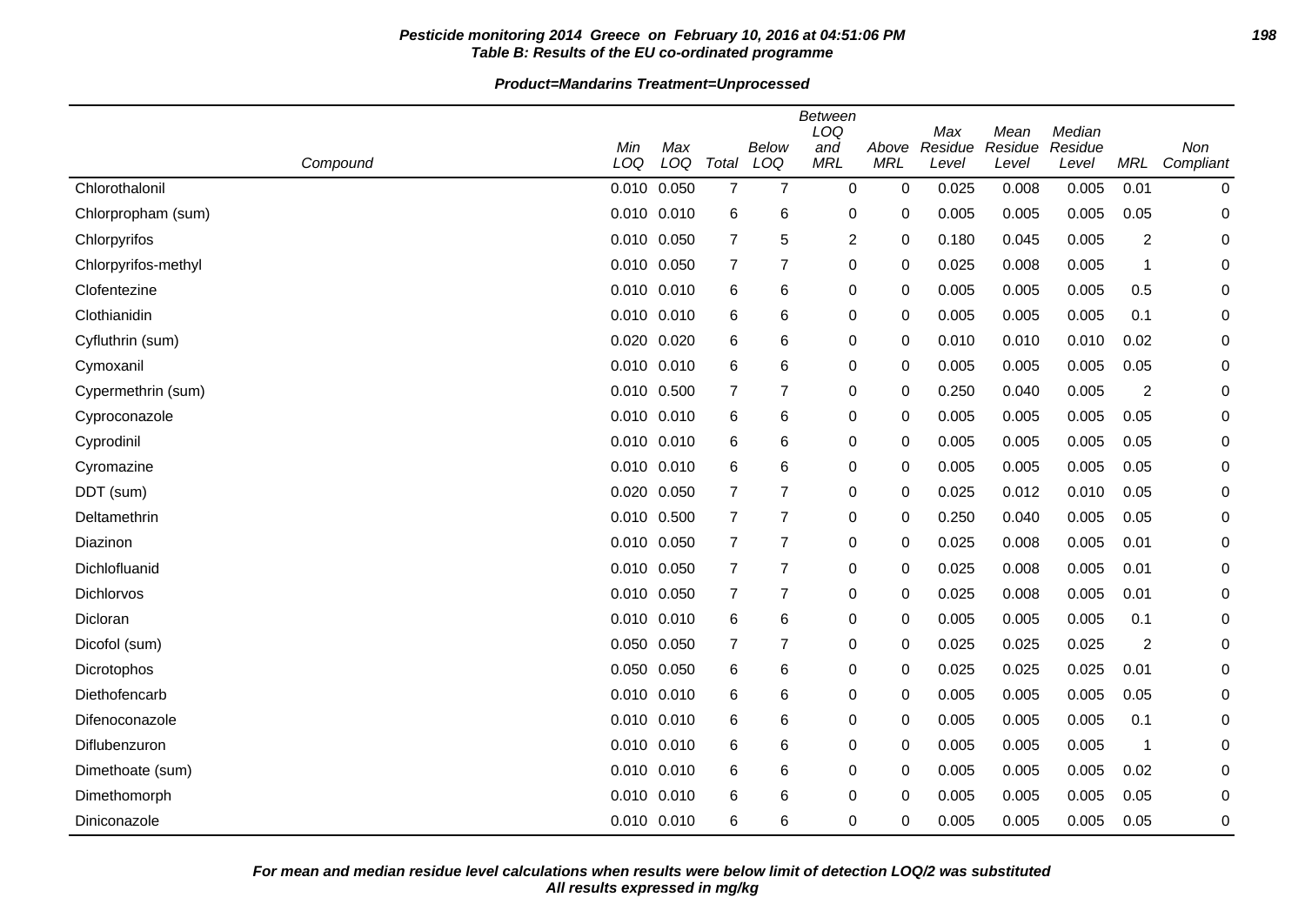**Table B: Results of the EU co-ordinated programme**

**Product=Mandarins Treatment=Unprocessed**

| Compound | Min LOQ | Max LOQ | Total | Below LOQ | Between LOQ and MRL | Above MRL | Max Residue Level | Mean Residue Level | Median Residue Level | MRL | Non Compliant |
|---|---|---|---|---|---|---|---|---|---|---|---|
| Chlorothalonil | 0.010 | 0.050 | 7 | 7 | 0 | 0 | 0.025 | 0.008 | 0.005 | 0.01 | 0 |
| Chlorpropham (sum) | 0.010 | 0.010 | 6 | 6 | 0 | 0 | 0.005 | 0.005 | 0.005 | 0.05 | 0 |
| Chlorpyrifos | 0.010 | 0.050 | 7 | 5 | 2 | 0 | 0.180 | 0.045 | 0.005 | 2 | 0 |
| Chlorpyrifos-methyl | 0.010 | 0.050 | 7 | 7 | 0 | 0 | 0.025 | 0.008 | 0.005 | 1 | 0 |
| Clofentezine | 0.010 | 0.010 | 6 | 6 | 0 | 0 | 0.005 | 0.005 | 0.005 | 0.5 | 0 |
| Clothianidin | 0.010 | 0.010 | 6 | 6 | 0 | 0 | 0.005 | 0.005 | 0.005 | 0.1 | 0 |
| Cyfluthrin (sum) | 0.020 | 0.020 | 6 | 6 | 0 | 0 | 0.010 | 0.010 | 0.010 | 0.02 | 0 |
| Cymoxanil | 0.010 | 0.010 | 6 | 6 | 0 | 0 | 0.005 | 0.005 | 0.005 | 0.05 | 0 |
| Cypermethrin (sum) | 0.010 | 0.500 | 7 | 7 | 0 | 0 | 0.250 | 0.040 | 0.005 | 2 | 0 |
| Cyproconazole | 0.010 | 0.010 | 6 | 6 | 0 | 0 | 0.005 | 0.005 | 0.005 | 0.05 | 0 |
| Cyprodinil | 0.010 | 0.010 | 6 | 6 | 0 | 0 | 0.005 | 0.005 | 0.005 | 0.05 | 0 |
| Cyromazine | 0.010 | 0.010 | 6 | 6 | 0 | 0 | 0.005 | 0.005 | 0.005 | 0.05 | 0 |
| DDT (sum) | 0.020 | 0.050 | 7 | 7 | 0 | 0 | 0.025 | 0.012 | 0.010 | 0.05 | 0 |
| Deltamethrin | 0.010 | 0.500 | 7 | 7 | 0 | 0 | 0.250 | 0.040 | 0.005 | 0.05 | 0 |
| Diazinon | 0.010 | 0.050 | 7 | 7 | 0 | 0 | 0.025 | 0.008 | 0.005 | 0.01 | 0 |
| Dichlofluanid | 0.010 | 0.050 | 7 | 7 | 0 | 0 | 0.025 | 0.008 | 0.005 | 0.01 | 0 |
| Dichlorvos | 0.010 | 0.050 | 7 | 7 | 0 | 0 | 0.025 | 0.008 | 0.005 | 0.01 | 0 |
| Dicloran | 0.010 | 0.010 | 6 | 6 | 0 | 0 | 0.005 | 0.005 | 0.005 | 0.1 | 0 |
| Dicofol (sum) | 0.050 | 0.050 | 7 | 7 | 0 | 0 | 0.025 | 0.025 | 0.025 | 2 | 0 |
| Dicrotophos | 0.050 | 0.050 | 6 | 6 | 0 | 0 | 0.025 | 0.025 | 0.025 | 0.01 | 0 |
| Diethofencarb | 0.010 | 0.010 | 6 | 6 | 0 | 0 | 0.005 | 0.005 | 0.005 | 0.05 | 0 |
| Difenoconazole | 0.010 | 0.010 | 6 | 6 | 0 | 0 | 0.005 | 0.005 | 0.005 | 0.1 | 0 |
| Diflubenzuron | 0.010 | 0.010 | 6 | 6 | 0 | 0 | 0.005 | 0.005 | 0.005 | 1 | 0 |
| Dimethoate (sum) | 0.010 | 0.010 | 6 | 6 | 0 | 0 | 0.005 | 0.005 | 0.005 | 0.02 | 0 |
| Dimethomorph | 0.010 | 0.010 | 6 | 6 | 0 | 0 | 0.005 | 0.005 | 0.005 | 0.05 | 0 |
| Diniconazole | 0.010 | 0.010 | 6 | 6 | 0 | 0 | 0.005 | 0.005 | 0.005 | 0.05 | 0 |

***For mean and median residue level calculations when results were below limit of detection LOQ/2 was substituted***
***All results expressed in mg/kg***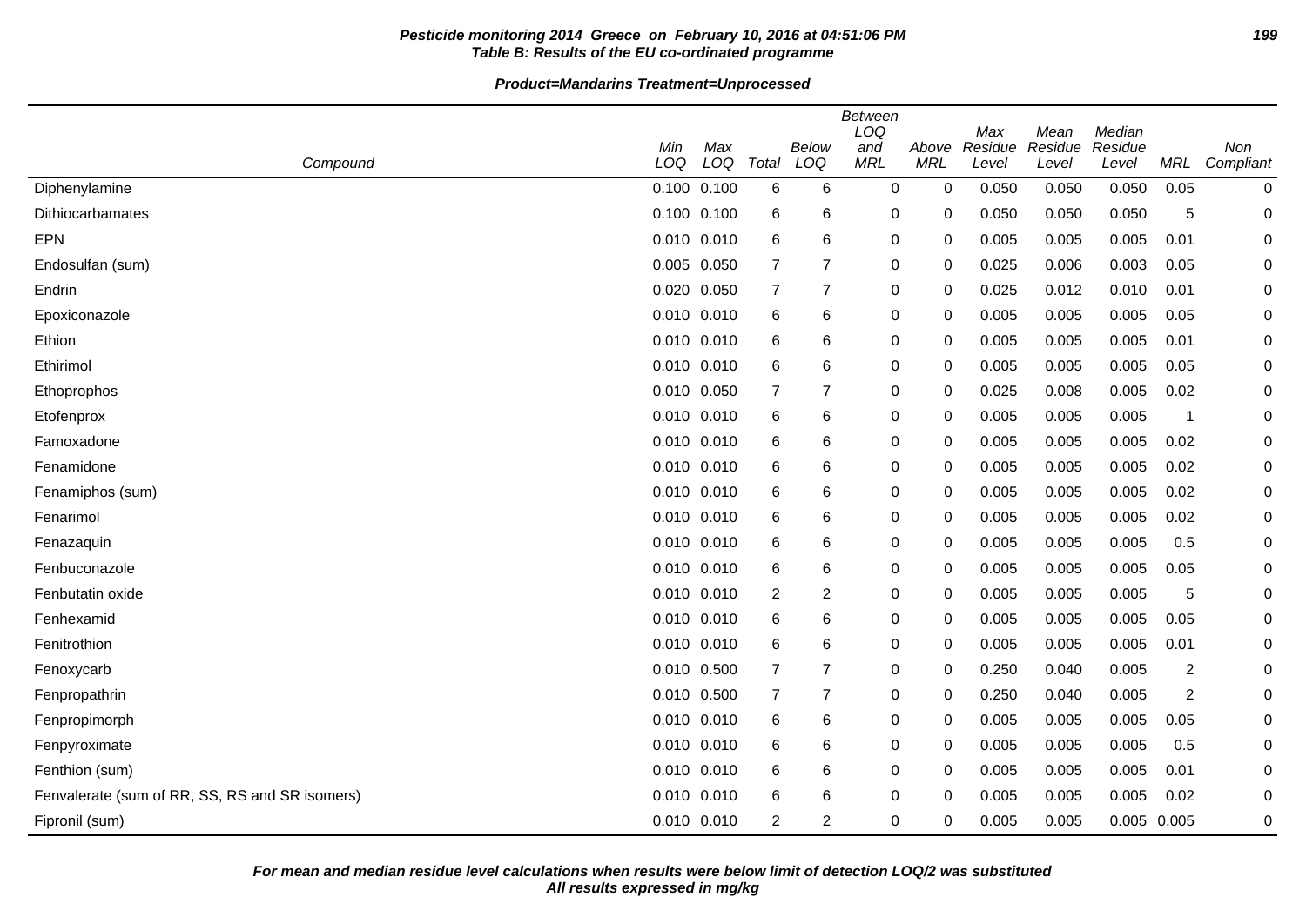**Pesticide monitoring 2014 Greece on February 10, 2016 at 04:51:06 PM**
**Table B: Results of the EU co-ordinated programme**

**Product=Mandarins Treatment=Unprocessed**

| Compound | Min LOQ | Max LOQ | Total | Below LOQ | Between LOQ and MRL | Above MRL | Max Residue Level | Mean Residue Level | Median Residue Level | MRL | Non Compliant |
|---|---|---|---|---|---|---|---|---|---|---|---|
| Diphenylamine | 0.100 | 0.100 | 6 | 6 | 0 | 0 | 0.050 | 0.050 | 0.050 | 0.05 | 0 |
| Dithiocarbamates | 0.100 | 0.100 | 6 | 6 | 0 | 0 | 0.050 | 0.050 | 0.050 | 5 | 0 |
| EPN | 0.010 | 0.010 | 6 | 6 | 0 | 0 | 0.005 | 0.005 | 0.005 | 0.01 | 0 |
| Endosulfan (sum) | 0.005 | 0.050 | 7 | 7 | 0 | 0 | 0.025 | 0.006 | 0.003 | 0.05 | 0 |
| Endrin | 0.020 | 0.050 | 7 | 7 | 0 | 0 | 0.025 | 0.012 | 0.010 | 0.01 | 0 |
| Epoxiconazole | 0.010 | 0.010 | 6 | 6 | 0 | 0 | 0.005 | 0.005 | 0.005 | 0.05 | 0 |
| Ethion | 0.010 | 0.010 | 6 | 6 | 0 | 0 | 0.005 | 0.005 | 0.005 | 0.01 | 0 |
| Ethirimol | 0.010 | 0.010 | 6 | 6 | 0 | 0 | 0.005 | 0.005 | 0.005 | 0.05 | 0 |
| Ethoprophos | 0.010 | 0.050 | 7 | 7 | 0 | 0 | 0.025 | 0.008 | 0.005 | 0.02 | 0 |
| Etofenprox | 0.010 | 0.010 | 6 | 6 | 0 | 0 | 0.005 | 0.005 | 0.005 | 1 | 0 |
| Famoxadone | 0.010 | 0.010 | 6 | 6 | 0 | 0 | 0.005 | 0.005 | 0.005 | 0.02 | 0 |
| Fenamidone | 0.010 | 0.010 | 6 | 6 | 0 | 0 | 0.005 | 0.005 | 0.005 | 0.02 | 0 |
| Fenamiphos (sum) | 0.010 | 0.010 | 6 | 6 | 0 | 0 | 0.005 | 0.005 | 0.005 | 0.02 | 0 |
| Fenarimol | 0.010 | 0.010 | 6 | 6 | 0 | 0 | 0.005 | 0.005 | 0.005 | 0.02 | 0 |
| Fenazaquin | 0.010 | 0.010 | 6 | 6 | 0 | 0 | 0.005 | 0.005 | 0.005 | 0.5 | 0 |
| Fenbuconazole | 0.010 | 0.010 | 6 | 6 | 0 | 0 | 0.005 | 0.005 | 0.005 | 0.05 | 0 |
| Fenbutatin oxide | 0.010 | 0.010 | 2 | 2 | 0 | 0 | 0.005 | 0.005 | 0.005 | 5 | 0 |
| Fenhexamid | 0.010 | 0.010 | 6 | 6 | 0 | 0 | 0.005 | 0.005 | 0.005 | 0.05 | 0 |
| Fenitrothion | 0.010 | 0.010 | 6 | 6 | 0 | 0 | 0.005 | 0.005 | 0.005 | 0.01 | 0 |
| Fenoxycarb | 0.010 | 0.500 | 7 | 7 | 0 | 0 | 0.250 | 0.040 | 0.005 | 2 | 0 |
| Fenpropathrin | 0.010 | 0.500 | 7 | 7 | 0 | 0 | 0.250 | 0.040 | 0.005 | 2 | 0 |
| Fenpropimorph | 0.010 | 0.010 | 6 | 6 | 0 | 0 | 0.005 | 0.005 | 0.005 | 0.05 | 0 |
| Fenpyroximate | 0.010 | 0.010 | 6 | 6 | 0 | 0 | 0.005 | 0.005 | 0.005 | 0.5 | 0 |
| Fenthion (sum) | 0.010 | 0.010 | 6 | 6 | 0 | 0 | 0.005 | 0.005 | 0.005 | 0.01 | 0 |
| Fenvalerate (sum of RR, SS, RS and SR isomers) | 0.010 | 0.010 | 6 | 6 | 0 | 0 | 0.005 | 0.005 | 0.005 | 0.02 | 0 |
| Fipronil (sum) | 0.010 | 0.010 | 2 | 2 | 0 | 0 | 0.005 | 0.005 | 0.005 | 0.005 | 0 |

**For mean and median residue level calculations when results were below limit of detection LOQ/2 was substituted**
**All results expressed in mg/kg**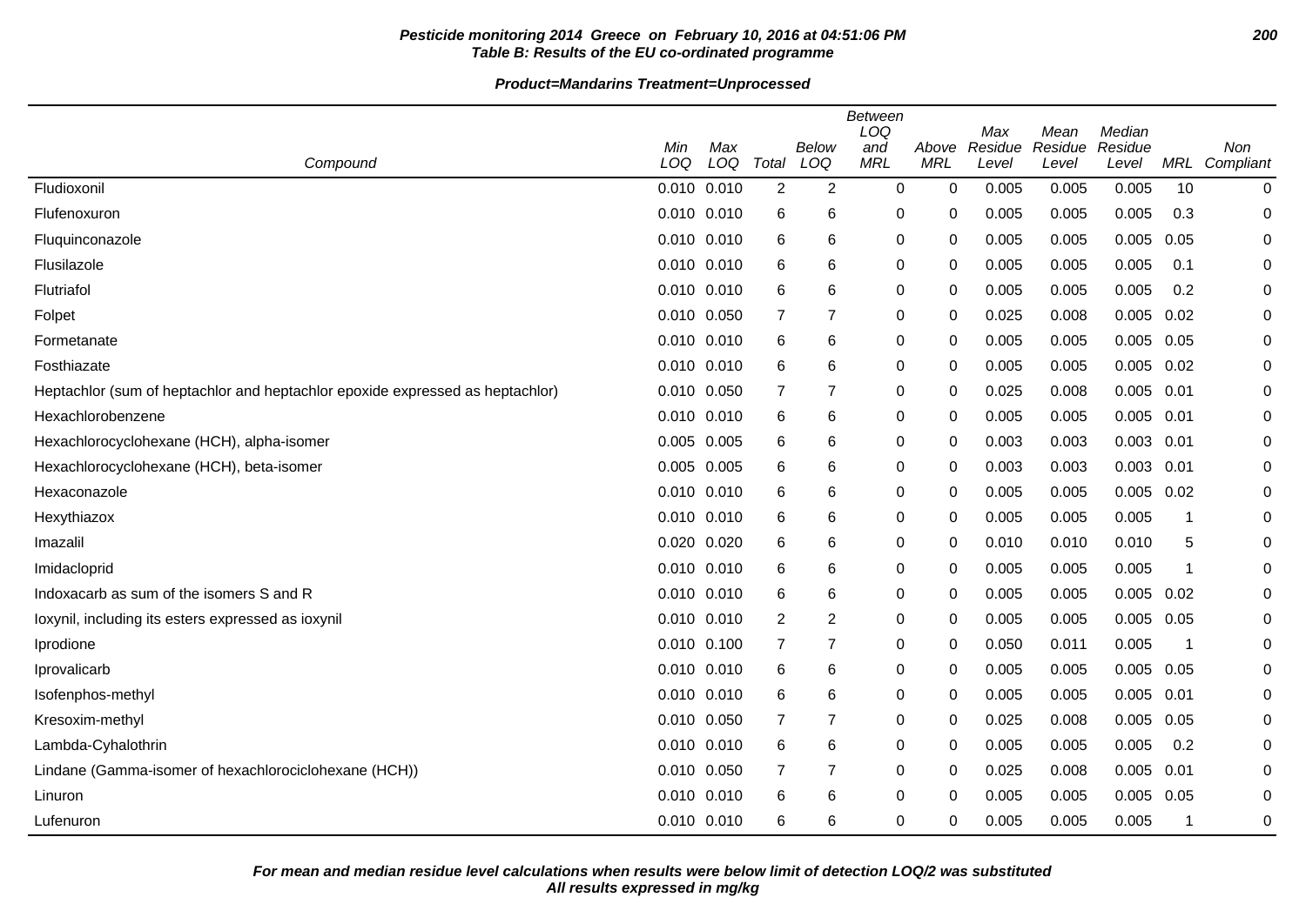**Pesticide monitoring 2014 Greece on February 10, 2016 at 04:51:06 PM**
**Table B: Results of the EU co-ordinated programme**

**Product=Mandarins Treatment=Unprocessed**

| Compound | Min LOQ | Max LOQ | Total | Below LOQ | Between LOQ and MRL | Above MRL | Max Residue Level | Mean Residue Level | Median Residue Level | MRL | Non Compliant |
|---|---|---|---|---|---|---|---|---|---|---|---|
| Fludioxonil | 0.010 | 0.010 | 2 | 2 | 0 | 0 | 0.005 | 0.005 | 0.005 | 10 | 0 |
| Flufenoxuron | 0.010 | 0.010 | 6 | 6 | 0 | 0 | 0.005 | 0.005 | 0.005 | 0.3 | 0 |
| Fluquinconazole | 0.010 | 0.010 | 6 | 6 | 0 | 0 | 0.005 | 0.005 | 0.005 | 0.05 | 0 |
| Flusilazole | 0.010 | 0.010 | 6 | 6 | 0 | 0 | 0.005 | 0.005 | 0.005 | 0.1 | 0 |
| Flutriafol | 0.010 | 0.010 | 6 | 6 | 0 | 0 | 0.005 | 0.005 | 0.005 | 0.2 | 0 |
| Folpet | 0.010 | 0.050 | 7 | 7 | 0 | 0 | 0.025 | 0.008 | 0.005 | 0.02 | 0 |
| Formetanate | 0.010 | 0.010 | 6 | 6 | 0 | 0 | 0.005 | 0.005 | 0.005 | 0.05 | 0 |
| Fosthiazate | 0.010 | 0.010 | 6 | 6 | 0 | 0 | 0.005 | 0.005 | 0.005 | 0.02 | 0 |
| Heptachlor (sum of heptachlor and heptachlor epoxide expressed as heptachlor) | 0.010 | 0.050 | 7 | 7 | 0 | 0 | 0.025 | 0.008 | 0.005 | 0.01 | 0 |
| Hexachlorobenzene | 0.010 | 0.010 | 6 | 6 | 0 | 0 | 0.005 | 0.005 | 0.005 | 0.01 | 0 |
| Hexachlorocyclohexane (HCH), alpha-isomer | 0.005 | 0.005 | 6 | 6 | 0 | 0 | 0.003 | 0.003 | 0.003 | 0.01 | 0 |
| Hexachlorocyclohexane (HCH), beta-isomer | 0.005 | 0.005 | 6 | 6 | 0 | 0 | 0.003 | 0.003 | 0.003 | 0.01 | 0 |
| Hexaconazole | 0.010 | 0.010 | 6 | 6 | 0 | 0 | 0.005 | 0.005 | 0.005 | 0.02 | 0 |
| Hexythiazox | 0.010 | 0.010 | 6 | 6 | 0 | 0 | 0.005 | 0.005 | 0.005 | 1 | 0 |
| Imazalil | 0.020 | 0.020 | 6 | 6 | 0 | 0 | 0.010 | 0.010 | 0.010 | 5 | 0 |
| Imidacloprid | 0.010 | 0.010 | 6 | 6 | 0 | 0 | 0.005 | 0.005 | 0.005 | 1 | 0 |
| Indoxacarb as sum of the isomers S and R | 0.010 | 0.010 | 6 | 6 | 0 | 0 | 0.005 | 0.005 | 0.005 | 0.02 | 0 |
| Ioxynil, including its esters expressed as ioxynil | 0.010 | 0.010 | 2 | 2 | 0 | 0 | 0.005 | 0.005 | 0.005 | 0.05 | 0 |
| Iprodione | 0.010 | 0.100 | 7 | 7 | 0 | 0 | 0.050 | 0.011 | 0.005 | 1 | 0 |
| Iprovalicarb | 0.010 | 0.010 | 6 | 6 | 0 | 0 | 0.005 | 0.005 | 0.005 | 0.05 | 0 |
| Isofenphos-methyl | 0.010 | 0.010 | 6 | 6 | 0 | 0 | 0.005 | 0.005 | 0.005 | 0.01 | 0 |
| Kresoxim-methyl | 0.010 | 0.050 | 7 | 7 | 0 | 0 | 0.025 | 0.008 | 0.005 | 0.05 | 0 |
| Lambda-Cyhalothrin | 0.010 | 0.010 | 6 | 6 | 0 | 0 | 0.005 | 0.005 | 0.005 | 0.2 | 0 |
| Lindane (Gamma-isomer of hexachlorociclohexane (HCH)) | 0.010 | 0.050 | 7 | 7 | 0 | 0 | 0.025 | 0.008 | 0.005 | 0.01 | 0 |
| Linuron | 0.010 | 0.010 | 6 | 6 | 0 | 0 | 0.005 | 0.005 | 0.005 | 0.05 | 0 |
| Lufenuron | 0.010 | 0.010 | 6 | 6 | 0 | 0 | 0.005 | 0.005 | 0.005 | 1 | 0 |

***For mean and median residue level calculations when results were below limit of detection LOQ/2 was substituted***
***All results expressed in mg/kg***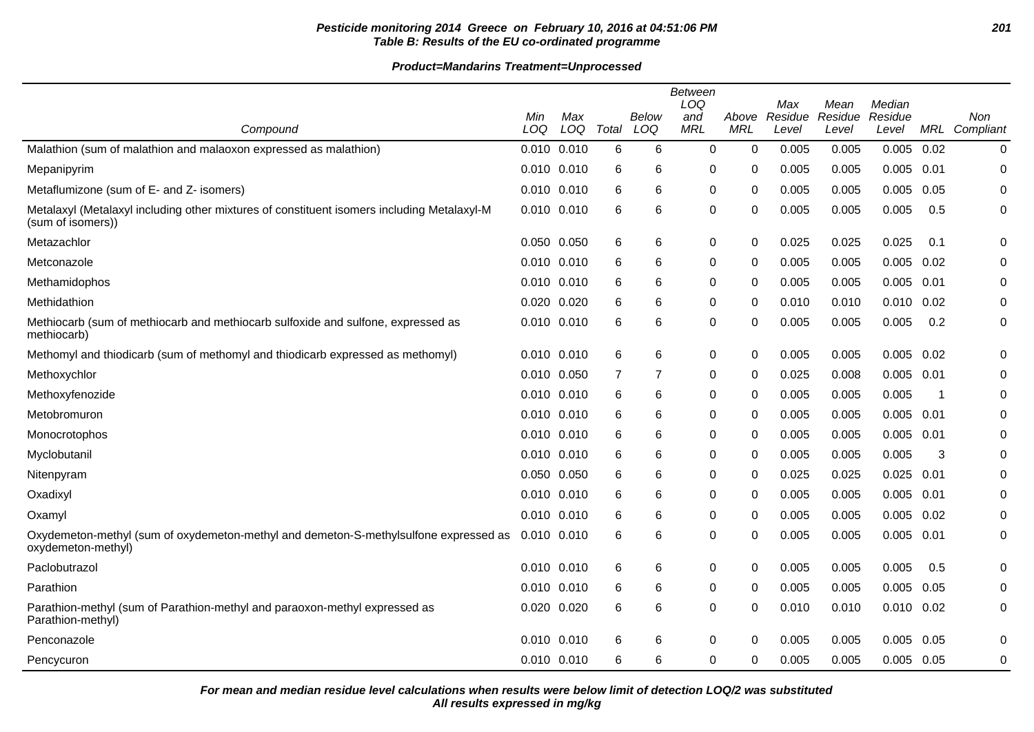**Pesticide monitoring 2014 Greece on February 10, 2016 at 04:51:06 PM**
**Table B: Results of the EU co-ordinated programme**

**Product=Mandarins Treatment=Unprocessed**

| Compound | Min LOQ | Max LOQ | Total | Below LOQ | Between LOQ and MRL | Above MRL | Max Residue Level | Mean Residue Level | Median Residue Level | MRL | Non Compliant |
|---|---|---|---|---|---|---|---|---|---|---|---|
| Malathion (sum of malathion and malaoxon expressed as malathion) | 0.010 | 0.010 | 6 | 6 | 0 | 0 | 0.005 | 0.005 | 0.005 | 0.02 | 0 |
| Mepanipyrim | 0.010 | 0.010 | 6 | 6 | 0 | 0 | 0.005 | 0.005 | 0.005 | 0.01 | 0 |
| Metaflumizone (sum of E- and Z- isomers) | 0.010 | 0.010 | 6 | 6 | 0 | 0 | 0.005 | 0.005 | 0.005 | 0.05 | 0 |
| Metalaxyl (Metalaxyl including other mixtures of constituent isomers including Metalaxyl-M (sum of isomers)) | 0.010 | 0.010 | 6 | 6 | 0 | 0 | 0.005 | 0.005 | 0.005 | 0.5 | 0 |
| Metazachlor | 0.050 | 0.050 | 6 | 6 | 0 | 0 | 0.025 | 0.025 | 0.025 | 0.1 | 0 |
| Metconazole | 0.010 | 0.010 | 6 | 6 | 0 | 0 | 0.005 | 0.005 | 0.005 | 0.02 | 0 |
| Methamidophos | 0.010 | 0.010 | 6 | 6 | 0 | 0 | 0.005 | 0.005 | 0.005 | 0.01 | 0 |
| Methidathion | 0.020 | 0.020 | 6 | 6 | 0 | 0 | 0.010 | 0.010 | 0.010 | 0.02 | 0 |
| Methiocarb (sum of methiocarb and methiocarb sulfoxide and sulfone, expressed as methiocarb) | 0.010 | 0.010 | 6 | 6 | 0 | 0 | 0.005 | 0.005 | 0.005 | 0.2 | 0 |
| Methomyl and thiodicarb (sum of methomyl and thiodicarb expressed as methomyl) | 0.010 | 0.010 | 6 | 6 | 0 | 0 | 0.005 | 0.005 | 0.005 | 0.02 | 0 |
| Methoxychlor | 0.010 | 0.050 | 7 | 7 | 0 | 0 | 0.025 | 0.008 | 0.005 | 0.01 | 0 |
| Methoxyfenozide | 0.010 | 0.010 | 6 | 6 | 0 | 0 | 0.005 | 0.005 | 0.005 | 1 | 0 |
| Metobromuron | 0.010 | 0.010 | 6 | 6 | 0 | 0 | 0.005 | 0.005 | 0.005 | 0.01 | 0 |
| Monocrotophos | 0.010 | 0.010 | 6 | 6 | 0 | 0 | 0.005 | 0.005 | 0.005 | 0.01 | 0 |
| Myclobutanil | 0.010 | 0.010 | 6 | 6 | 0 | 0 | 0.005 | 0.005 | 0.005 | 3 | 0 |
| Nitenpyram | 0.050 | 0.050 | 6 | 6 | 0 | 0 | 0.025 | 0.025 | 0.025 | 0.01 | 0 |
| Oxadixyl | 0.010 | 0.010 | 6 | 6 | 0 | 0 | 0.005 | 0.005 | 0.005 | 0.01 | 0 |
| Oxamyl | 0.010 | 0.010 | 6 | 6 | 0 | 0 | 0.005 | 0.005 | 0.005 | 0.02 | 0 |
| Oxydemeton-methyl (sum of oxydemeton-methyl and demeton-S-methylsulfone expressed as oxydemeton-methyl) | 0.010 | 0.010 | 6 | 6 | 0 | 0 | 0.005 | 0.005 | 0.005 | 0.01 | 0 |
| Paclobutrazol | 0.010 | 0.010 | 6 | 6 | 0 | 0 | 0.005 | 0.005 | 0.005 | 0.5 | 0 |
| Parathion | 0.010 | 0.010 | 6 | 6 | 0 | 0 | 0.005 | 0.005 | 0.005 | 0.05 | 0 |
| Parathion-methyl (sum of Parathion-methyl and paraoxon-methyl expressed as Parathion-methyl) | 0.020 | 0.020 | 6 | 6 | 0 | 0 | 0.010 | 0.010 | 0.010 | 0.02 | 0 |
| Penconazole | 0.010 | 0.010 | 6 | 6 | 0 | 0 | 0.005 | 0.005 | 0.005 | 0.05 | 0 |
| Pencycuron | 0.010 | 0.010 | 6 | 6 | 0 | 0 | 0.005 | 0.005 | 0.005 | 0.05 | 0 |

**For mean and median residue level calculations when results were below limit of detection LOQ/2 was substituted**
**All results expressed in mg/kg**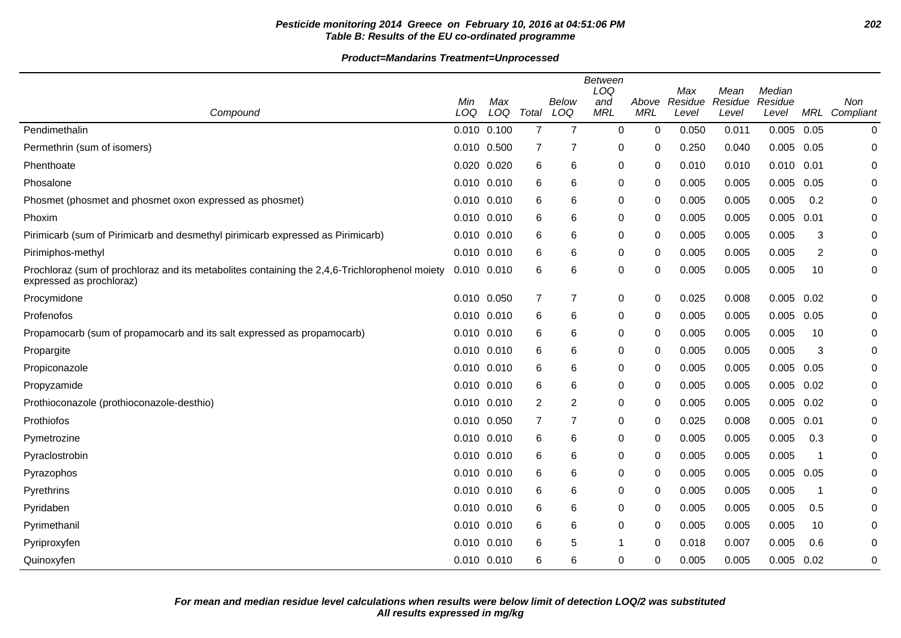**Pesticide monitoring 2014 Greece on February 10, 2016 at 04:51:06 PM**
**Table B: Results of the EU co-ordinated programme**

**Product=Mandarins Treatment=Unprocessed**

| Compound | Min LOQ | Max LOQ | Total | Below LOQ | Between LOQ and MRL | Above MRL | Max Residue Level | Mean Residue Level | Median Residue Level | MRL | Non Compliant |
|---|---|---|---|---|---|---|---|---|---|---|---|
| Pendimethalin | 0.010 | 0.100 | 7 | 7 | 0 | 0 | 0.050 | 0.011 | 0.005 | 0.05 | 0 |
| Permethrin (sum of isomers) | 0.010 | 0.500 | 7 | 7 | 0 | 0 | 0.250 | 0.040 | 0.005 | 0.05 | 0 |
| Phenthoate | 0.020 | 0.020 | 6 | 6 | 0 | 0 | 0.010 | 0.010 | 0.010 | 0.01 | 0 |
| Phosalone | 0.010 | 0.010 | 6 | 6 | 0 | 0 | 0.005 | 0.005 | 0.005 | 0.05 | 0 |
| Phosmet (phosmet and phosmet oxon expressed as phosmet) | 0.010 | 0.010 | 6 | 6 | 0 | 0 | 0.005 | 0.005 | 0.005 | 0.2 | 0 |
| Phoxim | 0.010 | 0.010 | 6 | 6 | 0 | 0 | 0.005 | 0.005 | 0.005 | 0.01 | 0 |
| Pirimicarb (sum of Pirimicarb and desmethyl pirimicarb expressed as Pirimicarb) | 0.010 | 0.010 | 6 | 6 | 0 | 0 | 0.005 | 0.005 | 0.005 | 3 | 0 |
| Pirimiphos-methyl | 0.010 | 0.010 | 6 | 6 | 0 | 0 | 0.005 | 0.005 | 0.005 | 2 | 0 |
| Prochloraz (sum of prochloraz and its metabolites containing the 2,4,6-Trichlorophenol moiety expressed as prochloraz) | 0.010 | 0.010 | 6 | 6 | 0 | 0 | 0.005 | 0.005 | 0.005 | 10 | 0 |
| Procymidone | 0.010 | 0.050 | 7 | 7 | 0 | 0 | 0.025 | 0.008 | 0.005 | 0.02 | 0 |
| Profenofos | 0.010 | 0.010 | 6 | 6 | 0 | 0 | 0.005 | 0.005 | 0.005 | 0.05 | 0 |
| Propamocarb (sum of propamocarb and its salt expressed as propamocarb) | 0.010 | 0.010 | 6 | 6 | 0 | 0 | 0.005 | 0.005 | 0.005 | 10 | 0 |
| Propargite | 0.010 | 0.010 | 6 | 6 | 0 | 0 | 0.005 | 0.005 | 0.005 | 3 | 0 |
| Propiconazole | 0.010 | 0.010 | 6 | 6 | 0 | 0 | 0.005 | 0.005 | 0.005 | 0.05 | 0 |
| Propyzamide | 0.010 | 0.010 | 6 | 6 | 0 | 0 | 0.005 | 0.005 | 0.005 | 0.02 | 0 |
| Prothioconazole (prothioconazole-desthio) | 0.010 | 0.010 | 2 | 2 | 0 | 0 | 0.005 | 0.005 | 0.005 | 0.02 | 0 |
| Prothiofos | 0.010 | 0.050 | 7 | 7 | 0 | 0 | 0.025 | 0.008 | 0.005 | 0.01 | 0 |
| Pymetrozine | 0.010 | 0.010 | 6 | 6 | 0 | 0 | 0.005 | 0.005 | 0.005 | 0.3 | 0 |
| Pyraclostrobin | 0.010 | 0.010 | 6 | 6 | 0 | 0 | 0.005 | 0.005 | 0.005 | 1 | 0 |
| Pyrazophos | 0.010 | 0.010 | 6 | 6 | 0 | 0 | 0.005 | 0.005 | 0.005 | 0.05 | 0 |
| Pyrethrins | 0.010 | 0.010 | 6 | 6 | 0 | 0 | 0.005 | 0.005 | 0.005 | 1 | 0 |
| Pyridaben | 0.010 | 0.010 | 6 | 6 | 0 | 0 | 0.005 | 0.005 | 0.005 | 0.5 | 0 |
| Pyrimethanil | 0.010 | 0.010 | 6 | 6 | 0 | 0 | 0.005 | 0.005 | 0.005 | 10 | 0 |
| Pyriproxyfen | 0.010 | 0.010 | 6 | 5 | 1 | 0 | 0.018 | 0.007 | 0.005 | 0.6 | 0 |
| Quinoxyfen | 0.010 | 0.010 | 6 | 6 | 0 | 0 | 0.005 | 0.005 | 0.005 | 0.02 | 0 |

***For mean and median residue level calculations when results were below limit of detection LOQ/2 was substituted***
***All results expressed in mg/kg***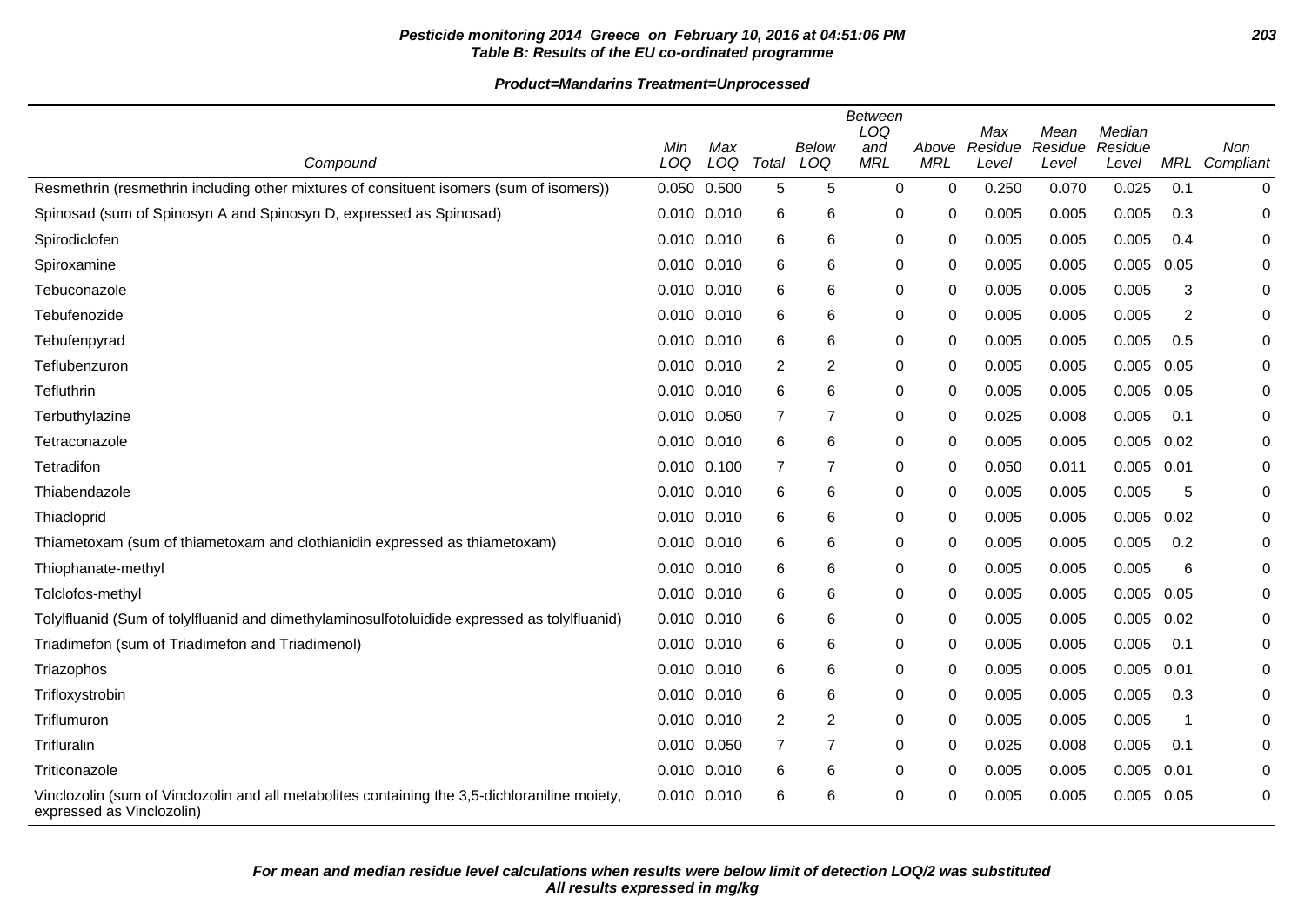**Pesticide monitoring 2014 Greece on February 10, 2016 at 04:51:06 PM**
**Table B: Results of the EU co-ordinated programme**

**Product=Mandarins Treatment=Unprocessed**

| Compound | Min LOQ | Max LOQ | Total | Below LOQ | Between LOQ and MRL | Above MRL | Max Residue Level | Mean Residue Level | Median Residue Level | MRL | Non Compliant |
|---|---|---|---|---|---|---|---|---|---|---|---|
| Resmethrin (resmethrin including other mixtures of consituent isomers (sum of isomers)) | 0.050 | 0.500 | 5 | 5 | 0 | 0 | 0.250 | 0.070 | 0.025 | 0.1 | 0 |
| Spinosad (sum of Spinosyn A and Spinosyn D, expressed as Spinosad) | 0.010 | 0.010 | 6 | 6 | 0 | 0 | 0.005 | 0.005 | 0.005 | 0.3 | 0 |
| Spirodiclofen | 0.010 | 0.010 | 6 | 6 | 0 | 0 | 0.005 | 0.005 | 0.005 | 0.4 | 0 |
| Spiroxamine | 0.010 | 0.010 | 6 | 6 | 0 | 0 | 0.005 | 0.005 | 0.005 | 0.05 | 0 |
| Tebuconazole | 0.010 | 0.010 | 6 | 6 | 0 | 0 | 0.005 | 0.005 | 0.005 | 3 | 0 |
| Tebufenozide | 0.010 | 0.010 | 6 | 6 | 0 | 0 | 0.005 | 0.005 | 0.005 | 2 | 0 |
| Tebufenpyrad | 0.010 | 0.010 | 6 | 6 | 0 | 0 | 0.005 | 0.005 | 0.005 | 0.5 | 0 |
| Teflubenzuron | 0.010 | 0.010 | 2 | 2 | 0 | 0 | 0.005 | 0.005 | 0.005 | 0.05 | 0 |
| Tefluthrin | 0.010 | 0.010 | 6 | 6 | 0 | 0 | 0.005 | 0.005 | 0.005 | 0.05 | 0 |
| Terbuthylazine | 0.010 | 0.050 | 7 | 7 | 0 | 0 | 0.025 | 0.008 | 0.005 | 0.1 | 0 |
| Tetraconazole | 0.010 | 0.010 | 6 | 6 | 0 | 0 | 0.005 | 0.005 | 0.005 | 0.02 | 0 |
| Tetradifon | 0.010 | 0.100 | 7 | 7 | 0 | 0 | 0.050 | 0.011 | 0.005 | 0.01 | 0 |
| Thiabendazole | 0.010 | 0.010 | 6 | 6 | 0 | 0 | 0.005 | 0.005 | 0.005 | 5 | 0 |
| Thiacloprid | 0.010 | 0.010 | 6 | 6 | 0 | 0 | 0.005 | 0.005 | 0.005 | 0.02 | 0 |
| Thiametoxam (sum of thiametoxam and clothianidin expressed as thiametoxam) | 0.010 | 0.010 | 6 | 6 | 0 | 0 | 0.005 | 0.005 | 0.005 | 0.2 | 0 |
| Thiophanate-methyl | 0.010 | 0.010 | 6 | 6 | 0 | 0 | 0.005 | 0.005 | 0.005 | 6 | 0 |
| Tolclofos-methyl | 0.010 | 0.010 | 6 | 6 | 0 | 0 | 0.005 | 0.005 | 0.005 | 0.05 | 0 |
| Tolylfluanid (Sum of tolylfluanid and dimethylaminosulfotoluidide expressed as tolylfluanid) | 0.010 | 0.010 | 6 | 6 | 0 | 0 | 0.005 | 0.005 | 0.005 | 0.02 | 0 |
| Triadimefon (sum of Triadimefon and Triadimenol) | 0.010 | 0.010 | 6 | 6 | 0 | 0 | 0.005 | 0.005 | 0.005 | 0.1 | 0 |
| Triazophos | 0.010 | 0.010 | 6 | 6 | 0 | 0 | 0.005 | 0.005 | 0.005 | 0.01 | 0 |
| Trifloxystrobin | 0.010 | 0.010 | 6 | 6 | 0 | 0 | 0.005 | 0.005 | 0.005 | 0.3 | 0 |
| Triflumuron | 0.010 | 0.010 | 2 | 2 | 0 | 0 | 0.005 | 0.005 | 0.005 | 1 | 0 |
| Trifluralin | 0.010 | 0.050 | 7 | 7 | 0 | 0 | 0.025 | 0.008 | 0.005 | 0.1 | 0 |
| Triticonazole | 0.010 | 0.010 | 6 | 6 | 0 | 0 | 0.005 | 0.005 | 0.005 | 0.01 | 0 |
| Vinclozolin (sum of Vinclozolin and all metabolites containing the 3,5-dichloraniline moiety, expressed as Vinclozolin) | 0.010 | 0.010 | 6 | 6 | 0 | 0 | 0.005 | 0.005 | 0.005 | 0.05 | 0 |

***For mean and median residue level calculations when results were below limit of detection LOQ/2 was substituted***
***All results expressed in mg/kg***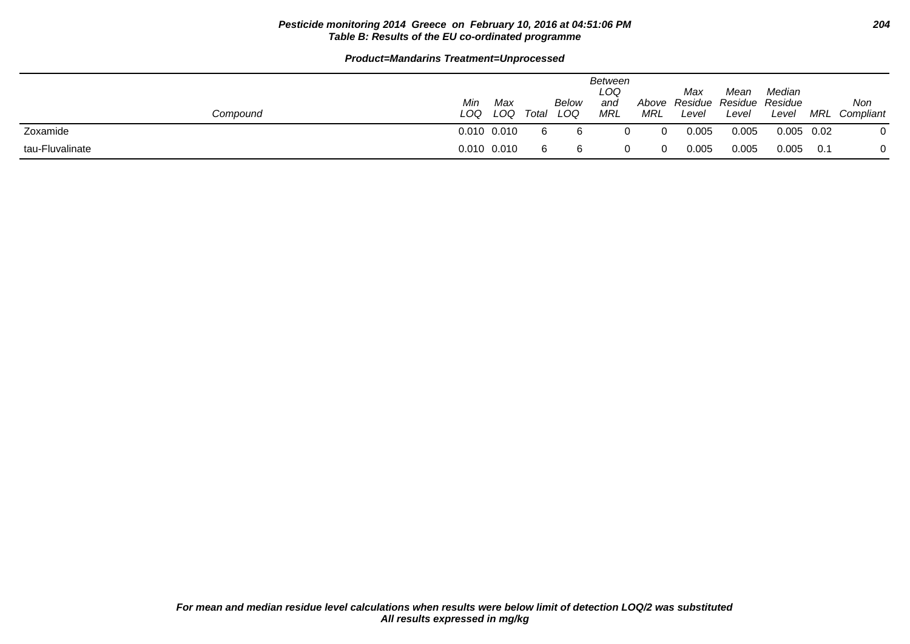**Pesticide monitoring 2014 Greece on February 10, 2016 at 04:51:06 PM**
**Table B: Results of the EU co-ordinated programme**

**Product=Mandarins Treatment=Unprocessed**

| Compound | Min LOQ | Max LOQ | Total | Below LOQ | Between LOQ and MRL | Above MRL | Max Residue Level | Mean Residue Level | Median Residue Level | MRL | Non Compliant |
|---|---|---|---|---|---|---|---|---|---|---|---|
| Zoxamide | 0.010 | 0.010 | 6 | 6 | 0 | 0 | 0.005 | 0.005 | 0.005 | 0.02 | 0 |
| tau-Fluvalinate | 0.010 | 0.010 | 6 | 6 | 0 | 0 | 0.005 | 0.005 | 0.005 | 0.1 | 0 |

**For mean and median residue level calculations when results were below limit of detection LOQ/2 was substituted**
**All results expressed in mg/kg**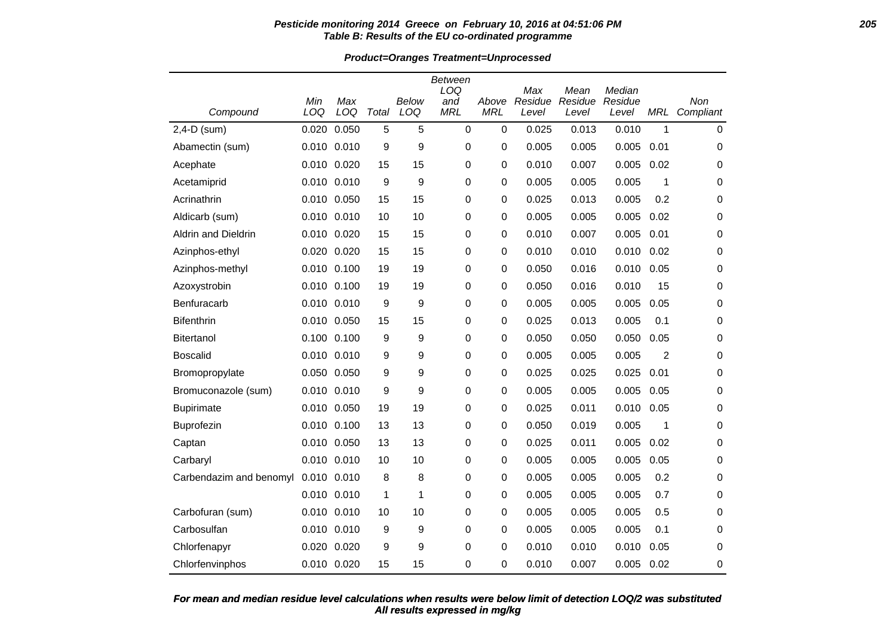**Pesticide monitoring 2014 Greece on February 10, 2016 at 04:51:06 PM**
**Table B: Results of the EU co-ordinated programme**

**Product=Oranges Treatment=Unprocessed**

| Compound | Min LOQ | Max LOQ | Total | Below LOQ | Between LOQ and MRL | Above MRL | Max Residue Level | Mean Residue Level | Median Residue Level | MRL | Non Compliant |
|---|---|---|---|---|---|---|---|---|---|---|---|
| 2,4-D (sum) | 0.020 | 0.050 | 5 | 5 | 0 | 0 | 0.025 | 0.013 | 0.010 | 1 | 0 |
| Abamectin (sum) | 0.010 | 0.010 | 9 | 9 | 0 | 0 | 0.005 | 0.005 | 0.005 | 0.01 | 0 |
| Acephate | 0.010 | 0.020 | 15 | 15 | 0 | 0 | 0.010 | 0.007 | 0.005 | 0.02 | 0 |
| Acetamiprid | 0.010 | 0.010 | 9 | 9 | 0 | 0 | 0.005 | 0.005 | 0.005 | 1 | 0 |
| Acrinathrin | 0.010 | 0.050 | 15 | 15 | 0 | 0 | 0.025 | 0.013 | 0.005 | 0.2 | 0 |
| Aldicarb (sum) | 0.010 | 0.010 | 10 | 10 | 0 | 0 | 0.005 | 0.005 | 0.005 | 0.02 | 0 |
| Aldrin and Dieldrin | 0.010 | 0.020 | 15 | 15 | 0 | 0 | 0.010 | 0.007 | 0.005 | 0.01 | 0 |
| Azinphos-ethyl | 0.020 | 0.020 | 15 | 15 | 0 | 0 | 0.010 | 0.010 | 0.010 | 0.02 | 0 |
| Azinphos-methyl | 0.010 | 0.100 | 19 | 19 | 0 | 0 | 0.050 | 0.016 | 0.010 | 0.05 | 0 |
| Azoxystrobin | 0.010 | 0.100 | 19 | 19 | 0 | 0 | 0.050 | 0.016 | 0.010 | 15 | 0 |
| Benfuracarb | 0.010 | 0.010 | 9 | 9 | 0 | 0 | 0.005 | 0.005 | 0.005 | 0.05 | 0 |
| Bifenthrin | 0.010 | 0.050 | 15 | 15 | 0 | 0 | 0.025 | 0.013 | 0.005 | 0.1 | 0 |
| Bitertanol | 0.100 | 0.100 | 9 | 9 | 0 | 0 | 0.050 | 0.050 | 0.050 | 0.05 | 0 |
| Boscalid | 0.010 | 0.010 | 9 | 9 | 0 | 0 | 0.005 | 0.005 | 0.005 | 2 | 0 |
| Bromopropylate | 0.050 | 0.050 | 9 | 9 | 0 | 0 | 0.025 | 0.025 | 0.025 | 0.01 | 0 |
| Bromuconazole (sum) | 0.010 | 0.010 | 9 | 9 | 0 | 0 | 0.005 | 0.005 | 0.005 | 0.05 | 0 |
| Bupirimate | 0.010 | 0.050 | 19 | 19 | 0 | 0 | 0.025 | 0.011 | 0.010 | 0.05 | 0 |
| Buprofezin | 0.010 | 0.100 | 13 | 13 | 0 | 0 | 0.050 | 0.019 | 0.005 | 1 | 0 |
| Captan | 0.010 | 0.050 | 13 | 13 | 0 | 0 | 0.025 | 0.011 | 0.005 | 0.02 | 0 |
| Carbaryl | 0.010 | 0.010 | 10 | 10 | 0 | 0 | 0.005 | 0.005 | 0.005 | 0.05 | 0 |
| Carbendazim and benomyl | 0.010 | 0.010 | 8 | 8 | 0 | 0 | 0.005 | 0.005 | 0.005 | 0.2 | 0 |
| | 0.010 | 0.010 | 1 | 1 | 0 | 0 | 0.005 | 0.005 | 0.005 | 0.7 | 0 |
| Carbofuran (sum) | 0.010 | 0.010 | 10 | 10 | 0 | 0 | 0.005 | 0.005 | 0.005 | 0.5 | 0 |
| Carbosulfan | 0.010 | 0.010 | 9 | 9 | 0 | 0 | 0.005 | 0.005 | 0.005 | 0.1 | 0 |
| Chlorfenapyr | 0.020 | 0.020 | 9 | 9 | 0 | 0 | 0.010 | 0.010 | 0.010 | 0.05 | 0 |
| Chlorfenvinphos | 0.010 | 0.020 | 15 | 15 | 0 | 0 | 0.010 | 0.007 | 0.005 | 0.02 | 0 |

***For mean and median residue level calculations when results were below limit of detection LOQ/2 was substituted***
***All results expressed in mg/kg***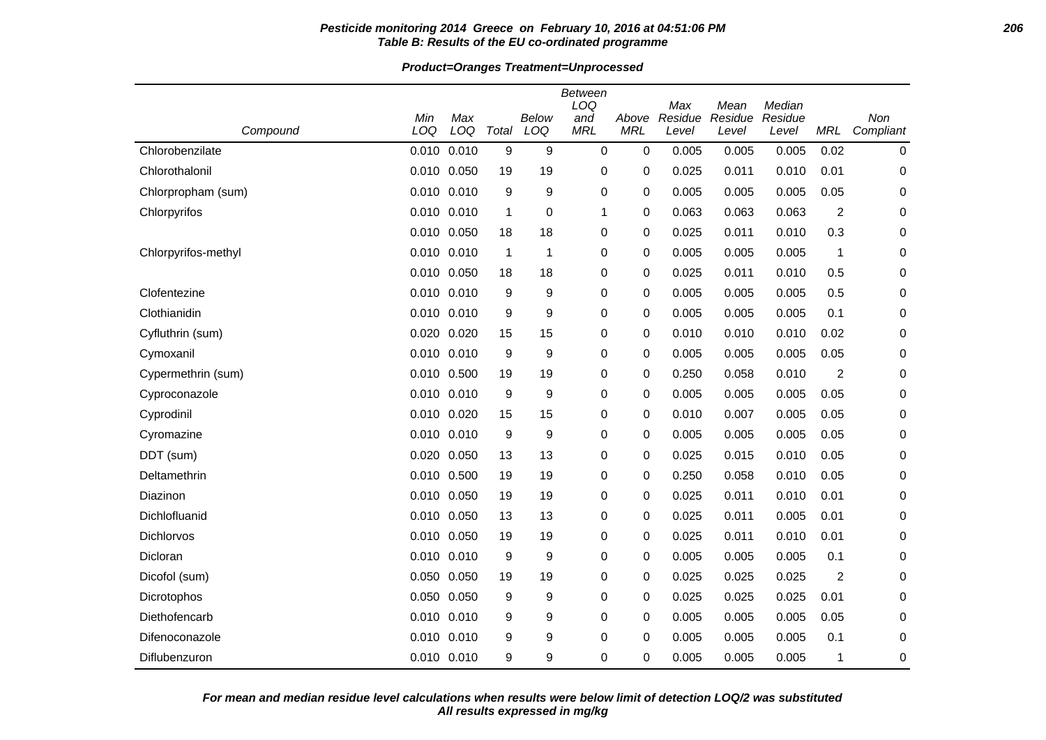**Pesticide monitoring 2014 Greece on February 10, 2016 at 04:51:06 PM**
**Table B: Results of the EU co-ordinated programme**

**Product=Oranges Treatment=Unprocessed**

| Compound | Min LOQ | Max LOQ | Total | Below LOQ | Between LOQ and MRL | Above MRL | Max Residue Level | Mean Residue Level | Median Residue Level | MRL | Non Compliant |
|---|---|---|---|---|---|---|---|---|---|---|---|
| Chlorobenzilate | 0.010 | 0.010 | 9 | 9 | 0 | 0 | 0.005 | 0.005 | 0.005 | 0.02 | 0 |
| Chlorothalonil | 0.010 | 0.050 | 19 | 19 | 0 | 0 | 0.025 | 0.011 | 0.010 | 0.01 | 0 |
| Chlorpropham (sum) | 0.010 | 0.010 | 9 | 9 | 0 | 0 | 0.005 | 0.005 | 0.005 | 0.05 | 0 |
| Chlorpyrifos | 0.010 | 0.010 | 1 | 0 | 1 | 0 | 0.063 | 0.063 | 0.063 | 2 | 0 |
| | 0.010 | 0.050 | 18 | 18 | 0 | 0 | 0.025 | 0.011 | 0.010 | 0.3 | 0 |
| Chlorpyrifos-methyl | 0.010 | 0.010 | 1 | 1 | 0 | 0 | 0.005 | 0.005 | 0.005 | 1 | 0 |
| | 0.010 | 0.050 | 18 | 18 | 0 | 0 | 0.025 | 0.011 | 0.010 | 0.5 | 0 |
| Clofentezine | 0.010 | 0.010 | 9 | 9 | 0 | 0 | 0.005 | 0.005 | 0.005 | 0.5 | 0 |
| Clothianidin | 0.010 | 0.010 | 9 | 9 | 0 | 0 | 0.005 | 0.005 | 0.005 | 0.1 | 0 |
| Cyfluthrin (sum) | 0.020 | 0.020 | 15 | 15 | 0 | 0 | 0.010 | 0.010 | 0.010 | 0.02 | 0 |
| Cymoxanil | 0.010 | 0.010 | 9 | 9 | 0 | 0 | 0.005 | 0.005 | 0.005 | 0.05 | 0 |
| Cypermethrin (sum) | 0.010 | 0.500 | 19 | 19 | 0 | 0 | 0.250 | 0.058 | 0.010 | 2 | 0 |
| Cyproconazole | 0.010 | 0.010 | 9 | 9 | 0 | 0 | 0.005 | 0.005 | 0.005 | 0.05 | 0 |
| Cyprodinil | 0.010 | 0.020 | 15 | 15 | 0 | 0 | 0.010 | 0.007 | 0.005 | 0.05 | 0 |
| Cyromazine | 0.010 | 0.010 | 9 | 9 | 0 | 0 | 0.005 | 0.005 | 0.005 | 0.05 | 0 |
| DDT (sum) | 0.020 | 0.050 | 13 | 13 | 0 | 0 | 0.025 | 0.015 | 0.010 | 0.05 | 0 |
| Deltamethrin | 0.010 | 0.500 | 19 | 19 | 0 | 0 | 0.250 | 0.058 | 0.010 | 0.05 | 0 |
| Diazinon | 0.010 | 0.050 | 19 | 19 | 0 | 0 | 0.025 | 0.011 | 0.010 | 0.01 | 0 |
| Dichlofluanid | 0.010 | 0.050 | 13 | 13 | 0 | 0 | 0.025 | 0.011 | 0.005 | 0.01 | 0 |
| Dichlorvos | 0.010 | 0.050 | 19 | 19 | 0 | 0 | 0.025 | 0.011 | 0.010 | 0.01 | 0 |
| Dicloran | 0.010 | 0.010 | 9 | 9 | 0 | 0 | 0.005 | 0.005 | 0.005 | 0.1 | 0 |
| Dicofol (sum) | 0.050 | 0.050 | 19 | 19 | 0 | 0 | 0.025 | 0.025 | 0.025 | 2 | 0 |
| Dicrotophos | 0.050 | 0.050 | 9 | 9 | 0 | 0 | 0.025 | 0.025 | 0.025 | 0.01 | 0 |
| Diethofencarb | 0.010 | 0.010 | 9 | 9 | 0 | 0 | 0.005 | 0.005 | 0.005 | 0.05 | 0 |
| Difenoconazole | 0.010 | 0.010 | 9 | 9 | 0 | 0 | 0.005 | 0.005 | 0.005 | 0.1 | 0 |
| Diflubenzuron | 0.010 | 0.010 | 9 | 9 | 0 | 0 | 0.005 | 0.005 | 0.005 | 1 | 0 |

***For mean and median residue level calculations when results were below limit of detection LOQ/2 was substituted***
***All results expressed in mg/kg***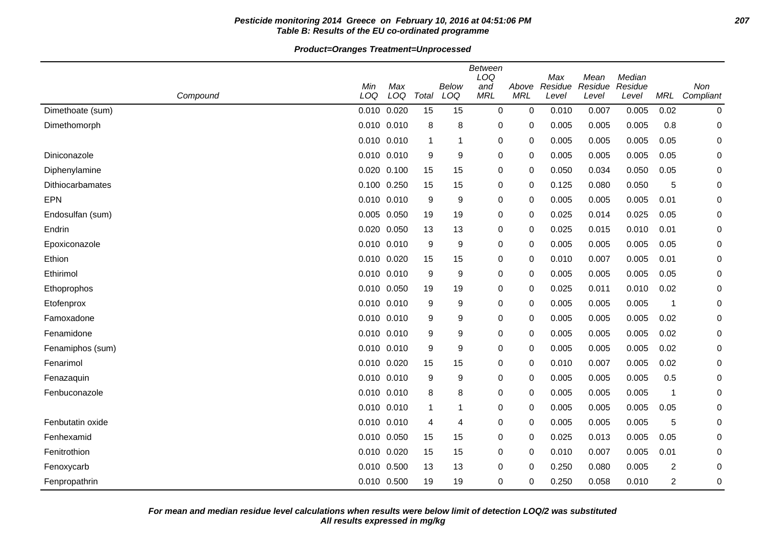**Pesticide monitoring 2014 Greece on February 10, 2016 at 04:51:06 PM**
**Table B: Results of the EU co-ordinated programme**

**Product=Oranges Treatment=Unprocessed**

| Compound | Min LOQ | Max LOQ | Total | Below LOQ | Between LOQ and MRL | Above MRL | Max Residue Level | Mean Residue Level | Median Residue Level | MRL | Non Compliant |
|---|---|---|---|---|---|---|---|---|---|---|---|
| Dimethoate (sum) | 0.010 | 0.020 | 15 | 15 | 0 | 0 | 0.010 | 0.007 | 0.005 | 0.02 | 0 |
| Dimethomorph | 0.010 | 0.010 | 8 | 8 | 0 | 0 | 0.005 | 0.005 | 0.005 | 0.8 | 0 |
| | 0.010 | 0.010 | 1 | 1 | 0 | 0 | 0.005 | 0.005 | 0.005 | 0.05 | 0 |
| Diniconazole | 0.010 | 0.010 | 9 | 9 | 0 | 0 | 0.005 | 0.005 | 0.005 | 0.05 | 0 |
| Diphenylamine | 0.020 | 0.100 | 15 | 15 | 0 | 0 | 0.050 | 0.034 | 0.050 | 0.05 | 0 |
| Dithiocarbamates | 0.100 | 0.250 | 15 | 15 | 0 | 0 | 0.125 | 0.080 | 0.050 | 5 | 0 |
| EPN | 0.010 | 0.010 | 9 | 9 | 0 | 0 | 0.005 | 0.005 | 0.005 | 0.01 | 0 |
| Endosulfan (sum) | 0.005 | 0.050 | 19 | 19 | 0 | 0 | 0.025 | 0.014 | 0.025 | 0.05 | 0 |
| Endrin | 0.020 | 0.050 | 13 | 13 | 0 | 0 | 0.025 | 0.015 | 0.010 | 0.01 | 0 |
| Epoxiconazole | 0.010 | 0.010 | 9 | 9 | 0 | 0 | 0.005 | 0.005 | 0.005 | 0.05 | 0 |
| Ethion | 0.010 | 0.020 | 15 | 15 | 0 | 0 | 0.010 | 0.007 | 0.005 | 0.01 | 0 |
| Ethirimol | 0.010 | 0.010 | 9 | 9 | 0 | 0 | 0.005 | 0.005 | 0.005 | 0.05 | 0 |
| Ethoprophos | 0.010 | 0.050 | 19 | 19 | 0 | 0 | 0.025 | 0.011 | 0.010 | 0.02 | 0 |
| Etofenprox | 0.010 | 0.010 | 9 | 9 | 0 | 0 | 0.005 | 0.005 | 0.005 | 1 | 0 |
| Famoxadone | 0.010 | 0.010 | 9 | 9 | 0 | 0 | 0.005 | 0.005 | 0.005 | 0.02 | 0 |
| Fenamidone | 0.010 | 0.010 | 9 | 9 | 0 | 0 | 0.005 | 0.005 | 0.005 | 0.02 | 0 |
| Fenamiphos (sum) | 0.010 | 0.010 | 9 | 9 | 0 | 0 | 0.005 | 0.005 | 0.005 | 0.02 | 0 |
| Fenarimol | 0.010 | 0.020 | 15 | 15 | 0 | 0 | 0.010 | 0.007 | 0.005 | 0.02 | 0 |
| Fenazaquin | 0.010 | 0.010 | 9 | 9 | 0 | 0 | 0.005 | 0.005 | 0.005 | 0.5 | 0 |
| Fenbuconazole | 0.010 | 0.010 | 8 | 8 | 0 | 0 | 0.005 | 0.005 | 0.005 | 1 | 0 |
| | 0.010 | 0.010 | 1 | 1 | 0 | 0 | 0.005 | 0.005 | 0.005 | 0.05 | 0 |
| Fenbutatin oxide | 0.010 | 0.010 | 4 | 4 | 0 | 0 | 0.005 | 0.005 | 0.005 | 5 | 0 |
| Fenhexamid | 0.010 | 0.050 | 15 | 15 | 0 | 0 | 0.025 | 0.013 | 0.005 | 0.05 | 0 |
| Fenitrothion | 0.010 | 0.020 | 15 | 15 | 0 | 0 | 0.010 | 0.007 | 0.005 | 0.01 | 0 |
| Fenoxycarb | 0.010 | 0.500 | 13 | 13 | 0 | 0 | 0.250 | 0.080 | 0.005 | 2 | 0 |
| Fenpropathrin | 0.010 | 0.500 | 19 | 19 | 0 | 0 | 0.250 | 0.058 | 0.010 | 2 | 0 |

***For mean and median residue level calculations when results were below limit of detection LOQ/2 was substituted***
***All results expressed in mg/kg***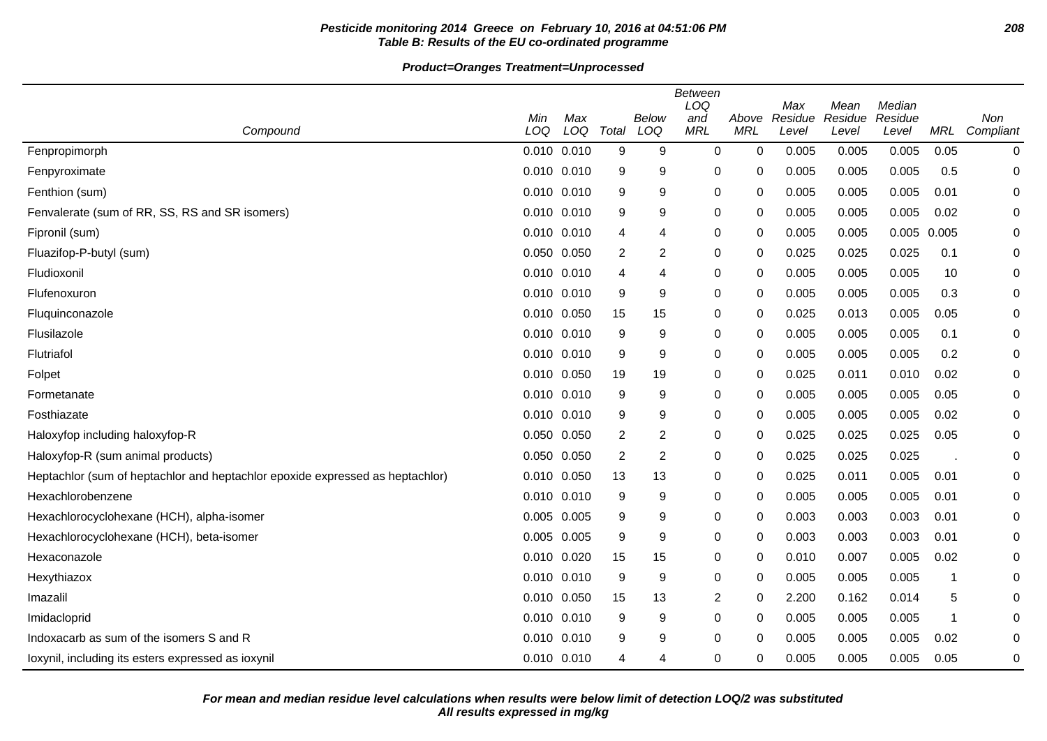**Pesticide monitoring 2014 Greece on February 10, 2016 at 04:51:06 PM**
**Table B: Results of the EU co-ordinated programme**

**Product=Oranges Treatment=Unprocessed**

| Compound | Min LOQ | Max LOQ | Total | Below LOQ | Between LOQ and MRL | Above MRL | Max Residue Level | Mean Residue Level | Median Residue Level | MRL | Non Compliant |
|---|---|---|---|---|---|---|---|---|---|---|---|
| Fenpropimorph | 0.010 | 0.010 | 9 | 9 | 0 | 0 | 0.005 | 0.005 | 0.005 | 0.05 | 0 |
| Fenpyroximate | 0.010 | 0.010 | 9 | 9 | 0 | 0 | 0.005 | 0.005 | 0.005 | 0.5 | 0 |
| Fenthion (sum) | 0.010 | 0.010 | 9 | 9 | 0 | 0 | 0.005 | 0.005 | 0.005 | 0.01 | 0 |
| Fenvalerate (sum of RR, SS, RS and SR isomers) | 0.010 | 0.010 | 9 | 9 | 0 | 0 | 0.005 | 0.005 | 0.005 | 0.02 | 0 |
| Fipronil (sum) | 0.010 | 0.010 | 4 | 4 | 0 | 0 | 0.005 | 0.005 | 0.005 | 0.005 | 0 |
| Fluazifop-P-butyl (sum) | 0.050 | 0.050 | 2 | 2 | 0 | 0 | 0.025 | 0.025 | 0.025 | 0.1 | 0 |
| Fludioxonil | 0.010 | 0.010 | 4 | 4 | 0 | 0 | 0.005 | 0.005 | 0.005 | 10 | 0 |
| Flufenoxuron | 0.010 | 0.010 | 9 | 9 | 0 | 0 | 0.005 | 0.005 | 0.005 | 0.3 | 0 |
| Fluquinconazole | 0.010 | 0.050 | 15 | 15 | 0 | 0 | 0.025 | 0.013 | 0.005 | 0.05 | 0 |
| Flusilazole | 0.010 | 0.010 | 9 | 9 | 0 | 0 | 0.005 | 0.005 | 0.005 | 0.1 | 0 |
| Flutriafol | 0.010 | 0.010 | 9 | 9 | 0 | 0 | 0.005 | 0.005 | 0.005 | 0.2 | 0 |
| Folpet | 0.010 | 0.050 | 19 | 19 | 0 | 0 | 0.025 | 0.011 | 0.010 | 0.02 | 0 |
| Formetanate | 0.010 | 0.010 | 9 | 9 | 0 | 0 | 0.005 | 0.005 | 0.005 | 0.05 | 0 |
| Fosthiazate | 0.010 | 0.010 | 9 | 9 | 0 | 0 | 0.005 | 0.005 | 0.005 | 0.02 | 0 |
| Haloxyfop including haloxyfop-R | 0.050 | 0.050 | 2 | 2 | 0 | 0 | 0.025 | 0.025 | 0.025 | 0.05 | 0 |
| Haloxyfop-R (sum animal products) | 0.050 | 0.050 | 2 | 2 | 0 | 0 | 0.025 | 0.025 | 0.025 | . | 0 |
| Heptachlor (sum of heptachlor and heptachlor epoxide expressed as heptachlor) | 0.010 | 0.050 | 13 | 13 | 0 | 0 | 0.025 | 0.011 | 0.005 | 0.01 | 0 |
| Hexachlorobenzene | 0.010 | 0.010 | 9 | 9 | 0 | 0 | 0.005 | 0.005 | 0.005 | 0.01 | 0 |
| Hexachlorocyclohexane (HCH), alpha-isomer | 0.005 | 0.005 | 9 | 9 | 0 | 0 | 0.003 | 0.003 | 0.003 | 0.01 | 0 |
| Hexachlorocyclohexane (HCH), beta-isomer | 0.005 | 0.005 | 9 | 9 | 0 | 0 | 0.003 | 0.003 | 0.003 | 0.01 | 0 |
| Hexaconazole | 0.010 | 0.020 | 15 | 15 | 0 | 0 | 0.010 | 0.007 | 0.005 | 0.02 | 0 |
| Hexythiazox | 0.010 | 0.010 | 9 | 9 | 0 | 0 | 0.005 | 0.005 | 0.005 | 1 | 0 |
| Imazalil | 0.010 | 0.050 | 15 | 13 | 2 | 0 | 2.200 | 0.162 | 0.014 | 5 | 0 |
| Imidacloprid | 0.010 | 0.010 | 9 | 9 | 0 | 0 | 0.005 | 0.005 | 0.005 | 1 | 0 |
| Indoxacarb as sum of the isomers S and R | 0.010 | 0.010 | 9 | 9 | 0 | 0 | 0.005 | 0.005 | 0.005 | 0.02 | 0 |
| Ioxynil, including its esters expressed as ioxynil | 0.010 | 0.010 | 4 | 4 | 0 | 0 | 0.005 | 0.005 | 0.005 | 0.05 | 0 |

**For mean and median residue level calculations when results were below limit of detection LOQ/2 was substituted**
**All results expressed in mg/kg**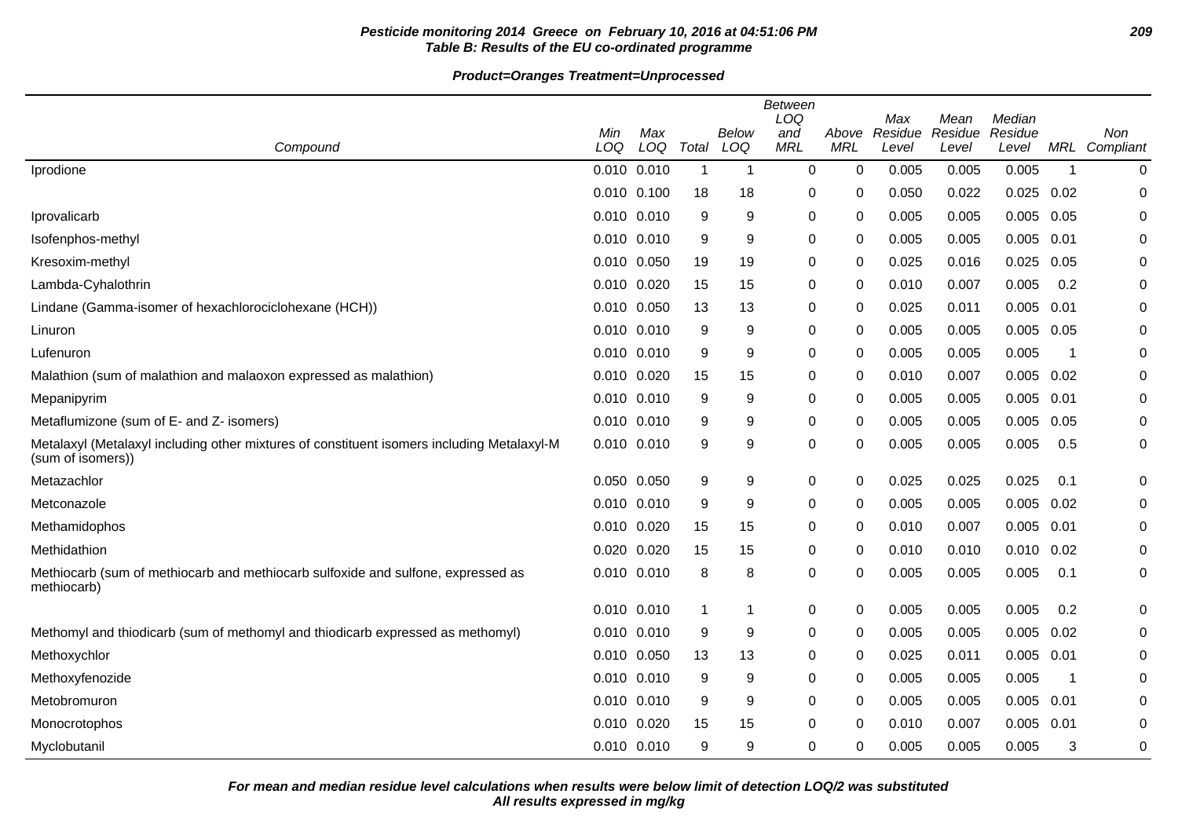**Pesticide monitoring 2014 Greece on February 10, 2016 at 04:51:06 PM**
**Table B: Results of the EU co-ordinated programme**

**Product=Oranges Treatment=Unprocessed**

| Compound | Min LOQ | Max LOQ | Total | Below LOQ | Between LOQ and MRL | Above MRL | Max Residue Level | Mean Residue Level | Median Residue Level | MRL | Non Compliant |
|---|---|---|---|---|---|---|---|---|---|---|---|
| Iprodione | 0.010 | 0.010 | 1 | 1 | 0 | 0 | 0.005 | 0.005 | 0.005 | 1 | 0 |
| | 0.010 | 0.100 | 18 | 18 | 0 | 0 | 0.050 | 0.022 | 0.025 | 0.02 | 0 |
| Iprovalicarb | 0.010 | 0.010 | 9 | 9 | 0 | 0 | 0.005 | 0.005 | 0.005 | 0.05 | 0 |
| Isofenphos-methyl | 0.010 | 0.010 | 9 | 9 | 0 | 0 | 0.005 | 0.005 | 0.005 | 0.01 | 0 |
| Kresoxim-methyl | 0.010 | 0.050 | 19 | 19 | 0 | 0 | 0.025 | 0.016 | 0.025 | 0.05 | 0 |
| Lambda-Cyhalothrin | 0.010 | 0.020 | 15 | 15 | 0 | 0 | 0.010 | 0.007 | 0.005 | 0.2 | 0 |
| Lindane (Gamma-isomer of hexachlorociclohexane (HCH)) | 0.010 | 0.050 | 13 | 13 | 0 | 0 | 0.025 | 0.011 | 0.005 | 0.01 | 0 |
| Linuron | 0.010 | 0.010 | 9 | 9 | 0 | 0 | 0.005 | 0.005 | 0.005 | 0.05 | 0 |
| Lufenuron | 0.010 | 0.010 | 9 | 9 | 0 | 0 | 0.005 | 0.005 | 0.005 | 1 | 0 |
| Malathion (sum of malathion and malaoxon expressed as malathion) | 0.010 | 0.020 | 15 | 15 | 0 | 0 | 0.010 | 0.007 | 0.005 | 0.02 | 0 |
| Mepanipyrim | 0.010 | 0.010 | 9 | 9 | 0 | 0 | 0.005 | 0.005 | 0.005 | 0.01 | 0 |
| Metaflumizone (sum of E- and Z- isomers) | 0.010 | 0.010 | 9 | 9 | 0 | 0 | 0.005 | 0.005 | 0.005 | 0.05 | 0 |
| Metalaxyl (Metalaxyl including other mixtures of constituent isomers including Metalaxyl-M (sum of isomers)) | 0.010 | 0.010 | 9 | 9 | 0 | 0 | 0.005 | 0.005 | 0.005 | 0.5 | 0 |
| Metazachlor | 0.050 | 0.050 | 9 | 9 | 0 | 0 | 0.025 | 0.025 | 0.025 | 0.1 | 0 |
| Metconazole | 0.010 | 0.010 | 9 | 9 | 0 | 0 | 0.005 | 0.005 | 0.005 | 0.02 | 0 |
| Methamidophos | 0.010 | 0.020 | 15 | 15 | 0 | 0 | 0.010 | 0.007 | 0.005 | 0.01 | 0 |
| Methidathion | 0.020 | 0.020 | 15 | 15 | 0 | 0 | 0.010 | 0.010 | 0.010 | 0.02 | 0 |
| Methiocarb (sum of methiocarb and methiocarb sulfoxide and sulfone, expressed as methiocarb) | 0.010 | 0.010 | 8 | 8 | 0 | 0 | 0.005 | 0.005 | 0.005 | 0.1 | 0 |
| | 0.010 | 0.010 | 1 | 1 | 0 | 0 | 0.005 | 0.005 | 0.005 | 0.2 | 0 |
| Methomyl and thiodicarb (sum of methomyl and thiodicarb expressed as methomyl) | 0.010 | 0.010 | 9 | 9 | 0 | 0 | 0.005 | 0.005 | 0.005 | 0.02 | 0 |
| Methoxychlor | 0.010 | 0.050 | 13 | 13 | 0 | 0 | 0.025 | 0.011 | 0.005 | 0.01 | 0 |
| Methoxyfenozide | 0.010 | 0.010 | 9 | 9 | 0 | 0 | 0.005 | 0.005 | 0.005 | 1 | 0 |
| Metobromuron | 0.010 | 0.010 | 9 | 9 | 0 | 0 | 0.005 | 0.005 | 0.005 | 0.01 | 0 |
| Monocrotophos | 0.010 | 0.020 | 15 | 15 | 0 | 0 | 0.010 | 0.007 | 0.005 | 0.01 | 0 |
| Myclobutanil | 0.010 | 0.010 | 9 | 9 | 0 | 0 | 0.005 | 0.005 | 0.005 | 3 | 0 |

**For mean and median residue level calculations when results were below limit of detection LOQ/2 was substituted**
**All results expressed in mg/kg**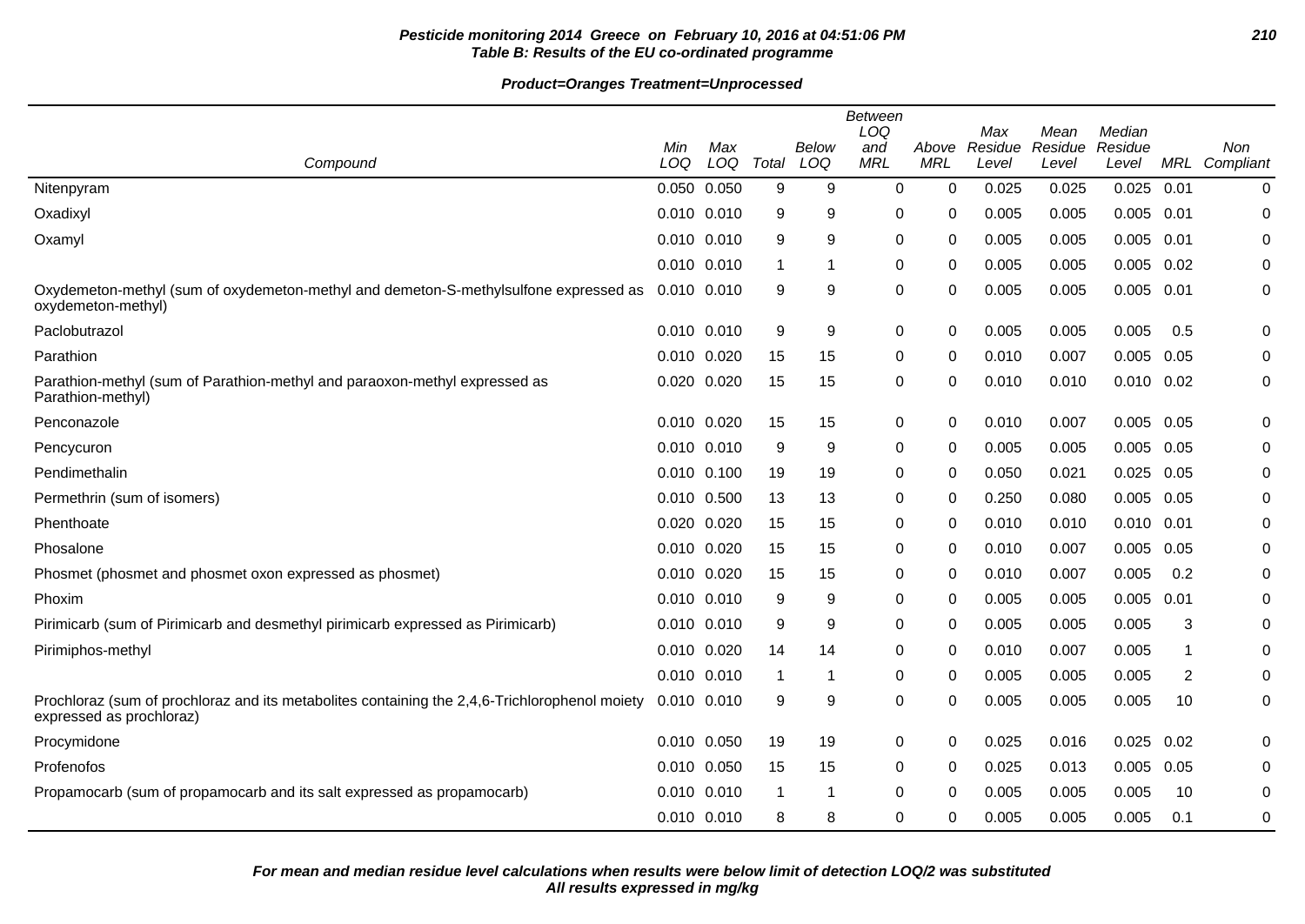**Table B: Results of the EU co-ordinated programme**

**Product=Oranges Treatment=Unprocessed**

| Compound | Min LOQ | Max LOQ | Total | Below LOQ | Between LOQ and MRL | Above MRL | Max Residue Level | Mean Residue Level | Median Residue Level | MRL | Non Compliant |
|---|---|---|---|---|---|---|---|---|---|---|---|
| Nitenpyram | 0.050 | 0.050 | 9 | 9 | 0 | 0 | 0.025 | 0.025 | 0.025 | 0.01 | 0 |
| Oxadixyl | 0.010 | 0.010 | 9 | 9 | 0 | 0 | 0.005 | 0.005 | 0.005 | 0.01 | 0 |
| Oxamyl | 0.010 | 0.010 | 9 | 9 | 0 | 0 | 0.005 | 0.005 | 0.005 | 0.01 | 0 |
| | 0.010 | 0.010 | 1 | 1 | 0 | 0 | 0.005 | 0.005 | 0.005 | 0.02 | 0 |
| Oxydemeton-methyl (sum of oxydemeton-methyl and demeton-S-methylsulfone expressed as oxydemeton-methyl) | 0.010 | 0.010 | 9 | 9 | 0 | 0 | 0.005 | 0.005 | 0.005 | 0.01 | 0 |
| Paclobutrazol | 0.010 | 0.010 | 9 | 9 | 0 | 0 | 0.005 | 0.005 | 0.005 | 0.5 | 0 |
| Parathion | 0.010 | 0.020 | 15 | 15 | 0 | 0 | 0.010 | 0.007 | 0.005 | 0.05 | 0 |
| Parathion-methyl (sum of Parathion-methyl and paraoxon-methyl expressed as Parathion-methyl) | 0.020 | 0.020 | 15 | 15 | 0 | 0 | 0.010 | 0.010 | 0.010 | 0.02 | 0 |
| Penconazole | 0.010 | 0.020 | 15 | 15 | 0 | 0 | 0.010 | 0.007 | 0.005 | 0.05 | 0 |
| Pencycuron | 0.010 | 0.010 | 9 | 9 | 0 | 0 | 0.005 | 0.005 | 0.005 | 0.05 | 0 |
| Pendimethalin | 0.010 | 0.100 | 19 | 19 | 0 | 0 | 0.050 | 0.021 | 0.025 | 0.05 | 0 |
| Permethrin (sum of isomers) | 0.010 | 0.500 | 13 | 13 | 0 | 0 | 0.250 | 0.080 | 0.005 | 0.05 | 0 |
| Phenthoate | 0.020 | 0.020 | 15 | 15 | 0 | 0 | 0.010 | 0.010 | 0.010 | 0.01 | 0 |
| Phosalone | 0.010 | 0.020 | 15 | 15 | 0 | 0 | 0.010 | 0.007 | 0.005 | 0.05 | 0 |
| Phosmet (phosmet and phosmet oxon expressed as phosmet) | 0.010 | 0.020 | 15 | 15 | 0 | 0 | 0.010 | 0.007 | 0.005 | 0.2 | 0 |
| Phoxim | 0.010 | 0.010 | 9 | 9 | 0 | 0 | 0.005 | 0.005 | 0.005 | 0.01 | 0 |
| Pirimicarb (sum of Pirimicarb and desmethyl pirimicarb expressed as Pirimicarb) | 0.010 | 0.010 | 9 | 9 | 0 | 0 | 0.005 | 0.005 | 0.005 | 3 | 0 |
| Pirimiphos-methyl | 0.010 | 0.020 | 14 | 14 | 0 | 0 | 0.010 | 0.007 | 0.005 | 1 | 0 |
| | 0.010 | 0.010 | 1 | 1 | 0 | 0 | 0.005 | 0.005 | 0.005 | 2 | 0 |
| Prochloraz (sum of prochloraz and its metabolites containing the 2,4,6-Trichlorophenol moiety expressed as prochloraz) | 0.010 | 0.010 | 9 | 9 | 0 | 0 | 0.005 | 0.005 | 0.005 | 10 | 0 |
| Procymidone | 0.010 | 0.050 | 19 | 19 | 0 | 0 | 0.025 | 0.016 | 0.025 | 0.02 | 0 |
| Profenofos | 0.010 | 0.050 | 15 | 15 | 0 | 0 | 0.025 | 0.013 | 0.005 | 0.05 | 0 |
| Propamocarb (sum of propamocarb and its salt expressed as propamocarb) | 0.010 | 0.010 | 1 | 1 | 0 | 0 | 0.005 | 0.005 | 0.005 | 10 | 0 |
| | 0.010 | 0.010 | 8 | 8 | 0 | 0 | 0.005 | 0.005 | 0.005 | 0.1 | 0 |

**For mean and median residue level calculations when results were below limit of detection LOQ/2 was substituted**
**All results expressed in mg/kg**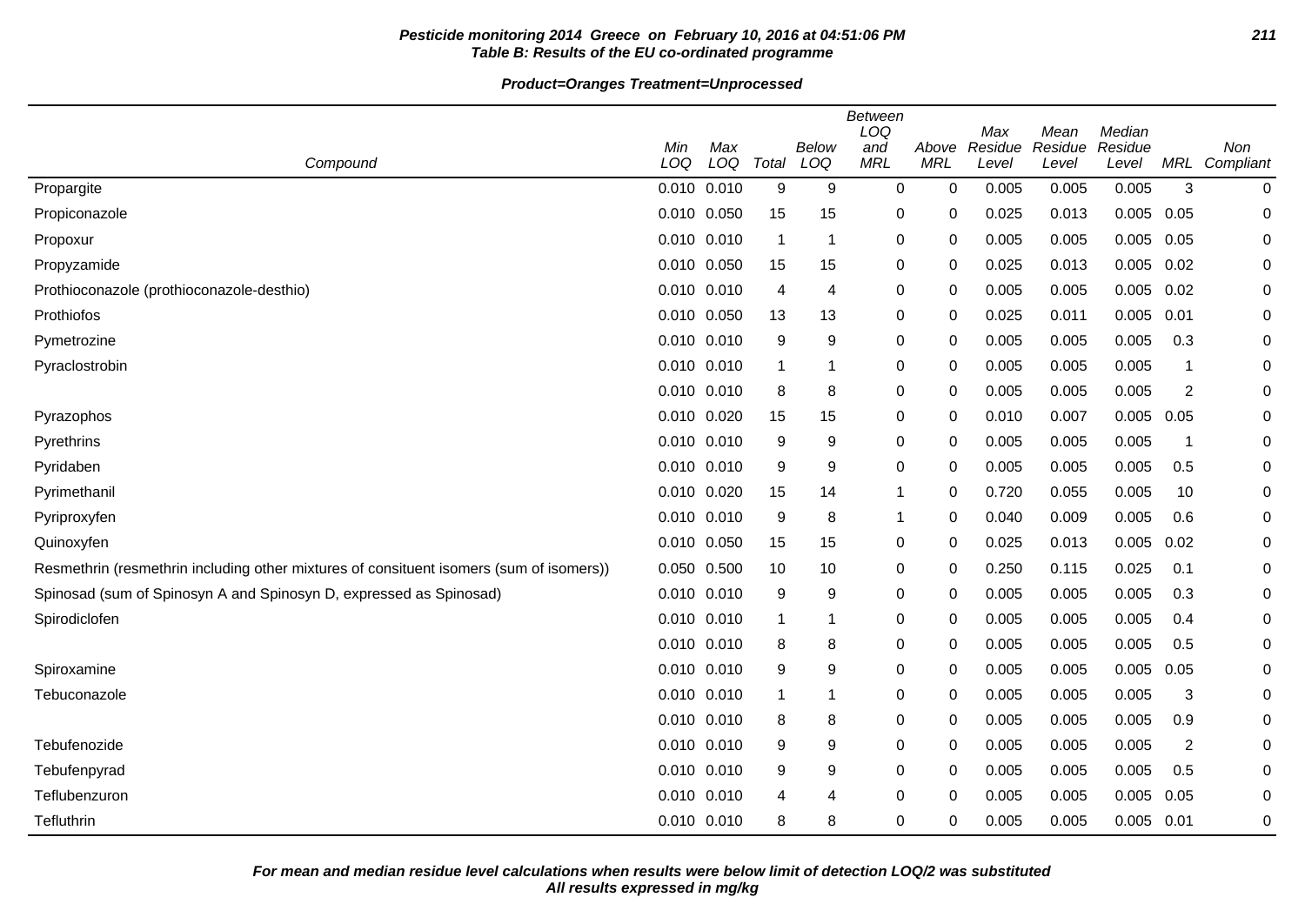**Pesticide monitoring 2014 Greece on February 10, 2016 at 04:51:06 PM**
**Table B: Results of the EU co-ordinated programme**

**Product=Oranges Treatment=Unprocessed**

| Compound | Min LOQ | Max LOQ | Total | Below LOQ | Between LOQ and MRL | Above MRL | Max Residue Level | Mean Residue Level | Median Residue Level | MRL | Non Compliant |
|---|---|---|---|---|---|---|---|---|---|---|---|
| Propargite | 0.010 | 0.010 | 9 | 9 | 0 | 0 | 0.005 | 0.005 | 0.005 | 3 | 0 |
| Propiconazole | 0.010 | 0.050 | 15 | 15 | 0 | 0 | 0.025 | 0.013 | 0.005 | 0.05 | 0 |
| Propoxur | 0.010 | 0.010 | 1 | 1 | 0 | 0 | 0.005 | 0.005 | 0.005 | 0.05 | 0 |
| Propyzamide | 0.010 | 0.050 | 15 | 15 | 0 | 0 | 0.025 | 0.013 | 0.005 | 0.02 | 0 |
| Prothioconazole (prothioconazole-desthio) | 0.010 | 0.010 | 4 | 4 | 0 | 0 | 0.005 | 0.005 | 0.005 | 0.02 | 0 |
| Prothiofos | 0.010 | 0.050 | 13 | 13 | 0 | 0 | 0.025 | 0.011 | 0.005 | 0.01 | 0 |
| Pymetrozine | 0.010 | 0.010 | 9 | 9 | 0 | 0 | 0.005 | 0.005 | 0.005 | 0.3 | 0 |
| Pyraclostrobin | 0.010 | 0.010 | 1 | 1 | 0 | 0 | 0.005 | 0.005 | 0.005 | 1 | 0 |
| | 0.010 | 0.010 | 8 | 8 | 0 | 0 | 0.005 | 0.005 | 0.005 | 2 | 0 |
| Pyrazophos | 0.010 | 0.020 | 15 | 15 | 0 | 0 | 0.010 | 0.007 | 0.005 | 0.05 | 0 |
| Pyrethrins | 0.010 | 0.010 | 9 | 9 | 0 | 0 | 0.005 | 0.005 | 0.005 | 1 | 0 |
| Pyridaben | 0.010 | 0.010 | 9 | 9 | 0 | 0 | 0.005 | 0.005 | 0.005 | 0.5 | 0 |
| Pyrimethanil | 0.010 | 0.020 | 15 | 14 | 1 | 0 | 0.720 | 0.055 | 0.005 | 10 | 0 |
| Pyriproxyfen | 0.010 | 0.010 | 9 | 8 | 1 | 0 | 0.040 | 0.009 | 0.005 | 0.6 | 0 |
| Quinoxyfen | 0.010 | 0.050 | 15 | 15 | 0 | 0 | 0.025 | 0.013 | 0.005 | 0.02 | 0 |
| Resmethrin (resmethrin including other mixtures of consituent isomers (sum of isomers)) | 0.050 | 0.500 | 10 | 10 | 0 | 0 | 0.250 | 0.115 | 0.025 | 0.1 | 0 |
| Spinosad (sum of Spinosyn A and Spinosyn D, expressed as Spinosad) | 0.010 | 0.010 | 9 | 9 | 0 | 0 | 0.005 | 0.005 | 0.005 | 0.3 | 0 |
| Spirodiclofen | 0.010 | 0.010 | 1 | 1 | 0 | 0 | 0.005 | 0.005 | 0.005 | 0.4 | 0 |
| | 0.010 | 0.010 | 8 | 8 | 0 | 0 | 0.005 | 0.005 | 0.005 | 0.5 | 0 |
| Spiroxamine | 0.010 | 0.010 | 9 | 9 | 0 | 0 | 0.005 | 0.005 | 0.005 | 0.05 | 0 |
| Tebuconazole | 0.010 | 0.010 | 1 | 1 | 0 | 0 | 0.005 | 0.005 | 0.005 | 3 | 0 |
| | 0.010 | 0.010 | 8 | 8 | 0 | 0 | 0.005 | 0.005 | 0.005 | 0.9 | 0 |
| Tebufenozide | 0.010 | 0.010 | 9 | 9 | 0 | 0 | 0.005 | 0.005 | 0.005 | 2 | 0 |
| Tebufenpyrad | 0.010 | 0.010 | 9 | 9 | 0 | 0 | 0.005 | 0.005 | 0.005 | 0.5 | 0 |
| Teflubenzuron | 0.010 | 0.010 | 4 | 4 | 0 | 0 | 0.005 | 0.005 | 0.005 | 0.05 | 0 |
| Tefluthrin | 0.010 | 0.010 | 8 | 8 | 0 | 0 | 0.005 | 0.005 | 0.005 | 0.01 | 0 |

***For mean and median residue level calculations when results were below limit of detection LOQ/2 was substituted***
***All results expressed in mg/kg***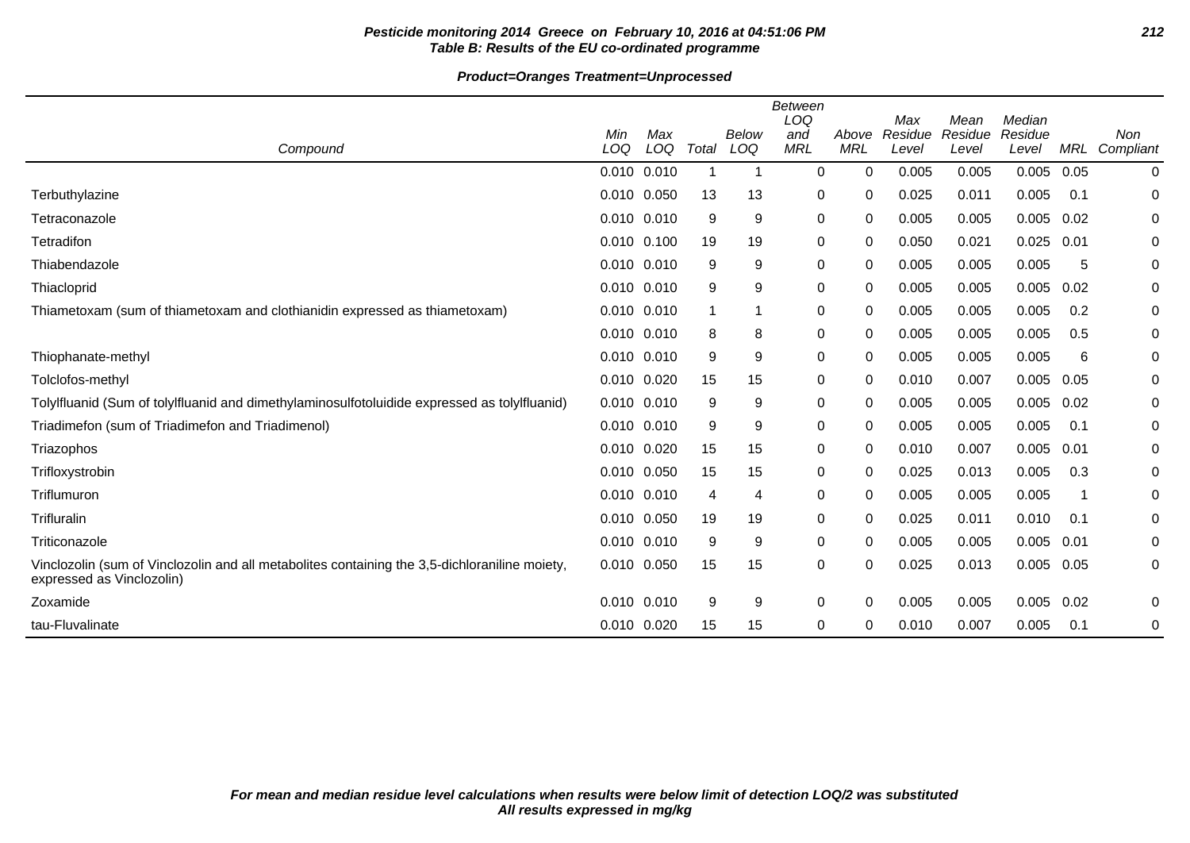**Table B: Results of the EU co-ordinated programme**

**Product=Oranges Treatment=Unprocessed**

| Compound | Min LOQ | Max LOQ | Total | Below LOQ | Between LOQ and MRL | Above MRL | Max Residue Level | Mean Residue Level | Median Residue Level | MRL | Non Compliant |
|---|---|---|---|---|---|---|---|---|---|---|---|
| | 0.010 | 0.010 | 1 | 1 | 0 | 0 | 0.005 | 0.005 | 0.005 | 0.05 | 0 |
| Terbuthylazine | 0.010 | 0.050 | 13 | 13 | 0 | 0 | 0.025 | 0.011 | 0.005 | 0.1 | 0 |
| Tetraconazole | 0.010 | 0.010 | 9 | 9 | 0 | 0 | 0.005 | 0.005 | 0.005 | 0.02 | 0 |
| Tetradifon | 0.010 | 0.100 | 19 | 19 | 0 | 0 | 0.050 | 0.021 | 0.025 | 0.01 | 0 |
| Thiabendazole | 0.010 | 0.010 | 9 | 9 | 0 | 0 | 0.005 | 0.005 | 0.005 | 5 | 0 |
| Thiacloprid | 0.010 | 0.010 | 9 | 9 | 0 | 0 | 0.005 | 0.005 | 0.005 | 0.02 | 0 |
| Thiametoxam (sum of thiametoxam and clothianidin expressed as thiametoxam) | 0.010 | 0.010 | 1 | 1 | 0 | 0 | 0.005 | 0.005 | 0.005 | 0.2 | 0 |
| | 0.010 | 0.010 | 8 | 8 | 0 | 0 | 0.005 | 0.005 | 0.005 | 0.5 | 0 |
| Thiophanate-methyl | 0.010 | 0.010 | 9 | 9 | 0 | 0 | 0.005 | 0.005 | 0.005 | 6 | 0 |
| Tolclofos-methyl | 0.010 | 0.020 | 15 | 15 | 0 | 0 | 0.010 | 0.007 | 0.005 | 0.05 | 0 |
| Tolylfluanid (Sum of tolylfluanid and dimethylaminosulfotoluidide expressed as tolylfluanid) | 0.010 | 0.010 | 9 | 9 | 0 | 0 | 0.005 | 0.005 | 0.005 | 0.02 | 0 |
| Triadimefon (sum of Triadimefon and Triadimenol) | 0.010 | 0.010 | 9 | 9 | 0 | 0 | 0.005 | 0.005 | 0.005 | 0.1 | 0 |
| Triazophos | 0.010 | 0.020 | 15 | 15 | 0 | 0 | 0.010 | 0.007 | 0.005 | 0.01 | 0 |
| Trifloxystrobin | 0.010 | 0.050 | 15 | 15 | 0 | 0 | 0.025 | 0.013 | 0.005 | 0.3 | 0 |
| Triflumuron | 0.010 | 0.010 | 4 | 4 | 0 | 0 | 0.005 | 0.005 | 0.005 | 1 | 0 |
| Trifluralin | 0.010 | 0.050 | 19 | 19 | 0 | 0 | 0.025 | 0.011 | 0.010 | 0.1 | 0 |
| Triticonazole | 0.010 | 0.010 | 9 | 9 | 0 | 0 | 0.005 | 0.005 | 0.005 | 0.01 | 0 |
| Vinclozolin (sum of Vinclozolin and all metabolites containing the 3,5-dichloraniline moiety, expressed as Vinclozolin) | 0.010 | 0.050 | 15 | 15 | 0 | 0 | 0.025 | 0.013 | 0.005 | 0.05 | 0 |
| Zoxamide | 0.010 | 0.010 | 9 | 9 | 0 | 0 | 0.005 | 0.005 | 0.005 | 0.02 | 0 |
| tau-Fluvalinate | 0.010 | 0.020 | 15 | 15 | 0 | 0 | 0.010 | 0.007 | 0.005 | 0.1 | 0 |

*For mean and median residue level calculations when results were below limit of detection LOQ/2 was substituted*
*All results expressed in mg/kg*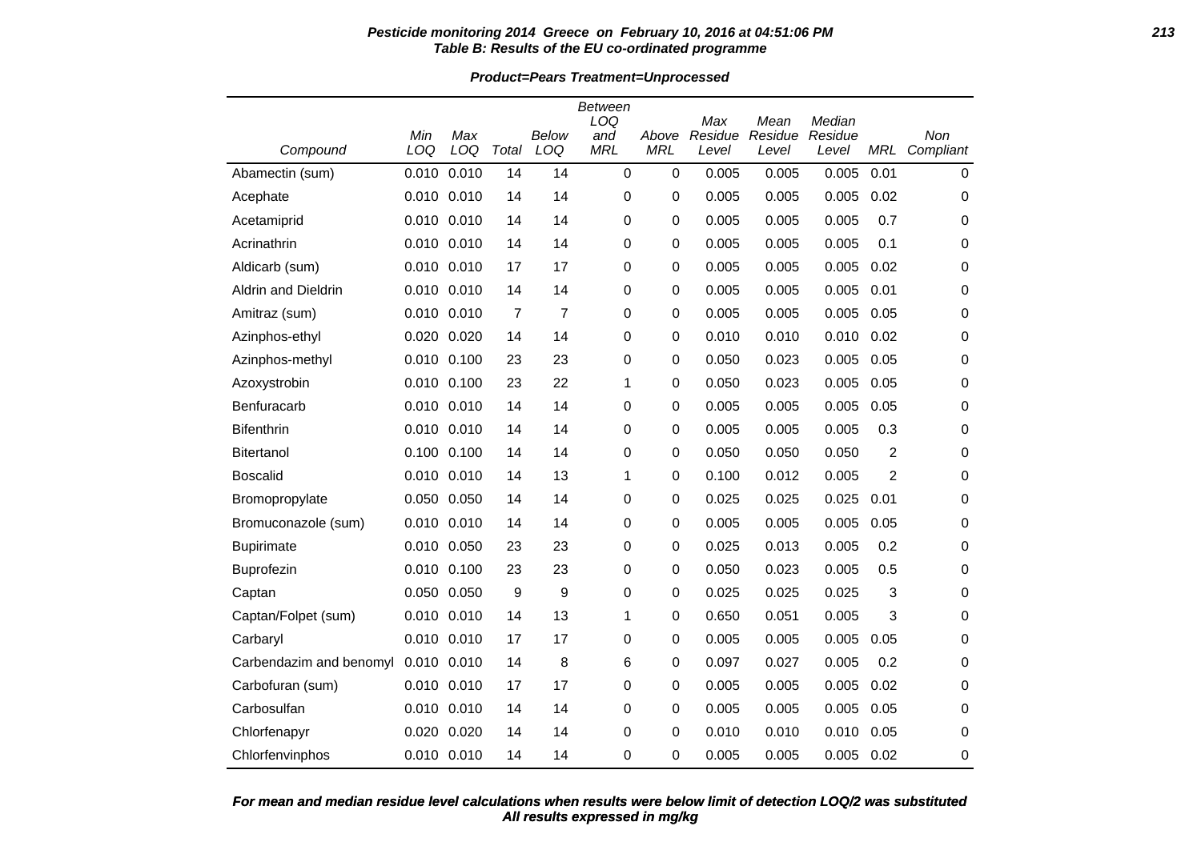**Table B: Results of the EU co-ordinated programme**

**Product=Pears Treatment=Unprocessed**

| Compound | Min LOQ | Max LOQ | Total | Below LOQ | Between LOQ and MRL | Above MRL | Max Residue Level | Mean Residue Level | Median Residue Level | MRL | Non Compliant |
|---|---|---|---|---|---|---|---|---|---|---|---|
| Abamectin (sum) | 0.010 | 0.010 | 14 | 14 | 0 | 0 | 0.005 | 0.005 | 0.005 | 0.01 | 0 |
| Acephate | 0.010 | 0.010 | 14 | 14 | 0 | 0 | 0.005 | 0.005 | 0.005 | 0.02 | 0 |
| Acetamiprid | 0.010 | 0.010 | 14 | 14 | 0 | 0 | 0.005 | 0.005 | 0.005 | 0.7 | 0 |
| Acrinathrin | 0.010 | 0.010 | 14 | 14 | 0 | 0 | 0.005 | 0.005 | 0.005 | 0.1 | 0 |
| Aldicarb (sum) | 0.010 | 0.010 | 17 | 17 | 0 | 0 | 0.005 | 0.005 | 0.005 | 0.02 | 0 |
| Aldrin and Dieldrin | 0.010 | 0.010 | 14 | 14 | 0 | 0 | 0.005 | 0.005 | 0.005 | 0.01 | 0 |
| Amitraz (sum) | 0.010 | 0.010 | 7 | 7 | 0 | 0 | 0.005 | 0.005 | 0.005 | 0.05 | 0 |
| Azinphos-ethyl | 0.020 | 0.020 | 14 | 14 | 0 | 0 | 0.010 | 0.010 | 0.010 | 0.02 | 0 |
| Azinphos-methyl | 0.010 | 0.100 | 23 | 23 | 0 | 0 | 0.050 | 0.023 | 0.005 | 0.05 | 0 |
| Azoxystrobin | 0.010 | 0.100 | 23 | 22 | 1 | 0 | 0.050 | 0.023 | 0.005 | 0.05 | 0 |
| Benfuracarb | 0.010 | 0.010 | 14 | 14 | 0 | 0 | 0.005 | 0.005 | 0.005 | 0.05 | 0 |
| Bifenthrin | 0.010 | 0.010 | 14 | 14 | 0 | 0 | 0.005 | 0.005 | 0.005 | 0.3 | 0 |
| Bitertanol | 0.100 | 0.100 | 14 | 14 | 0 | 0 | 0.050 | 0.050 | 0.050 | 2 | 0 |
| Boscalid | 0.010 | 0.010 | 14 | 13 | 1 | 0 | 0.100 | 0.012 | 0.005 | 2 | 0 |
| Bromopropylate | 0.050 | 0.050 | 14 | 14 | 0 | 0 | 0.025 | 0.025 | 0.025 | 0.01 | 0 |
| Bromuconazole (sum) | 0.010 | 0.010 | 14 | 14 | 0 | 0 | 0.005 | 0.005 | 0.005 | 0.05 | 0 |
| Bupirimate | 0.010 | 0.050 | 23 | 23 | 0 | 0 | 0.025 | 0.013 | 0.005 | 0.2 | 0 |
| Buprofezin | 0.010 | 0.100 | 23 | 23 | 0 | 0 | 0.050 | 0.023 | 0.005 | 0.5 | 0 |
| Captan | 0.050 | 0.050 | 9 | 9 | 0 | 0 | 0.025 | 0.025 | 0.025 | 3 | 0 |
| Captan/Folpet (sum) | 0.010 | 0.010 | 14 | 13 | 1 | 0 | 0.650 | 0.051 | 0.005 | 3 | 0 |
| Carbaryl | 0.010 | 0.010 | 17 | 17 | 0 | 0 | 0.005 | 0.005 | 0.005 | 0.05 | 0 |
| Carbendazim and benomyl | 0.010 | 0.010 | 14 | 8 | 6 | 0 | 0.097 | 0.027 | 0.005 | 0.2 | 0 |
| Carbofuran (sum) | 0.010 | 0.010 | 17 | 17 | 0 | 0 | 0.005 | 0.005 | 0.005 | 0.02 | 0 |
| Carbosulfan | 0.010 | 0.010 | 14 | 14 | 0 | 0 | 0.005 | 0.005 | 0.005 | 0.05 | 0 |
| Chlorfenapyr | 0.020 | 0.020 | 14 | 14 | 0 | 0 | 0.010 | 0.010 | 0.010 | 0.05 | 0 |
| Chlorfenvinphos | 0.010 | 0.010 | 14 | 14 | 0 | 0 | 0.005 | 0.005 | 0.005 | 0.02 | 0 |

*For mean and median residue level calculations when results were below limit of detection LOQ/2 was substituted*
*All results expressed in mg/kg*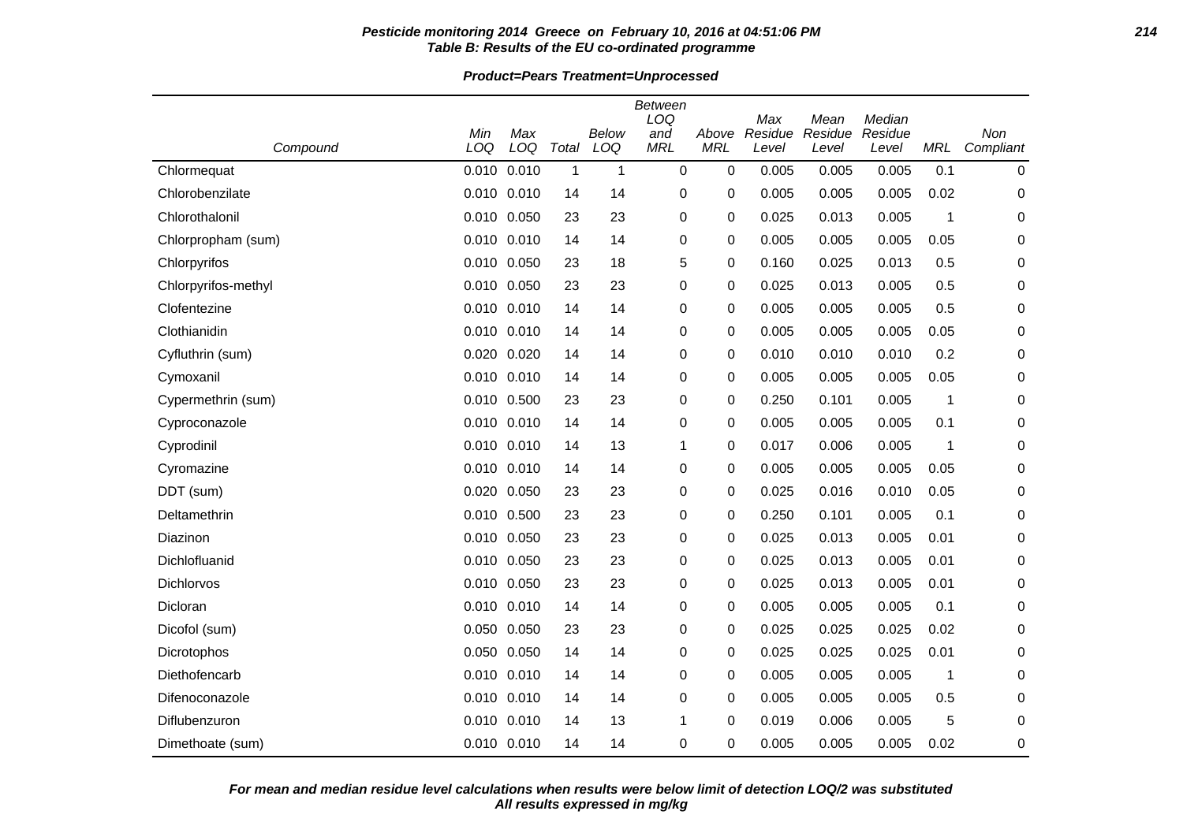**Pesticide monitoring 2014 Greece on February 10, 2016 at 04:51:06 PM**
**Table B: Results of the EU co-ordinated programme**

**Product=Pears Treatment=Unprocessed**

| Compound | Min LOQ | Max LOQ | Total | Below LOQ | Between LOQ and MRL | Above MRL | Max Residue Level | Mean Residue Level | Median Residue Level | MRL | Non Compliant |
|---|---|---|---|---|---|---|---|---|---|---|---|
| Chlormequat | 0.010 | 0.010 | 1 | 1 | 0 | 0 | 0.005 | 0.005 | 0.005 | 0.1 | 0 |
| Chlorobenzilate | 0.010 | 0.010 | 14 | 14 | 0 | 0 | 0.005 | 0.005 | 0.005 | 0.02 | 0 |
| Chlorothalonil | 0.010 | 0.050 | 23 | 23 | 0 | 0 | 0.025 | 0.013 | 0.005 | 1 | 0 |
| Chlorpropham (sum) | 0.010 | 0.010 | 14 | 14 | 0 | 0 | 0.005 | 0.005 | 0.005 | 0.05 | 0 |
| Chlorpyrifos | 0.010 | 0.050 | 23 | 18 | 5 | 0 | 0.160 | 0.025 | 0.013 | 0.5 | 0 |
| Chlorpyrifos-methyl | 0.010 | 0.050 | 23 | 23 | 0 | 0 | 0.025 | 0.013 | 0.005 | 0.5 | 0 |
| Clofentezine | 0.010 | 0.010 | 14 | 14 | 0 | 0 | 0.005 | 0.005 | 0.005 | 0.5 | 0 |
| Clothianidin | 0.010 | 0.010 | 14 | 14 | 0 | 0 | 0.005 | 0.005 | 0.005 | 0.05 | 0 |
| Cyfluthrin (sum) | 0.020 | 0.020 | 14 | 14 | 0 | 0 | 0.010 | 0.010 | 0.010 | 0.2 | 0 |
| Cymoxanil | 0.010 | 0.010 | 14 | 14 | 0 | 0 | 0.005 | 0.005 | 0.005 | 0.05 | 0 |
| Cypermethrin (sum) | 0.010 | 0.500 | 23 | 23 | 0 | 0 | 0.250 | 0.101 | 0.005 | 1 | 0 |
| Cyproconazole | 0.010 | 0.010 | 14 | 14 | 0 | 0 | 0.005 | 0.005 | 0.005 | 0.1 | 0 |
| Cyprodinil | 0.010 | 0.010 | 14 | 13 | 1 | 0 | 0.017 | 0.006 | 0.005 | 1 | 0 |
| Cyromazine | 0.010 | 0.010 | 14 | 14 | 0 | 0 | 0.005 | 0.005 | 0.005 | 0.05 | 0 |
| DDT (sum) | 0.020 | 0.050 | 23 | 23 | 0 | 0 | 0.025 | 0.016 | 0.010 | 0.05 | 0 |
| Deltamethrin | 0.010 | 0.500 | 23 | 23 | 0 | 0 | 0.250 | 0.101 | 0.005 | 0.1 | 0 |
| Diazinon | 0.010 | 0.050 | 23 | 23 | 0 | 0 | 0.025 | 0.013 | 0.005 | 0.01 | 0 |
| Dichlofluanid | 0.010 | 0.050 | 23 | 23 | 0 | 0 | 0.025 | 0.013 | 0.005 | 0.01 | 0 |
| Dichlorvos | 0.010 | 0.050 | 23 | 23 | 0 | 0 | 0.025 | 0.013 | 0.005 | 0.01 | 0 |
| Dicloran | 0.010 | 0.010 | 14 | 14 | 0 | 0 | 0.005 | 0.005 | 0.005 | 0.1 | 0 |
| Dicofol (sum) | 0.050 | 0.050 | 23 | 23 | 0 | 0 | 0.025 | 0.025 | 0.025 | 0.02 | 0 |
| Dicrotophos | 0.050 | 0.050 | 14 | 14 | 0 | 0 | 0.025 | 0.025 | 0.025 | 0.01 | 0 |
| Diethofencarb | 0.010 | 0.010 | 14 | 14 | 0 | 0 | 0.005 | 0.005 | 0.005 | 1 | 0 |
| Difenoconazole | 0.010 | 0.010 | 14 | 14 | 0 | 0 | 0.005 | 0.005 | 0.005 | 0.5 | 0 |
| Diflubenzuron | 0.010 | 0.010 | 14 | 13 | 1 | 0 | 0.019 | 0.006 | 0.005 | 5 | 0 |
| Dimethoate (sum) | 0.010 | 0.010 | 14 | 14 | 0 | 0 | 0.005 | 0.005 | 0.005 | 0.02 | 0 |

***For mean and median residue level calculations when results were below limit of detection LOQ/2 was substituted***
***All results expressed in mg/kg***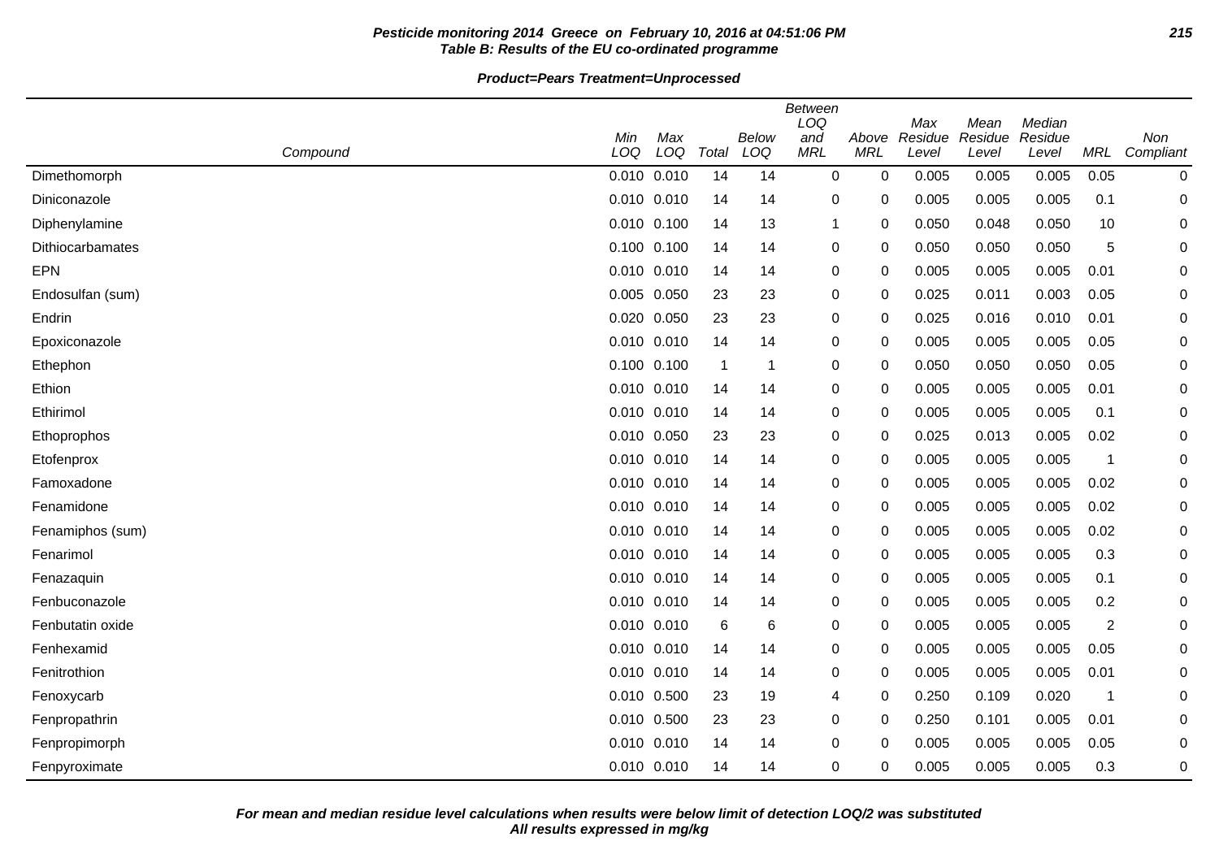**Pesticide monitoring 2014 Greece on February 10, 2016 at 04:51:06 PM**
**Table B: Results of the EU co-ordinated programme**

**Product=Pears Treatment=Unprocessed**

| Compound | Min LOQ | Max LOQ | Total | Below LOQ | Between LOQ and MRL | Above MRL | Max Residue Level | Mean Residue Level | Median Residue Level | MRL | Non Compliant |
|---|---|---|---|---|---|---|---|---|---|---|---|
| Dimethomorph | 0.010 | 0.010 | 14 | 14 | 0 | 0 | 0.005 | 0.005 | 0.005 | 0.05 | 0 |
| Diniconazole | 0.010 | 0.010 | 14 | 14 | 0 | 0 | 0.005 | 0.005 | 0.005 | 0.1 | 0 |
| Diphenylamine | 0.010 | 0.100 | 14 | 13 | 1 | 0 | 0.050 | 0.048 | 0.050 | 10 | 0 |
| Dithiocarbamates | 0.100 | 0.100 | 14 | 14 | 0 | 0 | 0.050 | 0.050 | 0.050 | 5 | 0 |
| EPN | 0.010 | 0.010 | 14 | 14 | 0 | 0 | 0.005 | 0.005 | 0.005 | 0.01 | 0 |
| Endosulfan (sum) | 0.005 | 0.050 | 23 | 23 | 0 | 0 | 0.025 | 0.011 | 0.003 | 0.05 | 0 |
| Endrin | 0.020 | 0.050 | 23 | 23 | 0 | 0 | 0.025 | 0.016 | 0.010 | 0.01 | 0 |
| Epoxiconazole | 0.010 | 0.010 | 14 | 14 | 0 | 0 | 0.005 | 0.005 | 0.005 | 0.05 | 0 |
| Ethephon | 0.100 | 0.100 | 1 | 1 | 0 | 0 | 0.050 | 0.050 | 0.050 | 0.05 | 0 |
| Ethion | 0.010 | 0.010 | 14 | 14 | 0 | 0 | 0.005 | 0.005 | 0.005 | 0.01 | 0 |
| Ethirimol | 0.010 | 0.010 | 14 | 14 | 0 | 0 | 0.005 | 0.005 | 0.005 | 0.1 | 0 |
| Ethoprophos | 0.010 | 0.050 | 23 | 23 | 0 | 0 | 0.025 | 0.013 | 0.005 | 0.02 | 0 |
| Etofenprox | 0.010 | 0.010 | 14 | 14 | 0 | 0 | 0.005 | 0.005 | 0.005 | 1 | 0 |
| Famoxadone | 0.010 | 0.010 | 14 | 14 | 0 | 0 | 0.005 | 0.005 | 0.005 | 0.02 | 0 |
| Fenamidone | 0.010 | 0.010 | 14 | 14 | 0 | 0 | 0.005 | 0.005 | 0.005 | 0.02 | 0 |
| Fenamiphos (sum) | 0.010 | 0.010 | 14 | 14 | 0 | 0 | 0.005 | 0.005 | 0.005 | 0.02 | 0 |
| Fenarimol | 0.010 | 0.010 | 14 | 14 | 0 | 0 | 0.005 | 0.005 | 0.005 | 0.3 | 0 |
| Fenazaquin | 0.010 | 0.010 | 14 | 14 | 0 | 0 | 0.005 | 0.005 | 0.005 | 0.1 | 0 |
| Fenbuconazole | 0.010 | 0.010 | 14 | 14 | 0 | 0 | 0.005 | 0.005 | 0.005 | 0.2 | 0 |
| Fenbutatin oxide | 0.010 | 0.010 | 6 | 6 | 0 | 0 | 0.005 | 0.005 | 0.005 | 2 | 0 |
| Fenhexamid | 0.010 | 0.010 | 14 | 14 | 0 | 0 | 0.005 | 0.005 | 0.005 | 0.05 | 0 |
| Fenitrothion | 0.010 | 0.010 | 14 | 14 | 0 | 0 | 0.005 | 0.005 | 0.005 | 0.01 | 0 |
| Fenoxycarb | 0.010 | 0.500 | 23 | 19 | 4 | 0 | 0.250 | 0.109 | 0.020 | 1 | 0 |
| Fenpropathrin | 0.010 | 0.500 | 23 | 23 | 0 | 0 | 0.250 | 0.101 | 0.005 | 0.01 | 0 |
| Fenpropimorph | 0.010 | 0.010 | 14 | 14 | 0 | 0 | 0.005 | 0.005 | 0.005 | 0.05 | 0 |
| Fenpyroximate | 0.010 | 0.010 | 14 | 14 | 0 | 0 | 0.005 | 0.005 | 0.005 | 0.3 | 0 |

***For mean and median residue level calculations when results were below limit of detection LOQ/2 was substituted***
***All results expressed in mg/kg***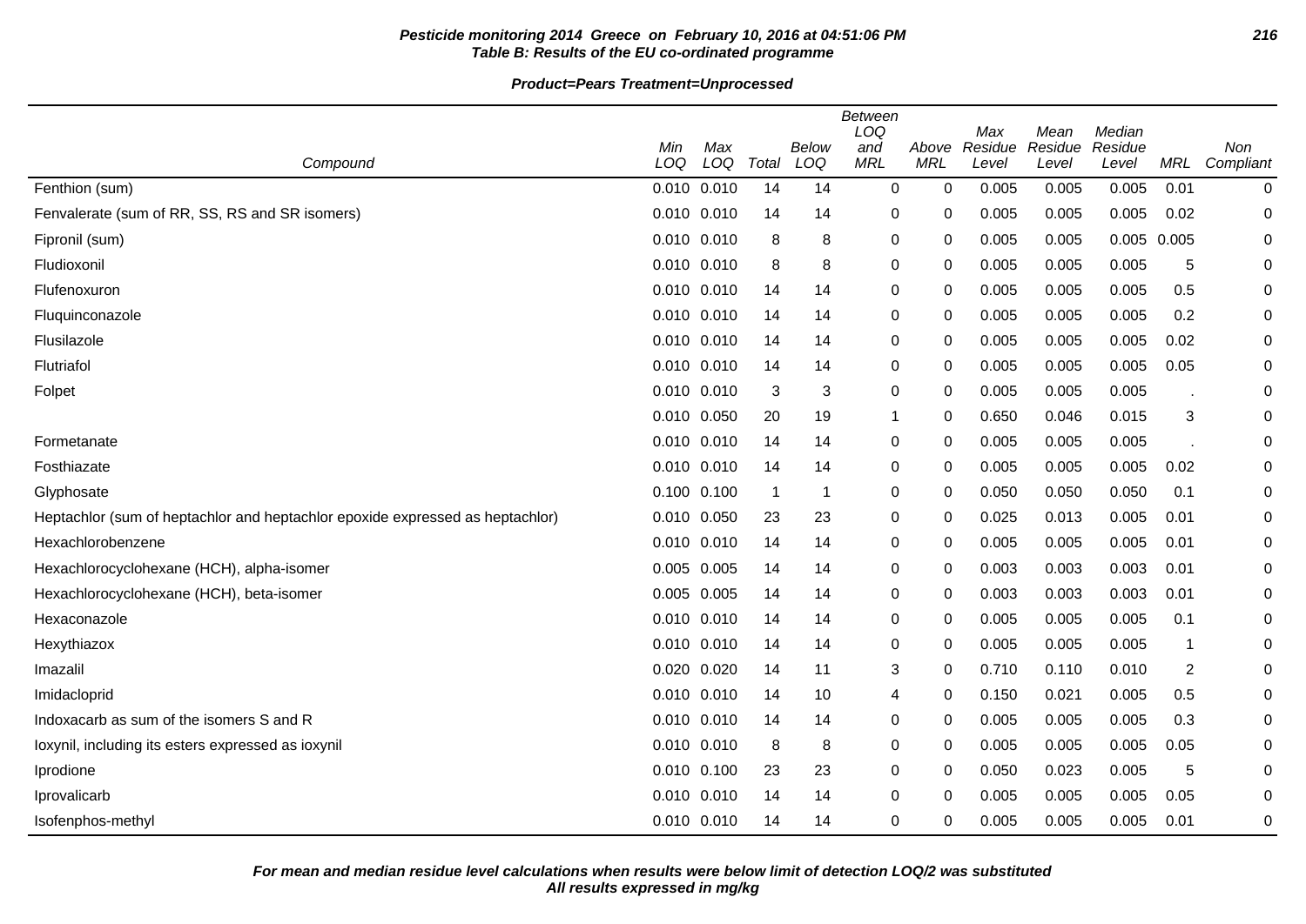**Pesticide monitoring 2014 Greece on February 10, 2016 at 04:51:06 PM**
**Table B: Results of the EU co-ordinated programme**

**Product=Pears Treatment=Unprocessed**

| Compound | Min LOQ | Max LOQ | Total | Below LOQ | Between LOQ and MRL | Above MRL | Max Residue Level | Mean Residue Level | Median Residue Level | MRL | Non Compliant |
|---|---|---|---|---|---|---|---|---|---|---|---|
| Fenthion (sum) | 0.010 | 0.010 | 14 | 14 | 0 | 0 | 0.005 | 0.005 | 0.005 | 0.01 | 0 |
| Fenvalerate (sum of RR, SS, RS and SR isomers) | 0.010 | 0.010 | 14 | 14 | 0 | 0 | 0.005 | 0.005 | 0.005 | 0.02 | 0 |
| Fipronil (sum) | 0.010 | 0.010 | 8 | 8 | 0 | 0 | 0.005 | 0.005 | 0.005 | 0.005 | 0 |
| Fludioxonil | 0.010 | 0.010 | 8 | 8 | 0 | 0 | 0.005 | 0.005 | 0.005 | 5 | 0 |
| Flufenoxuron | 0.010 | 0.010 | 14 | 14 | 0 | 0 | 0.005 | 0.005 | 0.005 | 0.5 | 0 |
| Fluquinconazole | 0.010 | 0.010 | 14 | 14 | 0 | 0 | 0.005 | 0.005 | 0.005 | 0.2 | 0 |
| Flusilazole | 0.010 | 0.010 | 14 | 14 | 0 | 0 | 0.005 | 0.005 | 0.005 | 0.02 | 0 |
| Flutriafol | 0.010 | 0.010 | 14 | 14 | 0 | 0 | 0.005 | 0.005 | 0.005 | 0.05 | 0 |
| Folpet | 0.010 | 0.010 | 3 | 3 | 0 | 0 | 0.005 | 0.005 | 0.005 | . | 0 |
| | 0.010 | 0.050 | 20 | 19 | 1 | 0 | 0.650 | 0.046 | 0.015 | 3 | 0 |
| Formetanate | 0.010 | 0.010 | 14 | 14 | 0 | 0 | 0.005 | 0.005 | 0.005 | . | 0 |
| Fosthiazate | 0.010 | 0.010 | 14 | 14 | 0 | 0 | 0.005 | 0.005 | 0.005 | 0.02 | 0 |
| Glyphosate | 0.100 | 0.100 | 1 | 1 | 0 | 0 | 0.050 | 0.050 | 0.050 | 0.1 | 0 |
| Heptachlor (sum of heptachlor and heptachlor epoxide expressed as heptachlor) | 0.010 | 0.050 | 23 | 23 | 0 | 0 | 0.025 | 0.013 | 0.005 | 0.01 | 0 |
| Hexachlorobenzene | 0.010 | 0.010 | 14 | 14 | 0 | 0 | 0.005 | 0.005 | 0.005 | 0.01 | 0 |
| Hexachlorocyclohexane (HCH), alpha-isomer | 0.005 | 0.005 | 14 | 14 | 0 | 0 | 0.003 | 0.003 | 0.003 | 0.01 | 0 |
| Hexachlorocyclohexane (HCH), beta-isomer | 0.005 | 0.005 | 14 | 14 | 0 | 0 | 0.003 | 0.003 | 0.003 | 0.01 | 0 |
| Hexaconazole | 0.010 | 0.010 | 14 | 14 | 0 | 0 | 0.005 | 0.005 | 0.005 | 0.1 | 0 |
| Hexythiazox | 0.010 | 0.010 | 14 | 14 | 0 | 0 | 0.005 | 0.005 | 0.005 | 1 | 0 |
| Imazalil | 0.020 | 0.020 | 14 | 11 | 3 | 0 | 0.710 | 0.110 | 0.010 | 2 | 0 |
| Imidacloprid | 0.010 | 0.010 | 14 | 10 | 4 | 0 | 0.150 | 0.021 | 0.005 | 0.5 | 0 |
| Indoxacarb as sum of the isomers S and R | 0.010 | 0.010 | 14 | 14 | 0 | 0 | 0.005 | 0.005 | 0.005 | 0.3 | 0 |
| Ioxynil, including its esters expressed as ioxynil | 0.010 | 0.010 | 8 | 8 | 0 | 0 | 0.005 | 0.005 | 0.005 | 0.05 | 0 |
| Iprodione | 0.010 | 0.100 | 23 | 23 | 0 | 0 | 0.050 | 0.023 | 0.005 | 5 | 0 |
| Iprovalicarb | 0.010 | 0.010 | 14 | 14 | 0 | 0 | 0.005 | 0.005 | 0.005 | 0.05 | 0 |
| Isofenphos-methyl | 0.010 | 0.010 | 14 | 14 | 0 | 0 | 0.005 | 0.005 | 0.005 | 0.01 | 0 |

***For mean and median residue level calculations when results were below limit of detection LOQ/2 was substituted***
***All results expressed in mg/kg***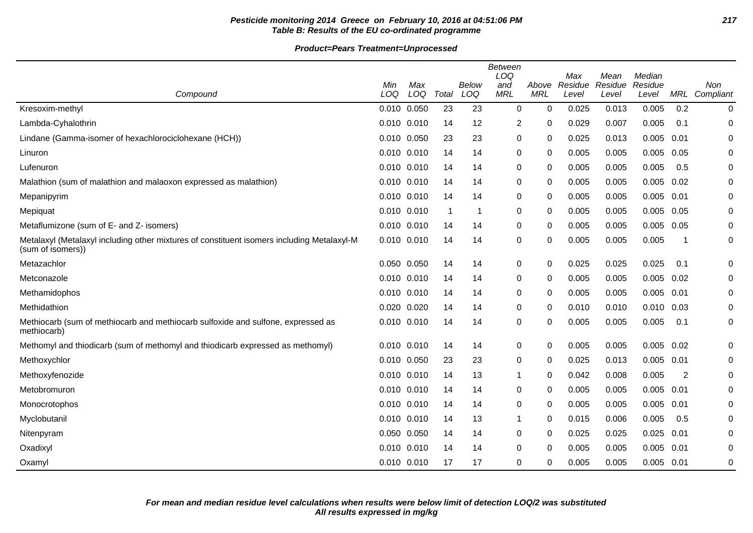**Table B: Results of the EU co-ordinated programme**

**Product=Pears Treatment=Unprocessed**

| Compound | Min LOQ | Max LOQ | Total | Below LOQ | Between LOQ and MRL | Above MRL | Max Residue Level | Mean Residue Level | Median Residue Level | MRL | Non Compliant |
|---|---|---|---|---|---|---|---|---|---|---|---|
| Kresoxim-methyl | 0.010 | 0.050 | 23 | 23 | 0 | 0 | 0.025 | 0.013 | 0.005 | 0.2 | 0 |
| Lambda-Cyhalothrin | 0.010 | 0.010 | 14 | 12 | 2 | 0 | 0.029 | 0.007 | 0.005 | 0.1 | 0 |
| Lindane (Gamma-isomer of hexachlorociclohexane (HCH)) | 0.010 | 0.050 | 23 | 23 | 0 | 0 | 0.025 | 0.013 | 0.005 | 0.01 | 0 |
| Linuron | 0.010 | 0.010 | 14 | 14 | 0 | 0 | 0.005 | 0.005 | 0.005 | 0.05 | 0 |
| Lufenuron | 0.010 | 0.010 | 14 | 14 | 0 | 0 | 0.005 | 0.005 | 0.005 | 0.5 | 0 |
| Malathion (sum of malathion and malaoxon expressed as malathion) | 0.010 | 0.010 | 14 | 14 | 0 | 0 | 0.005 | 0.005 | 0.005 | 0.02 | 0 |
| Mepanipyrim | 0.010 | 0.010 | 14 | 14 | 0 | 0 | 0.005 | 0.005 | 0.005 | 0.01 | 0 |
| Mepiquat | 0.010 | 0.010 | 1 | 1 | 0 | 0 | 0.005 | 0.005 | 0.005 | 0.05 | 0 |
| Metaflumizone (sum of E- and Z- isomers) | 0.010 | 0.010 | 14 | 14 | 0 | 0 | 0.005 | 0.005 | 0.005 | 0.05 | 0 |
| Metalaxyl (Metalaxyl including other mixtures of constituent isomers including Metalaxyl-M (sum of isomers)) | 0.010 | 0.010 | 14 | 14 | 0 | 0 | 0.005 | 0.005 | 0.005 | 1 | 0 |
| Metazachlor | 0.050 | 0.050 | 14 | 14 | 0 | 0 | 0.025 | 0.025 | 0.025 | 0.1 | 0 |
| Metconazole | 0.010 | 0.010 | 14 | 14 | 0 | 0 | 0.005 | 0.005 | 0.005 | 0.02 | 0 |
| Methamidophos | 0.010 | 0.010 | 14 | 14 | 0 | 0 | 0.005 | 0.005 | 0.005 | 0.01 | 0 |
| Methidathion | 0.020 | 0.020 | 14 | 14 | 0 | 0 | 0.010 | 0.010 | 0.010 | 0.03 | 0 |
| Methiocarb (sum of methiocarb and methiocarb sulfoxide and sulfone, expressed as methiocarb) | 0.010 | 0.010 | 14 | 14 | 0 | 0 | 0.005 | 0.005 | 0.005 | 0.1 | 0 |
| Methomyl and thiodicarb (sum of methomyl and thiodicarb expressed as methomyl) | 0.010 | 0.010 | 14 | 14 | 0 | 0 | 0.005 | 0.005 | 0.005 | 0.02 | 0 |
| Methoxychlor | 0.010 | 0.050 | 23 | 23 | 0 | 0 | 0.025 | 0.013 | 0.005 | 0.01 | 0 |
| Methoxyfenozide | 0.010 | 0.010 | 14 | 13 | 1 | 0 | 0.042 | 0.008 | 0.005 | 2 | 0 |
| Metobromuron | 0.010 | 0.010 | 14 | 14 | 0 | 0 | 0.005 | 0.005 | 0.005 | 0.01 | 0 |
| Monocrotophos | 0.010 | 0.010 | 14 | 14 | 0 | 0 | 0.005 | 0.005 | 0.005 | 0.01 | 0 |
| Myclobutanil | 0.010 | 0.010 | 14 | 13 | 1 | 0 | 0.015 | 0.006 | 0.005 | 0.5 | 0 |
| Nitenpyram | 0.050 | 0.050 | 14 | 14 | 0 | 0 | 0.025 | 0.025 | 0.025 | 0.01 | 0 |
| Oxadixyl | 0.010 | 0.010 | 14 | 14 | 0 | 0 | 0.005 | 0.005 | 0.005 | 0.01 | 0 |
| Oxamyl | 0.010 | 0.010 | 17 | 17 | 0 | 0 | 0.005 | 0.005 | 0.005 | 0.01 | 0 |

***For mean and median residue level calculations when results were below limit of detection LOQ/2 was substituted***
***All results expressed in mg/kg***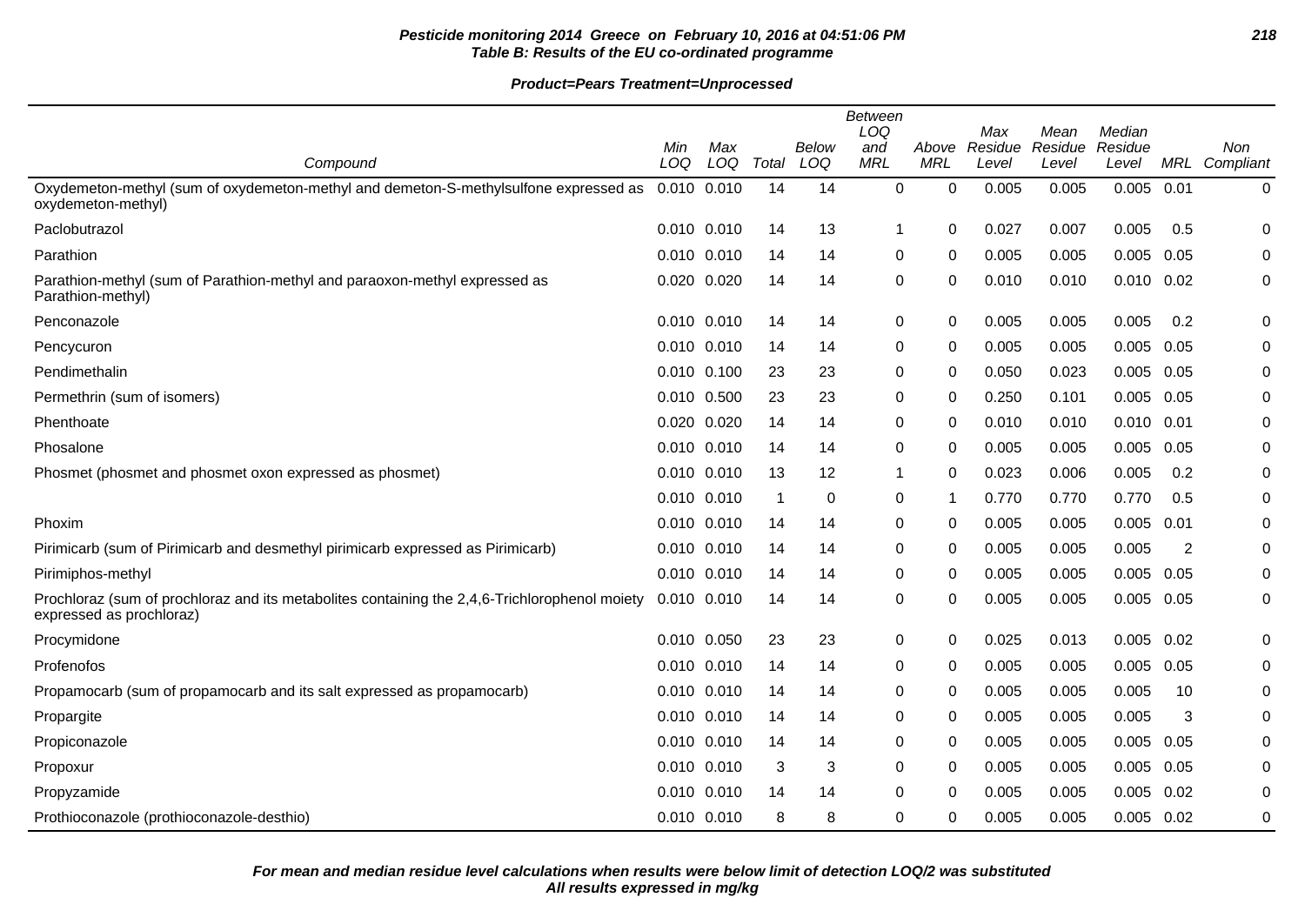**Pesticide monitoring 2014 Greece on February 10, 2016 at 04:51:06 PM**
**Table B: Results of the EU co-ordinated programme**

**Product=Pears Treatment=Unprocessed**

| Compound | Min LOQ | Max LOQ | Total | Below LOQ | Between LOQ and MRL | Above MRL | Max Residue Level | Mean Residue Level | Median Residue Level | MRL | Non Compliant |
|---|---|---|---|---|---|---|---|---|---|---|---|
| Oxydemeton-methyl (sum of oxydemeton-methyl and demeton-S-methylsulfone expressed as oxydemeton-methyl) | 0.010 | 0.010 | 14 | 14 | 0 | 0 | 0.005 | 0.005 | 0.005 | 0.01 | 0 |
| Paclobutrazol | 0.010 | 0.010 | 14 | 13 | 1 | 0 | 0.027 | 0.007 | 0.005 | 0.5 | 0 |
| Parathion | 0.010 | 0.010 | 14 | 14 | 0 | 0 | 0.005 | 0.005 | 0.005 | 0.05 | 0 |
| Parathion-methyl (sum of Parathion-methyl and paraoxon-methyl expressed as Parathion-methyl) | 0.020 | 0.020 | 14 | 14 | 0 | 0 | 0.010 | 0.010 | 0.010 | 0.02 | 0 |
| Penconazole | 0.010 | 0.010 | 14 | 14 | 0 | 0 | 0.005 | 0.005 | 0.005 | 0.2 | 0 |
| Pencycuron | 0.010 | 0.010 | 14 | 14 | 0 | 0 | 0.005 | 0.005 | 0.005 | 0.05 | 0 |
| Pendimethalin | 0.010 | 0.100 | 23 | 23 | 0 | 0 | 0.050 | 0.023 | 0.005 | 0.05 | 0 |
| Permethrin (sum of isomers) | 0.010 | 0.500 | 23 | 23 | 0 | 0 | 0.250 | 0.101 | 0.005 | 0.05 | 0 |
| Phenthoate | 0.020 | 0.020 | 14 | 14 | 0 | 0 | 0.010 | 0.010 | 0.010 | 0.01 | 0 |
| Phosalone | 0.010 | 0.010 | 14 | 14 | 0 | 0 | 0.005 | 0.005 | 0.005 | 0.05 | 0 |
| Phosmet (phosmet and phosmet oxon expressed as phosmet) | 0.010 | 0.010 | 13 | 12 | 1 | 0 | 0.023 | 0.006 | 0.005 | 0.2 | 0 |
| | 0.010 | 0.010 | 1 | 0 | 0 | 1 | 0.770 | 0.770 | 0.770 | 0.5 | 0 |
| Phoxim | 0.010 | 0.010 | 14 | 14 | 0 | 0 | 0.005 | 0.005 | 0.005 | 0.01 | 0 |
| Pirimicarb (sum of Pirimicarb and desmethyl pirimicarb expressed as Pirimicarb) | 0.010 | 0.010 | 14 | 14 | 0 | 0 | 0.005 | 0.005 | 0.005 | 2 | 0 |
| Pirimiphos-methyl | 0.010 | 0.010 | 14 | 14 | 0 | 0 | 0.005 | 0.005 | 0.005 | 0.05 | 0 |
| Prochloraz (sum of prochloraz and its metabolites containing the 2,4,6-Trichlorophenol moiety expressed as prochloraz) | 0.010 | 0.010 | 14 | 14 | 0 | 0 | 0.005 | 0.005 | 0.005 | 0.05 | 0 |
| Procymidone | 0.010 | 0.050 | 23 | 23 | 0 | 0 | 0.025 | 0.013 | 0.005 | 0.02 | 0 |
| Profenofos | 0.010 | 0.010 | 14 | 14 | 0 | 0 | 0.005 | 0.005 | 0.005 | 0.05 | 0 |
| Propamocarb (sum of propamocarb and its salt expressed as propamocarb) | 0.010 | 0.010 | 14 | 14 | 0 | 0 | 0.005 | 0.005 | 0.005 | 10 | 0 |
| Propargite | 0.010 | 0.010 | 14 | 14 | 0 | 0 | 0.005 | 0.005 | 0.005 | 3 | 0 |
| Propiconazole | 0.010 | 0.010 | 14 | 14 | 0 | 0 | 0.005 | 0.005 | 0.005 | 0.05 | 0 |
| Propoxur | 0.010 | 0.010 | 3 | 3 | 0 | 0 | 0.005 | 0.005 | 0.005 | 0.05 | 0 |
| Propyzamide | 0.010 | 0.010 | 14 | 14 | 0 | 0 | 0.005 | 0.005 | 0.005 | 0.02 | 0 |
| Prothioconazole (prothioconazole-desthio) | 0.010 | 0.010 | 8 | 8 | 0 | 0 | 0.005 | 0.005 | 0.005 | 0.02 | 0 |

***For mean and median residue level calculations when results were below limit of detection LOQ/2 was substituted***
***All results expressed in mg/kg***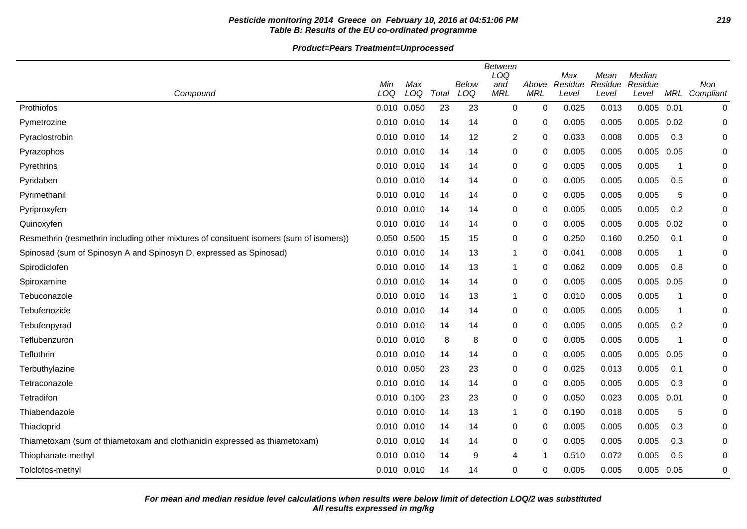**Pesticide monitoring 2014 Greece on February 10, 2016 at 04:51:06 PM**
**Table B: Results of the EU co-ordinated programme**

**Product=Pears Treatment=Unprocessed**

| Compound | Min LOQ | Max LOQ | Total | Below LOQ | Between LOQ and MRL | Above MRL | Max Residue Level | Mean Residue Level | Median Residue Level | MRL | Non Compliant |
|---|---|---|---|---|---|---|---|---|---|---|---|
| Prothiofos | 0.010 | 0.050 | 23 | 23 | 0 | 0 | 0.025 | 0.013 | 0.005 | 0.01 | 0 |
| Pymetrozine | 0.010 | 0.010 | 14 | 14 | 0 | 0 | 0.005 | 0.005 | 0.005 | 0.02 | 0 |
| Pyraclostrobin | 0.010 | 0.010 | 14 | 12 | 2 | 0 | 0.033 | 0.008 | 0.005 | 0.3 | 0 |
| Pyrazophos | 0.010 | 0.010 | 14 | 14 | 0 | 0 | 0.005 | 0.005 | 0.005 | 0.05 | 0 |
| Pyrethrins | 0.010 | 0.010 | 14 | 14 | 0 | 0 | 0.005 | 0.005 | 0.005 | 1 | 0 |
| Pyridaben | 0.010 | 0.010 | 14 | 14 | 0 | 0 | 0.005 | 0.005 | 0.005 | 0.5 | 0 |
| Pyrimethanil | 0.010 | 0.010 | 14 | 14 | 0 | 0 | 0.005 | 0.005 | 0.005 | 5 | 0 |
| Pyriproxyfen | 0.010 | 0.010 | 14 | 14 | 0 | 0 | 0.005 | 0.005 | 0.005 | 0.2 | 0 |
| Quinoxyfen | 0.010 | 0.010 | 14 | 14 | 0 | 0 | 0.005 | 0.005 | 0.005 | 0.02 | 0 |
| Resmethrin (resmethrin including other mixtures of consituent isomers (sum of isomers)) | 0.050 | 0.500 | 15 | 15 | 0 | 0 | 0.250 | 0.160 | 0.250 | 0.1 | 0 |
| Spinosad (sum of Spinosyn A and Spinosyn D, expressed as Spinosad) | 0.010 | 0.010 | 14 | 13 | 1 | 0 | 0.041 | 0.008 | 0.005 | 1 | 0 |
| Spirodiclofen | 0.010 | 0.010 | 14 | 13 | 1 | 0 | 0.062 | 0.009 | 0.005 | 0.8 | 0 |
| Spiroxamine | 0.010 | 0.010 | 14 | 14 | 0 | 0 | 0.005 | 0.005 | 0.005 | 0.05 | 0 |
| Tebuconazole | 0.010 | 0.010 | 14 | 13 | 1 | 0 | 0.010 | 0.005 | 0.005 | 1 | 0 |
| Tebufenozide | 0.010 | 0.010 | 14 | 14 | 0 | 0 | 0.005 | 0.005 | 0.005 | 1 | 0 |
| Tebufenpyrad | 0.010 | 0.010 | 14 | 14 | 0 | 0 | 0.005 | 0.005 | 0.005 | 0.2 | 0 |
| Teflubenzuron | 0.010 | 0.010 | 8 | 8 | 0 | 0 | 0.005 | 0.005 | 0.005 | 1 | 0 |
| Tefluthrin | 0.010 | 0.010 | 14 | 14 | 0 | 0 | 0.005 | 0.005 | 0.005 | 0.05 | 0 |
| Terbuthylazine | 0.010 | 0.050 | 23 | 23 | 0 | 0 | 0.025 | 0.013 | 0.005 | 0.1 | 0 |
| Tetraconazole | 0.010 | 0.010 | 14 | 14 | 0 | 0 | 0.005 | 0.005 | 0.005 | 0.3 | 0 |
| Tetradifon | 0.010 | 0.100 | 23 | 23 | 0 | 0 | 0.050 | 0.023 | 0.005 | 0.01 | 0 |
| Thiabendazole | 0.010 | 0.010 | 14 | 13 | 1 | 0 | 0.190 | 0.018 | 0.005 | 5 | 0 |
| Thiacloprid | 0.010 | 0.010 | 14 | 14 | 0 | 0 | 0.005 | 0.005 | 0.005 | 0.3 | 0 |
| Thiametoxam (sum of thiametoxam and clothianidin expressed as thiametoxam) | 0.010 | 0.010 | 14 | 14 | 0 | 0 | 0.005 | 0.005 | 0.005 | 0.3 | 0 |
| Thiophanate-methyl | 0.010 | 0.010 | 14 | 9 | 4 | 1 | 0.510 | 0.072 | 0.005 | 0.5 | 0 |
| Tolclofos-methyl | 0.010 | 0.010 | 14 | 14 | 0 | 0 | 0.005 | 0.005 | 0.005 | 0.05 | 0 |

***For mean and median residue level calculations when results were below limit of detection LOQ/2 was substituted***
***All results expressed in mg/kg***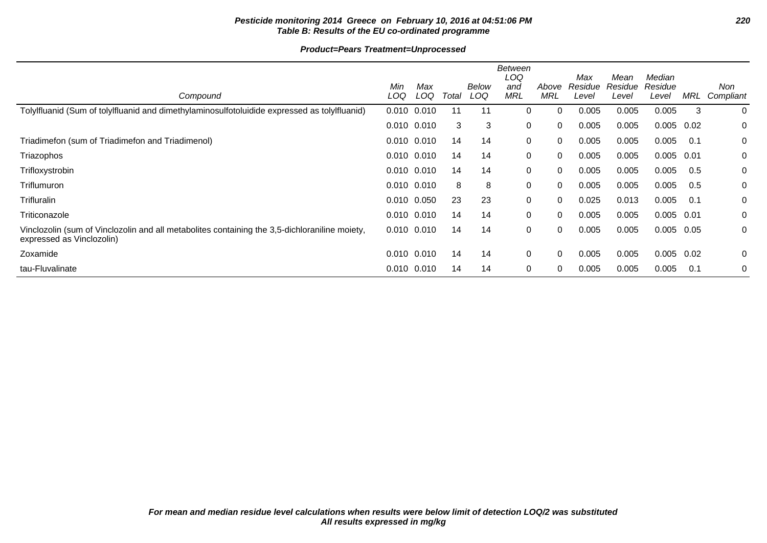**Pesticide monitoring 2014 Greece on February 10, 2016 at 04:51:06 PM**
**Table B: Results of the EU co-ordinated programme**

**Product=Pears Treatment=Unprocessed**

| Compound | Min LOQ | Max LOQ | Total | Below LOQ | Between LOQ and MRL | Above MRL | Max Residue Level | Mean Residue Level | Median Residue Level | MRL | Non Compliant |
|---|---|---|---|---|---|---|---|---|---|---|---|
| Tolylfluanid (Sum of tolylfluanid and dimethylaminosulfotoluidide expressed as tolylfluanid) | 0.010 | 0.010 | 11 | 11 | 0 | 0 | 0.005 | 0.005 | 0.005 | 3 | 0 |
| | 0.010 | 0.010 | 3 | 3 | 0 | 0 | 0.005 | 0.005 | 0.005 | 0.02 | 0 |
| Triadimefon (sum of Triadimefon and Triadimenol) | 0.010 | 0.010 | 14 | 14 | 0 | 0 | 0.005 | 0.005 | 0.005 | 0.1 | 0 |
| Triazophos | 0.010 | 0.010 | 14 | 14 | 0 | 0 | 0.005 | 0.005 | 0.005 | 0.01 | 0 |
| Trifloxystrobin | 0.010 | 0.010 | 14 | 14 | 0 | 0 | 0.005 | 0.005 | 0.005 | 0.5 | 0 |
| Triflumuron | 0.010 | 0.010 | 8 | 8 | 0 | 0 | 0.005 | 0.005 | 0.005 | 0.5 | 0 |
| Trifluralin | 0.010 | 0.050 | 23 | 23 | 0 | 0 | 0.025 | 0.013 | 0.005 | 0.1 | 0 |
| Triticonazole | 0.010 | 0.010 | 14 | 14 | 0 | 0 | 0.005 | 0.005 | 0.005 | 0.01 | 0 |
| Vinclozolin (sum of Vinclozolin and all metabolites containing the 3,5-dichloraniline moiety, expressed as Vinclozolin) | 0.010 | 0.010 | 14 | 14 | 0 | 0 | 0.005 | 0.005 | 0.005 | 0.05 | 0 |
| Zoxamide | 0.010 | 0.010 | 14 | 14 | 0 | 0 | 0.005 | 0.005 | 0.005 | 0.02 | 0 |
| tau-Fluvalinate | 0.010 | 0.010 | 14 | 14 | 0 | 0 | 0.005 | 0.005 | 0.005 | 0.1 | 0 |

*For mean and median residue level calculations when results were below limit of detection LOQ/2 was substituted*
*All results expressed in mg/kg*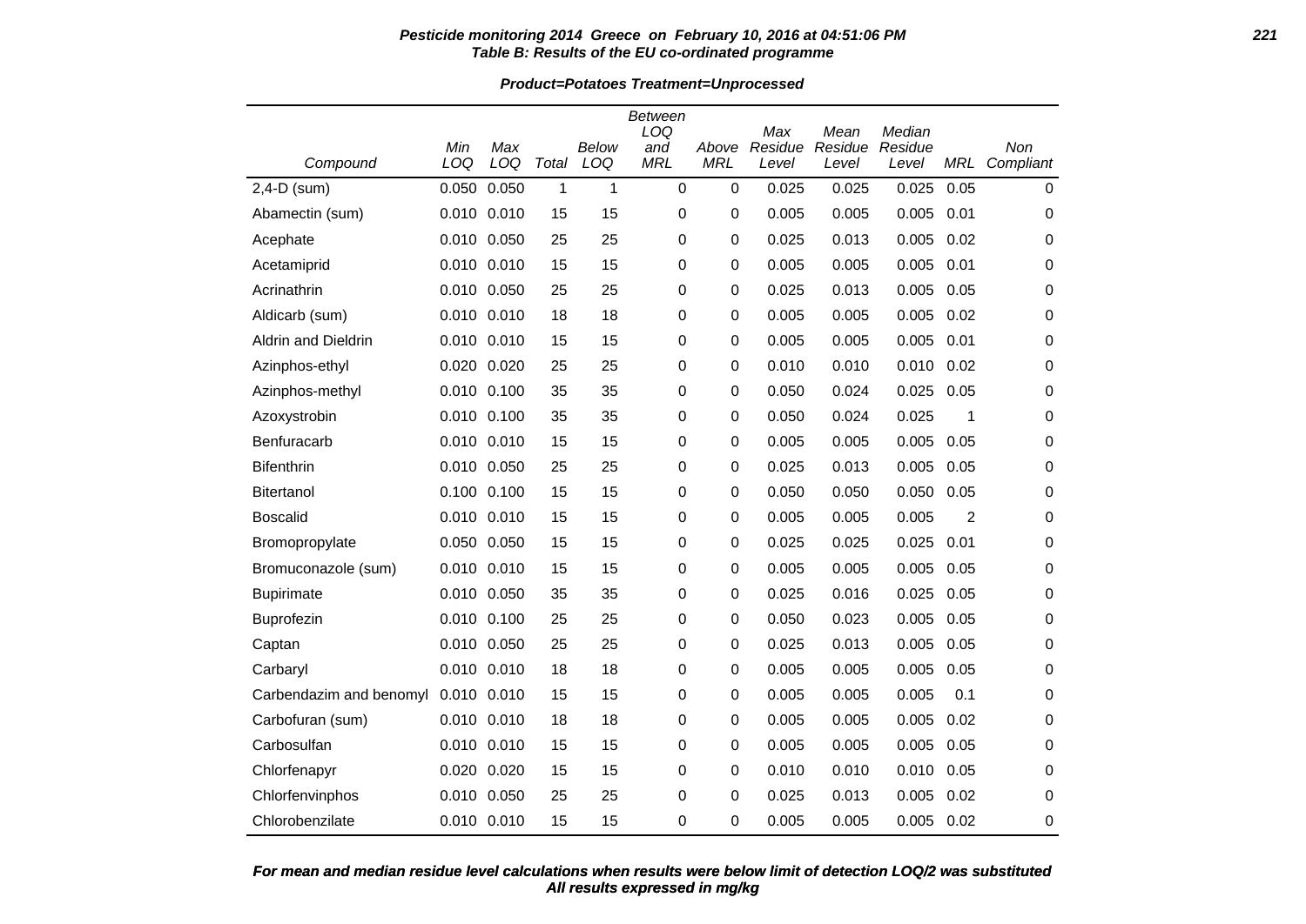**Pesticide monitoring 2014 Greece on February 10, 2016 at 04:51:06 PM**
**Table B: Results of the EU co-ordinated programme**

**Product=Potatoes Treatment=Unprocessed**

| Compound | Min LOQ | Max LOQ | Total | Below LOQ | Between LOQ and MRL | Above MRL | Max Residue Level | Mean Residue Level | Median Residue Level | MRL | Non Compliant |
|---|---|---|---|---|---|---|---|---|---|---|---|
| 2,4-D (sum) | 0.050 | 0.050 | 1 | 1 | 0 | 0 | 0.025 | 0.025 | 0.025 | 0.05 | 0 |
| Abamectin (sum) | 0.010 | 0.010 | 15 | 15 | 0 | 0 | 0.005 | 0.005 | 0.005 | 0.01 | 0 |
| Acephate | 0.010 | 0.050 | 25 | 25 | 0 | 0 | 0.025 | 0.013 | 0.005 | 0.02 | 0 |
| Acetamiprid | 0.010 | 0.010 | 15 | 15 | 0 | 0 | 0.005 | 0.005 | 0.005 | 0.01 | 0 |
| Acrinathrin | 0.010 | 0.050 | 25 | 25 | 0 | 0 | 0.025 | 0.013 | 0.005 | 0.05 | 0 |
| Aldicarb (sum) | 0.010 | 0.010 | 18 | 18 | 0 | 0 | 0.005 | 0.005 | 0.005 | 0.02 | 0 |
| Aldrin and Dieldrin | 0.010 | 0.010 | 15 | 15 | 0 | 0 | 0.005 | 0.005 | 0.005 | 0.01 | 0 |
| Azinphos-ethyl | 0.020 | 0.020 | 25 | 25 | 0 | 0 | 0.010 | 0.010 | 0.010 | 0.02 | 0 |
| Azinphos-methyl | 0.010 | 0.100 | 35 | 35 | 0 | 0 | 0.050 | 0.024 | 0.025 | 0.05 | 0 |
| Azoxystrobin | 0.010 | 0.100 | 35 | 35 | 0 | 0 | 0.050 | 0.024 | 0.025 | 1 | 0 |
| Benfuracarb | 0.010 | 0.010 | 15 | 15 | 0 | 0 | 0.005 | 0.005 | 0.005 | 0.05 | 0 |
| Bifenthrin | 0.010 | 0.050 | 25 | 25 | 0 | 0 | 0.025 | 0.013 | 0.005 | 0.05 | 0 |
| Bitertanol | 0.100 | 0.100 | 15 | 15 | 0 | 0 | 0.050 | 0.050 | 0.050 | 0.05 | 0 |
| Boscalid | 0.010 | 0.010 | 15 | 15 | 0 | 0 | 0.005 | 0.005 | 0.005 | 2 | 0 |
| Bromopropylate | 0.050 | 0.050 | 15 | 15 | 0 | 0 | 0.025 | 0.025 | 0.025 | 0.01 | 0 |
| Bromuconazole (sum) | 0.010 | 0.010 | 15 | 15 | 0 | 0 | 0.005 | 0.005 | 0.005 | 0.05 | 0 |
| Bupirimate | 0.010 | 0.050 | 35 | 35 | 0 | 0 | 0.025 | 0.016 | 0.025 | 0.05 | 0 |
| Buprofezin | 0.010 | 0.100 | 25 | 25 | 0 | 0 | 0.050 | 0.023 | 0.005 | 0.05 | 0 |
| Captan | 0.010 | 0.050 | 25 | 25 | 0 | 0 | 0.025 | 0.013 | 0.005 | 0.05 | 0 |
| Carbaryl | 0.010 | 0.010 | 18 | 18 | 0 | 0 | 0.005 | 0.005 | 0.005 | 0.05 | 0 |
| Carbendazim and benomyl | 0.010 | 0.010 | 15 | 15 | 0 | 0 | 0.005 | 0.005 | 0.005 | 0.1 | 0 |
| Carbofuran (sum) | 0.010 | 0.010 | 18 | 18 | 0 | 0 | 0.005 | 0.005 | 0.005 | 0.02 | 0 |
| Carbosulfan | 0.010 | 0.010 | 15 | 15 | 0 | 0 | 0.005 | 0.005 | 0.005 | 0.05 | 0 |
| Chlorfenapyr | 0.020 | 0.020 | 15 | 15 | 0 | 0 | 0.010 | 0.010 | 0.010 | 0.05 | 0 |
| Chlorfenvinphos | 0.010 | 0.050 | 25 | 25 | 0 | 0 | 0.025 | 0.013 | 0.005 | 0.02 | 0 |
| Chlorobenzilate | 0.010 | 0.010 | 15 | 15 | 0 | 0 | 0.005 | 0.005 | 0.005 | 0.02 | 0 |

**For mean and median residue level calculations when results were below limit of detection LOQ/2 was substituted**
**All results expressed in mg/kg**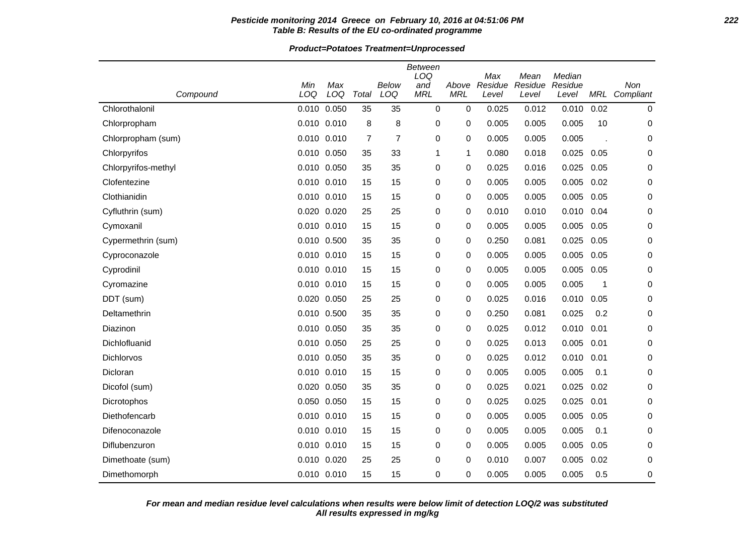**Pesticide monitoring 2014 Greece on February 10, 2016 at 04:51:06 PM**
**Table B: Results of the EU co-ordinated programme**

**Product=Potatoes Treatment=Unprocessed**

| Compound | Min LOQ | Max LOQ | Total | Below LOQ | Between LOQ and MRL | Above MRL | Max Residue Level | Mean Residue Level | Median Residue Level | MRL | Non Compliant |
|---|---|---|---|---|---|---|---|---|---|---|---|
| Chlorothalonil | 0.010 | 0.050 | 35 | 35 | 0 | 0 | 0.025 | 0.012 | 0.010 | 0.02 | 0 |
| Chlorpropham | 0.010 | 0.010 | 8 | 8 | 0 | 0 | 0.005 | 0.005 | 0.005 | 10 | 0 |
| Chlorpropham (sum) | 0.010 | 0.010 | 7 | 7 | 0 | 0 | 0.005 | 0.005 | 0.005 | . | 0 |
| Chlorpyrifos | 0.010 | 0.050 | 35 | 33 | 1 | 1 | 0.080 | 0.018 | 0.025 | 0.05 | 0 |
| Chlorpyrifos-methyl | 0.010 | 0.050 | 35 | 35 | 0 | 0 | 0.025 | 0.016 | 0.025 | 0.05 | 0 |
| Clofentezine | 0.010 | 0.010 | 15 | 15 | 0 | 0 | 0.005 | 0.005 | 0.005 | 0.02 | 0 |
| Clothianidin | 0.010 | 0.010 | 15 | 15 | 0 | 0 | 0.005 | 0.005 | 0.005 | 0.05 | 0 |
| Cyfluthrin (sum) | 0.020 | 0.020 | 25 | 25 | 0 | 0 | 0.010 | 0.010 | 0.010 | 0.04 | 0 |
| Cymoxanil | 0.010 | 0.010 | 15 | 15 | 0 | 0 | 0.005 | 0.005 | 0.005 | 0.05 | 0 |
| Cypermethrin (sum) | 0.010 | 0.500 | 35 | 35 | 0 | 0 | 0.250 | 0.081 | 0.025 | 0.05 | 0 |
| Cyproconazole | 0.010 | 0.010 | 15 | 15 | 0 | 0 | 0.005 | 0.005 | 0.005 | 0.05 | 0 |
| Cyprodinil | 0.010 | 0.010 | 15 | 15 | 0 | 0 | 0.005 | 0.005 | 0.005 | 0.05 | 0 |
| Cyromazine | 0.010 | 0.010 | 15 | 15 | 0 | 0 | 0.005 | 0.005 | 0.005 | 1 | 0 |
| DDT (sum) | 0.020 | 0.050 | 25 | 25 | 0 | 0 | 0.025 | 0.016 | 0.010 | 0.05 | 0 |
| Deltamethrin | 0.010 | 0.500 | 35 | 35 | 0 | 0 | 0.250 | 0.081 | 0.025 | 0.2 | 0 |
| Diazinon | 0.010 | 0.050 | 35 | 35 | 0 | 0 | 0.025 | 0.012 | 0.010 | 0.01 | 0 |
| Dichlofluanid | 0.010 | 0.050 | 25 | 25 | 0 | 0 | 0.025 | 0.013 | 0.005 | 0.01 | 0 |
| Dichlorvos | 0.010 | 0.050 | 35 | 35 | 0 | 0 | 0.025 | 0.012 | 0.010 | 0.01 | 0 |
| Dicloran | 0.010 | 0.010 | 15 | 15 | 0 | 0 | 0.005 | 0.005 | 0.005 | 0.1 | 0 |
| Dicofol (sum) | 0.020 | 0.050 | 35 | 35 | 0 | 0 | 0.025 | 0.021 | 0.025 | 0.02 | 0 |
| Dicrotophos | 0.050 | 0.050 | 15 | 15 | 0 | 0 | 0.025 | 0.025 | 0.025 | 0.01 | 0 |
| Diethofencarb | 0.010 | 0.010 | 15 | 15 | 0 | 0 | 0.005 | 0.005 | 0.005 | 0.05 | 0 |
| Difenoconazole | 0.010 | 0.010 | 15 | 15 | 0 | 0 | 0.005 | 0.005 | 0.005 | 0.1 | 0 |
| Diflubenzuron | 0.010 | 0.010 | 15 | 15 | 0 | 0 | 0.005 | 0.005 | 0.005 | 0.05 | 0 |
| Dimethoate (sum) | 0.010 | 0.020 | 25 | 25 | 0 | 0 | 0.010 | 0.007 | 0.005 | 0.02 | 0 |
| Dimethomorph | 0.010 | 0.010 | 15 | 15 | 0 | 0 | 0.005 | 0.005 | 0.005 | 0.5 | 0 |

*For mean and median residue level calculations when results were below limit of detection LOQ/2 was substituted*
*All results expressed in mg/kg*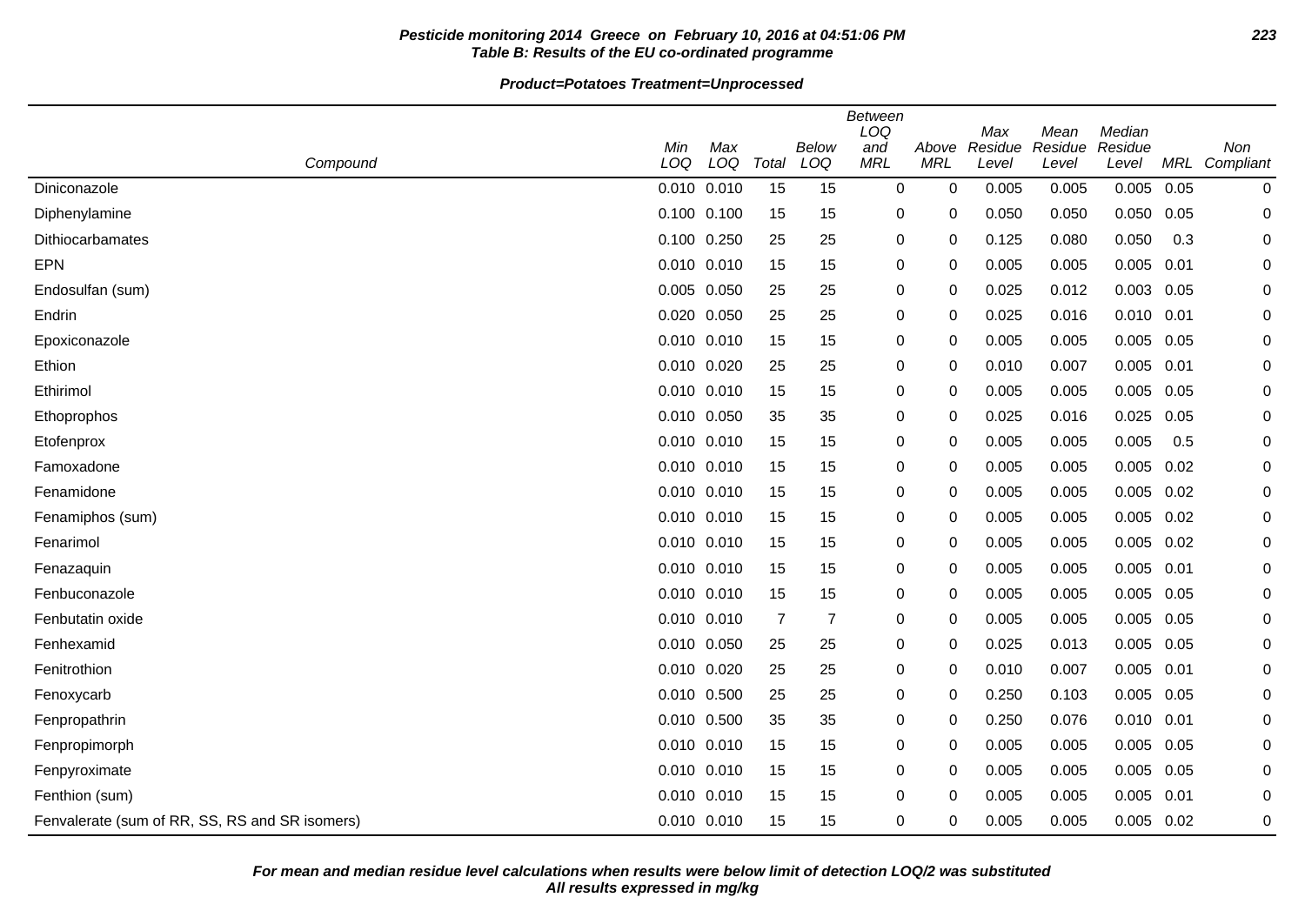**Pesticide monitoring 2014 Greece on February 10, 2016 at 04:51:06 PM**
**Table B: Results of the EU co-ordinated programme**

**Product=Potatoes Treatment=Unprocessed**

| Compound | Min LOQ | Max LOQ | Total | Below LOQ | Between LOQ and MRL | Above MRL | Max Residue Level | Mean Residue Level | Median Residue Level | MRL | Non Compliant |
|---|---|---|---|---|---|---|---|---|---|---|---|
| Diniconazole | 0.010 | 0.010 | 15 | 15 | 0 | 0 | 0.005 | 0.005 | 0.005 | 0.05 | 0 |
| Diphenylamine | 0.100 | 0.100 | 15 | 15 | 0 | 0 | 0.050 | 0.050 | 0.050 | 0.05 | 0 |
| Dithiocarbamates | 0.100 | 0.250 | 25 | 25 | 0 | 0 | 0.125 | 0.080 | 0.050 | 0.3 | 0 |
| EPN | 0.010 | 0.010 | 15 | 15 | 0 | 0 | 0.005 | 0.005 | 0.005 | 0.01 | 0 |
| Endosulfan (sum) | 0.005 | 0.050 | 25 | 25 | 0 | 0 | 0.025 | 0.012 | 0.003 | 0.05 | 0 |
| Endrin | 0.020 | 0.050 | 25 | 25 | 0 | 0 | 0.025 | 0.016 | 0.010 | 0.01 | 0 |
| Epoxiconazole | 0.010 | 0.010 | 15 | 15 | 0 | 0 | 0.005 | 0.005 | 0.005 | 0.05 | 0 |
| Ethion | 0.010 | 0.020 | 25 | 25 | 0 | 0 | 0.010 | 0.007 | 0.005 | 0.01 | 0 |
| Ethirimol | 0.010 | 0.010 | 15 | 15 | 0 | 0 | 0.005 | 0.005 | 0.005 | 0.05 | 0 |
| Ethoprophos | 0.010 | 0.050 | 35 | 35 | 0 | 0 | 0.025 | 0.016 | 0.025 | 0.05 | 0 |
| Etofenprox | 0.010 | 0.010 | 15 | 15 | 0 | 0 | 0.005 | 0.005 | 0.005 | 0.5 | 0 |
| Famoxadone | 0.010 | 0.010 | 15 | 15 | 0 | 0 | 0.005 | 0.005 | 0.005 | 0.02 | 0 |
| Fenamidone | 0.010 | 0.010 | 15 | 15 | 0 | 0 | 0.005 | 0.005 | 0.005 | 0.02 | 0 |
| Fenamiphos (sum) | 0.010 | 0.010 | 15 | 15 | 0 | 0 | 0.005 | 0.005 | 0.005 | 0.02 | 0 |
| Fenarimol | 0.010 | 0.010 | 15 | 15 | 0 | 0 | 0.005 | 0.005 | 0.005 | 0.02 | 0 |
| Fenazaquin | 0.010 | 0.010 | 15 | 15 | 0 | 0 | 0.005 | 0.005 | 0.005 | 0.01 | 0 |
| Fenbuconazole | 0.010 | 0.010 | 15 | 15 | 0 | 0 | 0.005 | 0.005 | 0.005 | 0.05 | 0 |
| Fenbutatin oxide | 0.010 | 0.010 | 7 | 7 | 0 | 0 | 0.005 | 0.005 | 0.005 | 0.05 | 0 |
| Fenhexamid | 0.010 | 0.050 | 25 | 25 | 0 | 0 | 0.025 | 0.013 | 0.005 | 0.05 | 0 |
| Fenitrothion | 0.010 | 0.020 | 25 | 25 | 0 | 0 | 0.010 | 0.007 | 0.005 | 0.01 | 0 |
| Fenoxycarb | 0.010 | 0.500 | 25 | 25 | 0 | 0 | 0.250 | 0.103 | 0.005 | 0.05 | 0 |
| Fenpropathrin | 0.010 | 0.500 | 35 | 35 | 0 | 0 | 0.250 | 0.076 | 0.010 | 0.01 | 0 |
| Fenpropimorph | 0.010 | 0.010 | 15 | 15 | 0 | 0 | 0.005 | 0.005 | 0.005 | 0.05 | 0 |
| Fenpyroximate | 0.010 | 0.010 | 15 | 15 | 0 | 0 | 0.005 | 0.005 | 0.005 | 0.05 | 0 |
| Fenthion (sum) | 0.010 | 0.010 | 15 | 15 | 0 | 0 | 0.005 | 0.005 | 0.005 | 0.01 | 0 |
| Fenvalerate (sum of RR, SS, RS and SR isomers) | 0.010 | 0.010 | 15 | 15 | 0 | 0 | 0.005 | 0.005 | 0.005 | 0.02 | 0 |

**For mean and median residue level calculations when results were below limit of detection LOQ/2 was substituted**
**All results expressed in mg/kg**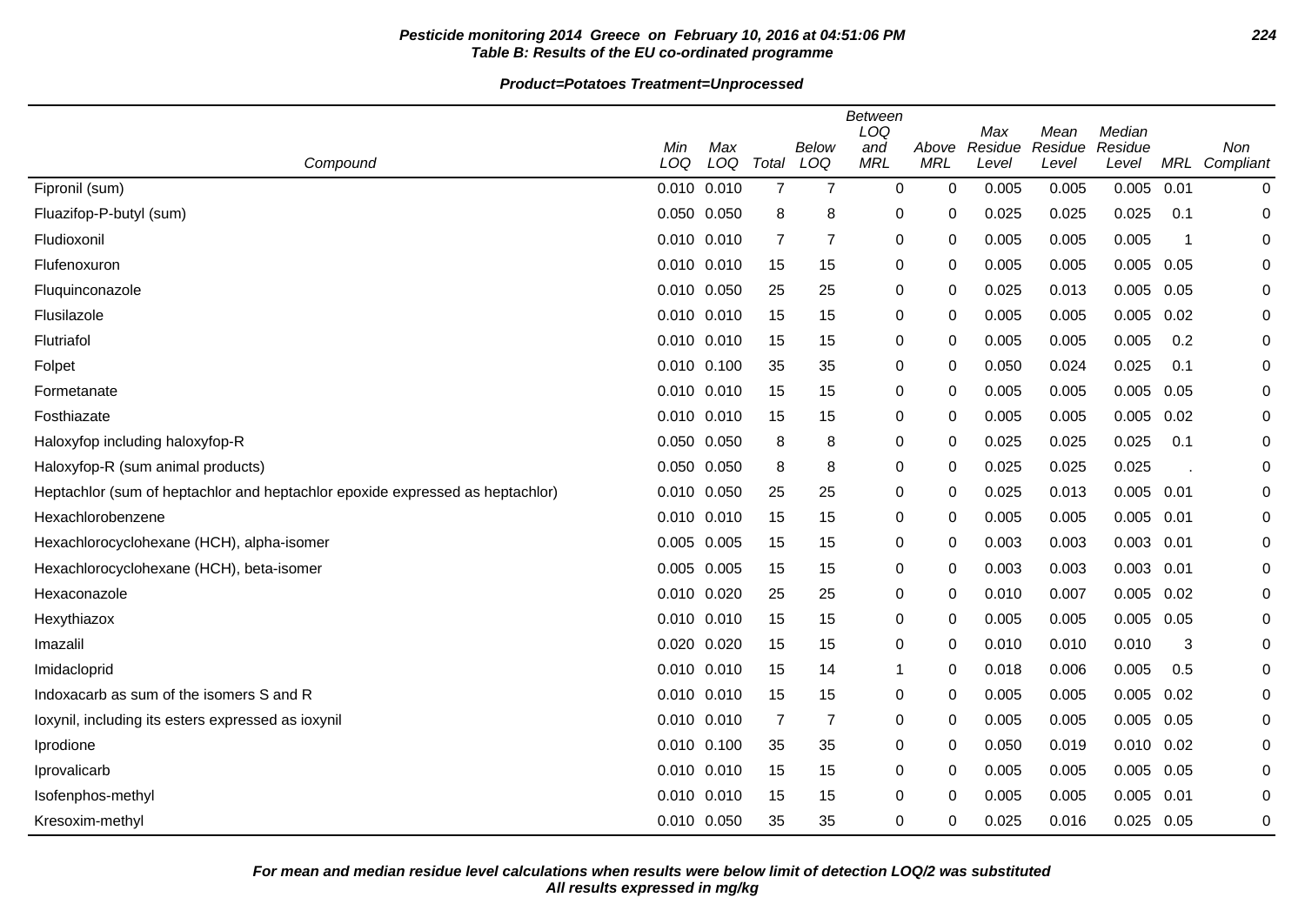**Pesticide monitoring 2014 Greece on February 10, 2016 at 04:51:06 PM**
**Table B: Results of the EU co-ordinated programme**

**Product=Potatoes Treatment=Unprocessed**

| Compound | Min LOQ | Max LOQ | Total | Below LOQ | Between LOQ and MRL | Above MRL | Max Residue Level | Mean Residue Level | Median Residue Level | MRL | Non Compliant |
|---|---|---|---|---|---|---|---|---|---|---|---|
| Fipronil (sum) | 0.010 | 0.010 | 7 | 7 | 0 | 0 | 0.005 | 0.005 | 0.005 | 0.01 | 0 |
| Fluazifop-P-butyl (sum) | 0.050 | 0.050 | 8 | 8 | 0 | 0 | 0.025 | 0.025 | 0.025 | 0.1 | 0 |
| Fludioxonil | 0.010 | 0.010 | 7 | 7 | 0 | 0 | 0.005 | 0.005 | 0.005 | 1 | 0 |
| Flufenoxuron | 0.010 | 0.010 | 15 | 15 | 0 | 0 | 0.005 | 0.005 | 0.005 | 0.05 | 0 |
| Fluquinconazole | 0.010 | 0.050 | 25 | 25 | 0 | 0 | 0.025 | 0.013 | 0.005 | 0.05 | 0 |
| Flusilazole | 0.010 | 0.010 | 15 | 15 | 0 | 0 | 0.005 | 0.005 | 0.005 | 0.02 | 0 |
| Flutriafol | 0.010 | 0.010 | 15 | 15 | 0 | 0 | 0.005 | 0.005 | 0.005 | 0.2 | 0 |
| Folpet | 0.010 | 0.100 | 35 | 35 | 0 | 0 | 0.050 | 0.024 | 0.025 | 0.1 | 0 |
| Formetanate | 0.010 | 0.010 | 15 | 15 | 0 | 0 | 0.005 | 0.005 | 0.005 | 0.05 | 0 |
| Fosthiazate | 0.010 | 0.010 | 15 | 15 | 0 | 0 | 0.005 | 0.005 | 0.005 | 0.02 | 0 |
| Haloxyfop including haloxyfop-R | 0.050 | 0.050 | 8 | 8 | 0 | 0 | 0.025 | 0.025 | 0.025 | 0.1 | 0 |
| Haloxyfop-R (sum animal products) | 0.050 | 0.050 | 8 | 8 | 0 | 0 | 0.025 | 0.025 | 0.025 | . | 0 |
| Heptachlor (sum of heptachlor and heptachlor epoxide expressed as heptachlor) | 0.010 | 0.050 | 25 | 25 | 0 | 0 | 0.025 | 0.013 | 0.005 | 0.01 | 0 |
| Hexachlorobenzene | 0.010 | 0.010 | 15 | 15 | 0 | 0 | 0.005 | 0.005 | 0.005 | 0.01 | 0 |
| Hexachlorocyclohexane (HCH), alpha-isomer | 0.005 | 0.005 | 15 | 15 | 0 | 0 | 0.003 | 0.003 | 0.003 | 0.01 | 0 |
| Hexachlorocyclohexane (HCH), beta-isomer | 0.005 | 0.005 | 15 | 15 | 0 | 0 | 0.003 | 0.003 | 0.003 | 0.01 | 0 |
| Hexaconazole | 0.010 | 0.020 | 25 | 25 | 0 | 0 | 0.010 | 0.007 | 0.005 | 0.02 | 0 |
| Hexythiazox | 0.010 | 0.010 | 15 | 15 | 0 | 0 | 0.005 | 0.005 | 0.005 | 0.05 | 0 |
| Imazalil | 0.020 | 0.020 | 15 | 15 | 0 | 0 | 0.010 | 0.010 | 0.010 | 3 | 0 |
| Imidacloprid | 0.010 | 0.010 | 15 | 14 | 1 | 0 | 0.018 | 0.006 | 0.005 | 0.5 | 0 |
| Indoxacarb as sum of the isomers S and R | 0.010 | 0.010 | 15 | 15 | 0 | 0 | 0.005 | 0.005 | 0.005 | 0.02 | 0 |
| Ioxynil, including its esters expressed as ioxynil | 0.010 | 0.010 | 7 | 7 | 0 | 0 | 0.005 | 0.005 | 0.005 | 0.05 | 0 |
| Iprodione | 0.010 | 0.100 | 35 | 35 | 0 | 0 | 0.050 | 0.019 | 0.010 | 0.02 | 0 |
| Iprovalicarb | 0.010 | 0.010 | 15 | 15 | 0 | 0 | 0.005 | 0.005 | 0.005 | 0.05 | 0 |
| Isofenphos-methyl | 0.010 | 0.010 | 15 | 15 | 0 | 0 | 0.005 | 0.005 | 0.005 | 0.01 | 0 |
| Kresoxim-methyl | 0.010 | 0.050 | 35 | 35 | 0 | 0 | 0.025 | 0.016 | 0.025 | 0.05 | 0 |

***For mean and median residue level calculations when results were below limit of detection LOQ/2 was substituted***
***All results expressed in mg/kg***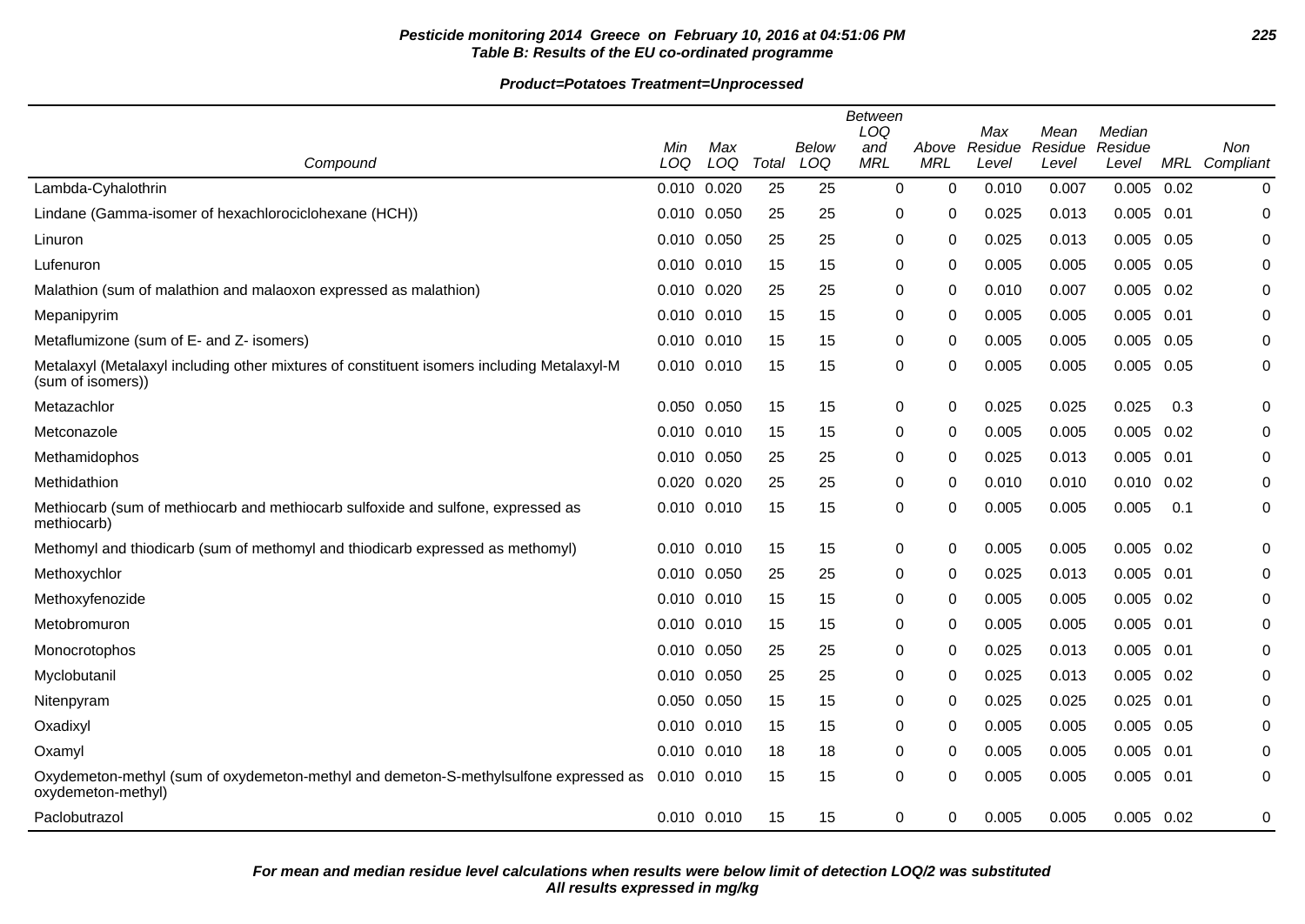**Pesticide monitoring 2014 Greece on February 10, 2016 at 04:51:06 PM**
**Table B: Results of the EU co-ordinated programme**

**Product=Potatoes Treatment=Unprocessed**

| Compound | Min LOQ | Max LOQ | Total | Below LOQ | Between LOQ and MRL | Above MRL | Max Residue Level | Mean Residue Level | Median Residue Level | MRL | Non Compliant |
|---|---|---|---|---|---|---|---|---|---|---|---|
| Lambda-Cyhalothrin | 0.010 | 0.020 | 25 | 25 | 0 | 0 | 0.010 | 0.007 | 0.005 | 0.02 | 0 |
| Lindane (Gamma-isomer of hexachlorociclohexane (HCH)) | 0.010 | 0.050 | 25 | 25 | 0 | 0 | 0.025 | 0.013 | 0.005 | 0.01 | 0 |
| Linuron | 0.010 | 0.050 | 25 | 25 | 0 | 0 | 0.025 | 0.013 | 0.005 | 0.05 | 0 |
| Lufenuron | 0.010 | 0.010 | 15 | 15 | 0 | 0 | 0.005 | 0.005 | 0.005 | 0.05 | 0 |
| Malathion (sum of malathion and malaoxon expressed as malathion) | 0.010 | 0.020 | 25 | 25 | 0 | 0 | 0.010 | 0.007 | 0.005 | 0.02 | 0 |
| Mepanipyrim | 0.010 | 0.010 | 15 | 15 | 0 | 0 | 0.005 | 0.005 | 0.005 | 0.01 | 0 |
| Metaflumizone (sum of E- and Z- isomers) | 0.010 | 0.010 | 15 | 15 | 0 | 0 | 0.005 | 0.005 | 0.005 | 0.05 | 0 |
| Metalaxyl (Metalaxyl including other mixtures of constituent isomers including Metalaxyl-M (sum of isomers)) | 0.010 | 0.010 | 15 | 15 | 0 | 0 | 0.005 | 0.005 | 0.005 | 0.05 | 0 |
| Metazachlor | 0.050 | 0.050 | 15 | 15 | 0 | 0 | 0.025 | 0.025 | 0.025 | 0.3 | 0 |
| Metconazole | 0.010 | 0.010 | 15 | 15 | 0 | 0 | 0.005 | 0.005 | 0.005 | 0.02 | 0 |
| Methamidophos | 0.010 | 0.050 | 25 | 25 | 0 | 0 | 0.025 | 0.013 | 0.005 | 0.01 | 0 |
| Methidathion | 0.020 | 0.020 | 25 | 25 | 0 | 0 | 0.010 | 0.010 | 0.010 | 0.02 | 0 |
| Methiocarb (sum of methiocarb and methiocarb sulfoxide and sulfone, expressed as methiocarb) | 0.010 | 0.010 | 15 | 15 | 0 | 0 | 0.005 | 0.005 | 0.005 | 0.1 | 0 |
| Methomyl and thiodicarb (sum of methomyl and thiodicarb expressed as methomyl) | 0.010 | 0.010 | 15 | 15 | 0 | 0 | 0.005 | 0.005 | 0.005 | 0.02 | 0 |
| Methoxychlor | 0.010 | 0.050 | 25 | 25 | 0 | 0 | 0.025 | 0.013 | 0.005 | 0.01 | 0 |
| Methoxyfenozide | 0.010 | 0.010 | 15 | 15 | 0 | 0 | 0.005 | 0.005 | 0.005 | 0.02 | 0 |
| Metobromuron | 0.010 | 0.010 | 15 | 15 | 0 | 0 | 0.005 | 0.005 | 0.005 | 0.01 | 0 |
| Monocrotophos | 0.010 | 0.050 | 25 | 25 | 0 | 0 | 0.025 | 0.013 | 0.005 | 0.01 | 0 |
| Myclobutanil | 0.010 | 0.050 | 25 | 25 | 0 | 0 | 0.025 | 0.013 | 0.005 | 0.02 | 0 |
| Nitenpyram | 0.050 | 0.050 | 15 | 15 | 0 | 0 | 0.025 | 0.025 | 0.025 | 0.01 | 0 |
| Oxadixyl | 0.010 | 0.010 | 15 | 15 | 0 | 0 | 0.005 | 0.005 | 0.005 | 0.05 | 0 |
| Oxamyl | 0.010 | 0.010 | 18 | 18 | 0 | 0 | 0.005 | 0.005 | 0.005 | 0.01 | 0 |
| Oxydemeton-methyl (sum of oxydemeton-methyl and demeton-S-methylsulfone expressed as oxydemeton-methyl) | 0.010 | 0.010 | 15 | 15 | 0 | 0 | 0.005 | 0.005 | 0.005 | 0.01 | 0 |
| Paclobutrazol | 0.010 | 0.010 | 15 | 15 | 0 | 0 | 0.005 | 0.005 | 0.005 | 0.02 | 0 |

***For mean and median residue level calculations when results were below limit of detection LOQ/2 was substituted***
***All results expressed in mg/kg***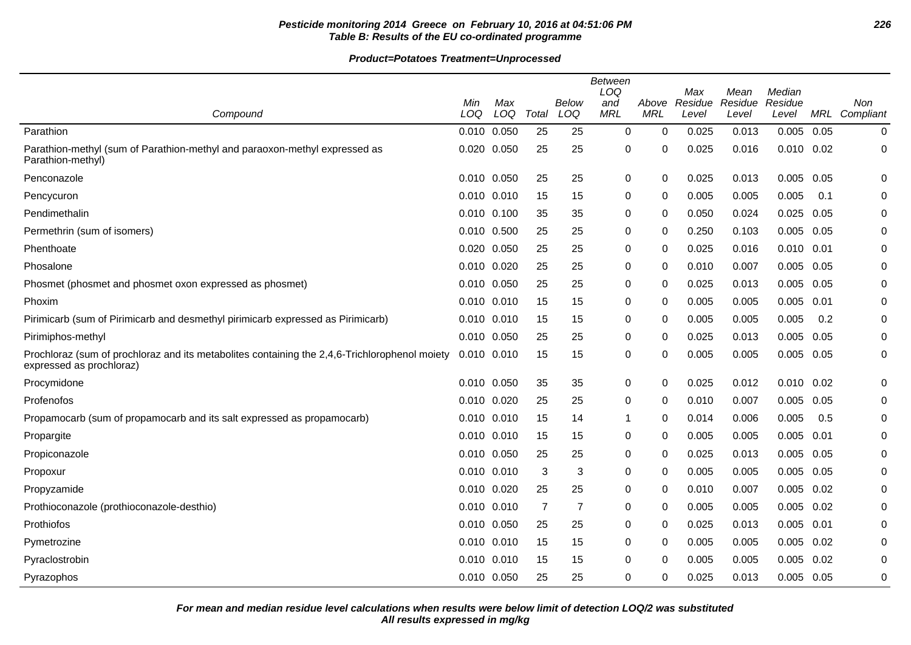**Pesticide monitoring 2014 Greece on February 10, 2016 at 04:51:06 PM**
**Table B: Results of the EU co-ordinated programme**

**Product=Potatoes Treatment=Unprocessed**

| Compound | Min LOQ | Max LOQ | Total | Below LOQ | Between LOQ and MRL | Above MRL | Max Residue Level | Mean Residue Level | Median Residue Level | MRL | Non Compliant |
|---|---|---|---|---|---|---|---|---|---|---|---|
| Parathion | 0.010 | 0.050 | 25 | 25 | 0 | 0 | 0.025 | 0.013 | 0.005 | 0.05 | 0 |
| Parathion-methyl (sum of Parathion-methyl and paraoxon-methyl expressed as Parathion-methyl) | 0.020 | 0.050 | 25 | 25 | 0 | 0 | 0.025 | 0.016 | 0.010 | 0.02 | 0 |
| Penconazole | 0.010 | 0.050 | 25 | 25 | 0 | 0 | 0.025 | 0.013 | 0.005 | 0.05 | 0 |
| Pencycuron | 0.010 | 0.010 | 15 | 15 | 0 | 0 | 0.005 | 0.005 | 0.005 | 0.1 | 0 |
| Pendimethalin | 0.010 | 0.100 | 35 | 35 | 0 | 0 | 0.050 | 0.024 | 0.025 | 0.05 | 0 |
| Permethrin (sum of isomers) | 0.010 | 0.500 | 25 | 25 | 0 | 0 | 0.250 | 0.103 | 0.005 | 0.05 | 0 |
| Phenthoate | 0.020 | 0.050 | 25 | 25 | 0 | 0 | 0.025 | 0.016 | 0.010 | 0.01 | 0 |
| Phosalone | 0.010 | 0.020 | 25 | 25 | 0 | 0 | 0.010 | 0.007 | 0.005 | 0.05 | 0 |
| Phosmet (phosmet and phosmet oxon expressed as phosmet) | 0.010 | 0.050 | 25 | 25 | 0 | 0 | 0.025 | 0.013 | 0.005 | 0.05 | 0 |
| Phoxim | 0.010 | 0.010 | 15 | 15 | 0 | 0 | 0.005 | 0.005 | 0.005 | 0.01 | 0 |
| Pirimicarb (sum of Pirimicarb and desmethyl pirimicarb expressed as Pirimicarb) | 0.010 | 0.010 | 15 | 15 | 0 | 0 | 0.005 | 0.005 | 0.005 | 0.2 | 0 |
| Pirimiphos-methyl | 0.010 | 0.050 | 25 | 25 | 0 | 0 | 0.025 | 0.013 | 0.005 | 0.05 | 0 |
| Prochloraz (sum of prochloraz and its metabolites containing the 2,4,6-Trichlorophenol moiety expressed as prochloraz) | 0.010 | 0.010 | 15 | 15 | 0 | 0 | 0.005 | 0.005 | 0.005 | 0.05 | 0 |
| Procymidone | 0.010 | 0.050 | 35 | 35 | 0 | 0 | 0.025 | 0.012 | 0.010 | 0.02 | 0 |
| Profenofos | 0.010 | 0.020 | 25 | 25 | 0 | 0 | 0.010 | 0.007 | 0.005 | 0.05 | 0 |
| Propamocarb (sum of propamocarb and its salt expressed as propamocarb) | 0.010 | 0.010 | 15 | 14 | 1 | 0 | 0.014 | 0.006 | 0.005 | 0.5 | 0 |
| Propargite | 0.010 | 0.010 | 15 | 15 | 0 | 0 | 0.005 | 0.005 | 0.005 | 0.01 | 0 |
| Propiconazole | 0.010 | 0.050 | 25 | 25 | 0 | 0 | 0.025 | 0.013 | 0.005 | 0.05 | 0 |
| Propoxur | 0.010 | 0.010 | 3 | 3 | 0 | 0 | 0.005 | 0.005 | 0.005 | 0.05 | 0 |
| Propyzamide | 0.010 | 0.020 | 25 | 25 | 0 | 0 | 0.010 | 0.007 | 0.005 | 0.02 | 0 |
| Prothioconazole (prothioconazole-desthio) | 0.010 | 0.010 | 7 | 7 | 0 | 0 | 0.005 | 0.005 | 0.005 | 0.02 | 0 |
| Prothiofos | 0.010 | 0.050 | 25 | 25 | 0 | 0 | 0.025 | 0.013 | 0.005 | 0.01 | 0 |
| Pymetrozine | 0.010 | 0.010 | 15 | 15 | 0 | 0 | 0.005 | 0.005 | 0.005 | 0.02 | 0 |
| Pyraclostrobin | 0.010 | 0.010 | 15 | 15 | 0 | 0 | 0.005 | 0.005 | 0.005 | 0.02 | 0 |
| Pyrazophos | 0.010 | 0.050 | 25 | 25 | 0 | 0 | 0.025 | 0.013 | 0.005 | 0.05 | 0 |

***For mean and median residue level calculations when results were below limit of detection LOQ/2 was substituted***
***All results expressed in mg/kg***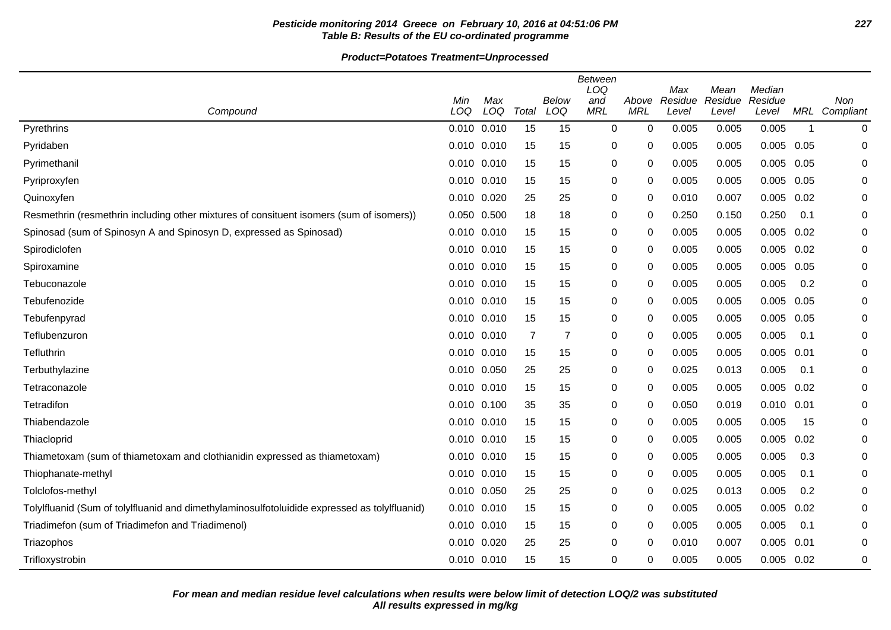**Pesticide monitoring 2014 Greece on February 10, 2016 at 04:51:06 PM**
**Table B: Results of the EU co-ordinated programme**

**Product=Potatoes Treatment=Unprocessed**

| Compound | Min LOQ | Max LOQ | Total | Below LOQ | Between LOQ and MRL | Above MRL | Max Residue Level | Mean Residue Level | Median Residue Level | MRL | Non Compliant |
|---|---|---|---|---|---|---|---|---|---|---|---|
| Pyrethrins | 0.010 | 0.010 | 15 | 15 | 0 | 0 | 0.005 | 0.005 | 0.005 | 1 | 0 |
| Pyridaben | 0.010 | 0.010 | 15 | 15 | 0 | 0 | 0.005 | 0.005 | 0.005 | 0.05 | 0 |
| Pyrimethanil | 0.010 | 0.010 | 15 | 15 | 0 | 0 | 0.005 | 0.005 | 0.005 | 0.05 | 0 |
| Pyriproxyfen | 0.010 | 0.010 | 15 | 15 | 0 | 0 | 0.005 | 0.005 | 0.005 | 0.05 | 0 |
| Quinoxyfen | 0.010 | 0.020 | 25 | 25 | 0 | 0 | 0.010 | 0.007 | 0.005 | 0.02 | 0 |
| Resmethrin (resmethrin including other mixtures of consituent isomers (sum of isomers)) | 0.050 | 0.500 | 18 | 18 | 0 | 0 | 0.250 | 0.150 | 0.250 | 0.1 | 0 |
| Spinosad (sum of Spinosyn A and Spinosyn D, expressed as Spinosad) | 0.010 | 0.010 | 15 | 15 | 0 | 0 | 0.005 | 0.005 | 0.005 | 0.02 | 0 |
| Spirodiclofen | 0.010 | 0.010 | 15 | 15 | 0 | 0 | 0.005 | 0.005 | 0.005 | 0.02 | 0 |
| Spiroxamine | 0.010 | 0.010 | 15 | 15 | 0 | 0 | 0.005 | 0.005 | 0.005 | 0.05 | 0 |
| Tebuconazole | 0.010 | 0.010 | 15 | 15 | 0 | 0 | 0.005 | 0.005 | 0.005 | 0.2 | 0 |
| Tebufenozide | 0.010 | 0.010 | 15 | 15 | 0 | 0 | 0.005 | 0.005 | 0.005 | 0.05 | 0 |
| Tebufenpyrad | 0.010 | 0.010 | 15 | 15 | 0 | 0 | 0.005 | 0.005 | 0.005 | 0.05 | 0 |
| Teflubenzuron | 0.010 | 0.010 | 7 | 7 | 0 | 0 | 0.005 | 0.005 | 0.005 | 0.1 | 0 |
| Tefluthrin | 0.010 | 0.010 | 15 | 15 | 0 | 0 | 0.005 | 0.005 | 0.005 | 0.01 | 0 |
| Terbuthylazine | 0.010 | 0.050 | 25 | 25 | 0 | 0 | 0.025 | 0.013 | 0.005 | 0.1 | 0 |
| Tetraconazole | 0.010 | 0.010 | 15 | 15 | 0 | 0 | 0.005 | 0.005 | 0.005 | 0.02 | 0 |
| Tetradifon | 0.010 | 0.100 | 35 | 35 | 0 | 0 | 0.050 | 0.019 | 0.010 | 0.01 | 0 |
| Thiabendazole | 0.010 | 0.010 | 15 | 15 | 0 | 0 | 0.005 | 0.005 | 0.005 | 15 | 0 |
| Thiacloprid | 0.010 | 0.010 | 15 | 15 | 0 | 0 | 0.005 | 0.005 | 0.005 | 0.02 | 0 |
| Thiametoxam (sum of thiametoxam and clothianidin expressed as thiametoxam) | 0.010 | 0.010 | 15 | 15 | 0 | 0 | 0.005 | 0.005 | 0.005 | 0.3 | 0 |
| Thiophanate-methyl | 0.010 | 0.010 | 15 | 15 | 0 | 0 | 0.005 | 0.005 | 0.005 | 0.1 | 0 |
| Tolclofos-methyl | 0.010 | 0.050 | 25 | 25 | 0 | 0 | 0.025 | 0.013 | 0.005 | 0.2 | 0 |
| Tolylfluanid (Sum of tolylfluanid and dimethylaminosulfotoluidide expressed as tolylfluanid) | 0.010 | 0.010 | 15 | 15 | 0 | 0 | 0.005 | 0.005 | 0.005 | 0.02 | 0 |
| Triadimefon (sum of Triadimefon and Triadimenol) | 0.010 | 0.010 | 15 | 15 | 0 | 0 | 0.005 | 0.005 | 0.005 | 0.1 | 0 |
| Triazophos | 0.010 | 0.020 | 25 | 25 | 0 | 0 | 0.010 | 0.007 | 0.005 | 0.01 | 0 |
| Trifloxystrobin | 0.010 | 0.010 | 15 | 15 | 0 | 0 | 0.005 | 0.005 | 0.005 | 0.02 | 0 |

***For mean and median residue level calculations when results were below limit of detection LOQ/2 was substituted***
***All results expressed in mg/kg***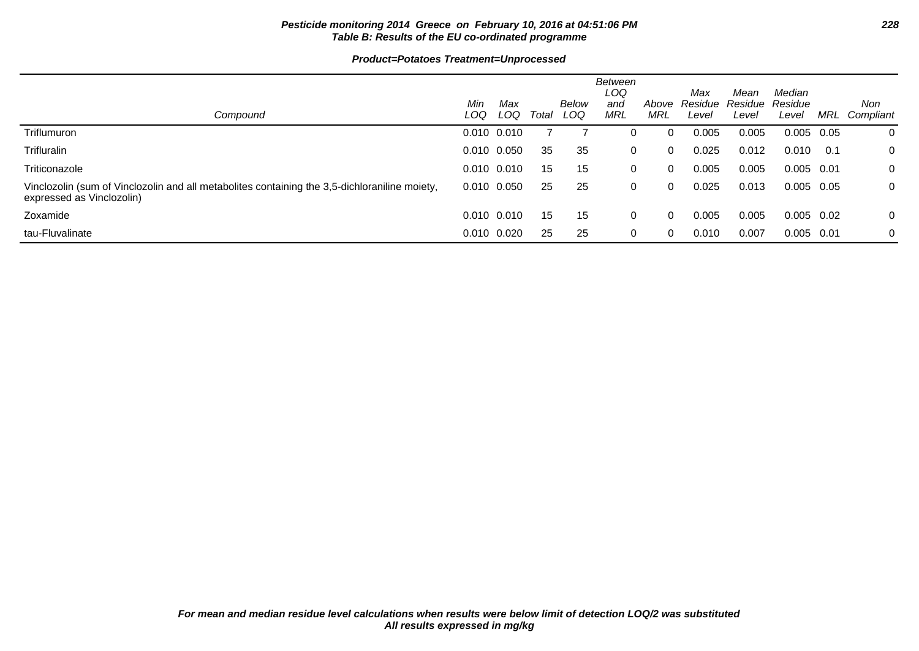**Pesticide monitoring 2014 Greece on February 10, 2016 at 04:51:06 PM**
**Table B: Results of the EU co-ordinated programme**

**Product=Potatoes Treatment=Unprocessed**

| Compound | Min LOQ | Max LOQ | Total | Below LOQ | Between LOQ and MRL | Above MRL | Max Residue Level | Mean Residue Level | Median Residue Level | MRL | Non Compliant |
|---|---|---|---|---|---|---|---|---|---|---|---|
| Triflumuron | 0.010 | 0.010 | 7 | 7 | 0 | 0 | 0.005 | 0.005 | 0.005 | 0.05 | 0 |
| Trifluralin | 0.010 | 0.050 | 35 | 35 | 0 | 0 | 0.025 | 0.012 | 0.010 | 0.1 | 0 |
| Triticonazole | 0.010 | 0.010 | 15 | 15 | 0 | 0 | 0.005 | 0.005 | 0.005 | 0.01 | 0 |
| Vinclozolin (sum of Vinclozolin and all metabolites containing the 3,5-dichloraniline moiety, expressed as Vinclozolin) | 0.010 | 0.050 | 25 | 25 | 0 | 0 | 0.025 | 0.013 | 0.005 | 0.05 | 0 |
| Zoxamide | 0.010 | 0.010 | 15 | 15 | 0 | 0 | 0.005 | 0.005 | 0.005 | 0.02 | 0 |
| tau-Fluvalinate | 0.010 | 0.020 | 25 | 25 | 0 | 0 | 0.010 | 0.007 | 0.005 | 0.01 | 0 |

***For mean and median residue level calculations when results were below limit of detection LOQ/2 was substituted***
***All results expressed in mg/kg***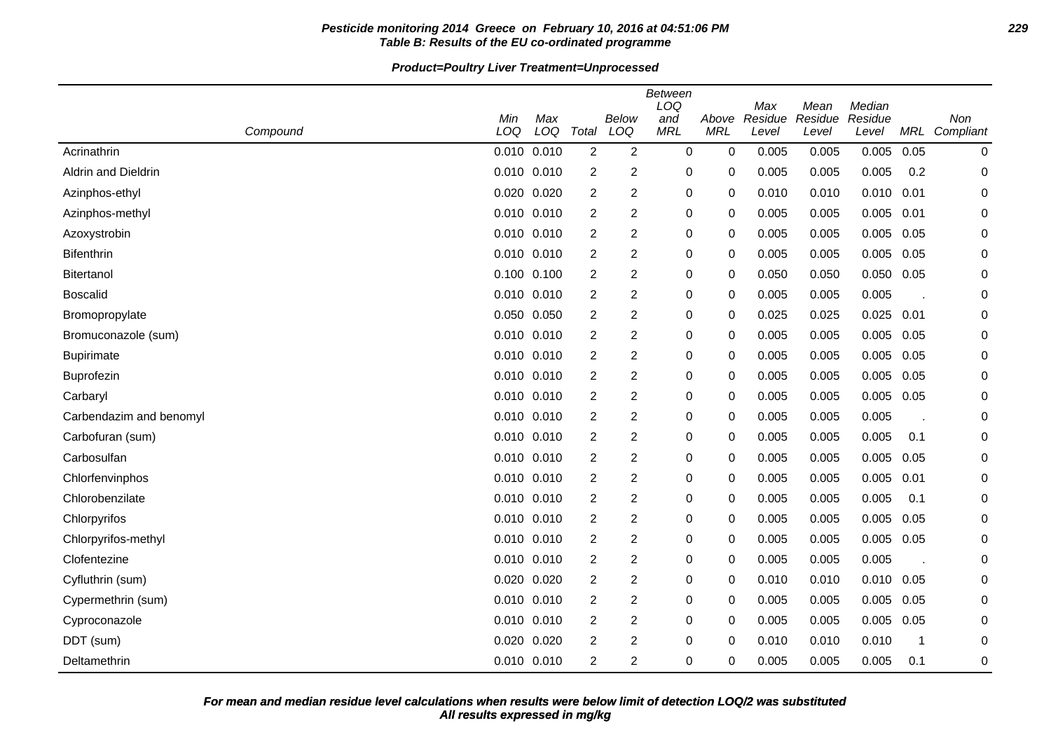**Pesticide monitoring 2014 Greece on February 10, 2016 at 04:51:06 PM**
**Table B: Results of the EU co-ordinated programme**

**Product=Poultry Liver Treatment=Unprocessed**

| Compound | Min LOQ | Max LOQ | Total | Below LOQ | Between LOQ and MRL | Above MRL | Max Residue Level | Mean Residue Level | Median Residue Level | MRL | Non Compliant |
|---|---|---|---|---|---|---|---|---|---|---|---|
| Acrinathrin | 0.010 | 0.010 | 2 | 2 | 0 | 0 | 0.005 | 0.005 | 0.005 | 0.05 | 0 |
| Aldrin and Dieldrin | 0.010 | 0.010 | 2 | 2 | 0 | 0 | 0.005 | 0.005 | 0.005 | 0.2 | 0 |
| Azinphos-ethyl | 0.020 | 0.020 | 2 | 2 | 0 | 0 | 0.010 | 0.010 | 0.010 | 0.01 | 0 |
| Azinphos-methyl | 0.010 | 0.010 | 2 | 2 | 0 | 0 | 0.005 | 0.005 | 0.005 | 0.01 | 0 |
| Azoxystrobin | 0.010 | 0.010 | 2 | 2 | 0 | 0 | 0.005 | 0.005 | 0.005 | 0.05 | 0 |
| Bifenthrin | 0.010 | 0.010 | 2 | 2 | 0 | 0 | 0.005 | 0.005 | 0.005 | 0.05 | 0 |
| Bitertanol | 0.100 | 0.100 | 2 | 2 | 0 | 0 | 0.050 | 0.050 | 0.050 | 0.05 | 0 |
| Boscalid | 0.010 | 0.010 | 2 | 2 | 0 | 0 | 0.005 | 0.005 | 0.005 | . | 0 |
| Bromopropylate | 0.050 | 0.050 | 2 | 2 | 0 | 0 | 0.025 | 0.025 | 0.025 | 0.01 | 0 |
| Bromuconazole (sum) | 0.010 | 0.010 | 2 | 2 | 0 | 0 | 0.005 | 0.005 | 0.005 | 0.05 | 0 |
| Bupirimate | 0.010 | 0.010 | 2 | 2 | 0 | 0 | 0.005 | 0.005 | 0.005 | 0.05 | 0 |
| Buprofezin | 0.010 | 0.010 | 2 | 2 | 0 | 0 | 0.005 | 0.005 | 0.005 | 0.05 | 0 |
| Carbaryl | 0.010 | 0.010 | 2 | 2 | 0 | 0 | 0.005 | 0.005 | 0.005 | 0.05 | 0 |
| Carbendazim and benomyl | 0.010 | 0.010 | 2 | 2 | 0 | 0 | 0.005 | 0.005 | 0.005 | . | 0 |
| Carbofuran (sum) | 0.010 | 0.010 | 2 | 2 | 0 | 0 | 0.005 | 0.005 | 0.005 | 0.1 | 0 |
| Carbosulfan | 0.010 | 0.010 | 2 | 2 | 0 | 0 | 0.005 | 0.005 | 0.005 | 0.05 | 0 |
| Chlorfenvinphos | 0.010 | 0.010 | 2 | 2 | 0 | 0 | 0.005 | 0.005 | 0.005 | 0.01 | 0 |
| Chlorobenzilate | 0.010 | 0.010 | 2 | 2 | 0 | 0 | 0.005 | 0.005 | 0.005 | 0.1 | 0 |
| Chlorpyrifos | 0.010 | 0.010 | 2 | 2 | 0 | 0 | 0.005 | 0.005 | 0.005 | 0.05 | 0 |
| Chlorpyrifos-methyl | 0.010 | 0.010 | 2 | 2 | 0 | 0 | 0.005 | 0.005 | 0.005 | 0.05 | 0 |
| Clofentezine | 0.010 | 0.010 | 2 | 2 | 0 | 0 | 0.005 | 0.005 | 0.005 | . | 0 |
| Cyfluthrin (sum) | 0.020 | 0.020 | 2 | 2 | 0 | 0 | 0.010 | 0.010 | 0.010 | 0.05 | 0 |
| Cypermethrin (sum) | 0.010 | 0.010 | 2 | 2 | 0 | 0 | 0.005 | 0.005 | 0.005 | 0.05 | 0 |
| Cyproconazole | 0.010 | 0.010 | 2 | 2 | 0 | 0 | 0.005 | 0.005 | 0.005 | 0.05 | 0 |
| DDT (sum) | 0.020 | 0.020 | 2 | 2 | 0 | 0 | 0.010 | 0.010 | 0.010 | 1 | 0 |
| Deltamethrin | 0.010 | 0.010 | 2 | 2 | 0 | 0 | 0.005 | 0.005 | 0.005 | 0.1 | 0 |

***For mean and median residue level calculations when results were below limit of detection LOQ/2 was substituted***
***All results expressed in mg/kg***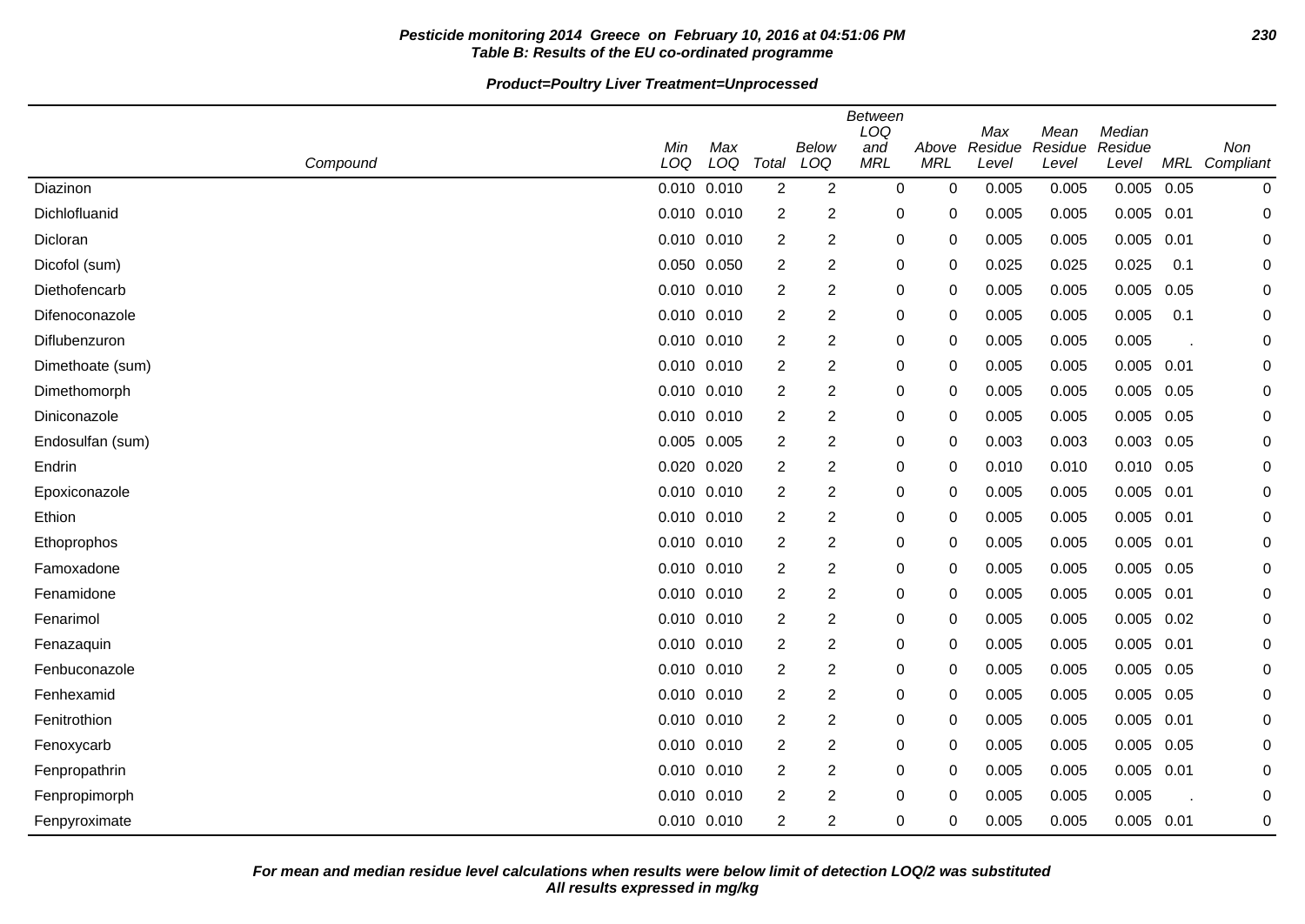**Pesticide monitoring 2014 Greece on February 10, 2016 at 04:51:06 PM**
**Table B: Results of the EU co-ordinated programme**

**Product=Poultry Liver Treatment=Unprocessed**

| Compound | Min LOQ | Max LOQ | Total | Below LOQ | Between LOQ and MRL | Above MRL | Max Residue Level | Mean Residue Level | Median Residue Level | MRL | Non Compliant |
|---|---|---|---|---|---|---|---|---|---|---|---|
| Diazinon | 0.010 | 0.010 | 2 | 2 | 0 | 0 | 0.005 | 0.005 | 0.005 | 0.05 | 0 |
| Dichlofluanid | 0.010 | 0.010 | 2 | 2 | 0 | 0 | 0.005 | 0.005 | 0.005 | 0.01 | 0 |
| Dicloran | 0.010 | 0.010 | 2 | 2 | 0 | 0 | 0.005 | 0.005 | 0.005 | 0.01 | 0 |
| Dicofol (sum) | 0.050 | 0.050 | 2 | 2 | 0 | 0 | 0.025 | 0.025 | 0.025 | 0.1 | 0 |
| Diethofencarb | 0.010 | 0.010 | 2 | 2 | 0 | 0 | 0.005 | 0.005 | 0.005 | 0.05 | 0 |
| Difenoconazole | 0.010 | 0.010 | 2 | 2 | 0 | 0 | 0.005 | 0.005 | 0.005 | 0.1 | 0 |
| Diflubenzuron | 0.010 | 0.010 | 2 | 2 | 0 | 0 | 0.005 | 0.005 | 0.005 | . | 0 |
| Dimethoate (sum) | 0.010 | 0.010 | 2 | 2 | 0 | 0 | 0.005 | 0.005 | 0.005 | 0.01 | 0 |
| Dimethomorph | 0.010 | 0.010 | 2 | 2 | 0 | 0 | 0.005 | 0.005 | 0.005 | 0.05 | 0 |
| Diniconazole | 0.010 | 0.010 | 2 | 2 | 0 | 0 | 0.005 | 0.005 | 0.005 | 0.05 | 0 |
| Endosulfan (sum) | 0.005 | 0.005 | 2 | 2 | 0 | 0 | 0.003 | 0.003 | 0.003 | 0.05 | 0 |
| Endrin | 0.020 | 0.020 | 2 | 2 | 0 | 0 | 0.010 | 0.010 | 0.010 | 0.05 | 0 |
| Epoxiconazole | 0.010 | 0.010 | 2 | 2 | 0 | 0 | 0.005 | 0.005 | 0.005 | 0.01 | 0 |
| Ethion | 0.010 | 0.010 | 2 | 2 | 0 | 0 | 0.005 | 0.005 | 0.005 | 0.01 | 0 |
| Ethoprophos | 0.010 | 0.010 | 2 | 2 | 0 | 0 | 0.005 | 0.005 | 0.005 | 0.01 | 0 |
| Famoxadone | 0.010 | 0.010 | 2 | 2 | 0 | 0 | 0.005 | 0.005 | 0.005 | 0.05 | 0 |
| Fenamidone | 0.010 | 0.010 | 2 | 2 | 0 | 0 | 0.005 | 0.005 | 0.005 | 0.01 | 0 |
| Fenarimol | 0.010 | 0.010 | 2 | 2 | 0 | 0 | 0.005 | 0.005 | 0.005 | 0.02 | 0 |
| Fenazaquin | 0.010 | 0.010 | 2 | 2 | 0 | 0 | 0.005 | 0.005 | 0.005 | 0.01 | 0 |
| Fenbuconazole | 0.010 | 0.010 | 2 | 2 | 0 | 0 | 0.005 | 0.005 | 0.005 | 0.05 | 0 |
| Fenhexamid | 0.010 | 0.010 | 2 | 2 | 0 | 0 | 0.005 | 0.005 | 0.005 | 0.05 | 0 |
| Fenitrothion | 0.010 | 0.010 | 2 | 2 | 0 | 0 | 0.005 | 0.005 | 0.005 | 0.01 | 0 |
| Fenoxycarb | 0.010 | 0.010 | 2 | 2 | 0 | 0 | 0.005 | 0.005 | 0.005 | 0.05 | 0 |
| Fenpropathrin | 0.010 | 0.010 | 2 | 2 | 0 | 0 | 0.005 | 0.005 | 0.005 | 0.01 | 0 |
| Fenpropimorph | 0.010 | 0.010 | 2 | 2 | 0 | 0 | 0.005 | 0.005 | 0.005 | . | 0 |
| Fenpyroximate | 0.010 | 0.010 | 2 | 2 | 0 | 0 | 0.005 | 0.005 | 0.005 | 0.01 | 0 |

***For mean and median residue level calculations when results were below limit of detection LOQ/2 was substituted***
***All results expressed in mg/kg***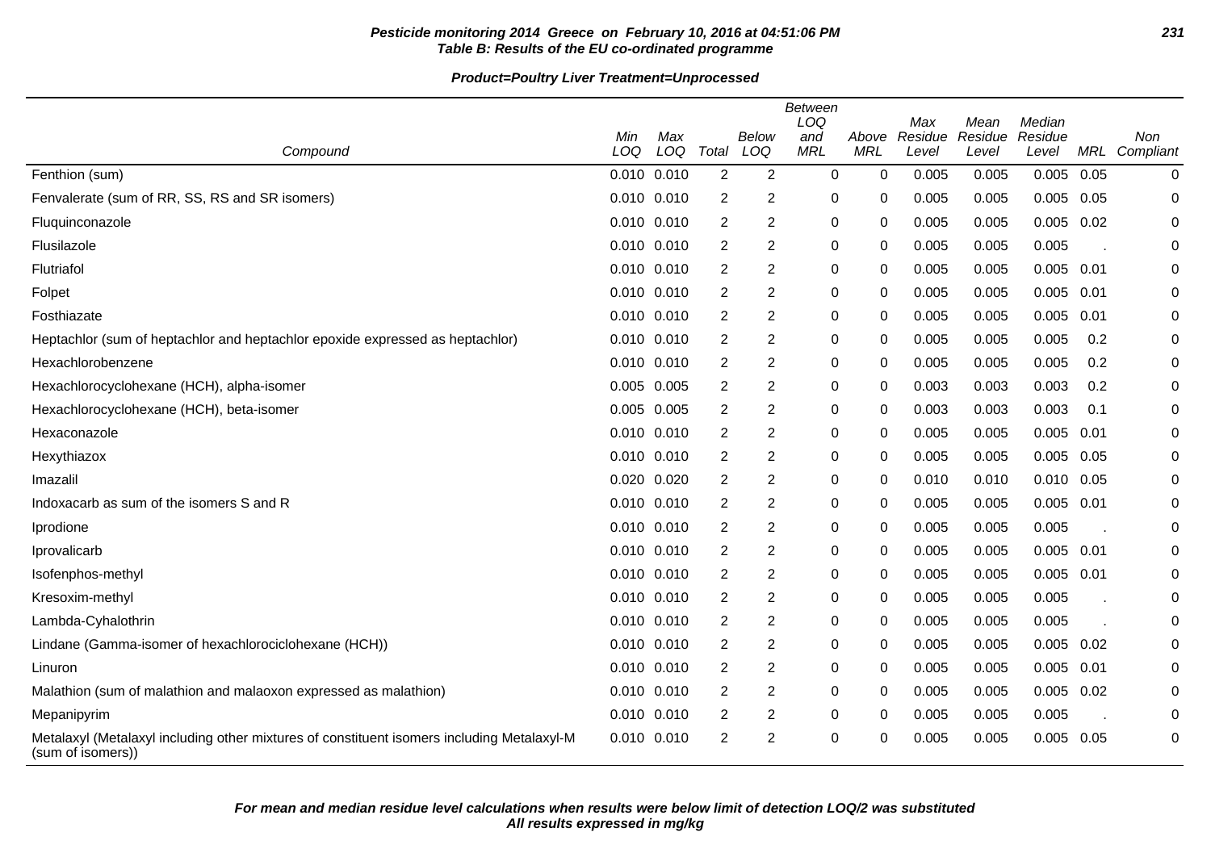**Pesticide monitoring 2014 Greece on February 10, 2016 at 04:51:06 PM**
**Table B: Results of the EU co-ordinated programme**

**Product=Poultry Liver Treatment=Unprocessed**

| Compound | Min LOQ | Max LOQ | Total | Below LOQ | Between LOQ and MRL | Above MRL | Max Residue Level | Mean Residue Level | Median Residue Level | MRL | Non Compliant |
|---|---|---|---|---|---|---|---|---|---|---|---|
| Fenthion (sum) | 0.010 | 0.010 | 2 | 2 | 0 | 0 | 0.005 | 0.005 | 0.005 | 0.05 | 0 |
| Fenvalerate (sum of RR, SS, RS and SR isomers) | 0.010 | 0.010 | 2 | 2 | 0 | 0 | 0.005 | 0.005 | 0.005 | 0.05 | 0 |
| Fluquinconazole | 0.010 | 0.010 | 2 | 2 | 0 | 0 | 0.005 | 0.005 | 0.005 | 0.02 | 0 |
| Flusilazole | 0.010 | 0.010 | 2 | 2 | 0 | 0 | 0.005 | 0.005 | 0.005 | . | 0 |
| Flutriafol | 0.010 | 0.010 | 2 | 2 | 0 | 0 | 0.005 | 0.005 | 0.005 | 0.01 | 0 |
| Folpet | 0.010 | 0.010 | 2 | 2 | 0 | 0 | 0.005 | 0.005 | 0.005 | 0.01 | 0 |
| Fosthiazate | 0.010 | 0.010 | 2 | 2 | 0 | 0 | 0.005 | 0.005 | 0.005 | 0.01 | 0 |
| Heptachlor (sum of heptachlor and heptachlor epoxide expressed as heptachlor) | 0.010 | 0.010 | 2 | 2 | 0 | 0 | 0.005 | 0.005 | 0.005 | 0.2 | 0 |
| Hexachlorobenzene | 0.010 | 0.010 | 2 | 2 | 0 | 0 | 0.005 | 0.005 | 0.005 | 0.2 | 0 |
| Hexachlorocyclohexane (HCH), alpha-isomer | 0.005 | 0.005 | 2 | 2 | 0 | 0 | 0.003 | 0.003 | 0.003 | 0.2 | 0 |
| Hexachlorocyclohexane (HCH), beta-isomer | 0.005 | 0.005 | 2 | 2 | 0 | 0 | 0.003 | 0.003 | 0.003 | 0.1 | 0 |
| Hexaconazole | 0.010 | 0.010 | 2 | 2 | 0 | 0 | 0.005 | 0.005 | 0.005 | 0.01 | 0 |
| Hexythiazox | 0.010 | 0.010 | 2 | 2 | 0 | 0 | 0.005 | 0.005 | 0.005 | 0.05 | 0 |
| Imazalil | 0.020 | 0.020 | 2 | 2 | 0 | 0 | 0.010 | 0.010 | 0.010 | 0.05 | 0 |
| Indoxacarb as sum of the isomers S and R | 0.010 | 0.010 | 2 | 2 | 0 | 0 | 0.005 | 0.005 | 0.005 | 0.01 | 0 |
| Iprodione | 0.010 | 0.010 | 2 | 2 | 0 | 0 | 0.005 | 0.005 | 0.005 | . | 0 |
| Iprovalicarb | 0.010 | 0.010 | 2 | 2 | 0 | 0 | 0.005 | 0.005 | 0.005 | 0.01 | 0 |
| Isofenphos-methyl | 0.010 | 0.010 | 2 | 2 | 0 | 0 | 0.005 | 0.005 | 0.005 | 0.01 | 0 |
| Kresoxim-methyl | 0.010 | 0.010 | 2 | 2 | 0 | 0 | 0.005 | 0.005 | 0.005 | . | 0 |
| Lambda-Cyhalothrin | 0.010 | 0.010 | 2 | 2 | 0 | 0 | 0.005 | 0.005 | 0.005 | . | 0 |
| Lindane (Gamma-isomer of hexachlorociclohexane (HCH)) | 0.010 | 0.010 | 2 | 2 | 0 | 0 | 0.005 | 0.005 | 0.005 | 0.02 | 0 |
| Linuron | 0.010 | 0.010 | 2 | 2 | 0 | 0 | 0.005 | 0.005 | 0.005 | 0.01 | 0 |
| Malathion (sum of malathion and malaoxon expressed as malathion) | 0.010 | 0.010 | 2 | 2 | 0 | 0 | 0.005 | 0.005 | 0.005 | 0.02 | 0 |
| Mepanipyrim | 0.010 | 0.010 | 2 | 2 | 0 | 0 | 0.005 | 0.005 | 0.005 | . | 0 |
| Metalaxyl (Metalaxyl including other mixtures of constituent isomers including Metalaxyl-M (sum of isomers)) | 0.010 | 0.010 | 2 | 2 | 0 | 0 | 0.005 | 0.005 | 0.005 | 0.05 | 0 |

***For mean and median residue level calculations when results were below limit of detection LOQ/2 was substituted***
***All results expressed in mg/kg***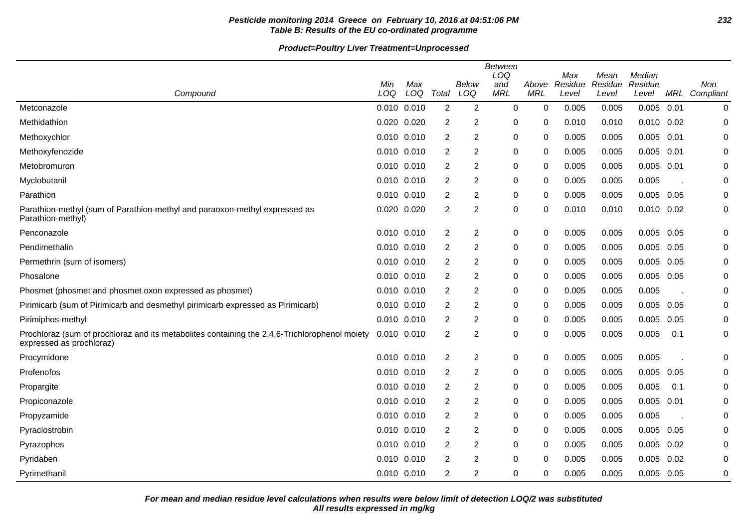**Pesticide monitoring 2014 Greece on February 10, 2016 at 04:51:06 PM**
**Table B: Results of the EU co-ordinated programme**

**Product=Poultry Liver Treatment=Unprocessed**

| Compound | Min LOQ | Max LOQ | Total | Below LOQ | Between LOQ and MRL | Above MRL | Max Residue Level | Mean Residue Level | Median Residue Level | MRL | Non Compliant |
|---|---|---|---|---|---|---|---|---|---|---|---|
| Metconazole | 0.010 | 0.010 | 2 | 2 | 0 | 0 | 0.005 | 0.005 | 0.005 | 0.01 | 0 |
| Methidathion | 0.020 | 0.020 | 2 | 2 | 0 | 0 | 0.010 | 0.010 | 0.010 | 0.02 | 0 |
| Methoxychlor | 0.010 | 0.010 | 2 | 2 | 0 | 0 | 0.005 | 0.005 | 0.005 | 0.01 | 0 |
| Methoxyfenozide | 0.010 | 0.010 | 2 | 2 | 0 | 0 | 0.005 | 0.005 | 0.005 | 0.01 | 0 |
| Metobromuron | 0.010 | 0.010 | 2 | 2 | 0 | 0 | 0.005 | 0.005 | 0.005 | 0.01 | 0 |
| Myclobutanil | 0.010 | 0.010 | 2 | 2 | 0 | 0 | 0.005 | 0.005 | 0.005 | . | 0 |
| Parathion | 0.010 | 0.010 | 2 | 2 | 0 | 0 | 0.005 | 0.005 | 0.005 | 0.05 | 0 |
| Parathion-methyl (sum of Parathion-methyl and paraoxon-methyl expressed as Parathion-methyl) | 0.020 | 0.020 | 2 | 2 | 0 | 0 | 0.010 | 0.010 | 0.010 | 0.02 | 0 |
| Penconazole | 0.010 | 0.010 | 2 | 2 | 0 | 0 | 0.005 | 0.005 | 0.005 | 0.05 | 0 |
| Pendimethalin | 0.010 | 0.010 | 2 | 2 | 0 | 0 | 0.005 | 0.005 | 0.005 | 0.05 | 0 |
| Permethrin (sum of isomers) | 0.010 | 0.010 | 2 | 2 | 0 | 0 | 0.005 | 0.005 | 0.005 | 0.05 | 0 |
| Phosalone | 0.010 | 0.010 | 2 | 2 | 0 | 0 | 0.005 | 0.005 | 0.005 | 0.05 | 0 |
| Phosmet (phosmet and phosmet oxon expressed as phosmet) | 0.010 | 0.010 | 2 | 2 | 0 | 0 | 0.005 | 0.005 | 0.005 | . | 0 |
| Pirimicarb (sum of Pirimicarb and desmethyl pirimicarb expressed as Pirimicarb) | 0.010 | 0.010 | 2 | 2 | 0 | 0 | 0.005 | 0.005 | 0.005 | 0.05 | 0 |
| Pirimiphos-methyl | 0.010 | 0.010 | 2 | 2 | 0 | 0 | 0.005 | 0.005 | 0.005 | 0.05 | 0 |
| Prochloraz (sum of prochloraz and its metabolites containing the 2,4,6-Trichlorophenol moiety expressed as prochloraz) | 0.010 | 0.010 | 2 | 2 | 0 | 0 | 0.005 | 0.005 | 0.005 | 0.1 | 0 |
| Procymidone | 0.010 | 0.010 | 2 | 2 | 0 | 0 | 0.005 | 0.005 | 0.005 | . | 0 |
| Profenofos | 0.010 | 0.010 | 2 | 2 | 0 | 0 | 0.005 | 0.005 | 0.005 | 0.05 | 0 |
| Propargite | 0.010 | 0.010 | 2 | 2 | 0 | 0 | 0.005 | 0.005 | 0.005 | 0.1 | 0 |
| Propiconazole | 0.010 | 0.010 | 2 | 2 | 0 | 0 | 0.005 | 0.005 | 0.005 | 0.01 | 0 |
| Propyzamide | 0.010 | 0.010 | 2 | 2 | 0 | 0 | 0.005 | 0.005 | 0.005 | . | 0 |
| Pyraclostrobin | 0.010 | 0.010 | 2 | 2 | 0 | 0 | 0.005 | 0.005 | 0.005 | 0.05 | 0 |
| Pyrazophos | 0.010 | 0.010 | 2 | 2 | 0 | 0 | 0.005 | 0.005 | 0.005 | 0.02 | 0 |
| Pyridaben | 0.010 | 0.010 | 2 | 2 | 0 | 0 | 0.005 | 0.005 | 0.005 | 0.02 | 0 |
| Pyrimethanil | 0.010 | 0.010 | 2 | 2 | 0 | 0 | 0.005 | 0.005 | 0.005 | 0.05 | 0 |

**For mean and median residue level calculations when results were below limit of detection LOQ/2 was substituted**
**All results expressed in mg/kg**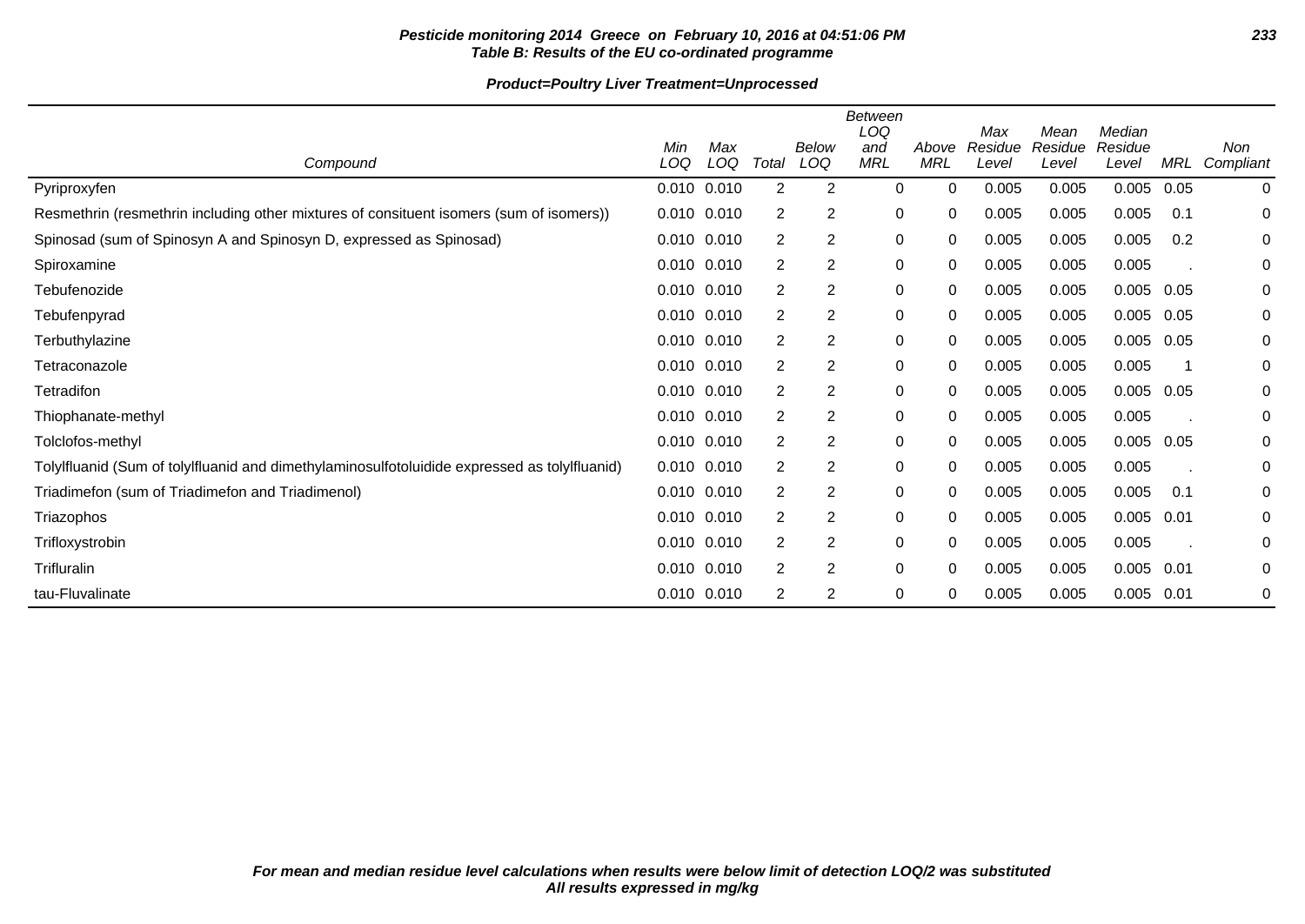**Table B: Results of the EU co-ordinated programme**

**Product=Poultry Liver Treatment=Unprocessed**

| Compound | Min LOQ | Max LOQ | Total | Below LOQ | Between LOQ and MRL | Above MRL | Max Residue Level | Mean Residue Level | Median Residue Level | MRL | Non Compliant |
|---|---|---|---|---|---|---|---|---|---|---|---|
| Pyriproxyfen | 0.010 | 0.010 | 2 | 2 | 0 | 0 | 0.005 | 0.005 | 0.005 | 0.05 | 0 |
| Resmethrin (resmethrin including other mixtures of consituent isomers (sum of isomers)) | 0.010 | 0.010 | 2 | 2 | 0 | 0 | 0.005 | 0.005 | 0.005 | 0.1 | 0 |
| Spinosad (sum of Spinosyn A and Spinosyn D, expressed as Spinosad) | 0.010 | 0.010 | 2 | 2 | 0 | 0 | 0.005 | 0.005 | 0.005 | 0.2 | 0 |
| Spiroxamine | 0.010 | 0.010 | 2 | 2 | 0 | 0 | 0.005 | 0.005 | 0.005 | . | 0 |
| Tebufenozide | 0.010 | 0.010 | 2 | 2 | 0 | 0 | 0.005 | 0.005 | 0.005 | 0.05 | 0 |
| Tebufenpyrad | 0.010 | 0.010 | 2 | 2 | 0 | 0 | 0.005 | 0.005 | 0.005 | 0.05 | 0 |
| Terbuthylazine | 0.010 | 0.010 | 2 | 2 | 0 | 0 | 0.005 | 0.005 | 0.005 | 0.05 | 0 |
| Tetraconazole | 0.010 | 0.010 | 2 | 2 | 0 | 0 | 0.005 | 0.005 | 0.005 | 1 | 0 |
| Tetradifon | 0.010 | 0.010 | 2 | 2 | 0 | 0 | 0.005 | 0.005 | 0.005 | 0.05 | 0 |
| Thiophanate-methyl | 0.010 | 0.010 | 2 | 2 | 0 | 0 | 0.005 | 0.005 | 0.005 | . | 0 |
| Tolclofos-methyl | 0.010 | 0.010 | 2 | 2 | 0 | 0 | 0.005 | 0.005 | 0.005 | 0.05 | 0 |
| Tolylfluanid (Sum of tolylfluanid and dimethylaminosulfotoluidide expressed as tolylfluanid) | 0.010 | 0.010 | 2 | 2 | 0 | 0 | 0.005 | 0.005 | 0.005 | . | 0 |
| Triadimefon (sum of Triadimefon and Triadimenol) | 0.010 | 0.010 | 2 | 2 | 0 | 0 | 0.005 | 0.005 | 0.005 | 0.1 | 0 |
| Triazophos | 0.010 | 0.010 | 2 | 2 | 0 | 0 | 0.005 | 0.005 | 0.005 | 0.01 | 0 |
| Trifloxystrobin | 0.010 | 0.010 | 2 | 2 | 0 | 0 | 0.005 | 0.005 | 0.005 | . | 0 |
| Trifluralin | 0.010 | 0.010 | 2 | 2 | 0 | 0 | 0.005 | 0.005 | 0.005 | 0.01 | 0 |
| tau-Fluvalinate | 0.010 | 0.010 | 2 | 2 | 0 | 0 | 0.005 | 0.005 | 0.005 | 0.01 | 0 |

*For mean and median residue level calculations when results were below limit of detection LOQ/2 was substituted*
*All results expressed in mg/kg*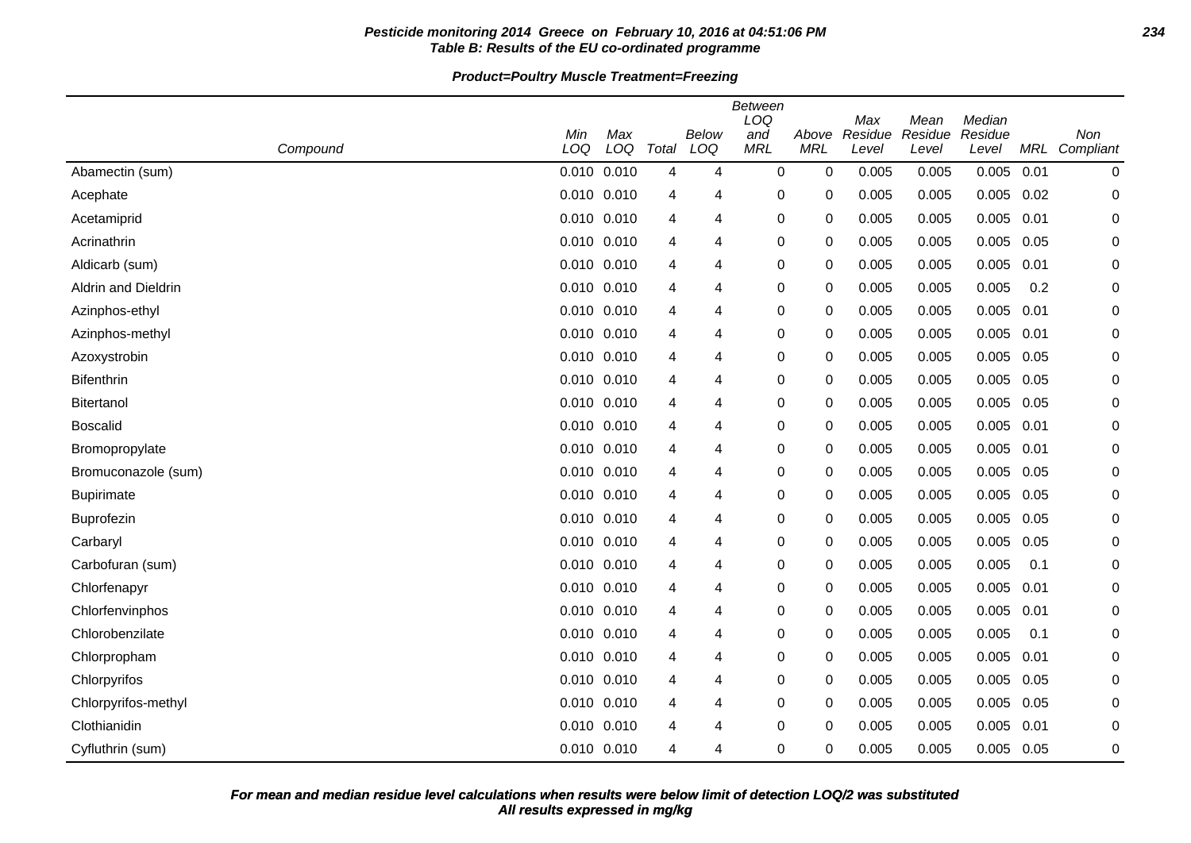**Pesticide monitoring 2014 Greece on February 10, 2016 at 04:51:06 PM**
**Table B: Results of the EU co-ordinated programme**

**Product=Poultry Muscle Treatment=Freezing**

| Compound | Min LOQ | Max LOQ | Total | Below LOQ | Between LOQ and MRL | Above MRL | Max Residue Level | Mean Residue Level | Median Residue Level | MRL | Non Compliant |
|---|---|---|---|---|---|---|---|---|---|---|---|
| Abamectin (sum) | 0.010 | 0.010 | 4 | 4 | 0 | 0 | 0.005 | 0.005 | 0.005 | 0.01 | 0 |
| Acephate | 0.010 | 0.010 | 4 | 4 | 0 | 0 | 0.005 | 0.005 | 0.005 | 0.02 | 0 |
| Acetamiprid | 0.010 | 0.010 | 4 | 4 | 0 | 0 | 0.005 | 0.005 | 0.005 | 0.01 | 0 |
| Acrinathrin | 0.010 | 0.010 | 4 | 4 | 0 | 0 | 0.005 | 0.005 | 0.005 | 0.05 | 0 |
| Aldicarb (sum) | 0.010 | 0.010 | 4 | 4 | 0 | 0 | 0.005 | 0.005 | 0.005 | 0.01 | 0 |
| Aldrin and Dieldrin | 0.010 | 0.010 | 4 | 4 | 0 | 0 | 0.005 | 0.005 | 0.005 | 0.2 | 0 |
| Azinphos-ethyl | 0.010 | 0.010 | 4 | 4 | 0 | 0 | 0.005 | 0.005 | 0.005 | 0.01 | 0 |
| Azinphos-methyl | 0.010 | 0.010 | 4 | 4 | 0 | 0 | 0.005 | 0.005 | 0.005 | 0.01 | 0 |
| Azoxystrobin | 0.010 | 0.010 | 4 | 4 | 0 | 0 | 0.005 | 0.005 | 0.005 | 0.05 | 0 |
| Bifenthrin | 0.010 | 0.010 | 4 | 4 | 0 | 0 | 0.005 | 0.005 | 0.005 | 0.05 | 0 |
| Bitertanol | 0.010 | 0.010 | 4 | 4 | 0 | 0 | 0.005 | 0.005 | 0.005 | 0.05 | 0 |
| Boscalid | 0.010 | 0.010 | 4 | 4 | 0 | 0 | 0.005 | 0.005 | 0.005 | 0.01 | 0 |
| Bromopropylate | 0.010 | 0.010 | 4 | 4 | 0 | 0 | 0.005 | 0.005 | 0.005 | 0.01 | 0 |
| Bromuconazole (sum) | 0.010 | 0.010 | 4 | 4 | 0 | 0 | 0.005 | 0.005 | 0.005 | 0.05 | 0 |
| Bupirimate | 0.010 | 0.010 | 4 | 4 | 0 | 0 | 0.005 | 0.005 | 0.005 | 0.05 | 0 |
| Buprofezin | 0.010 | 0.010 | 4 | 4 | 0 | 0 | 0.005 | 0.005 | 0.005 | 0.05 | 0 |
| Carbaryl | 0.010 | 0.010 | 4 | 4 | 0 | 0 | 0.005 | 0.005 | 0.005 | 0.05 | 0 |
| Carbofuran (sum) | 0.010 | 0.010 | 4 | 4 | 0 | 0 | 0.005 | 0.005 | 0.005 | 0.1 | 0 |
| Chlorfenapyr | 0.010 | 0.010 | 4 | 4 | 0 | 0 | 0.005 | 0.005 | 0.005 | 0.01 | 0 |
| Chlorfenvinphos | 0.010 | 0.010 | 4 | 4 | 0 | 0 | 0.005 | 0.005 | 0.005 | 0.01 | 0 |
| Chlorobenzilate | 0.010 | 0.010 | 4 | 4 | 0 | 0 | 0.005 | 0.005 | 0.005 | 0.1 | 0 |
| Chlorpropham | 0.010 | 0.010 | 4 | 4 | 0 | 0 | 0.005 | 0.005 | 0.005 | 0.01 | 0 |
| Chlorpyrifos | 0.010 | 0.010 | 4 | 4 | 0 | 0 | 0.005 | 0.005 | 0.005 | 0.05 | 0 |
| Chlorpyrifos-methyl | 0.010 | 0.010 | 4 | 4 | 0 | 0 | 0.005 | 0.005 | 0.005 | 0.05 | 0 |
| Clothianidin | 0.010 | 0.010 | 4 | 4 | 0 | 0 | 0.005 | 0.005 | 0.005 | 0.01 | 0 |
| Cyfluthrin (sum) | 0.010 | 0.010 | 4 | 4 | 0 | 0 | 0.005 | 0.005 | 0.005 | 0.05 | 0 |

***For mean and median residue level calculations when results were below limit of detection LOQ/2 was substituted***
***All results expressed in mg/kg***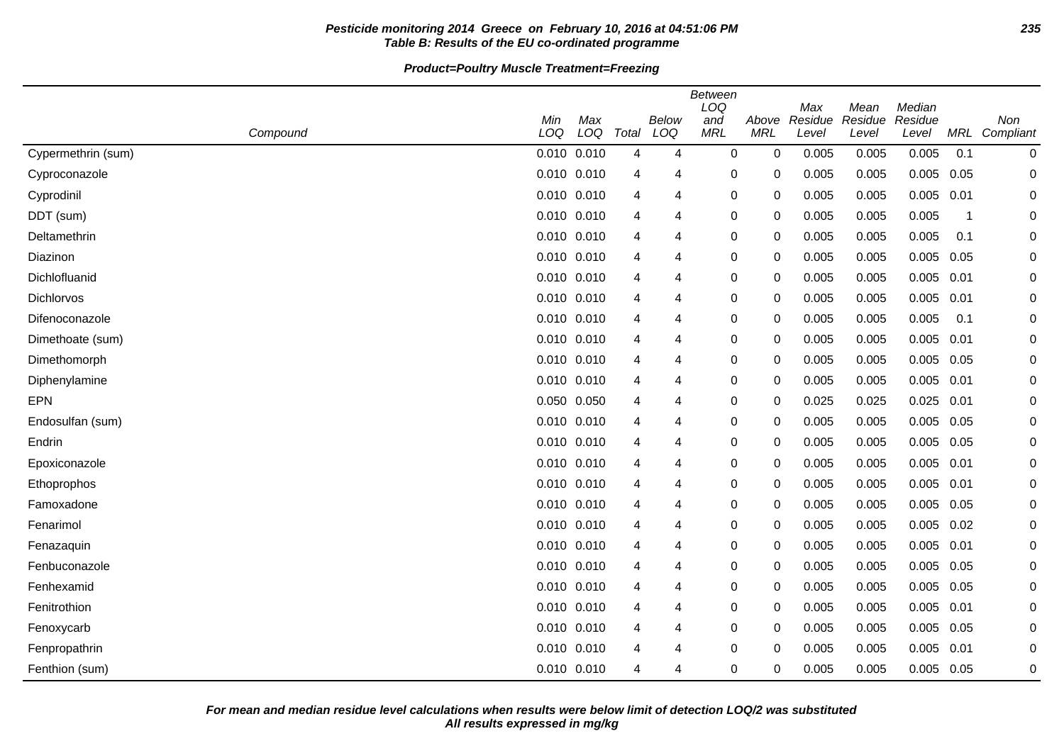**Pesticide monitoring 2014 Greece on February 10, 2016 at 04:51:06 PM**
**Table B: Results of the EU co-ordinated programme**

**Product=Poultry Muscle Treatment=Freezing**

| Compound | Min LOQ | Max LOQ | Total | Below LOQ | Between LOQ and MRL | Above MRL | Max Residue Level | Mean Residue Level | Median Residue Level | MRL | Non Compliant |
|---|---|---|---|---|---|---|---|---|---|---|---|
| Cypermethrin (sum) | 0.010 | 0.010 | 4 | 4 | 0 | 0 | 0.005 | 0.005 | 0.005 | 0.1 | 0 |
| Cyproconazole | 0.010 | 0.010 | 4 | 4 | 0 | 0 | 0.005 | 0.005 | 0.005 | 0.05 | 0 |
| Cyprodinil | 0.010 | 0.010 | 4 | 4 | 0 | 0 | 0.005 | 0.005 | 0.005 | 0.01 | 0 |
| DDT (sum) | 0.010 | 0.010 | 4 | 4 | 0 | 0 | 0.005 | 0.005 | 0.005 | 1 | 0 |
| Deltamethrin | 0.010 | 0.010 | 4 | 4 | 0 | 0 | 0.005 | 0.005 | 0.005 | 0.1 | 0 |
| Diazinon | 0.010 | 0.010 | 4 | 4 | 0 | 0 | 0.005 | 0.005 | 0.005 | 0.05 | 0 |
| Dichlofluanid | 0.010 | 0.010 | 4 | 4 | 0 | 0 | 0.005 | 0.005 | 0.005 | 0.01 | 0 |
| Dichlorvos | 0.010 | 0.010 | 4 | 4 | 0 | 0 | 0.005 | 0.005 | 0.005 | 0.01 | 0 |
| Difenoconazole | 0.010 | 0.010 | 4 | 4 | 0 | 0 | 0.005 | 0.005 | 0.005 | 0.1 | 0 |
| Dimethoate (sum) | 0.010 | 0.010 | 4 | 4 | 0 | 0 | 0.005 | 0.005 | 0.005 | 0.01 | 0 |
| Dimethomorph | 0.010 | 0.010 | 4 | 4 | 0 | 0 | 0.005 | 0.005 | 0.005 | 0.05 | 0 |
| Diphenylamine | 0.010 | 0.010 | 4 | 4 | 0 | 0 | 0.005 | 0.005 | 0.005 | 0.01 | 0 |
| EPN | 0.050 | 0.050 | 4 | 4 | 0 | 0 | 0.025 | 0.025 | 0.025 | 0.01 | 0 |
| Endosulfan (sum) | 0.010 | 0.010 | 4 | 4 | 0 | 0 | 0.005 | 0.005 | 0.005 | 0.05 | 0 |
| Endrin | 0.010 | 0.010 | 4 | 4 | 0 | 0 | 0.005 | 0.005 | 0.005 | 0.05 | 0 |
| Epoxiconazole | 0.010 | 0.010 | 4 | 4 | 0 | 0 | 0.005 | 0.005 | 0.005 | 0.01 | 0 |
| Ethoprophos | 0.010 | 0.010 | 4 | 4 | 0 | 0 | 0.005 | 0.005 | 0.005 | 0.01 | 0 |
| Famoxadone | 0.010 | 0.010 | 4 | 4 | 0 | 0 | 0.005 | 0.005 | 0.005 | 0.05 | 0 |
| Fenarimol | 0.010 | 0.010 | 4 | 4 | 0 | 0 | 0.005 | 0.005 | 0.005 | 0.02 | 0 |
| Fenazaquin | 0.010 | 0.010 | 4 | 4 | 0 | 0 | 0.005 | 0.005 | 0.005 | 0.01 | 0 |
| Fenbuconazole | 0.010 | 0.010 | 4 | 4 | 0 | 0 | 0.005 | 0.005 | 0.005 | 0.05 | 0 |
| Fenhexamid | 0.010 | 0.010 | 4 | 4 | 0 | 0 | 0.005 | 0.005 | 0.005 | 0.05 | 0 |
| Fenitrothion | 0.010 | 0.010 | 4 | 4 | 0 | 0 | 0.005 | 0.005 | 0.005 | 0.01 | 0 |
| Fenoxycarb | 0.010 | 0.010 | 4 | 4 | 0 | 0 | 0.005 | 0.005 | 0.005 | 0.05 | 0 |
| Fenpropathrin | 0.010 | 0.010 | 4 | 4 | 0 | 0 | 0.005 | 0.005 | 0.005 | 0.01 | 0 |
| Fenthion (sum) | 0.010 | 0.010 | 4 | 4 | 0 | 0 | 0.005 | 0.005 | 0.005 | 0.05 | 0 |

**For mean and median residue level calculations when results were below limit of detection LOQ/2 was substituted**
**All results expressed in mg/kg**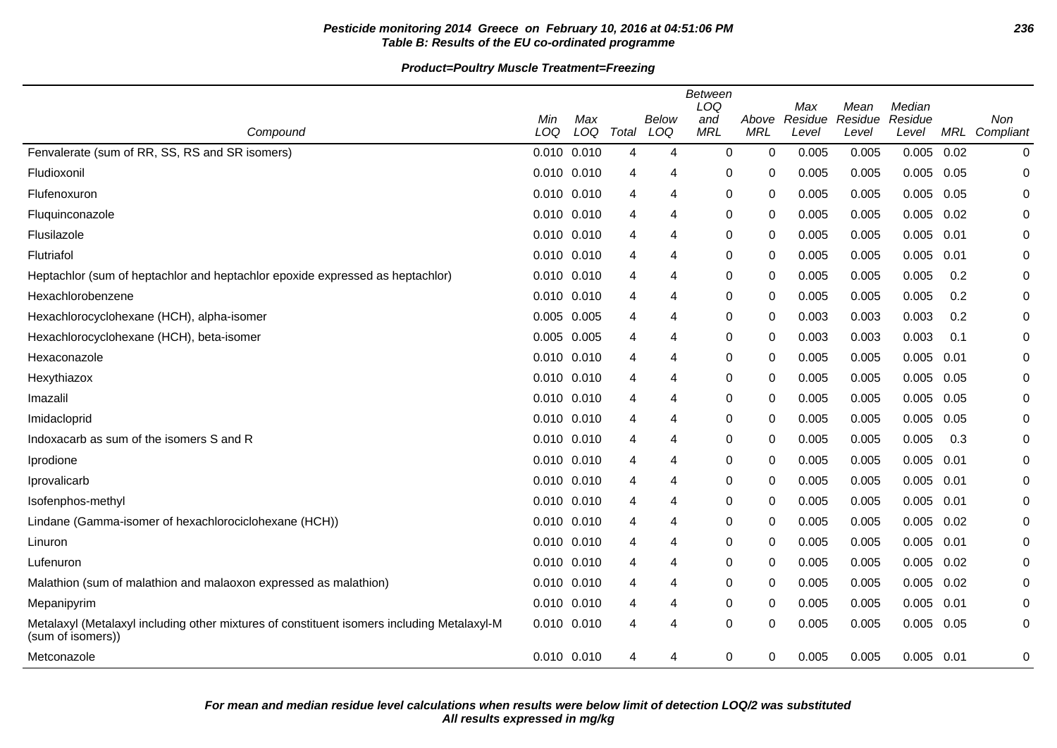**Pesticide monitoring 2014 Greece on February 10, 2016 at 04:51:06 PM**
**Table B: Results of the EU co-ordinated programme**

**Product=Poultry Muscle Treatment=Freezing**

| Compound | Min LOQ | Max LOQ | Total | Below LOQ | Between LOQ and MRL | Above MRL | Max Residue Level | Mean Residue Level | Median Residue Level | MRL | Non Compliant |
|---|---|---|---|---|---|---|---|---|---|---|---|
| Fenvalerate (sum of RR, SS, RS and SR isomers) | 0.010 | 0.010 | 4 | 4 | 0 | 0 | 0.005 | 0.005 | 0.005 | 0.02 | 0 |
| Fludioxonil | 0.010 | 0.010 | 4 | 4 | 0 | 0 | 0.005 | 0.005 | 0.005 | 0.05 | 0 |
| Flufenoxuron | 0.010 | 0.010 | 4 | 4 | 0 | 0 | 0.005 | 0.005 | 0.005 | 0.05 | 0 |
| Fluquinconazole | 0.010 | 0.010 | 4 | 4 | 0 | 0 | 0.005 | 0.005 | 0.005 | 0.02 | 0 |
| Flusilazole | 0.010 | 0.010 | 4 | 4 | 0 | 0 | 0.005 | 0.005 | 0.005 | 0.01 | 0 |
| Flutriafol | 0.010 | 0.010 | 4 | 4 | 0 | 0 | 0.005 | 0.005 | 0.005 | 0.01 | 0 |
| Heptachlor (sum of heptachlor and heptachlor epoxide expressed as heptachlor) | 0.010 | 0.010 | 4 | 4 | 0 | 0 | 0.005 | 0.005 | 0.005 | 0.2 | 0 |
| Hexachlorobenzene | 0.010 | 0.010 | 4 | 4 | 0 | 0 | 0.005 | 0.005 | 0.005 | 0.2 | 0 |
| Hexachlorocyclohexane (HCH), alpha-isomer | 0.005 | 0.005 | 4 | 4 | 0 | 0 | 0.003 | 0.003 | 0.003 | 0.2 | 0 |
| Hexachlorocyclohexane (HCH), beta-isomer | 0.005 | 0.005 | 4 | 4 | 0 | 0 | 0.003 | 0.003 | 0.003 | 0.1 | 0 |
| Hexaconazole | 0.010 | 0.010 | 4 | 4 | 0 | 0 | 0.005 | 0.005 | 0.005 | 0.01 | 0 |
| Hexythiazox | 0.010 | 0.010 | 4 | 4 | 0 | 0 | 0.005 | 0.005 | 0.005 | 0.05 | 0 |
| Imazalil | 0.010 | 0.010 | 4 | 4 | 0 | 0 | 0.005 | 0.005 | 0.005 | 0.05 | 0 |
| Imidacloprid | 0.010 | 0.010 | 4 | 4 | 0 | 0 | 0.005 | 0.005 | 0.005 | 0.05 | 0 |
| Indoxacarb as sum of the isomers S and R | 0.010 | 0.010 | 4 | 4 | 0 | 0 | 0.005 | 0.005 | 0.005 | 0.3 | 0 |
| Iprodione | 0.010 | 0.010 | 4 | 4 | 0 | 0 | 0.005 | 0.005 | 0.005 | 0.01 | 0 |
| Iprovalicarb | 0.010 | 0.010 | 4 | 4 | 0 | 0 | 0.005 | 0.005 | 0.005 | 0.01 | 0 |
| Isofenphos-methyl | 0.010 | 0.010 | 4 | 4 | 0 | 0 | 0.005 | 0.005 | 0.005 | 0.01 | 0 |
| Lindane (Gamma-isomer of hexachlorociclohexane (HCH)) | 0.010 | 0.010 | 4 | 4 | 0 | 0 | 0.005 | 0.005 | 0.005 | 0.02 | 0 |
| Linuron | 0.010 | 0.010 | 4 | 4 | 0 | 0 | 0.005 | 0.005 | 0.005 | 0.01 | 0 |
| Lufenuron | 0.010 | 0.010 | 4 | 4 | 0 | 0 | 0.005 | 0.005 | 0.005 | 0.02 | 0 |
| Malathion (sum of malathion and malaoxon expressed as malathion) | 0.010 | 0.010 | 4 | 4 | 0 | 0 | 0.005 | 0.005 | 0.005 | 0.02 | 0 |
| Mepanipyrim | 0.010 | 0.010 | 4 | 4 | 0 | 0 | 0.005 | 0.005 | 0.005 | 0.01 | 0 |
| Metalaxyl (Metalaxyl including other mixtures of constituent isomers including Metalaxyl-M (sum of isomers)) | 0.010 | 0.010 | 4 | 4 | 0 | 0 | 0.005 | 0.005 | 0.005 | 0.05 | 0 |
| Metconazole | 0.010 | 0.010 | 4 | 4 | 0 | 0 | 0.005 | 0.005 | 0.005 | 0.01 | 0 |

***For mean and median residue level calculations when results were below limit of detection LOQ/2 was substituted***
***All results expressed in mg/kg***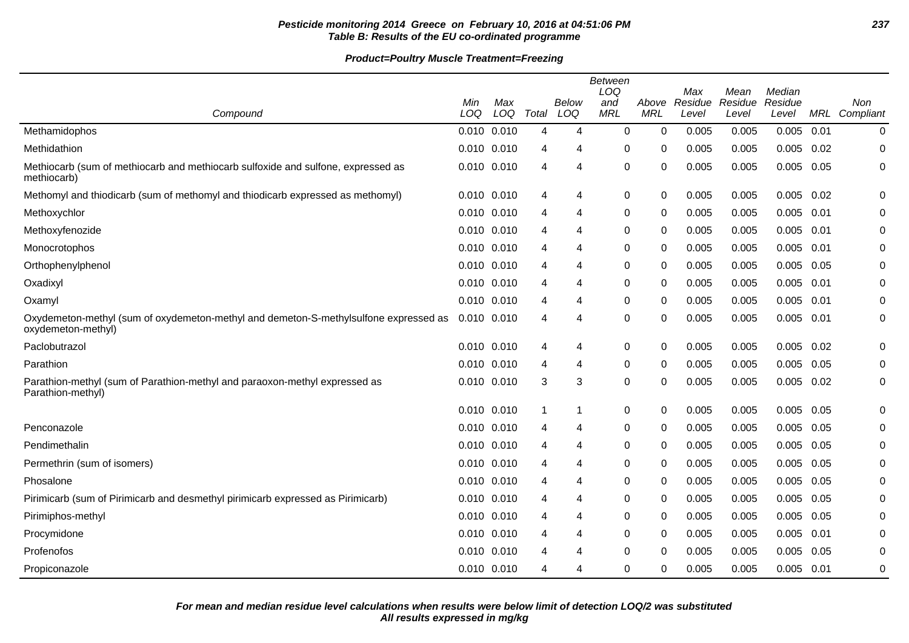**Pesticide monitoring 2014 Greece on February 10, 2016 at 04:51:06 PM**
**Table B: Results of the EU co-ordinated programme**

**Product=Poultry Muscle Treatment=Freezing**

| Compound | Min LOQ | Max LOQ | Total | Below LOQ | Between LOQ and MRL | Above MRL | Max Residue Level | Mean Residue Level | Median Residue Level | MRL | Non Compliant |
|---|---|---|---|---|---|---|---|---|---|---|---|
| Methamidophos | 0.010 | 0.010 | 4 | 4 | 0 | 0 | 0.005 | 0.005 | 0.005 | 0.01 | 0 |
| Methidathion | 0.010 | 0.010 | 4 | 4 | 0 | 0 | 0.005 | 0.005 | 0.005 | 0.02 | 0 |
| Methiocarb (sum of methiocarb and methiocarb sulfoxide and sulfone, expressed as methiocarb) | 0.010 | 0.010 | 4 | 4 | 0 | 0 | 0.005 | 0.005 | 0.005 | 0.05 | 0 |
| Methomyl and thiodicarb (sum of methomyl and thiodicarb expressed as methomyl) | 0.010 | 0.010 | 4 | 4 | 0 | 0 | 0.005 | 0.005 | 0.005 | 0.02 | 0 |
| Methoxychlor | 0.010 | 0.010 | 4 | 4 | 0 | 0 | 0.005 | 0.005 | 0.005 | 0.01 | 0 |
| Methoxyfenozide | 0.010 | 0.010 | 4 | 4 | 0 | 0 | 0.005 | 0.005 | 0.005 | 0.01 | 0 |
| Monocrotophos | 0.010 | 0.010 | 4 | 4 | 0 | 0 | 0.005 | 0.005 | 0.005 | 0.01 | 0 |
| Orthophenylphenol | 0.010 | 0.010 | 4 | 4 | 0 | 0 | 0.005 | 0.005 | 0.005 | 0.05 | 0 |
| Oxadixyl | 0.010 | 0.010 | 4 | 4 | 0 | 0 | 0.005 | 0.005 | 0.005 | 0.01 | 0 |
| Oxamyl | 0.010 | 0.010 | 4 | 4 | 0 | 0 | 0.005 | 0.005 | 0.005 | 0.01 | 0 |
| Oxydemeton-methyl (sum of oxydemeton-methyl and demeton-S-methylsulfone expressed as oxydemeton-methyl) | 0.010 | 0.010 | 4 | 4 | 0 | 0 | 0.005 | 0.005 | 0.005 | 0.01 | 0 |
| Paclobutrazol | 0.010 | 0.010 | 4 | 4 | 0 | 0 | 0.005 | 0.005 | 0.005 | 0.02 | 0 |
| Parathion | 0.010 | 0.010 | 4 | 4 | 0 | 0 | 0.005 | 0.005 | 0.005 | 0.05 | 0 |
| Parathion-methyl (sum of Parathion-methyl and paraoxon-methyl expressed as Parathion-methyl) | 0.010 | 0.010 | 3 | 3 | 0 | 0 | 0.005 | 0.005 | 0.005 | 0.02 | 0 |
| | 0.010 | 0.010 | 1 | 1 | 0 | 0 | 0.005 | 0.005 | 0.005 | 0.05 | 0 |
| Penconazole | 0.010 | 0.010 | 4 | 4 | 0 | 0 | 0.005 | 0.005 | 0.005 | 0.05 | 0 |
| Pendimethalin | 0.010 | 0.010 | 4 | 4 | 0 | 0 | 0.005 | 0.005 | 0.005 | 0.05 | 0 |
| Permethrin (sum of isomers) | 0.010 | 0.010 | 4 | 4 | 0 | 0 | 0.005 | 0.005 | 0.005 | 0.05 | 0 |
| Phosalone | 0.010 | 0.010 | 4 | 4 | 0 | 0 | 0.005 | 0.005 | 0.005 | 0.05 | 0 |
| Pirimicarb (sum of Pirimicarb and desmethyl pirimicarb expressed as Pirimicarb) | 0.010 | 0.010 | 4 | 4 | 0 | 0 | 0.005 | 0.005 | 0.005 | 0.05 | 0 |
| Pirimiphos-methyl | 0.010 | 0.010 | 4 | 4 | 0 | 0 | 0.005 | 0.005 | 0.005 | 0.05 | 0 |
| Procymidone | 0.010 | 0.010 | 4 | 4 | 0 | 0 | 0.005 | 0.005 | 0.005 | 0.01 | 0 |
| Profenofos | 0.010 | 0.010 | 4 | 4 | 0 | 0 | 0.005 | 0.005 | 0.005 | 0.05 | 0 |
| Propiconazole | 0.010 | 0.010 | 4 | 4 | 0 | 0 | 0.005 | 0.005 | 0.005 | 0.01 | 0 |

***For mean and median residue level calculations when results were below limit of detection LOQ/2 was substituted***
***All results expressed in mg/kg***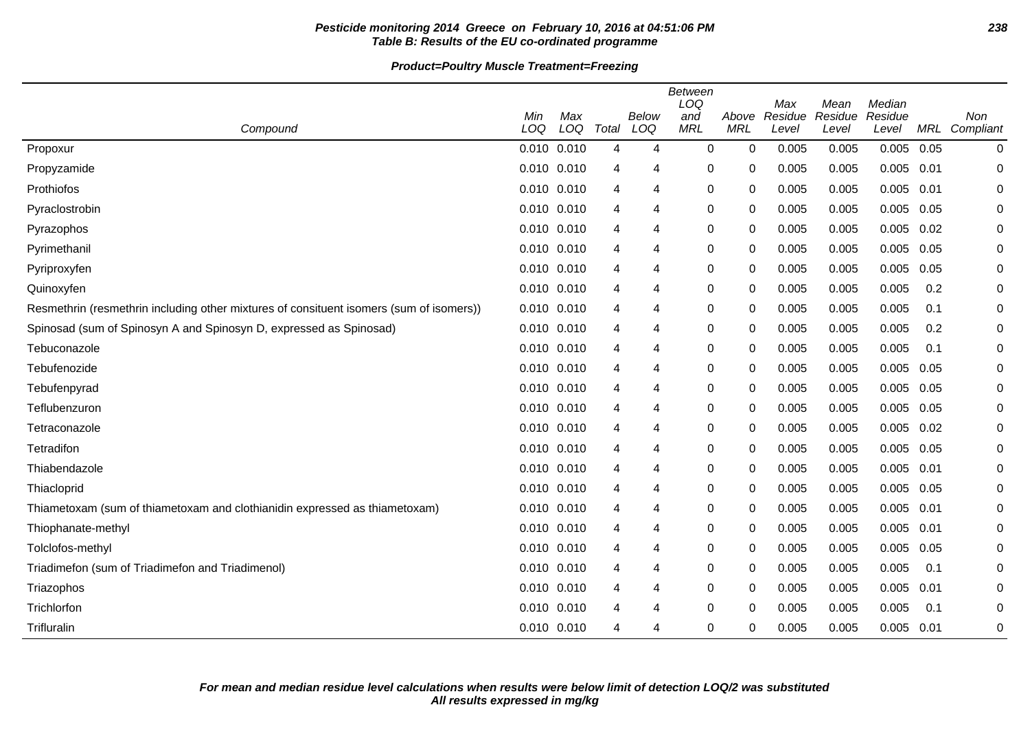**Pesticide monitoring 2014 Greece on February 10, 2016 at 04:51:06 PM**
**Table B: Results of the EU co-ordinated programme**

**Product=Poultry Muscle Treatment=Freezing**

| Compound | Min LOQ | Max LOQ | Total | Below LOQ | Between LOQ and MRL | Above MRL | Max Residue Level | Mean Residue Level | Median Residue Level | MRL | Non Compliant |
|---|---|---|---|---|---|---|---|---|---|---|---|
| Propoxur | 0.010 | 0.010 | 4 | 4 | 0 | 0 | 0.005 | 0.005 | 0.005 | 0.05 | 0 |
| Propyzamide | 0.010 | 0.010 | 4 | 4 | 0 | 0 | 0.005 | 0.005 | 0.005 | 0.01 | 0 |
| Prothiofos | 0.010 | 0.010 | 4 | 4 | 0 | 0 | 0.005 | 0.005 | 0.005 | 0.01 | 0 |
| Pyraclostrobin | 0.010 | 0.010 | 4 | 4 | 0 | 0 | 0.005 | 0.005 | 0.005 | 0.05 | 0 |
| Pyrazophos | 0.010 | 0.010 | 4 | 4 | 0 | 0 | 0.005 | 0.005 | 0.005 | 0.02 | 0 |
| Pyrimethanil | 0.010 | 0.010 | 4 | 4 | 0 | 0 | 0.005 | 0.005 | 0.005 | 0.05 | 0 |
| Pyriproxyfen | 0.010 | 0.010 | 4 | 4 | 0 | 0 | 0.005 | 0.005 | 0.005 | 0.05 | 0 |
| Quinoxyfen | 0.010 | 0.010 | 4 | 4 | 0 | 0 | 0.005 | 0.005 | 0.005 | 0.2 | 0 |
| Resmethrin (resmethrin including other mixtures of consituent isomers (sum of isomers)) | 0.010 | 0.010 | 4 | 4 | 0 | 0 | 0.005 | 0.005 | 0.005 | 0.1 | 0 |
| Spinosad (sum of Spinosyn A and Spinosyn D, expressed as Spinosad) | 0.010 | 0.010 | 4 | 4 | 0 | 0 | 0.005 | 0.005 | 0.005 | 0.2 | 0 |
| Tebuconazole | 0.010 | 0.010 | 4 | 4 | 0 | 0 | 0.005 | 0.005 | 0.005 | 0.1 | 0 |
| Tebufenozide | 0.010 | 0.010 | 4 | 4 | 0 | 0 | 0.005 | 0.005 | 0.005 | 0.05 | 0 |
| Tebufenpyrad | 0.010 | 0.010 | 4 | 4 | 0 | 0 | 0.005 | 0.005 | 0.005 | 0.05 | 0 |
| Teflubenzuron | 0.010 | 0.010 | 4 | 4 | 0 | 0 | 0.005 | 0.005 | 0.005 | 0.05 | 0 |
| Tetraconazole | 0.010 | 0.010 | 4 | 4 | 0 | 0 | 0.005 | 0.005 | 0.005 | 0.02 | 0 |
| Tetradifon | 0.010 | 0.010 | 4 | 4 | 0 | 0 | 0.005 | 0.005 | 0.005 | 0.05 | 0 |
| Thiabendazole | 0.010 | 0.010 | 4 | 4 | 0 | 0 | 0.005 | 0.005 | 0.005 | 0.01 | 0 |
| Thiacloprid | 0.010 | 0.010 | 4 | 4 | 0 | 0 | 0.005 | 0.005 | 0.005 | 0.05 | 0 |
| Thiametoxam (sum of thiametoxam and clothianidin expressed as thiametoxam) | 0.010 | 0.010 | 4 | 4 | 0 | 0 | 0.005 | 0.005 | 0.005 | 0.01 | 0 |
| Thiophanate-methyl | 0.010 | 0.010 | 4 | 4 | 0 | 0 | 0.005 | 0.005 | 0.005 | 0.01 | 0 |
| Tolclofos-methyl | 0.010 | 0.010 | 4 | 4 | 0 | 0 | 0.005 | 0.005 | 0.005 | 0.05 | 0 |
| Triadimefon (sum of Triadimefon and Triadimenol) | 0.010 | 0.010 | 4 | 4 | 0 | 0 | 0.005 | 0.005 | 0.005 | 0.1 | 0 |
| Triazophos | 0.010 | 0.010 | 4 | 4 | 0 | 0 | 0.005 | 0.005 | 0.005 | 0.01 | 0 |
| Trichlorfon | 0.010 | 0.010 | 4 | 4 | 0 | 0 | 0.005 | 0.005 | 0.005 | 0.1 | 0 |
| Trifluralin | 0.010 | 0.010 | 4 | 4 | 0 | 0 | 0.005 | 0.005 | 0.005 | 0.01 | 0 |

***For mean and median residue level calculations when results were below limit of detection LOQ/2 was substituted***
***All results expressed in mg/kg***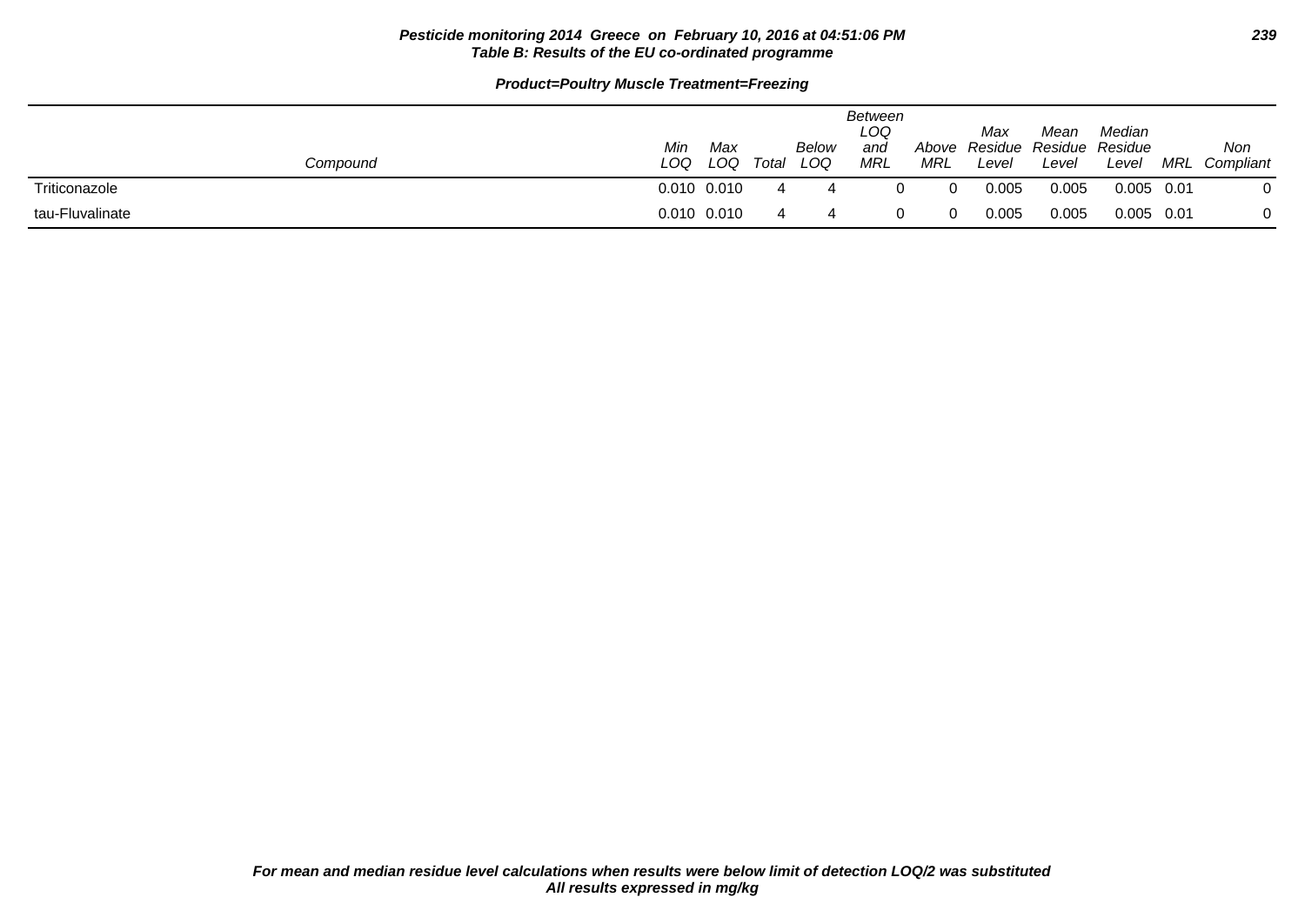**Pesticide monitoring 2014 Greece on February 10, 2016 at 04:51:06 PM**
**Table B: Results of the EU co-ordinated programme**

**Product=Poultry Muscle Treatment=Freezing**

| Compound | Min LOQ | Max LOQ | Total | Below LOQ | Between LOQ and MRL | Above MRL | Max Residue Level | Mean Residue Level | Median Residue Level | MRL | Non Compliant |
|---|---|---|---|---|---|---|---|---|---|---|---|
| Triticonazole | 0.010 | 0.010 | 4 | 4 | 0 | 0 | 0.005 | 0.005 | 0.005 | 0.01 | 0 |
| tau-Fluvalinate | 0.010 | 0.010 | 4 | 4 | 0 | 0 | 0.005 | 0.005 | 0.005 | 0.01 | 0 |

***For mean and median residue level calculations when results were below limit of detection LOQ/2 was substituted***
***All results expressed in mg/kg***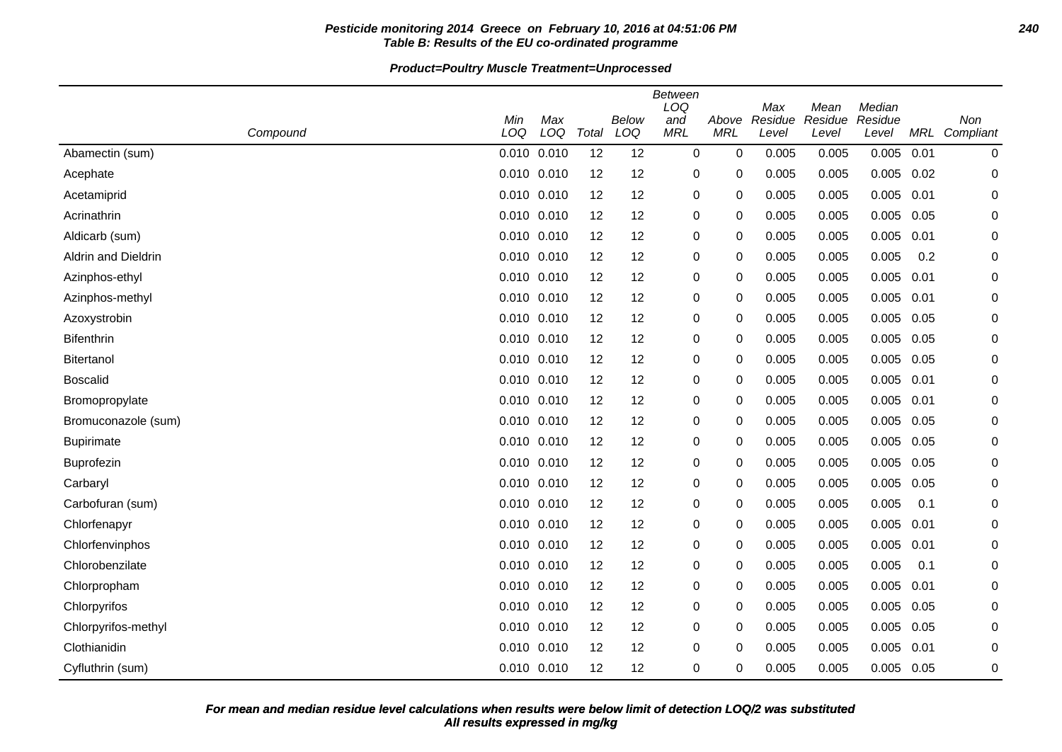**Pesticide monitoring 2014 Greece on February 10, 2016 at 04:51:06 PM**
**Table B: Results of the EU co-ordinated programme**

**Product=Poultry Muscle Treatment=Unprocessed**

| Compound | Min LOQ | Max LOQ | Total | Below LOQ | Between LOQ and MRL | Above MRL | Max Residue Level | Mean Residue Level | Median Residue Level | MRL | Non Compliant |
|---|---|---|---|---|---|---|---|---|---|---|---|
| Abamectin (sum) | 0.010 | 0.010 | 12 | 12 | 0 | 0 | 0.005 | 0.005 | 0.005 | 0.01 | 0 |
| Acephate | 0.010 | 0.010 | 12 | 12 | 0 | 0 | 0.005 | 0.005 | 0.005 | 0.02 | 0 |
| Acetamiprid | 0.010 | 0.010 | 12 | 12 | 0 | 0 | 0.005 | 0.005 | 0.005 | 0.01 | 0 |
| Acrinathrin | 0.010 | 0.010 | 12 | 12 | 0 | 0 | 0.005 | 0.005 | 0.005 | 0.05 | 0 |
| Aldicarb (sum) | 0.010 | 0.010 | 12 | 12 | 0 | 0 | 0.005 | 0.005 | 0.005 | 0.01 | 0 |
| Aldrin and Dieldrin | 0.010 | 0.010 | 12 | 12 | 0 | 0 | 0.005 | 0.005 | 0.005 | 0.2 | 0 |
| Azinphos-ethyl | 0.010 | 0.010 | 12 | 12 | 0 | 0 | 0.005 | 0.005 | 0.005 | 0.01 | 0 |
| Azinphos-methyl | 0.010 | 0.010 | 12 | 12 | 0 | 0 | 0.005 | 0.005 | 0.005 | 0.01 | 0 |
| Azoxystrobin | 0.010 | 0.010 | 12 | 12 | 0 | 0 | 0.005 | 0.005 | 0.005 | 0.05 | 0 |
| Bifenthrin | 0.010 | 0.010 | 12 | 12 | 0 | 0 | 0.005 | 0.005 | 0.005 | 0.05 | 0 |
| Bitertanol | 0.010 | 0.010 | 12 | 12 | 0 | 0 | 0.005 | 0.005 | 0.005 | 0.05 | 0 |
| Boscalid | 0.010 | 0.010 | 12 | 12 | 0 | 0 | 0.005 | 0.005 | 0.005 | 0.01 | 0 |
| Bromopropylate | 0.010 | 0.010 | 12 | 12 | 0 | 0 | 0.005 | 0.005 | 0.005 | 0.01 | 0 |
| Bromuconazole (sum) | 0.010 | 0.010 | 12 | 12 | 0 | 0 | 0.005 | 0.005 | 0.005 | 0.05 | 0 |
| Bupirimate | 0.010 | 0.010 | 12 | 12 | 0 | 0 | 0.005 | 0.005 | 0.005 | 0.05 | 0 |
| Buprofezin | 0.010 | 0.010 | 12 | 12 | 0 | 0 | 0.005 | 0.005 | 0.005 | 0.05 | 0 |
| Carbaryl | 0.010 | 0.010 | 12 | 12 | 0 | 0 | 0.005 | 0.005 | 0.005 | 0.05 | 0 |
| Carbofuran (sum) | 0.010 | 0.010 | 12 | 12 | 0 | 0 | 0.005 | 0.005 | 0.005 | 0.1 | 0 |
| Chlorfenapyr | 0.010 | 0.010 | 12 | 12 | 0 | 0 | 0.005 | 0.005 | 0.005 | 0.01 | 0 |
| Chlorfenvinphos | 0.010 | 0.010 | 12 | 12 | 0 | 0 | 0.005 | 0.005 | 0.005 | 0.01 | 0 |
| Chlorobenzilate | 0.010 | 0.010 | 12 | 12 | 0 | 0 | 0.005 | 0.005 | 0.005 | 0.1 | 0 |
| Chlorpropham | 0.010 | 0.010 | 12 | 12 | 0 | 0 | 0.005 | 0.005 | 0.005 | 0.01 | 0 |
| Chlorpyrifos | 0.010 | 0.010 | 12 | 12 | 0 | 0 | 0.005 | 0.005 | 0.005 | 0.05 | 0 |
| Chlorpyrifos-methyl | 0.010 | 0.010 | 12 | 12 | 0 | 0 | 0.005 | 0.005 | 0.005 | 0.05 | 0 |
| Clothianidin | 0.010 | 0.010 | 12 | 12 | 0 | 0 | 0.005 | 0.005 | 0.005 | 0.01 | 0 |
| Cyfluthrin (sum) | 0.010 | 0.010 | 12 | 12 | 0 | 0 | 0.005 | 0.005 | 0.005 | 0.05 | 0 |

***For mean and median residue level calculations when results were below limit of detection LOQ/2 was substituted***
***All results expressed in mg/kg***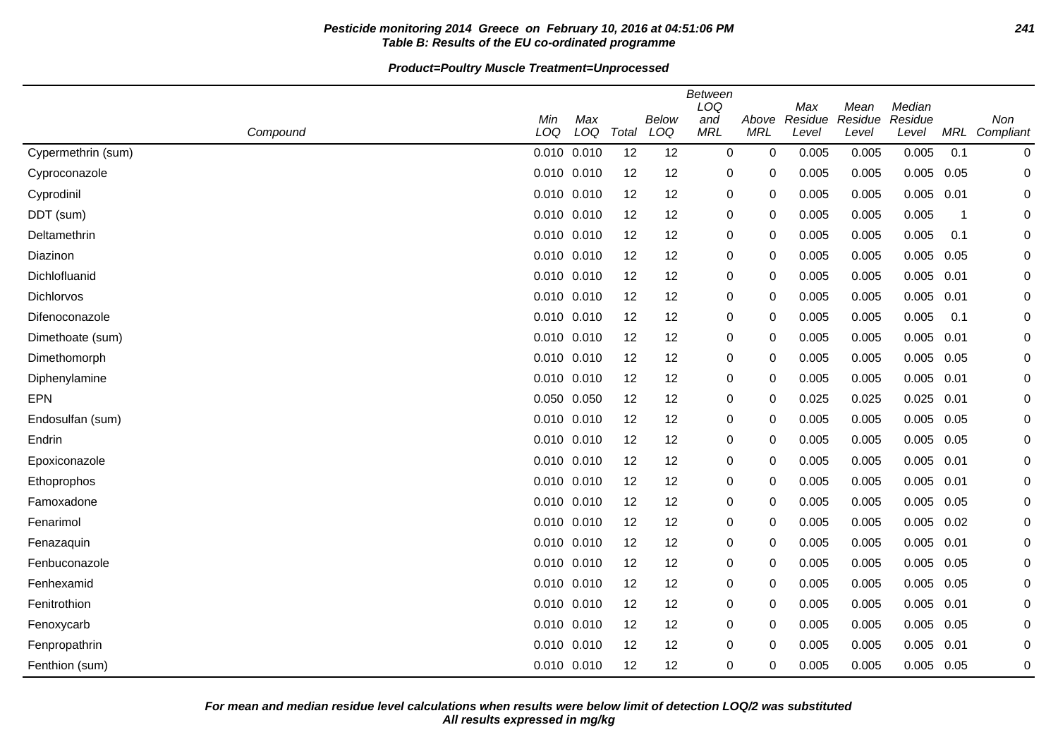**Pesticide monitoring 2014 Greece on February 10, 2016 at 04:51:06 PM**
**Table B: Results of the EU co-ordinated programme**

**Product=Poultry Muscle Treatment=Unprocessed**

| Compound | Min LOQ | Max LOQ | Total | Below LOQ | Between LOQ and MRL | Above MRL | Max Residue Level | Mean Residue Level | Median Residue Level | MRL | Non Compliant |
|---|---|---|---|---|---|---|---|---|---|---|---|
| Cypermethrin (sum) | 0.010 | 0.010 | 12 | 12 | 0 | 0 | 0.005 | 0.005 | 0.005 | 0.1 | 0 |
| Cyproconazole | 0.010 | 0.010 | 12 | 12 | 0 | 0 | 0.005 | 0.005 | 0.005 | 0.05 | 0 |
| Cyprodinil | 0.010 | 0.010 | 12 | 12 | 0 | 0 | 0.005 | 0.005 | 0.005 | 0.01 | 0 |
| DDT (sum) | 0.010 | 0.010 | 12 | 12 | 0 | 0 | 0.005 | 0.005 | 0.005 | 1 | 0 |
| Deltamethrin | 0.010 | 0.010 | 12 | 12 | 0 | 0 | 0.005 | 0.005 | 0.005 | 0.1 | 0 |
| Diazinon | 0.010 | 0.010 | 12 | 12 | 0 | 0 | 0.005 | 0.005 | 0.005 | 0.05 | 0 |
| Dichlofluanid | 0.010 | 0.010 | 12 | 12 | 0 | 0 | 0.005 | 0.005 | 0.005 | 0.01 | 0 |
| Dichlorvos | 0.010 | 0.010 | 12 | 12 | 0 | 0 | 0.005 | 0.005 | 0.005 | 0.01 | 0 |
| Difenoconazole | 0.010 | 0.010 | 12 | 12 | 0 | 0 | 0.005 | 0.005 | 0.005 | 0.1 | 0 |
| Dimethoate (sum) | 0.010 | 0.010 | 12 | 12 | 0 | 0 | 0.005 | 0.005 | 0.005 | 0.01 | 0 |
| Dimethomorph | 0.010 | 0.010 | 12 | 12 | 0 | 0 | 0.005 | 0.005 | 0.005 | 0.05 | 0 |
| Diphenylamine | 0.010 | 0.010 | 12 | 12 | 0 | 0 | 0.005 | 0.005 | 0.005 | 0.01 | 0 |
| EPN | 0.050 | 0.050 | 12 | 12 | 0 | 0 | 0.025 | 0.025 | 0.025 | 0.01 | 0 |
| Endosulfan (sum) | 0.010 | 0.010 | 12 | 12 | 0 | 0 | 0.005 | 0.005 | 0.005 | 0.05 | 0 |
| Endrin | 0.010 | 0.010 | 12 | 12 | 0 | 0 | 0.005 | 0.005 | 0.005 | 0.05 | 0 |
| Epoxiconazole | 0.010 | 0.010 | 12 | 12 | 0 | 0 | 0.005 | 0.005 | 0.005 | 0.01 | 0 |
| Ethoprophos | 0.010 | 0.010 | 12 | 12 | 0 | 0 | 0.005 | 0.005 | 0.005 | 0.01 | 0 |
| Famoxadone | 0.010 | 0.010 | 12 | 12 | 0 | 0 | 0.005 | 0.005 | 0.005 | 0.05 | 0 |
| Fenarimol | 0.010 | 0.010 | 12 | 12 | 0 | 0 | 0.005 | 0.005 | 0.005 | 0.02 | 0 |
| Fenazaquin | 0.010 | 0.010 | 12 | 12 | 0 | 0 | 0.005 | 0.005 | 0.005 | 0.01 | 0 |
| Fenbuconazole | 0.010 | 0.010 | 12 | 12 | 0 | 0 | 0.005 | 0.005 | 0.005 | 0.05 | 0 |
| Fenhexamid | 0.010 | 0.010 | 12 | 12 | 0 | 0 | 0.005 | 0.005 | 0.005 | 0.05 | 0 |
| Fenitrothion | 0.010 | 0.010 | 12 | 12 | 0 | 0 | 0.005 | 0.005 | 0.005 | 0.01 | 0 |
| Fenoxycarb | 0.010 | 0.010 | 12 | 12 | 0 | 0 | 0.005 | 0.005 | 0.005 | 0.05 | 0 |
| Fenpropathrin | 0.010 | 0.010 | 12 | 12 | 0 | 0 | 0.005 | 0.005 | 0.005 | 0.01 | 0 |
| Fenthion (sum) | 0.010 | 0.010 | 12 | 12 | 0 | 0 | 0.005 | 0.005 | 0.005 | 0.05 | 0 |

**For mean and median residue level calculations when results were below limit of detection LOQ/2 was substituted**
**All results expressed in mg/kg**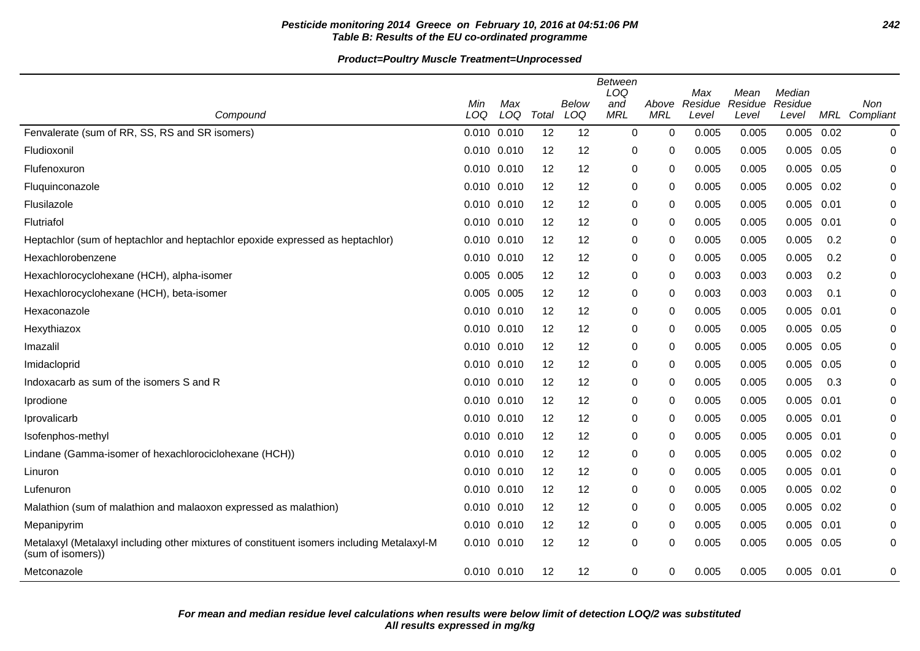**Pesticide monitoring 2014 Greece on February 10, 2016 at 04:51:06 PM**
**Table B: Results of the EU co-ordinated programme**

**Product=Poultry Muscle Treatment=Unprocessed**

| Compound | Min LOQ | Max LOQ | Total | Below LOQ | Between LOQ and MRL | Above MRL | Max Residue Level | Mean Residue Level | Median Residue Level | MRL | Non Compliant |
|---|---|---|---|---|---|---|---|---|---|---|---|
| Fenvalerate (sum of RR, SS, RS and SR isomers) | 0.010 | 0.010 | 12 | 12 | 0 | 0 | 0.005 | 0.005 | 0.005 | 0.02 | 0 |
| Fludioxonil | 0.010 | 0.010 | 12 | 12 | 0 | 0 | 0.005 | 0.005 | 0.005 | 0.05 | 0 |
| Flufenoxuron | 0.010 | 0.010 | 12 | 12 | 0 | 0 | 0.005 | 0.005 | 0.005 | 0.05 | 0 |
| Fluquinconazole | 0.010 | 0.010 | 12 | 12 | 0 | 0 | 0.005 | 0.005 | 0.005 | 0.02 | 0 |
| Flusilazole | 0.010 | 0.010 | 12 | 12 | 0 | 0 | 0.005 | 0.005 | 0.005 | 0.01 | 0 |
| Flutriafol | 0.010 | 0.010 | 12 | 12 | 0 | 0 | 0.005 | 0.005 | 0.005 | 0.01 | 0 |
| Heptachlor (sum of heptachlor and heptachlor epoxide expressed as heptachlor) | 0.010 | 0.010 | 12 | 12 | 0 | 0 | 0.005 | 0.005 | 0.005 | 0.2 | 0 |
| Hexachlorobenzene | 0.010 | 0.010 | 12 | 12 | 0 | 0 | 0.005 | 0.005 | 0.005 | 0.2 | 0 |
| Hexachlorocyclohexane (HCH), alpha-isomer | 0.005 | 0.005 | 12 | 12 | 0 | 0 | 0.003 | 0.003 | 0.003 | 0.2 | 0 |
| Hexachlorocyclohexane (HCH), beta-isomer | 0.005 | 0.005 | 12 | 12 | 0 | 0 | 0.003 | 0.003 | 0.003 | 0.1 | 0 |
| Hexaconazole | 0.010 | 0.010 | 12 | 12 | 0 | 0 | 0.005 | 0.005 | 0.005 | 0.01 | 0 |
| Hexythiazox | 0.010 | 0.010 | 12 | 12 | 0 | 0 | 0.005 | 0.005 | 0.005 | 0.05 | 0 |
| Imazalil | 0.010 | 0.010 | 12 | 12 | 0 | 0 | 0.005 | 0.005 | 0.005 | 0.05 | 0 |
| Imidacloprid | 0.010 | 0.010 | 12 | 12 | 0 | 0 | 0.005 | 0.005 | 0.005 | 0.05 | 0 |
| Indoxacarb as sum of the isomers S and R | 0.010 | 0.010 | 12 | 12 | 0 | 0 | 0.005 | 0.005 | 0.005 | 0.3 | 0 |
| Iprodione | 0.010 | 0.010 | 12 | 12 | 0 | 0 | 0.005 | 0.005 | 0.005 | 0.01 | 0 |
| Iprovalicarb | 0.010 | 0.010 | 12 | 12 | 0 | 0 | 0.005 | 0.005 | 0.005 | 0.01 | 0 |
| Isofenphos-methyl | 0.010 | 0.010 | 12 | 12 | 0 | 0 | 0.005 | 0.005 | 0.005 | 0.01 | 0 |
| Lindane (Gamma-isomer of hexachlorociclohexane (HCH)) | 0.010 | 0.010 | 12 | 12 | 0 | 0 | 0.005 | 0.005 | 0.005 | 0.02 | 0 |
| Linuron | 0.010 | 0.010 | 12 | 12 | 0 | 0 | 0.005 | 0.005 | 0.005 | 0.01 | 0 |
| Lufenuron | 0.010 | 0.010 | 12 | 12 | 0 | 0 | 0.005 | 0.005 | 0.005 | 0.02 | 0 |
| Malathion (sum of malathion and malaoxon expressed as malathion) | 0.010 | 0.010 | 12 | 12 | 0 | 0 | 0.005 | 0.005 | 0.005 | 0.02 | 0 |
| Mepanipyrim | 0.010 | 0.010 | 12 | 12 | 0 | 0 | 0.005 | 0.005 | 0.005 | 0.01 | 0 |
| Metalaxyl (Metalaxyl including other mixtures of constituent isomers including Metalaxyl-M (sum of isomers)) | 0.010 | 0.010 | 12 | 12 | 0 | 0 | 0.005 | 0.005 | 0.005 | 0.05 | 0 |
| Metconazole | 0.010 | 0.010 | 12 | 12 | 0 | 0 | 0.005 | 0.005 | 0.005 | 0.01 | 0 |

**For mean and median residue level calculations when results were below limit of detection LOQ/2 was substituted**
**All results expressed in mg/kg**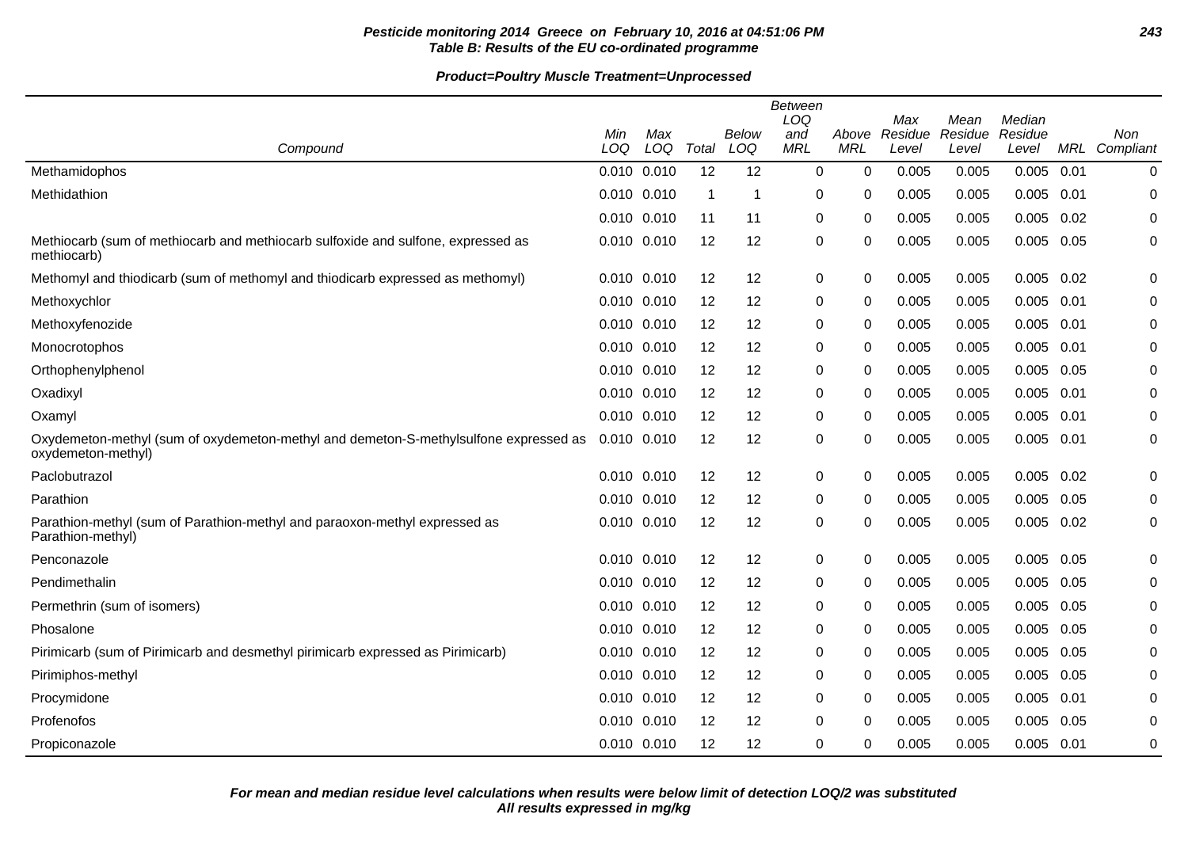**Pesticide monitoring 2014 Greece on February 10, 2016 at 04:51:06 PM**
**Table B: Results of the EU co-ordinated programme**

**Product=Poultry Muscle Treatment=Unprocessed**

| Compound | Min LOQ | Max LOQ | Total | Below LOQ | Between LOQ and MRL | Above MRL | Max Residue Level | Mean Residue Level | Median Residue Level | MRL | Non Compliant |
|---|---|---|---|---|---|---|---|---|---|---|---|
| Methamidophos | 0.010 | 0.010 | 12 | 12 | 0 | 0 | 0.005 | 0.005 | 0.005 | 0.01 | 0 |
| Methidathion | 0.010 | 0.010 | 1 | 1 | 0 | 0 | 0.005 | 0.005 | 0.005 | 0.01 | 0 |
| | 0.010 | 0.010 | 11 | 11 | 0 | 0 | 0.005 | 0.005 | 0.005 | 0.02 | 0 |
| Methiocarb (sum of methiocarb and methiocarb sulfoxide and sulfone, expressed as methiocarb) | 0.010 | 0.010 | 12 | 12 | 0 | 0 | 0.005 | 0.005 | 0.005 | 0.05 | 0 |
| Methomyl and thiodicarb (sum of methomyl and thiodicarb expressed as methomyl) | 0.010 | 0.010 | 12 | 12 | 0 | 0 | 0.005 | 0.005 | 0.005 | 0.02 | 0 |
| Methoxychlor | 0.010 | 0.010 | 12 | 12 | 0 | 0 | 0.005 | 0.005 | 0.005 | 0.01 | 0 |
| Methoxyfenozide | 0.010 | 0.010 | 12 | 12 | 0 | 0 | 0.005 | 0.005 | 0.005 | 0.01 | 0 |
| Monocrotophos | 0.010 | 0.010 | 12 | 12 | 0 | 0 | 0.005 | 0.005 | 0.005 | 0.01 | 0 |
| Orthophenylphenol | 0.010 | 0.010 | 12 | 12 | 0 | 0 | 0.005 | 0.005 | 0.005 | 0.05 | 0 |
| Oxadixyl | 0.010 | 0.010 | 12 | 12 | 0 | 0 | 0.005 | 0.005 | 0.005 | 0.01 | 0 |
| Oxamyl | 0.010 | 0.010 | 12 | 12 | 0 | 0 | 0.005 | 0.005 | 0.005 | 0.01 | 0 |
| Oxydemeton-methyl (sum of oxydemeton-methyl and demeton-S-methylsulfone expressed as oxydemeton-methyl) | 0.010 | 0.010 | 12 | 12 | 0 | 0 | 0.005 | 0.005 | 0.005 | 0.01 | 0 |
| Paclobutrazol | 0.010 | 0.010 | 12 | 12 | 0 | 0 | 0.005 | 0.005 | 0.005 | 0.02 | 0 |
| Parathion | 0.010 | 0.010 | 12 | 12 | 0 | 0 | 0.005 | 0.005 | 0.005 | 0.05 | 0 |
| Parathion-methyl (sum of Parathion-methyl and paraoxon-methyl expressed as Parathion-methyl) | 0.010 | 0.010 | 12 | 12 | 0 | 0 | 0.005 | 0.005 | 0.005 | 0.02 | 0 |
| Penconazole | 0.010 | 0.010 | 12 | 12 | 0 | 0 | 0.005 | 0.005 | 0.005 | 0.05 | 0 |
| Pendimethalin | 0.010 | 0.010 | 12 | 12 | 0 | 0 | 0.005 | 0.005 | 0.005 | 0.05 | 0 |
| Permethrin (sum of isomers) | 0.010 | 0.010 | 12 | 12 | 0 | 0 | 0.005 | 0.005 | 0.005 | 0.05 | 0 |
| Phosalone | 0.010 | 0.010 | 12 | 12 | 0 | 0 | 0.005 | 0.005 | 0.005 | 0.05 | 0 |
| Pirimicarb (sum of Pirimicarb and desmethyl pirimicarb expressed as Pirimicarb) | 0.010 | 0.010 | 12 | 12 | 0 | 0 | 0.005 | 0.005 | 0.005 | 0.05 | 0 |
| Pirimiphos-methyl | 0.010 | 0.010 | 12 | 12 | 0 | 0 | 0.005 | 0.005 | 0.005 | 0.05 | 0 |
| Procymidone | 0.010 | 0.010 | 12 | 12 | 0 | 0 | 0.005 | 0.005 | 0.005 | 0.01 | 0 |
| Profenofos | 0.010 | 0.010 | 12 | 12 | 0 | 0 | 0.005 | 0.005 | 0.005 | 0.05 | 0 |
| Propiconazole | 0.010 | 0.010 | 12 | 12 | 0 | 0 | 0.005 | 0.005 | 0.005 | 0.01 | 0 |

***For mean and median residue level calculations when results were below limit of detection LOQ/2 was substituted***
***All results expressed in mg/kg***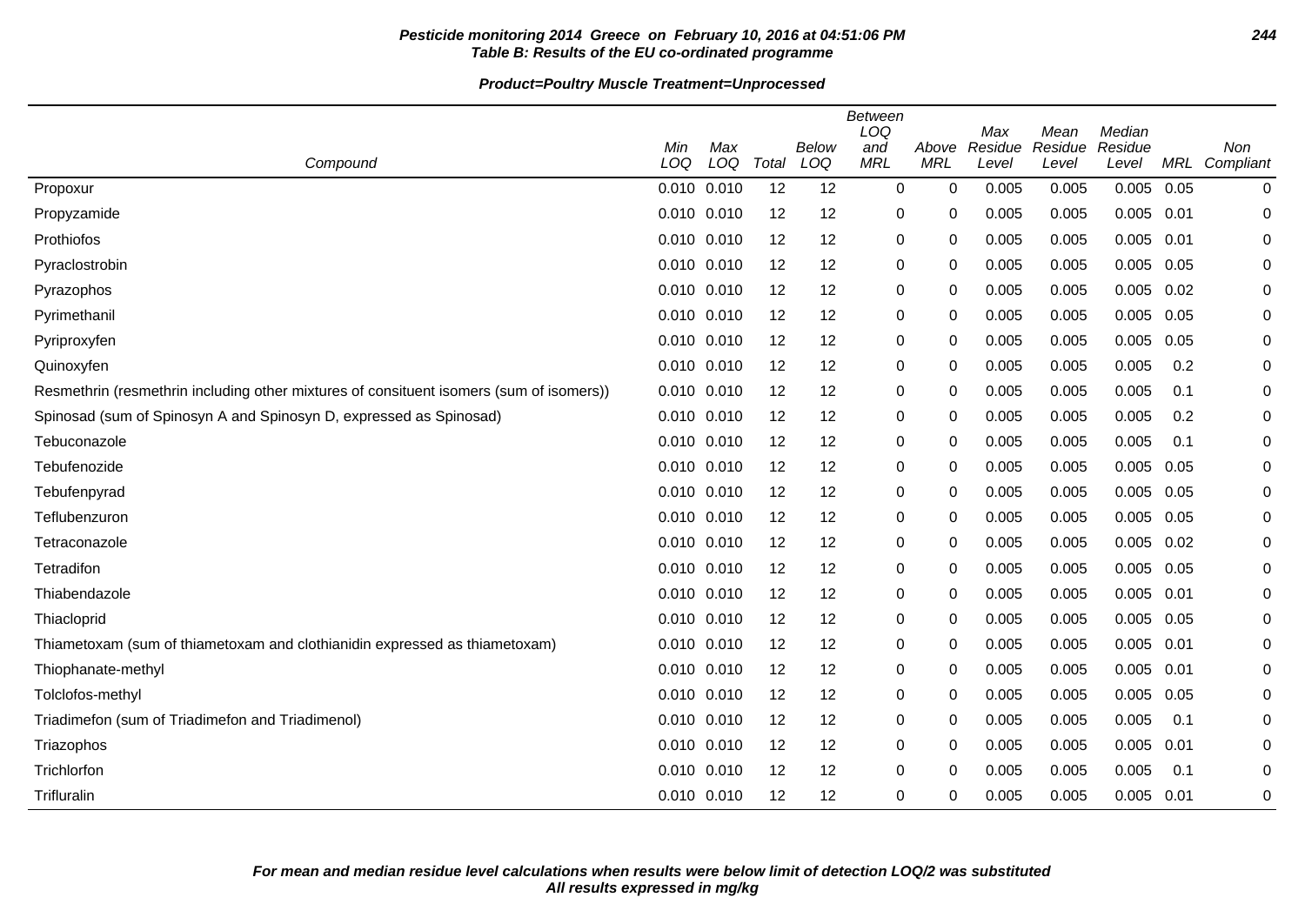**Pesticide monitoring 2014 Greece on February 10, 2016 at 04:51:06 PM**
**Table B: Results of the EU co-ordinated programme**

**Product=Poultry Muscle Treatment=Unprocessed**

| Compound | Min LOQ | Max LOQ | Total | Below LOQ | Between LOQ and MRL | Above MRL | Max Residue Level | Mean Residue Level | Median Residue Level | MRL | Non Compliant |
|---|---|---|---|---|---|---|---|---|---|---|---|
| Propoxur | 0.010 | 0.010 | 12 | 12 | 0 | 0 | 0.005 | 0.005 | 0.005 | 0.05 | 0 |
| Propyzamide | 0.010 | 0.010 | 12 | 12 | 0 | 0 | 0.005 | 0.005 | 0.005 | 0.01 | 0 |
| Prothiofos | 0.010 | 0.010 | 12 | 12 | 0 | 0 | 0.005 | 0.005 | 0.005 | 0.01 | 0 |
| Pyraclostrobin | 0.010 | 0.010 | 12 | 12 | 0 | 0 | 0.005 | 0.005 | 0.005 | 0.05 | 0 |
| Pyrazophos | 0.010 | 0.010 | 12 | 12 | 0 | 0 | 0.005 | 0.005 | 0.005 | 0.02 | 0 |
| Pyrimethanil | 0.010 | 0.010 | 12 | 12 | 0 | 0 | 0.005 | 0.005 | 0.005 | 0.05 | 0 |
| Pyriproxyfen | 0.010 | 0.010 | 12 | 12 | 0 | 0 | 0.005 | 0.005 | 0.005 | 0.05 | 0 |
| Quinoxyfen | 0.010 | 0.010 | 12 | 12 | 0 | 0 | 0.005 | 0.005 | 0.005 | 0.2 | 0 |
| Resmethrin (resmethrin including other mixtures of consituent isomers (sum of isomers)) | 0.010 | 0.010 | 12 | 12 | 0 | 0 | 0.005 | 0.005 | 0.005 | 0.1 | 0 |
| Spinosad (sum of Spinosyn A and Spinosyn D, expressed as Spinosad) | 0.010 | 0.010 | 12 | 12 | 0 | 0 | 0.005 | 0.005 | 0.005 | 0.2 | 0 |
| Tebuconazole | 0.010 | 0.010 | 12 | 12 | 0 | 0 | 0.005 | 0.005 | 0.005 | 0.1 | 0 |
| Tebufenozide | 0.010 | 0.010 | 12 | 12 | 0 | 0 | 0.005 | 0.005 | 0.005 | 0.05 | 0 |
| Tebufenpyrad | 0.010 | 0.010 | 12 | 12 | 0 | 0 | 0.005 | 0.005 | 0.005 | 0.05 | 0 |
| Teflubenzuron | 0.010 | 0.010 | 12 | 12 | 0 | 0 | 0.005 | 0.005 | 0.005 | 0.05 | 0 |
| Tetraconazole | 0.010 | 0.010 | 12 | 12 | 0 | 0 | 0.005 | 0.005 | 0.005 | 0.02 | 0 |
| Tetradifon | 0.010 | 0.010 | 12 | 12 | 0 | 0 | 0.005 | 0.005 | 0.005 | 0.05 | 0 |
| Thiabendazole | 0.010 | 0.010 | 12 | 12 | 0 | 0 | 0.005 | 0.005 | 0.005 | 0.01 | 0 |
| Thiacloprid | 0.010 | 0.010 | 12 | 12 | 0 | 0 | 0.005 | 0.005 | 0.005 | 0.05 | 0 |
| Thiametoxam (sum of thiametoxam and clothianidin expressed as thiametoxam) | 0.010 | 0.010 | 12 | 12 | 0 | 0 | 0.005 | 0.005 | 0.005 | 0.01 | 0 |
| Thiophanate-methyl | 0.010 | 0.010 | 12 | 12 | 0 | 0 | 0.005 | 0.005 | 0.005 | 0.01 | 0 |
| Tolclofos-methyl | 0.010 | 0.010 | 12 | 12 | 0 | 0 | 0.005 | 0.005 | 0.005 | 0.05 | 0 |
| Triadimefon (sum of Triadimefon and Triadimenol) | 0.010 | 0.010 | 12 | 12 | 0 | 0 | 0.005 | 0.005 | 0.005 | 0.1 | 0 |
| Triazophos | 0.010 | 0.010 | 12 | 12 | 0 | 0 | 0.005 | 0.005 | 0.005 | 0.01 | 0 |
| Trichlorfon | 0.010 | 0.010 | 12 | 12 | 0 | 0 | 0.005 | 0.005 | 0.005 | 0.1 | 0 |
| Trifluralin | 0.010 | 0.010 | 12 | 12 | 0 | 0 | 0.005 | 0.005 | 0.005 | 0.01 | 0 |

***For mean and median residue level calculations when results were below limit of detection LOQ/2 was substituted***
***All results expressed in mg/kg***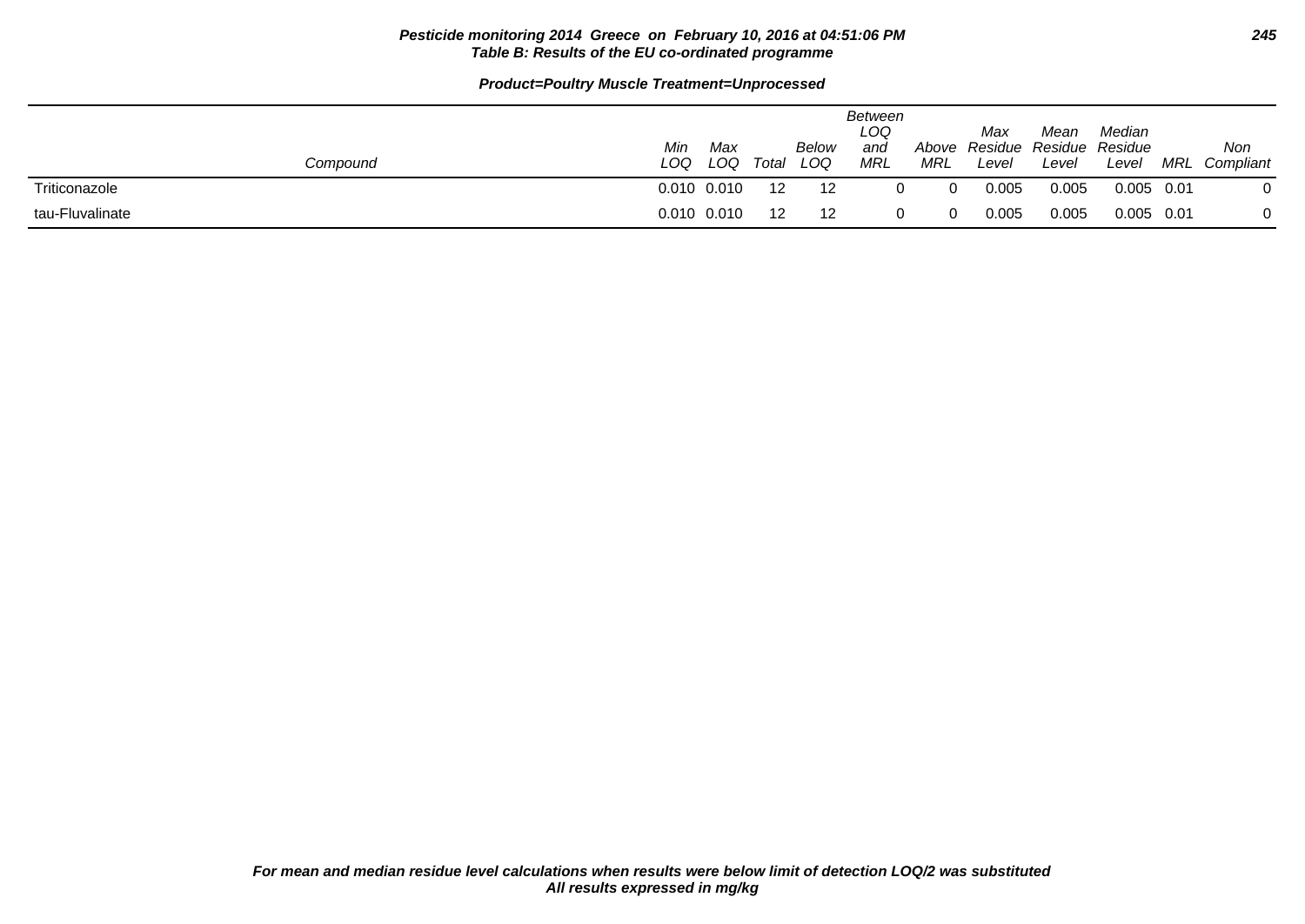**Pesticide monitoring 2014 Greece on February 10, 2016 at 04:51:06 PM**
**Table B: Results of the EU co-ordinated programme**

**Product=Poultry Muscle Treatment=Unprocessed**

| Compound | Min LOQ | Max LOQ | Total | Below LOQ | Between LOQ and MRL | Above MRL | Max Residue Level | Mean Residue Level | Median Residue Level | MRL | Non Compliant |
|---|---|---|---|---|---|---|---|---|---|---|---|
| Triticonazole | 0.010 | 0.010 | 12 | 12 | 0 | 0 | 0.005 | 0.005 | 0.005 | 0.01 | 0 |
| tau-Fluvalinate | 0.010 | 0.010 | 12 | 12 | 0 | 0 | 0.005 | 0.005 | 0.005 | 0.01 | 0 |

***For mean and median residue level calculations when results were below limit of detection LOQ/2 was substituted***
***All results expressed in mg/kg***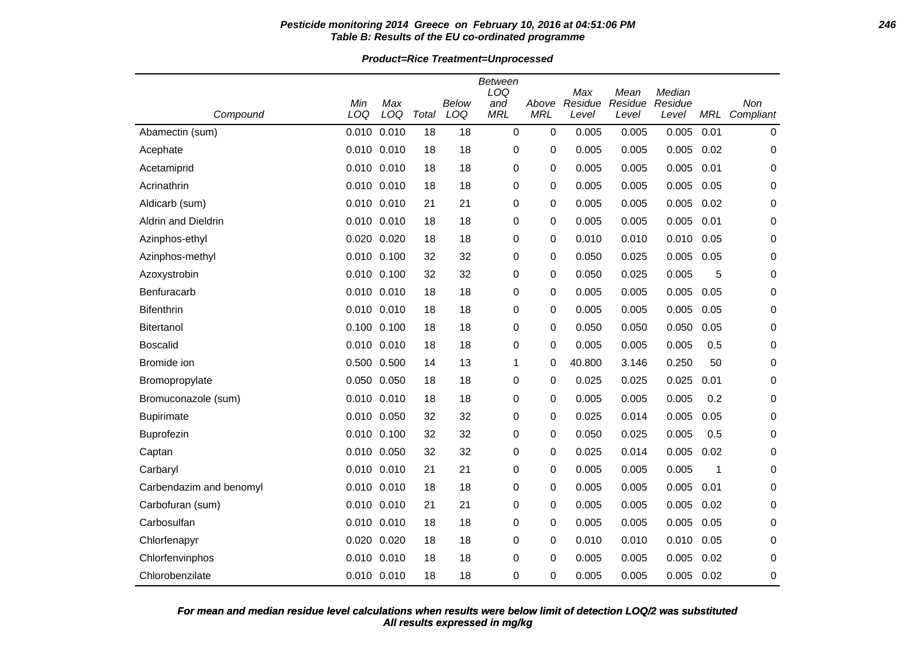**Table B: Results of the EU co-ordinated programme**

**Product=Rice Treatment=Unprocessed**

| Compound | Min LOQ | Max LOQ | Total | Below LOQ | Between LOQ and MRL | Above MRL | Max Residue Level | Mean Residue Level | Median Residue Level | MRL | Non Compliant |
|---|---|---|---|---|---|---|---|---|---|---|---|
| Abamectin (sum) | 0.010 | 0.010 | 18 | 18 | 0 | 0 | 0.005 | 0.005 | 0.005 | 0.01 | 0 |
| Acephate | 0.010 | 0.010 | 18 | 18 | 0 | 0 | 0.005 | 0.005 | 0.005 | 0.02 | 0 |
| Acetamiprid | 0.010 | 0.010 | 18 | 18 | 0 | 0 | 0.005 | 0.005 | 0.005 | 0.01 | 0 |
| Acrinathrin | 0.010 | 0.010 | 18 | 18 | 0 | 0 | 0.005 | 0.005 | 0.005 | 0.05 | 0 |
| Aldicarb (sum) | 0.010 | 0.010 | 21 | 21 | 0 | 0 | 0.005 | 0.005 | 0.005 | 0.02 | 0 |
| Aldrin and Dieldrin | 0.010 | 0.010 | 18 | 18 | 0 | 0 | 0.005 | 0.005 | 0.005 | 0.01 | 0 |
| Azinphos-ethyl | 0.020 | 0.020 | 18 | 18 | 0 | 0 | 0.010 | 0.010 | 0.010 | 0.05 | 0 |
| Azinphos-methyl | 0.010 | 0.100 | 32 | 32 | 0 | 0 | 0.050 | 0.025 | 0.005 | 0.05 | 0 |
| Azoxystrobin | 0.010 | 0.100 | 32 | 32 | 0 | 0 | 0.050 | 0.025 | 0.005 | 5 | 0 |
| Benfuracarb | 0.010 | 0.010 | 18 | 18 | 0 | 0 | 0.005 | 0.005 | 0.005 | 0.05 | 0 |
| Bifenthrin | 0.010 | 0.010 | 18 | 18 | 0 | 0 | 0.005 | 0.005 | 0.005 | 0.05 | 0 |
| Bitertanol | 0.100 | 0.100 | 18 | 18 | 0 | 0 | 0.050 | 0.050 | 0.050 | 0.05 | 0 |
| Boscalid | 0.010 | 0.010 | 18 | 18 | 0 | 0 | 0.005 | 0.005 | 0.005 | 0.5 | 0 |
| Bromide ion | 0.500 | 0.500 | 14 | 13 | 1 | 0 | 40.800 | 3.146 | 0.250 | 50 | 0 |
| Bromopropylate | 0.050 | 0.050 | 18 | 18 | 0 | 0 | 0.025 | 0.025 | 0.025 | 0.01 | 0 |
| Bromuconazole (sum) | 0.010 | 0.010 | 18 | 18 | 0 | 0 | 0.005 | 0.005 | 0.005 | 0.2 | 0 |
| Bupirimate | 0.010 | 0.050 | 32 | 32 | 0 | 0 | 0.025 | 0.014 | 0.005 | 0.05 | 0 |
| Buprofezin | 0.010 | 0.100 | 32 | 32 | 0 | 0 | 0.050 | 0.025 | 0.005 | 0.5 | 0 |
| Captan | 0.010 | 0.050 | 32 | 32 | 0 | 0 | 0.025 | 0.014 | 0.005 | 0.02 | 0 |
| Carbaryl | 0.010 | 0.010 | 21 | 21 | 0 | 0 | 0.005 | 0.005 | 0.005 | 1 | 0 |
| Carbendazim and benomyl | 0.010 | 0.010 | 18 | 18 | 0 | 0 | 0.005 | 0.005 | 0.005 | 0.01 | 0 |
| Carbofuran (sum) | 0.010 | 0.010 | 21 | 21 | 0 | 0 | 0.005 | 0.005 | 0.005 | 0.02 | 0 |
| Carbosulfan | 0.010 | 0.010 | 18 | 18 | 0 | 0 | 0.005 | 0.005 | 0.005 | 0.05 | 0 |
| Chlorfenapyr | 0.020 | 0.020 | 18 | 18 | 0 | 0 | 0.010 | 0.010 | 0.010 | 0.05 | 0 |
| Chlorfenvinphos | 0.010 | 0.010 | 18 | 18 | 0 | 0 | 0.005 | 0.005 | 0.005 | 0.02 | 0 |
| Chlorobenzilate | 0.010 | 0.010 | 18 | 18 | 0 | 0 | 0.005 | 0.005 | 0.005 | 0.02 | 0 |

***For mean and median residue level calculations when results were below limit of detection LOQ/2 was substituted***
***All results expressed in mg/kg***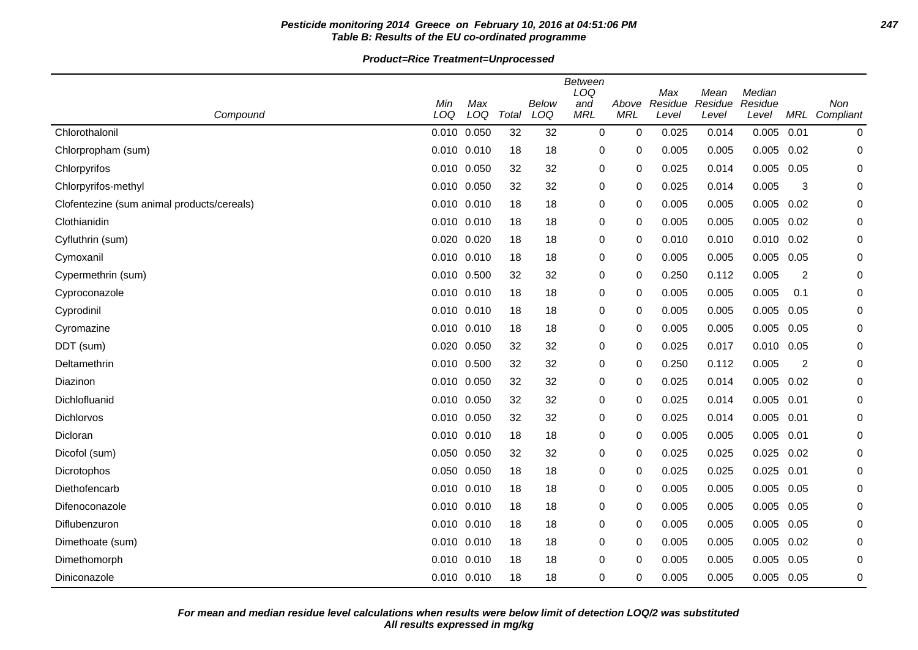**Pesticide monitoring 2014 Greece on February 10, 2016 at 04:51:06 PM**
**Table B: Results of the EU co-ordinated programme**

**Product=Rice Treatment=Unprocessed**

| Compound | Min LOQ | Max LOQ | Total | Below LOQ | Between LOQ and MRL | Above MRL | Max Residue Level | Mean Residue Level | Median Residue Level | MRL | Non Compliant |
|---|---|---|---|---|---|---|---|---|---|---|---|
| Chlorothalonil | 0.010 | 0.050 | 32 | 32 | 0 | 0 | 0.025 | 0.014 | 0.005 | 0.01 | 0 |
| Chlorpropham (sum) | 0.010 | 0.010 | 18 | 18 | 0 | 0 | 0.005 | 0.005 | 0.005 | 0.02 | 0 |
| Chlorpyrifos | 0.010 | 0.050 | 32 | 32 | 0 | 0 | 0.025 | 0.014 | 0.005 | 0.05 | 0 |
| Chlorpyrifos-methyl | 0.010 | 0.050 | 32 | 32 | 0 | 0 | 0.025 | 0.014 | 0.005 | 3 | 0 |
| Clofentezine (sum animal products/cereals) | 0.010 | 0.010 | 18 | 18 | 0 | 0 | 0.005 | 0.005 | 0.005 | 0.02 | 0 |
| Clothianidin | 0.010 | 0.010 | 18 | 18 | 0 | 0 | 0.005 | 0.005 | 0.005 | 0.02 | 0 |
| Cyfluthrin (sum) | 0.020 | 0.020 | 18 | 18 | 0 | 0 | 0.010 | 0.010 | 0.010 | 0.02 | 0 |
| Cymoxanil | 0.010 | 0.010 | 18 | 18 | 0 | 0 | 0.005 | 0.005 | 0.005 | 0.05 | 0 |
| Cypermethrin (sum) | 0.010 | 0.500 | 32 | 32 | 0 | 0 | 0.250 | 0.112 | 0.005 | 2 | 0 |
| Cyproconazole | 0.010 | 0.010 | 18 | 18 | 0 | 0 | 0.005 | 0.005 | 0.005 | 0.1 | 0 |
| Cyprodinil | 0.010 | 0.010 | 18 | 18 | 0 | 0 | 0.005 | 0.005 | 0.005 | 0.05 | 0 |
| Cyromazine | 0.010 | 0.010 | 18 | 18 | 0 | 0 | 0.005 | 0.005 | 0.005 | 0.05 | 0 |
| DDT (sum) | 0.020 | 0.050 | 32 | 32 | 0 | 0 | 0.025 | 0.017 | 0.010 | 0.05 | 0 |
| Deltamethrin | 0.010 | 0.500 | 32 | 32 | 0 | 0 | 0.250 | 0.112 | 0.005 | 2 | 0 |
| Diazinon | 0.010 | 0.050 | 32 | 32 | 0 | 0 | 0.025 | 0.014 | 0.005 | 0.02 | 0 |
| Dichlofluanid | 0.010 | 0.050 | 32 | 32 | 0 | 0 | 0.025 | 0.014 | 0.005 | 0.01 | 0 |
| Dichlorvos | 0.010 | 0.050 | 32 | 32 | 0 | 0 | 0.025 | 0.014 | 0.005 | 0.01 | 0 |
| Dicloran | 0.010 | 0.010 | 18 | 18 | 0 | 0 | 0.005 | 0.005 | 0.005 | 0.01 | 0 |
| Dicofol (sum) | 0.050 | 0.050 | 32 | 32 | 0 | 0 | 0.025 | 0.025 | 0.025 | 0.02 | 0 |
| Dicrotophos | 0.050 | 0.050 | 18 | 18 | 0 | 0 | 0.025 | 0.025 | 0.025 | 0.01 | 0 |
| Diethofencarb | 0.010 | 0.010 | 18 | 18 | 0 | 0 | 0.005 | 0.005 | 0.005 | 0.05 | 0 |
| Difenoconazole | 0.010 | 0.010 | 18 | 18 | 0 | 0 | 0.005 | 0.005 | 0.005 | 0.05 | 0 |
| Diflubenzuron | 0.010 | 0.010 | 18 | 18 | 0 | 0 | 0.005 | 0.005 | 0.005 | 0.05 | 0 |
| Dimethoate (sum) | 0.010 | 0.010 | 18 | 18 | 0 | 0 | 0.005 | 0.005 | 0.005 | 0.02 | 0 |
| Dimethomorph | 0.010 | 0.010 | 18 | 18 | 0 | 0 | 0.005 | 0.005 | 0.005 | 0.05 | 0 |
| Diniconazole | 0.010 | 0.010 | 18 | 18 | 0 | 0 | 0.005 | 0.005 | 0.005 | 0.05 | 0 |

***For mean and median residue level calculations when results were below limit of detection LOQ/2 was substituted***
***All results expressed in mg/kg***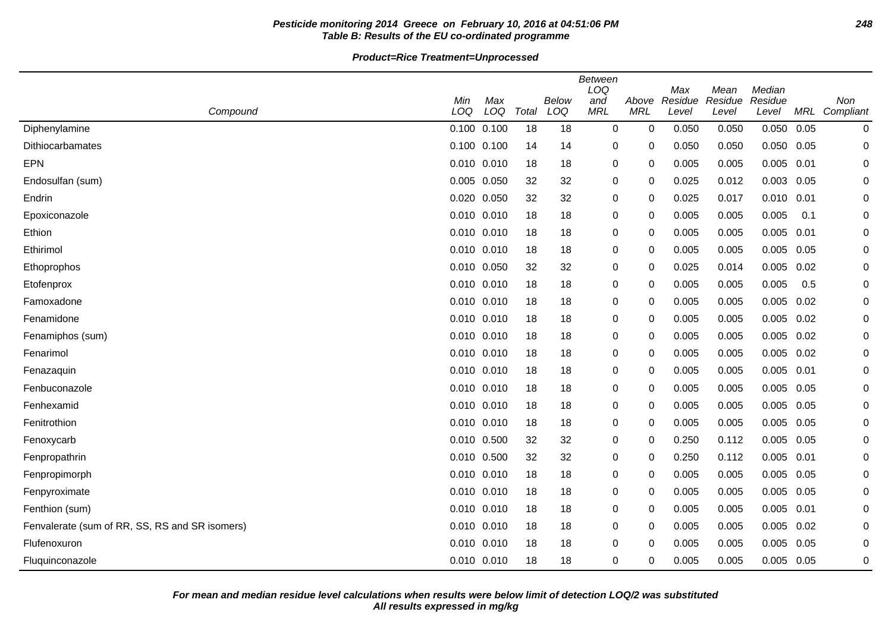**Pesticide monitoring 2014 Greece on February 10, 2016 at 04:51:06 PM**
**Table B: Results of the EU co-ordinated programme**

**Product=Rice Treatment=Unprocessed**

| Compound | Min LOQ | Max LOQ | Total | Below LOQ | Between LOQ and MRL | Above MRL | Max Residue Level | Mean Residue Level | Median Residue Level | MRL | Non Compliant |
|---|---|---|---|---|---|---|---|---|---|---|---|
| Diphenylamine | 0.100 | 0.100 | 18 | 18 | 0 | 0 | 0.050 | 0.050 | 0.050 | 0.05 | 0 |
| Dithiocarbamates | 0.100 | 0.100 | 14 | 14 | 0 | 0 | 0.050 | 0.050 | 0.050 | 0.05 | 0 |
| EPN | 0.010 | 0.010 | 18 | 18 | 0 | 0 | 0.005 | 0.005 | 0.005 | 0.01 | 0 |
| Endosulfan (sum) | 0.005 | 0.050 | 32 | 32 | 0 | 0 | 0.025 | 0.012 | 0.003 | 0.05 | 0 |
| Endrin | 0.020 | 0.050 | 32 | 32 | 0 | 0 | 0.025 | 0.017 | 0.010 | 0.01 | 0 |
| Epoxiconazole | 0.010 | 0.010 | 18 | 18 | 0 | 0 | 0.005 | 0.005 | 0.005 | 0.1 | 0 |
| Ethion | 0.010 | 0.010 | 18 | 18 | 0 | 0 | 0.005 | 0.005 | 0.005 | 0.01 | 0 |
| Ethirimol | 0.010 | 0.010 | 18 | 18 | 0 | 0 | 0.005 | 0.005 | 0.005 | 0.05 | 0 |
| Ethoprophos | 0.010 | 0.050 | 32 | 32 | 0 | 0 | 0.025 | 0.014 | 0.005 | 0.02 | 0 |
| Etofenprox | 0.010 | 0.010 | 18 | 18 | 0 | 0 | 0.005 | 0.005 | 0.005 | 0.5 | 0 |
| Famoxadone | 0.010 | 0.010 | 18 | 18 | 0 | 0 | 0.005 | 0.005 | 0.005 | 0.02 | 0 |
| Fenamidone | 0.010 | 0.010 | 18 | 18 | 0 | 0 | 0.005 | 0.005 | 0.005 | 0.02 | 0 |
| Fenamiphos (sum) | 0.010 | 0.010 | 18 | 18 | 0 | 0 | 0.005 | 0.005 | 0.005 | 0.02 | 0 |
| Fenarimol | 0.010 | 0.010 | 18 | 18 | 0 | 0 | 0.005 | 0.005 | 0.005 | 0.02 | 0 |
| Fenazaquin | 0.010 | 0.010 | 18 | 18 | 0 | 0 | 0.005 | 0.005 | 0.005 | 0.01 | 0 |
| Fenbuconazole | 0.010 | 0.010 | 18 | 18 | 0 | 0 | 0.005 | 0.005 | 0.005 | 0.05 | 0 |
| Fenhexamid | 0.010 | 0.010 | 18 | 18 | 0 | 0 | 0.005 | 0.005 | 0.005 | 0.05 | 0 |
| Fenitrothion | 0.010 | 0.010 | 18 | 18 | 0 | 0 | 0.005 | 0.005 | 0.005 | 0.05 | 0 |
| Fenoxycarb | 0.010 | 0.500 | 32 | 32 | 0 | 0 | 0.250 | 0.112 | 0.005 | 0.05 | 0 |
| Fenpropathrin | 0.010 | 0.500 | 32 | 32 | 0 | 0 | 0.250 | 0.112 | 0.005 | 0.01 | 0 |
| Fenpropimorph | 0.010 | 0.010 | 18 | 18 | 0 | 0 | 0.005 | 0.005 | 0.005 | 0.05 | 0 |
| Fenpyroximate | 0.010 | 0.010 | 18 | 18 | 0 | 0 | 0.005 | 0.005 | 0.005 | 0.05 | 0 |
| Fenthion (sum) | 0.010 | 0.010 | 18 | 18 | 0 | 0 | 0.005 | 0.005 | 0.005 | 0.01 | 0 |
| Fenvalerate (sum of RR, SS, RS and SR isomers) | 0.010 | 0.010 | 18 | 18 | 0 | 0 | 0.005 | 0.005 | 0.005 | 0.02 | 0 |
| Flufenoxuron | 0.010 | 0.010 | 18 | 18 | 0 | 0 | 0.005 | 0.005 | 0.005 | 0.05 | 0 |
| Fluquinconazole | 0.010 | 0.010 | 18 | 18 | 0 | 0 | 0.005 | 0.005 | 0.005 | 0.05 | 0 |

**For mean and median residue level calculations when results were below limit of detection LOQ/2 was substituted**
**All results expressed in mg/kg**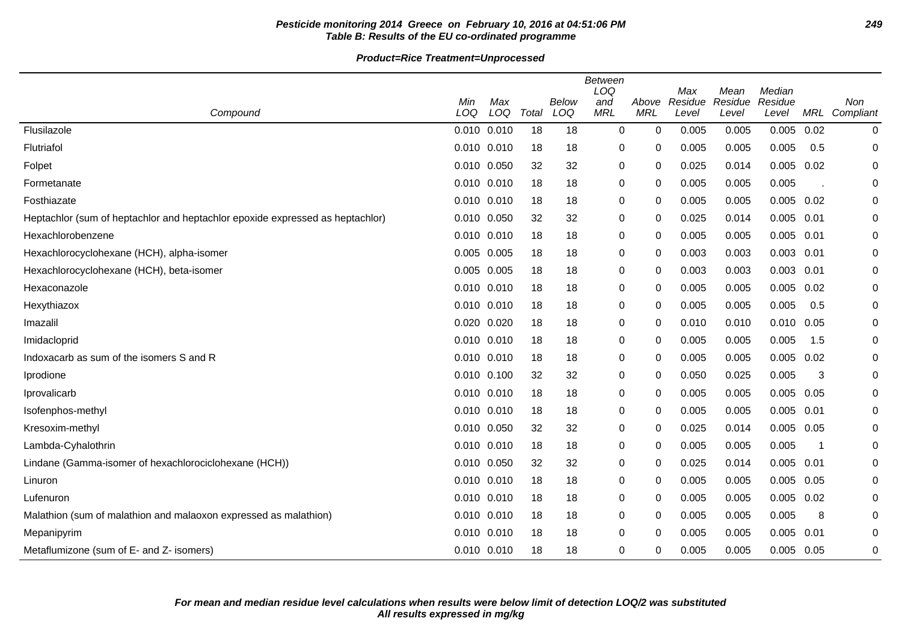**Table B: Results of the EU co-ordinated programme**

**Product=Rice Treatment=Unprocessed**

| Compound | Min LOQ | Max LOQ | Total | Below LOQ | Between LOQ and MRL | Above MRL | Max Residue Level | Mean Residue Level | Median Residue Level | MRL | Non Compliant |
|---|---|---|---|---|---|---|---|---|---|---|---|
| Flusilazole | 0.010 | 0.010 | 18 | 18 | 0 | 0 | 0.005 | 0.005 | 0.005 | 0.02 | 0 |
| Flutriafol | 0.010 | 0.010 | 18 | 18 | 0 | 0 | 0.005 | 0.005 | 0.005 | 0.5 | 0 |
| Folpet | 0.010 | 0.050 | 32 | 32 | 0 | 0 | 0.025 | 0.014 | 0.005 | 0.02 | 0 |
| Formetanate | 0.010 | 0.010 | 18 | 18 | 0 | 0 | 0.005 | 0.005 | 0.005 | . | 0 |
| Fosthiazate | 0.010 | 0.010 | 18 | 18 | 0 | 0 | 0.005 | 0.005 | 0.005 | 0.02 | 0 |
| Heptachlor (sum of heptachlor and heptachlor epoxide expressed as heptachlor) | 0.010 | 0.050 | 32 | 32 | 0 | 0 | 0.025 | 0.014 | 0.005 | 0.01 | 0 |
| Hexachlorobenzene | 0.010 | 0.010 | 18 | 18 | 0 | 0 | 0.005 | 0.005 | 0.005 | 0.01 | 0 |
| Hexachlorocyclohexane (HCH), alpha-isomer | 0.005 | 0.005 | 18 | 18 | 0 | 0 | 0.003 | 0.003 | 0.003 | 0.01 | 0 |
| Hexachlorocyclohexane (HCH), beta-isomer | 0.005 | 0.005 | 18 | 18 | 0 | 0 | 0.003 | 0.003 | 0.003 | 0.01 | 0 |
| Hexaconazole | 0.010 | 0.010 | 18 | 18 | 0 | 0 | 0.005 | 0.005 | 0.005 | 0.02 | 0 |
| Hexythiazox | 0.010 | 0.010 | 18 | 18 | 0 | 0 | 0.005 | 0.005 | 0.005 | 0.5 | 0 |
| Imazalil | 0.020 | 0.020 | 18 | 18 | 0 | 0 | 0.010 | 0.010 | 0.010 | 0.05 | 0 |
| Imidacloprid | 0.010 | 0.010 | 18 | 18 | 0 | 0 | 0.005 | 0.005 | 0.005 | 1.5 | 0 |
| Indoxacarb as sum of the isomers S and R | 0.010 | 0.010 | 18 | 18 | 0 | 0 | 0.005 | 0.005 | 0.005 | 0.02 | 0 |
| Iprodione | 0.010 | 0.100 | 32 | 32 | 0 | 0 | 0.050 | 0.025 | 0.005 | 3 | 0 |
| Iprovalicarb | 0.010 | 0.010 | 18 | 18 | 0 | 0 | 0.005 | 0.005 | 0.005 | 0.05 | 0 |
| Isofenphos-methyl | 0.010 | 0.010 | 18 | 18 | 0 | 0 | 0.005 | 0.005 | 0.005 | 0.01 | 0 |
| Kresoxim-methyl | 0.010 | 0.050 | 32 | 32 | 0 | 0 | 0.025 | 0.014 | 0.005 | 0.05 | 0 |
| Lambda-Cyhalothrin | 0.010 | 0.010 | 18 | 18 | 0 | 0 | 0.005 | 0.005 | 0.005 | 1 | 0 |
| Lindane (Gamma-isomer of hexachlorociclohexane (HCH)) | 0.010 | 0.050 | 32 | 32 | 0 | 0 | 0.025 | 0.014 | 0.005 | 0.01 | 0 |
| Linuron | 0.010 | 0.010 | 18 | 18 | 0 | 0 | 0.005 | 0.005 | 0.005 | 0.05 | 0 |
| Lufenuron | 0.010 | 0.010 | 18 | 18 | 0 | 0 | 0.005 | 0.005 | 0.005 | 0.02 | 0 |
| Malathion (sum of malathion and malaoxon expressed as malathion) | 0.010 | 0.010 | 18 | 18 | 0 | 0 | 0.005 | 0.005 | 0.005 | 8 | 0 |
| Mepanipyrim | 0.010 | 0.010 | 18 | 18 | 0 | 0 | 0.005 | 0.005 | 0.005 | 0.01 | 0 |
| Metaflumizone (sum of E- and Z- isomers) | 0.010 | 0.010 | 18 | 18 | 0 | 0 | 0.005 | 0.005 | 0.005 | 0.05 | 0 |

***For mean and median residue level calculations when results were below limit of detection LOQ/2 was substituted***
***All results expressed in mg/kg***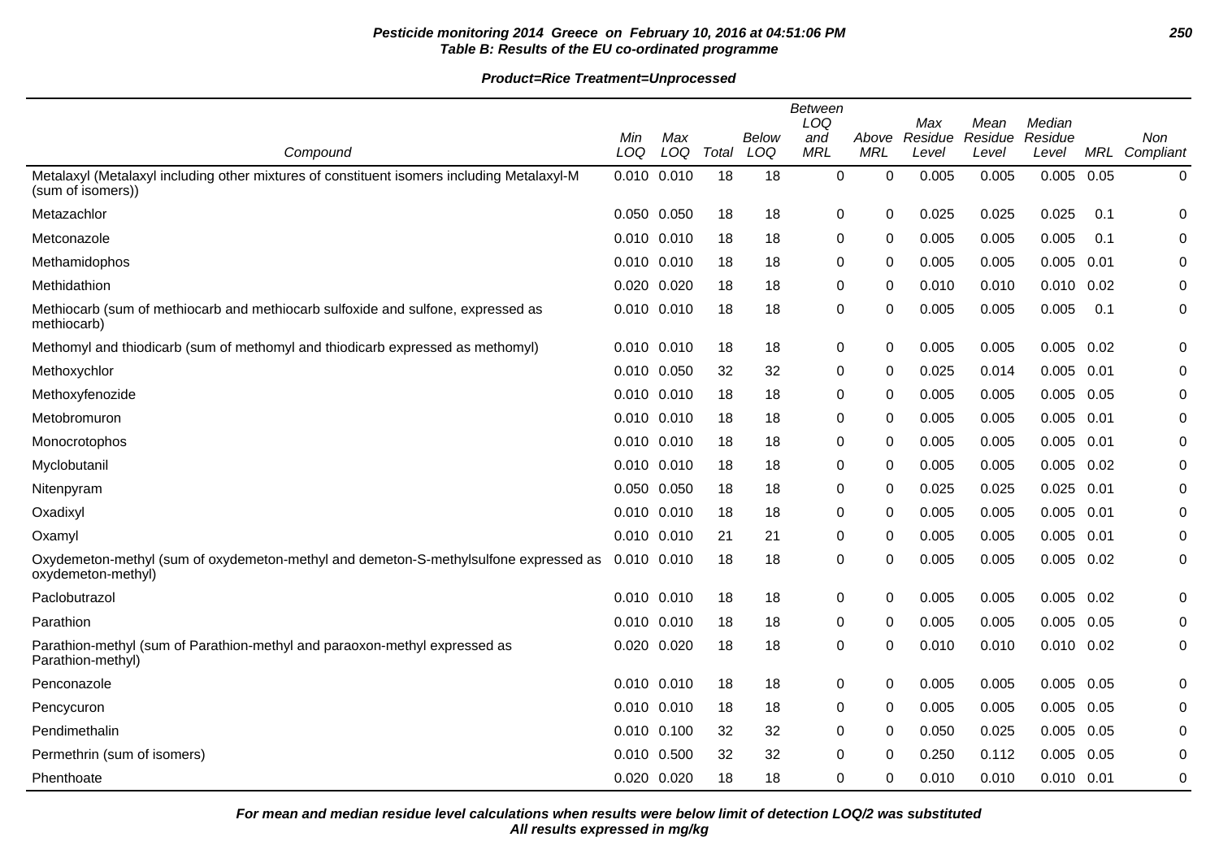**Pesticide monitoring 2014 Greece on February 10, 2016 at 04:51:06 PM**
**Table B: Results of the EU co-ordinated programme**

**Product=Rice Treatment=Unprocessed**

| Compound | Min LOQ | Max LOQ | Total | Below LOQ | Between LOQ and MRL | Above MRL | Max Residue Level | Mean Residue Level | Median Residue Level | MRL | Non Compliant |
|---|---|---|---|---|---|---|---|---|---|---|---|
| Metalaxyl (Metalaxyl including other mixtures of constituent isomers including Metalaxyl-M (sum of isomers)) | 0.010 | 0.010 | 18 | 18 | 0 | 0 | 0.005 | 0.005 | 0.005 | 0.05 | 0 |
| Metazachlor | 0.050 | 0.050 | 18 | 18 | 0 | 0 | 0.025 | 0.025 | 0.025 | 0.1 | 0 |
| Metconazole | 0.010 | 0.010 | 18 | 18 | 0 | 0 | 0.005 | 0.005 | 0.005 | 0.1 | 0 |
| Methamidophos | 0.010 | 0.010 | 18 | 18 | 0 | 0 | 0.005 | 0.005 | 0.005 | 0.01 | 0 |
| Methidathion | 0.020 | 0.020 | 18 | 18 | 0 | 0 | 0.010 | 0.010 | 0.010 | 0.02 | 0 |
| Methiocarb (sum of methiocarb and methiocarb sulfoxide and sulfone, expressed as methiocarb) | 0.010 | 0.010 | 18 | 18 | 0 | 0 | 0.005 | 0.005 | 0.005 | 0.1 | 0 |
| Methomyl and thiodicarb (sum of methomyl and thiodicarb expressed as methomyl) | 0.010 | 0.010 | 18 | 18 | 0 | 0 | 0.005 | 0.005 | 0.005 | 0.02 | 0 |
| Methoxychlor | 0.010 | 0.050 | 32 | 32 | 0 | 0 | 0.025 | 0.014 | 0.005 | 0.01 | 0 |
| Methoxyfenozide | 0.010 | 0.010 | 18 | 18 | 0 | 0 | 0.005 | 0.005 | 0.005 | 0.05 | 0 |
| Metobromuron | 0.010 | 0.010 | 18 | 18 | 0 | 0 | 0.005 | 0.005 | 0.005 | 0.01 | 0 |
| Monocrotophos | 0.010 | 0.010 | 18 | 18 | 0 | 0 | 0.005 | 0.005 | 0.005 | 0.01 | 0 |
| Myclobutanil | 0.010 | 0.010 | 18 | 18 | 0 | 0 | 0.005 | 0.005 | 0.005 | 0.02 | 0 |
| Nitenpyram | 0.050 | 0.050 | 18 | 18 | 0 | 0 | 0.025 | 0.025 | 0.025 | 0.01 | 0 |
| Oxadixyl | 0.010 | 0.010 | 18 | 18 | 0 | 0 | 0.005 | 0.005 | 0.005 | 0.01 | 0 |
| Oxamyl | 0.010 | 0.010 | 21 | 21 | 0 | 0 | 0.005 | 0.005 | 0.005 | 0.01 | 0 |
| Oxydemeton-methyl (sum of oxydemeton-methyl and demeton-S-methylsulfone expressed as oxydemeton-methyl) | 0.010 | 0.010 | 18 | 18 | 0 | 0 | 0.005 | 0.005 | 0.005 | 0.02 | 0 |
| Paclobutrazol | 0.010 | 0.010 | 18 | 18 | 0 | 0 | 0.005 | 0.005 | 0.005 | 0.02 | 0 |
| Parathion | 0.010 | 0.010 | 18 | 18 | 0 | 0 | 0.005 | 0.005 | 0.005 | 0.05 | 0 |
| Parathion-methyl (sum of Parathion-methyl and paraoxon-methyl expressed as Parathion-methyl) | 0.020 | 0.020 | 18 | 18 | 0 | 0 | 0.010 | 0.010 | 0.010 | 0.02 | 0 |
| Penconazole | 0.010 | 0.010 | 18 | 18 | 0 | 0 | 0.005 | 0.005 | 0.005 | 0.05 | 0 |
| Pencycuron | 0.010 | 0.010 | 18 | 18 | 0 | 0 | 0.005 | 0.005 | 0.005 | 0.05 | 0 |
| Pendimethalin | 0.010 | 0.100 | 32 | 32 | 0 | 0 | 0.050 | 0.025 | 0.005 | 0.05 | 0 |
| Permethrin (sum of isomers) | 0.010 | 0.500 | 32 | 32 | 0 | 0 | 0.250 | 0.112 | 0.005 | 0.05 | 0 |
| Phenthoate | 0.020 | 0.020 | 18 | 18 | 0 | 0 | 0.010 | 0.010 | 0.010 | 0.01 | 0 |

**For mean and median residue level calculations when results were below limit of detection LOQ/2 was substituted**
**All results expressed in mg/kg**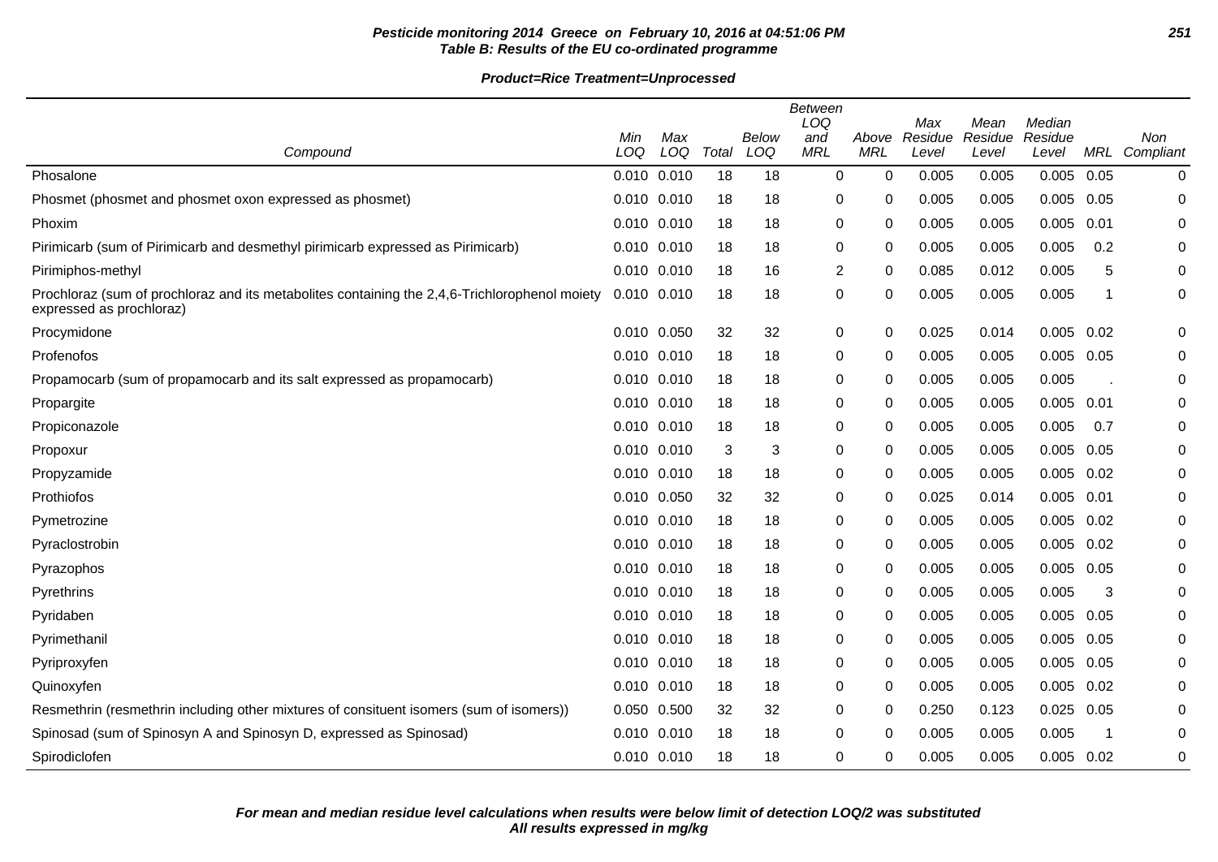**Pesticide monitoring 2014 Greece on February 10, 2016 at 04:51:06 PM**
**Table B: Results of the EU co-ordinated programme**

**Product=Rice Treatment=Unprocessed**

| Compound | Min LOQ | Max LOQ | Total | Below LOQ | Between LOQ and MRL | Above MRL | Max Residue Level | Mean Residue Level | Median Residue Level | MRL | Non Compliant |
|---|---|---|---|---|---|---|---|---|---|---|---|
| Phosalone | 0.010 | 0.010 | 18 | 18 | 0 | 0 | 0.005 | 0.005 | 0.005 | 0.05 | 0 |
| Phosmet (phosmet and phosmet oxon expressed as phosmet) | 0.010 | 0.010 | 18 | 18 | 0 | 0 | 0.005 | 0.005 | 0.005 | 0.05 | 0 |
| Phoxim | 0.010 | 0.010 | 18 | 18 | 0 | 0 | 0.005 | 0.005 | 0.005 | 0.01 | 0 |
| Pirimicarb (sum of Pirimicarb and desmethyl pirimicarb expressed as Pirimicarb) | 0.010 | 0.010 | 18 | 18 | 0 | 0 | 0.005 | 0.005 | 0.005 | 0.2 | 0 |
| Pirimiphos-methyl | 0.010 | 0.010 | 18 | 16 | 2 | 0 | 0.085 | 0.012 | 0.005 | 5 | 0 |
| Prochloraz (sum of prochloraz and its metabolites containing the 2,4,6-Trichlorophenol moiety expressed as prochloraz) | 0.010 | 0.010 | 18 | 18 | 0 | 0 | 0.005 | 0.005 | 0.005 | 1 | 0 |
| Procymidone | 0.010 | 0.050 | 32 | 32 | 0 | 0 | 0.025 | 0.014 | 0.005 | 0.02 | 0 |
| Profenofos | 0.010 | 0.010 | 18 | 18 | 0 | 0 | 0.005 | 0.005 | 0.005 | 0.05 | 0 |
| Propamocarb (sum of propamocarb and its salt expressed as propamocarb) | 0.010 | 0.010 | 18 | 18 | 0 | 0 | 0.005 | 0.005 | 0.005 | . | 0 |
| Propargite | 0.010 | 0.010 | 18 | 18 | 0 | 0 | 0.005 | 0.005 | 0.005 | 0.01 | 0 |
| Propiconazole | 0.010 | 0.010 | 18 | 18 | 0 | 0 | 0.005 | 0.005 | 0.005 | 0.7 | 0 |
| Propoxur | 0.010 | 0.010 | 3 | 3 | 0 | 0 | 0.005 | 0.005 | 0.005 | 0.05 | 0 |
| Propyzamide | 0.010 | 0.010 | 18 | 18 | 0 | 0 | 0.005 | 0.005 | 0.005 | 0.02 | 0 |
| Prothiofos | 0.010 | 0.050 | 32 | 32 | 0 | 0 | 0.025 | 0.014 | 0.005 | 0.01 | 0 |
| Pymetrozine | 0.010 | 0.010 | 18 | 18 | 0 | 0 | 0.005 | 0.005 | 0.005 | 0.02 | 0 |
| Pyraclostrobin | 0.010 | 0.010 | 18 | 18 | 0 | 0 | 0.005 | 0.005 | 0.005 | 0.02 | 0 |
| Pyrazophos | 0.010 | 0.010 | 18 | 18 | 0 | 0 | 0.005 | 0.005 | 0.005 | 0.05 | 0 |
| Pyrethrins | 0.010 | 0.010 | 18 | 18 | 0 | 0 | 0.005 | 0.005 | 0.005 | 3 | 0 |
| Pyridaben | 0.010 | 0.010 | 18 | 18 | 0 | 0 | 0.005 | 0.005 | 0.005 | 0.05 | 0 |
| Pyrimethanil | 0.010 | 0.010 | 18 | 18 | 0 | 0 | 0.005 | 0.005 | 0.005 | 0.05 | 0 |
| Pyriproxyfen | 0.010 | 0.010 | 18 | 18 | 0 | 0 | 0.005 | 0.005 | 0.005 | 0.05 | 0 |
| Quinoxyfen | 0.010 | 0.010 | 18 | 18 | 0 | 0 | 0.005 | 0.005 | 0.005 | 0.02 | 0 |
| Resmethrin (resmethrin including other mixtures of consituent isomers (sum of isomers)) | 0.050 | 0.500 | 32 | 32 | 0 | 0 | 0.250 | 0.123 | 0.025 | 0.05 | 0 |
| Spinosad (sum of Spinosyn A and Spinosyn D, expressed as Spinosad) | 0.010 | 0.010 | 18 | 18 | 0 | 0 | 0.005 | 0.005 | 0.005 | 1 | 0 |
| Spirodiclofen | 0.010 | 0.010 | 18 | 18 | 0 | 0 | 0.005 | 0.005 | 0.005 | 0.02 | 0 |

**For mean and median residue level calculations when results were below limit of detection LOQ/2 was substituted**
**All results expressed in mg/kg**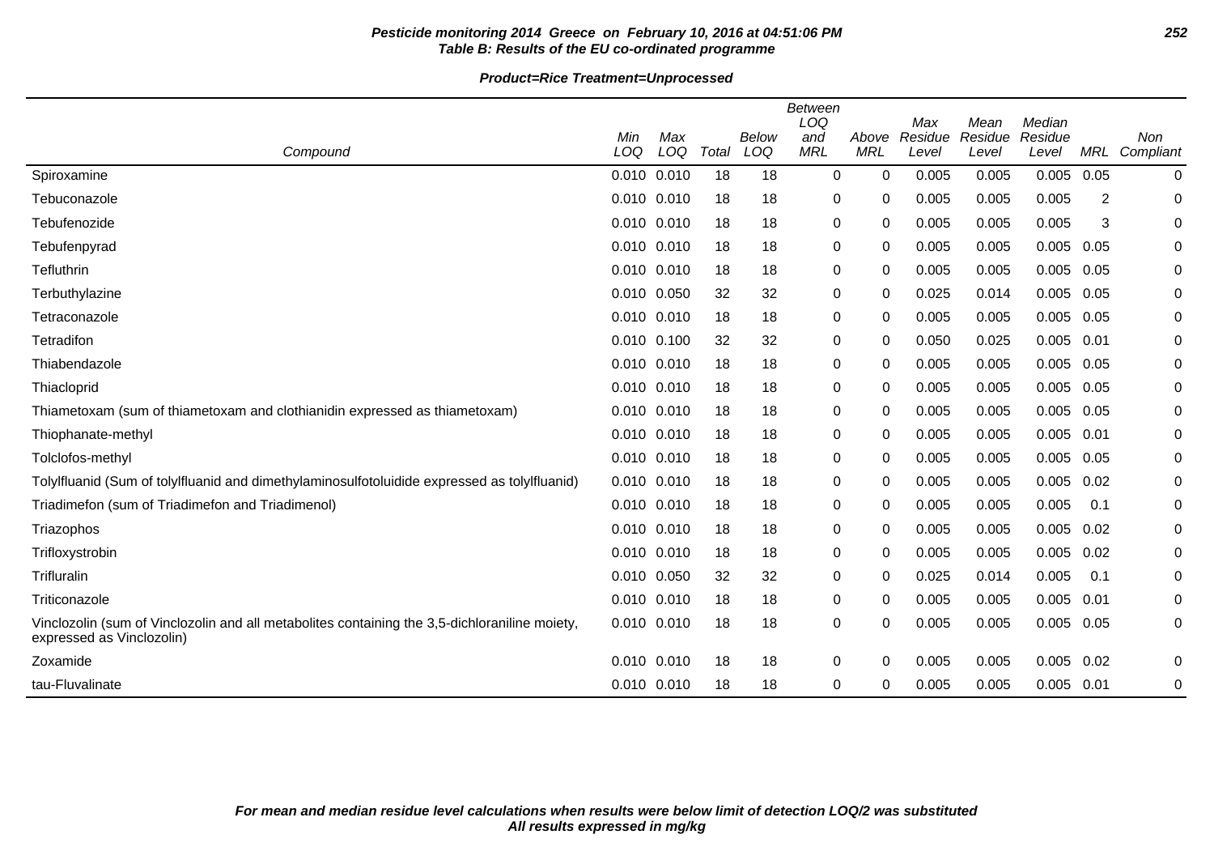**Pesticide monitoring 2014 Greece on February 10, 2016 at 04:51:06 PM**
**Table B: Results of the EU co-ordinated programme**

**Product=Rice Treatment=Unprocessed**

| Compound | Min LOQ | Max LOQ | Total | Below LOQ | Between LOQ and MRL | Above MRL | Max Residue Level | Mean Residue Level | Median Residue Level | MRL | Non Compliant |
|---|---|---|---|---|---|---|---|---|---|---|---|
| Spiroxamine | 0.010 | 0.010 | 18 | 18 | 0 | 0 | 0.005 | 0.005 | 0.005 | 0.05 | 0 |
| Tebuconazole | 0.010 | 0.010 | 18 | 18 | 0 | 0 | 0.005 | 0.005 | 0.005 | 2 | 0 |
| Tebufenozide | 0.010 | 0.010 | 18 | 18 | 0 | 0 | 0.005 | 0.005 | 0.005 | 3 | 0 |
| Tebufenpyrad | 0.010 | 0.010 | 18 | 18 | 0 | 0 | 0.005 | 0.005 | 0.005 | 0.05 | 0 |
| Tefluthrin | 0.010 | 0.010 | 18 | 18 | 0 | 0 | 0.005 | 0.005 | 0.005 | 0.05 | 0 |
| Terbuthylazine | 0.010 | 0.050 | 32 | 32 | 0 | 0 | 0.025 | 0.014 | 0.005 | 0.05 | 0 |
| Tetraconazole | 0.010 | 0.010 | 18 | 18 | 0 | 0 | 0.005 | 0.005 | 0.005 | 0.05 | 0 |
| Tetradifon | 0.010 | 0.100 | 32 | 32 | 0 | 0 | 0.050 | 0.025 | 0.005 | 0.01 | 0 |
| Thiabendazole | 0.010 | 0.010 | 18 | 18 | 0 | 0 | 0.005 | 0.005 | 0.005 | 0.05 | 0 |
| Thiacloprid | 0.010 | 0.010 | 18 | 18 | 0 | 0 | 0.005 | 0.005 | 0.005 | 0.05 | 0 |
| Thiametoxam (sum of thiametoxam and clothianidin expressed as thiametoxam) | 0.010 | 0.010 | 18 | 18 | 0 | 0 | 0.005 | 0.005 | 0.005 | 0.05 | 0 |
| Thiophanate-methyl | 0.010 | 0.010 | 18 | 18 | 0 | 0 | 0.005 | 0.005 | 0.005 | 0.01 | 0 |
| Tolclofos-methyl | 0.010 | 0.010 | 18 | 18 | 0 | 0 | 0.005 | 0.005 | 0.005 | 0.05 | 0 |
| Tolylfluanid (Sum of tolylfluanid and dimethylaminosulfotoluidide expressed as tolylfluanid) | 0.010 | 0.010 | 18 | 18 | 0 | 0 | 0.005 | 0.005 | 0.005 | 0.02 | 0 |
| Triadimefon (sum of Triadimefon and Triadimenol) | 0.010 | 0.010 | 18 | 18 | 0 | 0 | 0.005 | 0.005 | 0.005 | 0.1 | 0 |
| Triazophos | 0.010 | 0.010 | 18 | 18 | 0 | 0 | 0.005 | 0.005 | 0.005 | 0.02 | 0 |
| Trifloxystrobin | 0.010 | 0.010 | 18 | 18 | 0 | 0 | 0.005 | 0.005 | 0.005 | 0.02 | 0 |
| Trifluralin | 0.010 | 0.050 | 32 | 32 | 0 | 0 | 0.025 | 0.014 | 0.005 | 0.1 | 0 |
| Triticonazole | 0.010 | 0.010 | 18 | 18 | 0 | 0 | 0.005 | 0.005 | 0.005 | 0.01 | 0 |
| Vinclozolin (sum of Vinclozolin and all metabolites containing the 3,5-dichloraniline moiety, expressed as Vinclozolin) | 0.010 | 0.010 | 18 | 18 | 0 | 0 | 0.005 | 0.005 | 0.005 | 0.05 | 0 |
| Zoxamide | 0.010 | 0.010 | 18 | 18 | 0 | 0 | 0.005 | 0.005 | 0.005 | 0.02 | 0 |
| tau-Fluvalinate | 0.010 | 0.010 | 18 | 18 | 0 | 0 | 0.005 | 0.005 | 0.005 | 0.01 | 0 |

**For mean and median residue level calculations when results were below limit of detection LOQ/2 was substituted**
**All results expressed in mg/kg**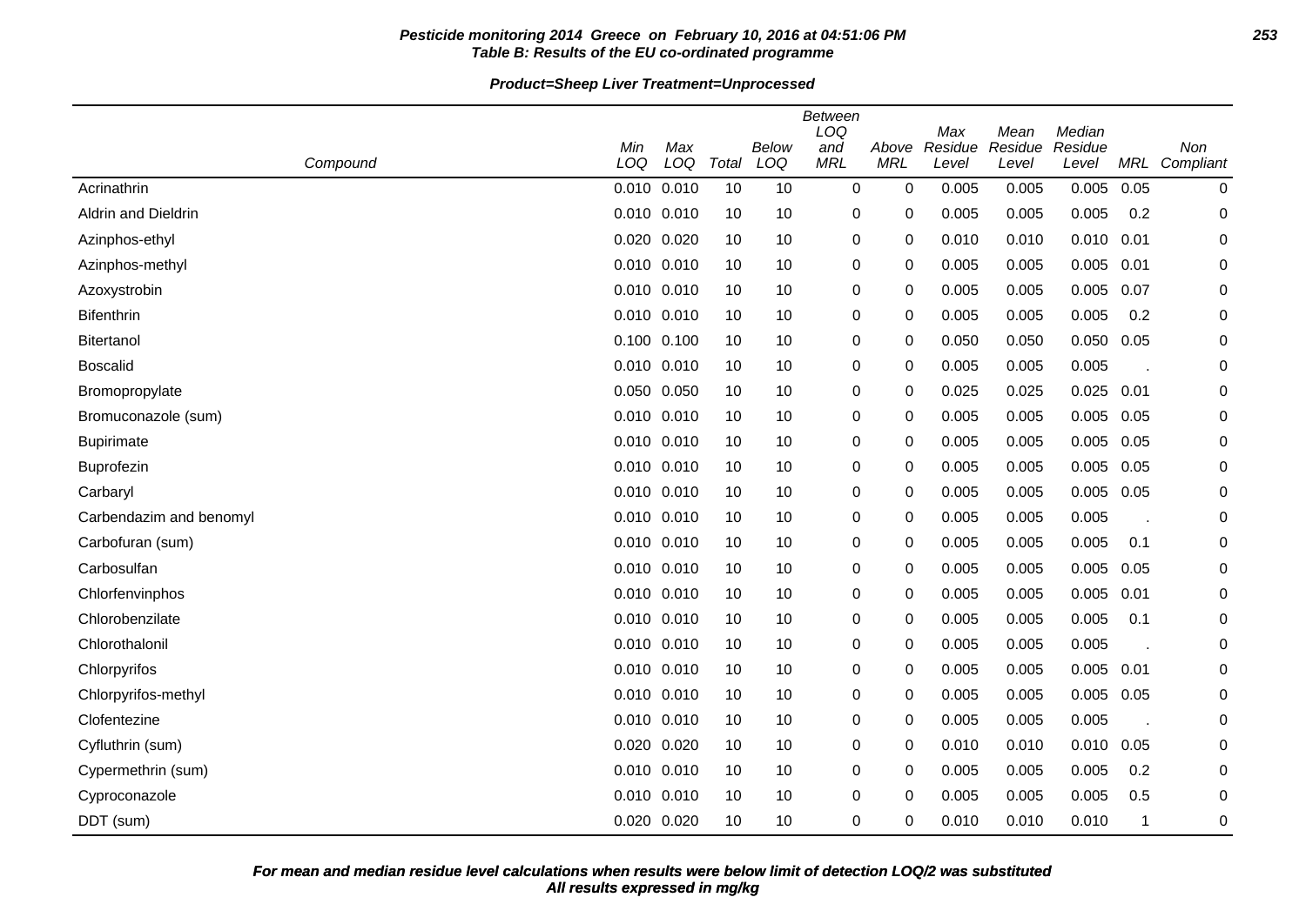**Pesticide monitoring 2014 Greece on February 10, 2016 at 04:51:06 PM**
**Table B: Results of the EU co-ordinated programme**

**Product=Sheep Liver Treatment=Unprocessed**

| Compound | Min LOQ | Max LOQ | Total | Below LOQ | Between LOQ and MRL | Above MRL | Max Residue Level | Mean Residue Level | Median Residue Level | MRL | Non Compliant |
|---|---|---|---|---|---|---|---|---|---|---|---|
| Acrinathrin | 0.010 | 0.010 | 10 | 10 | 0 | 0 | 0.005 | 0.005 | 0.005 | 0.05 | 0 |
| Aldrin and Dieldrin | 0.010 | 0.010 | 10 | 10 | 0 | 0 | 0.005 | 0.005 | 0.005 | 0.2 | 0 |
| Azinphos-ethyl | 0.020 | 0.020 | 10 | 10 | 0 | 0 | 0.010 | 0.010 | 0.010 | 0.01 | 0 |
| Azinphos-methyl | 0.010 | 0.010 | 10 | 10 | 0 | 0 | 0.005 | 0.005 | 0.005 | 0.01 | 0 |
| Azoxystrobin | 0.010 | 0.010 | 10 | 10 | 0 | 0 | 0.005 | 0.005 | 0.005 | 0.07 | 0 |
| Bifenthrin | 0.010 | 0.010 | 10 | 10 | 0 | 0 | 0.005 | 0.005 | 0.005 | 0.2 | 0 |
| Bitertanol | 0.100 | 0.100 | 10 | 10 | 0 | 0 | 0.050 | 0.050 | 0.050 | 0.05 | 0 |
| Boscalid | 0.010 | 0.010 | 10 | 10 | 0 | 0 | 0.005 | 0.005 | 0.005 | . | 0 |
| Bromopropylate | 0.050 | 0.050 | 10 | 10 | 0 | 0 | 0.025 | 0.025 | 0.025 | 0.01 | 0 |
| Bromuconazole (sum) | 0.010 | 0.010 | 10 | 10 | 0 | 0 | 0.005 | 0.005 | 0.005 | 0.05 | 0 |
| Bupirimate | 0.010 | 0.010 | 10 | 10 | 0 | 0 | 0.005 | 0.005 | 0.005 | 0.05 | 0 |
| Buprofezin | 0.010 | 0.010 | 10 | 10 | 0 | 0 | 0.005 | 0.005 | 0.005 | 0.05 | 0 |
| Carbaryl | 0.010 | 0.010 | 10 | 10 | 0 | 0 | 0.005 | 0.005 | 0.005 | 0.05 | 0 |
| Carbendazim and benomyl | 0.010 | 0.010 | 10 | 10 | 0 | 0 | 0.005 | 0.005 | 0.005 | . | 0 |
| Carbofuran (sum) | 0.010 | 0.010 | 10 | 10 | 0 | 0 | 0.005 | 0.005 | 0.005 | 0.1 | 0 |
| Carbosulfan | 0.010 | 0.010 | 10 | 10 | 0 | 0 | 0.005 | 0.005 | 0.005 | 0.05 | 0 |
| Chlorfenvinphos | 0.010 | 0.010 | 10 | 10 | 0 | 0 | 0.005 | 0.005 | 0.005 | 0.01 | 0 |
| Chlorobenzilate | 0.010 | 0.010 | 10 | 10 | 0 | 0 | 0.005 | 0.005 | 0.005 | 0.1 | 0 |
| Chlorothalonil | 0.010 | 0.010 | 10 | 10 | 0 | 0 | 0.005 | 0.005 | 0.005 | . | 0 |
| Chlorpyrifos | 0.010 | 0.010 | 10 | 10 | 0 | 0 | 0.005 | 0.005 | 0.005 | 0.01 | 0 |
| Chlorpyrifos-methyl | 0.010 | 0.010 | 10 | 10 | 0 | 0 | 0.005 | 0.005 | 0.005 | 0.05 | 0 |
| Clofentezine | 0.010 | 0.010 | 10 | 10 | 0 | 0 | 0.005 | 0.005 | 0.005 | . | 0 |
| Cyfluthrin (sum) | 0.020 | 0.020 | 10 | 10 | 0 | 0 | 0.010 | 0.010 | 0.010 | 0.05 | 0 |
| Cypermethrin (sum) | 0.010 | 0.010 | 10 | 10 | 0 | 0 | 0.005 | 0.005 | 0.005 | 0.2 | 0 |
| Cyproconazole | 0.010 | 0.010 | 10 | 10 | 0 | 0 | 0.005 | 0.005 | 0.005 | 0.5 | 0 |
| DDT (sum) | 0.020 | 0.020 | 10 | 10 | 0 | 0 | 0.010 | 0.010 | 0.010 | 1 | 0 |

***For mean and median residue level calculations when results were below limit of detection LOQ/2 was substituted***
***All results expressed in mg/kg***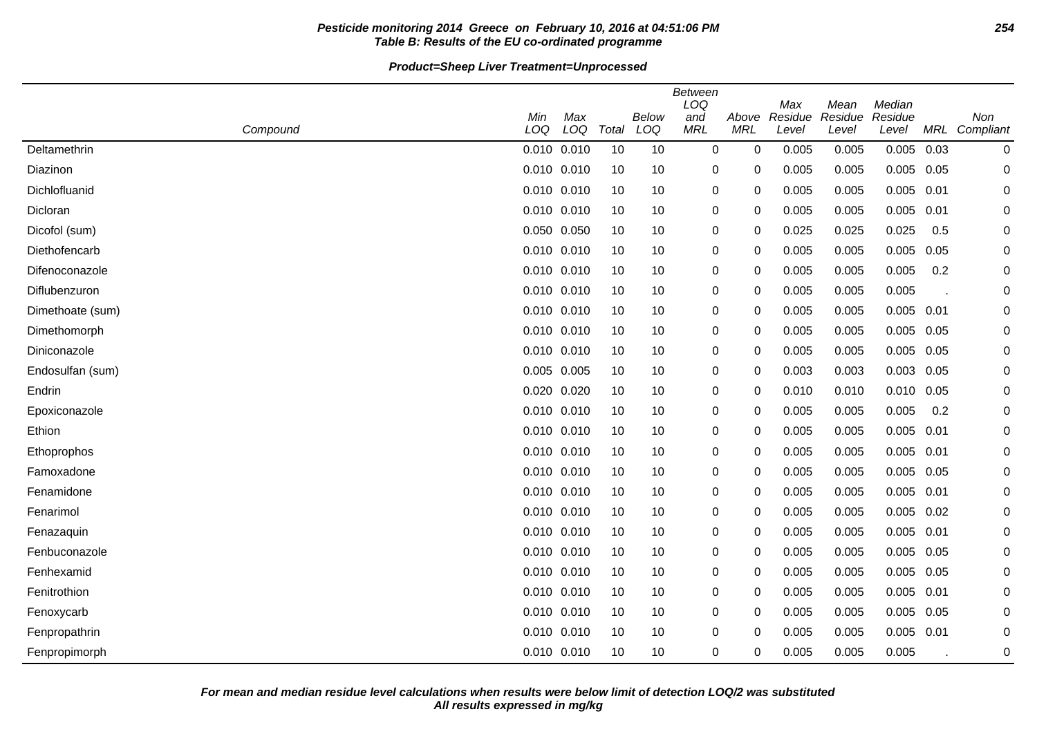**Pesticide monitoring 2014 Greece on February 10, 2016 at 04:51:06 PM**
**Table B: Results of the EU co-ordinated programme**

**Product=Sheep Liver Treatment=Unprocessed**

| Compound | Min LOQ | Max LOQ | Total | Below LOQ | Between LOQ and MRL | Above MRL | Max Residue Level | Mean Residue Level | Median Residue Level | MRL | Non Compliant |
|---|---|---|---|---|---|---|---|---|---|---|---|
| Deltamethrin | 0.010 | 0.010 | 10 | 10 | 0 | 0 | 0.005 | 0.005 | 0.005 | 0.03 | 0 |
| Diazinon | 0.010 | 0.010 | 10 | 10 | 0 | 0 | 0.005 | 0.005 | 0.005 | 0.05 | 0 |
| Dichlofluanid | 0.010 | 0.010 | 10 | 10 | 0 | 0 | 0.005 | 0.005 | 0.005 | 0.01 | 0 |
| Dicloran | 0.010 | 0.010 | 10 | 10 | 0 | 0 | 0.005 | 0.005 | 0.005 | 0.01 | 0 |
| Dicofol (sum) | 0.050 | 0.050 | 10 | 10 | 0 | 0 | 0.025 | 0.025 | 0.025 | 0.5 | 0 |
| Diethofencarb | 0.010 | 0.010 | 10 | 10 | 0 | 0 | 0.005 | 0.005 | 0.005 | 0.05 | 0 |
| Difenoconazole | 0.010 | 0.010 | 10 | 10 | 0 | 0 | 0.005 | 0.005 | 0.005 | 0.2 | 0 |
| Diflubenzuron | 0.010 | 0.010 | 10 | 10 | 0 | 0 | 0.005 | 0.005 | 0.005 | . | 0 |
| Dimethoate (sum) | 0.010 | 0.010 | 10 | 10 | 0 | 0 | 0.005 | 0.005 | 0.005 | 0.01 | 0 |
| Dimethomorph | 0.010 | 0.010 | 10 | 10 | 0 | 0 | 0.005 | 0.005 | 0.005 | 0.05 | 0 |
| Diniconazole | 0.010 | 0.010 | 10 | 10 | 0 | 0 | 0.005 | 0.005 | 0.005 | 0.05 | 0 |
| Endosulfan (sum) | 0.005 | 0.005 | 10 | 10 | 0 | 0 | 0.003 | 0.003 | 0.003 | 0.05 | 0 |
| Endrin | 0.020 | 0.020 | 10 | 10 | 0 | 0 | 0.010 | 0.010 | 0.010 | 0.05 | 0 |
| Epoxiconazole | 0.010 | 0.010 | 10 | 10 | 0 | 0 | 0.005 | 0.005 | 0.005 | 0.2 | 0 |
| Ethion | 0.010 | 0.010 | 10 | 10 | 0 | 0 | 0.005 | 0.005 | 0.005 | 0.01 | 0 |
| Ethoprophos | 0.010 | 0.010 | 10 | 10 | 0 | 0 | 0.005 | 0.005 | 0.005 | 0.01 | 0 |
| Famoxadone | 0.010 | 0.010 | 10 | 10 | 0 | 0 | 0.005 | 0.005 | 0.005 | 0.05 | 0 |
| Fenamidone | 0.010 | 0.010 | 10 | 10 | 0 | 0 | 0.005 | 0.005 | 0.005 | 0.01 | 0 |
| Fenarimol | 0.010 | 0.010 | 10 | 10 | 0 | 0 | 0.005 | 0.005 | 0.005 | 0.02 | 0 |
| Fenazaquin | 0.010 | 0.010 | 10 | 10 | 0 | 0 | 0.005 | 0.005 | 0.005 | 0.01 | 0 |
| Fenbuconazole | 0.010 | 0.010 | 10 | 10 | 0 | 0 | 0.005 | 0.005 | 0.005 | 0.05 | 0 |
| Fenhexamid | 0.010 | 0.010 | 10 | 10 | 0 | 0 | 0.005 | 0.005 | 0.005 | 0.05 | 0 |
| Fenitrothion | 0.010 | 0.010 | 10 | 10 | 0 | 0 | 0.005 | 0.005 | 0.005 | 0.01 | 0 |
| Fenoxycarb | 0.010 | 0.010 | 10 | 10 | 0 | 0 | 0.005 | 0.005 | 0.005 | 0.05 | 0 |
| Fenpropathrin | 0.010 | 0.010 | 10 | 10 | 0 | 0 | 0.005 | 0.005 | 0.005 | 0.01 | 0 |
| Fenpropimorph | 0.010 | 0.010 | 10 | 10 | 0 | 0 | 0.005 | 0.005 | 0.005 | . | 0 |

*For mean and median residue level calculations when results were below limit of detection LOQ/2 was substituted*
*All results expressed in mg/kg*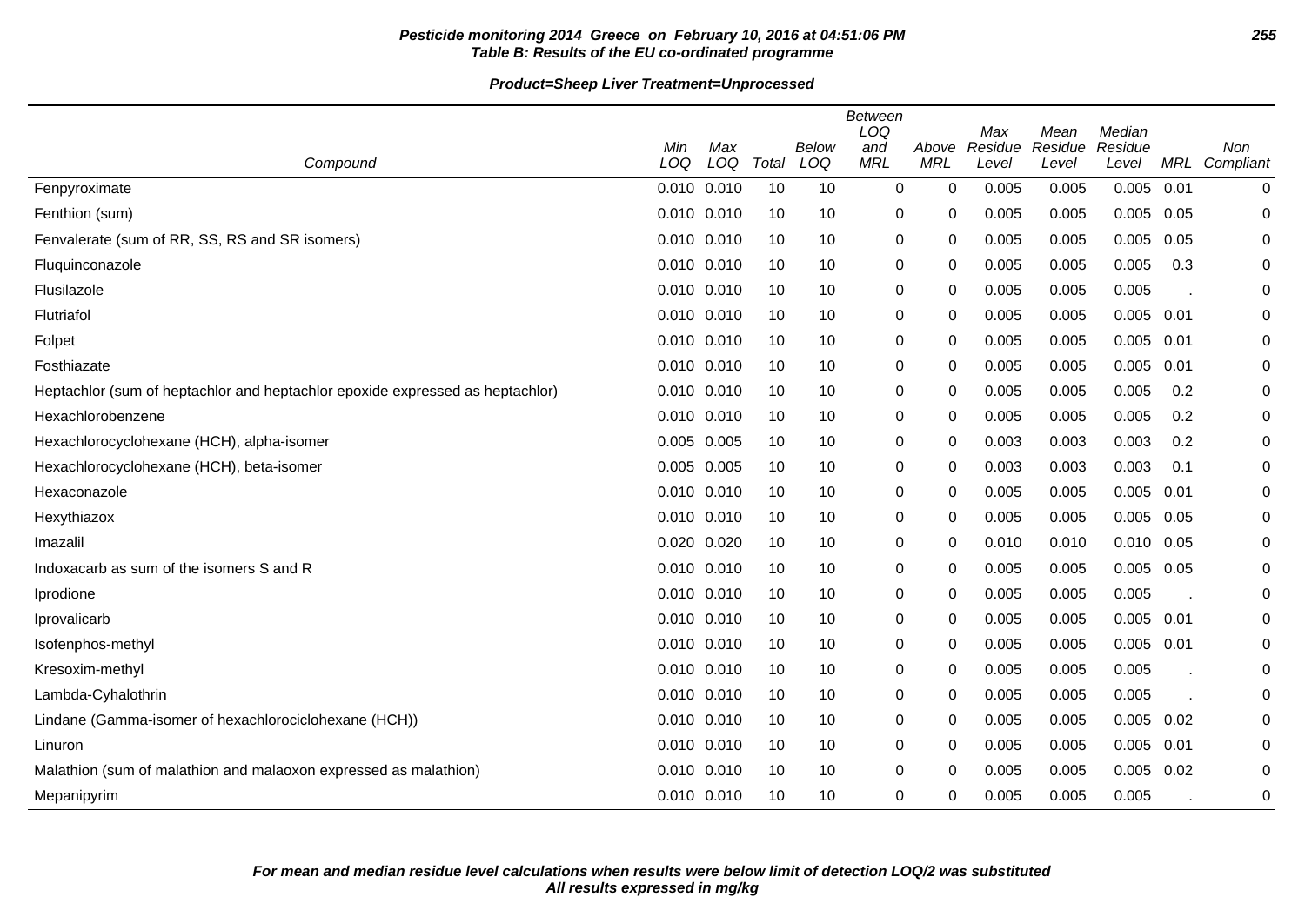**Pesticide monitoring 2014 Greece on February 10, 2016 at 04:51:06 PM**
**Table B: Results of the EU co-ordinated programme**

**Product=Sheep Liver Treatment=Unprocessed**

| Compound | Min LOQ | Max LOQ | Total | Below LOQ | Between LOQ and MRL | Above MRL | Max Residue Level | Mean Residue Level | Median Residue Level | MRL | Non Compliant |
|---|---|---|---|---|---|---|---|---|---|---|---|
| Fenpyroximate | 0.010 | 0.010 | 10 | 10 | 0 | 0 | 0.005 | 0.005 | 0.005 | 0.01 | 0 |
| Fenthion (sum) | 0.010 | 0.010 | 10 | 10 | 0 | 0 | 0.005 | 0.005 | 0.005 | 0.05 | 0 |
| Fenvalerate (sum of RR, SS, RS and SR isomers) | 0.010 | 0.010 | 10 | 10 | 0 | 0 | 0.005 | 0.005 | 0.005 | 0.05 | 0 |
| Fluquinconazole | 0.010 | 0.010 | 10 | 10 | 0 | 0 | 0.005 | 0.005 | 0.005 | 0.3 | 0 |
| Flusilazole | 0.010 | 0.010 | 10 | 10 | 0 | 0 | 0.005 | 0.005 | 0.005 | . | 0 |
| Flutriafol | 0.010 | 0.010 | 10 | 10 | 0 | 0 | 0.005 | 0.005 | 0.005 | 0.01 | 0 |
| Folpet | 0.010 | 0.010 | 10 | 10 | 0 | 0 | 0.005 | 0.005 | 0.005 | 0.01 | 0 |
| Fosthiazate | 0.010 | 0.010 | 10 | 10 | 0 | 0 | 0.005 | 0.005 | 0.005 | 0.01 | 0 |
| Heptachlor (sum of heptachlor and heptachlor epoxide expressed as heptachlor) | 0.010 | 0.010 | 10 | 10 | 0 | 0 | 0.005 | 0.005 | 0.005 | 0.2 | 0 |
| Hexachlorobenzene | 0.010 | 0.010 | 10 | 10 | 0 | 0 | 0.005 | 0.005 | 0.005 | 0.2 | 0 |
| Hexachlorocyclohexane (HCH), alpha-isomer | 0.005 | 0.005 | 10 | 10 | 0 | 0 | 0.003 | 0.003 | 0.003 | 0.2 | 0 |
| Hexachlorocyclohexane (HCH), beta-isomer | 0.005 | 0.005 | 10 | 10 | 0 | 0 | 0.003 | 0.003 | 0.003 | 0.1 | 0 |
| Hexaconazole | 0.010 | 0.010 | 10 | 10 | 0 | 0 | 0.005 | 0.005 | 0.005 | 0.01 | 0 |
| Hexythiazox | 0.010 | 0.010 | 10 | 10 | 0 | 0 | 0.005 | 0.005 | 0.005 | 0.05 | 0 |
| Imazalil | 0.020 | 0.020 | 10 | 10 | 0 | 0 | 0.010 | 0.010 | 0.010 | 0.05 | 0 |
| Indoxacarb as sum of the isomers S and R | 0.010 | 0.010 | 10 | 10 | 0 | 0 | 0.005 | 0.005 | 0.005 | 0.05 | 0 |
| Iprodione | 0.010 | 0.010 | 10 | 10 | 0 | 0 | 0.005 | 0.005 | 0.005 | . | 0 |
| Iprovalicarb | 0.010 | 0.010 | 10 | 10 | 0 | 0 | 0.005 | 0.005 | 0.005 | 0.01 | 0 |
| Isofenphos-methyl | 0.010 | 0.010 | 10 | 10 | 0 | 0 | 0.005 | 0.005 | 0.005 | 0.01 | 0 |
| Kresoxim-methyl | 0.010 | 0.010 | 10 | 10 | 0 | 0 | 0.005 | 0.005 | 0.005 | . | 0 |
| Lambda-Cyhalothrin | 0.010 | 0.010 | 10 | 10 | 0 | 0 | 0.005 | 0.005 | 0.005 | . | 0 |
| Lindane (Gamma-isomer of hexachlorociclohexane (HCH)) | 0.010 | 0.010 | 10 | 10 | 0 | 0 | 0.005 | 0.005 | 0.005 | 0.02 | 0 |
| Linuron | 0.010 | 0.010 | 10 | 10 | 0 | 0 | 0.005 | 0.005 | 0.005 | 0.01 | 0 |
| Malathion (sum of malathion and malaoxon expressed as malathion) | 0.010 | 0.010 | 10 | 10 | 0 | 0 | 0.005 | 0.005 | 0.005 | 0.02 | 0 |
| Mepanipyrim | 0.010 | 0.010 | 10 | 10 | 0 | 0 | 0.005 | 0.005 | 0.005 | . | 0 |

***For mean and median residue level calculations when results were below limit of detection LOQ/2 was substituted***
***All results expressed in mg/kg***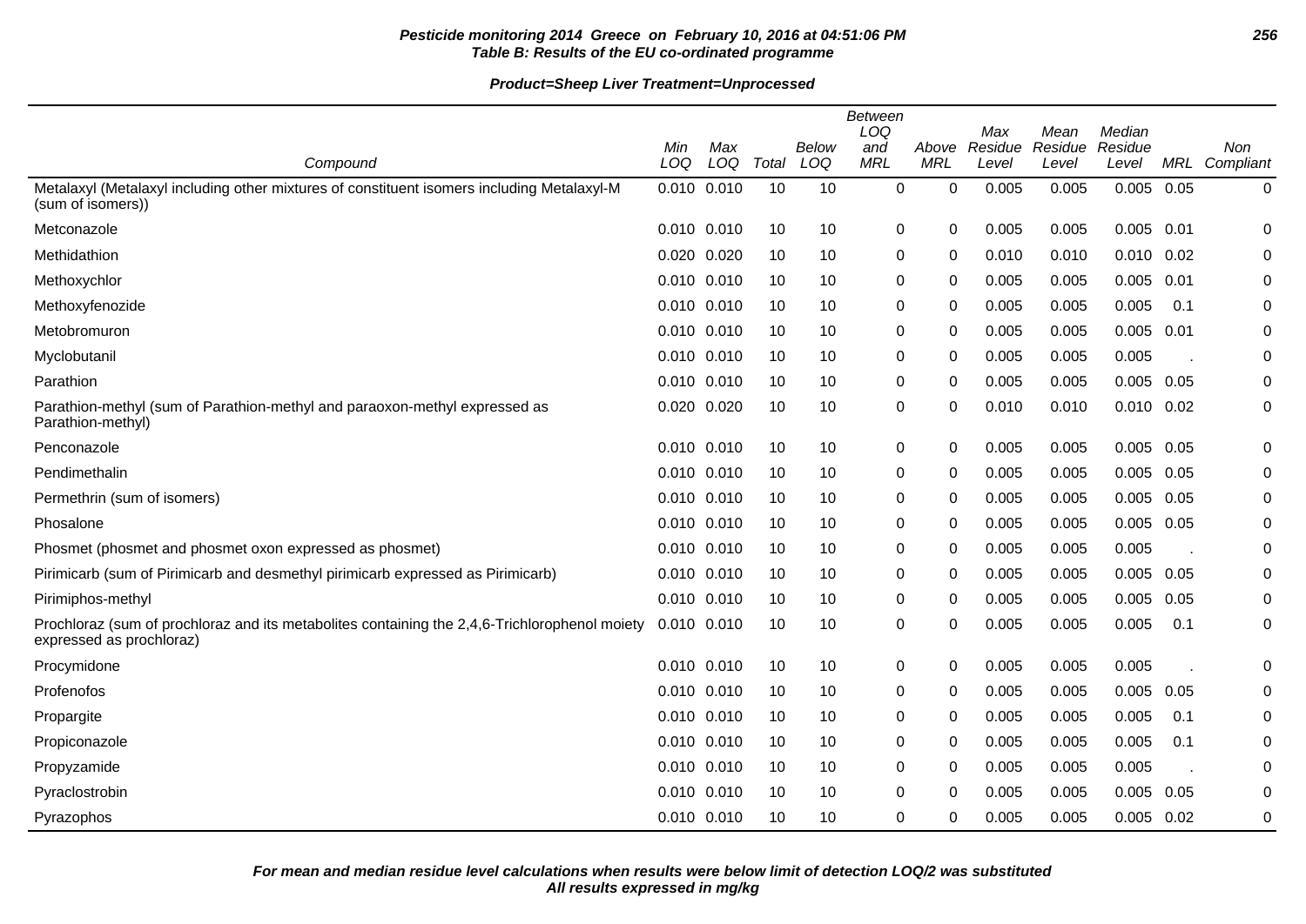**Pesticide monitoring 2014 Greece on February 10, 2016 at 04:51:06 PM**
**Table B: Results of the EU co-ordinated programme**

**Product=Sheep Liver Treatment=Unprocessed**

| Compound | Min LOQ | Max LOQ | Total | Below LOQ | Between LOQ and MRL | Above MRL | Max Residue Level | Mean Residue Level | Median Residue Level | MRL | Non Compliant |
|---|---|---|---|---|---|---|---|---|---|---|---|
| Metalaxyl (Metalaxyl including other mixtures of constituent isomers including Metalaxyl-M (sum of isomers)) | 0.010 | 0.010 | 10 | 10 | 0 | 0 | 0.005 | 0.005 | 0.005 | 0.05 | 0 |
| Metconazole | 0.010 | 0.010 | 10 | 10 | 0 | 0 | 0.005 | 0.005 | 0.005 | 0.01 | 0 |
| Methidathion | 0.020 | 0.020 | 10 | 10 | 0 | 0 | 0.010 | 0.010 | 0.010 | 0.02 | 0 |
| Methoxychlor | 0.010 | 0.010 | 10 | 10 | 0 | 0 | 0.005 | 0.005 | 0.005 | 0.01 | 0 |
| Methoxyfenozide | 0.010 | 0.010 | 10 | 10 | 0 | 0 | 0.005 | 0.005 | 0.005 | 0.1 | 0 |
| Metobromuron | 0.010 | 0.010 | 10 | 10 | 0 | 0 | 0.005 | 0.005 | 0.005 | 0.01 | 0 |
| Myclobutanil | 0.010 | 0.010 | 10 | 10 | 0 | 0 | 0.005 | 0.005 | 0.005 | . | 0 |
| Parathion | 0.010 | 0.010 | 10 | 10 | 0 | 0 | 0.005 | 0.005 | 0.005 | 0.05 | 0 |
| Parathion-methyl (sum of Parathion-methyl and paraoxon-methyl expressed as Parathion-methyl) | 0.020 | 0.020 | 10 | 10 | 0 | 0 | 0.010 | 0.010 | 0.010 | 0.02 | 0 |
| Penconazole | 0.010 | 0.010 | 10 | 10 | 0 | 0 | 0.005 | 0.005 | 0.005 | 0.05 | 0 |
| Pendimethalin | 0.010 | 0.010 | 10 | 10 | 0 | 0 | 0.005 | 0.005 | 0.005 | 0.05 | 0 |
| Permethrin (sum of isomers) | 0.010 | 0.010 | 10 | 10 | 0 | 0 | 0.005 | 0.005 | 0.005 | 0.05 | 0 |
| Phosalone | 0.010 | 0.010 | 10 | 10 | 0 | 0 | 0.005 | 0.005 | 0.005 | 0.05 | 0 |
| Phosmet (phosmet and phosmet oxon expressed as phosmet) | 0.010 | 0.010 | 10 | 10 | 0 | 0 | 0.005 | 0.005 | 0.005 | . | 0 |
| Pirimicarb (sum of Pirimicarb and desmethyl pirimicarb expressed as Pirimicarb) | 0.010 | 0.010 | 10 | 10 | 0 | 0 | 0.005 | 0.005 | 0.005 | 0.05 | 0 |
| Pirimiphos-methyl | 0.010 | 0.010 | 10 | 10 | 0 | 0 | 0.005 | 0.005 | 0.005 | 0.05 | 0 |
| Prochloraz (sum of prochloraz and its metabolites containing the 2,4,6-Trichlorophenol moiety expressed as prochloraz) | 0.010 | 0.010 | 10 | 10 | 0 | 0 | 0.005 | 0.005 | 0.005 | 0.1 | 0 |
| Procymidone | 0.010 | 0.010 | 10 | 10 | 0 | 0 | 0.005 | 0.005 | 0.005 | . | 0 |
| Profenofos | 0.010 | 0.010 | 10 | 10 | 0 | 0 | 0.005 | 0.005 | 0.005 | 0.05 | 0 |
| Propargite | 0.010 | 0.010 | 10 | 10 | 0 | 0 | 0.005 | 0.005 | 0.005 | 0.1 | 0 |
| Propiconazole | 0.010 | 0.010 | 10 | 10 | 0 | 0 | 0.005 | 0.005 | 0.005 | 0.1 | 0 |
| Propyzamide | 0.010 | 0.010 | 10 | 10 | 0 | 0 | 0.005 | 0.005 | 0.005 | . | 0 |
| Pyraclostrobin | 0.010 | 0.010 | 10 | 10 | 0 | 0 | 0.005 | 0.005 | 0.005 | 0.05 | 0 |
| Pyrazophos | 0.010 | 0.010 | 10 | 10 | 0 | 0 | 0.005 | 0.005 | 0.005 | 0.02 | 0 |

**For mean and median residue level calculations when results were below limit of detection LOQ/2 was substituted**
**All results expressed in mg/kg**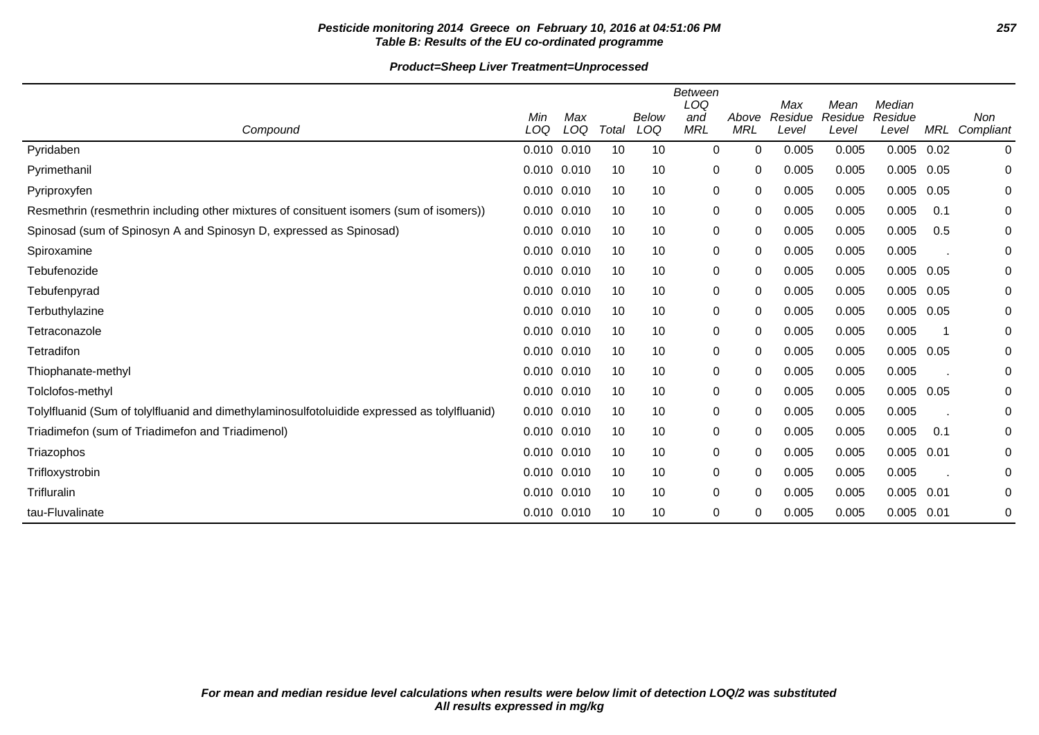**Pesticide monitoring 2014 Greece on February 10, 2016 at 04:51:06 PM**
**Table B: Results of the EU co-ordinated programme**

**Product=Sheep Liver Treatment=Unprocessed**

| Compound | Min LOQ | Max LOQ | Total | Below LOQ | Between LOQ and MRL | Above MRL | Max Residue Level | Mean Residue Level | Median Residue Level | MRL | Non Compliant |
|---|---|---|---|---|---|---|---|---|---|---|---|
| Pyridaben | 0.010 | 0.010 | 10 | 10 | 0 | 0 | 0.005 | 0.005 | 0.005 | 0.02 | 0 |
| Pyrimethanil | 0.010 | 0.010 | 10 | 10 | 0 | 0 | 0.005 | 0.005 | 0.005 | 0.05 | 0 |
| Pyriproxyfen | 0.010 | 0.010 | 10 | 10 | 0 | 0 | 0.005 | 0.005 | 0.005 | 0.05 | 0 |
| Resmethrin (resmethrin including other mixtures of consituent isomers (sum of isomers)) | 0.010 | 0.010 | 10 | 10 | 0 | 0 | 0.005 | 0.005 | 0.005 | 0.1 | 0 |
| Spinosad (sum of Spinosyn A and Spinosyn D, expressed as Spinosad) | 0.010 | 0.010 | 10 | 10 | 0 | 0 | 0.005 | 0.005 | 0.005 | 0.5 | 0 |
| Spiroxamine | 0.010 | 0.010 | 10 | 10 | 0 | 0 | 0.005 | 0.005 | 0.005 | . | 0 |
| Tebufenozide | 0.010 | 0.010 | 10 | 10 | 0 | 0 | 0.005 | 0.005 | 0.005 | 0.05 | 0 |
| Tebufenpyrad | 0.010 | 0.010 | 10 | 10 | 0 | 0 | 0.005 | 0.005 | 0.005 | 0.05 | 0 |
| Terbuthylazine | 0.010 | 0.010 | 10 | 10 | 0 | 0 | 0.005 | 0.005 | 0.005 | 0.05 | 0 |
| Tetraconazole | 0.010 | 0.010 | 10 | 10 | 0 | 0 | 0.005 | 0.005 | 0.005 | 1 | 0 |
| Tetradifon | 0.010 | 0.010 | 10 | 10 | 0 | 0 | 0.005 | 0.005 | 0.005 | 0.05 | 0 |
| Thiophanate-methyl | 0.010 | 0.010 | 10 | 10 | 0 | 0 | 0.005 | 0.005 | 0.005 | . | 0 |
| Tolclofos-methyl | 0.010 | 0.010 | 10 | 10 | 0 | 0 | 0.005 | 0.005 | 0.005 | 0.05 | 0 |
| Tolylfluanid (Sum of tolylfluanid and dimethylaminosulfotoluidide expressed as tolylfluanid) | 0.010 | 0.010 | 10 | 10 | 0 | 0 | 0.005 | 0.005 | 0.005 | . | 0 |
| Triadimefon (sum of Triadimefon and Triadimenol) | 0.010 | 0.010 | 10 | 10 | 0 | 0 | 0.005 | 0.005 | 0.005 | 0.1 | 0 |
| Triazophos | 0.010 | 0.010 | 10 | 10 | 0 | 0 | 0.005 | 0.005 | 0.005 | 0.01 | 0 |
| Trifloxystrobin | 0.010 | 0.010 | 10 | 10 | 0 | 0 | 0.005 | 0.005 | 0.005 | . | 0 |
| Trifluralin | 0.010 | 0.010 | 10 | 10 | 0 | 0 | 0.005 | 0.005 | 0.005 | 0.01 | 0 |
| tau-Fluvalinate | 0.010 | 0.010 | 10 | 10 | 0 | 0 | 0.005 | 0.005 | 0.005 | 0.01 | 0 |

***For mean and median residue level calculations when results were below limit of detection LOQ/2 was substituted***
***All results expressed in mg/kg***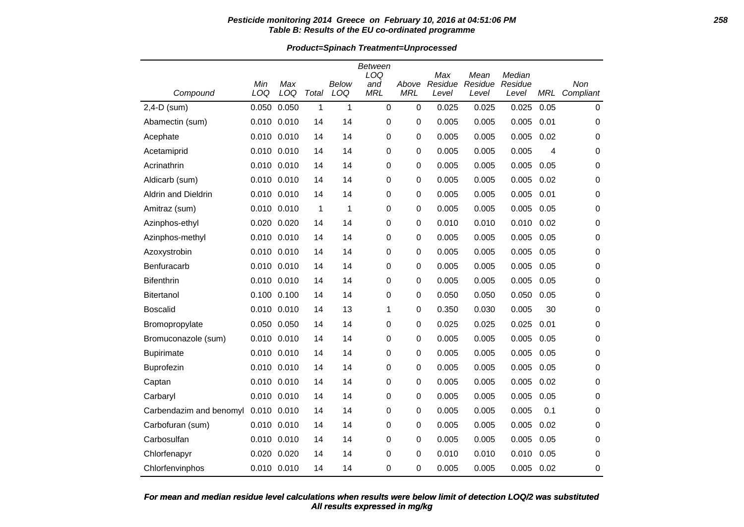**Pesticide monitoring 2014 Greece on February 10, 2016 at 04:51:06 PM**
**Table B: Results of the EU co-ordinated programme**

**Product=Spinach Treatment=Unprocessed**

| Compound | Min LOQ | Max LOQ | Total | Below LOQ | Between LOQ and MRL | Above MRL | Max Residue Level | Mean Residue Level | Median Residue Level | MRL | Non Compliant |
|---|---|---|---|---|---|---|---|---|---|---|---|
| 2,4-D (sum) | 0.050 | 0.050 | 1 | 1 | 0 | 0 | 0.025 | 0.025 | 0.025 | 0.05 | 0 |
| Abamectin (sum) | 0.010 | 0.010 | 14 | 14 | 0 | 0 | 0.005 | 0.005 | 0.005 | 0.01 | 0 |
| Acephate | 0.010 | 0.010 | 14 | 14 | 0 | 0 | 0.005 | 0.005 | 0.005 | 0.02 | 0 |
| Acetamiprid | 0.010 | 0.010 | 14 | 14 | 0 | 0 | 0.005 | 0.005 | 0.005 | 4 | 0 |
| Acrinathrin | 0.010 | 0.010 | 14 | 14 | 0 | 0 | 0.005 | 0.005 | 0.005 | 0.05 | 0 |
| Aldicarb (sum) | 0.010 | 0.010 | 14 | 14 | 0 | 0 | 0.005 | 0.005 | 0.005 | 0.02 | 0 |
| Aldrin and Dieldrin | 0.010 | 0.010 | 14 | 14 | 0 | 0 | 0.005 | 0.005 | 0.005 | 0.01 | 0 |
| Amitraz (sum) | 0.010 | 0.010 | 1 | 1 | 0 | 0 | 0.005 | 0.005 | 0.005 | 0.05 | 0 |
| Azinphos-ethyl | 0.020 | 0.020 | 14 | 14 | 0 | 0 | 0.010 | 0.010 | 0.010 | 0.02 | 0 |
| Azinphos-methyl | 0.010 | 0.010 | 14 | 14 | 0 | 0 | 0.005 | 0.005 | 0.005 | 0.05 | 0 |
| Azoxystrobin | 0.010 | 0.010 | 14 | 14 | 0 | 0 | 0.005 | 0.005 | 0.005 | 0.05 | 0 |
| Benfuracarb | 0.010 | 0.010 | 14 | 14 | 0 | 0 | 0.005 | 0.005 | 0.005 | 0.05 | 0 |
| Bifenthrin | 0.010 | 0.010 | 14 | 14 | 0 | 0 | 0.005 | 0.005 | 0.005 | 0.05 | 0 |
| Bitertanol | 0.100 | 0.100 | 14 | 14 | 0 | 0 | 0.050 | 0.050 | 0.050 | 0.05 | 0 |
| Boscalid | 0.010 | 0.010 | 14 | 13 | 1 | 0 | 0.350 | 0.030 | 0.005 | 30 | 0 |
| Bromopropylate | 0.050 | 0.050 | 14 | 14 | 0 | 0 | 0.025 | 0.025 | 0.025 | 0.01 | 0 |
| Bromuconazole (sum) | 0.010 | 0.010 | 14 | 14 | 0 | 0 | 0.005 | 0.005 | 0.005 | 0.05 | 0 |
| Bupirimate | 0.010 | 0.010 | 14 | 14 | 0 | 0 | 0.005 | 0.005 | 0.005 | 0.05 | 0 |
| Buprofezin | 0.010 | 0.010 | 14 | 14 | 0 | 0 | 0.005 | 0.005 | 0.005 | 0.05 | 0 |
| Captan | 0.010 | 0.010 | 14 | 14 | 0 | 0 | 0.005 | 0.005 | 0.005 | 0.02 | 0 |
| Carbaryl | 0.010 | 0.010 | 14 | 14 | 0 | 0 | 0.005 | 0.005 | 0.005 | 0.05 | 0 |
| Carbendazim and benomyl | 0.010 | 0.010 | 14 | 14 | 0 | 0 | 0.005 | 0.005 | 0.005 | 0.1 | 0 |
| Carbofuran (sum) | 0.010 | 0.010 | 14 | 14 | 0 | 0 | 0.005 | 0.005 | 0.005 | 0.02 | 0 |
| Carbosulfan | 0.010 | 0.010 | 14 | 14 | 0 | 0 | 0.005 | 0.005 | 0.005 | 0.05 | 0 |
| Chlorfenapyr | 0.020 | 0.020 | 14 | 14 | 0 | 0 | 0.010 | 0.010 | 0.010 | 0.05 | 0 |
| Chlorfenvinphos | 0.010 | 0.010 | 14 | 14 | 0 | 0 | 0.005 | 0.005 | 0.005 | 0.02 | 0 |

*For mean and median residue level calculations when results were below limit of detection LOQ/2 was substituted*
*All results expressed in mg/kg*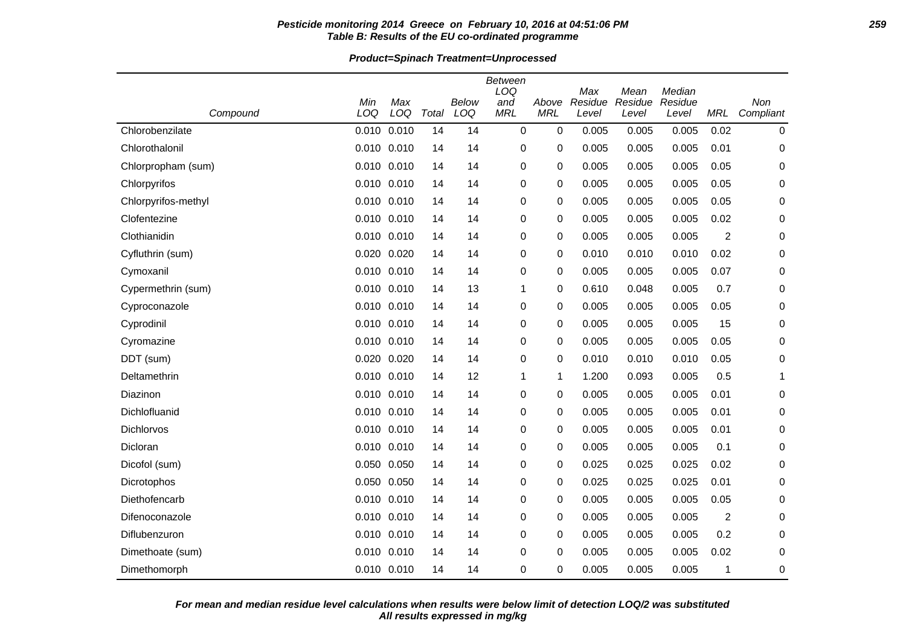**Table B: Results of the EU co-ordinated programme**

**Product=Spinach Treatment=Unprocessed**

| Compound | Min LOQ | Max LOQ | Total | Below LOQ | Between LOQ and MRL | Above MRL | Max Residue Level | Mean Residue Level | Median Residue Level | MRL | Non Compliant |
|---|---|---|---|---|---|---|---|---|---|---|---|
| Chlorobenzilate | 0.010 | 0.010 | 14 | 14 | 0 | 0 | 0.005 | 0.005 | 0.005 | 0.02 | 0 |
| Chlorothalonil | 0.010 | 0.010 | 14 | 14 | 0 | 0 | 0.005 | 0.005 | 0.005 | 0.01 | 0 |
| Chlorpropham (sum) | 0.010 | 0.010 | 14 | 14 | 0 | 0 | 0.005 | 0.005 | 0.005 | 0.05 | 0 |
| Chlorpyrifos | 0.010 | 0.010 | 14 | 14 | 0 | 0 | 0.005 | 0.005 | 0.005 | 0.05 | 0 |
| Chlorpyrifos-methyl | 0.010 | 0.010 | 14 | 14 | 0 | 0 | 0.005 | 0.005 | 0.005 | 0.05 | 0 |
| Clofentezine | 0.010 | 0.010 | 14 | 14 | 0 | 0 | 0.005 | 0.005 | 0.005 | 0.02 | 0 |
| Clothianidin | 0.010 | 0.010 | 14 | 14 | 0 | 0 | 0.005 | 0.005 | 0.005 | 2 | 0 |
| Cyfluthrin (sum) | 0.020 | 0.020 | 14 | 14 | 0 | 0 | 0.010 | 0.010 | 0.010 | 0.02 | 0 |
| Cymoxanil | 0.010 | 0.010 | 14 | 14 | 0 | 0 | 0.005 | 0.005 | 0.005 | 0.07 | 0 |
| Cypermethrin (sum) | 0.010 | 0.010 | 14 | 13 | 1 | 0 | 0.610 | 0.048 | 0.005 | 0.7 | 0 |
| Cyproconazole | 0.010 | 0.010 | 14 | 14 | 0 | 0 | 0.005 | 0.005 | 0.005 | 0.05 | 0 |
| Cyprodinil | 0.010 | 0.010 | 14 | 14 | 0 | 0 | 0.005 | 0.005 | 0.005 | 15 | 0 |
| Cyromazine | 0.010 | 0.010 | 14 | 14 | 0 | 0 | 0.005 | 0.005 | 0.005 | 0.05 | 0 |
| DDT (sum) | 0.020 | 0.020 | 14 | 14 | 0 | 0 | 0.010 | 0.010 | 0.010 | 0.05 | 0 |
| Deltamethrin | 0.010 | 0.010 | 14 | 12 | 1 | 1 | 1.200 | 0.093 | 0.005 | 0.5 | 1 |
| Diazinon | 0.010 | 0.010 | 14 | 14 | 0 | 0 | 0.005 | 0.005 | 0.005 | 0.01 | 0 |
| Dichlofluanid | 0.010 | 0.010 | 14 | 14 | 0 | 0 | 0.005 | 0.005 | 0.005 | 0.01 | 0 |
| Dichlorvos | 0.010 | 0.010 | 14 | 14 | 0 | 0 | 0.005 | 0.005 | 0.005 | 0.01 | 0 |
| Dicloran | 0.010 | 0.010 | 14 | 14 | 0 | 0 | 0.005 | 0.005 | 0.005 | 0.1 | 0 |
| Dicofol (sum) | 0.050 | 0.050 | 14 | 14 | 0 | 0 | 0.025 | 0.025 | 0.025 | 0.02 | 0 |
| Dicrotophos | 0.050 | 0.050 | 14 | 14 | 0 | 0 | 0.025 | 0.025 | 0.025 | 0.01 | 0 |
| Diethofencarb | 0.010 | 0.010 | 14 | 14 | 0 | 0 | 0.005 | 0.005 | 0.005 | 0.05 | 0 |
| Difenoconazole | 0.010 | 0.010 | 14 | 14 | 0 | 0 | 0.005 | 0.005 | 0.005 | 2 | 0 |
| Diflubenzuron | 0.010 | 0.010 | 14 | 14 | 0 | 0 | 0.005 | 0.005 | 0.005 | 0.2 | 0 |
| Dimethoate (sum) | 0.010 | 0.010 | 14 | 14 | 0 | 0 | 0.005 | 0.005 | 0.005 | 0.02 | 0 |
| Dimethomorph | 0.010 | 0.010 | 14 | 14 | 0 | 0 | 0.005 | 0.005 | 0.005 | 1 | 0 |

*For mean and median residue level calculations when results were below limit of detection LOQ/2 was substituted*
*All results expressed in mg/kg*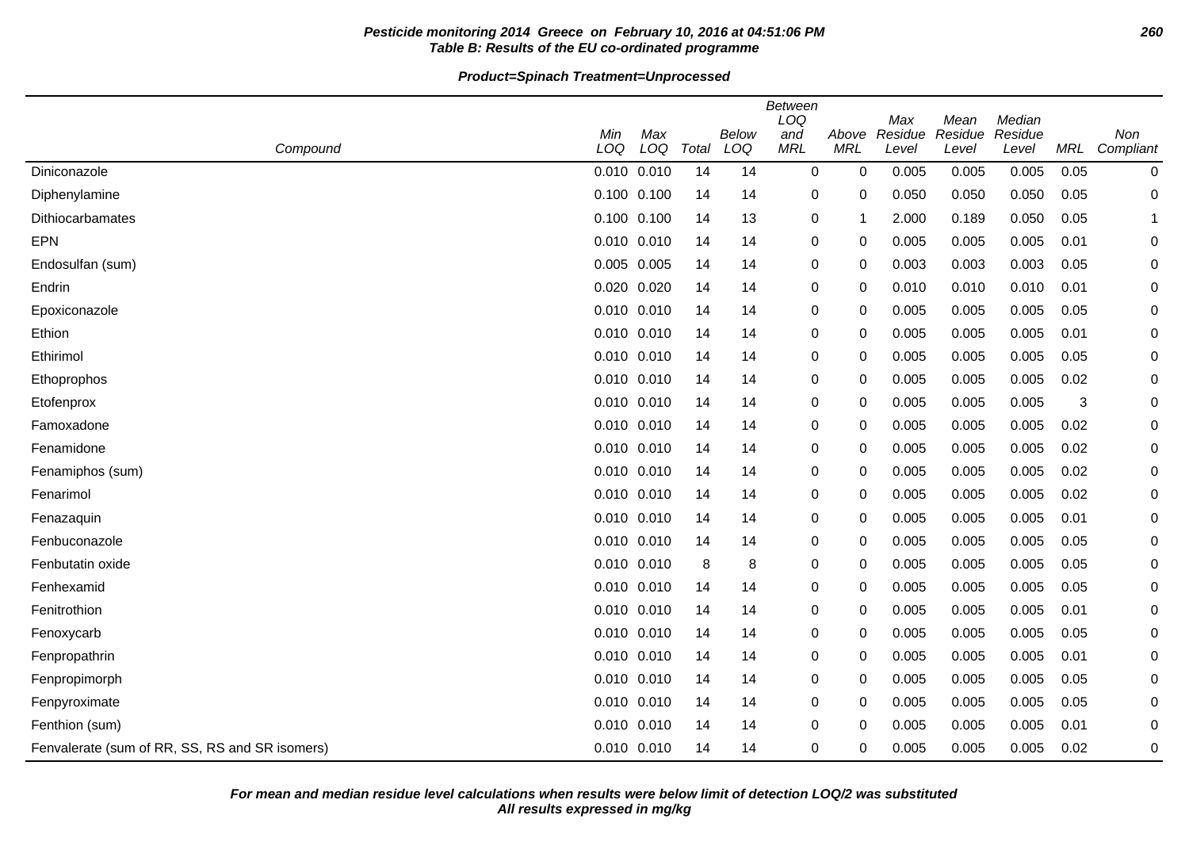**Pesticide monitoring 2014 Greece on February 10, 2016 at 04:51:06 PM**
**Table B: Results of the EU co-ordinated programme**

**Product=Spinach Treatment=Unprocessed**

| Compound | Min LOQ | Max LOQ | Total | Below LOQ | Between LOQ and MRL | Above MRL | Max Residue Level | Mean Residue Level | Median Residue Level | MRL | Non Compliant |
|---|---|---|---|---|---|---|---|---|---|---|---|
| Diniconazole | 0.010 | 0.010 | 14 | 14 | 0 | 0 | 0.005 | 0.005 | 0.005 | 0.05 | 0 |
| Diphenylamine | 0.100 | 0.100 | 14 | 14 | 0 | 0 | 0.050 | 0.050 | 0.050 | 0.05 | 0 |
| Dithiocarbamates | 0.100 | 0.100 | 14 | 13 | 0 | 1 | 2.000 | 0.189 | 0.050 | 0.05 | 1 |
| EPN | 0.010 | 0.010 | 14 | 14 | 0 | 0 | 0.005 | 0.005 | 0.005 | 0.01 | 0 |
| Endosulfan (sum) | 0.005 | 0.005 | 14 | 14 | 0 | 0 | 0.003 | 0.003 | 0.003 | 0.05 | 0 |
| Endrin | 0.020 | 0.020 | 14 | 14 | 0 | 0 | 0.010 | 0.010 | 0.010 | 0.01 | 0 |
| Epoxiconazole | 0.010 | 0.010 | 14 | 14 | 0 | 0 | 0.005 | 0.005 | 0.005 | 0.05 | 0 |
| Ethion | 0.010 | 0.010 | 14 | 14 | 0 | 0 | 0.005 | 0.005 | 0.005 | 0.01 | 0 |
| Ethirimol | 0.010 | 0.010 | 14 | 14 | 0 | 0 | 0.005 | 0.005 | 0.005 | 0.05 | 0 |
| Ethoprophos | 0.010 | 0.010 | 14 | 14 | 0 | 0 | 0.005 | 0.005 | 0.005 | 0.02 | 0 |
| Etofenprox | 0.010 | 0.010 | 14 | 14 | 0 | 0 | 0.005 | 0.005 | 0.005 | 3 | 0 |
| Famoxadone | 0.010 | 0.010 | 14 | 14 | 0 | 0 | 0.005 | 0.005 | 0.005 | 0.02 | 0 |
| Fenamidone | 0.010 | 0.010 | 14 | 14 | 0 | 0 | 0.005 | 0.005 | 0.005 | 0.02 | 0 |
| Fenamiphos (sum) | 0.010 | 0.010 | 14 | 14 | 0 | 0 | 0.005 | 0.005 | 0.005 | 0.02 | 0 |
| Fenarimol | 0.010 | 0.010 | 14 | 14 | 0 | 0 | 0.005 | 0.005 | 0.005 | 0.02 | 0 |
| Fenazaquin | 0.010 | 0.010 | 14 | 14 | 0 | 0 | 0.005 | 0.005 | 0.005 | 0.01 | 0 |
| Fenbuconazole | 0.010 | 0.010 | 14 | 14 | 0 | 0 | 0.005 | 0.005 | 0.005 | 0.05 | 0 |
| Fenbutatin oxide | 0.010 | 0.010 | 8 | 8 | 0 | 0 | 0.005 | 0.005 | 0.005 | 0.05 | 0 |
| Fenhexamid | 0.010 | 0.010 | 14 | 14 | 0 | 0 | 0.005 | 0.005 | 0.005 | 0.05 | 0 |
| Fenitrothion | 0.010 | 0.010 | 14 | 14 | 0 | 0 | 0.005 | 0.005 | 0.005 | 0.01 | 0 |
| Fenoxycarb | 0.010 | 0.010 | 14 | 14 | 0 | 0 | 0.005 | 0.005 | 0.005 | 0.05 | 0 |
| Fenpropathrin | 0.010 | 0.010 | 14 | 14 | 0 | 0 | 0.005 | 0.005 | 0.005 | 0.01 | 0 |
| Fenpropimorph | 0.010 | 0.010 | 14 | 14 | 0 | 0 | 0.005 | 0.005 | 0.005 | 0.05 | 0 |
| Fenpyroximate | 0.010 | 0.010 | 14 | 14 | 0 | 0 | 0.005 | 0.005 | 0.005 | 0.05 | 0 |
| Fenthion (sum) | 0.010 | 0.010 | 14 | 14 | 0 | 0 | 0.005 | 0.005 | 0.005 | 0.01 | 0 |
| Fenvalerate (sum of RR, SS, RS and SR isomers) | 0.010 | 0.010 | 14 | 14 | 0 | 0 | 0.005 | 0.005 | 0.005 | 0.02 | 0 |

***For mean and median residue level calculations when results were below limit of detection LOQ/2 was substituted***
***All results expressed in mg/kg***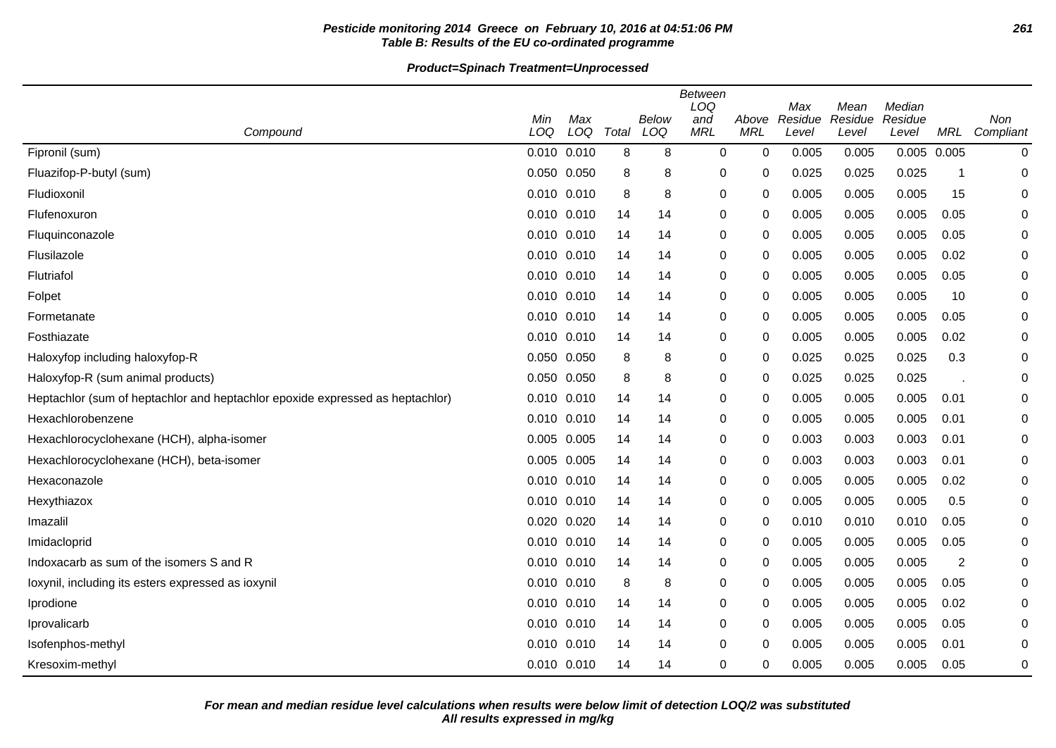**Pesticide monitoring 2014 Greece on February 10, 2016 at 04:51:06 PM**
**Table B: Results of the EU co-ordinated programme**

**Product=Spinach Treatment=Unprocessed**

| Compound | Min LOQ | Max LOQ | Total | Below LOQ | Between LOQ and MRL | Above MRL | Max Residue Level | Mean Residue Level | Median Residue Level | MRL | Non Compliant |
|---|---|---|---|---|---|---|---|---|---|---|---|
| Fipronil (sum) | 0.010 | 0.010 | 8 | 8 | 0 | 0 | 0.005 | 0.005 | 0.005 | 0.005 | 0 |
| Fluazifop-P-butyl (sum) | 0.050 | 0.050 | 8 | 8 | 0 | 0 | 0.025 | 0.025 | 0.025 | 1 | 0 |
| Fludioxonil | 0.010 | 0.010 | 8 | 8 | 0 | 0 | 0.005 | 0.005 | 0.005 | 15 | 0 |
| Flufenoxuron | 0.010 | 0.010 | 14 | 14 | 0 | 0 | 0.005 | 0.005 | 0.005 | 0.05 | 0 |
| Fluquinconazole | 0.010 | 0.010 | 14 | 14 | 0 | 0 | 0.005 | 0.005 | 0.005 | 0.05 | 0 |
| Flusilazole | 0.010 | 0.010 | 14 | 14 | 0 | 0 | 0.005 | 0.005 | 0.005 | 0.02 | 0 |
| Flutriafol | 0.010 | 0.010 | 14 | 14 | 0 | 0 | 0.005 | 0.005 | 0.005 | 0.05 | 0 |
| Folpet | 0.010 | 0.010 | 14 | 14 | 0 | 0 | 0.005 | 0.005 | 0.005 | 10 | 0 |
| Formetanate | 0.010 | 0.010 | 14 | 14 | 0 | 0 | 0.005 | 0.005 | 0.005 | 0.05 | 0 |
| Fosthiazate | 0.010 | 0.010 | 14 | 14 | 0 | 0 | 0.005 | 0.005 | 0.005 | 0.02 | 0 |
| Haloxyfop including haloxyfop-R | 0.050 | 0.050 | 8 | 8 | 0 | 0 | 0.025 | 0.025 | 0.025 | 0.3 | 0 |
| Haloxyfop-R (sum animal products) | 0.050 | 0.050 | 8 | 8 | 0 | 0 | 0.025 | 0.025 | 0.025 | . | 0 |
| Heptachlor (sum of heptachlor and heptachlor epoxide expressed as heptachlor) | 0.010 | 0.010 | 14 | 14 | 0 | 0 | 0.005 | 0.005 | 0.005 | 0.01 | 0 |
| Hexachlorobenzene | 0.010 | 0.010 | 14 | 14 | 0 | 0 | 0.005 | 0.005 | 0.005 | 0.01 | 0 |
| Hexachlorocyclohexane (HCH), alpha-isomer | 0.005 | 0.005 | 14 | 14 | 0 | 0 | 0.003 | 0.003 | 0.003 | 0.01 | 0 |
| Hexachlorocyclohexane (HCH), beta-isomer | 0.005 | 0.005 | 14 | 14 | 0 | 0 | 0.003 | 0.003 | 0.003 | 0.01 | 0 |
| Hexaconazole | 0.010 | 0.010 | 14 | 14 | 0 | 0 | 0.005 | 0.005 | 0.005 | 0.02 | 0 |
| Hexythiazox | 0.010 | 0.010 | 14 | 14 | 0 | 0 | 0.005 | 0.005 | 0.005 | 0.5 | 0 |
| Imazalil | 0.020 | 0.020 | 14 | 14 | 0 | 0 | 0.010 | 0.010 | 0.010 | 0.05 | 0 |
| Imidacloprid | 0.010 | 0.010 | 14 | 14 | 0 | 0 | 0.005 | 0.005 | 0.005 | 0.05 | 0 |
| Indoxacarb as sum of the isomers S and R | 0.010 | 0.010 | 14 | 14 | 0 | 0 | 0.005 | 0.005 | 0.005 | 2 | 0 |
| Ioxynil, including its esters expressed as ioxynil | 0.010 | 0.010 | 8 | 8 | 0 | 0 | 0.005 | 0.005 | 0.005 | 0.05 | 0 |
| Iprodione | 0.010 | 0.010 | 14 | 14 | 0 | 0 | 0.005 | 0.005 | 0.005 | 0.02 | 0 |
| Iprovalicarb | 0.010 | 0.010 | 14 | 14 | 0 | 0 | 0.005 | 0.005 | 0.005 | 0.05 | 0 |
| Isofenphos-methyl | 0.010 | 0.010 | 14 | 14 | 0 | 0 | 0.005 | 0.005 | 0.005 | 0.01 | 0 |
| Kresoxim-methyl | 0.010 | 0.010 | 14 | 14 | 0 | 0 | 0.005 | 0.005 | 0.005 | 0.05 | 0 |

**For mean and median residue level calculations when results were below limit of detection LOQ/2 was substituted**
**All results expressed in mg/kg**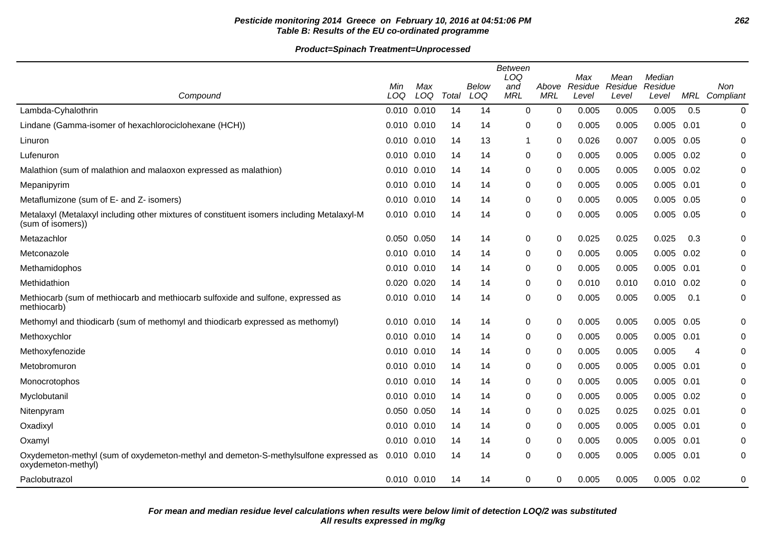**Table B: Results of the EU co-ordinated programme**

**Product=Spinach Treatment=Unprocessed**

| Compound | Min LOQ | Max LOQ | Total | Below LOQ | Between LOQ and MRL | Above MRL | Max Residue Level | Mean Residue Level | Median Residue Level | MRL | Non Compliant |
|---|---|---|---|---|---|---|---|---|---|---|---|
| Lambda-Cyhalothrin | 0.010 | 0.010 | 14 | 14 | 0 | 0 | 0.005 | 0.005 | 0.005 | 0.5 | 0 |
| Lindane (Gamma-isomer of hexachlorociclohexane (HCH)) | 0.010 | 0.010 | 14 | 14 | 0 | 0 | 0.005 | 0.005 | 0.005 | 0.01 | 0 |
| Linuron | 0.010 | 0.010 | 14 | 13 | 1 | 0 | 0.026 | 0.007 | 0.005 | 0.05 | 0 |
| Lufenuron | 0.010 | 0.010 | 14 | 14 | 0 | 0 | 0.005 | 0.005 | 0.005 | 0.02 | 0 |
| Malathion (sum of malathion and malaoxon expressed as malathion) | 0.010 | 0.010 | 14 | 14 | 0 | 0 | 0.005 | 0.005 | 0.005 | 0.02 | 0 |
| Mepanipyrim | 0.010 | 0.010 | 14 | 14 | 0 | 0 | 0.005 | 0.005 | 0.005 | 0.01 | 0 |
| Metaflumizone (sum of E- and Z- isomers) | 0.010 | 0.010 | 14 | 14 | 0 | 0 | 0.005 | 0.005 | 0.005 | 0.05 | 0 |
| Metalaxyl (Metalaxyl including other mixtures of constituent isomers including Metalaxyl-M (sum of isomers)) | 0.010 | 0.010 | 14 | 14 | 0 | 0 | 0.005 | 0.005 | 0.005 | 0.05 | 0 |
| Metazachlor | 0.050 | 0.050 | 14 | 14 | 0 | 0 | 0.025 | 0.025 | 0.025 | 0.3 | 0 |
| Metconazole | 0.010 | 0.010 | 14 | 14 | 0 | 0 | 0.005 | 0.005 | 0.005 | 0.02 | 0 |
| Methamidophos | 0.010 | 0.010 | 14 | 14 | 0 | 0 | 0.005 | 0.005 | 0.005 | 0.01 | 0 |
| Methidathion | 0.020 | 0.020 | 14 | 14 | 0 | 0 | 0.010 | 0.010 | 0.010 | 0.02 | 0 |
| Methiocarb (sum of methiocarb and methiocarb sulfoxide and sulfone, expressed as methiocarb) | 0.010 | 0.010 | 14 | 14 | 0 | 0 | 0.005 | 0.005 | 0.005 | 0.1 | 0 |
| Methomyl and thiodicarb (sum of methomyl and thiodicarb expressed as methomyl) | 0.010 | 0.010 | 14 | 14 | 0 | 0 | 0.005 | 0.005 | 0.005 | 0.05 | 0 |
| Methoxychlor | 0.010 | 0.010 | 14 | 14 | 0 | 0 | 0.005 | 0.005 | 0.005 | 0.01 | 0 |
| Methoxyfenozide | 0.010 | 0.010 | 14 | 14 | 0 | 0 | 0.005 | 0.005 | 0.005 | 4 | 0 |
| Metobromuron | 0.010 | 0.010 | 14 | 14 | 0 | 0 | 0.005 | 0.005 | 0.005 | 0.01 | 0 |
| Monocrotophos | 0.010 | 0.010 | 14 | 14 | 0 | 0 | 0.005 | 0.005 | 0.005 | 0.01 | 0 |
| Myclobutanil | 0.010 | 0.010 | 14 | 14 | 0 | 0 | 0.005 | 0.005 | 0.005 | 0.02 | 0 |
| Nitenpyram | 0.050 | 0.050 | 14 | 14 | 0 | 0 | 0.025 | 0.025 | 0.025 | 0.01 | 0 |
| Oxadixyl | 0.010 | 0.010 | 14 | 14 | 0 | 0 | 0.005 | 0.005 | 0.005 | 0.01 | 0 |
| Oxamyl | 0.010 | 0.010 | 14 | 14 | 0 | 0 | 0.005 | 0.005 | 0.005 | 0.01 | 0 |
| Oxydemeton-methyl (sum of oxydemeton-methyl and demeton-S-methylsulfone expressed as oxydemeton-methyl) | 0.010 | 0.010 | 14 | 14 | 0 | 0 | 0.005 | 0.005 | 0.005 | 0.01 | 0 |
| Paclobutrazol | 0.010 | 0.010 | 14 | 14 | 0 | 0 | 0.005 | 0.005 | 0.005 | 0.02 | 0 |

***For mean and median residue level calculations when results were below limit of detection LOQ/2 was substituted***
***All results expressed in mg/kg***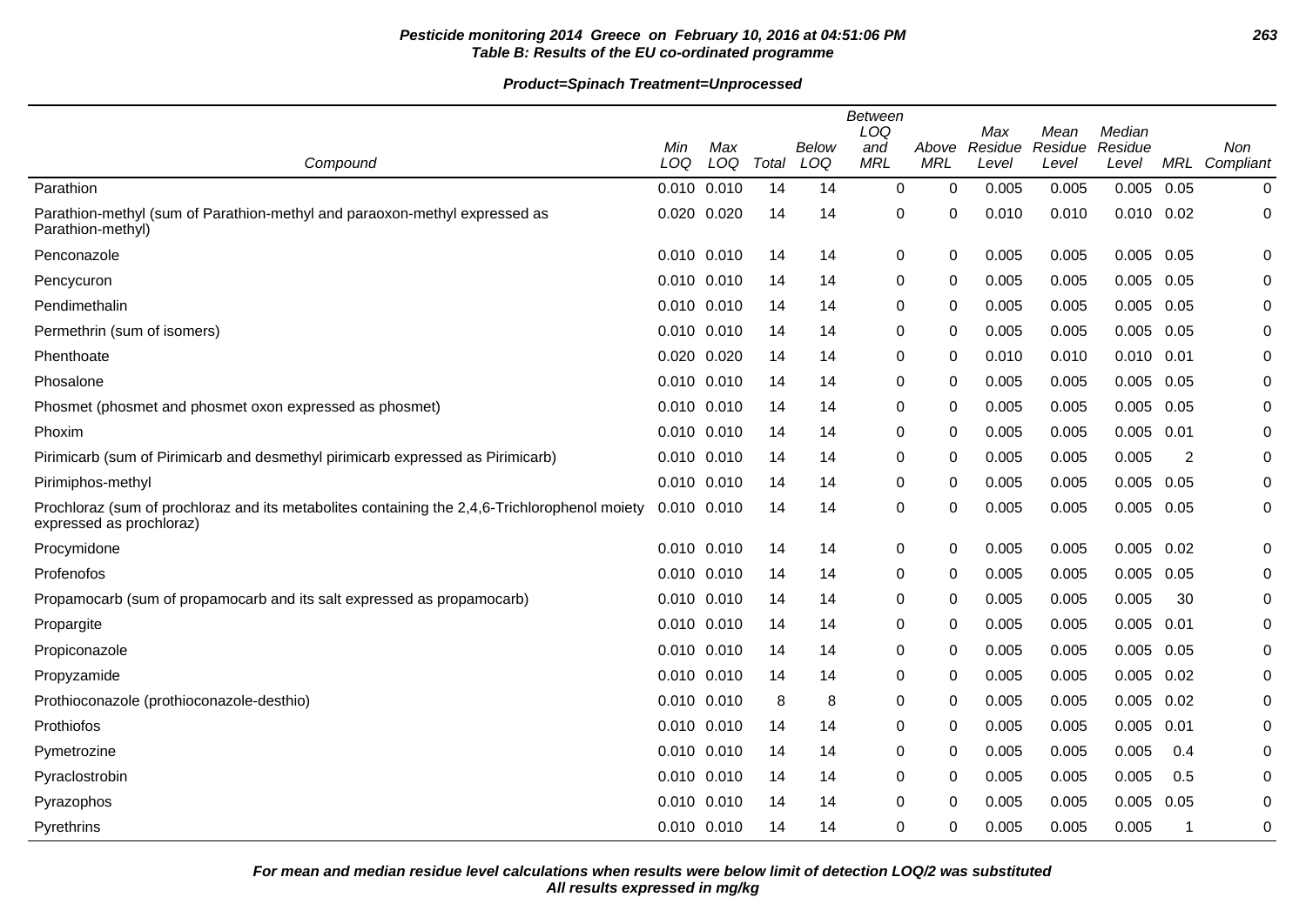**Pesticide monitoring 2014 Greece on February 10, 2016 at 04:51:06 PM**
**Table B: Results of the EU co-ordinated programme**

**Product=Spinach Treatment=Unprocessed**

| Compound | Min LOQ | Max LOQ | Total | Below LOQ | Between LOQ and MRL | Above MRL | Max Residue Level | Mean Residue Level | Median Residue Level | MRL | Non Compliant |
|---|---|---|---|---|---|---|---|---|---|---|---|
| Parathion | 0.010 | 0.010 | 14 | 14 | 0 | 0 | 0.005 | 0.005 | 0.005 | 0.05 | 0 |
| Parathion-methyl (sum of Parathion-methyl and paraoxon-methyl expressed as Parathion-methyl) | 0.020 | 0.020 | 14 | 14 | 0 | 0 | 0.010 | 0.010 | 0.010 | 0.02 | 0 |
| Penconazole | 0.010 | 0.010 | 14 | 14 | 0 | 0 | 0.005 | 0.005 | 0.005 | 0.05 | 0 |
| Pencycuron | 0.010 | 0.010 | 14 | 14 | 0 | 0 | 0.005 | 0.005 | 0.005 | 0.05 | 0 |
| Pendimethalin | 0.010 | 0.010 | 14 | 14 | 0 | 0 | 0.005 | 0.005 | 0.005 | 0.05 | 0 |
| Permethrin (sum of isomers) | 0.010 | 0.010 | 14 | 14 | 0 | 0 | 0.005 | 0.005 | 0.005 | 0.05 | 0 |
| Phenthoate | 0.020 | 0.020 | 14 | 14 | 0 | 0 | 0.010 | 0.010 | 0.010 | 0.01 | 0 |
| Phosalone | 0.010 | 0.010 | 14 | 14 | 0 | 0 | 0.005 | 0.005 | 0.005 | 0.05 | 0 |
| Phosmet (phosmet and phosmet oxon expressed as phosmet) | 0.010 | 0.010 | 14 | 14 | 0 | 0 | 0.005 | 0.005 | 0.005 | 0.05 | 0 |
| Phoxim | 0.010 | 0.010 | 14 | 14 | 0 | 0 | 0.005 | 0.005 | 0.005 | 0.01 | 0 |
| Pirimicarb (sum of Pirimicarb and desmethyl pirimicarb expressed as Pirimicarb) | 0.010 | 0.010 | 14 | 14 | 0 | 0 | 0.005 | 0.005 | 0.005 | 2 | 0 |
| Pirimiphos-methyl | 0.010 | 0.010 | 14 | 14 | 0 | 0 | 0.005 | 0.005 | 0.005 | 0.05 | 0 |
| Prochloraz (sum of prochloraz and its metabolites containing the 2,4,6-Trichlorophenol moiety expressed as prochloraz) | 0.010 | 0.010 | 14 | 14 | 0 | 0 | 0.005 | 0.005 | 0.005 | 0.05 | 0 |
| Procymidone | 0.010 | 0.010 | 14 | 14 | 0 | 0 | 0.005 | 0.005 | 0.005 | 0.02 | 0 |
| Profenofos | 0.010 | 0.010 | 14 | 14 | 0 | 0 | 0.005 | 0.005 | 0.005 | 0.05 | 0 |
| Propamocarb (sum of propamocarb and its salt expressed as propamocarb) | 0.010 | 0.010 | 14 | 14 | 0 | 0 | 0.005 | 0.005 | 0.005 | 30 | 0 |
| Propargite | 0.010 | 0.010 | 14 | 14 | 0 | 0 | 0.005 | 0.005 | 0.005 | 0.01 | 0 |
| Propiconazole | 0.010 | 0.010 | 14 | 14 | 0 | 0 | 0.005 | 0.005 | 0.005 | 0.05 | 0 |
| Propyzamide | 0.010 | 0.010 | 14 | 14 | 0 | 0 | 0.005 | 0.005 | 0.005 | 0.02 | 0 |
| Prothioconazole (prothioconazole-desthio) | 0.010 | 0.010 | 8 | 8 | 0 | 0 | 0.005 | 0.005 | 0.005 | 0.02 | 0 |
| Prothiofos | 0.010 | 0.010 | 14 | 14 | 0 | 0 | 0.005 | 0.005 | 0.005 | 0.01 | 0 |
| Pymetrozine | 0.010 | 0.010 | 14 | 14 | 0 | 0 | 0.005 | 0.005 | 0.005 | 0.4 | 0 |
| Pyraclostrobin | 0.010 | 0.010 | 14 | 14 | 0 | 0 | 0.005 | 0.005 | 0.005 | 0.5 | 0 |
| Pyrazophos | 0.010 | 0.010 | 14 | 14 | 0 | 0 | 0.005 | 0.005 | 0.005 | 0.05 | 0 |
| Pyrethrins | 0.010 | 0.010 | 14 | 14 | 0 | 0 | 0.005 | 0.005 | 0.005 | 1 | 0 |

***For mean and median residue level calculations when results were below limit of detection LOQ/2 was substituted***
***All results expressed in mg/kg***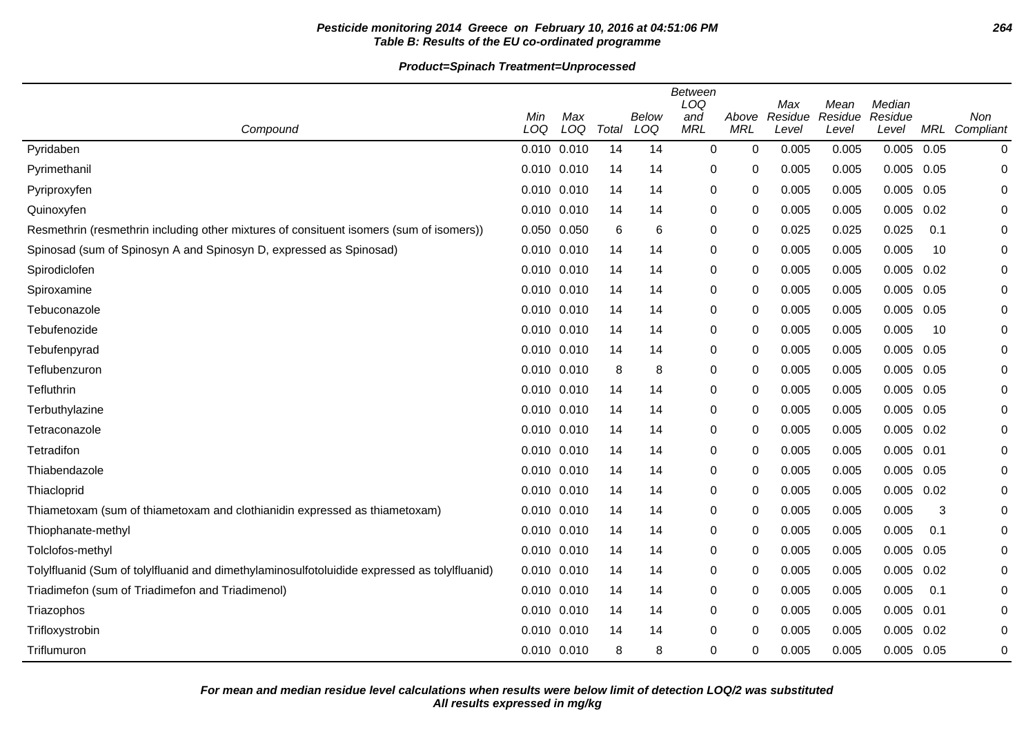**Pesticide monitoring 2014 Greece on February 10, 2016 at 04:51:06 PM**
**Table B: Results of the EU co-ordinated programme**

**Product=Spinach Treatment=Unprocessed**

| Compound | Min LOQ | Max LOQ | Total | Below LOQ | Between LOQ and MRL | Above MRL | Max Residue Level | Mean Residue Level | Median Residue Level | MRL | Non Compliant |
|---|---|---|---|---|---|---|---|---|---|---|---|
| Pyridaben | 0.010 | 0.010 | 14 | 14 | 0 | 0 | 0.005 | 0.005 | 0.005 | 0.05 | 0 |
| Pyrimethanil | 0.010 | 0.010 | 14 | 14 | 0 | 0 | 0.005 | 0.005 | 0.005 | 0.05 | 0 |
| Pyriproxyfen | 0.010 | 0.010 | 14 | 14 | 0 | 0 | 0.005 | 0.005 | 0.005 | 0.05 | 0 |
| Quinoxyfen | 0.010 | 0.010 | 14 | 14 | 0 | 0 | 0.005 | 0.005 | 0.005 | 0.02 | 0 |
| Resmethrin (resmethrin including other mixtures of consituent isomers (sum of isomers)) | 0.050 | 0.050 | 6 | 6 | 0 | 0 | 0.025 | 0.025 | 0.025 | 0.1 | 0 |
| Spinosad (sum of Spinosyn A and Spinosyn D, expressed as Spinosad) | 0.010 | 0.010 | 14 | 14 | 0 | 0 | 0.005 | 0.005 | 0.005 | 10 | 0 |
| Spirodiclofen | 0.010 | 0.010 | 14 | 14 | 0 | 0 | 0.005 | 0.005 | 0.005 | 0.02 | 0 |
| Spiroxamine | 0.010 | 0.010 | 14 | 14 | 0 | 0 | 0.005 | 0.005 | 0.005 | 0.05 | 0 |
| Tebuconazole | 0.010 | 0.010 | 14 | 14 | 0 | 0 | 0.005 | 0.005 | 0.005 | 0.05 | 0 |
| Tebufenozide | 0.010 | 0.010 | 14 | 14 | 0 | 0 | 0.005 | 0.005 | 0.005 | 10 | 0 |
| Tebufenpyrad | 0.010 | 0.010 | 14 | 14 | 0 | 0 | 0.005 | 0.005 | 0.005 | 0.05 | 0 |
| Teflubenzuron | 0.010 | 0.010 | 8 | 8 | 0 | 0 | 0.005 | 0.005 | 0.005 | 0.05 | 0 |
| Tefluthrin | 0.010 | 0.010 | 14 | 14 | 0 | 0 | 0.005 | 0.005 | 0.005 | 0.05 | 0 |
| Terbuthylazine | 0.010 | 0.010 | 14 | 14 | 0 | 0 | 0.005 | 0.005 | 0.005 | 0.05 | 0 |
| Tetraconazole | 0.010 | 0.010 | 14 | 14 | 0 | 0 | 0.005 | 0.005 | 0.005 | 0.02 | 0 |
| Tetradifon | 0.010 | 0.010 | 14 | 14 | 0 | 0 | 0.005 | 0.005 | 0.005 | 0.01 | 0 |
| Thiabendazole | 0.010 | 0.010 | 14 | 14 | 0 | 0 | 0.005 | 0.005 | 0.005 | 0.05 | 0 |
| Thiacloprid | 0.010 | 0.010 | 14 | 14 | 0 | 0 | 0.005 | 0.005 | 0.005 | 0.02 | 0 |
| Thiametoxam (sum of thiametoxam and clothianidin expressed as thiametoxam) | 0.010 | 0.010 | 14 | 14 | 0 | 0 | 0.005 | 0.005 | 0.005 | 3 | 0 |
| Thiophanate-methyl | 0.010 | 0.010 | 14 | 14 | 0 | 0 | 0.005 | 0.005 | 0.005 | 0.1 | 0 |
| Tolclofos-methyl | 0.010 | 0.010 | 14 | 14 | 0 | 0 | 0.005 | 0.005 | 0.005 | 0.05 | 0 |
| Tolylfluanid (Sum of tolylfluanid and dimethylaminosulfotoluidide expressed as tolylfluanid) | 0.010 | 0.010 | 14 | 14 | 0 | 0 | 0.005 | 0.005 | 0.005 | 0.02 | 0 |
| Triadimefon (sum of Triadimefon and Triadimenol) | 0.010 | 0.010 | 14 | 14 | 0 | 0 | 0.005 | 0.005 | 0.005 | 0.1 | 0 |
| Triazophos | 0.010 | 0.010 | 14 | 14 | 0 | 0 | 0.005 | 0.005 | 0.005 | 0.01 | 0 |
| Trifloxystrobin | 0.010 | 0.010 | 14 | 14 | 0 | 0 | 0.005 | 0.005 | 0.005 | 0.02 | 0 |
| Triflumuron | 0.010 | 0.010 | 8 | 8 | 0 | 0 | 0.005 | 0.005 | 0.005 | 0.05 | 0 |

**For mean and median residue level calculations when results were below limit of detection LOQ/2 was substituted**
**All results expressed in mg/kg**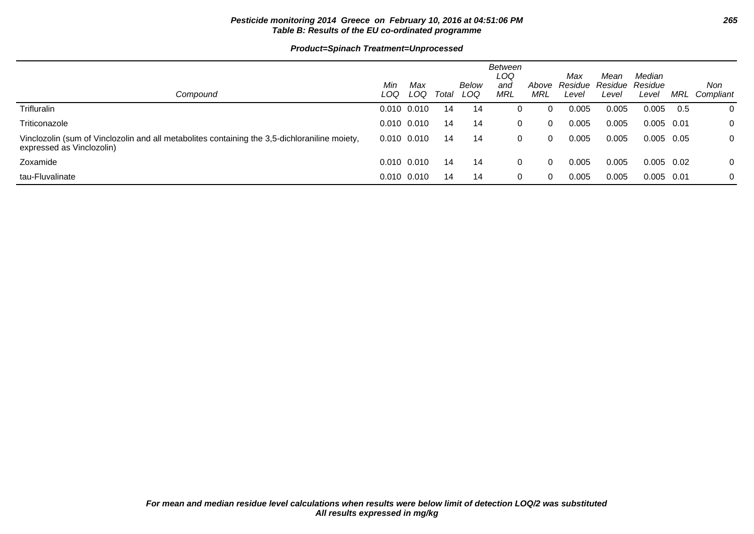**Pesticide monitoring 2014 Greece on February 10, 2016 at 04:51:06 PM**
**Table B: Results of the EU co-ordinated programme**

**Product=Spinach Treatment=Unprocessed**

| Compound | Min LOQ | Max LOQ | Total | Below LOQ | Between LOQ and MRL | Above MRL | Max Residue Level | Mean Residue Level | Median Residue Level | MRL | Non Compliant |
|---|---|---|---|---|---|---|---|---|---|---|---|
| Trifluralin | 0.010 | 0.010 | 14 | 14 | 0 | 0 | 0.005 | 0.005 | 0.005 | 0.5 | 0 |
| Triticonazole | 0.010 | 0.010 | 14 | 14 | 0 | 0 | 0.005 | 0.005 | 0.005 | 0.01 | 0 |
| Vinclozolin (sum of Vinclozolin and all metabolites containing the 3,5-dichloraniline moiety, expressed as Vinclozolin) | 0.010 | 0.010 | 14 | 14 | 0 | 0 | 0.005 | 0.005 | 0.005 | 0.05 | 0 |
| Zoxamide | 0.010 | 0.010 | 14 | 14 | 0 | 0 | 0.005 | 0.005 | 0.005 | 0.02 | 0 |
| tau-Fluvalinate | 0.010 | 0.010 | 14 | 14 | 0 | 0 | 0.005 | 0.005 | 0.005 | 0.01 | 0 |

***For mean and median residue level calculations when results were below limit of detection LOQ/2 was substituted***
***All results expressed in mg/kg***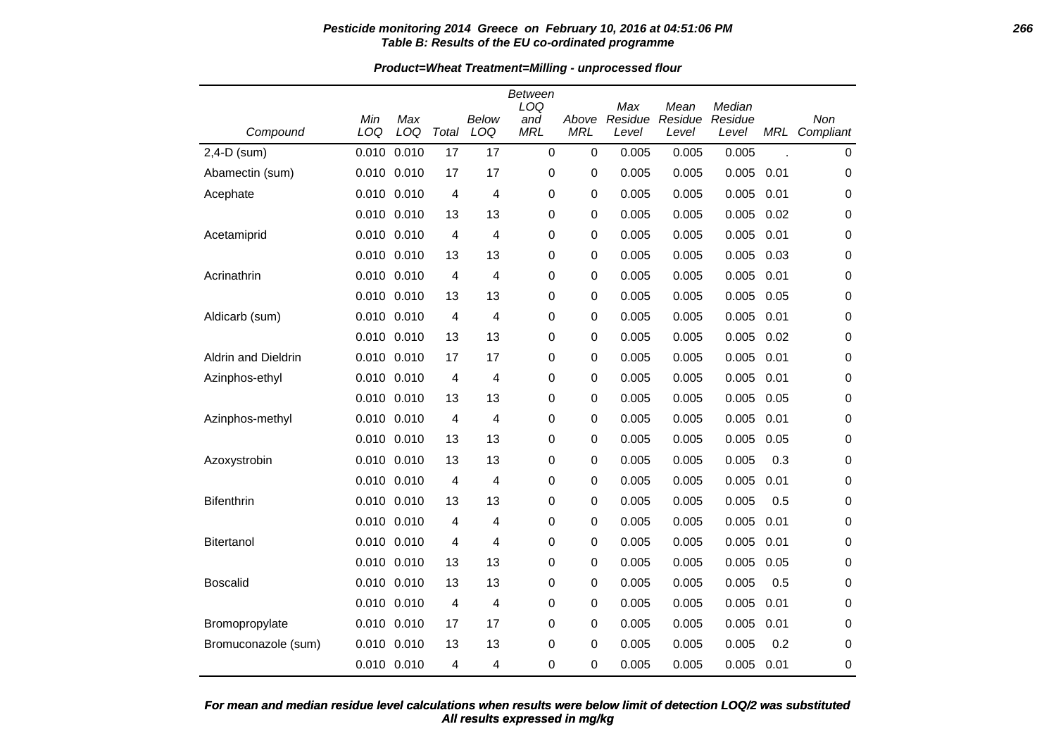**Pesticide monitoring 2014 Greece on February 10, 2016 at 04:51:06 PM**
**Table B: Results of the EU co-ordinated programme**

**Product=Wheat Treatment=Milling - unprocessed flour**

| Compound | Min LOQ | Max LOQ | Total | Below LOQ | Between LOQ and MRL | Above MRL | Max Residue Level | Mean Residue Level | Median Residue Level | MRL | Non Compliant |
|---|---|---|---|---|---|---|---|---|---|---|---|
| 2,4-D (sum) | 0.010 | 0.010 | 17 | 17 | 0 | 0 | 0.005 | 0.005 | 0.005 | . | 0 |
| Abamectin (sum) | 0.010 | 0.010 | 17 | 17 | 0 | 0 | 0.005 | 0.005 | 0.005 | 0.01 | 0 |
| Acephate | 0.010 | 0.010 | 4 | 4 | 0 | 0 | 0.005 | 0.005 | 0.005 | 0.01 | 0 |
| | 0.010 | 0.010 | 13 | 13 | 0 | 0 | 0.005 | 0.005 | 0.005 | 0.02 | 0 |
| Acetamiprid | 0.010 | 0.010 | 4 | 4 | 0 | 0 | 0.005 | 0.005 | 0.005 | 0.01 | 0 |
| | 0.010 | 0.010 | 13 | 13 | 0 | 0 | 0.005 | 0.005 | 0.005 | 0.03 | 0 |
| Acrinathrin | 0.010 | 0.010 | 4 | 4 | 0 | 0 | 0.005 | 0.005 | 0.005 | 0.01 | 0 |
| | 0.010 | 0.010 | 13 | 13 | 0 | 0 | 0.005 | 0.005 | 0.005 | 0.05 | 0 |
| Aldicarb (sum) | 0.010 | 0.010 | 4 | 4 | 0 | 0 | 0.005 | 0.005 | 0.005 | 0.01 | 0 |
| | 0.010 | 0.010 | 13 | 13 | 0 | 0 | 0.005 | 0.005 | 0.005 | 0.02 | 0 |
| Aldrin and Dieldrin | 0.010 | 0.010 | 17 | 17 | 0 | 0 | 0.005 | 0.005 | 0.005 | 0.01 | 0 |
| Azinphos-ethyl | 0.010 | 0.010 | 4 | 4 | 0 | 0 | 0.005 | 0.005 | 0.005 | 0.01 | 0 |
| | 0.010 | 0.010 | 13 | 13 | 0 | 0 | 0.005 | 0.005 | 0.005 | 0.05 | 0 |
| Azinphos-methyl | 0.010 | 0.010 | 4 | 4 | 0 | 0 | 0.005 | 0.005 | 0.005 | 0.01 | 0 |
| | 0.010 | 0.010 | 13 | 13 | 0 | 0 | 0.005 | 0.005 | 0.005 | 0.05 | 0 |
| Azoxystrobin | 0.010 | 0.010 | 13 | 13 | 0 | 0 | 0.005 | 0.005 | 0.005 | 0.3 | 0 |
| | 0.010 | 0.010 | 4 | 4 | 0 | 0 | 0.005 | 0.005 | 0.005 | 0.01 | 0 |
| Bifenthrin | 0.010 | 0.010 | 13 | 13 | 0 | 0 | 0.005 | 0.005 | 0.005 | 0.5 | 0 |
| | 0.010 | 0.010 | 4 | 4 | 0 | 0 | 0.005 | 0.005 | 0.005 | 0.01 | 0 |
| Bitertanol | 0.010 | 0.010 | 4 | 4 | 0 | 0 | 0.005 | 0.005 | 0.005 | 0.01 | 0 |
| | 0.010 | 0.010 | 13 | 13 | 0 | 0 | 0.005 | 0.005 | 0.005 | 0.05 | 0 |
| Boscalid | 0.010 | 0.010 | 13 | 13 | 0 | 0 | 0.005 | 0.005 | 0.005 | 0.5 | 0 |
| | 0.010 | 0.010 | 4 | 4 | 0 | 0 | 0.005 | 0.005 | 0.005 | 0.01 | 0 |
| Bromopropylate | 0.010 | 0.010 | 17 | 17 | 0 | 0 | 0.005 | 0.005 | 0.005 | 0.01 | 0 |
| Bromuconazole (sum) | 0.010 | 0.010 | 13 | 13 | 0 | 0 | 0.005 | 0.005 | 0.005 | 0.2 | 0 |
| | 0.010 | 0.010 | 4 | 4 | 0 | 0 | 0.005 | 0.005 | 0.005 | 0.01 | 0 |

***For mean and median residue level calculations when results were below limit of detection LOQ/2 was substituted***
***All results expressed in mg/kg***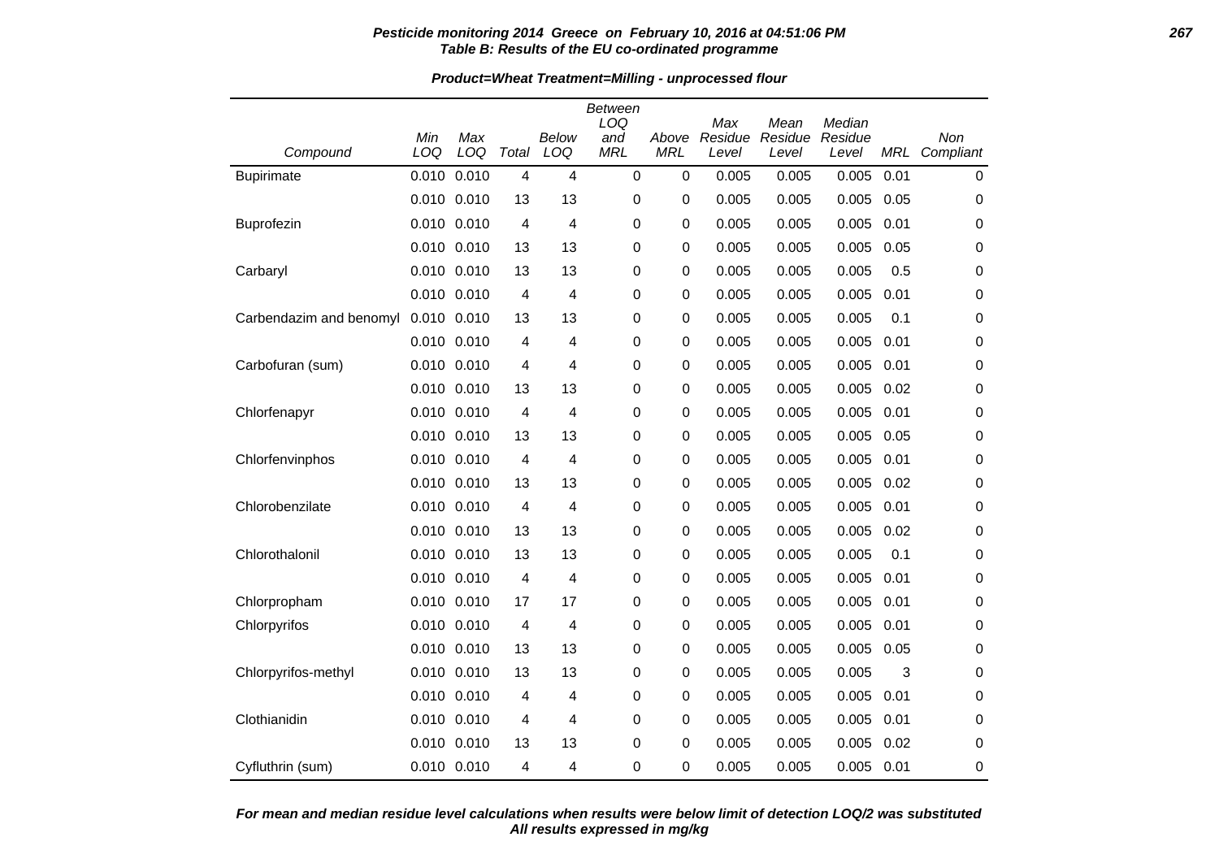**Pesticide monitoring 2014 Greece on February 10, 2016 at 04:51:06 PM**
**Table B: Results of the EU co-ordinated programme**

**Product=Wheat Treatment=Milling - unprocessed flour**

| Compound | Min LOQ | Max LOQ | Total | Below LOQ | Between LOQ and MRL | Above MRL | Max Residue Level | Mean Residue Level | Median Residue Level | MRL | Non Compliant |
|---|---|---|---|---|---|---|---|---|---|---|---|
| Bupirimate | 0.010 | 0.010 | 4 | 4 | 0 | 0 | 0.005 | 0.005 | 0.005 | 0.01 | 0 |
| | 0.010 | 0.010 | 13 | 13 | 0 | 0 | 0.005 | 0.005 | 0.005 | 0.05 | 0 |
| Buprofezin | 0.010 | 0.010 | 4 | 4 | 0 | 0 | 0.005 | 0.005 | 0.005 | 0.01 | 0 |
| | 0.010 | 0.010 | 13 | 13 | 0 | 0 | 0.005 | 0.005 | 0.005 | 0.05 | 0 |
| Carbaryl | 0.010 | 0.010 | 13 | 13 | 0 | 0 | 0.005 | 0.005 | 0.005 | 0.5 | 0 |
| | 0.010 | 0.010 | 4 | 4 | 0 | 0 | 0.005 | 0.005 | 0.005 | 0.01 | 0 |
| Carbendazim and benomyl | 0.010 | 0.010 | 13 | 13 | 0 | 0 | 0.005 | 0.005 | 0.005 | 0.1 | 0 |
| | 0.010 | 0.010 | 4 | 4 | 0 | 0 | 0.005 | 0.005 | 0.005 | 0.01 | 0 |
| Carbofuran (sum) | 0.010 | 0.010 | 4 | 4 | 0 | 0 | 0.005 | 0.005 | 0.005 | 0.01 | 0 |
| | 0.010 | 0.010 | 13 | 13 | 0 | 0 | 0.005 | 0.005 | 0.005 | 0.02 | 0 |
| Chlorfenapyr | 0.010 | 0.010 | 4 | 4 | 0 | 0 | 0.005 | 0.005 | 0.005 | 0.01 | 0 |
| | 0.010 | 0.010 | 13 | 13 | 0 | 0 | 0.005 | 0.005 | 0.005 | 0.05 | 0 |
| Chlorfenvinphos | 0.010 | 0.010 | 4 | 4 | 0 | 0 | 0.005 | 0.005 | 0.005 | 0.01 | 0 |
| | 0.010 | 0.010 | 13 | 13 | 0 | 0 | 0.005 | 0.005 | 0.005 | 0.02 | 0 |
| Chlorobenzilate | 0.010 | 0.010 | 4 | 4 | 0 | 0 | 0.005 | 0.005 | 0.005 | 0.01 | 0 |
| | 0.010 | 0.010 | 13 | 13 | 0 | 0 | 0.005 | 0.005 | 0.005 | 0.02 | 0 |
| Chlorothalonil | 0.010 | 0.010 | 13 | 13 | 0 | 0 | 0.005 | 0.005 | 0.005 | 0.1 | 0 |
| | 0.010 | 0.010 | 4 | 4 | 0 | 0 | 0.005 | 0.005 | 0.005 | 0.01 | 0 |
| Chlorpropham | 0.010 | 0.010 | 17 | 17 | 0 | 0 | 0.005 | 0.005 | 0.005 | 0.01 | 0 |
| Chlorpyrifos | 0.010 | 0.010 | 4 | 4 | 0 | 0 | 0.005 | 0.005 | 0.005 | 0.01 | 0 |
| | 0.010 | 0.010 | 13 | 13 | 0 | 0 | 0.005 | 0.005 | 0.005 | 0.05 | 0 |
| Chlorpyrifos-methyl | 0.010 | 0.010 | 13 | 13 | 0 | 0 | 0.005 | 0.005 | 0.005 | 3 | 0 |
| | 0.010 | 0.010 | 4 | 4 | 0 | 0 | 0.005 | 0.005 | 0.005 | 0.01 | 0 |
| Clothianidin | 0.010 | 0.010 | 4 | 4 | 0 | 0 | 0.005 | 0.005 | 0.005 | 0.01 | 0 |
| | 0.010 | 0.010 | 13 | 13 | 0 | 0 | 0.005 | 0.005 | 0.005 | 0.02 | 0 |
| Cyfluthrin (sum) | 0.010 | 0.010 | 4 | 4 | 0 | 0 | 0.005 | 0.005 | 0.005 | 0.01 | 0 |

**For mean and median residue level calculations when results were below limit of detection LOQ/2 was substituted**
**All results expressed in mg/kg**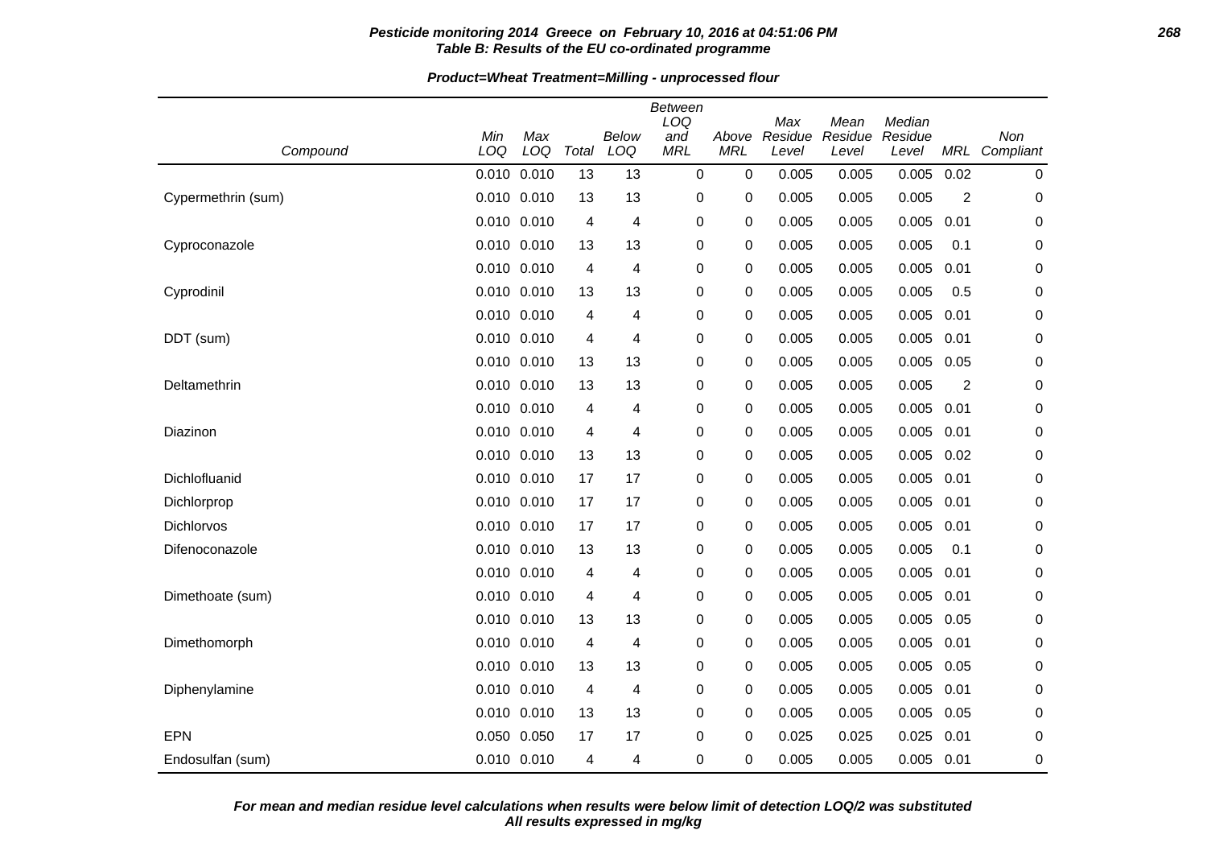**Table B: Results of the EU co-ordinated programme**

**Product=Wheat Treatment=Milling - unprocessed flour**

| Compound | Min LOQ | Max LOQ | Total | Below LOQ | Between LOQ and MRL | Above MRL | Max Residue Level | Mean Residue Level | Median Residue Level | MRL | Non Compliant |
|---|---|---|---|---|---|---|---|---|---|---|---|
| | 0.010 | 0.010 | 13 | 13 | 0 | 0 | 0.005 | 0.005 | 0.005 | 0.02 | 0 |
| Cypermethrin (sum) | 0.010 | 0.010 | 13 | 13 | 0 | 0 | 0.005 | 0.005 | 0.005 | 2 | 0 |
| | 0.010 | 0.010 | 4 | 4 | 0 | 0 | 0.005 | 0.005 | 0.005 | 0.01 | 0 |
| Cyproconazole | 0.010 | 0.010 | 13 | 13 | 0 | 0 | 0.005 | 0.005 | 0.005 | 0.1 | 0 |
| | 0.010 | 0.010 | 4 | 4 | 0 | 0 | 0.005 | 0.005 | 0.005 | 0.01 | 0 |
| Cyprodinil | 0.010 | 0.010 | 13 | 13 | 0 | 0 | 0.005 | 0.005 | 0.005 | 0.5 | 0 |
| | 0.010 | 0.010 | 4 | 4 | 0 | 0 | 0.005 | 0.005 | 0.005 | 0.01 | 0 |
| DDT (sum) | 0.010 | 0.010 | 4 | 4 | 0 | 0 | 0.005 | 0.005 | 0.005 | 0.01 | 0 |
| | 0.010 | 0.010 | 13 | 13 | 0 | 0 | 0.005 | 0.005 | 0.005 | 0.05 | 0 |
| Deltamethrin | 0.010 | 0.010 | 13 | 13 | 0 | 0 | 0.005 | 0.005 | 0.005 | 2 | 0 |
| | 0.010 | 0.010 | 4 | 4 | 0 | 0 | 0.005 | 0.005 | 0.005 | 0.01 | 0 |
| Diazinon | 0.010 | 0.010 | 4 | 4 | 0 | 0 | 0.005 | 0.005 | 0.005 | 0.01 | 0 |
| | 0.010 | 0.010 | 13 | 13 | 0 | 0 | 0.005 | 0.005 | 0.005 | 0.02 | 0 |
| Dichlofluanid | 0.010 | 0.010 | 17 | 17 | 0 | 0 | 0.005 | 0.005 | 0.005 | 0.01 | 0 |
| Dichlorprop | 0.010 | 0.010 | 17 | 17 | 0 | 0 | 0.005 | 0.005 | 0.005 | 0.01 | 0 |
| Dichlorvos | 0.010 | 0.010 | 17 | 17 | 0 | 0 | 0.005 | 0.005 | 0.005 | 0.01 | 0 |
| Difenoconazole | 0.010 | 0.010 | 13 | 13 | 0 | 0 | 0.005 | 0.005 | 0.005 | 0.1 | 0 |
| | 0.010 | 0.010 | 4 | 4 | 0 | 0 | 0.005 | 0.005 | 0.005 | 0.01 | 0 |
| Dimethoate (sum) | 0.010 | 0.010 | 4 | 4 | 0 | 0 | 0.005 | 0.005 | 0.005 | 0.01 | 0 |
| | 0.010 | 0.010 | 13 | 13 | 0 | 0 | 0.005 | 0.005 | 0.005 | 0.05 | 0 |
| Dimethomorph | 0.010 | 0.010 | 4 | 4 | 0 | 0 | 0.005 | 0.005 | 0.005 | 0.01 | 0 |
| | 0.010 | 0.010 | 13 | 13 | 0 | 0 | 0.005 | 0.005 | 0.005 | 0.05 | 0 |
| Diphenylamine | 0.010 | 0.010 | 4 | 4 | 0 | 0 | 0.005 | 0.005 | 0.005 | 0.01 | 0 |
| | 0.010 | 0.010 | 13 | 13 | 0 | 0 | 0.005 | 0.005 | 0.005 | 0.05 | 0 |
| EPN | 0.050 | 0.050 | 17 | 17 | 0 | 0 | 0.025 | 0.025 | 0.025 | 0.01 | 0 |
| Endosulfan (sum) | 0.010 | 0.010 | 4 | 4 | 0 | 0 | 0.005 | 0.005 | 0.005 | 0.01 | 0 |

*For mean and median residue level calculations when results were below limit of detection LOQ/2 was substituted*
*All results expressed in mg/kg*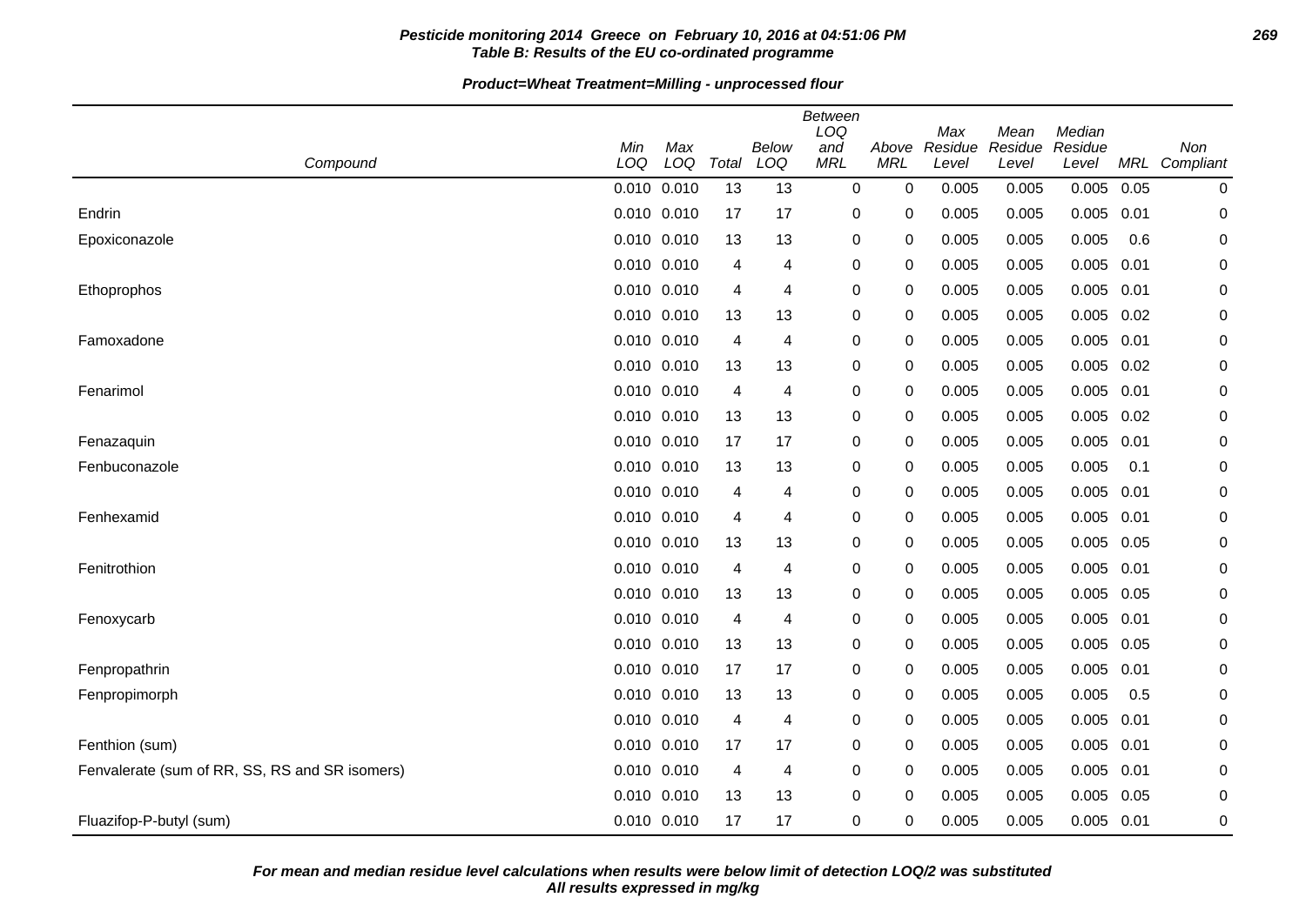**Pesticide monitoring 2014 Greece on February 10, 2016 at 04:51:06 PM**
**Table B: Results of the EU co-ordinated programme**

**Product=Wheat Treatment=Milling - unprocessed flour**

| Compound | Min LOQ | Max LOQ | Total | Below LOQ | Between LOQ and MRL | Above MRL | Max Residue Level | Mean Residue Level | Median Residue Level | MRL | Non Compliant |
|---|---|---|---|---|---|---|---|---|---|---|---|
| | 0.010 | 0.010 | 13 | 13 | 0 | 0 | 0.005 | 0.005 | 0.005 | 0.05 | 0 |
| Endrin | 0.010 | 0.010 | 17 | 17 | 0 | 0 | 0.005 | 0.005 | 0.005 | 0.01 | 0 |
| Epoxiconazole | 0.010 | 0.010 | 13 | 13 | 0 | 0 | 0.005 | 0.005 | 0.005 | 0.6 | 0 |
| | 0.010 | 0.010 | 4 | 4 | 0 | 0 | 0.005 | 0.005 | 0.005 | 0.01 | 0 |
| Ethoprophos | 0.010 | 0.010 | 4 | 4 | 0 | 0 | 0.005 | 0.005 | 0.005 | 0.01 | 0 |
| | 0.010 | 0.010 | 13 | 13 | 0 | 0 | 0.005 | 0.005 | 0.005 | 0.02 | 0 |
| Famoxadone | 0.010 | 0.010 | 4 | 4 | 0 | 0 | 0.005 | 0.005 | 0.005 | 0.01 | 0 |
| | 0.010 | 0.010 | 13 | 13 | 0 | 0 | 0.005 | 0.005 | 0.005 | 0.02 | 0 |
| Fenarimol | 0.010 | 0.010 | 4 | 4 | 0 | 0 | 0.005 | 0.005 | 0.005 | 0.01 | 0 |
| | 0.010 | 0.010 | 13 | 13 | 0 | 0 | 0.005 | 0.005 | 0.005 | 0.02 | 0 |
| Fenazaquin | 0.010 | 0.010 | 17 | 17 | 0 | 0 | 0.005 | 0.005 | 0.005 | 0.01 | 0 |
| Fenbuconazole | 0.010 | 0.010 | 13 | 13 | 0 | 0 | 0.005 | 0.005 | 0.005 | 0.1 | 0 |
| | 0.010 | 0.010 | 4 | 4 | 0 | 0 | 0.005 | 0.005 | 0.005 | 0.01 | 0 |
| Fenhexamid | 0.010 | 0.010 | 4 | 4 | 0 | 0 | 0.005 | 0.005 | 0.005 | 0.01 | 0 |
| | 0.010 | 0.010 | 13 | 13 | 0 | 0 | 0.005 | 0.005 | 0.005 | 0.05 | 0 |
| Fenitrothion | 0.010 | 0.010 | 4 | 4 | 0 | 0 | 0.005 | 0.005 | 0.005 | 0.01 | 0 |
| | 0.010 | 0.010 | 13 | 13 | 0 | 0 | 0.005 | 0.005 | 0.005 | 0.05 | 0 |
| Fenoxycarb | 0.010 | 0.010 | 4 | 4 | 0 | 0 | 0.005 | 0.005 | 0.005 | 0.01 | 0 |
| | 0.010 | 0.010 | 13 | 13 | 0 | 0 | 0.005 | 0.005 | 0.005 | 0.05 | 0 |
| Fenpropathrin | 0.010 | 0.010 | 17 | 17 | 0 | 0 | 0.005 | 0.005 | 0.005 | 0.01 | 0 |
| Fenpropimorph | 0.010 | 0.010 | 13 | 13 | 0 | 0 | 0.005 | 0.005 | 0.005 | 0.5 | 0 |
| | 0.010 | 0.010 | 4 | 4 | 0 | 0 | 0.005 | 0.005 | 0.005 | 0.01 | 0 |
| Fenthion (sum) | 0.010 | 0.010 | 17 | 17 | 0 | 0 | 0.005 | 0.005 | 0.005 | 0.01 | 0 |
| Fenvalerate (sum of RR, SS, RS and SR isomers) | 0.010 | 0.010 | 4 | 4 | 0 | 0 | 0.005 | 0.005 | 0.005 | 0.01 | 0 |
| | 0.010 | 0.010 | 13 | 13 | 0 | 0 | 0.005 | 0.005 | 0.005 | 0.05 | 0 |
| Fluazifop-P-butyl (sum) | 0.010 | 0.010 | 17 | 17 | 0 | 0 | 0.005 | 0.005 | 0.005 | 0.01 | 0 |

***For mean and median residue level calculations when results were below limit of detection LOQ/2 was substituted***
***All results expressed in mg/kg***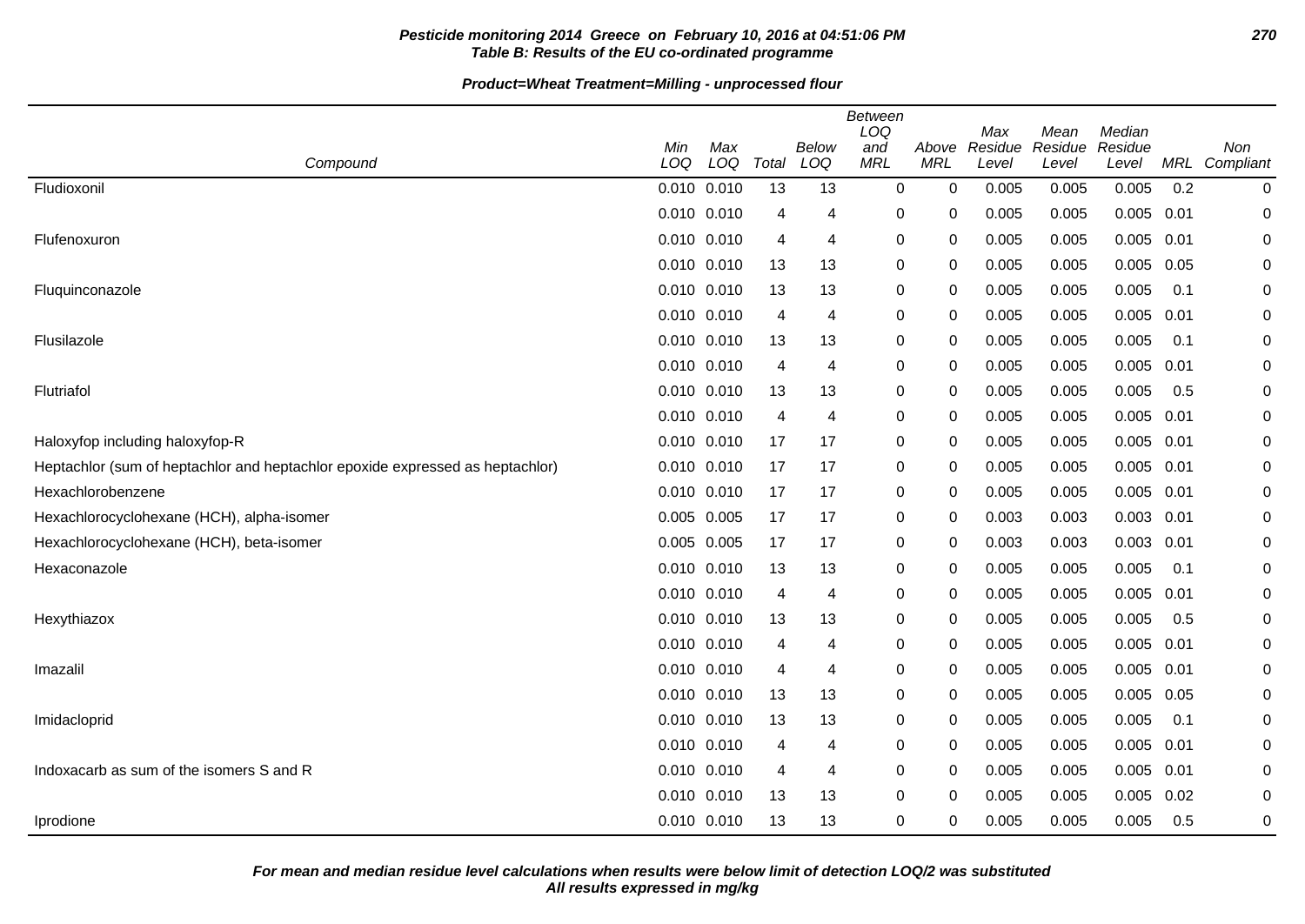**Table B: Results of the EU co-ordinated programme**

**Product=Wheat Treatment=Milling - unprocessed flour**

| Compound | Min LOQ | Max LOQ | Total | Below LOQ | Between LOQ and MRL | Above MRL | Max Residue Level | Mean Residue Level | Median Residue Level | MRL | Non Compliant |
|---|---|---|---|---|---|---|---|---|---|---|---|
| Fludioxonil | 0.010 | 0.010 | 13 | 13 | 0 | 0 | 0.005 | 0.005 | 0.005 | 0.2 | 0 |
| | 0.010 | 0.010 | 4 | 4 | 0 | 0 | 0.005 | 0.005 | 0.005 | 0.01 | 0 |
| Flufenoxuron | 0.010 | 0.010 | 4 | 4 | 0 | 0 | 0.005 | 0.005 | 0.005 | 0.01 | 0 |
| | 0.010 | 0.010 | 13 | 13 | 0 | 0 | 0.005 | 0.005 | 0.005 | 0.05 | 0 |
| Fluquinconazole | 0.010 | 0.010 | 13 | 13 | 0 | 0 | 0.005 | 0.005 | 0.005 | 0.1 | 0 |
| | 0.010 | 0.010 | 4 | 4 | 0 | 0 | 0.005 | 0.005 | 0.005 | 0.01 | 0 |
| Flusilazole | 0.010 | 0.010 | 13 | 13 | 0 | 0 | 0.005 | 0.005 | 0.005 | 0.1 | 0 |
| | 0.010 | 0.010 | 4 | 4 | 0 | 0 | 0.005 | 0.005 | 0.005 | 0.01 | 0 |
| Flutriafol | 0.010 | 0.010 | 13 | 13 | 0 | 0 | 0.005 | 0.005 | 0.005 | 0.5 | 0 |
| | 0.010 | 0.010 | 4 | 4 | 0 | 0 | 0.005 | 0.005 | 0.005 | 0.01 | 0 |
| Haloxyfop including haloxyfop-R | 0.010 | 0.010 | 17 | 17 | 0 | 0 | 0.005 | 0.005 | 0.005 | 0.01 | 0 |
| Heptachlor (sum of heptachlor and heptachlor epoxide expressed as heptachlor) | 0.010 | 0.010 | 17 | 17 | 0 | 0 | 0.005 | 0.005 | 0.005 | 0.01 | 0 |
| Hexachlorobenzene | 0.010 | 0.010 | 17 | 17 | 0 | 0 | 0.005 | 0.005 | 0.005 | 0.01 | 0 |
| Hexachlorocyclohexane (HCH), alpha-isomer | 0.005 | 0.005 | 17 | 17 | 0 | 0 | 0.003 | 0.003 | 0.003 | 0.01 | 0 |
| Hexachlorocyclohexane (HCH), beta-isomer | 0.005 | 0.005 | 17 | 17 | 0 | 0 | 0.003 | 0.003 | 0.003 | 0.01 | 0 |
| Hexaconazole | 0.010 | 0.010 | 13 | 13 | 0 | 0 | 0.005 | 0.005 | 0.005 | 0.1 | 0 |
| | 0.010 | 0.010 | 4 | 4 | 0 | 0 | 0.005 | 0.005 | 0.005 | 0.01 | 0 |
| Hexythiazox | 0.010 | 0.010 | 13 | 13 | 0 | 0 | 0.005 | 0.005 | 0.005 | 0.5 | 0 |
| | 0.010 | 0.010 | 4 | 4 | 0 | 0 | 0.005 | 0.005 | 0.005 | 0.01 | 0 |
| Imazalil | 0.010 | 0.010 | 4 | 4 | 0 | 0 | 0.005 | 0.005 | 0.005 | 0.01 | 0 |
| | 0.010 | 0.010 | 13 | 13 | 0 | 0 | 0.005 | 0.005 | 0.005 | 0.05 | 0 |
| Imidacloprid | 0.010 | 0.010 | 13 | 13 | 0 | 0 | 0.005 | 0.005 | 0.005 | 0.1 | 0 |
| | 0.010 | 0.010 | 4 | 4 | 0 | 0 | 0.005 | 0.005 | 0.005 | 0.01 | 0 |
| Indoxacarb as sum of the isomers S and R | 0.010 | 0.010 | 4 | 4 | 0 | 0 | 0.005 | 0.005 | 0.005 | 0.01 | 0 |
| | 0.010 | 0.010 | 13 | 13 | 0 | 0 | 0.005 | 0.005 | 0.005 | 0.02 | 0 |
| Iprodione | 0.010 | 0.010 | 13 | 13 | 0 | 0 | 0.005 | 0.005 | 0.005 | 0.5 | 0 |

**For mean and median residue level calculations when results were below limit of detection LOQ/2 was substituted**
**All results expressed in mg/kg**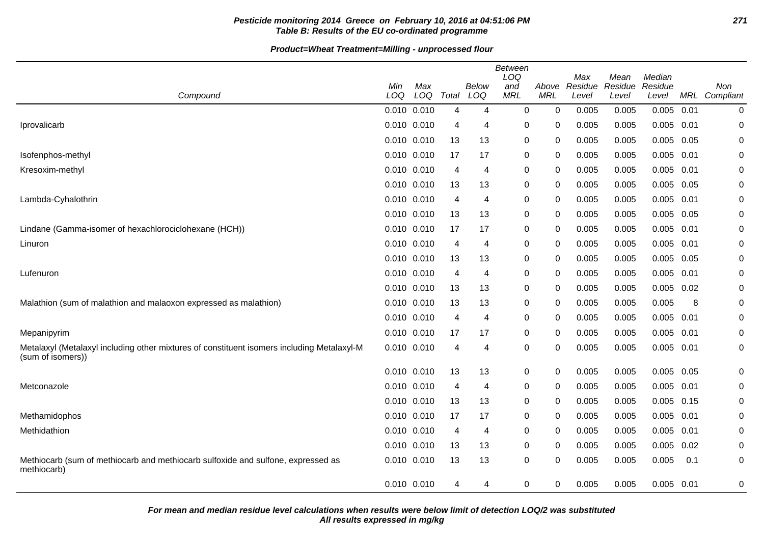**Pesticide monitoring 2014 Greece on February 10, 2016 at 04:51:06 PM**
**Table B: Results of the EU co-ordinated programme**

**Product=Wheat Treatment=Milling - unprocessed flour**

| Compound | Min LOQ | Max LOQ | Total | Below LOQ | Between LOQ and MRL | Above MRL | Max Residue Level | Mean Residue Level | Median Residue Level | MRL | Non Compliant |
|---|---|---|---|---|---|---|---|---|---|---|---|
| | 0.010 | 0.010 | 4 | 4 | 0 | 0 | 0.005 | 0.005 | 0.005 | 0.01 | 0 |
| Iprovalicarb | 0.010 | 0.010 | 4 | 4 | 0 | 0 | 0.005 | 0.005 | 0.005 | 0.01 | 0 |
| | 0.010 | 0.010 | 13 | 13 | 0 | 0 | 0.005 | 0.005 | 0.005 | 0.05 | 0 |
| Isofenphos-methyl | 0.010 | 0.010 | 17 | 17 | 0 | 0 | 0.005 | 0.005 | 0.005 | 0.01 | 0 |
| Kresoxim-methyl | 0.010 | 0.010 | 4 | 4 | 0 | 0 | 0.005 | 0.005 | 0.005 | 0.01 | 0 |
| | 0.010 | 0.010 | 13 | 13 | 0 | 0 | 0.005 | 0.005 | 0.005 | 0.05 | 0 |
| Lambda-Cyhalothrin | 0.010 | 0.010 | 4 | 4 | 0 | 0 | 0.005 | 0.005 | 0.005 | 0.01 | 0 |
| | 0.010 | 0.010 | 13 | 13 | 0 | 0 | 0.005 | 0.005 | 0.005 | 0.05 | 0 |
| Lindane (Gamma-isomer of hexachlorociclohexane (HCH)) | 0.010 | 0.010 | 17 | 17 | 0 | 0 | 0.005 | 0.005 | 0.005 | 0.01 | 0 |
| Linuron | 0.010 | 0.010 | 4 | 4 | 0 | 0 | 0.005 | 0.005 | 0.005 | 0.01 | 0 |
| | 0.010 | 0.010 | 13 | 13 | 0 | 0 | 0.005 | 0.005 | 0.005 | 0.05 | 0 |
| Lufenuron | 0.010 | 0.010 | 4 | 4 | 0 | 0 | 0.005 | 0.005 | 0.005 | 0.01 | 0 |
| | 0.010 | 0.010 | 13 | 13 | 0 | 0 | 0.005 | 0.005 | 0.005 | 0.02 | 0 |
| Malathion (sum of malathion and malaoxon expressed as malathion) | 0.010 | 0.010 | 13 | 13 | 0 | 0 | 0.005 | 0.005 | 0.005 | 8 | 0 |
| | 0.010 | 0.010 | 4 | 4 | 0 | 0 | 0.005 | 0.005 | 0.005 | 0.01 | 0 |
| Mepanipyrim | 0.010 | 0.010 | 17 | 17 | 0 | 0 | 0.005 | 0.005 | 0.005 | 0.01 | 0 |
| Metalaxyl (Metalaxyl including other mixtures of constituent isomers including Metalaxyl-M (sum of isomers)) | 0.010 | 0.010 | 4 | 4 | 0 | 0 | 0.005 | 0.005 | 0.005 | 0.01 | 0 |
| | 0.010 | 0.010 | 13 | 13 | 0 | 0 | 0.005 | 0.005 | 0.005 | 0.05 | 0 |
| Metconazole | 0.010 | 0.010 | 4 | 4 | 0 | 0 | 0.005 | 0.005 | 0.005 | 0.01 | 0 |
| | 0.010 | 0.010 | 13 | 13 | 0 | 0 | 0.005 | 0.005 | 0.005 | 0.15 | 0 |
| Methamidophos | 0.010 | 0.010 | 17 | 17 | 0 | 0 | 0.005 | 0.005 | 0.005 | 0.01 | 0 |
| Methidathion | 0.010 | 0.010 | 4 | 4 | 0 | 0 | 0.005 | 0.005 | 0.005 | 0.01 | 0 |
| | 0.010 | 0.010 | 13 | 13 | 0 | 0 | 0.005 | 0.005 | 0.005 | 0.02 | 0 |
| Methiocarb (sum of methiocarb and methiocarb sulfoxide and sulfone, expressed as methiocarb) | 0.010 | 0.010 | 13 | 13 | 0 | 0 | 0.005 | 0.005 | 0.005 | 0.1 | 0 |
| | 0.010 | 0.010 | 4 | 4 | 0 | 0 | 0.005 | 0.005 | 0.005 | 0.01 | 0 |

**For mean and median residue level calculations when results were below limit of detection LOQ/2 was substituted**
**All results expressed in mg/kg**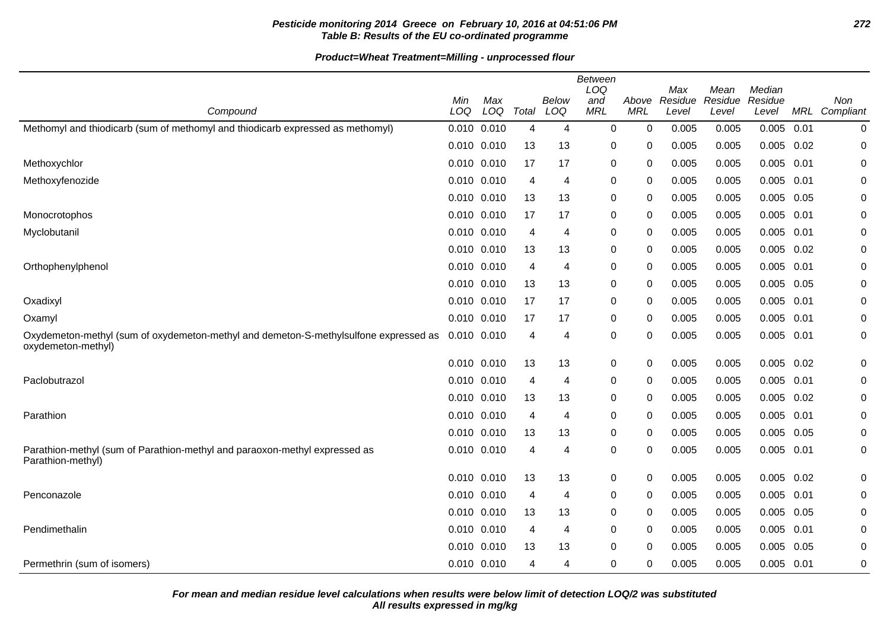**Pesticide monitoring 2014 Greece on February 10, 2016 at 04:51:06 PM**
**Table B: Results of the EU co-ordinated programme**

**Product=Wheat Treatment=Milling - unprocessed flour**

| Compound | Min LOQ | Max LOQ | Total | Below LOQ | Between LOQ and MRL | Above MRL | Max Residue Level | Mean Residue Level | Median Residue Level | MRL | Non Compliant |
|---|---|---|---|---|---|---|---|---|---|---|---|
| Methomyl and thiodicarb (sum of methomyl and thiodicarb expressed as methomyl) | 0.010 | 0.010 | 4 | 4 | 0 | 0 | 0.005 | 0.005 | 0.005 | 0.01 | 0 |
| | 0.010 | 0.010 | 13 | 13 | 0 | 0 | 0.005 | 0.005 | 0.005 | 0.02 | 0 |
| Methoxychlor | 0.010 | 0.010 | 17 | 17 | 0 | 0 | 0.005 | 0.005 | 0.005 | 0.01 | 0 |
| Methoxyfenozide | 0.010 | 0.010 | 4 | 4 | 0 | 0 | 0.005 | 0.005 | 0.005 | 0.01 | 0 |
| | 0.010 | 0.010 | 13 | 13 | 0 | 0 | 0.005 | 0.005 | 0.005 | 0.05 | 0 |
| Monocrotophos | 0.010 | 0.010 | 17 | 17 | 0 | 0 | 0.005 | 0.005 | 0.005 | 0.01 | 0 |
| Myclobutanil | 0.010 | 0.010 | 4 | 4 | 0 | 0 | 0.005 | 0.005 | 0.005 | 0.01 | 0 |
| | 0.010 | 0.010 | 13 | 13 | 0 | 0 | 0.005 | 0.005 | 0.005 | 0.02 | 0 |
| Orthophenylphenol | 0.010 | 0.010 | 4 | 4 | 0 | 0 | 0.005 | 0.005 | 0.005 | 0.01 | 0 |
| | 0.010 | 0.010 | 13 | 13 | 0 | 0 | 0.005 | 0.005 | 0.005 | 0.05 | 0 |
| Oxadixyl | 0.010 | 0.010 | 17 | 17 | 0 | 0 | 0.005 | 0.005 | 0.005 | 0.01 | 0 |
| Oxamyl | 0.010 | 0.010 | 17 | 17 | 0 | 0 | 0.005 | 0.005 | 0.005 | 0.01 | 0 |
| Oxydemeton-methyl (sum of oxydemeton-methyl and demeton-S-methylsulfone expressed as oxydemeton-methyl) | 0.010 | 0.010 | 4 | 4 | 0 | 0 | 0.005 | 0.005 | 0.005 | 0.01 | 0 |
| | 0.010 | 0.010 | 13 | 13 | 0 | 0 | 0.005 | 0.005 | 0.005 | 0.02 | 0 |
| Paclobutrazol | 0.010 | 0.010 | 4 | 4 | 0 | 0 | 0.005 | 0.005 | 0.005 | 0.01 | 0 |
| | 0.010 | 0.010 | 13 | 13 | 0 | 0 | 0.005 | 0.005 | 0.005 | 0.02 | 0 |
| Parathion | 0.010 | 0.010 | 4 | 4 | 0 | 0 | 0.005 | 0.005 | 0.005 | 0.01 | 0 |
| | 0.010 | 0.010 | 13 | 13 | 0 | 0 | 0.005 | 0.005 | 0.005 | 0.05 | 0 |
| Parathion-methyl (sum of Parathion-methyl and paraoxon-methyl expressed as Parathion-methyl) | 0.010 | 0.010 | 4 | 4 | 0 | 0 | 0.005 | 0.005 | 0.005 | 0.01 | 0 |
| | 0.010 | 0.010 | 13 | 13 | 0 | 0 | 0.005 | 0.005 | 0.005 | 0.02 | 0 |
| Penconazole | 0.010 | 0.010 | 4 | 4 | 0 | 0 | 0.005 | 0.005 | 0.005 | 0.01 | 0 |
| | 0.010 | 0.010 | 13 | 13 | 0 | 0 | 0.005 | 0.005 | 0.005 | 0.05 | 0 |
| Pendimethalin | 0.010 | 0.010 | 4 | 4 | 0 | 0 | 0.005 | 0.005 | 0.005 | 0.01 | 0 |
| | 0.010 | 0.010 | 13 | 13 | 0 | 0 | 0.005 | 0.005 | 0.005 | 0.05 | 0 |
| Permethrin (sum of isomers) | 0.010 | 0.010 | 4 | 4 | 0 | 0 | 0.005 | 0.005 | 0.005 | 0.01 | 0 |

**For mean and median residue level calculations when results were below limit of detection LOQ/2 was substituted**
**All results expressed in mg/kg**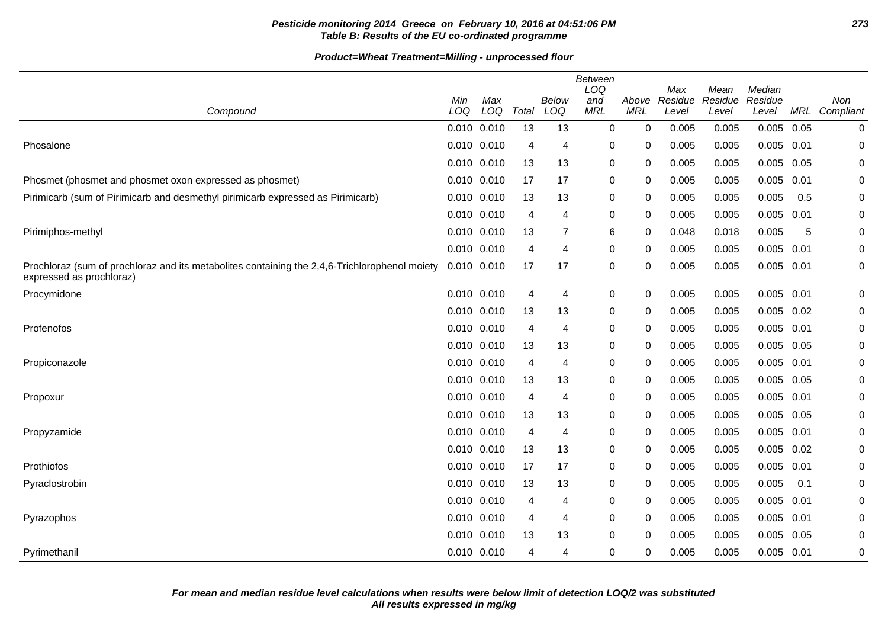**Pesticide monitoring 2014 Greece on February 10, 2016 at 04:51:06 PM**
**Table B: Results of the EU co-ordinated programme**

**Product=Wheat Treatment=Milling - unprocessed flour**

| Compound | Min LOQ | Max LOQ | Total | Below LOQ | Between LOQ and MRL | Above MRL | Max Residue Level | Mean Residue Level | Median Residue Level | MRL | Non Compliant |
|---|---|---|---|---|---|---|---|---|---|---|---|
| | 0.010 | 0.010 | 13 | 13 | 0 | 0 | 0.005 | 0.005 | 0.005 | 0.05 | 0 |
| Phosalone | 0.010 | 0.010 | 4 | 4 | 0 | 0 | 0.005 | 0.005 | 0.005 | 0.01 | 0 |
| | 0.010 | 0.010 | 13 | 13 | 0 | 0 | 0.005 | 0.005 | 0.005 | 0.05 | 0 |
| Phosmet (phosmet and phosmet oxon expressed as phosmet) | 0.010 | 0.010 | 17 | 17 | 0 | 0 | 0.005 | 0.005 | 0.005 | 0.01 | 0 |
| Pirimicarb (sum of Pirimicarb and desmethyl pirimicarb expressed as Pirimicarb) | 0.010 | 0.010 | 13 | 13 | 0 | 0 | 0.005 | 0.005 | 0.005 | 0.5 | 0 |
| | 0.010 | 0.010 | 4 | 4 | 0 | 0 | 0.005 | 0.005 | 0.005 | 0.01 | 0 |
| Pirimiphos-methyl | 0.010 | 0.010 | 13 | 7 | 6 | 0 | 0.048 | 0.018 | 0.005 | 5 | 0 |
| | 0.010 | 0.010 | 4 | 4 | 0 | 0 | 0.005 | 0.005 | 0.005 | 0.01 | 0 |
| Prochloraz (sum of prochloraz and its metabolites containing the 2,4,6-Trichlorophenol moiety expressed as prochloraz) | 0.010 | 0.010 | 17 | 17 | 0 | 0 | 0.005 | 0.005 | 0.005 | 0.01 | 0 |
| Procymidone | 0.010 | 0.010 | 4 | 4 | 0 | 0 | 0.005 | 0.005 | 0.005 | 0.01 | 0 |
| | 0.010 | 0.010 | 13 | 13 | 0 | 0 | 0.005 | 0.005 | 0.005 | 0.02 | 0 |
| Profenofos | 0.010 | 0.010 | 4 | 4 | 0 | 0 | 0.005 | 0.005 | 0.005 | 0.01 | 0 |
| | 0.010 | 0.010 | 13 | 13 | 0 | 0 | 0.005 | 0.005 | 0.005 | 0.05 | 0 |
| Propiconazole | 0.010 | 0.010 | 4 | 4 | 0 | 0 | 0.005 | 0.005 | 0.005 | 0.01 | 0 |
| | 0.010 | 0.010 | 13 | 13 | 0 | 0 | 0.005 | 0.005 | 0.005 | 0.05 | 0 |
| Propoxur | 0.010 | 0.010 | 4 | 4 | 0 | 0 | 0.005 | 0.005 | 0.005 | 0.01 | 0 |
| | 0.010 | 0.010 | 13 | 13 | 0 | 0 | 0.005 | 0.005 | 0.005 | 0.05 | 0 |
| Propyzamide | 0.010 | 0.010 | 4 | 4 | 0 | 0 | 0.005 | 0.005 | 0.005 | 0.01 | 0 |
| | 0.010 | 0.010 | 13 | 13 | 0 | 0 | 0.005 | 0.005 | 0.005 | 0.02 | 0 |
| Prothiofos | 0.010 | 0.010 | 17 | 17 | 0 | 0 | 0.005 | 0.005 | 0.005 | 0.01 | 0 |
| Pyraclostrobin | 0.010 | 0.010 | 13 | 13 | 0 | 0 | 0.005 | 0.005 | 0.005 | 0.1 | 0 |
| | 0.010 | 0.010 | 4 | 4 | 0 | 0 | 0.005 | 0.005 | 0.005 | 0.01 | 0 |
| Pyrazophos | 0.010 | 0.010 | 4 | 4 | 0 | 0 | 0.005 | 0.005 | 0.005 | 0.01 | 0 |
| | 0.010 | 0.010 | 13 | 13 | 0 | 0 | 0.005 | 0.005 | 0.005 | 0.05 | 0 |
| Pyrimethanil | 0.010 | 0.010 | 4 | 4 | 0 | 0 | 0.005 | 0.005 | 0.005 | 0.01 | 0 |

***For mean and median residue level calculations when results were below limit of detection LOQ/2 was substituted***
***All results expressed in mg/kg***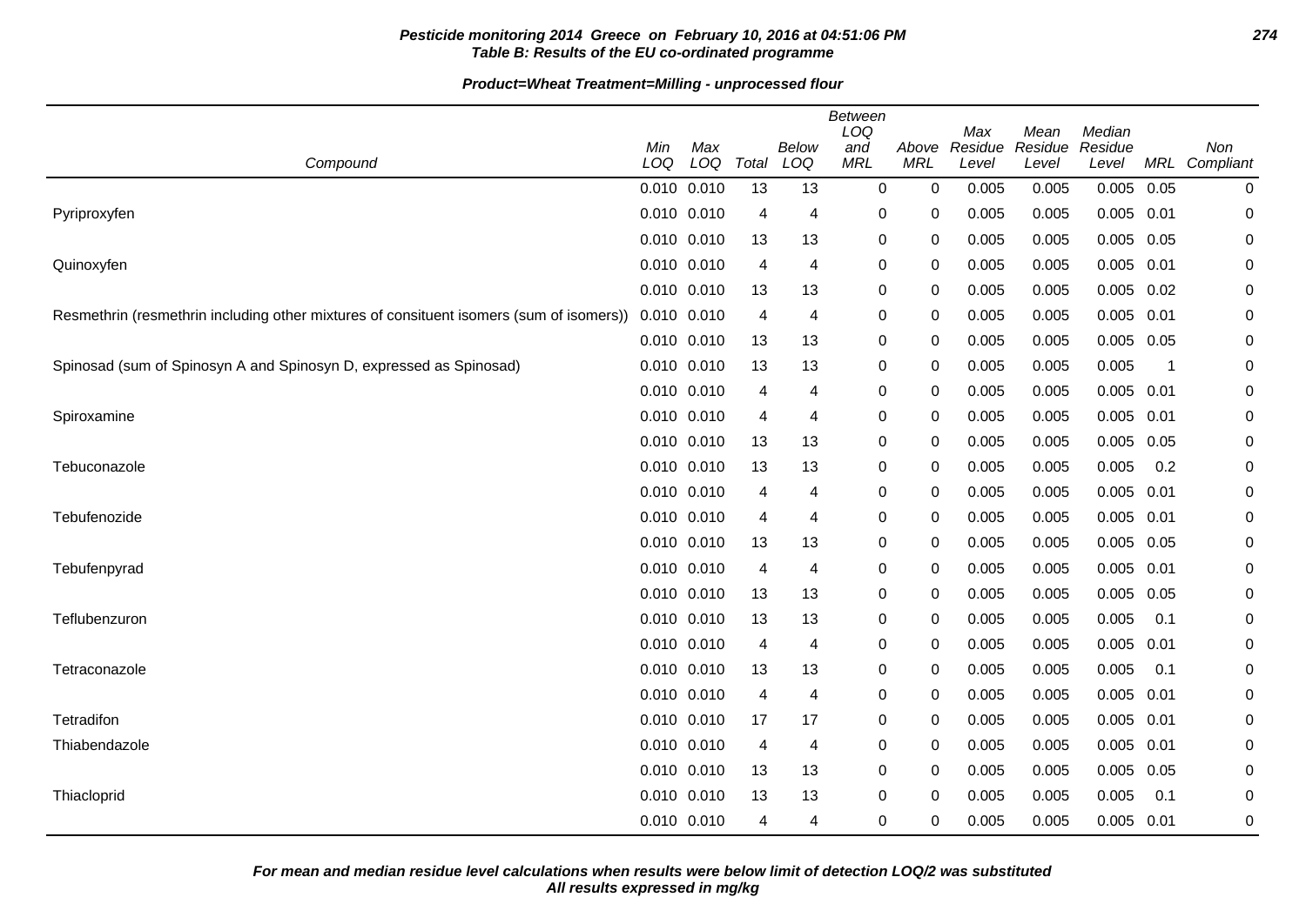**Pesticide monitoring 2014 Greece on February 10, 2016 at 04:51:06 PM**
**Table B: Results of the EU co-ordinated programme**

**Product=Wheat Treatment=Milling - unprocessed flour**

| Compound | Min LOQ | Max LOQ | Total | Below LOQ | Between LOQ and MRL | Above MRL | Max Residue Level | Mean Residue Level | Median Residue Level | MRL | Non Compliant |
|---|---|---|---|---|---|---|---|---|---|---|---|
| | 0.010 | 0.010 | 13 | 13 | 0 | 0 | 0.005 | 0.005 | 0.005 | 0.05 | 0 |
| Pyriproxyfen | 0.010 | 0.010 | 4 | 4 | 0 | 0 | 0.005 | 0.005 | 0.005 | 0.01 | 0 |
| | 0.010 | 0.010 | 13 | 13 | 0 | 0 | 0.005 | 0.005 | 0.005 | 0.05 | 0 |
| Quinoxyfen | 0.010 | 0.010 | 4 | 4 | 0 | 0 | 0.005 | 0.005 | 0.005 | 0.01 | 0 |
| | 0.010 | 0.010 | 13 | 13 | 0 | 0 | 0.005 | 0.005 | 0.005 | 0.02 | 0 |
| Resmethrin (resmethrin including other mixtures of consituent isomers (sum of isomers)) | 0.010 | 0.010 | 4 | 4 | 0 | 0 | 0.005 | 0.005 | 0.005 | 0.01 | 0 |
| | 0.010 | 0.010 | 13 | 13 | 0 | 0 | 0.005 | 0.005 | 0.005 | 0.05 | 0 |
| Spinosad (sum of Spinosyn A and Spinosyn D, expressed as Spinosad) | 0.010 | 0.010 | 13 | 13 | 0 | 0 | 0.005 | 0.005 | 0.005 | 1 | 0 |
| | 0.010 | 0.010 | 4 | 4 | 0 | 0 | 0.005 | 0.005 | 0.005 | 0.01 | 0 |
| Spiroxamine | 0.010 | 0.010 | 4 | 4 | 0 | 0 | 0.005 | 0.005 | 0.005 | 0.01 | 0 |
| | 0.010 | 0.010 | 13 | 13 | 0 | 0 | 0.005 | 0.005 | 0.005 | 0.05 | 0 |
| Tebuconazole | 0.010 | 0.010 | 13 | 13 | 0 | 0 | 0.005 | 0.005 | 0.005 | 0.2 | 0 |
| | 0.010 | 0.010 | 4 | 4 | 0 | 0 | 0.005 | 0.005 | 0.005 | 0.01 | 0 |
| Tebufenozide | 0.010 | 0.010 | 4 | 4 | 0 | 0 | 0.005 | 0.005 | 0.005 | 0.01 | 0 |
| | 0.010 | 0.010 | 13 | 13 | 0 | 0 | 0.005 | 0.005 | 0.005 | 0.05 | 0 |
| Tebufenpyrad | 0.010 | 0.010 | 4 | 4 | 0 | 0 | 0.005 | 0.005 | 0.005 | 0.01 | 0 |
| | 0.010 | 0.010 | 13 | 13 | 0 | 0 | 0.005 | 0.005 | 0.005 | 0.05 | 0 |
| Teflubenzuron | 0.010 | 0.010 | 13 | 13 | 0 | 0 | 0.005 | 0.005 | 0.005 | 0.1 | 0 |
| | 0.010 | 0.010 | 4 | 4 | 0 | 0 | 0.005 | 0.005 | 0.005 | 0.01 | 0 |
| Tetraconazole | 0.010 | 0.010 | 13 | 13 | 0 | 0 | 0.005 | 0.005 | 0.005 | 0.1 | 0 |
| | 0.010 | 0.010 | 4 | 4 | 0 | 0 | 0.005 | 0.005 | 0.005 | 0.01 | 0 |
| Tetradifon | 0.010 | 0.010 | 17 | 17 | 0 | 0 | 0.005 | 0.005 | 0.005 | 0.01 | 0 |
| Thiabendazole | 0.010 | 0.010 | 4 | 4 | 0 | 0 | 0.005 | 0.005 | 0.005 | 0.01 | 0 |
| | 0.010 | 0.010 | 13 | 13 | 0 | 0 | 0.005 | 0.005 | 0.005 | 0.05 | 0 |
| Thiacloprid | 0.010 | 0.010 | 13 | 13 | 0 | 0 | 0.005 | 0.005 | 0.005 | 0.1 | 0 |
| | 0.010 | 0.010 | 4 | 4 | 0 | 0 | 0.005 | 0.005 | 0.005 | 0.01 | 0 |

**For mean and median residue level calculations when results were below limit of detection LOQ/2 was substituted**
**All results expressed in mg/kg**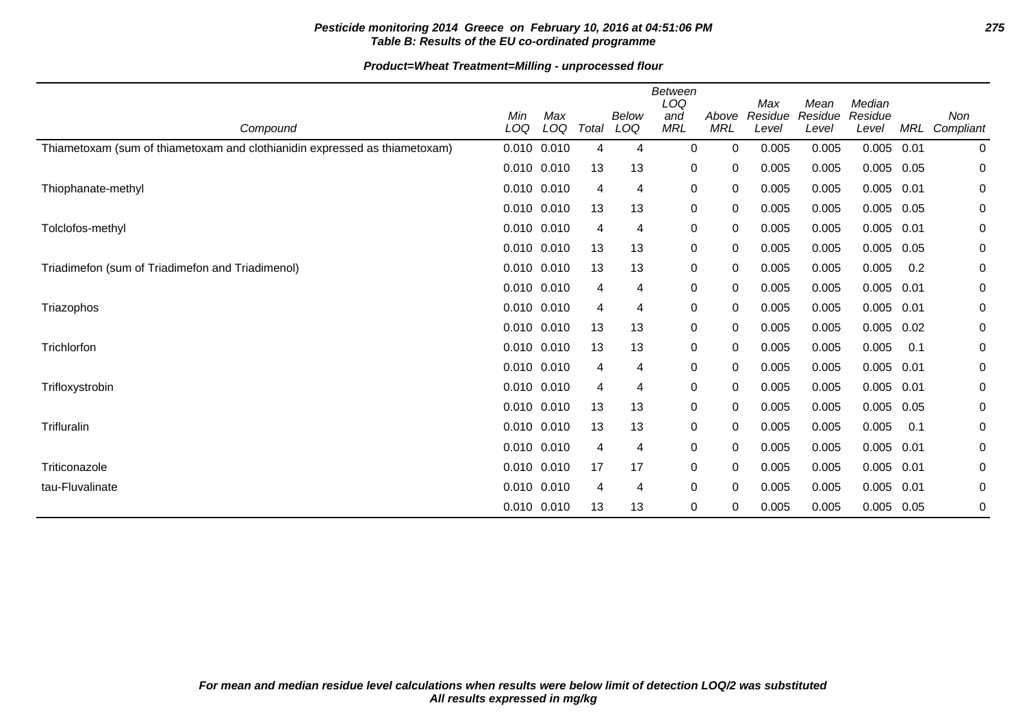**Table B: Results of the EU co-ordinated programme**

**Product=Wheat Treatment=Milling - unprocessed flour**

| Compound | Min LOQ | Max LOQ | Total | Below LOQ | Between LOQ and MRL | Above MRL | Max Residue Level | Mean Residue Level | Median Residue Level | MRL | Non Compliant |
|---|---|---|---|---|---|---|---|---|---|---|---|
| Thiametoxam (sum of thiametoxam and clothianidin expressed as thiametoxam) | 0.010 | 0.010 | 4 | 4 | 0 | 0 | 0.005 | 0.005 | 0.005 | 0.01 | 0 |
| | 0.010 | 0.010 | 13 | 13 | 0 | 0 | 0.005 | 0.005 | 0.005 | 0.05 | 0 |
| Thiophanate-methyl | 0.010 | 0.010 | 4 | 4 | 0 | 0 | 0.005 | 0.005 | 0.005 | 0.01 | 0 |
| | 0.010 | 0.010 | 13 | 13 | 0 | 0 | 0.005 | 0.005 | 0.005 | 0.05 | 0 |
| Tolclofos-methyl | 0.010 | 0.010 | 4 | 4 | 0 | 0 | 0.005 | 0.005 | 0.005 | 0.01 | 0 |
| | 0.010 | 0.010 | 13 | 13 | 0 | 0 | 0.005 | 0.005 | 0.005 | 0.05 | 0 |
| Triadimefon (sum of Triadimefon and Triadimenol) | 0.010 | 0.010 | 13 | 13 | 0 | 0 | 0.005 | 0.005 | 0.005 | 0.2 | 0 |
| | 0.010 | 0.010 | 4 | 4 | 0 | 0 | 0.005 | 0.005 | 0.005 | 0.01 | 0 |
| Triazophos | 0.010 | 0.010 | 4 | 4 | 0 | 0 | 0.005 | 0.005 | 0.005 | 0.01 | 0 |
| | 0.010 | 0.010 | 13 | 13 | 0 | 0 | 0.005 | 0.005 | 0.005 | 0.02 | 0 |
| Trichlorfon | 0.010 | 0.010 | 13 | 13 | 0 | 0 | 0.005 | 0.005 | 0.005 | 0.1 | 0 |
| | 0.010 | 0.010 | 4 | 4 | 0 | 0 | 0.005 | 0.005 | 0.005 | 0.01 | 0 |
| Trifloxystrobin | 0.010 | 0.010 | 4 | 4 | 0 | 0 | 0.005 | 0.005 | 0.005 | 0.01 | 0 |
| | 0.010 | 0.010 | 13 | 13 | 0 | 0 | 0.005 | 0.005 | 0.005 | 0.05 | 0 |
| Trifluralin | 0.010 | 0.010 | 13 | 13 | 0 | 0 | 0.005 | 0.005 | 0.005 | 0.1 | 0 |
| | 0.010 | 0.010 | 4 | 4 | 0 | 0 | 0.005 | 0.005 | 0.005 | 0.01 | 0 |
| Triticonazole | 0.010 | 0.010 | 17 | 17 | 0 | 0 | 0.005 | 0.005 | 0.005 | 0.01 | 0 |
| tau-Fluvalinate | 0.010 | 0.010 | 4 | 4 | 0 | 0 | 0.005 | 0.005 | 0.005 | 0.01 | 0 |
| | 0.010 | 0.010 | 13 | 13 | 0 | 0 | 0.005 | 0.005 | 0.005 | 0.05 | 0 |

*For mean and median residue level calculations when results were below limit of detection LOQ/2 was substituted*
*All results expressed in mg/kg*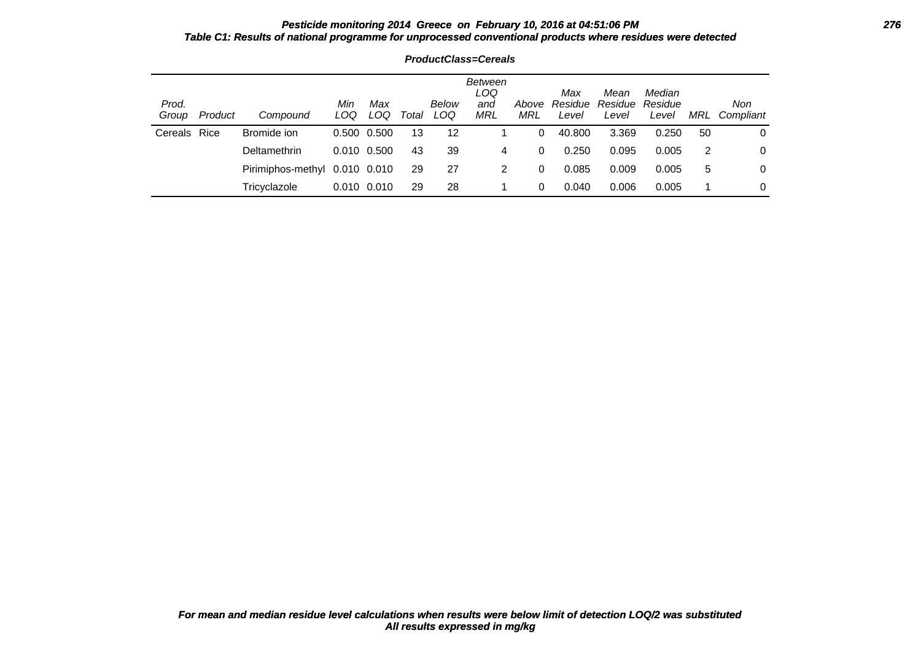**Pesticide monitoring 2014 Greece on February 10, 2016 at 04:51:06 PM**

**Table C1: Results of national programme for unprocessed conventional products where residues were detected**

**ProductClass=Cereals**

| Prod. Group | Product | Compound | Min LOQ | Max LOQ | Total | Below LOQ | Between LOQ and MRL | Above MRL | Max Residue Level | Mean Residue Level | Median Residue Level | MRL | Non Compliant |
|---|---|---|---|---|---|---|---|---|---|---|---|---|---|
| Cereals | Rice | Bromide ion | 0.500 | 0.500 | 13 | 12 | 1 | 0 | 40.800 | 3.369 | 0.250 | 50 | 0 |
| | | Deltamethrin | 0.010 | 0.500 | 43 | 39 | 4 | 0 | 0.250 | 0.095 | 0.005 | 2 | 0 |
| | | Pirimiphos-methyl | 0.010 | 0.010 | 29 | 27 | 2 | 0 | 0.085 | 0.009 | 0.005 | 5 | 0 |
| | | Tricyclazole | 0.010 | 0.010 | 29 | 28 | 1 | 0 | 0.040 | 0.006 | 0.005 | 1 | 0 |

**For mean and median residue level calculations when results were below limit of detection LOQ/2 was substituted**
**All results expressed in mg/kg**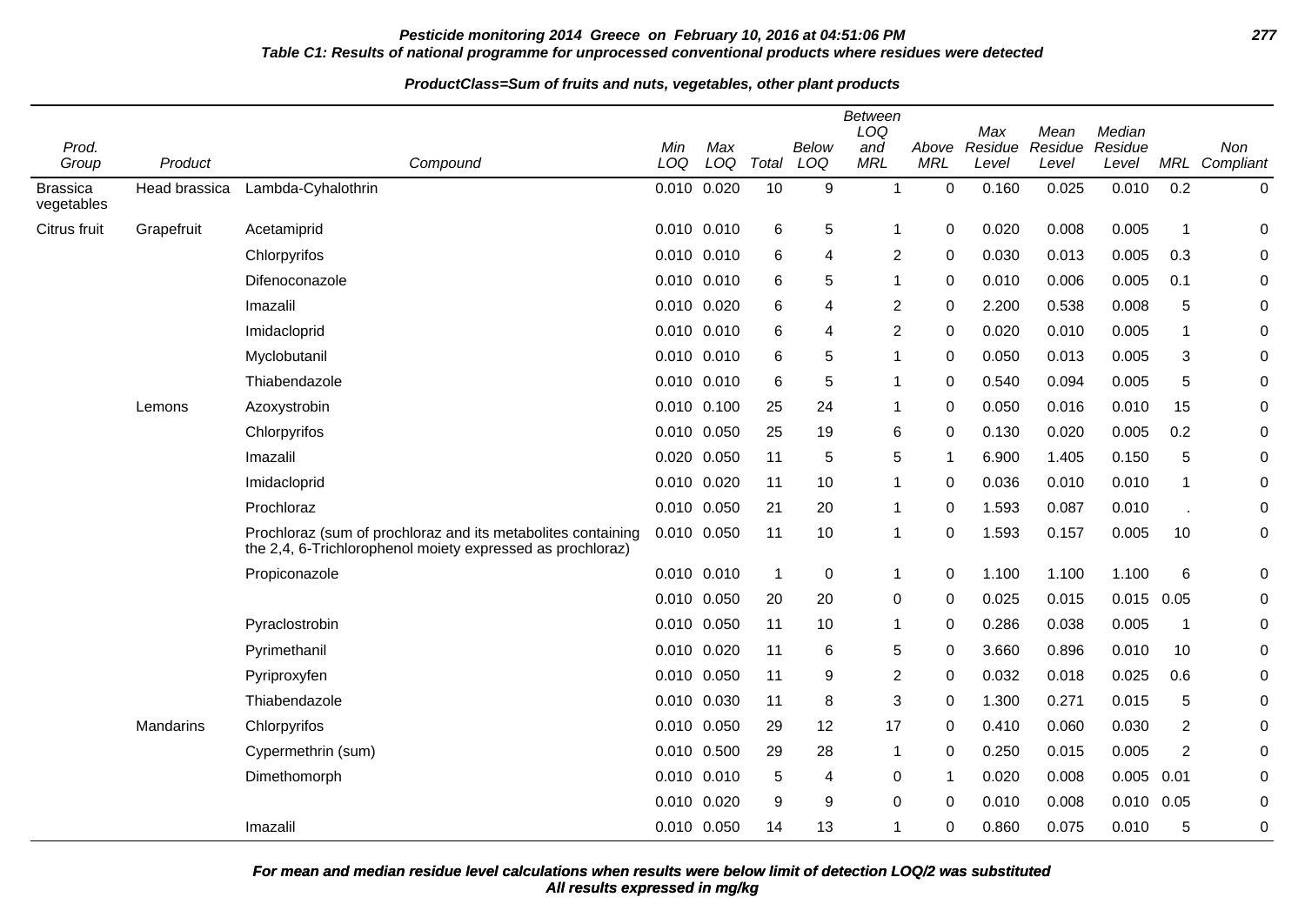**Pesticide monitoring 2014 Greece on February 10, 2016 at 04:51:06 PM**

**Table C1: Results of national programme for unprocessed conventional products where residues were detected**

**ProductClass=Sum of fruits and nuts, vegetables, other plant products**

| Prod. Group | Product | Compound | Min LOQ | Max LOQ | Total | Below LOQ | Between LOQ and MRL | Above MRL | Max Residue Level | Mean Residue Level | Median Residue Level | MRL | Non Compliant |
|---|---|---|---|---|---|---|---|---|---|---|---|---|---|
| Brassica vegetables | Head brassica | Lambda-Cyhalothrin | 0.010 | 0.020 | 10 | 9 | 1 | 0 | 0.160 | 0.025 | 0.010 | 0.2 | 0 |
| Citrus fruit | Grapefruit | Acetamiprid | 0.010 | 0.010 | 6 | 5 | 1 | 0 | 0.020 | 0.008 | 0.005 | 1 | 0 |
| | | Chlorpyrifos | 0.010 | 0.010 | 6 | 4 | 2 | 0 | 0.030 | 0.013 | 0.005 | 0.3 | 0 |
| | | Difenoconazole | 0.010 | 0.010 | 6 | 5 | 1 | 0 | 0.010 | 0.006 | 0.005 | 0.1 | 0 |
| | | Imazalil | 0.010 | 0.020 | 6 | 4 | 2 | 0 | 2.200 | 0.538 | 0.008 | 5 | 0 |
| | | Imidacloprid | 0.010 | 0.010 | 6 | 4 | 2 | 0 | 0.020 | 0.010 | 0.005 | 1 | 0 |
| | | Myclobutanil | 0.010 | 0.010 | 6 | 5 | 1 | 0 | 0.050 | 0.013 | 0.005 | 3 | 0 |
| | | Thiabendazole | 0.010 | 0.010 | 6 | 5 | 1 | 0 | 0.540 | 0.094 | 0.005 | 5 | 0 |
| | Lemons | Azoxystrobin | 0.010 | 0.100 | 25 | 24 | 1 | 0 | 0.050 | 0.016 | 0.010 | 15 | 0 |
| | | Chlorpyrifos | 0.010 | 0.050 | 25 | 19 | 6 | 0 | 0.130 | 0.020 | 0.005 | 0.2 | 0 |
| | | Imazalil | 0.020 | 0.050 | 11 | 5 | 5 | 1 | 6.900 | 1.405 | 0.150 | 5 | 0 |
| | | Imidacloprid | 0.010 | 0.020 | 11 | 10 | 1 | 0 | 0.036 | 0.010 | 0.010 | 1 | 0 |
| | | Prochloraz | 0.010 | 0.050 | 21 | 20 | 1 | 0 | 1.593 | 0.087 | 0.010 | . | 0 |
| | | Prochloraz (sum of prochloraz and its metabolites containing the 2,4, 6-Trichlorophenol moiety expressed as prochloraz) | 0.010 | 0.050 | 11 | 10 | 1 | 0 | 1.593 | 0.157 | 0.005 | 10 | 0 |
| | | Propiconazole | 0.010 | 0.010 | 1 | 0 | 1 | 0 | 1.100 | 1.100 | 1.100 | 6 | 0 |
| | | | 0.010 | 0.050 | 20 | 20 | 0 | 0 | 0.025 | 0.015 | 0.015 | 0.05 | 0 |
| | | Pyraclostrobin | 0.010 | 0.050 | 11 | 10 | 1 | 0 | 0.286 | 0.038 | 0.005 | 1 | 0 |
| | | Pyrimethanil | 0.010 | 0.020 | 11 | 6 | 5 | 0 | 3.660 | 0.896 | 0.010 | 10 | 0 |
| | | Pyriproxyfen | 0.010 | 0.050 | 11 | 9 | 2 | 0 | 0.032 | 0.018 | 0.025 | 0.6 | 0 |
| | | Thiabendazole | 0.010 | 0.030 | 11 | 8 | 3 | 0 | 1.300 | 0.271 | 0.015 | 5 | 0 |
| | Mandarins | Chlorpyrifos | 0.010 | 0.050 | 29 | 12 | 17 | 0 | 0.410 | 0.060 | 0.030 | 2 | 0 |
| | | Cypermethrin (sum) | 0.010 | 0.500 | 29 | 28 | 1 | 0 | 0.250 | 0.015 | 0.005 | 2 | 0 |
| | | Dimethomorph | 0.010 | 0.010 | 5 | 4 | 0 | 1 | 0.020 | 0.008 | 0.005 | 0.01 | 0 |
| | | | 0.010 | 0.020 | 9 | 9 | 0 | 0 | 0.010 | 0.008 | 0.010 | 0.05 | 0 |
| | | Imazalil | 0.010 | 0.050 | 14 | 13 | 1 | 0 | 0.860 | 0.075 | 0.010 | 5 | 0 |

**For mean and median residue level calculations when results were below limit of detection LOQ/2 was substituted**
**All results expressed in mg/kg**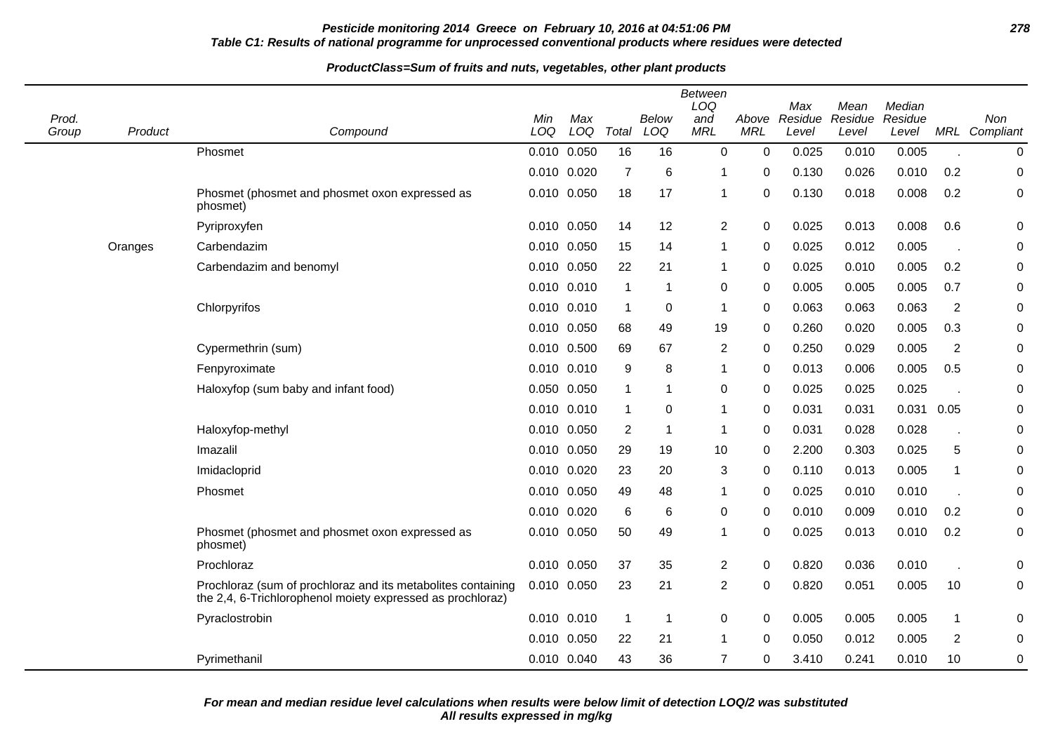**Pesticide monitoring 2014 Greece on February 10, 2016 at 04:51:06 PM**

**Table C1: Results of national programme for unprocessed conventional products where residues were detected**

**ProductClass=Sum of fruits and nuts, vegetables, other plant products**

| Prod. Group | Product | Compound | Min LOQ | Max LOQ | Total | Below LOQ | Between LOQ and MRL | Above MRL | Max Residue Level | Mean Residue Level | Median Residue Level | MRL | Non Compliant |
|---|---|---|---|---|---|---|---|---|---|---|---|---|---|
| | | Phosmet | 0.010 | 0.050 | 16 | 16 | 0 | 0 | 0.025 | 0.010 | 0.005 | . | 0 |
| | | | 0.010 | 0.020 | 7 | 6 | 1 | 0 | 0.130 | 0.026 | 0.010 | 0.2 | 0 |
| | | Phosmet (phosmet and phosmet oxon expressed as phosmet) | 0.010 | 0.050 | 18 | 17 | 1 | 0 | 0.130 | 0.018 | 0.008 | 0.2 | 0 |
| | | Pyriproxyfen | 0.010 | 0.050 | 14 | 12 | 2 | 0 | 0.025 | 0.013 | 0.008 | 0.6 | 0 |
| | Oranges | Carbendazim | 0.010 | 0.050 | 15 | 14 | 1 | 0 | 0.025 | 0.012 | 0.005 | . | 0 |
| | | Carbendazim and benomyl | 0.010 | 0.050 | 22 | 21 | 1 | 0 | 0.025 | 0.010 | 0.005 | 0.2 | 0 |
| | | | 0.010 | 0.010 | 1 | 1 | 0 | 0 | 0.005 | 0.005 | 0.005 | 0.7 | 0 |
| | | Chlorpyrifos | 0.010 | 0.010 | 1 | 0 | 1 | 0 | 0.063 | 0.063 | 0.063 | 2 | 0 |
| | | | 0.010 | 0.050 | 68 | 49 | 19 | 0 | 0.260 | 0.020 | 0.005 | 0.3 | 0 |
| | | Cypermethrin (sum) | 0.010 | 0.500 | 69 | 67 | 2 | 0 | 0.250 | 0.029 | 0.005 | 2 | 0 |
| | | Fenpyroximate | 0.010 | 0.010 | 9 | 8 | 1 | 0 | 0.013 | 0.006 | 0.005 | 0.5 | 0 |
| | | Haloxyfop (sum baby and infant food) | 0.050 | 0.050 | 1 | 1 | 0 | 0 | 0.025 | 0.025 | 0.025 | . | 0 |
| | | | 0.010 | 0.010 | 1 | 0 | 1 | 0 | 0.031 | 0.031 | 0.031 | 0.05 | 0 |
| | | Haloxyfop-methyl | 0.010 | 0.050 | 2 | 1 | 1 | 0 | 0.031 | 0.028 | 0.028 | . | 0 |
| | | Imazalil | 0.010 | 0.050 | 29 | 19 | 10 | 0 | 2.200 | 0.303 | 0.025 | 5 | 0 |
| | | Imidacloprid | 0.010 | 0.020 | 23 | 20 | 3 | 0 | 0.110 | 0.013 | 0.005 | 1 | 0 |
| | | Phosmet | 0.010 | 0.050 | 49 | 48 | 1 | 0 | 0.025 | 0.010 | 0.010 | . | 0 |
| | | | 0.010 | 0.020 | 6 | 6 | 0 | 0 | 0.010 | 0.009 | 0.010 | 0.2 | 0 |
| | | Phosmet (phosmet and phosmet oxon expressed as phosmet) | 0.010 | 0.050 | 50 | 49 | 1 | 0 | 0.025 | 0.013 | 0.010 | 0.2 | 0 |
| | | Prochloraz | 0.010 | 0.050 | 37 | 35 | 2 | 0 | 0.820 | 0.036 | 0.010 | . | 0 |
| | | Prochloraz (sum of prochloraz and its metabolites containing the 2,4, 6-Trichlorophenol moiety expressed as prochloraz) | 0.010 | 0.050 | 23 | 21 | 2 | 0 | 0.820 | 0.051 | 0.005 | 10 | 0 |
| | | Pyraclostrobin | 0.010 | 0.010 | 1 | 1 | 0 | 0 | 0.005 | 0.005 | 0.005 | 1 | 0 |
| | | | 0.010 | 0.050 | 22 | 21 | 1 | 0 | 0.050 | 0.012 | 0.005 | 2 | 0 |
| | | Pyrimethanil | 0.010 | 0.040 | 43 | 36 | 7 | 0 | 3.410 | 0.241 | 0.010 | 10 | 0 |

**For mean and median residue level calculations when results were below limit of detection LOQ/2 was substituted**
**All results expressed in mg/kg**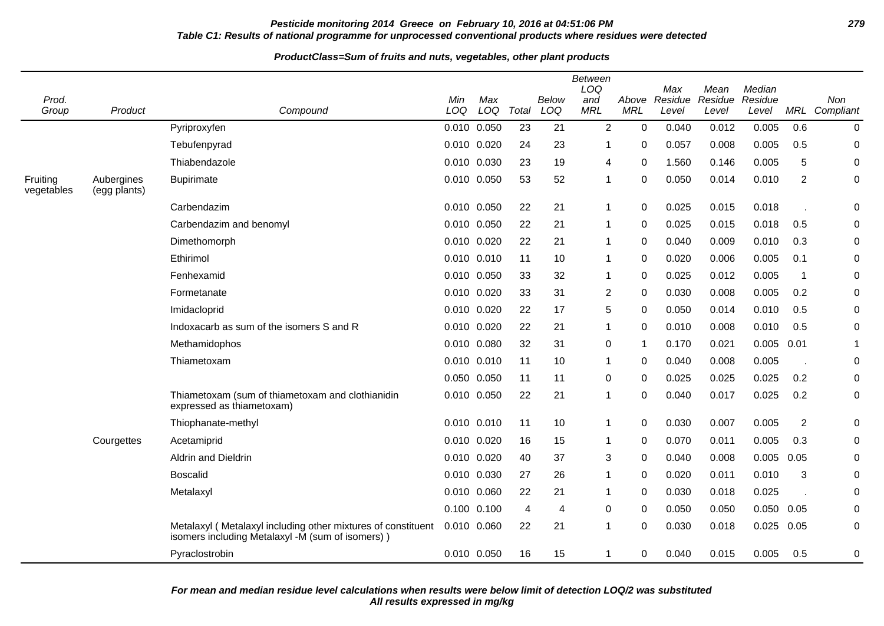**Pesticide monitoring 2014 Greece on February 10, 2016 at 04:51:06 PM**

**Table C1: Results of national programme for unprocessed conventional products where residues were detected**

**ProductClass=Sum of fruits and nuts, vegetables, other plant products**

| Prod. Group | Product | Compound | Min LOQ | Max LOQ | Total | Below LOQ | Between LOQ and MRL | Above MRL | Max Residue Level | Mean Residue Level | Median Residue Level | MRL | Non Compliant |
|---|---|---|---|---|---|---|---|---|---|---|---|---|---|
| | | Pyriproxyfen | 0.010 | 0.050 | 23 | 21 | 2 | 0 | 0.040 | 0.012 | 0.005 | 0.6 | 0 |
| | | Tebufenpyrad | 0.010 | 0.020 | 24 | 23 | 1 | 0 | 0.057 | 0.008 | 0.005 | 0.5 | 0 |
| | | Thiabendazole | 0.010 | 0.030 | 23 | 19 | 4 | 0 | 1.560 | 0.146 | 0.005 | 5 | 0 |
| Fruiting vegetables | Aubergines (egg plants) | Bupirimate | 0.010 | 0.050 | 53 | 52 | 1 | 0 | 0.050 | 0.014 | 0.010 | 2 | 0 |
| | | Carbendazim | 0.010 | 0.050 | 22 | 21 | 1 | 0 | 0.025 | 0.015 | 0.018 | . | 0 |
| | | Carbendazim and benomyl | 0.010 | 0.050 | 22 | 21 | 1 | 0 | 0.025 | 0.015 | 0.018 | 0.5 | 0 |
| | | Dimethomorph | 0.010 | 0.020 | 22 | 21 | 1 | 0 | 0.040 | 0.009 | 0.010 | 0.3 | 0 |
| | | Ethirimol | 0.010 | 0.010 | 11 | 10 | 1 | 0 | 0.020 | 0.006 | 0.005 | 0.1 | 0 |
| | | Fenhexamid | 0.010 | 0.050 | 33 | 32 | 1 | 0 | 0.025 | 0.012 | 0.005 | 1 | 0 |
| | | Formetanate | 0.010 | 0.020 | 33 | 31 | 2 | 0 | 0.030 | 0.008 | 0.005 | 0.2 | 0 |
| | | Imidacloprid | 0.010 | 0.020 | 22 | 17 | 5 | 0 | 0.050 | 0.014 | 0.010 | 0.5 | 0 |
| | | Indoxacarb as sum of the isomers S and R | 0.010 | 0.020 | 22 | 21 | 1 | 0 | 0.010 | 0.008 | 0.010 | 0.5 | 0 |
| | | Methamidophos | 0.010 | 0.080 | 32 | 31 | 0 | 1 | 0.170 | 0.021 | 0.005 | 0.01 | 1 |
| | | Thiametoxam | 0.010 | 0.010 | 11 | 10 | 1 | 0 | 0.040 | 0.008 | 0.005 | . | 0 |
| | | | 0.050 | 0.050 | 11 | 11 | 0 | 0 | 0.025 | 0.025 | 0.025 | 0.2 | 0 |
| | | Thiametoxam (sum of thiametoxam and clothianidin expressed as thiametoxam) | 0.010 | 0.050 | 22 | 21 | 1 | 0 | 0.040 | 0.017 | 0.025 | 0.2 | 0 |
| | | Thiophanate-methyl | 0.010 | 0.010 | 11 | 10 | 1 | 0 | 0.030 | 0.007 | 0.005 | 2 | 0 |
| | Courgettes | Acetamiprid | 0.010 | 0.020 | 16 | 15 | 1 | 0 | 0.070 | 0.011 | 0.005 | 0.3 | 0 |
| | | Aldrin and Dieldrin | 0.010 | 0.020 | 40 | 37 | 3 | 0 | 0.040 | 0.008 | 0.005 | 0.05 | 0 |
| | | Boscalid | 0.010 | 0.030 | 27 | 26 | 1 | 0 | 0.020 | 0.011 | 0.010 | 3 | 0 |
| | | Metalaxyl | 0.010 | 0.060 | 22 | 21 | 1 | 0 | 0.030 | 0.018 | 0.025 | . | 0 |
| | | | 0.100 | 0.100 | 4 | 4 | 0 | 0 | 0.050 | 0.050 | 0.050 | 0.05 | 0 |
| | | Metalaxyl ( Metalaxyl including other mixtures of constituent isomers including Metalaxyl -M (sum of isomers) ) | 0.010 | 0.060 | 22 | 21 | 1 | 0 | 0.030 | 0.018 | 0.025 | 0.05 | 0 |
| | | Pyraclostrobin | 0.010 | 0.050 | 16 | 15 | 1 | 0 | 0.040 | 0.015 | 0.005 | 0.5 | 0 |

***For mean and median residue level calculations when results were below limit of detection LOQ/2 was substituted***

***All results expressed in mg/kg***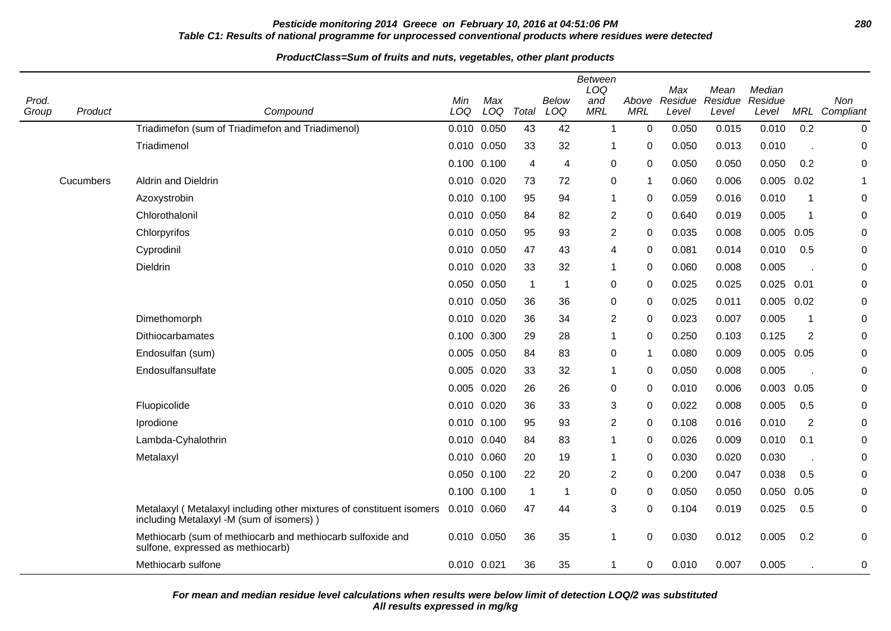**Pesticide monitoring 2014 Greece on February 10, 2016 at 04:51:06 PM**

**Table C1: Results of national programme for unprocessed conventional products where residues were detected**

**ProductClass=Sum of fruits and nuts, vegetables, other plant products**

| Prod. Group | Product | Compound | Min LOQ | Max LOQ | Total | Below LOQ | Between LOQ and MRL | Above MRL | Max Residue Level | Mean Residue Level | Median Residue Level | MRL | Non Compliant |
|---|---|---|---|---|---|---|---|---|---|---|---|---|---|
| | | Triadimefon (sum of Triadimefon and Triadimenol) | 0.010 | 0.050 | 43 | 42 | 1 | 0 | 0.050 | 0.015 | 0.010 | 0.2 | 0 |
| | | Triadimenol | 0.010 | 0.050 | 33 | 32 | 1 | 0 | 0.050 | 0.013 | 0.010 | . | 0 |
| | | | 0.100 | 0.100 | 4 | 4 | 0 | 0 | 0.050 | 0.050 | 0.050 | 0.2 | 0 |
| | Cucumbers | Aldrin and Dieldrin | 0.010 | 0.020 | 73 | 72 | 0 | 1 | 0.060 | 0.006 | 0.005 | 0.02 | 1 |
| | | Azoxystrobin | 0.010 | 0.100 | 95 | 94 | 1 | 0 | 0.059 | 0.016 | 0.010 | 1 | 0 |
| | | Chlorothalonil | 0.010 | 0.050 | 84 | 82 | 2 | 0 | 0.640 | 0.019 | 0.005 | 1 | 0 |
| | | Chlorpyrifos | 0.010 | 0.050 | 95 | 93 | 2 | 0 | 0.035 | 0.008 | 0.005 | 0.05 | 0 |
| | | Cyprodinil | 0.010 | 0.050 | 47 | 43 | 4 | 0 | 0.081 | 0.014 | 0.010 | 0.5 | 0 |
| | | Dieldrin | 0.010 | 0.020 | 33 | 32 | 1 | 0 | 0.060 | 0.008 | 0.005 | . | 0 |
| | | | 0.050 | 0.050 | 1 | 1 | 0 | 0 | 0.025 | 0.025 | 0.025 | 0.01 | 0 |
| | | | 0.010 | 0.050 | 36 | 36 | 0 | 0 | 0.025 | 0.011 | 0.005 | 0.02 | 0 |
| | | Dimethomorph | 0.010 | 0.020 | 36 | 34 | 2 | 0 | 0.023 | 0.007 | 0.005 | 1 | 0 |
| | | Dithiocarbamates | 0.100 | 0.300 | 29 | 28 | 1 | 0 | 0.250 | 0.103 | 0.125 | 2 | 0 |
| | | Endosulfan (sum) | 0.005 | 0.050 | 84 | 83 | 0 | 1 | 0.080 | 0.009 | 0.005 | 0.05 | 0 |
| | | Endosulfansulfate | 0.005 | 0.020 | 33 | 32 | 1 | 0 | 0.050 | 0.008 | 0.005 | . | 0 |
| | | | 0.005 | 0.020 | 26 | 26 | 0 | 0 | 0.010 | 0.006 | 0.003 | 0.05 | 0 |
| | | Fluopicolide | 0.010 | 0.020 | 36 | 33 | 3 | 0 | 0.022 | 0.008 | 0.005 | 0.5 | 0 |
| | | Iprodione | 0.010 | 0.100 | 95 | 93 | 2 | 0 | 0.108 | 0.016 | 0.010 | 2 | 0 |
| | | Lambda-Cyhalothrin | 0.010 | 0.040 | 84 | 83 | 1 | 0 | 0.026 | 0.009 | 0.010 | 0.1 | 0 |
| | | Metalaxyl | 0.010 | 0.060 | 20 | 19 | 1 | 0 | 0.030 | 0.020 | 0.030 | . | 0 |
| | | | 0.050 | 0.100 | 22 | 20 | 2 | 0 | 0.200 | 0.047 | 0.038 | 0.5 | 0 |
| | | | 0.100 | 0.100 | 1 | 1 | 0 | 0 | 0.050 | 0.050 | 0.050 | 0.05 | 0 |
| | | Metalaxyl ( Metalaxyl including other mixtures of constituent isomers including Metalaxyl -M (sum of isomers) ) | 0.010 | 0.060 | 47 | 44 | 3 | 0 | 0.104 | 0.019 | 0.025 | 0.5 | 0 |
| | | Methiocarb (sum of methiocarb and methiocarb sulfoxide and sulfone, expressed as methiocarb) | 0.010 | 0.050 | 36 | 35 | 1 | 0 | 0.030 | 0.012 | 0.005 | 0.2 | 0 |
| | | Methiocarb sulfone | 0.010 | 0.021 | 36 | 35 | 1 | 0 | 0.010 | 0.007 | 0.005 | . | 0 |

**For mean and median residue level calculations when results were below limit of detection LOQ/2 was substituted**
**All results expressed in mg/kg**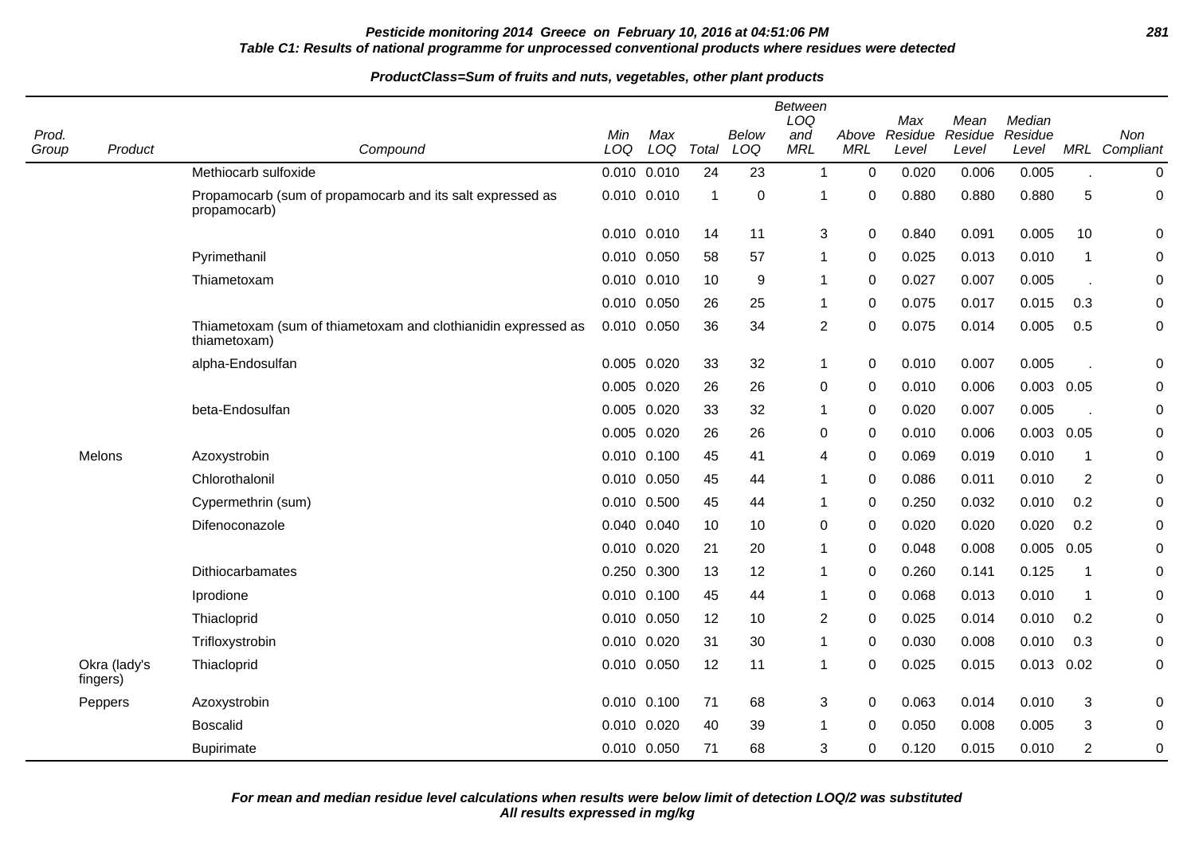**Pesticide monitoring 2014 Greece on February 10, 2016 at 04:51:06 PM**

**Table C1: Results of national programme for unprocessed conventional products where residues were detected**

**ProductClass=Sum of fruits and nuts, vegetables, other plant products**

| Prod. Group | Product | Compound | Min LOQ | Max LOQ | Total | Below LOQ | Between LOQ and MRL | Above MRL | Max Residue Level | Mean Residue Level | Median Residue Level | MRL | Non Compliant |
|---|---|---|---|---|---|---|---|---|---|---|---|---|---|
| | | Methiocarb sulfoxide | 0.010 | 0.010 | 24 | 23 | 1 | 0 | 0.020 | 0.006 | 0.005 | . | 0 |
| | | Propamocarb (sum of propamocarb and its salt expressed as propamocarb) | 0.010 | 0.010 | 1 | 0 | 1 | 0 | 0.880 | 0.880 | 0.880 | 5 | 0 |
| | | | 0.010 | 0.010 | 14 | 11 | 3 | 0 | 0.840 | 0.091 | 0.005 | 10 | 0 |
| | | Pyrimethanil | 0.010 | 0.050 | 58 | 57 | 1 | 0 | 0.025 | 0.013 | 0.010 | 1 | 0 |
| | | Thiametoxam | 0.010 | 0.010 | 10 | 9 | 1 | 0 | 0.027 | 0.007 | 0.005 | . | 0 |
| | | | 0.010 | 0.050 | 26 | 25 | 1 | 0 | 0.075 | 0.017 | 0.015 | 0.3 | 0 |
| | | Thiametoxam (sum of thiametoxam and clothianidin expressed as thiametoxam) | 0.010 | 0.050 | 36 | 34 | 2 | 0 | 0.075 | 0.014 | 0.005 | 0.5 | 0 |
| | | alpha-Endosulfan | 0.005 | 0.020 | 33 | 32 | 1 | 0 | 0.010 | 0.007 | 0.005 | . | 0 |
| | | | 0.005 | 0.020 | 26 | 26 | 0 | 0 | 0.010 | 0.006 | 0.003 | 0.05 | 0 |
| | | beta-Endosulfan | 0.005 | 0.020 | 33 | 32 | 1 | 0 | 0.020 | 0.007 | 0.005 | . | 0 |
| | | | 0.005 | 0.020 | 26 | 26 | 0 | 0 | 0.010 | 0.006 | 0.003 | 0.05 | 0 |
| | Melons | Azoxystrobin | 0.010 | 0.100 | 45 | 41 | 4 | 0 | 0.069 | 0.019 | 0.010 | 1 | 0 |
| | | Chlorothalonil | 0.010 | 0.050 | 45 | 44 | 1 | 0 | 0.086 | 0.011 | 0.010 | 2 | 0 |
| | | Cypermethrin (sum) | 0.010 | 0.500 | 45 | 44 | 1 | 0 | 0.250 | 0.032 | 0.010 | 0.2 | 0 |
| | | Difenoconazole | 0.040 | 0.040 | 10 | 10 | 0 | 0 | 0.020 | 0.020 | 0.020 | 0.2 | 0 |
| | | | 0.010 | 0.020 | 21 | 20 | 1 | 0 | 0.048 | 0.008 | 0.005 | 0.05 | 0 |
| | | Dithiocarbamates | 0.250 | 0.300 | 13 | 12 | 1 | 0 | 0.260 | 0.141 | 0.125 | 1 | 0 |
| | | Iprodione | 0.010 | 0.100 | 45 | 44 | 1 | 0 | 0.068 | 0.013 | 0.010 | 1 | 0 |
| | | Thiacloprid | 0.010 | 0.050 | 12 | 10 | 2 | 0 | 0.025 | 0.014 | 0.010 | 0.2 | 0 |
| | | Trifloxystrobin | 0.010 | 0.020 | 31 | 30 | 1 | 0 | 0.030 | 0.008 | 0.010 | 0.3 | 0 |
| | Okra (lady's fingers) | Thiacloprid | 0.010 | 0.050 | 12 | 11 | 1 | 0 | 0.025 | 0.015 | 0.013 | 0.02 | 0 |
| | Peppers | Azoxystrobin | 0.010 | 0.100 | 71 | 68 | 3 | 0 | 0.063 | 0.014 | 0.010 | 3 | 0 |
| | | Boscalid | 0.010 | 0.020 | 40 | 39 | 1 | 0 | 0.050 | 0.008 | 0.005 | 3 | 0 |
| | | Bupirimate | 0.010 | 0.050 | 71 | 68 | 3 | 0 | 0.120 | 0.015 | 0.010 | 2 | 0 |

**For mean and median residue level calculations when results were below limit of detection LOQ/2 was substituted**
**All results expressed in mg/kg**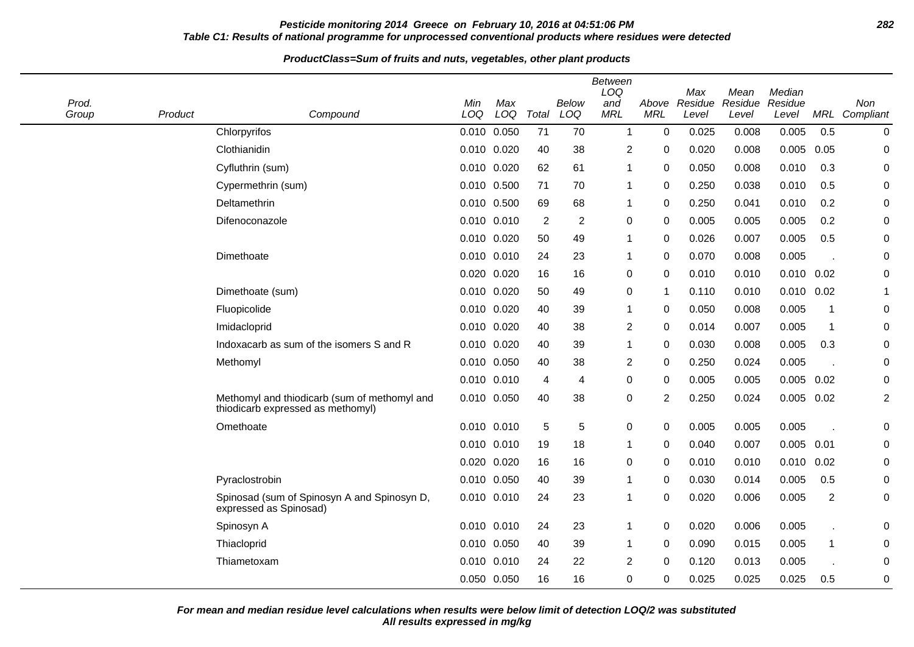**Pesticide monitoring 2014 Greece on February 10, 2016 at 04:51:06 PM**

**Table C1: Results of national programme for unprocessed conventional products where residues were detected**

**ProductClass=Sum of fruits and nuts, vegetables, other plant products**

| Prod. Group | Product | Compound | Min LOQ | Max LOQ | Total | Below LOQ | Between LOQ and MRL | Above MRL | Max Residue Level | Mean Residue Level | Median Residue Level | MRL | Non Compliant |
|---|---|---|---|---|---|---|---|---|---|---|---|---|---|
| | | Chlorpyrifos | 0.010 | 0.050 | 71 | 70 | 1 | 0 | 0.025 | 0.008 | 0.005 | 0.5 | 0 |
| | | Clothianidin | 0.010 | 0.020 | 40 | 38 | 2 | 0 | 0.020 | 0.008 | 0.005 | 0.05 | 0 |
| | | Cyfluthrin (sum) | 0.010 | 0.020 | 62 | 61 | 1 | 0 | 0.050 | 0.008 | 0.010 | 0.3 | 0 |
| | | Cypermethrin (sum) | 0.010 | 0.500 | 71 | 70 | 1 | 0 | 0.250 | 0.038 | 0.010 | 0.5 | 0 |
| | | Deltamethrin | 0.010 | 0.500 | 69 | 68 | 1 | 0 | 0.250 | 0.041 | 0.010 | 0.2 | 0 |
| | | Difenoconazole | 0.010 | 0.010 | 2 | 2 | 0 | 0 | 0.005 | 0.005 | 0.005 | 0.2 | 0 |
| | | | 0.010 | 0.020 | 50 | 49 | 1 | 0 | 0.026 | 0.007 | 0.005 | 0.5 | 0 |
| | | Dimethoate | 0.010 | 0.010 | 24 | 23 | 1 | 0 | 0.070 | 0.008 | 0.005 | . | 0 |
| | | | 0.020 | 0.020 | 16 | 16 | 0 | 0 | 0.010 | 0.010 | 0.010 | 0.02 | 0 |
| | | Dimethoate (sum) | 0.010 | 0.020 | 50 | 49 | 0 | 1 | 0.110 | 0.010 | 0.010 | 0.02 | 1 |
| | | Fluopicolide | 0.010 | 0.020 | 40 | 39 | 1 | 0 | 0.050 | 0.008 | 0.005 | 1 | 0 |
| | | Imidacloprid | 0.010 | 0.020 | 40 | 38 | 2 | 0 | 0.014 | 0.007 | 0.005 | 1 | 0 |
| | | Indoxacarb as sum of the isomers S and R | 0.010 | 0.020 | 40 | 39 | 1 | 0 | 0.030 | 0.008 | 0.005 | 0.3 | 0 |
| | | Methomyl | 0.010 | 0.050 | 40 | 38 | 2 | 0 | 0.250 | 0.024 | 0.005 | . | 0 |
| | | | 0.010 | 0.010 | 4 | 4 | 0 | 0 | 0.005 | 0.005 | 0.005 | 0.02 | 0 |
| | | Methomyl and thiodicarb (sum of methomyl and thiodicarb expressed as methomyl) | 0.010 | 0.050 | 40 | 38 | 0 | 2 | 0.250 | 0.024 | 0.005 | 0.02 | 2 |
| | | Omethoate | 0.010 | 0.010 | 5 | 5 | 0 | 0 | 0.005 | 0.005 | 0.005 | . | 0 |
| | | | 0.010 | 0.010 | 19 | 18 | 1 | 0 | 0.040 | 0.007 | 0.005 | 0.01 | 0 |
| | | | 0.020 | 0.020 | 16 | 16 | 0 | 0 | 0.010 | 0.010 | 0.010 | 0.02 | 0 |
| | | Pyraclostrobin | 0.010 | 0.050 | 40 | 39 | 1 | 0 | 0.030 | 0.014 | 0.005 | 0.5 | 0 |
| | | Spinosad (sum of Spinosyn A and Spinosyn D, expressed as Spinosad) | 0.010 | 0.010 | 24 | 23 | 1 | 0 | 0.020 | 0.006 | 0.005 | 2 | 0 |
| | | Spinosyn A | 0.010 | 0.010 | 24 | 23 | 1 | 0 | 0.020 | 0.006 | 0.005 | . | 0 |
| | | Thiacloprid | 0.010 | 0.050 | 40 | 39 | 1 | 0 | 0.090 | 0.015 | 0.005 | 1 | 0 |
| | | Thiametoxam | 0.010 | 0.010 | 24 | 22 | 2 | 0 | 0.120 | 0.013 | 0.005 | . | 0 |
| | | | 0.050 | 0.050 | 16 | 16 | 0 | 0 | 0.025 | 0.025 | 0.025 | 0.5 | 0 |

**For mean and median residue level calculations when results were below limit of detection LOQ/2 was substituted**
**All results expressed in mg/kg**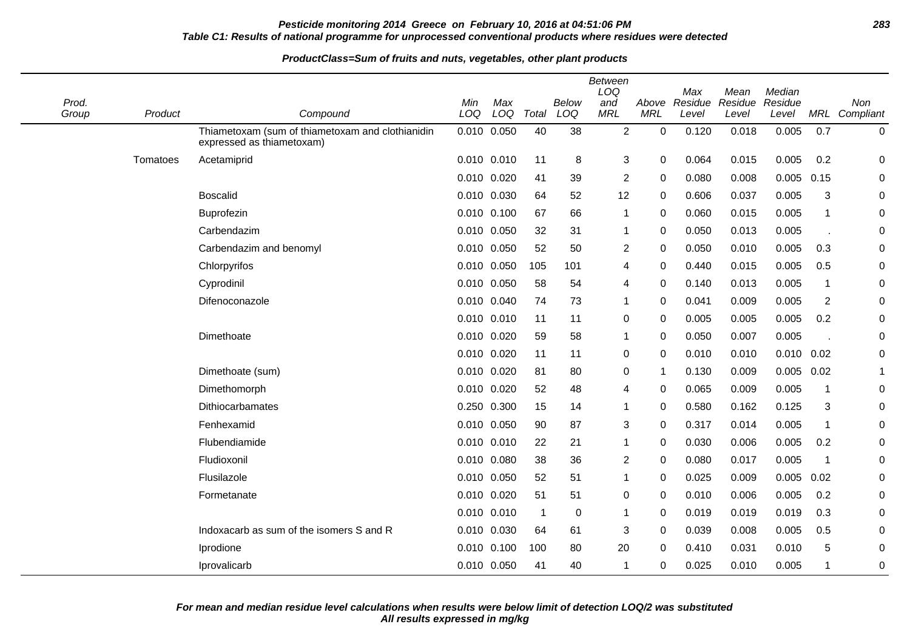**Table C1: Results of national programme for unprocessed conventional products where residues were detected**

**ProductClass=Sum of fruits and nuts, vegetables, other plant products**

| Prod. Group | Product | Compound | Min LOQ | Max LOQ | Total | Below LOQ | Between LOQ and MRL | Above MRL | Max Residue Level | Mean Residue Level | Median Residue Level | MRL | Non Compliant |
|---|---|---|---|---|---|---|---|---|---|---|---|---|---|
| | | Thiametoxam (sum of thiametoxam and clothianidin expressed as thiametoxam) | 0.010 | 0.050 | 40 | 38 | 2 | 0 | 0.120 | 0.018 | 0.005 | 0.7 | 0 |
| | Tomatoes | Acetamiprid | 0.010 | 0.010 | 11 | 8 | 3 | 0 | 0.064 | 0.015 | 0.005 | 0.2 | 0 |
| | | | 0.010 | 0.020 | 41 | 39 | 2 | 0 | 0.080 | 0.008 | 0.005 | 0.15 | 0 |
| | | Boscalid | 0.010 | 0.030 | 64 | 52 | 12 | 0 | 0.606 | 0.037 | 0.005 | 3 | 0 |
| | | Buprofezin | 0.010 | 0.100 | 67 | 66 | 1 | 0 | 0.060 | 0.015 | 0.005 | 1 | 0 |
| | | Carbendazim | 0.010 | 0.050 | 32 | 31 | 1 | 0 | 0.050 | 0.013 | 0.005 | . | 0 |
| | | Carbendazim and benomyl | 0.010 | 0.050 | 52 | 50 | 2 | 0 | 0.050 | 0.010 | 0.005 | 0.3 | 0 |
| | | Chlorpyrifos | 0.010 | 0.050 | 105 | 101 | 4 | 0 | 0.440 | 0.015 | 0.005 | 0.5 | 0 |
| | | Cyprodinil | 0.010 | 0.050 | 58 | 54 | 4 | 0 | 0.140 | 0.013 | 0.005 | 1 | 0 |
| | | Difenoconazole | 0.010 | 0.040 | 74 | 73 | 1 | 0 | 0.041 | 0.009 | 0.005 | 2 | 0 |
| | | | 0.010 | 0.010 | 11 | 11 | 0 | 0 | 0.005 | 0.005 | 0.005 | 0.2 | 0 |
| | | Dimethoate | 0.010 | 0.020 | 59 | 58 | 1 | 0 | 0.050 | 0.007 | 0.005 | . | 0 |
| | | | 0.010 | 0.020 | 11 | 11 | 0 | 0 | 0.010 | 0.010 | 0.010 | 0.02 | 0 |
| | | Dimethoate (sum) | 0.010 | 0.020 | 81 | 80 | 0 | 1 | 0.130 | 0.009 | 0.005 | 0.02 | 1 |
| | | Dimethomorph | 0.010 | 0.020 | 52 | 48 | 4 | 0 | 0.065 | 0.009 | 0.005 | 1 | 0 |
| | | Dithiocarbamates | 0.250 | 0.300 | 15 | 14 | 1 | 0 | 0.580 | 0.162 | 0.125 | 3 | 0 |
| | | Fenhexamid | 0.010 | 0.050 | 90 | 87 | 3 | 0 | 0.317 | 0.014 | 0.005 | 1 | 0 |
| | | Flubendiamide | 0.010 | 0.010 | 22 | 21 | 1 | 0 | 0.030 | 0.006 | 0.005 | 0.2 | 0 |
| | | Fludioxonil | 0.010 | 0.080 | 38 | 36 | 2 | 0 | 0.080 | 0.017 | 0.005 | 1 | 0 |
| | | Flusilazole | 0.010 | 0.050 | 52 | 51 | 1 | 0 | 0.025 | 0.009 | 0.005 | 0.02 | 0 |
| | | Formetanate | 0.010 | 0.020 | 51 | 51 | 0 | 0 | 0.010 | 0.006 | 0.005 | 0.2 | 0 |
| | | | 0.010 | 0.010 | 1 | 0 | 1 | 0 | 0.019 | 0.019 | 0.019 | 0.3 | 0 |
| | | Indoxacarb as sum of the isomers S and R | 0.010 | 0.030 | 64 | 61 | 3 | 0 | 0.039 | 0.008 | 0.005 | 0.5 | 0 |
| | | Iprodione | 0.010 | 0.100 | 100 | 80 | 20 | 0 | 0.410 | 0.031 | 0.010 | 5 | 0 |
| | | Iprovalicarb | 0.010 | 0.050 | 41 | 40 | 1 | 0 | 0.025 | 0.010 | 0.005 | 1 | 0 |

***For mean and median residue level calculations when results were below limit of detection LOQ/2 was substituted***
***All results expressed in mg/kg***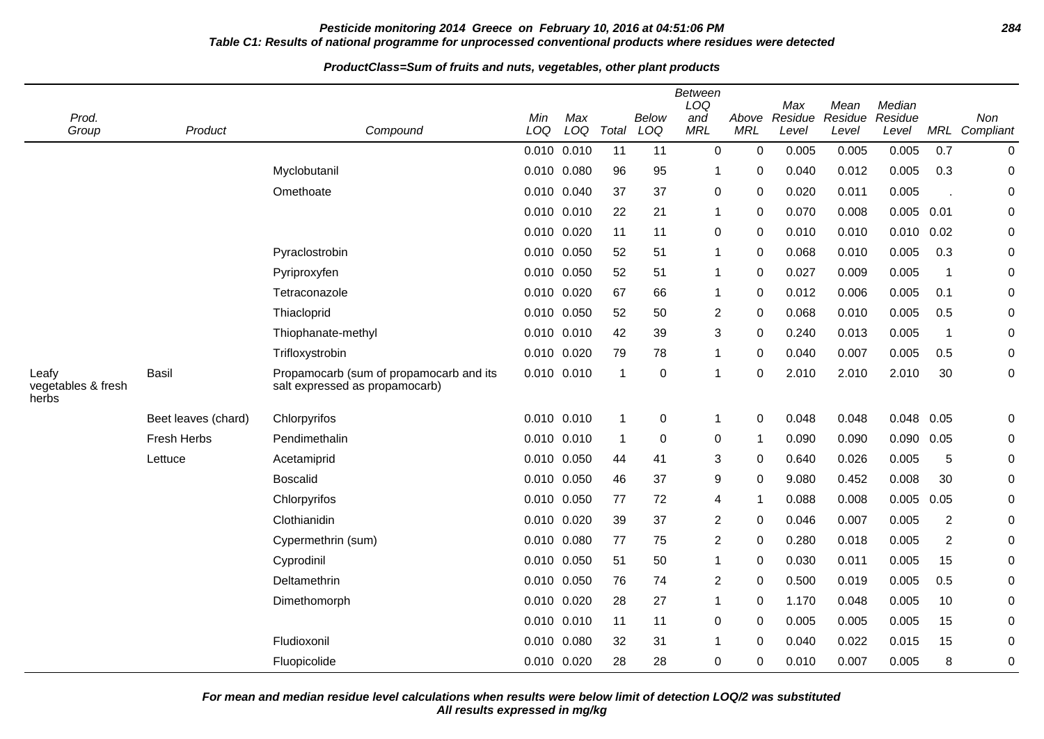**Pesticide monitoring 2014 Greece on February 10, 2016 at 04:51:06 PM**

**Table C1: Results of national programme for unprocessed conventional products where residues were detected**

**ProductClass=Sum of fruits and nuts, vegetables, other plant products**

| Prod. Group | Product | Compound | Min LOQ | Max LOQ | Total | Below LOQ | Between LOQ and MRL | Above MRL | Max Residue Level | Mean Residue Level | Median Residue Level | MRL | Non Compliant |
|---|---|---|---|---|---|---|---|---|---|---|---|---|---|
| | | | 0.010 | 0.010 | 11 | 11 | 0 | 0 | 0.005 | 0.005 | 0.005 | 0.7 | 0 |
| | | Myclobutanil | 0.010 | 0.080 | 96 | 95 | 1 | 0 | 0.040 | 0.012 | 0.005 | 0.3 | 0 |
| | | Omethoate | 0.010 | 0.040 | 37 | 37 | 0 | 0 | 0.020 | 0.011 | 0.005 | . | 0 |
| | | | 0.010 | 0.010 | 22 | 21 | 1 | 0 | 0.070 | 0.008 | 0.005 | 0.01 | 0 |
| | | | 0.010 | 0.020 | 11 | 11 | 0 | 0 | 0.010 | 0.010 | 0.010 | 0.02 | 0 |
| | | Pyraclostrobin | 0.010 | 0.050 | 52 | 51 | 1 | 0 | 0.068 | 0.010 | 0.005 | 0.3 | 0 |
| | | Pyriproxyfen | 0.010 | 0.050 | 52 | 51 | 1 | 0 | 0.027 | 0.009 | 0.005 | 1 | 0 |
| | | Tetraconazole | 0.010 | 0.020 | 67 | 66 | 1 | 0 | 0.012 | 0.006 | 0.005 | 0.1 | 0 |
| | | Thiacloprid | 0.010 | 0.050 | 52 | 50 | 2 | 0 | 0.068 | 0.010 | 0.005 | 0.5 | 0 |
| | | Thiophanate-methyl | 0.010 | 0.010 | 42 | 39 | 3 | 0 | 0.240 | 0.013 | 0.005 | 1 | 0 |
| | | Trifloxystrobin | 0.010 | 0.020 | 79 | 78 | 1 | 0 | 0.040 | 0.007 | 0.005 | 0.5 | 0 |
| Leafy vegetables & fresh herbs | Basil | Propamocarb (sum of propamocarb and its salt expressed as propamocarb) | 0.010 | 0.010 | 1 | 0 | 1 | 0 | 2.010 | 2.010 | 2.010 | 30 | 0 |
| | Beet leaves (chard) | Chlorpyrifos | 0.010 | 0.010 | 1 | 0 | 1 | 0 | 0.048 | 0.048 | 0.048 | 0.05 | 0 |
| | Fresh Herbs | Pendimethalin | 0.010 | 0.010 | 1 | 0 | 0 | 1 | 0.090 | 0.090 | 0.090 | 0.05 | 0 |
| | Lettuce | Acetamiprid | 0.010 | 0.050 | 44 | 41 | 3 | 0 | 0.640 | 0.026 | 0.005 | 5 | 0 |
| | | Boscalid | 0.010 | 0.050 | 46 | 37 | 9 | 0 | 9.080 | 0.452 | 0.008 | 30 | 0 |
| | | Chlorpyrifos | 0.010 | 0.050 | 77 | 72 | 4 | 1 | 0.088 | 0.008 | 0.005 | 0.05 | 0 |
| | | Clothianidin | 0.010 | 0.020 | 39 | 37 | 2 | 0 | 0.046 | 0.007 | 0.005 | 2 | 0 |
| | | Cypermethrin (sum) | 0.010 | 0.080 | 77 | 75 | 2 | 0 | 0.280 | 0.018 | 0.005 | 2 | 0 |
| | | Cyprodinil | 0.010 | 0.050 | 51 | 50 | 1 | 0 | 0.030 | 0.011 | 0.005 | 15 | 0 |
| | | Deltamethrin | 0.010 | 0.050 | 76 | 74 | 2 | 0 | 0.500 | 0.019 | 0.005 | 0.5 | 0 |
| | | Dimethomorph | 0.010 | 0.020 | 28 | 27 | 1 | 0 | 1.170 | 0.048 | 0.005 | 10 | 0 |
| | | | 0.010 | 0.010 | 11 | 11 | 0 | 0 | 0.005 | 0.005 | 0.005 | 15 | 0 |
| | | Fludioxonil | 0.010 | 0.080 | 32 | 31 | 1 | 0 | 0.040 | 0.022 | 0.015 | 15 | 0 |
| | | Fluopicolide | 0.010 | 0.020 | 28 | 28 | 0 | 0 | 0.010 | 0.007 | 0.005 | 8 | 0 |

**For mean and median residue level calculations when results were below limit of detection LOQ/2 was substituted**
**All results expressed in mg/kg**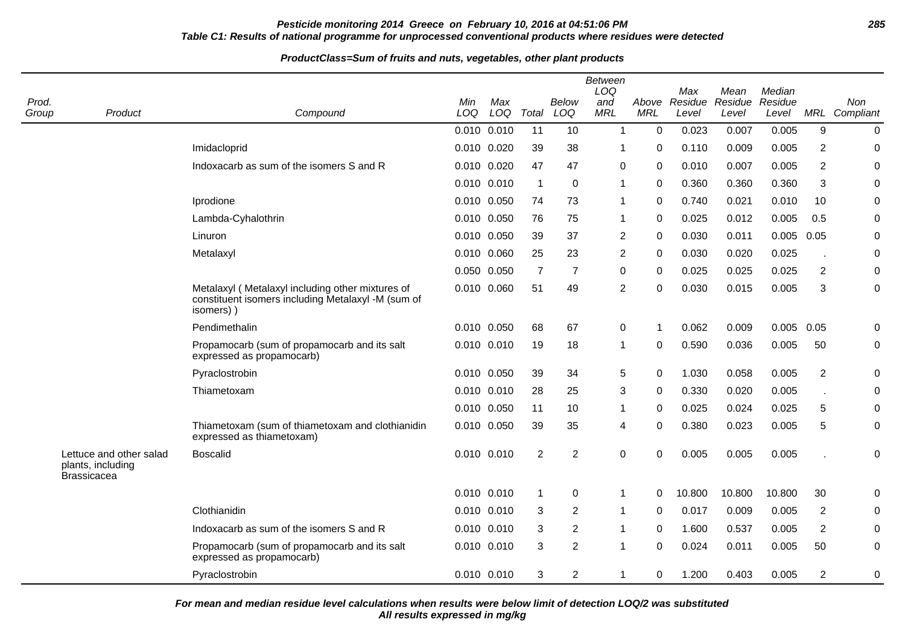**Table C1: Results of national programme for unprocessed conventional products where residues were detected**

**ProductClass=Sum of fruits and nuts, vegetables, other plant products**

| Prod. Group | Product | Compound | Min LOQ | Max LOQ | Total | Below LOQ | Between LOQ and MRL | Above MRL | Max Residue Level | Mean Residue Level | Median Residue Level | MRL | Non Compliant |
|---|---|---|---|---|---|---|---|---|---|---|---|---|---|
| | | | 0.010 | 0.010 | 11 | 10 | 1 | 0 | 0.023 | 0.007 | 0.005 | 9 | 0 |
| | | Imidacloprid | 0.010 | 0.020 | 39 | 38 | 1 | 0 | 0.110 | 0.009 | 0.005 | 2 | 0 |
| | | Indoxacarb as sum of the isomers S and R | 0.010 | 0.020 | 47 | 47 | 0 | 0 | 0.010 | 0.007 | 0.005 | 2 | 0 |
| | | | 0.010 | 0.010 | 1 | 0 | 1 | 0 | 0.360 | 0.360 | 0.360 | 3 | 0 |
| | | Iprodione | 0.010 | 0.050 | 74 | 73 | 1 | 0 | 0.740 | 0.021 | 0.010 | 10 | 0 |
| | | Lambda-Cyhalothrin | 0.010 | 0.050 | 76 | 75 | 1 | 0 | 0.025 | 0.012 | 0.005 | 0.5 | 0 |
| | | Linuron | 0.010 | 0.050 | 39 | 37 | 2 | 0 | 0.030 | 0.011 | 0.005 | 0.05 | 0 |
| | | Metalaxyl | 0.010 | 0.060 | 25 | 23 | 2 | 0 | 0.030 | 0.020 | 0.025 | . | 0 |
| | | | 0.050 | 0.050 | 7 | 7 | 0 | 0 | 0.025 | 0.025 | 0.025 | 2 | 0 |
| | | Metalaxyl ( Metalaxyl including other mixtures of constituent isomers including Metalaxyl -M (sum of isomers) ) | 0.010 | 0.060 | 51 | 49 | 2 | 0 | 0.030 | 0.015 | 0.005 | 3 | 0 |
| | | Pendimethalin | 0.010 | 0.050 | 68 | 67 | 0 | 1 | 0.062 | 0.009 | 0.005 | 0.05 | 0 |
| | | Propamocarb (sum of propamocarb and its salt expressed as propamocarb) | 0.010 | 0.010 | 19 | 18 | 1 | 0 | 0.590 | 0.036 | 0.005 | 50 | 0 |
| | | Pyraclostrobin | 0.010 | 0.050 | 39 | 34 | 5 | 0 | 1.030 | 0.058 | 0.005 | 2 | 0 |
| | | Thiametoxam | 0.010 | 0.010 | 28 | 25 | 3 | 0 | 0.330 | 0.020 | 0.005 | . | 0 |
| | | | 0.010 | 0.050 | 11 | 10 | 1 | 0 | 0.025 | 0.024 | 0.025 | 5 | 0 |
| | | Thiametoxam (sum of thiametoxam and clothianidin expressed as thiametoxam) | 0.010 | 0.050 | 39 | 35 | 4 | 0 | 0.380 | 0.023 | 0.005 | 5 | 0 |
| | Lettuce and other salad plants, including Brassicacea | Boscalid | 0.010 | 0.010 | 2 | 2 | 0 | 0 | 0.005 | 0.005 | 0.005 | . | 0 |
| | | | 0.010 | 0.010 | 1 | 0 | 1 | 0 | 10.800 | 10.800 | 10.800 | 30 | 0 |
| | | Clothianidin | 0.010 | 0.010 | 3 | 2 | 1 | 0 | 0.017 | 0.009 | 0.005 | 2 | 0 |
| | | Indoxacarb as sum of the isomers S and R | 0.010 | 0.010 | 3 | 2 | 1 | 0 | 1.600 | 0.537 | 0.005 | 2 | 0 |
| | | Propamocarb (sum of propamocarb and its salt expressed as propamocarb) | 0.010 | 0.010 | 3 | 2 | 1 | 0 | 0.024 | 0.011 | 0.005 | 50 | 0 |
| | | Pyraclostrobin | 0.010 | 0.010 | 3 | 2 | 1 | 0 | 1.200 | 0.403 | 0.005 | 2 | 0 |

**For mean and median residue level calculations when results were below limit of detection LOQ/2 was substituted**
**All results expressed in mg/kg**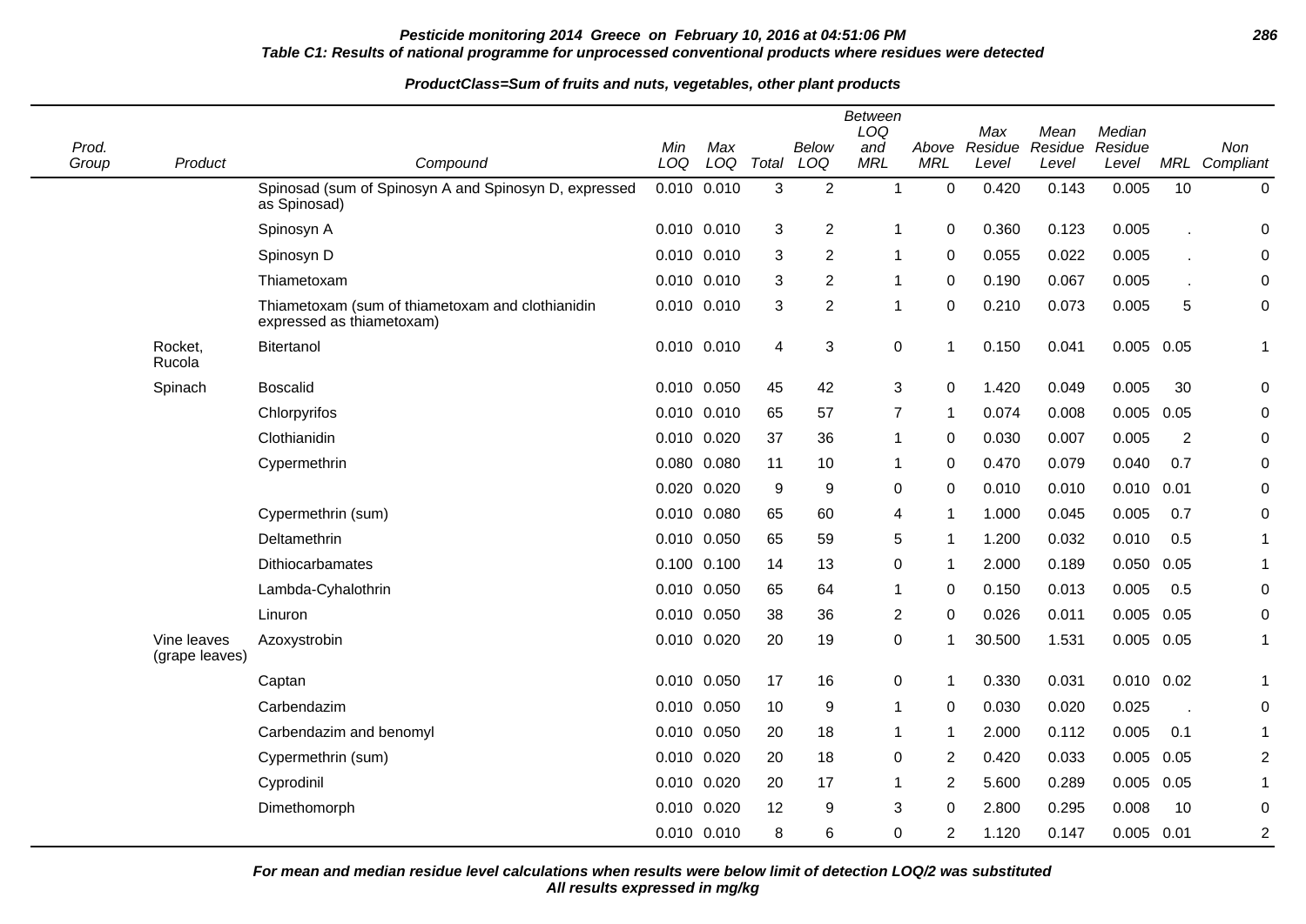**Table C1: Results of national programme for unprocessed conventional products where residues were detected**

**ProductClass=Sum of fruits and nuts, vegetables, other plant products**

| Prod. Group | Product | Compound | Min LOQ | Max LOQ | Total | Below LOQ | Between LOQ and MRL | Above MRL | Max Residue Level | Mean Residue Level | Median Residue Level | MRL | Non Compliant |
|---|---|---|---|---|---|---|---|---|---|---|---|---|---|
| | | Spinosad (sum of Spinosyn A and Spinosyn D, expressed as Spinosad) | 0.010 | 0.010 | 3 | 2 | 1 | 0 | 0.420 | 0.143 | 0.005 | 10 | 0 |
| | | Spinosyn A | 0.010 | 0.010 | 3 | 2 | 1 | 0 | 0.360 | 0.123 | 0.005 | . | 0 |
| | | Spinosyn D | 0.010 | 0.010 | 3 | 2 | 1 | 0 | 0.055 | 0.022 | 0.005 | . | 0 |
| | | Thiametoxam | 0.010 | 0.010 | 3 | 2 | 1 | 0 | 0.190 | 0.067 | 0.005 | . | 0 |
| | | Thiametoxam (sum of thiametoxam and clothianidin expressed as thiametoxam) | 0.010 | 0.010 | 3 | 2 | 1 | 0 | 0.210 | 0.073 | 0.005 | 5 | 0 |
| | Rocket, Rucola | Bitertanol | 0.010 | 0.010 | 4 | 3 | 0 | 1 | 0.150 | 0.041 | 0.005 | 0.05 | 1 |
| | Spinach | Boscalid | 0.010 | 0.050 | 45 | 42 | 3 | 0 | 1.420 | 0.049 | 0.005 | 30 | 0 |
| | | Chlorpyrifos | 0.010 | 0.010 | 65 | 57 | 7 | 1 | 0.074 | 0.008 | 0.005 | 0.05 | 0 |
| | | Clothianidin | 0.010 | 0.020 | 37 | 36 | 1 | 0 | 0.030 | 0.007 | 0.005 | 2 | 0 |
| | | Cypermethrin | 0.080 | 0.080 | 11 | 10 | 1 | 0 | 0.470 | 0.079 | 0.040 | 0.7 | 0 |
| | | | 0.020 | 0.020 | 9 | 9 | 0 | 0 | 0.010 | 0.010 | 0.010 | 0.01 | 0 |
| | | Cypermethrin (sum) | 0.010 | 0.080 | 65 | 60 | 4 | 1 | 1.000 | 0.045 | 0.005 | 0.7 | 0 |
| | | Deltamethrin | 0.010 | 0.050 | 65 | 59 | 5 | 1 | 1.200 | 0.032 | 0.010 | 0.5 | 1 |
| | | Dithiocarbamates | 0.100 | 0.100 | 14 | 13 | 0 | 1 | 2.000 | 0.189 | 0.050 | 0.05 | 1 |
| | | Lambda-Cyhalothrin | 0.010 | 0.050 | 65 | 64 | 1 | 0 | 0.150 | 0.013 | 0.005 | 0.5 | 0 |
| | | Linuron | 0.010 | 0.050 | 38 | 36 | 2 | 0 | 0.026 | 0.011 | 0.005 | 0.05 | 0 |
| | Vine leaves (grape leaves) | Azoxystrobin | 0.010 | 0.020 | 20 | 19 | 0 | 1 | 30.500 | 1.531 | 0.005 | 0.05 | 1 |
| | | Captan | 0.010 | 0.050 | 17 | 16 | 0 | 1 | 0.330 | 0.031 | 0.010 | 0.02 | 1 |
| | | Carbendazim | 0.010 | 0.050 | 10 | 9 | 1 | 0 | 0.030 | 0.020 | 0.025 | . | 0 |
| | | Carbendazim and benomyl | 0.010 | 0.050 | 20 | 18 | 1 | 1 | 2.000 | 0.112 | 0.005 | 0.1 | 1 |
| | | Cypermethrin (sum) | 0.010 | 0.020 | 20 | 18 | 0 | 2 | 0.420 | 0.033 | 0.005 | 0.05 | 2 |
| | | Cyprodinil | 0.010 | 0.020 | 20 | 17 | 1 | 2 | 5.600 | 0.289 | 0.005 | 0.05 | 1 |
| | | Dimethomorph | 0.010 | 0.020 | 12 | 9 | 3 | 0 | 2.800 | 0.295 | 0.008 | 10 | 0 |
| | | | 0.010 | 0.010 | 8 | 6 | 0 | 2 | 1.120 | 0.147 | 0.005 | 0.01 | 2 |

**For mean and median residue level calculations when results were below limit of detection LOQ/2 was substituted**
**All results expressed in mg/kg**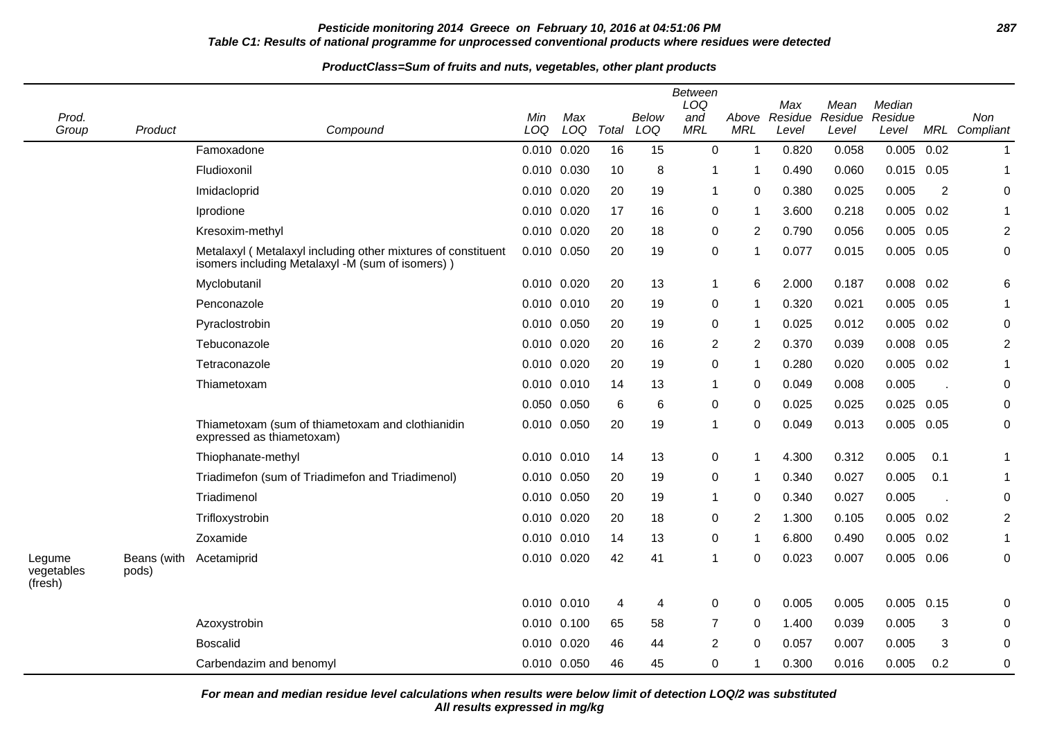**Table C1: Results of national programme for unprocessed conventional products where residues were detected**

**ProductClass=Sum of fruits and nuts, vegetables, other plant products**

| Prod. Group | Product | Compound | Min LOQ | Max LOQ | Total | Below LOQ | Between LOQ and MRL | Above MRL | Max Residue Level | Mean Residue Level | Median Residue Level | MRL | Non Compliant |
|---|---|---|---|---|---|---|---|---|---|---|---|---|---|
| | | Famoxadone | 0.010 | 0.020 | 16 | 15 | 0 | 1 | 0.820 | 0.058 | 0.005 | 0.02 | 1 |
| | | Fludioxonil | 0.010 | 0.030 | 10 | 8 | 1 | 1 | 0.490 | 0.060 | 0.015 | 0.05 | 1 |
| | | Imidacloprid | 0.010 | 0.020 | 20 | 19 | 1 | 0 | 0.380 | 0.025 | 0.005 | 2 | 0 |
| | | Iprodione | 0.010 | 0.020 | 17 | 16 | 0 | 1 | 3.600 | 0.218 | 0.005 | 0.02 | 1 |
| | | Kresoxim-methyl | 0.010 | 0.020 | 20 | 18 | 0 | 2 | 0.790 | 0.056 | 0.005 | 0.05 | 2 |
| | | Metalaxyl ( Metalaxyl including other mixtures of constituent isomers including Metalaxyl -M (sum of isomers) ) | 0.010 | 0.050 | 20 | 19 | 0 | 1 | 0.077 | 0.015 | 0.005 | 0.05 | 0 |
| | | Myclobutanil | 0.010 | 0.020 | 20 | 13 | 1 | 6 | 2.000 | 0.187 | 0.008 | 0.02 | 6 |
| | | Penconazole | 0.010 | 0.010 | 20 | 19 | 0 | 1 | 0.320 | 0.021 | 0.005 | 0.05 | 1 |
| | | Pyraclostrobin | 0.010 | 0.050 | 20 | 19 | 0 | 1 | 0.025 | 0.012 | 0.005 | 0.02 | 0 |
| | | Tebuconazole | 0.010 | 0.020 | 20 | 16 | 2 | 2 | 0.370 | 0.039 | 0.008 | 0.05 | 2 |
| | | Tetraconazole | 0.010 | 0.020 | 20 | 19 | 0 | 1 | 0.280 | 0.020 | 0.005 | 0.02 | 1 |
| | | Thiametoxam | 0.010 | 0.010 | 14 | 13 | 1 | 0 | 0.049 | 0.008 | 0.005 | . | 0 |
| | | | 0.050 | 0.050 | 6 | 6 | 0 | 0 | 0.025 | 0.025 | 0.025 | 0.05 | 0 |
| | | Thiametoxam (sum of thiametoxam and clothianidin expressed as thiametoxam) | 0.010 | 0.050 | 20 | 19 | 1 | 0 | 0.049 | 0.013 | 0.005 | 0.05 | 0 |
| | | Thiophanate-methyl | 0.010 | 0.010 | 14 | 13 | 0 | 1 | 4.300 | 0.312 | 0.005 | 0.1 | 1 |
| | | Triadimefon (sum of Triadimefon and Triadimenol) | 0.010 | 0.050 | 20 | 19 | 0 | 1 | 0.340 | 0.027 | 0.005 | 0.1 | 1 |
| | | Triadimenol | 0.010 | 0.050 | 20 | 19 | 1 | 0 | 0.340 | 0.027 | 0.005 | . | 0 |
| | | Trifloxystrobin | 0.010 | 0.020 | 20 | 18 | 0 | 2 | 1.300 | 0.105 | 0.005 | 0.02 | 2 |
| | | Zoxamide | 0.010 | 0.010 | 14 | 13 | 0 | 1 | 6.800 | 0.490 | 0.005 | 0.02 | 1 |
| Legume vegetables (fresh) | Beans (with pods) | Acetamiprid | 0.010 | 0.020 | 42 | 41 | 1 | 0 | 0.023 | 0.007 | 0.005 | 0.06 | 0 |
| | | | 0.010 | 0.010 | 4 | 4 | 0 | 0 | 0.005 | 0.005 | 0.005 | 0.15 | 0 |
| | | Azoxystrobin | 0.010 | 0.100 | 65 | 58 | 7 | 0 | 1.400 | 0.039 | 0.005 | 3 | 0 |
| | | Boscalid | 0.010 | 0.020 | 46 | 44 | 2 | 0 | 0.057 | 0.007 | 0.005 | 3 | 0 |
| | | Carbendazim and benomyl | 0.010 | 0.050 | 46 | 45 | 0 | 1 | 0.300 | 0.016 | 0.005 | 0.2 | 0 |

***For mean and median residue level calculations when results were below limit of detection LOQ/2 was substituted***
***All results expressed in mg/kg***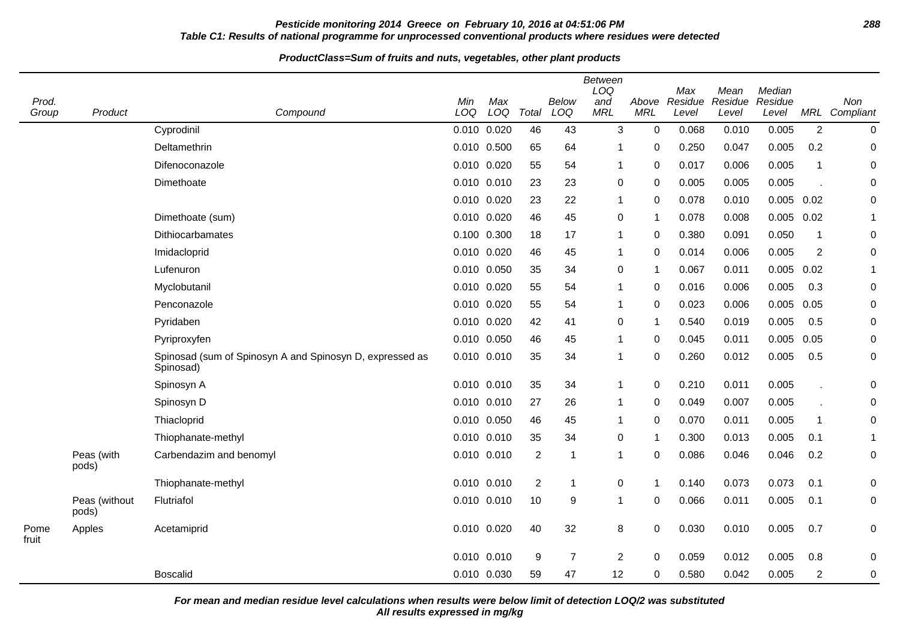**Pesticide monitoring 2014 Greece on February 10, 2016 at 04:51:06 PM**

**Table C1: Results of national programme for unprocessed conventional products where residues were detected**

**ProductClass=Sum of fruits and nuts, vegetables, other plant products**

| Prod. Group | Product | Compound | Min LOQ | Max LOQ | Total | Below LOQ | Between LOQ and MRL | Above MRL | Max Residue Level | Mean Residue Level | Median Residue Level | MRL | Non Compliant |
|---|---|---|---|---|---|---|---|---|---|---|---|---|---|
| | | Cyprodinil | 0.010 | 0.020 | 46 | 43 | 3 | 0 | 0.068 | 0.010 | 0.005 | 2 | 0 |
| | | Deltamethrin | 0.010 | 0.500 | 65 | 64 | 1 | 0 | 0.250 | 0.047 | 0.005 | 0.2 | 0 |
| | | Difenoconazole | 0.010 | 0.020 | 55 | 54 | 1 | 0 | 0.017 | 0.006 | 0.005 | 1 | 0 |
| | | Dimethoate | 0.010 | 0.010 | 23 | 23 | 0 | 0 | 0.005 | 0.005 | 0.005 | . | 0 |
| | | | 0.010 | 0.020 | 23 | 22 | 1 | 0 | 0.078 | 0.010 | 0.005 | 0.02 | 0 |
| | | Dimethoate (sum) | 0.010 | 0.020 | 46 | 45 | 0 | 1 | 0.078 | 0.008 | 0.005 | 0.02 | 1 |
| | | Dithiocarbamates | 0.100 | 0.300 | 18 | 17 | 1 | 0 | 0.380 | 0.091 | 0.050 | 1 | 0 |
| | | Imidacloprid | 0.010 | 0.020 | 46 | 45 | 1 | 0 | 0.014 | 0.006 | 0.005 | 2 | 0 |
| | | Lufenuron | 0.010 | 0.050 | 35 | 34 | 0 | 1 | 0.067 | 0.011 | 0.005 | 0.02 | 1 |
| | | Myclobutanil | 0.010 | 0.020 | 55 | 54 | 1 | 0 | 0.016 | 0.006 | 0.005 | 0.3 | 0 |
| | | Penconazole | 0.010 | 0.020 | 55 | 54 | 1 | 0 | 0.023 | 0.006 | 0.005 | 0.05 | 0 |
| | | Pyridaben | 0.010 | 0.020 | 42 | 41 | 0 | 1 | 0.540 | 0.019 | 0.005 | 0.5 | 0 |
| | | Pyriproxyfen | 0.010 | 0.050 | 46 | 45 | 1 | 0 | 0.045 | 0.011 | 0.005 | 0.05 | 0 |
| | | Spinosad (sum of Spinosyn A and Spinosyn D, expressed as Spinosad) | 0.010 | 0.010 | 35 | 34 | 1 | 0 | 0.260 | 0.012 | 0.005 | 0.5 | 0 |
| | | Spinosyn A | 0.010 | 0.010 | 35 | 34 | 1 | 0 | 0.210 | 0.011 | 0.005 | . | 0 |
| | | Spinosyn D | 0.010 | 0.010 | 27 | 26 | 1 | 0 | 0.049 | 0.007 | 0.005 | . | 0 |
| | | Thiacloprid | 0.010 | 0.050 | 46 | 45 | 1 | 0 | 0.070 | 0.011 | 0.005 | 1 | 0 |
| | | Thiophanate-methyl | 0.010 | 0.010 | 35 | 34 | 0 | 1 | 0.300 | 0.013 | 0.005 | 0.1 | 1 |
| | Peas (with pods) | Carbendazim and benomyl | 0.010 | 0.010 | 2 | 1 | 1 | 0 | 0.086 | 0.046 | 0.046 | 0.2 | 0 |
| | | Thiophanate-methyl | 0.010 | 0.010 | 2 | 1 | 0 | 1 | 0.140 | 0.073 | 0.073 | 0.1 | 0 |
| | Peas (without pods) | Flutriafol | 0.010 | 0.010 | 10 | 9 | 1 | 0 | 0.066 | 0.011 | 0.005 | 0.1 | 0 |
| Pome fruit | Apples | Acetamiprid | 0.010 | 0.020 | 40 | 32 | 8 | 0 | 0.030 | 0.010 | 0.005 | 0.7 | 0 |
| | | | 0.010 | 0.010 | 9 | 7 | 2 | 0 | 0.059 | 0.012 | 0.005 | 0.8 | 0 |
| | | Boscalid | 0.010 | 0.030 | 59 | 47 | 12 | 0 | 0.580 | 0.042 | 0.005 | 2 | 0 |

**For mean and median residue level calculations when results were below limit of detection LOQ/2 was substituted**
**All results expressed in mg/kg**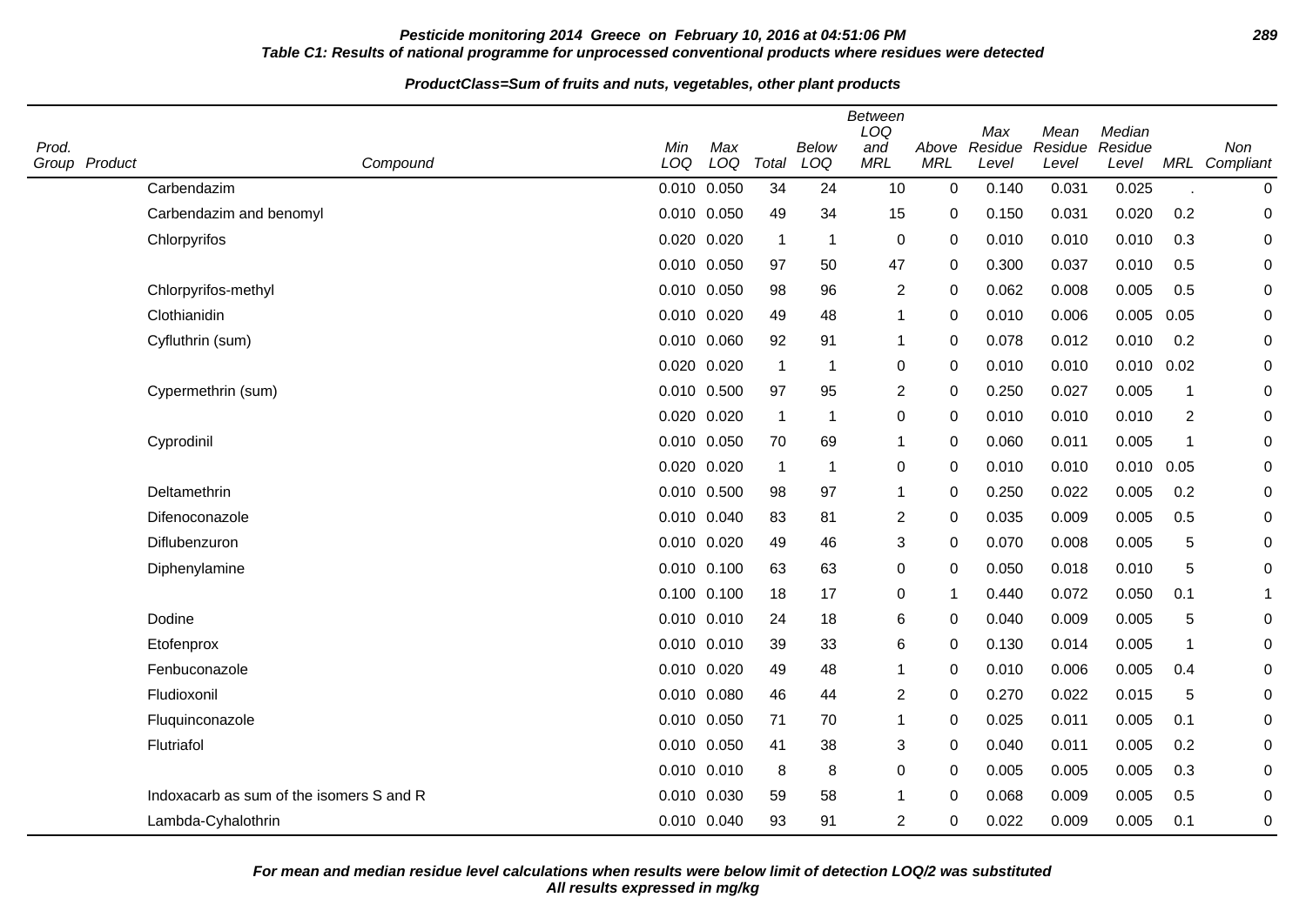**Pesticide monitoring 2014 Greece on February 10, 2016 at 04:51:06 PM**

**Table C1: Results of national programme for unprocessed conventional products where residues were detected**

**ProductClass=Sum of fruits and nuts, vegetables, other plant products**

| Prod. Group | Product | Compound | Min LOQ | Max LOQ | Total | Below LOQ | Between LOQ and MRL | Above MRL | Max Residue Level | Mean Residue Level | Median Residue Level | MRL | Non Compliant |
|---|---|---|---|---|---|---|---|---|---|---|---|---|---|
| | | Carbendazim | 0.010 | 0.050 | 34 | 24 | 10 | 0 | 0.140 | 0.031 | 0.025 | . | 0 |
| | | Carbendazim and benomyl | 0.010 | 0.050 | 49 | 34 | 15 | 0 | 0.150 | 0.031 | 0.020 | 0.2 | 0 |
| | | Chlorpyrifos | 0.020 | 0.020 | 1 | 1 | 0 | 0 | 0.010 | 0.010 | 0.010 | 0.3 | 0 |
| | | | 0.010 | 0.050 | 97 | 50 | 47 | 0 | 0.300 | 0.037 | 0.010 | 0.5 | 0 |
| | | Chlorpyrifos-methyl | 0.010 | 0.050 | 98 | 96 | 2 | 0 | 0.062 | 0.008 | 0.005 | 0.5 | 0 |
| | | Clothianidin | 0.010 | 0.020 | 49 | 48 | 1 | 0 | 0.010 | 0.006 | 0.005 | 0.05 | 0 |
| | | Cyfluthrin (sum) | 0.010 | 0.060 | 92 | 91 | 1 | 0 | 0.078 | 0.012 | 0.010 | 0.2 | 0 |
| | | | 0.020 | 0.020 | 1 | 1 | 0 | 0 | 0.010 | 0.010 | 0.010 | 0.02 | 0 |
| | | Cypermethrin (sum) | 0.010 | 0.500 | 97 | 95 | 2 | 0 | 0.250 | 0.027 | 0.005 | 1 | 0 |
| | | | 0.020 | 0.020 | 1 | 1 | 0 | 0 | 0.010 | 0.010 | 0.010 | 2 | 0 |
| | | Cyprodinil | 0.010 | 0.050 | 70 | 69 | 1 | 0 | 0.060 | 0.011 | 0.005 | 1 | 0 |
| | | | 0.020 | 0.020 | 1 | 1 | 0 | 0 | 0.010 | 0.010 | 0.010 | 0.05 | 0 |
| | | Deltamethrin | 0.010 | 0.500 | 98 | 97 | 1 | 0 | 0.250 | 0.022 | 0.005 | 0.2 | 0 |
| | | Difenoconazole | 0.010 | 0.040 | 83 | 81 | 2 | 0 | 0.035 | 0.009 | 0.005 | 0.5 | 0 |
| | | Diflubenzuron | 0.010 | 0.020 | 49 | 46 | 3 | 0 | 0.070 | 0.008 | 0.005 | 5 | 0 |
| | | Diphenylamine | 0.010 | 0.100 | 63 | 63 | 0 | 0 | 0.050 | 0.018 | 0.010 | 5 | 0 |
| | | | 0.100 | 0.100 | 18 | 17 | 0 | 1 | 0.440 | 0.072 | 0.050 | 0.1 | 1 |
| | | Dodine | 0.010 | 0.010 | 24 | 18 | 6 | 0 | 0.040 | 0.009 | 0.005 | 5 | 0 |
| | | Etofenprox | 0.010 | 0.010 | 39 | 33 | 6 | 0 | 0.130 | 0.014 | 0.005 | 1 | 0 |
| | | Fenbuconazole | 0.010 | 0.020 | 49 | 48 | 1 | 0 | 0.010 | 0.006 | 0.005 | 0.4 | 0 |
| | | Fludioxonil | 0.010 | 0.080 | 46 | 44 | 2 | 0 | 0.270 | 0.022 | 0.015 | 5 | 0 |
| | | Fluquinconazole | 0.010 | 0.050 | 71 | 70 | 1 | 0 | 0.025 | 0.011 | 0.005 | 0.1 | 0 |
| | | Flutriafol | 0.010 | 0.050 | 41 | 38 | 3 | 0 | 0.040 | 0.011 | 0.005 | 0.2 | 0 |
| | | | 0.010 | 0.010 | 8 | 8 | 0 | 0 | 0.005 | 0.005 | 0.005 | 0.3 | 0 |
| | | Indoxacarb as sum of the isomers S and R | 0.010 | 0.030 | 59 | 58 | 1 | 0 | 0.068 | 0.009 | 0.005 | 0.5 | 0 |
| | | Lambda-Cyhalothrin | 0.010 | 0.040 | 93 | 91 | 2 | 0 | 0.022 | 0.009 | 0.005 | 0.1 | 0 |

***For mean and median residue level calculations when results were below limit of detection LOQ/2 was substituted***
***All results expressed in mg/kg***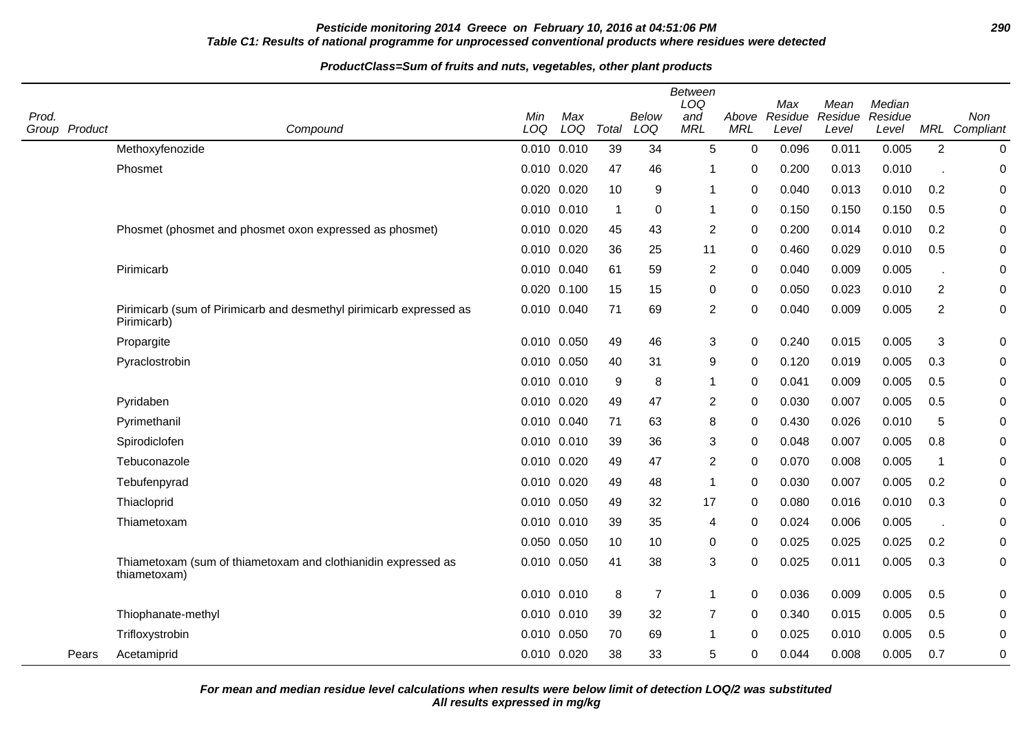**Table C1: Results of national programme for unprocessed conventional products where residues were detected**

**ProductClass=Sum of fruits and nuts, vegetables, other plant products**

| Prod. Group | Product | Compound | Min LOQ | Max LOQ | Total | Below LOQ | Between LOQ and MRL | Above MRL | Max Residue Level | Mean Residue Level | Median Residue Level | MRL | Non Compliant |
|---|---|---|---|---|---|---|---|---|---|---|---|---|---|
| | | Methoxyfenozide | 0.010 | 0.010 | 39 | 34 | 5 | 0 | 0.096 | 0.011 | 0.005 | 2 | 0 |
| | | Phosmet | 0.010 | 0.020 | 47 | 46 | 1 | 0 | 0.200 | 0.013 | 0.010 | . | 0 |
| | | | 0.020 | 0.020 | 10 | 9 | 1 | 0 | 0.040 | 0.013 | 0.010 | 0.2 | 0 |
| | | | 0.010 | 0.010 | 1 | 0 | 1 | 0 | 0.150 | 0.150 | 0.150 | 0.5 | 0 |
| | | Phosmet (phosmet and phosmet oxon expressed as phosmet) | 0.010 | 0.020 | 45 | 43 | 2 | 0 | 0.200 | 0.014 | 0.010 | 0.2 | 0 |
| | | | 0.010 | 0.020 | 36 | 25 | 11 | 0 | 0.460 | 0.029 | 0.010 | 0.5 | 0 |
| | | Pirimicarb | 0.010 | 0.040 | 61 | 59 | 2 | 0 | 0.040 | 0.009 | 0.005 | . | 0 |
| | | | 0.020 | 0.100 | 15 | 15 | 0 | 0 | 0.050 | 0.023 | 0.010 | 2 | 0 |
| | | Pirimicarb (sum of Pirimicarb and desmethyl pirimicarb expressed as Pirimicarb) | 0.010 | 0.040 | 71 | 69 | 2 | 0 | 0.040 | 0.009 | 0.005 | 2 | 0 |
| | | Propargite | 0.010 | 0.050 | 49 | 46 | 3 | 0 | 0.240 | 0.015 | 0.005 | 3 | 0 |
| | | Pyraclostrobin | 0.010 | 0.050 | 40 | 31 | 9 | 0 | 0.120 | 0.019 | 0.005 | 0.3 | 0 |
| | | | 0.010 | 0.010 | 9 | 8 | 1 | 0 | 0.041 | 0.009 | 0.005 | 0.5 | 0 |
| | | Pyridaben | 0.010 | 0.020 | 49 | 47 | 2 | 0 | 0.030 | 0.007 | 0.005 | 0.5 | 0 |
| | | Pyrimethanil | 0.010 | 0.040 | 71 | 63 | 8 | 0 | 0.430 | 0.026 | 0.010 | 5 | 0 |
| | | Spirodiclofen | 0.010 | 0.010 | 39 | 36 | 3 | 0 | 0.048 | 0.007 | 0.005 | 0.8 | 0 |
| | | Tebuconazole | 0.010 | 0.020 | 49 | 47 | 2 | 0 | 0.070 | 0.008 | 0.005 | 1 | 0 |
| | | Tebufenpyrad | 0.010 | 0.020 | 49 | 48 | 1 | 0 | 0.030 | 0.007 | 0.005 | 0.2 | 0 |
| | | Thiacloprid | 0.010 | 0.050 | 49 | 32 | 17 | 0 | 0.080 | 0.016 | 0.010 | 0.3 | 0 |
| | | Thiametoxam | 0.010 | 0.010 | 39 | 35 | 4 | 0 | 0.024 | 0.006 | 0.005 | . | 0 |
| | | | 0.050 | 0.050 | 10 | 10 | 0 | 0 | 0.025 | 0.025 | 0.025 | 0.2 | 0 |
| | | Thiametoxam (sum of thiametoxam and clothianidin expressed as thiametoxam) | 0.010 | 0.050 | 41 | 38 | 3 | 0 | 0.025 | 0.011 | 0.005 | 0.3 | 0 |
| | | | 0.010 | 0.010 | 8 | 7 | 1 | 0 | 0.036 | 0.009 | 0.005 | 0.5 | 0 |
| | | Thiophanate-methyl | 0.010 | 0.010 | 39 | 32 | 7 | 0 | 0.340 | 0.015 | 0.005 | 0.5 | 0 |
| | | Trifloxystrobin | 0.010 | 0.050 | 70 | 69 | 1 | 0 | 0.025 | 0.010 | 0.005 | 0.5 | 0 |
| | Pears | Acetamiprid | 0.010 | 0.020 | 38 | 33 | 5 | 0 | 0.044 | 0.008 | 0.005 | 0.7 | 0 |

**For mean and median residue level calculations when results were below limit of detection LOQ/2 was substituted**
**All results expressed in mg/kg**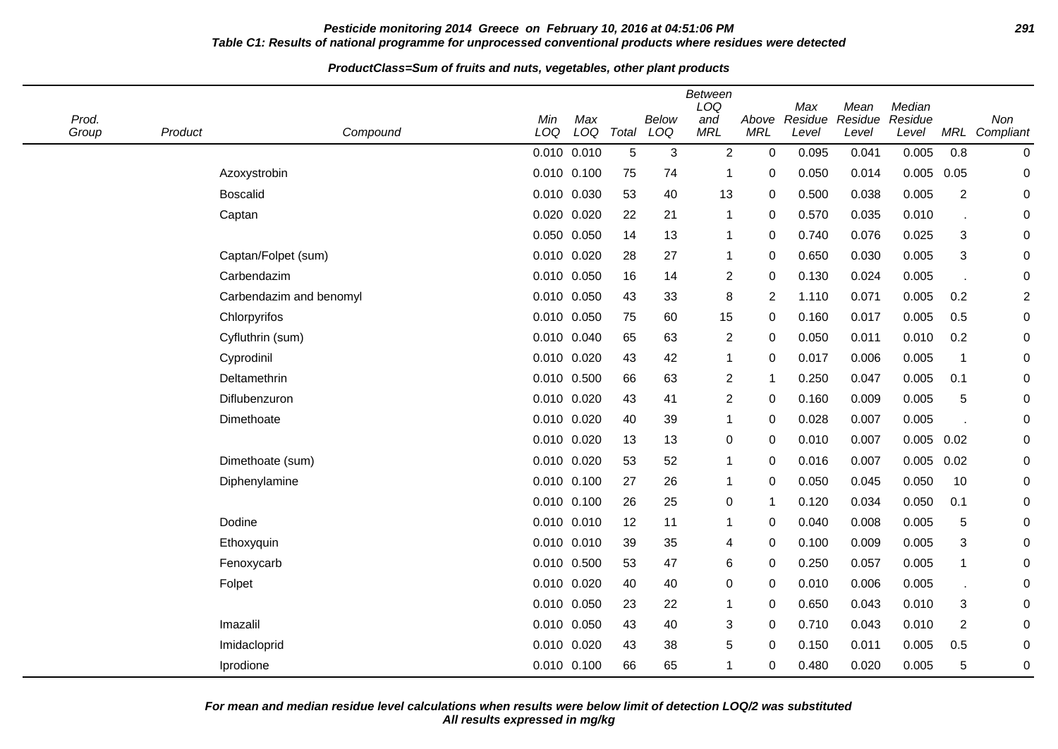**Pesticide monitoring 2014 Greece on February 10, 2016 at 04:51:06 PM**

**Table C1: Results of national programme for unprocessed conventional products where residues were detected**

**ProductClass=Sum of fruits and nuts, vegetables, other plant products**

| Prod. Group | Product | Compound | Min LOQ | Max LOQ | Total | Below LOQ | Between LOQ and MRL | Above MRL | Max Residue Level | Mean Residue Level | Median Residue Level | MRL | Non Compliant |
|---|---|---|---|---|---|---|---|---|---|---|---|---|---|
| | | | 0.010 | 0.010 | 5 | 3 | 2 | 0 | 0.095 | 0.041 | 0.005 | 0.8 | 0 |
| | | Azoxystrobin | 0.010 | 0.100 | 75 | 74 | 1 | 0 | 0.050 | 0.014 | 0.005 | 0.05 | 0 |
| | | Boscalid | 0.010 | 0.030 | 53 | 40 | 13 | 0 | 0.500 | 0.038 | 0.005 | 2 | 0 |
| | | Captan | 0.020 | 0.020 | 22 | 21 | 1 | 0 | 0.570 | 0.035 | 0.010 | . | 0 |
| | | | 0.050 | 0.050 | 14 | 13 | 1 | 0 | 0.740 | 0.076 | 0.025 | 3 | 0 |
| | | Captan/Folpet (sum) | 0.010 | 0.020 | 28 | 27 | 1 | 0 | 0.650 | 0.030 | 0.005 | 3 | 0 |
| | | Carbendazim | 0.010 | 0.050 | 16 | 14 | 2 | 0 | 0.130 | 0.024 | 0.005 | . | 0 |
| | | Carbendazim and benomyl | 0.010 | 0.050 | 43 | 33 | 8 | 2 | 1.110 | 0.071 | 0.005 | 0.2 | 2 |
| | | Chlorpyrifos | 0.010 | 0.050 | 75 | 60 | 15 | 0 | 0.160 | 0.017 | 0.005 | 0.5 | 0 |
| | | Cyfluthrin (sum) | 0.010 | 0.040 | 65 | 63 | 2 | 0 | 0.050 | 0.011 | 0.010 | 0.2 | 0 |
| | | Cyprodinil | 0.010 | 0.020 | 43 | 42 | 1 | 0 | 0.017 | 0.006 | 0.005 | 1 | 0 |
| | | Deltamethrin | 0.010 | 0.500 | 66 | 63 | 2 | 1 | 0.250 | 0.047 | 0.005 | 0.1 | 0 |
| | | Diflubenzuron | 0.010 | 0.020 | 43 | 41 | 2 | 0 | 0.160 | 0.009 | 0.005 | 5 | 0 |
| | | Dimethoate | 0.010 | 0.020 | 40 | 39 | 1 | 0 | 0.028 | 0.007 | 0.005 | . | 0 |
| | | | 0.010 | 0.020 | 13 | 13 | 0 | 0 | 0.010 | 0.007 | 0.005 | 0.02 | 0 |
| | | Dimethoate (sum) | 0.010 | 0.020 | 53 | 52 | 1 | 0 | 0.016 | 0.007 | 0.005 | 0.02 | 0 |
| | | Diphenylamine | 0.010 | 0.100 | 27 | 26 | 1 | 0 | 0.050 | 0.045 | 0.050 | 10 | 0 |
| | | | 0.010 | 0.100 | 26 | 25 | 0 | 1 | 0.120 | 0.034 | 0.050 | 0.1 | 0 |
| | | Dodine | 0.010 | 0.010 | 12 | 11 | 1 | 0 | 0.040 | 0.008 | 0.005 | 5 | 0 |
| | | Ethoxyquin | 0.010 | 0.010 | 39 | 35 | 4 | 0 | 0.100 | 0.009 | 0.005 | 3 | 0 |
| | | Fenoxycarb | 0.010 | 0.500 | 53 | 47 | 6 | 0 | 0.250 | 0.057 | 0.005 | 1 | 0 |
| | | Folpet | 0.010 | 0.020 | 40 | 40 | 0 | 0 | 0.010 | 0.006 | 0.005 | . | 0 |
| | | | 0.010 | 0.050 | 23 | 22 | 1 | 0 | 0.650 | 0.043 | 0.010 | 3 | 0 |
| | | Imazalil | 0.010 | 0.050 | 43 | 40 | 3 | 0 | 0.710 | 0.043 | 0.010 | 2 | 0 |
| | | Imidacloprid | 0.010 | 0.020 | 43 | 38 | 5 | 0 | 0.150 | 0.011 | 0.005 | 0.5 | 0 |
| | | Iprodione | 0.010 | 0.100 | 66 | 65 | 1 | 0 | 0.480 | 0.020 | 0.005 | 5 | 0 |

***For mean and median residue level calculations when results were below limit of detection LOQ/2 was substituted***
***All results expressed in mg/kg***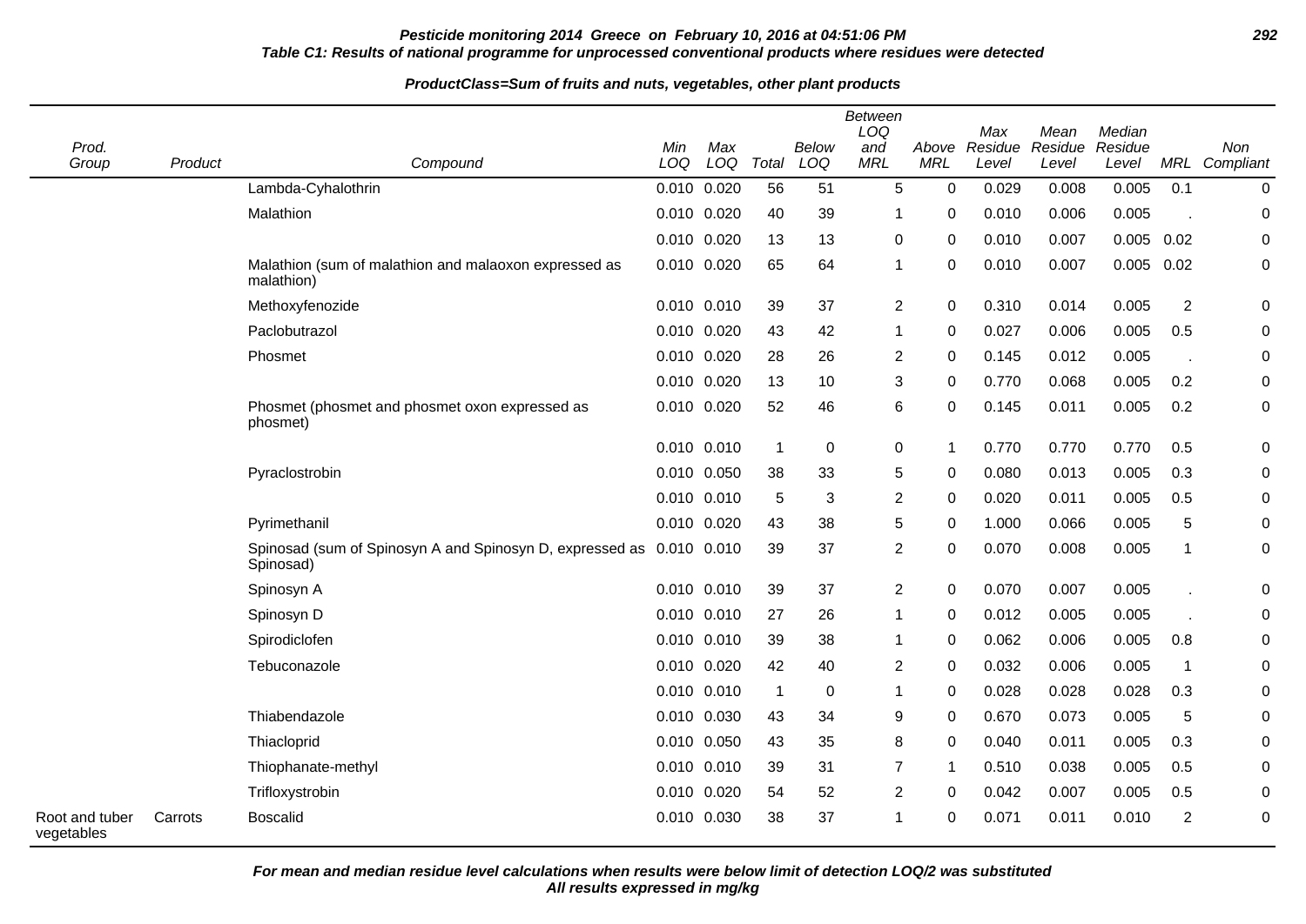**Pesticide monitoring 2014 Greece on February 10, 2016 at 04:51:06 PM**

**Table C1: Results of national programme for unprocessed conventional products where residues were detected**

**ProductClass=Sum of fruits and nuts, vegetables, other plant products**

| Prod. Group | Product | Compound | Min LOQ | Max LOQ | Total | Below LOQ | Between LOQ and MRL | Above MRL | Max Residue Level | Mean Residue Level | Median Residue Level | MRL | Non Compliant |
|---|---|---|---|---|---|---|---|---|---|---|---|---|---|
| | | Lambda-Cyhalothrin | 0.010 | 0.020 | 56 | 51 | 5 | 0 | 0.029 | 0.008 | 0.005 | 0.1 | 0 |
| | | Malathion | 0.010 | 0.020 | 40 | 39 | 1 | 0 | 0.010 | 0.006 | 0.005 | . | 0 |
| | | | 0.010 | 0.020 | 13 | 13 | 0 | 0 | 0.010 | 0.007 | 0.005 | 0.02 | 0 |
| | | Malathion (sum of malathion and malaoxon expressed as malathion) | 0.010 | 0.020 | 65 | 64 | 1 | 0 | 0.010 | 0.007 | 0.005 | 0.02 | 0 |
| | | Methoxyfenozide | 0.010 | 0.010 | 39 | 37 | 2 | 0 | 0.310 | 0.014 | 0.005 | 2 | 0 |
| | | Paclobutrazol | 0.010 | 0.020 | 43 | 42 | 1 | 0 | 0.027 | 0.006 | 0.005 | 0.5 | 0 |
| | | Phosmet | 0.010 | 0.020 | 28 | 26 | 2 | 0 | 0.145 | 0.012 | 0.005 | . | 0 |
| | | | 0.010 | 0.020 | 13 | 10 | 3 | 0 | 0.770 | 0.068 | 0.005 | 0.2 | 0 |
| | | Phosmet (phosmet and phosmet oxon expressed as phosmet) | 0.010 | 0.020 | 52 | 46 | 6 | 0 | 0.145 | 0.011 | 0.005 | 0.2 | 0 |
| | | | 0.010 | 0.010 | 1 | 0 | 0 | 1 | 0.770 | 0.770 | 0.770 | 0.5 | 0 |
| | | Pyraclostrobin | 0.010 | 0.050 | 38 | 33 | 5 | 0 | 0.080 | 0.013 | 0.005 | 0.3 | 0 |
| | | | 0.010 | 0.010 | 5 | 3 | 2 | 0 | 0.020 | 0.011 | 0.005 | 0.5 | 0 |
| | | Pyrimethanil | 0.010 | 0.020 | 43 | 38 | 5 | 0 | 1.000 | 0.066 | 0.005 | 5 | 0 |
| | | Spinosad (sum of Spinosyn A and Spinosyn D, expressed as Spinosad) | 0.010 | 0.010 | 39 | 37 | 2 | 0 | 0.070 | 0.008 | 0.005 | 1 | 0 |
| | | Spinosyn A | 0.010 | 0.010 | 39 | 37 | 2 | 0 | 0.070 | 0.007 | 0.005 | . | 0 |
| | | Spinosyn D | 0.010 | 0.010 | 27 | 26 | 1 | 0 | 0.012 | 0.005 | 0.005 | . | 0 |
| | | Spirodiclofen | 0.010 | 0.010 | 39 | 38 | 1 | 0 | 0.062 | 0.006 | 0.005 | 0.8 | 0 |
| | | Tebuconazole | 0.010 | 0.020 | 42 | 40 | 2 | 0 | 0.032 | 0.006 | 0.005 | 1 | 0 |
| | | | 0.010 | 0.010 | 1 | 0 | 1 | 0 | 0.028 | 0.028 | 0.028 | 0.3 | 0 |
| | | Thiabendazole | 0.010 | 0.030 | 43 | 34 | 9 | 0 | 0.670 | 0.073 | 0.005 | 5 | 0 |
| | | Thiacloprid | 0.010 | 0.050 | 43 | 35 | 8 | 0 | 0.040 | 0.011 | 0.005 | 0.3 | 0 |
| | | Thiophanate-methyl | 0.010 | 0.010 | 39 | 31 | 7 | 1 | 0.510 | 0.038 | 0.005 | 0.5 | 0 |
| | | Trifloxystrobin | 0.010 | 0.020 | 54 | 52 | 2 | 0 | 0.042 | 0.007 | 0.005 | 0.5 | 0 |
| Root and tuber vegetables | Carrots | Boscalid | 0.010 | 0.030 | 38 | 37 | 1 | 0 | 0.071 | 0.011 | 0.010 | 2 | 0 |

***For mean and median residue level calculations when results were below limit of detection LOQ/2 was substituted***

***All results expressed in mg/kg***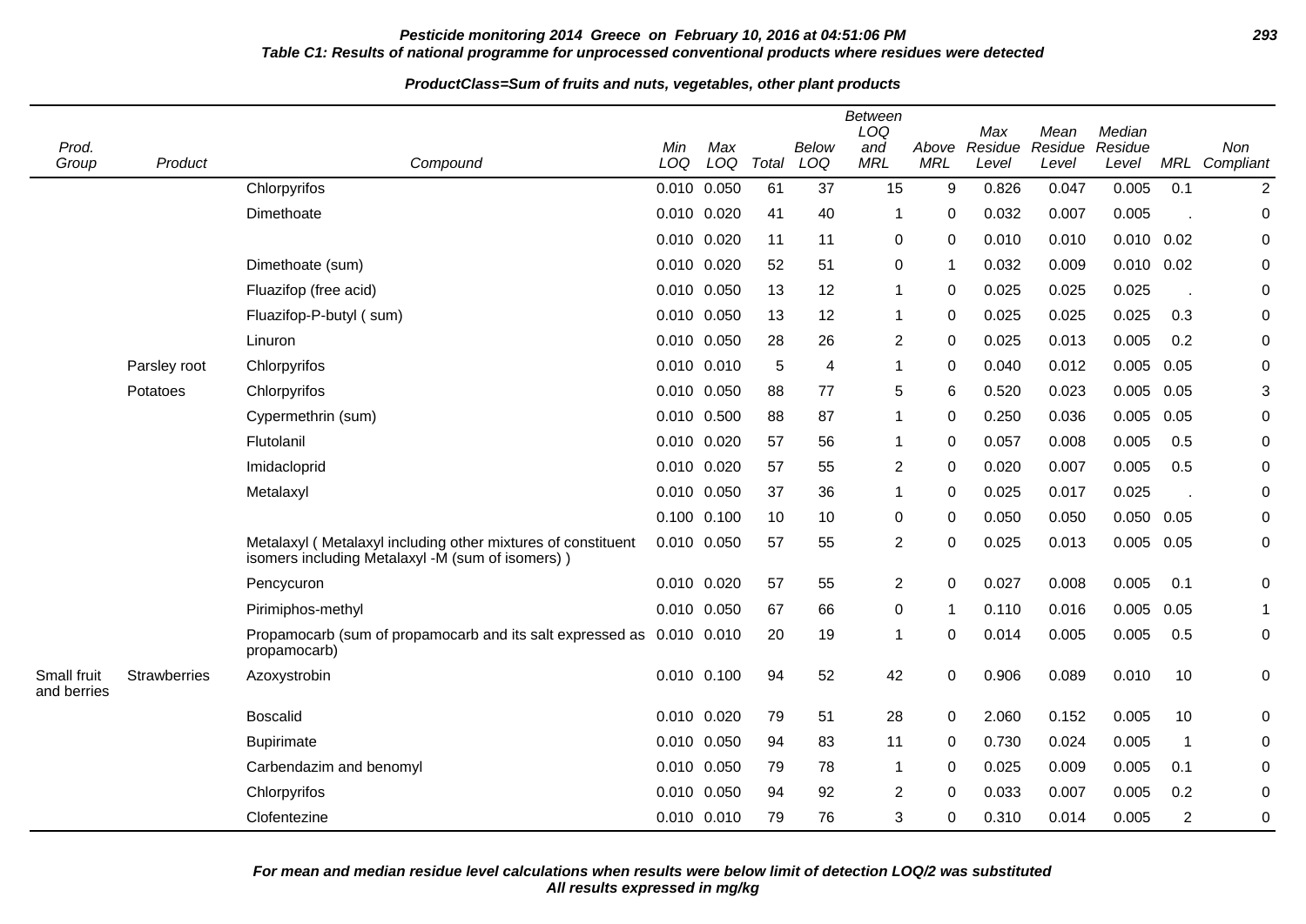**Pesticide monitoring 2014 Greece on February 10, 2016 at 04:51:06 PM**

**Table C1: Results of national programme for unprocessed conventional products where residues were detected**

**ProductClass=Sum of fruits and nuts, vegetables, other plant products**

| Prod. Group | Product | Compound | Min LOQ | Max LOQ | Total | Below LOQ | Between LOQ and MRL | Above MRL | Max Residue Level | Mean Residue Level | Median Residue Level | MRL | Non Compliant |
|---|---|---|---|---|---|---|---|---|---|---|---|---|---|
| | | Chlorpyrifos | 0.010 | 0.050 | 61 | 37 | 15 | 9 | 0.826 | 0.047 | 0.005 | 0.1 | 2 |
| | | Dimethoate | 0.010 | 0.020 | 41 | 40 | 1 | 0 | 0.032 | 0.007 | 0.005 | . | 0 |
| | | | 0.010 | 0.020 | 11 | 11 | 0 | 0 | 0.010 | 0.010 | 0.010 | 0.02 | 0 |
| | | Dimethoate (sum) | 0.010 | 0.020 | 52 | 51 | 0 | 1 | 0.032 | 0.009 | 0.010 | 0.02 | 0 |
| | | Fluazifop (free acid) | 0.010 | 0.050 | 13 | 12 | 1 | 0 | 0.025 | 0.025 | 0.025 | . | 0 |
| | | Fluazifop-P-butyl ( sum) | 0.010 | 0.050 | 13 | 12 | 1 | 0 | 0.025 | 0.025 | 0.025 | 0.3 | 0 |
| | | Linuron | 0.010 | 0.050 | 28 | 26 | 2 | 0 | 0.025 | 0.013 | 0.005 | 0.2 | 0 |
| | Parsley root | Chlorpyrifos | 0.010 | 0.010 | 5 | 4 | 1 | 0 | 0.040 | 0.012 | 0.005 | 0.05 | 0 |
| | Potatoes | Chlorpyrifos | 0.010 | 0.050 | 88 | 77 | 5 | 6 | 0.520 | 0.023 | 0.005 | 0.05 | 3 |
| | | Cypermethrin (sum) | 0.010 | 0.500 | 88 | 87 | 1 | 0 | 0.250 | 0.036 | 0.005 | 0.05 | 0 |
| | | Flutolanil | 0.010 | 0.020 | 57 | 56 | 1 | 0 | 0.057 | 0.008 | 0.005 | 0.5 | 0 |
| | | Imidacloprid | 0.010 | 0.020 | 57 | 55 | 2 | 0 | 0.020 | 0.007 | 0.005 | 0.5 | 0 |
| | | Metalaxyl | 0.010 | 0.050 | 37 | 36 | 1 | 0 | 0.025 | 0.017 | 0.025 | . | 0 |
| | | | 0.100 | 0.100 | 10 | 10 | 0 | 0 | 0.050 | 0.050 | 0.050 | 0.05 | 0 |
| | | Metalaxyl ( Metalaxyl including other mixtures of constituent isomers including Metalaxyl -M (sum of isomers) ) | 0.010 | 0.050 | 57 | 55 | 2 | 0 | 0.025 | 0.013 | 0.005 | 0.05 | 0 |
| | | Pencycuron | 0.010 | 0.020 | 57 | 55 | 2 | 0 | 0.027 | 0.008 | 0.005 | 0.1 | 0 |
| | | Pirimiphos-methyl | 0.010 | 0.050 | 67 | 66 | 0 | 1 | 0.110 | 0.016 | 0.005 | 0.05 | 1 |
| | | Propamocarb (sum of propamocarb and its salt expressed as propamocarb) | 0.010 | 0.010 | 20 | 19 | 1 | 0 | 0.014 | 0.005 | 0.005 | 0.5 | 0 |
| Small fruit and berries | Strawberries | Azoxystrobin | 0.010 | 0.100 | 94 | 52 | 42 | 0 | 0.906 | 0.089 | 0.010 | 10 | 0 |
| | | Boscalid | 0.010 | 0.020 | 79 | 51 | 28 | 0 | 2.060 | 0.152 | 0.005 | 10 | 0 |
| | | Bupirimate | 0.010 | 0.050 | 94 | 83 | 11 | 0 | 0.730 | 0.024 | 0.005 | 1 | 0 |
| | | Carbendazim and benomyl | 0.010 | 0.050 | 79 | 78 | 1 | 0 | 0.025 | 0.009 | 0.005 | 0.1 | 0 |
| | | Chlorpyrifos | 0.010 | 0.050 | 94 | 92 | 2 | 0 | 0.033 | 0.007 | 0.005 | 0.2 | 0 |
| | | Clofentezine | 0.010 | 0.010 | 79 | 76 | 3 | 0 | 0.310 | 0.014 | 0.005 | 2 | 0 |

***For mean and median residue level calculations when results were below limit of detection LOQ/2 was substituted***
***All results expressed in mg/kg***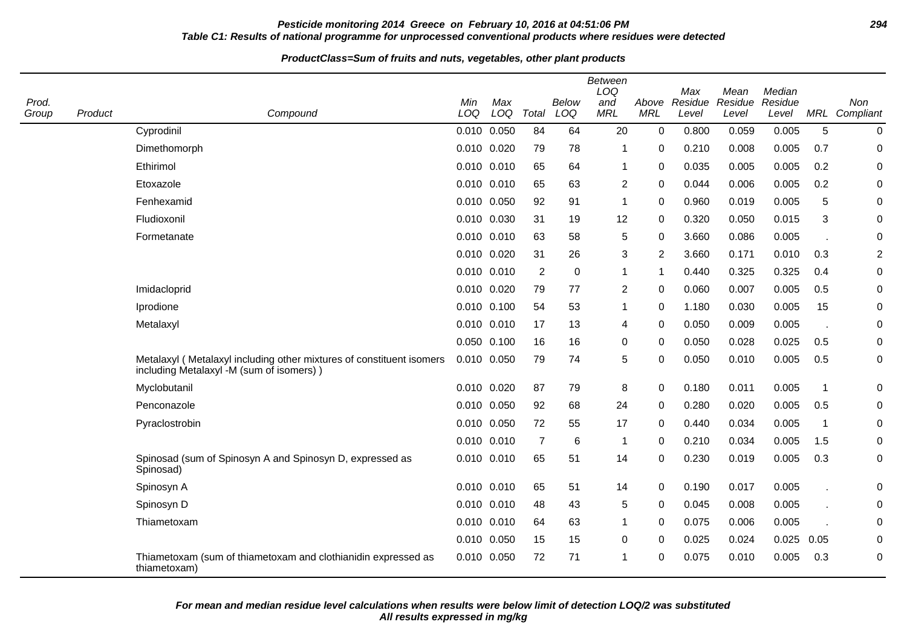**Pesticide monitoring 2014 Greece on February 10, 2016 at 04:51:06 PM**

**Table C1: Results of national programme for unprocessed conventional products where residues were detected**

**ProductClass=Sum of fruits and nuts, vegetables, other plant products**

| Prod. Group | Product | Compound | Min LOQ | Max LOQ | Total | Below LOQ | Between LOQ and MRL | Above MRL | Max Residue Level | Mean Residue Level | Median Residue Level | MRL | Non Compliant |
|---|---|---|---|---|---|---|---|---|---|---|---|---|---|
| | | Cyprodinil | 0.010 | 0.050 | 84 | 64 | 20 | 0 | 0.800 | 0.059 | 0.005 | 5 | 0 |
| | | Dimethomorph | 0.010 | 0.020 | 79 | 78 | 1 | 0 | 0.210 | 0.008 | 0.005 | 0.7 | 0 |
| | | Ethirimol | 0.010 | 0.010 | 65 | 64 | 1 | 0 | 0.035 | 0.005 | 0.005 | 0.2 | 0 |
| | | Etoxazole | 0.010 | 0.010 | 65 | 63 | 2 | 0 | 0.044 | 0.006 | 0.005 | 0.2 | 0 |
| | | Fenhexamid | 0.010 | 0.050 | 92 | 91 | 1 | 0 | 0.960 | 0.019 | 0.005 | 5 | 0 |
| | | Fludioxonil | 0.010 | 0.030 | 31 | 19 | 12 | 0 | 0.320 | 0.050 | 0.015 | 3 | 0 |
| | | Formetanate | 0.010 | 0.010 | 63 | 58 | 5 | 0 | 3.660 | 0.086 | 0.005 | . | 0 |
| | | | 0.010 | 0.020 | 31 | 26 | 3 | 2 | 3.660 | 0.171 | 0.010 | 0.3 | 2 |
| | | | 0.010 | 0.010 | 2 | 0 | 1 | 1 | 0.440 | 0.325 | 0.325 | 0.4 | 0 |
| | | Imidacloprid | 0.010 | 0.020 | 79 | 77 | 2 | 0 | 0.060 | 0.007 | 0.005 | 0.5 | 0 |
| | | Iprodione | 0.010 | 0.100 | 54 | 53 | 1 | 0 | 1.180 | 0.030 | 0.005 | 15 | 0 |
| | | Metalaxyl | 0.010 | 0.010 | 17 | 13 | 4 | 0 | 0.050 | 0.009 | 0.005 | . | 0 |
| | | | 0.050 | 0.100 | 16 | 16 | 0 | 0 | 0.050 | 0.028 | 0.025 | 0.5 | 0 |
| | | Metalaxyl ( Metalaxyl including other mixtures of constituent isomers including Metalaxyl -M (sum of isomers) ) | 0.010 | 0.050 | 79 | 74 | 5 | 0 | 0.050 | 0.010 | 0.005 | 0.5 | 0 |
| | | Myclobutanil | 0.010 | 0.020 | 87 | 79 | 8 | 0 | 0.180 | 0.011 | 0.005 | 1 | 0 |
| | | Penconazole | 0.010 | 0.050 | 92 | 68 | 24 | 0 | 0.280 | 0.020 | 0.005 | 0.5 | 0 |
| | | Pyraclostrobin | 0.010 | 0.050 | 72 | 55 | 17 | 0 | 0.440 | 0.034 | 0.005 | 1 | 0 |
| | | | 0.010 | 0.010 | 7 | 6 | 1 | 0 | 0.210 | 0.034 | 0.005 | 1.5 | 0 |
| | | Spinosad (sum of Spinosyn A and Spinosyn D, expressed as Spinosad) | 0.010 | 0.010 | 65 | 51 | 14 | 0 | 0.230 | 0.019 | 0.005 | 0.3 | 0 |
| | | Spinosyn A | 0.010 | 0.010 | 65 | 51 | 14 | 0 | 0.190 | 0.017 | 0.005 | . | 0 |
| | | Spinosyn D | 0.010 | 0.010 | 48 | 43 | 5 | 0 | 0.045 | 0.008 | 0.005 | . | 0 |
| | | Thiametoxam | 0.010 | 0.010 | 64 | 63 | 1 | 0 | 0.075 | 0.006 | 0.005 | . | 0 |
| | | | 0.010 | 0.050 | 15 | 15 | 0 | 0 | 0.025 | 0.024 | 0.025 | 0.05 | 0 |
| | | Thiametoxam (sum of thiametoxam and clothianidin expressed as thiametoxam) | 0.010 | 0.050 | 72 | 71 | 1 | 0 | 0.075 | 0.010 | 0.005 | 0.3 | 0 |

**For mean and median residue level calculations when results were below limit of detection LOQ/2 was substituted**
**All results expressed in mg/kg**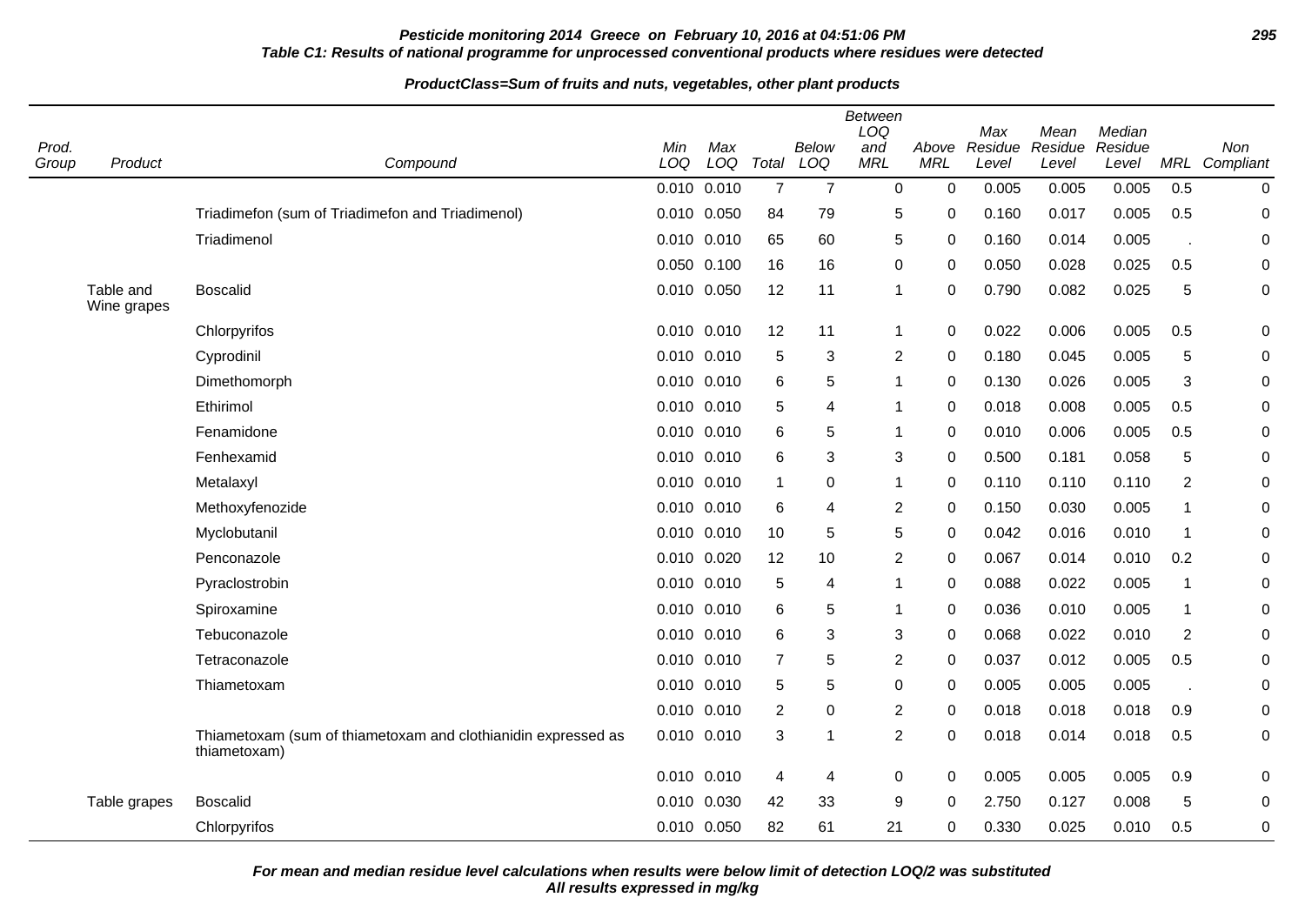**Pesticide monitoring 2014 Greece on February 10, 2016 at 04:51:06 PM**

**Table C1: Results of national programme for unprocessed conventional products where residues were detected**

**ProductClass=Sum of fruits and nuts, vegetables, other plant products**

| Prod. Group | Product | Compound | Min LOQ | Max LOQ | Total | Below LOQ | Between LOQ and MRL | Above MRL | Max Residue Level | Mean Residue Level | Median Residue Level | MRL | Non Compliant |
|---|---|---|---|---|---|---|---|---|---|---|---|---|---|
| | | | 0.010 | 0.010 | 7 | 7 | 0 | 0 | 0.005 | 0.005 | 0.005 | 0.5 | 0 |
| | | Triadimefon (sum of Triadimefon and Triadimenol) | 0.010 | 0.050 | 84 | 79 | 5 | 0 | 0.160 | 0.017 | 0.005 | 0.5 | 0 |
| | | Triadimenol | 0.010 | 0.010 | 65 | 60 | 5 | 0 | 0.160 | 0.014 | 0.005 | . | 0 |
| | | | 0.050 | 0.100 | 16 | 16 | 0 | 0 | 0.050 | 0.028 | 0.025 | 0.5 | 0 |
| | Table and Wine grapes | Boscalid | 0.010 | 0.050 | 12 | 11 | 1 | 0 | 0.790 | 0.082 | 0.025 | 5 | 0 |
| | | Chlorpyrifos | 0.010 | 0.010 | 12 | 11 | 1 | 0 | 0.022 | 0.006 | 0.005 | 0.5 | 0 |
| | | Cyprodinil | 0.010 | 0.010 | 5 | 3 | 2 | 0 | 0.180 | 0.045 | 0.005 | 5 | 0 |
| | | Dimethomorph | 0.010 | 0.010 | 6 | 5 | 1 | 0 | 0.130 | 0.026 | 0.005 | 3 | 0 |
| | | Ethirimol | 0.010 | 0.010 | 5 | 4 | 1 | 0 | 0.018 | 0.008 | 0.005 | 0.5 | 0 |
| | | Fenamidone | 0.010 | 0.010 | 6 | 5 | 1 | 0 | 0.010 | 0.006 | 0.005 | 0.5 | 0 |
| | | Fenhexamid | 0.010 | 0.010 | 6 | 3 | 3 | 0 | 0.500 | 0.181 | 0.058 | 5 | 0 |
| | | Metalaxyl | 0.010 | 0.010 | 1 | 0 | 1 | 0 | 0.110 | 0.110 | 0.110 | 2 | 0 |
| | | Methoxyfenozide | 0.010 | 0.010 | 6 | 4 | 2 | 0 | 0.150 | 0.030 | 0.005 | 1 | 0 |
| | | Myclobutanil | 0.010 | 0.010 | 10 | 5 | 5 | 0 | 0.042 | 0.016 | 0.010 | 1 | 0 |
| | | Penconazole | 0.010 | 0.020 | 12 | 10 | 2 | 0 | 0.067 | 0.014 | 0.010 | 0.2 | 0 |
| | | Pyraclostrobin | 0.010 | 0.010 | 5 | 4 | 1 | 0 | 0.088 | 0.022 | 0.005 | 1 | 0 |
| | | Spiroxamine | 0.010 | 0.010 | 6 | 5 | 1 | 0 | 0.036 | 0.010 | 0.005 | 1 | 0 |
| | | Tebuconazole | 0.010 | 0.010 | 6 | 3 | 3 | 0 | 0.068 | 0.022 | 0.010 | 2 | 0 |
| | | Tetraconazole | 0.010 | 0.010 | 7 | 5 | 2 | 0 | 0.037 | 0.012 | 0.005 | 0.5 | 0 |
| | | Thiametoxam | 0.010 | 0.010 | 5 | 5 | 0 | 0 | 0.005 | 0.005 | 0.005 | . | 0 |
| | | | 0.010 | 0.010 | 2 | 0 | 2 | 0 | 0.018 | 0.018 | 0.018 | 0.9 | 0 |
| | | Thiametoxam (sum of thiametoxam and clothianidin expressed as thiametoxam) | 0.010 | 0.010 | 3 | 1 | 2 | 0 | 0.018 | 0.014 | 0.018 | 0.5 | 0 |
| | | | 0.010 | 0.010 | 4 | 4 | 0 | 0 | 0.005 | 0.005 | 0.005 | 0.9 | 0 |
| | Table grapes | Boscalid | 0.010 | 0.030 | 42 | 33 | 9 | 0 | 2.750 | 0.127 | 0.008 | 5 | 0 |
| | | Chlorpyrifos | 0.010 | 0.050 | 82 | 61 | 21 | 0 | 0.330 | 0.025 | 0.010 | 0.5 | 0 |

***For mean and median residue level calculations when results were below limit of detection LOQ/2 was substituted***

***All results expressed in mg/kg***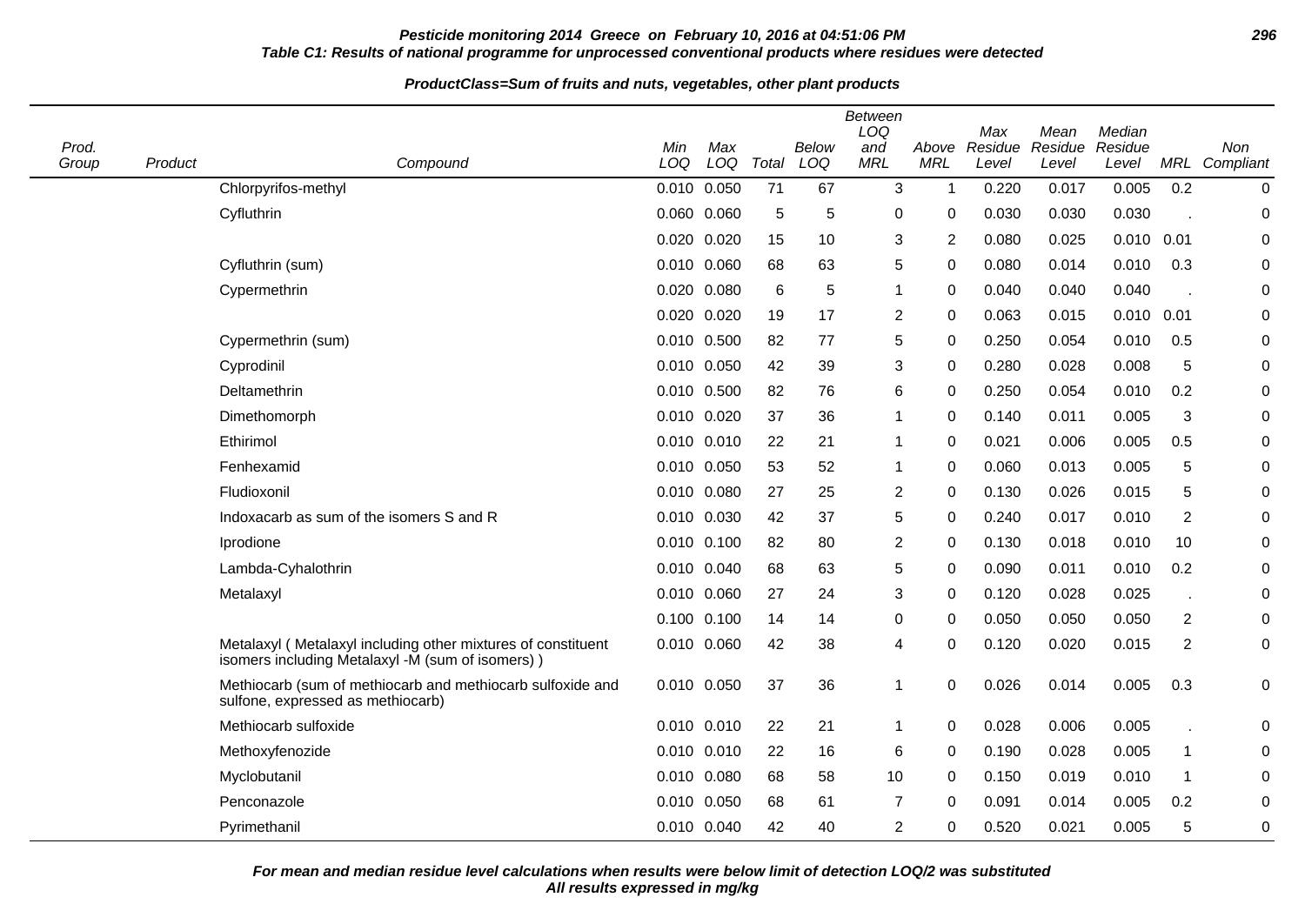**Pesticide monitoring 2014 Greece on February 10, 2016 at 04:51:06 PM**

**Table C1: Results of national programme for unprocessed conventional products where residues were detected**

**ProductClass=Sum of fruits and nuts, vegetables, other plant products**

| Prod. Group | Product | Compound | Min LOQ | Max LOQ | Total | Below LOQ | Between LOQ and MRL | Above MRL | Max Residue Level | Mean Residue Level | Median Residue Level | MRL | Non Compliant |
|---|---|---|---|---|---|---|---|---|---|---|---|---|---|
| | | Chlorpyrifos-methyl | 0.010 | 0.050 | 71 | 67 | 3 | 1 | 0.220 | 0.017 | 0.005 | 0.2 | 0 |
| | | Cyfluthrin | 0.060 | 0.060 | 5 | 5 | 0 | 0 | 0.030 | 0.030 | 0.030 | . | 0 |
| | | | 0.020 | 0.020 | 15 | 10 | 3 | 2 | 0.080 | 0.025 | 0.010 | 0.01 | 0 |
| | | Cyfluthrin (sum) | 0.010 | 0.060 | 68 | 63 | 5 | 0 | 0.080 | 0.014 | 0.010 | 0.3 | 0 |
| | | Cypermethrin | 0.020 | 0.080 | 6 | 5 | 1 | 0 | 0.040 | 0.040 | 0.040 | . | 0 |
| | | | 0.020 | 0.020 | 19 | 17 | 2 | 0 | 0.063 | 0.015 | 0.010 | 0.01 | 0 |
| | | Cypermethrin (sum) | 0.010 | 0.500 | 82 | 77 | 5 | 0 | 0.250 | 0.054 | 0.010 | 0.5 | 0 |
| | | Cyprodinil | 0.010 | 0.050 | 42 | 39 | 3 | 0 | 0.280 | 0.028 | 0.008 | 5 | 0 |
| | | Deltamethrin | 0.010 | 0.500 | 82 | 76 | 6 | 0 | 0.250 | 0.054 | 0.010 | 0.2 | 0 |
| | | Dimethomorph | 0.010 | 0.020 | 37 | 36 | 1 | 0 | 0.140 | 0.011 | 0.005 | 3 | 0 |
| | | Ethirimol | 0.010 | 0.010 | 22 | 21 | 1 | 0 | 0.021 | 0.006 | 0.005 | 0.5 | 0 |
| | | Fenhexamid | 0.010 | 0.050 | 53 | 52 | 1 | 0 | 0.060 | 0.013 | 0.005 | 5 | 0 |
| | | Fludioxonil | 0.010 | 0.080 | 27 | 25 | 2 | 0 | 0.130 | 0.026 | 0.015 | 5 | 0 |
| | | Indoxacarb as sum of the isomers S and R | 0.010 | 0.030 | 42 | 37 | 5 | 0 | 0.240 | 0.017 | 0.010 | 2 | 0 |
| | | Iprodione | 0.010 | 0.100 | 82 | 80 | 2 | 0 | 0.130 | 0.018 | 0.010 | 10 | 0 |
| | | Lambda-Cyhalothrin | 0.010 | 0.040 | 68 | 63 | 5 | 0 | 0.090 | 0.011 | 0.010 | 0.2 | 0 |
| | | Metalaxyl | 0.010 | 0.060 | 27 | 24 | 3 | 0 | 0.120 | 0.028 | 0.025 | . | 0 |
| | | | 0.100 | 0.100 | 14 | 14 | 0 | 0 | 0.050 | 0.050 | 0.050 | 2 | 0 |
| | | Metalaxyl ( Metalaxyl including other mixtures of constituent isomers including Metalaxyl -M (sum of isomers) ) | 0.010 | 0.060 | 42 | 38 | 4 | 0 | 0.120 | 0.020 | 0.015 | 2 | 0 |
| | | Methiocarb (sum of methiocarb and methiocarb sulfoxide and sulfone, expressed as methiocarb) | 0.010 | 0.050 | 37 | 36 | 1 | 0 | 0.026 | 0.014 | 0.005 | 0.3 | 0 |
| | | Methiocarb sulfoxide | 0.010 | 0.010 | 22 | 21 | 1 | 0 | 0.028 | 0.006 | 0.005 | . | 0 |
| | | Methoxyfenozide | 0.010 | 0.010 | 22 | 16 | 6 | 0 | 0.190 | 0.028 | 0.005 | 1 | 0 |
| | | Myclobutanil | 0.010 | 0.080 | 68 | 58 | 10 | 0 | 0.150 | 0.019 | 0.010 | 1 | 0 |
| | | Penconazole | 0.010 | 0.050 | 68 | 61 | 7 | 0 | 0.091 | 0.014 | 0.005 | 0.2 | 0 |
| | | Pyrimethanil | 0.010 | 0.040 | 42 | 40 | 2 | 0 | 0.520 | 0.021 | 0.005 | 5 | 0 |

**For mean and median residue level calculations when results were below limit of detection LOQ/2 was substituted**
**All results expressed in mg/kg**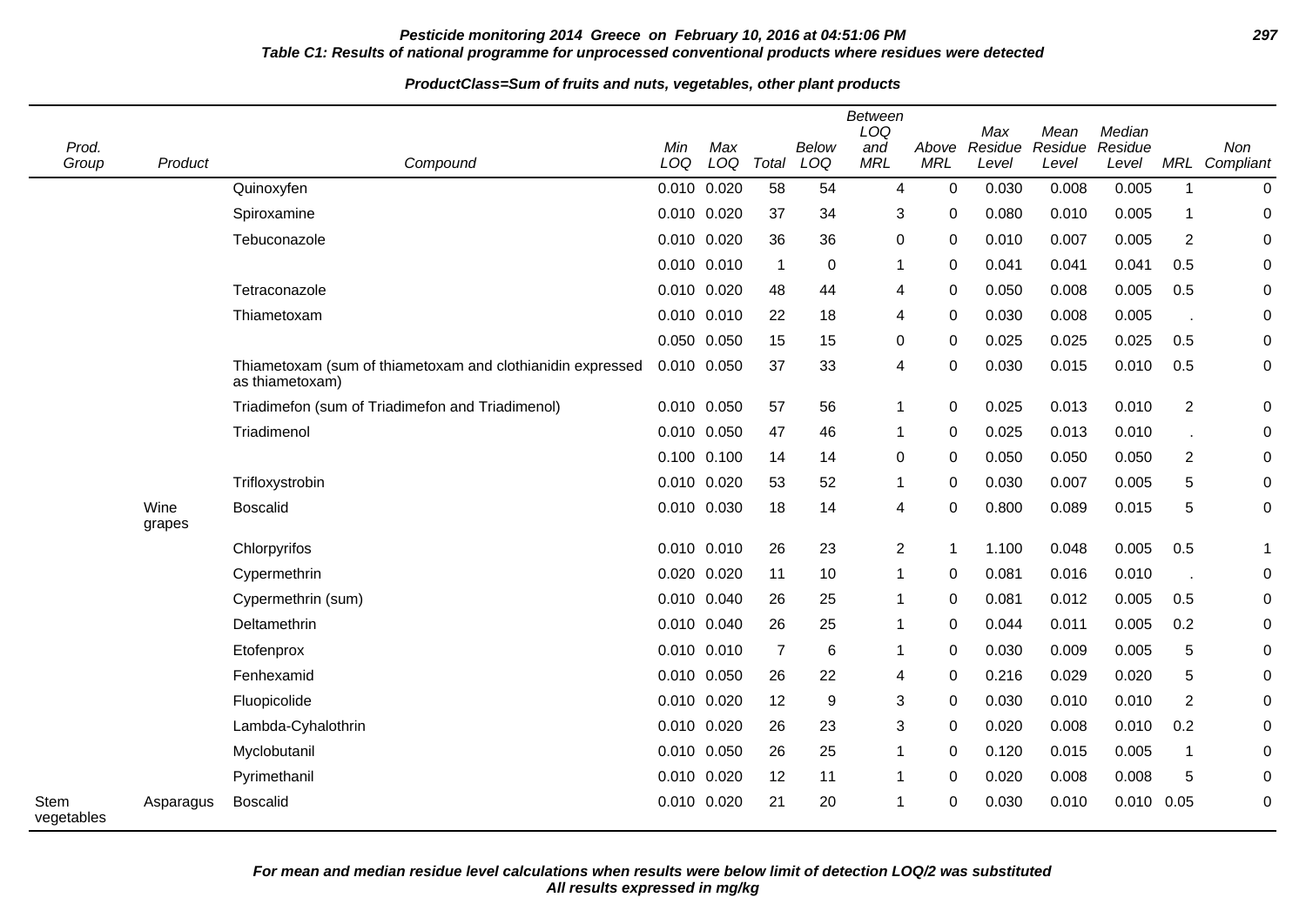**Pesticide monitoring 2014 Greece on February 10, 2016 at 04:51:06 PM**

**Table C1: Results of national programme for unprocessed conventional products where residues were detected**

**ProductClass=Sum of fruits and nuts, vegetables, other plant products**

| Prod. Group | Product | Compound | Min LOQ | Max LOQ | Total | Below LOQ | Between LOQ and MRL | Above MRL | Max Residue Level | Mean Residue Level | Median Residue Level | MRL | Non Compliant |
|---|---|---|---|---|---|---|---|---|---|---|---|---|---|
| | | Quinoxyfen | 0.010 | 0.020 | 58 | 54 | 4 | 0 | 0.030 | 0.008 | 0.005 | 1 | 0 |
| | | Spiroxamine | 0.010 | 0.020 | 37 | 34 | 3 | 0 | 0.080 | 0.010 | 0.005 | 1 | 0 |
| | | Tebuconazole | 0.010 | 0.020 | 36 | 36 | 0 | 0 | 0.010 | 0.007 | 0.005 | 2 | 0 |
| | | | 0.010 | 0.010 | 1 | 0 | 1 | 0 | 0.041 | 0.041 | 0.041 | 0.5 | 0 |
| | | Tetraconazole | 0.010 | 0.020 | 48 | 44 | 4 | 0 | 0.050 | 0.008 | 0.005 | 0.5 | 0 |
| | | Thiametoxam | 0.010 | 0.010 | 22 | 18 | 4 | 0 | 0.030 | 0.008 | 0.005 | . | 0 |
| | | | 0.050 | 0.050 | 15 | 15 | 0 | 0 | 0.025 | 0.025 | 0.025 | 0.5 | 0 |
| | | Thiametoxam (sum of thiametoxam and clothianidin expressed as thiametoxam) | 0.010 | 0.050 | 37 | 33 | 4 | 0 | 0.030 | 0.015 | 0.010 | 0.5 | 0 |
| | | Triadimefon (sum of Triadimefon and Triadimenol) | 0.010 | 0.050 | 57 | 56 | 1 | 0 | 0.025 | 0.013 | 0.010 | 2 | 0 |
| | | Triadimenol | 0.010 | 0.050 | 47 | 46 | 1 | 0 | 0.025 | 0.013 | 0.010 | . | 0 |
| | | | 0.100 | 0.100 | 14 | 14 | 0 | 0 | 0.050 | 0.050 | 0.050 | 2 | 0 |
| | | Trifloxystrobin | 0.010 | 0.020 | 53 | 52 | 1 | 0 | 0.030 | 0.007 | 0.005 | 5 | 0 |
| | Wine grapes | Boscalid | 0.010 | 0.030 | 18 | 14 | 4 | 0 | 0.800 | 0.089 | 0.015 | 5 | 0 |
| | | Chlorpyrifos | 0.010 | 0.010 | 26 | 23 | 2 | 1 | 1.100 | 0.048 | 0.005 | 0.5 | 1 |
| | | Cypermethrin | 0.020 | 0.020 | 11 | 10 | 1 | 0 | 0.081 | 0.016 | 0.010 | . | 0 |
| | | Cypermethrin (sum) | 0.010 | 0.040 | 26 | 25 | 1 | 0 | 0.081 | 0.012 | 0.005 | 0.5 | 0 |
| | | Deltamethrin | 0.010 | 0.040 | 26 | 25 | 1 | 0 | 0.044 | 0.011 | 0.005 | 0.2 | 0 |
| | | Etofenprox | 0.010 | 0.010 | 7 | 6 | 1 | 0 | 0.030 | 0.009 | 0.005 | 5 | 0 |
| | | Fenhexamid | 0.010 | 0.050 | 26 | 22 | 4 | 0 | 0.216 | 0.029 | 0.020 | 5 | 0 |
| | | Fluopicolide | 0.010 | 0.020 | 12 | 9 | 3 | 0 | 0.030 | 0.010 | 0.010 | 2 | 0 |
| | | Lambda-Cyhalothrin | 0.010 | 0.020 | 26 | 23 | 3 | 0 | 0.020 | 0.008 | 0.010 | 0.2 | 0 |
| | | Myclobutanil | 0.010 | 0.050 | 26 | 25 | 1 | 0 | 0.120 | 0.015 | 0.005 | 1 | 0 |
| | | Pyrimethanil | 0.010 | 0.020 | 12 | 11 | 1 | 0 | 0.020 | 0.008 | 0.008 | 5 | 0 |
| Stem vegetables | Asparagus | Boscalid | 0.010 | 0.020 | 21 | 20 | 1 | 0 | 0.030 | 0.010 | 0.010 | 0.05 | 0 |

**For mean and median residue level calculations when results were below limit of detection LOQ/2 was substituted**
**All results expressed in mg/kg**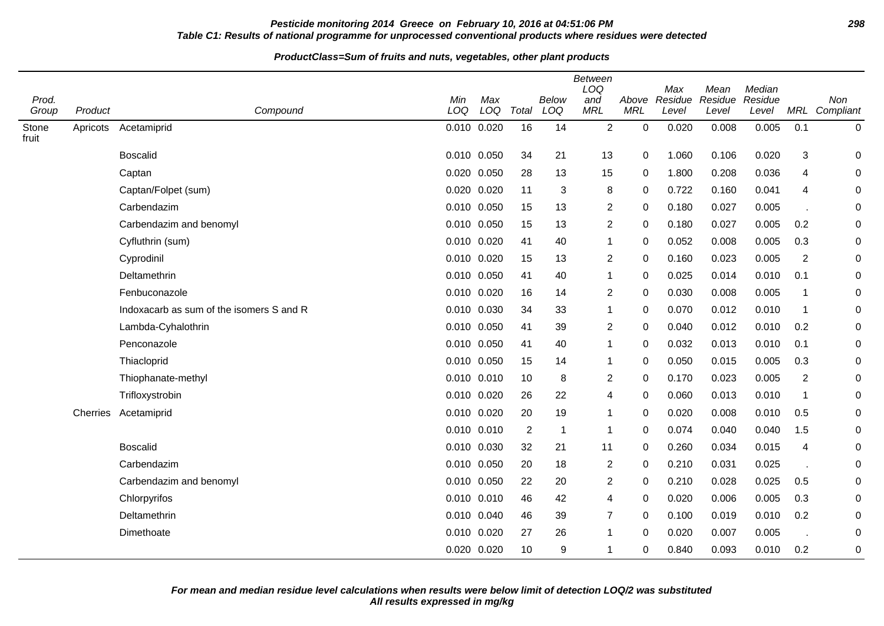**Pesticide monitoring 2014 Greece on February 10, 2016 at 04:51:06 PM**

**Table C1: Results of national programme for unprocessed conventional products where residues were detected**

**ProductClass=Sum of fruits and nuts, vegetables, other plant products**

| Prod. Group | Product | Compound | Min LOQ | Max LOQ | Total | Below LOQ | Between LOQ and MRL | Above MRL | Max Residue Level | Mean Residue Level | Median Residue Level | MRL | Non Compliant |
|---|---|---|---|---|---|---|---|---|---|---|---|---|---|
| Stone fruit | Apricots | Acetamiprid | 0.010 | 0.020 | 16 | 14 | 2 | 0 | 0.020 | 0.008 | 0.005 | 0.1 | 0 |
| | | Boscalid | 0.010 | 0.050 | 34 | 21 | 13 | 0 | 1.060 | 0.106 | 0.020 | 3 | 0 |
| | | Captan | 0.020 | 0.050 | 28 | 13 | 15 | 0 | 1.800 | 0.208 | 0.036 | 4 | 0 |
| | | Captan/Folpet (sum) | 0.020 | 0.020 | 11 | 3 | 8 | 0 | 0.722 | 0.160 | 0.041 | 4 | 0 |
| | | Carbendazim | 0.010 | 0.050 | 15 | 13 | 2 | 0 | 0.180 | 0.027 | 0.005 | . | 0 |
| | | Carbendazim and benomyl | 0.010 | 0.050 | 15 | 13 | 2 | 0 | 0.180 | 0.027 | 0.005 | 0.2 | 0 |
| | | Cyfluthrin (sum) | 0.010 | 0.020 | 41 | 40 | 1 | 0 | 0.052 | 0.008 | 0.005 | 0.3 | 0 |
| | | Cyprodinil | 0.010 | 0.020 | 15 | 13 | 2 | 0 | 0.160 | 0.023 | 0.005 | 2 | 0 |
| | | Deltamethrin | 0.010 | 0.050 | 41 | 40 | 1 | 0 | 0.025 | 0.014 | 0.010 | 0.1 | 0 |
| | | Fenbuconazole | 0.010 | 0.020 | 16 | 14 | 2 | 0 | 0.030 | 0.008 | 0.005 | 1 | 0 |
| | | Indoxacarb as sum of the isomers S and R | 0.010 | 0.030 | 34 | 33 | 1 | 0 | 0.070 | 0.012 | 0.010 | 1 | 0 |
| | | Lambda-Cyhalothrin | 0.010 | 0.050 | 41 | 39 | 2 | 0 | 0.040 | 0.012 | 0.010 | 0.2 | 0 |
| | | Penconazole | 0.010 | 0.050 | 41 | 40 | 1 | 0 | 0.032 | 0.013 | 0.010 | 0.1 | 0 |
| | | Thiacloprid | 0.010 | 0.050 | 15 | 14 | 1 | 0 | 0.050 | 0.015 | 0.005 | 0.3 | 0 |
| | | Thiophanate-methyl | 0.010 | 0.010 | 10 | 8 | 2 | 0 | 0.170 | 0.023 | 0.005 | 2 | 0 |
| | | Trifloxystrobin | 0.010 | 0.020 | 26 | 22 | 4 | 0 | 0.060 | 0.013 | 0.010 | 1 | 0 |
| | Cherries | Acetamiprid | 0.010 | 0.020 | 20 | 19 | 1 | 0 | 0.020 | 0.008 | 0.010 | 0.5 | 0 |
| | | | 0.010 | 0.010 | 2 | 1 | 1 | 0 | 0.074 | 0.040 | 0.040 | 1.5 | 0 |
| | | Boscalid | 0.010 | 0.030 | 32 | 21 | 11 | 0 | 0.260 | 0.034 | 0.015 | 4 | 0 |
| | | Carbendazim | 0.010 | 0.050 | 20 | 18 | 2 | 0 | 0.210 | 0.031 | 0.025 | . | 0 |
| | | Carbendazim and benomyl | 0.010 | 0.050 | 22 | 20 | 2 | 0 | 0.210 | 0.028 | 0.025 | 0.5 | 0 |
| | | Chlorpyrifos | 0.010 | 0.010 | 46 | 42 | 4 | 0 | 0.020 | 0.006 | 0.005 | 0.3 | 0 |
| | | Deltamethrin | 0.010 | 0.040 | 46 | 39 | 7 | 0 | 0.100 | 0.019 | 0.010 | 0.2 | 0 |
| | | Dimethoate | 0.010 | 0.020 | 27 | 26 | 1 | 0 | 0.020 | 0.007 | 0.005 | . | 0 |
| | | | 0.020 | 0.020 | 10 | 9 | 1 | 0 | 0.840 | 0.093 | 0.010 | 0.2 | 0 |

**For mean and median residue level calculations when results were below limit of detection LOQ/2 was substituted**
**All results expressed in mg/kg**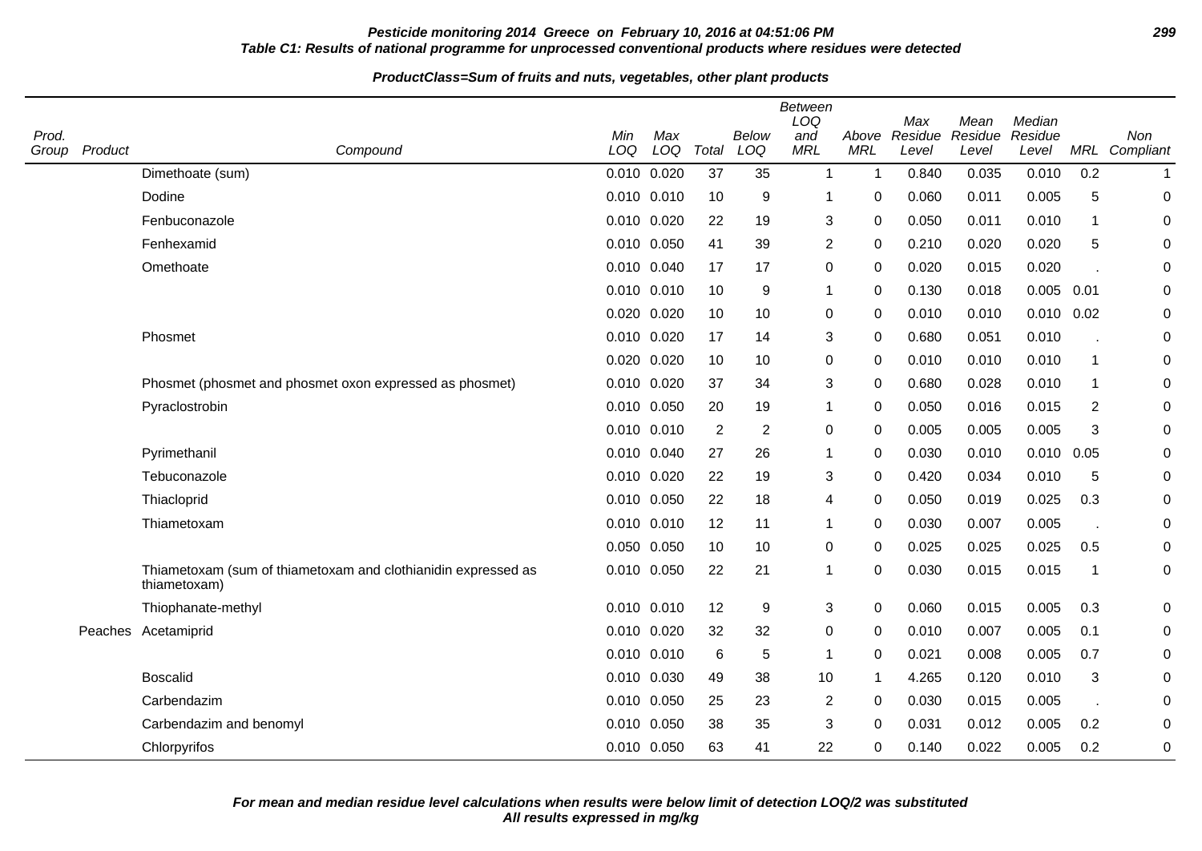**Pesticide monitoring 2014 Greece on February 10, 2016 at 04:51:06 PM**

**Table C1: Results of national programme for unprocessed conventional products where residues were detected**

**ProductClass=Sum of fruits and nuts, vegetables, other plant products**

| Prod. Group | Product | Compound | Min LOQ | Max LOQ | Total | Below LOQ | Between LOQ and MRL | Above MRL | Max Residue Level | Mean Residue Level | Median Residue Level | MRL | Non Compliant |
|---|---|---|---|---|---|---|---|---|---|---|---|---|---|
| | | Dimethoate (sum) | 0.010 | 0.020 | 37 | 35 | 1 | 1 | 0.840 | 0.035 | 0.010 | 0.2 | 1 |
| | | Dodine | 0.010 | 0.010 | 10 | 9 | 1 | 0 | 0.060 | 0.011 | 0.005 | 5 | 0 |
| | | Fenbuconazole | 0.010 | 0.020 | 22 | 19 | 3 | 0 | 0.050 | 0.011 | 0.010 | 1 | 0 |
| | | Fenhexamid | 0.010 | 0.050 | 41 | 39 | 2 | 0 | 0.210 | 0.020 | 0.020 | 5 | 0 |
| | | Omethoate | 0.010 | 0.040 | 17 | 17 | 0 | 0 | 0.020 | 0.015 | 0.020 | . | 0 |
| | | | 0.010 | 0.010 | 10 | 9 | 1 | 0 | 0.130 | 0.018 | 0.005 | 0.01 | 0 |
| | | | 0.020 | 0.020 | 10 | 10 | 0 | 0 | 0.010 | 0.010 | 0.010 | 0.02 | 0 |
| | | Phosmet | 0.010 | 0.020 | 17 | 14 | 3 | 0 | 0.680 | 0.051 | 0.010 | . | 0 |
| | | | 0.020 | 0.020 | 10 | 10 | 0 | 0 | 0.010 | 0.010 | 0.010 | 1 | 0 |
| | | Phosmet (phosmet and phosmet oxon expressed as phosmet) | 0.010 | 0.020 | 37 | 34 | 3 | 0 | 0.680 | 0.028 | 0.010 | 1 | 0 |
| | | Pyraclostrobin | 0.010 | 0.050 | 20 | 19 | 1 | 0 | 0.050 | 0.016 | 0.015 | 2 | 0 |
| | | | 0.010 | 0.010 | 2 | 2 | 0 | 0 | 0.005 | 0.005 | 0.005 | 3 | 0 |
| | | Pyrimethanil | 0.010 | 0.040 | 27 | 26 | 1 | 0 | 0.030 | 0.010 | 0.010 | 0.05 | 0 |
| | | Tebuconazole | 0.010 | 0.020 | 22 | 19 | 3 | 0 | 0.420 | 0.034 | 0.010 | 5 | 0 |
| | | Thiacloprid | 0.010 | 0.050 | 22 | 18 | 4 | 0 | 0.050 | 0.019 | 0.025 | 0.3 | 0 |
| | | Thiametoxam | 0.010 | 0.010 | 12 | 11 | 1 | 0 | 0.030 | 0.007 | 0.005 | . | 0 |
| | | | 0.050 | 0.050 | 10 | 10 | 0 | 0 | 0.025 | 0.025 | 0.025 | 0.5 | 0 |
| | | Thiametoxam (sum of thiametoxam and clothianidin expressed as thiametoxam) | 0.010 | 0.050 | 22 | 21 | 1 | 0 | 0.030 | 0.015 | 0.015 | 1 | 0 |
| | | Thiophanate-methyl | 0.010 | 0.010 | 12 | 9 | 3 | 0 | 0.060 | 0.015 | 0.005 | 0.3 | 0 |
| | Peaches | Acetamiprid | 0.010 | 0.020 | 32 | 32 | 0 | 0 | 0.010 | 0.007 | 0.005 | 0.1 | 0 |
| | | | 0.010 | 0.010 | 6 | 5 | 1 | 0 | 0.021 | 0.008 | 0.005 | 0.7 | 0 |
| | | Boscalid | 0.010 | 0.030 | 49 | 38 | 10 | 1 | 4.265 | 0.120 | 0.010 | 3 | 0 |
| | | Carbendazim | 0.010 | 0.050 | 25 | 23 | 2 | 0 | 0.030 | 0.015 | 0.005 | . | 0 |
| | | Carbendazim and benomyl | 0.010 | 0.050 | 38 | 35 | 3 | 0 | 0.031 | 0.012 | 0.005 | 0.2 | 0 |
| | | Chlorpyrifos | 0.010 | 0.050 | 63 | 41 | 22 | 0 | 0.140 | 0.022 | 0.005 | 0.2 | 0 |

**For mean and median residue level calculations when results were below limit of detection LOQ/2 was substituted**
**All results expressed in mg/kg**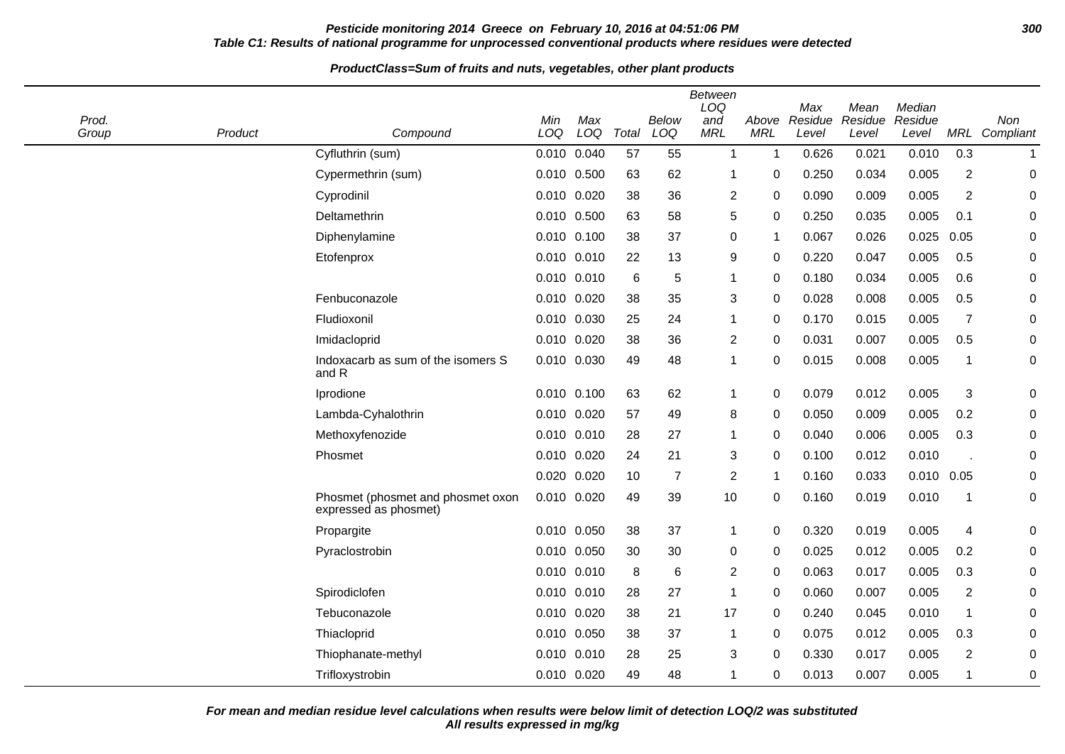**Pesticide monitoring 2014 Greece on February 10, 2016 at 04:51:06 PM**

**Table C1: Results of national programme for unprocessed conventional products where residues were detected**

**ProductClass=Sum of fruits and nuts, vegetables, other plant products**

| Prod. Group | Product | Compound | Min LOQ | Max LOQ | Total | Below LOQ | Between LOQ and MRL | Above MRL | Max Residue Level | Mean Residue Level | Median Residue Level | MRL | Non Compliant |
|---|---|---|---|---|---|---|---|---|---|---|---|---|---|
| | | Cyfluthrin (sum) | 0.010 | 0.040 | 57 | 55 | 1 | 1 | 0.626 | 0.021 | 0.010 | 0.3 | 1 |
| | | Cypermethrin (sum) | 0.010 | 0.500 | 63 | 62 | 1 | 0 | 0.250 | 0.034 | 0.005 | 2 | 0 |
| | | Cyprodinil | 0.010 | 0.020 | 38 | 36 | 2 | 0 | 0.090 | 0.009 | 0.005 | 2 | 0 |
| | | Deltamethrin | 0.010 | 0.500 | 63 | 58 | 5 | 0 | 0.250 | 0.035 | 0.005 | 0.1 | 0 |
| | | Diphenylamine | 0.010 | 0.100 | 38 | 37 | 0 | 1 | 0.067 | 0.026 | 0.025 | 0.05 | 0 |
| | | Etofenprox | 0.010 | 0.010 | 22 | 13 | 9 | 0 | 0.220 | 0.047 | 0.005 | 0.5 | 0 |
| | | | 0.010 | 0.010 | 6 | 5 | 1 | 0 | 0.180 | 0.034 | 0.005 | 0.6 | 0 |
| | | Fenbuconazole | 0.010 | 0.020 | 38 | 35 | 3 | 0 | 0.028 | 0.008 | 0.005 | 0.5 | 0 |
| | | Fludioxonil | 0.010 | 0.030 | 25 | 24 | 1 | 0 | 0.170 | 0.015 | 0.005 | 7 | 0 |
| | | Imidacloprid | 0.010 | 0.020 | 38 | 36 | 2 | 0 | 0.031 | 0.007 | 0.005 | 0.5 | 0 |
| | | Indoxacarb as sum of the isomers S and R | 0.010 | 0.030 | 49 | 48 | 1 | 0 | 0.015 | 0.008 | 0.005 | 1 | 0 |
| | | Iprodione | 0.010 | 0.100 | 63 | 62 | 1 | 0 | 0.079 | 0.012 | 0.005 | 3 | 0 |
| | | Lambda-Cyhalothrin | 0.010 | 0.020 | 57 | 49 | 8 | 0 | 0.050 | 0.009 | 0.005 | 0.2 | 0 |
| | | Methoxyfenozide | 0.010 | 0.010 | 28 | 27 | 1 | 0 | 0.040 | 0.006 | 0.005 | 0.3 | 0 |
| | | Phosmet | 0.010 | 0.020 | 24 | 21 | 3 | 0 | 0.100 | 0.012 | 0.010 | . | 0 |
| | | | 0.020 | 0.020 | 10 | 7 | 2 | 1 | 0.160 | 0.033 | 0.010 | 0.05 | 0 |
| | | Phosmet (phosmet and phosmet oxon expressed as phosmet) | 0.010 | 0.020 | 49 | 39 | 10 | 0 | 0.160 | 0.019 | 0.010 | 1 | 0 |
| | | Propargite | 0.010 | 0.050 | 38 | 37 | 1 | 0 | 0.320 | 0.019 | 0.005 | 4 | 0 |
| | | Pyraclostrobin | 0.010 | 0.050 | 30 | 30 | 0 | 0 | 0.025 | 0.012 | 0.005 | 0.2 | 0 |
| | | | 0.010 | 0.010 | 8 | 6 | 2 | 0 | 0.063 | 0.017 | 0.005 | 0.3 | 0 |
| | | Spirodiclofen | 0.010 | 0.010 | 28 | 27 | 1 | 0 | 0.060 | 0.007 | 0.005 | 2 | 0 |
| | | Tebuconazole | 0.010 | 0.020 | 38 | 21 | 17 | 0 | 0.240 | 0.045 | 0.010 | 1 | 0 |
| | | Thiacloprid | 0.010 | 0.050 | 38 | 37 | 1 | 0 | 0.075 | 0.012 | 0.005 | 0.3 | 0 |
| | | Thiophanate-methyl | 0.010 | 0.010 | 28 | 25 | 3 | 0 | 0.330 | 0.017 | 0.005 | 2 | 0 |
| | | Trifloxystrobin | 0.010 | 0.020 | 49 | 48 | 1 | 0 | 0.013 | 0.007 | 0.005 | 1 | 0 |

***For mean and median residue level calculations when results were below limit of detection LOQ/2 was substituted***
***All results expressed in mg/kg***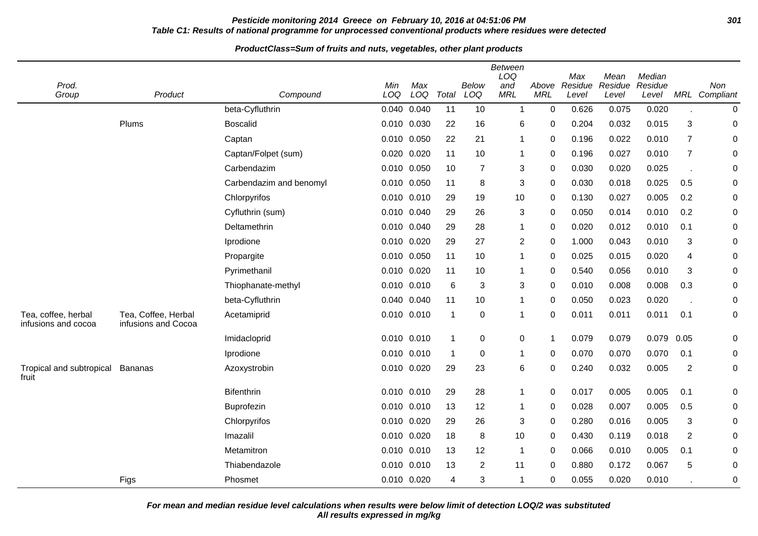**Pesticide monitoring 2014 Greece on February 10, 2016 at 04:51:06 PM**

**Table C1: Results of national programme for unprocessed conventional products where residues were detected**

**ProductClass=Sum of fruits and nuts, vegetables, other plant products**

| Prod. Group | Product | Compound | Min LOQ | Max LOQ | Total | Below LOQ | Between LOQ and MRL | Above MRL | Max Residue Level | Mean Residue Level | Median Residue Level | MRL | Non Compliant |
|---|---|---|---|---|---|---|---|---|---|---|---|---|---|
| | | beta-Cyfluthrin | 0.040 | 0.040 | 11 | 10 | 1 | 0 | 0.626 | 0.075 | 0.020 | . | 0 |
| | Plums | Boscalid | 0.010 | 0.030 | 22 | 16 | 6 | 0 | 0.204 | 0.032 | 0.015 | 3 | 0 |
| | | Captan | 0.010 | 0.050 | 22 | 21 | 1 | 0 | 0.196 | 0.022 | 0.010 | 7 | 0 |
| | | Captan/Folpet (sum) | 0.020 | 0.020 | 11 | 10 | 1 | 0 | 0.196 | 0.027 | 0.010 | 7 | 0 |
| | | Carbendazim | 0.010 | 0.050 | 10 | 7 | 3 | 0 | 0.030 | 0.020 | 0.025 | . | 0 |
| | | Carbendazim and benomyl | 0.010 | 0.050 | 11 | 8 | 3 | 0 | 0.030 | 0.018 | 0.025 | 0.5 | 0 |
| | | Chlorpyrifos | 0.010 | 0.010 | 29 | 19 | 10 | 0 | 0.130 | 0.027 | 0.005 | 0.2 | 0 |
| | | Cyfluthrin (sum) | 0.010 | 0.040 | 29 | 26 | 3 | 0 | 0.050 | 0.014 | 0.010 | 0.2 | 0 |
| | | Deltamethrin | 0.010 | 0.040 | 29 | 28 | 1 | 0 | 0.020 | 0.012 | 0.010 | 0.1 | 0 |
| | | Iprodione | 0.010 | 0.020 | 29 | 27 | 2 | 0 | 1.000 | 0.043 | 0.010 | 3 | 0 |
| | | Propargite | 0.010 | 0.050 | 11 | 10 | 1 | 0 | 0.025 | 0.015 | 0.020 | 4 | 0 |
| | | Pyrimethanil | 0.010 | 0.020 | 11 | 10 | 1 | 0 | 0.540 | 0.056 | 0.010 | 3 | 0 |
| | | Thiophanate-methyl | 0.010 | 0.010 | 6 | 3 | 3 | 0 | 0.010 | 0.008 | 0.008 | 0.3 | 0 |
| | | beta-Cyfluthrin | 0.040 | 0.040 | 11 | 10 | 1 | 0 | 0.050 | 0.023 | 0.020 | . | 0 |
| Tea, coffee, herbal infusions and cocoa | Tea, Coffee, Herbal infusions and Cocoa | Acetamiprid | 0.010 | 0.010 | 1 | 0 | 1 | 0 | 0.011 | 0.011 | 0.011 | 0.1 | 0 |
| | | Imidacloprid | 0.010 | 0.010 | 1 | 0 | 0 | 1 | 0.079 | 0.079 | 0.079 | 0.05 | 0 |
| | | Iprodione | 0.010 | 0.010 | 1 | 0 | 1 | 0 | 0.070 | 0.070 | 0.070 | 0.1 | 0 |
| Tropical and subtropical fruit | Bananas | Azoxystrobin | 0.010 | 0.020 | 29 | 23 | 6 | 0 | 0.240 | 0.032 | 0.005 | 2 | 0 |
| | | Bifenthrin | 0.010 | 0.010 | 29 | 28 | 1 | 0 | 0.017 | 0.005 | 0.005 | 0.1 | 0 |
| | | Buprofezin | 0.010 | 0.010 | 13 | 12 | 1 | 0 | 0.028 | 0.007 | 0.005 | 0.5 | 0 |
| | | Chlorpyrifos | 0.010 | 0.020 | 29 | 26 | 3 | 0 | 0.280 | 0.016 | 0.005 | 3 | 0 |
| | | Imazalil | 0.010 | 0.020 | 18 | 8 | 10 | 0 | 0.430 | 0.119 | 0.018 | 2 | 0 |
| | | Metamitron | 0.010 | 0.010 | 13 | 12 | 1 | 0 | 0.066 | 0.010 | 0.005 | 0.1 | 0 |
| | | Thiabendazole | 0.010 | 0.010 | 13 | 2 | 11 | 0 | 0.880 | 0.172 | 0.067 | 5 | 0 |
| | Figs | Phosmet | 0.010 | 0.020 | 4 | 3 | 1 | 0 | 0.055 | 0.020 | 0.010 | . | 0 |

**For mean and median residue level calculations when results were below limit of detection LOQ/2 was substituted**
**All results expressed in mg/kg**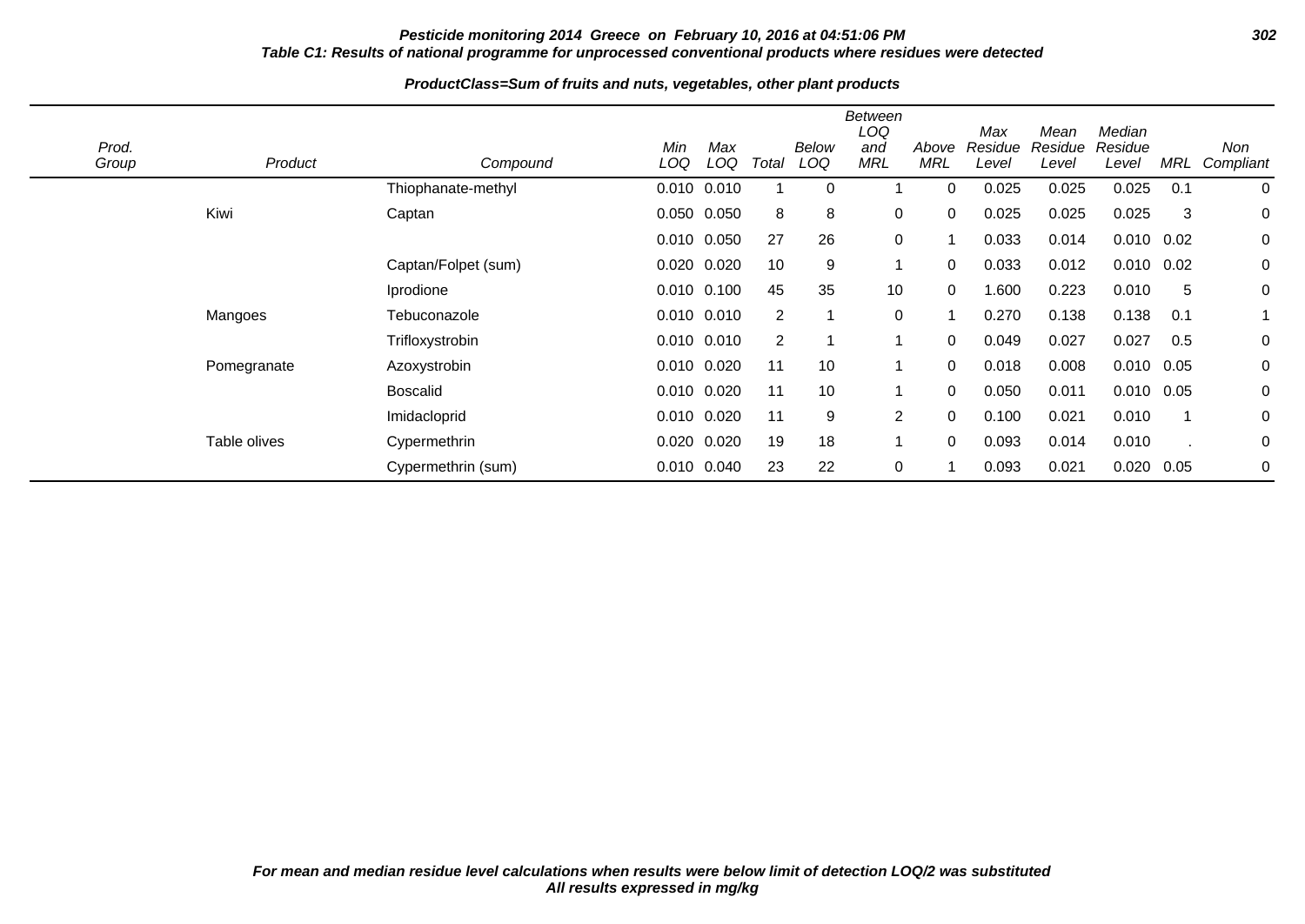**Pesticide monitoring 2014 Greece on February 10, 2016 at 04:51:06 PM**

**Table C1: Results of national programme for unprocessed conventional products where residues were detected**

**ProductClass=Sum of fruits and nuts, vegetables, other plant products**

| Prod. Group | Product | Compound | Min LOQ | Max LOQ | Total | Below LOQ | Between LOQ and MRL | Above MRL | Max Residue Level | Mean Residue Level | Median Residue Level | MRL | Non Compliant |
|---|---|---|---|---|---|---|---|---|---|---|---|---|---|
| | | Thiophanate-methyl | 0.010 | 0.010 | 1 | 0 | 1 | 0 | 0.025 | 0.025 | 0.025 | 0.1 | 0 |
| | Kiwi | Captan | 0.050 | 0.050 | 8 | 8 | 0 | 0 | 0.025 | 0.025 | 0.025 | 3 | 0 |
| | | | 0.010 | 0.050 | 27 | 26 | 0 | 1 | 0.033 | 0.014 | 0.010 | 0.02 | 0 |
| | | Captan/Folpet (sum) | 0.020 | 0.020 | 10 | 9 | 1 | 0 | 0.033 | 0.012 | 0.010 | 0.02 | 0 |
| | | Iprodione | 0.010 | 0.100 | 45 | 35 | 10 | 0 | 1.600 | 0.223 | 0.010 | 5 | 0 |
| | Mangoes | Tebuconazole | 0.010 | 0.010 | 2 | 1 | 0 | 1 | 0.270 | 0.138 | 0.138 | 0.1 | 1 |
| | | Trifloxystrobin | 0.010 | 0.010 | 2 | 1 | 1 | 0 | 0.049 | 0.027 | 0.027 | 0.5 | 0 |
| | Pomegranate | Azoxystrobin | 0.010 | 0.020 | 11 | 10 | 1 | 0 | 0.018 | 0.008 | 0.010 | 0.05 | 0 |
| | | Boscalid | 0.010 | 0.020 | 11 | 10 | 1 | 0 | 0.050 | 0.011 | 0.010 | 0.05 | 0 |
| | | Imidacloprid | 0.010 | 0.020 | 11 | 9 | 2 | 0 | 0.100 | 0.021 | 0.010 | 1 | 0 |
| | Table olives | Cypermethrin | 0.020 | 0.020 | 19 | 18 | 1 | 0 | 0.093 | 0.014 | 0.010 | . | 0 |
| | | Cypermethrin (sum) | 0.010 | 0.040 | 23 | 22 | 0 | 1 | 0.093 | 0.021 | 0.020 | 0.05 | 0 |

*For mean and median residue level calculations when results were below limit of detection LOQ/2 was substituted*
*All results expressed in mg/kg*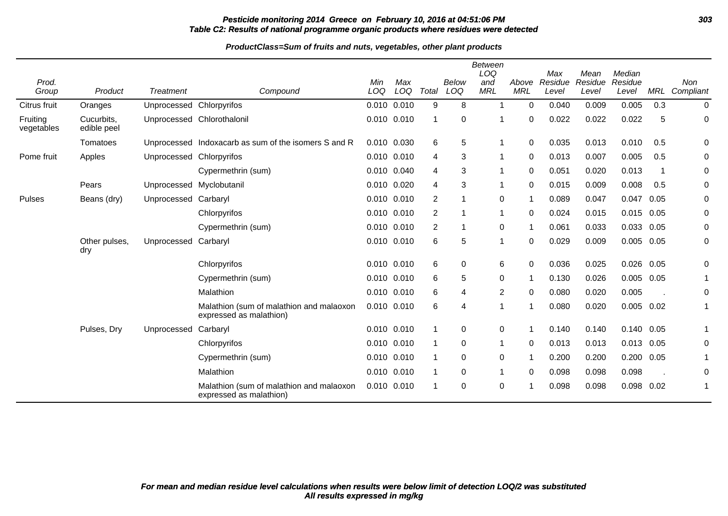**Pesticide monitoring 2014 Greece on February 10, 2016 at 04:51:06 PM**
**Table C2: Results of national programme organic products where residues were detected**

**ProductClass=Sum of fruits and nuts, vegetables, other plant products**

| Prod. Group | Product | Treatment | Compound | Min LOQ | Max LOQ | Total | Below LOQ | Between LOQ and MRL | Above MRL | Max Residue Level | Mean Residue Level | Median Residue Level | MRL | Non Compliant |
|---|---|---|---|---|---|---|---|---|---|---|---|---|---|---|
| Citrus fruit | Oranges | Unprocessed | Chlorpyrifos | 0.010 | 0.010 | 9 | 8 | 1 | 0 | 0.040 | 0.009 | 0.005 | 0.3 | 0 |
| Fruiting vegetables | Cucurbits, edible peel | Unprocessed | Chlorothalonil | 0.010 | 0.010 | 1 | 0 | 1 | 0 | 0.022 | 0.022 | 0.022 | 5 | 0 |
| | Tomatoes | Unprocessed | Indoxacarb as sum of the isomers S and R | 0.010 | 0.030 | 6 | 5 | 1 | 0 | 0.035 | 0.013 | 0.010 | 0.5 | 0 |
| Pome fruit | Apples | Unprocessed | Chlorpyrifos | 0.010 | 0.010 | 4 | 3 | 1 | 0 | 0.013 | 0.007 | 0.005 | 0.5 | 0 |
| | | | Cypermethrin (sum) | 0.010 | 0.040 | 4 | 3 | 1 | 0 | 0.051 | 0.020 | 0.013 | 1 | 0 |
| | Pears | Unprocessed | Myclobutanil | 0.010 | 0.020 | 4 | 3 | 1 | 0 | 0.015 | 0.009 | 0.008 | 0.5 | 0 |
| Pulses | Beans (dry) | Unprocessed | Carbaryl | 0.010 | 0.010 | 2 | 1 | 0 | 1 | 0.089 | 0.047 | 0.047 | 0.05 | 0 |
| | | | Chlorpyrifos | 0.010 | 0.010 | 2 | 1 | 1 | 0 | 0.024 | 0.015 | 0.015 | 0.05 | 0 |
| | | | Cypermethrin (sum) | 0.010 | 0.010 | 2 | 1 | 0 | 1 | 0.061 | 0.033 | 0.033 | 0.05 | 0 |
| | Other pulses, dry | Unprocessed | Carbaryl | 0.010 | 0.010 | 6 | 5 | 1 | 0 | 0.029 | 0.009 | 0.005 | 0.05 | 0 |
| | | | Chlorpyrifos | 0.010 | 0.010 | 6 | 0 | 6 | 0 | 0.036 | 0.025 | 0.026 | 0.05 | 0 |
| | | | Cypermethrin (sum) | 0.010 | 0.010 | 6 | 5 | 0 | 1 | 0.130 | 0.026 | 0.005 | 0.05 | 1 |
| | | | Malathion | 0.010 | 0.010 | 6 | 4 | 2 | 0 | 0.080 | 0.020 | 0.005 | . | 0 |
| | | | Malathion (sum of malathion and malaoxon expressed as malathion) | 0.010 | 0.010 | 6 | 4 | 1 | 1 | 0.080 | 0.020 | 0.005 | 0.02 | 1 |
| | Pulses, Dry | Unprocessed | Carbaryl | 0.010 | 0.010 | 1 | 0 | 0 | 1 | 0.140 | 0.140 | 0.140 | 0.05 | 1 |
| | | | Chlorpyrifos | 0.010 | 0.010 | 1 | 0 | 1 | 0 | 0.013 | 0.013 | 0.013 | 0.05 | 0 |
| | | | Cypermethrin (sum) | 0.010 | 0.010 | 1 | 0 | 0 | 1 | 0.200 | 0.200 | 0.200 | 0.05 | 1 |
| | | | Malathion | 0.010 | 0.010 | 1 | 0 | 1 | 0 | 0.098 | 0.098 | 0.098 | . | 0 |
| | | | Malathion (sum of malathion and malaoxon expressed as malathion) | 0.010 | 0.010 | 1 | 0 | 0 | 1 | 0.098 | 0.098 | 0.098 | 0.02 | 1 |

**For mean and median residue level calculations when results were below limit of detection LOQ/2 was substituted**
**All results expressed in mg/kg**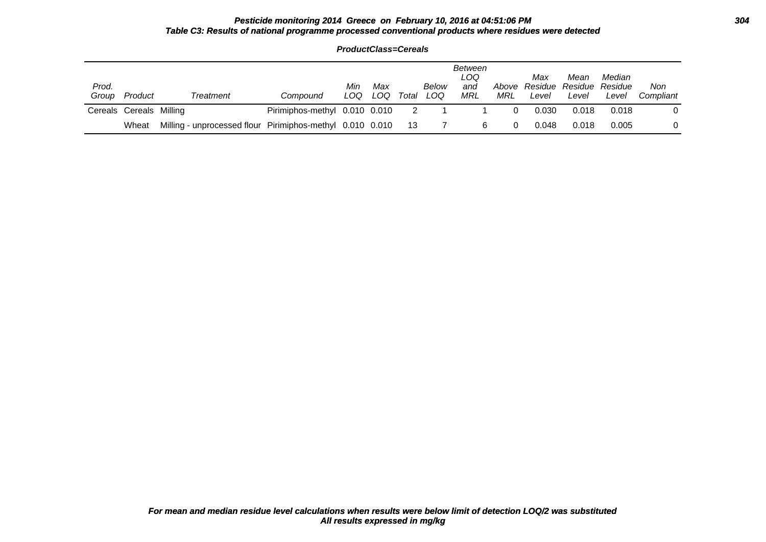**Pesticide monitoring 2014 Greece on February 10, 2016 at 04:51:06 PM**

**Table C3: Results of national programme processed conventional products where residues were detected**

**ProductClass=Cereals**

| Prod. Group | Product | Treatment | Compound | Min LOQ | Max LOQ | Total | Below LOQ | Between LOQ and MRL | Above MRL | Max Residue Level | Mean Residue Level | Median Residue Level | Non Compliant |
|---|---|---|---|---|---|---|---|---|---|---|---|---|---|
| Cereals | Cereals | Milling | Pirimiphos-methyl | 0.010 | 0.010 | 2 | 1 | 1 | 0 | 0.030 | 0.018 | 0.018 | 0 |
| | Wheat | Milling - unprocessed flour | Pirimiphos-methyl | 0.010 | 0.010 | 13 | 7 | 6 | 0 | 0.048 | 0.018 | 0.005 | 0 |

**For mean and median residue level calculations when results were below limit of detection LOQ/2 was substituted**
**All results expressed in mg/kg**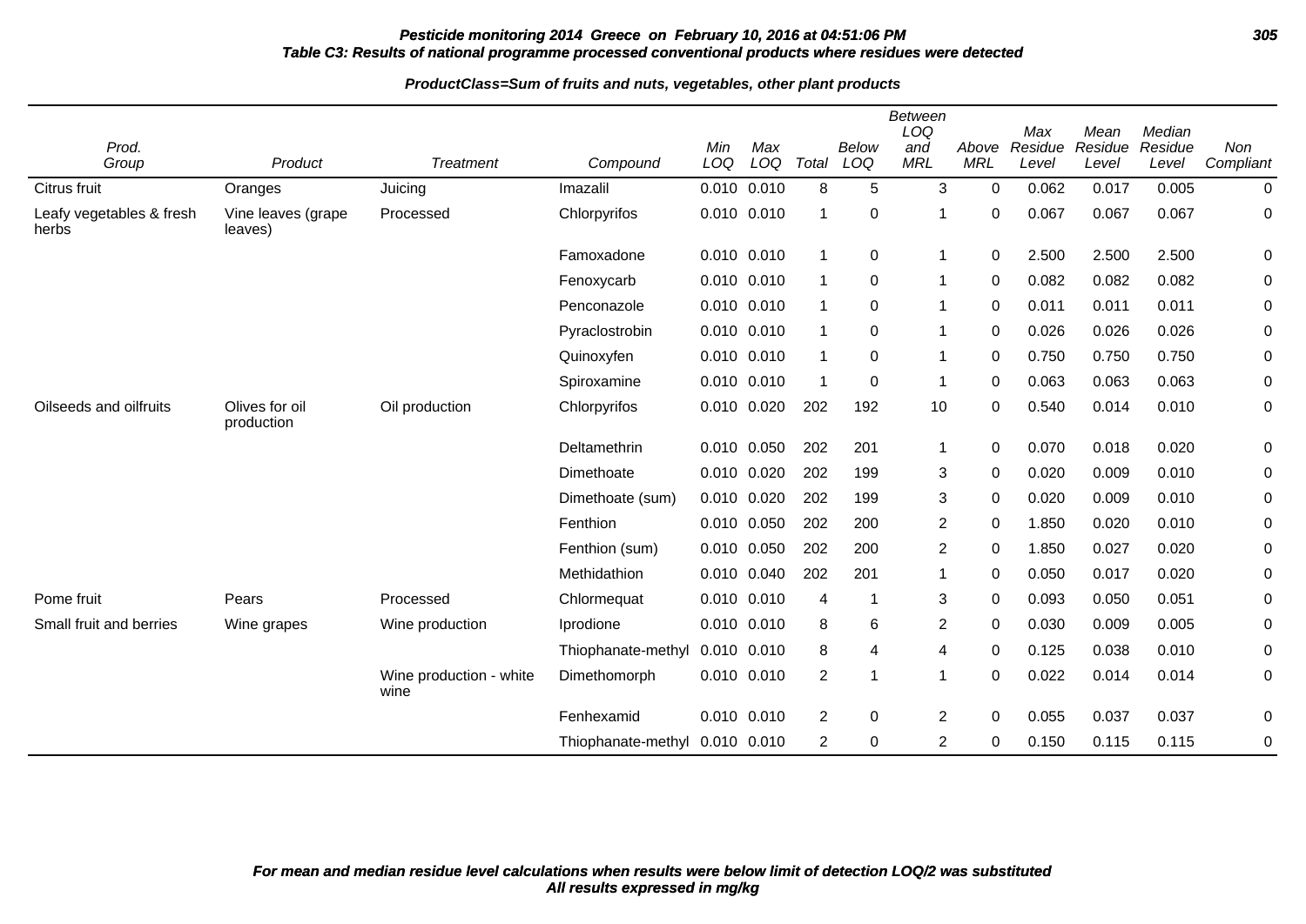**Pesticide monitoring 2014 Greece on February 10, 2016 at 04:51:06 PM**

**Table C3: Results of national programme processed conventional products where residues were detected**

**ProductClass=Sum of fruits and nuts, vegetables, other plant products**

| Prod. Group | Product | Treatment | Compound | Min LOQ | Max LOQ | Total | Below LOQ | Between LOQ and MRL | Above MRL | Max Residue Level | Mean Residue Level | Median Residue Level | Non Compliant |
|---|---|---|---|---|---|---|---|---|---|---|---|---|---|
| Citrus fruit | Oranges | Juicing | Imazalil | 0.010 | 0.010 | 8 | 5 | 3 | 0 | 0.062 | 0.017 | 0.005 | 0 |
| Leafy vegetables & fresh herbs | Vine leaves (grape leaves) | Processed | Chlorpyrifos | 0.010 | 0.010 | 1 | 0 | 1 | 0 | 0.067 | 0.067 | 0.067 | 0 |
| | | | Famoxadone | 0.010 | 0.010 | 1 | 0 | 1 | 0 | 2.500 | 2.500 | 2.500 | 0 |
| | | | Fenoxycarb | 0.010 | 0.010 | 1 | 0 | 1 | 0 | 0.082 | 0.082 | 0.082 | 0 |
| | | | Penconazole | 0.010 | 0.010 | 1 | 0 | 1 | 0 | 0.011 | 0.011 | 0.011 | 0 |
| | | | Pyraclostrobin | 0.010 | 0.010 | 1 | 0 | 1 | 0 | 0.026 | 0.026 | 0.026 | 0 |
| | | | Quinoxyfen | 0.010 | 0.010 | 1 | 0 | 1 | 0 | 0.750 | 0.750 | 0.750 | 0 |
| | | | Spiroxamine | 0.010 | 0.010 | 1 | 0 | 1 | 0 | 0.063 | 0.063 | 0.063 | 0 |
| Oilseeds and oilfruits | Olives for oil production | Oil production | Chlorpyrifos | 0.010 | 0.020 | 202 | 192 | 10 | 0 | 0.540 | 0.014 | 0.010 | 0 |
| | | | Deltamethrin | 0.010 | 0.050 | 202 | 201 | 1 | 0 | 0.070 | 0.018 | 0.020 | 0 |
| | | | Dimethoate | 0.010 | 0.020 | 202 | 199 | 3 | 0 | 0.020 | 0.009 | 0.010 | 0 |
| | | | Dimethoate (sum) | 0.010 | 0.020 | 202 | 199 | 3 | 0 | 0.020 | 0.009 | 0.010 | 0 |
| | | | Fenthion | 0.010 | 0.050 | 202 | 200 | 2 | 0 | 1.850 | 0.020 | 0.010 | 0 |
| | | | Fenthion (sum) | 0.010 | 0.050 | 202 | 200 | 2 | 0 | 1.850 | 0.027 | 0.020 | 0 |
| | | | Methidathion | 0.010 | 0.040 | 202 | 201 | 1 | 0 | 0.050 | 0.017 | 0.020 | 0 |
| Pome fruit | Pears | Processed | Chlormequat | 0.010 | 0.010 | 4 | 1 | 3 | 0 | 0.093 | 0.050 | 0.051 | 0 |
| Small fruit and berries | Wine grapes | Wine production | Iprodione | 0.010 | 0.010 | 8 | 6 | 2 | 0 | 0.030 | 0.009 | 0.005 | 0 |
| | | | Thiophanate-methyl | 0.010 | 0.010 | 8 | 4 | 4 | 0 | 0.125 | 0.038 | 0.010 | 0 |
| | | Wine production - white wine | Dimethomorph | 0.010 | 0.010 | 2 | 1 | 1 | 0 | 0.022 | 0.014 | 0.014 | 0 |
| | | | Fenhexamid | 0.010 | 0.010 | 2 | 0 | 2 | 0 | 0.055 | 0.037 | 0.037 | 0 |
| | | | Thiophanate-methyl | 0.010 | 0.010 | 2 | 0 | 2 | 0 | 0.150 | 0.115 | 0.115 | 0 |

**For mean and median residue level calculations when results were below limit of detection LOQ/2 was substituted**
**All results expressed in mg/kg**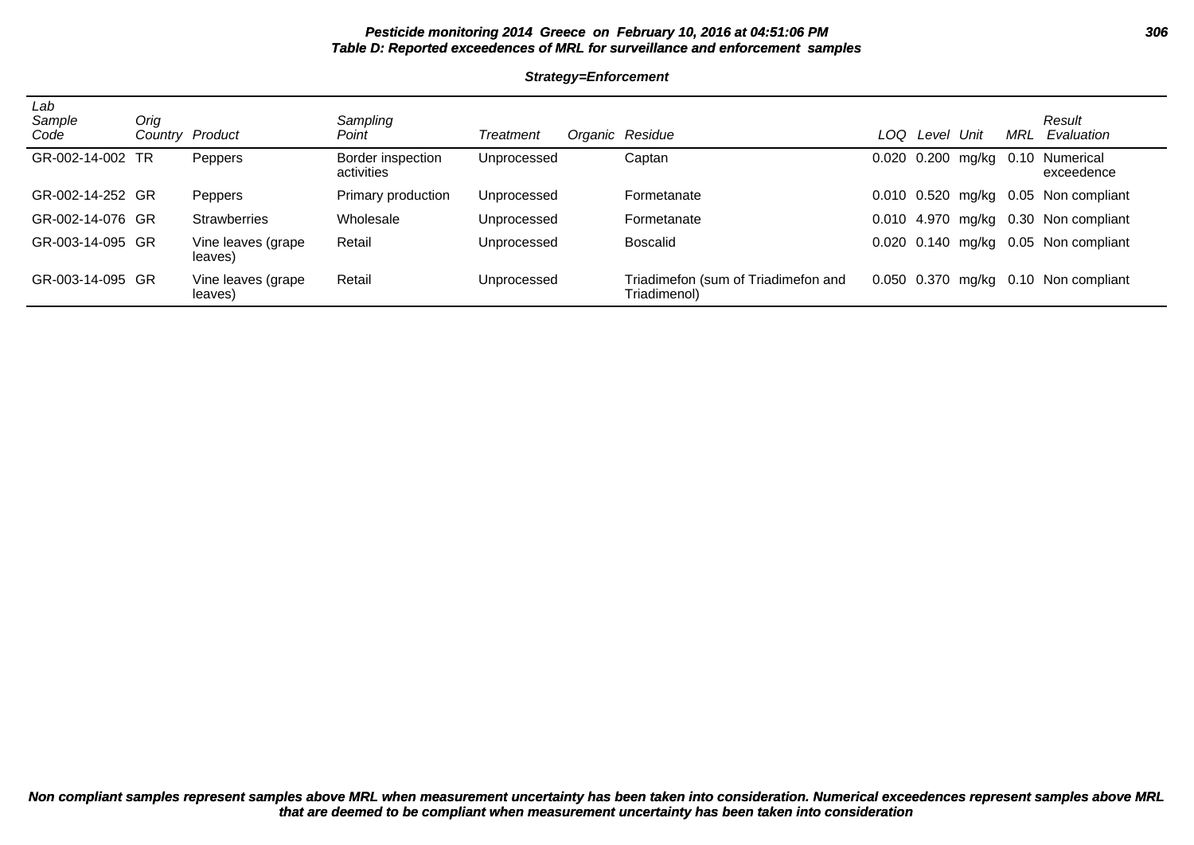**Pesticide monitoring 2014 Greece on February 10, 2016 at 04:51:06 PM**
**Table D: Reported exceedences of MRL for surveillance and enforcement samples**

**Strategy=Enforcement**

| Lab Sample Code | Orig Country | Product | Sampling Point | Treatment | Organic | Residue | LOQ | Level | Unit | MRL | Result Evaluation |
|---|---|---|---|---|---|---|---|---|---|---|---|
| GR-002-14-002 | TR | Peppers | Border inspection activities | Unprocessed | | Captan | 0.020 | 0.200 | mg/kg | 0.10 | Numerical exceedence |
| GR-002-14-252 | GR | Peppers | Primary production | Unprocessed | | Formetanate | 0.010 | 0.520 | mg/kg | 0.05 | Non compliant |
| GR-002-14-076 | GR | Strawberries | Wholesale | Unprocessed | | Formetanate | 0.010 | 4.970 | mg/kg | 0.30 | Non compliant |
| GR-003-14-095 | GR | Vine leaves (grape leaves) | Retail | Unprocessed | | Boscalid | 0.020 | 0.140 | mg/kg | 0.05 | Non compliant |
| GR-003-14-095 | GR | Vine leaves (grape leaves) | Retail | Unprocessed | | Triadimefon (sum of Triadimefon and Triadimenol) | 0.050 | 0.370 | mg/kg | 0.10 | Non compliant |

**Non compliant samples represent samples above MRL when measurement uncertainty has been taken into consideration. Numerical exceedences represent samples above MRL that are deemed to be compliant when measurement uncertainty has been taken into consideration**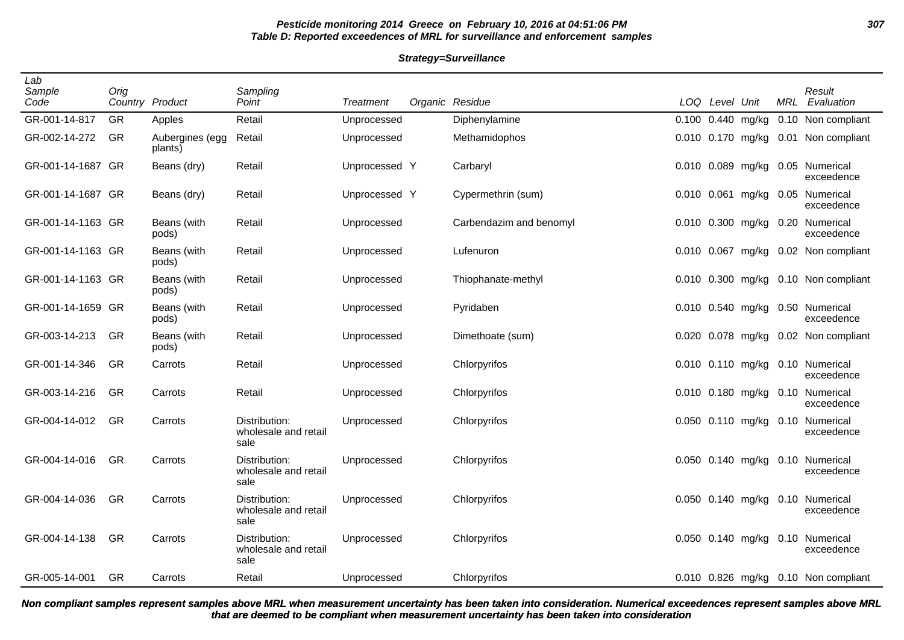**Pesticide monitoring 2014 Greece on February 10, 2016 at 04:51:06 PM**
**Table D: Reported exceedences of MRL for surveillance and enforcement samples**

**Strategy=Surveillance**

| Lab Sample Code | Orig Country | Product | Sampling Point | Treatment | Organic | Residue | LOQ | Level | Unit | MRL | Result Evaluation |
|---|---|---|---|---|---|---|---|---|---|---|---|
| GR-001-14-817 | GR | Apples | Retail | Unprocessed | | Diphenylamine | 0.100 | 0.440 | mg/kg | 0.10 | Non compliant |
| GR-002-14-272 | GR | Aubergines (egg plants) | Retail | Unprocessed | | Methamidophos | 0.010 | 0.170 | mg/kg | 0.01 | Non compliant |
| GR-001-14-1687 | GR | Beans (dry) | Retail | Unprocessed | Y | Carbaryl | 0.010 | 0.089 | mg/kg | 0.05 | Numerical exceedence |
| GR-001-14-1687 | GR | Beans (dry) | Retail | Unprocessed | Y | Cypermethrin (sum) | 0.010 | 0.061 | mg/kg | 0.05 | Numerical exceedence |
| GR-001-14-1163 | GR | Beans (with pods) | Retail | Unprocessed | | Carbendazim and benomyl | 0.010 | 0.300 | mg/kg | 0.20 | Numerical exceedence |
| GR-001-14-1163 | GR | Beans (with pods) | Retail | Unprocessed | | Lufenuron | 0.010 | 0.067 | mg/kg | 0.02 | Non compliant |
| GR-001-14-1163 | GR | Beans (with pods) | Retail | Unprocessed | | Thiophanate-methyl | 0.010 | 0.300 | mg/kg | 0.10 | Non compliant |
| GR-001-14-1659 | GR | Beans (with pods) | Retail | Unprocessed | | Pyridaben | 0.010 | 0.540 | mg/kg | 0.50 | Numerical exceedence |
| GR-003-14-213 | GR | Beans (with pods) | Retail | Unprocessed | | Dimethoate (sum) | 0.020 | 0.078 | mg/kg | 0.02 | Non compliant |
| GR-001-14-346 | GR | Carrots | Retail | Unprocessed | | Chlorpyrifos | 0.010 | 0.110 | mg/kg | 0.10 | Numerical exceedence |
| GR-003-14-216 | GR | Carrots | Retail | Unprocessed | | Chlorpyrifos | 0.010 | 0.180 | mg/kg | 0.10 | Numerical exceedence |
| GR-004-14-012 | GR | Carrots | Distribution: wholesale and retail sale | Unprocessed | | Chlorpyrifos | 0.050 | 0.110 | mg/kg | 0.10 | Numerical exceedence |
| GR-004-14-016 | GR | Carrots | Distribution: wholesale and retail sale | Unprocessed | | Chlorpyrifos | 0.050 | 0.140 | mg/kg | 0.10 | Numerical exceedence |
| GR-004-14-036 | GR | Carrots | Distribution: wholesale and retail sale | Unprocessed | | Chlorpyrifos | 0.050 | 0.140 | mg/kg | 0.10 | Numerical exceedence |
| GR-004-14-138 | GR | Carrots | Distribution: wholesale and retail sale | Unprocessed | | Chlorpyrifos | 0.050 | 0.140 | mg/kg | 0.10 | Numerical exceedence |
| GR-005-14-001 | GR | Carrots | Retail | Unprocessed | | Chlorpyrifos | 0.010 | 0.826 | mg/kg | 0.10 | Non compliant |

**Non compliant samples represent samples above MRL when measurement uncertainty has been taken into consideration. Numerical exceedences represent samples above MRL that are deemed to be compliant when measurement uncertainty has been taken into consideration**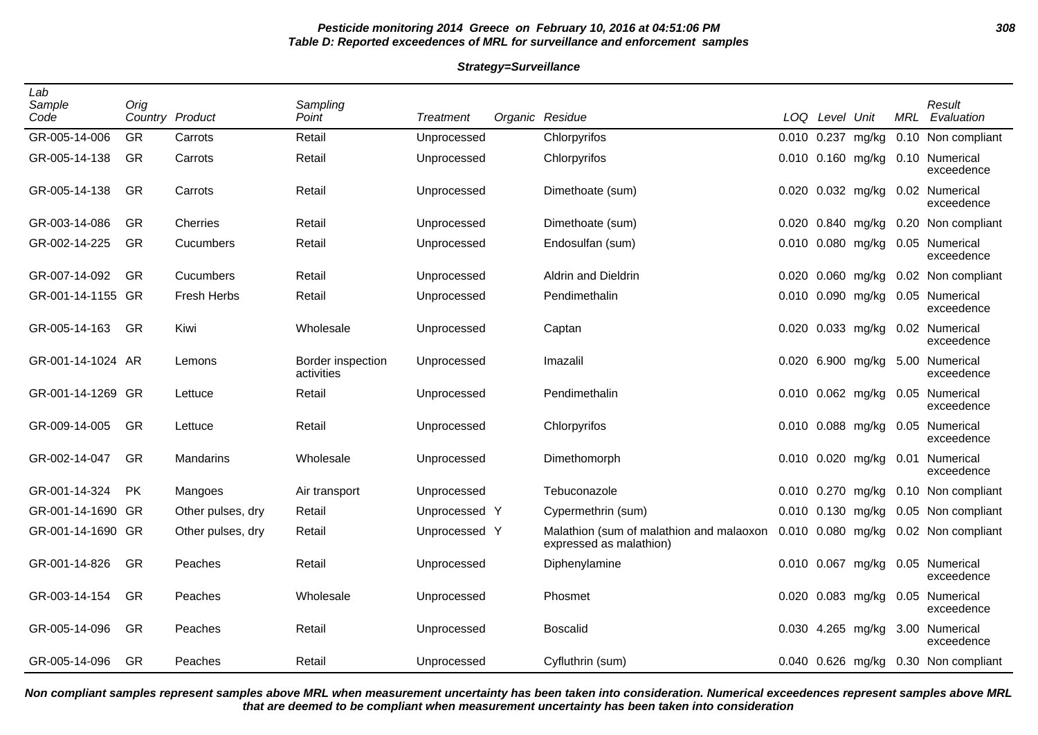**Pesticide monitoring 2014 Greece on February 10, 2016 at 04:51:06 PM**
**Table D: Reported exceedences of MRL for surveillance and enforcement samples**

**Strategy=Surveillance**

| Lab Sample Code | Orig Country | Product | Sampling Point | Treatment | Organic | Residue | LOQ | Level | Unit | MRL | Result Evaluation |
|---|---|---|---|---|---|---|---|---|---|---|---|
| GR-005-14-006 | GR | Carrots | Retail | Unprocessed | | Chlorpyrifos | 0.010 | 0.237 | mg/kg | 0.10 | Non compliant |
| GR-005-14-138 | GR | Carrots | Retail | Unprocessed | | Chlorpyrifos | 0.010 | 0.160 | mg/kg | 0.10 | Numerical exceedence |
| GR-005-14-138 | GR | Carrots | Retail | Unprocessed | | Dimethoate (sum) | 0.020 | 0.032 | mg/kg | 0.02 | Numerical exceedence |
| GR-003-14-086 | GR | Cherries | Retail | Unprocessed | | Dimethoate (sum) | 0.020 | 0.840 | mg/kg | 0.20 | Non compliant |
| GR-002-14-225 | GR | Cucumbers | Retail | Unprocessed | | Endosulfan (sum) | 0.010 | 0.080 | mg/kg | 0.05 | Numerical exceedence |
| GR-007-14-092 | GR | Cucumbers | Retail | Unprocessed | | Aldrin and Dieldrin | 0.020 | 0.060 | mg/kg | 0.02 | Non compliant |
| GR-001-14-1155 | GR | Fresh Herbs | Retail | Unprocessed | | Pendimethalin | 0.010 | 0.090 | mg/kg | 0.05 | Numerical exceedence |
| GR-005-14-163 | GR | Kiwi | Wholesale | Unprocessed | | Captan | 0.020 | 0.033 | mg/kg | 0.02 | Numerical exceedence |
| GR-001-14-1024 | AR | Lemons | Border inspection activities | Unprocessed | | Imazalil | 0.020 | 6.900 | mg/kg | 5.00 | Numerical exceedence |
| GR-001-14-1269 | GR | Lettuce | Retail | Unprocessed | | Pendimethalin | 0.010 | 0.062 | mg/kg | 0.05 | Numerical exceedence |
| GR-009-14-005 | GR | Lettuce | Retail | Unprocessed | | Chlorpyrifos | 0.010 | 0.088 | mg/kg | 0.05 | Numerical exceedence |
| GR-002-14-047 | GR | Mandarins | Wholesale | Unprocessed | | Dimethomorph | 0.010 | 0.020 | mg/kg | 0.01 | Numerical exceedence |
| GR-001-14-324 | PK | Mangoes | Air transport | Unprocessed | | Tebuconazole | 0.010 | 0.270 | mg/kg | 0.10 | Non compliant |
| GR-001-14-1690 | GR | Other pulses, dry | Retail | Unprocessed | Y | Cypermethrin (sum) | 0.010 | 0.130 | mg/kg | 0.05 | Non compliant |
| GR-001-14-1690 | GR | Other pulses, dry | Retail | Unprocessed | Y | Malathion (sum of malathion and malaoxon expressed as malathion) | 0.010 | 0.080 | mg/kg | 0.02 | Non compliant |
| GR-001-14-826 | GR | Peaches | Retail | Unprocessed | | Diphenylamine | 0.010 | 0.067 | mg/kg | 0.05 | Numerical exceedence |
| GR-003-14-154 | GR | Peaches | Wholesale | Unprocessed | | Phosmet | 0.020 | 0.083 | mg/kg | 0.05 | Numerical exceedence |
| GR-005-14-096 | GR | Peaches | Retail | Unprocessed | | Boscalid | 0.030 | 4.265 | mg/kg | 3.00 | Numerical exceedence |
| GR-005-14-096 | GR | Peaches | Retail | Unprocessed | | Cyfluthrin (sum) | 0.040 | 0.626 | mg/kg | 0.30 | Non compliant |

***Non compliant samples represent samples above MRL when measurement uncertainty has been taken into consideration. Numerical exceedences represent samples above MRL that are deemed to be compliant when measurement uncertainty has been taken into consideration***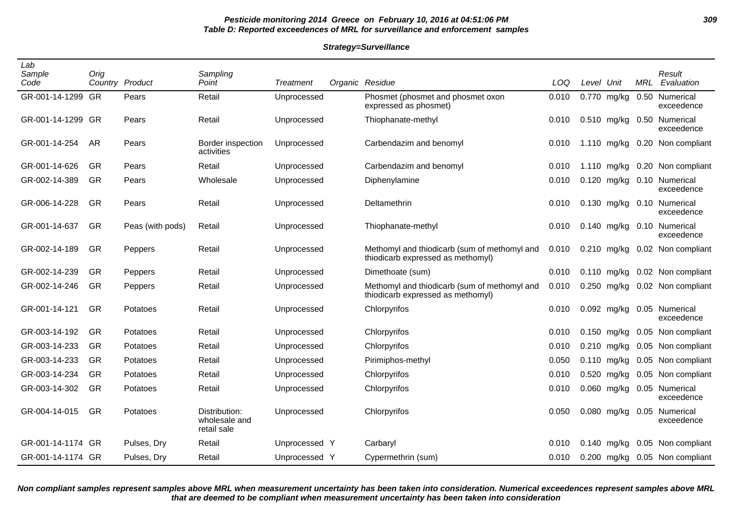**Pesticide monitoring 2014 Greece on February 10, 2016 at 04:51:06 PM**
**Table D: Reported exceedences of MRL for surveillance and enforcement samples**

**Strategy=Surveillance**

| Lab Sample Code | Orig Country | Product | Sampling Point | Treatment | Organic | Residue | LOQ | Level | Unit | MRL | Result Evaluation |
|---|---|---|---|---|---|---|---|---|---|---|---|
| GR-001-14-1299 | GR | Pears | Retail | Unprocessed | | Phosmet (phosmet and phosmet oxon expressed as phosmet) | 0.010 | 0.770 | mg/kg | 0.50 | Numerical exceedence |
| GR-001-14-1299 | GR | Pears | Retail | Unprocessed | | Thiophanate-methyl | 0.010 | 0.510 | mg/kg | 0.50 | Numerical exceedence |
| GR-001-14-254 | AR | Pears | Border inspection activities | Unprocessed | | Carbendazim and benomyl | 0.010 | 1.110 | mg/kg | 0.20 | Non compliant |
| GR-001-14-626 | GR | Pears | Retail | Unprocessed | | Carbendazim and benomyl | 0.010 | 1.110 | mg/kg | 0.20 | Non compliant |
| GR-002-14-389 | GR | Pears | Wholesale | Unprocessed | | Diphenylamine | 0.010 | 0.120 | mg/kg | 0.10 | Numerical exceedence |
| GR-006-14-228 | GR | Pears | Retail | Unprocessed | | Deltamethrin | 0.010 | 0.130 | mg/kg | 0.10 | Numerical exceedence |
| GR-001-14-637 | GR | Peas (with pods) | Retail | Unprocessed | | Thiophanate-methyl | 0.010 | 0.140 | mg/kg | 0.10 | Numerical exceedence |
| GR-002-14-189 | GR | Peppers | Retail | Unprocessed | | Methomyl and thiodicarb (sum of methomyl and thiodicarb expressed as methomyl) | 0.010 | 0.210 | mg/kg | 0.02 | Non compliant |
| GR-002-14-239 | GR | Peppers | Retail | Unprocessed | | Dimethoate (sum) | 0.010 | 0.110 | mg/kg | 0.02 | Non compliant |
| GR-002-14-246 | GR | Peppers | Retail | Unprocessed | | Methomyl and thiodicarb (sum of methomyl and thiodicarb expressed as methomyl) | 0.010 | 0.250 | mg/kg | 0.02 | Non compliant |
| GR-001-14-121 | GR | Potatoes | Retail | Unprocessed | | Chlorpyrifos | 0.010 | 0.092 | mg/kg | 0.05 | Numerical exceedence |
| GR-003-14-192 | GR | Potatoes | Retail | Unprocessed | | Chlorpyrifos | 0.010 | 0.150 | mg/kg | 0.05 | Non compliant |
| GR-003-14-233 | GR | Potatoes | Retail | Unprocessed | | Chlorpyrifos | 0.010 | 0.210 | mg/kg | 0.05 | Non compliant |
| GR-003-14-233 | GR | Potatoes | Retail | Unprocessed | | Pirimiphos-methyl | 0.050 | 0.110 | mg/kg | 0.05 | Non compliant |
| GR-003-14-234 | GR | Potatoes | Retail | Unprocessed | | Chlorpyrifos | 0.010 | 0.520 | mg/kg | 0.05 | Non compliant |
| GR-003-14-302 | GR | Potatoes | Retail | Unprocessed | | Chlorpyrifos | 0.010 | 0.060 | mg/kg | 0.05 | Numerical exceedence |
| GR-004-14-015 | GR | Potatoes | Distribution: wholesale and retail sale | Unprocessed | | Chlorpyrifos | 0.050 | 0.080 | mg/kg | 0.05 | Numerical exceedence |
| GR-001-14-1174 | GR | Pulses, Dry | Retail | Unprocessed | Y | Carbaryl | 0.010 | 0.140 | mg/kg | 0.05 | Non compliant |
| GR-001-14-1174 | GR | Pulses, Dry | Retail | Unprocessed | Y | Cypermethrin (sum) | 0.010 | 0.200 | mg/kg | 0.05 | Non compliant |

**Non compliant samples represent samples above MRL when measurement uncertainty has been taken into consideration. Numerical exceedences represent samples above MRL that are deemed to be compliant when measurement uncertainty has been taken into consideration**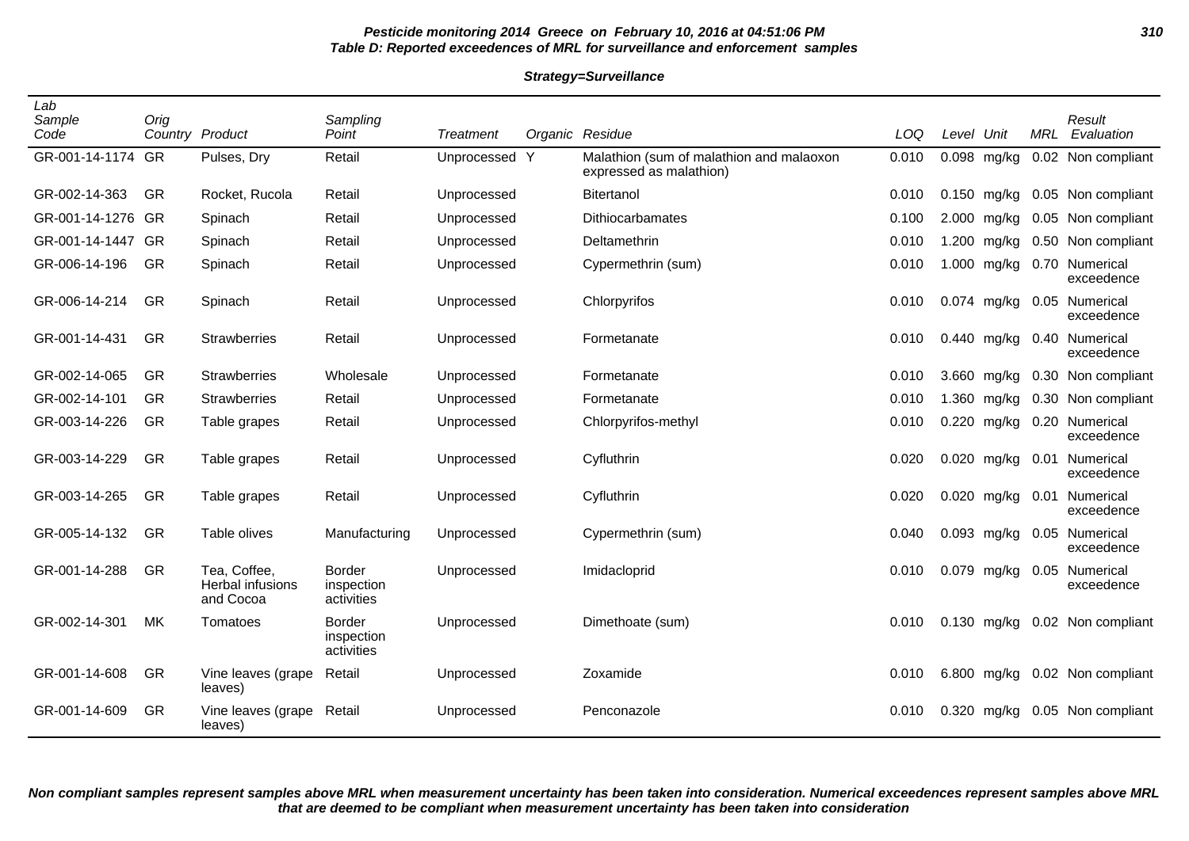**Pesticide monitoring 2014 Greece on February 10, 2016 at 04:51:06 PM**
**Table D: Reported exceedences of MRL for surveillance and enforcement samples**

**Strategy=Surveillance**

| Lab Sample Code | Orig Country | Product | Sampling Point | Treatment | Organic | Residue | LOQ | Level | Unit | MRL | Result Evaluation |
|---|---|---|---|---|---|---|---|---|---|---|---|
| GR-001-14-1174 | GR | Pulses, Dry | Retail | Unprocessed | Y | Malathion (sum of malathion and malaoxon expressed as malathion) | 0.010 | 0.098 | mg/kg | 0.02 | Non compliant |
| GR-002-14-363 | GR | Rocket, Rucola | Retail | Unprocessed | | Bitertanol | 0.010 | 0.150 | mg/kg | 0.05 | Non compliant |
| GR-001-14-1276 | GR | Spinach | Retail | Unprocessed | | Dithiocarbamates | 0.100 | 2.000 | mg/kg | 0.05 | Non compliant |
| GR-001-14-1447 | GR | Spinach | Retail | Unprocessed | | Deltamethrin | 0.010 | 1.200 | mg/kg | 0.50 | Non compliant |
| GR-006-14-196 | GR | Spinach | Retail | Unprocessed | | Cypermethrin (sum) | 0.010 | 1.000 | mg/kg | 0.70 | Numerical exceedence |
| GR-006-14-214 | GR | Spinach | Retail | Unprocessed | | Chlorpyrifos | 0.010 | 0.074 | mg/kg | 0.05 | Numerical exceedence |
| GR-001-14-431 | GR | Strawberries | Retail | Unprocessed | | Formetanate | 0.010 | 0.440 | mg/kg | 0.40 | Numerical exceedence |
| GR-002-14-065 | GR | Strawberries | Wholesale | Unprocessed | | Formetanate | 0.010 | 3.660 | mg/kg | 0.30 | Non compliant |
| GR-002-14-101 | GR | Strawberries | Retail | Unprocessed | | Formetanate | 0.010 | 1.360 | mg/kg | 0.30 | Non compliant |
| GR-003-14-226 | GR | Table grapes | Retail | Unprocessed | | Chlorpyrifos-methyl | 0.010 | 0.220 | mg/kg | 0.20 | Numerical exceedence |
| GR-003-14-229 | GR | Table grapes | Retail | Unprocessed | | Cyfluthrin | 0.020 | 0.020 | mg/kg | 0.01 | Numerical exceedence |
| GR-003-14-265 | GR | Table grapes | Retail | Unprocessed | | Cyfluthrin | 0.020 | 0.020 | mg/kg | 0.01 | Numerical exceedence |
| GR-005-14-132 | GR | Table olives | Manufacturing | Unprocessed | | Cypermethrin (sum) | 0.040 | 0.093 | mg/kg | 0.05 | Numerical exceedence |
| GR-001-14-288 | GR | Tea, Coffee, Herbal infusions and Cocoa | Border inspection activities | Unprocessed | | Imidacloprid | 0.010 | 0.079 | mg/kg | 0.05 | Numerical exceedence |
| GR-002-14-301 | MK | Tomatoes | Border inspection activities | Unprocessed | | Dimethoate (sum) | 0.010 | 0.130 | mg/kg | 0.02 | Non compliant |
| GR-001-14-608 | GR | Vine leaves (grape leaves) | Retail | Unprocessed | | Zoxamide | 0.010 | 6.800 | mg/kg | 0.02 | Non compliant |
| GR-001-14-609 | GR | Vine leaves (grape leaves) | Retail | Unprocessed | | Penconazole | 0.010 | 0.320 | mg/kg | 0.05 | Non compliant |

***Non compliant samples represent samples above MRL when measurement uncertainty has been taken into consideration. Numerical exceedences represent samples above MRL that are deemed to be compliant when measurement uncertainty has been taken into consideration***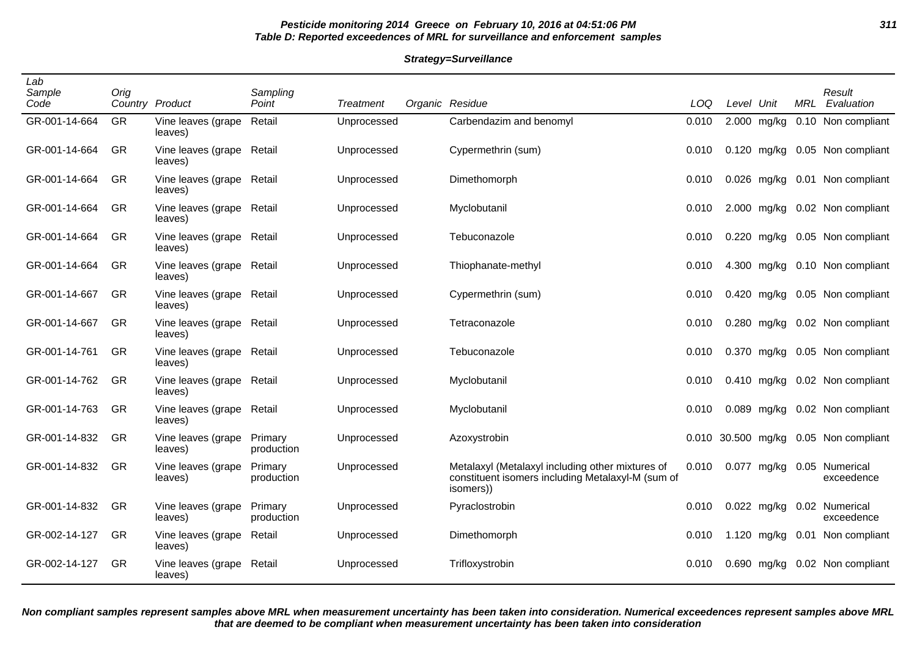**Pesticide monitoring 2014 Greece on February 10, 2016 at 04:51:06 PM**
**Table D: Reported exceedences of MRL for surveillance and enforcement samples**

**Strategy=Surveillance**

| Lab Sample Code | Orig Country | Product | Sampling Point | Treatment | Organic | Residue | LOQ | Level | Unit | MRL | Result Evaluation |
|---|---|---|---|---|---|---|---|---|---|---|---|
| GR-001-14-664 | GR | Vine leaves (grape leaves) | Retail | Unprocessed | | Carbendazim and benomyl | 0.010 | 2.000 | mg/kg | 0.10 | Non compliant |
| GR-001-14-664 | GR | Vine leaves (grape leaves) | Retail | Unprocessed | | Cypermethrin (sum) | 0.010 | 0.120 | mg/kg | 0.05 | Non compliant |
| GR-001-14-664 | GR | Vine leaves (grape leaves) | Retail | Unprocessed | | Dimethomorph | 0.010 | 0.026 | mg/kg | 0.01 | Non compliant |
| GR-001-14-664 | GR | Vine leaves (grape leaves) | Retail | Unprocessed | | Myclobutanil | 0.010 | 2.000 | mg/kg | 0.02 | Non compliant |
| GR-001-14-664 | GR | Vine leaves (grape leaves) | Retail | Unprocessed | | Tebuconazole | 0.010 | 0.220 | mg/kg | 0.05 | Non compliant |
| GR-001-14-664 | GR | Vine leaves (grape leaves) | Retail | Unprocessed | | Thiophanate-methyl | 0.010 | 4.300 | mg/kg | 0.10 | Non compliant |
| GR-001-14-667 | GR | Vine leaves (grape leaves) | Retail | Unprocessed | | Cypermethrin (sum) | 0.010 | 0.420 | mg/kg | 0.05 | Non compliant |
| GR-001-14-667 | GR | Vine leaves (grape leaves) | Retail | Unprocessed | | Tetraconazole | 0.010 | 0.280 | mg/kg | 0.02 | Non compliant |
| GR-001-14-761 | GR | Vine leaves (grape leaves) | Retail | Unprocessed | | Tebuconazole | 0.010 | 0.370 | mg/kg | 0.05 | Non compliant |
| GR-001-14-762 | GR | Vine leaves (grape leaves) | Retail | Unprocessed | | Myclobutanil | 0.010 | 0.410 | mg/kg | 0.02 | Non compliant |
| GR-001-14-763 | GR | Vine leaves (grape leaves) | Retail | Unprocessed | | Myclobutanil | 0.010 | 0.089 | mg/kg | 0.02 | Non compliant |
| GR-001-14-832 | GR | Vine leaves (grape leaves) | Primary production | Unprocessed | | Azoxystrobin | 0.010 | 30.500 | mg/kg | 0.05 | Non compliant |
| GR-001-14-832 | GR | Vine leaves (grape leaves) | Primary production | Unprocessed | | Metalaxyl (Metalaxyl including other mixtures of constituent isomers including Metalaxyl-M (sum of isomers)) | 0.010 | 0.077 | mg/kg | 0.05 | Numerical exceedence |
| GR-001-14-832 | GR | Vine leaves (grape leaves) | Primary production | Unprocessed | | Pyraclostrobin | 0.010 | 0.022 | mg/kg | 0.02 | Numerical exceedence |
| GR-002-14-127 | GR | Vine leaves (grape leaves) | Retail | Unprocessed | | Dimethomorph | 0.010 | 1.120 | mg/kg | 0.01 | Non compliant |
| GR-002-14-127 | GR | Vine leaves (grape leaves) | Retail | Unprocessed | | Trifloxystrobin | 0.010 | 0.690 | mg/kg | 0.02 | Non compliant |

***Non compliant samples represent samples above MRL when measurement uncertainty has been taken into consideration. Numerical exceedences represent samples above MRL that are deemed to be compliant when measurement uncertainty has been taken into consideration***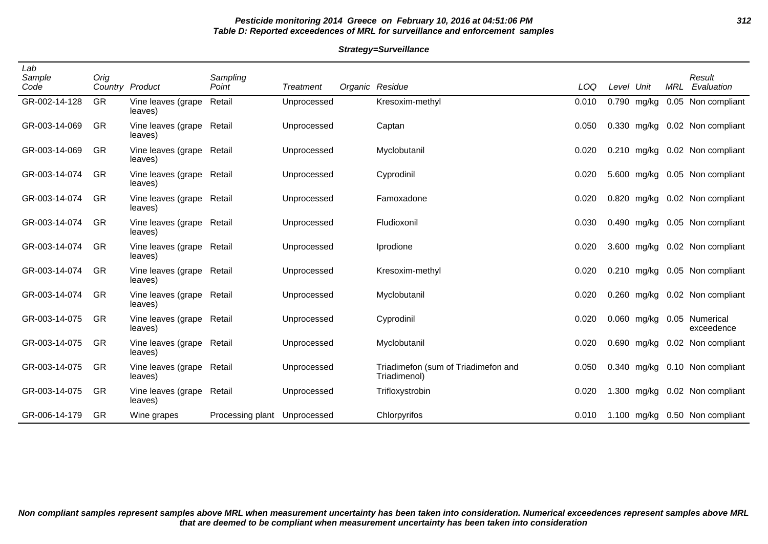**Pesticide monitoring 2014 Greece on February 10, 2016 at 04:51:06 PM**
**Table D: Reported exceedences of MRL for surveillance and enforcement samples**

**Strategy=Surveillance**

| Lab Sample Code | Orig Country | Product | Sampling Point | Treatment | Organic | Residue | LOQ | Level | Unit | MRL | Result Evaluation |
|---|---|---|---|---|---|---|---|---|---|---|---|
| GR-002-14-128 | GR | Vine leaves (grape leaves) | Retail | Unprocessed | | Kresoxim-methyl | 0.010 | 0.790 | mg/kg | 0.05 | Non compliant |
| GR-003-14-069 | GR | Vine leaves (grape leaves) | Retail | Unprocessed | | Captan | 0.050 | 0.330 | mg/kg | 0.02 | Non compliant |
| GR-003-14-069 | GR | Vine leaves (grape leaves) | Retail | Unprocessed | | Myclobutanil | 0.020 | 0.210 | mg/kg | 0.02 | Non compliant |
| GR-003-14-074 | GR | Vine leaves (grape leaves) | Retail | Unprocessed | | Cyprodinil | 0.020 | 5.600 | mg/kg | 0.05 | Non compliant |
| GR-003-14-074 | GR | Vine leaves (grape leaves) | Retail | Unprocessed | | Famoxadone | 0.020 | 0.820 | mg/kg | 0.02 | Non compliant |
| GR-003-14-074 | GR | Vine leaves (grape leaves) | Retail | Unprocessed | | Fludioxonil | 0.030 | 0.490 | mg/kg | 0.05 | Non compliant |
| GR-003-14-074 | GR | Vine leaves (grape leaves) | Retail | Unprocessed | | Iprodione | 0.020 | 3.600 | mg/kg | 0.02 | Non compliant |
| GR-003-14-074 | GR | Vine leaves (grape leaves) | Retail | Unprocessed | | Kresoxim-methyl | 0.020 | 0.210 | mg/kg | 0.05 | Non compliant |
| GR-003-14-074 | GR | Vine leaves (grape leaves) | Retail | Unprocessed | | Myclobutanil | 0.020 | 0.260 | mg/kg | 0.02 | Non compliant |
| GR-003-14-075 | GR | Vine leaves (grape leaves) | Retail | Unprocessed | | Cyprodinil | 0.020 | 0.060 | mg/kg | 0.05 | Numerical exceedence |
| GR-003-14-075 | GR | Vine leaves (grape leaves) | Retail | Unprocessed | | Myclobutanil | 0.020 | 0.690 | mg/kg | 0.02 | Non compliant |
| GR-003-14-075 | GR | Vine leaves (grape leaves) | Retail | Unprocessed | | Triadimefon (sum of Triadimefon and Triadimenol) | 0.050 | 0.340 | mg/kg | 0.10 | Non compliant |
| GR-003-14-075 | GR | Vine leaves (grape leaves) | Retail | Unprocessed | | Trifloxystrobin | 0.020 | 1.300 | mg/kg | 0.02 | Non compliant |
| GR-006-14-179 | GR | Wine grapes | Processing plant | Unprocessed | | Chlorpyrifos | 0.010 | 1.100 | mg/kg | 0.50 | Non compliant |

***Non compliant samples represent samples above MRL when measurement uncertainty has been taken into consideration. Numerical exceedences represent samples above MRL that are deemed to be compliant when measurement uncertainty has been taken into consideration***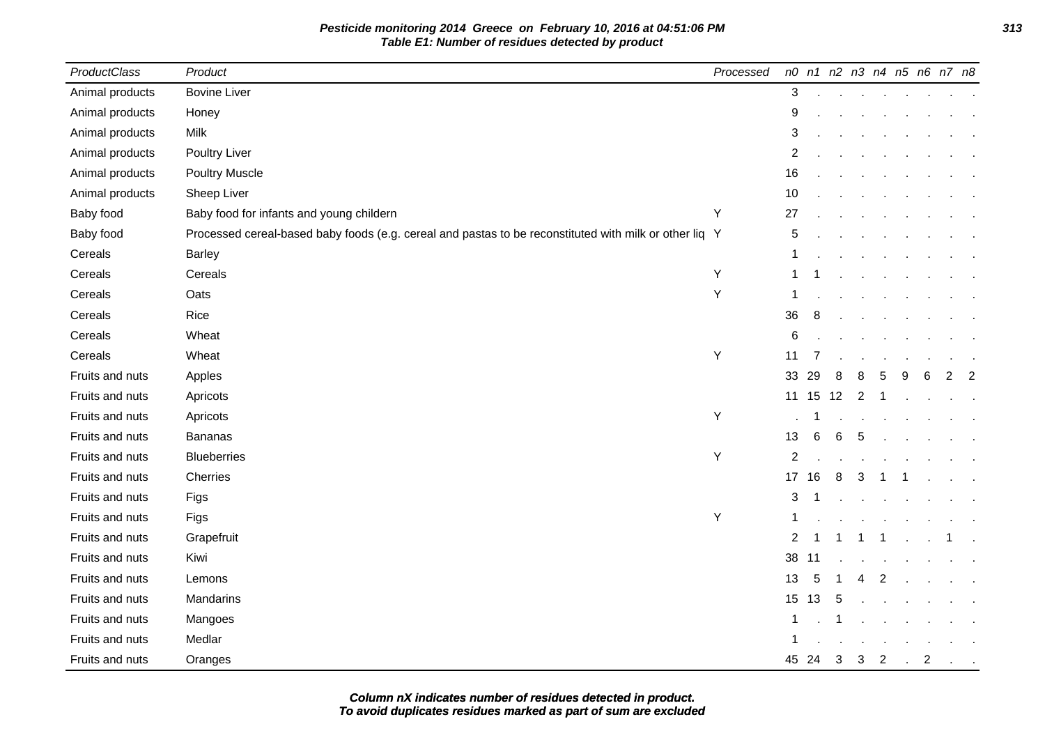**Pesticide monitoring 2014 Greece on February 10, 2016 at 04:51:06 PM**
**Table E1: Number of residues detected by product**

| ProductClass | Product | Processed | n0 | n1 | n2 | n3 | n4 | n5 | n6 | n7 | n8 |
|---|---|---|---|---|---|---|---|---|---|---|---|
| Animal products | Bovine Liver | | 3 | . | . | . | . | . | . | . | . |
| Animal products | Honey | | 9 | . | . | . | . | . | . | . | . |
| Animal products | Milk | | 3 | . | . | . | . | . | . | . | . |
| Animal products | Poultry Liver | | 2 | . | . | . | . | . | . | . | . |
| Animal products | Poultry Muscle | | 16 | . | . | . | . | . | . | . | . |
| Animal products | Sheep Liver | | 10 | . | . | . | . | . | . | . | . |
| Baby food | Baby food for infants and young childern | Y | 27 | . | . | . | . | . | . | . | . |
| Baby food | Processed cereal-based baby foods (e.g. cereal and pastas to be reconstituted with milk or other liq | Y | 5 | . | . | . | . | . | . | . | . |
| Cereals | Barley | | 1 | . | . | . | . | . | . | . | . |
| Cereals | Cereals | Y | 1 | 1 | . | . | . | . | . | . | . |
| Cereals | Oats | Y | 1 | . | . | . | . | . | . | . | . |
| Cereals | Rice | | 36 | 8 | . | . | . | . | . | . | . |
| Cereals | Wheat | | 6 | . | . | . | . | . | . | . | . |
| Cereals | Wheat | Y | 11 | 7 | . | . | . | . | . | . | . |
| Fruits and nuts | Apples | | 33 | 29 | 8 | 8 | 5 | 9 | 6 | 2 | 2 |
| Fruits and nuts | Apricots | | 11 | 15 | 12 | 2 | 1 | . | . | . | . |
| Fruits and nuts | Apricots | Y | . | 1 | . | . | . | . | . | . | . |
| Fruits and nuts | Bananas | | 13 | 6 | 6 | 5 | . | . | . | . | . |
| Fruits and nuts | Blueberries | Y | 2 | . | . | . | . | . | . | . | . |
| Fruits and nuts | Cherries | | 17 | 16 | 8 | 3 | 1 | 1 | . | . | . |
| Fruits and nuts | Figs | | 3 | 1 | . | . | . | . | . | . | . |
| Fruits and nuts | Figs | Y | 1 | . | . | . | . | . | . | . | . |
| Fruits and nuts | Grapefruit | | 2 | 1 | 1 | 1 | 1 | . | . | 1 | . |
| Fruits and nuts | Kiwi | | 38 | 11 | . | . | . | . | . | . | . |
| Fruits and nuts | Lemons | | 13 | 5 | 1 | 4 | 2 | . | . | . | . |
| Fruits and nuts | Mandarins | | 15 | 13 | 5 | . | . | . | . | . | . |
| Fruits and nuts | Mangoes | | 1 | . | 1 | . | . | . | . | . | . |
| Fruits and nuts | Medlar | | 1 | . | . | . | . | . | . | . | . |
| Fruits and nuts | Oranges | | 45 | 24 | 3 | 3 | 2 | . | 2 | . | . |

**Column nX indicates number of residues detected in product.**
**To avoid duplicates residues marked as part of sum are excluded**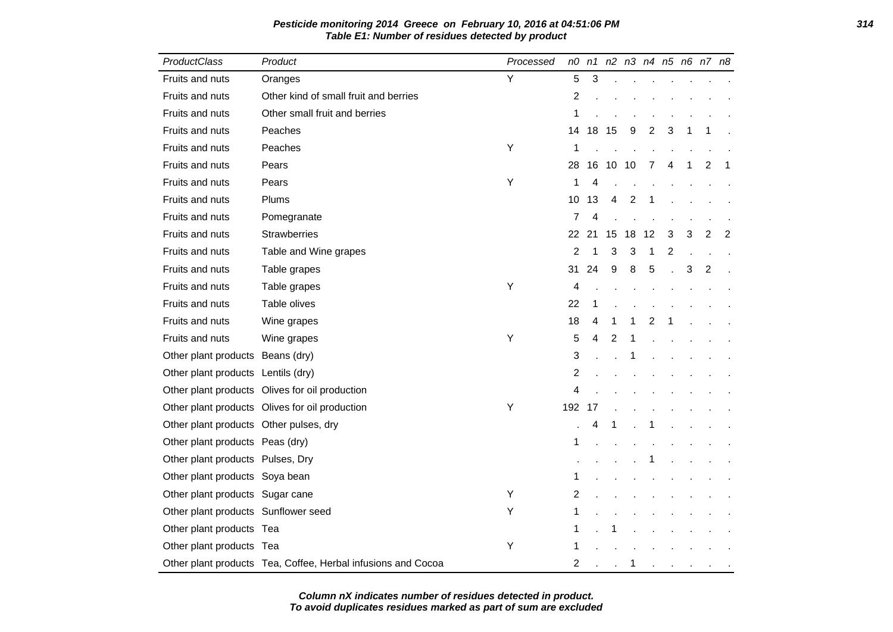**Pesticide monitoring 2014 Greece on February 10, 2016 at 04:51:06 PM**
**Table E1: Number of residues detected by product**

| ProductClass | Product | Processed | n0 | n1 | n2 | n3 | n4 | n5 | n6 | n7 | n8 |
|---|---|---|---|---|---|---|---|---|---|---|---|
| Fruits and nuts | Oranges | Y | 5 | 3 | . | . | . | . | . | . | . |
| Fruits and nuts | Other kind of small fruit and berries | | 2 | . | . | . | . | . | . | . | . |
| Fruits and nuts | Other small fruit and berries | | 1 | . | . | . | . | . | . | . | . |
| Fruits and nuts | Peaches | | 14 | 18 | 15 | 9 | 2 | 3 | 1 | 1 | . |
| Fruits and nuts | Peaches | Y | 1 | . | . | . | . | . | . | . | . |
| Fruits and nuts | Pears | | 28 | 16 | 10 | 10 | 7 | 4 | 1 | 2 | 1 |
| Fruits and nuts | Pears | Y | 1 | 4 | . | . | . | . | . | . | . |
| Fruits and nuts | Plums | | 10 | 13 | 4 | 2 | 1 | . | . | . | . |
| Fruits and nuts | Pomegranate | | 7 | 4 | . | . | . | . | . | . | . |
| Fruits and nuts | Strawberries | | 22 | 21 | 15 | 18 | 12 | 3 | 3 | 2 | 2 |
| Fruits and nuts | Table and Wine grapes | | 2 | 1 | 3 | 3 | 1 | 2 | . | . | . |
| Fruits and nuts | Table grapes | | 31 | 24 | 9 | 8 | 5 | . | 3 | 2 | . |
| Fruits and nuts | Table grapes | Y | 4 | . | . | . | . | . | . | . | . |
| Fruits and nuts | Table olives | | 22 | 1 | . | . | . | . | . | . | . |
| Fruits and nuts | Wine grapes | | 18 | 4 | 1 | 1 | 2 | 1 | . | . | . |
| Fruits and nuts | Wine grapes | Y | 5 | 4 | 2 | 1 | . | . | . | . | . |
| Other plant products | Beans (dry) | | 3 | . | . | 1 | . | . | . | . | . |
| Other plant products | Lentils (dry) | | 2 | . | . | . | . | . | . | . | . |
| Other plant products | Olives for oil production | | 4 | . | . | . | . | . | . | . | . |
| Other plant products | Olives for oil production | Y | 192 | 17 | . | . | . | . | . | . | . |
| Other plant products | Other pulses, dry | | . | 4 | 1 | . | 1 | . | . | . | . |
| Other plant products | Peas (dry) | | 1 | . | . | . | . | . | . | . | . |
| Other plant products | Pulses, Dry | | . | . | . | . | 1 | . | . | . | . |
| Other plant products | Soya bean | | 1 | . | . | . | . | . | . | . | . |
| Other plant products | Sugar cane | Y | 2 | . | . | . | . | . | . | . | . |
| Other plant products | Sunflower seed | Y | 1 | . | . | . | . | . | . | . | . |
| Other plant products | Tea | | 1 | . | 1 | . | . | . | . | . | . |
| Other plant products | Tea | Y | 1 | . | . | . | . | . | . | . | . |
| Other plant products | Tea, Coffee, Herbal infusions and Cocoa | | 2 | . | . | 1 | . | . | . | . | . |

**Column nX indicates number of residues detected in product.**
**To avoid duplicates residues marked as part of sum are excluded**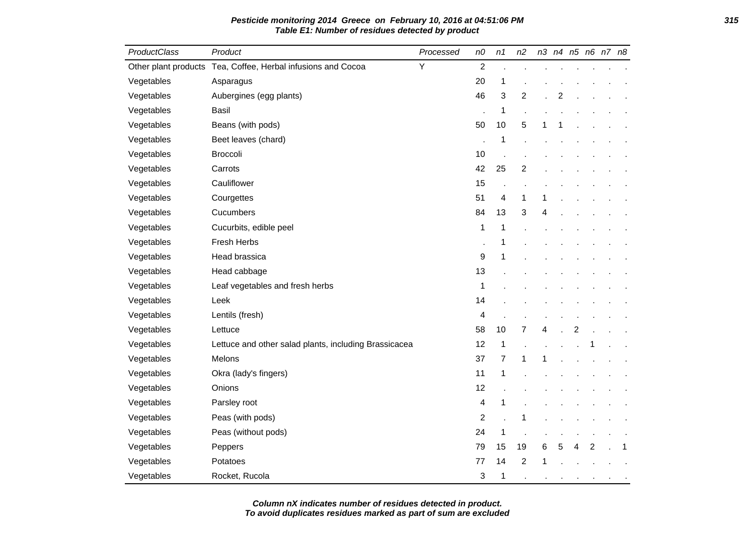**Pesticide monitoring 2014 Greece on February 10, 2016 at 04:51:06 PM**
**Table E1: Number of residues detected by product**

| ProductClass | Product | Processed | n0 | n1 | n2 | n3 | n4 | n5 | n6 | n7 | n8 |
|---|---|---|---|---|---|---|---|---|---|---|---|
| Other plant products | Tea, Coffee, Herbal infusions and Cocoa | Y | 2 | . | . | . | . | . | . | . | . |
| Vegetables | Asparagus | | 20 | 1 | . | . | . | . | . | . | . |
| Vegetables | Aubergines (egg plants) | | 46 | 3 | 2 | . | 2 | . | . | . | . |
| Vegetables | Basil | | . | 1 | . | . | . | . | . | . | . |
| Vegetables | Beans (with pods) | | 50 | 10 | 5 | 1 | 1 | . | . | . | . |
| Vegetables | Beet leaves (chard) | | . | 1 | . | . | . | . | . | . | . |
| Vegetables | Broccoli | | 10 | . | . | . | . | . | . | . | . |
| Vegetables | Carrots | | 42 | 25 | 2 | . | . | . | . | . | . |
| Vegetables | Cauliflower | | 15 | . | . | . | . | . | . | . | . |
| Vegetables | Courgettes | | 51 | 4 | 1 | 1 | . | . | . | . | . |
| Vegetables | Cucumbers | | 84 | 13 | 3 | 4 | . | . | . | . | . |
| Vegetables | Cucurbits, edible peel | | 1 | 1 | . | . | . | . | . | . | . |
| Vegetables | Fresh Herbs | | . | 1 | . | . | . | . | . | . | . |
| Vegetables | Head brassica | | 9 | 1 | . | . | . | . | . | . | . |
| Vegetables | Head cabbage | | 13 | . | . | . | . | . | . | . | . |
| Vegetables | Leaf vegetables and fresh herbs | | 1 | . | . | . | . | . | . | . | . |
| Vegetables | Leek | | 14 | . | . | . | . | . | . | . | . |
| Vegetables | Lentils (fresh) | | 4 | . | . | . | . | . | . | . | . |
| Vegetables | Lettuce | | 58 | 10 | 7 | 4 | . | 2 | . | . | . |
| Vegetables | Lettuce and other salad plants, including Brassicacea | | 12 | 1 | . | . | . | . | 1 | . | . |
| Vegetables | Melons | | 37 | 7 | 1 | 1 | . | . | . | . | . |
| Vegetables | Okra (lady's fingers) | | 11 | 1 | . | . | . | . | . | . | . |
| Vegetables | Onions | | 12 | . | . | . | . | . | . | . | . |
| Vegetables | Parsley root | | 4 | 1 | . | . | . | . | . | . | . |
| Vegetables | Peas (with pods) | | 2 | . | 1 | . | . | . | . | . | . |
| Vegetables | Peas (without pods) | | 24 | 1 | . | . | . | . | . | . | . |
| Vegetables | Peppers | | 79 | 15 | 19 | 6 | 5 | 4 | 2 | . | 1 |
| Vegetables | Potatoes | | 77 | 14 | 2 | 1 | . | . | . | . | . |
| Vegetables | Rocket, Rucola | | 3 | 1 | . | . | . | . | . | . | . |

**Column nX indicates number of residues detected in product.**
**To avoid duplicates residues marked as part of sum are excluded**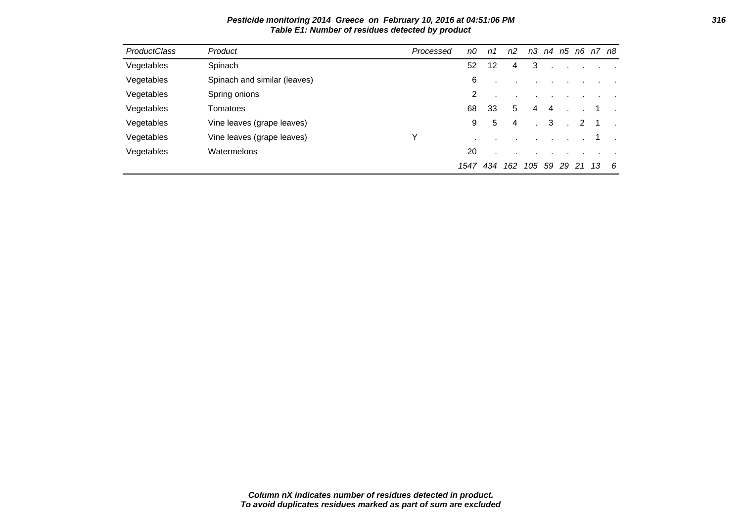**Pesticide monitoring 2014 Greece on February 10, 2016 at 04:51:06 PM**
**Table E1: Number of residues detected by product**

| ProductClass | Product | Processed | n0 | n1 | n2 | n3 | n4 | n5 | n6 | n7 | n8 |
|---|---|---|---|---|---|---|---|---|---|---|---|
| Vegetables | Spinach | | 52 | 12 | 4 | 3 | . | . | . | . | . |
| Vegetables | Spinach and similar (leaves) | | 6 | . | . | . | . | . | . | . | . |
| Vegetables | Spring onions | | 2 | . | . | . | . | . | . | . | . |
| Vegetables | Tomatoes | | 68 | 33 | 5 | 4 | 4 | . | . | 1 | . |
| Vegetables | Vine leaves (grape leaves) | | 9 | 5 | 4 | . | 3 | . | 2 | 1 | . |
| Vegetables | Vine leaves (grape leaves) | Y | . | . | . | . | . | . | . | 1 | . |
| Vegetables | Watermelons | | 20 | . | . | . | . | . | . | . | . |
| | | | *1547* | *434* | *162* | *105* | *59* | *29* | *21* | *13* | *6* |

**Column nX indicates number of residues detected in product.**
**To avoid duplicates residues marked as part of sum are excluded**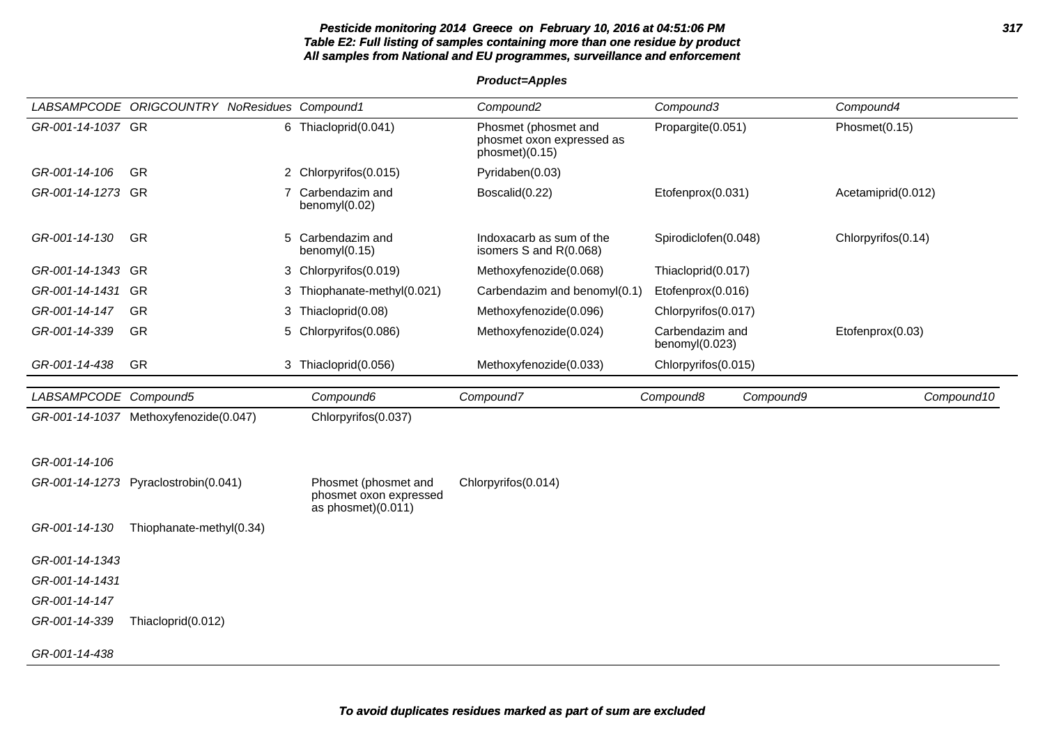**Pesticide monitoring 2014 Greece on February 10, 2016 at 04:51:06 PM**
**Table E2: Full listing of samples containing more than one residue by product**
**All samples from National and EU programmes, surveillance and enforcement**

**Product=Apples**

| LABSAMPCODE | ORIGCOUNTRY | NoResidues | Compound1 | Compound2 | Compound3 | Compound4 |
|---|---|---|---|---|---|---|
| GR-001-14-1037 | GR | 6 | Thiacloprid(0.041) | Phosmet (phosmet and phosmet oxon expressed as phosmet)(0.15) | Propargite(0.051) | Phosmet(0.15) |
| GR-001-14-106 | GR | 2 | Chlorpyrifos(0.015) | Pyridaben(0.03) | | |
| GR-001-14-1273 | GR | 7 | Carbendazim and benomyl(0.02) | Boscalid(0.22) | Etofenprox(0.031) | Acetamiprid(0.012) |
| GR-001-14-130 | GR | 5 | Carbendazim and benomyl(0.15) | Indoxacarb as sum of the isomers S and R(0.068) | Spirodiclofen(0.048) | Chlorpyrifos(0.14) |
| GR-001-14-1343 | GR | 3 | Chlorpyrifos(0.019) | Methoxyfenozide(0.068) | Thiacloprid(0.017) | |
| GR-001-14-1431 | GR | 3 | Thiophanate-methyl(0.021) | Carbendazim and benomyl(0.1) | Etofenprox(0.016) | |
| GR-001-14-147 | GR | 3 | Thiacloprid(0.08) | Methoxyfenozide(0.096) | Chlorpyrifos(0.017) | |
| GR-001-14-339 | GR | 5 | Chlorpyrifos(0.086) | Methoxyfenozide(0.024) | Carbendazim and benomyl(0.023) | Etofenprox(0.03) |
| GR-001-14-438 | GR | 3 | Thiacloprid(0.056) | Methoxyfenozide(0.033) | Chlorpyrifos(0.015) | |

| LABSAMPCODE | Compound5 | Compound6 | Compound7 | Compound8 | Compound9 | Compound10 |
|---|---|---|---|---|---|---|
| GR-001-14-1037 | Methoxyfenozide(0.047) | Chlorpyrifos(0.037) | | | | |
| GR-001-14-106 | | | | | | |
| GR-001-14-1273 | Pyraclostrobin(0.041) | Phosmet (phosmet and phosmet oxon expressed as phosmet)(0.011) | Chlorpyrifos(0.014) | | | |
| GR-001-14-130 | Thiophanate-methyl(0.34) | | | | | |
| GR-001-14-1343 | | | | | | |
| GR-001-14-1431 | | | | | | |
| GR-001-14-147 | | | | | | |
| GR-001-14-339 | Thiacloprid(0.012) | | | | | |
| GR-001-14-438 | | | | | | |

**To avoid duplicates residues marked as part of sum are excluded**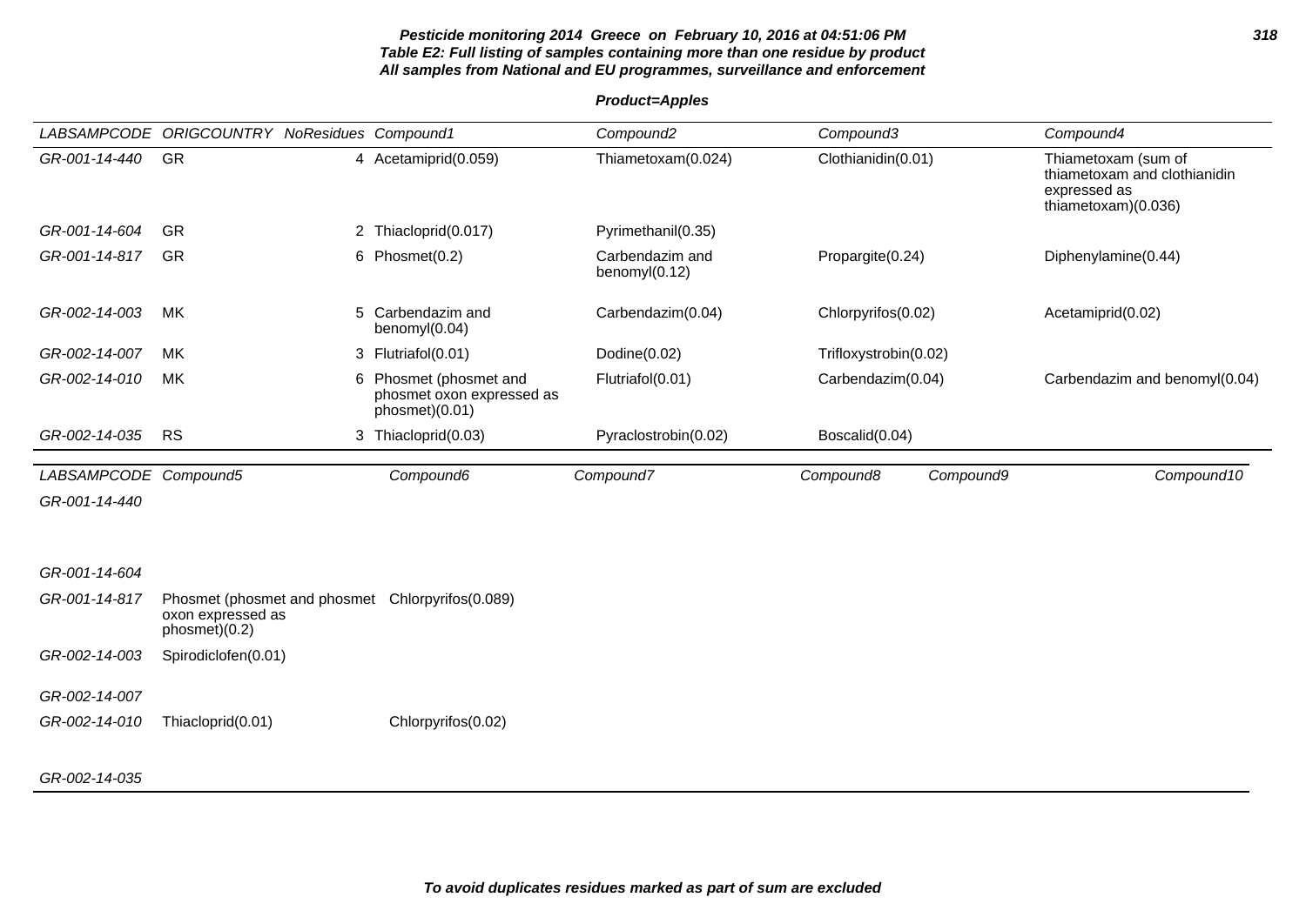**Pesticide monitoring 2014 Greece on February 10, 2016 at 04:51:06 PM**
**Table E2: Full listing of samples containing more than one residue by product**
**All samples from National and EU programmes, surveillance and enforcement**

**Product=Apples**

| LABSAMPCODE | ORIGCOUNTRY | NoResidues | Compound1 | Compound2 | Compound3 | Compound4 |
|---|---|---|---|---|---|---|
| GR-001-14-440 | GR | 4 | Acetamiprid(0.059) | Thiametoxam(0.024) | Clothianidin(0.01) | Thiametoxam (sum of thiametoxam and clothianidin expressed as thiametoxam)(0.036) |
| GR-001-14-604 | GR | 2 | Thiacloprid(0.017) | Pyrimethanil(0.35) | | |
| GR-001-14-817 | GR | 6 | Phosmet(0.2) | Carbendazim and benomyl(0.12) | Propargite(0.24) | Diphenylamine(0.44) |
| GR-002-14-003 | MK | 5 | Carbendazim and benomyl(0.04) | Carbendazim(0.04) | Chlorpyrifos(0.02) | Acetamiprid(0.02) |
| GR-002-14-007 | MK | 3 | Flutriafol(0.01) | Dodine(0.02) | Trifloxystrobin(0.02) | |
| GR-002-14-010 | MK | 6 | Phosmet (phosmet and phosmet oxon expressed as phosmet)(0.01) | Flutriafol(0.01) | Carbendazim(0.04) | Carbendazim and benomyl(0.04) |
| GR-002-14-035 | RS | 3 | Thiacloprid(0.03) | Pyraclostrobin(0.02) | Boscalid(0.04) | |

| LABSAMPCODE | Compound5 | Compound6 | Compound7 | Compound8 | Compound9 | Compound10 |
|---|---|---|---|---|---|---|
| GR-001-14-440 | | | | | | |
| GR-001-14-604 | | | | | | |
| GR-001-14-817 | Phosmet (phosmet and phosmet oxon expressed as phosmet)(0.2) | Chlorpyrifos(0.089) | | | | |
| GR-002-14-003 | Spirodiclofen(0.01) | | | | | |
| GR-002-14-007 | | | | | | |
| GR-002-14-010 | Thiacloprid(0.01) | Chlorpyrifos(0.02) | | | | |
| GR-002-14-035 | | | | | | |

**To avoid duplicates residues marked as part of sum are excluded**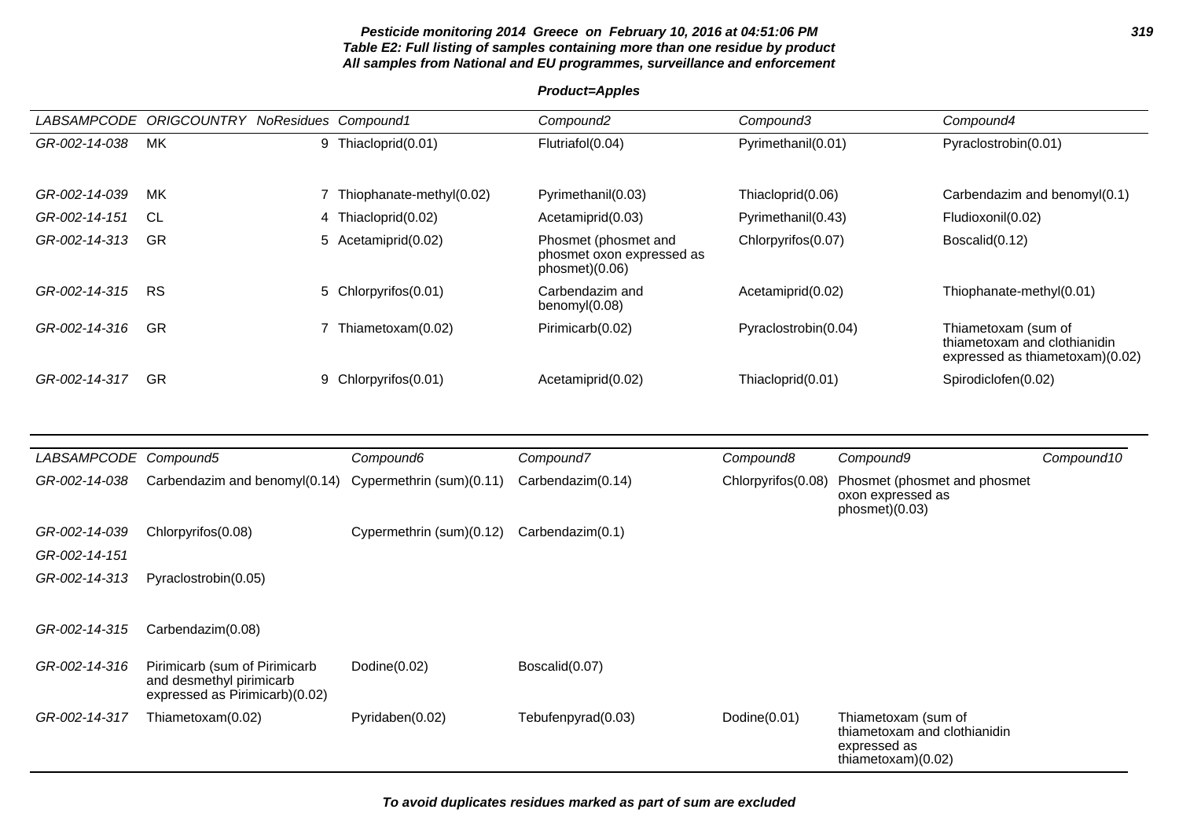**Pesticide monitoring 2014 Greece on February 10, 2016 at 04:51:06 PM**
**Table E2: Full listing of samples containing more than one residue by product**
**All samples from National and EU programmes, surveillance and enforcement**

**Product=Apples**

| LABSAMPCODE | ORIGCOUNTRY | NoResidues | Compound1 | Compound2 | Compound3 | Compound4 |
|---|---|---|---|---|---|---|
| GR-002-14-038 | MK | 9 | Thiacloprid(0.01) | Flutriafol(0.04) | Pyrimethanil(0.01) | Pyraclostrobin(0.01) |
| GR-002-14-039 | MK | 7 | Thiophanate-methyl(0.02) | Pyrimethanil(0.03) | Thiacloprid(0.06) | Carbendazim and benomyl(0.1) |
| GR-002-14-151 | CL | 4 | Thiacloprid(0.02) | Acetamiprid(0.03) | Pyrimethanil(0.43) | Fludioxonil(0.02) |
| GR-002-14-313 | GR | 5 | Acetamiprid(0.02) | Phosmet (phosmet and phosmet oxon expressed as phosmet)(0.06) | Chlorpyrifos(0.07) | Boscalid(0.12) |
| GR-002-14-315 | RS | 5 | Chlorpyrifos(0.01) | Carbendazim and benomyl(0.08) | Acetamiprid(0.02) | Thiophanate-methyl(0.01) |
| GR-002-14-316 | GR | 7 | Thiametoxam(0.02) | Pirimicarb(0.02) | Pyraclostrobin(0.04) | Thiametoxam (sum of thiametoxam and clothianidin expressed as thiametoxam)(0.02) |
| GR-002-14-317 | GR | 9 | Chlorpyrifos(0.01) | Acetamiprid(0.02) | Thiacloprid(0.01) | Spirodiclofen(0.02) |

| LABSAMPCODE | Compound5 | Compound6 | Compound7 | Compound8 | Compound9 | Compound10 |
|---|---|---|---|---|---|---|
| GR-002-14-038 | Carbendazim and benomyl(0.14) | Cypermethrin (sum)(0.11) | Carbendazim(0.14) | Chlorpyrifos(0.08) | Phosmet (phosmet and phosmet oxon expressed as phosmet)(0.03) | |
| GR-002-14-039 | Chlorpyrifos(0.08) | Cypermethrin (sum)(0.12) | Carbendazim(0.1) | | | |
| GR-002-14-151 | | | | | | |
| GR-002-14-313 | Pyraclostrobin(0.05) | | | | | |
| GR-002-14-315 | Carbendazim(0.08) | | | | | |
| GR-002-14-316 | Pirimicarb (sum of Pirimicarb and desmethyl pirimicarb expressed as Pirimicarb)(0.02) | Dodine(0.02) | Boscalid(0.07) | | | |
| GR-002-14-317 | Thiametoxam(0.02) | Pyridaben(0.02) | Tebufenpyrad(0.03) | Dodine(0.01) | Thiametoxam (sum of thiametoxam and clothianidin expressed as thiametoxam)(0.02) | |

**To avoid duplicates residues marked as part of sum are excluded**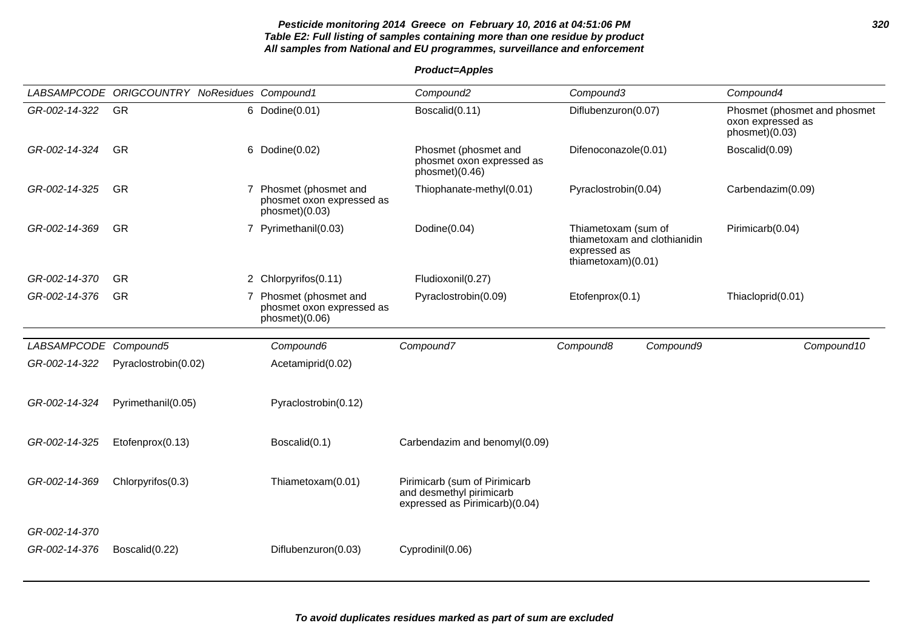**Pesticide monitoring 2014 Greece on February 10, 2016 at 04:51:06 PM**
**Table E2: Full listing of samples containing more than one residue by product**
**All samples from National and EU programmes, surveillance and enforcement**

**Product=Apples**

| LABSAMPCODE | ORIGCOUNTRY | NoResidues | Compound1 | Compound2 | Compound3 | Compound4 |
|---|---|---|---|---|---|---|
| GR-002-14-322 | GR | 6 | Dodine(0.01) | Boscalid(0.11) | Diflubenzuron(0.07) | Phosmet (phosmet and phosmet oxon expressed as phosmet)(0.03) |
| GR-002-14-324 | GR | 6 | Dodine(0.02) | Phosmet (phosmet and phosmet oxon expressed as phosmet)(0.46) | Difenoconazole(0.01) | Boscalid(0.09) |
| GR-002-14-325 | GR | 7 | Phosmet (phosmet and phosmet oxon expressed as phosmet)(0.03) | Thiophanate-methyl(0.01) | Pyraclostrobin(0.04) | Carbendazim(0.09) |
| GR-002-14-369 | GR | 7 | Pyrimethanil(0.03) | Dodine(0.04) | Thiametoxam (sum of thiametoxam and clothianidin expressed as thiametoxam)(0.01) | Pirimicarb(0.04) |
| GR-002-14-370 | GR | 2 | Chlorpyrifos(0.11) | Fludioxonil(0.27) | | |
| GR-002-14-376 | GR | 7 | Phosmet (phosmet and phosmet oxon expressed as phosmet)(0.06) | Pyraclostrobin(0.09) | Etofenprox(0.1) | Thiacloprid(0.01) |

| LABSAMPCODE | Compound5 | Compound6 | Compound7 | Compound8 | Compound9 | Compound10 |
|---|---|---|---|---|---|---|
| GR-002-14-322 | Pyraclostrobin(0.02) | Acetamiprid(0.02) | | | | |
| GR-002-14-324 | Pyrimethanil(0.05) | Pyraclostrobin(0.12) | | | | |
| GR-002-14-325 | Etofenprox(0.13) | Boscalid(0.1) | Carbendazim and benomyl(0.09) | | | |
| GR-002-14-369 | Chlorpyrifos(0.3) | Thiametoxam(0.01) | Pirimicarb (sum of Pirimicarb and desmethyl pirimicarb expressed as Pirimicarb)(0.04) | | | |
| GR-002-14-370 | | | | | | |
| GR-002-14-376 | Boscalid(0.22) | Diflubenzuron(0.03) | Cyprodinil(0.06) | | | |

**To avoid duplicates residues marked as part of sum are excluded**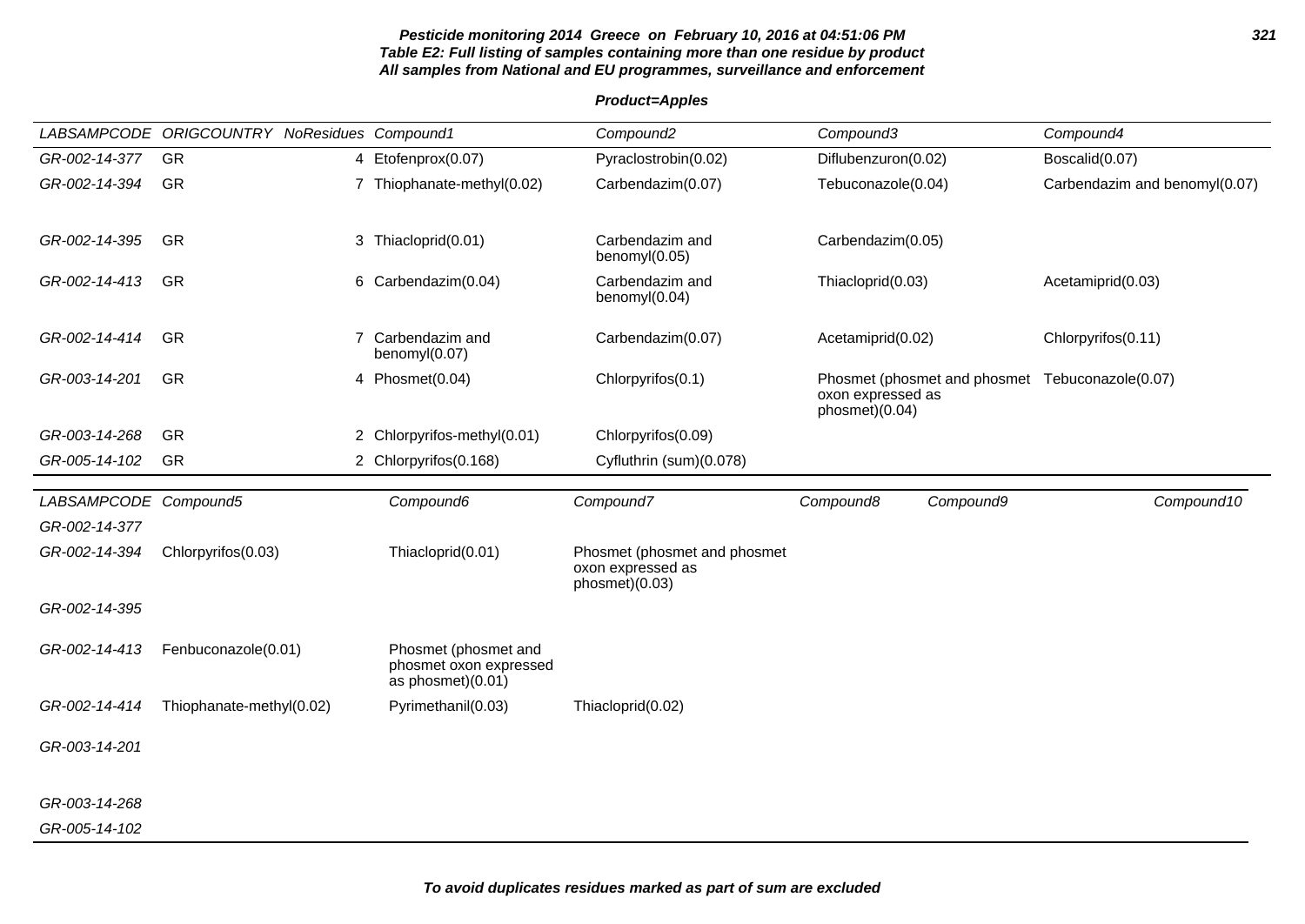**Pesticide monitoring 2014 Greece on February 10, 2016 at 04:51:06 PM**
**Table E2: Full listing of samples containing more than one residue by product**
**All samples from National and EU programmes, surveillance and enforcement**

**Product=Apples**

| LABSAMPCODE | ORIGCOUNTRY | NoResidues | Compound1 | Compound2 | Compound3 | Compound4 |
|---|---|---|---|---|---|---|
| GR-002-14-377 | GR | 4 | Etofenprox(0.07) | Pyraclostrobin(0.02) | Diflubenzuron(0.02) | Boscalid(0.07) |
| GR-002-14-394 | GR | 7 | Thiophanate-methyl(0.02) | Carbendazim(0.07) | Tebuconazole(0.04) | Carbendazim and benomyl(0.07) |
| GR-002-14-395 | GR | 3 | Thiacloprid(0.01) | Carbendazim and benomyl(0.05) | Carbendazim(0.05) | |
| GR-002-14-413 | GR | 6 | Carbendazim(0.04) | Carbendazim and benomyl(0.04) | Thiacloprid(0.03) | Acetamiprid(0.03) |
| GR-002-14-414 | GR | 7 | Carbendazim and benomyl(0.07) | Carbendazim(0.07) | Acetamiprid(0.02) | Chlorpyrifos(0.11) |
| GR-003-14-201 | GR | 4 | Phosmet(0.04) | Chlorpyrifos(0.1) | Phosmet (phosmet and phosmet oxon expressed as phosmet)(0.04) | Tebuconazole(0.07) |
| GR-003-14-268 | GR | 2 | Chlorpyrifos-methyl(0.01) | Chlorpyrifos(0.09) | | |
| GR-005-14-102 | GR | 2 | Chlorpyrifos(0.168) | Cyfluthrin (sum)(0.078) | | |

| LABSAMPCODE | Compound5 | Compound6 | Compound7 | Compound8 | Compound9 | Compound10 |
|---|---|---|---|---|---|---|
| GR-002-14-377 | | | | | | |
| GR-002-14-394 | Chlorpyrifos(0.03) | Thiacloprid(0.01) | Phosmet (phosmet and phosmet oxon expressed as phosmet)(0.03) | | | |
| GR-002-14-395 | | | | | | |
| GR-002-14-413 | Fenbuconazole(0.01) | Phosmet (phosmet and phosmet oxon expressed as phosmet)(0.01) | | | | |
| GR-002-14-414 | Thiophanate-methyl(0.02) | Pyrimethanil(0.03) | Thiacloprid(0.02) | | | |
| GR-003-14-201 | | | | | | |
| GR-003-14-268 | | | | | | |
| GR-005-14-102 | | | | | | |

**To avoid duplicates residues marked as part of sum are excluded**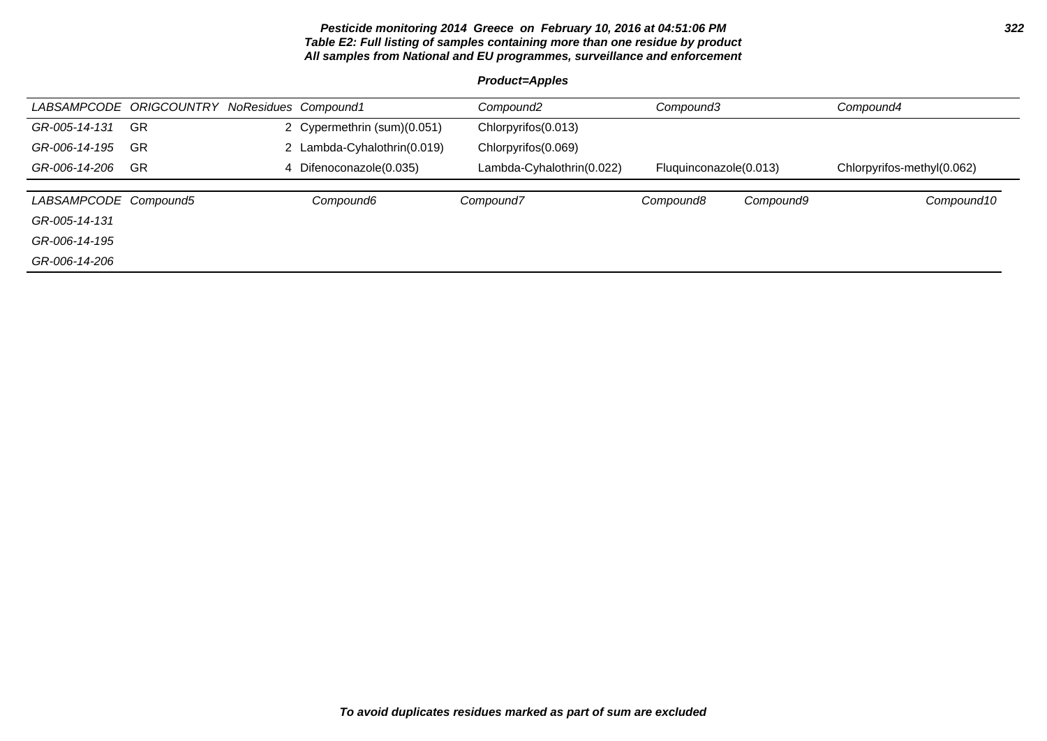**Pesticide monitoring 2014 Greece on February 10, 2016 at 04:51:06 PM**
**Table E2: Full listing of samples containing more than one residue by product**
**All samples from National and EU programmes, surveillance and enforcement**

**Product=Apples**

| LABSAMPCODE | ORIGCOUNTRY | NoResidues | Compound1 | Compound2 | Compound3 | Compound4 |
|---|---|---|---|---|---|---|
| GR-005-14-131 | GR | 2 | Cypermethrin (sum)(0.051) | Chlorpyrifos(0.013) | | |
| GR-006-14-195 | GR | 2 | Lambda-Cyhalothrin(0.019) | Chlorpyrifos(0.069) | | |
| GR-006-14-206 | GR | 4 | Difenoconazole(0.035) | Lambda-Cyhalothrin(0.022) | Fluquinconazole(0.013) | Chlorpyrifos-methyl(0.062) |

| LABSAMPCODE | Compound5 | Compound6 | Compound7 | Compound8 | Compound9 | Compound10 |
|---|---|---|---|---|---|---|
| GR-005-14-131 | | | | | | |
| GR-006-14-195 | | | | | | |
| GR-006-14-206 | | | | | | |

**To avoid duplicates residues marked as part of sum are excluded**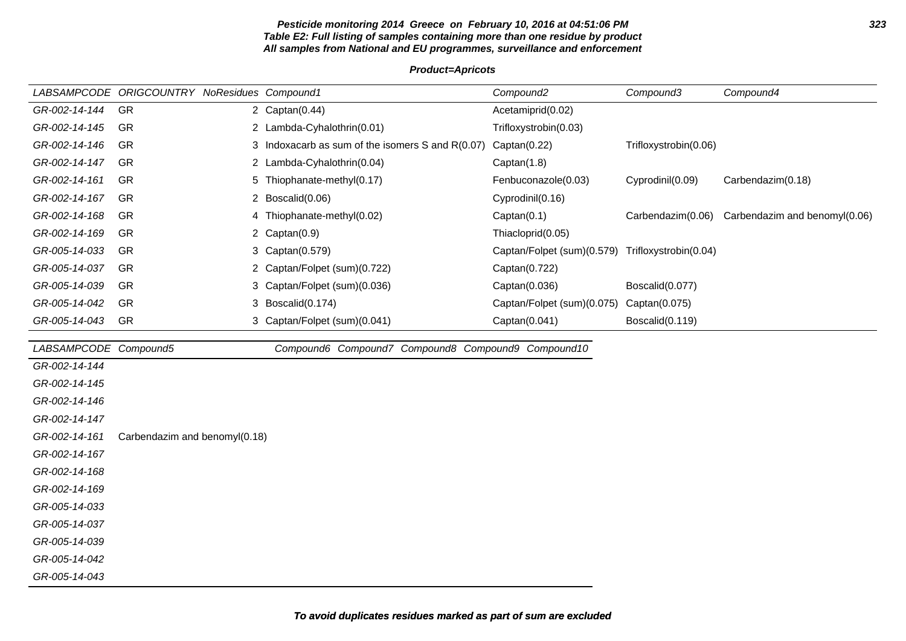**Pesticide monitoring 2014 Greece on February 10, 2016 at 04:51:06 PM**
**Table E2: Full listing of samples containing more than one residue by product**
**All samples from National and EU programmes, surveillance and enforcement**

**Product=Apricots**

| LABSAMPCODE | ORIGCOUNTRY | NoResidues | Compound1 | Compound2 | Compound3 | Compound4 |
|---|---|---|---|---|---|---|
| GR-002-14-144 | GR | 2 | Captan(0.44) | Acetamiprid(0.02) | | |
| GR-002-14-145 | GR | 2 | Lambda-Cyhalothrin(0.01) | Trifloxystrobin(0.03) | | |
| GR-002-14-146 | GR | 3 | Indoxacarb as sum of the isomers S and R(0.07) | Captan(0.22) | Trifloxystrobin(0.06) | |
| GR-002-14-147 | GR | 2 | Lambda-Cyhalothrin(0.04) | Captan(1.8) | | |
| GR-002-14-161 | GR | 5 | Thiophanate-methyl(0.17) | Fenbuconazole(0.03) | Cyprodinil(0.09) | Carbendazim(0.18) |
| GR-002-14-167 | GR | 2 | Boscalid(0.06) | Cyprodinil(0.16) | | |
| GR-002-14-168 | GR | 4 | Thiophanate-methyl(0.02) | Captan(0.1) | Carbendazim(0.06) | Carbendazim and benomyl(0.06) |
| GR-002-14-169 | GR | 2 | Captan(0.9) | Thiacloprid(0.05) | | |
| GR-005-14-033 | GR | 3 | Captan(0.579) | Captan/Folpet (sum)(0.579) | Trifloxystrobin(0.04) | |
| GR-005-14-037 | GR | 2 | Captan/Folpet (sum)(0.722) | Captan(0.722) | | |
| GR-005-14-039 | GR | 3 | Captan/Folpet (sum)(0.036) | Captan(0.036) | Boscalid(0.077) | |
| GR-005-14-042 | GR | 3 | Boscalid(0.174) | Captan/Folpet (sum)(0.075) | Captan(0.075) | |
| GR-005-14-043 | GR | 3 | Captan/Folpet (sum)(0.041) | Captan(0.041) | Boscalid(0.119) | |

| LABSAMPCODE | Compound5 | Compound6 | Compound7 | Compound8 | Compound9 | Compound10 |
|---|---|---|---|---|---|---|
| GR-002-14-144 | | | | | | |
| GR-002-14-145 | | | | | | |
| GR-002-14-146 | | | | | | |
| GR-002-14-147 | | | | | | |
| GR-002-14-161 | Carbendazim and benomyl(0.18) | | | | | |
| GR-002-14-167 | | | | | | |
| GR-002-14-168 | | | | | | |
| GR-002-14-169 | | | | | | |
| GR-005-14-033 | | | | | | |
| GR-005-14-037 | | | | | | |
| GR-005-14-039 | | | | | | |
| GR-005-14-042 | | | | | | |
| GR-005-14-043 | | | | | | |

**To avoid duplicates residues marked as part of sum are excluded**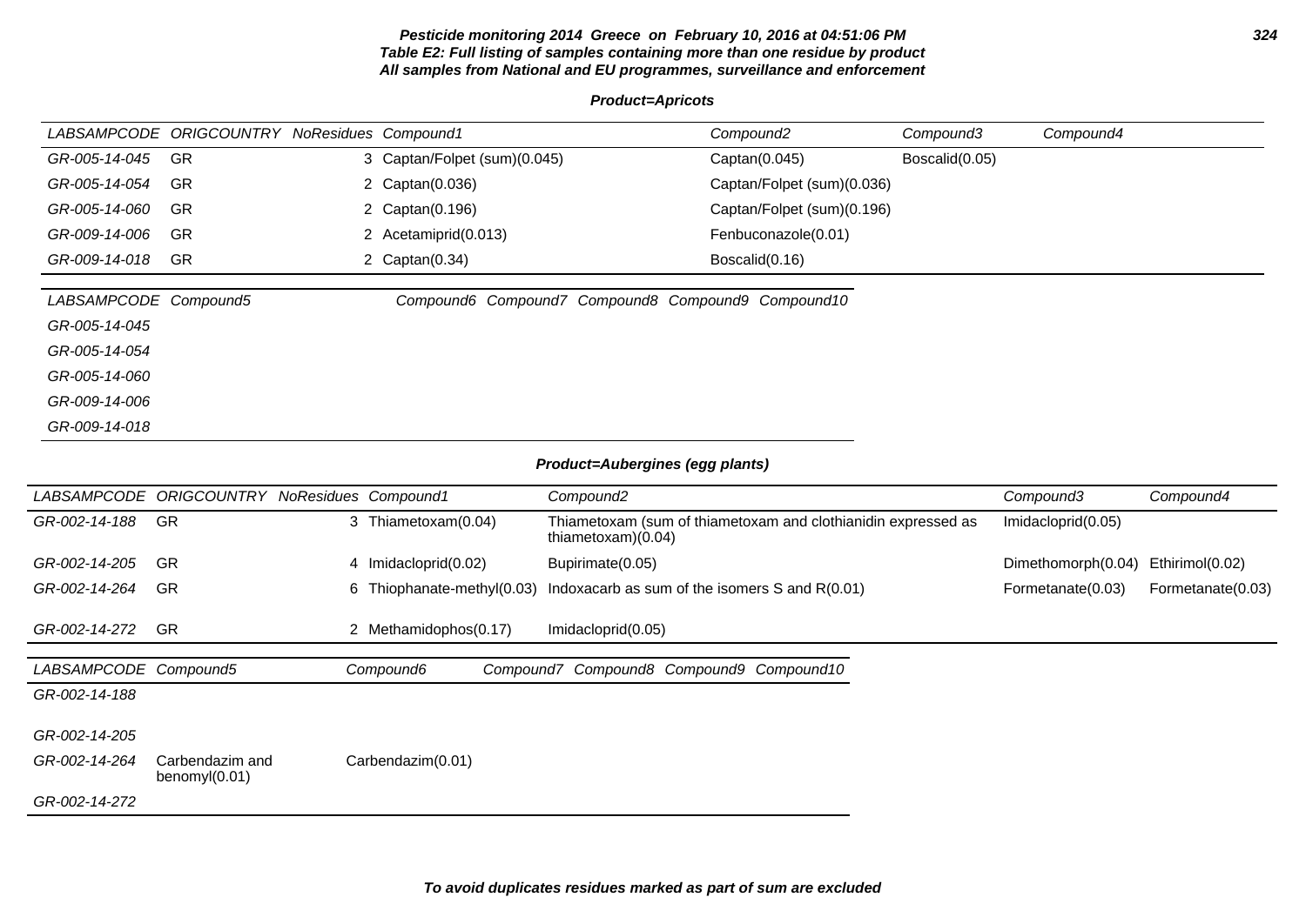**Pesticide monitoring 2014 Greece on February 10, 2016 at 04:51:06 PM**
**Table E2: Full listing of samples containing more than one residue by product**
**All samples from National and EU programmes, surveillance and enforcement**

**Product=Apricots**

| LABSAMPCODE | ORIGCOUNTRY | NoResidues | Compound1 | Compound2 | Compound3 | Compound4 |
|---|---|---|---|---|---|---|
| GR-005-14-045 | GR | 3 | Captan/Folpet (sum)(0.045) | Captan(0.045) | Boscalid(0.05) | |
| GR-005-14-054 | GR | 2 | Captan(0.036) | Captan/Folpet (sum)(0.036) | | |
| GR-005-14-060 | GR | 2 | Captan(0.196) | Captan/Folpet (sum)(0.196) | | |
| GR-009-14-006 | GR | 2 | Acetamiprid(0.013) | Fenbuconazole(0.01) | | |
| GR-009-14-018 | GR | 2 | Captan(0.34) | Boscalid(0.16) | | |

| LABSAMPCODE | Compound5 | Compound6 | Compound7 | Compound8 | Compound9 | Compound10 |
|---|---|---|---|---|---|---|
| GR-005-14-045 | | | | | | |
| GR-005-14-054 | | | | | | |
| GR-005-14-060 | | | | | | |
| GR-009-14-006 | | | | | | |
| GR-009-14-018 | | | | | | |

**Product=Aubergines (egg plants)**

| LABSAMPCODE | ORIGCOUNTRY | NoResidues | Compound1 | Compound2 | Compound3 | Compound4 |
|---|---|---|---|---|---|---|
| GR-002-14-188 | GR | 3 | Thiametoxam(0.04) | Thiametoxam (sum of thiametoxam and clothianidin expressed as thiametoxam)(0.04) | Imidacloprid(0.05) | |
| GR-002-14-205 | GR | 4 | Imidacloprid(0.02) | Bupirimate(0.05) | Dimethomorph(0.04) | Ethirimol(0.02) |
| GR-002-14-264 | GR | 6 | Thiophanate-methyl(0.03) | Indoxacarb as sum of the isomers S and R(0.01) | Formetanate(0.03) | Formetanate(0.03) |
| GR-002-14-272 | GR | 2 | Methamidophos(0.17) | Imidacloprid(0.05) | | |

| LABSAMPCODE | Compound5 | Compound6 | Compound7 | Compound8 | Compound9 | Compound10 |
|---|---|---|---|---|---|---|
| GR-002-14-188 | | | | | | |
| GR-002-14-205 | | | | | | |
| GR-002-14-264 | Carbendazim and benomyl(0.01) | Carbendazim(0.01) | | | | |
| GR-002-14-272 | | | | | | |

**To avoid duplicates residues marked as part of sum are excluded**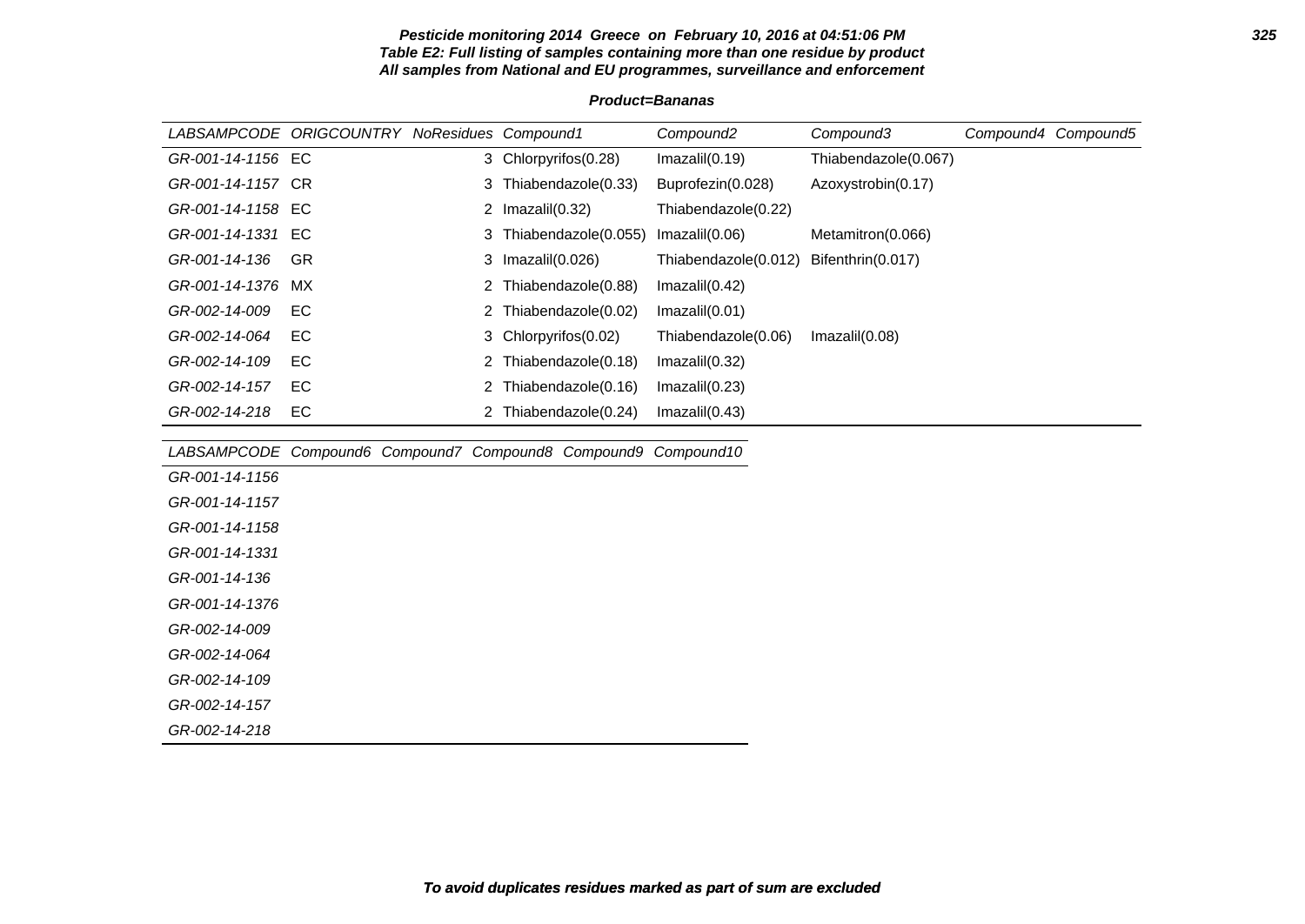**Pesticide monitoring 2014 Greece on February 10, 2016 at 04:51:06 PM**
**Table E2: Full listing of samples containing more than one residue by product**
**All samples from National and EU programmes, surveillance and enforcement**

**Product=Bananas**

| LABSAMPCODE | ORIGCOUNTRY | NoResidues | Compound1 | Compound2 | Compound3 | Compound4 | Compound5 |
|---|---|---|---|---|---|---|---|
| GR-001-14-1156 | EC | 3 | Chlorpyrifos(0.28) | Imazalil(0.19) | Thiabendazole(0.067) | | |
| GR-001-14-1157 | CR | 3 | Thiabendazole(0.33) | Buprofezin(0.028) | Azoxystrobin(0.17) | | |
| GR-001-14-1158 | EC | 2 | Imazalil(0.32) | Thiabendazole(0.22) | | | |
| GR-001-14-1331 | EC | 3 | Thiabendazole(0.055) | Imazalil(0.06) | Metamitron(0.066) | | |
| GR-001-14-136 | GR | 3 | Imazalil(0.026) | Thiabendazole(0.012) | Bifenthrin(0.017) | | |
| GR-001-14-1376 | MX | 2 | Thiabendazole(0.88) | Imazalil(0.42) | | | |
| GR-002-14-009 | EC | 2 | Thiabendazole(0.02) | Imazalil(0.01) | | | |
| GR-002-14-064 | EC | 3 | Chlorpyrifos(0.02) | Thiabendazole(0.06) | Imazalil(0.08) | | |
| GR-002-14-109 | EC | 2 | Thiabendazole(0.18) | Imazalil(0.32) | | | |
| GR-002-14-157 | EC | 2 | Thiabendazole(0.16) | Imazalil(0.23) | | | |
| GR-002-14-218 | EC | 2 | Thiabendazole(0.24) | Imazalil(0.43) | | | |

| LABSAMPCODE | Compound6 | Compound7 | Compound8 | Compound9 | Compound10 |
|---|---|---|---|---|---|
| GR-001-14-1156 | | | | | |
| GR-001-14-1157 | | | | | |
| GR-001-14-1158 | | | | | |
| GR-001-14-1331 | | | | | |
| GR-001-14-136 | | | | | |
| GR-001-14-1376 | | | | | |
| GR-002-14-009 | | | | | |
| GR-002-14-064 | | | | | |
| GR-002-14-109 | | | | | |
| GR-002-14-157 | | | | | |
| GR-002-14-218 | | | | | |

**To avoid duplicates residues marked as part of sum are excluded**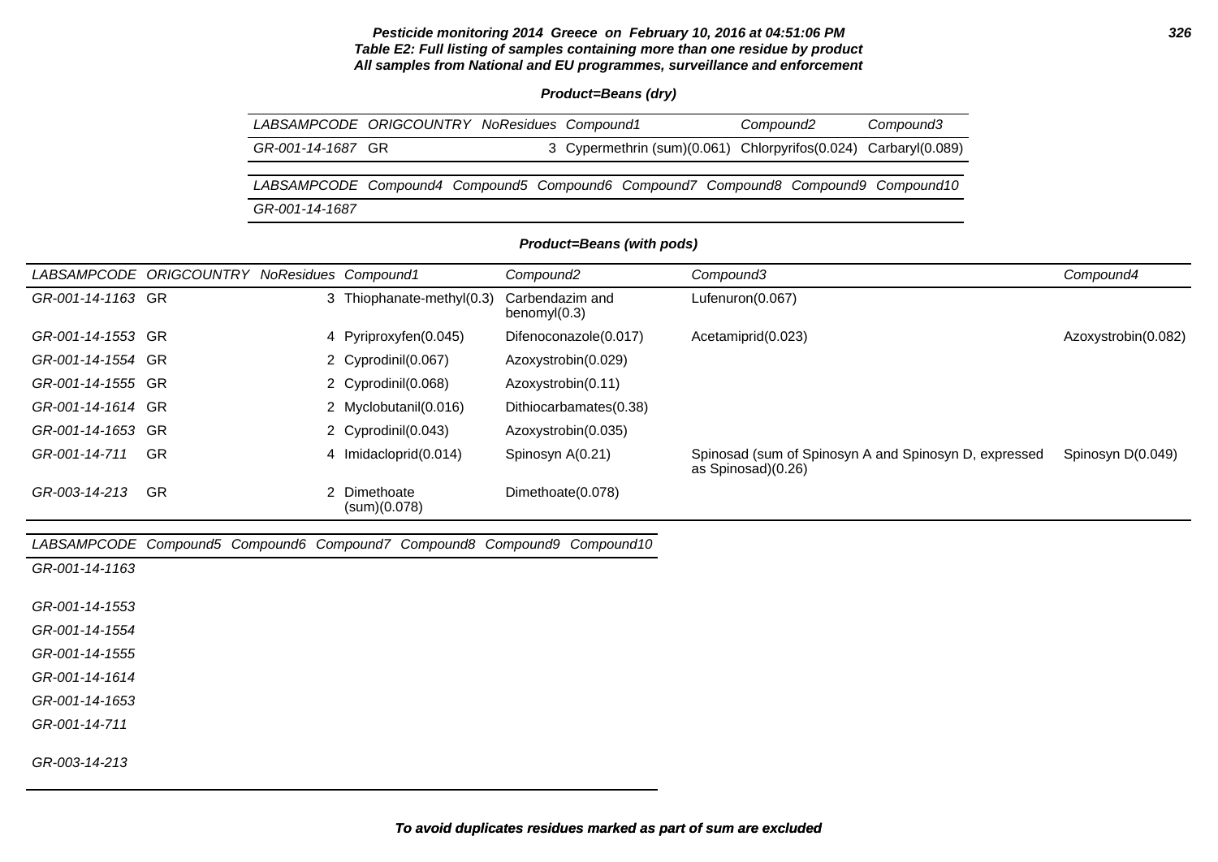**Pesticide monitoring 2014 Greece on February 10, 2016 at 04:51:06 PM**
**Table E2: Full listing of samples containing more than one residue by product**
**All samples from National and EU programmes, surveillance and enforcement**

**Product=Beans (dry)**

| LABSAMPCODE | ORIGCOUNTRY | NoResidues | Compound1 | Compound2 | Compound3 |
|---|---|---|---|---|---|
| GR-001-14-1687 | GR | 3 | Cypermethrin (sum)(0.061) | Chlorpyrifos(0.024) | Carbaryl(0.089) |

| LABSAMPCODE | Compound4 | Compound5 | Compound6 | Compound7 | Compound8 | Compound9 | Compound10 |
|---|---|---|---|---|---|---|---|
| GR-001-14-1687 | | | | | | | |

**Product=Beans (with pods)**

| LABSAMPCODE | ORIGCOUNTRY | NoResidues | Compound1 | Compound2 | Compound3 | Compound4 |
|---|---|---|---|---|---|---|
| GR-001-14-1163 | GR | 3 | Thiophanate-methyl(0.3) | Carbendazim and benomyl(0.3) | Lufenuron(0.067) | |
| GR-001-14-1553 | GR | 4 | Pyriproxyfen(0.045) | Difenoconazole(0.017) | Acetamiprid(0.023) | Azoxystrobin(0.082) |
| GR-001-14-1554 | GR | 2 | Cyprodinil(0.067) | Azoxystrobin(0.029) | | |
| GR-001-14-1555 | GR | 2 | Cyprodinil(0.068) | Azoxystrobin(0.11) | | |
| GR-001-14-1614 | GR | 2 | Myclobutanil(0.016) | Dithiocarbamates(0.38) | | |
| GR-001-14-1653 | GR | 2 | Cyprodinil(0.043) | Azoxystrobin(0.035) | | |
| GR-001-14-711 | GR | 4 | Imidacloprid(0.014) | Spinosyn A(0.21) | Spinosad (sum of Spinosyn A and Spinosyn D, expressed as Spinosad)(0.26) | Spinosyn D(0.049) |
| GR-003-14-213 | GR | 2 | Dimethoate (sum)(0.078) | Dimethoate(0.078) | | |

| LABSAMPCODE | Compound5 | Compound6 | Compound7 | Compound8 | Compound9 | Compound10 |
|---|---|---|---|---|---|---|
| GR-001-14-1163 | | | | | | |
| GR-001-14-1553 | | | | | | |
| GR-001-14-1554 | | | | | | |
| GR-001-14-1555 | | | | | | |
| GR-001-14-1614 | | | | | | |
| GR-001-14-1653 | | | | | | |
| GR-001-14-711 | | | | | | |
| GR-003-14-213 | | | | | | |

**To avoid duplicates residues marked as part of sum are excluded**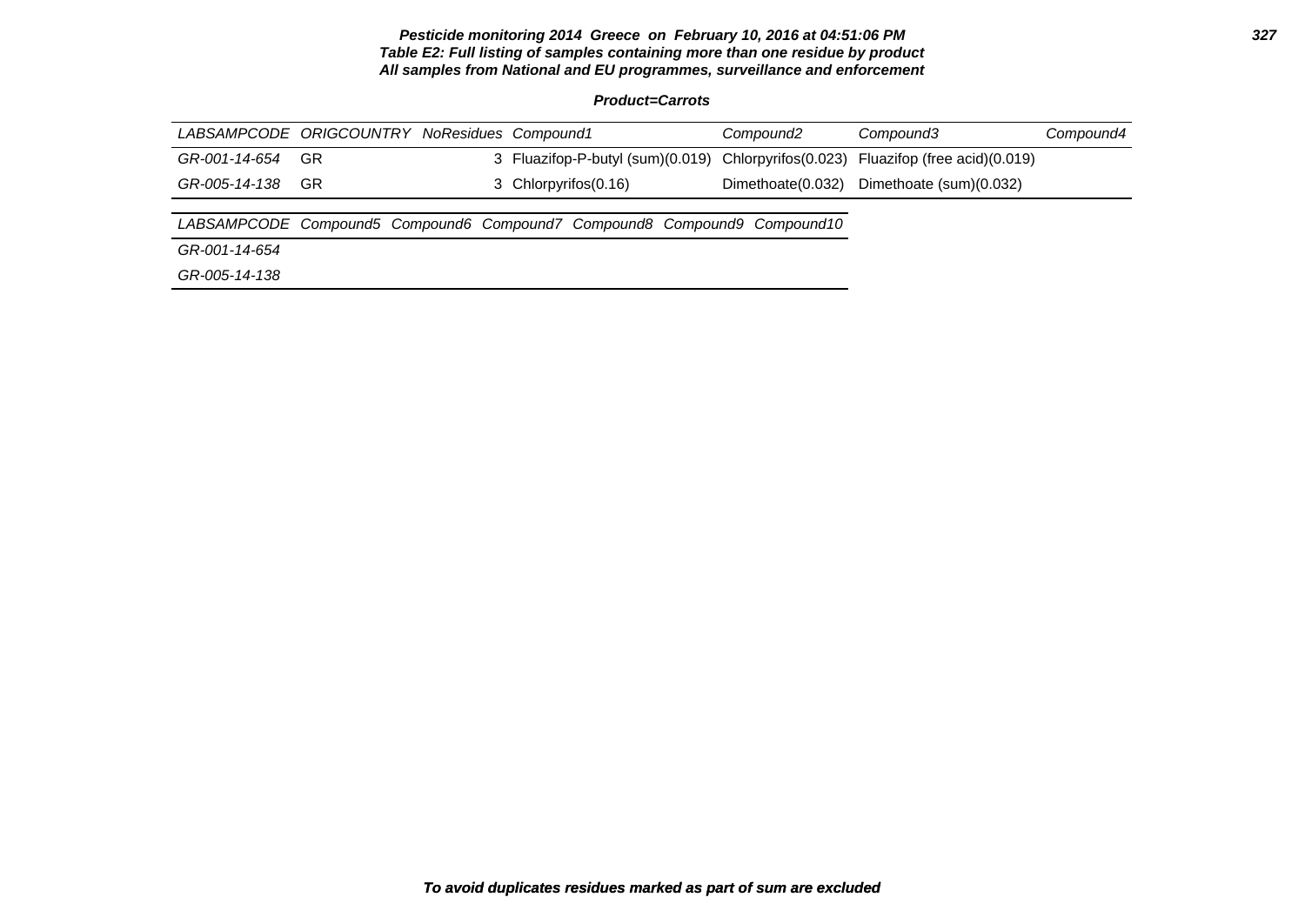**Pesticide monitoring 2014 Greece on February 10, 2016 at 04:51:06 PM**
**Table E2: Full listing of samples containing more than one residue by product**
**All samples from National and EU programmes, surveillance and enforcement**

**Product=Carrots**

| LABSAMPCODE | ORIGCOUNTRY | NoResidues | Compound1 | Compound2 | Compound3 | Compound4 |
|---|---|---|---|---|---|---|
| GR-001-14-654 | GR | 3 | Fluazifop-P-butyl (sum)(0.019) | Chlorpyrifos(0.023) | Fluazifop (free acid)(0.019) | |
| GR-005-14-138 | GR | 3 | Chlorpyrifos(0.16) | Dimethoate(0.032) | Dimethoate (sum)(0.032) | |

| LABSAMPCODE | Compound5 | Compound6 | Compound7 | Compound8 | Compound9 | Compound10 |
|---|---|---|---|---|---|---|
| GR-001-14-654 | | | | | | |
| GR-005-14-138 | | | | | | |

**To avoid duplicates residues marked as part of sum are excluded**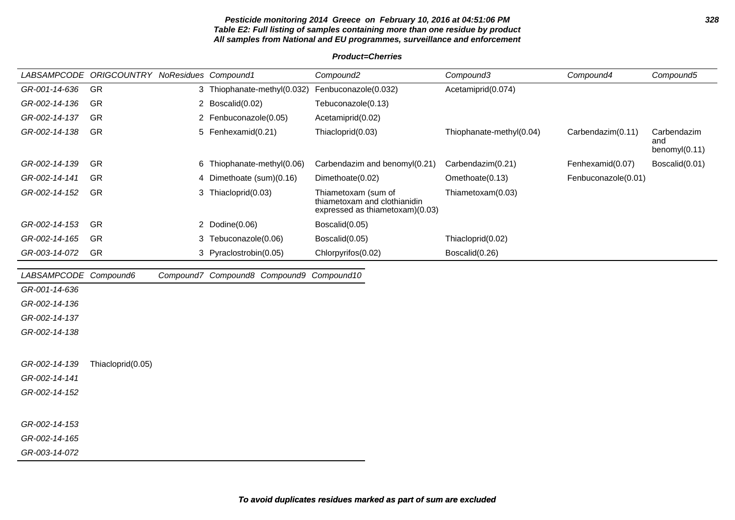**Pesticide monitoring 2014 Greece on February 10, 2016 at 04:51:06 PM**
**Table E2: Full listing of samples containing more than one residue by product**
**All samples from National and EU programmes, surveillance and enforcement**

**Product=Cherries**

| LABSAMPCODE | ORIGCOUNTRY | NoResidues | Compound1 | Compound2 | Compound3 | Compound4 | Compound5 |
|---|---|---|---|---|---|---|---|
| GR-001-14-636 | GR | 3 | Thiophanate-methyl(0.032) | Fenbuconazole(0.032) | Acetamiprid(0.074) | | |
| GR-002-14-136 | GR | 2 | Boscalid(0.02) | Tebuconazole(0.13) | | | |
| GR-002-14-137 | GR | 2 | Fenbuconazole(0.05) | Acetamiprid(0.02) | | | |
| GR-002-14-138 | GR | 5 | Fenhexamid(0.21) | Thiacloprid(0.03) | Thiophanate-methyl(0.04) | Carbendazim(0.11) | Carbendazim and benomyl(0.11) |
| GR-002-14-139 | GR | 6 | Thiophanate-methyl(0.06) | Carbendazim and benomyl(0.21) | Carbendazim(0.21) | Fenhexamid(0.07) | Boscalid(0.01) |
| GR-002-14-141 | GR | 4 | Dimethoate (sum)(0.16) | Dimethoate(0.02) | Omethoate(0.13) | Fenbuconazole(0.01) | |
| GR-002-14-152 | GR | 3 | Thiacloprid(0.03) | Thiametoxam (sum of thiametoxam and clothianidin expressed as thiametoxam)(0.03) | Thiametoxam(0.03) | | |
| GR-002-14-153 | GR | 2 | Dodine(0.06) | Boscalid(0.05) | | | |
| GR-002-14-165 | GR | 3 | Tebuconazole(0.06) | Boscalid(0.05) | Thiacloprid(0.02) | | |
| GR-003-14-072 | GR | 3 | Pyraclostrobin(0.05) | Chlorpyrifos(0.02) | Boscalid(0.26) | | |

| LABSAMPCODE | Compound6 | Compound7 | Compound8 | Compound9 | Compound10 |
|---|---|---|---|---|---|
| GR-001-14-636 | | | | | |
| GR-002-14-136 | | | | | |
| GR-002-14-137 | | | | | |
| GR-002-14-138 | | | | | |
| GR-002-14-139 | Thiacloprid(0.05) | | | | |
| GR-002-14-141 | | | | | |
| GR-002-14-152 | | | | | |
| GR-002-14-153 | | | | | |
| GR-002-14-165 | | | | | |
| GR-003-14-072 | | | | | |

**To avoid duplicates residues marked as part of sum are excluded**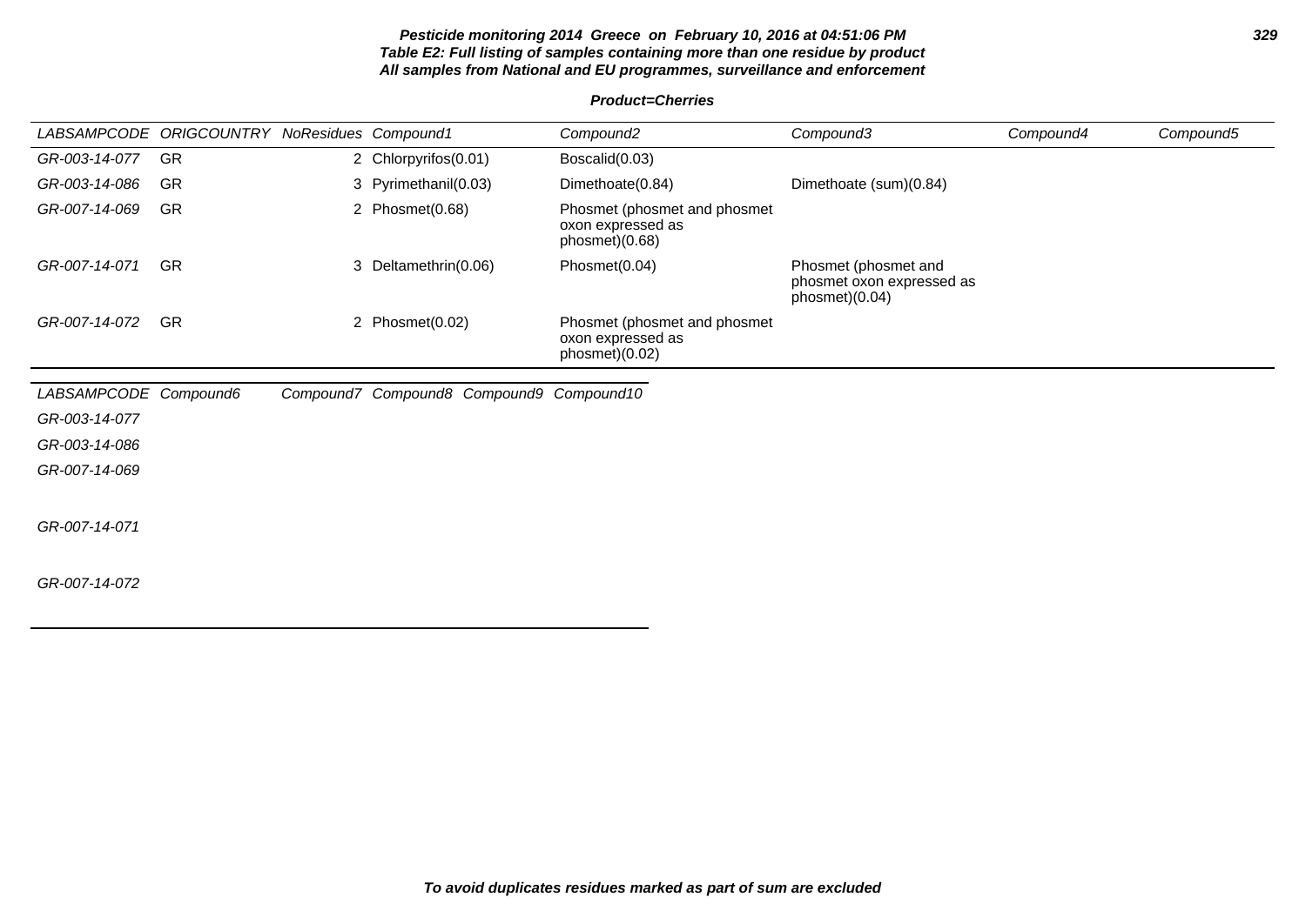**Pesticide monitoring 2014 Greece on February 10, 2016 at 04:51:06 PM**
**Table E2: Full listing of samples containing more than one residue by product**
**All samples from National and EU programmes, surveillance and enforcement**

**Product=Cherries**

| LABSAMPCODE | ORIGCOUNTRY | NoResidues | Compound1 | Compound2 | Compound3 | Compound4 | Compound5 |
|---|---|---|---|---|---|---|---|
| GR-003-14-077 | GR | 2 | Chlorpyrifos(0.01) | Boscalid(0.03) | | | |
| GR-003-14-086 | GR | 3 | Pyrimethanil(0.03) | Dimethoate(0.84) | Dimethoate (sum)(0.84) | | |
| GR-007-14-069 | GR | 2 | Phosmet(0.68) | Phosmet (phosmet and phosmet oxon expressed as phosmet)(0.68) | | | |
| GR-007-14-071 | GR | 3 | Deltamethrin(0.06) | Phosmet(0.04) | Phosmet (phosmet and phosmet oxon expressed as phosmet)(0.04) | | |
| GR-007-14-072 | GR | 2 | Phosmet(0.02) | Phosmet (phosmet and phosmet oxon expressed as phosmet)(0.02) | | | |

| LABSAMPCODE | Compound6 | Compound7 | Compound8 | Compound9 | Compound10 |
|---|---|---|---|---|---|
| GR-003-14-077 | | | | | |
| GR-003-14-086 | | | | | |
| GR-007-14-069 | | | | | |
| GR-007-14-071 | | | | | |
| GR-007-14-072 | | | | | |

**To avoid duplicates residues marked as part of sum are excluded**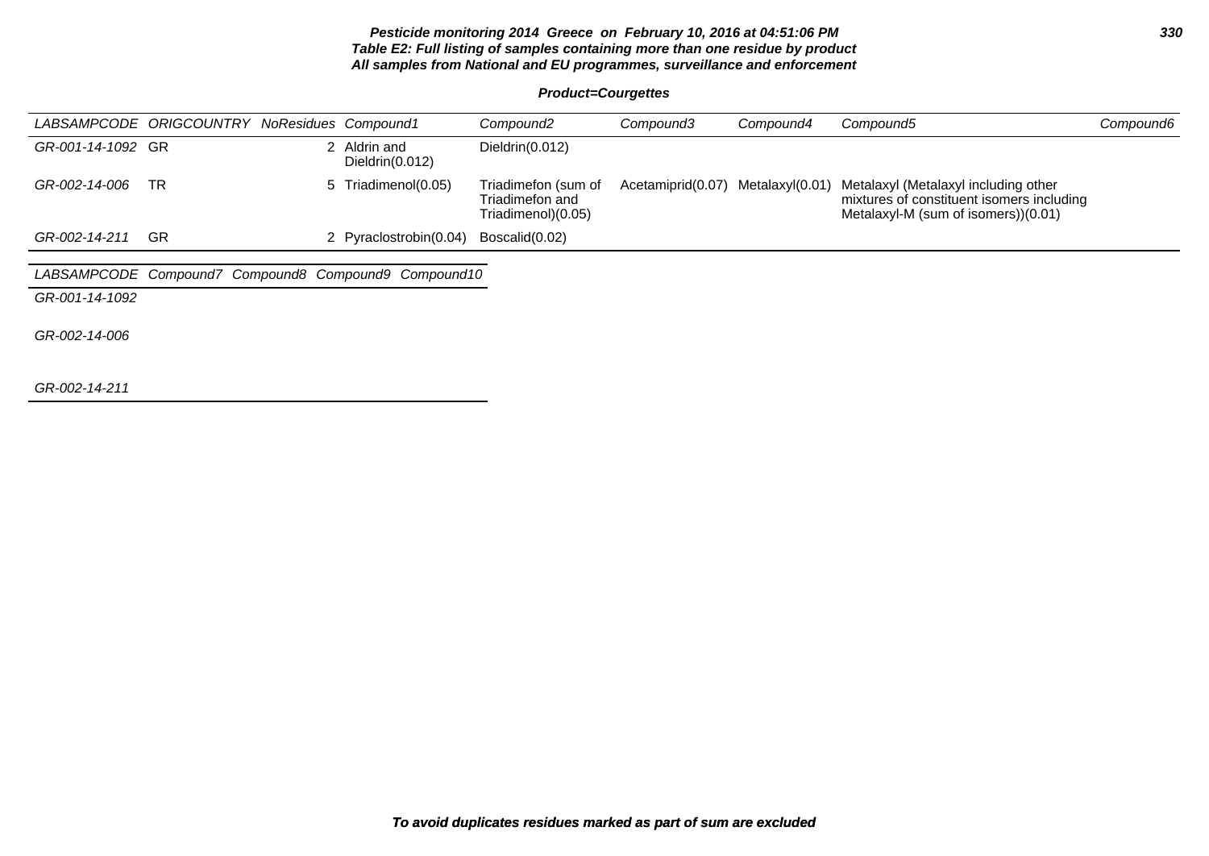**Pesticide monitoring 2014 Greece on February 10, 2016 at 04:51:06 PM**
**Table E2: Full listing of samples containing more than one residue by product**
**All samples from National and EU programmes, surveillance and enforcement**

**Product=Courgettes**

| LABSAMPCODE | ORIGCOUNTRY | NoResidues | Compound1 | Compound2 | Compound3 | Compound4 | Compound5 | Compound6 |
|---|---|---|---|---|---|---|---|---|
| GR-001-14-1092 | GR | 2 | Aldrin and Dieldrin(0.012) | Dieldrin(0.012) | | | | |
| GR-002-14-006 | TR | 5 | Triadimenol(0.05) | Triadimefon (sum of Triadimefon and Triadimenol)(0.05) | Acetamiprid(0.07) | Metalaxyl(0.01) | Metalaxyl (Metalaxyl including other mixtures of constituent isomers including Metalaxyl-M (sum of isomers))(0.01) | |
| GR-002-14-211 | GR | 2 | Pyraclostrobin(0.04) | Boscalid(0.02) | | | | |

| LABSAMPCODE | Compound7 | Compound8 | Compound9 | Compound10 |
|---|---|---|---|---|
| GR-001-14-1092 | | | | |
| GR-002-14-006 | | | | |
| GR-002-14-211 | | | | |

*To avoid duplicates residues marked as part of sum are excluded*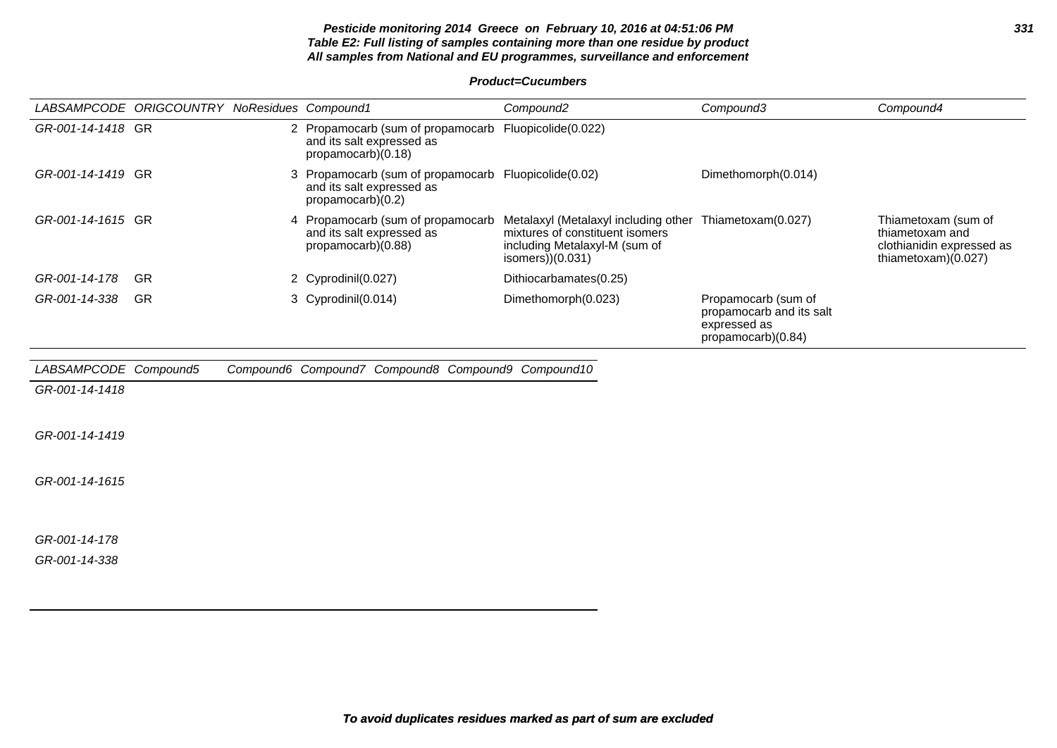**Table E2: Full listing of samples containing more than one residue by product**
**All samples from National and EU programmes, surveillance and enforcement**

**Product=Cucumbers**

| LABSAMPCODE | ORIGCOUNTRY | NoResidues | Compound1 | Compound2 | Compound3 | Compound4 |
|---|---|---|---|---|---|---|
| GR-001-14-1418 | GR | 2 | Propamocarb (sum of propamocarb and its salt expressed as propamocarb)(0.18) | Fluopicolide(0.022) | | |
| GR-001-14-1419 | GR | 3 | Propamocarb (sum of propamocarb and its salt expressed as propamocarb)(0.2) | Fluopicolide(0.02) | Dimethomorph(0.014) | |
| GR-001-14-1615 | GR | 4 | Propamocarb (sum of propamocarb and its salt expressed as propamocarb)(0.88) | Metalaxyl (Metalaxyl including other mixtures of constituent isomers including Metalaxyl-M (sum of isomers))(0.031) | Thiametoxam(0.027) | Thiametoxam (sum of thiametoxam and clothianidin expressed as thiametoxam)(0.027) |
| GR-001-14-178 | GR | 2 | Cyprodinil(0.027) | Dithiocarbamates(0.25) | | |
| GR-001-14-338 | GR | 3 | Cyprodinil(0.014) | Dimethomorph(0.023) | Propamocarb (sum of propamocarb and its salt expressed as propamocarb)(0.84) | |

| LABSAMPCODE | Compound5 | Compound6 | Compound7 | Compound8 | Compound9 | Compound10 |
|---|---|---|---|---|---|---|
| GR-001-14-1418 | | | | | | |
| GR-001-14-1419 | | | | | | |
| GR-001-14-1615 | | | | | | |
| GR-001-14-178 | | | | | | |
| GR-001-14-338 | | | | | | |

**To avoid duplicates residues marked as part of sum are excluded**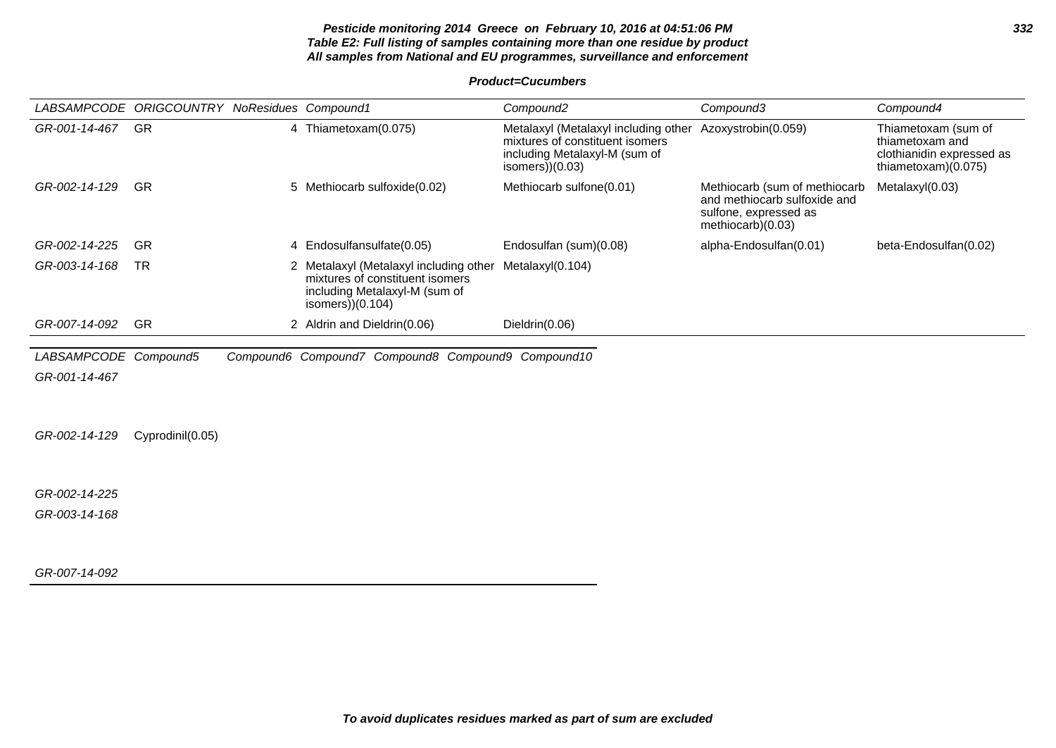**Pesticide monitoring 2014 Greece on February 10, 2016 at 04:51:06 PM**
**Table E2: Full listing of samples containing more than one residue by product**
**All samples from National and EU programmes, surveillance and enforcement**

**Product=Cucumbers**

| LABSAMPCODE | ORIGCOUNTRY | NoResidues | Compound1 | Compound2 | Compound3 | Compound4 |
|---|---|---|---|---|---|---|
| GR-001-14-467 | GR | 4 | Thiametoxam(0.075) | Metalaxyl (Metalaxyl including other mixtures of constituent isomers including Metalaxyl-M (sum of isomers))(0.03) | Azoxystrobin(0.059) | Thiametoxam (sum of thiametoxam and clothianidin expressed as thiametoxam)(0.075) |
| GR-002-14-129 | GR | 5 | Methiocarb sulfoxide(0.02) | Methiocarb sulfone(0.01) | Methiocarb (sum of methiocarb and methiocarb sulfoxide and sulfone, expressed as methiocarb)(0.03) | Metalaxyl(0.03) |
| GR-002-14-225 | GR | 4 | Endosulfansulfate(0.05) | Endosulfan (sum)(0.08) | alpha-Endosulfan(0.01) | beta-Endosulfan(0.02) |
| GR-003-14-168 | TR | 2 | Metalaxyl (Metalaxyl including other mixtures of constituent isomers including Metalaxyl-M (sum of isomers))(0.104) | Metalaxyl(0.104) | | |
| GR-007-14-092 | GR | 2 | Aldrin and Dieldrin(0.06) | Dieldrin(0.06) | | |

| LABSAMPCODE | Compound5 | Compound6 | Compound7 | Compound8 | Compound9 | Compound10 |
|---|---|---|---|---|---|---|
| GR-001-14-467 | | | | | | |
| GR-002-14-129 | Cyprodinil(0.05) | | | | | |
| GR-002-14-225 | | | | | | |
| GR-003-14-168 | | | | | | |
| GR-007-14-092 | | | | | | |

***To avoid duplicates residues marked as part of sum are excluded***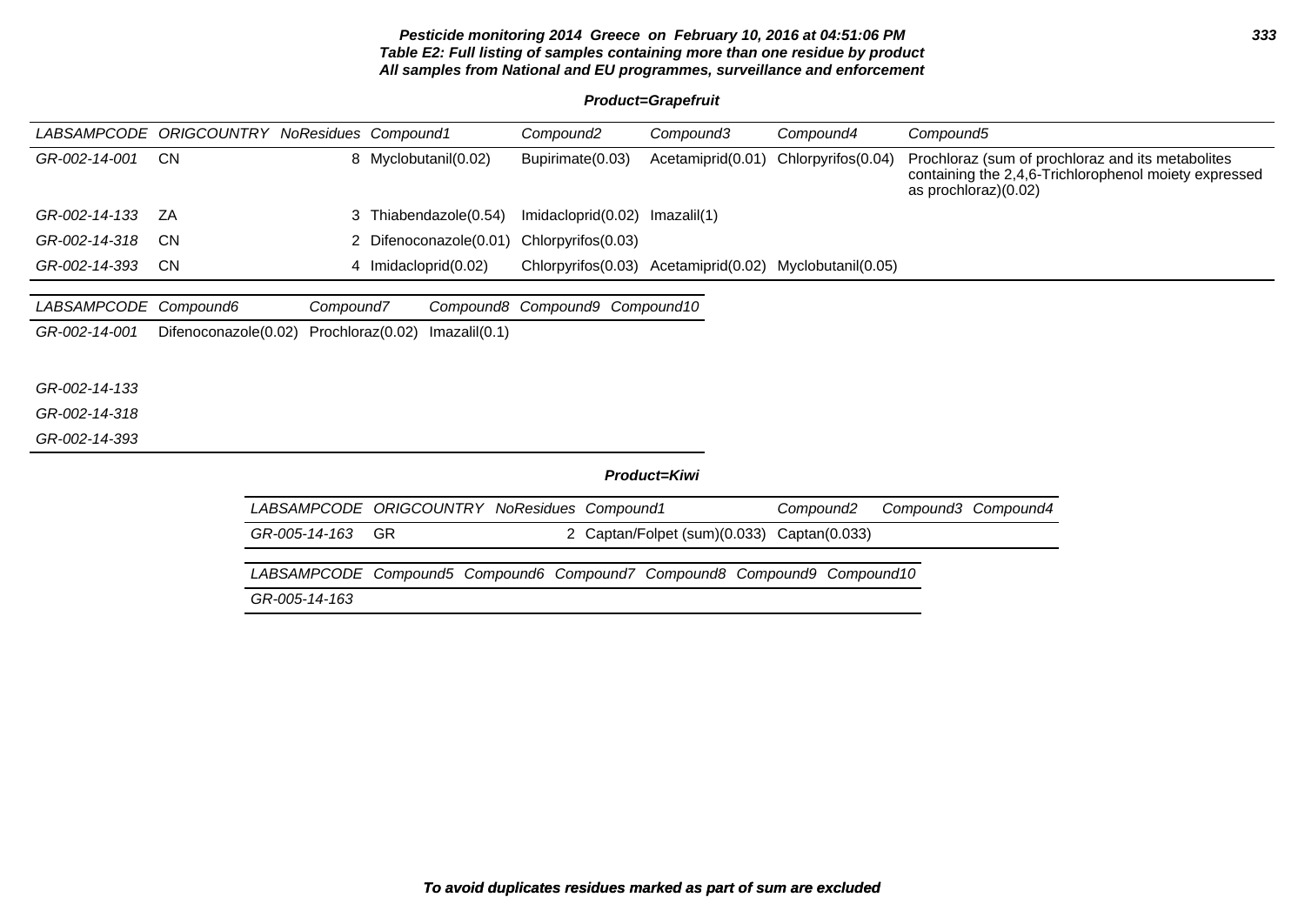**Pesticide monitoring 2014 Greece on February 10, 2016 at 04:51:06 PM**
**Table E2: Full listing of samples containing more than one residue by product**
**All samples from National and EU programmes, surveillance and enforcement**

**Product=Grapefruit**

| LABSAMPCODE | ORIGCOUNTRY | NoResidues | Compound1 | Compound2 | Compound3 | Compound4 | Compound5 |
|---|---|---|---|---|---|---|---|
| GR-002-14-001 | CN | 8 | Myclobutanil(0.02) | Bupirimate(0.03) | Acetamiprid(0.01) | Chlorpyrifos(0.04) | Prochloraz (sum of prochloraz and its metabolites containing the 2,4,6-Trichlorophenol moiety expressed as prochloraz)(0.02) |
| GR-002-14-133 | ZA | 3 | Thiabendazole(0.54) | Imidacloprid(0.02) | Imazalil(1) | | |
| GR-002-14-318 | CN | 2 | Difenoconazole(0.01) | Chlorpyrifos(0.03) | | | |
| GR-002-14-393 | CN | 4 | Imidacloprid(0.02) | Chlorpyrifos(0.03) | Acetamiprid(0.02) | Myclobutanil(0.05) | |

| LABSAMPCODE | Compound6 | Compound7 | Compound8 | Compound9 | Compound10 |
|---|---|---|---|---|---|
| GR-002-14-001 | Difenoconazole(0.02) | Prochloraz(0.02) | Imazalil(0.1) | | |
| GR-002-14-133 | | | | | |
| GR-002-14-318 | | | | | |
| GR-002-14-393 | | | | | |

**Product=Kiwi**

| LABSAMPCODE | ORIGCOUNTRY | NoResidues | Compound1 | Compound2 | Compound3 | Compound4 |
|---|---|---|---|---|---|---|
| GR-005-14-163 | GR | 2 | Captan/Folpet (sum)(0.033) | Captan(0.033) | | |

| LABSAMPCODE | Compound5 | Compound6 | Compound7 | Compound8 | Compound9 | Compound10 |
|---|---|---|---|---|---|---|
| GR-005-14-163 | | | | | | |

**To avoid duplicates residues marked as part of sum are excluded**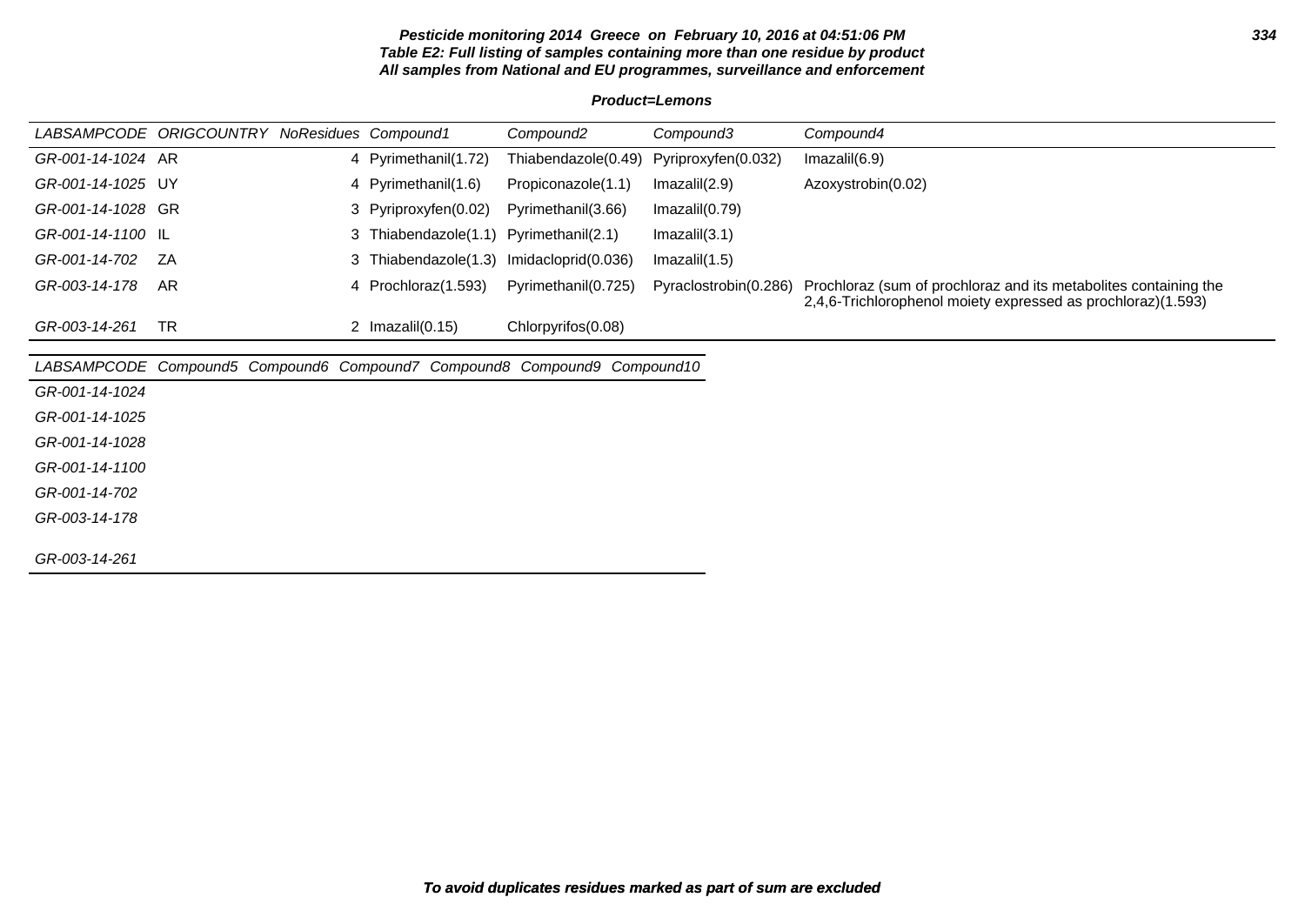**Pesticide monitoring 2014 Greece on February 10, 2016 at 04:51:06 PM**
**Table E2: Full listing of samples containing more than one residue by product**
**All samples from National and EU programmes, surveillance and enforcement**

**Product=Lemons**

| LABSAMPCODE | ORIGCOUNTRY | NoResidues | Compound1 | Compound2 | Compound3 | Compound4 |
|---|---|---|---|---|---|---|
| GR-001-14-1024 | AR | 4 | Pyrimethanil(1.72) | Thiabendazole(0.49) | Pyriproxyfen(0.032) | Imazalil(6.9) |
| GR-001-14-1025 | UY | 4 | Pyrimethanil(1.6) | Propiconazole(1.1) | Imazalil(2.9) | Azoxystrobin(0.02) |
| GR-001-14-1028 | GR | 3 | Pyriproxyfen(0.02) | Pyrimethanil(3.66) | Imazalil(0.79) | |
| GR-001-14-1100 | IL | 3 | Thiabendazole(1.1) | Pyrimethanil(2.1) | Imazalil(3.1) | |
| GR-001-14-702 | ZA | 3 | Thiabendazole(1.3) | Imidacloprid(0.036) | Imazalil(1.5) | |
| GR-003-14-178 | AR | 4 | Prochloraz(1.593) | Pyrimethanil(0.725) | Pyraclostrobin(0.286) | Prochloraz (sum of prochloraz and its metabolites containing the 2,4,6-Trichlorophenol moiety expressed as prochloraz)(1.593) |
| GR-003-14-261 | TR | 2 | Imazalil(0.15) | Chlorpyrifos(0.08) | | |

| LABSAMPCODE | Compound5 | Compound6 | Compound7 | Compound8 | Compound9 | Compound10 |
|---|---|---|---|---|---|---|
| GR-001-14-1024 | | | | | | |
| GR-001-14-1025 | | | | | | |
| GR-001-14-1028 | | | | | | |
| GR-001-14-1100 | | | | | | |
| GR-001-14-702 | | | | | | |
| GR-003-14-178 | | | | | | |
| GR-003-14-261 | | | | | | |

**To avoid duplicates residues marked as part of sum are excluded**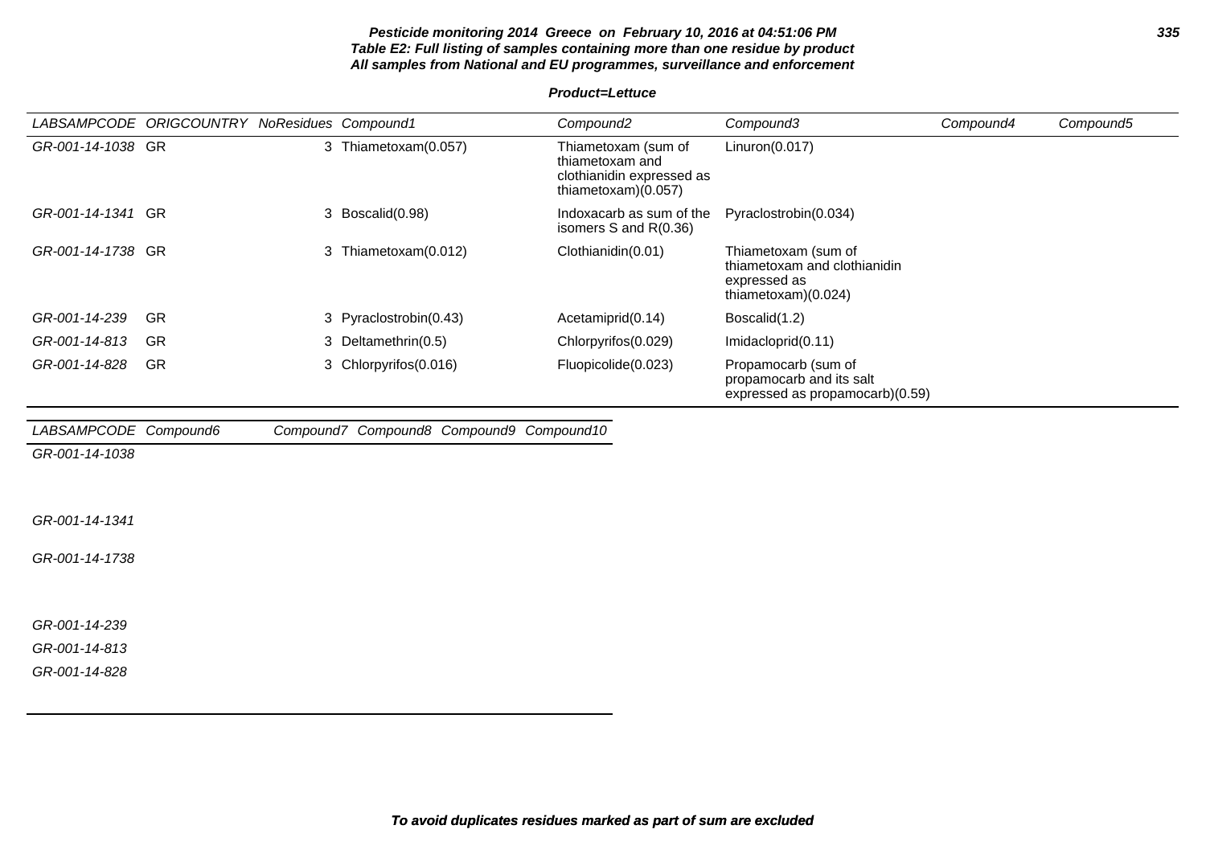**Pesticide monitoring 2014 Greece on February 10, 2016 at 04:51:06 PM**
**Table E2: Full listing of samples containing more than one residue by product**
**All samples from National and EU programmes, surveillance and enforcement**

**Product=Lettuce**

| LABSAMPCODE | ORIGCOUNTRY | NoResidues | Compound1 | Compound2 | Compound3 | Compound4 | Compound5 |
|---|---|---|---|---|---|---|---|
| GR-001-14-1038 | GR | 3 | Thiametoxam(0.057) | Thiametoxam (sum of thiametoxam and clothianidin expressed as thiametoxam)(0.057) | Linuron(0.017) | | |
| GR-001-14-1341 | GR | 3 | Boscalid(0.98) | Indoxacarb as sum of the isomers S and R(0.36) | Pyraclostrobin(0.034) | | |
| GR-001-14-1738 | GR | 3 | Thiametoxam(0.012) | Clothianidin(0.01) | Thiametoxam (sum of thiametoxam and clothianidin expressed as thiametoxam)(0.024) | | |
| GR-001-14-239 | GR | 3 | Pyraclostrobin(0.43) | Acetamiprid(0.14) | Boscalid(1.2) | | |
| GR-001-14-813 | GR | 3 | Deltamethrin(0.5) | Chlorpyrifos(0.029) | Imidacloprid(0.11) | | |
| GR-001-14-828 | GR | 3 | Chlorpyrifos(0.016) | Fluopicolide(0.023) | Propamocarb (sum of propamocarb and its salt expressed as propamocarb)(0.59) | | |

| LABSAMPCODE | Compound6 | Compound7 | Compound8 | Compound9 | Compound10 |
|---|---|---|---|---|---|
| GR-001-14-1038 | | | | | |
| GR-001-14-1341 | | | | | |
| GR-001-14-1738 | | | | | |
| GR-001-14-239 | | | | | |
| GR-001-14-813 | | | | | |
| GR-001-14-828 | | | | | |

**To avoid duplicates residues marked as part of sum are excluded**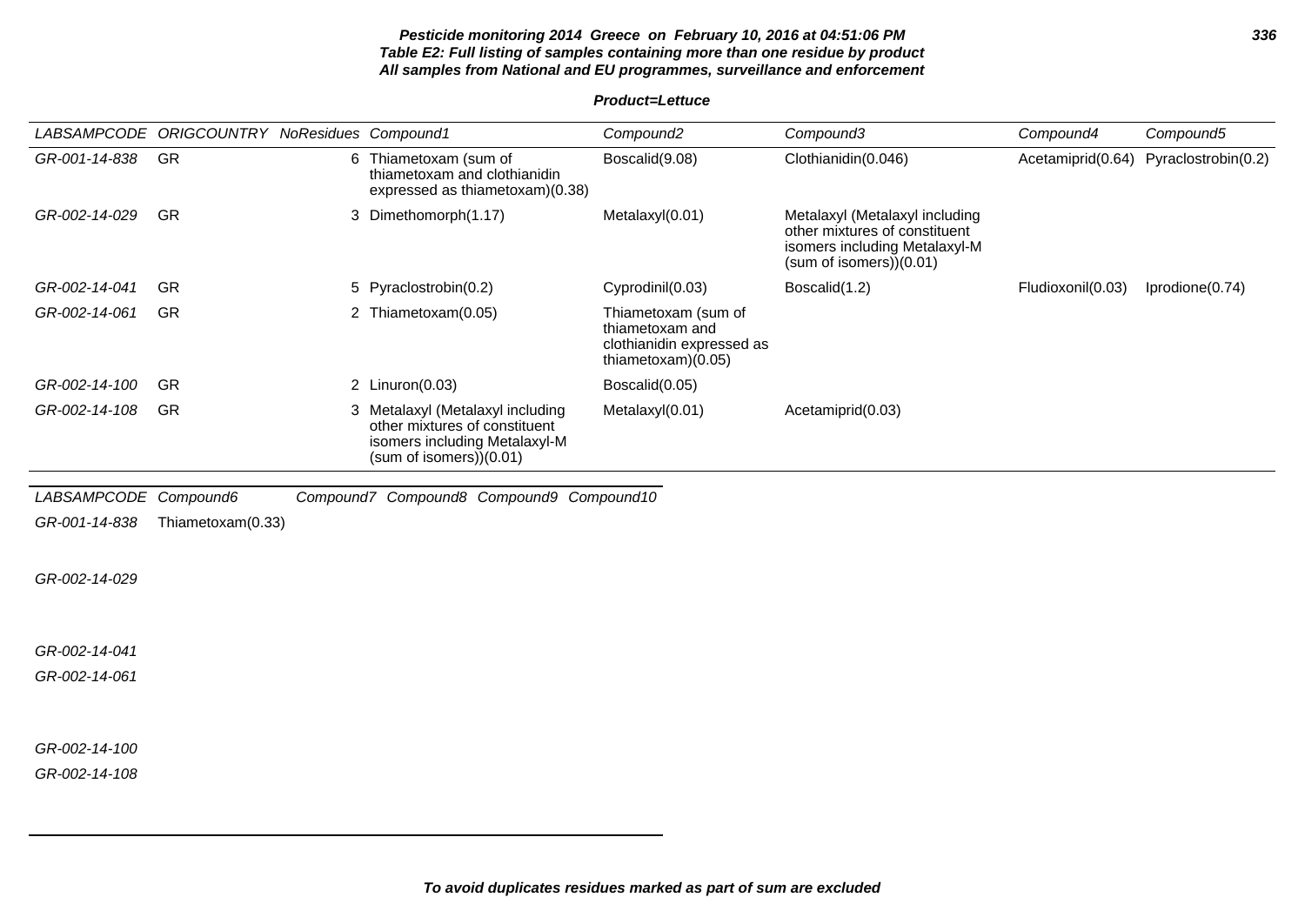**Pesticide monitoring 2014 Greece on February 10, 2016 at 04:51:06 PM**
**Table E2: Full listing of samples containing more than one residue by product**
**All samples from National and EU programmes, surveillance and enforcement**

**Product=Lettuce**

| LABSAMPCODE | ORIGCOUNTRY | NoResidues | Compound1 | Compound2 | Compound3 | Compound4 | Compound5 |
|---|---|---|---|---|---|---|---|
| GR-001-14-838 | GR | 6 | Thiametoxam (sum of thiametoxam and clothianidin expressed as thiametoxam)(0.38) | Boscalid(9.08) | Clothianidin(0.046) | Acetamiprid(0.64) | Pyraclostrobin(0.2) |
| GR-002-14-029 | GR | 3 | Dimethomorph(1.17) | Metalaxyl(0.01) | Metalaxyl (Metalaxyl including other mixtures of constituent isomers including Metalaxyl-M (sum of isomers))(0.01) | | |
| GR-002-14-041 | GR | 5 | Pyraclostrobin(0.2) | Cyprodinil(0.03) | Boscalid(1.2) | Fludioxonil(0.03) | Iprodione(0.74) |
| GR-002-14-061 | GR | 2 | Thiametoxam(0.05) | Thiametoxam (sum of thiametoxam and clothianidin expressed as thiametoxam)(0.05) | | | |
| GR-002-14-100 | GR | 2 | Linuron(0.03) | Boscalid(0.05) | | | |
| GR-002-14-108 | GR | 3 | Metalaxyl (Metalaxyl including other mixtures of constituent isomers including Metalaxyl-M (sum of isomers))(0.01) | Metalaxyl(0.01) | Acetamiprid(0.03) | | |

| LABSAMPCODE | Compound6 | Compound7 | Compound8 | Compound9 | Compound10 |
|---|---|---|---|---|---|
| GR-001-14-838 | Thiametoxam(0.33) | | | | |
| GR-002-14-029 | | | | | |
| GR-002-14-041 | | | | | |
| GR-002-14-061 | | | | | |
| GR-002-14-100 | | | | | |
| GR-002-14-108 | | | | | |

**To avoid duplicates residues marked as part of sum are excluded**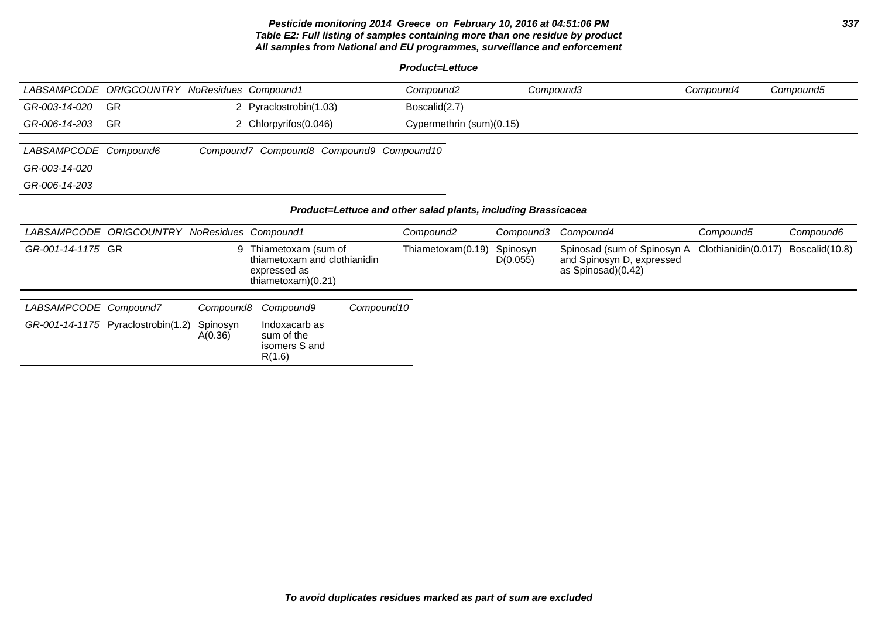**Pesticide monitoring 2014 Greece on February 10, 2016 at 04:51:06 PM**
**Table E2: Full listing of samples containing more than one residue by product**
**All samples from National and EU programmes, surveillance and enforcement**

**Product=Lettuce**

| LABSAMPCODE | ORIGCOUNTRY | NoResidues | Compound1 | Compound2 | Compound3 | Compound4 | Compound5 |
|---|---|---|---|---|---|---|---|
| GR-003-14-020 | GR | 2 | Pyraclostrobin(1.03) | Boscalid(2.7) | | | |
| GR-006-14-203 | GR | 2 | Chlorpyrifos(0.046) | Cypermethrin (sum)(0.15) | | | |

| LABSAMPCODE | Compound6 | Compound7 | Compound8 | Compound9 | Compound10 |
|---|---|---|---|---|---|
| GR-003-14-020 | | | | | |
| GR-006-14-203 | | | | | |

**Product=Lettuce and other salad plants, including Brassicacea**

| LABSAMPCODE | ORIGCOUNTRY | NoResidues | Compound1 | Compound2 | Compound3 | Compound4 | Compound5 | Compound6 |
|---|---|---|---|---|---|---|---|---|
| GR-001-14-1175 | GR | 9 | Thiametoxam (sum of thiametoxam and clothianidin expressed as thiametoxam)(0.21) | Thiametoxam(0.19) | Spinosyn D(0.055) | Spinosad (sum of Spinosyn A and Spinosyn D, expressed as Spinosad)(0.42) | Clothianidin(0.017) | Boscalid(10.8) |

| LABSAMPCODE | Compound7 | Compound8 | Compound9 | Compound10 |
|---|---|---|---|---|
| GR-001-14-1175 | Pyraclostrobin(1.2) | Spinosyn A(0.36) | Indoxacarb as sum of the isomers S and R(1.6) | |

*To avoid duplicates residues marked as part of sum are excluded*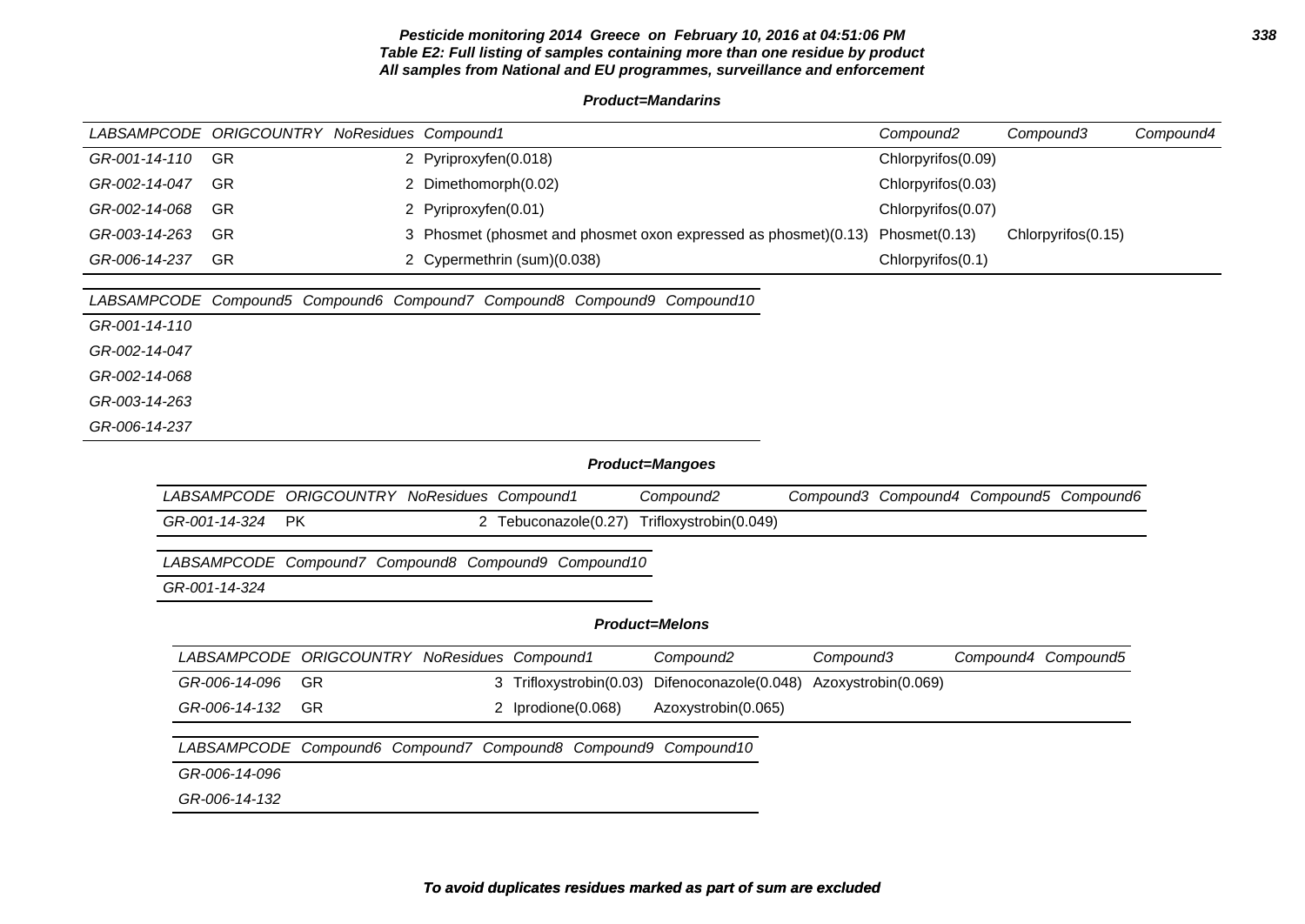**Pesticide monitoring 2014 Greece on February 10, 2016 at 04:51:06 PM**
**Table E2: Full listing of samples containing more than one residue by product**
**All samples from National and EU programmes, surveillance and enforcement**

**Product=Mandarins**

| LABSAMPCODE | ORIGCOUNTRY | NoResidues | Compound1 | Compound2 | Compound3 | Compound4 | Compound5 | Compound6 | Compound7 | Compound8 | Compound9 | Compound10 |
|---|---|---|---|---|---|---|---|---|---|---|---|---|
| GR-001-14-110 | GR | 2 | Pyriproxyfen(0.018) | Chlorpyrifos(0.09) | | | | | | | | |
| GR-002-14-047 | GR | 2 | Dimethomorph(0.02) | Chlorpyrifos(0.03) | | | | | | | | |
| GR-002-14-068 | GR | 2 | Pyriproxyfen(0.01) | Chlorpyrifos(0.07) | | | | | | | | |
| GR-003-14-263 | GR | 3 | Phosmet (phosmet and phosmet oxon expressed as phosmet)(0.13) | Phosmet(0.13) | Chlorpyrifos(0.15) | | | | | | | |
| GR-006-14-237 | GR | 2 | Cypermethrin (sum)(0.038) | Chlorpyrifos(0.1) | | | | | | | | |

**Product=Mangoes**

| LABSAMPCODE | ORIGCOUNTRY | NoResidues | Compound1 | Compound2 | Compound3 | Compound4 | Compound5 | Compound6 | Compound7 | Compound8 | Compound9 | Compound10 |
|---|---|---|---|---|---|---|---|---|---|---|---|---|
| GR-001-14-324 | PK | 2 | Tebuconazole(0.27) | Trifloxystrobin(0.049) | | | | | | | | |

**Product=Melons**

| LABSAMPCODE | ORIGCOUNTRY | NoResidues | Compound1 | Compound2 | Compound3 | Compound4 | Compound5 | Compound6 | Compound7 | Compound8 | Compound9 | Compound10 |
|---|---|---|---|---|---|---|---|---|---|---|---|---|
| GR-006-14-096 | GR | 3 | Trifloxystrobin(0.03) | Difenoconazole(0.048) | Azoxystrobin(0.069) | | | | | | | |
| GR-006-14-132 | GR | 2 | Iprodione(0.068) | Azoxystrobin(0.065) | | | | | | | | |

**To avoid duplicates residues marked as part of sum are excluded**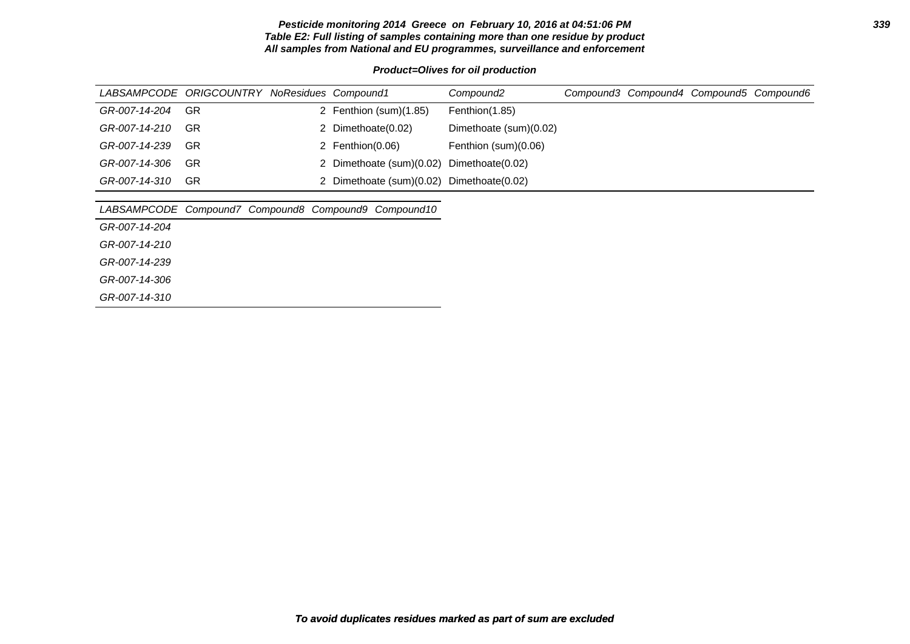**Pesticide monitoring 2014 Greece on February 10, 2016 at 04:51:06 PM**
**Table E2: Full listing of samples containing more than one residue by product**
**All samples from National and EU programmes, surveillance and enforcement**

**Product=Olives for oil production**

| LABSAMPCODE | ORIGCOUNTRY | NoResidues | Compound1 | Compound2 | Compound3 | Compound4 | Compound5 | Compound6 |
|---|---|---|---|---|---|---|---|---|
| GR-007-14-204 | GR | 2 | Fenthion (sum)(1.85) | Fenthion(1.85) | | | | |
| GR-007-14-210 | GR | 2 | Dimethoate(0.02) | Dimethoate (sum)(0.02) | | | | |
| GR-007-14-239 | GR | 2 | Fenthion(0.06) | Fenthion (sum)(0.06) | | | | |
| GR-007-14-306 | GR | 2 | Dimethoate (sum)(0.02) | Dimethoate(0.02) | | | | |
| GR-007-14-310 | GR | 2 | Dimethoate (sum)(0.02) | Dimethoate(0.02) | | | | |

| LABSAMPCODE | Compound7 | Compound8 | Compound9 | Compound10 |
|---|---|---|---|---|
| GR-007-14-204 | | | | |
| GR-007-14-210 | | | | |
| GR-007-14-239 | | | | |
| GR-007-14-306 | | | | |
| GR-007-14-310 | | | | |

**To avoid duplicates residues marked as part of sum are excluded**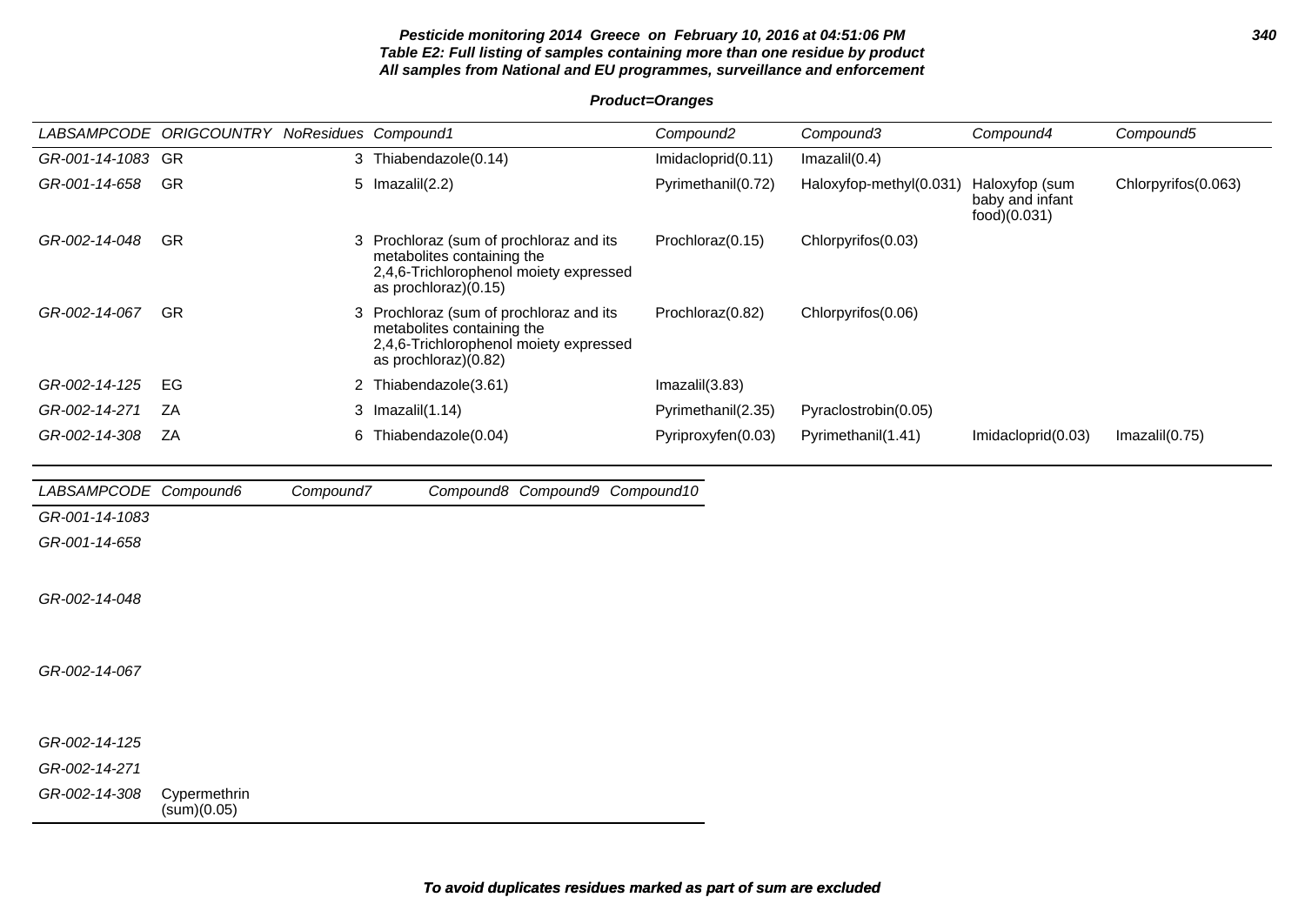**Pesticide monitoring 2014 Greece on February 10, 2016 at 04:51:06 PM**
**Table E2: Full listing of samples containing more than one residue by product**
**All samples from National and EU programmes, surveillance and enforcement**

**Product=Oranges**

| LABSAMPCODE | ORIGCOUNTRY | NoResidues | Compound1 | Compound2 | Compound3 | Compound4 | Compound5 |
|---|---|---|---|---|---|---|---|
| GR-001-14-1083 | GR | 3 | Thiabendazole(0.14) | Imidacloprid(0.11) | Imazalil(0.4) | | |
| GR-001-14-658 | GR | 5 | Imazalil(2.2) | Pyrimethanil(0.72) | Haloxyfop-methyl(0.031) | Haloxyfop (sum baby and infant food)(0.031) | Chlorpyrifos(0.063) |
| GR-002-14-048 | GR | 3 | Prochloraz (sum of prochloraz and its metabolites containing the 2,4,6-Trichlorophenol moiety expressed as prochloraz)(0.15) | Prochloraz(0.15) | Chlorpyrifos(0.03) | | |
| GR-002-14-067 | GR | 3 | Prochloraz (sum of prochloraz and its metabolites containing the 2,4,6-Trichlorophenol moiety expressed as prochloraz)(0.82) | Prochloraz(0.82) | Chlorpyrifos(0.06) | | |
| GR-002-14-125 | EG | 2 | Thiabendazole(3.61) | Imazalil(3.83) | | | |
| GR-002-14-271 | ZA | 3 | Imazalil(1.14) | Pyrimethanil(2.35) | Pyraclostrobin(0.05) | | |
| GR-002-14-308 | ZA | 6 | Thiabendazole(0.04) | Pyriproxyfen(0.03) | Pyrimethanil(1.41) | Imidacloprid(0.03) | Imazalil(0.75) |

| LABSAMPCODE | Compound6 | Compound7 | Compound8 | Compound9 | Compound10 |
|---|---|---|---|---|---|
| GR-001-14-1083 | | | | | |
| GR-001-14-658 | | | | | |
| GR-002-14-048 | | | | | |
| GR-002-14-067 | | | | | |
| GR-002-14-125 | | | | | |
| GR-002-14-271 | | | | | |
| GR-002-14-308 | Cypermethrin (sum)(0.05) | | | | |

**To avoid duplicates residues marked as part of sum are excluded**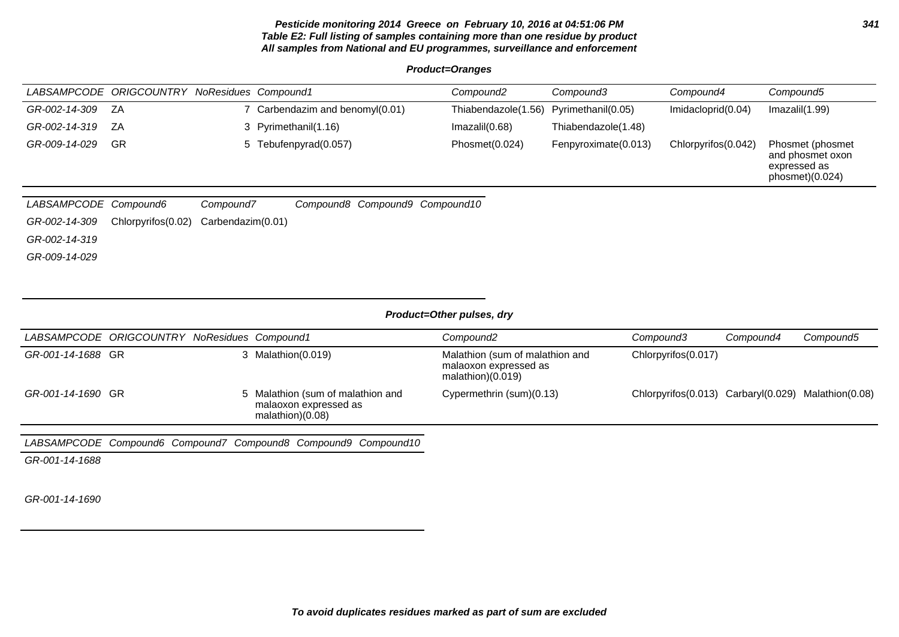**Pesticide monitoring 2014 Greece on February 10, 2016 at 04:51:06 PM**
**Table E2: Full listing of samples containing more than one residue by product**
**All samples from National and EU programmes, surveillance and enforcement**

**Product=Oranges**

| LABSAMPCODE | ORIGCOUNTRY | NoResidues | Compound1 | Compound2 | Compound3 | Compound4 | Compound5 |
|---|---|---|---|---|---|---|---|
| GR-002-14-309 | ZA | 7 | Carbendazim and benomyl(0.01) | Thiabendazole(1.56) | Pyrimethanil(0.05) | Imidacloprid(0.04) | Imazalil(1.99) |
| GR-002-14-319 | ZA | 3 | Pyrimethanil(1.16) | Imazalil(0.68) | Thiabendazole(1.48) | | |
| GR-009-14-029 | GR | 5 | Tebufenpyrad(0.057) | Phosmet(0.024) | Fenpyroximate(0.013) | Chlorpyrifos(0.042) | Phosmet (phosmet and phosmet oxon expressed as phosmet)(0.024) |

| LABSAMPCODE | Compound6 | Compound7 | Compound8 | Compound9 | Compound10 |
|---|---|---|---|---|---|
| GR-002-14-309 | Chlorpyrifos(0.02) | Carbendazim(0.01) | | | |
| GR-002-14-319 | | | | | |
| GR-009-14-029 | | | | | |

**Product=Other pulses, dry**

| LABSAMPCODE | ORIGCOUNTRY | NoResidues | Compound1 | Compound2 | Compound3 | Compound4 | Compound5 |
|---|---|---|---|---|---|---|---|
| GR-001-14-1688 | GR | 3 | Malathion(0.019) | Malathion (sum of malathion and malaoxon expressed as malathion)(0.019) | Chlorpyrifos(0.017) | | |
| GR-001-14-1690 | GR | 5 | Malathion (sum of malathion and malaoxon expressed as malathion)(0.08) | Cypermethrin (sum)(0.13) | Chlorpyrifos(0.013) | Carbaryl(0.029) | Malathion(0.08) |

| LABSAMPCODE | Compound6 | Compound7 | Compound8 | Compound9 | Compound10 |
|---|---|---|---|---|---|
| GR-001-14-1688 | | | | | |
| GR-001-14-1690 | | | | | |

**To avoid duplicates residues marked as part of sum are excluded**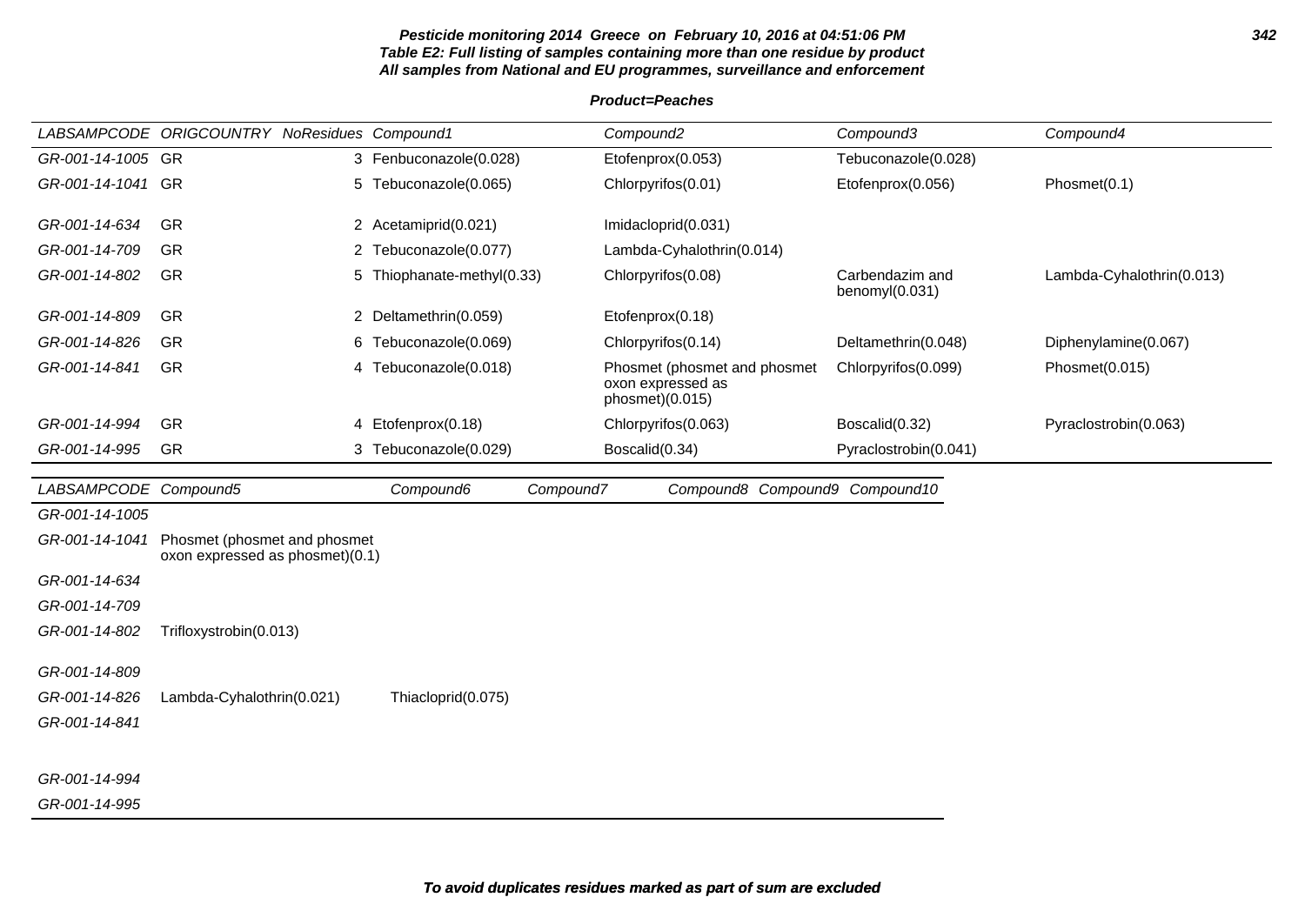**Pesticide monitoring 2014 Greece on February 10, 2016 at 04:51:06 PM**
**Table E2: Full listing of samples containing more than one residue by product**
**All samples from National and EU programmes, surveillance and enforcement**

**Product=Peaches**

| LABSAMPCODE | ORIGCOUNTRY | NoResidues | Compound1 | Compound2 | Compound3 | Compound4 |
|---|---|---|---|---|---|---|
| GR-001-14-1005 | GR | 3 | Fenbuconazole(0.028) | Etofenprox(0.053) | Tebuconazole(0.028) | |
| GR-001-14-1041 | GR | 5 | Tebuconazole(0.065) | Chlorpyrifos(0.01) | Etofenprox(0.056) | Phosmet(0.1) |
| GR-001-14-634 | GR | 2 | Acetamiprid(0.021) | Imidacloprid(0.031) | | |
| GR-001-14-709 | GR | 2 | Tebuconazole(0.077) | Lambda-Cyhalothrin(0.014) | | |
| GR-001-14-802 | GR | 5 | Thiophanate-methyl(0.33) | Chlorpyrifos(0.08) | Carbendazim and benomyl(0.031) | Lambda-Cyhalothrin(0.013) |
| GR-001-14-809 | GR | 2 | Deltamethrin(0.059) | Etofenprox(0.18) | | |
| GR-001-14-826 | GR | 6 | Tebuconazole(0.069) | Chlorpyrifos(0.14) | Deltamethrin(0.048) | Diphenylamine(0.067) |
| GR-001-14-841 | GR | 4 | Tebuconazole(0.018) | Phosmet (phosmet and phosmet oxon expressed as phosmet)(0.015) | Chlorpyrifos(0.099) | Phosmet(0.015) |
| GR-001-14-994 | GR | 4 | Etofenprox(0.18) | Chlorpyrifos(0.063) | Boscalid(0.32) | Pyraclostrobin(0.063) |
| GR-001-14-995 | GR | 3 | Tebuconazole(0.029) | Boscalid(0.34) | Pyraclostrobin(0.041) | |

| LABSAMPCODE | Compound5 | Compound6 | Compound7 | Compound8 | Compound9 | Compound10 |
|---|---|---|---|---|---|---|
| GR-001-14-1005 | | | | | | |
| GR-001-14-1041 | Phosmet (phosmet and phosmet oxon expressed as phosmet)(0.1) | | | | | |
| GR-001-14-634 | | | | | | |
| GR-001-14-709 | | | | | | |
| GR-001-14-802 | Trifloxystrobin(0.013) | | | | | |
| GR-001-14-809 | | | | | | |
| GR-001-14-826 | Lambda-Cyhalothrin(0.021) | Thiacloprid(0.075) | | | | |
| GR-001-14-841 | | | | | | |
| GR-001-14-994 | | | | | | |
| GR-001-14-995 | | | | | | |

**To avoid duplicates residues marked as part of sum are excluded**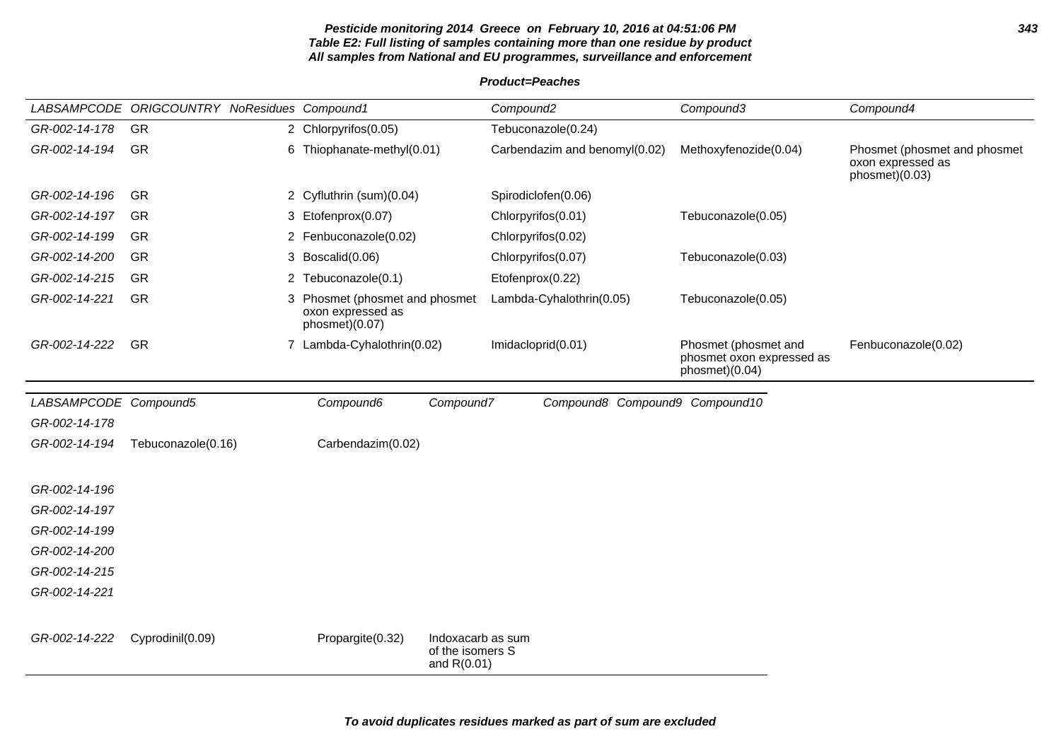**Pesticide monitoring 2014 Greece on February 10, 2016 at 04:51:06 PM**
**Table E2: Full listing of samples containing more than one residue by product**
**All samples from National and EU programmes, surveillance and enforcement**

**Product=Peaches**

| LABSAMPCODE | ORIGCOUNTRY | NoResidues | Compound1 | Compound2 | Compound3 | Compound4 |
|---|---|---|---|---|---|---|
| GR-002-14-178 | GR | 2 | Chlorpyrifos(0.05) | Tebuconazole(0.24) | | |
| GR-002-14-194 | GR | 6 | Thiophanate-methyl(0.01) | Carbendazim and benomyl(0.02) | Methoxyfenozide(0.04) | Phosmet (phosmet and phosmet oxon expressed as phosmet)(0.03) |
| GR-002-14-196 | GR | 2 | Cyfluthrin (sum)(0.04) | Spirodiclofen(0.06) | | |
| GR-002-14-197 | GR | 3 | Etofenprox(0.07) | Chlorpyrifos(0.01) | Tebuconazole(0.05) | |
| GR-002-14-199 | GR | 2 | Fenbuconazole(0.02) | Chlorpyrifos(0.02) | | |
| GR-002-14-200 | GR | 3 | Boscalid(0.06) | Chlorpyrifos(0.07) | Tebuconazole(0.03) | |
| GR-002-14-215 | GR | 2 | Tebuconazole(0.1) | Etofenprox(0.22) | | |
| GR-002-14-221 | GR | 3 | Phosmet (phosmet and phosmet oxon expressed as phosmet)(0.07) | Lambda-Cyhalothrin(0.05) | Tebuconazole(0.05) | |
| GR-002-14-222 | GR | 7 | Lambda-Cyhalothrin(0.02) | Imidacloprid(0.01) | Phosmet (phosmet and phosmet oxon expressed as phosmet)(0.04) | Fenbuconazole(0.02) |

| LABSAMPCODE | Compound5 | Compound6 | Compound7 | Compound8 | Compound9 | Compound10 |
|---|---|---|---|---|---|---|
| GR-002-14-178 | | | | | | |
| GR-002-14-194 | Tebuconazole(0.16) | Carbendazim(0.02) | | | | |
| GR-002-14-196 | | | | | | |
| GR-002-14-197 | | | | | | |
| GR-002-14-199 | | | | | | |
| GR-002-14-200 | | | | | | |
| GR-002-14-215 | | | | | | |
| GR-002-14-221 | | | | | | |
| GR-002-14-222 | Cyprodinil(0.09) | Propargite(0.32) | Indoxacarb as sum of the isomers S and R(0.01) | | | |

**To avoid duplicates residues marked as part of sum are excluded**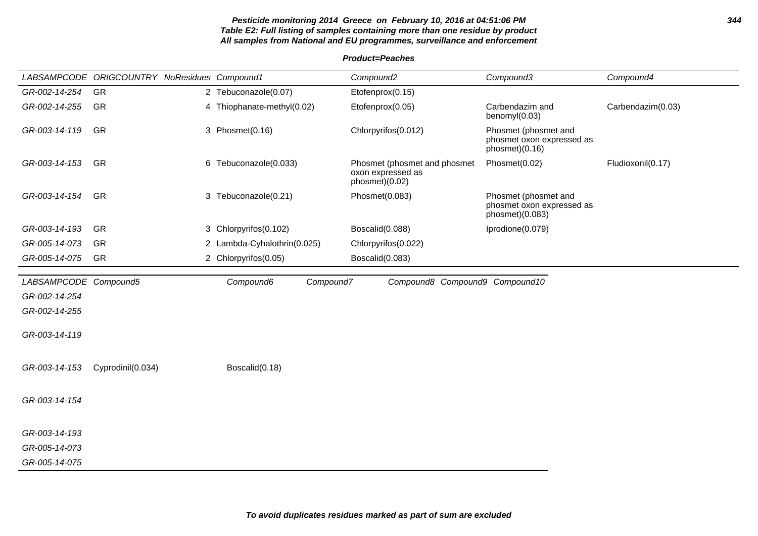**Pesticide monitoring 2014 Greece on February 10, 2016 at 04:51:06 PM**
**Table E2: Full listing of samples containing more than one residue by product**
**All samples from National and EU programmes, surveillance and enforcement**

**Product=Peaches**

| LABSAMPCODE | ORIGCOUNTRY | NoResidues | Compound1 | Compound2 | Compound3 | Compound4 |
|---|---|---|---|---|---|---|
| GR-002-14-254 | GR | 2 | Tebuconazole(0.07) | Etofenprox(0.15) | | |
| GR-002-14-255 | GR | 4 | Thiophanate-methyl(0.02) | Etofenprox(0.05) | Carbendazim and benomyl(0.03) | Carbendazim(0.03) |
| GR-003-14-119 | GR | 3 | Phosmet(0.16) | Chlorpyrifos(0.012) | Phosmet (phosmet and phosmet oxon expressed as phosmet)(0.16) | |
| GR-003-14-153 | GR | 6 | Tebuconazole(0.033) | Phosmet (phosmet and phosmet oxon expressed as phosmet)(0.02) | Phosmet(0.02) | Fludioxonil(0.17) |
| GR-003-14-154 | GR | 3 | Tebuconazole(0.21) | Phosmet(0.083) | Phosmet (phosmet and phosmet oxon expressed as phosmet)(0.083) | |
| GR-003-14-193 | GR | 3 | Chlorpyrifos(0.102) | Boscalid(0.088) | Iprodione(0.079) | |
| GR-005-14-073 | GR | 2 | Lambda-Cyhalothrin(0.025) | Chlorpyrifos(0.022) | | |
| GR-005-14-075 | GR | 2 | Chlorpyrifos(0.05) | Boscalid(0.083) | | |

| LABSAMPCODE | Compound5 | Compound6 | Compound7 | Compound8 | Compound9 | Compound10 |
|---|---|---|---|---|---|---|
| GR-002-14-254 | | | | | | |
| GR-002-14-255 | | | | | | |
| GR-003-14-119 | | | | | | |
| GR-003-14-153 | Cyprodinil(0.034) | Boscalid(0.18) | | | | |
| GR-003-14-154 | | | | | | |
| GR-003-14-193 | | | | | | |
| GR-005-14-073 | | | | | | |
| GR-005-14-075 | | | | | | |

**To avoid duplicates residues marked as part of sum are excluded**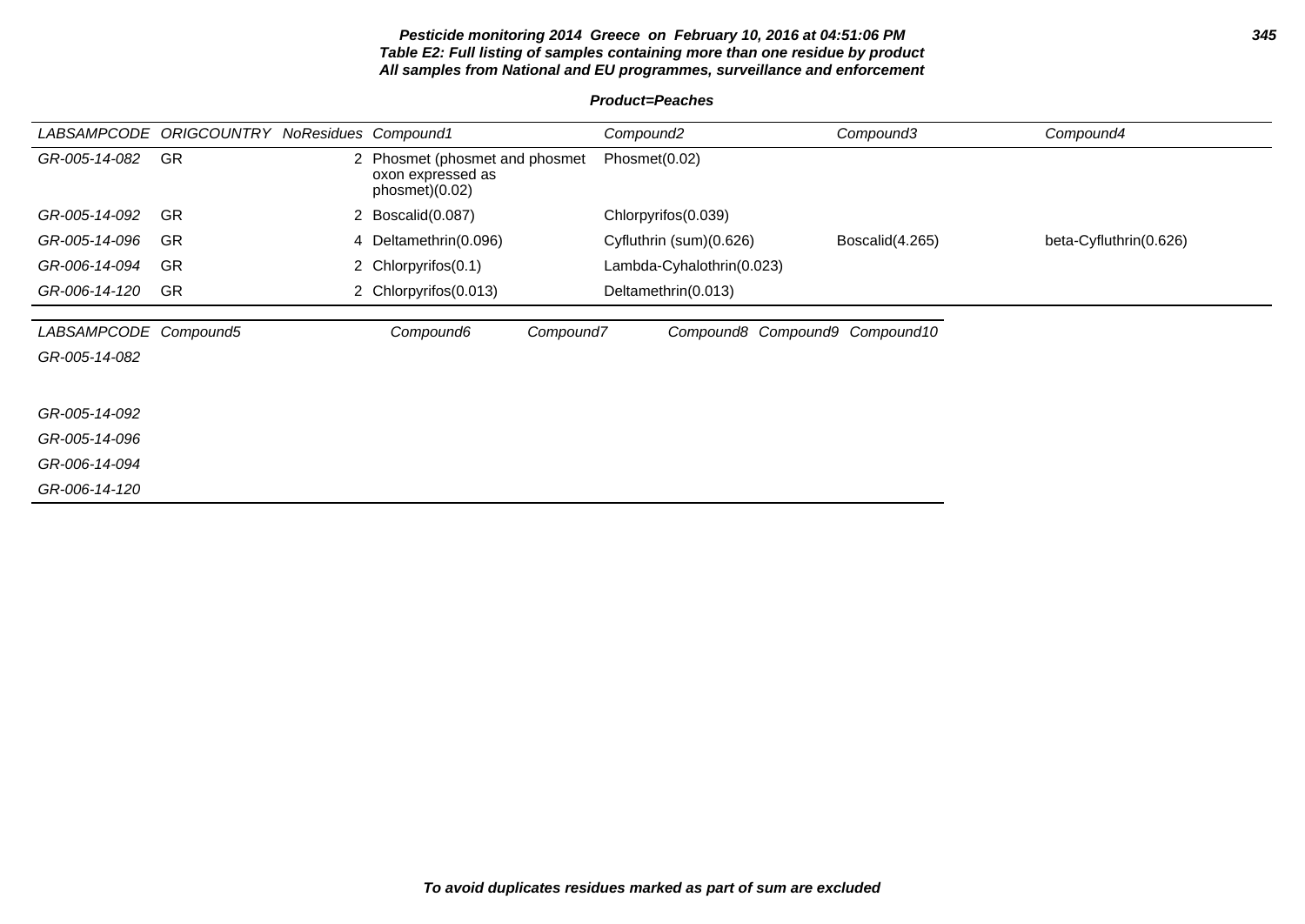**Pesticide monitoring 2014 Greece on February 10, 2016 at 04:51:06 PM**
**Table E2: Full listing of samples containing more than one residue by product**
**All samples from National and EU programmes, surveillance and enforcement**

**Product=Peaches**

| LABSAMPCODE | ORIGCOUNTRY | NoResidues | Compound1 | Compound2 | Compound3 | Compound4 |
|---|---|---|---|---|---|---|
| GR-005-14-082 | GR | 2 | Phosmet (phosmet and phosmet oxon expressed as phosmet)(0.02) | Phosmet(0.02) | | |
| GR-005-14-092 | GR | 2 | Boscalid(0.087) | Chlorpyrifos(0.039) | | |
| GR-005-14-096 | GR | 4 | Deltamethrin(0.096) | Cyfluthrin (sum)(0.626) | Boscalid(4.265) | beta-Cyfluthrin(0.626) |
| GR-006-14-094 | GR | 2 | Chlorpyrifos(0.1) | Lambda-Cyhalothrin(0.023) | | |
| GR-006-14-120 | GR | 2 | Chlorpyrifos(0.013) | Deltamethrin(0.013) | | |

| LABSAMPCODE | Compound5 | Compound6 | Compound7 | Compound8 | Compound9 | Compound10 |
|---|---|---|---|---|---|---|
| GR-005-14-082 | | | | | | |
| GR-005-14-092 | | | | | | |
| GR-005-14-096 | | | | | | |
| GR-006-14-094 | | | | | | |
| GR-006-14-120 | | | | | | |

**To avoid duplicates residues marked as part of sum are excluded**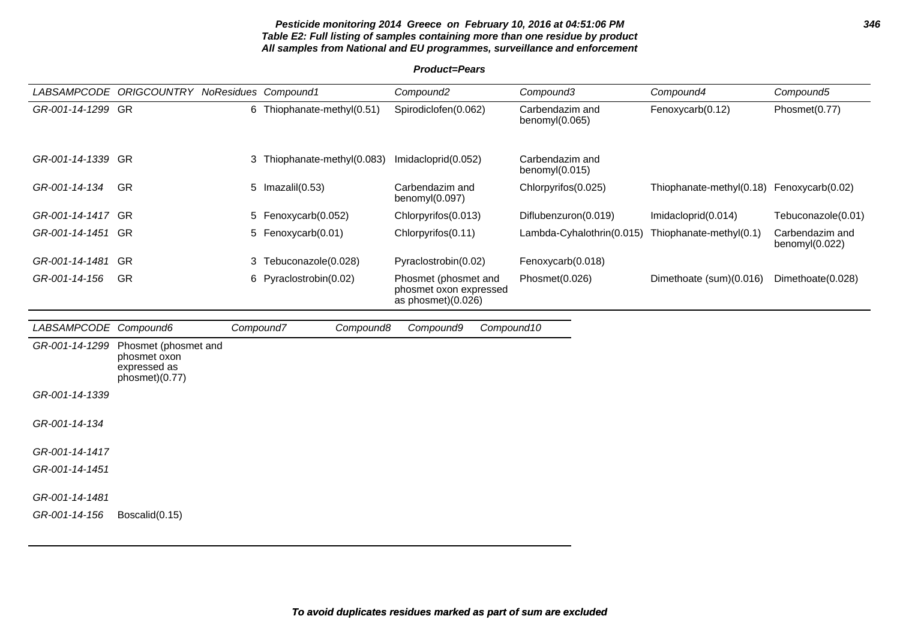**Pesticide monitoring 2014 Greece on February 10, 2016 at 04:51:06 PM**
**Table E2: Full listing of samples containing more than one residue by product**
**All samples from National and EU programmes, surveillance and enforcement**

**Product=Pears**

| LABSAMPCODE | ORIGCOUNTRY | NoResidues | Compound1 | Compound2 | Compound3 | Compound4 | Compound5 |
|---|---|---|---|---|---|---|---|
| GR-001-14-1299 | GR | 6 | Thiophanate-methyl(0.51) | Spirodiclofen(0.062) | Carbendazim and benomyl(0.065) | Fenoxycarb(0.12) | Phosmet(0.77) |
| GR-001-14-1339 | GR | 3 | Thiophanate-methyl(0.083) | Imidacloprid(0.052) | Carbendazim and benomyl(0.015) | | |
| GR-001-14-134 | GR | 5 | Imazalil(0.53) | Carbendazim and benomyl(0.097) | Chlorpyrifos(0.025) | Thiophanate-methyl(0.18) | Fenoxycarb(0.02) |
| GR-001-14-1417 | GR | 5 | Fenoxycarb(0.052) | Chlorpyrifos(0.013) | Diflubenzuron(0.019) | Imidacloprid(0.014) | Tebuconazole(0.01) |
| GR-001-14-1451 | GR | 5 | Fenoxycarb(0.01) | Chlorpyrifos(0.11) | Lambda-Cyhalothrin(0.015) | Thiophanate-methyl(0.1) | Carbendazim and benomyl(0.022) |
| GR-001-14-1481 | GR | 3 | Tebuconazole(0.028) | Pyraclostrobin(0.02) | Fenoxycarb(0.018) | | |
| GR-001-14-156 | GR | 6 | Pyraclostrobin(0.02) | Phosmet (phosmet and phosmet oxon expressed as phosmet)(0.026) | Phosmet(0.026) | Dimethoate (sum)(0.016) | Dimethoate(0.028) |

| LABSAMPCODE | Compound6 | Compound7 | Compound8 | Compound9 | Compound10 |
|---|---|---|---|---|---|
| GR-001-14-1299 | Phosmet (phosmet and phosmet oxon expressed as phosmet)(0.77) | | | | |
| GR-001-14-1339 | | | | | |
| GR-001-14-134 | | | | | |
| GR-001-14-1417 | | | | | |
| GR-001-14-1451 | | | | | |
| GR-001-14-1481 | | | | | |
| GR-001-14-156 | Boscalid(0.15) | | | | |

**To avoid duplicates residues marked as part of sum are excluded**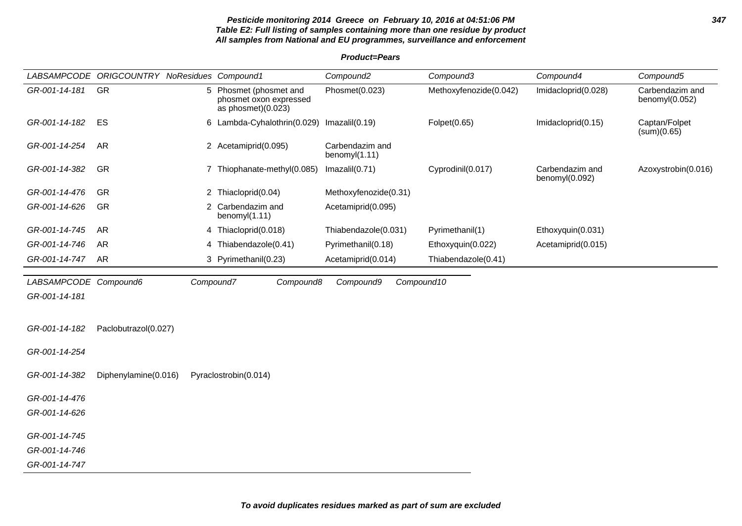**Table E2: Full listing of samples containing more than one residue by product**
**All samples from National and EU programmes, surveillance and enforcement**

**Product=Pears**

| LABSAMPCODE | ORIGCOUNTRY | NoResidues | Compound1 | Compound2 | Compound3 | Compound4 | Compound5 |
|---|---|---|---|---|---|---|---|
| GR-001-14-181 | GR | 5 | Phosmet (phosmet and phosmet oxon expressed as phosmet)(0.023) | Phosmet(0.023) | Methoxyfenozide(0.042) | Imidacloprid(0.028) | Carbendazim and benomyl(0.052) |
| GR-001-14-182 | ES | 6 | Lambda-Cyhalothrin(0.029) | Imazalil(0.19) | Folpet(0.65) | Imidacloprid(0.15) | Captan/Folpet (sum)(0.65) |
| GR-001-14-254 | AR | 2 | Acetamiprid(0.095) | Carbendazim and benomyl(1.11) | | | |
| GR-001-14-382 | GR | 7 | Thiophanate-methyl(0.085) | Imazalil(0.71) | Cyprodinil(0.017) | Carbendazim and benomyl(0.092) | Azoxystrobin(0.016) |
| GR-001-14-476 | GR | 2 | Thiacloprid(0.04) | Methoxyfenozide(0.31) | | | |
| GR-001-14-626 | GR | 2 | Carbendazim and benomyl(1.11) | Acetamiprid(0.095) | | | |
| GR-001-14-745 | AR | 4 | Thiacloprid(0.018) | Thiabendazole(0.031) | Pyrimethanil(1) | Ethoxyquin(0.031) | |
| GR-001-14-746 | AR | 4 | Thiabendazole(0.41) | Pyrimethanil(0.18) | Ethoxyquin(0.022) | Acetamiprid(0.015) | |
| GR-001-14-747 | AR | 3 | Pyrimethanil(0.23) | Acetamiprid(0.014) | Thiabendazole(0.41) | | |

| LABSAMPCODE | Compound6 | Compound7 | Compound8 | Compound9 | Compound10 |
|---|---|---|---|---|---|
| GR-001-14-181 | | | | | |
| GR-001-14-182 | Paclobutrazol(0.027) | | | | |
| GR-001-14-254 | | | | | |
| GR-001-14-382 | Diphenylamine(0.016) | Pyraclostrobin(0.014) | | | |
| GR-001-14-476 | | | | | |
| GR-001-14-626 | | | | | |
| GR-001-14-745 | | | | | |
| GR-001-14-746 | | | | | |
| GR-001-14-747 | | | | | |

**To avoid duplicates residues marked as part of sum are excluded**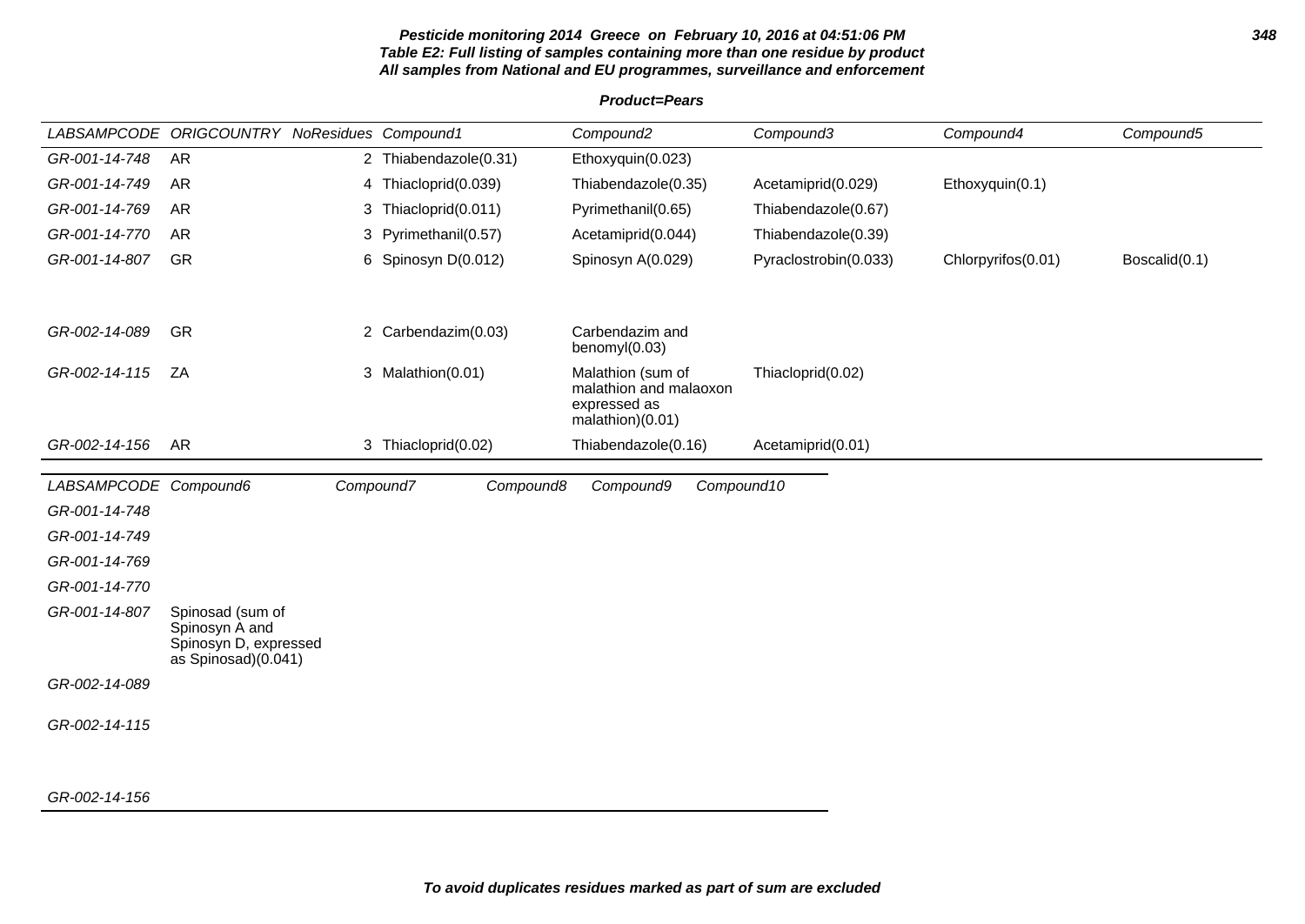**Pesticide monitoring 2014 Greece on February 10, 2016 at 04:51:06 PM**
**Table E2: Full listing of samples containing more than one residue by product**
**All samples from National and EU programmes, surveillance and enforcement**

**Product=Pears**

| LABSAMPCODE | ORIGCOUNTRY | NoResidues | Compound1 | Compound2 | Compound3 | Compound4 | Compound5 |
|---|---|---|---|---|---|---|---|
| GR-001-14-748 | AR | 2 | Thiabendazole(0.31) | Ethoxyquin(0.023) | | | |
| GR-001-14-749 | AR | 4 | Thiacloprid(0.039) | Thiabendazole(0.35) | Acetamiprid(0.029) | Ethoxyquin(0.1) | |
| GR-001-14-769 | AR | 3 | Thiacloprid(0.011) | Pyrimethanil(0.65) | Thiabendazole(0.67) | | |
| GR-001-14-770 | AR | 3 | Pyrimethanil(0.57) | Acetamiprid(0.044) | Thiabendazole(0.39) | | |
| GR-001-14-807 | GR | 6 | Spinosyn D(0.012) | Spinosyn A(0.029) | Pyraclostrobin(0.033) | Chlorpyrifos(0.01) | Boscalid(0.1) |
| GR-002-14-089 | GR | 2 | Carbendazim(0.03) | Carbendazim and benomyl(0.03) | | | |
| GR-002-14-115 | ZA | 3 | Malathion(0.01) | Malathion (sum of malathion and malaoxon expressed as malathion)(0.01) | Thiacloprid(0.02) | | |
| GR-002-14-156 | AR | 3 | Thiacloprid(0.02) | Thiabendazole(0.16) | Acetamiprid(0.01) | | |

| LABSAMPCODE | Compound6 | Compound7 | Compound8 | Compound9 | Compound10 |
|---|---|---|---|---|---|
| GR-001-14-748 | | | | | |
| GR-001-14-749 | | | | | |
| GR-001-14-769 | | | | | |
| GR-001-14-770 | | | | | |
| GR-001-14-807 | Spinosad (sum of Spinosyn A and Spinosyn D, expressed as Spinosad)(0.041) | | | | |
| GR-002-14-089 | | | | | |
| GR-002-14-115 | | | | | |
| GR-002-14-156 | | | | | |

**To avoid duplicates residues marked as part of sum are excluded**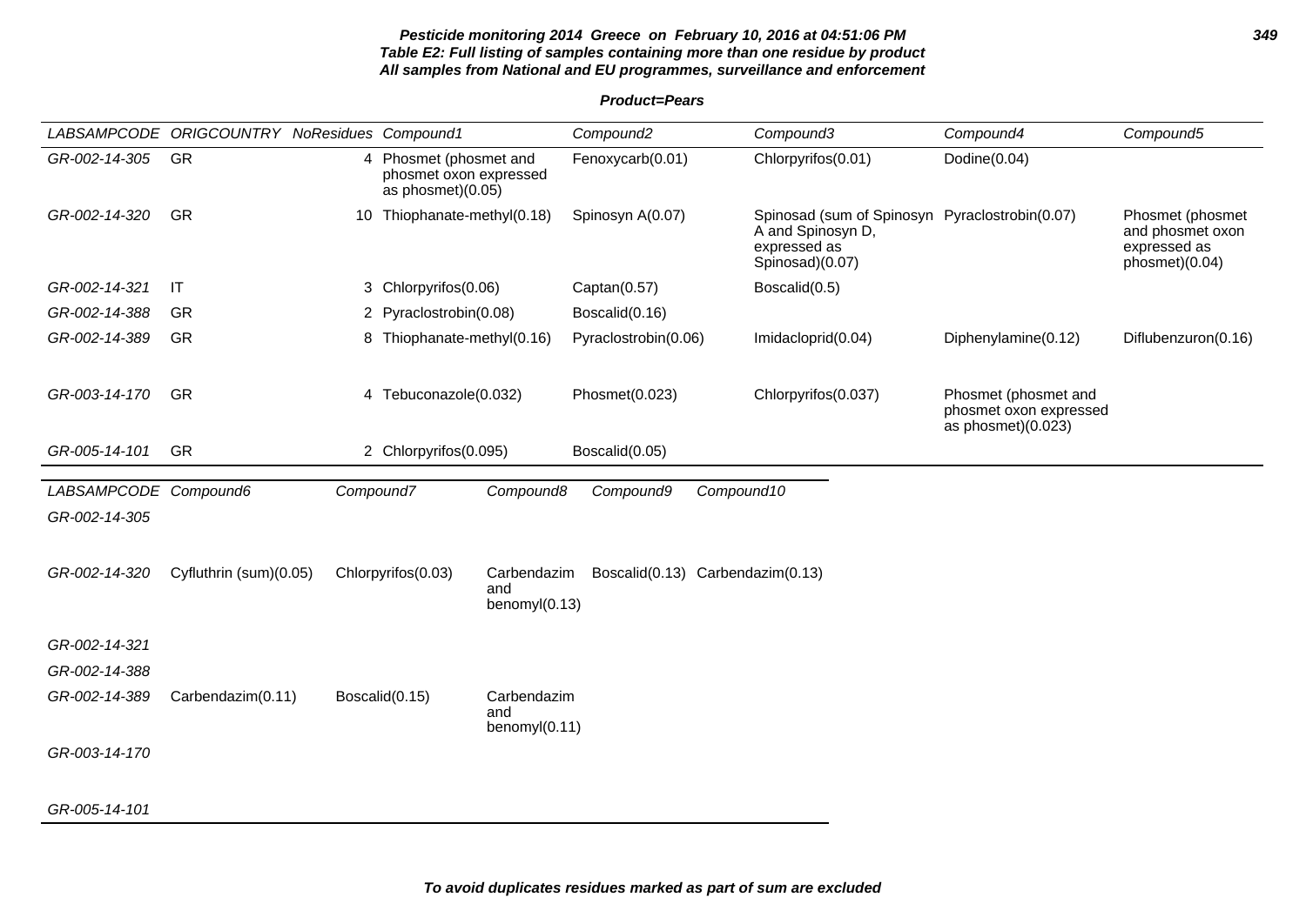**Pesticide monitoring 2014 Greece on February 10, 2016 at 04:51:06 PM**
**Table E2: Full listing of samples containing more than one residue by product**
**All samples from National and EU programmes, surveillance and enforcement**

**Product=Pears**

| LABSAMPCODE | ORIGCOUNTRY | NoResidues | Compound1 | Compound2 | Compound3 | Compound4 | Compound5 |
|---|---|---|---|---|---|---|---|
| GR-002-14-305 | GR | 4 | Phosmet (phosmet and phosmet oxon expressed as phosmet)(0.05) | Fenoxycarb(0.01) | Chlorpyrifos(0.01) | Dodine(0.04) | |
| GR-002-14-320 | GR | 10 | Thiophanate-methyl(0.18) | Spinosyn A(0.07) | Spinosad (sum of Spinosyn A and Spinosyn D, expressed as Spinosad)(0.07) | Pyraclostrobin(0.07) | Phosmet (phosmet and phosmet oxon expressed as phosmet)(0.04) |
| GR-002-14-321 | IT | 3 | Chlorpyrifos(0.06) | Captan(0.57) | Boscalid(0.5) | | |
| GR-002-14-388 | GR | 2 | Pyraclostrobin(0.08) | Boscalid(0.16) | | | |
| GR-002-14-389 | GR | 8 | Thiophanate-methyl(0.16) | Pyraclostrobin(0.06) | Imidacloprid(0.04) | Diphenylamine(0.12) | Diflubenzuron(0.16) |
| GR-003-14-170 | GR | 4 | Tebuconazole(0.032) | Phosmet(0.023) | Chlorpyrifos(0.037) | Phosmet (phosmet and phosmet oxon expressed as phosmet)(0.023) | |
| GR-005-14-101 | GR | 2 | Chlorpyrifos(0.095) | Boscalid(0.05) | | | |

| LABSAMPCODE | Compound6 | Compound7 | Compound8 | Compound9 | Compound10 |
|---|---|---|---|---|---|
| GR-002-14-305 | | | | | |
| GR-002-14-320 | Cyfluthrin (sum)(0.05) | Chlorpyrifos(0.03) | Carbendazim and benomyl(0.13) | Boscalid(0.13) | Carbendazim(0.13) |
| GR-002-14-321 | | | | | |
| GR-002-14-388 | | | | | |
| GR-002-14-389 | Carbendazim(0.11) | Boscalid(0.15) | Carbendazim and benomyl(0.11) | | |
| GR-003-14-170 | | | | | |
| GR-005-14-101 | | | | | |

**To avoid duplicates residues marked as part of sum are excluded**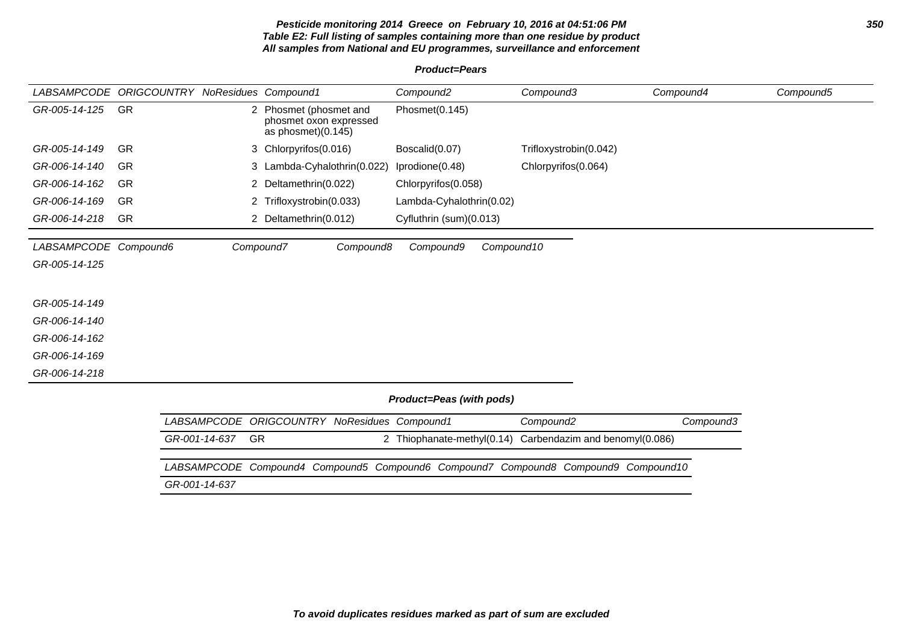**Pesticide monitoring 2014 Greece on February 10, 2016 at 04:51:06 PM**
**Table E2: Full listing of samples containing more than one residue by product**
**All samples from National and EU programmes, surveillance and enforcement**

**Product=Pears**

| LABSAMPCODE | ORIGCOUNTRY | NoResidues | Compound1 | Compound2 | Compound3 | Compound4 | Compound5 |
|---|---|---|---|---|---|---|---|
| GR-005-14-125 | GR | 2 | Phosmet (phosmet and phosmet oxon expressed as phosmet)(0.145) | Phosmet(0.145) | | | |
| GR-005-14-149 | GR | 3 | Chlorpyrifos(0.016) | Boscalid(0.07) | Trifloxystrobin(0.042) | | |
| GR-006-14-140 | GR | 3 | Lambda-Cyhalothrin(0.022) | Iprodione(0.48) | Chlorpyrifos(0.064) | | |
| GR-006-14-162 | GR | 2 | Deltamethrin(0.022) | Chlorpyrifos(0.058) | | | |
| GR-006-14-169 | GR | 2 | Trifloxystrobin(0.033) | Lambda-Cyhalothrin(0.02) | | | |
| GR-006-14-218 | GR | 2 | Deltamethrin(0.012) | Cyfluthrin (sum)(0.013) | | | |

| LABSAMPCODE | Compound6 | Compound7 | Compound8 | Compound9 | Compound10 |
|---|---|---|---|---|---|
| GR-005-14-125 | | | | | |
| GR-005-14-149 | | | | | |
| GR-006-14-140 | | | | | |
| GR-006-14-162 | | | | | |
| GR-006-14-169 | | | | | |
| GR-006-14-218 | | | | | |

**Product=Peas (with pods)**

| LABSAMPCODE | ORIGCOUNTRY | NoResidues | Compound1 | Compound2 | Compound3 |
|---|---|---|---|---|---|
| GR-001-14-637 | GR | 2 | Thiophanate-methyl(0.14) | Carbendazim and benomyl(0.086) | |

| LABSAMPCODE | Compound4 | Compound5 | Compound6 | Compound7 | Compound8 | Compound9 | Compound10 |
|---|---|---|---|---|---|---|---|
| GR-001-14-637 | | | | | | | |

**To avoid duplicates residues marked as part of sum are excluded**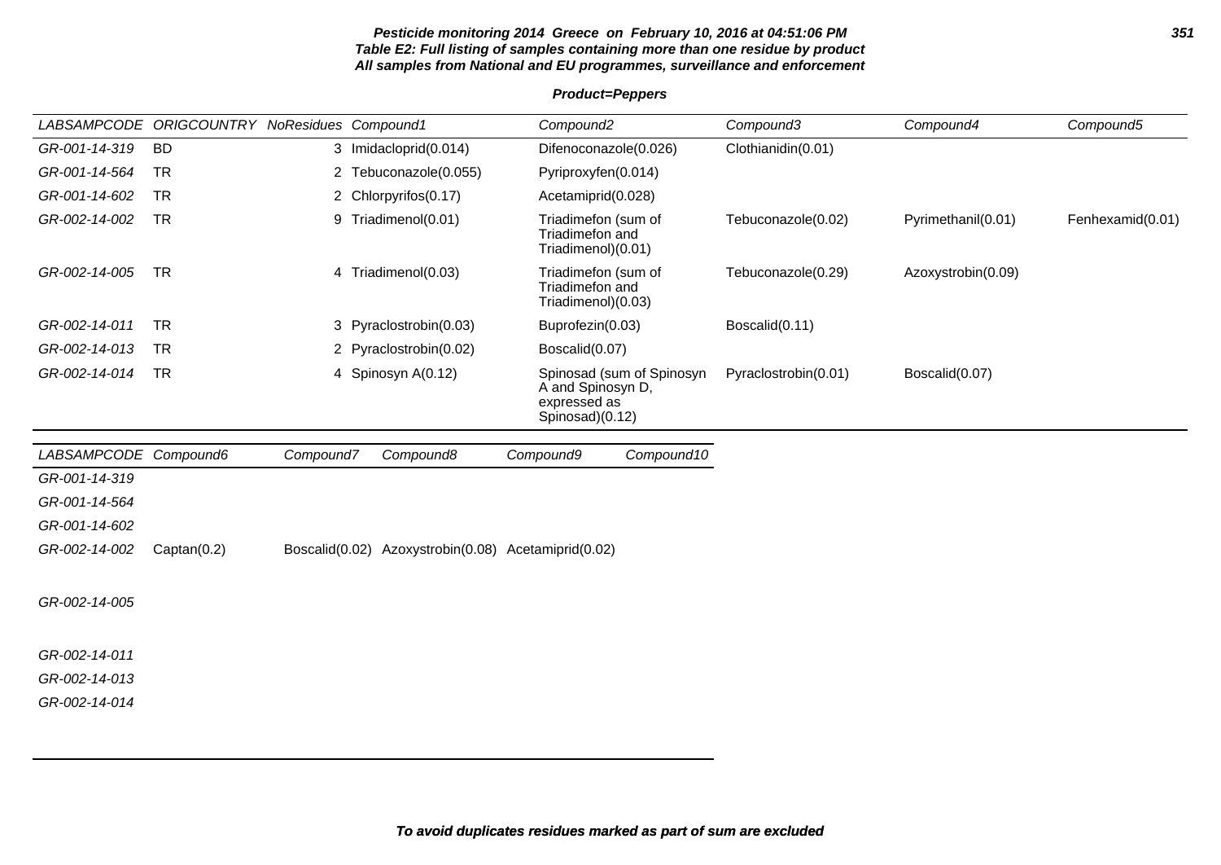**Pesticide monitoring 2014 Greece on February 10, 2016 at 04:51:06 PM**
**Table E2: Full listing of samples containing more than one residue by product**
**All samples from National and EU programmes, surveillance and enforcement**

**Product=Peppers**

| LABSAMPCODE | ORIGCOUNTRY | NoResidues | Compound1 | Compound2 | Compound3 | Compound4 | Compound5 |
|---|---|---|---|---|---|---|---|
| GR-001-14-319 | BD | 3 | Imidacloprid(0.014) | Difenoconazole(0.026) | Clothianidin(0.01) | | |
| GR-001-14-564 | TR | 2 | Tebuconazole(0.055) | Pyriproxyfen(0.014) | | | |
| GR-001-14-602 | TR | 2 | Chlorpyrifos(0.17) | Acetamiprid(0.028) | | | |
| GR-002-14-002 | TR | 9 | Triadimenol(0.01) | Triadimefon (sum of Triadimefon and Triadimenol)(0.01) | Tebuconazole(0.02) | Pyrimethanil(0.01) | Fenhexamid(0.01) |
| GR-002-14-005 | TR | 4 | Triadimenol(0.03) | Triadimefon (sum of Triadimefon and Triadimenol)(0.03) | Tebuconazole(0.29) | Azoxystrobin(0.09) | |
| GR-002-14-011 | TR | 3 | Pyraclostrobin(0.03) | Buprofezin(0.03) | Boscalid(0.11) | | |
| GR-002-14-013 | TR | 2 | Pyraclostrobin(0.02) | Boscalid(0.07) | | | |
| GR-002-14-014 | TR | 4 | Spinosyn A(0.12) | Spinosad (sum of Spinosyn A and Spinosyn D, expressed as Spinosad)(0.12) | Pyraclostrobin(0.01) | Boscalid(0.07) | |

| LABSAMPCODE | Compound6 | Compound7 | Compound8 | Compound9 | Compound10 |
|---|---|---|---|---|---|
| GR-001-14-319 | | | | | |
| GR-001-14-564 | | | | | |
| GR-001-14-602 | | | | | |
| GR-002-14-002 | Captan(0.2) | Boscalid(0.02) | Azoxystrobin(0.08) | Acetamiprid(0.02) | |
| GR-002-14-005 | | | | | |
| GR-002-14-011 | | | | | |
| GR-002-14-013 | | | | | |
| GR-002-14-014 | | | | | |

***To avoid duplicates residues marked as part of sum are excluded***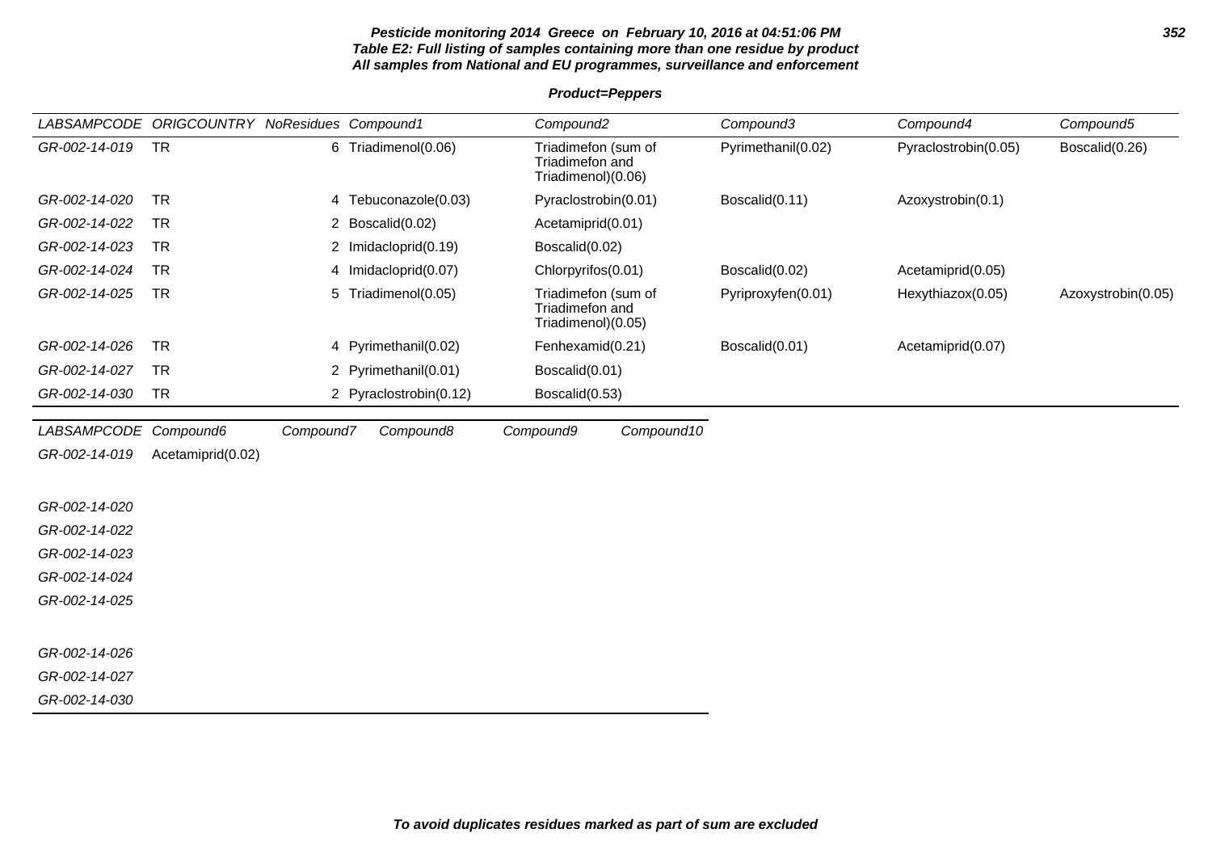**Pesticide monitoring 2014 Greece on February 10, 2016 at 04:51:06 PM**
**Table E2: Full listing of samples containing more than one residue by product**
**All samples from National and EU programmes, surveillance and enforcement**

**Product=Peppers**

| LABSAMPCODE | ORIGCOUNTRY | NoResidues | Compound1 | Compound2 | Compound3 | Compound4 | Compound5 |
|---|---|---|---|---|---|---|---|
| GR-002-14-019 | TR | 6 | Triadimenol(0.06) | Triadimefon (sum of Triadimefon and Triadimenol)(0.06) | Pyrimethanil(0.02) | Pyraclostrobin(0.05) | Boscalid(0.26) |
| GR-002-14-020 | TR | 4 | Tebuconazole(0.03) | Pyraclostrobin(0.01) | Boscalid(0.11) | Azoxystrobin(0.1) | |
| GR-002-14-022 | TR | 2 | Boscalid(0.02) | Acetamiprid(0.01) | | | |
| GR-002-14-023 | TR | 2 | Imidacloprid(0.19) | Boscalid(0.02) | | | |
| GR-002-14-024 | TR | 4 | Imidacloprid(0.07) | Chlorpyrifos(0.01) | Boscalid(0.02) | Acetamiprid(0.05) | |
| GR-002-14-025 | TR | 5 | Triadimenol(0.05) | Triadimefon (sum of Triadimefon and Triadimenol)(0.05) | Pyriproxyfen(0.01) | Hexythiazox(0.05) | Azoxystrobin(0.05) |
| GR-002-14-026 | TR | 4 | Pyrimethanil(0.02) | Fenhexamid(0.21) | Boscalid(0.01) | Acetamiprid(0.07) | |
| GR-002-14-027 | TR | 2 | Pyrimethanil(0.01) | Boscalid(0.01) | | | |
| GR-002-14-030 | TR | 2 | Pyraclostrobin(0.12) | Boscalid(0.53) | | | |

| LABSAMPCODE | Compound6 | Compound7 | Compound8 | Compound9 | Compound10 |
|---|---|---|---|---|---|
| GR-002-14-019 | Acetamiprid(0.02) | | | | |
| GR-002-14-020 | | | | | |
| GR-002-14-022 | | | | | |
| GR-002-14-023 | | | | | |
| GR-002-14-024 | | | | | |
| GR-002-14-025 | | | | | |
| GR-002-14-026 | | | | | |
| GR-002-14-027 | | | | | |
| GR-002-14-030 | | | | | |

**To avoid duplicates residues marked as part of sum are excluded**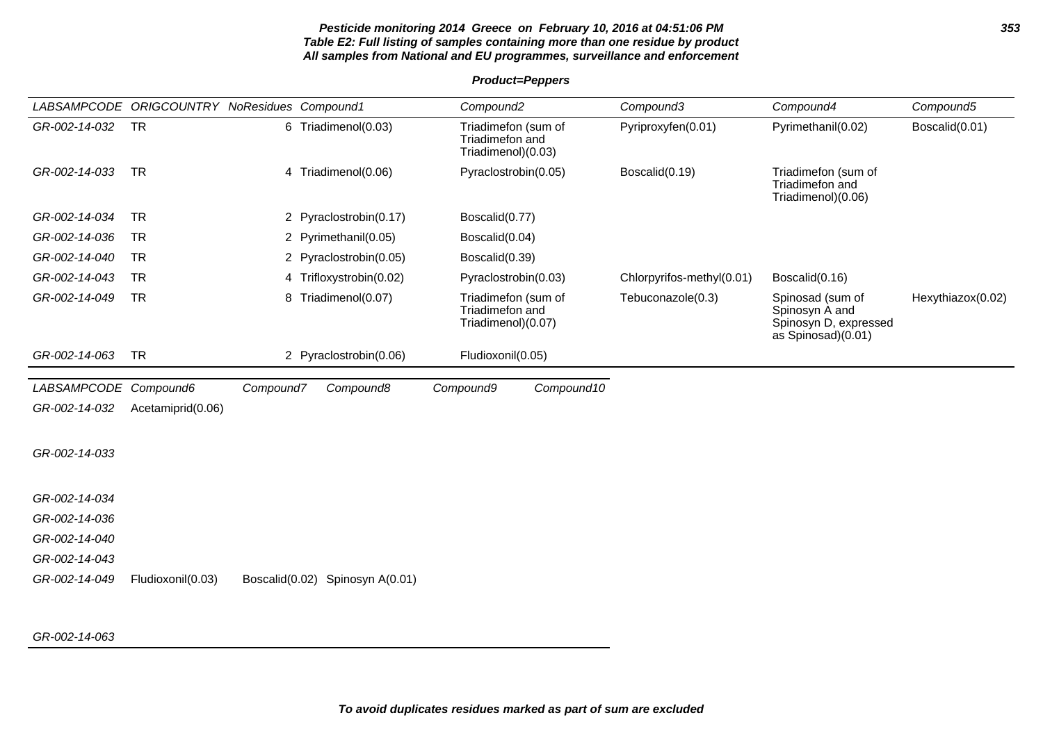**Pesticide monitoring 2014 Greece on February 10, 2016 at 04:51:06 PM**
**Table E2: Full listing of samples containing more than one residue by product**
**All samples from National and EU programmes, surveillance and enforcement**

**Product=Peppers**

| LABSAMPCODE | ORIGCOUNTRY | NoResidues | Compound1 | Compound2 | Compound3 | Compound4 | Compound5 |
|---|---|---|---|---|---|---|---|
| GR-002-14-032 | TR | 6 | Triadimenol(0.03) | Triadimefon (sum of Triadimefon and Triadimenol)(0.03) | Pyriproxyfen(0.01) | Pyrimethanil(0.02) | Boscalid(0.01) |
| GR-002-14-033 | TR | 4 | Triadimenol(0.06) | Pyraclostrobin(0.05) | Boscalid(0.19) | Triadimefon (sum of Triadimefon and Triadimenol)(0.06) | |
| GR-002-14-034 | TR | 2 | Pyraclostrobin(0.17) | Boscalid(0.77) | | | |
| GR-002-14-036 | TR | 2 | Pyrimethanil(0.05) | Boscalid(0.04) | | | |
| GR-002-14-040 | TR | 2 | Pyraclostrobin(0.05) | Boscalid(0.39) | | | |
| GR-002-14-043 | TR | 4 | Trifloxystrobin(0.02) | Pyraclostrobin(0.03) | Chlorpyrifos-methyl(0.01) | Boscalid(0.16) | |
| GR-002-14-049 | TR | 8 | Triadimenol(0.07) | Triadimefon (sum of Triadimefon and Triadimenol)(0.07) | Tebuconazole(0.3) | Spinosad (sum of Spinosyn A and Spinosyn D, expressed as Spinosad)(0.01) | Hexythiazox(0.02) |
| GR-002-14-063 | TR | 2 | Pyraclostrobin(0.06) | Fludioxonil(0.05) | | | |

| LABSAMPCODE | Compound6 | Compound7 | Compound8 | Compound9 | Compound10 |
|---|---|---|---|---|---|
| GR-002-14-032 | Acetamiprid(0.06) | | | | |
| GR-002-14-033 | | | | | |
| GR-002-14-034 | | | | | |
| GR-002-14-036 | | | | | |
| GR-002-14-040 | | | | | |
| GR-002-14-043 | | | | | |
| GR-002-14-049 | Fludioxonil(0.03) | Boscalid(0.02) | Spinosyn A(0.01) | | |
| GR-002-14-063 | | | | | |

**To avoid duplicates residues marked as part of sum are excluded**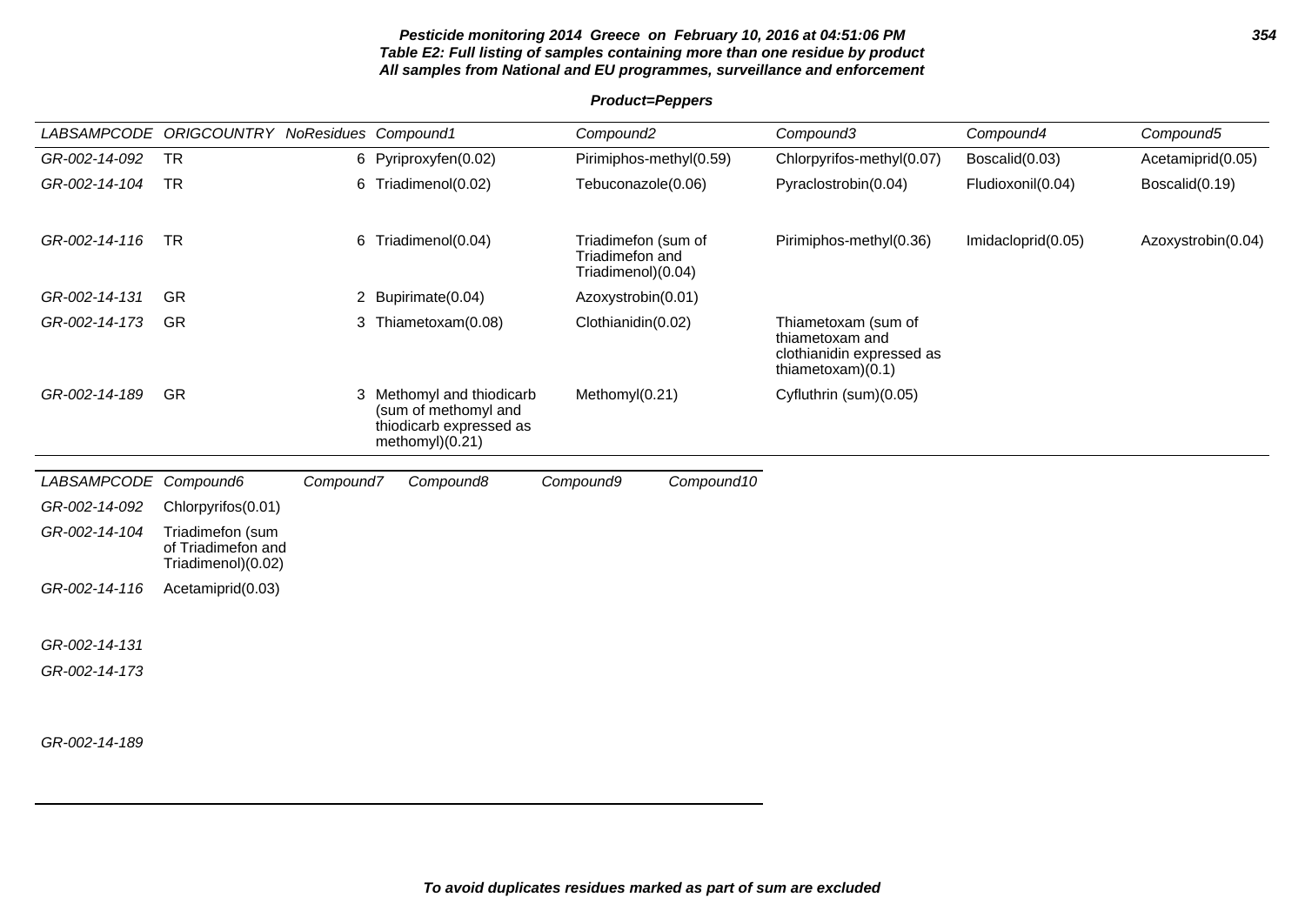**Pesticide monitoring 2014 Greece on February 10, 2016 at 04:51:06 PM**
**Table E2: Full listing of samples containing more than one residue by product**
**All samples from National and EU programmes, surveillance and enforcement**

**Product=Peppers**

| LABSAMPCODE | ORIGCOUNTRY | NoResidues | Compound1 | Compound2 | Compound3 | Compound4 | Compound5 |
|---|---|---|---|---|---|---|---|
| GR-002-14-092 | TR | 6 | Pyriproxyfen(0.02) | Pirimiphos-methyl(0.59) | Chlorpyrifos-methyl(0.07) | Boscalid(0.03) | Acetamiprid(0.05) |
| GR-002-14-104 | TR | 6 | Triadimenol(0.02) | Tebuconazole(0.06) | Pyraclostrobin(0.04) | Fludioxonil(0.04) | Boscalid(0.19) |
| GR-002-14-116 | TR | 6 | Triadimenol(0.04) | Triadimefon (sum of Triadimefon and Triadimenol)(0.04) | Pirimiphos-methyl(0.36) | Imidacloprid(0.05) | Azoxystrobin(0.04) |
| GR-002-14-131 | GR | 2 | Bupirimate(0.04) | Azoxystrobin(0.01) | | | |
| GR-002-14-173 | GR | 3 | Thiametoxam(0.08) | Clothianidin(0.02) | Thiametoxam (sum of thiametoxam and clothianidin expressed as thiametoxam)(0.1) | | |
| GR-002-14-189 | GR | 3 | Methomyl and thiodicarb (sum of methomyl and thiodicarb expressed as methomyl)(0.21) | Methomyl(0.21) | Cyfluthrin (sum)(0.05) | | |

| LABSAMPCODE | Compound6 | Compound7 | Compound8 | Compound9 | Compound10 |
|---|---|---|---|---|---|
| GR-002-14-092 | Chlorpyrifos(0.01) | | | | |
| GR-002-14-104 | Triadimefon (sum of Triadimefon and Triadimenol)(0.02) | | | | |
| GR-002-14-116 | Acetamiprid(0.03) | | | | |
| GR-002-14-131 | | | | | |
| GR-002-14-173 | | | | | |
| GR-002-14-189 | | | | | |

**To avoid duplicates residues marked as part of sum are excluded**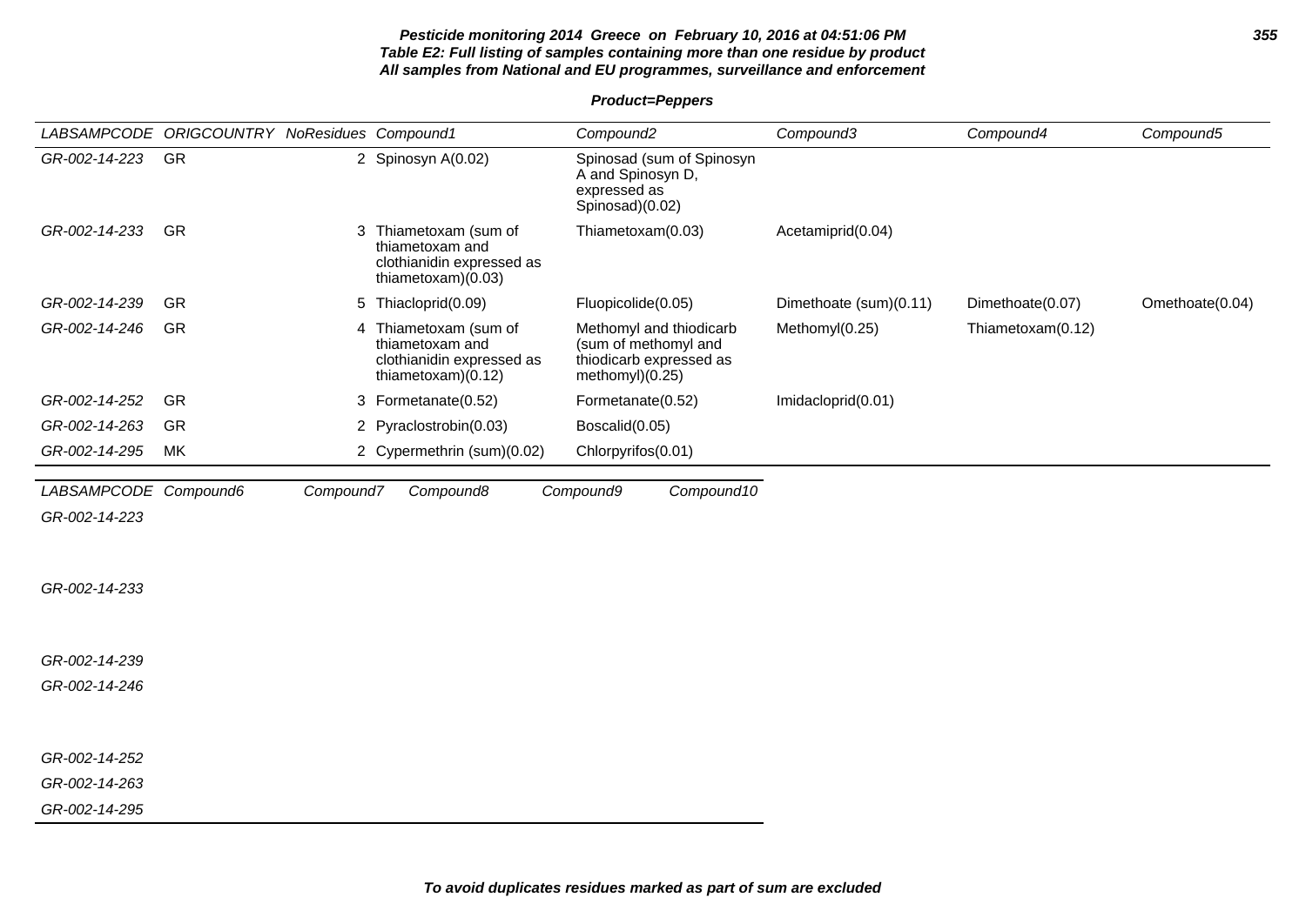**Pesticide monitoring 2014 Greece on February 10, 2016 at 04:51:06 PM**
**Table E2: Full listing of samples containing more than one residue by product**
**All samples from National and EU programmes, surveillance and enforcement**

**Product=Peppers**

| LABSAMPCODE | ORIGCOUNTRY | NoResidues | Compound1 | Compound2 | Compound3 | Compound4 | Compound5 |
|---|---|---|---|---|---|---|---|
| GR-002-14-223 | GR | 2 | Spinosyn A(0.02) | Spinosad (sum of Spinosyn A and Spinosyn D, expressed as Spinosad)(0.02) | | | |
| GR-002-14-233 | GR | 3 | Thiametoxam (sum of thiametoxam and clothianidin expressed as thiametoxam)(0.03) | Thiametoxam(0.03) | Acetamiprid(0.04) | | |
| GR-002-14-239 | GR | 5 | Thiacloprid(0.09) | Fluopicolide(0.05) | Dimethoate (sum)(0.11) | Dimethoate(0.07) | Omethoate(0.04) |
| GR-002-14-246 | GR | 4 | Thiametoxam (sum of thiametoxam and clothianidin expressed as thiametoxam)(0.12) | Methomyl and thiodicarb (sum of methomyl and thiodicarb expressed as methomyl)(0.25) | Methomyl(0.25) | Thiametoxam(0.12) | |
| GR-002-14-252 | GR | 3 | Formetanate(0.52) | Formetanate(0.52) | Imidacloprid(0.01) | | |
| GR-002-14-263 | GR | 2 | Pyraclostrobin(0.03) | Boscalid(0.05) | | | |
| GR-002-14-295 | MK | 2 | Cypermethrin (sum)(0.02) | Chlorpyrifos(0.01) | | | |

| LABSAMPCODE | Compound6 | Compound7 | Compound8 | Compound9 | Compound10 |
|---|---|---|---|---|---|
| GR-002-14-223 | | | | | |
| GR-002-14-233 | | | | | |
| GR-002-14-239 | | | | | |
| GR-002-14-246 | | | | | |
| GR-002-14-252 | | | | | |
| GR-002-14-263 | | | | | |
| GR-002-14-295 | | | | | |

**To avoid duplicates residues marked as part of sum are excluded**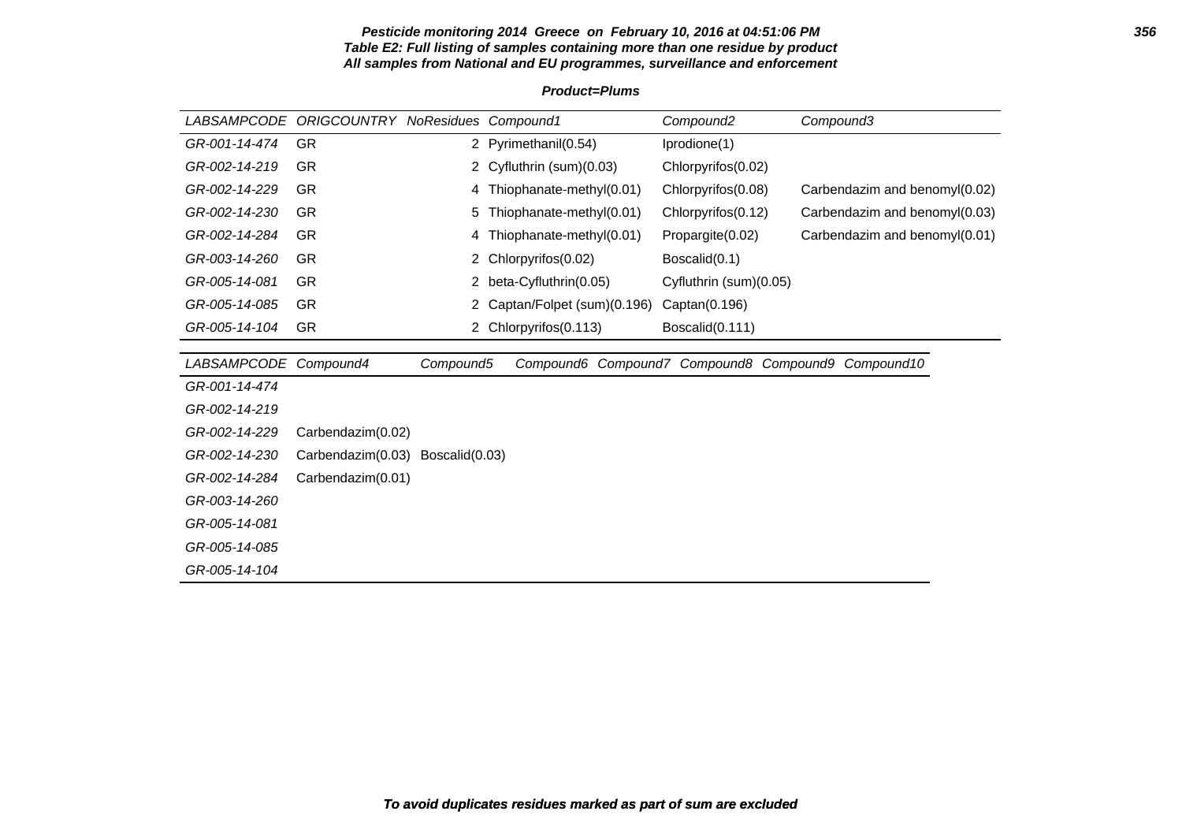**Pesticide monitoring 2014 Greece on February 10, 2016 at 04:51:06 PM**
**Table E2: Full listing of samples containing more than one residue by product**
**All samples from National and EU programmes, surveillance and enforcement**

**Product=Plums**

| LABSAMPCODE | ORIGCOUNTRY | NoResidues | Compound1 | Compound2 | Compound3 |
|---|---|---|---|---|---|
| GR-001-14-474 | GR | 2 | Pyrimethanil(0.54) | Iprodione(1) | |
| GR-002-14-219 | GR | 2 | Cyfluthrin (sum)(0.03) | Chlorpyrifos(0.02) | |
| GR-002-14-229 | GR | 4 | Thiophanate-methyl(0.01) | Chlorpyrifos(0.08) | Carbendazim and benomyl(0.02) |
| GR-002-14-230 | GR | 5 | Thiophanate-methyl(0.01) | Chlorpyrifos(0.12) | Carbendazim and benomyl(0.03) |
| GR-002-14-284 | GR | 4 | Thiophanate-methyl(0.01) | Propargite(0.02) | Carbendazim and benomyl(0.01) |
| GR-003-14-260 | GR | 2 | Chlorpyrifos(0.02) | Boscalid(0.1) | |
| GR-005-14-081 | GR | 2 | beta-Cyfluthrin(0.05) | Cyfluthrin (sum)(0.05) | |
| GR-005-14-085 | GR | 2 | Captan/Folpet (sum)(0.196) | Captan(0.196) | |
| GR-005-14-104 | GR | 2 | Chlorpyrifos(0.113) | Boscalid(0.111) | |

| LABSAMPCODE | Compound4 | Compound5 | Compound6 | Compound7 | Compound8 | Compound9 | Compound10 |
|---|---|---|---|---|---|---|---|
| GR-001-14-474 | | | | | | | |
| GR-002-14-219 | | | | | | | |
| GR-002-14-229 | Carbendazim(0.02) | | | | | | |
| GR-002-14-230 | Carbendazim(0.03) | Boscalid(0.03) | | | | | |
| GR-002-14-284 | Carbendazim(0.01) | | | | | | |
| GR-003-14-260 | | | | | | | |
| GR-005-14-081 | | | | | | | |
| GR-005-14-085 | | | | | | | |
| GR-005-14-104 | | | | | | | |

***To avoid duplicates residues marked as part of sum are excluded***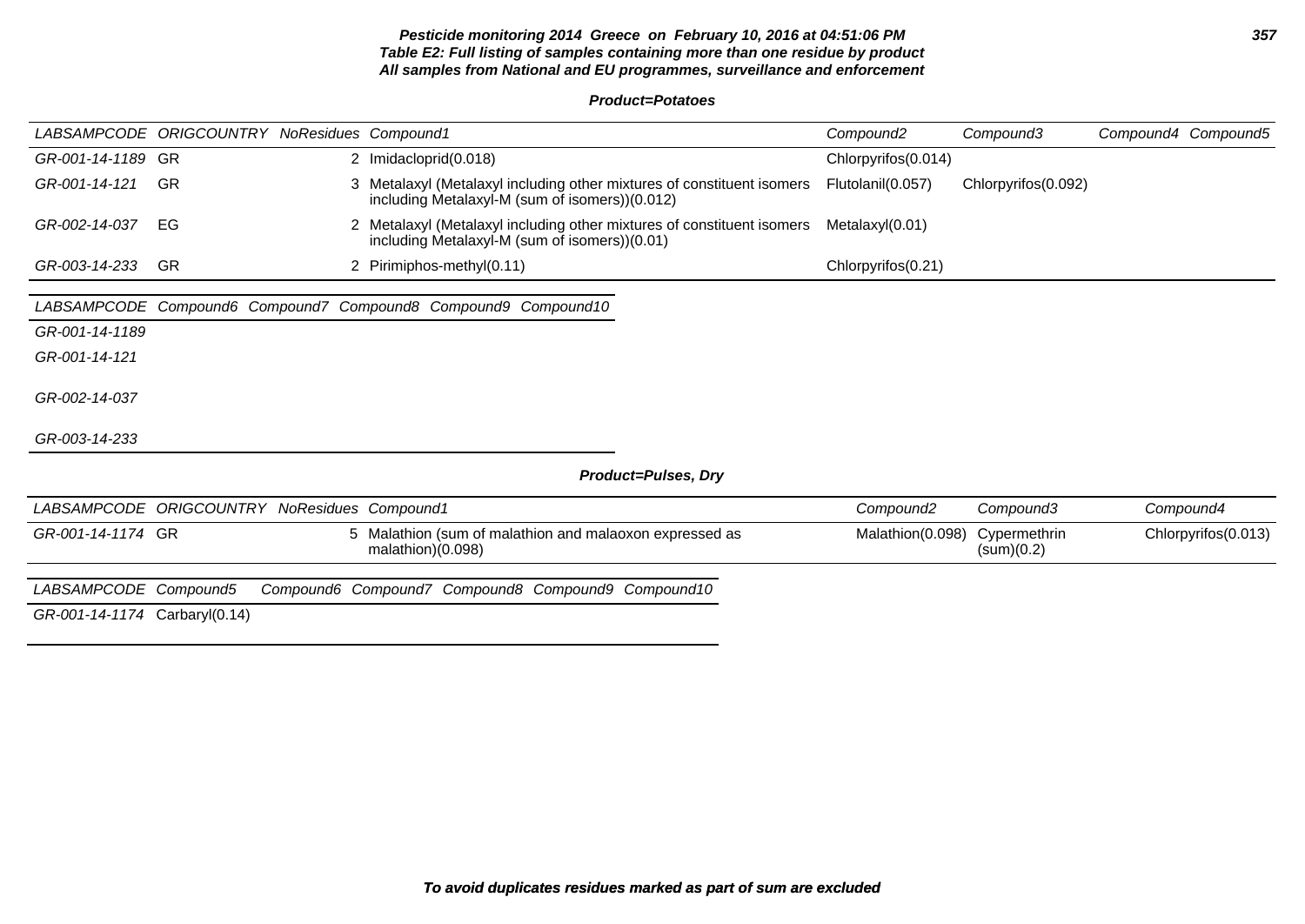**Product=Potatoes**

| LABSAMPCODE | ORIGCOUNTRY | NoResidues | Compound1 | Compound2 | Compound3 | Compound4 | Compound5 |
|---|---|---|---|---|---|---|---|
| GR-001-14-1189 | GR | 2 | Imidacloprid(0.018) | Chlorpyrifos(0.014) | | | |
| GR-001-14-121 | GR | 3 | Metalaxyl (Metalaxyl including other mixtures of constituent isomers including Metalaxyl-M (sum of isomers))(0.012) | Flutolanil(0.057) | Chlorpyrifos(0.092) | | |
| GR-002-14-037 | EG | 2 | Metalaxyl (Metalaxyl including other mixtures of constituent isomers including Metalaxyl-M (sum of isomers))(0.01) | Metalaxyl(0.01) | | | |
| GR-003-14-233 | GR | 2 | Pirimiphos-methyl(0.11) | Chlorpyrifos(0.21) | | | |

| LABSAMPCODE | Compound6 | Compound7 | Compound8 | Compound9 | Compound10 |
|---|---|---|---|---|---|
| GR-001-14-1189 | | | | | |
| GR-001-14-121 | | | | | |
| GR-002-14-037 | | | | | |
| GR-003-14-233 | | | | | |

**Product=Pulses, Dry**

| LABSAMPCODE | ORIGCOUNTRY | NoResidues | Compound1 | Compound2 | Compound3 | Compound4 |
|---|---|---|---|---|---|---|
| GR-001-14-1174 | GR | 5 | Malathion (sum of malathion and malaoxon expressed as malathion)(0.098) | Malathion(0.098) | Cypermethrin (sum)(0.2) | Chlorpyrifos(0.013) |

| LABSAMPCODE | Compound5 | Compound6 | Compound7 | Compound8 | Compound9 | Compound10 |
|---|---|---|---|---|---|---|
| GR-001-14-1174 | Carbaryl(0.14) | | | | | |

*To avoid duplicates residues marked as part of sum are excluded*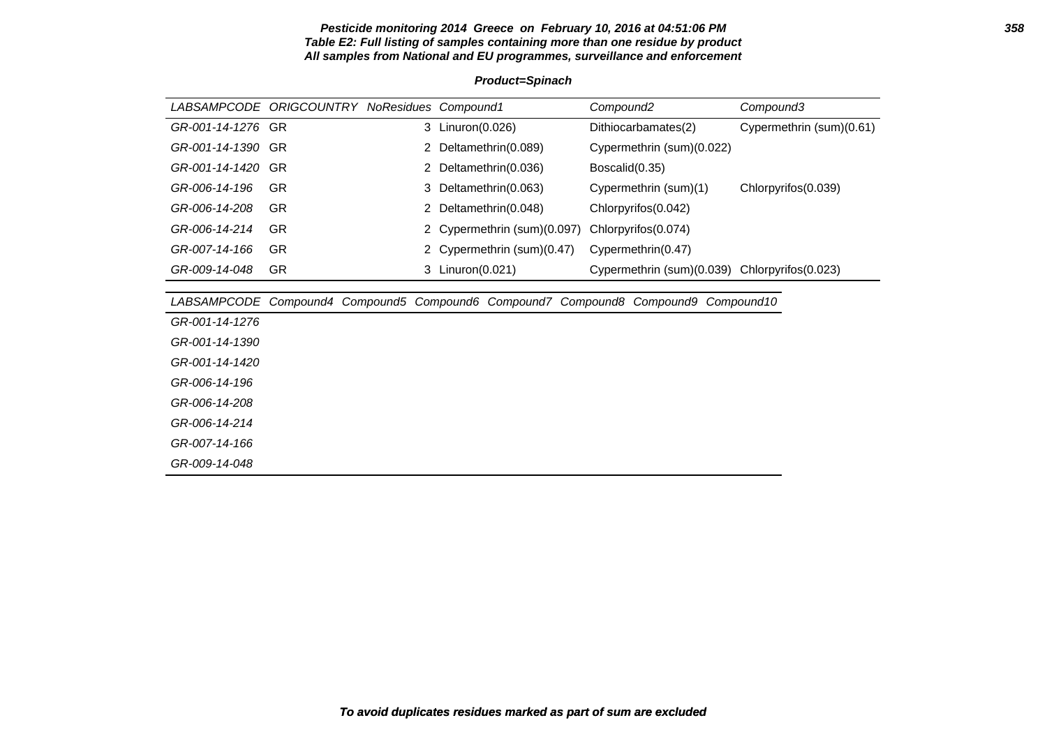**Pesticide monitoring 2014 Greece on February 10, 2016 at 04:51:06 PM**
**Table E2: Full listing of samples containing more than one residue by product**
**All samples from National and EU programmes, surveillance and enforcement**

**Product=Spinach**

| LABSAMPCODE | ORIGCOUNTRY | NoResidues | Compound1 | Compound2 | Compound3 |
|---|---|---|---|---|---|
| GR-001-14-1276 | GR | 3 | Linuron(0.026) | Dithiocarbamates(2) | Cypermethrin (sum)(0.61) |
| GR-001-14-1390 | GR | 2 | Deltamethrin(0.089) | Cypermethrin (sum)(0.022) | |
| GR-001-14-1420 | GR | 2 | Deltamethrin(0.036) | Boscalid(0.35) | |
| GR-006-14-196 | GR | 3 | Deltamethrin(0.063) | Cypermethrin (sum)(1) | Chlorpyrifos(0.039) |
| GR-006-14-208 | GR | 2 | Deltamethrin(0.048) | Chlorpyrifos(0.042) | |
| GR-006-14-214 | GR | 2 | Cypermethrin (sum)(0.097) | Chlorpyrifos(0.074) | |
| GR-007-14-166 | GR | 2 | Cypermethrin (sum)(0.47) | Cypermethrin(0.47) | |
| GR-009-14-048 | GR | 3 | Linuron(0.021) | Cypermethrin (sum)(0.039) | Chlorpyrifos(0.023) |

| LABSAMPCODE | Compound4 | Compound5 | Compound6 | Compound7 | Compound8 | Compound9 | Compound10 |
|---|---|---|---|---|---|---|---|
| GR-001-14-1276 | | | | | | | |
| GR-001-14-1390 | | | | | | | |
| GR-001-14-1420 | | | | | | | |
| GR-006-14-196 | | | | | | | |
| GR-006-14-208 | | | | | | | |
| GR-006-14-214 | | | | | | | |
| GR-007-14-166 | | | | | | | |
| GR-009-14-048 | | | | | | | |

**To avoid duplicates residues marked as part of sum are excluded**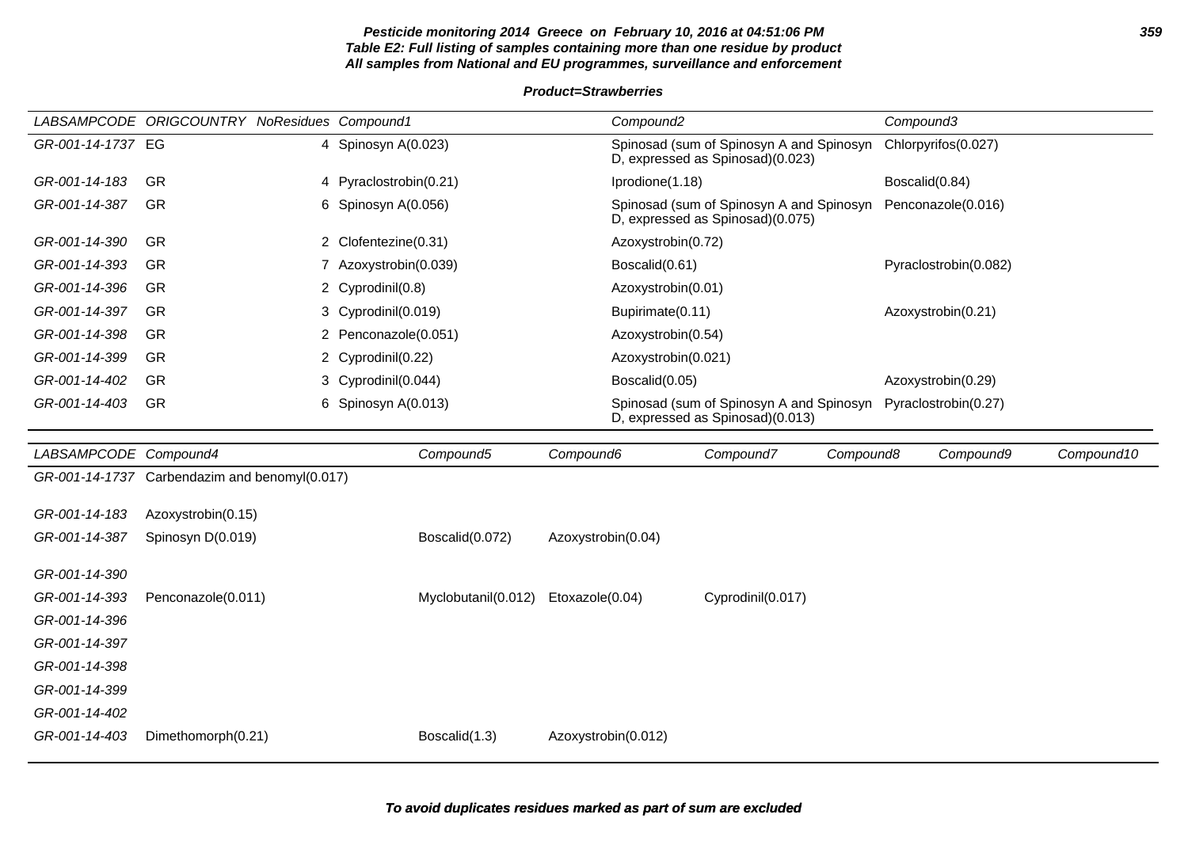**Pesticide monitoring 2014 Greece on February 10, 2016 at 04:51:06 PM**
**Table E2: Full listing of samples containing more than one residue by product**
**All samples from National and EU programmes, surveillance and enforcement**

**Product=Strawberries**

| LABSAMPCODE | ORIGCOUNTRY | NoResidues | Compound1 | Compound2 | Compound3 |
|---|---|---|---|---|---|
| GR-001-14-1737 | EG | 4 | Spinosyn A(0.023) | Spinosad (sum of Spinosyn A and Spinosyn D, expressed as Spinosad)(0.023) | Chlorpyrifos(0.027) |
| GR-001-14-183 | GR | 4 | Pyraclostrobin(0.21) | Iprodione(1.18) | Boscalid(0.84) |
| GR-001-14-387 | GR | 6 | Spinosyn A(0.056) | Spinosad (sum of Spinosyn A and Spinosyn D, expressed as Spinosad)(0.075) | Penconazole(0.016) |
| GR-001-14-390 | GR | 2 | Clofentezine(0.31) | Azoxystrobin(0.72) | |
| GR-001-14-393 | GR | 7 | Azoxystrobin(0.039) | Boscalid(0.61) | Pyraclostrobin(0.082) |
| GR-001-14-396 | GR | 2 | Cyprodinil(0.8) | Azoxystrobin(0.01) | |
| GR-001-14-397 | GR | 3 | Cyprodinil(0.019) | Bupirimate(0.11) | Azoxystrobin(0.21) |
| GR-001-14-398 | GR | 2 | Penconazole(0.051) | Azoxystrobin(0.54) | |
| GR-001-14-399 | GR | 2 | Cyprodinil(0.22) | Azoxystrobin(0.021) | |
| GR-001-14-402 | GR | 3 | Cyprodinil(0.044) | Boscalid(0.05) | Azoxystrobin(0.29) |
| GR-001-14-403 | GR | 6 | Spinosyn A(0.013) | Spinosad (sum of Spinosyn A and Spinosyn D, expressed as Spinosad)(0.013) | Pyraclostrobin(0.27) |

| LABSAMPCODE | Compound4 | Compound5 | Compound6 | Compound7 | Compound8 | Compound9 | Compound10 |
|---|---|---|---|---|---|---|---|
| GR-001-14-1737 | Carbendazim and benomyl(0.017) | | | | | | |
| GR-001-14-183 | Azoxystrobin(0.15) | | | | | | |
| GR-001-14-387 | Spinosyn D(0.019) | Boscalid(0.072) | Azoxystrobin(0.04) | | | | |
| GR-001-14-390 | | | | | | | |
| GR-001-14-393 | Penconazole(0.011) | Myclobutanil(0.012) | Etoxazole(0.04) | Cyprodinil(0.017) | | | |
| GR-001-14-396 | | | | | | | |
| GR-001-14-397 | | | | | | | |
| GR-001-14-398 | | | | | | | |
| GR-001-14-399 | | | | | | | |
| GR-001-14-402 | | | | | | | |
| GR-001-14-403 | Dimethomorph(0.21) | Boscalid(1.3) | Azoxystrobin(0.012) | | | | |

**To avoid duplicates residues marked as part of sum are excluded**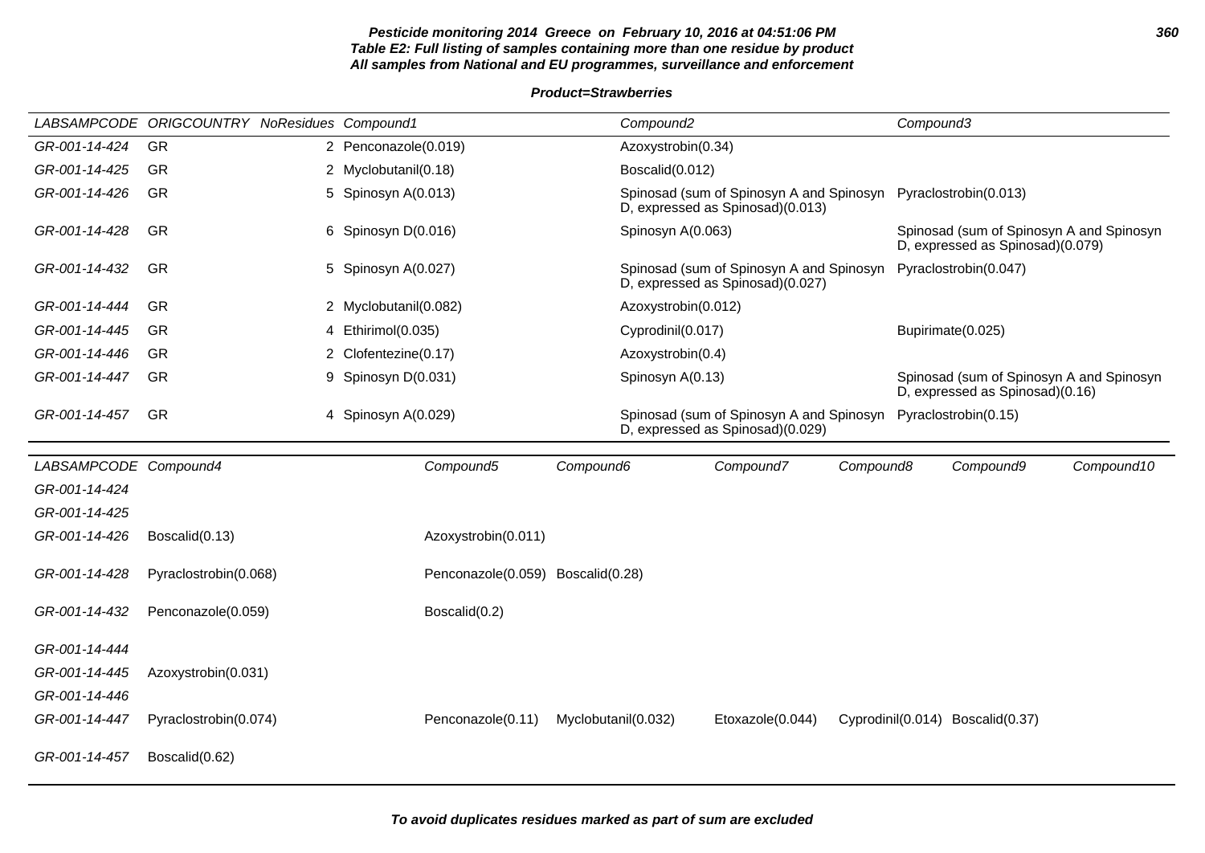**Pesticide monitoring 2014 Greece on February 10, 2016 at 04:51:06 PM**
**Table E2: Full listing of samples containing more than one residue by product**
**All samples from National and EU programmes, surveillance and enforcement**

**Product=Strawberries**

| LABSAMPCODE | ORIGCOUNTRY | NoResidues | Compound1 | Compound2 | Compound3 |
|---|---|---|---|---|---|
| GR-001-14-424 | GR | 2 | Penconazole(0.019) | Azoxystrobin(0.34) | |
| GR-001-14-425 | GR | 2 | Myclobutanil(0.18) | Boscalid(0.012) | |
| GR-001-14-426 | GR | 5 | Spinosyn A(0.013) | Spinosad (sum of Spinosyn A and Spinosyn D, expressed as Spinosad)(0.013) | Pyraclostrobin(0.013) |
| GR-001-14-428 | GR | 6 | Spinosyn D(0.016) | Spinosyn A(0.063) | Spinosad (sum of Spinosyn A and Spinosyn D, expressed as Spinosad)(0.079) |
| GR-001-14-432 | GR | 5 | Spinosyn A(0.027) | Spinosad (sum of Spinosyn A and Spinosyn D, expressed as Spinosad)(0.027) | Pyraclostrobin(0.047) |
| GR-001-14-444 | GR | 2 | Myclobutanil(0.082) | Azoxystrobin(0.012) | |
| GR-001-14-445 | GR | 4 | Ethirimol(0.035) | Cyprodinil(0.017) | Bupirimate(0.025) |
| GR-001-14-446 | GR | 2 | Clofentezine(0.17) | Azoxystrobin(0.4) | |
| GR-001-14-447 | GR | 9 | Spinosyn D(0.031) | Spinosyn A(0.13) | Spinosad (sum of Spinosyn A and Spinosyn D, expressed as Spinosad)(0.16) |
| GR-001-14-457 | GR | 4 | Spinosyn A(0.029) | Spinosad (sum of Spinosyn A and Spinosyn D, expressed as Spinosad)(0.029) | Pyraclostrobin(0.15) |

| LABSAMPCODE | Compound4 | Compound5 | Compound6 | Compound7 | Compound8 | Compound9 | Compound10 |
|---|---|---|---|---|---|---|---|
| GR-001-14-424 | | | | | | | |
| GR-001-14-425 | | | | | | | |
| GR-001-14-426 | Boscalid(0.13) | Azoxystrobin(0.011) | | | | | |
| GR-001-14-428 | Pyraclostrobin(0.068) | Penconazole(0.059) | Boscalid(0.28) | | | | |
| GR-001-14-432 | Penconazole(0.059) | Boscalid(0.2) | | | | | |
| GR-001-14-444 | | | | | | | |
| GR-001-14-445 | Azoxystrobin(0.031) | | | | | | |
| GR-001-14-446 | | | | | | | |
| GR-001-14-447 | Pyraclostrobin(0.074) | Penconazole(0.11) | Myclobutanil(0.032) | Etoxazole(0.044) | Cyprodinil(0.014) | Boscalid(0.37) | |
| GR-001-14-457 | Boscalid(0.62) | | | | | | |

**To avoid duplicates residues marked as part of sum are excluded**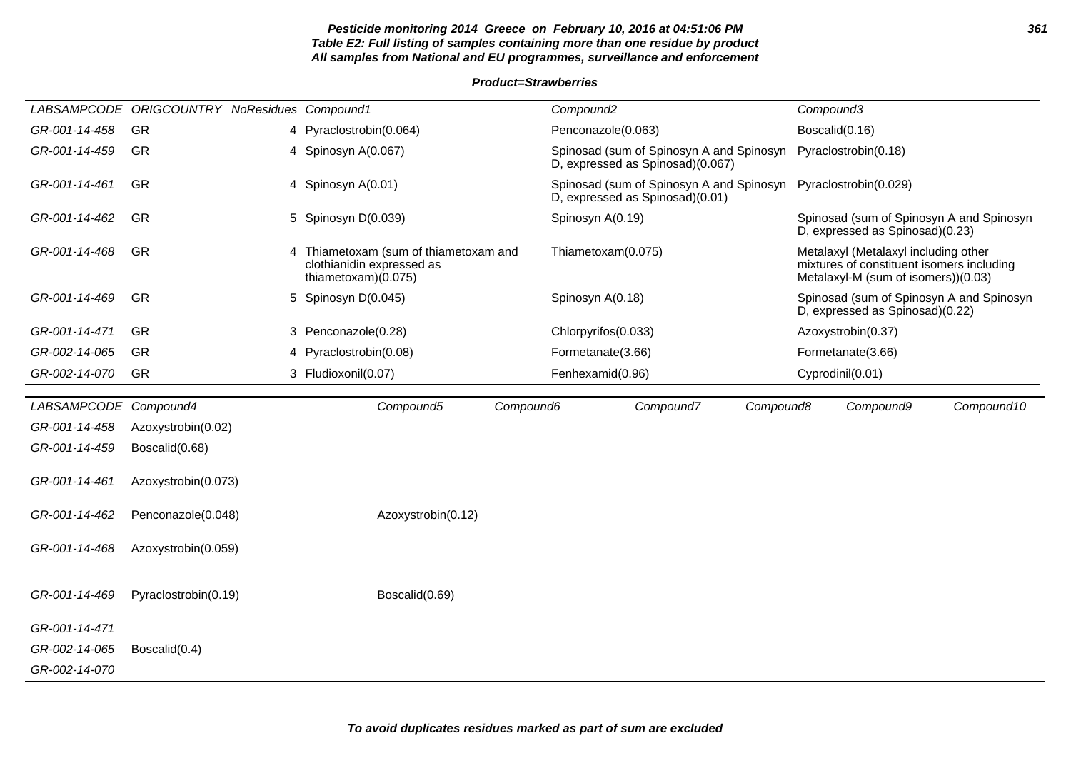**Pesticide monitoring 2014 Greece on February 10, 2016 at 04:51:06 PM**
**Table E2: Full listing of samples containing more than one residue by product**
**All samples from National and EU programmes, surveillance and enforcement**

**Product=Strawberries**

| LABSAMPCODE | ORIGCOUNTRY | NoResidues | Compound1 | Compound2 | Compound3 |
|---|---|---|---|---|---|
| GR-001-14-458 | GR | 4 | Pyraclostrobin(0.064) | Penconazole(0.063) | Boscalid(0.16) |
| GR-001-14-459 | GR | 4 | Spinosyn A(0.067) | Spinosad (sum of Spinosyn A and Spinosyn D, expressed as Spinosad)(0.067) | Pyraclostrobin(0.18) |
| GR-001-14-461 | GR | 4 | Spinosyn A(0.01) | Spinosad (sum of Spinosyn A and Spinosyn D, expressed as Spinosad)(0.01) | Pyraclostrobin(0.029) |
| GR-001-14-462 | GR | 5 | Spinosyn D(0.039) | Spinosyn A(0.19) | Spinosad (sum of Spinosyn A and Spinosyn D, expressed as Spinosad)(0.23) |
| GR-001-14-468 | GR | 4 | Thiametoxam (sum of thiametoxam and clothianidin expressed as thiametoxam)(0.075) | Thiametoxam(0.075) | Metalaxyl (Metalaxyl including other mixtures of constituent isomers including Metalaxyl-M (sum of isomers))(0.03) |
| GR-001-14-469 | GR | 5 | Spinosyn D(0.045) | Spinosyn A(0.18) | Spinosad (sum of Spinosyn A and Spinosyn D, expressed as Spinosad)(0.22) |
| GR-001-14-471 | GR | 3 | Penconazole(0.28) | Chlorpyrifos(0.033) | Azoxystrobin(0.37) |
| GR-002-14-065 | GR | 4 | Pyraclostrobin(0.08) | Formetanate(3.66) | Formetanate(3.66) |
| GR-002-14-070 | GR | 3 | Fludioxonil(0.07) | Fenhexamid(0.96) | Cyprodinil(0.01) |

| LABSAMPCODE | Compound4 | Compound5 | Compound6 | Compound7 | Compound8 | Compound9 | Compound10 |
|---|---|---|---|---|---|---|---|
| GR-001-14-458 | Azoxystrobin(0.02) | | | | | | |
| GR-001-14-459 | Boscalid(0.68) | | | | | | |
| GR-001-14-461 | Azoxystrobin(0.073) | | | | | | |
| GR-001-14-462 | Penconazole(0.048) | Azoxystrobin(0.12) | | | | | |
| GR-001-14-468 | Azoxystrobin(0.059) | | | | | | |
| GR-001-14-469 | Pyraclostrobin(0.19) | Boscalid(0.69) | | | | | |
| GR-001-14-471 | | | | | | | |
| GR-002-14-065 | Boscalid(0.4) | | | | | | |
| GR-002-14-070 | | | | | | | |

**To avoid duplicates residues marked as part of sum are excluded**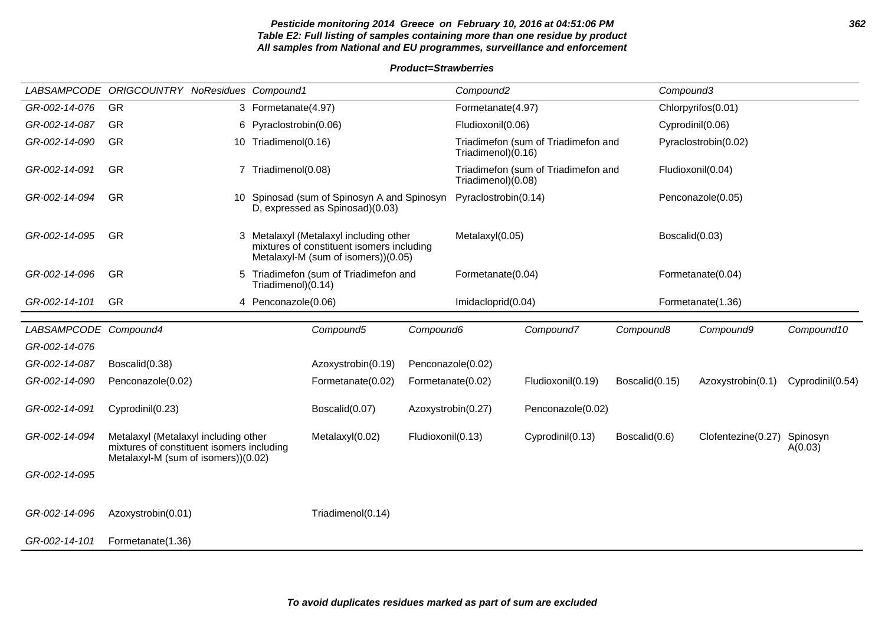**Pesticide monitoring 2014 Greece on February 10, 2016 at 04:51:06 PM**
**Table E2: Full listing of samples containing more than one residue by product**
**All samples from National and EU programmes, surveillance and enforcement**

**Product=Strawberries**

| LABSAMPCODE | ORIGCOUNTRY | NoResidues | Compound1 | Compound2 | Compound3 |
|---|---|---|---|---|---|
| GR-002-14-076 | GR | 3 | Formetanate(4.97) | Formetanate(4.97) | Chlorpyrifos(0.01) |
| GR-002-14-087 | GR | 6 | Pyraclostrobin(0.06) | Fludioxonil(0.06) | Cyprodinil(0.06) |
| GR-002-14-090 | GR | 10 | Triadimenol(0.16) | Triadimefon (sum of Triadimefon and Triadimenol)(0.16) | Pyraclostrobin(0.02) |
| GR-002-14-091 | GR | 7 | Triadimenol(0.08) | Triadimefon (sum of Triadimefon and Triadimenol)(0.08) | Fludioxonil(0.04) |
| GR-002-14-094 | GR | 10 | Spinosad (sum of Spinosyn A and Spinosyn D, expressed as Spinosad)(0.03) | Pyraclostrobin(0.14) | Penconazole(0.05) |
| GR-002-14-095 | GR | 3 | Metalaxyl (Metalaxyl including other mixtures of constituent isomers including Metalaxyl-M (sum of isomers))(0.05) | Metalaxyl(0.05) | Boscalid(0.03) |
| GR-002-14-096 | GR | 5 | Triadimefon (sum of Triadimefon and Triadimenol)(0.14) | Formetanate(0.04) | Formetanate(0.04) |
| GR-002-14-101 | GR | 4 | Penconazole(0.06) | Imidacloprid(0.04) | Formetanate(1.36) |

| LABSAMPCODE | Compound4 | Compound5 | Compound6 | Compound7 | Compound8 | Compound9 | Compound10 |
|---|---|---|---|---|---|---|---|
| GR-002-14-076 | | | | | | | |
| GR-002-14-087 | Boscalid(0.38) | Azoxystrobin(0.19) | Penconazole(0.02) | | | | |
| GR-002-14-090 | Penconazole(0.02) | Formetanate(0.02) | Formetanate(0.02) | Fludioxonil(0.19) | Boscalid(0.15) | Azoxystrobin(0.1) | Cyprodinil(0.54) |
| GR-002-14-091 | Cyprodinil(0.23) | Boscalid(0.07) | Azoxystrobin(0.27) | Penconazole(0.02) | | | |
| GR-002-14-094 | Metalaxyl (Metalaxyl including other mixtures of constituent isomers including Metalaxyl-M (sum of isomers))(0.02) | Metalaxyl(0.02) | Fludioxonil(0.13) | Cyprodinil(0.13) | Boscalid(0.6) | Clofentezine(0.27) | Spinosyn A(0.03) |
| GR-002-14-095 | | | | | | | |
| GR-002-14-096 | Azoxystrobin(0.01) | Triadimenol(0.14) | | | | | |
| GR-002-14-101 | Formetanate(1.36) | | | | | | |

**To avoid duplicates residues marked as part of sum are excluded**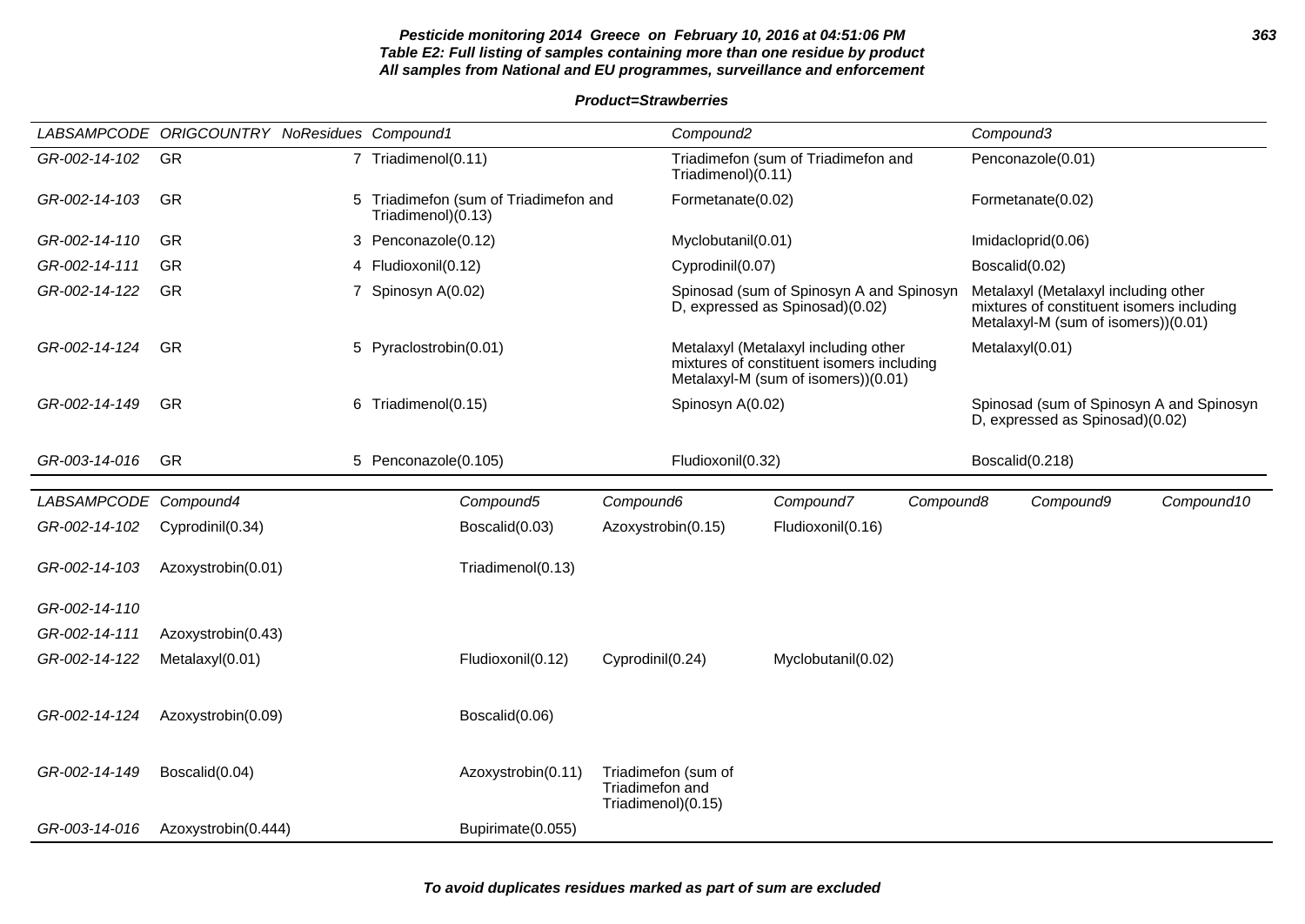**Pesticide monitoring 2014 Greece on February 10, 2016 at 04:51:06 PM**
**Table E2: Full listing of samples containing more than one residue by product**
**All samples from National and EU programmes, surveillance and enforcement**

**Product=Strawberries**

| LABSAMPCODE | ORIGCOUNTRY | NoResidues | Compound1 | Compound2 | Compound3 |
|---|---|---|---|---|---|
| GR-002-14-102 | GR | 7 | Triadimenol(0.11) | Triadimefon (sum of Triadimefon and Triadimenol)(0.11) | Penconazole(0.01) |
| GR-002-14-103 | GR | 5 | Triadimefon (sum of Triadimefon and Triadimenol)(0.13) | Formetanate(0.02) | Formetanate(0.02) |
| GR-002-14-110 | GR | 3 | Penconazole(0.12) | Myclobutanil(0.01) | Imidacloprid(0.06) |
| GR-002-14-111 | GR | 4 | Fludioxonil(0.12) | Cyprodinil(0.07) | Boscalid(0.02) |
| GR-002-14-122 | GR | 7 | Spinosyn A(0.02) | Spinosad (sum of Spinosyn A and Spinosyn D, expressed as Spinosad)(0.02) | Metalaxyl (Metalaxyl including other mixtures of constituent isomers including Metalaxyl-M (sum of isomers))(0.01) |
| GR-002-14-124 | GR | 5 | Pyraclostrobin(0.01) | Metalaxyl (Metalaxyl including other mixtures of constituent isomers including Metalaxyl-M (sum of isomers))(0.01) | Metalaxyl(0.01) |
| GR-002-14-149 | GR | 6 | Triadimenol(0.15) | Spinosyn A(0.02) | Spinosad (sum of Spinosyn A and Spinosyn D, expressed as Spinosad)(0.02) |
| GR-003-14-016 | GR | 5 | Penconazole(0.105) | Fludioxonil(0.32) | Boscalid(0.218) |

| LABSAMPCODE | Compound4 | Compound5 | Compound6 | Compound7 | Compound8 | Compound9 | Compound10 |
|---|---|---|---|---|---|---|---|
| GR-002-14-102 | Cyprodinil(0.34) | Boscalid(0.03) | Azoxystrobin(0.15) | Fludioxonil(0.16) | | | |
| GR-002-14-103 | Azoxystrobin(0.01) | Triadimenol(0.13) | | | | | |
| GR-002-14-110 | | | | | | | |
| GR-002-14-111 | Azoxystrobin(0.43) | | | | | | |
| GR-002-14-122 | Metalaxyl(0.01) | Fludioxonil(0.12) | Cyprodinil(0.24) | Myclobutanil(0.02) | | | |
| GR-002-14-124 | Azoxystrobin(0.09) | Boscalid(0.06) | | | | | |
| GR-002-14-149 | Boscalid(0.04) | Azoxystrobin(0.11) | Triadimefon (sum of Triadimefon and Triadimenol)(0.15) | | | | |
| GR-003-14-016 | Azoxystrobin(0.444) | Bupirimate(0.055) | | | | | |

**To avoid duplicates residues marked as part of sum are excluded**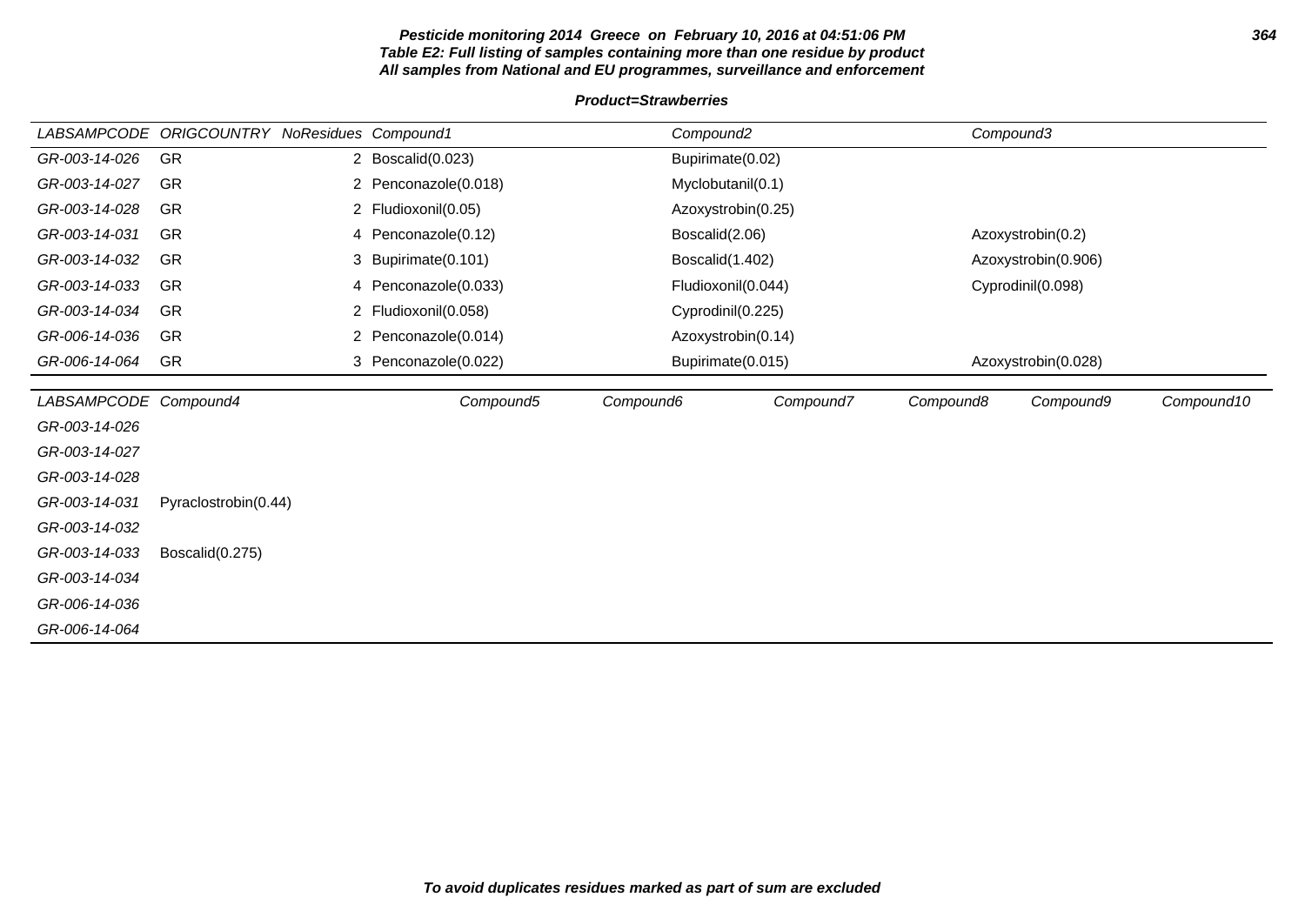**Pesticide monitoring 2014 Greece on February 10, 2016 at 04:51:06 PM**
**Table E2: Full listing of samples containing more than one residue by product**
**All samples from National and EU programmes, surveillance and enforcement**

**Product=Strawberries**

| LABSAMPCODE | ORIGCOUNTRY | NoResidues | Compound1 | Compound2 | Compound3 |
|---|---|---|---|---|---|
| GR-003-14-026 | GR | 2 | Boscalid(0.023) | Bupirimate(0.02) | |
| GR-003-14-027 | GR | 2 | Penconazole(0.018) | Myclobutanil(0.1) | |
| GR-003-14-028 | GR | 2 | Fludioxonil(0.05) | Azoxystrobin(0.25) | |
| GR-003-14-031 | GR | 4 | Penconazole(0.12) | Boscalid(2.06) | Azoxystrobin(0.2) |
| GR-003-14-032 | GR | 3 | Bupirimate(0.101) | Boscalid(1.402) | Azoxystrobin(0.906) |
| GR-003-14-033 | GR | 4 | Penconazole(0.033) | Fludioxonil(0.044) | Cyprodinil(0.098) |
| GR-003-14-034 | GR | 2 | Fludioxonil(0.058) | Cyprodinil(0.225) | |
| GR-006-14-036 | GR | 2 | Penconazole(0.014) | Azoxystrobin(0.14) | |
| GR-006-14-064 | GR | 3 | Penconazole(0.022) | Bupirimate(0.015) | Azoxystrobin(0.028) |

| LABSAMPCODE | Compound4 | Compound5 | Compound6 | Compound7 | Compound8 | Compound9 | Compound10 |
|---|---|---|---|---|---|---|---|
| GR-003-14-026 | | | | | | | |
| GR-003-14-027 | | | | | | | |
| GR-003-14-028 | | | | | | | |
| GR-003-14-031 | Pyraclostrobin(0.44) | | | | | | |
| GR-003-14-032 | | | | | | | |
| GR-003-14-033 | Boscalid(0.275) | | | | | | |
| GR-003-14-034 | | | | | | | |
| GR-006-14-036 | | | | | | | |
| GR-006-14-064 | | | | | | | |

**To avoid duplicates residues marked as part of sum are excluded**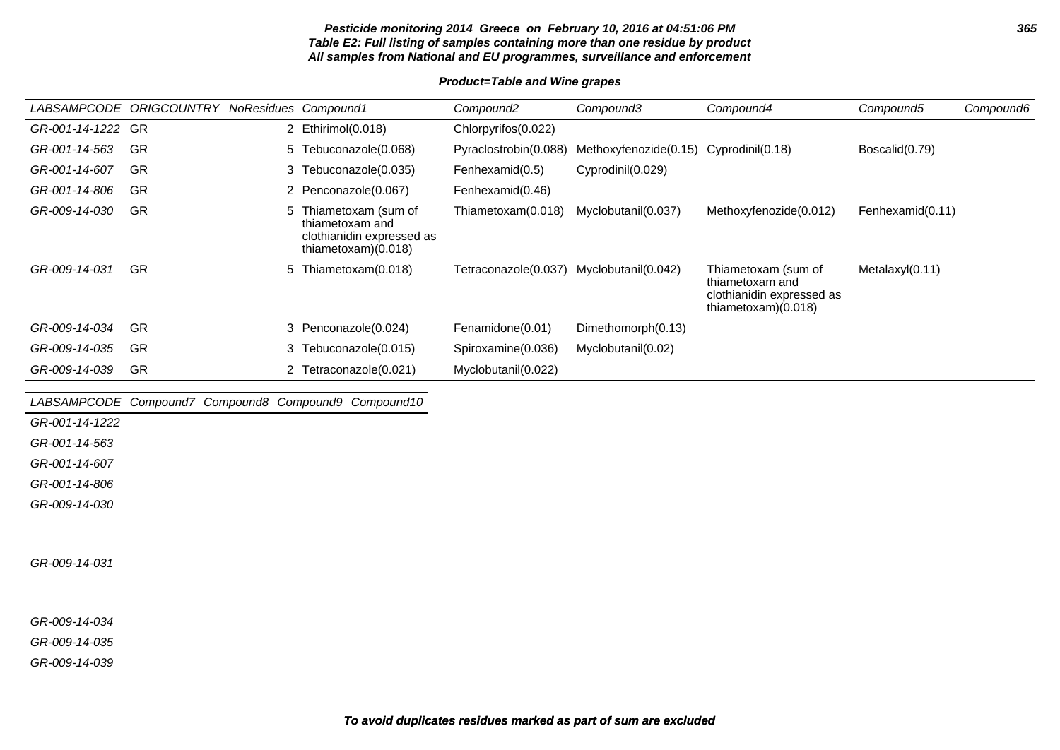**Pesticide monitoring 2014 Greece on February 10, 2016 at 04:51:06 PM**
**Table E2: Full listing of samples containing more than one residue by product**
**All samples from National and EU programmes, surveillance and enforcement**

**Product=Table and Wine grapes**

| LABSAMPCODE | ORIGCOUNTRY | NoResidues | Compound1 | Compound2 | Compound3 | Compound4 | Compound5 | Compound6 |
|---|---|---|---|---|---|---|---|---|
| GR-001-14-1222 | GR | 2 | Ethirimol(0.018) | Chlorpyrifos(0.022) | | | | |
| GR-001-14-563 | GR | 5 | Tebuconazole(0.068) | Pyraclostrobin(0.088) | Methoxyfenozide(0.15) | Cyprodinil(0.18) | Boscalid(0.79) | |
| GR-001-14-607 | GR | 3 | Tebuconazole(0.035) | Fenhexamid(0.5) | Cyprodinil(0.029) | | | |
| GR-001-14-806 | GR | 2 | Penconazole(0.067) | Fenhexamid(0.46) | | | | |
| GR-009-14-030 | GR | 5 | Thiametoxam (sum of thiametoxam and clothianidin expressed as thiametoxam)(0.018) | Thiametoxam(0.018) | Myclobutanil(0.037) | Methoxyfenozide(0.012) | Fenhexamid(0.11) | |
| GR-009-14-031 | GR | 5 | Thiametoxam(0.018) | Tetraconazole(0.037) | Myclobutanil(0.042) | Thiametoxam (sum of thiametoxam and clothianidin expressed as thiametoxam)(0.018) | Metalaxyl(0.11) | |
| GR-009-14-034 | GR | 3 | Penconazole(0.024) | Fenamidone(0.01) | Dimethomorph(0.13) | | | |
| GR-009-14-035 | GR | 3 | Tebuconazole(0.015) | Spiroxamine(0.036) | Myclobutanil(0.02) | | | |
| GR-009-14-039 | GR | 2 | Tetraconazole(0.021) | Myclobutanil(0.022) | | | | |

| LABSAMPCODE | Compound7 | Compound8 | Compound9 | Compound10 |
|---|---|---|---|---|
| GR-001-14-1222 | | | | |
| GR-001-14-563 | | | | |
| GR-001-14-607 | | | | |
| GR-001-14-806 | | | | |
| GR-009-14-030 | | | | |
| GR-009-14-031 | | | | |
| GR-009-14-034 | | | | |
| GR-009-14-035 | | | | |
| GR-009-14-039 | | | | |

**To avoid duplicates residues marked as part of sum are excluded**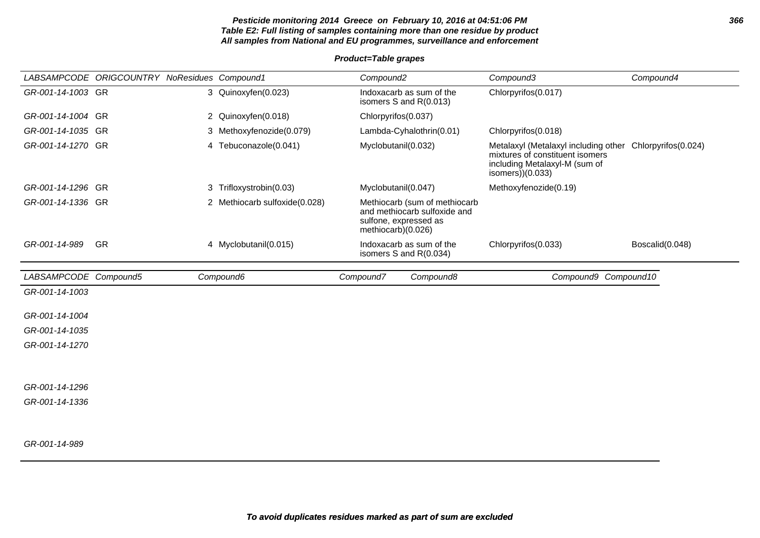**Pesticide monitoring 2014 Greece on February 10, 2016 at 04:51:06 PM**
**Table E2: Full listing of samples containing more than one residue by product**
**All samples from National and EU programmes, surveillance and enforcement**

**Product=Table grapes**

| LABSAMPCODE | ORIGCOUNTRY | NoResidues | Compound1 | Compound2 | Compound3 | Compound4 |
|---|---|---|---|---|---|---|
| GR-001-14-1003 | GR | 3 | Quinoxyfen(0.023) | Indoxacarb as sum of the isomers S and R(0.013) | Chlorpyrifos(0.017) | |
| GR-001-14-1004 | GR | 2 | Quinoxyfen(0.018) | Chlorpyrifos(0.037) | | |
| GR-001-14-1035 | GR | 3 | Methoxyfenozide(0.079) | Lambda-Cyhalothrin(0.01) | Chlorpyrifos(0.018) | |
| GR-001-14-1270 | GR | 4 | Tebuconazole(0.041) | Myclobutanil(0.032) | Metalaxyl (Metalaxyl including other mixtures of constituent isomers including Metalaxyl-M (sum of isomers))(0.033) | Chlorpyrifos(0.024) |
| GR-001-14-1296 | GR | 3 | Trifloxystrobin(0.03) | Myclobutanil(0.047) | Methoxyfenozide(0.19) | |
| GR-001-14-1336 | GR | 2 | Methiocarb sulfoxide(0.028) | Methiocarb (sum of methiocarb and methiocarb sulfoxide and sulfone, expressed as methiocarb)(0.026) | | |
| GR-001-14-989 | GR | 4 | Myclobutanil(0.015) | Indoxacarb as sum of the isomers S and R(0.034) | Chlorpyrifos(0.033) | Boscalid(0.048) |

| LABSAMPCODE | Compound5 | Compound6 | Compound7 | Compound8 | Compound9 | Compound10 |
|---|---|---|---|---|---|---|
| GR-001-14-1003 | | | | | | |
| GR-001-14-1004 | | | | | | |
| GR-001-14-1035 | | | | | | |
| GR-001-14-1270 | | | | | | |
| GR-001-14-1296 | | | | | | |
| GR-001-14-1336 | | | | | | |
| GR-001-14-989 | | | | | | |

***To avoid duplicates residues marked as part of sum are excluded***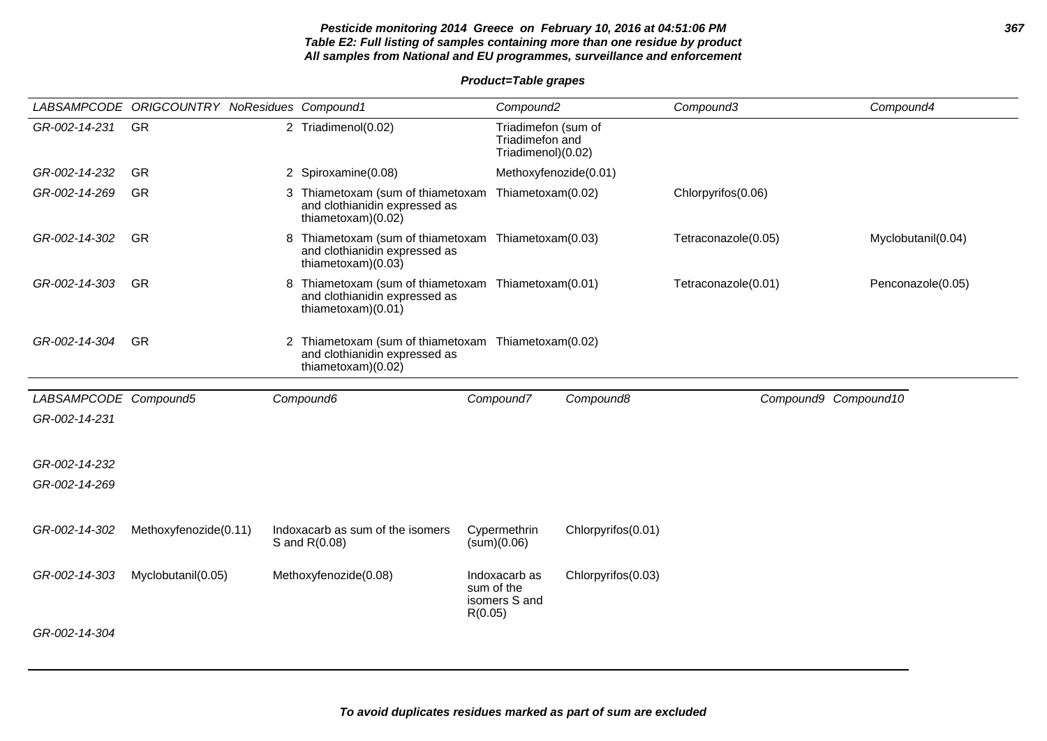**Pesticide monitoring 2014 Greece on February 10, 2016 at 04:51:06 PM**
**Table E2: Full listing of samples containing more than one residue by product**
**All samples from National and EU programmes, surveillance and enforcement**

**Product=Table grapes**

| LABSAMPCODE | ORIGCOUNTRY | NoResidues | Compound1 | Compound2 | Compound3 | Compound4 |
|---|---|---|---|---|---|---|
| GR-002-14-231 | GR | 2 | Triadimenol(0.02) | Triadimefon (sum of Triadimefon and Triadimenol)(0.02) | | |
| GR-002-14-232 | GR | 2 | Spiroxamine(0.08) | Methoxyfenozide(0.01) | | |
| GR-002-14-269 | GR | 3 | Thiametoxam (sum of thiametoxam and clothianidin expressed as thiametoxam)(0.02) | Thiametoxam(0.02) | Chlorpyrifos(0.06) | |
| GR-002-14-302 | GR | 8 | Thiametoxam (sum of thiametoxam and clothianidin expressed as thiametoxam)(0.03) | Thiametoxam(0.03) | Tetraconazole(0.05) | Myclobutanil(0.04) |
| GR-002-14-303 | GR | 8 | Thiametoxam (sum of thiametoxam and clothianidin expressed as thiametoxam)(0.01) | Thiametoxam(0.01) | Tetraconazole(0.01) | Penconazole(0.05) |
| GR-002-14-304 | GR | 2 | Thiametoxam (sum of thiametoxam and clothianidin expressed as thiametoxam)(0.02) | Thiametoxam(0.02) | | |

| LABSAMPCODE | Compound5 | Compound6 | Compound7 | Compound8 | Compound9 | Compound10 |
|---|---|---|---|---|---|---|
| GR-002-14-231 | | | | | | |
| GR-002-14-232 | | | | | | |
| GR-002-14-269 | | | | | | |
| GR-002-14-302 | Methoxyfenozide(0.11) | Indoxacarb as sum of the isomers S and R(0.08) | Cypermethrin (sum)(0.06) | Chlorpyrifos(0.01) | | |
| GR-002-14-303 | Myclobutanil(0.05) | Methoxyfenozide(0.08) | Indoxacarb as sum of the isomers S and R(0.05) | Chlorpyrifos(0.03) | | |
| GR-002-14-304 | | | | | | |

***To avoid duplicates residues marked as part of sum are excluded***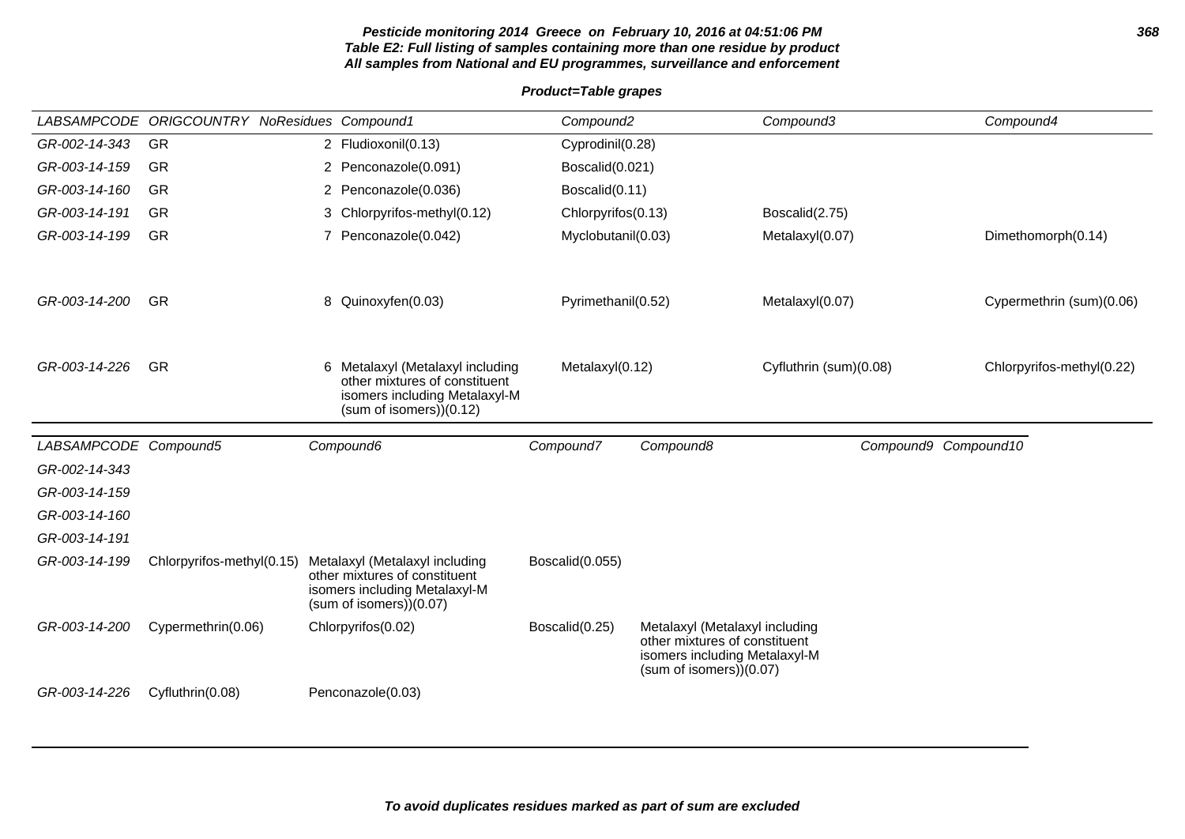**Pesticide monitoring 2014 Greece on February 10, 2016 at 04:51:06 PM**
**Table E2: Full listing of samples containing more than one residue by product**
**All samples from National and EU programmes, surveillance and enforcement**

**Product=Table grapes**

| LABSAMPCODE | ORIGCOUNTRY | NoResidues | Compound1 | Compound2 | Compound3 | Compound4 |
|---|---|---|---|---|---|---|
| GR-002-14-343 | GR | 2 | Fludioxonil(0.13) | Cyprodinil(0.28) | | |
| GR-003-14-159 | GR | 2 | Penconazole(0.091) | Boscalid(0.021) | | |
| GR-003-14-160 | GR | 2 | Penconazole(0.036) | Boscalid(0.11) | | |
| GR-003-14-191 | GR | 3 | Chlorpyrifos-methyl(0.12) | Chlorpyrifos(0.13) | Boscalid(2.75) | |
| GR-003-14-199 | GR | 7 | Penconazole(0.042) | Myclobutanil(0.03) | Metalaxyl(0.07) | Dimethomorph(0.14) |
| GR-003-14-200 | GR | 8 | Quinoxyfen(0.03) | Pyrimethanil(0.52) | Metalaxyl(0.07) | Cypermethrin (sum)(0.06) |
| GR-003-14-226 | GR | 6 | Metalaxyl (Metalaxyl including other mixtures of constituent isomers including Metalaxyl-M (sum of isomers))(0.12) | Metalaxyl(0.12) | Cyfluthrin (sum)(0.08) | Chlorpyrifos-methyl(0.22) |

| LABSAMPCODE | Compound5 | Compound6 | Compound7 | Compound8 | Compound9 | Compound10 |
|---|---|---|---|---|---|---|
| GR-002-14-343 | | | | | | |
| GR-003-14-159 | | | | | | |
| GR-003-14-160 | | | | | | |
| GR-003-14-191 | | | | | | |
| GR-003-14-199 | Chlorpyrifos-methyl(0.15) | Metalaxyl (Metalaxyl including other mixtures of constituent isomers including Metalaxyl-M (sum of isomers))(0.07) | Boscalid(0.055) | | | |
| GR-003-14-200 | Cypermethrin(0.06) | Chlorpyrifos(0.02) | Boscalid(0.25) | Metalaxyl (Metalaxyl including other mixtures of constituent isomers including Metalaxyl-M (sum of isomers))(0.07) | | |
| GR-003-14-226 | Cyfluthrin(0.08) | Penconazole(0.03) | | | | |

**To avoid duplicates residues marked as part of sum are excluded**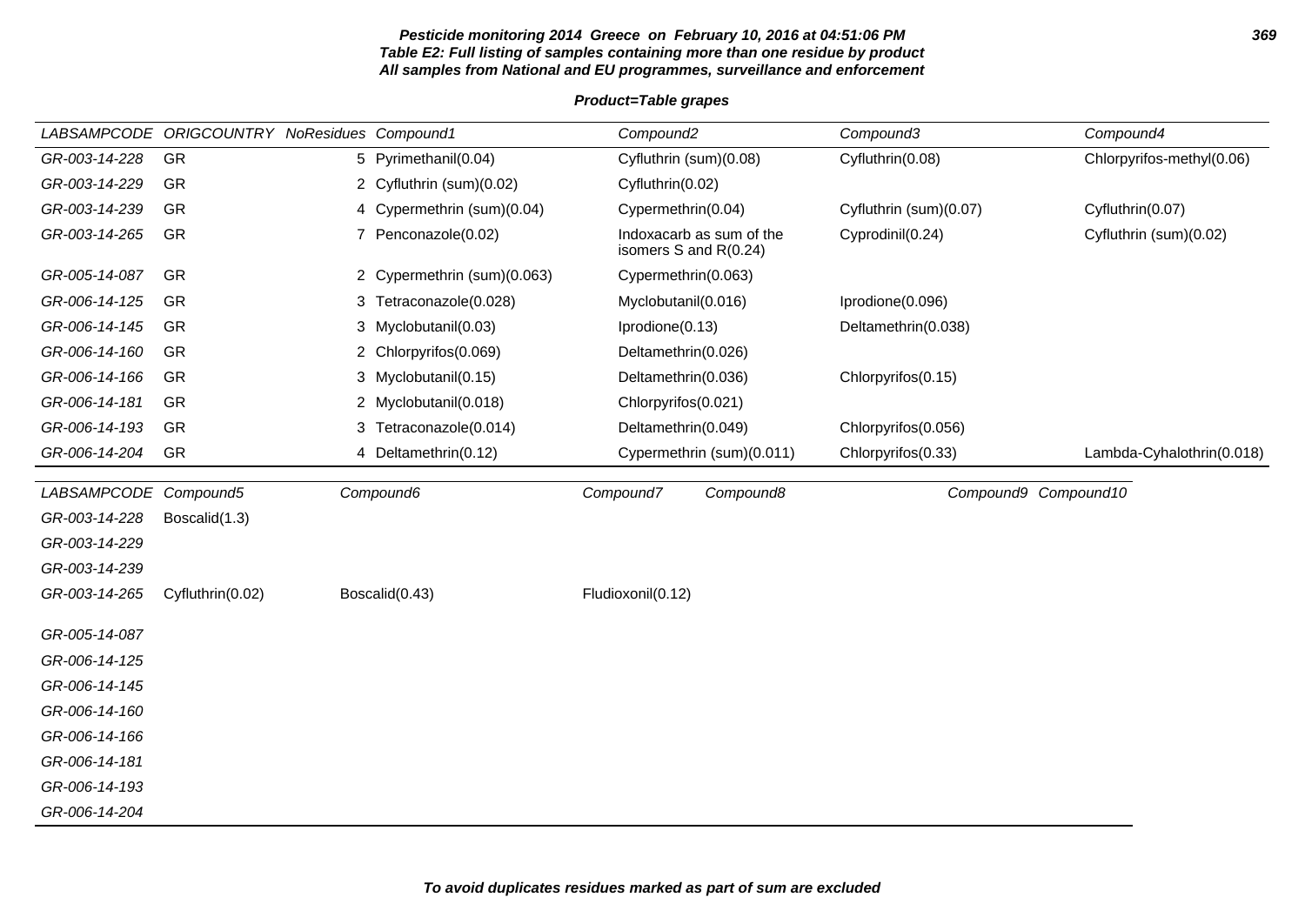**Pesticide monitoring 2014 Greece on February 10, 2016 at 04:51:06 PM**
**Table E2: Full listing of samples containing more than one residue by product**
**All samples from National and EU programmes, surveillance and enforcement**

**Product=Table grapes**

| LABSAMPCODE | ORIGCOUNTRY | NoResidues | Compound1 | Compound2 | Compound3 | Compound4 |
|---|---|---|---|---|---|---|
| GR-003-14-228 | GR | 5 | Pyrimethanil(0.04) | Cyfluthrin (sum)(0.08) | Cyfluthrin(0.08) | Chlorpyrifos-methyl(0.06) |
| GR-003-14-229 | GR | 2 | Cyfluthrin (sum)(0.02) | Cyfluthrin(0.02) | | |
| GR-003-14-239 | GR | 4 | Cypermethrin (sum)(0.04) | Cypermethrin(0.04) | Cyfluthrin (sum)(0.07) | Cyfluthrin(0.07) |
| GR-003-14-265 | GR | 7 | Penconazole(0.02) | Indoxacarb as sum of the isomers S and R(0.24) | Cyprodinil(0.24) | Cyfluthrin (sum)(0.02) |
| GR-005-14-087 | GR | 2 | Cypermethrin (sum)(0.063) | Cypermethrin(0.063) | | |
| GR-006-14-125 | GR | 3 | Tetraconazole(0.028) | Myclobutanil(0.016) | Iprodione(0.096) | |
| GR-006-14-145 | GR | 3 | Myclobutanil(0.03) | Iprodione(0.13) | Deltamethrin(0.038) | |
| GR-006-14-160 | GR | 2 | Chlorpyrifos(0.069) | Deltamethrin(0.026) | | |
| GR-006-14-166 | GR | 3 | Myclobutanil(0.15) | Deltamethrin(0.036) | Chlorpyrifos(0.15) | |
| GR-006-14-181 | GR | 2 | Myclobutanil(0.018) | Chlorpyrifos(0.021) | | |
| GR-006-14-193 | GR | 3 | Tetraconazole(0.014) | Deltamethrin(0.049) | Chlorpyrifos(0.056) | |
| GR-006-14-204 | GR | 4 | Deltamethrin(0.12) | Cypermethrin (sum)(0.011) | Chlorpyrifos(0.33) | Lambda-Cyhalothrin(0.018) |

| LABSAMPCODE | Compound5 | Compound6 | Compound7 | Compound8 | Compound9 | Compound10 |
|---|---|---|---|---|---|---|
| GR-003-14-228 | Boscalid(1.3) | | | | | |
| GR-003-14-229 | | | | | | |
| GR-003-14-239 | | | | | | |
| GR-003-14-265 | Cyfluthrin(0.02) | Boscalid(0.43) | Fludioxonil(0.12) | | | |
| GR-005-14-087 | | | | | | |
| GR-006-14-125 | | | | | | |
| GR-006-14-145 | | | | | | |
| GR-006-14-160 | | | | | | |
| GR-006-14-166 | | | | | | |
| GR-006-14-181 | | | | | | |
| GR-006-14-193 | | | | | | |
| GR-006-14-204 | | | | | | |

**To avoid duplicates residues marked as part of sum are excluded**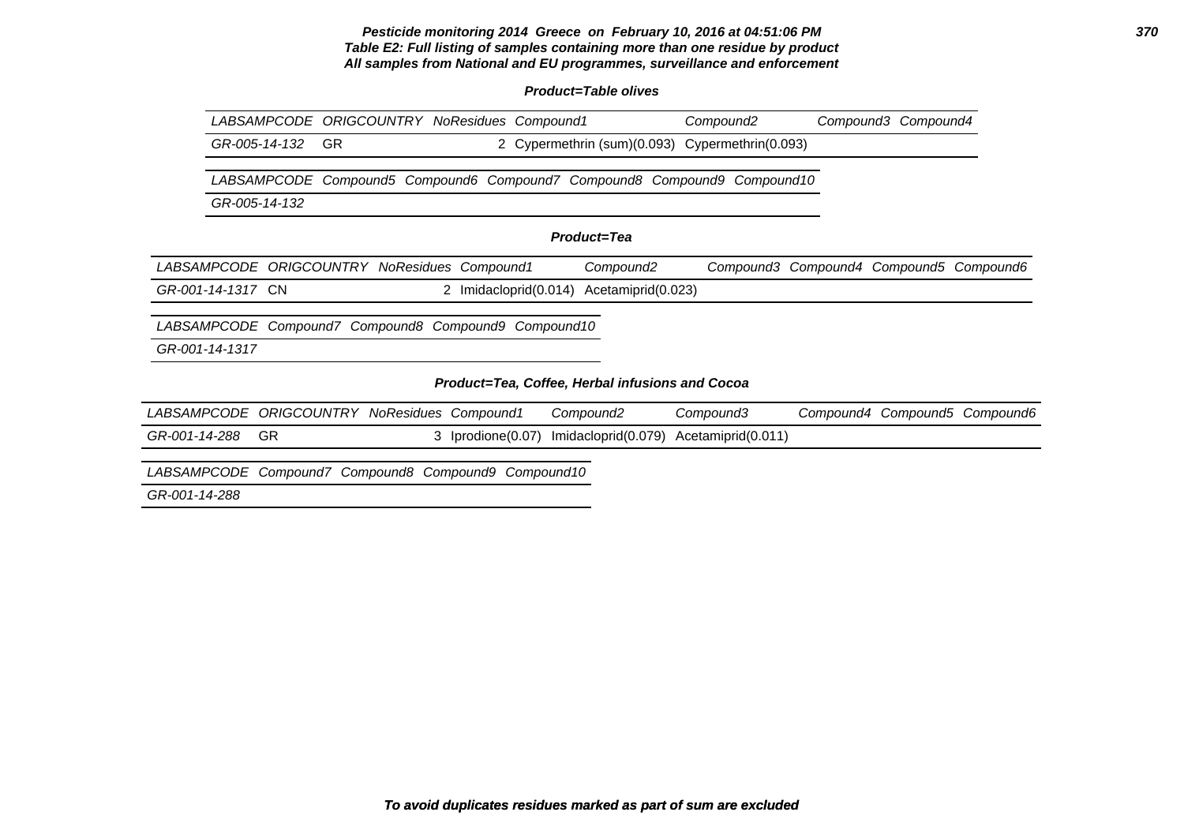**Pesticide monitoring 2014 Greece on February 10, 2016 at 04:51:06 PM**

**Table E2: Full listing of samples containing more than one residue by product**

**All samples from National and EU programmes, surveillance and enforcement**

**Product=Table olives**

| LABSAMPCODE | ORIGCOUNTRY | NoResidues | Compound1 | Compound2 | Compound3 | Compound4 |
|---|---|---|---|---|---|---|
| GR-005-14-132 | GR | 2 | Cypermethrin (sum)(0.093) | Cypermethrin(0.093) | | |

| LABSAMPCODE | Compound5 | Compound6 | Compound7 | Compound8 | Compound9 | Compound10 |
|---|---|---|---|---|---|---|
| GR-005-14-132 | | | | | | |

**Product=Tea**

| LABSAMPCODE | ORIGCOUNTRY | NoResidues | Compound1 | Compound2 | Compound3 | Compound4 | Compound5 | Compound6 |
|---|---|---|---|---|---|---|---|---|
| GR-001-14-1317 | CN | 2 | Imidacloprid(0.014) | Acetamiprid(0.023) | | | | |

| LABSAMPCODE | Compound7 | Compound8 | Compound9 | Compound10 |
|---|---|---|---|---|
| GR-001-14-1317 | | | | |

**Product=Tea, Coffee, Herbal infusions and Cocoa**

| LABSAMPCODE | ORIGCOUNTRY | NoResidues | Compound1 | Compound2 | Compound3 | Compound4 | Compound5 | Compound6 |
|---|---|---|---|---|---|---|---|---|
| GR-001-14-288 | GR | 3 | Iprodione(0.07) | Imidacloprid(0.079) | Acetamiprid(0.011) | | | |

| LABSAMPCODE | Compound7 | Compound8 | Compound9 | Compound10 |
|---|---|---|---|---|
| GR-001-14-288 | | | | |

**To avoid duplicates residues marked as part of sum are excluded**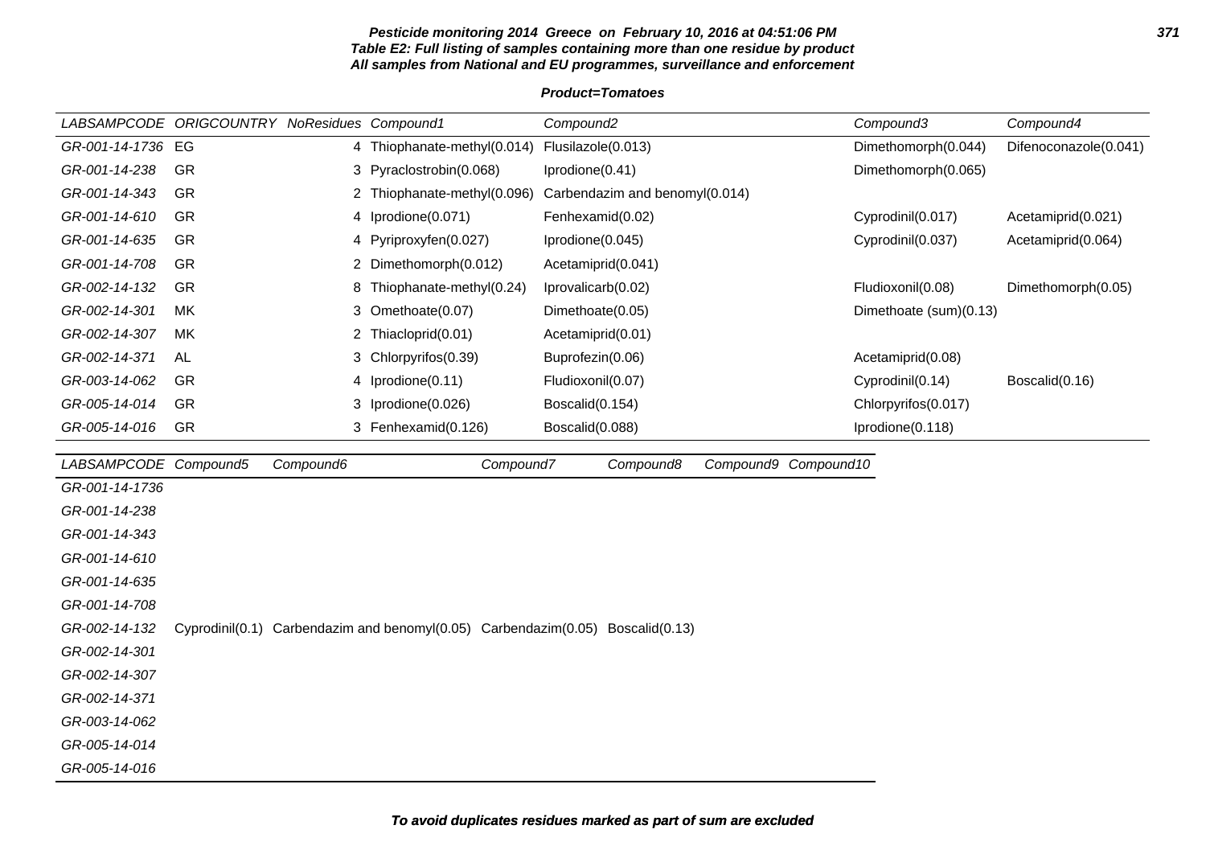**Pesticide monitoring 2014 Greece on February 10, 2016 at 04:51:06 PM**
**Table E2: Full listing of samples containing more than one residue by product**
**All samples from National and EU programmes, surveillance and enforcement**

**Product=Tomatoes**

| LABSAMPCODE | ORIGCOUNTRY | NoResidues | Compound1 | Compound2 | Compound3 | Compound4 |
|---|---|---|---|---|---|---|
| GR-001-14-1736 | EG | 4 | Thiophanate-methyl(0.014) | Flusilazole(0.013) | Dimethomorph(0.044) | Difenoconazole(0.041) |
| GR-001-14-238 | GR | 3 | Pyraclostrobin(0.068) | Iprodione(0.41) | Dimethomorph(0.065) | |
| GR-001-14-343 | GR | 2 | Thiophanate-methyl(0.096) | Carbendazim and benomyl(0.014) | | |
| GR-001-14-610 | GR | 4 | Iprodione(0.071) | Fenhexamid(0.02) | Cyprodinil(0.017) | Acetamiprid(0.021) |
| GR-001-14-635 | GR | 4 | Pyriproxyfen(0.027) | Iprodione(0.045) | Cyprodinil(0.037) | Acetamiprid(0.064) |
| GR-001-14-708 | GR | 2 | Dimethomorph(0.012) | Acetamiprid(0.041) | | |
| GR-002-14-132 | GR | 8 | Thiophanate-methyl(0.24) | Iprovalicarb(0.02) | Fludioxonil(0.08) | Dimethomorph(0.05) |
| GR-002-14-301 | MK | 3 | Omethoate(0.07) | Dimethoate(0.05) | Dimethoate (sum)(0.13) | |
| GR-002-14-307 | MK | 2 | Thiacloprid(0.01) | Acetamiprid(0.01) | | |
| GR-002-14-371 | AL | 3 | Chlorpyrifos(0.39) | Buprofezin(0.06) | Acetamiprid(0.08) | |
| GR-003-14-062 | GR | 4 | Iprodione(0.11) | Fludioxonil(0.07) | Cyprodinil(0.14) | Boscalid(0.16) |
| GR-005-14-014 | GR | 3 | Iprodione(0.026) | Boscalid(0.154) | Chlorpyrifos(0.017) | |
| GR-005-14-016 | GR | 3 | Fenhexamid(0.126) | Boscalid(0.088) | Iprodione(0.118) | |

| LABSAMPCODE | Compound5 | Compound6 | Compound7 | Compound8 | Compound9 | Compound10 |
|---|---|---|---|---|---|---|
| GR-001-14-1736 | | | | | | |
| GR-001-14-238 | | | | | | |
| GR-001-14-343 | | | | | | |
| GR-001-14-610 | | | | | | |
| GR-001-14-635 | | | | | | |
| GR-001-14-708 | | | | | | |
| GR-002-14-132 | Cyprodinil(0.1) | Carbendazim and benomyl(0.05) | Carbendazim(0.05) | Boscalid(0.13) | | |
| GR-002-14-301 | | | | | | |
| GR-002-14-307 | | | | | | |
| GR-002-14-371 | | | | | | |
| GR-003-14-062 | | | | | | |
| GR-005-14-014 | | | | | | |
| GR-005-14-016 | | | | | | |

**To avoid duplicates residues marked as part of sum are excluded**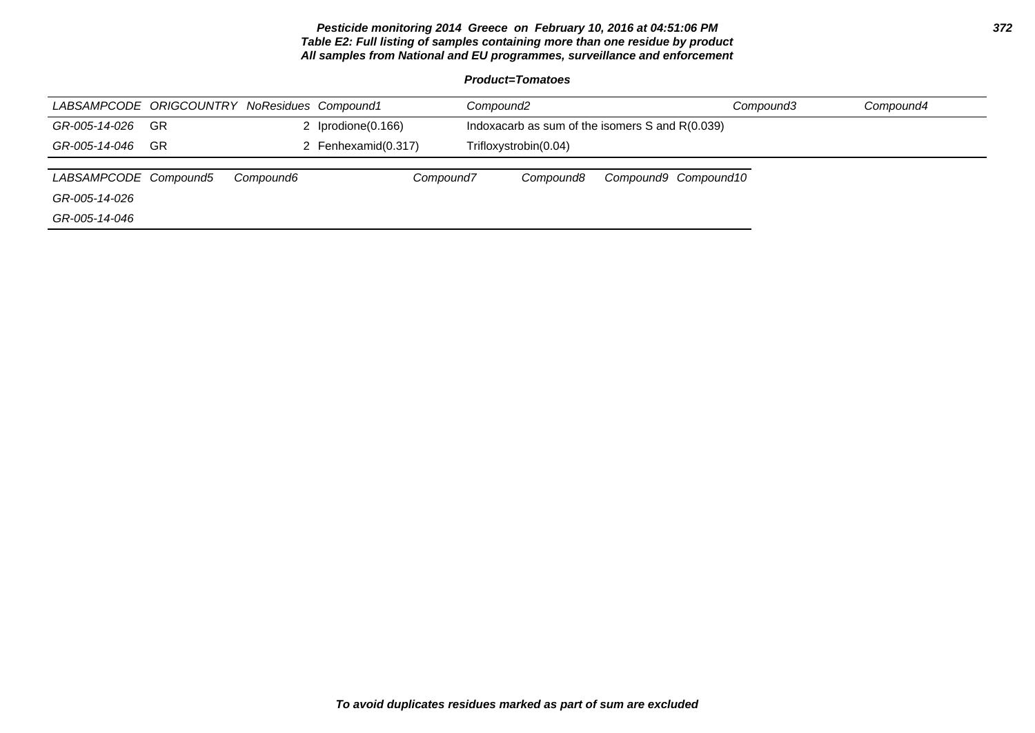**Pesticide monitoring 2014 Greece on February 10, 2016 at 04:51:06 PM**
**Table E2: Full listing of samples containing more than one residue by product**
**All samples from National and EU programmes, surveillance and enforcement**

**Product=Tomatoes**

| LABSAMPCODE | ORIGCOUNTRY | NoResidues | Compound1 | Compound2 | Compound3 | Compound4 |
|---|---|---|---|---|---|---|
| GR-005-14-026 | GR | 2 | Iprodione(0.166) | Indoxacarb as sum of the isomers S and R(0.039) | | |
| GR-005-14-046 | GR | 2 | Fenhexamid(0.317) | Trifloxystrobin(0.04) | | |

| LABSAMPCODE | Compound5 | Compound6 | Compound7 | Compound8 | Compound9 | Compound10 |
|---|---|---|---|---|---|---|
| GR-005-14-026 | | | | | | |
| GR-005-14-046 | | | | | | |

**To avoid duplicates residues marked as part of sum are excluded**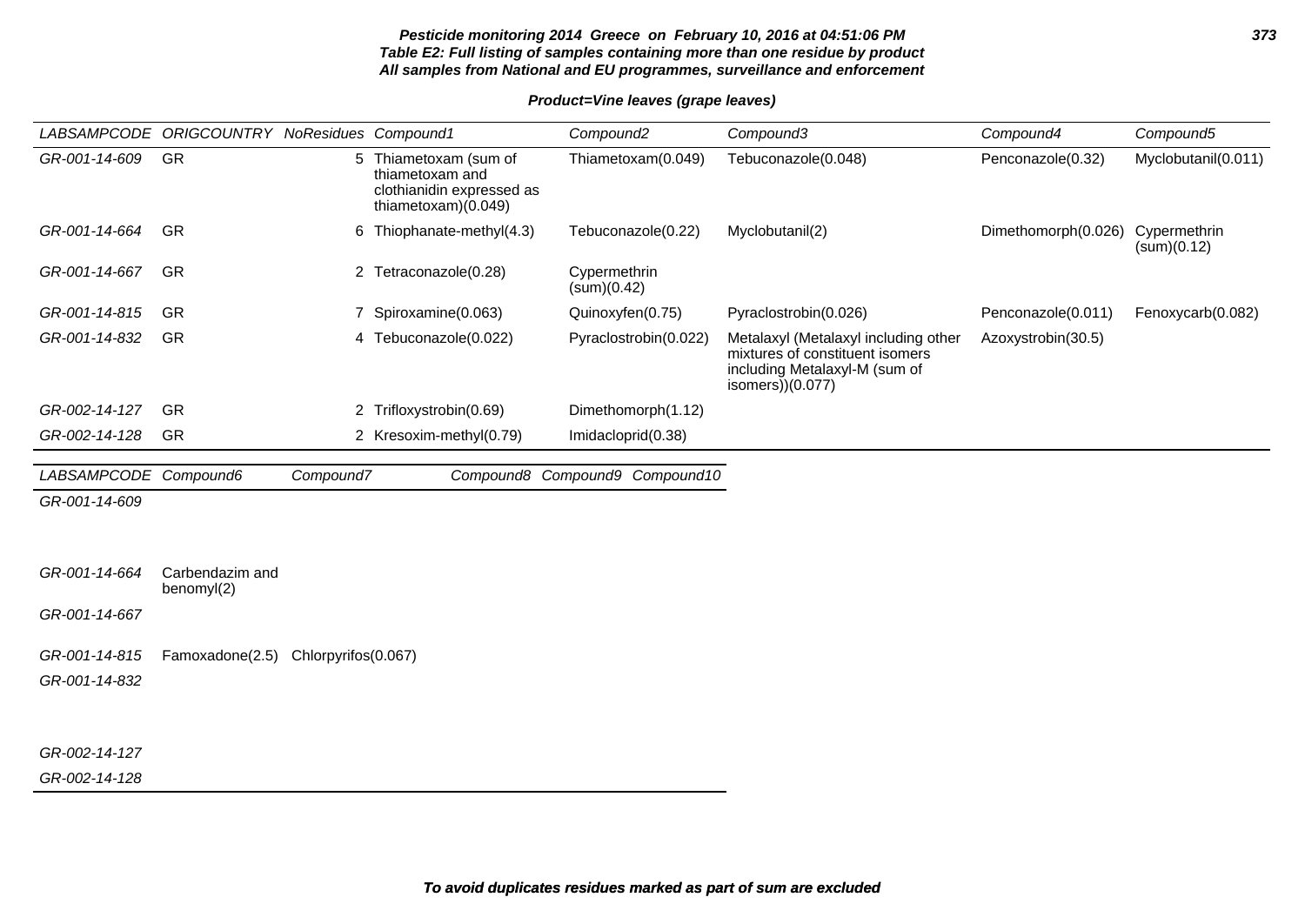**Pesticide monitoring 2014 Greece on February 10, 2016 at 04:51:06 PM**
**Table E2: Full listing of samples containing more than one residue by product**
**All samples from National and EU programmes, surveillance and enforcement**

**Product=Vine leaves (grape leaves)**

| LABSAMPCODE | ORIGCOUNTRY | NoResidues | Compound1 | Compound2 | Compound3 | Compound4 | Compound5 |
|---|---|---|---|---|---|---|---|
| GR-001-14-609 | GR | 5 | Thiametoxam (sum of thiametoxam and clothianidin expressed as thiametoxam)(0.049) | Thiametoxam(0.049) | Tebuconazole(0.048) | Penconazole(0.32) | Myclobutanil(0.011) |
| GR-001-14-664 | GR | 6 | Thiophanate-methyl(4.3) | Tebuconazole(0.22) | Myclobutanil(2) | Dimethomorph(0.026) | Cypermethrin (sum)(0.12) |
| GR-001-14-667 | GR | 2 | Tetraconazole(0.28) | Cypermethrin (sum)(0.42) | | | |
| GR-001-14-815 | GR | 7 | Spiroxamine(0.063) | Quinoxyfen(0.75) | Pyraclostrobin(0.026) | Penconazole(0.011) | Fenoxycarb(0.082) |
| GR-001-14-832 | GR | 4 | Tebuconazole(0.022) | Pyraclostrobin(0.022) | Metalaxyl (Metalaxyl including other mixtures of constituent isomers including Metalaxyl-M (sum of isomers))(0.077) | Azoxystrobin(30.5) | |
| GR-002-14-127 | GR | 2 | Trifloxystrobin(0.69) | Dimethomorph(1.12) | | | |
| GR-002-14-128 | GR | 2 | Kresoxim-methyl(0.79) | Imidacloprid(0.38) | | | |

| LABSAMPCODE | Compound6 | Compound7 | Compound8 | Compound9 | Compound10 |
|---|---|---|---|---|---|
| GR-001-14-609 | | | | | |
| GR-001-14-664 | Carbendazim and benomyl(2) | | | | |
| GR-001-14-667 | | | | | |
| GR-001-14-815 | Famoxadone(2.5) | Chlorpyrifos(0.067) | | | |
| GR-001-14-832 | | | | | |
| GR-002-14-127 | | | | | |
| GR-002-14-128 | | | | | |

**To avoid duplicates residues marked as part of sum are excluded**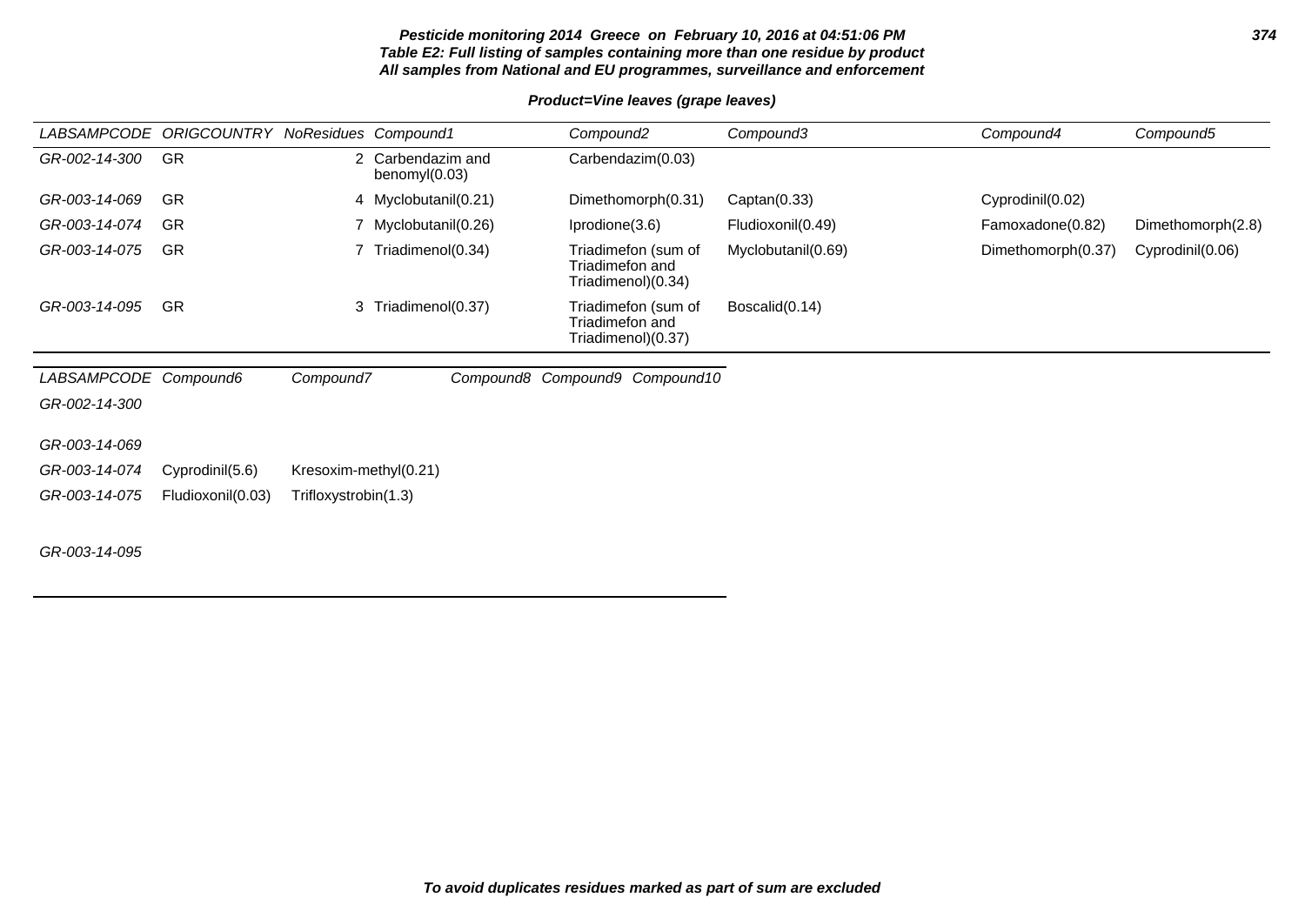**Pesticide monitoring 2014 Greece on February 10, 2016 at 04:51:06 PM**
**Table E2: Full listing of samples containing more than one residue by product**
**All samples from National and EU programmes, surveillance and enforcement**

**Product=Vine leaves (grape leaves)**

| LABSAMPCODE | ORIGCOUNTRY | NoResidues | Compound1 | Compound2 | Compound3 | Compound4 | Compound5 |
|---|---|---|---|---|---|---|---|
| GR-002-14-300 | GR | 2 | Carbendazim and benomyl(0.03) | Carbendazim(0.03) | | | |
| GR-003-14-069 | GR | 4 | Myclobutanil(0.21) | Dimethomorph(0.31) | Captan(0.33) | Cyprodinil(0.02) | |
| GR-003-14-074 | GR | 7 | Myclobutanil(0.26) | Iprodione(3.6) | Fludioxonil(0.49) | Famoxadone(0.82) | Dimethomorph(2.8) |
| GR-003-14-075 | GR | 7 | Triadimenol(0.34) | Triadimefon (sum of Triadimefon and Triadimenol)(0.34) | Myclobutanil(0.69) | Dimethomorph(0.37) | Cyprodinil(0.06) |
| GR-003-14-095 | GR | 3 | Triadimenol(0.37) | Triadimefon (sum of Triadimefon and Triadimenol)(0.37) | Boscalid(0.14) | | |

| LABSAMPCODE | Compound6 | Compound7 | Compound8 | Compound9 | Compound10 |
|---|---|---|---|---|---|
| GR-002-14-300 | | | | | |
| GR-003-14-069 | | | | | |
| GR-003-14-074 | Cyprodinil(5.6) | Kresoxim-methyl(0.21) | | | |
| GR-003-14-075 | Fludioxonil(0.03) | Trifloxystrobin(1.3) | | | |
| GR-003-14-095 | | | | | |

**To avoid duplicates residues marked as part of sum are excluded**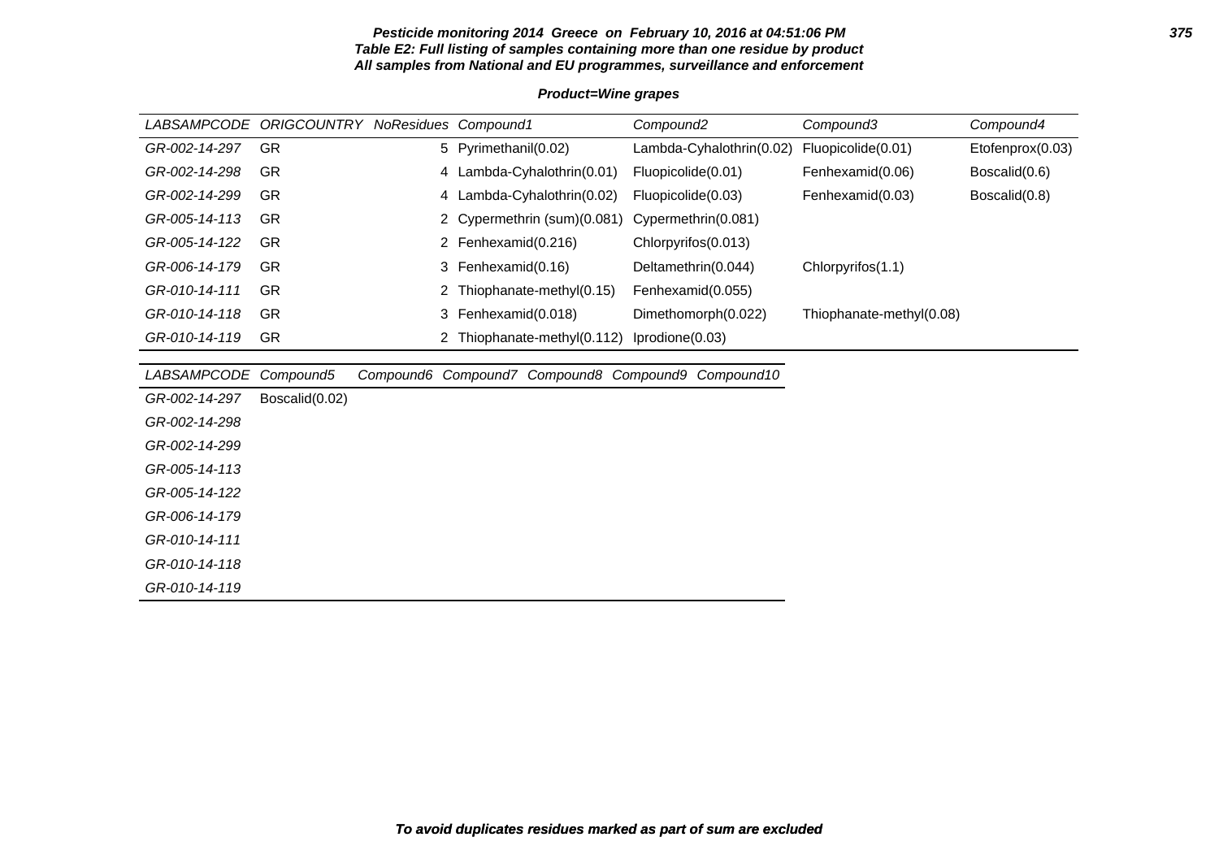**Pesticide monitoring 2014 Greece on February 10, 2016 at 04:51:06 PM**
**Table E2: Full listing of samples containing more than one residue by product**
**All samples from National and EU programmes, surveillance and enforcement**

**Product=Wine grapes**

| LABSAMPCODE | ORIGCOUNTRY | NoResidues | Compound1 | Compound2 | Compound3 | Compound4 |
|---|---|---|---|---|---|---|
| GR-002-14-297 | GR | 5 | Pyrimethanil(0.02) | Lambda-Cyhalothrin(0.02) | Fluopicolide(0.01) | Etofenprox(0.03) |
| GR-002-14-298 | GR | 4 | Lambda-Cyhalothrin(0.01) | Fluopicolide(0.01) | Fenhexamid(0.06) | Boscalid(0.6) |
| GR-002-14-299 | GR | 4 | Lambda-Cyhalothrin(0.02) | Fluopicolide(0.03) | Fenhexamid(0.03) | Boscalid(0.8) |
| GR-005-14-113 | GR | 2 | Cypermethrin (sum)(0.081) | Cypermethrin(0.081) | | |
| GR-005-14-122 | GR | 2 | Fenhexamid(0.216) | Chlorpyrifos(0.013) | | |
| GR-006-14-179 | GR | 3 | Fenhexamid(0.16) | Deltamethrin(0.044) | Chlorpyrifos(1.1) | |
| GR-010-14-111 | GR | 2 | Thiophanate-methyl(0.15) | Fenhexamid(0.055) | | |
| GR-010-14-118 | GR | 3 | Fenhexamid(0.018) | Dimethomorph(0.022) | Thiophanate-methyl(0.08) | |
| GR-010-14-119 | GR | 2 | Thiophanate-methyl(0.112) | Iprodione(0.03) | | |

| LABSAMPCODE | Compound5 | Compound6 | Compound7 | Compound8 | Compound9 | Compound10 |
|---|---|---|---|---|---|---|
| GR-002-14-297 | Boscalid(0.02) | | | | | |
| GR-002-14-298 | | | | | | |
| GR-002-14-299 | | | | | | |
| GR-005-14-113 | | | | | | |
| GR-005-14-122 | | | | | | |
| GR-006-14-179 | | | | | | |
| GR-010-14-111 | | | | | | |
| GR-010-14-118 | | | | | | |
| GR-010-14-119 | | | | | | |

**To avoid duplicates residues marked as part of sum are excluded**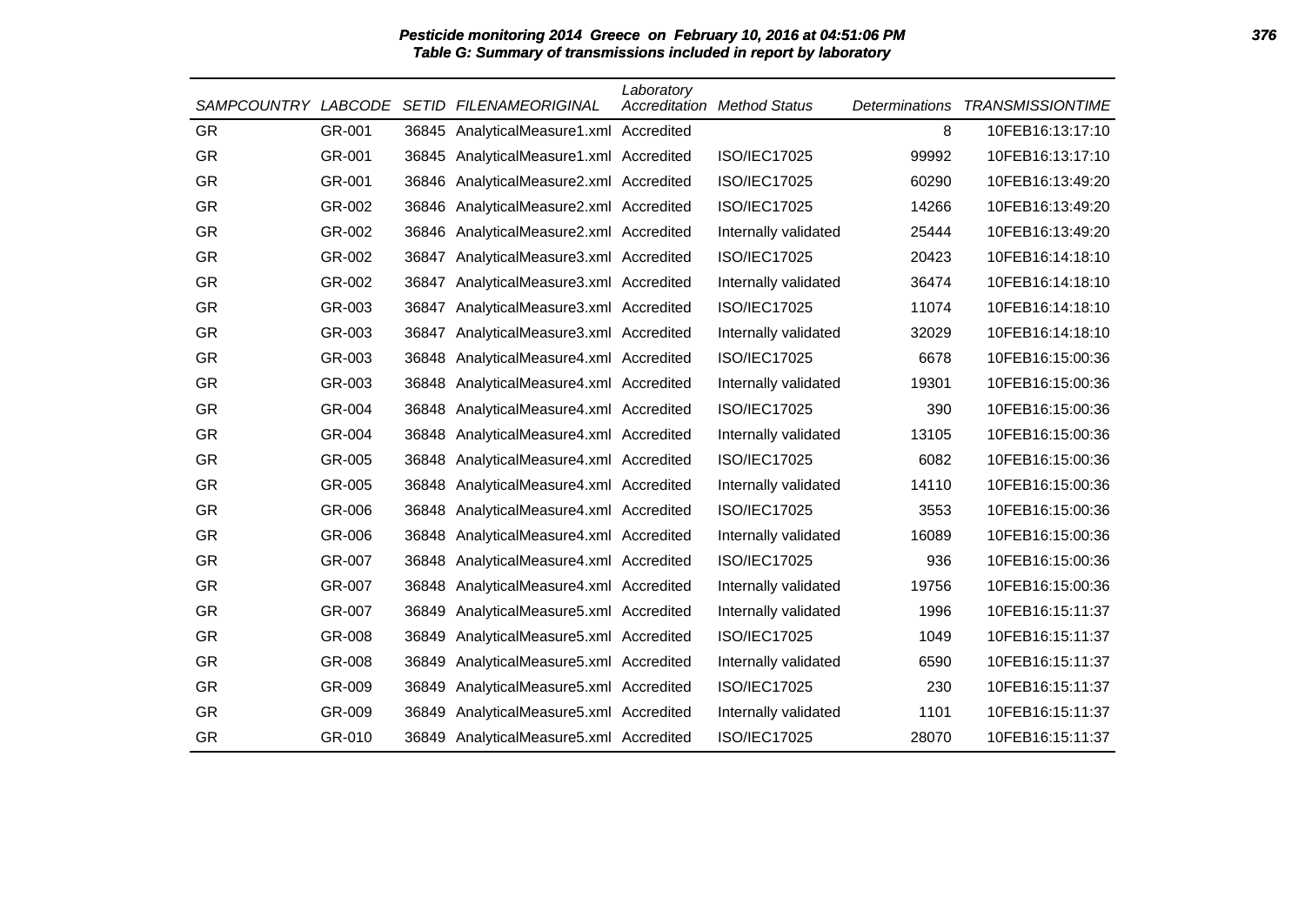**Pesticide monitoring 2014 Greece on February 10, 2016 at 04:51:06 PM**
**Table G: Summary of transmissions included in report by laboratory**

| SAMPCOUNTRY | LABCODE | SETID | FILENAMEORIGINAL | Laboratory Accreditation | Method Status | Determinations | TRANSMISSIONTIME |
|---|---|---|---|---|---|---|---|
| GR | GR-001 | 36845 | AnalyticalMeasure1.xml | Accredited | | 8 | 10FEB16:13:17:10 |
| GR | GR-001 | 36845 | AnalyticalMeasure1.xml | Accredited | ISO/IEC17025 | 99992 | 10FEB16:13:17:10 |
| GR | GR-001 | 36846 | AnalyticalMeasure2.xml | Accredited | ISO/IEC17025 | 60290 | 10FEB16:13:49:20 |
| GR | GR-002 | 36846 | AnalyticalMeasure2.xml | Accredited | ISO/IEC17025 | 14266 | 10FEB16:13:49:20 |
| GR | GR-002 | 36846 | AnalyticalMeasure2.xml | Accredited | Internally validated | 25444 | 10FEB16:13:49:20 |
| GR | GR-002 | 36847 | AnalyticalMeasure3.xml | Accredited | ISO/IEC17025 | 20423 | 10FEB16:14:18:10 |
| GR | GR-002 | 36847 | AnalyticalMeasure3.xml | Accredited | Internally validated | 36474 | 10FEB16:14:18:10 |
| GR | GR-003 | 36847 | AnalyticalMeasure3.xml | Accredited | ISO/IEC17025 | 11074 | 10FEB16:14:18:10 |
| GR | GR-003 | 36847 | AnalyticalMeasure3.xml | Accredited | Internally validated | 32029 | 10FEB16:14:18:10 |
| GR | GR-003 | 36848 | AnalyticalMeasure4.xml | Accredited | ISO/IEC17025 | 6678 | 10FEB16:15:00:36 |
| GR | GR-003 | 36848 | AnalyticalMeasure4.xml | Accredited | Internally validated | 19301 | 10FEB16:15:00:36 |
| GR | GR-004 | 36848 | AnalyticalMeasure4.xml | Accredited | ISO/IEC17025 | 390 | 10FEB16:15:00:36 |
| GR | GR-004 | 36848 | AnalyticalMeasure4.xml | Accredited | Internally validated | 13105 | 10FEB16:15:00:36 |
| GR | GR-005 | 36848 | AnalyticalMeasure4.xml | Accredited | ISO/IEC17025 | 6082 | 10FEB16:15:00:36 |
| GR | GR-005 | 36848 | AnalyticalMeasure4.xml | Accredited | Internally validated | 14110 | 10FEB16:15:00:36 |
| GR | GR-006 | 36848 | AnalyticalMeasure4.xml | Accredited | ISO/IEC17025 | 3553 | 10FEB16:15:00:36 |
| GR | GR-006 | 36848 | AnalyticalMeasure4.xml | Accredited | Internally validated | 16089 | 10FEB16:15:00:36 |
| GR | GR-007 | 36848 | AnalyticalMeasure4.xml | Accredited | ISO/IEC17025 | 936 | 10FEB16:15:00:36 |
| GR | GR-007 | 36848 | AnalyticalMeasure4.xml | Accredited | Internally validated | 19756 | 10FEB16:15:00:36 |
| GR | GR-007 | 36849 | AnalyticalMeasure5.xml | Accredited | Internally validated | 1996 | 10FEB16:15:11:37 |
| GR | GR-008 | 36849 | AnalyticalMeasure5.xml | Accredited | ISO/IEC17025 | 1049 | 10FEB16:15:11:37 |
| GR | GR-008 | 36849 | AnalyticalMeasure5.xml | Accredited | Internally validated | 6590 | 10FEB16:15:11:37 |
| GR | GR-009 | 36849 | AnalyticalMeasure5.xml | Accredited | ISO/IEC17025 | 230 | 10FEB16:15:11:37 |
| GR | GR-009 | 36849 | AnalyticalMeasure5.xml | Accredited | Internally validated | 1101 | 10FEB16:15:11:37 |
| GR | GR-010 | 36849 | AnalyticalMeasure5.xml | Accredited | ISO/IEC17025 | 28070 | 10FEB16:15:11:37 |